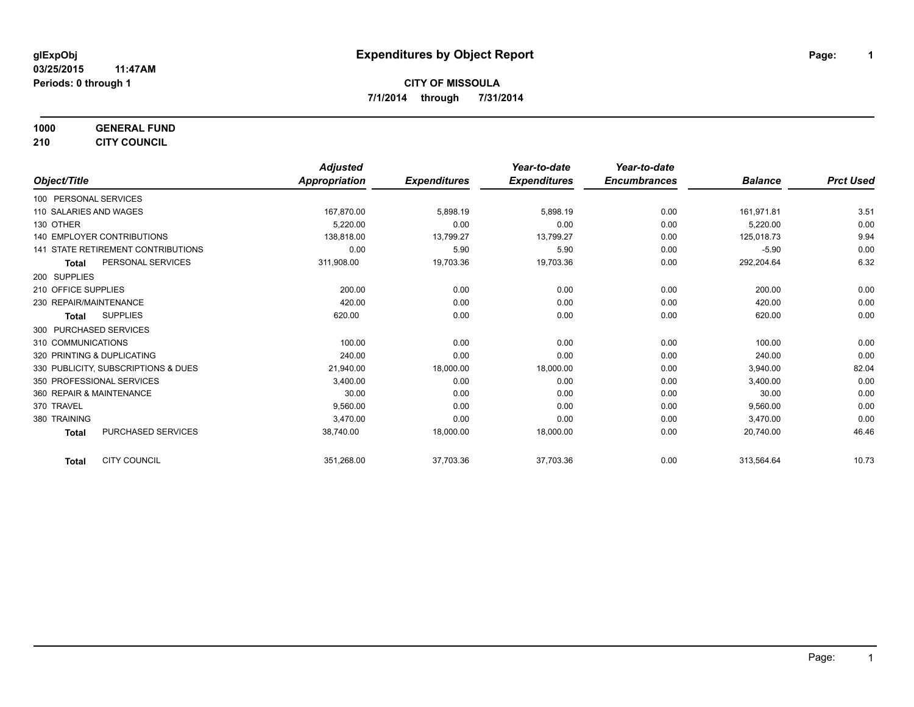**glExpObj**
**03/25/2015 11:47AM**
**Periods: 0 through 1**

# Expenditures by Object Report

**CITY OF MISSOULA**
**7/1/2014 through 7/31/2014**

**1000 GENERAL FUND**
**210 CITY COUNCIL**

| Object/Title | | Adjusted Appropriation | Expenditures | Year-to-date Expenditures | Year-to-date Encumbrances | Balance | Prct Used |
|---|---|---|---|---|---|---|---|
| 100 PERSONAL SERVICES | | | | | | | |
| 110 SALARIES AND WAGES | | 167,870.00 | 5,898.19 | 5,898.19 | 0.00 | 161,971.81 | 3.51 |
| 130 OTHER | | 5,220.00 | 0.00 | 0.00 | 0.00 | 5,220.00 | 0.00 |
| 140 EMPLOYER CONTRIBUTIONS | | 138,818.00 | 13,799.27 | 13,799.27 | 0.00 | 125,018.73 | 9.94 |
| 141 STATE RETIREMENT CONTRIBUTIONS | | 0.00 | 5.90 | 5.90 | 0.00 | -5.90 | 0.00 |
| **Total** | PERSONAL SERVICES | 311,908.00 | 19,703.36 | 19,703.36 | 0.00 | 292,204.64 | 6.32 |
| 200 SUPPLIES | | | | | | | |
| 210 OFFICE SUPPLIES | | 200.00 | 0.00 | 0.00 | 0.00 | 200.00 | 0.00 |
| 230 REPAIR/MAINTENANCE | | 420.00 | 0.00 | 0.00 | 0.00 | 420.00 | 0.00 |
| **Total** | SUPPLIES | 620.00 | 0.00 | 0.00 | 0.00 | 620.00 | 0.00 |
| 300 PURCHASED SERVICES | | | | | | | |
| 310 COMMUNICATIONS | | 100.00 | 0.00 | 0.00 | 0.00 | 100.00 | 0.00 |
| 320 PRINTING & DUPLICATING | | 240.00 | 0.00 | 0.00 | 0.00 | 240.00 | 0.00 |
| 330 PUBLICITY, SUBSCRIPTIONS & DUES | | 21,940.00 | 18,000.00 | 18,000.00 | 0.00 | 3,940.00 | 82.04 |
| 350 PROFESSIONAL SERVICES | | 3,400.00 | 0.00 | 0.00 | 0.00 | 3,400.00 | 0.00 |
| 360 REPAIR & MAINTENANCE | | 30.00 | 0.00 | 0.00 | 0.00 | 30.00 | 0.00 |
| 370 TRAVEL | | 9,560.00 | 0.00 | 0.00 | 0.00 | 9,560.00 | 0.00 |
| 380 TRAINING | | 3,470.00 | 0.00 | 0.00 | 0.00 | 3,470.00 | 0.00 |
| **Total** | PURCHASED SERVICES | 38,740.00 | 18,000.00 | 18,000.00 | 0.00 | 20,740.00 | 46.46 |
| **Total** | CITY COUNCIL | 351,268.00 | 37,703.36 | 37,703.36 | 0.00 | 313,564.64 | 10.73 |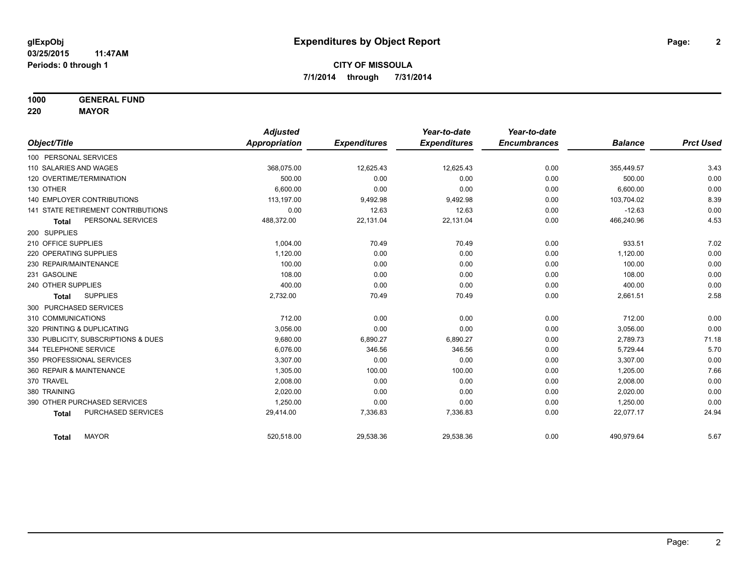**glExpObj**
**03/25/2015 11:47AM**
**Periods: 0 through 1**

# Expenditures by Object Report

**CITY OF MISSOULA**
**7/1/2014 through 7/31/2014**

**1000 GENERAL FUND**
**220 MAYOR**

| Object/Title | Adjusted Appropriation | Expenditures | Year-to-date Expenditures | Year-to-date Encumbrances | Balance | Prct Used |
|---|---|---|---|---|---|---|
| 100 PERSONAL SERVICES | | | | | | |
| 110 SALARIES AND WAGES | 368,075.00 | 12,625.43 | 12,625.43 | 0.00 | 355,449.57 | 3.43 |
| 120 OVERTIME/TERMINATION | 500.00 | 0.00 | 0.00 | 0.00 | 500.00 | 0.00 |
| 130 OTHER | 6,600.00 | 0.00 | 0.00 | 0.00 | 6,600.00 | 0.00 |
| 140 EMPLOYER CONTRIBUTIONS | 113,197.00 | 9,492.98 | 9,492.98 | 0.00 | 103,704.02 | 8.39 |
| 141 STATE RETIREMENT CONTRIBUTIONS | 0.00 | 12.63 | 12.63 | 0.00 | -12.63 | 0.00 |
| **Total** PERSONAL SERVICES | 488,372.00 | 22,131.04 | 22,131.04 | 0.00 | 466,240.96 | 4.53 |
| 200 SUPPLIES | | | | | | |
| 210 OFFICE SUPPLIES | 1,004.00 | 70.49 | 70.49 | 0.00 | 933.51 | 7.02 |
| 220 OPERATING SUPPLIES | 1,120.00 | 0.00 | 0.00 | 0.00 | 1,120.00 | 0.00 |
| 230 REPAIR/MAINTENANCE | 100.00 | 0.00 | 0.00 | 0.00 | 100.00 | 0.00 |
| 231 GASOLINE | 108.00 | 0.00 | 0.00 | 0.00 | 108.00 | 0.00 |
| 240 OTHER SUPPLIES | 400.00 | 0.00 | 0.00 | 0.00 | 400.00 | 0.00 |
| **Total** SUPPLIES | 2,732.00 | 70.49 | 70.49 | 0.00 | 2,661.51 | 2.58 |
| 300 PURCHASED SERVICES | | | | | | |
| 310 COMMUNICATIONS | 712.00 | 0.00 | 0.00 | 0.00 | 712.00 | 0.00 |
| 320 PRINTING & DUPLICATING | 3,056.00 | 0.00 | 0.00 | 0.00 | 3,056.00 | 0.00 |
| 330 PUBLICITY, SUBSCRIPTIONS & DUES | 9,680.00 | 6,890.27 | 6,890.27 | 0.00 | 2,789.73 | 71.18 |
| 344 TELEPHONE SERVICE | 6,076.00 | 346.56 | 346.56 | 0.00 | 5,729.44 | 5.70 |
| 350 PROFESSIONAL SERVICES | 3,307.00 | 0.00 | 0.00 | 0.00 | 3,307.00 | 0.00 |
| 360 REPAIR & MAINTENANCE | 1,305.00 | 100.00 | 100.00 | 0.00 | 1,205.00 | 7.66 |
| 370 TRAVEL | 2,008.00 | 0.00 | 0.00 | 0.00 | 2,008.00 | 0.00 |
| 380 TRAINING | 2,020.00 | 0.00 | 0.00 | 0.00 | 2,020.00 | 0.00 |
| 390 OTHER PURCHASED SERVICES | 1,250.00 | 0.00 | 0.00 | 0.00 | 1,250.00 | 0.00 |
| **Total** PURCHASED SERVICES | 29,414.00 | 7,336.83 | 7,336.83 | 0.00 | 22,077.17 | 24.94 |
| **Total** MAYOR | 520,518.00 | 29,538.36 | 29,538.36 | 0.00 | 490,979.64 | 5.67 |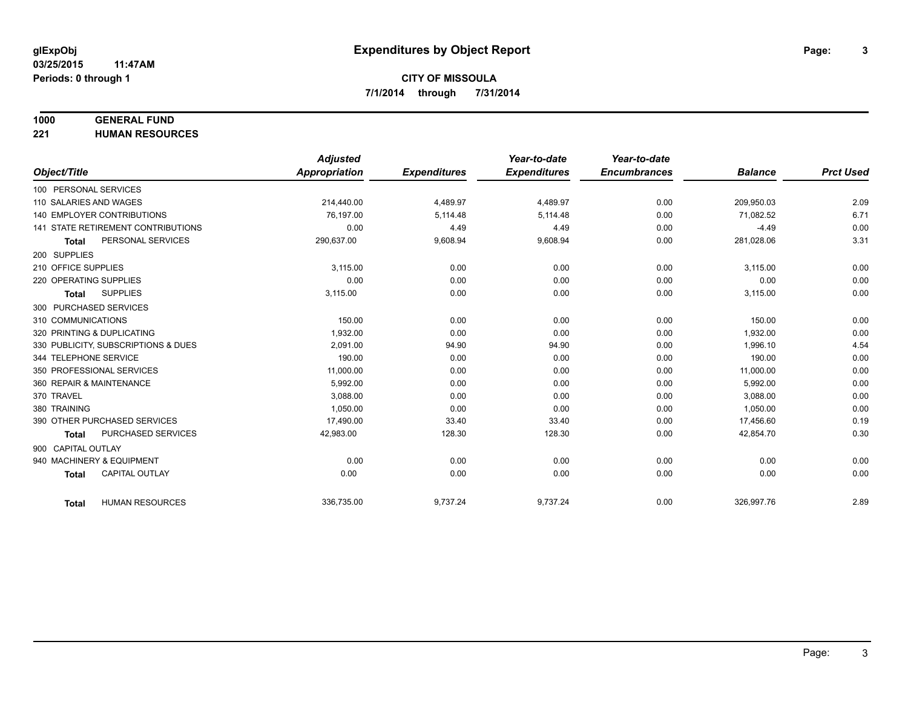# Expenditures by Object Report

glExpObj
03/25/2015 11:47AM
Periods: 0 through 1

**CITY OF MISSOULA**
**7/1/2014 through 7/31/2014**

**1000 GENERAL FUND**
**221 HUMAN RESOURCES**

| Object/Title | Adjusted Appropriation | Expenditures | Year-to-date Expenditures | Year-to-date Encumbrances | Balance | Prct Used |
|---|---|---|---|---|---|---|
| 100 PERSONAL SERVICES | | | | | | |
| 110 SALARIES AND WAGES | 214,440.00 | 4,489.97 | 4,489.97 | 0.00 | 209,950.03 | 2.09 |
| 140 EMPLOYER CONTRIBUTIONS | 76,197.00 | 5,114.48 | 5,114.48 | 0.00 | 71,082.52 | 6.71 |
| 141 STATE RETIREMENT CONTRIBUTIONS | 0.00 | 4.49 | 4.49 | 0.00 | -4.49 | 0.00 |
| **Total** PERSONAL SERVICES | 290,637.00 | 9,608.94 | 9,608.94 | 0.00 | 281,028.06 | 3.31 |
| 200 SUPPLIES | | | | | | |
| 210 OFFICE SUPPLIES | 3,115.00 | 0.00 | 0.00 | 0.00 | 3,115.00 | 0.00 |
| 220 OPERATING SUPPLIES | 0.00 | 0.00 | 0.00 | 0.00 | 0.00 | 0.00 |
| **Total** SUPPLIES | 3,115.00 | 0.00 | 0.00 | 0.00 | 3,115.00 | 0.00 |
| 300 PURCHASED SERVICES | | | | | | |
| 310 COMMUNICATIONS | 150.00 | 0.00 | 0.00 | 0.00 | 150.00 | 0.00 |
| 320 PRINTING & DUPLICATING | 1,932.00 | 0.00 | 0.00 | 0.00 | 1,932.00 | 0.00 |
| 330 PUBLICITY, SUBSCRIPTIONS & DUES | 2,091.00 | 94.90 | 94.90 | 0.00 | 1,996.10 | 4.54 |
| 344 TELEPHONE SERVICE | 190.00 | 0.00 | 0.00 | 0.00 | 190.00 | 0.00 |
| 350 PROFESSIONAL SERVICES | 11,000.00 | 0.00 | 0.00 | 0.00 | 11,000.00 | 0.00 |
| 360 REPAIR & MAINTENANCE | 5,992.00 | 0.00 | 0.00 | 0.00 | 5,992.00 | 0.00 |
| 370 TRAVEL | 3,088.00 | 0.00 | 0.00 | 0.00 | 3,088.00 | 0.00 |
| 380 TRAINING | 1,050.00 | 0.00 | 0.00 | 0.00 | 1,050.00 | 0.00 |
| 390 OTHER PURCHASED SERVICES | 17,490.00 | 33.40 | 33.40 | 0.00 | 17,456.60 | 0.19 |
| **Total** PURCHASED SERVICES | 42,983.00 | 128.30 | 128.30 | 0.00 | 42,854.70 | 0.30 |
| 900 CAPITAL OUTLAY | | | | | | |
| 940 MACHINERY & EQUIPMENT | 0.00 | 0.00 | 0.00 | 0.00 | 0.00 | 0.00 |
| **Total** CAPITAL OUTLAY | 0.00 | 0.00 | 0.00 | 0.00 | 0.00 | 0.00 |
| **Total** HUMAN RESOURCES | 336,735.00 | 9,737.24 | 9,737.24 | 0.00 | 326,997.76 | 2.89 |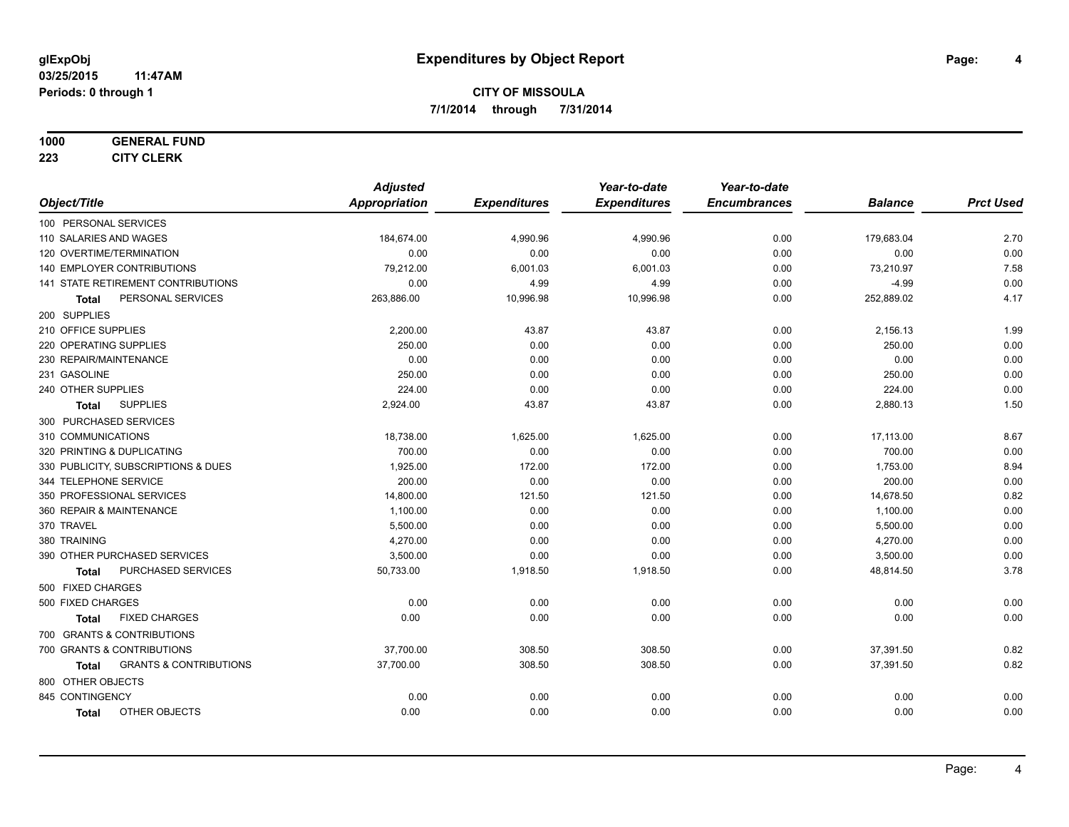# Expenditures by Object Report

glExpObj
03/25/2015 11:47AM
Periods: 0 through 1

**CITY OF MISSOULA**
**7/1/2014 through 7/31/2014**

**1000 GENERAL FUND**
**223 CITY CLERK**

| Object/Title | Adjusted Appropriation | Expenditures | Year-to-date Expenditures | Year-to-date Encumbrances | Balance | Prct Used |
|---|---|---|---|---|---|---|
| 100 PERSONAL SERVICES | | | | | | |
| 110 SALARIES AND WAGES | 184,674.00 | 4,990.96 | 4,990.96 | 0.00 | 179,683.04 | 2.70 |
| 120 OVERTIME/TERMINATION | 0.00 | 0.00 | 0.00 | 0.00 | 0.00 | 0.00 |
| 140 EMPLOYER CONTRIBUTIONS | 79,212.00 | 6,001.03 | 6,001.03 | 0.00 | 73,210.97 | 7.58 |
| 141 STATE RETIREMENT CONTRIBUTIONS | 0.00 | 4.99 | 4.99 | 0.00 | -4.99 | 0.00 |
| **Total** PERSONAL SERVICES | 263,886.00 | 10,996.98 | 10,996.98 | 0.00 | 252,889.02 | 4.17 |
| 200 SUPPLIES | | | | | | |
| 210 OFFICE SUPPLIES | 2,200.00 | 43.87 | 43.87 | 0.00 | 2,156.13 | 1.99 |
| 220 OPERATING SUPPLIES | 250.00 | 0.00 | 0.00 | 0.00 | 250.00 | 0.00 |
| 230 REPAIR/MAINTENANCE | 0.00 | 0.00 | 0.00 | 0.00 | 0.00 | 0.00 |
| 231 GASOLINE | 250.00 | 0.00 | 0.00 | 0.00 | 250.00 | 0.00 |
| 240 OTHER SUPPLIES | 224.00 | 0.00 | 0.00 | 0.00 | 224.00 | 0.00 |
| **Total** SUPPLIES | 2,924.00 | 43.87 | 43.87 | 0.00 | 2,880.13 | 1.50 |
| 300 PURCHASED SERVICES | | | | | | |
| 310 COMMUNICATIONS | 18,738.00 | 1,625.00 | 1,625.00 | 0.00 | 17,113.00 | 8.67 |
| 320 PRINTING & DUPLICATING | 700.00 | 0.00 | 0.00 | 0.00 | 700.00 | 0.00 |
| 330 PUBLICITY, SUBSCRIPTIONS & DUES | 1,925.00 | 172.00 | 172.00 | 0.00 | 1,753.00 | 8.94 |
| 344 TELEPHONE SERVICE | 200.00 | 0.00 | 0.00 | 0.00 | 200.00 | 0.00 |
| 350 PROFESSIONAL SERVICES | 14,800.00 | 121.50 | 121.50 | 0.00 | 14,678.50 | 0.82 |
| 360 REPAIR & MAINTENANCE | 1,100.00 | 0.00 | 0.00 | 0.00 | 1,100.00 | 0.00 |
| 370 TRAVEL | 5,500.00 | 0.00 | 0.00 | 0.00 | 5,500.00 | 0.00 |
| 380 TRAINING | 4,270.00 | 0.00 | 0.00 | 0.00 | 4,270.00 | 0.00 |
| 390 OTHER PURCHASED SERVICES | 3,500.00 | 0.00 | 0.00 | 0.00 | 3,500.00 | 0.00 |
| **Total** PURCHASED SERVICES | 50,733.00 | 1,918.50 | 1,918.50 | 0.00 | 48,814.50 | 3.78 |
| 500 FIXED CHARGES | | | | | | |
| 500 FIXED CHARGES | 0.00 | 0.00 | 0.00 | 0.00 | 0.00 | 0.00 |
| **Total** FIXED CHARGES | 0.00 | 0.00 | 0.00 | 0.00 | 0.00 | 0.00 |
| 700 GRANTS & CONTRIBUTIONS | | | | | | |
| 700 GRANTS & CONTRIBUTIONS | 37,700.00 | 308.50 | 308.50 | 0.00 | 37,391.50 | 0.82 |
| **Total** GRANTS & CONTRIBUTIONS | 37,700.00 | 308.50 | 308.50 | 0.00 | 37,391.50 | 0.82 |
| 800 OTHER OBJECTS | | | | | | |
| 845 CONTINGENCY | 0.00 | 0.00 | 0.00 | 0.00 | 0.00 | 0.00 |
| **Total** OTHER OBJECTS | 0.00 | 0.00 | 0.00 | 0.00 | 0.00 | 0.00 |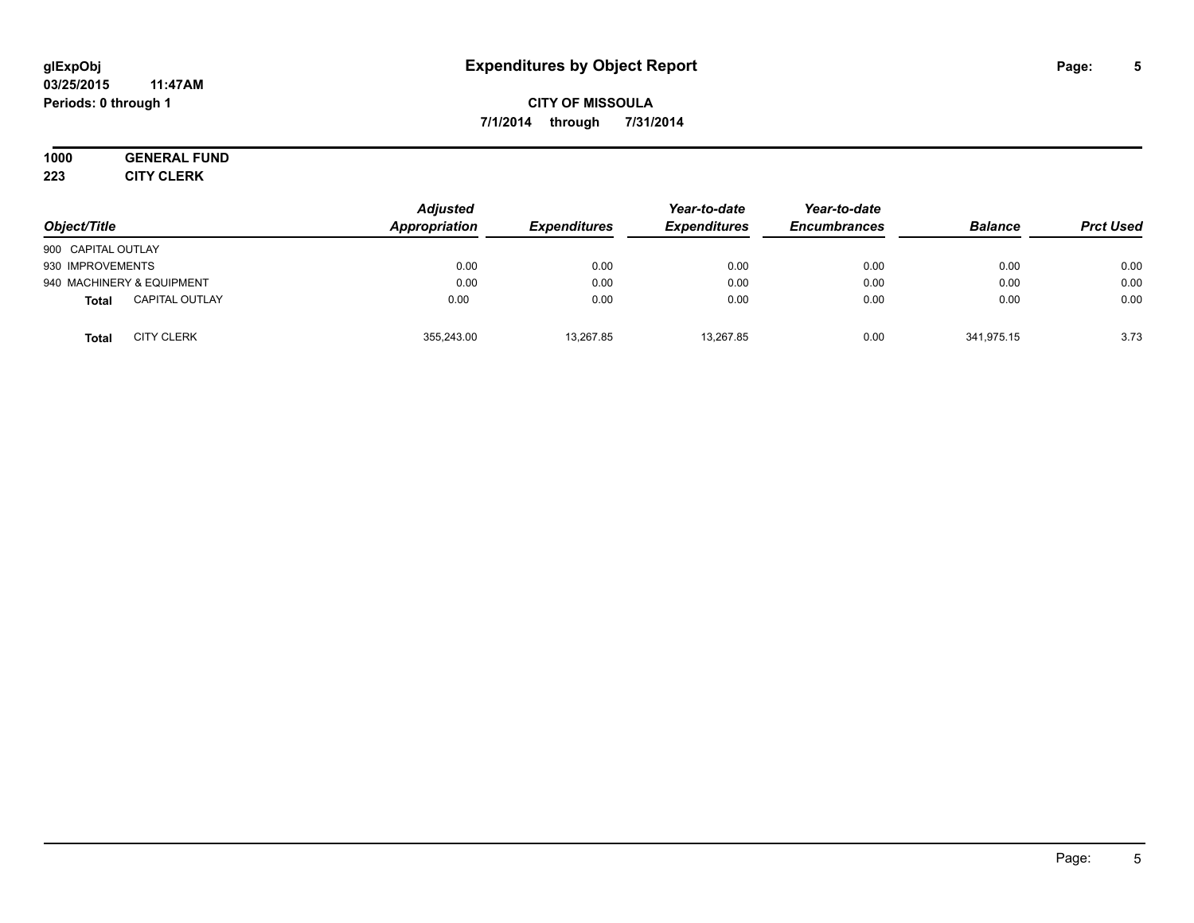# Expenditures by Object Report

glExpObj
03/25/2015 11:47AM
Periods: 0 through 1

**CITY OF MISSOULA**
**7/1/2014 through 7/31/2014**

**1000 GENERAL FUND**
**223 CITY CLERK**

| Object/Title | Adjusted Appropriation | Expenditures | Year-to-date Expenditures | Year-to-date Encumbrances | Balance | Prct Used |
|---|---|---|---|---|---|---|
| 900 CAPITAL OUTLAY | | | | | | |
| 930 IMPROVEMENTS | 0.00 | 0.00 | 0.00 | 0.00 | 0.00 | 0.00 |
| 940 MACHINERY & EQUIPMENT | 0.00 | 0.00 | 0.00 | 0.00 | 0.00 | 0.00 |
| **Total** CAPITAL OUTLAY | 0.00 | 0.00 | 0.00 | 0.00 | 0.00 | 0.00 |
| **Total** CITY CLERK | 355,243.00 | 13,267.85 | 13,267.85 | 0.00 | 341,975.15 | 3.73 |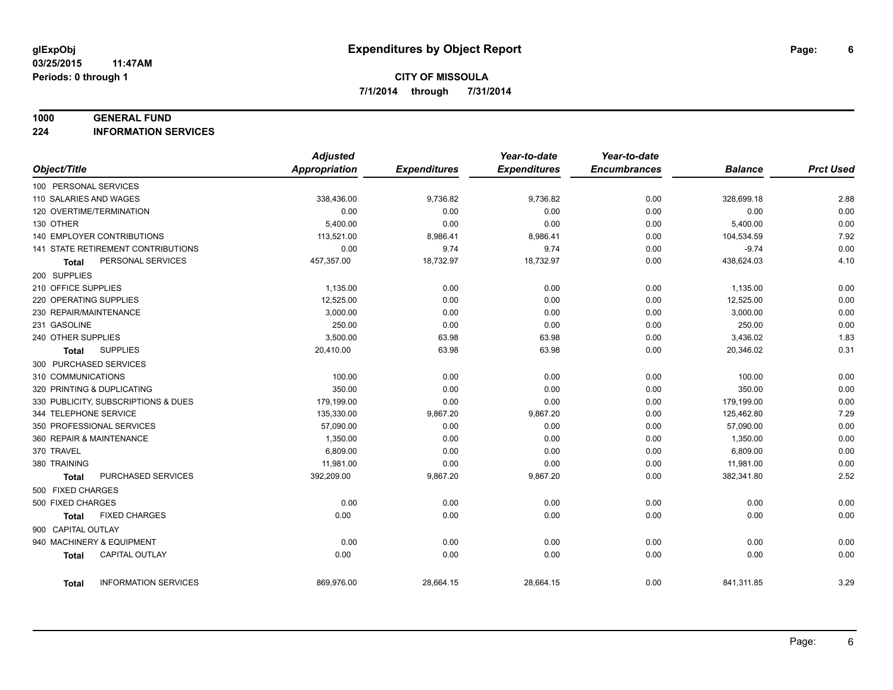# Expenditures by Object Report

glExpObj
03/25/2015 11:47AM
Periods: 0 through 1

**CITY OF MISSOULA**
**7/1/2014 through 7/31/2014**

## 1000 GENERAL FUND
## 224 INFORMATION SERVICES

| Object/Title | Adjusted Appropriation | Expenditures | Year-to-date Expenditures | Year-to-date Encumbrances | Balance | Prct Used |
|---|---|---|---|---|---|---|
| 100 PERSONAL SERVICES | | | | | | |
| 110 SALARIES AND WAGES | 338,436.00 | 9,736.82 | 9,736.82 | 0.00 | 328,699.18 | 2.88 |
| 120 OVERTIME/TERMINATION | 0.00 | 0.00 | 0.00 | 0.00 | 0.00 | 0.00 |
| 130 OTHER | 5,400.00 | 0.00 | 0.00 | 0.00 | 5,400.00 | 0.00 |
| 140 EMPLOYER CONTRIBUTIONS | 113,521.00 | 8,986.41 | 8,986.41 | 0.00 | 104,534.59 | 7.92 |
| 141 STATE RETIREMENT CONTRIBUTIONS | 0.00 | 9.74 | 9.74 | 0.00 | -9.74 | 0.00 |
| **Total** PERSONAL SERVICES | 457,357.00 | 18,732.97 | 18,732.97 | 0.00 | 438,624.03 | 4.10 |
| 200 SUPPLIES | | | | | | |
| 210 OFFICE SUPPLIES | 1,135.00 | 0.00 | 0.00 | 0.00 | 1,135.00 | 0.00 |
| 220 OPERATING SUPPLIES | 12,525.00 | 0.00 | 0.00 | 0.00 | 12,525.00 | 0.00 |
| 230 REPAIR/MAINTENANCE | 3,000.00 | 0.00 | 0.00 | 0.00 | 3,000.00 | 0.00 |
| 231 GASOLINE | 250.00 | 0.00 | 0.00 | 0.00 | 250.00 | 0.00 |
| 240 OTHER SUPPLIES | 3,500.00 | 63.98 | 63.98 | 0.00 | 3,436.02 | 1.83 |
| **Total** SUPPLIES | 20,410.00 | 63.98 | 63.98 | 0.00 | 20,346.02 | 0.31 |
| 300 PURCHASED SERVICES | | | | | | |
| 310 COMMUNICATIONS | 100.00 | 0.00 | 0.00 | 0.00 | 100.00 | 0.00 |
| 320 PRINTING & DUPLICATING | 350.00 | 0.00 | 0.00 | 0.00 | 350.00 | 0.00 |
| 330 PUBLICITY, SUBSCRIPTIONS & DUES | 179,199.00 | 0.00 | 0.00 | 0.00 | 179,199.00 | 0.00 |
| 344 TELEPHONE SERVICE | 135,330.00 | 9,867.20 | 9,867.20 | 0.00 | 125,462.80 | 7.29 |
| 350 PROFESSIONAL SERVICES | 57,090.00 | 0.00 | 0.00 | 0.00 | 57,090.00 | 0.00 |
| 360 REPAIR & MAINTENANCE | 1,350.00 | 0.00 | 0.00 | 0.00 | 1,350.00 | 0.00 |
| 370 TRAVEL | 6,809.00 | 0.00 | 0.00 | 0.00 | 6,809.00 | 0.00 |
| 380 TRAINING | 11,981.00 | 0.00 | 0.00 | 0.00 | 11,981.00 | 0.00 |
| **Total** PURCHASED SERVICES | 392,209.00 | 9,867.20 | 9,867.20 | 0.00 | 382,341.80 | 2.52 |
| 500 FIXED CHARGES | | | | | | |
| 500 FIXED CHARGES | 0.00 | 0.00 | 0.00 | 0.00 | 0.00 | 0.00 |
| **Total** FIXED CHARGES | 0.00 | 0.00 | 0.00 | 0.00 | 0.00 | 0.00 |
| 900 CAPITAL OUTLAY | | | | | | |
| 940 MACHINERY & EQUIPMENT | 0.00 | 0.00 | 0.00 | 0.00 | 0.00 | 0.00 |
| **Total** CAPITAL OUTLAY | 0.00 | 0.00 | 0.00 | 0.00 | 0.00 | 0.00 |
| **Total** INFORMATION SERVICES | 869,976.00 | 28,664.15 | 28,664.15 | 0.00 | 841,311.85 | 3.29 |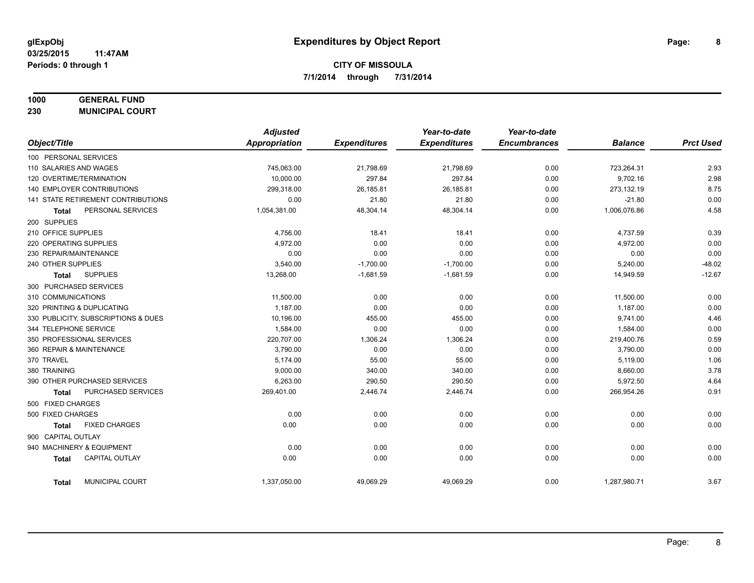**glExpObj**
**03/25/2015 11:47AM**
**Periods: 0 through 1**

# Expenditures by Object Report

**CITY OF MISSOULA**
**7/1/2014 through 7/31/2014**

## 1000 GENERAL FUND
## 230 MUNICIPAL COURT

| Object/Title | Adjusted Appropriation | Expenditures | Year-to-date Expenditures | Year-to-date Encumbrances | Balance | Prct Used |
|---|---|---|---|---|---|---|
| 100 PERSONAL SERVICES | | | | | | |
| 110 SALARIES AND WAGES | 745,063.00 | 21,798.69 | 21,798.69 | 0.00 | 723,264.31 | 2.93 |
| 120 OVERTIME/TERMINATION | 10,000.00 | 297.84 | 297.84 | 0.00 | 9,702.16 | 2.98 |
| 140 EMPLOYER CONTRIBUTIONS | 299,318.00 | 26,185.81 | 26,185.81 | 0.00 | 273,132.19 | 8.75 |
| 141 STATE RETIREMENT CONTRIBUTIONS | 0.00 | 21.80 | 21.80 | 0.00 | -21.80 | 0.00 |
| **Total** PERSONAL SERVICES | 1,054,381.00 | 48,304.14 | 48,304.14 | 0.00 | 1,006,076.86 | 4.58 |
| 200 SUPPLIES | | | | | | |
| 210 OFFICE SUPPLIES | 4,756.00 | 18.41 | 18.41 | 0.00 | 4,737.59 | 0.39 |
| 220 OPERATING SUPPLIES | 4,972.00 | 0.00 | 0.00 | 0.00 | 4,972.00 | 0.00 |
| 230 REPAIR/MAINTENANCE | 0.00 | 0.00 | 0.00 | 0.00 | 0.00 | 0.00 |
| 240 OTHER SUPPLIES | 3,540.00 | -1,700.00 | -1,700.00 | 0.00 | 5,240.00 | -48.02 |
| **Total** SUPPLIES | 13,268.00 | -1,681.59 | -1,681.59 | 0.00 | 14,949.59 | -12.67 |
| 300 PURCHASED SERVICES | | | | | | |
| 310 COMMUNICATIONS | 11,500.00 | 0.00 | 0.00 | 0.00 | 11,500.00 | 0.00 |
| 320 PRINTING & DUPLICATING | 1,187.00 | 0.00 | 0.00 | 0.00 | 1,187.00 | 0.00 |
| 330 PUBLICITY, SUBSCRIPTIONS & DUES | 10,196.00 | 455.00 | 455.00 | 0.00 | 9,741.00 | 4.46 |
| 344 TELEPHONE SERVICE | 1,584.00 | 0.00 | 0.00 | 0.00 | 1,584.00 | 0.00 |
| 350 PROFESSIONAL SERVICES | 220,707.00 | 1,306.24 | 1,306.24 | 0.00 | 219,400.76 | 0.59 |
| 360 REPAIR & MAINTENANCE | 3,790.00 | 0.00 | 0.00 | 0.00 | 3,790.00 | 0.00 |
| 370 TRAVEL | 5,174.00 | 55.00 | 55.00 | 0.00 | 5,119.00 | 1.06 |
| 380 TRAINING | 9,000.00 | 340.00 | 340.00 | 0.00 | 8,660.00 | 3.78 |
| 390 OTHER PURCHASED SERVICES | 6,263.00 | 290.50 | 290.50 | 0.00 | 5,972.50 | 4.64 |
| **Total** PURCHASED SERVICES | 269,401.00 | 2,446.74 | 2,446.74 | 0.00 | 266,954.26 | 0.91 |
| 500 FIXED CHARGES | | | | | | |
| 500 FIXED CHARGES | 0.00 | 0.00 | 0.00 | 0.00 | 0.00 | 0.00 |
| **Total** FIXED CHARGES | 0.00 | 0.00 | 0.00 | 0.00 | 0.00 | 0.00 |
| 900 CAPITAL OUTLAY | | | | | | |
| 940 MACHINERY & EQUIPMENT | 0.00 | 0.00 | 0.00 | 0.00 | 0.00 | 0.00 |
| **Total** CAPITAL OUTLAY | 0.00 | 0.00 | 0.00 | 0.00 | 0.00 | 0.00 |
| **Total** MUNICIPAL COURT | 1,337,050.00 | 49,069.29 | 49,069.29 | 0.00 | 1,287,980.71 | 3.67 |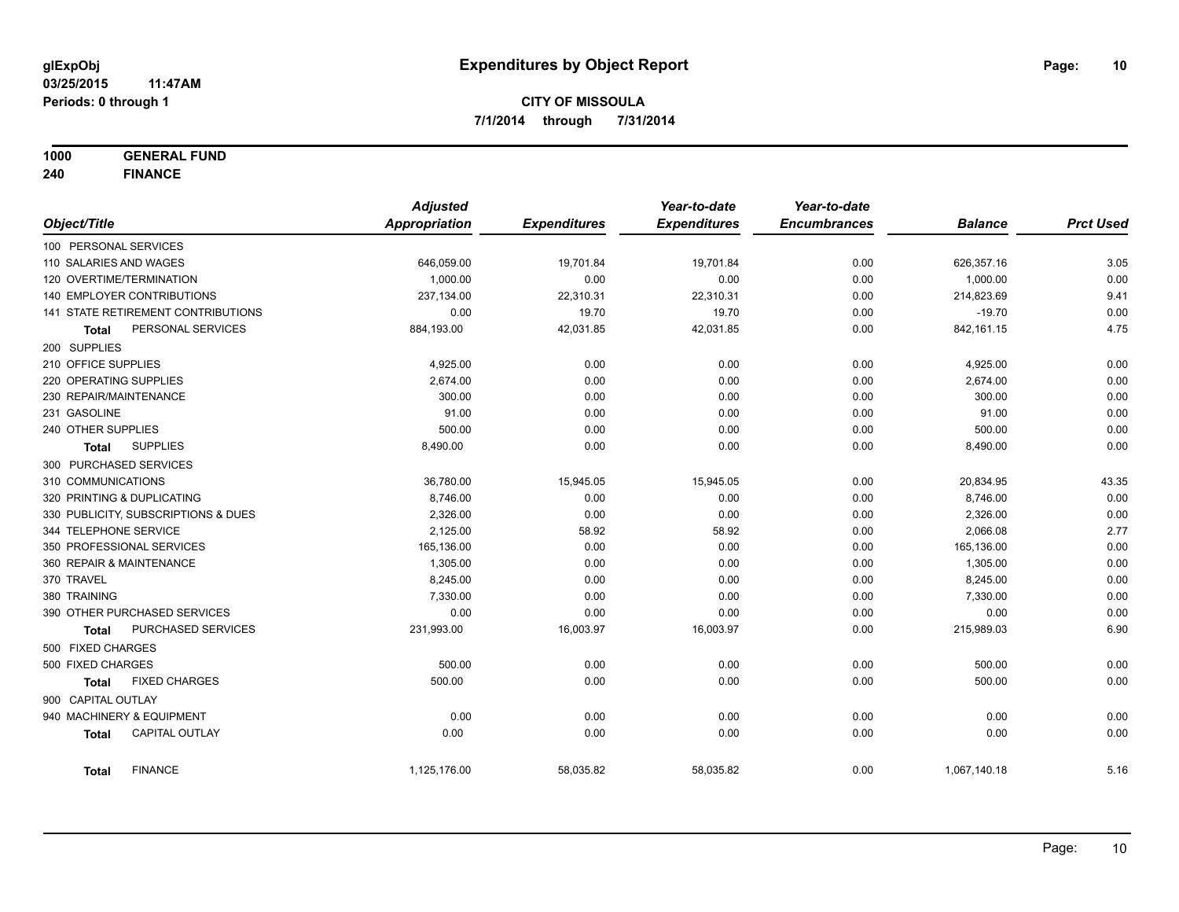**glExpObj**
**03/25/2015 11:47AM**
**Periods: 0 through 1**

# Expenditures by Object Report

**CITY OF MISSOULA**
**7/1/2014 through 7/31/2014**

**1000 GENERAL FUND**
**240 FINANCE**

| Object/Title | Adjusted Appropriation | Expenditures | Year-to-date Expenditures | Year-to-date Encumbrances | Balance | Prct Used |
|---|---|---|---|---|---|---|
| 100 PERSONAL SERVICES | | | | | | |
| 110 SALARIES AND WAGES | 646,059.00 | 19,701.84 | 19,701.84 | 0.00 | 626,357.16 | 3.05 |
| 120 OVERTIME/TERMINATION | 1,000.00 | 0.00 | 0.00 | 0.00 | 1,000.00 | 0.00 |
| 140 EMPLOYER CONTRIBUTIONS | 237,134.00 | 22,310.31 | 22,310.31 | 0.00 | 214,823.69 | 9.41 |
| 141 STATE RETIREMENT CONTRIBUTIONS | 0.00 | 19.70 | 19.70 | 0.00 | -19.70 | 0.00 |
| **Total** PERSONAL SERVICES | 884,193.00 | 42,031.85 | 42,031.85 | 0.00 | 842,161.15 | 4.75 |
| 200 SUPPLIES | | | | | | |
| 210 OFFICE SUPPLIES | 4,925.00 | 0.00 | 0.00 | 0.00 | 4,925.00 | 0.00 |
| 220 OPERATING SUPPLIES | 2,674.00 | 0.00 | 0.00 | 0.00 | 2,674.00 | 0.00 |
| 230 REPAIR/MAINTENANCE | 300.00 | 0.00 | 0.00 | 0.00 | 300.00 | 0.00 |
| 231 GASOLINE | 91.00 | 0.00 | 0.00 | 0.00 | 91.00 | 0.00 |
| 240 OTHER SUPPLIES | 500.00 | 0.00 | 0.00 | 0.00 | 500.00 | 0.00 |
| **Total** SUPPLIES | 8,490.00 | 0.00 | 0.00 | 0.00 | 8,490.00 | 0.00 |
| 300 PURCHASED SERVICES | | | | | | |
| 310 COMMUNICATIONS | 36,780.00 | 15,945.05 | 15,945.05 | 0.00 | 20,834.95 | 43.35 |
| 320 PRINTING & DUPLICATING | 8,746.00 | 0.00 | 0.00 | 0.00 | 8,746.00 | 0.00 |
| 330 PUBLICITY, SUBSCRIPTIONS & DUES | 2,326.00 | 0.00 | 0.00 | 0.00 | 2,326.00 | 0.00 |
| 344 TELEPHONE SERVICE | 2,125.00 | 58.92 | 58.92 | 0.00 | 2,066.08 | 2.77 |
| 350 PROFESSIONAL SERVICES | 165,136.00 | 0.00 | 0.00 | 0.00 | 165,136.00 | 0.00 |
| 360 REPAIR & MAINTENANCE | 1,305.00 | 0.00 | 0.00 | 0.00 | 1,305.00 | 0.00 |
| 370 TRAVEL | 8,245.00 | 0.00 | 0.00 | 0.00 | 8,245.00 | 0.00 |
| 380 TRAINING | 7,330.00 | 0.00 | 0.00 | 0.00 | 7,330.00 | 0.00 |
| 390 OTHER PURCHASED SERVICES | 0.00 | 0.00 | 0.00 | 0.00 | 0.00 | 0.00 |
| **Total** PURCHASED SERVICES | 231,993.00 | 16,003.97 | 16,003.97 | 0.00 | 215,989.03 | 6.90 |
| 500 FIXED CHARGES | | | | | | |
| 500 FIXED CHARGES | 500.00 | 0.00 | 0.00 | 0.00 | 500.00 | 0.00 |
| **Total** FIXED CHARGES | 500.00 | 0.00 | 0.00 | 0.00 | 500.00 | 0.00 |
| 900 CAPITAL OUTLAY | | | | | | |
| 940 MACHINERY & EQUIPMENT | 0.00 | 0.00 | 0.00 | 0.00 | 0.00 | 0.00 |
| **Total** CAPITAL OUTLAY | 0.00 | 0.00 | 0.00 | 0.00 | 0.00 | 0.00 |
| **Total** FINANCE | 1,125,176.00 | 58,035.82 | 58,035.82 | 0.00 | 1,067,140.18 | 5.16 |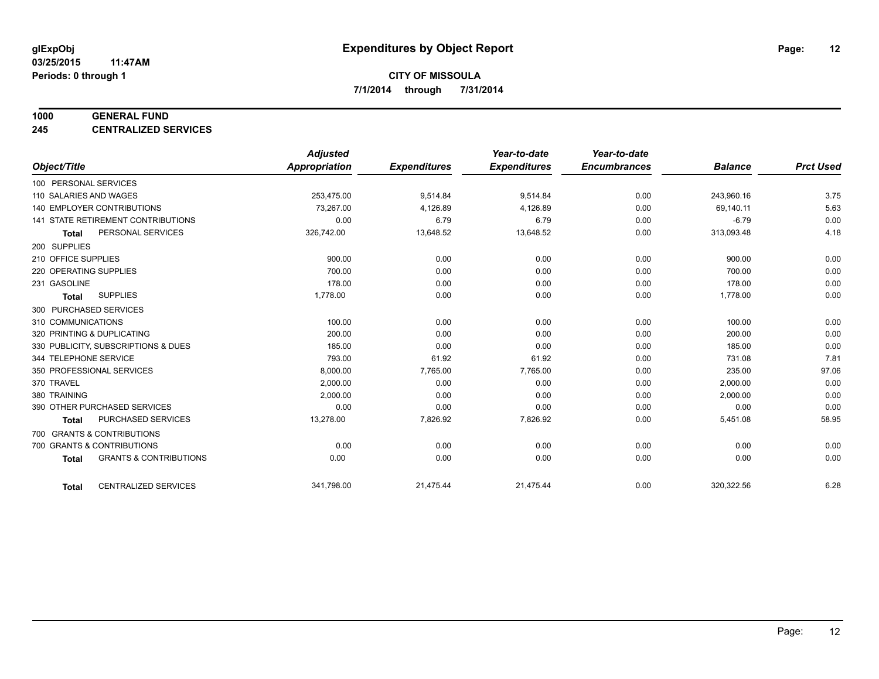# Expenditures by Object Report

glExpObj
03/25/2015 11:47AM
Periods: 0 through 1

**CITY OF MISSOULA**
**7/1/2014 through 7/31/2014**

**1000 GENERAL FUND**
**245 CENTRALIZED SERVICES**

| Object/Title | Adjusted Appropriation | Expenditures | Year-to-date Expenditures | Year-to-date Encumbrances | Balance | Prct Used |
|---|---|---|---|---|---|---|
| 100 PERSONAL SERVICES | | | | | | |
| 110 SALARIES AND WAGES | 253,475.00 | 9,514.84 | 9,514.84 | 0.00 | 243,960.16 | 3.75 |
| 140 EMPLOYER CONTRIBUTIONS | 73,267.00 | 4,126.89 | 4,126.89 | 0.00 | 69,140.11 | 5.63 |
| 141 STATE RETIREMENT CONTRIBUTIONS | 0.00 | 6.79 | 6.79 | 0.00 | -6.79 | 0.00 |
| **Total** PERSONAL SERVICES | 326,742.00 | 13,648.52 | 13,648.52 | 0.00 | 313,093.48 | 4.18 |
| 200 SUPPLIES | | | | | | |
| 210 OFFICE SUPPLIES | 900.00 | 0.00 | 0.00 | 0.00 | 900.00 | 0.00 |
| 220 OPERATING SUPPLIES | 700.00 | 0.00 | 0.00 | 0.00 | 700.00 | 0.00 |
| 231 GASOLINE | 178.00 | 0.00 | 0.00 | 0.00 | 178.00 | 0.00 |
| **Total** SUPPLIES | 1,778.00 | 0.00 | 0.00 | 0.00 | 1,778.00 | 0.00 |
| 300 PURCHASED SERVICES | | | | | | |
| 310 COMMUNICATIONS | 100.00 | 0.00 | 0.00 | 0.00 | 100.00 | 0.00 |
| 320 PRINTING & DUPLICATING | 200.00 | 0.00 | 0.00 | 0.00 | 200.00 | 0.00 |
| 330 PUBLICITY, SUBSCRIPTIONS & DUES | 185.00 | 0.00 | 0.00 | 0.00 | 185.00 | 0.00 |
| 344 TELEPHONE SERVICE | 793.00 | 61.92 | 61.92 | 0.00 | 731.08 | 7.81 |
| 350 PROFESSIONAL SERVICES | 8,000.00 | 7,765.00 | 7,765.00 | 0.00 | 235.00 | 97.06 |
| 370 TRAVEL | 2,000.00 | 0.00 | 0.00 | 0.00 | 2,000.00 | 0.00 |
| 380 TRAINING | 2,000.00 | 0.00 | 0.00 | 0.00 | 2,000.00 | 0.00 |
| 390 OTHER PURCHASED SERVICES | 0.00 | 0.00 | 0.00 | 0.00 | 0.00 | 0.00 |
| **Total** PURCHASED SERVICES | 13,278.00 | 7,826.92 | 7,826.92 | 0.00 | 5,451.08 | 58.95 |
| 700 GRANTS & CONTRIBUTIONS | | | | | | |
| 700 GRANTS & CONTRIBUTIONS | 0.00 | 0.00 | 0.00 | 0.00 | 0.00 | 0.00 |
| **Total** GRANTS & CONTRIBUTIONS | 0.00 | 0.00 | 0.00 | 0.00 | 0.00 | 0.00 |
| **Total** CENTRALIZED SERVICES | 341,798.00 | 21,475.44 | 21,475.44 | 0.00 | 320,322.56 | 6.28 |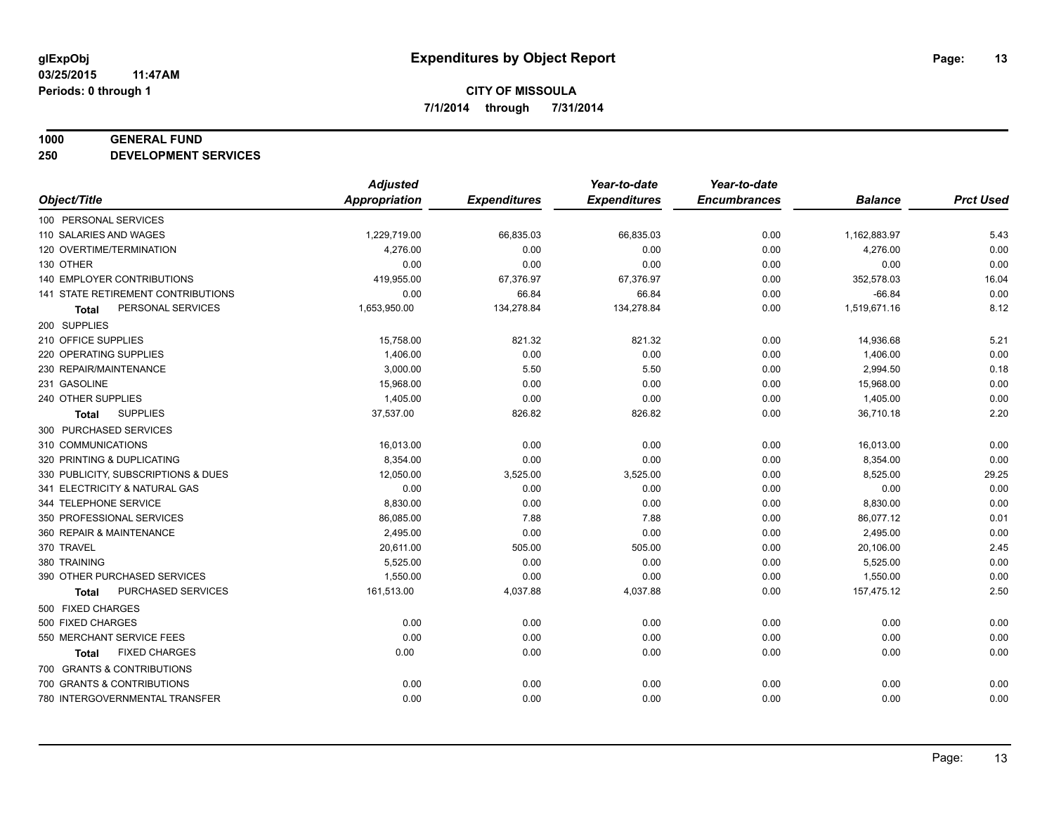glExpObj
03/25/2015 11:47AM
Periods: 0 through 1

# Expenditures by Object Report

**CITY OF MISSOULA**
**7/1/2014 through 7/31/2014**

**1000 GENERAL FUND**
**250 DEVELOPMENT SERVICES**

| Object/Title | Adjusted Appropriation | Expenditures | Year-to-date Expenditures | Year-to-date Encumbrances | Balance | Prct Used |
|---|---|---|---|---|---|---|
| 100 PERSONAL SERVICES | | | | | | |
| 110 SALARIES AND WAGES | 1,229,719.00 | 66,835.03 | 66,835.03 | 0.00 | 1,162,883.97 | 5.43 |
| 120 OVERTIME/TERMINATION | 4,276.00 | 0.00 | 0.00 | 0.00 | 4,276.00 | 0.00 |
| 130 OTHER | 0.00 | 0.00 | 0.00 | 0.00 | 0.00 | 0.00 |
| 140 EMPLOYER CONTRIBUTIONS | 419,955.00 | 67,376.97 | 67,376.97 | 0.00 | 352,578.03 | 16.04 |
| 141 STATE RETIREMENT CONTRIBUTIONS | 0.00 | 66.84 | 66.84 | 0.00 | -66.84 | 0.00 |
| **Total** PERSONAL SERVICES | 1,653,950.00 | 134,278.84 | 134,278.84 | 0.00 | 1,519,671.16 | 8.12 |
| 200 SUPPLIES | | | | | | |
| 210 OFFICE SUPPLIES | 15,758.00 | 821.32 | 821.32 | 0.00 | 14,936.68 | 5.21 |
| 220 OPERATING SUPPLIES | 1,406.00 | 0.00 | 0.00 | 0.00 | 1,406.00 | 0.00 |
| 230 REPAIR/MAINTENANCE | 3,000.00 | 5.50 | 5.50 | 0.00 | 2,994.50 | 0.18 |
| 231 GASOLINE | 15,968.00 | 0.00 | 0.00 | 0.00 | 15,968.00 | 0.00 |
| 240 OTHER SUPPLIES | 1,405.00 | 0.00 | 0.00 | 0.00 | 1,405.00 | 0.00 |
| **Total** SUPPLIES | 37,537.00 | 826.82 | 826.82 | 0.00 | 36,710.18 | 2.20 |
| 300 PURCHASED SERVICES | | | | | | |
| 310 COMMUNICATIONS | 16,013.00 | 0.00 | 0.00 | 0.00 | 16,013.00 | 0.00 |
| 320 PRINTING & DUPLICATING | 8,354.00 | 0.00 | 0.00 | 0.00 | 8,354.00 | 0.00 |
| 330 PUBLICITY, SUBSCRIPTIONS & DUES | 12,050.00 | 3,525.00 | 3,525.00 | 0.00 | 8,525.00 | 29.25 |
| 341 ELECTRICITY & NATURAL GAS | 0.00 | 0.00 | 0.00 | 0.00 | 0.00 | 0.00 |
| 344 TELEPHONE SERVICE | 8,830.00 | 0.00 | 0.00 | 0.00 | 8,830.00 | 0.00 |
| 350 PROFESSIONAL SERVICES | 86,085.00 | 7.88 | 7.88 | 0.00 | 86,077.12 | 0.01 |
| 360 REPAIR & MAINTENANCE | 2,495.00 | 0.00 | 0.00 | 0.00 | 2,495.00 | 0.00 |
| 370 TRAVEL | 20,611.00 | 505.00 | 505.00 | 0.00 | 20,106.00 | 2.45 |
| 380 TRAINING | 5,525.00 | 0.00 | 0.00 | 0.00 | 5,525.00 | 0.00 |
| 390 OTHER PURCHASED SERVICES | 1,550.00 | 0.00 | 0.00 | 0.00 | 1,550.00 | 0.00 |
| **Total** PURCHASED SERVICES | 161,513.00 | 4,037.88 | 4,037.88 | 0.00 | 157,475.12 | 2.50 |
| 500 FIXED CHARGES | | | | | | |
| 500 FIXED CHARGES | 0.00 | 0.00 | 0.00 | 0.00 | 0.00 | 0.00 |
| 550 MERCHANT SERVICE FEES | 0.00 | 0.00 | 0.00 | 0.00 | 0.00 | 0.00 |
| **Total** FIXED CHARGES | 0.00 | 0.00 | 0.00 | 0.00 | 0.00 | 0.00 |
| 700 GRANTS & CONTRIBUTIONS | | | | | | |
| 700 GRANTS & CONTRIBUTIONS | 0.00 | 0.00 | 0.00 | 0.00 | 0.00 | 0.00 |
| 780 INTERGOVERNMENTAL TRANSFER | 0.00 | 0.00 | 0.00 | 0.00 | 0.00 | 0.00 |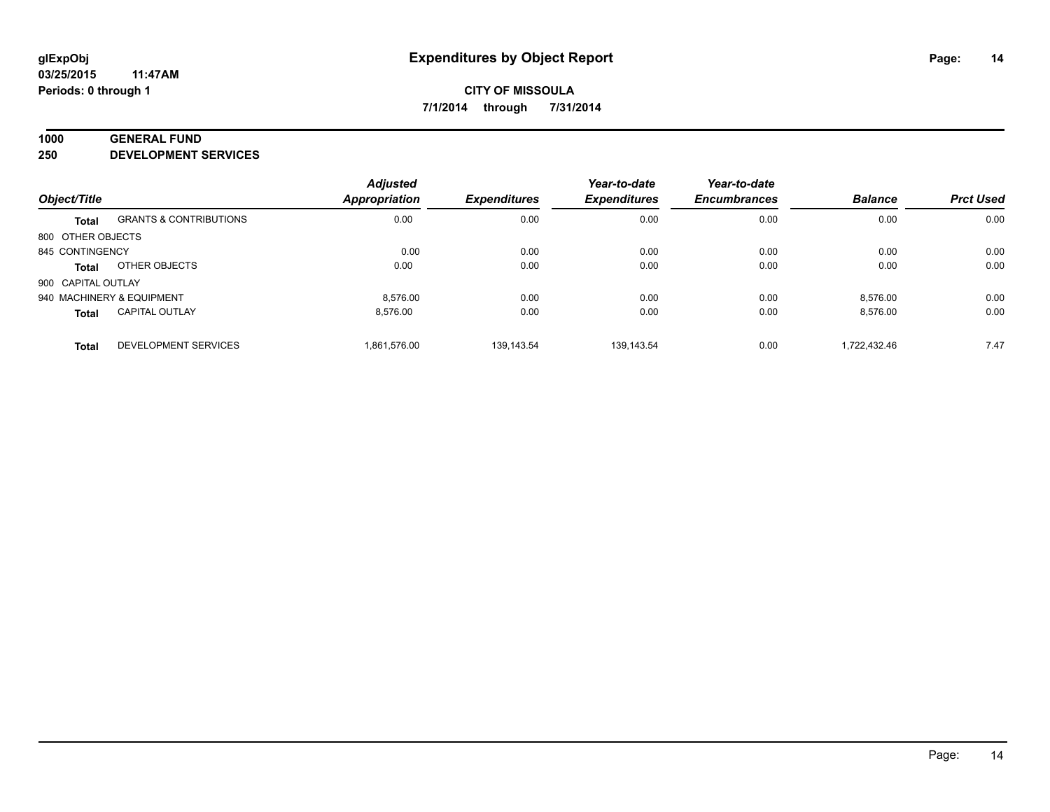**CITY OF MISSOULA**

**7/1/2014 through 7/31/2014**

## 1000 GENERAL FUND

## 250 DEVELOPMENT SERVICES

| Object/Title | | Adjusted Appropriation | Expenditures | Year-to-date Expenditures | Year-to-date Encumbrances | Balance | Prct Used |
|---|---|---|---|---|---|---|---|
| **Total** | GRANTS & CONTRIBUTIONS | 0.00 | 0.00 | 0.00 | 0.00 | 0.00 | 0.00 |
| 800 OTHER OBJECTS | | | | | | | |
| 845 CONTINGENCY | | 0.00 | 0.00 | 0.00 | 0.00 | 0.00 | 0.00 |
| **Total** | OTHER OBJECTS | 0.00 | 0.00 | 0.00 | 0.00 | 0.00 | 0.00 |
| 900 CAPITAL OUTLAY | | | | | | | |
| 940 MACHINERY & EQUIPMENT | | 8,576.00 | 0.00 | 0.00 | 0.00 | 8,576.00 | 0.00 |
| **Total** | CAPITAL OUTLAY | 8,576.00 | 0.00 | 0.00 | 0.00 | 8,576.00 | 0.00 |
| **Total** | DEVELOPMENT SERVICES | 1,861,576.00 | 139,143.54 | 139,143.54 | 0.00 | 1,722,432.46 | 7.47 |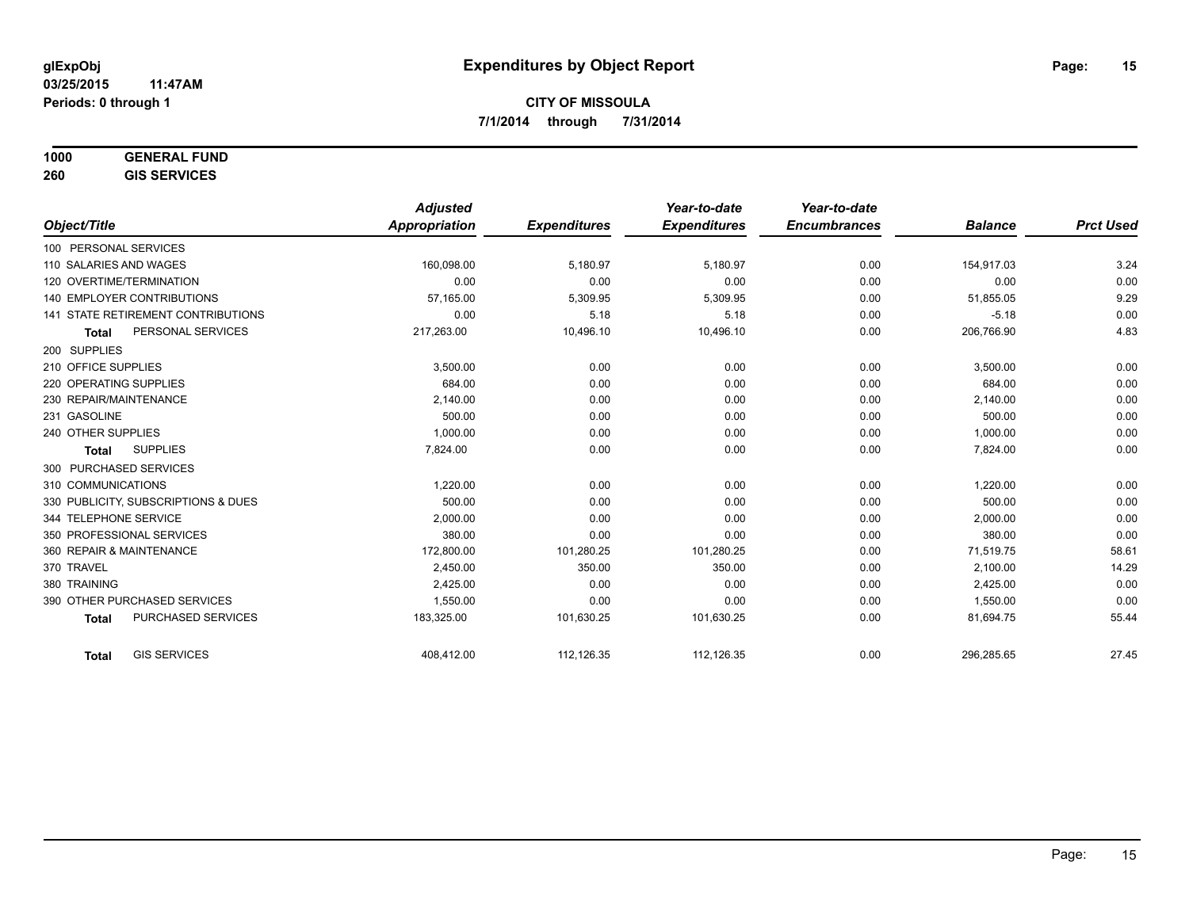**glExpObj**
**03/25/2015 11:47AM**
**Periods: 0 through 1**

# Expenditures by Object Report

**CITY OF MISSOULA**
**7/1/2014 through 7/31/2014**

**1000 GENERAL FUND**
**260 GIS SERVICES**

| Object/Title | Adjusted Appropriation | Expenditures | Year-to-date Expenditures | Year-to-date Encumbrances | Balance | Prct Used |
|---|---|---|---|---|---|---|
| 100 PERSONAL SERVICES | | | | | | |
| 110 SALARIES AND WAGES | 160,098.00 | 5,180.97 | 5,180.97 | 0.00 | 154,917.03 | 3.24 |
| 120 OVERTIME/TERMINATION | 0.00 | 0.00 | 0.00 | 0.00 | 0.00 | 0.00 |
| 140 EMPLOYER CONTRIBUTIONS | 57,165.00 | 5,309.95 | 5,309.95 | 0.00 | 51,855.05 | 9.29 |
| 141 STATE RETIREMENT CONTRIBUTIONS | 0.00 | 5.18 | 5.18 | 0.00 | -5.18 | 0.00 |
| **Total** PERSONAL SERVICES | 217,263.00 | 10,496.10 | 10,496.10 | 0.00 | 206,766.90 | 4.83 |
| 200 SUPPLIES | | | | | | |
| 210 OFFICE SUPPLIES | 3,500.00 | 0.00 | 0.00 | 0.00 | 3,500.00 | 0.00 |
| 220 OPERATING SUPPLIES | 684.00 | 0.00 | 0.00 | 0.00 | 684.00 | 0.00 |
| 230 REPAIR/MAINTENANCE | 2,140.00 | 0.00 | 0.00 | 0.00 | 2,140.00 | 0.00 |
| 231 GASOLINE | 500.00 | 0.00 | 0.00 | 0.00 | 500.00 | 0.00 |
| 240 OTHER SUPPLIES | 1,000.00 | 0.00 | 0.00 | 0.00 | 1,000.00 | 0.00 |
| **Total** SUPPLIES | 7,824.00 | 0.00 | 0.00 | 0.00 | 7,824.00 | 0.00 |
| 300 PURCHASED SERVICES | | | | | | |
| 310 COMMUNICATIONS | 1,220.00 | 0.00 | 0.00 | 0.00 | 1,220.00 | 0.00 |
| 330 PUBLICITY, SUBSCRIPTIONS & DUES | 500.00 | 0.00 | 0.00 | 0.00 | 500.00 | 0.00 |
| 344 TELEPHONE SERVICE | 2,000.00 | 0.00 | 0.00 | 0.00 | 2,000.00 | 0.00 |
| 350 PROFESSIONAL SERVICES | 380.00 | 0.00 | 0.00 | 0.00 | 380.00 | 0.00 |
| 360 REPAIR & MAINTENANCE | 172,800.00 | 101,280.25 | 101,280.25 | 0.00 | 71,519.75 | 58.61 |
| 370 TRAVEL | 2,450.00 | 350.00 | 350.00 | 0.00 | 2,100.00 | 14.29 |
| 380 TRAINING | 2,425.00 | 0.00 | 0.00 | 0.00 | 2,425.00 | 0.00 |
| 390 OTHER PURCHASED SERVICES | 1,550.00 | 0.00 | 0.00 | 0.00 | 1,550.00 | 0.00 |
| **Total** PURCHASED SERVICES | 183,325.00 | 101,630.25 | 101,630.25 | 0.00 | 81,694.75 | 55.44 |
| **Total** GIS SERVICES | 408,412.00 | 112,126.35 | 112,126.35 | 0.00 | 296,285.65 | 27.45 |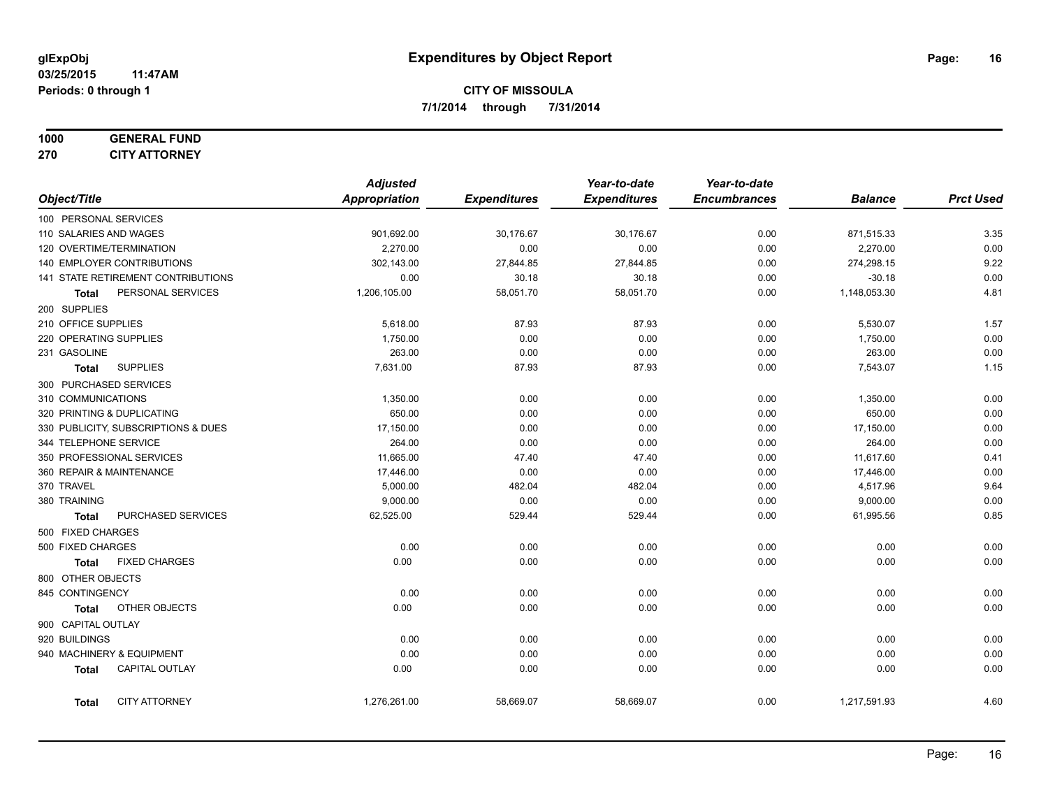**glExpObj** **Expenditures by Object Report**
**03/25/2015 11:47AM**
**Periods: 0 through 1**

**CITY OF MISSOULA**
**7/1/2014 through 7/31/2014**

**1000 GENERAL FUND**
**270 CITY ATTORNEY**

| Object/Title | Adjusted Appropriation | Expenditures | Year-to-date Expenditures | Year-to-date Encumbrances | Balance | Prct Used |
|---|---|---|---|---|---|---|
| 100 PERSONAL SERVICES | | | | | | |
| 110 SALARIES AND WAGES | 901,692.00 | 30,176.67 | 30,176.67 | 0.00 | 871,515.33 | 3.35 |
| 120 OVERTIME/TERMINATION | 2,270.00 | 0.00 | 0.00 | 0.00 | 2,270.00 | 0.00 |
| 140 EMPLOYER CONTRIBUTIONS | 302,143.00 | 27,844.85 | 27,844.85 | 0.00 | 274,298.15 | 9.22 |
| 141 STATE RETIREMENT CONTRIBUTIONS | 0.00 | 30.18 | 30.18 | 0.00 | -30.18 | 0.00 |
| **Total** PERSONAL SERVICES | 1,206,105.00 | 58,051.70 | 58,051.70 | 0.00 | 1,148,053.30 | 4.81 |
| 200 SUPPLIES | | | | | | |
| 210 OFFICE SUPPLIES | 5,618.00 | 87.93 | 87.93 | 0.00 | 5,530.07 | 1.57 |
| 220 OPERATING SUPPLIES | 1,750.00 | 0.00 | 0.00 | 0.00 | 1,750.00 | 0.00 |
| 231 GASOLINE | 263.00 | 0.00 | 0.00 | 0.00 | 263.00 | 0.00 |
| **Total** SUPPLIES | 7,631.00 | 87.93 | 87.93 | 0.00 | 7,543.07 | 1.15 |
| 300 PURCHASED SERVICES | | | | | | |
| 310 COMMUNICATIONS | 1,350.00 | 0.00 | 0.00 | 0.00 | 1,350.00 | 0.00 |
| 320 PRINTING & DUPLICATING | 650.00 | 0.00 | 0.00 | 0.00 | 650.00 | 0.00 |
| 330 PUBLICITY, SUBSCRIPTIONS & DUES | 17,150.00 | 0.00 | 0.00 | 0.00 | 17,150.00 | 0.00 |
| 344 TELEPHONE SERVICE | 264.00 | 0.00 | 0.00 | 0.00 | 264.00 | 0.00 |
| 350 PROFESSIONAL SERVICES | 11,665.00 | 47.40 | 47.40 | 0.00 | 11,617.60 | 0.41 |
| 360 REPAIR & MAINTENANCE | 17,446.00 | 0.00 | 0.00 | 0.00 | 17,446.00 | 0.00 |
| 370 TRAVEL | 5,000.00 | 482.04 | 482.04 | 0.00 | 4,517.96 | 9.64 |
| 380 TRAINING | 9,000.00 | 0.00 | 0.00 | 0.00 | 9,000.00 | 0.00 |
| **Total** PURCHASED SERVICES | 62,525.00 | 529.44 | 529.44 | 0.00 | 61,995.56 | 0.85 |
| 500 FIXED CHARGES | | | | | | |
| 500 FIXED CHARGES | 0.00 | 0.00 | 0.00 | 0.00 | 0.00 | 0.00 |
| **Total** FIXED CHARGES | 0.00 | 0.00 | 0.00 | 0.00 | 0.00 | 0.00 |
| 800 OTHER OBJECTS | | | | | | |
| 845 CONTINGENCY | 0.00 | 0.00 | 0.00 | 0.00 | 0.00 | 0.00 |
| **Total** OTHER OBJECTS | 0.00 | 0.00 | 0.00 | 0.00 | 0.00 | 0.00 |
| 900 CAPITAL OUTLAY | | | | | | |
| 920 BUILDINGS | 0.00 | 0.00 | 0.00 | 0.00 | 0.00 | 0.00 |
| 940 MACHINERY & EQUIPMENT | 0.00 | 0.00 | 0.00 | 0.00 | 0.00 | 0.00 |
| **Total** CAPITAL OUTLAY | 0.00 | 0.00 | 0.00 | 0.00 | 0.00 | 0.00 |
| **Total** CITY ATTORNEY | 1,276,261.00 | 58,669.07 | 58,669.07 | 0.00 | 1,217,591.93 | 4.60 |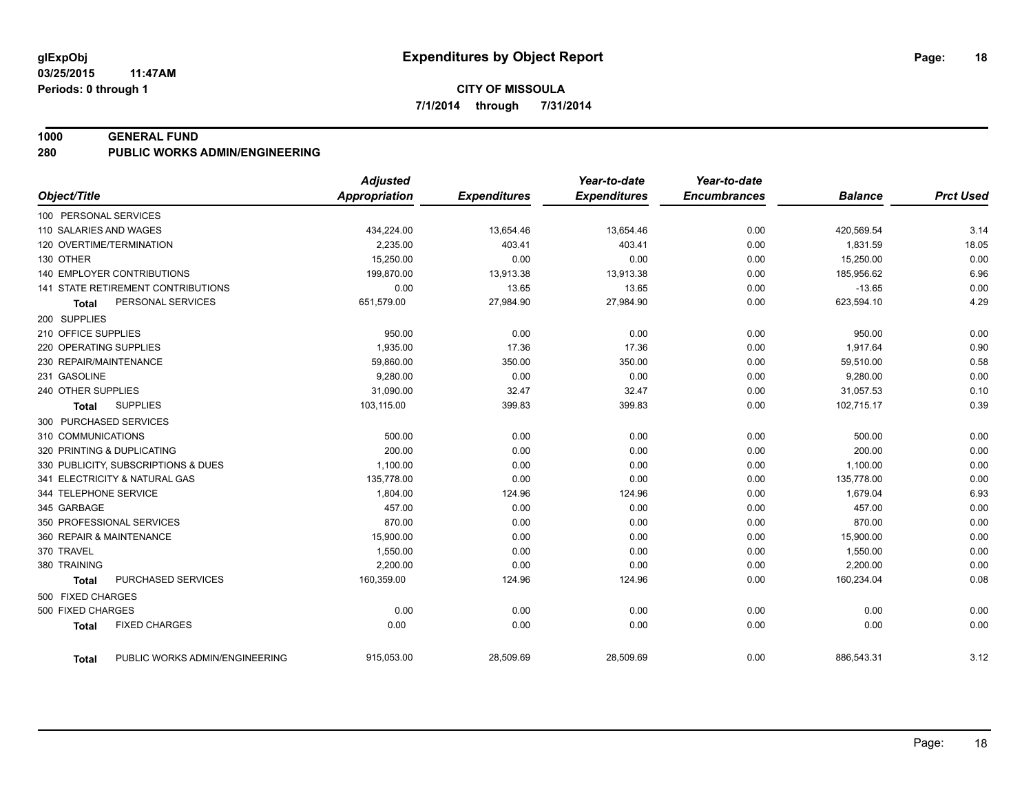**glExpObj**
**03/25/2015 11:47AM**
**Periods: 0 through 1**

# Expenditures by Object Report

**CITY OF MISSOULA**
**7/1/2014 through 7/31/2014**

## 1000 GENERAL FUND
## 280 PUBLIC WORKS ADMIN/ENGINEERING

| Object/Title | Adjusted Appropriation | Expenditures | Year-to-date Expenditures | Year-to-date Encumbrances | Balance | Prct Used |
|---|---|---|---|---|---|---|
| 100 PERSONAL SERVICES | | | | | | |
| 110 SALARIES AND WAGES | 434,224.00 | 13,654.46 | 13,654.46 | 0.00 | 420,569.54 | 3.14 |
| 120 OVERTIME/TERMINATION | 2,235.00 | 403.41 | 403.41 | 0.00 | 1,831.59 | 18.05 |
| 130 OTHER | 15,250.00 | 0.00 | 0.00 | 0.00 | 15,250.00 | 0.00 |
| 140 EMPLOYER CONTRIBUTIONS | 199,870.00 | 13,913.38 | 13,913.38 | 0.00 | 185,956.62 | 6.96 |
| 141 STATE RETIREMENT CONTRIBUTIONS | 0.00 | 13.65 | 13.65 | 0.00 | -13.65 | 0.00 |
| **Total** PERSONAL SERVICES | 651,579.00 | 27,984.90 | 27,984.90 | 0.00 | 623,594.10 | 4.29 |
| 200 SUPPLIES | | | | | | |
| 210 OFFICE SUPPLIES | 950.00 | 0.00 | 0.00 | 0.00 | 950.00 | 0.00 |
| 220 OPERATING SUPPLIES | 1,935.00 | 17.36 | 17.36 | 0.00 | 1,917.64 | 0.90 |
| 230 REPAIR/MAINTENANCE | 59,860.00 | 350.00 | 350.00 | 0.00 | 59,510.00 | 0.58 |
| 231 GASOLINE | 9,280.00 | 0.00 | 0.00 | 0.00 | 9,280.00 | 0.00 |
| 240 OTHER SUPPLIES | 31,090.00 | 32.47 | 32.47 | 0.00 | 31,057.53 | 0.10 |
| **Total** SUPPLIES | 103,115.00 | 399.83 | 399.83 | 0.00 | 102,715.17 | 0.39 |
| 300 PURCHASED SERVICES | | | | | | |
| 310 COMMUNICATIONS | 500.00 | 0.00 | 0.00 | 0.00 | 500.00 | 0.00 |
| 320 PRINTING & DUPLICATING | 200.00 | 0.00 | 0.00 | 0.00 | 200.00 | 0.00 |
| 330 PUBLICITY, SUBSCRIPTIONS & DUES | 1,100.00 | 0.00 | 0.00 | 0.00 | 1,100.00 | 0.00 |
| 341 ELECTRICITY & NATURAL GAS | 135,778.00 | 0.00 | 0.00 | 0.00 | 135,778.00 | 0.00 |
| 344 TELEPHONE SERVICE | 1,804.00 | 124.96 | 124.96 | 0.00 | 1,679.04 | 6.93 |
| 345 GARBAGE | 457.00 | 0.00 | 0.00 | 0.00 | 457.00 | 0.00 |
| 350 PROFESSIONAL SERVICES | 870.00 | 0.00 | 0.00 | 0.00 | 870.00 | 0.00 |
| 360 REPAIR & MAINTENANCE | 15,900.00 | 0.00 | 0.00 | 0.00 | 15,900.00 | 0.00 |
| 370 TRAVEL | 1,550.00 | 0.00 | 0.00 | 0.00 | 1,550.00 | 0.00 |
| 380 TRAINING | 2,200.00 | 0.00 | 0.00 | 0.00 | 2,200.00 | 0.00 |
| **Total** PURCHASED SERVICES | 160,359.00 | 124.96 | 124.96 | 0.00 | 160,234.04 | 0.08 |
| 500 FIXED CHARGES | | | | | | |
| 500 FIXED CHARGES | 0.00 | 0.00 | 0.00 | 0.00 | 0.00 | 0.00 |
| **Total** FIXED CHARGES | 0.00 | 0.00 | 0.00 | 0.00 | 0.00 | 0.00 |
| **Total** PUBLIC WORKS ADMIN/ENGINEERING | 915,053.00 | 28,509.69 | 28,509.69 | 0.00 | 886,543.31 | 3.12 |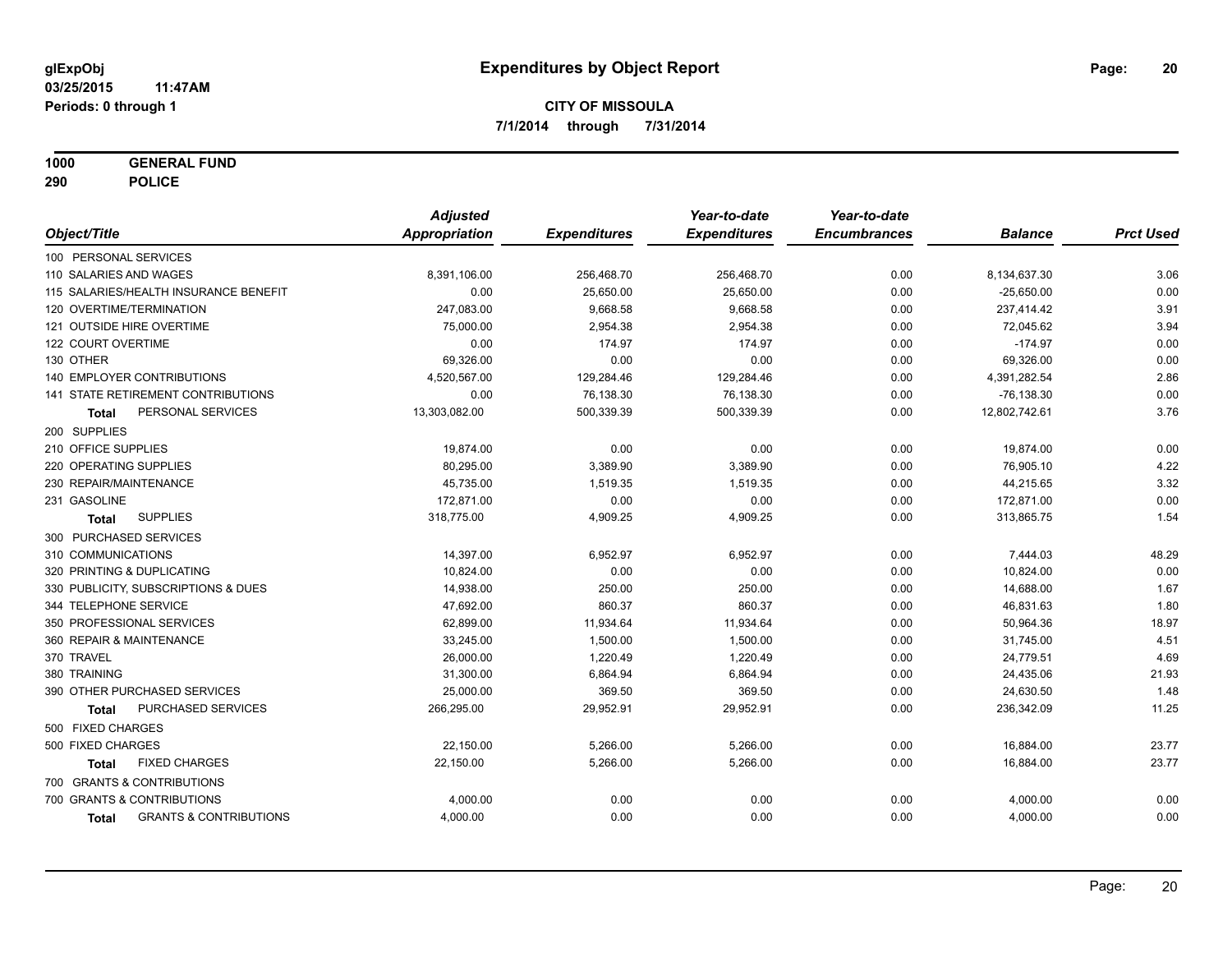# Expenditures by Object Report

glExpObj
03/25/2015 11:47AM
Periods: 0 through 1

**CITY OF MISSOULA**
**7/1/2014 through 7/31/2014**

**1000 GENERAL FUND**
**290 POLICE**

| Object/Title | Adjusted Appropriation | Expenditures | Year-to-date Expenditures | Year-to-date Encumbrances | Balance | Prct Used |
|---|---|---|---|---|---|---|
| 100 PERSONAL SERVICES | | | | | | |
| 110 SALARIES AND WAGES | 8,391,106.00 | 256,468.70 | 256,468.70 | 0.00 | 8,134,637.30 | 3.06 |
| 115 SALARIES/HEALTH INSURANCE BENEFIT | 0.00 | 25,650.00 | 25,650.00 | 0.00 | -25,650.00 | 0.00 |
| 120 OVERTIME/TERMINATION | 247,083.00 | 9,668.58 | 9,668.58 | 0.00 | 237,414.42 | 3.91 |
| 121 OUTSIDE HIRE OVERTIME | 75,000.00 | 2,954.38 | 2,954.38 | 0.00 | 72,045.62 | 3.94 |
| 122 COURT OVERTIME | 0.00 | 174.97 | 174.97 | 0.00 | -174.97 | 0.00 |
| 130 OTHER | 69,326.00 | 0.00 | 0.00 | 0.00 | 69,326.00 | 0.00 |
| 140 EMPLOYER CONTRIBUTIONS | 4,520,567.00 | 129,284.46 | 129,284.46 | 0.00 | 4,391,282.54 | 2.86 |
| 141 STATE RETIREMENT CONTRIBUTIONS | 0.00 | 76,138.30 | 76,138.30 | 0.00 | -76,138.30 | 0.00 |
| **Total** PERSONAL SERVICES | 13,303,082.00 | 500,339.39 | 500,339.39 | 0.00 | 12,802,742.61 | 3.76 |
| 200 SUPPLIES | | | | | | |
| 210 OFFICE SUPPLIES | 19,874.00 | 0.00 | 0.00 | 0.00 | 19,874.00 | 0.00 |
| 220 OPERATING SUPPLIES | 80,295.00 | 3,389.90 | 3,389.90 | 0.00 | 76,905.10 | 4.22 |
| 230 REPAIR/MAINTENANCE | 45,735.00 | 1,519.35 | 1,519.35 | 0.00 | 44,215.65 | 3.32 |
| 231 GASOLINE | 172,871.00 | 0.00 | 0.00 | 0.00 | 172,871.00 | 0.00 |
| **Total** SUPPLIES | 318,775.00 | 4,909.25 | 4,909.25 | 0.00 | 313,865.75 | 1.54 |
| 300 PURCHASED SERVICES | | | | | | |
| 310 COMMUNICATIONS | 14,397.00 | 6,952.97 | 6,952.97 | 0.00 | 7,444.03 | 48.29 |
| 320 PRINTING & DUPLICATING | 10,824.00 | 0.00 | 0.00 | 0.00 | 10,824.00 | 0.00 |
| 330 PUBLICITY, SUBSCRIPTIONS & DUES | 14,938.00 | 250.00 | 250.00 | 0.00 | 14,688.00 | 1.67 |
| 344 TELEPHONE SERVICE | 47,692.00 | 860.37 | 860.37 | 0.00 | 46,831.63 | 1.80 |
| 350 PROFESSIONAL SERVICES | 62,899.00 | 11,934.64 | 11,934.64 | 0.00 | 50,964.36 | 18.97 |
| 360 REPAIR & MAINTENANCE | 33,245.00 | 1,500.00 | 1,500.00 | 0.00 | 31,745.00 | 4.51 |
| 370 TRAVEL | 26,000.00 | 1,220.49 | 1,220.49 | 0.00 | 24,779.51 | 4.69 |
| 380 TRAINING | 31,300.00 | 6,864.94 | 6,864.94 | 0.00 | 24,435.06 | 21.93 |
| 390 OTHER PURCHASED SERVICES | 25,000.00 | 369.50 | 369.50 | 0.00 | 24,630.50 | 1.48 |
| **Total** PURCHASED SERVICES | 266,295.00 | 29,952.91 | 29,952.91 | 0.00 | 236,342.09 | 11.25 |
| 500 FIXED CHARGES | | | | | | |
| 500 FIXED CHARGES | 22,150.00 | 5,266.00 | 5,266.00 | 0.00 | 16,884.00 | 23.77 |
| **Total** FIXED CHARGES | 22,150.00 | 5,266.00 | 5,266.00 | 0.00 | 16,884.00 | 23.77 |
| 700 GRANTS & CONTRIBUTIONS | | | | | | |
| 700 GRANTS & CONTRIBUTIONS | 4,000.00 | 0.00 | 0.00 | 0.00 | 4,000.00 | 0.00 |
| **Total** GRANTS & CONTRIBUTIONS | 4,000.00 | 0.00 | 0.00 | 0.00 | 4,000.00 | 0.00 |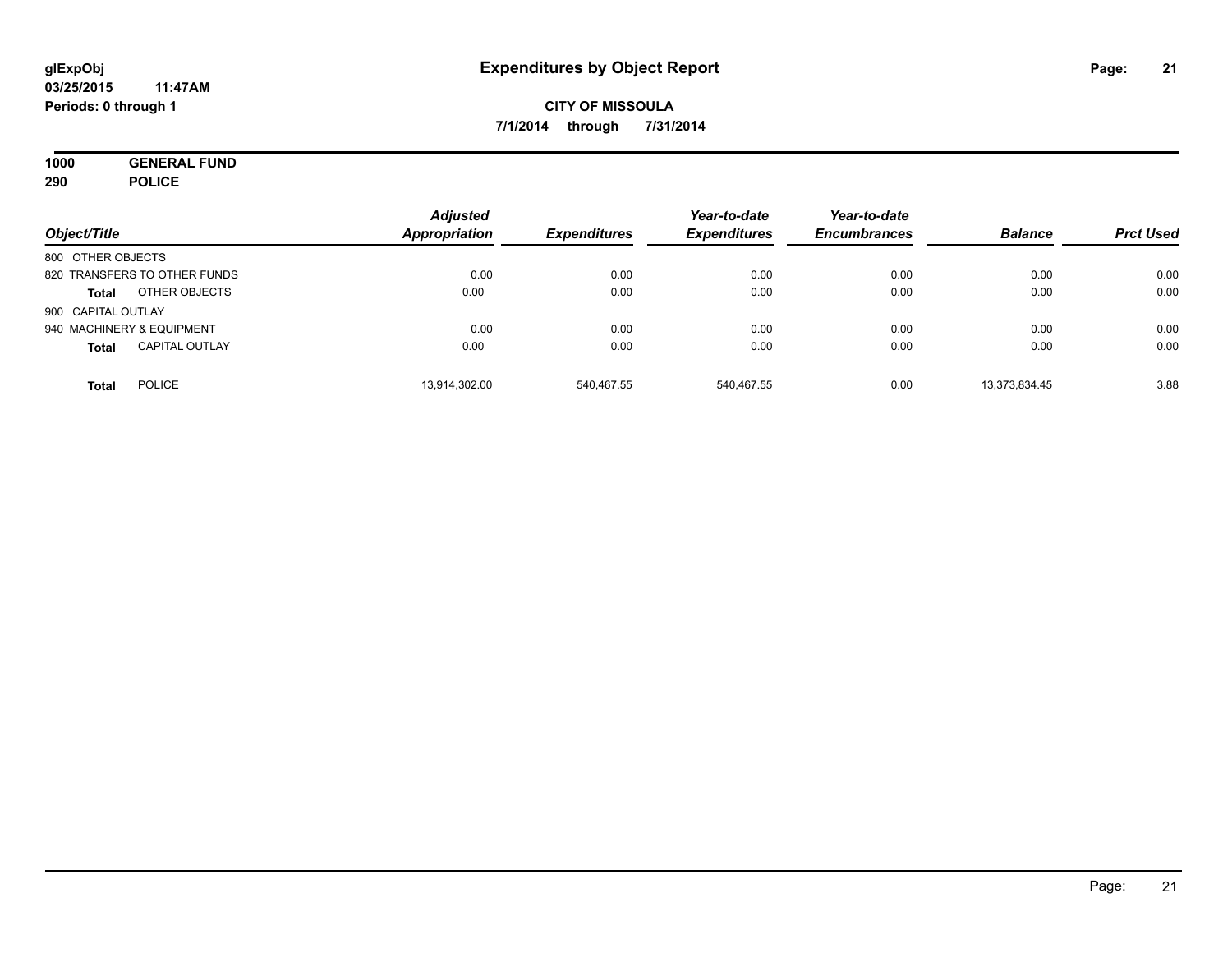**glExpObj**
**03/25/2015 11:47AM**
**Periods: 0 through 1**

# Expenditures by Object Report

**CITY OF MISSOULA**
**7/1/2014 through 7/31/2014**

**1000 GENERAL FUND**
**290 POLICE**

| Object/Title | | Adjusted Appropriation | Expenditures | Year-to-date Expenditures | Year-to-date Encumbrances | Balance | Prct Used |
|---|---|---|---|---|---|---|---|
| 800 OTHER OBJECTS | | | | | | | |
| 820 TRANSFERS TO OTHER FUNDS | | 0.00 | 0.00 | 0.00 | 0.00 | 0.00 | 0.00 |
| **Total** | OTHER OBJECTS | 0.00 | 0.00 | 0.00 | 0.00 | 0.00 | 0.00 |
| 900 CAPITAL OUTLAY | | | | | | | |
| 940 MACHINERY & EQUIPMENT | | 0.00 | 0.00 | 0.00 | 0.00 | 0.00 | 0.00 |
| **Total** | CAPITAL OUTLAY | 0.00 | 0.00 | 0.00 | 0.00 | 0.00 | 0.00 |
| **Total** | POLICE | 13,914,302.00 | 540,467.55 | 540,467.55 | 0.00 | 13,373,834.45 | 3.88 |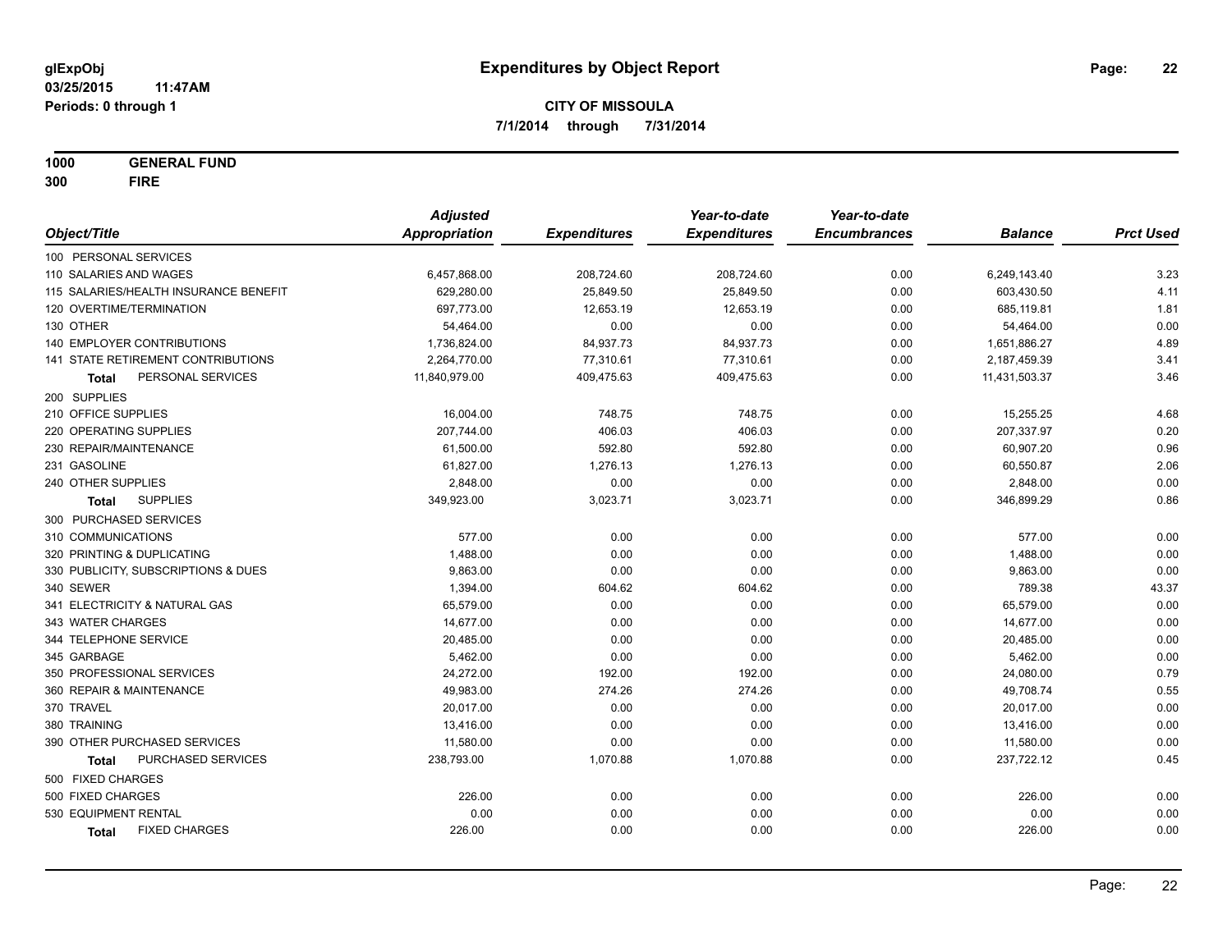**glExpObj**
**03/25/2015 11:47AM**
**Periods: 0 through 1**

# Expenditures by Object Report

**CITY OF MISSOULA**
**7/1/2014 through 7/31/2014**

**1000 GENERAL FUND**
**300 FIRE**

| Object/Title | Adjusted Appropriation | Expenditures | Year-to-date Expenditures | Year-to-date Encumbrances | Balance | Prct Used |
|---|---|---|---|---|---|---|
| 100 PERSONAL SERVICES | | | | | | |
| 110 SALARIES AND WAGES | 6,457,868.00 | 208,724.60 | 208,724.60 | 0.00 | 6,249,143.40 | 3.23 |
| 115 SALARIES/HEALTH INSURANCE BENEFIT | 629,280.00 | 25,849.50 | 25,849.50 | 0.00 | 603,430.50 | 4.11 |
| 120 OVERTIME/TERMINATION | 697,773.00 | 12,653.19 | 12,653.19 | 0.00 | 685,119.81 | 1.81 |
| 130 OTHER | 54,464.00 | 0.00 | 0.00 | 0.00 | 54,464.00 | 0.00 |
| 140 EMPLOYER CONTRIBUTIONS | 1,736,824.00 | 84,937.73 | 84,937.73 | 0.00 | 1,651,886.27 | 4.89 |
| 141 STATE RETIREMENT CONTRIBUTIONS | 2,264,770.00 | 77,310.61 | 77,310.61 | 0.00 | 2,187,459.39 | 3.41 |
| **Total** PERSONAL SERVICES | 11,840,979.00 | 409,475.63 | 409,475.63 | 0.00 | 11,431,503.37 | 3.46 |
| 200 SUPPLIES | | | | | | |
| 210 OFFICE SUPPLIES | 16,004.00 | 748.75 | 748.75 | 0.00 | 15,255.25 | 4.68 |
| 220 OPERATING SUPPLIES | 207,744.00 | 406.03 | 406.03 | 0.00 | 207,337.97 | 0.20 |
| 230 REPAIR/MAINTENANCE | 61,500.00 | 592.80 | 592.80 | 0.00 | 60,907.20 | 0.96 |
| 231 GASOLINE | 61,827.00 | 1,276.13 | 1,276.13 | 0.00 | 60,550.87 | 2.06 |
| 240 OTHER SUPPLIES | 2,848.00 | 0.00 | 0.00 | 0.00 | 2,848.00 | 0.00 |
| **Total** SUPPLIES | 349,923.00 | 3,023.71 | 3,023.71 | 0.00 | 346,899.29 | 0.86 |
| 300 PURCHASED SERVICES | | | | | | |
| 310 COMMUNICATIONS | 577.00 | 0.00 | 0.00 | 0.00 | 577.00 | 0.00 |
| 320 PRINTING & DUPLICATING | 1,488.00 | 0.00 | 0.00 | 0.00 | 1,488.00 | 0.00 |
| 330 PUBLICITY, SUBSCRIPTIONS & DUES | 9,863.00 | 0.00 | 0.00 | 0.00 | 9,863.00 | 0.00 |
| 340 SEWER | 1,394.00 | 604.62 | 604.62 | 0.00 | 789.38 | 43.37 |
| 341 ELECTRICITY & NATURAL GAS | 65,579.00 | 0.00 | 0.00 | 0.00 | 65,579.00 | 0.00 |
| 343 WATER CHARGES | 14,677.00 | 0.00 | 0.00 | 0.00 | 14,677.00 | 0.00 |
| 344 TELEPHONE SERVICE | 20,485.00 | 0.00 | 0.00 | 0.00 | 20,485.00 | 0.00 |
| 345 GARBAGE | 5,462.00 | 0.00 | 0.00 | 0.00 | 5,462.00 | 0.00 |
| 350 PROFESSIONAL SERVICES | 24,272.00 | 192.00 | 192.00 | 0.00 | 24,080.00 | 0.79 |
| 360 REPAIR & MAINTENANCE | 49,983.00 | 274.26 | 274.26 | 0.00 | 49,708.74 | 0.55 |
| 370 TRAVEL | 20,017.00 | 0.00 | 0.00 | 0.00 | 20,017.00 | 0.00 |
| 380 TRAINING | 13,416.00 | 0.00 | 0.00 | 0.00 | 13,416.00 | 0.00 |
| 390 OTHER PURCHASED SERVICES | 11,580.00 | 0.00 | 0.00 | 0.00 | 11,580.00 | 0.00 |
| **Total** PURCHASED SERVICES | 238,793.00 | 1,070.88 | 1,070.88 | 0.00 | 237,722.12 | 0.45 |
| 500 FIXED CHARGES | | | | | | |
| 500 FIXED CHARGES | 226.00 | 0.00 | 0.00 | 0.00 | 226.00 | 0.00 |
| 530 EQUIPMENT RENTAL | 0.00 | 0.00 | 0.00 | 0.00 | 0.00 | 0.00 |
| **Total** FIXED CHARGES | 226.00 | 0.00 | 0.00 | 0.00 | 226.00 | 0.00 |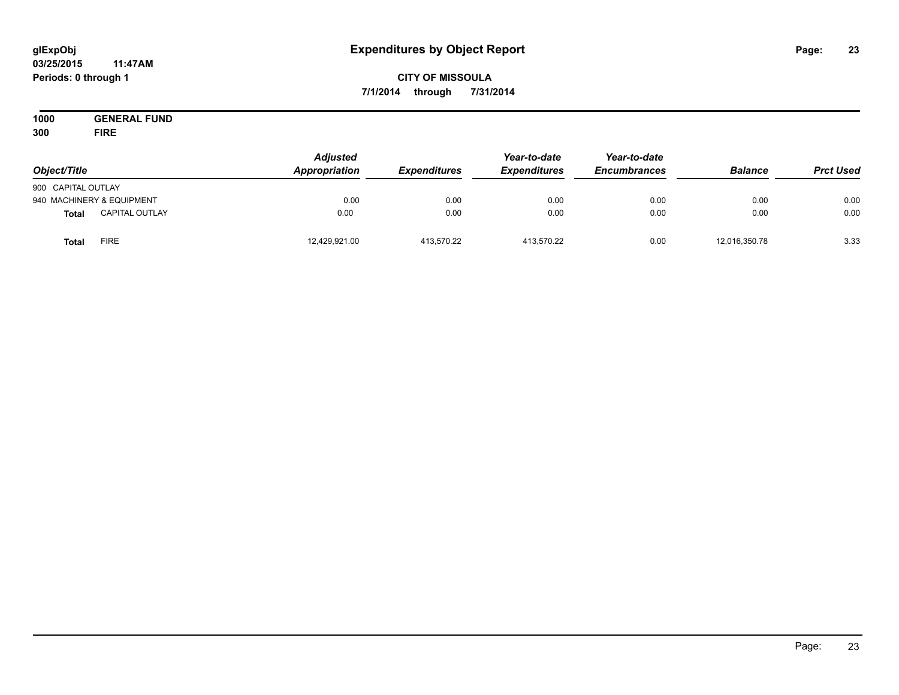# Expenditures by Object Report

glExpObj
03/25/2015 11:47AM
Periods: 0 through 1

**CITY OF MISSOULA**
**7/1/2014 through 7/31/2014**

**1000 GENERAL FUND**
**300 FIRE**

| Object/Title | | Adjusted Appropriation | Expenditures | Year-to-date Expenditures | Year-to-date Encumbrances | Balance | Prct Used |
|---|---|---|---|---|---|---|---|
| 900 CAPITAL OUTLAY | | | | | | | |
| 940 MACHINERY & EQUIPMENT | | 0.00 | 0.00 | 0.00 | 0.00 | 0.00 | 0.00 |
| **Total** | CAPITAL OUTLAY | 0.00 | 0.00 | 0.00 | 0.00 | 0.00 | 0.00 |
| **Total** | FIRE | 12,429,921.00 | 413,570.22 | 413,570.22 | 0.00 | 12,016,350.78 | 3.33 |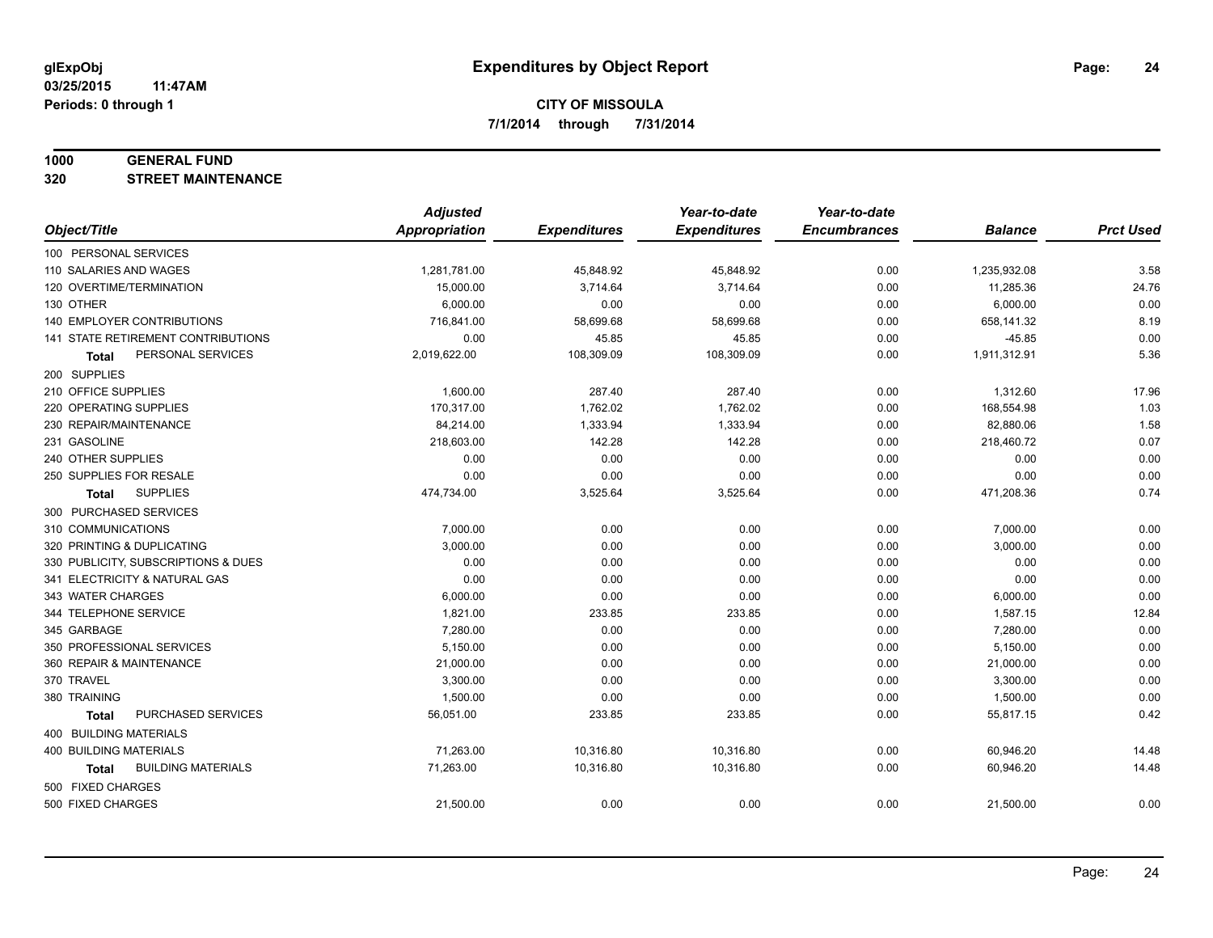**glExpObj**
**03/25/2015 11:47AM**
**Periods: 0 through 1**

# Expenditures by Object Report

**CITY OF MISSOULA**
**7/1/2014 through 7/31/2014**

**1000 GENERAL FUND**
**320 STREET MAINTENANCE**

| Object/Title | Adjusted Appropriation | Expenditures | Year-to-date Expenditures | Year-to-date Encumbrances | Balance | Prct Used |
|---|---|---|---|---|---|---|
| 100 PERSONAL SERVICES | | | | | | |
| 110 SALARIES AND WAGES | 1,281,781.00 | 45,848.92 | 45,848.92 | 0.00 | 1,235,932.08 | 3.58 |
| 120 OVERTIME/TERMINATION | 15,000.00 | 3,714.64 | 3,714.64 | 0.00 | 11,285.36 | 24.76 |
| 130 OTHER | 6,000.00 | 0.00 | 0.00 | 0.00 | 6,000.00 | 0.00 |
| 140 EMPLOYER CONTRIBUTIONS | 716,841.00 | 58,699.68 | 58,699.68 | 0.00 | 658,141.32 | 8.19 |
| 141 STATE RETIREMENT CONTRIBUTIONS | 0.00 | 45.85 | 45.85 | 0.00 | -45.85 | 0.00 |
| **Total** PERSONAL SERVICES | 2,019,622.00 | 108,309.09 | 108,309.09 | 0.00 | 1,911,312.91 | 5.36 |
| 200 SUPPLIES | | | | | | |
| 210 OFFICE SUPPLIES | 1,600.00 | 287.40 | 287.40 | 0.00 | 1,312.60 | 17.96 |
| 220 OPERATING SUPPLIES | 170,317.00 | 1,762.02 | 1,762.02 | 0.00 | 168,554.98 | 1.03 |
| 230 REPAIR/MAINTENANCE | 84,214.00 | 1,333.94 | 1,333.94 | 0.00 | 82,880.06 | 1.58 |
| 231 GASOLINE | 218,603.00 | 142.28 | 142.28 | 0.00 | 218,460.72 | 0.07 |
| 240 OTHER SUPPLIES | 0.00 | 0.00 | 0.00 | 0.00 | 0.00 | 0.00 |
| 250 SUPPLIES FOR RESALE | 0.00 | 0.00 | 0.00 | 0.00 | 0.00 | 0.00 |
| **Total** SUPPLIES | 474,734.00 | 3,525.64 | 3,525.64 | 0.00 | 471,208.36 | 0.74 |
| 300 PURCHASED SERVICES | | | | | | |
| 310 COMMUNICATIONS | 7,000.00 | 0.00 | 0.00 | 0.00 | 7,000.00 | 0.00 |
| 320 PRINTING & DUPLICATING | 3,000.00 | 0.00 | 0.00 | 0.00 | 3,000.00 | 0.00 |
| 330 PUBLICITY, SUBSCRIPTIONS & DUES | 0.00 | 0.00 | 0.00 | 0.00 | 0.00 | 0.00 |
| 341 ELECTRICITY & NATURAL GAS | 0.00 | 0.00 | 0.00 | 0.00 | 0.00 | 0.00 |
| 343 WATER CHARGES | 6,000.00 | 0.00 | 0.00 | 0.00 | 6,000.00 | 0.00 |
| 344 TELEPHONE SERVICE | 1,821.00 | 233.85 | 233.85 | 0.00 | 1,587.15 | 12.84 |
| 345 GARBAGE | 7,280.00 | 0.00 | 0.00 | 0.00 | 7,280.00 | 0.00 |
| 350 PROFESSIONAL SERVICES | 5,150.00 | 0.00 | 0.00 | 0.00 | 5,150.00 | 0.00 |
| 360 REPAIR & MAINTENANCE | 21,000.00 | 0.00 | 0.00 | 0.00 | 21,000.00 | 0.00 |
| 370 TRAVEL | 3,300.00 | 0.00 | 0.00 | 0.00 | 3,300.00 | 0.00 |
| 380 TRAINING | 1,500.00 | 0.00 | 0.00 | 0.00 | 1,500.00 | 0.00 |
| **Total** PURCHASED SERVICES | 56,051.00 | 233.85 | 233.85 | 0.00 | 55,817.15 | 0.42 |
| 400 BUILDING MATERIALS | | | | | | |
| 400 BUILDING MATERIALS | 71,263.00 | 10,316.80 | 10,316.80 | 0.00 | 60,946.20 | 14.48 |
| **Total** BUILDING MATERIALS | 71,263.00 | 10,316.80 | 10,316.80 | 0.00 | 60,946.20 | 14.48 |
| 500 FIXED CHARGES | | | | | | |
| 500 FIXED CHARGES | 21,500.00 | 0.00 | 0.00 | 0.00 | 21,500.00 | 0.00 |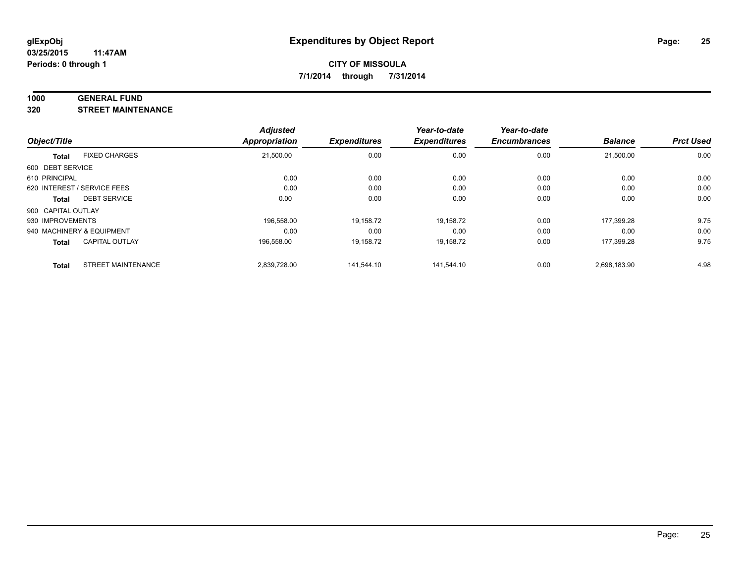# Expenditures by Object Report

glExpObj
03/25/2015 11:47AM
Periods: 0 through 1

**CITY OF MISSOULA**
**7/1/2014 through 7/31/2014**

**1000 GENERAL FUND**
**320 STREET MAINTENANCE**

| Object/Title | | Adjusted Appropriation | Expenditures | Year-to-date Expenditures | Year-to-date Encumbrances | Balance | Prct Used |
|---|---|---|---|---|---|---|---|
| **Total** | FIXED CHARGES | 21,500.00 | 0.00 | 0.00 | 0.00 | 21,500.00 | 0.00 |
| 600 DEBT SERVICE | | | | | | | |
| 610 PRINCIPAL | | 0.00 | 0.00 | 0.00 | 0.00 | 0.00 | 0.00 |
| 620 INTEREST / SERVICE FEES | | 0.00 | 0.00 | 0.00 | 0.00 | 0.00 | 0.00 |
| **Total** | DEBT SERVICE | 0.00 | 0.00 | 0.00 | 0.00 | 0.00 | 0.00 |
| 900 CAPITAL OUTLAY | | | | | | | |
| 930 IMPROVEMENTS | | 196,558.00 | 19,158.72 | 19,158.72 | 0.00 | 177,399.28 | 9.75 |
| 940 MACHINERY & EQUIPMENT | | 0.00 | 0.00 | 0.00 | 0.00 | 0.00 | 0.00 |
| **Total** | CAPITAL OUTLAY | 196,558.00 | 19,158.72 | 19,158.72 | 0.00 | 177,399.28 | 9.75 |
| **Total** | STREET MAINTENANCE | 2,839,728.00 | 141,544.10 | 141,544.10 | 0.00 | 2,698,183.90 | 4.98 |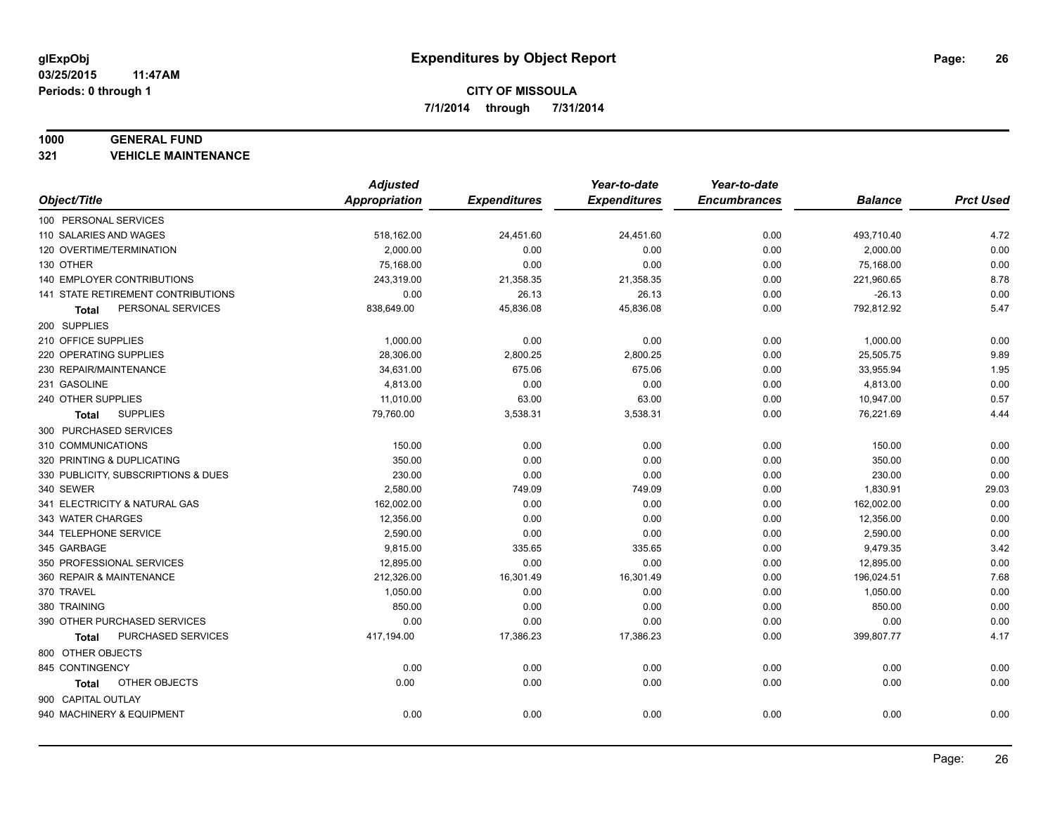# Expenditures by Object Report

**CITY OF MISSOULA**

**7/1/2014 through 7/31/2014**

glExpObj
03/25/2015 11:47AM
Periods: 0 through 1

**1000 GENERAL FUND**

**321 VEHICLE MAINTENANCE**

| Object/Title | Adjusted Appropriation | Expenditures | Year-to-date Expenditures | Year-to-date Encumbrances | Balance | Prct Used |
|---|---|---|---|---|---|---|
| 100 PERSONAL SERVICES | | | | | | |
| 110 SALARIES AND WAGES | 518,162.00 | 24,451.60 | 24,451.60 | 0.00 | 493,710.40 | 4.72 |
| 120 OVERTIME/TERMINATION | 2,000.00 | 0.00 | 0.00 | 0.00 | 2,000.00 | 0.00 |
| 130 OTHER | 75,168.00 | 0.00 | 0.00 | 0.00 | 75,168.00 | 0.00 |
| 140 EMPLOYER CONTRIBUTIONS | 243,319.00 | 21,358.35 | 21,358.35 | 0.00 | 221,960.65 | 8.78 |
| 141 STATE RETIREMENT CONTRIBUTIONS | 0.00 | 26.13 | 26.13 | 0.00 | -26.13 | 0.00 |
| **Total** PERSONAL SERVICES | 838,649.00 | 45,836.08 | 45,836.08 | 0.00 | 792,812.92 | 5.47 |
| 200 SUPPLIES | | | | | | |
| 210 OFFICE SUPPLIES | 1,000.00 | 0.00 | 0.00 | 0.00 | 1,000.00 | 0.00 |
| 220 OPERATING SUPPLIES | 28,306.00 | 2,800.25 | 2,800.25 | 0.00 | 25,505.75 | 9.89 |
| 230 REPAIR/MAINTENANCE | 34,631.00 | 675.06 | 675.06 | 0.00 | 33,955.94 | 1.95 |
| 231 GASOLINE | 4,813.00 | 0.00 | 0.00 | 0.00 | 4,813.00 | 0.00 |
| 240 OTHER SUPPLIES | 11,010.00 | 63.00 | 63.00 | 0.00 | 10,947.00 | 0.57 |
| **Total** SUPPLIES | 79,760.00 | 3,538.31 | 3,538.31 | 0.00 | 76,221.69 | 4.44 |
| 300 PURCHASED SERVICES | | | | | | |
| 310 COMMUNICATIONS | 150.00 | 0.00 | 0.00 | 0.00 | 150.00 | 0.00 |
| 320 PRINTING & DUPLICATING | 350.00 | 0.00 | 0.00 | 0.00 | 350.00 | 0.00 |
| 330 PUBLICITY, SUBSCRIPTIONS & DUES | 230.00 | 0.00 | 0.00 | 0.00 | 230.00 | 0.00 |
| 340 SEWER | 2,580.00 | 749.09 | 749.09 | 0.00 | 1,830.91 | 29.03 |
| 341 ELECTRICITY & NATURAL GAS | 162,002.00 | 0.00 | 0.00 | 0.00 | 162,002.00 | 0.00 |
| 343 WATER CHARGES | 12,356.00 | 0.00 | 0.00 | 0.00 | 12,356.00 | 0.00 |
| 344 TELEPHONE SERVICE | 2,590.00 | 0.00 | 0.00 | 0.00 | 2,590.00 | 0.00 |
| 345 GARBAGE | 9,815.00 | 335.65 | 335.65 | 0.00 | 9,479.35 | 3.42 |
| 350 PROFESSIONAL SERVICES | 12,895.00 | 0.00 | 0.00 | 0.00 | 12,895.00 | 0.00 |
| 360 REPAIR & MAINTENANCE | 212,326.00 | 16,301.49 | 16,301.49 | 0.00 | 196,024.51 | 7.68 |
| 370 TRAVEL | 1,050.00 | 0.00 | 0.00 | 0.00 | 1,050.00 | 0.00 |
| 380 TRAINING | 850.00 | 0.00 | 0.00 | 0.00 | 850.00 | 0.00 |
| 390 OTHER PURCHASED SERVICES | 0.00 | 0.00 | 0.00 | 0.00 | 0.00 | 0.00 |
| **Total** PURCHASED SERVICES | 417,194.00 | 17,386.23 | 17,386.23 | 0.00 | 399,807.77 | 4.17 |
| 800 OTHER OBJECTS | | | | | | |
| 845 CONTINGENCY | 0.00 | 0.00 | 0.00 | 0.00 | 0.00 | 0.00 |
| **Total** OTHER OBJECTS | 0.00 | 0.00 | 0.00 | 0.00 | 0.00 | 0.00 |
| 900 CAPITAL OUTLAY | | | | | | |
| 940 MACHINERY & EQUIPMENT | 0.00 | 0.00 | 0.00 | 0.00 | 0.00 | 0.00 |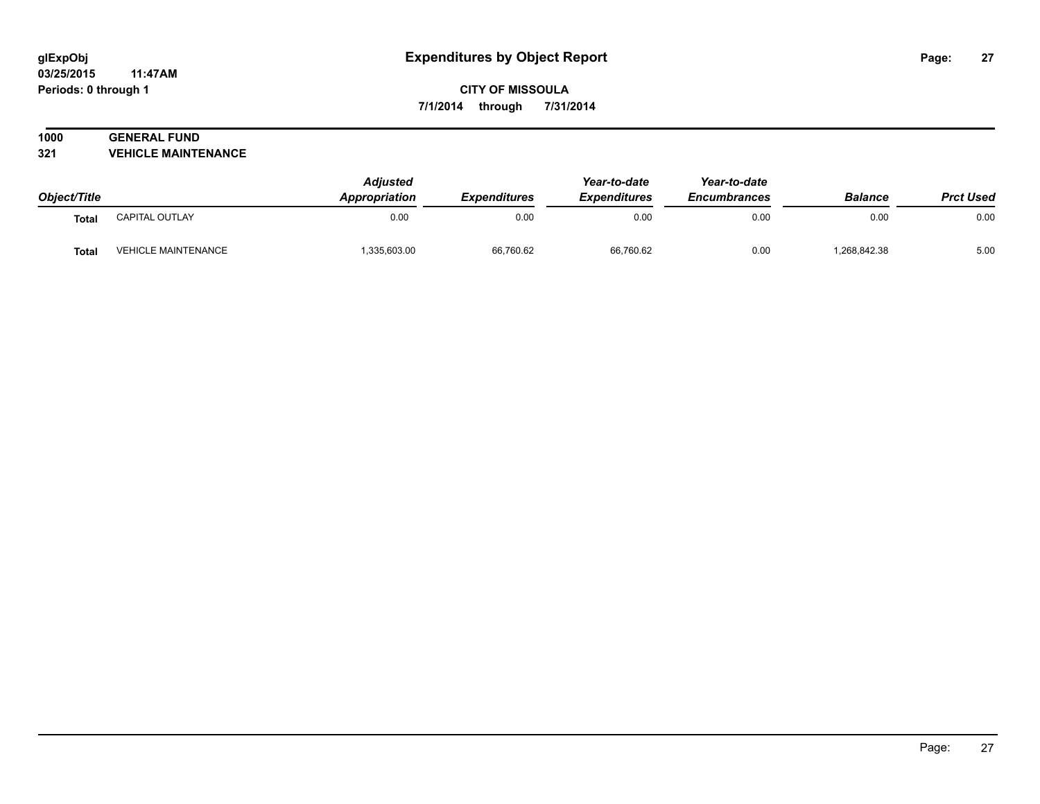# Expenditures by Object Report

glExpObj
03/25/2015 11:47AM
Periods: 0 through 1

**CITY OF MISSOULA**
**7/1/2014 through 7/31/2014**

## 1000 GENERAL FUND
## 321 VEHICLE MAINTENANCE

| Object/Title | | Adjusted Appropriation | Expenditures | Year-to-date Expenditures | Year-to-date Encumbrances | Balance | Prct Used |
|---|---|---|---|---|---|---|---|
| **Total** | CAPITAL OUTLAY | 0.00 | 0.00 | 0.00 | 0.00 | 0.00 | 0.00 |
| **Total** | VEHICLE MAINTENANCE | 1,335,603.00 | 66,760.62 | 66,760.62 | 0.00 | 1,268,842.38 | 5.00 |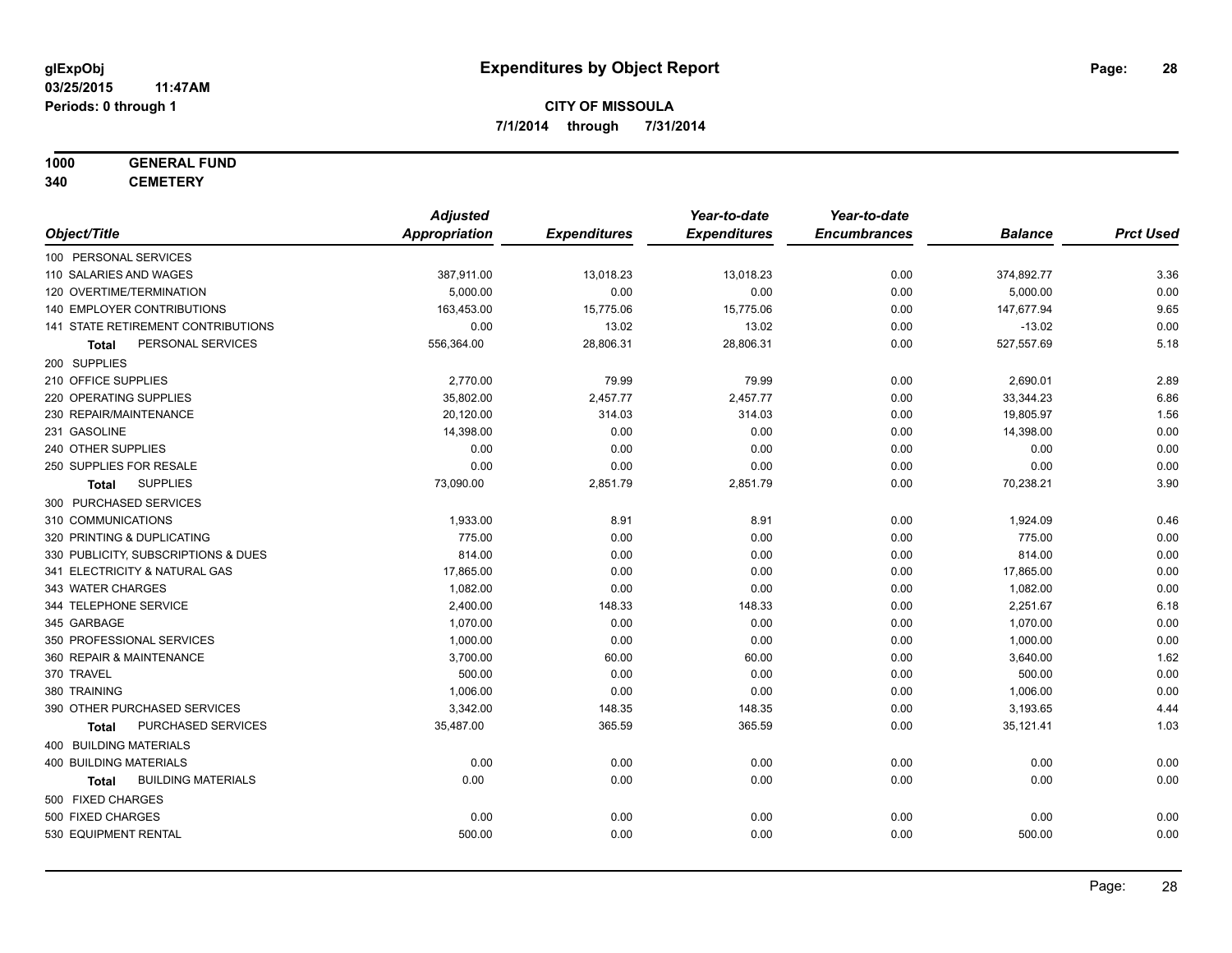# Expenditures by Object Report

glExpObj
03/25/2015 11:47AM
Periods: 0 through 1

**CITY OF MISSOULA**
**7/1/2014 through 7/31/2014**

**1000 GENERAL FUND**
**340 CEMETERY**

| Object/Title | Adjusted Appropriation | Expenditures | Year-to-date Expenditures | Year-to-date Encumbrances | Balance | Prct Used |
|---|---|---|---|---|---|---|
| 100 PERSONAL SERVICES | | | | | | |
| 110 SALARIES AND WAGES | 387,911.00 | 13,018.23 | 13,018.23 | 0.00 | 374,892.77 | 3.36 |
| 120 OVERTIME/TERMINATION | 5,000.00 | 0.00 | 0.00 | 0.00 | 5,000.00 | 0.00 |
| 140 EMPLOYER CONTRIBUTIONS | 163,453.00 | 15,775.06 | 15,775.06 | 0.00 | 147,677.94 | 9.65 |
| 141 STATE RETIREMENT CONTRIBUTIONS | 0.00 | 13.02 | 13.02 | 0.00 | -13.02 | 0.00 |
| **Total** PERSONAL SERVICES | 556,364.00 | 28,806.31 | 28,806.31 | 0.00 | 527,557.69 | 5.18 |
| 200 SUPPLIES | | | | | | |
| 210 OFFICE SUPPLIES | 2,770.00 | 79.99 | 79.99 | 0.00 | 2,690.01 | 2.89 |
| 220 OPERATING SUPPLIES | 35,802.00 | 2,457.77 | 2,457.77 | 0.00 | 33,344.23 | 6.86 |
| 230 REPAIR/MAINTENANCE | 20,120.00 | 314.03 | 314.03 | 0.00 | 19,805.97 | 1.56 |
| 231 GASOLINE | 14,398.00 | 0.00 | 0.00 | 0.00 | 14,398.00 | 0.00 |
| 240 OTHER SUPPLIES | 0.00 | 0.00 | 0.00 | 0.00 | 0.00 | 0.00 |
| 250 SUPPLIES FOR RESALE | 0.00 | 0.00 | 0.00 | 0.00 | 0.00 | 0.00 |
| **Total** SUPPLIES | 73,090.00 | 2,851.79 | 2,851.79 | 0.00 | 70,238.21 | 3.90 |
| 300 PURCHASED SERVICES | | | | | | |
| 310 COMMUNICATIONS | 1,933.00 | 8.91 | 8.91 | 0.00 | 1,924.09 | 0.46 |
| 320 PRINTING & DUPLICATING | 775.00 | 0.00 | 0.00 | 0.00 | 775.00 | 0.00 |
| 330 PUBLICITY, SUBSCRIPTIONS & DUES | 814.00 | 0.00 | 0.00 | 0.00 | 814.00 | 0.00 |
| 341 ELECTRICITY & NATURAL GAS | 17,865.00 | 0.00 | 0.00 | 0.00 | 17,865.00 | 0.00 |
| 343 WATER CHARGES | 1,082.00 | 0.00 | 0.00 | 0.00 | 1,082.00 | 0.00 |
| 344 TELEPHONE SERVICE | 2,400.00 | 148.33 | 148.33 | 0.00 | 2,251.67 | 6.18 |
| 345 GARBAGE | 1,070.00 | 0.00 | 0.00 | 0.00 | 1,070.00 | 0.00 |
| 350 PROFESSIONAL SERVICES | 1,000.00 | 0.00 | 0.00 | 0.00 | 1,000.00 | 0.00 |
| 360 REPAIR & MAINTENANCE | 3,700.00 | 60.00 | 60.00 | 0.00 | 3,640.00 | 1.62 |
| 370 TRAVEL | 500.00 | 0.00 | 0.00 | 0.00 | 500.00 | 0.00 |
| 380 TRAINING | 1,006.00 | 0.00 | 0.00 | 0.00 | 1,006.00 | 0.00 |
| 390 OTHER PURCHASED SERVICES | 3,342.00 | 148.35 | 148.35 | 0.00 | 3,193.65 | 4.44 |
| **Total** PURCHASED SERVICES | 35,487.00 | 365.59 | 365.59 | 0.00 | 35,121.41 | 1.03 |
| 400 BUILDING MATERIALS | | | | | | |
| 400 BUILDING MATERIALS | 0.00 | 0.00 | 0.00 | 0.00 | 0.00 | 0.00 |
| **Total** BUILDING MATERIALS | 0.00 | 0.00 | 0.00 | 0.00 | 0.00 | 0.00 |
| 500 FIXED CHARGES | | | | | | |
| 500 FIXED CHARGES | 0.00 | 0.00 | 0.00 | 0.00 | 0.00 | 0.00 |
| 530 EQUIPMENT RENTAL | 500.00 | 0.00 | 0.00 | 0.00 | 500.00 | 0.00 |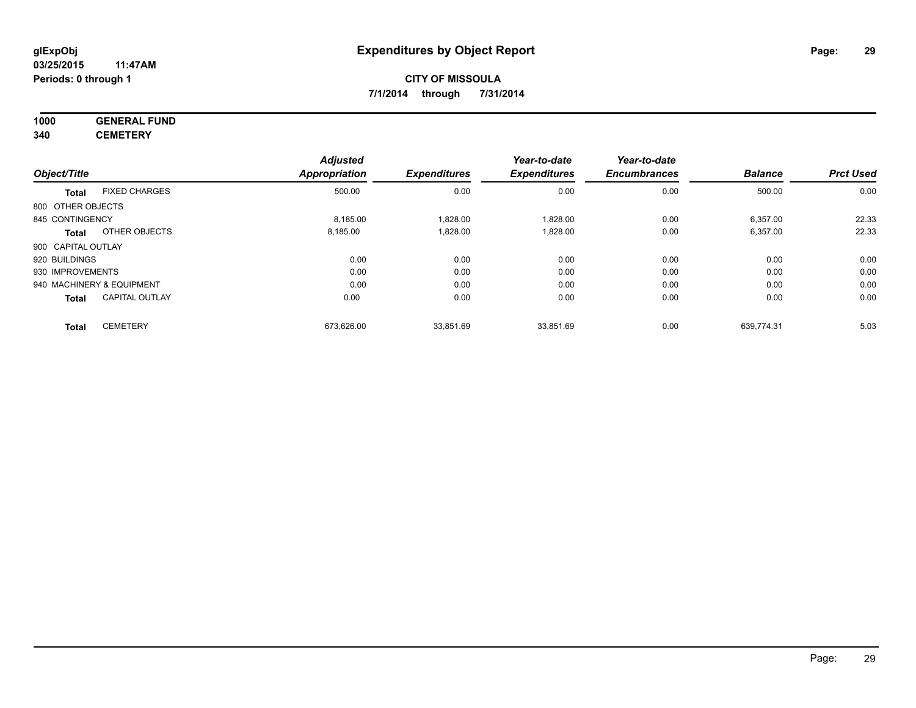# Expenditures by Object Report

glExpObj
03/25/2015 11:47AM
Periods: 0 through 1

**CITY OF MISSOULA**
**7/1/2014 through 7/31/2014**

**1000 GENERAL FUND**
**340 CEMETERY**

| Object/Title | | Adjusted Appropriation | Expenditures | Year-to-date Expenditures | Year-to-date Encumbrances | Balance | Prct Used |
|---|---|---|---|---|---|---|---|
| **Total** | FIXED CHARGES | 500.00 | 0.00 | 0.00 | 0.00 | 500.00 | 0.00 |
| 800 OTHER OBJECTS | | | | | | | |
| 845 CONTINGENCY | | 8,185.00 | 1,828.00 | 1,828.00 | 0.00 | 6,357.00 | 22.33 |
| **Total** | OTHER OBJECTS | 8,185.00 | 1,828.00 | 1,828.00 | 0.00 | 6,357.00 | 22.33 |
| 900 CAPITAL OUTLAY | | | | | | | |
| 920 BUILDINGS | | 0.00 | 0.00 | 0.00 | 0.00 | 0.00 | 0.00 |
| 930 IMPROVEMENTS | | 0.00 | 0.00 | 0.00 | 0.00 | 0.00 | 0.00 |
| 940 MACHINERY & EQUIPMENT | | 0.00 | 0.00 | 0.00 | 0.00 | 0.00 | 0.00 |
| **Total** | CAPITAL OUTLAY | 0.00 | 0.00 | 0.00 | 0.00 | 0.00 | 0.00 |
| **Total** | CEMETERY | 673,626.00 | 33,851.69 | 33,851.69 | 0.00 | 639,774.31 | 5.03 |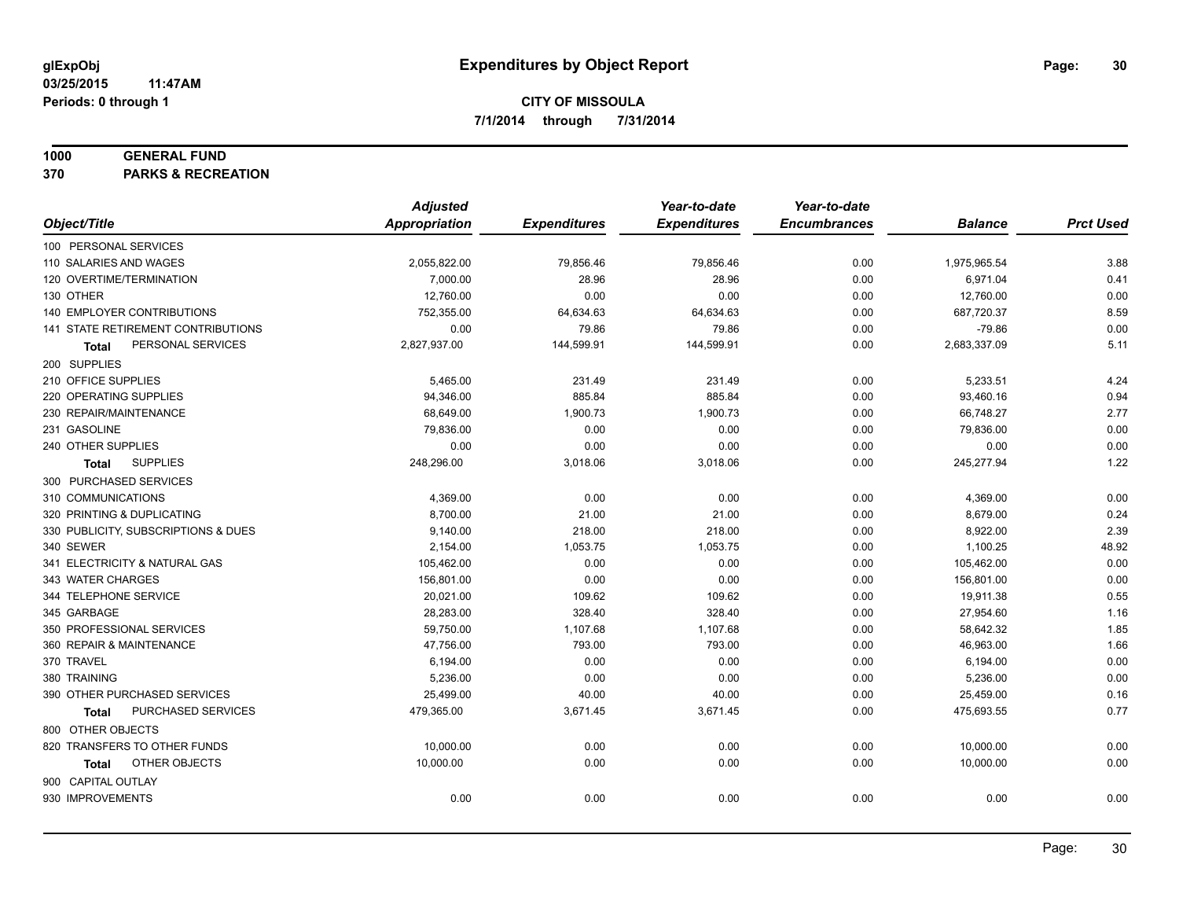**glExpObj** 03/25/2015 11:47AM
**Periods: 0 through 1**

# Expenditures by Object Report

**CITY OF MISSOULA**
**7/1/2014 through 7/31/2014**

**1000 GENERAL FUND**
**370 PARKS & RECREATION**

| Object/Title | Adjusted Appropriation | Expenditures | Year-to-date Expenditures | Year-to-date Encumbrances | Balance | Prct Used |
|---|---|---|---|---|---|---|
| 100 PERSONAL SERVICES | | | | | | |
| 110 SALARIES AND WAGES | 2,055,822.00 | 79,856.46 | 79,856.46 | 0.00 | 1,975,965.54 | 3.88 |
| 120 OVERTIME/TERMINATION | 7,000.00 | 28.96 | 28.96 | 0.00 | 6,971.04 | 0.41 |
| 130 OTHER | 12,760.00 | 0.00 | 0.00 | 0.00 | 12,760.00 | 0.00 |
| 140 EMPLOYER CONTRIBUTIONS | 752,355.00 | 64,634.63 | 64,634.63 | 0.00 | 687,720.37 | 8.59 |
| 141 STATE RETIREMENT CONTRIBUTIONS | 0.00 | 79.86 | 79.86 | 0.00 | -79.86 | 0.00 |
| **Total** PERSONAL SERVICES | 2,827,937.00 | 144,599.91 | 144,599.91 | 0.00 | 2,683,337.09 | 5.11 |
| 200 SUPPLIES | | | | | | |
| 210 OFFICE SUPPLIES | 5,465.00 | 231.49 | 231.49 | 0.00 | 5,233.51 | 4.24 |
| 220 OPERATING SUPPLIES | 94,346.00 | 885.84 | 885.84 | 0.00 | 93,460.16 | 0.94 |
| 230 REPAIR/MAINTENANCE | 68,649.00 | 1,900.73 | 1,900.73 | 0.00 | 66,748.27 | 2.77 |
| 231 GASOLINE | 79,836.00 | 0.00 | 0.00 | 0.00 | 79,836.00 | 0.00 |
| 240 OTHER SUPPLIES | 0.00 | 0.00 | 0.00 | 0.00 | 0.00 | 0.00 |
| **Total** SUPPLIES | 248,296.00 | 3,018.06 | 3,018.06 | 0.00 | 245,277.94 | 1.22 |
| 300 PURCHASED SERVICES | | | | | | |
| 310 COMMUNICATIONS | 4,369.00 | 0.00 | 0.00 | 0.00 | 4,369.00 | 0.00 |
| 320 PRINTING & DUPLICATING | 8,700.00 | 21.00 | 21.00 | 0.00 | 8,679.00 | 0.24 |
| 330 PUBLICITY, SUBSCRIPTIONS & DUES | 9,140.00 | 218.00 | 218.00 | 0.00 | 8,922.00 | 2.39 |
| 340 SEWER | 2,154.00 | 1,053.75 | 1,053.75 | 0.00 | 1,100.25 | 48.92 |
| 341 ELECTRICITY & NATURAL GAS | 105,462.00 | 0.00 | 0.00 | 0.00 | 105,462.00 | 0.00 |
| 343 WATER CHARGES | 156,801.00 | 0.00 | 0.00 | 0.00 | 156,801.00 | 0.00 |
| 344 TELEPHONE SERVICE | 20,021.00 | 109.62 | 109.62 | 0.00 | 19,911.38 | 0.55 |
| 345 GARBAGE | 28,283.00 | 328.40 | 328.40 | 0.00 | 27,954.60 | 1.16 |
| 350 PROFESSIONAL SERVICES | 59,750.00 | 1,107.68 | 1,107.68 | 0.00 | 58,642.32 | 1.85 |
| 360 REPAIR & MAINTENANCE | 47,756.00 | 793.00 | 793.00 | 0.00 | 46,963.00 | 1.66 |
| 370 TRAVEL | 6,194.00 | 0.00 | 0.00 | 0.00 | 6,194.00 | 0.00 |
| 380 TRAINING | 5,236.00 | 0.00 | 0.00 | 0.00 | 5,236.00 | 0.00 |
| 390 OTHER PURCHASED SERVICES | 25,499.00 | 40.00 | 40.00 | 0.00 | 25,459.00 | 0.16 |
| **Total** PURCHASED SERVICES | 479,365.00 | 3,671.45 | 3,671.45 | 0.00 | 475,693.55 | 0.77 |
| 800 OTHER OBJECTS | | | | | | |
| 820 TRANSFERS TO OTHER FUNDS | 10,000.00 | 0.00 | 0.00 | 0.00 | 10,000.00 | 0.00 |
| **Total** OTHER OBJECTS | 10,000.00 | 0.00 | 0.00 | 0.00 | 10,000.00 | 0.00 |
| 900 CAPITAL OUTLAY | | | | | | |
| 930 IMPROVEMENTS | 0.00 | 0.00 | 0.00 | 0.00 | 0.00 | 0.00 |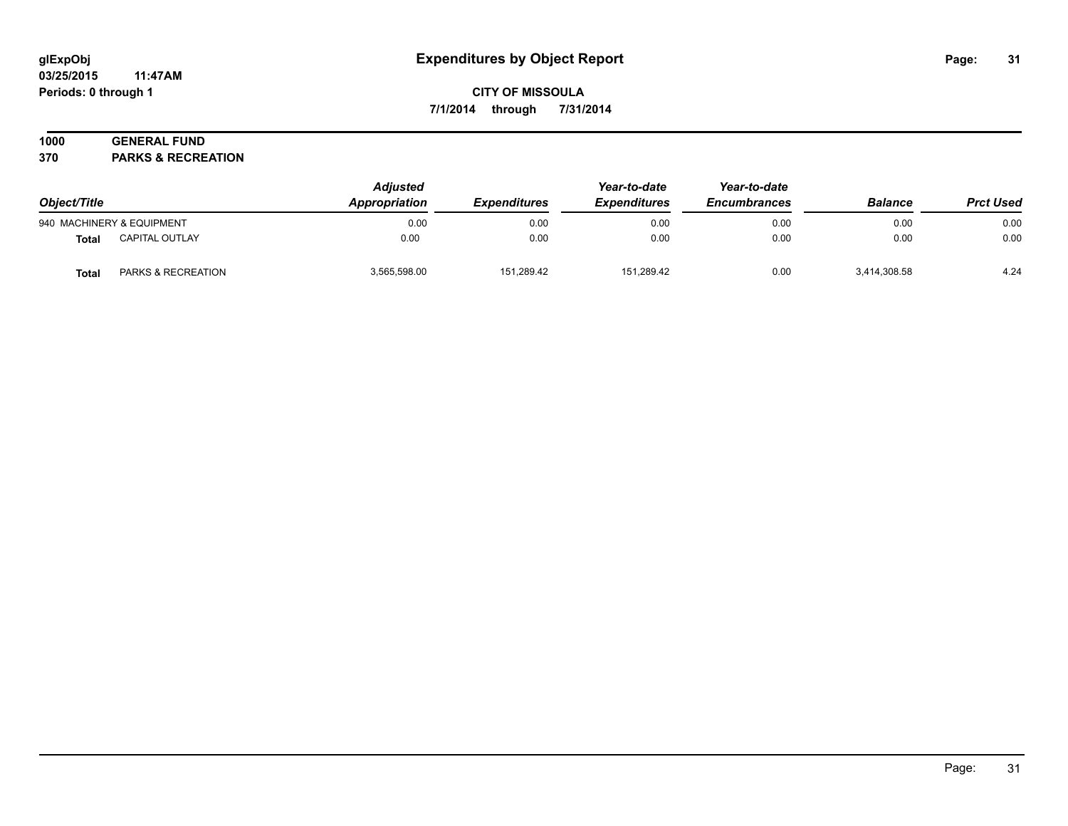# Expenditures by Object Report

glExpObj
03/25/2015 11:47AM
Periods: 0 through 1

**CITY OF MISSOULA**
**7/1/2014 through 7/31/2014**

**1000 GENERAL FUND**
**370 PARKS & RECREATION**

| Object/Title | | Adjusted Appropriation | Expenditures | Year-to-date Expenditures | Year-to-date Encumbrances | Balance | Prct Used |
|---|---|---|---|---|---|---|---|
| 940 MACHINERY & EQUIPMENT | | 0.00 | 0.00 | 0.00 | 0.00 | 0.00 | 0.00 |
| **Total** | CAPITAL OUTLAY | 0.00 | 0.00 | 0.00 | 0.00 | 0.00 | 0.00 |
| **Total** | PARKS & RECREATION | 3,565,598.00 | 151,289.42 | 151,289.42 | 0.00 | 3,414,308.58 | 4.24 |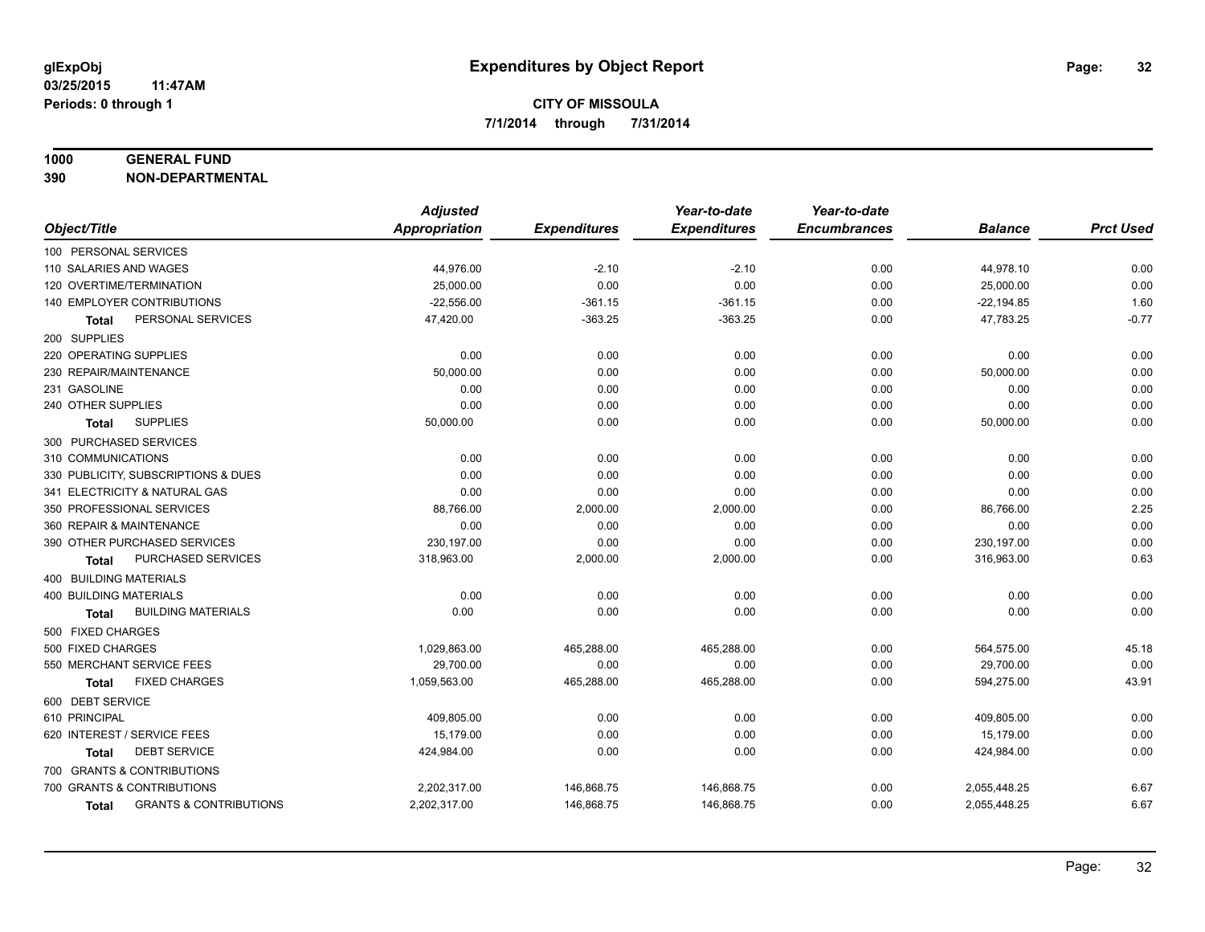**glExpObj**
**03/25/2015 11:47AM**
**Periods: 0 through 1**

# Expenditures by Object Report

**CITY OF MISSOULA**
**7/1/2014 through 7/31/2014**

**1000 GENERAL FUND**
**390 NON-DEPARTMENTAL**

| Object/Title | Adjusted Appropriation | Expenditures | Year-to-date Expenditures | Year-to-date Encumbrances | Balance | Prct Used |
|---|---|---|---|---|---|---|
| 100 PERSONAL SERVICES | | | | | | |
| 110 SALARIES AND WAGES | 44,976.00 | -2.10 | -2.10 | 0.00 | 44,978.10 | 0.00 |
| 120 OVERTIME/TERMINATION | 25,000.00 | 0.00 | 0.00 | 0.00 | 25,000.00 | 0.00 |
| 140 EMPLOYER CONTRIBUTIONS | -22,556.00 | -361.15 | -361.15 | 0.00 | -22,194.85 | 1.60 |
| **Total** PERSONAL SERVICES | 47,420.00 | -363.25 | -363.25 | 0.00 | 47,783.25 | -0.77 |
| 200 SUPPLIES | | | | | | |
| 220 OPERATING SUPPLIES | 0.00 | 0.00 | 0.00 | 0.00 | 0.00 | 0.00 |
| 230 REPAIR/MAINTENANCE | 50,000.00 | 0.00 | 0.00 | 0.00 | 50,000.00 | 0.00 |
| 231 GASOLINE | 0.00 | 0.00 | 0.00 | 0.00 | 0.00 | 0.00 |
| 240 OTHER SUPPLIES | 0.00 | 0.00 | 0.00 | 0.00 | 0.00 | 0.00 |
| **Total** SUPPLIES | 50,000.00 | 0.00 | 0.00 | 0.00 | 50,000.00 | 0.00 |
| 300 PURCHASED SERVICES | | | | | | |
| 310 COMMUNICATIONS | 0.00 | 0.00 | 0.00 | 0.00 | 0.00 | 0.00 |
| 330 PUBLICITY, SUBSCRIPTIONS & DUES | 0.00 | 0.00 | 0.00 | 0.00 | 0.00 | 0.00 |
| 341 ELECTRICITY & NATURAL GAS | 0.00 | 0.00 | 0.00 | 0.00 | 0.00 | 0.00 |
| 350 PROFESSIONAL SERVICES | 88,766.00 | 2,000.00 | 2,000.00 | 0.00 | 86,766.00 | 2.25 |
| 360 REPAIR & MAINTENANCE | 0.00 | 0.00 | 0.00 | 0.00 | 0.00 | 0.00 |
| 390 OTHER PURCHASED SERVICES | 230,197.00 | 0.00 | 0.00 | 0.00 | 230,197.00 | 0.00 |
| **Total** PURCHASED SERVICES | 318,963.00 | 2,000.00 | 2,000.00 | 0.00 | 316,963.00 | 0.63 |
| 400 BUILDING MATERIALS | | | | | | |
| 400 BUILDING MATERIALS | 0.00 | 0.00 | 0.00 | 0.00 | 0.00 | 0.00 |
| **Total** BUILDING MATERIALS | 0.00 | 0.00 | 0.00 | 0.00 | 0.00 | 0.00 |
| 500 FIXED CHARGES | | | | | | |
| 500 FIXED CHARGES | 1,029,863.00 | 465,288.00 | 465,288.00 | 0.00 | 564,575.00 | 45.18 |
| 550 MERCHANT SERVICE FEES | 29,700.00 | 0.00 | 0.00 | 0.00 | 29,700.00 | 0.00 |
| **Total** FIXED CHARGES | 1,059,563.00 | 465,288.00 | 465,288.00 | 0.00 | 594,275.00 | 43.91 |
| 600 DEBT SERVICE | | | | | | |
| 610 PRINCIPAL | 409,805.00 | 0.00 | 0.00 | 0.00 | 409,805.00 | 0.00 |
| 620 INTEREST / SERVICE FEES | 15,179.00 | 0.00 | 0.00 | 0.00 | 15,179.00 | 0.00 |
| **Total** DEBT SERVICE | 424,984.00 | 0.00 | 0.00 | 0.00 | 424,984.00 | 0.00 |
| 700 GRANTS & CONTRIBUTIONS | | | | | | |
| 700 GRANTS & CONTRIBUTIONS | 2,202,317.00 | 146,868.75 | 146,868.75 | 0.00 | 2,055,448.25 | 6.67 |
| **Total** GRANTS & CONTRIBUTIONS | 2,202,317.00 | 146,868.75 | 146,868.75 | 0.00 | 2,055,448.25 | 6.67 |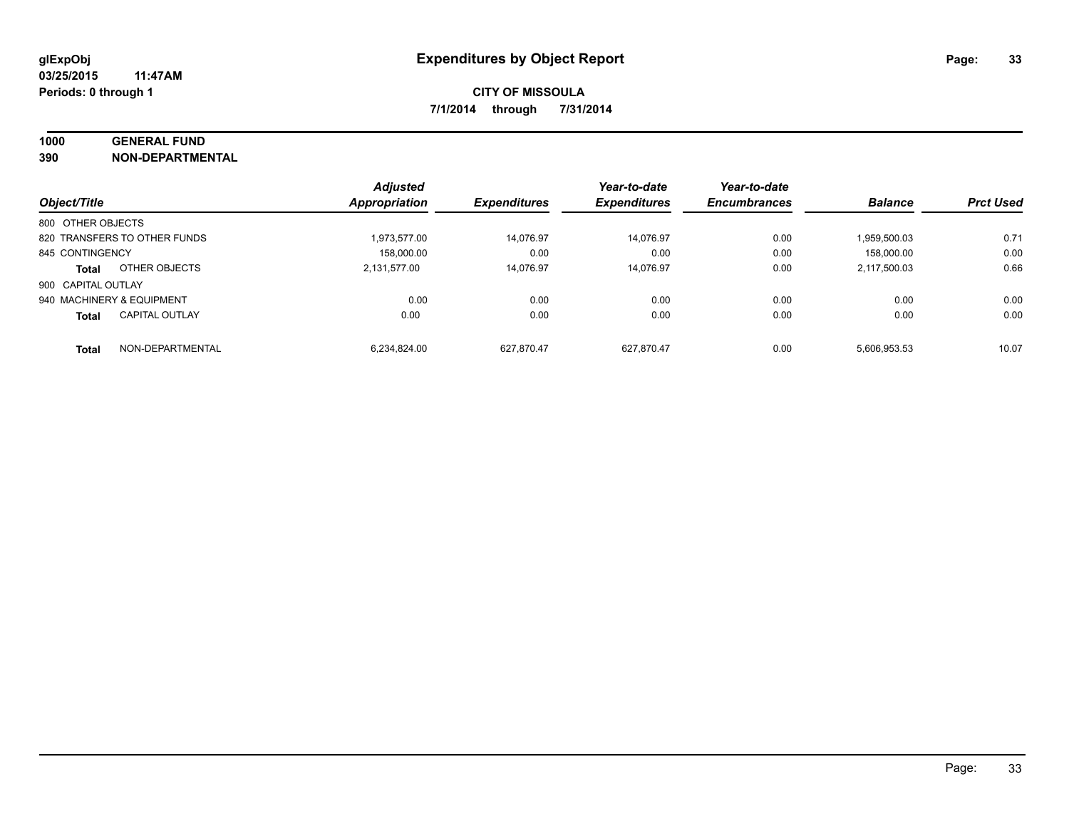glExpObj
03/25/2015 11:47AM
Periods: 0 through 1

# Expenditures by Object Report

**CITY OF MISSOULA**

**7/1/2014 through 7/31/2014**

**1000 GENERAL FUND**

**390 NON-DEPARTMENTAL**

| Object/Title | | Adjusted Appropriation | Expenditures | Year-to-date Expenditures | Year-to-date Encumbrances | Balance | Prct Used |
|---|---|---|---|---|---|---|---|
| 800 OTHER OBJECTS | | | | | | | |
| 820 TRANSFERS TO OTHER FUNDS | | 1,973,577.00 | 14,076.97 | 14,076.97 | 0.00 | 1,959,500.03 | 0.71 |
| 845 CONTINGENCY | | 158,000.00 | 0.00 | 0.00 | 0.00 | 158,000.00 | 0.00 |
| **Total** | OTHER OBJECTS | 2,131,577.00 | 14,076.97 | 14,076.97 | 0.00 | 2,117,500.03 | 0.66 |
| 900 CAPITAL OUTLAY | | | | | | | |
| 940 MACHINERY & EQUIPMENT | | 0.00 | 0.00 | 0.00 | 0.00 | 0.00 | 0.00 |
| **Total** | CAPITAL OUTLAY | 0.00 | 0.00 | 0.00 | 0.00 | 0.00 | 0.00 |
| **Total** | NON-DEPARTMENTAL | 6,234,824.00 | 627,870.47 | 627,870.47 | 0.00 | 5,606,953.53 | 10.07 |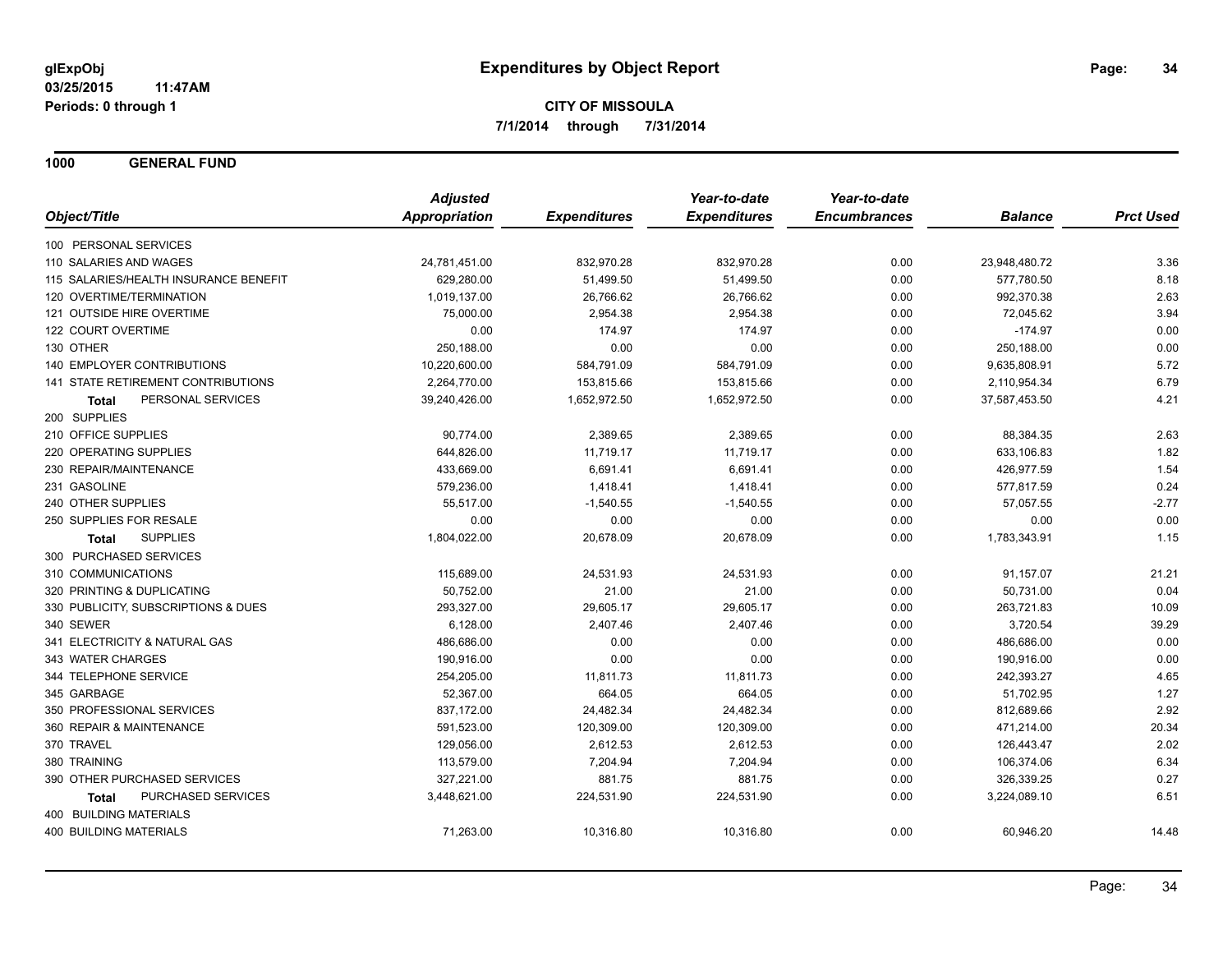glExpObj
03/25/2015 11:47AM
Periods: 0 through 1

# Expenditures by Object Report

**CITY OF MISSOULA**
**7/1/2014 through 7/31/2014**

## 1000 GENERAL FUND

| Object/Title | Adjusted Appropriation | Expenditures | Year-to-date Expenditures | Year-to-date Encumbrances | Balance | Prct Used |
|---|---|---|---|---|---|---|
| 100 PERSONAL SERVICES | | | | | | |
| 110 SALARIES AND WAGES | 24,781,451.00 | 832,970.28 | 832,970.28 | 0.00 | 23,948,480.72 | 3.36 |
| 115 SALARIES/HEALTH INSURANCE BENEFIT | 629,280.00 | 51,499.50 | 51,499.50 | 0.00 | 577,780.50 | 8.18 |
| 120 OVERTIME/TERMINATION | 1,019,137.00 | 26,766.62 | 26,766.62 | 0.00 | 992,370.38 | 2.63 |
| 121 OUTSIDE HIRE OVERTIME | 75,000.00 | 2,954.38 | 2,954.38 | 0.00 | 72,045.62 | 3.94 |
| 122 COURT OVERTIME | 0.00 | 174.97 | 174.97 | 0.00 | -174.97 | 0.00 |
| 130 OTHER | 250,188.00 | 0.00 | 0.00 | 0.00 | 250,188.00 | 0.00 |
| 140 EMPLOYER CONTRIBUTIONS | 10,220,600.00 | 584,791.09 | 584,791.09 | 0.00 | 9,635,808.91 | 5.72 |
| 141 STATE RETIREMENT CONTRIBUTIONS | 2,264,770.00 | 153,815.66 | 153,815.66 | 0.00 | 2,110,954.34 | 6.79 |
| **Total** PERSONAL SERVICES | 39,240,426.00 | 1,652,972.50 | 1,652,972.50 | 0.00 | 37,587,453.50 | 4.21 |
| 200 SUPPLIES | | | | | | |
| 210 OFFICE SUPPLIES | 90,774.00 | 2,389.65 | 2,389.65 | 0.00 | 88,384.35 | 2.63 |
| 220 OPERATING SUPPLIES | 644,826.00 | 11,719.17 | 11,719.17 | 0.00 | 633,106.83 | 1.82 |
| 230 REPAIR/MAINTENANCE | 433,669.00 | 6,691.41 | 6,691.41 | 0.00 | 426,977.59 | 1.54 |
| 231 GASOLINE | 579,236.00 | 1,418.41 | 1,418.41 | 0.00 | 577,817.59 | 0.24 |
| 240 OTHER SUPPLIES | 55,517.00 | -1,540.55 | -1,540.55 | 0.00 | 57,057.55 | -2.77 |
| 250 SUPPLIES FOR RESALE | 0.00 | 0.00 | 0.00 | 0.00 | 0.00 | 0.00 |
| **Total** SUPPLIES | 1,804,022.00 | 20,678.09 | 20,678.09 | 0.00 | 1,783,343.91 | 1.15 |
| 300 PURCHASED SERVICES | | | | | | |
| 310 COMMUNICATIONS | 115,689.00 | 24,531.93 | 24,531.93 | 0.00 | 91,157.07 | 21.21 |
| 320 PRINTING & DUPLICATING | 50,752.00 | 21.00 | 21.00 | 0.00 | 50,731.00 | 0.04 |
| 330 PUBLICITY, SUBSCRIPTIONS & DUES | 293,327.00 | 29,605.17 | 29,605.17 | 0.00 | 263,721.83 | 10.09 |
| 340 SEWER | 6,128.00 | 2,407.46 | 2,407.46 | 0.00 | 3,720.54 | 39.29 |
| 341 ELECTRICITY & NATURAL GAS | 486,686.00 | 0.00 | 0.00 | 0.00 | 486,686.00 | 0.00 |
| 343 WATER CHARGES | 190,916.00 | 0.00 | 0.00 | 0.00 | 190,916.00 | 0.00 |
| 344 TELEPHONE SERVICE | 254,205.00 | 11,811.73 | 11,811.73 | 0.00 | 242,393.27 | 4.65 |
| 345 GARBAGE | 52,367.00 | 664.05 | 664.05 | 0.00 | 51,702.95 | 1.27 |
| 350 PROFESSIONAL SERVICES | 837,172.00 | 24,482.34 | 24,482.34 | 0.00 | 812,689.66 | 2.92 |
| 360 REPAIR & MAINTENANCE | 591,523.00 | 120,309.00 | 120,309.00 | 0.00 | 471,214.00 | 20.34 |
| 370 TRAVEL | 129,056.00 | 2,612.53 | 2,612.53 | 0.00 | 126,443.47 | 2.02 |
| 380 TRAINING | 113,579.00 | 7,204.94 | 7,204.94 | 0.00 | 106,374.06 | 6.34 |
| 390 OTHER PURCHASED SERVICES | 327,221.00 | 881.75 | 881.75 | 0.00 | 326,339.25 | 0.27 |
| **Total** PURCHASED SERVICES | 3,448,621.00 | 224,531.90 | 224,531.90 | 0.00 | 3,224,089.10 | 6.51 |
| 400 BUILDING MATERIALS | | | | | | |
| 400 BUILDING MATERIALS | 71,263.00 | 10,316.80 | 10,316.80 | 0.00 | 60,946.20 | 14.48 |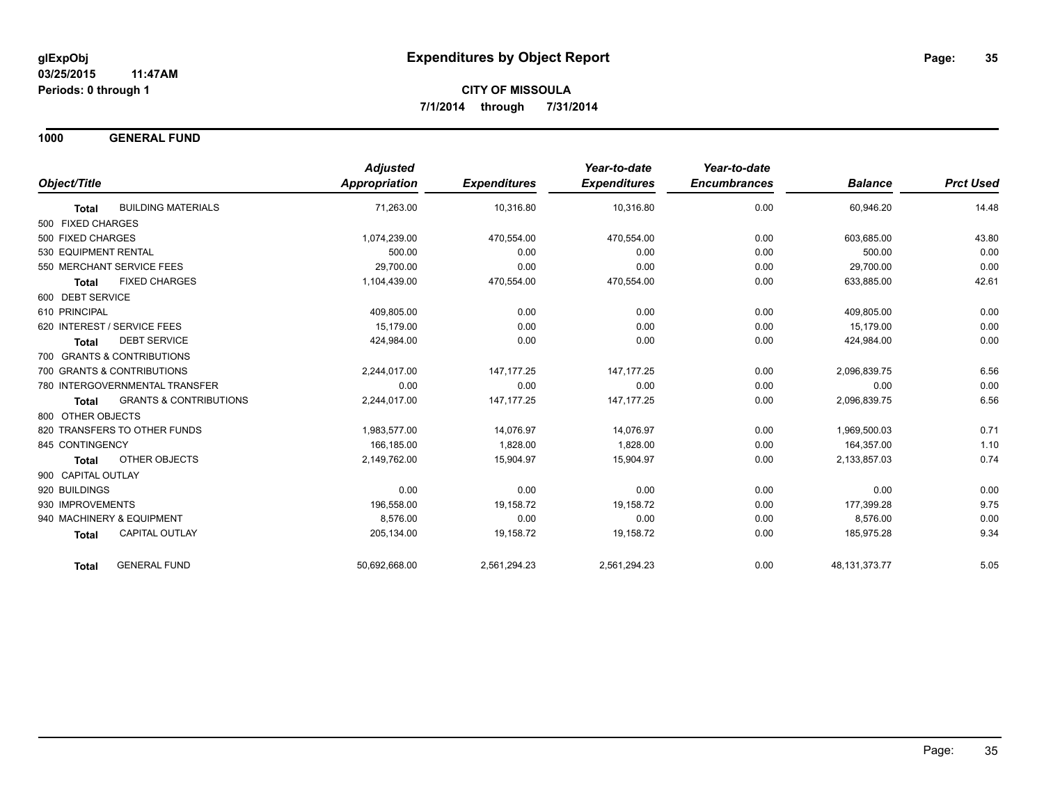# Expenditures by Object Report

glExpObj
03/25/2015 11:47AM
Periods: 0 through 1

**CITY OF MISSOULA**
**7/1/2014 through 7/31/2014**

## 1000 GENERAL FUND

| Object/Title | Adjusted Appropriation | Expenditures | Year-to-date Expenditures | Year-to-date Encumbrances | Balance | Prct Used |
|---|---|---|---|---|---|---|
| **Total** BUILDING MATERIALS | 71,263.00 | 10,316.80 | 10,316.80 | 0.00 | 60,946.20 | 14.48 |
| 500 FIXED CHARGES | | | | | | |
| 500 FIXED CHARGES | 1,074,239.00 | 470,554.00 | 470,554.00 | 0.00 | 603,685.00 | 43.80 |
| 530 EQUIPMENT RENTAL | 500.00 | 0.00 | 0.00 | 0.00 | 500.00 | 0.00 |
| 550 MERCHANT SERVICE FEES | 29,700.00 | 0.00 | 0.00 | 0.00 | 29,700.00 | 0.00 |
| **Total** FIXED CHARGES | 1,104,439.00 | 470,554.00 | 470,554.00 | 0.00 | 633,885.00 | 42.61 |
| 600 DEBT SERVICE | | | | | | |
| 610 PRINCIPAL | 409,805.00 | 0.00 | 0.00 | 0.00 | 409,805.00 | 0.00 |
| 620 INTEREST / SERVICE FEES | 15,179.00 | 0.00 | 0.00 | 0.00 | 15,179.00 | 0.00 |
| **Total** DEBT SERVICE | 424,984.00 | 0.00 | 0.00 | 0.00 | 424,984.00 | 0.00 |
| 700 GRANTS & CONTRIBUTIONS | | | | | | |
| 700 GRANTS & CONTRIBUTIONS | 2,244,017.00 | 147,177.25 | 147,177.25 | 0.00 | 2,096,839.75 | 6.56 |
| 780 INTERGOVERNMENTAL TRANSFER | 0.00 | 0.00 | 0.00 | 0.00 | 0.00 | 0.00 |
| **Total** GRANTS & CONTRIBUTIONS | 2,244,017.00 | 147,177.25 | 147,177.25 | 0.00 | 2,096,839.75 | 6.56 |
| 800 OTHER OBJECTS | | | | | | |
| 820 TRANSFERS TO OTHER FUNDS | 1,983,577.00 | 14,076.97 | 14,076.97 | 0.00 | 1,969,500.03 | 0.71 |
| 845 CONTINGENCY | 166,185.00 | 1,828.00 | 1,828.00 | 0.00 | 164,357.00 | 1.10 |
| **Total** OTHER OBJECTS | 2,149,762.00 | 15,904.97 | 15,904.97 | 0.00 | 2,133,857.03 | 0.74 |
| 900 CAPITAL OUTLAY | | | | | | |
| 920 BUILDINGS | 0.00 | 0.00 | 0.00 | 0.00 | 0.00 | 0.00 |
| 930 IMPROVEMENTS | 196,558.00 | 19,158.72 | 19,158.72 | 0.00 | 177,399.28 | 9.75 |
| 940 MACHINERY & EQUIPMENT | 8,576.00 | 0.00 | 0.00 | 0.00 | 8,576.00 | 0.00 |
| **Total** CAPITAL OUTLAY | 205,134.00 | 19,158.72 | 19,158.72 | 0.00 | 185,975.28 | 9.34 |
| **Total** GENERAL FUND | 50,692,668.00 | 2,561,294.23 | 2,561,294.23 | 0.00 | 48,131,373.77 | 5.05 |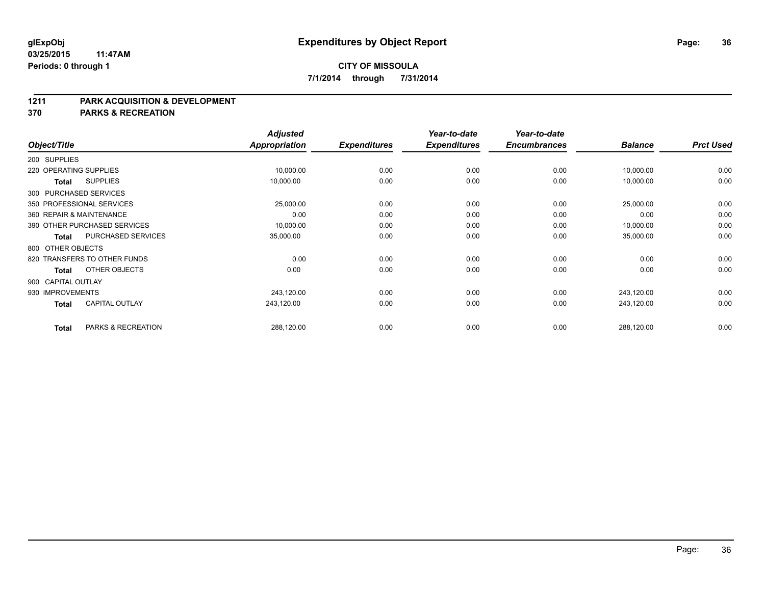**glExpObj**
**03/25/2015 11:47AM**
**Periods: 0 through 1**

# Expenditures by Object Report

**CITY OF MISSOULA**
**7/1/2014 through 7/31/2014**

## 1211 PARK ACQUISITION & DEVELOPMENT
## 370 PARKS & RECREATION

| Object/Title | Adjusted Appropriation | Expenditures | Year-to-date Expenditures | Year-to-date Encumbrances | Balance | Prct Used |
|---|---|---|---|---|---|---|
| 200 SUPPLIES | | | | | | |
| 220 OPERATING SUPPLIES | 10,000.00 | 0.00 | 0.00 | 0.00 | 10,000.00 | 0.00 |
| **Total** SUPPLIES | 10,000.00 | 0.00 | 0.00 | 0.00 | 10,000.00 | 0.00 |
| 300 PURCHASED SERVICES | | | | | | |
| 350 PROFESSIONAL SERVICES | 25,000.00 | 0.00 | 0.00 | 0.00 | 25,000.00 | 0.00 |
| 360 REPAIR & MAINTENANCE | 0.00 | 0.00 | 0.00 | 0.00 | 0.00 | 0.00 |
| 390 OTHER PURCHASED SERVICES | 10,000.00 | 0.00 | 0.00 | 0.00 | 10,000.00 | 0.00 |
| **Total** PURCHASED SERVICES | 35,000.00 | 0.00 | 0.00 | 0.00 | 35,000.00 | 0.00 |
| 800 OTHER OBJECTS | | | | | | |
| 820 TRANSFERS TO OTHER FUNDS | 0.00 | 0.00 | 0.00 | 0.00 | 0.00 | 0.00 |
| **Total** OTHER OBJECTS | 0.00 | 0.00 | 0.00 | 0.00 | 0.00 | 0.00 |
| 900 CAPITAL OUTLAY | | | | | | |
| 930 IMPROVEMENTS | 243,120.00 | 0.00 | 0.00 | 0.00 | 243,120.00 | 0.00 |
| **Total** CAPITAL OUTLAY | 243,120.00 | 0.00 | 0.00 | 0.00 | 243,120.00 | 0.00 |
| **Total** PARKS & RECREATION | 288,120.00 | 0.00 | 0.00 | 0.00 | 288,120.00 | 0.00 |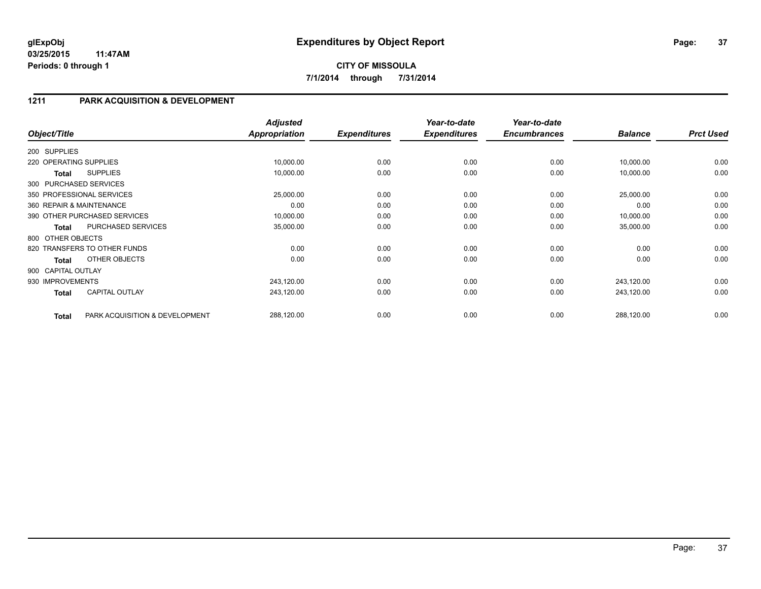**glExpObj**
**03/25/2015 11:47AM**
**Periods: 0 through 1**

# Expenditures by Object Report

**CITY OF MISSOULA**
**7/1/2014 through 7/31/2014**

## 1211 PARK ACQUISITION & DEVELOPMENT

| Object/Title | | Adjusted Appropriation | Expenditures | Year-to-date Expenditures | Year-to-date Encumbrances | Balance | Prct Used |
|---|---|---|---|---|---|---|---|
| 200 SUPPLIES | | | | | | | |
| 220 OPERATING SUPPLIES | | 10,000.00 | 0.00 | 0.00 | 0.00 | 10,000.00 | 0.00 |
| **Total** | SUPPLIES | 10,000.00 | 0.00 | 0.00 | 0.00 | 10,000.00 | 0.00 |
| 300 PURCHASED SERVICES | | | | | | | |
| 350 PROFESSIONAL SERVICES | | 25,000.00 | 0.00 | 0.00 | 0.00 | 25,000.00 | 0.00 |
| 360 REPAIR & MAINTENANCE | | 0.00 | 0.00 | 0.00 | 0.00 | 0.00 | 0.00 |
| 390 OTHER PURCHASED SERVICES | | 10,000.00 | 0.00 | 0.00 | 0.00 | 10,000.00 | 0.00 |
| **Total** | PURCHASED SERVICES | 35,000.00 | 0.00 | 0.00 | 0.00 | 35,000.00 | 0.00 |
| 800 OTHER OBJECTS | | | | | | | |
| 820 TRANSFERS TO OTHER FUNDS | | 0.00 | 0.00 | 0.00 | 0.00 | 0.00 | 0.00 |
| **Total** | OTHER OBJECTS | 0.00 | 0.00 | 0.00 | 0.00 | 0.00 | 0.00 |
| 900 CAPITAL OUTLAY | | | | | | | |
| 930 IMPROVEMENTS | | 243,120.00 | 0.00 | 0.00 | 0.00 | 243,120.00 | 0.00 |
| **Total** | CAPITAL OUTLAY | 243,120.00 | 0.00 | 0.00 | 0.00 | 243,120.00 | 0.00 |
| **Total** | PARK ACQUISITION & DEVELOPMENT | 288,120.00 | 0.00 | 0.00 | 0.00 | 288,120.00 | 0.00 |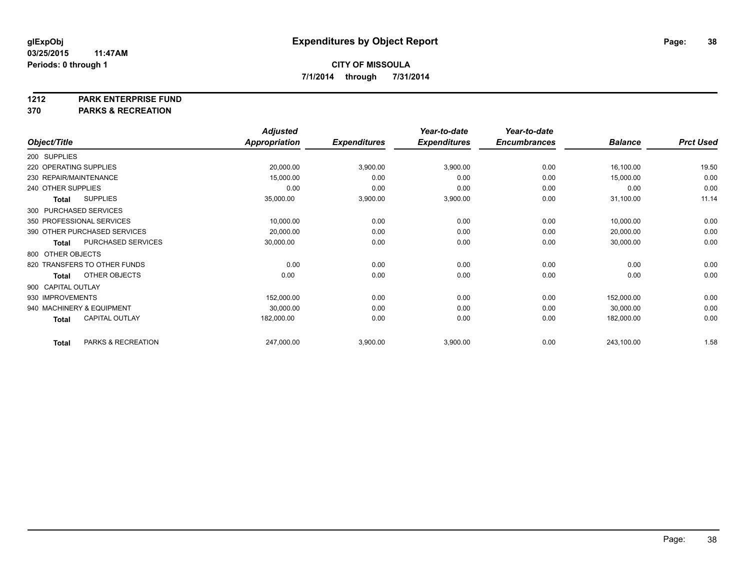**glExpObj**
**03/25/2015 11:47AM**
**Periods: 0 through 1**

# Expenditures by Object Report

**CITY OF MISSOULA**
**7/1/2014 through 7/31/2014**

## 1212 PARK ENTERPRISE FUND
## 370 PARKS & RECREATION

| Object/Title | Adjusted Appropriation | Expenditures | Year-to-date Expenditures | Year-to-date Encumbrances | Balance | Prct Used |
|---|---|---|---|---|---|---|
| 200 SUPPLIES | | | | | | |
| 220 OPERATING SUPPLIES | 20,000.00 | 3,900.00 | 3,900.00 | 0.00 | 16,100.00 | 19.50 |
| 230 REPAIR/MAINTENANCE | 15,000.00 | 0.00 | 0.00 | 0.00 | 15,000.00 | 0.00 |
| 240 OTHER SUPPLIES | 0.00 | 0.00 | 0.00 | 0.00 | 0.00 | 0.00 |
| **Total** SUPPLIES | 35,000.00 | 3,900.00 | 3,900.00 | 0.00 | 31,100.00 | 11.14 |
| 300 PURCHASED SERVICES | | | | | | |
| 350 PROFESSIONAL SERVICES | 10,000.00 | 0.00 | 0.00 | 0.00 | 10,000.00 | 0.00 |
| 390 OTHER PURCHASED SERVICES | 20,000.00 | 0.00 | 0.00 | 0.00 | 20,000.00 | 0.00 |
| **Total** PURCHASED SERVICES | 30,000.00 | 0.00 | 0.00 | 0.00 | 30,000.00 | 0.00 |
| 800 OTHER OBJECTS | | | | | | |
| 820 TRANSFERS TO OTHER FUNDS | 0.00 | 0.00 | 0.00 | 0.00 | 0.00 | 0.00 |
| **Total** OTHER OBJECTS | 0.00 | 0.00 | 0.00 | 0.00 | 0.00 | 0.00 |
| 900 CAPITAL OUTLAY | | | | | | |
| 930 IMPROVEMENTS | 152,000.00 | 0.00 | 0.00 | 0.00 | 152,000.00 | 0.00 |
| 940 MACHINERY & EQUIPMENT | 30,000.00 | 0.00 | 0.00 | 0.00 | 30,000.00 | 0.00 |
| **Total** CAPITAL OUTLAY | 182,000.00 | 0.00 | 0.00 | 0.00 | 182,000.00 | 0.00 |
| **Total** PARKS & RECREATION | 247,000.00 | 3,900.00 | 3,900.00 | 0.00 | 243,100.00 | 1.58 |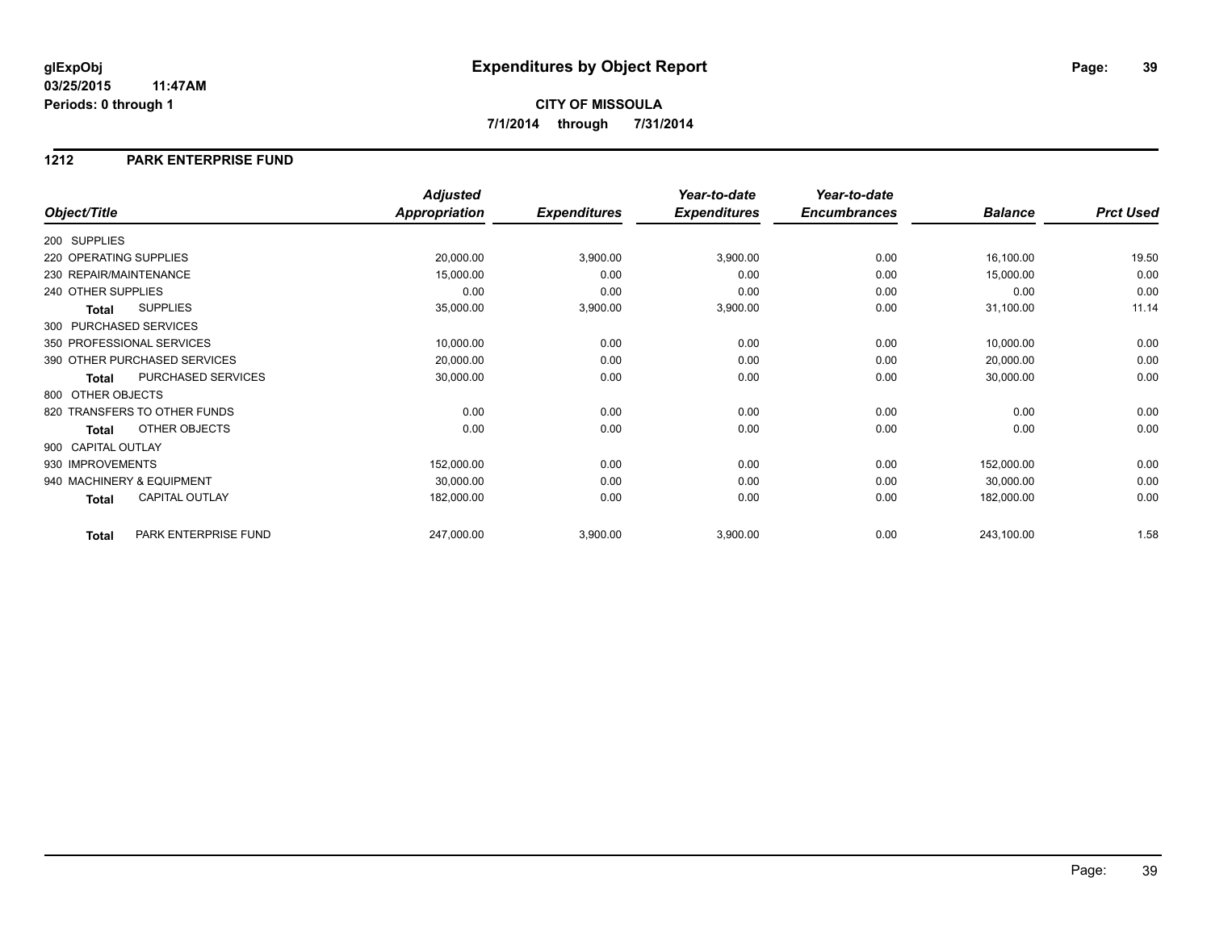**glExpObj**
**03/25/2015 11:47AM**
**Periods: 0 through 1**

# Expenditures by Object Report

**CITY OF MISSOULA**
**7/1/2014 through 7/31/2014**

## 1212 PARK ENTERPRISE FUND

| Object/Title | | Adjusted Appropriation | Expenditures | Year-to-date Expenditures | Year-to-date Encumbrances | Balance | Prct Used |
|---|---|---|---|---|---|---|---|
| 200 SUPPLIES | | | | | | | |
| 220 OPERATING SUPPLIES | | 20,000.00 | 3,900.00 | 3,900.00 | 0.00 | 16,100.00 | 19.50 |
| 230 REPAIR/MAINTENANCE | | 15,000.00 | 0.00 | 0.00 | 0.00 | 15,000.00 | 0.00 |
| 240 OTHER SUPPLIES | | 0.00 | 0.00 | 0.00 | 0.00 | 0.00 | 0.00 |
| **Total** | SUPPLIES | 35,000.00 | 3,900.00 | 3,900.00 | 0.00 | 31,100.00 | 11.14 |
| 300 PURCHASED SERVICES | | | | | | | |
| 350 PROFESSIONAL SERVICES | | 10,000.00 | 0.00 | 0.00 | 0.00 | 10,000.00 | 0.00 |
| 390 OTHER PURCHASED SERVICES | | 20,000.00 | 0.00 | 0.00 | 0.00 | 20,000.00 | 0.00 |
| **Total** | PURCHASED SERVICES | 30,000.00 | 0.00 | 0.00 | 0.00 | 30,000.00 | 0.00 |
| 800 OTHER OBJECTS | | | | | | | |
| 820 TRANSFERS TO OTHER FUNDS | | 0.00 | 0.00 | 0.00 | 0.00 | 0.00 | 0.00 |
| **Total** | OTHER OBJECTS | 0.00 | 0.00 | 0.00 | 0.00 | 0.00 | 0.00 |
| 900 CAPITAL OUTLAY | | | | | | | |
| 930 IMPROVEMENTS | | 152,000.00 | 0.00 | 0.00 | 0.00 | 152,000.00 | 0.00 |
| 940 MACHINERY & EQUIPMENT | | 30,000.00 | 0.00 | 0.00 | 0.00 | 30,000.00 | 0.00 |
| **Total** | CAPITAL OUTLAY | 182,000.00 | 0.00 | 0.00 | 0.00 | 182,000.00 | 0.00 |
| **Total** | PARK ENTERPRISE FUND | 247,000.00 | 3,900.00 | 3,900.00 | 0.00 | 243,100.00 | 1.58 |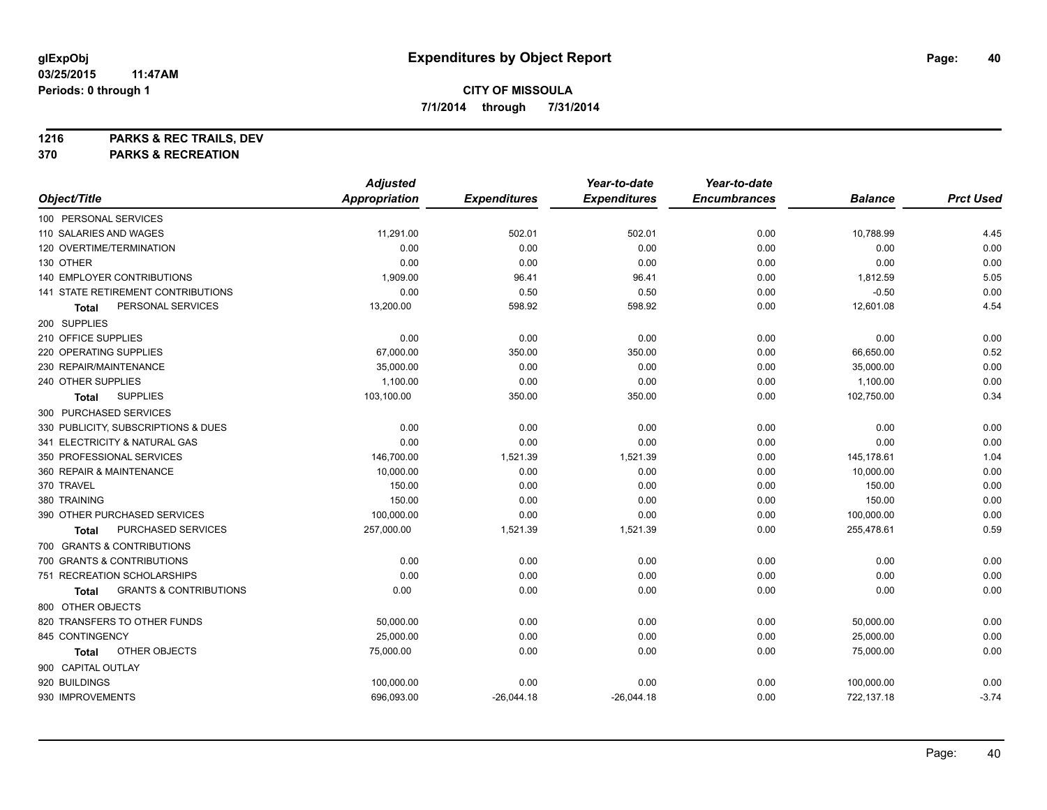glExpObj
03/25/2015 11:47AM
Periods: 0 through 1

# Expenditures by Object Report

**CITY OF MISSOULA**

**7/1/2014 through 7/31/2014**

**1216 PARKS & REC TRAILS, DEV**
**370 PARKS & RECREATION**

| Object/Title | Adjusted Appropriation | Expenditures | Year-to-date Expenditures | Year-to-date Encumbrances | Balance | Prct Used |
|---|---|---|---|---|---|---|
| 100 PERSONAL SERVICES | | | | | | |
| 110 SALARIES AND WAGES | 11,291.00 | 502.01 | 502.01 | 0.00 | 10,788.99 | 4.45 |
| 120 OVERTIME/TERMINATION | 0.00 | 0.00 | 0.00 | 0.00 | 0.00 | 0.00 |
| 130 OTHER | 0.00 | 0.00 | 0.00 | 0.00 | 0.00 | 0.00 |
| 140 EMPLOYER CONTRIBUTIONS | 1,909.00 | 96.41 | 96.41 | 0.00 | 1,812.59 | 5.05 |
| 141 STATE RETIREMENT CONTRIBUTIONS | 0.00 | 0.50 | 0.50 | 0.00 | -0.50 | 0.00 |
| **Total** PERSONAL SERVICES | 13,200.00 | 598.92 | 598.92 | 0.00 | 12,601.08 | 4.54 |
| 200 SUPPLIES | | | | | | |
| 210 OFFICE SUPPLIES | 0.00 | 0.00 | 0.00 | 0.00 | 0.00 | 0.00 |
| 220 OPERATING SUPPLIES | 67,000.00 | 350.00 | 350.00 | 0.00 | 66,650.00 | 0.52 |
| 230 REPAIR/MAINTENANCE | 35,000.00 | 0.00 | 0.00 | 0.00 | 35,000.00 | 0.00 |
| 240 OTHER SUPPLIES | 1,100.00 | 0.00 | 0.00 | 0.00 | 1,100.00 | 0.00 |
| **Total** SUPPLIES | 103,100.00 | 350.00 | 350.00 | 0.00 | 102,750.00 | 0.34 |
| 300 PURCHASED SERVICES | | | | | | |
| 330 PUBLICITY, SUBSCRIPTIONS & DUES | 0.00 | 0.00 | 0.00 | 0.00 | 0.00 | 0.00 |
| 341 ELECTRICITY & NATURAL GAS | 0.00 | 0.00 | 0.00 | 0.00 | 0.00 | 0.00 |
| 350 PROFESSIONAL SERVICES | 146,700.00 | 1,521.39 | 1,521.39 | 0.00 | 145,178.61 | 1.04 |
| 360 REPAIR & MAINTENANCE | 10,000.00 | 0.00 | 0.00 | 0.00 | 10,000.00 | 0.00 |
| 370 TRAVEL | 150.00 | 0.00 | 0.00 | 0.00 | 150.00 | 0.00 |
| 380 TRAINING | 150.00 | 0.00 | 0.00 | 0.00 | 150.00 | 0.00 |
| 390 OTHER PURCHASED SERVICES | 100,000.00 | 0.00 | 0.00 | 0.00 | 100,000.00 | 0.00 |
| **Total** PURCHASED SERVICES | 257,000.00 | 1,521.39 | 1,521.39 | 0.00 | 255,478.61 | 0.59 |
| 700 GRANTS & CONTRIBUTIONS | | | | | | |
| 700 GRANTS & CONTRIBUTIONS | 0.00 | 0.00 | 0.00 | 0.00 | 0.00 | 0.00 |
| 751 RECREATION SCHOLARSHIPS | 0.00 | 0.00 | 0.00 | 0.00 | 0.00 | 0.00 |
| **Total** GRANTS & CONTRIBUTIONS | 0.00 | 0.00 | 0.00 | 0.00 | 0.00 | 0.00 |
| 800 OTHER OBJECTS | | | | | | |
| 820 TRANSFERS TO OTHER FUNDS | 50,000.00 | 0.00 | 0.00 | 0.00 | 50,000.00 | 0.00 |
| 845 CONTINGENCY | 25,000.00 | 0.00 | 0.00 | 0.00 | 25,000.00 | 0.00 |
| **Total** OTHER OBJECTS | 75,000.00 | 0.00 | 0.00 | 0.00 | 75,000.00 | 0.00 |
| 900 CAPITAL OUTLAY | | | | | | |
| 920 BUILDINGS | 100,000.00 | 0.00 | 0.00 | 0.00 | 100,000.00 | 0.00 |
| 930 IMPROVEMENTS | 696,093.00 | -26,044.18 | -26,044.18 | 0.00 | 722,137.18 | -3.74 |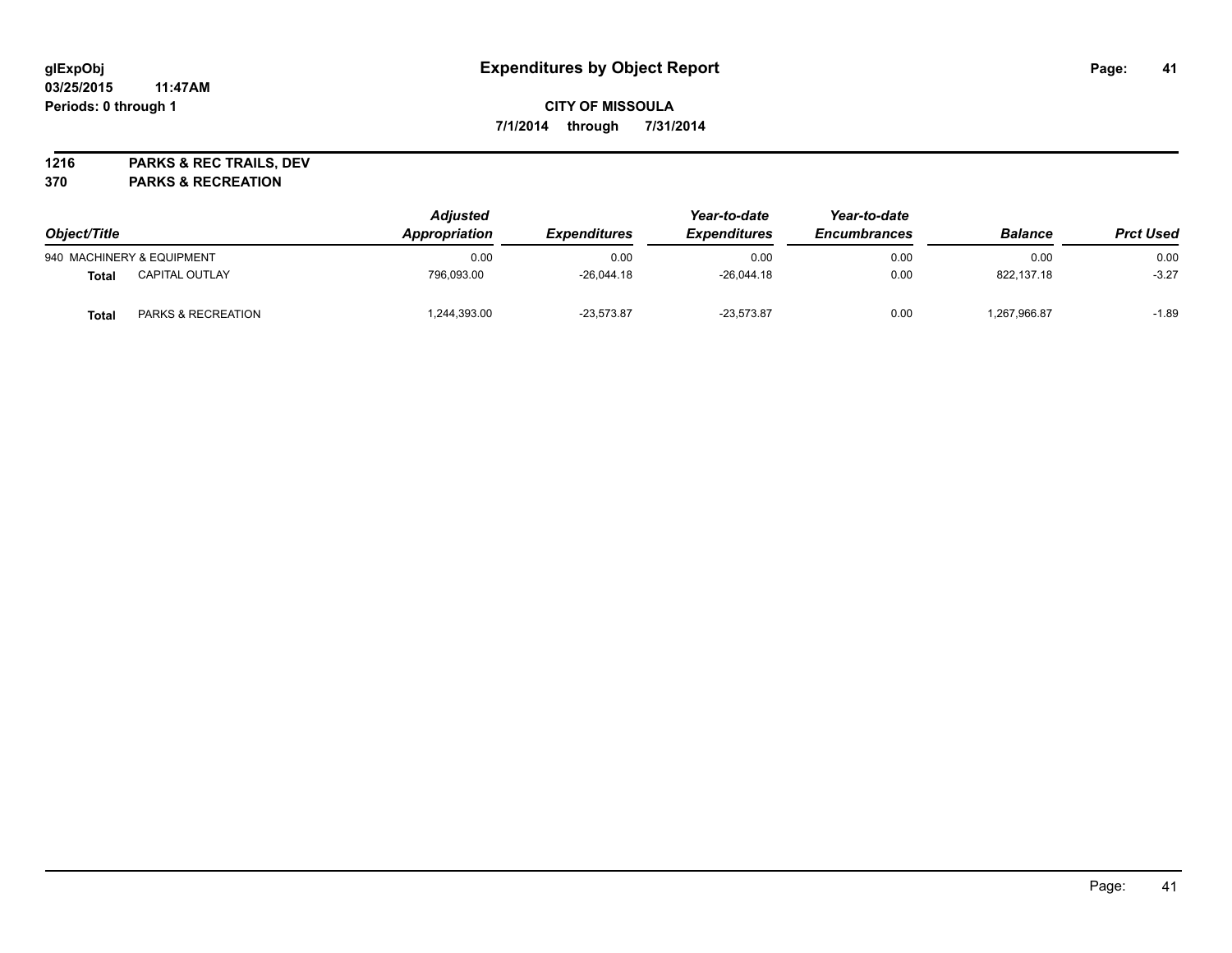# Expenditures by Object Report

glExpObj
03/25/2015 11:47AM
Periods: 0 through 1

**CITY OF MISSOULA**
**7/1/2014 through 7/31/2014**

**1216 PARKS & REC TRAILS, DEV**
**370 PARKS & RECREATION**

| Object/Title | | Adjusted Appropriation | Expenditures | Year-to-date Expenditures | Year-to-date Encumbrances | Balance | Prct Used |
|---|---|---|---|---|---|---|---|
| 940 MACHINERY & EQUIPMENT | | 0.00 | 0.00 | 0.00 | 0.00 | 0.00 | 0.00 |
| **Total** | CAPITAL OUTLAY | 796,093.00 | -26,044.18 | -26,044.18 | 0.00 | 822,137.18 | -3.27 |
| **Total** | PARKS & RECREATION | 1,244,393.00 | -23,573.87 | -23,573.87 | 0.00 | 1,267,966.87 | -1.89 |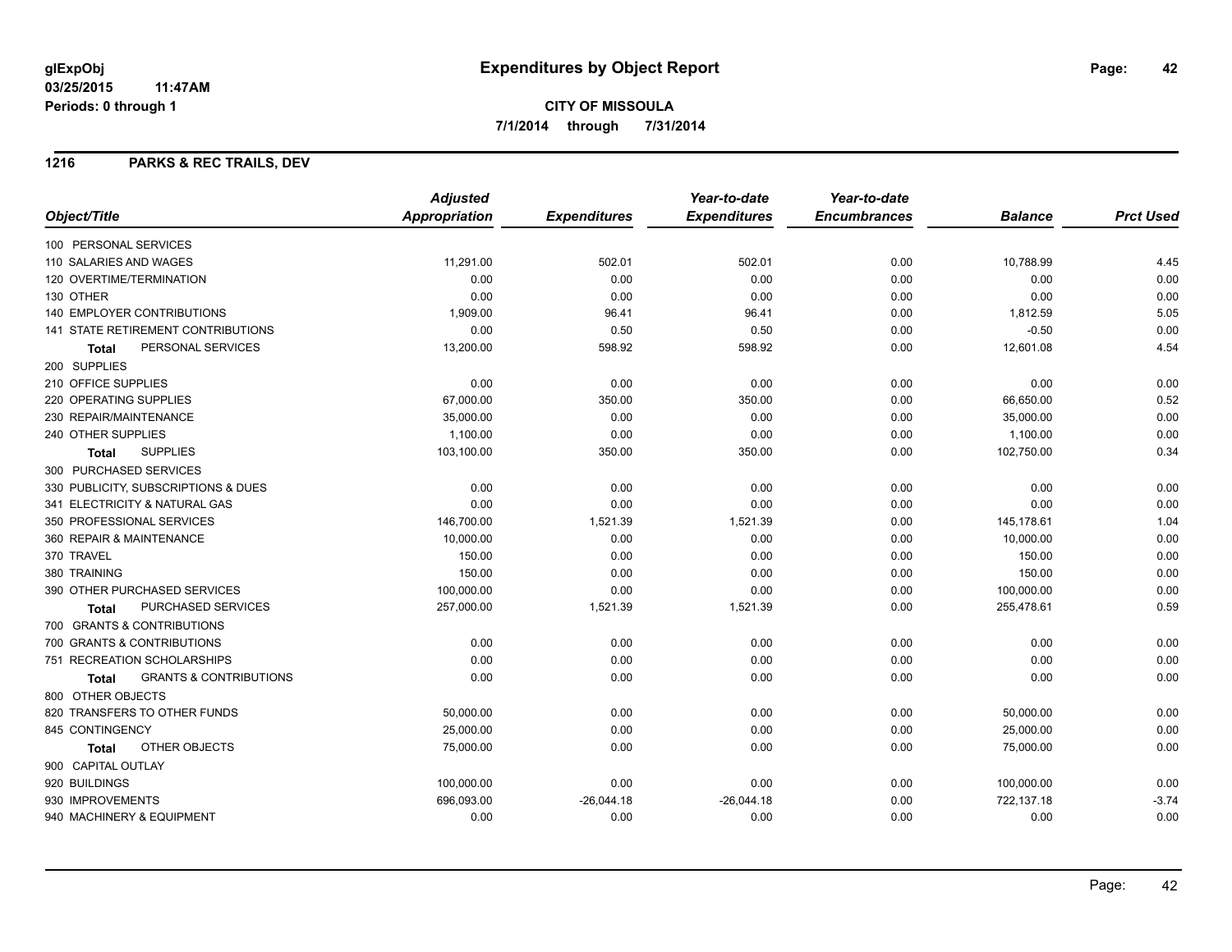glExpObj
03/25/2015 11:47AM
Periods: 0 through 1

# Expenditures by Object Report

**CITY OF MISSOULA**

**7/1/2014 through 7/31/2014**

## 1216 PARKS & REC TRAILS, DEV

| Object/Title | Adjusted Appropriation | Expenditures | Year-to-date Expenditures | Year-to-date Encumbrances | Balance | Prct Used |
|---|---|---|---|---|---|---|
| 100 PERSONAL SERVICES | | | | | | |
| 110 SALARIES AND WAGES | 11,291.00 | 502.01 | 502.01 | 0.00 | 10,788.99 | 4.45 |
| 120 OVERTIME/TERMINATION | 0.00 | 0.00 | 0.00 | 0.00 | 0.00 | 0.00 |
| 130 OTHER | 0.00 | 0.00 | 0.00 | 0.00 | 0.00 | 0.00 |
| 140 EMPLOYER CONTRIBUTIONS | 1,909.00 | 96.41 | 96.41 | 0.00 | 1,812.59 | 5.05 |
| 141 STATE RETIREMENT CONTRIBUTIONS | 0.00 | 0.50 | 0.50 | 0.00 | -0.50 | 0.00 |
| **Total** PERSONAL SERVICES | 13,200.00 | 598.92 | 598.92 | 0.00 | 12,601.08 | 4.54 |
| 200 SUPPLIES | | | | | | |
| 210 OFFICE SUPPLIES | 0.00 | 0.00 | 0.00 | 0.00 | 0.00 | 0.00 |
| 220 OPERATING SUPPLIES | 67,000.00 | 350.00 | 350.00 | 0.00 | 66,650.00 | 0.52 |
| 230 REPAIR/MAINTENANCE | 35,000.00 | 0.00 | 0.00 | 0.00 | 35,000.00 | 0.00 |
| 240 OTHER SUPPLIES | 1,100.00 | 0.00 | 0.00 | 0.00 | 1,100.00 | 0.00 |
| **Total** SUPPLIES | 103,100.00 | 350.00 | 350.00 | 0.00 | 102,750.00 | 0.34 |
| 300 PURCHASED SERVICES | | | | | | |
| 330 PUBLICITY, SUBSCRIPTIONS & DUES | 0.00 | 0.00 | 0.00 | 0.00 | 0.00 | 0.00 |
| 341 ELECTRICITY & NATURAL GAS | 0.00 | 0.00 | 0.00 | 0.00 | 0.00 | 0.00 |
| 350 PROFESSIONAL SERVICES | 146,700.00 | 1,521.39 | 1,521.39 | 0.00 | 145,178.61 | 1.04 |
| 360 REPAIR & MAINTENANCE | 10,000.00 | 0.00 | 0.00 | 0.00 | 10,000.00 | 0.00 |
| 370 TRAVEL | 150.00 | 0.00 | 0.00 | 0.00 | 150.00 | 0.00 |
| 380 TRAINING | 150.00 | 0.00 | 0.00 | 0.00 | 150.00 | 0.00 |
| 390 OTHER PURCHASED SERVICES | 100,000.00 | 0.00 | 0.00 | 0.00 | 100,000.00 | 0.00 |
| **Total** PURCHASED SERVICES | 257,000.00 | 1,521.39 | 1,521.39 | 0.00 | 255,478.61 | 0.59 |
| 700 GRANTS & CONTRIBUTIONS | | | | | | |
| 700 GRANTS & CONTRIBUTIONS | 0.00 | 0.00 | 0.00 | 0.00 | 0.00 | 0.00 |
| 751 RECREATION SCHOLARSHIPS | 0.00 | 0.00 | 0.00 | 0.00 | 0.00 | 0.00 |
| **Total** GRANTS & CONTRIBUTIONS | 0.00 | 0.00 | 0.00 | 0.00 | 0.00 | 0.00 |
| 800 OTHER OBJECTS | | | | | | |
| 820 TRANSFERS TO OTHER FUNDS | 50,000.00 | 0.00 | 0.00 | 0.00 | 50,000.00 | 0.00 |
| 845 CONTINGENCY | 25,000.00 | 0.00 | 0.00 | 0.00 | 25,000.00 | 0.00 |
| **Total** OTHER OBJECTS | 75,000.00 | 0.00 | 0.00 | 0.00 | 75,000.00 | 0.00 |
| 900 CAPITAL OUTLAY | | | | | | |
| 920 BUILDINGS | 100,000.00 | 0.00 | 0.00 | 0.00 | 100,000.00 | 0.00 |
| 930 IMPROVEMENTS | 696,093.00 | -26,044.18 | -26,044.18 | 0.00 | 722,137.18 | -3.74 |
| 940 MACHINERY & EQUIPMENT | 0.00 | 0.00 | 0.00 | 0.00 | 0.00 | 0.00 |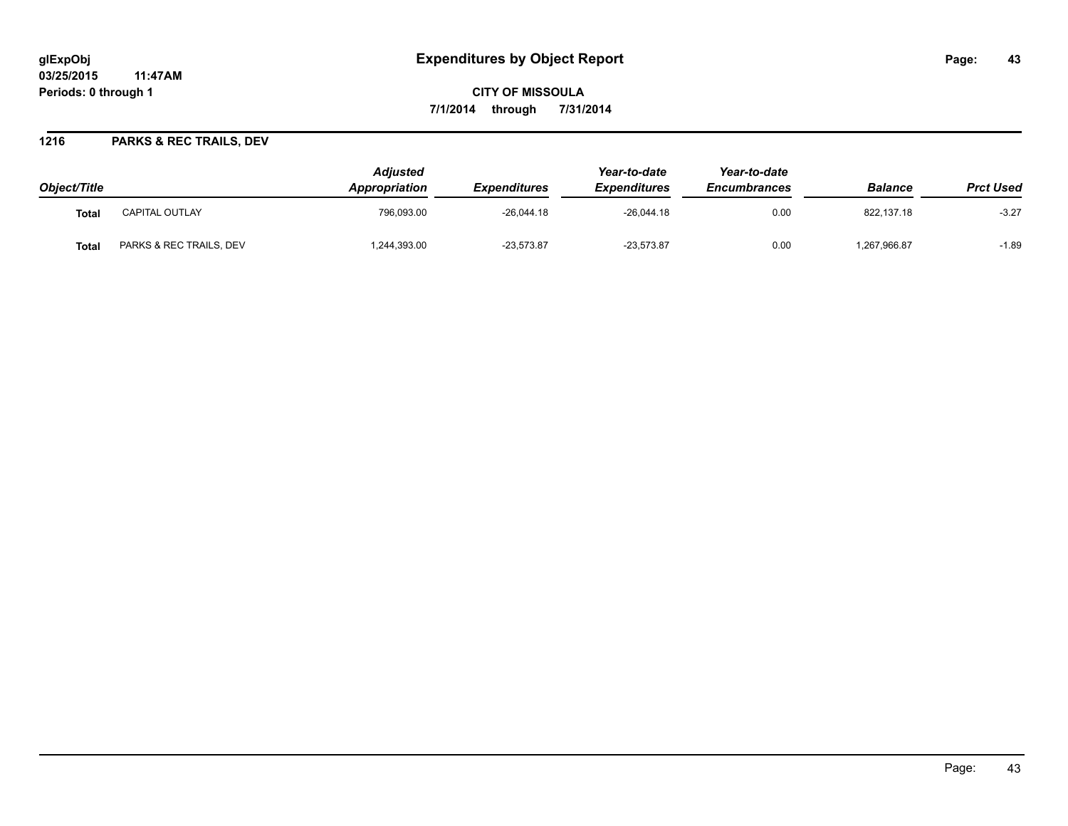# Expenditures by Object Report

glExpObj
03/25/2015 11:47AM
Periods: 0 through 1

**CITY OF MISSOULA**
**7/1/2014 through 7/31/2014**

## 1216 PARKS & REC TRAILS, DEV

| Object/Title | | Adjusted Appropriation | Expenditures | Year-to-date Expenditures | Year-to-date Encumbrances | Balance | Prct Used |
|---|---|---|---|---|---|---|---|
| **Total** | CAPITAL OUTLAY | 796,093.00 | -26,044.18 | -26,044.18 | 0.00 | 822,137.18 | -3.27 |
| **Total** | PARKS & REC TRAILS, DEV | 1,244,393.00 | -23,573.87 | -23,573.87 | 0.00 | 1,267,966.87 | -1.89 |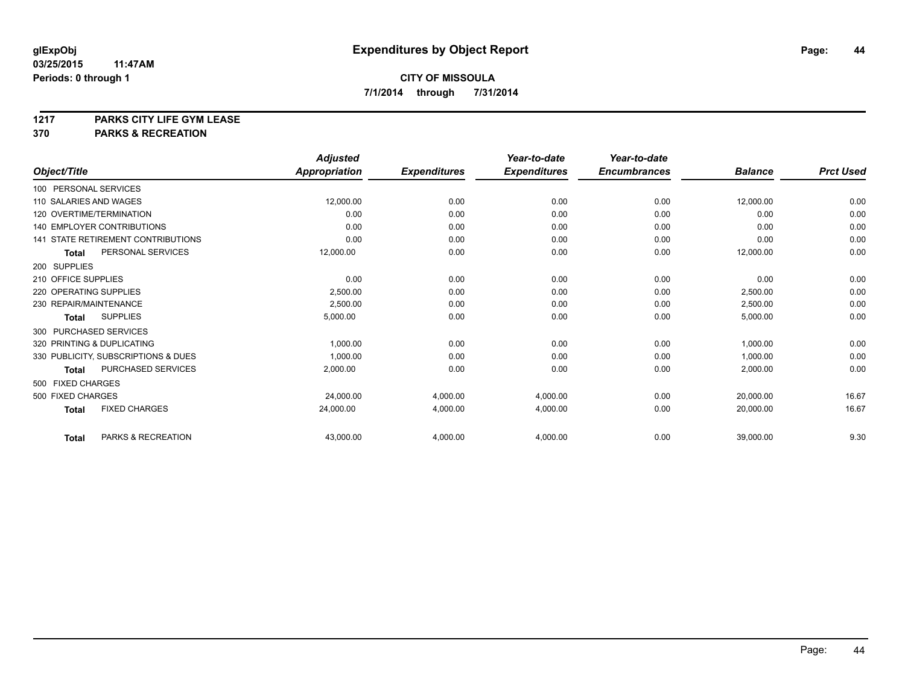glExpObj
03/25/2015 11:47AM
Periods: 0 through 1

# Expenditures by Object Report

**CITY OF MISSOULA**
**7/1/2014 through 7/31/2014**

**1217 PARKS CITY LIFE GYM LEASE**
**370 PARKS & RECREATION**

| Object/Title | Adjusted Appropriation | Expenditures | Year-to-date Expenditures | Year-to-date Encumbrances | Balance | Prct Used |
|---|---|---|---|---|---|---|
| 100 PERSONAL SERVICES | | | | | | |
| 110 SALARIES AND WAGES | 12,000.00 | 0.00 | 0.00 | 0.00 | 12,000.00 | 0.00 |
| 120 OVERTIME/TERMINATION | 0.00 | 0.00 | 0.00 | 0.00 | 0.00 | 0.00 |
| 140 EMPLOYER CONTRIBUTIONS | 0.00 | 0.00 | 0.00 | 0.00 | 0.00 | 0.00 |
| 141 STATE RETIREMENT CONTRIBUTIONS | 0.00 | 0.00 | 0.00 | 0.00 | 0.00 | 0.00 |
| **Total** PERSONAL SERVICES | 12,000.00 | 0.00 | 0.00 | 0.00 | 12,000.00 | 0.00 |
| 200 SUPPLIES | | | | | | |
| 210 OFFICE SUPPLIES | 0.00 | 0.00 | 0.00 | 0.00 | 0.00 | 0.00 |
| 220 OPERATING SUPPLIES | 2,500.00 | 0.00 | 0.00 | 0.00 | 2,500.00 | 0.00 |
| 230 REPAIR/MAINTENANCE | 2,500.00 | 0.00 | 0.00 | 0.00 | 2,500.00 | 0.00 |
| **Total** SUPPLIES | 5,000.00 | 0.00 | 0.00 | 0.00 | 5,000.00 | 0.00 |
| 300 PURCHASED SERVICES | | | | | | |
| 320 PRINTING & DUPLICATING | 1,000.00 | 0.00 | 0.00 | 0.00 | 1,000.00 | 0.00 |
| 330 PUBLICITY, SUBSCRIPTIONS & DUES | 1,000.00 | 0.00 | 0.00 | 0.00 | 1,000.00 | 0.00 |
| **Total** PURCHASED SERVICES | 2,000.00 | 0.00 | 0.00 | 0.00 | 2,000.00 | 0.00 |
| 500 FIXED CHARGES | | | | | | |
| 500 FIXED CHARGES | 24,000.00 | 4,000.00 | 4,000.00 | 0.00 | 20,000.00 | 16.67 |
| **Total** FIXED CHARGES | 24,000.00 | 4,000.00 | 4,000.00 | 0.00 | 20,000.00 | 16.67 |
| **Total** PARKS & RECREATION | 43,000.00 | 4,000.00 | 4,000.00 | 0.00 | 39,000.00 | 9.30 |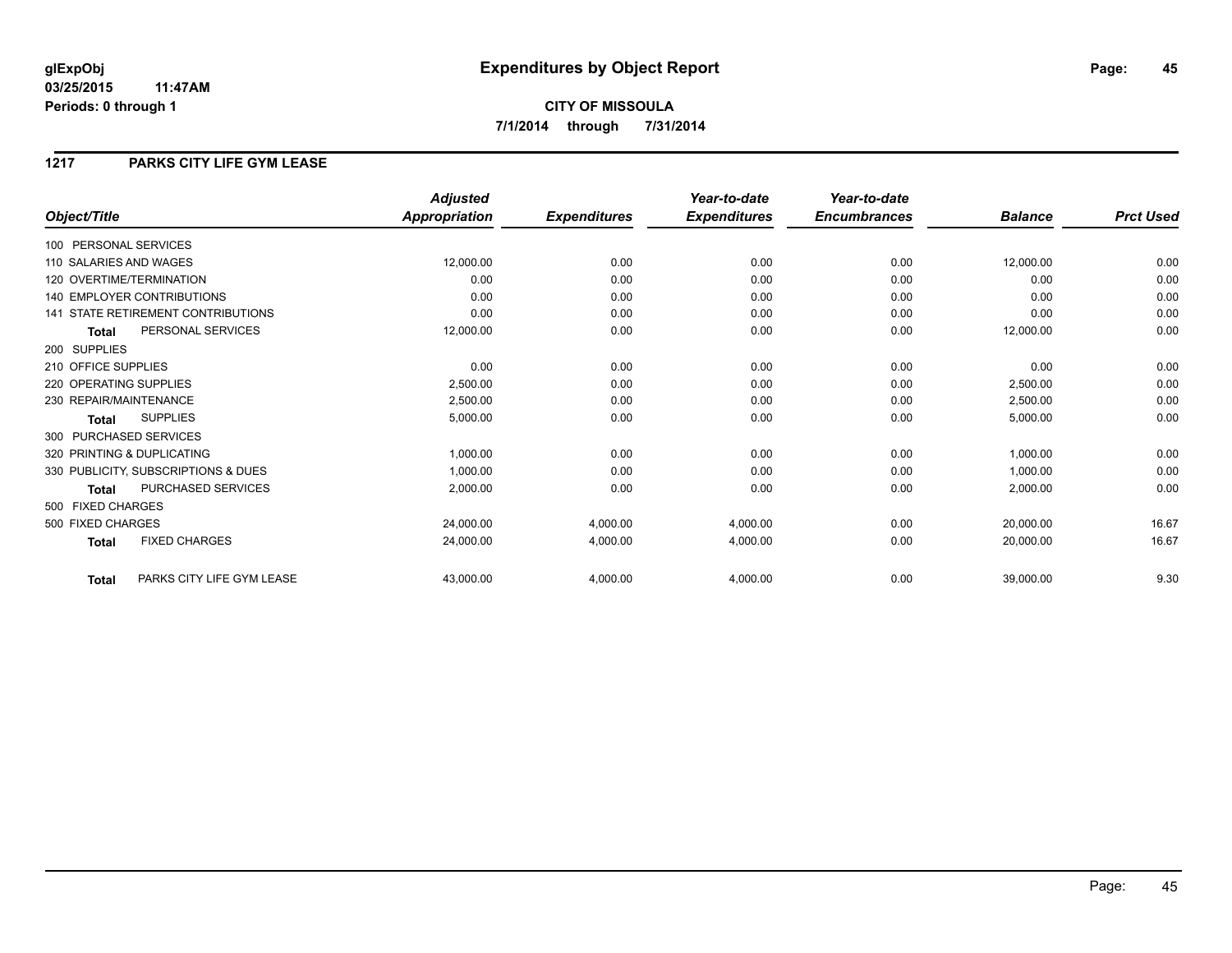# Expenditures by Object Report

glExpObj
03/25/2015 11:47AM
Periods: 0 through 1

**CITY OF MISSOULA**
**7/1/2014 through 7/31/2014**

## 1217 PARKS CITY LIFE GYM LEASE

| Object/Title | Adjusted Appropriation | Expenditures | Year-to-date Expenditures | Year-to-date Encumbrances | Balance | Prct Used |
|---|---|---|---|---|---|---|
| 100 PERSONAL SERVICES | | | | | | |
| 110 SALARIES AND WAGES | 12,000.00 | 0.00 | 0.00 | 0.00 | 12,000.00 | 0.00 |
| 120 OVERTIME/TERMINATION | 0.00 | 0.00 | 0.00 | 0.00 | 0.00 | 0.00 |
| 140 EMPLOYER CONTRIBUTIONS | 0.00 | 0.00 | 0.00 | 0.00 | 0.00 | 0.00 |
| 141 STATE RETIREMENT CONTRIBUTIONS | 0.00 | 0.00 | 0.00 | 0.00 | 0.00 | 0.00 |
| **Total** PERSONAL SERVICES | 12,000.00 | 0.00 | 0.00 | 0.00 | 12,000.00 | 0.00 |
| 200 SUPPLIES | | | | | | |
| 210 OFFICE SUPPLIES | 0.00 | 0.00 | 0.00 | 0.00 | 0.00 | 0.00 |
| 220 OPERATING SUPPLIES | 2,500.00 | 0.00 | 0.00 | 0.00 | 2,500.00 | 0.00 |
| 230 REPAIR/MAINTENANCE | 2,500.00 | 0.00 | 0.00 | 0.00 | 2,500.00 | 0.00 |
| **Total** SUPPLIES | 5,000.00 | 0.00 | 0.00 | 0.00 | 5,000.00 | 0.00 |
| 300 PURCHASED SERVICES | | | | | | |
| 320 PRINTING & DUPLICATING | 1,000.00 | 0.00 | 0.00 | 0.00 | 1,000.00 | 0.00 |
| 330 PUBLICITY, SUBSCRIPTIONS & DUES | 1,000.00 | 0.00 | 0.00 | 0.00 | 1,000.00 | 0.00 |
| **Total** PURCHASED SERVICES | 2,000.00 | 0.00 | 0.00 | 0.00 | 2,000.00 | 0.00 |
| 500 FIXED CHARGES | | | | | | |
| 500 FIXED CHARGES | 24,000.00 | 4,000.00 | 4,000.00 | 0.00 | 20,000.00 | 16.67 |
| **Total** FIXED CHARGES | 24,000.00 | 4,000.00 | 4,000.00 | 0.00 | 20,000.00 | 16.67 |
| **Total** PARKS CITY LIFE GYM LEASE | 43,000.00 | 4,000.00 | 4,000.00 | 0.00 | 39,000.00 | 9.30 |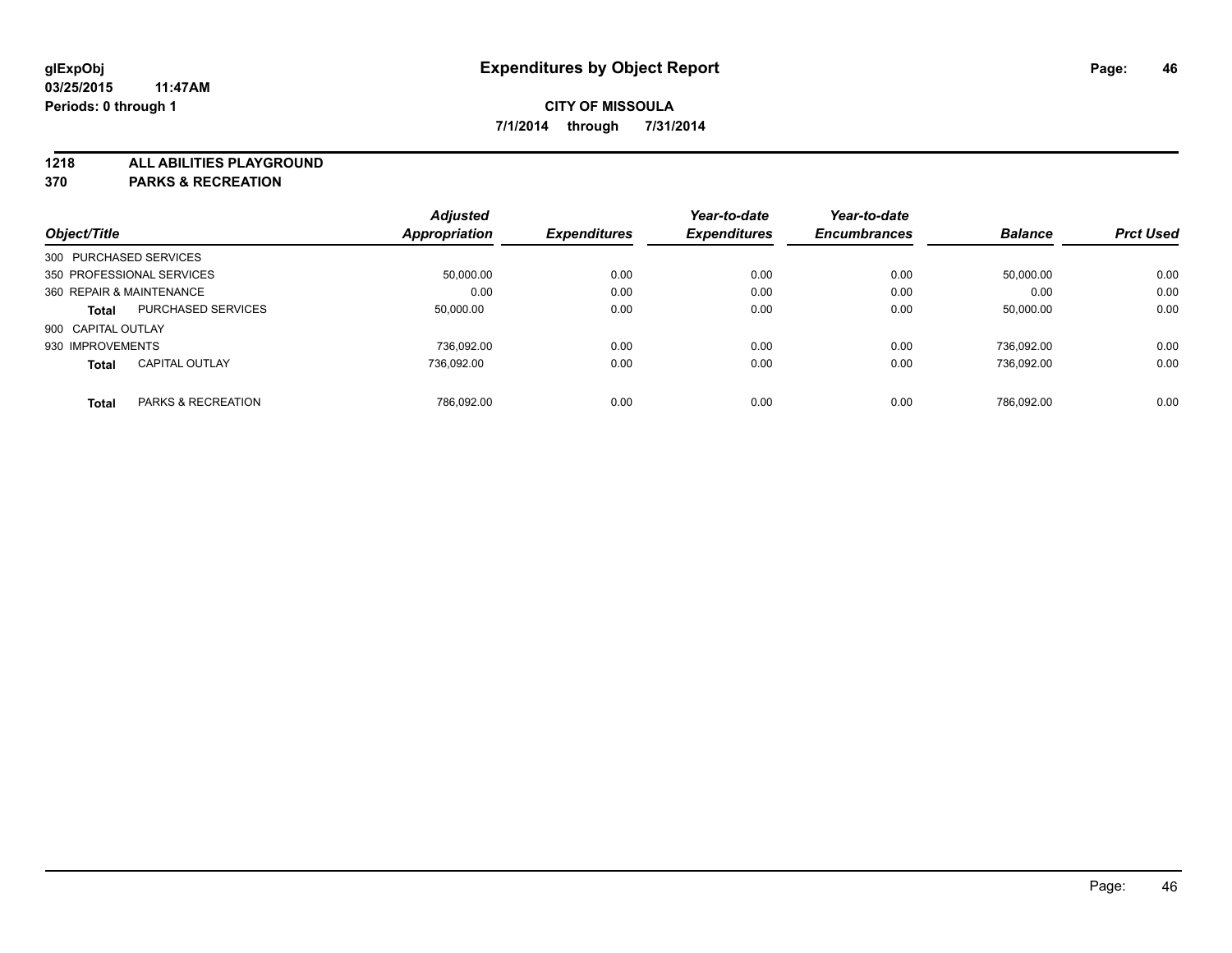glExpObj
03/25/2015 11:47AM
Periods: 0 through 1

# Expenditures by Object Report

**CITY OF MISSOULA**

**7/1/2014 through 7/31/2014**

**1218 ALL ABILITIES PLAYGROUND**

**370 PARKS & RECREATION**

| Object/Title | | Adjusted Appropriation | Expenditures | Year-to-date Expenditures | Year-to-date Encumbrances | Balance | Prct Used |
|---|---|---|---|---|---|---|---|
| 300 PURCHASED SERVICES | | | | | | | |
| 350 PROFESSIONAL SERVICES | | 50,000.00 | 0.00 | 0.00 | 0.00 | 50,000.00 | 0.00 |
| 360 REPAIR & MAINTENANCE | | 0.00 | 0.00 | 0.00 | 0.00 | 0.00 | 0.00 |
| **Total** | PURCHASED SERVICES | 50,000.00 | 0.00 | 0.00 | 0.00 | 50,000.00 | 0.00 |
| 900 CAPITAL OUTLAY | | | | | | | |
| 930 IMPROVEMENTS | | 736,092.00 | 0.00 | 0.00 | 0.00 | 736,092.00 | 0.00 |
| **Total** | CAPITAL OUTLAY | 736,092.00 | 0.00 | 0.00 | 0.00 | 736,092.00 | 0.00 |
| **Total** | PARKS & RECREATION | 786,092.00 | 0.00 | 0.00 | 0.00 | 786,092.00 | 0.00 |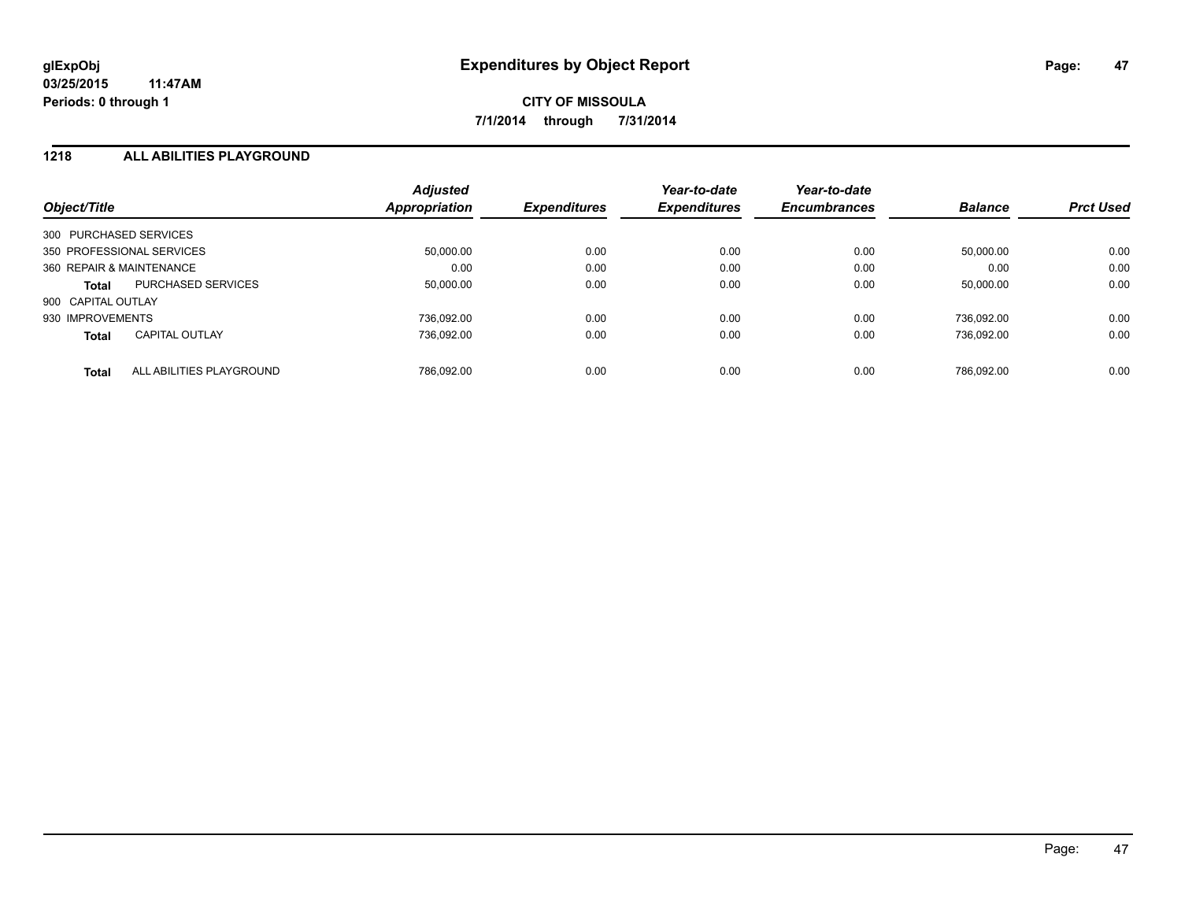**glExpObj**
**03/25/2015 11:47AM**
**Periods: 0 through 1**

# Expenditures by Object Report

**CITY OF MISSOULA**
**7/1/2014 through 7/31/2014**

## 1218 ALL ABILITIES PLAYGROUND

| Object/Title | | Adjusted Appropriation | Expenditures | Year-to-date Expenditures | Year-to-date Encumbrances | Balance | Prct Used |
|---|---|---|---|---|---|---|---|
| 300 PURCHASED SERVICES | | | | | | | |
| 350 PROFESSIONAL SERVICES | | 50,000.00 | 0.00 | 0.00 | 0.00 | 50,000.00 | 0.00 |
| 360 REPAIR & MAINTENANCE | | 0.00 | 0.00 | 0.00 | 0.00 | 0.00 | 0.00 |
| **Total** | PURCHASED SERVICES | 50,000.00 | 0.00 | 0.00 | 0.00 | 50,000.00 | 0.00 |
| 900 CAPITAL OUTLAY | | | | | | | |
| 930 IMPROVEMENTS | | 736,092.00 | 0.00 | 0.00 | 0.00 | 736,092.00 | 0.00 |
| **Total** | CAPITAL OUTLAY | 736,092.00 | 0.00 | 0.00 | 0.00 | 736,092.00 | 0.00 |
| **Total** | ALL ABILITIES PLAYGROUND | 786,092.00 | 0.00 | 0.00 | 0.00 | 786,092.00 | 0.00 |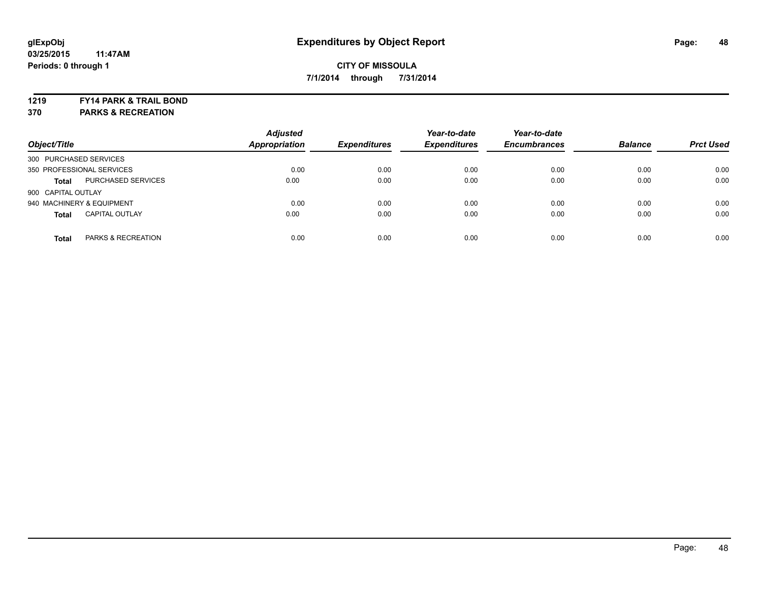**glExpObj** **Expenditures by Object Report**
**03/25/2015 11:47AM**
**Periods: 0 through 1**

**CITY OF MISSOULA**
**7/1/2014 through 7/31/2014**

**1219 FY14 PARK & TRAIL BOND**
**370 PARKS & RECREATION**

| Object/Title | | *Adjusted Appropriation* | *Expenditures* | *Year-to-date Expenditures* | *Year-to-date Encumbrances* | *Balance* | *Prct Used* |
|---|---|---|---|---|---|---|---|
| 300 PURCHASED SERVICES | | | | | | | |
| 350 PROFESSIONAL SERVICES | | 0.00 | 0.00 | 0.00 | 0.00 | 0.00 | 0.00 |
| **Total** | PURCHASED SERVICES | 0.00 | 0.00 | 0.00 | 0.00 | 0.00 | 0.00 |
| 900 CAPITAL OUTLAY | | | | | | | |
| 940 MACHINERY & EQUIPMENT | | 0.00 | 0.00 | 0.00 | 0.00 | 0.00 | 0.00 |
| **Total** | CAPITAL OUTLAY | 0.00 | 0.00 | 0.00 | 0.00 | 0.00 | 0.00 |
| **Total** | PARKS & RECREATION | 0.00 | 0.00 | 0.00 | 0.00 | 0.00 | 0.00 |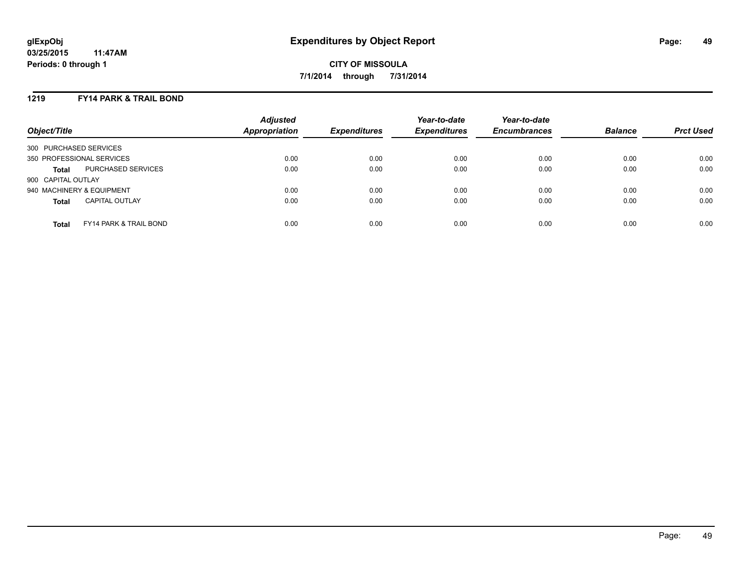**glExpObj** **Expenditures by Object Report**

**03/25/2015 11:47AM**

**Periods: 0 through 1**

**CITY OF MISSOULA**

**7/1/2014 through 7/31/2014**

## 1219 FY14 PARK & TRAIL BOND

| Object/Title | | Adjusted Appropriation | Expenditures | Year-to-date Expenditures | Year-to-date Encumbrances | Balance | Prct Used |
|---|---|---|---|---|---|---|---|
| 300 PURCHASED SERVICES | | | | | | | |
| 350 PROFESSIONAL SERVICES | | 0.00 | 0.00 | 0.00 | 0.00 | 0.00 | 0.00 |
| **Total** | PURCHASED SERVICES | 0.00 | 0.00 | 0.00 | 0.00 | 0.00 | 0.00 |
| 900 CAPITAL OUTLAY | | | | | | | |
| 940 MACHINERY & EQUIPMENT | | 0.00 | 0.00 | 0.00 | 0.00 | 0.00 | 0.00 |
| **Total** | CAPITAL OUTLAY | 0.00 | 0.00 | 0.00 | 0.00 | 0.00 | 0.00 |
| **Total** | FY14 PARK & TRAIL BOND | 0.00 | 0.00 | 0.00 | 0.00 | 0.00 | 0.00 |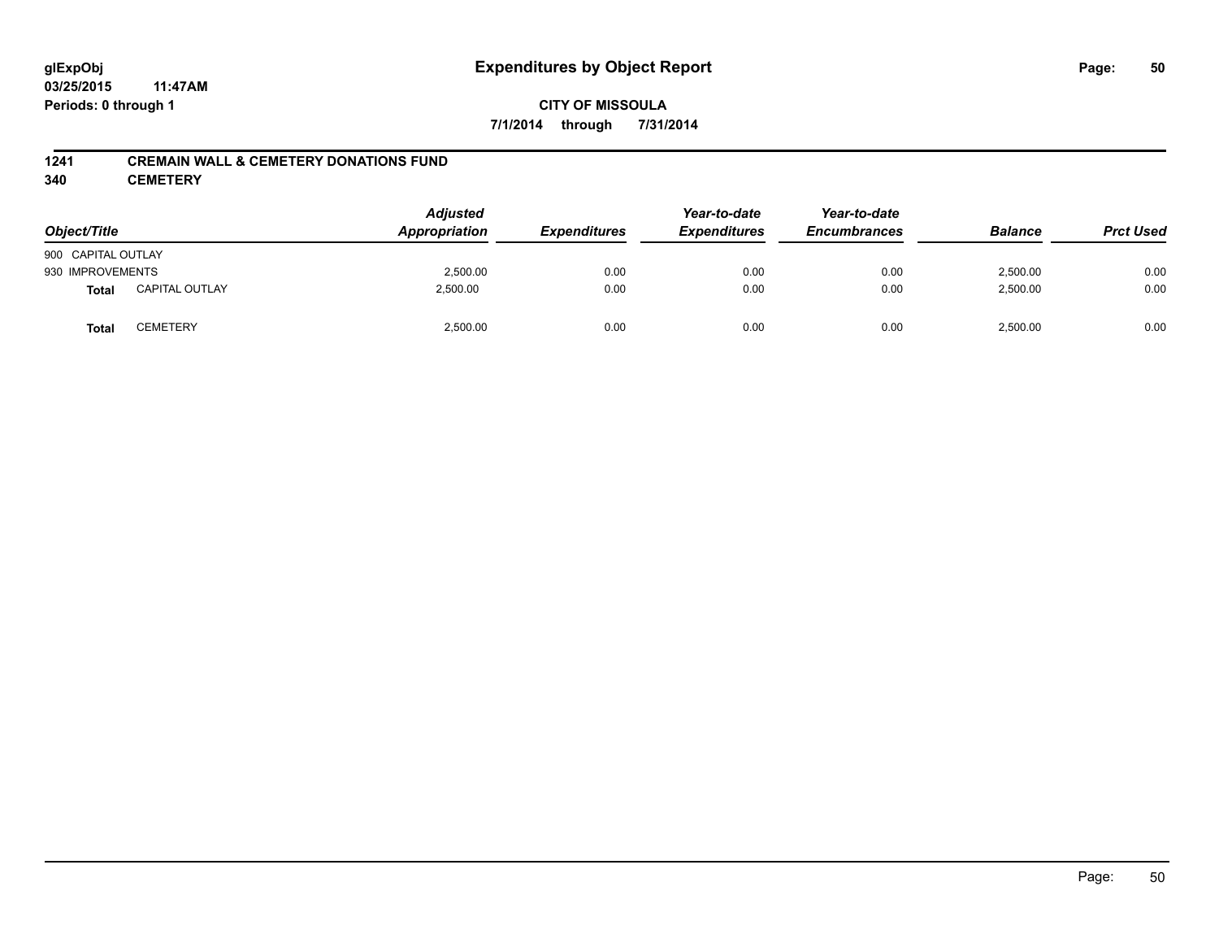glExpObj
03/25/2015 11:47AM
Periods: 0 through 1

# Expenditures by Object Report

**CITY OF MISSOULA**

**7/1/2014 through 7/31/2014**

**1241 CREMAIN WALL & CEMETERY DONATIONS FUND**

**340 CEMETERY**

| Object/Title | | Adjusted Appropriation | Expenditures | Year-to-date Expenditures | Year-to-date Encumbrances | Balance | Prct Used |
|---|---|---|---|---|---|---|---|
| 900 CAPITAL OUTLAY | | | | | | | |
| 930 IMPROVEMENTS | | 2,500.00 | 0.00 | 0.00 | 0.00 | 2,500.00 | 0.00 |
| **Total** | CAPITAL OUTLAY | 2,500.00 | 0.00 | 0.00 | 0.00 | 2,500.00 | 0.00 |
| **Total** | CEMETERY | 2,500.00 | 0.00 | 0.00 | 0.00 | 2,500.00 | 0.00 |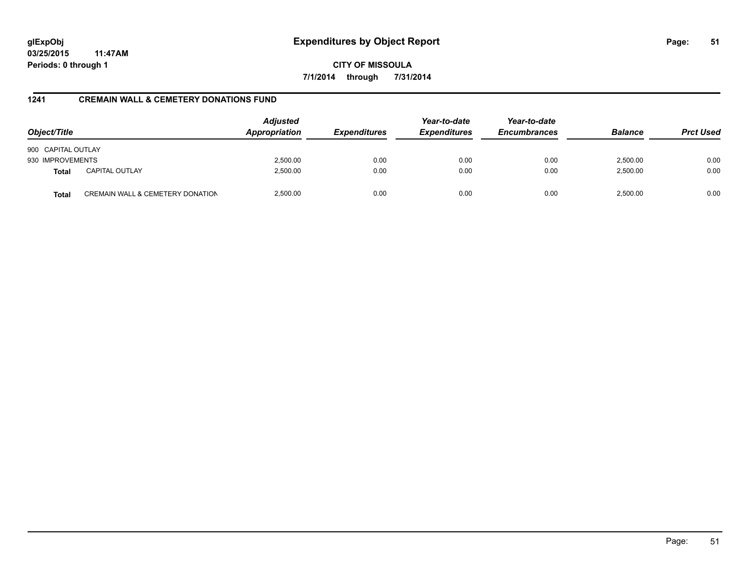**glExpObj**
**03/25/2015 11:47AM**
**Periods: 0 through 1**

# Expenditures by Object Report

**CITY OF MISSOULA**
**7/1/2014 through 7/31/2014**

## 1241 CREMAIN WALL & CEMETERY DONATIONS FUND

| Object/Title | | Adjusted Appropriation | Expenditures | Year-to-date Expenditures | Year-to-date Encumbrances | Balance | Prct Used |
|---|---|---|---|---|---|---|---|
| 900 CAPITAL OUTLAY | | | | | | | |
| 930 IMPROVEMENTS | | 2,500.00 | 0.00 | 0.00 | 0.00 | 2,500.00 | 0.00 |
| **Total** | CAPITAL OUTLAY | 2,500.00 | 0.00 | 0.00 | 0.00 | 2,500.00 | 0.00 |
| **Total** | CREMAIN WALL & CEMETERY DONATION | 2,500.00 | 0.00 | 0.00 | 0.00 | 2,500.00 | 0.00 |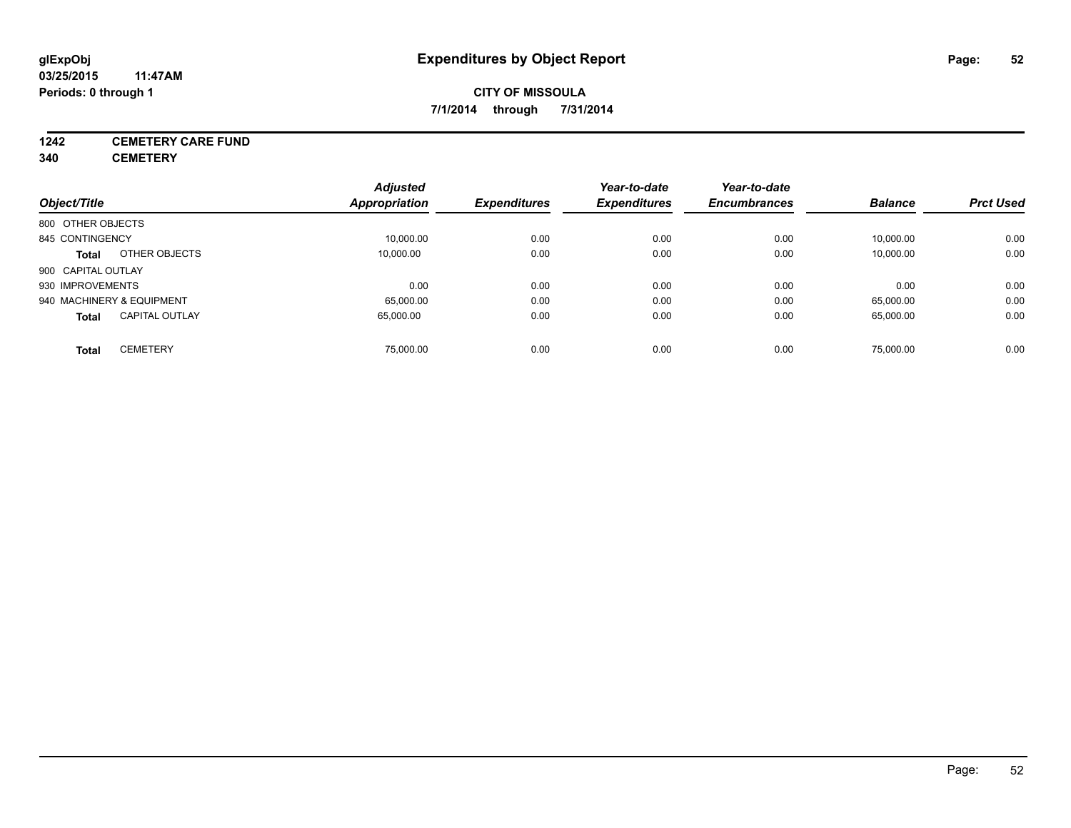# Expenditures by Object Report

glExpObj
03/25/2015 11:47AM
Periods: 0 through 1

**CITY OF MISSOULA**
**7/1/2014 through 7/31/2014**

**1242 CEMETERY CARE FUND**
**340 CEMETERY**

| Object/Title | Adjusted Appropriation | Expenditures | Year-to-date Expenditures | Year-to-date Encumbrances | Balance | Prct Used |
|---|---|---|---|---|---|---|
| 800 OTHER OBJECTS | | | | | | |
| 845 CONTINGENCY | 10,000.00 | 0.00 | 0.00 | 0.00 | 10,000.00 | 0.00 |
| **Total** OTHER OBJECTS | 10,000.00 | 0.00 | 0.00 | 0.00 | 10,000.00 | 0.00 |
| 900 CAPITAL OUTLAY | | | | | | |
| 930 IMPROVEMENTS | 0.00 | 0.00 | 0.00 | 0.00 | 0.00 | 0.00 |
| 940 MACHINERY & EQUIPMENT | 65,000.00 | 0.00 | 0.00 | 0.00 | 65,000.00 | 0.00 |
| **Total** CAPITAL OUTLAY | 65,000.00 | 0.00 | 0.00 | 0.00 | 65,000.00 | 0.00 |
| **Total** CEMETERY | 75,000.00 | 0.00 | 0.00 | 0.00 | 75,000.00 | 0.00 |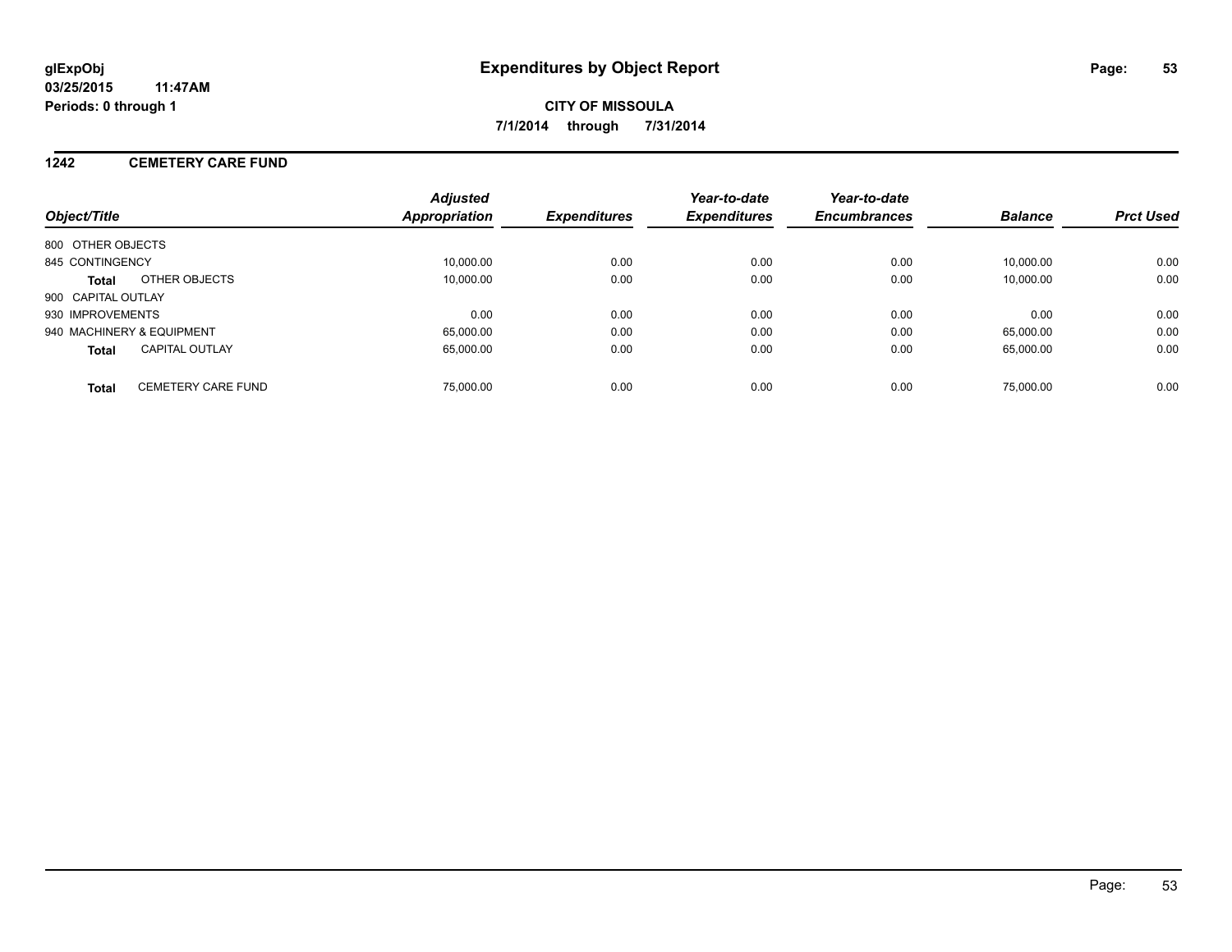**glExpObj**
**03/25/2015 11:47AM**
**Periods: 0 through 1**

# Expenditures by Object Report

**CITY OF MISSOULA**
**7/1/2014 through 7/31/2014**

## 1242 CEMETERY CARE FUND

| Object/Title | Adjusted Appropriation | Expenditures | Year-to-date Expenditures | Year-to-date Encumbrances | Balance | Prct Used |
|---|---|---|---|---|---|---|
| 800 OTHER OBJECTS | | | | | | |
| 845 CONTINGENCY | 10,000.00 | 0.00 | 0.00 | 0.00 | 10,000.00 | 0.00 |
| **Total** OTHER OBJECTS | 10,000.00 | 0.00 | 0.00 | 0.00 | 10,000.00 | 0.00 |
| 900 CAPITAL OUTLAY | | | | | | |
| 930 IMPROVEMENTS | 0.00 | 0.00 | 0.00 | 0.00 | 0.00 | 0.00 |
| 940 MACHINERY & EQUIPMENT | 65,000.00 | 0.00 | 0.00 | 0.00 | 65,000.00 | 0.00 |
| **Total** CAPITAL OUTLAY | 65,000.00 | 0.00 | 0.00 | 0.00 | 65,000.00 | 0.00 |
| **Total** CEMETERY CARE FUND | 75,000.00 | 0.00 | 0.00 | 0.00 | 75,000.00 | 0.00 |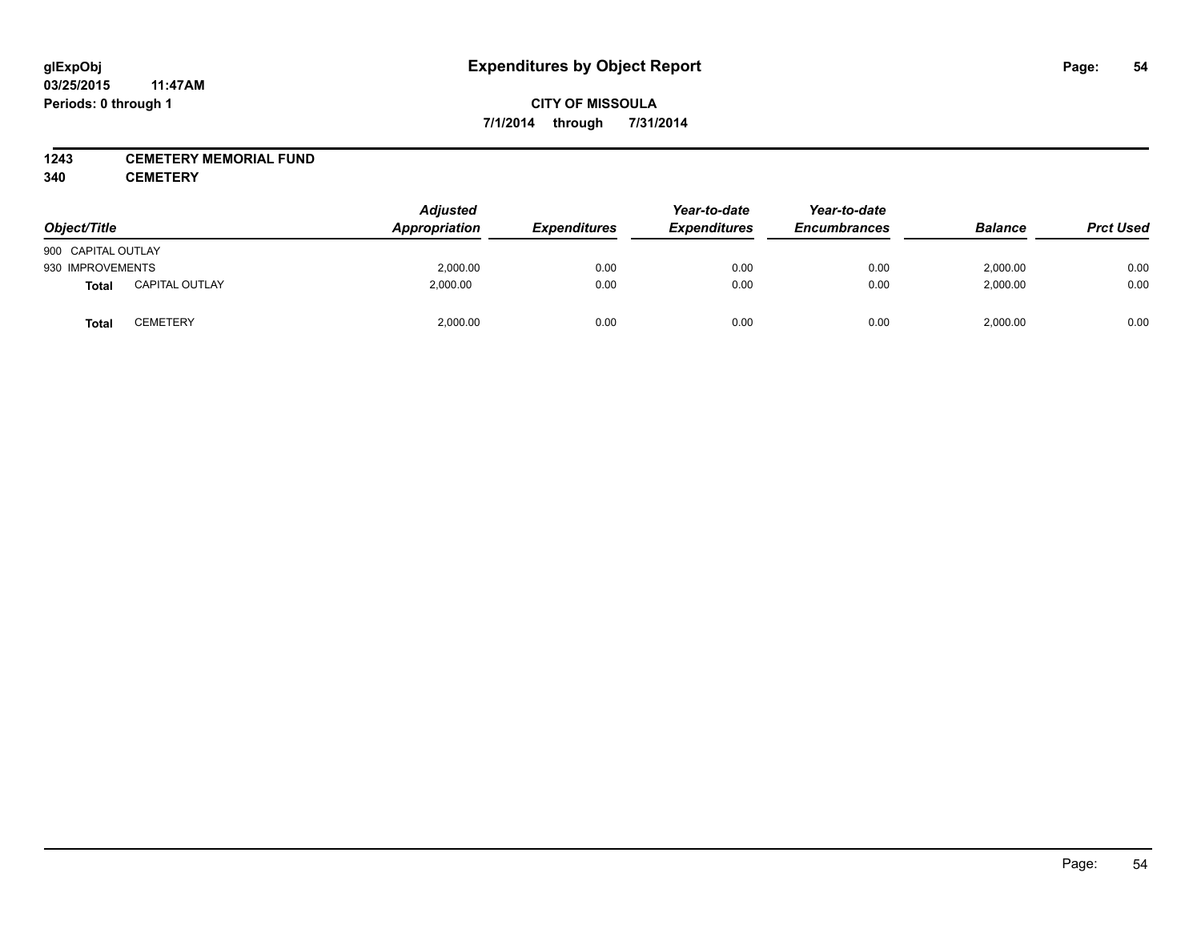**glExpObj**
**03/25/2015 11:47AM**
**Periods: 0 through 1**

# Expenditures by Object Report

**CITY OF MISSOULA**
**7/1/2014 through 7/31/2014**

**1243 CEMETERY MEMORIAL FUND**
**340 CEMETERY**

| Object/Title | | Adjusted Appropriation | Expenditures | Year-to-date Expenditures | Year-to-date Encumbrances | Balance | Prct Used |
|---|---|---|---|---|---|---|---|
| 900 CAPITAL OUTLAY | | | | | | | |
| 930 IMPROVEMENTS | | 2,000.00 | 0.00 | 0.00 | 0.00 | 2,000.00 | 0.00 |
| **Total** | CAPITAL OUTLAY | 2,000.00 | 0.00 | 0.00 | 0.00 | 2,000.00 | 0.00 |
| **Total** | CEMETERY | 2,000.00 | 0.00 | 0.00 | 0.00 | 2,000.00 | 0.00 |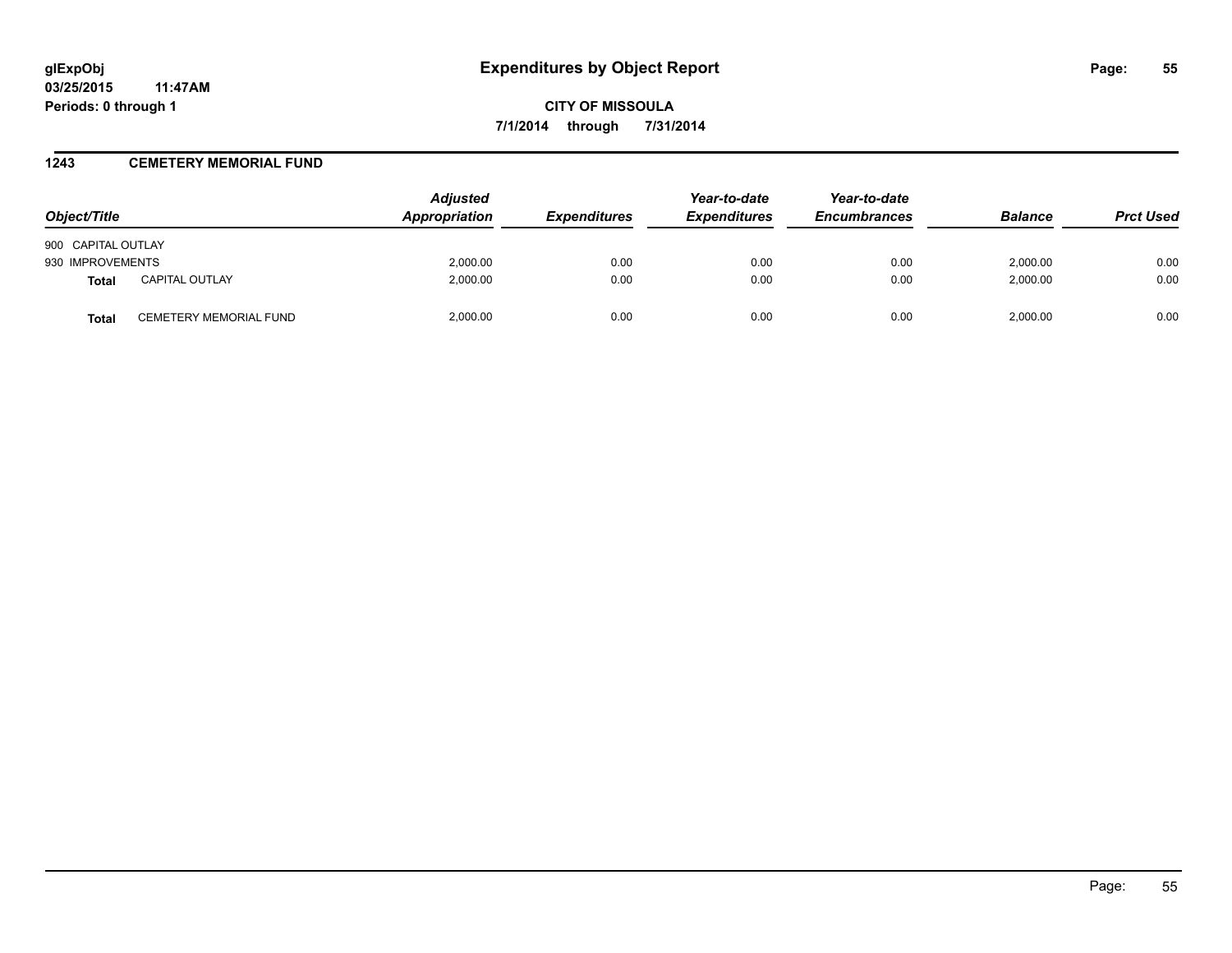**glExpObj**
**03/25/2015 11:47AM**
**Periods: 0 through 1**

# Expenditures by Object Report

**CITY OF MISSOULA**

**7/1/2014 through 7/31/2014**

## 1243 CEMETERY MEMORIAL FUND

| Object/Title | | Adjusted Appropriation | Expenditures | Year-to-date Expenditures | Year-to-date Encumbrances | Balance | Prct Used |
|---|---|---|---|---|---|---|---|
| 900 CAPITAL OUTLAY | | | | | | | |
| 930 IMPROVEMENTS | | 2,000.00 | 0.00 | 0.00 | 0.00 | 2,000.00 | 0.00 |
| **Total** | CAPITAL OUTLAY | 2,000.00 | 0.00 | 0.00 | 0.00 | 2,000.00 | 0.00 |
| **Total** | CEMETERY MEMORIAL FUND | 2,000.00 | 0.00 | 0.00 | 0.00 | 2,000.00 | 0.00 |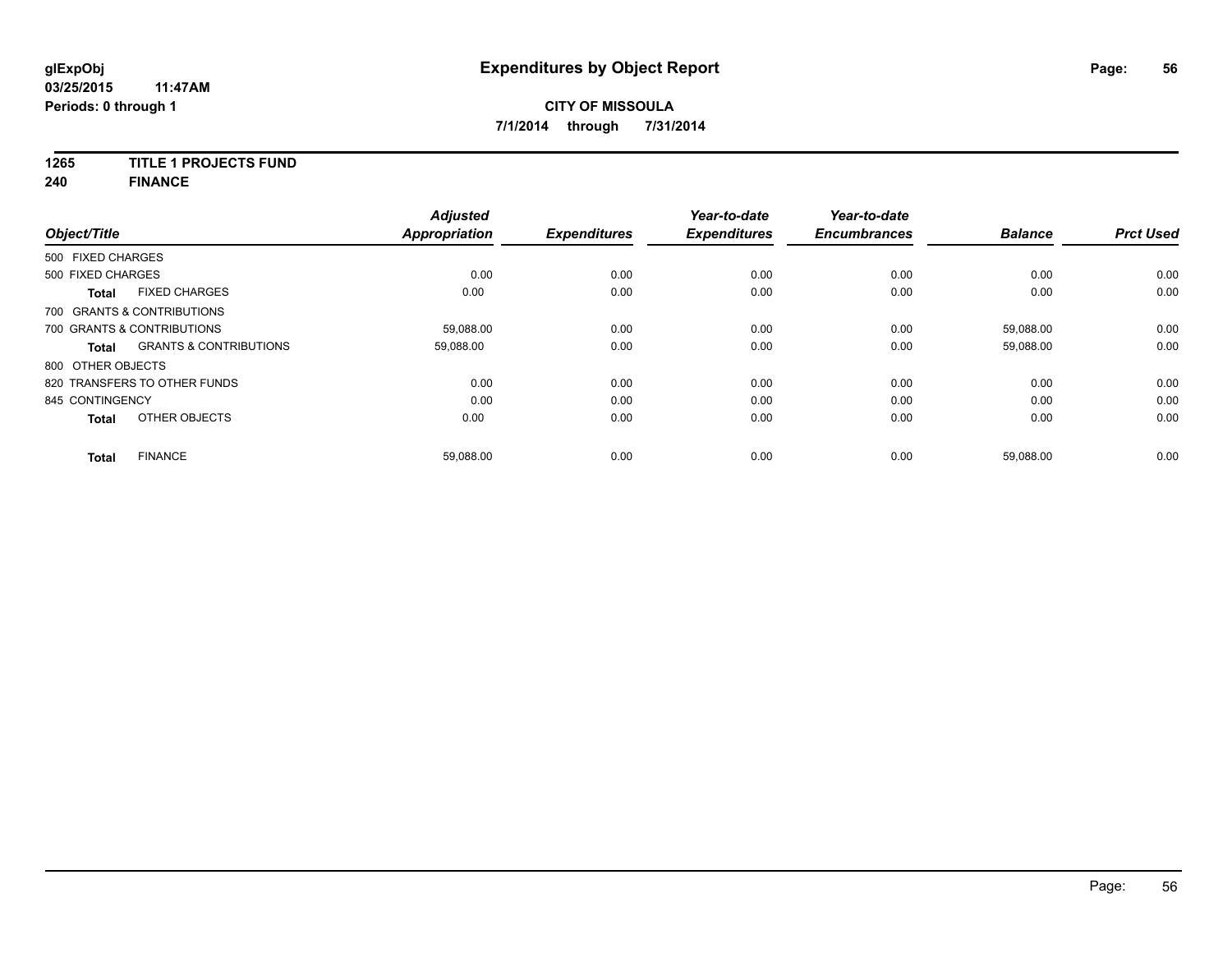**glExpObj**
**03/25/2015 11:47AM**
**Periods: 0 through 1**

# Expenditures by Object Report

**CITY OF MISSOULA**
**7/1/2014 through 7/31/2014**

**1265 TITLE 1 PROJECTS FUND**
**240 FINANCE**

| Object/Title | | Adjusted Appropriation | Expenditures | Year-to-date Expenditures | Year-to-date Encumbrances | Balance | Prct Used |
|---|---|---|---|---|---|---|---|
| 500 FIXED CHARGES | | | | | | | |
| 500 FIXED CHARGES | | 0.00 | 0.00 | 0.00 | 0.00 | 0.00 | 0.00 |
| **Total** | FIXED CHARGES | 0.00 | 0.00 | 0.00 | 0.00 | 0.00 | 0.00 |
| 700 GRANTS & CONTRIBUTIONS | | | | | | | |
| 700 GRANTS & CONTRIBUTIONS | | 59,088.00 | 0.00 | 0.00 | 0.00 | 59,088.00 | 0.00 |
| **Total** | GRANTS & CONTRIBUTIONS | 59,088.00 | 0.00 | 0.00 | 0.00 | 59,088.00 | 0.00 |
| 800 OTHER OBJECTS | | | | | | | |
| 820 TRANSFERS TO OTHER FUNDS | | 0.00 | 0.00 | 0.00 | 0.00 | 0.00 | 0.00 |
| 845 CONTINGENCY | | 0.00 | 0.00 | 0.00 | 0.00 | 0.00 | 0.00 |
| **Total** | OTHER OBJECTS | 0.00 | 0.00 | 0.00 | 0.00 | 0.00 | 0.00 |
| **Total** | FINANCE | 59,088.00 | 0.00 | 0.00 | 0.00 | 59,088.00 | 0.00 |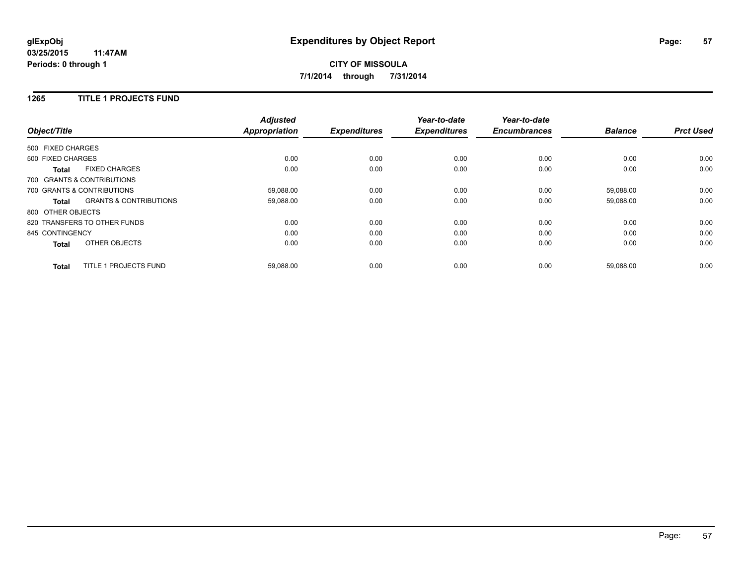**glExpObj**
**03/25/2015 11:47AM**
**Periods: 0 through 1**

# Expenditures by Object Report

**CITY OF MISSOULA**
**7/1/2014 through 7/31/2014**

## 1265 TITLE 1 PROJECTS FUND

| Object/Title | Adjusted Appropriation | Expenditures | Year-to-date Expenditures | Year-to-date Encumbrances | Balance | Prct Used |
|---|---|---|---|---|---|---|
| 500 FIXED CHARGES | | | | | | |
| 500 FIXED CHARGES | 0.00 | 0.00 | 0.00 | 0.00 | 0.00 | 0.00 |
| **Total** FIXED CHARGES | 0.00 | 0.00 | 0.00 | 0.00 | 0.00 | 0.00 |
| 700 GRANTS & CONTRIBUTIONS | | | | | | |
| 700 GRANTS & CONTRIBUTIONS | 59,088.00 | 0.00 | 0.00 | 0.00 | 59,088.00 | 0.00 |
| **Total** GRANTS & CONTRIBUTIONS | 59,088.00 | 0.00 | 0.00 | 0.00 | 59,088.00 | 0.00 |
| 800 OTHER OBJECTS | | | | | | |
| 820 TRANSFERS TO OTHER FUNDS | 0.00 | 0.00 | 0.00 | 0.00 | 0.00 | 0.00 |
| 845 CONTINGENCY | 0.00 | 0.00 | 0.00 | 0.00 | 0.00 | 0.00 |
| **Total** OTHER OBJECTS | 0.00 | 0.00 | 0.00 | 0.00 | 0.00 | 0.00 |
| **Total** TITLE 1 PROJECTS FUND | 59,088.00 | 0.00 | 0.00 | 0.00 | 59,088.00 | 0.00 |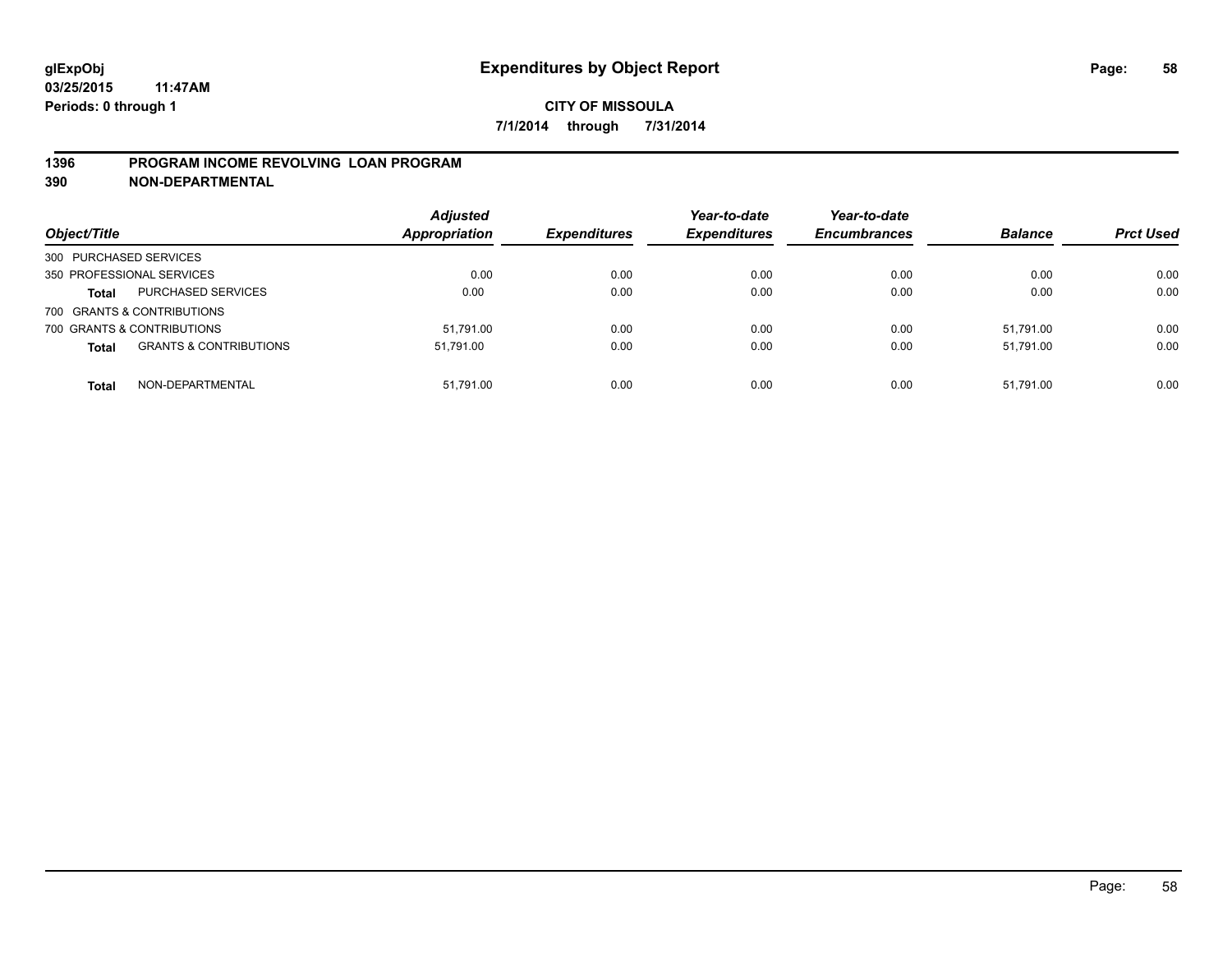**glExpObj**
**03/25/2015 11:47AM**
**Periods: 0 through 1**

# Expenditures by Object Report

**CITY OF MISSOULA**
**7/1/2014 through 7/31/2014**

## 1396 PROGRAM INCOME REVOLVING LOAN PROGRAM
## 390 NON-DEPARTMENTAL

| Object/Title | | *Adjusted Appropriation* | *Expenditures* | *Year-to-date Expenditures* | *Year-to-date Encumbrances* | *Balance* | *Prct Used* |
|---|---|---|---|---|---|---|---|
| 300 PURCHASED SERVICES | | | | | | | |
| 350 PROFESSIONAL SERVICES | | 0.00 | 0.00 | 0.00 | 0.00 | 0.00 | 0.00 |
| **Total** | PURCHASED SERVICES | 0.00 | 0.00 | 0.00 | 0.00 | 0.00 | 0.00 |
| 700 GRANTS & CONTRIBUTIONS | | | | | | | |
| 700 GRANTS & CONTRIBUTIONS | | 51,791.00 | 0.00 | 0.00 | 0.00 | 51,791.00 | 0.00 |
| **Total** | GRANTS & CONTRIBUTIONS | 51,791.00 | 0.00 | 0.00 | 0.00 | 51,791.00 | 0.00 |
| **Total** | NON-DEPARTMENTAL | 51,791.00 | 0.00 | 0.00 | 0.00 | 51,791.00 | 0.00 |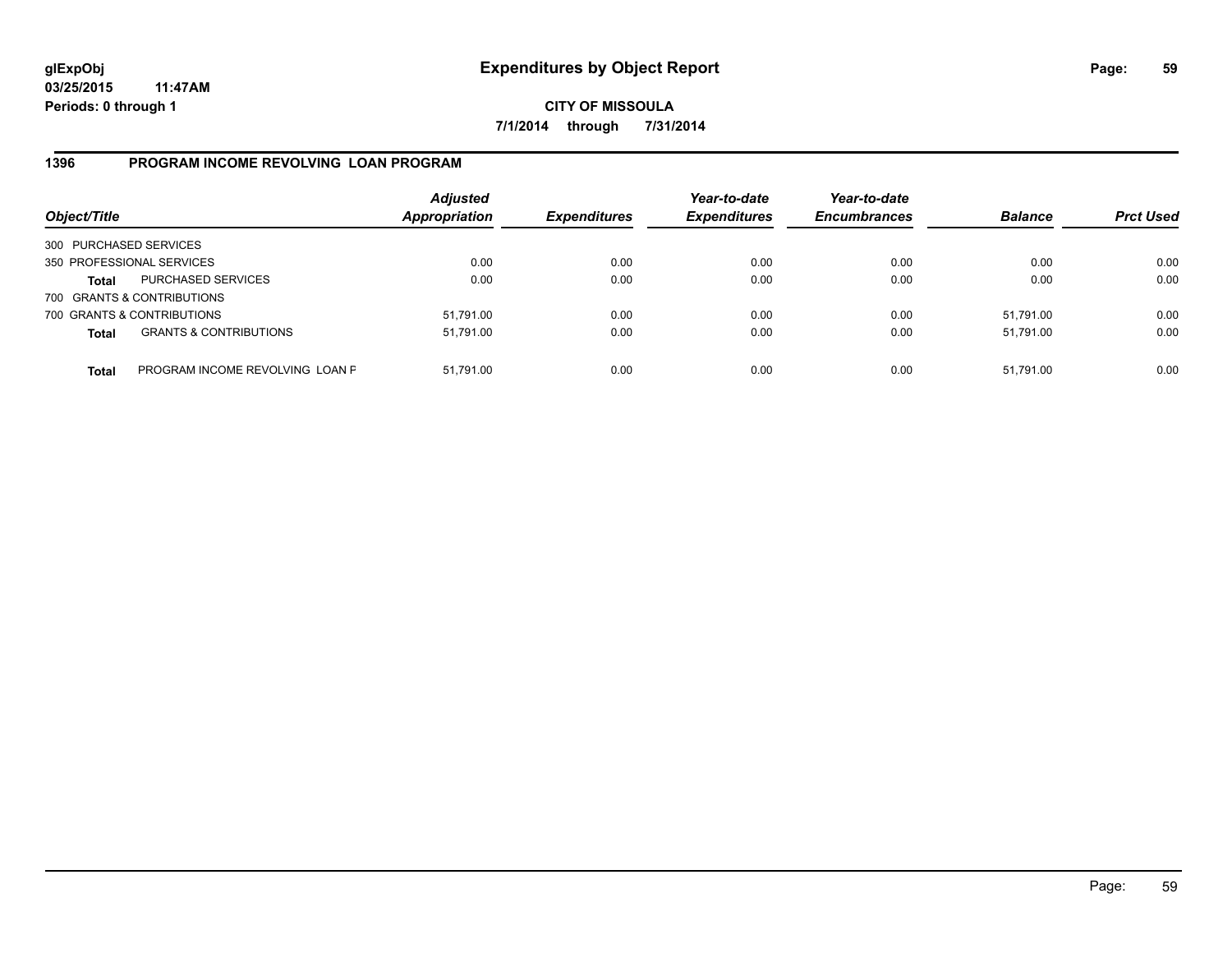**glExpObj**
**03/25/2015 11:47AM**
**Periods: 0 through 1**

# Expenditures by Object Report

**CITY OF MISSOULA**
**7/1/2014 through 7/31/2014**

## 1396 PROGRAM INCOME REVOLVING LOAN PROGRAM

| Object/Title | | Adjusted Appropriation | Expenditures | Year-to-date Expenditures | Year-to-date Encumbrances | Balance | Prct Used |
|---|---|---|---|---|---|---|---|
| 300 PURCHASED SERVICES | | | | | | | |
| 350 PROFESSIONAL SERVICES | | 0.00 | 0.00 | 0.00 | 0.00 | 0.00 | 0.00 |
| **Total** | PURCHASED SERVICES | 0.00 | 0.00 | 0.00 | 0.00 | 0.00 | 0.00 |
| 700 GRANTS & CONTRIBUTIONS | | | | | | | |
| 700 GRANTS & CONTRIBUTIONS | | 51,791.00 | 0.00 | 0.00 | 0.00 | 51,791.00 | 0.00 |
| **Total** | GRANTS & CONTRIBUTIONS | 51,791.00 | 0.00 | 0.00 | 0.00 | 51,791.00 | 0.00 |
| **Total** | PROGRAM INCOME REVOLVING LOAN F | 51,791.00 | 0.00 | 0.00 | 0.00 | 51,791.00 | 0.00 |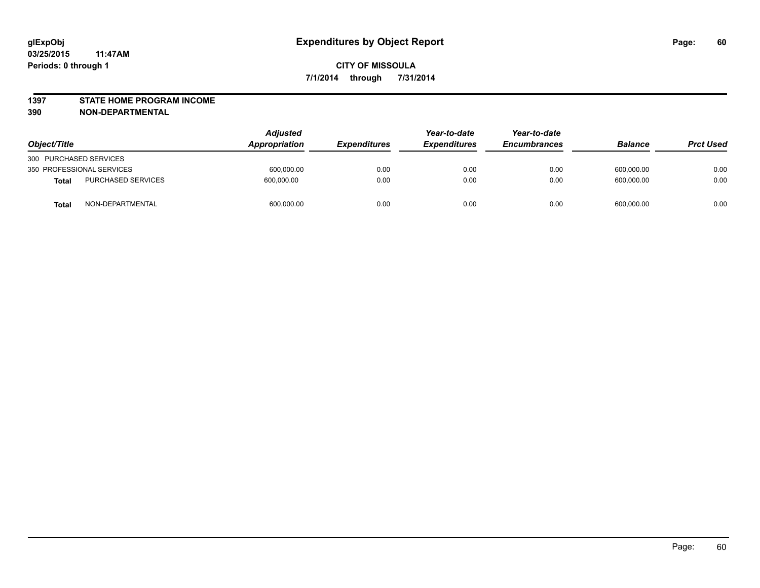glExpObj
03/25/2015 11:47AM
Periods: 0 through 1

# Expenditures by Object Report

**CITY OF MISSOULA**
**7/1/2014 through 7/31/2014**

**1397 STATE HOME PROGRAM INCOME**
**390 NON-DEPARTMENTAL**

| Object/Title | | Adjusted Appropriation | Expenditures | Year-to-date Expenditures | Year-to-date Encumbrances | Balance | Prct Used |
|---|---|---|---|---|---|---|---|
| 300 PURCHASED SERVICES | | | | | | | |
| 350 PROFESSIONAL SERVICES | | 600,000.00 | 0.00 | 0.00 | 0.00 | 600,000.00 | 0.00 |
| **Total** | PURCHASED SERVICES | 600,000.00 | 0.00 | 0.00 | 0.00 | 600,000.00 | 0.00 |
| **Total** | NON-DEPARTMENTAL | 600,000.00 | 0.00 | 0.00 | 0.00 | 600,000.00 | 0.00 |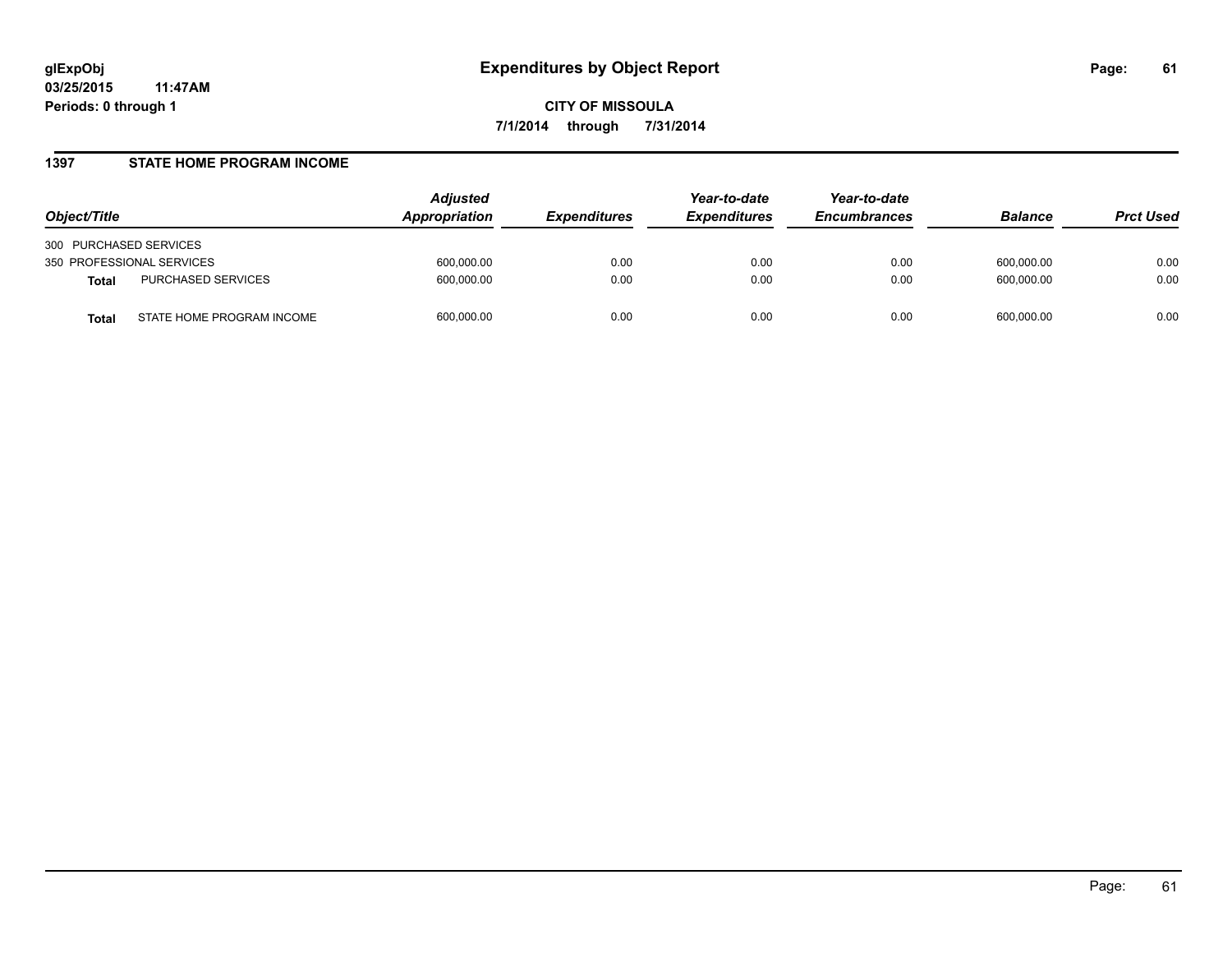**glExpObj**
**03/25/2015 11:47AM**
**Periods: 0 through 1**

# Expenditures by Object Report

**CITY OF MISSOULA**
**7/1/2014 through 7/31/2014**

## 1397 STATE HOME PROGRAM INCOME

| Object/Title | | *Adjusted Appropriation* | *Expenditures* | *Year-to-date Expenditures* | *Year-to-date Encumbrances* | *Balance* | *Prct Used* |
|---|---|---|---|---|---|---|---|
| 300 PURCHASED SERVICES | | | | | | | |
| 350 PROFESSIONAL SERVICES | | 600,000.00 | 0.00 | 0.00 | 0.00 | 600,000.00 | 0.00 |
| **Total** | PURCHASED SERVICES | 600,000.00 | 0.00 | 0.00 | 0.00 | 600,000.00 | 0.00 |
| **Total** | STATE HOME PROGRAM INCOME | 600,000.00 | 0.00 | 0.00 | 0.00 | 600,000.00 | 0.00 |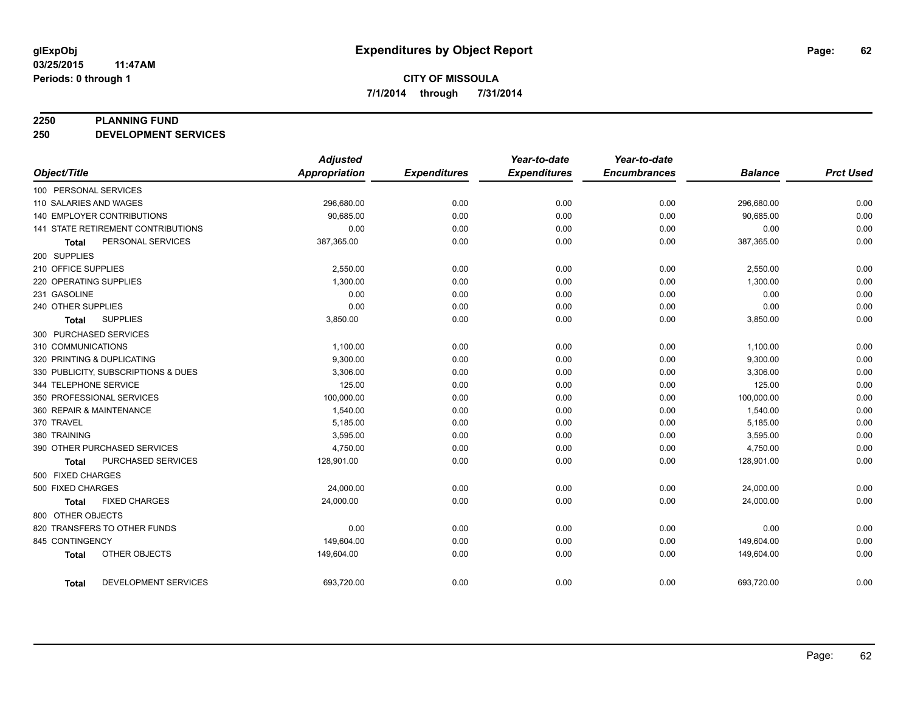# Expenditures by Object Report

glExpObj
03/25/2015 11:47AM
Periods: 0 through 1

**CITY OF MISSOULA**
**7/1/2014 through 7/31/2014**

## 2250 PLANNING FUND
## 250 DEVELOPMENT SERVICES

| Object/Title | Adjusted Appropriation | Expenditures | Year-to-date Expenditures | Year-to-date Encumbrances | Balance | Prct Used |
|---|---|---|---|---|---|---|
| 100 PERSONAL SERVICES | | | | | | |
| 110 SALARIES AND WAGES | 296,680.00 | 0.00 | 0.00 | 0.00 | 296,680.00 | 0.00 |
| 140 EMPLOYER CONTRIBUTIONS | 90,685.00 | 0.00 | 0.00 | 0.00 | 90,685.00 | 0.00 |
| 141 STATE RETIREMENT CONTRIBUTIONS | 0.00 | 0.00 | 0.00 | 0.00 | 0.00 | 0.00 |
| **Total** PERSONAL SERVICES | 387,365.00 | 0.00 | 0.00 | 0.00 | 387,365.00 | 0.00 |
| 200 SUPPLIES | | | | | | |
| 210 OFFICE SUPPLIES | 2,550.00 | 0.00 | 0.00 | 0.00 | 2,550.00 | 0.00 |
| 220 OPERATING SUPPLIES | 1,300.00 | 0.00 | 0.00 | 0.00 | 1,300.00 | 0.00 |
| 231 GASOLINE | 0.00 | 0.00 | 0.00 | 0.00 | 0.00 | 0.00 |
| 240 OTHER SUPPLIES | 0.00 | 0.00 | 0.00 | 0.00 | 0.00 | 0.00 |
| **Total** SUPPLIES | 3,850.00 | 0.00 | 0.00 | 0.00 | 3,850.00 | 0.00 |
| 300 PURCHASED SERVICES | | | | | | |
| 310 COMMUNICATIONS | 1,100.00 | 0.00 | 0.00 | 0.00 | 1,100.00 | 0.00 |
| 320 PRINTING & DUPLICATING | 9,300.00 | 0.00 | 0.00 | 0.00 | 9,300.00 | 0.00 |
| 330 PUBLICITY, SUBSCRIPTIONS & DUES | 3,306.00 | 0.00 | 0.00 | 0.00 | 3,306.00 | 0.00 |
| 344 TELEPHONE SERVICE | 125.00 | 0.00 | 0.00 | 0.00 | 125.00 | 0.00 |
| 350 PROFESSIONAL SERVICES | 100,000.00 | 0.00 | 0.00 | 0.00 | 100,000.00 | 0.00 |
| 360 REPAIR & MAINTENANCE | 1,540.00 | 0.00 | 0.00 | 0.00 | 1,540.00 | 0.00 |
| 370 TRAVEL | 5,185.00 | 0.00 | 0.00 | 0.00 | 5,185.00 | 0.00 |
| 380 TRAINING | 3,595.00 | 0.00 | 0.00 | 0.00 | 3,595.00 | 0.00 |
| 390 OTHER PURCHASED SERVICES | 4,750.00 | 0.00 | 0.00 | 0.00 | 4,750.00 | 0.00 |
| **Total** PURCHASED SERVICES | 128,901.00 | 0.00 | 0.00 | 0.00 | 128,901.00 | 0.00 |
| 500 FIXED CHARGES | | | | | | |
| 500 FIXED CHARGES | 24,000.00 | 0.00 | 0.00 | 0.00 | 24,000.00 | 0.00 |
| **Total** FIXED CHARGES | 24,000.00 | 0.00 | 0.00 | 0.00 | 24,000.00 | 0.00 |
| 800 OTHER OBJECTS | | | | | | |
| 820 TRANSFERS TO OTHER FUNDS | 0.00 | 0.00 | 0.00 | 0.00 | 0.00 | 0.00 |
| 845 CONTINGENCY | 149,604.00 | 0.00 | 0.00 | 0.00 | 149,604.00 | 0.00 |
| **Total** OTHER OBJECTS | 149,604.00 | 0.00 | 0.00 | 0.00 | 149,604.00 | 0.00 |
| **Total** DEVELOPMENT SERVICES | 693,720.00 | 0.00 | 0.00 | 0.00 | 693,720.00 | 0.00 |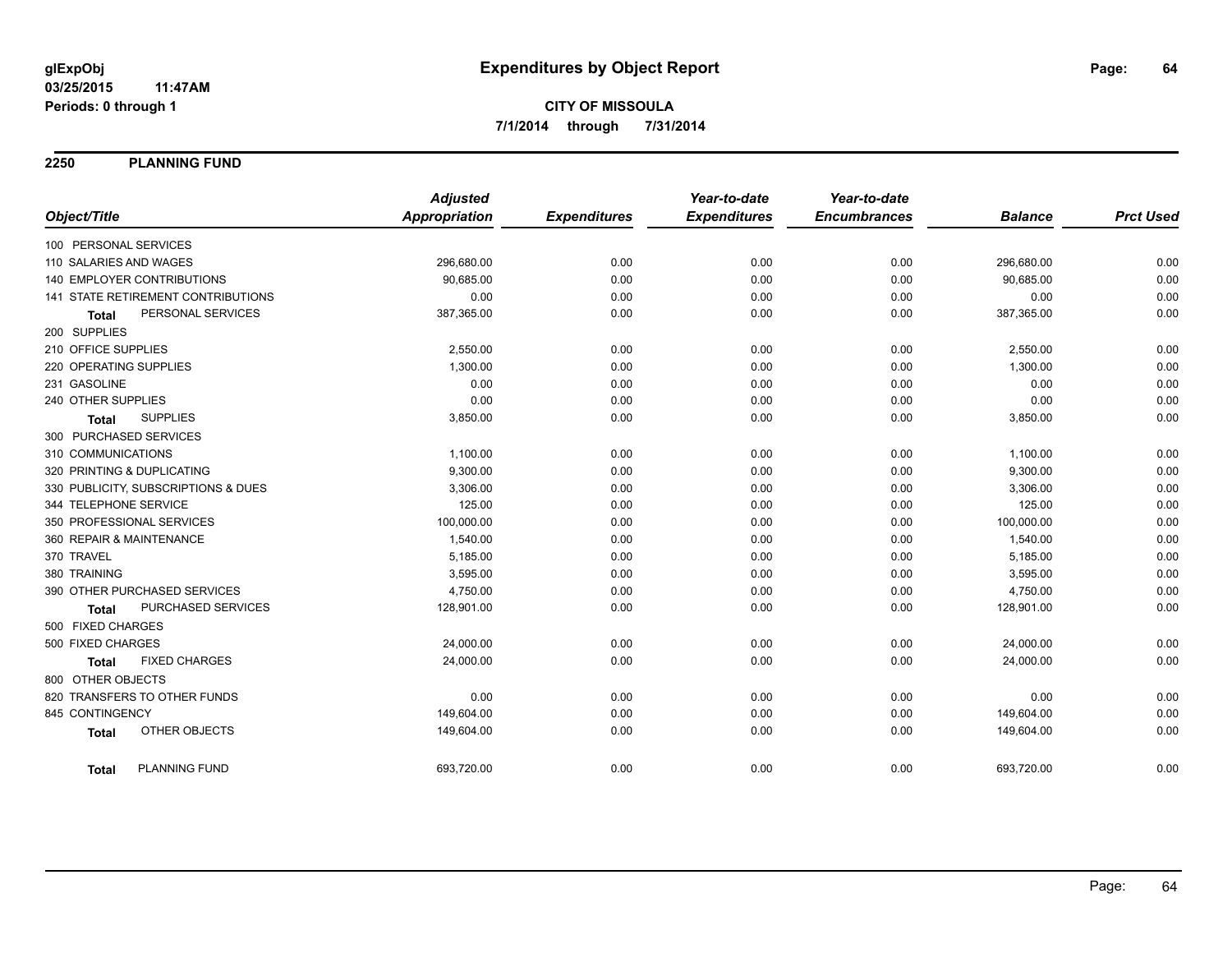**glExpObj**
**03/25/2015 11:47AM**
**Periods: 0 through 1**

# Expenditures by Object Report

**CITY OF MISSOULA**
**7/1/2014 through 7/31/2014**

## 2250 PLANNING FUND

| Object/Title | Adjusted Appropriation | Expenditures | Year-to-date Expenditures | Year-to-date Encumbrances | Balance | Prct Used |
|---|---|---|---|---|---|---|
| 100 PERSONAL SERVICES | | | | | | |
| 110 SALARIES AND WAGES | 296,680.00 | 0.00 | 0.00 | 0.00 | 296,680.00 | 0.00 |
| 140 EMPLOYER CONTRIBUTIONS | 90,685.00 | 0.00 | 0.00 | 0.00 | 90,685.00 | 0.00 |
| 141 STATE RETIREMENT CONTRIBUTIONS | 0.00 | 0.00 | 0.00 | 0.00 | 0.00 | 0.00 |
| **Total** PERSONAL SERVICES | 387,365.00 | 0.00 | 0.00 | 0.00 | 387,365.00 | 0.00 |
| 200 SUPPLIES | | | | | | |
| 210 OFFICE SUPPLIES | 2,550.00 | 0.00 | 0.00 | 0.00 | 2,550.00 | 0.00 |
| 220 OPERATING SUPPLIES | 1,300.00 | 0.00 | 0.00 | 0.00 | 1,300.00 | 0.00 |
| 231 GASOLINE | 0.00 | 0.00 | 0.00 | 0.00 | 0.00 | 0.00 |
| 240 OTHER SUPPLIES | 0.00 | 0.00 | 0.00 | 0.00 | 0.00 | 0.00 |
| **Total** SUPPLIES | 3,850.00 | 0.00 | 0.00 | 0.00 | 3,850.00 | 0.00 |
| 300 PURCHASED SERVICES | | | | | | |
| 310 COMMUNICATIONS | 1,100.00 | 0.00 | 0.00 | 0.00 | 1,100.00 | 0.00 |
| 320 PRINTING & DUPLICATING | 9,300.00 | 0.00 | 0.00 | 0.00 | 9,300.00 | 0.00 |
| 330 PUBLICITY, SUBSCRIPTIONS & DUES | 3,306.00 | 0.00 | 0.00 | 0.00 | 3,306.00 | 0.00 |
| 344 TELEPHONE SERVICE | 125.00 | 0.00 | 0.00 | 0.00 | 125.00 | 0.00 |
| 350 PROFESSIONAL SERVICES | 100,000.00 | 0.00 | 0.00 | 0.00 | 100,000.00 | 0.00 |
| 360 REPAIR & MAINTENANCE | 1,540.00 | 0.00 | 0.00 | 0.00 | 1,540.00 | 0.00 |
| 370 TRAVEL | 5,185.00 | 0.00 | 0.00 | 0.00 | 5,185.00 | 0.00 |
| 380 TRAINING | 3,595.00 | 0.00 | 0.00 | 0.00 | 3,595.00 | 0.00 |
| 390 OTHER PURCHASED SERVICES | 4,750.00 | 0.00 | 0.00 | 0.00 | 4,750.00 | 0.00 |
| **Total** PURCHASED SERVICES | 128,901.00 | 0.00 | 0.00 | 0.00 | 128,901.00 | 0.00 |
| 500 FIXED CHARGES | | | | | | |
| 500 FIXED CHARGES | 24,000.00 | 0.00 | 0.00 | 0.00 | 24,000.00 | 0.00 |
| **Total** FIXED CHARGES | 24,000.00 | 0.00 | 0.00 | 0.00 | 24,000.00 | 0.00 |
| 800 OTHER OBJECTS | | | | | | |
| 820 TRANSFERS TO OTHER FUNDS | 0.00 | 0.00 | 0.00 | 0.00 | 0.00 | 0.00 |
| 845 CONTINGENCY | 149,604.00 | 0.00 | 0.00 | 0.00 | 149,604.00 | 0.00 |
| **Total** OTHER OBJECTS | 149,604.00 | 0.00 | 0.00 | 0.00 | 149,604.00 | 0.00 |
| **Total** PLANNING FUND | 693,720.00 | 0.00 | 0.00 | 0.00 | 693,720.00 | 0.00 |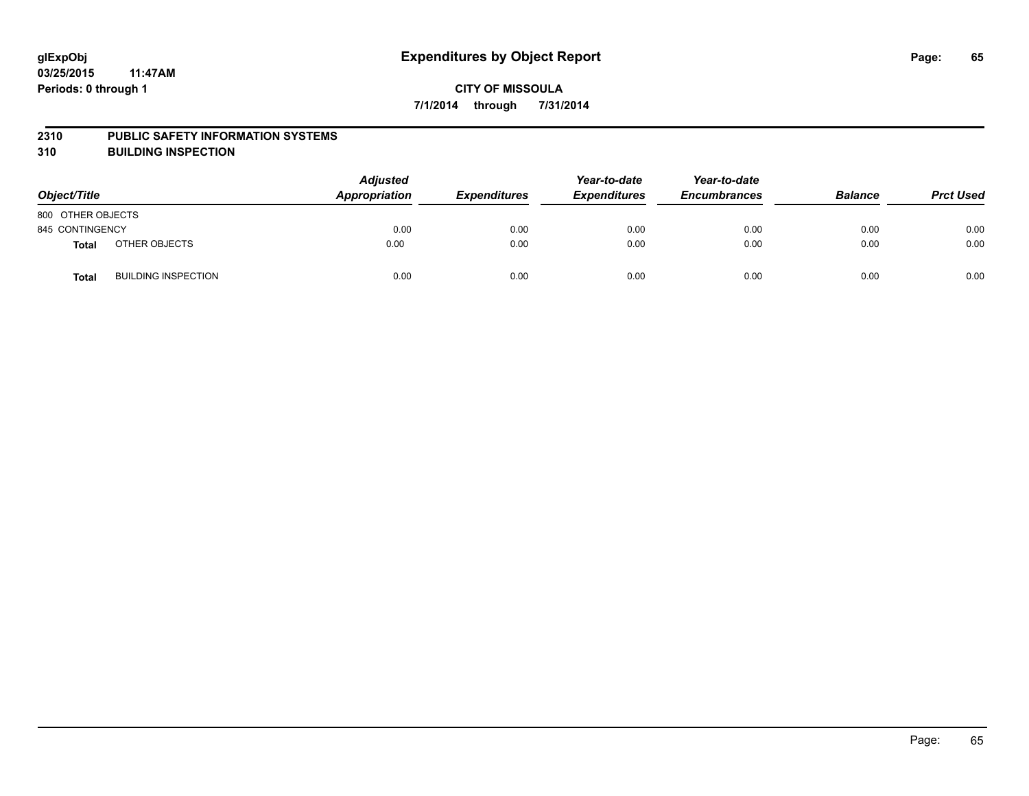**glExpObj** **Expenditures by Object Report**
**03/25/2015 11:47AM**
**Periods: 0 through 1**

**CITY OF MISSOULA**
**7/1/2014 through 7/31/2014**

## 2310 PUBLIC SAFETY INFORMATION SYSTEMS
## 310 BUILDING INSPECTION

| Object/Title | | Adjusted Appropriation | Expenditures | Year-to-date Expenditures | Year-to-date Encumbrances | Balance | Prct Used |
|---|---|---|---|---|---|---|---|
| 800 OTHER OBJECTS | | | | | | | |
| 845 CONTINGENCY | | 0.00 | 0.00 | 0.00 | 0.00 | 0.00 | 0.00 |
| **Total** | OTHER OBJECTS | 0.00 | 0.00 | 0.00 | 0.00 | 0.00 | 0.00 |
| **Total** | BUILDING INSPECTION | 0.00 | 0.00 | 0.00 | 0.00 | 0.00 | 0.00 |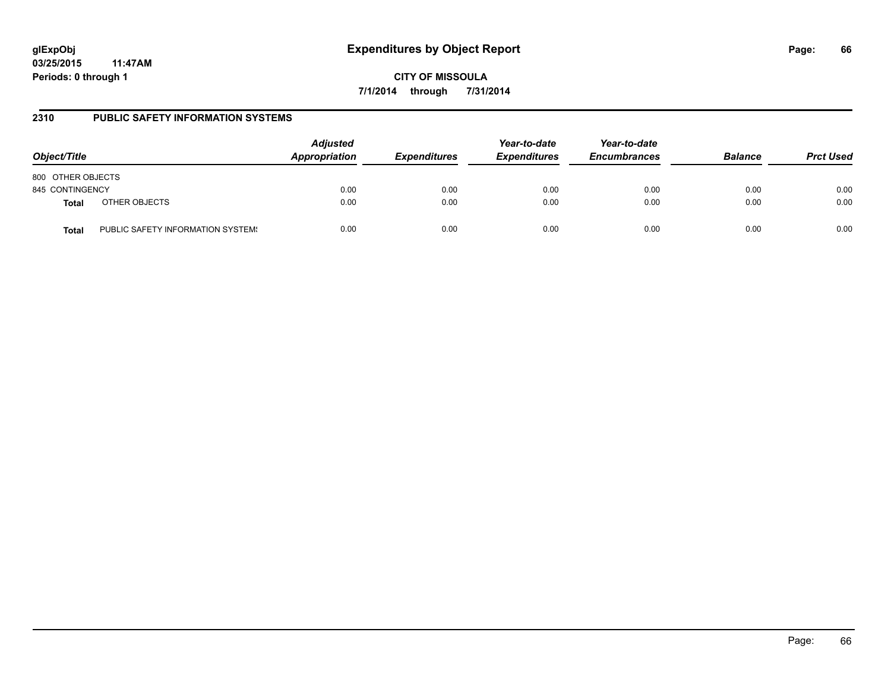**glExpObj**
**03/25/2015 11:47AM**
**Periods: 0 through 1**

# Expenditures by Object Report

**CITY OF MISSOULA**
**7/1/2014 through 7/31/2014**

## 2310 PUBLIC SAFETY INFORMATION SYSTEMS

| Object/Title | | *Adjusted Appropriation* | *Expenditures* | *Year-to-date Expenditures* | *Year-to-date Encumbrances* | *Balance* | *Prct Used* |
|---|---|---|---|---|---|---|---|
| 800 OTHER OBJECTS | | | | | | | |
| 845 CONTINGENCY | | 0.00 | 0.00 | 0.00 | 0.00 | 0.00 | 0.00 |
| **Total** | OTHER OBJECTS | 0.00 | 0.00 | 0.00 | 0.00 | 0.00 | 0.00 |
| **Total** | PUBLIC SAFETY INFORMATION SYSTEMS | 0.00 | 0.00 | 0.00 | 0.00 | 0.00 | 0.00 |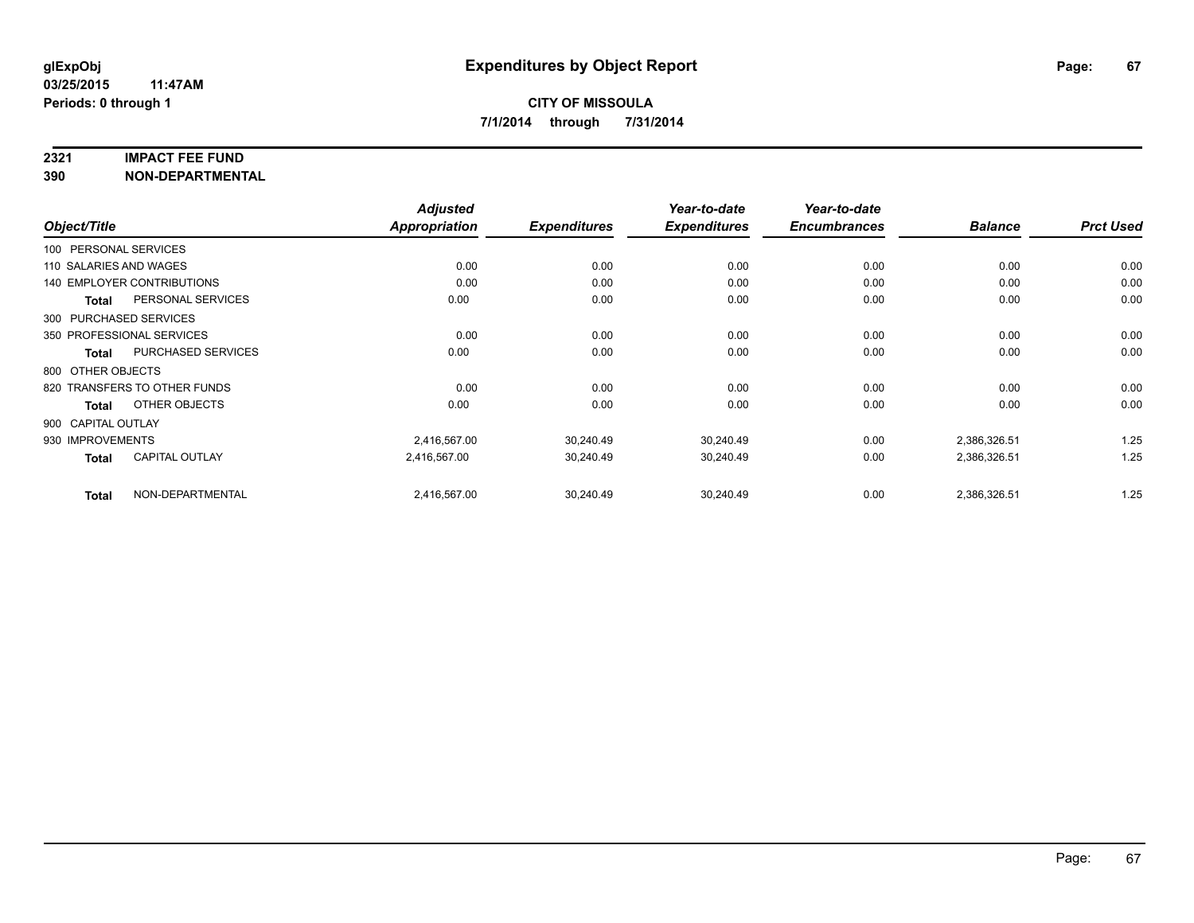**glExpObj**
**03/25/2015 11:47AM**
**Periods: 0 through 1**

# Expenditures by Object Report

**CITY OF MISSOULA**
**7/1/2014 through 7/31/2014**

## 2321 IMPACT FEE FUND
## 390 NON-DEPARTMENTAL

| Object/Title | Adjusted Appropriation | Expenditures | Year-to-date Expenditures | Year-to-date Encumbrances | Balance | Prct Used |
|---|---|---|---|---|---|---|
| 100 PERSONAL SERVICES | | | | | | |
| 110 SALARIES AND WAGES | 0.00 | 0.00 | 0.00 | 0.00 | 0.00 | 0.00 |
| 140 EMPLOYER CONTRIBUTIONS | 0.00 | 0.00 | 0.00 | 0.00 | 0.00 | 0.00 |
| **Total** PERSONAL SERVICES | 0.00 | 0.00 | 0.00 | 0.00 | 0.00 | 0.00 |
| 300 PURCHASED SERVICES | | | | | | |
| 350 PROFESSIONAL SERVICES | 0.00 | 0.00 | 0.00 | 0.00 | 0.00 | 0.00 |
| **Total** PURCHASED SERVICES | 0.00 | 0.00 | 0.00 | 0.00 | 0.00 | 0.00 |
| 800 OTHER OBJECTS | | | | | | |
| 820 TRANSFERS TO OTHER FUNDS | 0.00 | 0.00 | 0.00 | 0.00 | 0.00 | 0.00 |
| **Total** OTHER OBJECTS | 0.00 | 0.00 | 0.00 | 0.00 | 0.00 | 0.00 |
| 900 CAPITAL OUTLAY | | | | | | |
| 930 IMPROVEMENTS | 2,416,567.00 | 30,240.49 | 30,240.49 | 0.00 | 2,386,326.51 | 1.25 |
| **Total** CAPITAL OUTLAY | 2,416,567.00 | 30,240.49 | 30,240.49 | 0.00 | 2,386,326.51 | 1.25 |
| **Total** NON-DEPARTMENTAL | 2,416,567.00 | 30,240.49 | 30,240.49 | 0.00 | 2,386,326.51 | 1.25 |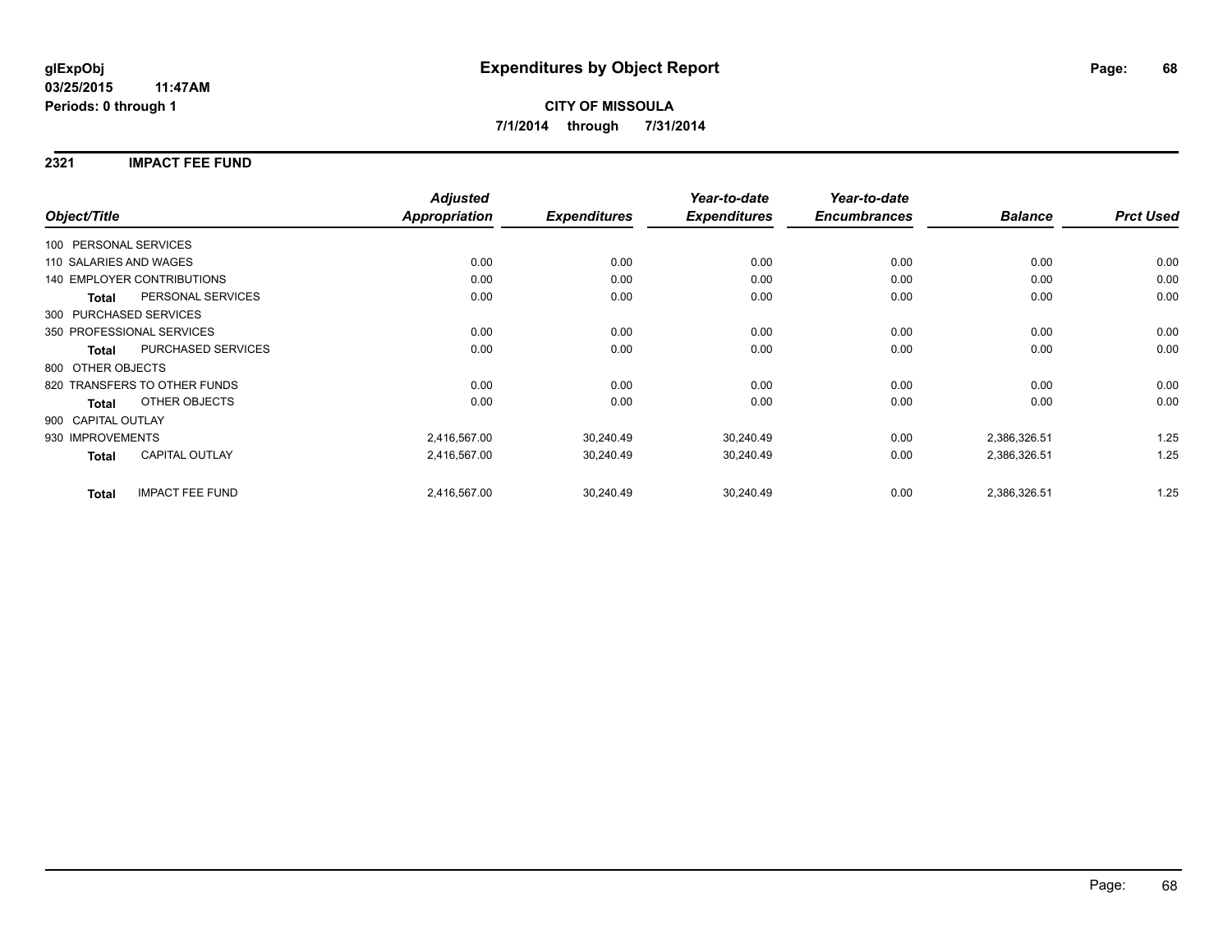**glExpObj**
**03/25/2015 11:47AM**
**Periods: 0 through 1**

# Expenditures by Object Report

**CITY OF MISSOULA**
**7/1/2014 through 7/31/2014**

## 2321 IMPACT FEE FUND

| Object/Title | | *Adjusted Appropriation* | *Expenditures* | *Year-to-date Expenditures* | *Year-to-date Encumbrances* | *Balance* | *Prct Used* |
|---|---|---|---|---|---|---|---|
| 100 PERSONAL SERVICES | | | | | | | |
| 110 SALARIES AND WAGES | | 0.00 | 0.00 | 0.00 | 0.00 | 0.00 | 0.00 |
| 140 EMPLOYER CONTRIBUTIONS | | 0.00 | 0.00 | 0.00 | 0.00 | 0.00 | 0.00 |
| **Total** | PERSONAL SERVICES | 0.00 | 0.00 | 0.00 | 0.00 | 0.00 | 0.00 |
| 300 PURCHASED SERVICES | | | | | | | |
| 350 PROFESSIONAL SERVICES | | 0.00 | 0.00 | 0.00 | 0.00 | 0.00 | 0.00 |
| **Total** | PURCHASED SERVICES | 0.00 | 0.00 | 0.00 | 0.00 | 0.00 | 0.00 |
| 800 OTHER OBJECTS | | | | | | | |
| 820 TRANSFERS TO OTHER FUNDS | | 0.00 | 0.00 | 0.00 | 0.00 | 0.00 | 0.00 |
| **Total** | OTHER OBJECTS | 0.00 | 0.00 | 0.00 | 0.00 | 0.00 | 0.00 |
| 900 CAPITAL OUTLAY | | | | | | | |
| 930 IMPROVEMENTS | | 2,416,567.00 | 30,240.49 | 30,240.49 | 0.00 | 2,386,326.51 | 1.25 |
| **Total** | CAPITAL OUTLAY | 2,416,567.00 | 30,240.49 | 30,240.49 | 0.00 | 2,386,326.51 | 1.25 |
| **Total** | IMPACT FEE FUND | 2,416,567.00 | 30,240.49 | 30,240.49 | 0.00 | 2,386,326.51 | 1.25 |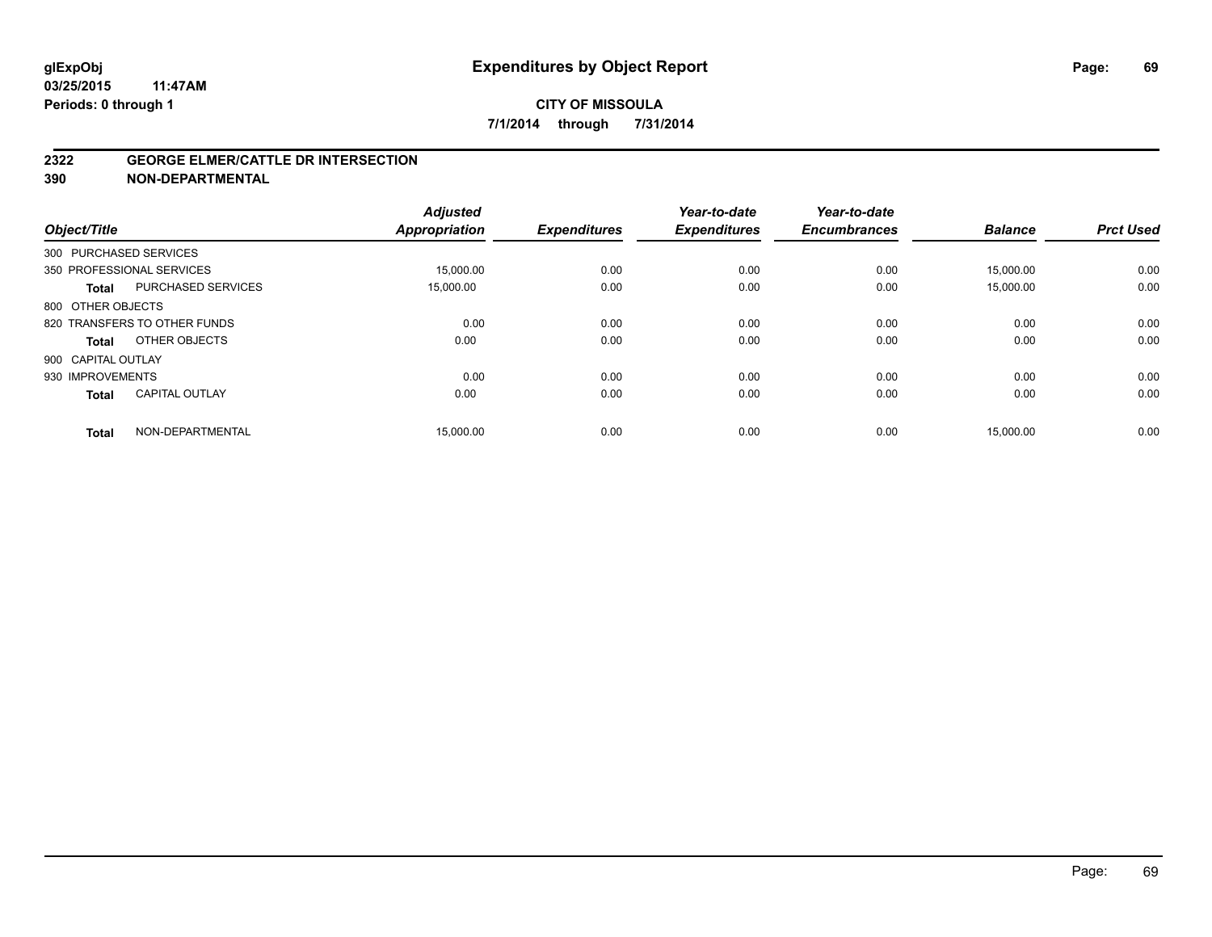# Expenditures by Object Report

glExpObj
03/25/2015 11:47AM
Periods: 0 through 1

**CITY OF MISSOULA**
**7/1/2014 through 7/31/2014**

## 2322 GEORGE ELMER/CATTLE DR INTERSECTION
## 390 NON-DEPARTMENTAL

| Object/Title | | Adjusted Appropriation | Expenditures | Year-to-date Expenditures | Year-to-date Encumbrances | Balance | Prct Used |
|---|---|---|---|---|---|---|---|
| 300 PURCHASED SERVICES | | | | | | | |
| 350 PROFESSIONAL SERVICES | | 15,000.00 | 0.00 | 0.00 | 0.00 | 15,000.00 | 0.00 |
| **Total** | PURCHASED SERVICES | 15,000.00 | 0.00 | 0.00 | 0.00 | 15,000.00 | 0.00 |
| 800 OTHER OBJECTS | | | | | | | |
| 820 TRANSFERS TO OTHER FUNDS | | 0.00 | 0.00 | 0.00 | 0.00 | 0.00 | 0.00 |
| **Total** | OTHER OBJECTS | 0.00 | 0.00 | 0.00 | 0.00 | 0.00 | 0.00 |
| 900 CAPITAL OUTLAY | | | | | | | |
| 930 IMPROVEMENTS | | 0.00 | 0.00 | 0.00 | 0.00 | 0.00 | 0.00 |
| **Total** | CAPITAL OUTLAY | 0.00 | 0.00 | 0.00 | 0.00 | 0.00 | 0.00 |
| **Total** | NON-DEPARTMENTAL | 15,000.00 | 0.00 | 0.00 | 0.00 | 15,000.00 | 0.00 |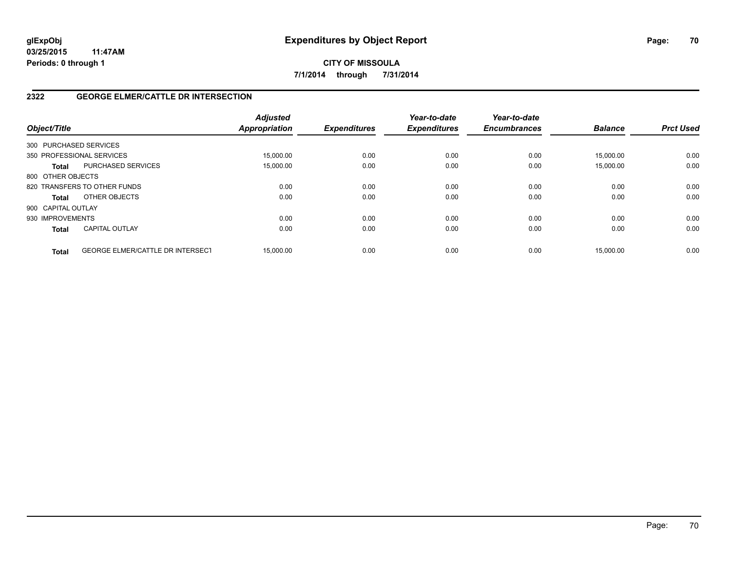**glExpObj**
**03/25/2015 11:47AM**
**Periods: 0 through 1**

# Expenditures by Object Report

**CITY OF MISSOULA**
**7/1/2014 through 7/31/2014**

## 2322 GEORGE ELMER/CATTLE DR INTERSECTION

| Object/Title | | Adjusted Appropriation | Expenditures | Year-to-date Expenditures | Year-to-date Encumbrances | Balance | Prct Used |
|---|---|---|---|---|---|---|---|
| 300 PURCHASED SERVICES | | | | | | | |
| 350 PROFESSIONAL SERVICES | | 15,000.00 | 0.00 | 0.00 | 0.00 | 15,000.00 | 0.00 |
| **Total** | PURCHASED SERVICES | 15,000.00 | 0.00 | 0.00 | 0.00 | 15,000.00 | 0.00 |
| 800 OTHER OBJECTS | | | | | | | |
| 820 TRANSFERS TO OTHER FUNDS | | 0.00 | 0.00 | 0.00 | 0.00 | 0.00 | 0.00 |
| **Total** | OTHER OBJECTS | 0.00 | 0.00 | 0.00 | 0.00 | 0.00 | 0.00 |
| 900 CAPITAL OUTLAY | | | | | | | |
| 930 IMPROVEMENTS | | 0.00 | 0.00 | 0.00 | 0.00 | 0.00 | 0.00 |
| **Total** | CAPITAL OUTLAY | 0.00 | 0.00 | 0.00 | 0.00 | 0.00 | 0.00 |
| **Total** | GEORGE ELMER/CATTLE DR INTERSECT | 15,000.00 | 0.00 | 0.00 | 0.00 | 15,000.00 | 0.00 |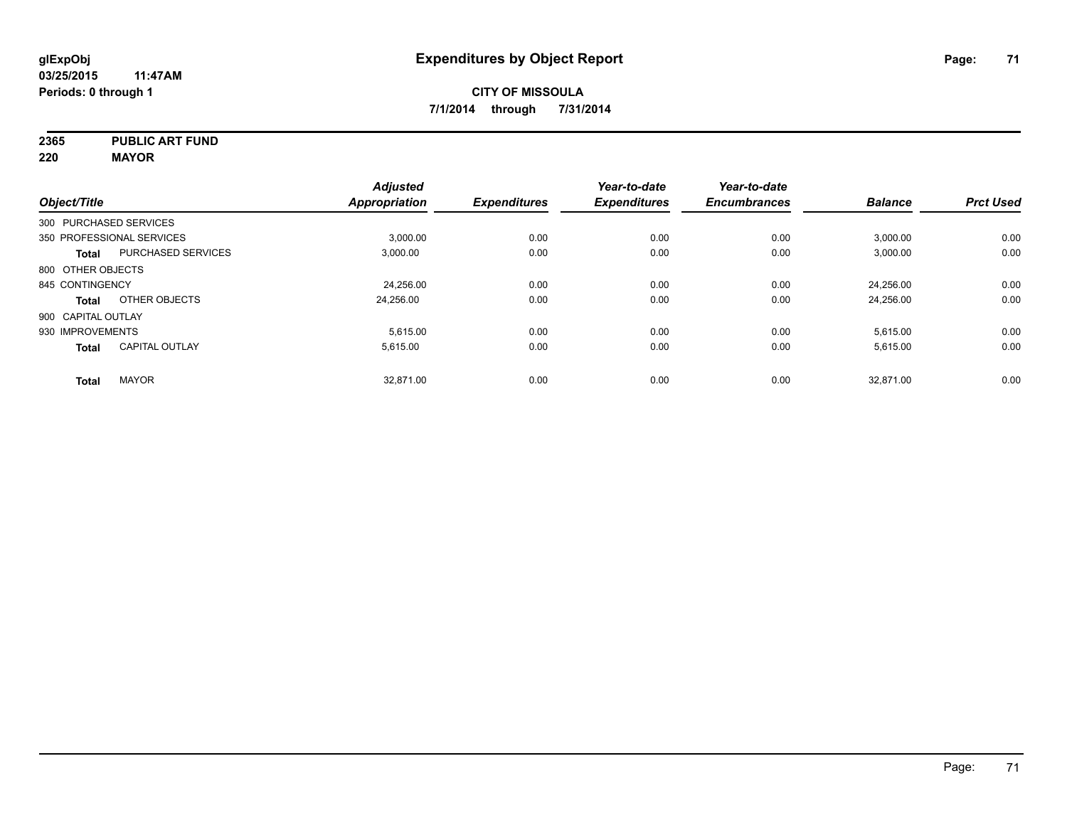**glExpObj** 03/25/2015 11:47AM
**Periods: 0 through 1**

# Expenditures by Object Report

**CITY OF MISSOULA**
**7/1/2014 through 7/31/2014**

**2365 PUBLIC ART FUND**
**220 MAYOR**

| Object/Title | | Adjusted Appropriation | Expenditures | Year-to-date Expenditures | Year-to-date Encumbrances | Balance | Prct Used |
|---|---|---|---|---|---|---|---|
| 300 PURCHASED SERVICES | | | | | | | |
| 350 PROFESSIONAL SERVICES | | 3,000.00 | 0.00 | 0.00 | 0.00 | 3,000.00 | 0.00 |
| **Total** | PURCHASED SERVICES | 3,000.00 | 0.00 | 0.00 | 0.00 | 3,000.00 | 0.00 |
| 800 OTHER OBJECTS | | | | | | | |
| 845 CONTINGENCY | | 24,256.00 | 0.00 | 0.00 | 0.00 | 24,256.00 | 0.00 |
| **Total** | OTHER OBJECTS | 24,256.00 | 0.00 | 0.00 | 0.00 | 24,256.00 | 0.00 |
| 900 CAPITAL OUTLAY | | | | | | | |
| 930 IMPROVEMENTS | | 5,615.00 | 0.00 | 0.00 | 0.00 | 5,615.00 | 0.00 |
| **Total** | CAPITAL OUTLAY | 5,615.00 | 0.00 | 0.00 | 0.00 | 5,615.00 | 0.00 |
| **Total** | MAYOR | 32,871.00 | 0.00 | 0.00 | 0.00 | 32,871.00 | 0.00 |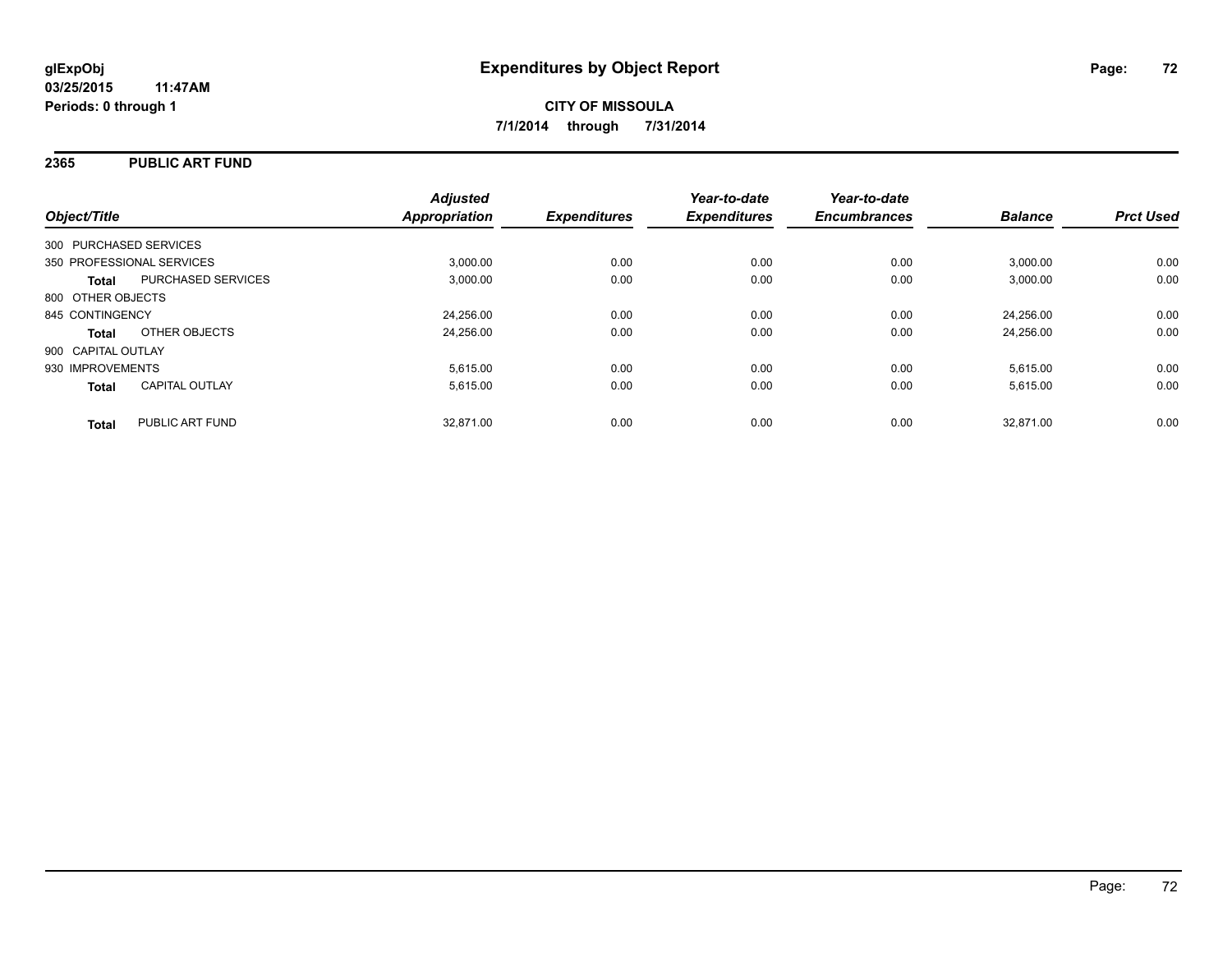**glExpObj**
**03/25/2015 11:47AM**
**Periods: 0 through 1**

# Expenditures by Object Report

**CITY OF MISSOULA**
**7/1/2014 through 7/31/2014**

## 2365 PUBLIC ART FUND

| Object/Title | | Adjusted Appropriation | Expenditures | Year-to-date Expenditures | Year-to-date Encumbrances | Balance | Prct Used |
|---|---|---|---|---|---|---|---|
| 300 PURCHASED SERVICES | | | | | | | |
| 350 PROFESSIONAL SERVICES | | 3,000.00 | 0.00 | 0.00 | 0.00 | 3,000.00 | 0.00 |
| **Total** | PURCHASED SERVICES | 3,000.00 | 0.00 | 0.00 | 0.00 | 3,000.00 | 0.00 |
| 800 OTHER OBJECTS | | | | | | | |
| 845 CONTINGENCY | | 24,256.00 | 0.00 | 0.00 | 0.00 | 24,256.00 | 0.00 |
| **Total** | OTHER OBJECTS | 24,256.00 | 0.00 | 0.00 | 0.00 | 24,256.00 | 0.00 |
| 900 CAPITAL OUTLAY | | | | | | | |
| 930 IMPROVEMENTS | | 5,615.00 | 0.00 | 0.00 | 0.00 | 5,615.00 | 0.00 |
| **Total** | CAPITAL OUTLAY | 5,615.00 | 0.00 | 0.00 | 0.00 | 5,615.00 | 0.00 |
| **Total** | PUBLIC ART FUND | 32,871.00 | 0.00 | 0.00 | 0.00 | 32,871.00 | 0.00 |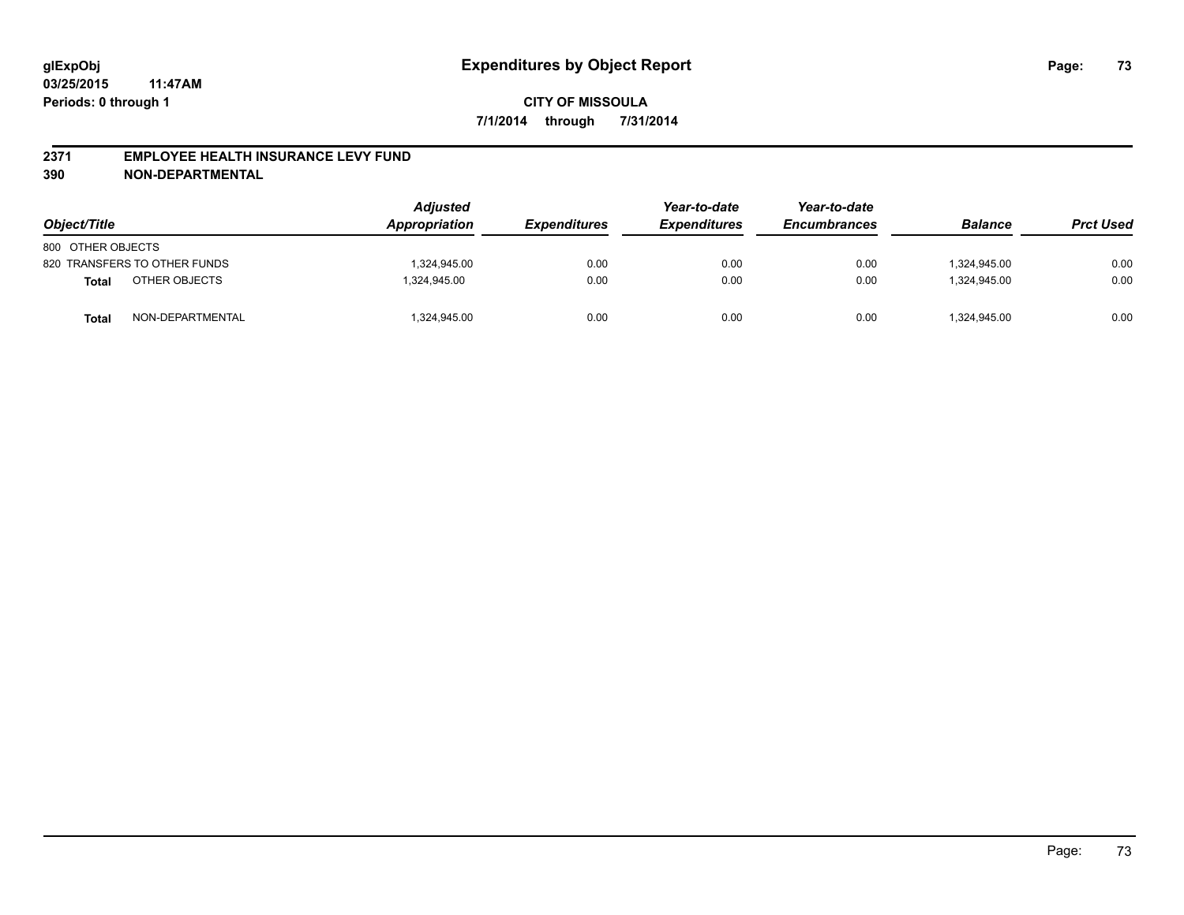# Expenditures by Object Report

glExpObj
03/25/2015 11:47AM
Periods: 0 through 1

**CITY OF MISSOULA**
**7/1/2014 through 7/31/2014**

**2371 EMPLOYEE HEALTH INSURANCE LEVY FUND**
**390 NON-DEPARTMENTAL**

| Object/Title | Adjusted Appropriation | Expenditures | Year-to-date Expenditures | Year-to-date Encumbrances | Balance | Prct Used |
|---|---|---|---|---|---|---|
| 800 OTHER OBJECTS | | | | | | |
| 820 TRANSFERS TO OTHER FUNDS | 1,324,945.00 | 0.00 | 0.00 | 0.00 | 1,324,945.00 | 0.00 |
| **Total** OTHER OBJECTS | 1,324,945.00 | 0.00 | 0.00 | 0.00 | 1,324,945.00 | 0.00 |
| **Total** NON-DEPARTMENTAL | 1,324,945.00 | 0.00 | 0.00 | 0.00 | 1,324,945.00 | 0.00 |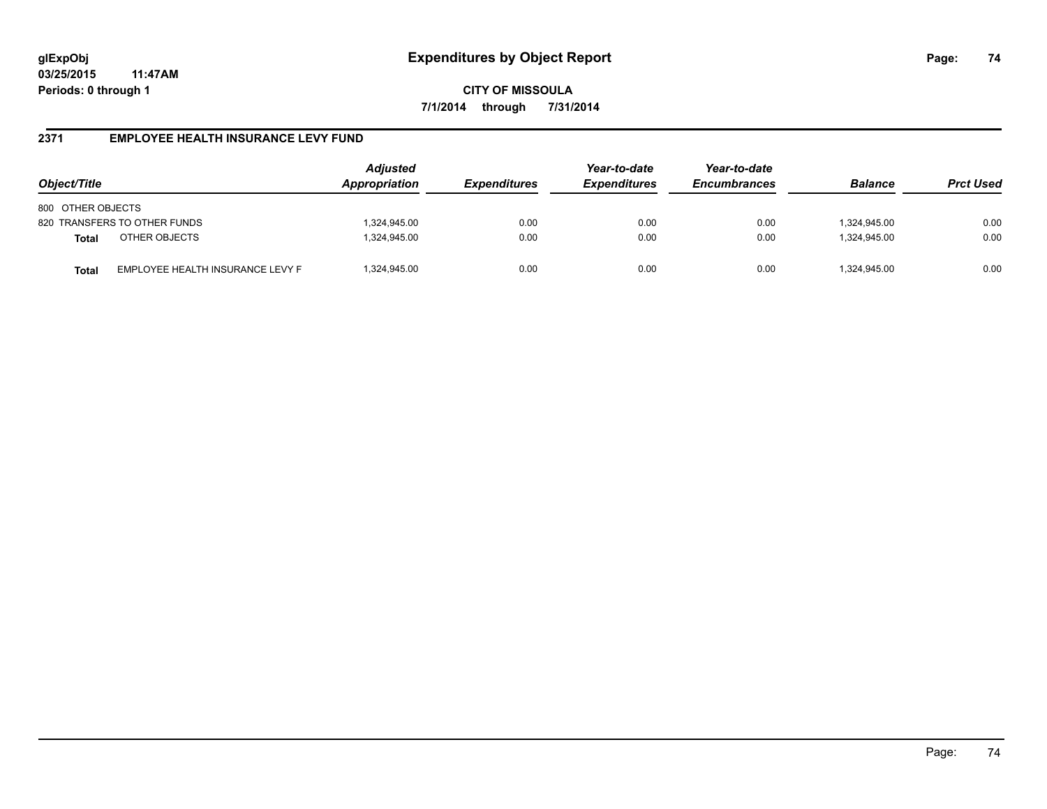**glExpObj**
**03/25/2015 11:47AM**
**Periods: 0 through 1**

# Expenditures by Object Report

**CITY OF MISSOULA**
**7/1/2014 through 7/31/2014**

## 2371 EMPLOYEE HEALTH INSURANCE LEVY FUND

| Object/Title | | Adjusted Appropriation | Expenditures | Year-to-date Expenditures | Year-to-date Encumbrances | Balance | Prct Used |
|---|---|---|---|---|---|---|---|
| 800 OTHER OBJECTS | | | | | | | |
| 820 TRANSFERS TO OTHER FUNDS | | 1,324,945.00 | 0.00 | 0.00 | 0.00 | 1,324,945.00 | 0.00 |
| **Total** | OTHER OBJECTS | 1,324,945.00 | 0.00 | 0.00 | 0.00 | 1,324,945.00 | 0.00 |
| **Total** | EMPLOYEE HEALTH INSURANCE LEVY F | 1,324,945.00 | 0.00 | 0.00 | 0.00 | 1,324,945.00 | 0.00 |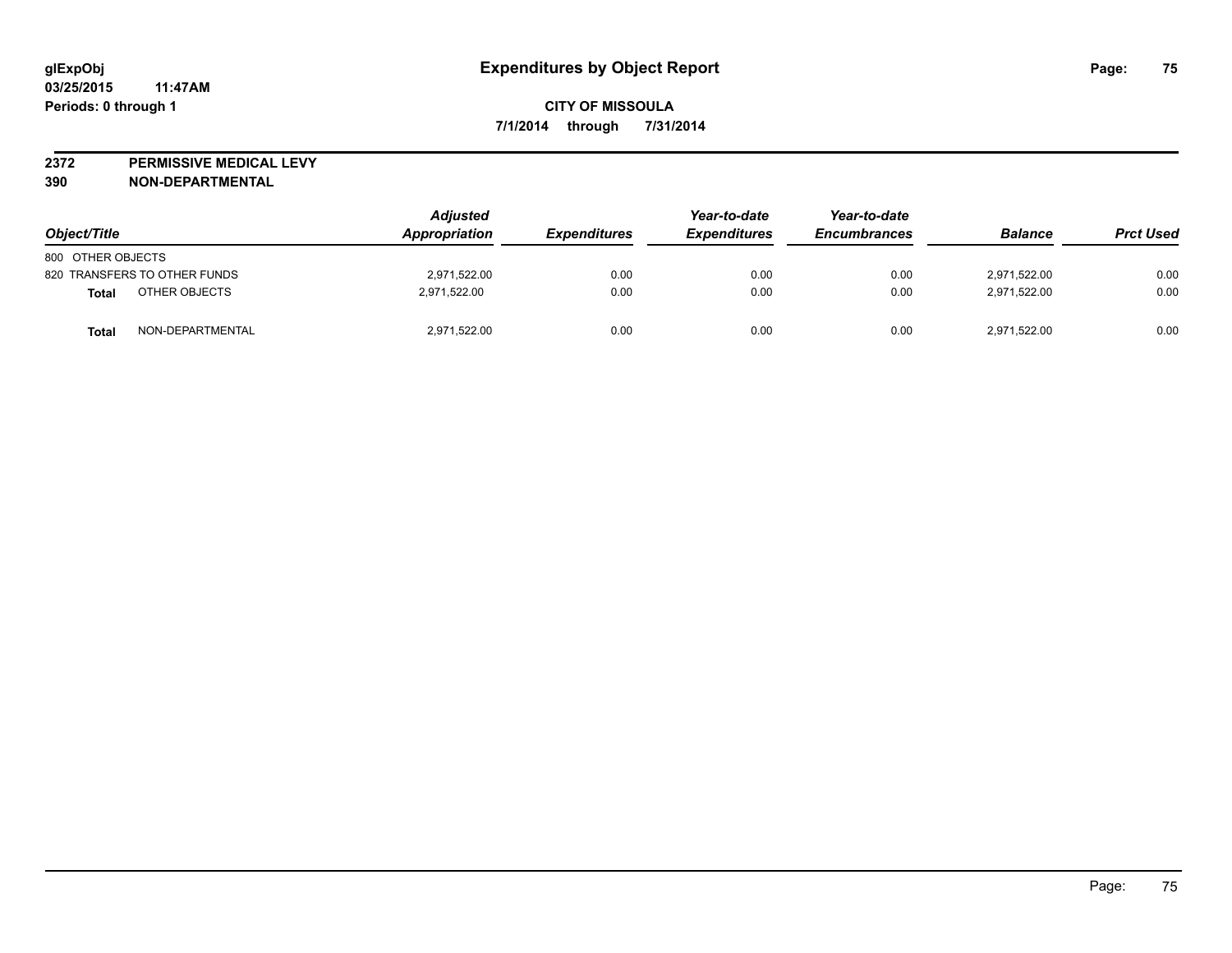# Expenditures by Object Report

**glExpObj**
**03/25/2015 11:47AM**
**Periods: 0 through 1**

**CITY OF MISSOULA**
**7/1/2014 through 7/31/2014**

**2372 PERMISSIVE MEDICAL LEVY**
**390 NON-DEPARTMENTAL**

| Object/Title | Adjusted Appropriation | Expenditures | Year-to-date Expenditures | Year-to-date Encumbrances | Balance | Prct Used |
|---|---|---|---|---|---|---|
| 800 OTHER OBJECTS | | | | | | |
| 820 TRANSFERS TO OTHER FUNDS | 2,971,522.00 | 0.00 | 0.00 | 0.00 | 2,971,522.00 | 0.00 |
| **Total** OTHER OBJECTS | 2,971,522.00 | 0.00 | 0.00 | 0.00 | 2,971,522.00 | 0.00 |
| **Total** NON-DEPARTMENTAL | 2,971,522.00 | 0.00 | 0.00 | 0.00 | 2,971,522.00 | 0.00 |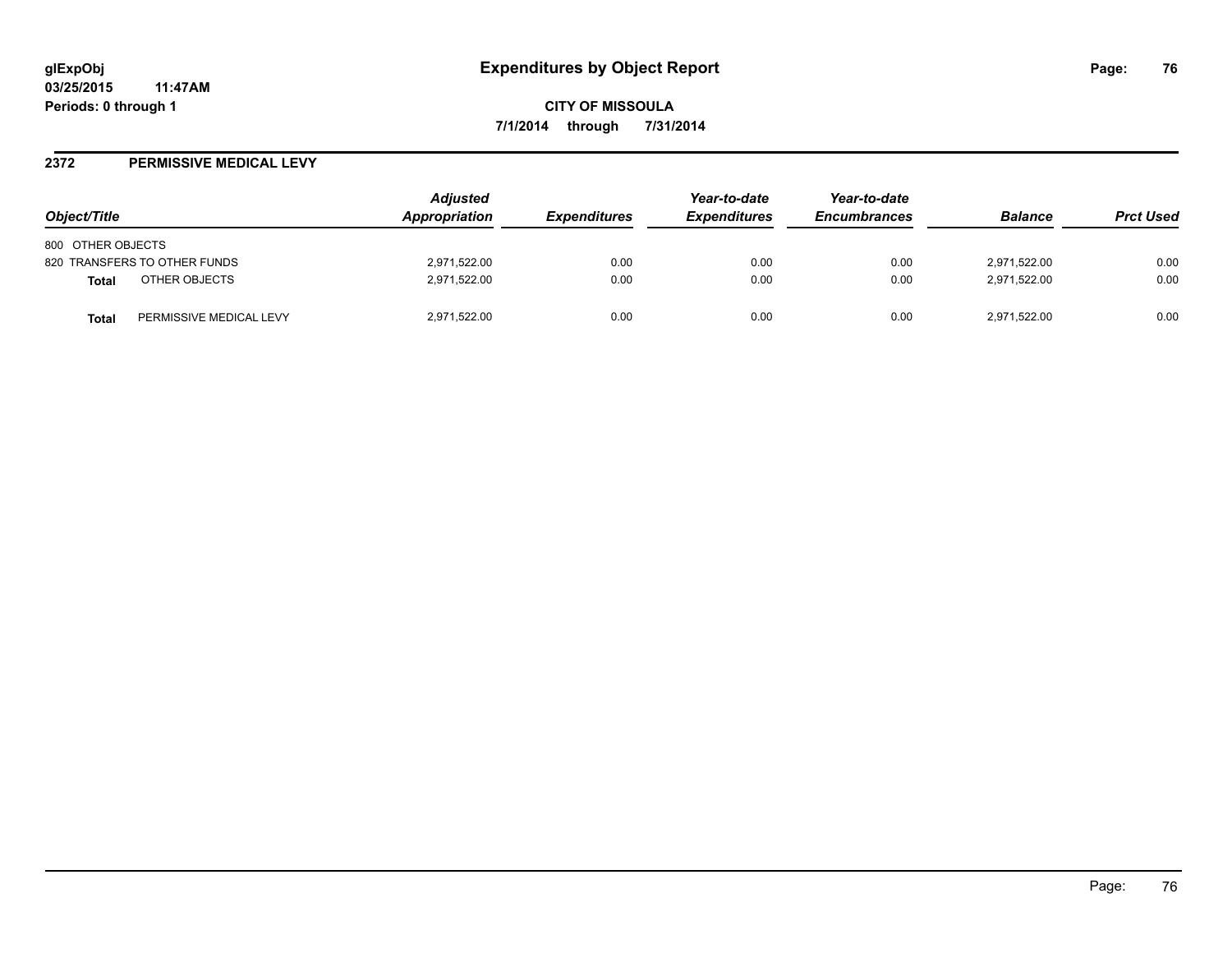**glExpObj**
**03/25/2015 11:47AM**
**Periods: 0 through 1**

# Expenditures by Object Report

**CITY OF MISSOULA**
**7/1/2014 through 7/31/2014**

## 2372 PERMISSIVE MEDICAL LEVY

| Object/Title | | Adjusted Appropriation | Expenditures | Year-to-date Expenditures | Year-to-date Encumbrances | Balance | Prct Used |
|---|---|---|---|---|---|---|---|
| 800 OTHER OBJECTS | | | | | | | |
| 820 TRANSFERS TO OTHER FUNDS | | 2,971,522.00 | 0.00 | 0.00 | 0.00 | 2,971,522.00 | 0.00 |
| **Total** | OTHER OBJECTS | 2,971,522.00 | 0.00 | 0.00 | 0.00 | 2,971,522.00 | 0.00 |
| **Total** | PERMISSIVE MEDICAL LEVY | 2,971,522.00 | 0.00 | 0.00 | 0.00 | 2,971,522.00 | 0.00 |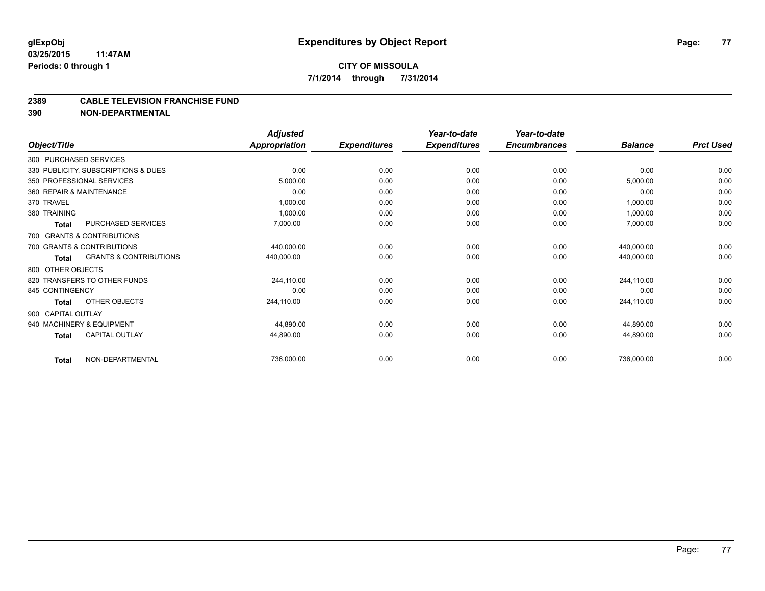**glExpObj** 03/25/2015 11:47AM Periods: 0 through 1

# Expenditures by Object Report

**CITY OF MISSOULA**
**7/1/2014 through 7/31/2014**

## 2389 CABLE TELEVISION FRANCHISE FUND
## 390 NON-DEPARTMENTAL

| Object/Title | Adjusted Appropriation | Expenditures | Year-to-date Expenditures | Year-to-date Encumbrances | Balance | Prct Used |
|---|---|---|---|---|---|---|
| 300 PURCHASED SERVICES | | | | | | |
| 330 PUBLICITY, SUBSCRIPTIONS & DUES | 0.00 | 0.00 | 0.00 | 0.00 | 0.00 | 0.00 |
| 350 PROFESSIONAL SERVICES | 5,000.00 | 0.00 | 0.00 | 0.00 | 5,000.00 | 0.00 |
| 360 REPAIR & MAINTENANCE | 0.00 | 0.00 | 0.00 | 0.00 | 0.00 | 0.00 |
| 370 TRAVEL | 1,000.00 | 0.00 | 0.00 | 0.00 | 1,000.00 | 0.00 |
| 380 TRAINING | 1,000.00 | 0.00 | 0.00 | 0.00 | 1,000.00 | 0.00 |
| **Total** PURCHASED SERVICES | 7,000.00 | 0.00 | 0.00 | 0.00 | 7,000.00 | 0.00 |
| 700 GRANTS & CONTRIBUTIONS | | | | | | |
| 700 GRANTS & CONTRIBUTIONS | 440,000.00 | 0.00 | 0.00 | 0.00 | 440,000.00 | 0.00 |
| **Total** GRANTS & CONTRIBUTIONS | 440,000.00 | 0.00 | 0.00 | 0.00 | 440,000.00 | 0.00 |
| 800 OTHER OBJECTS | | | | | | |
| 820 TRANSFERS TO OTHER FUNDS | 244,110.00 | 0.00 | 0.00 | 0.00 | 244,110.00 | 0.00 |
| 845 CONTINGENCY | 0.00 | 0.00 | 0.00 | 0.00 | 0.00 | 0.00 |
| **Total** OTHER OBJECTS | 244,110.00 | 0.00 | 0.00 | 0.00 | 244,110.00 | 0.00 |
| 900 CAPITAL OUTLAY | | | | | | |
| 940 MACHINERY & EQUIPMENT | 44,890.00 | 0.00 | 0.00 | 0.00 | 44,890.00 | 0.00 |
| **Total** CAPITAL OUTLAY | 44,890.00 | 0.00 | 0.00 | 0.00 | 44,890.00 | 0.00 |
| **Total** NON-DEPARTMENTAL | 736,000.00 | 0.00 | 0.00 | 0.00 | 736,000.00 | 0.00 |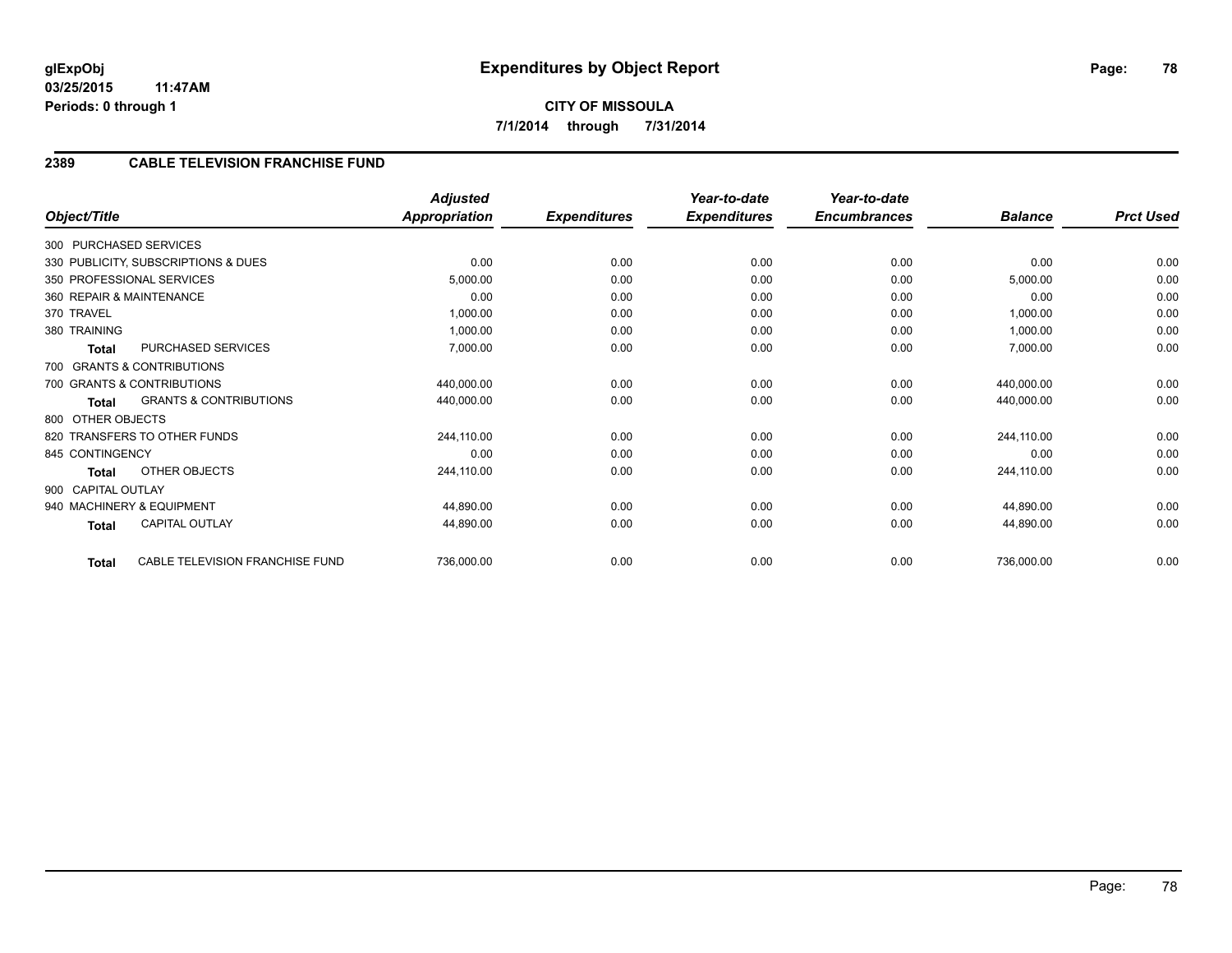**glExpObj**
**03/25/2015 11:47AM**
**Periods: 0 through 1**

# Expenditures by Object Report

**CITY OF MISSOULA**
**7/1/2014 through 7/31/2014**

## 2389 CABLE TELEVISION FRANCHISE FUND

| Object/Title | | Adjusted Appropriation | Expenditures | Year-to-date Expenditures | Year-to-date Encumbrances | Balance | Prct Used |
|---|---|---|---|---|---|---|---|
| 300 PURCHASED SERVICES | | | | | | | |
| 330 PUBLICITY, SUBSCRIPTIONS & DUES | | 0.00 | 0.00 | 0.00 | 0.00 | 0.00 | 0.00 |
| 350 PROFESSIONAL SERVICES | | 5,000.00 | 0.00 | 0.00 | 0.00 | 5,000.00 | 0.00 |
| 360 REPAIR & MAINTENANCE | | 0.00 | 0.00 | 0.00 | 0.00 | 0.00 | 0.00 |
| 370 TRAVEL | | 1,000.00 | 0.00 | 0.00 | 0.00 | 1,000.00 | 0.00 |
| 380 TRAINING | | 1,000.00 | 0.00 | 0.00 | 0.00 | 1,000.00 | 0.00 |
| **Total** | PURCHASED SERVICES | 7,000.00 | 0.00 | 0.00 | 0.00 | 7,000.00 | 0.00 |
| 700 GRANTS & CONTRIBUTIONS | | | | | | | |
| 700 GRANTS & CONTRIBUTIONS | | 440,000.00 | 0.00 | 0.00 | 0.00 | 440,000.00 | 0.00 |
| **Total** | GRANTS & CONTRIBUTIONS | 440,000.00 | 0.00 | 0.00 | 0.00 | 440,000.00 | 0.00 |
| 800 OTHER OBJECTS | | | | | | | |
| 820 TRANSFERS TO OTHER FUNDS | | 244,110.00 | 0.00 | 0.00 | 0.00 | 244,110.00 | 0.00 |
| 845 CONTINGENCY | | 0.00 | 0.00 | 0.00 | 0.00 | 0.00 | 0.00 |
| **Total** | OTHER OBJECTS | 244,110.00 | 0.00 | 0.00 | 0.00 | 244,110.00 | 0.00 |
| 900 CAPITAL OUTLAY | | | | | | | |
| 940 MACHINERY & EQUIPMENT | | 44,890.00 | 0.00 | 0.00 | 0.00 | 44,890.00 | 0.00 |
| **Total** | CAPITAL OUTLAY | 44,890.00 | 0.00 | 0.00 | 0.00 | 44,890.00 | 0.00 |
| **Total** | CABLE TELEVISION FRANCHISE FUND | 736,000.00 | 0.00 | 0.00 | 0.00 | 736,000.00 | 0.00 |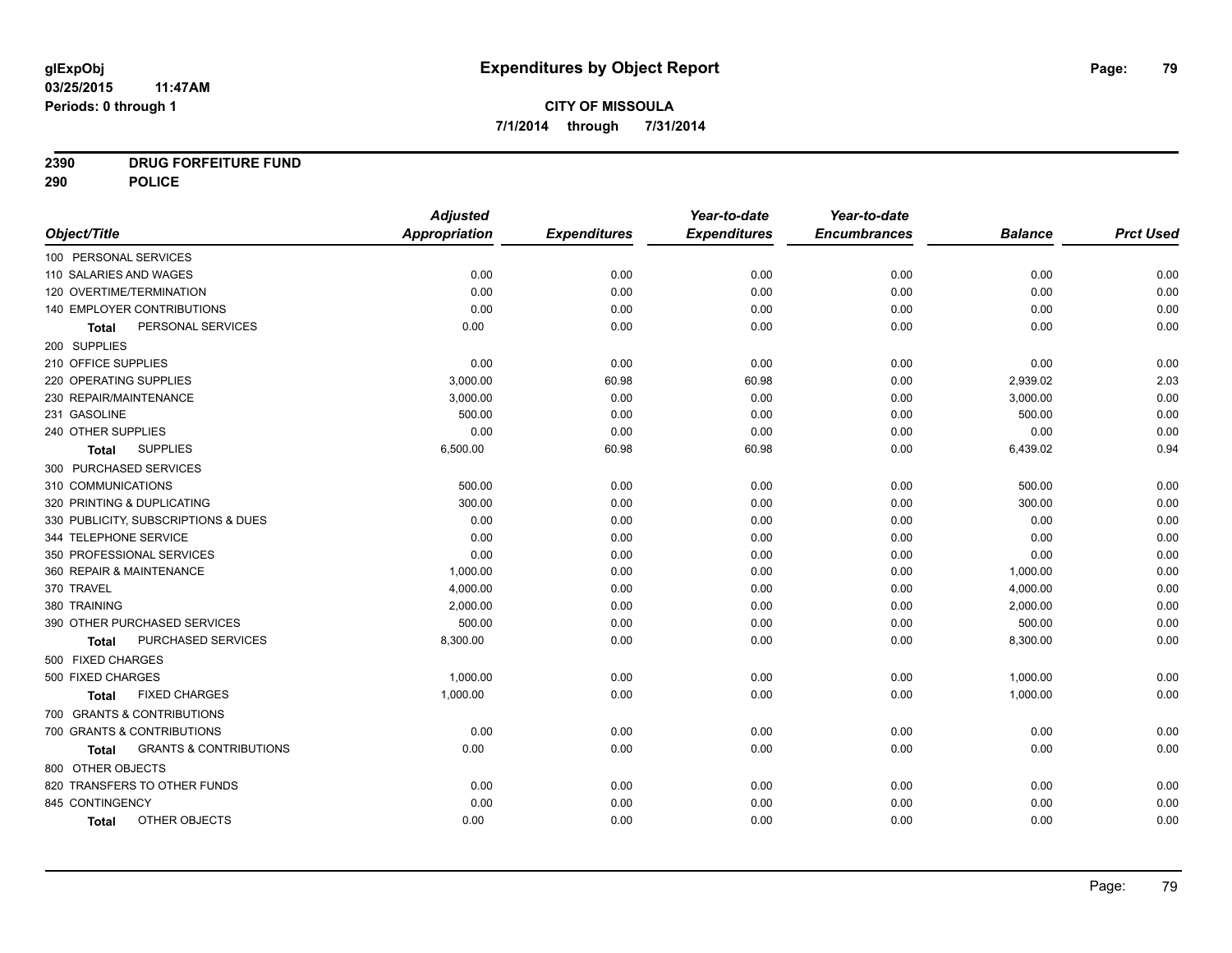**glExpObj**
**03/25/2015 11:47AM**
**Periods: 0 through 1**

# Expenditures by Object Report

**CITY OF MISSOULA**
**7/1/2014 through 7/31/2014**

**2390 DRUG FORFEITURE FUND**
**290 POLICE**

| Object/Title | Adjusted Appropriation | Expenditures | Year-to-date Expenditures | Year-to-date Encumbrances | Balance | Prct Used |
|---|---|---|---|---|---|---|
| 100 PERSONAL SERVICES | | | | | | |
| 110 SALARIES AND WAGES | 0.00 | 0.00 | 0.00 | 0.00 | 0.00 | 0.00 |
| 120 OVERTIME/TERMINATION | 0.00 | 0.00 | 0.00 | 0.00 | 0.00 | 0.00 |
| 140 EMPLOYER CONTRIBUTIONS | 0.00 | 0.00 | 0.00 | 0.00 | 0.00 | 0.00 |
| **Total** PERSONAL SERVICES | 0.00 | 0.00 | 0.00 | 0.00 | 0.00 | 0.00 |
| 200 SUPPLIES | | | | | | |
| 210 OFFICE SUPPLIES | 0.00 | 0.00 | 0.00 | 0.00 | 0.00 | 0.00 |
| 220 OPERATING SUPPLIES | 3,000.00 | 60.98 | 60.98 | 0.00 | 2,939.02 | 2.03 |
| 230 REPAIR/MAINTENANCE | 3,000.00 | 0.00 | 0.00 | 0.00 | 3,000.00 | 0.00 |
| 231 GASOLINE | 500.00 | 0.00 | 0.00 | 0.00 | 500.00 | 0.00 |
| 240 OTHER SUPPLIES | 0.00 | 0.00 | 0.00 | 0.00 | 0.00 | 0.00 |
| **Total** SUPPLIES | 6,500.00 | 60.98 | 60.98 | 0.00 | 6,439.02 | 0.94 |
| 300 PURCHASED SERVICES | | | | | | |
| 310 COMMUNICATIONS | 500.00 | 0.00 | 0.00 | 0.00 | 500.00 | 0.00 |
| 320 PRINTING & DUPLICATING | 300.00 | 0.00 | 0.00 | 0.00 | 300.00 | 0.00 |
| 330 PUBLICITY, SUBSCRIPTIONS & DUES | 0.00 | 0.00 | 0.00 | 0.00 | 0.00 | 0.00 |
| 344 TELEPHONE SERVICE | 0.00 | 0.00 | 0.00 | 0.00 | 0.00 | 0.00 |
| 350 PROFESSIONAL SERVICES | 0.00 | 0.00 | 0.00 | 0.00 | 0.00 | 0.00 |
| 360 REPAIR & MAINTENANCE | 1,000.00 | 0.00 | 0.00 | 0.00 | 1,000.00 | 0.00 |
| 370 TRAVEL | 4,000.00 | 0.00 | 0.00 | 0.00 | 4,000.00 | 0.00 |
| 380 TRAINING | 2,000.00 | 0.00 | 0.00 | 0.00 | 2,000.00 | 0.00 |
| 390 OTHER PURCHASED SERVICES | 500.00 | 0.00 | 0.00 | 0.00 | 500.00 | 0.00 |
| **Total** PURCHASED SERVICES | 8,300.00 | 0.00 | 0.00 | 0.00 | 8,300.00 | 0.00 |
| 500 FIXED CHARGES | | | | | | |
| 500 FIXED CHARGES | 1,000.00 | 0.00 | 0.00 | 0.00 | 1,000.00 | 0.00 |
| **Total** FIXED CHARGES | 1,000.00 | 0.00 | 0.00 | 0.00 | 1,000.00 | 0.00 |
| 700 GRANTS & CONTRIBUTIONS | | | | | | |
| 700 GRANTS & CONTRIBUTIONS | 0.00 | 0.00 | 0.00 | 0.00 | 0.00 | 0.00 |
| **Total** GRANTS & CONTRIBUTIONS | 0.00 | 0.00 | 0.00 | 0.00 | 0.00 | 0.00 |
| 800 OTHER OBJECTS | | | | | | |
| 820 TRANSFERS TO OTHER FUNDS | 0.00 | 0.00 | 0.00 | 0.00 | 0.00 | 0.00 |
| 845 CONTINGENCY | 0.00 | 0.00 | 0.00 | 0.00 | 0.00 | 0.00 |
| **Total** OTHER OBJECTS | 0.00 | 0.00 | 0.00 | 0.00 | 0.00 | 0.00 |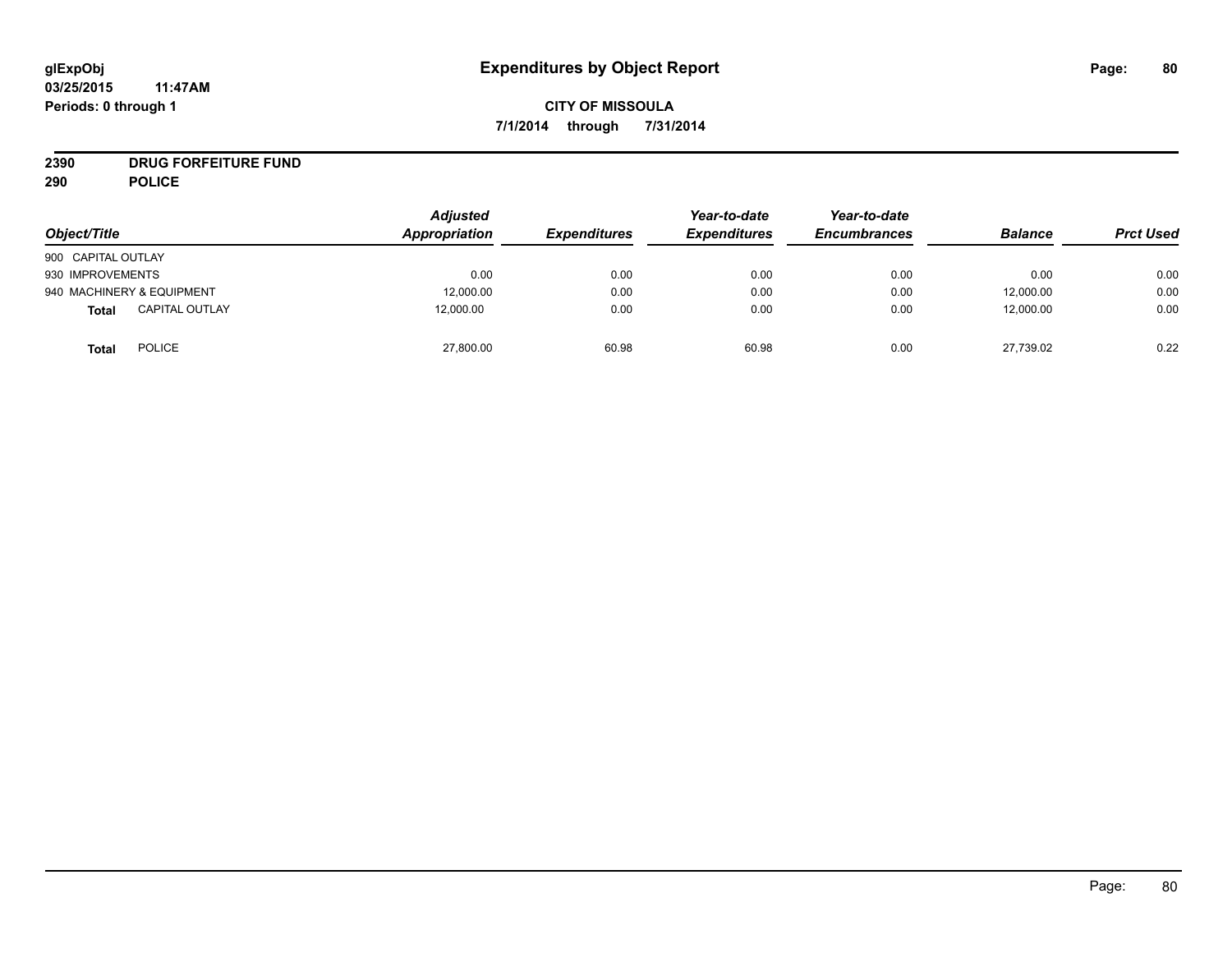**glExpObj**
**03/25/2015 11:47AM**
**Periods: 0 through 1**

# Expenditures by Object Report

**CITY OF MISSOULA**
**7/1/2014 through 7/31/2014**

**2390 DRUG FORFEITURE FUND**
**290 POLICE**

| Object/Title | Adjusted Appropriation | Expenditures | Year-to-date Expenditures | Year-to-date Encumbrances | Balance | Prct Used |
|---|---|---|---|---|---|---|
| 900 CAPITAL OUTLAY | | | | | | |
| 930 IMPROVEMENTS | 0.00 | 0.00 | 0.00 | 0.00 | 0.00 | 0.00 |
| 940 MACHINERY & EQUIPMENT | 12,000.00 | 0.00 | 0.00 | 0.00 | 12,000.00 | 0.00 |
| **Total** CAPITAL OUTLAY | 12,000.00 | 0.00 | 0.00 | 0.00 | 12,000.00 | 0.00 |
| **Total** POLICE | 27,800.00 | 60.98 | 60.98 | 0.00 | 27,739.02 | 0.22 |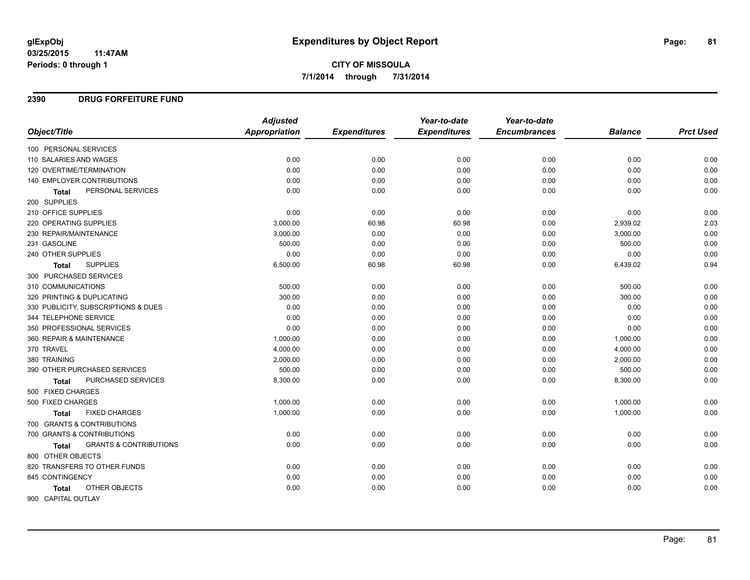**glExpObj**
**03/25/2015 11:47AM**
**Periods: 0 through 1**

# Expenditures by Object Report

**CITY OF MISSOULA**
**7/1/2014 through 7/31/2014**

## 2390 DRUG FORFEITURE FUND

| Object/Title | Adjusted Appropriation | Expenditures | Year-to-date Expenditures | Year-to-date Encumbrances | Balance | Prct Used |
|---|---|---|---|---|---|---|
| 100 PERSONAL SERVICES | | | | | | |
| 110 SALARIES AND WAGES | 0.00 | 0.00 | 0.00 | 0.00 | 0.00 | 0.00 |
| 120 OVERTIME/TERMINATION | 0.00 | 0.00 | 0.00 | 0.00 | 0.00 | 0.00 |
| 140 EMPLOYER CONTRIBUTIONS | 0.00 | 0.00 | 0.00 | 0.00 | 0.00 | 0.00 |
| **Total** PERSONAL SERVICES | 0.00 | 0.00 | 0.00 | 0.00 | 0.00 | 0.00 |
| 200 SUPPLIES | | | | | | |
| 210 OFFICE SUPPLIES | 0.00 | 0.00 | 0.00 | 0.00 | 0.00 | 0.00 |
| 220 OPERATING SUPPLIES | 3,000.00 | 60.98 | 60.98 | 0.00 | 2,939.02 | 2.03 |
| 230 REPAIR/MAINTENANCE | 3,000.00 | 0.00 | 0.00 | 0.00 | 3,000.00 | 0.00 |
| 231 GASOLINE | 500.00 | 0.00 | 0.00 | 0.00 | 500.00 | 0.00 |
| 240 OTHER SUPPLIES | 0.00 | 0.00 | 0.00 | 0.00 | 0.00 | 0.00 |
| **Total** SUPPLIES | 6,500.00 | 60.98 | 60.98 | 0.00 | 6,439.02 | 0.94 |
| 300 PURCHASED SERVICES | | | | | | |
| 310 COMMUNICATIONS | 500.00 | 0.00 | 0.00 | 0.00 | 500.00 | 0.00 |
| 320 PRINTING & DUPLICATING | 300.00 | 0.00 | 0.00 | 0.00 | 300.00 | 0.00 |
| 330 PUBLICITY, SUBSCRIPTIONS & DUES | 0.00 | 0.00 | 0.00 | 0.00 | 0.00 | 0.00 |
| 344 TELEPHONE SERVICE | 0.00 | 0.00 | 0.00 | 0.00 | 0.00 | 0.00 |
| 350 PROFESSIONAL SERVICES | 0.00 | 0.00 | 0.00 | 0.00 | 0.00 | 0.00 |
| 360 REPAIR & MAINTENANCE | 1,000.00 | 0.00 | 0.00 | 0.00 | 1,000.00 | 0.00 |
| 370 TRAVEL | 4,000.00 | 0.00 | 0.00 | 0.00 | 4,000.00 | 0.00 |
| 380 TRAINING | 2,000.00 | 0.00 | 0.00 | 0.00 | 2,000.00 | 0.00 |
| 390 OTHER PURCHASED SERVICES | 500.00 | 0.00 | 0.00 | 0.00 | 500.00 | 0.00 |
| **Total** PURCHASED SERVICES | 8,300.00 | 0.00 | 0.00 | 0.00 | 8,300.00 | 0.00 |
| 500 FIXED CHARGES | | | | | | |
| 500 FIXED CHARGES | 1,000.00 | 0.00 | 0.00 | 0.00 | 1,000.00 | 0.00 |
| **Total** FIXED CHARGES | 1,000.00 | 0.00 | 0.00 | 0.00 | 1,000.00 | 0.00 |
| 700 GRANTS & CONTRIBUTIONS | | | | | | |
| 700 GRANTS & CONTRIBUTIONS | 0.00 | 0.00 | 0.00 | 0.00 | 0.00 | 0.00 |
| **Total** GRANTS & CONTRIBUTIONS | 0.00 | 0.00 | 0.00 | 0.00 | 0.00 | 0.00 |
| 800 OTHER OBJECTS | | | | | | |
| 820 TRANSFERS TO OTHER FUNDS | 0.00 | 0.00 | 0.00 | 0.00 | 0.00 | 0.00 |
| 845 CONTINGENCY | 0.00 | 0.00 | 0.00 | 0.00 | 0.00 | 0.00 |
| **Total** OTHER OBJECTS | 0.00 | 0.00 | 0.00 | 0.00 | 0.00 | 0.00 |
| 900 CAPITAL OUTLAY | | | | | | |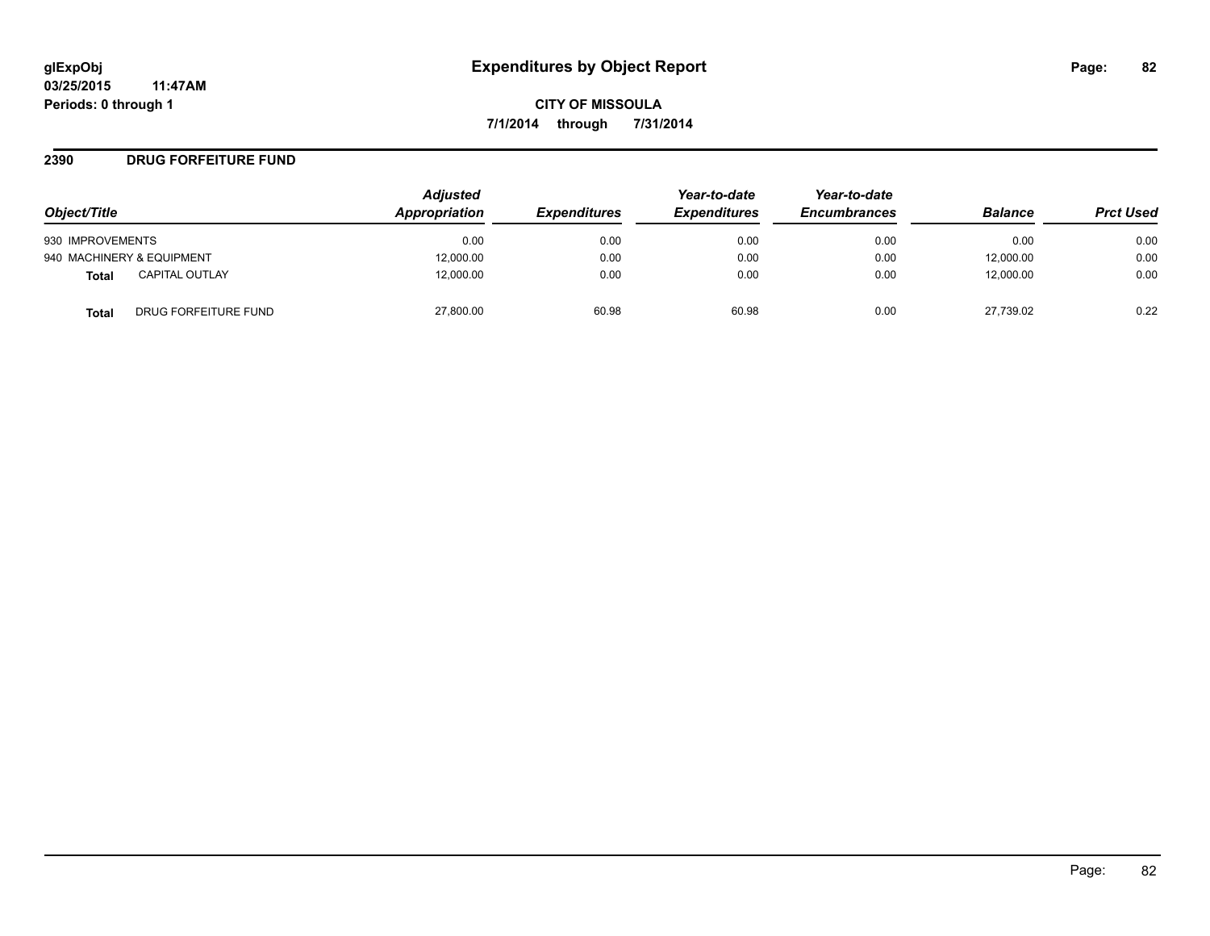**glExpObj**
**03/25/2015 11:47AM**
**Periods: 0 through 1**

# Expenditures by Object Report

**CITY OF MISSOULA**
**7/1/2014 through 7/31/2014**

## 2390 DRUG FORFEITURE FUND

| Object/Title | | Adjusted Appropriation | Expenditures | Year-to-date Expenditures | Year-to-date Encumbrances | Balance | Prct Used |
|---|---|---|---|---|---|---|---|
| 930 IMPROVEMENTS | | 0.00 | 0.00 | 0.00 | 0.00 | 0.00 | 0.00 |
| 940 MACHINERY & EQUIPMENT | | 12,000.00 | 0.00 | 0.00 | 0.00 | 12,000.00 | 0.00 |
| **Total** | CAPITAL OUTLAY | 12,000.00 | 0.00 | 0.00 | 0.00 | 12,000.00 | 0.00 |
| **Total** | DRUG FORFEITURE FUND | 27,800.00 | 60.98 | 60.98 | 0.00 | 27,739.02 | 0.22 |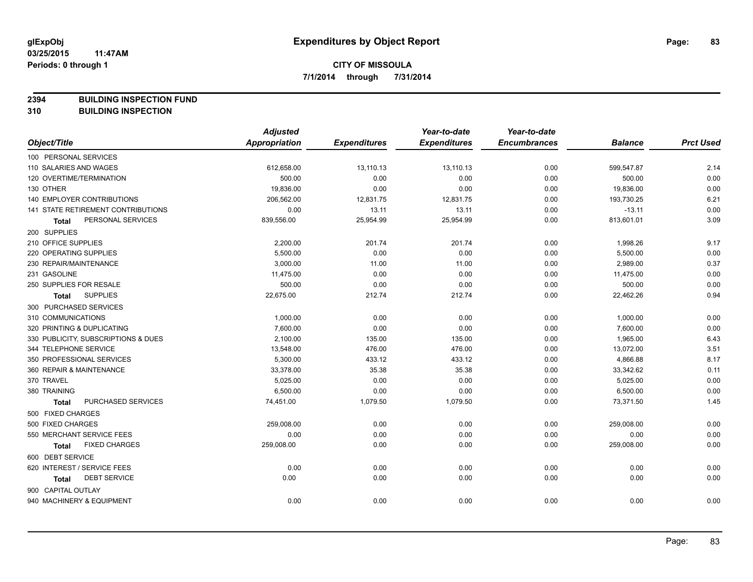**glExpObj**
**03/25/2015 11:47AM**
**Periods: 0 through 1**

# Expenditures by Object Report

**CITY OF MISSOULA**
**7/1/2014 through 7/31/2014**

**2394 BUILDING INSPECTION FUND**
**310 BUILDING INSPECTION**

| Object/Title | Adjusted Appropriation | Expenditures | Year-to-date Expenditures | Year-to-date Encumbrances | Balance | Prct Used |
|---|---|---|---|---|---|---|
| 100 PERSONAL SERVICES | | | | | | |
| 110 SALARIES AND WAGES | 612,658.00 | 13,110.13 | 13,110.13 | 0.00 | 599,547.87 | 2.14 |
| 120 OVERTIME/TERMINATION | 500.00 | 0.00 | 0.00 | 0.00 | 500.00 | 0.00 |
| 130 OTHER | 19,836.00 | 0.00 | 0.00 | 0.00 | 19,836.00 | 0.00 |
| 140 EMPLOYER CONTRIBUTIONS | 206,562.00 | 12,831.75 | 12,831.75 | 0.00 | 193,730.25 | 6.21 |
| 141 STATE RETIREMENT CONTRIBUTIONS | 0.00 | 13.11 | 13.11 | 0.00 | -13.11 | 0.00 |
| **Total** PERSONAL SERVICES | 839,556.00 | 25,954.99 | 25,954.99 | 0.00 | 813,601.01 | 3.09 |
| 200 SUPPLIES | | | | | | |
| 210 OFFICE SUPPLIES | 2,200.00 | 201.74 | 201.74 | 0.00 | 1,998.26 | 9.17 |
| 220 OPERATING SUPPLIES | 5,500.00 | 0.00 | 0.00 | 0.00 | 5,500.00 | 0.00 |
| 230 REPAIR/MAINTENANCE | 3,000.00 | 11.00 | 11.00 | 0.00 | 2,989.00 | 0.37 |
| 231 GASOLINE | 11,475.00 | 0.00 | 0.00 | 0.00 | 11,475.00 | 0.00 |
| 250 SUPPLIES FOR RESALE | 500.00 | 0.00 | 0.00 | 0.00 | 500.00 | 0.00 |
| **Total** SUPPLIES | 22,675.00 | 212.74 | 212.74 | 0.00 | 22,462.26 | 0.94 |
| 300 PURCHASED SERVICES | | | | | | |
| 310 COMMUNICATIONS | 1,000.00 | 0.00 | 0.00 | 0.00 | 1,000.00 | 0.00 |
| 320 PRINTING & DUPLICATING | 7,600.00 | 0.00 | 0.00 | 0.00 | 7,600.00 | 0.00 |
| 330 PUBLICITY, SUBSCRIPTIONS & DUES | 2,100.00 | 135.00 | 135.00 | 0.00 | 1,965.00 | 6.43 |
| 344 TELEPHONE SERVICE | 13,548.00 | 476.00 | 476.00 | 0.00 | 13,072.00 | 3.51 |
| 350 PROFESSIONAL SERVICES | 5,300.00 | 433.12 | 433.12 | 0.00 | 4,866.88 | 8.17 |
| 360 REPAIR & MAINTENANCE | 33,378.00 | 35.38 | 35.38 | 0.00 | 33,342.62 | 0.11 |
| 370 TRAVEL | 5,025.00 | 0.00 | 0.00 | 0.00 | 5,025.00 | 0.00 |
| 380 TRAINING | 6,500.00 | 0.00 | 0.00 | 0.00 | 6,500.00 | 0.00 |
| **Total** PURCHASED SERVICES | 74,451.00 | 1,079.50 | 1,079.50 | 0.00 | 73,371.50 | 1.45 |
| 500 FIXED CHARGES | | | | | | |
| 500 FIXED CHARGES | 259,008.00 | 0.00 | 0.00 | 0.00 | 259,008.00 | 0.00 |
| 550 MERCHANT SERVICE FEES | 0.00 | 0.00 | 0.00 | 0.00 | 0.00 | 0.00 |
| **Total** FIXED CHARGES | 259,008.00 | 0.00 | 0.00 | 0.00 | 259,008.00 | 0.00 |
| 600 DEBT SERVICE | | | | | | |
| 620 INTEREST / SERVICE FEES | 0.00 | 0.00 | 0.00 | 0.00 | 0.00 | 0.00 |
| **Total** DEBT SERVICE | 0.00 | 0.00 | 0.00 | 0.00 | 0.00 | 0.00 |
| 900 CAPITAL OUTLAY | | | | | | |
| 940 MACHINERY & EQUIPMENT | 0.00 | 0.00 | 0.00 | 0.00 | 0.00 | 0.00 |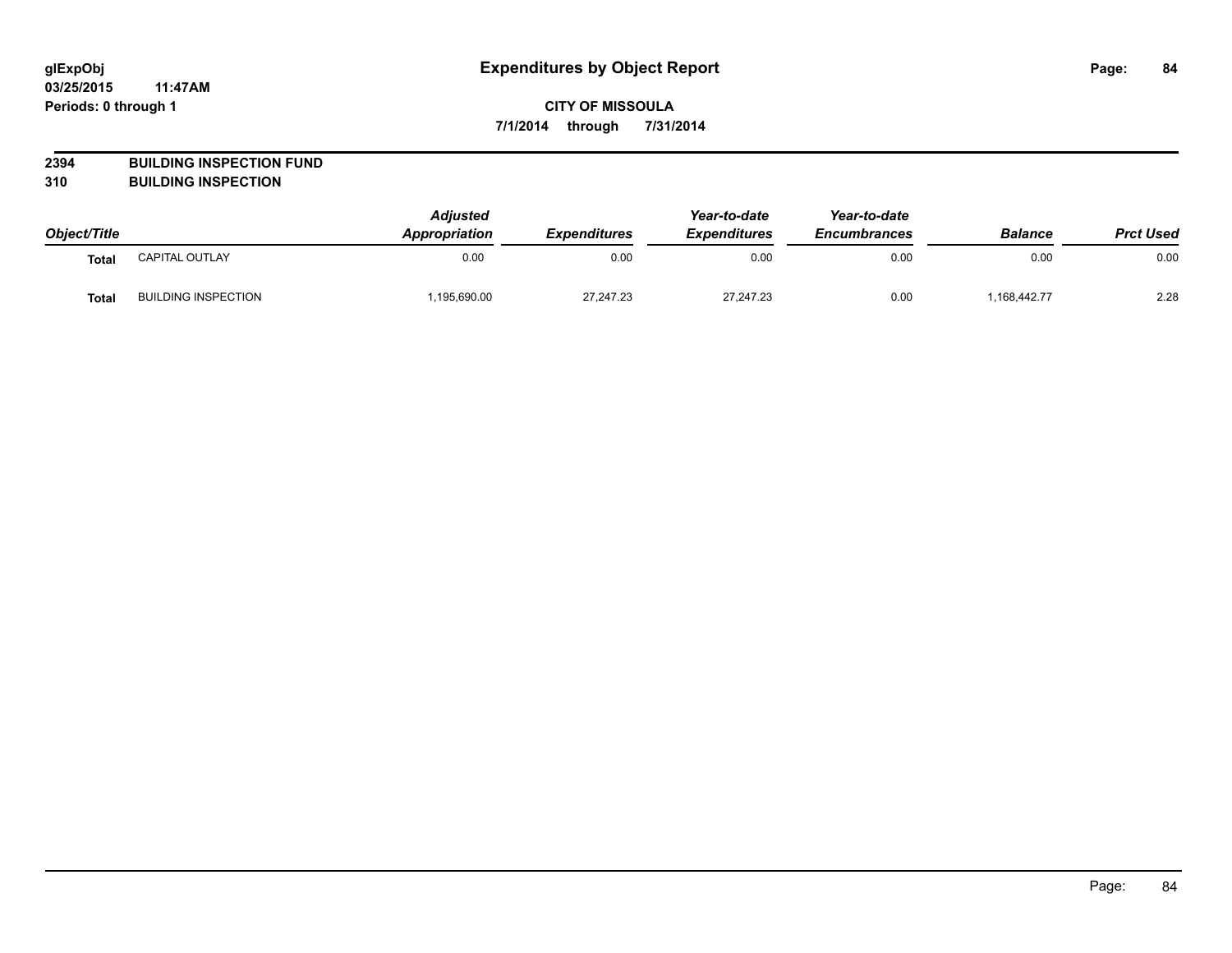**glExpObj** **Expenditures by Object Report**

**03/25/2015 11:47AM**

**Periods: 0 through 1**

**CITY OF MISSOULA**

**7/1/2014 through 7/31/2014**

**2394 BUILDING INSPECTION FUND**

**310 BUILDING INSPECTION**

| Object/Title | | Adjusted Appropriation | Expenditures | Year-to-date Expenditures | Year-to-date Encumbrances | Balance | Prct Used |
|---|---|---|---|---|---|---|---|
| **Total** | CAPITAL OUTLAY | 0.00 | 0.00 | 0.00 | 0.00 | 0.00 | 0.00 |
| **Total** | BUILDING INSPECTION | 1,195,690.00 | 27,247.23 | 27,247.23 | 0.00 | 1,168,442.77 | 2.28 |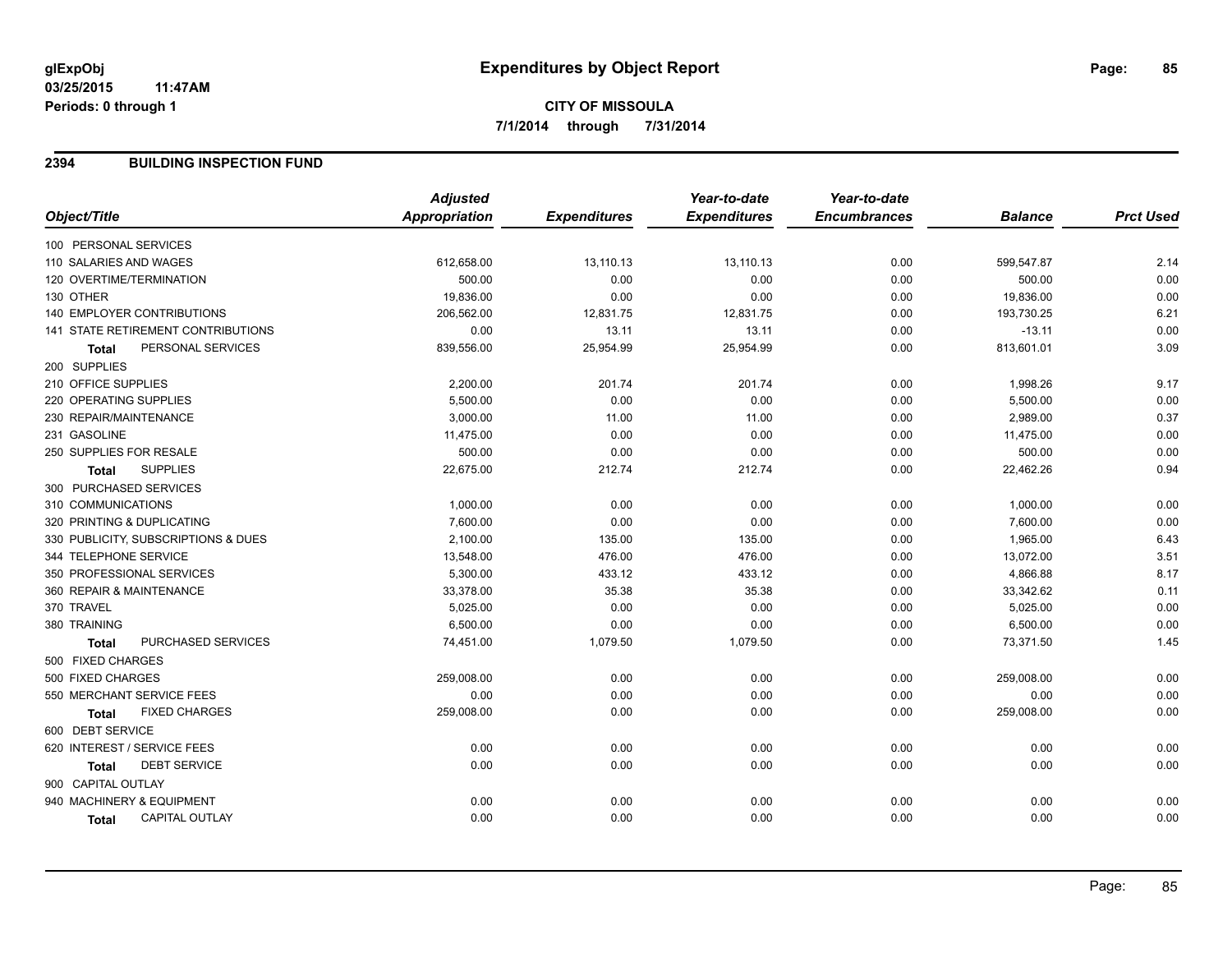**glExpObj**
**03/25/2015 11:47AM**
**Periods: 0 through 1**

# Expenditures by Object Report

**CITY OF MISSOULA**
**7/1/2014 through 7/31/2014**

## 2394 BUILDING INSPECTION FUND

| Object/Title | Adjusted Appropriation | Expenditures | Year-to-date Expenditures | Year-to-date Encumbrances | Balance | Prct Used |
|---|---|---|---|---|---|---|
| 100 PERSONAL SERVICES | | | | | | |
| 110 SALARIES AND WAGES | 612,658.00 | 13,110.13 | 13,110.13 | 0.00 | 599,547.87 | 2.14 |
| 120 OVERTIME/TERMINATION | 500.00 | 0.00 | 0.00 | 0.00 | 500.00 | 0.00 |
| 130 OTHER | 19,836.00 | 0.00 | 0.00 | 0.00 | 19,836.00 | 0.00 |
| 140 EMPLOYER CONTRIBUTIONS | 206,562.00 | 12,831.75 | 12,831.75 | 0.00 | 193,730.25 | 6.21 |
| 141 STATE RETIREMENT CONTRIBUTIONS | 0.00 | 13.11 | 13.11 | 0.00 | -13.11 | 0.00 |
| **Total** PERSONAL SERVICES | 839,556.00 | 25,954.99 | 25,954.99 | 0.00 | 813,601.01 | 3.09 |
| 200 SUPPLIES | | | | | | |
| 210 OFFICE SUPPLIES | 2,200.00 | 201.74 | 201.74 | 0.00 | 1,998.26 | 9.17 |
| 220 OPERATING SUPPLIES | 5,500.00 | 0.00 | 0.00 | 0.00 | 5,500.00 | 0.00 |
| 230 REPAIR/MAINTENANCE | 3,000.00 | 11.00 | 11.00 | 0.00 | 2,989.00 | 0.37 |
| 231 GASOLINE | 11,475.00 | 0.00 | 0.00 | 0.00 | 11,475.00 | 0.00 |
| 250 SUPPLIES FOR RESALE | 500.00 | 0.00 | 0.00 | 0.00 | 500.00 | 0.00 |
| **Total** SUPPLIES | 22,675.00 | 212.74 | 212.74 | 0.00 | 22,462.26 | 0.94 |
| 300 PURCHASED SERVICES | | | | | | |
| 310 COMMUNICATIONS | 1,000.00 | 0.00 | 0.00 | 0.00 | 1,000.00 | 0.00 |
| 320 PRINTING & DUPLICATING | 7,600.00 | 0.00 | 0.00 | 0.00 | 7,600.00 | 0.00 |
| 330 PUBLICITY, SUBSCRIPTIONS & DUES | 2,100.00 | 135.00 | 135.00 | 0.00 | 1,965.00 | 6.43 |
| 344 TELEPHONE SERVICE | 13,548.00 | 476.00 | 476.00 | 0.00 | 13,072.00 | 3.51 |
| 350 PROFESSIONAL SERVICES | 5,300.00 | 433.12 | 433.12 | 0.00 | 4,866.88 | 8.17 |
| 360 REPAIR & MAINTENANCE | 33,378.00 | 35.38 | 35.38 | 0.00 | 33,342.62 | 0.11 |
| 370 TRAVEL | 5,025.00 | 0.00 | 0.00 | 0.00 | 5,025.00 | 0.00 |
| 380 TRAINING | 6,500.00 | 0.00 | 0.00 | 0.00 | 6,500.00 | 0.00 |
| **Total** PURCHASED SERVICES | 74,451.00 | 1,079.50 | 1,079.50 | 0.00 | 73,371.50 | 1.45 |
| 500 FIXED CHARGES | | | | | | |
| 500 FIXED CHARGES | 259,008.00 | 0.00 | 0.00 | 0.00 | 259,008.00 | 0.00 |
| 550 MERCHANT SERVICE FEES | 0.00 | 0.00 | 0.00 | 0.00 | 0.00 | 0.00 |
| **Total** FIXED CHARGES | 259,008.00 | 0.00 | 0.00 | 0.00 | 259,008.00 | 0.00 |
| 600 DEBT SERVICE | | | | | | |
| 620 INTEREST / SERVICE FEES | 0.00 | 0.00 | 0.00 | 0.00 | 0.00 | 0.00 |
| **Total** DEBT SERVICE | 0.00 | 0.00 | 0.00 | 0.00 | 0.00 | 0.00 |
| 900 CAPITAL OUTLAY | | | | | | |
| 940 MACHINERY & EQUIPMENT | 0.00 | 0.00 | 0.00 | 0.00 | 0.00 | 0.00 |
| **Total** CAPITAL OUTLAY | 0.00 | 0.00 | 0.00 | 0.00 | 0.00 | 0.00 |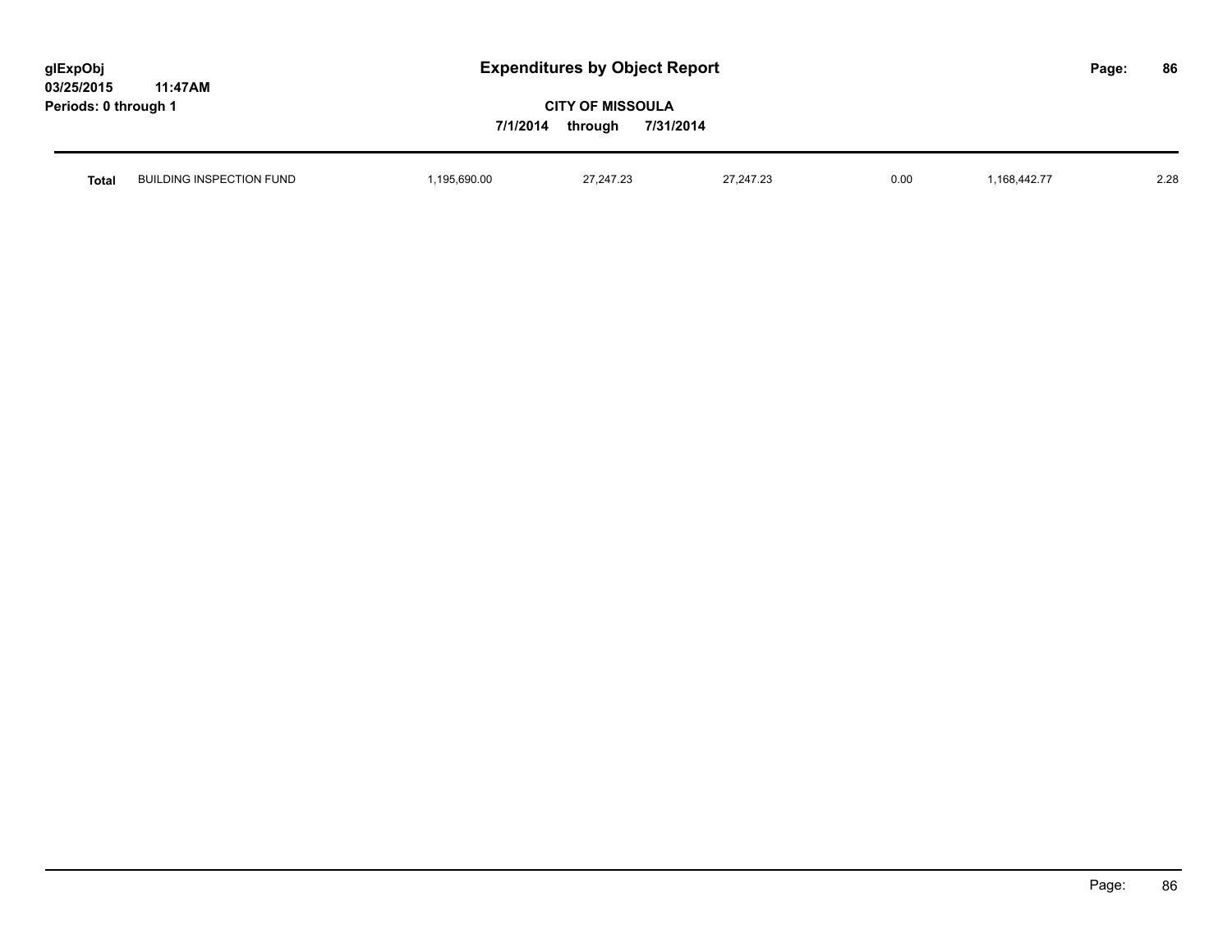## Expenditures by Object Report

**CITY OF MISSOULA**

**7/1/2014 through 7/31/2014**

glExpObj
03/25/2015 11:47AM
Periods: 0 through 1

| | | | | | | | |
|---|---|---|---|---|---|---|---|
| **Total** | BUILDING INSPECTION FUND | 1,195,690.00 | 27,247.23 | 27,247.23 | 0.00 | 1,168,442.77 | 2.28 |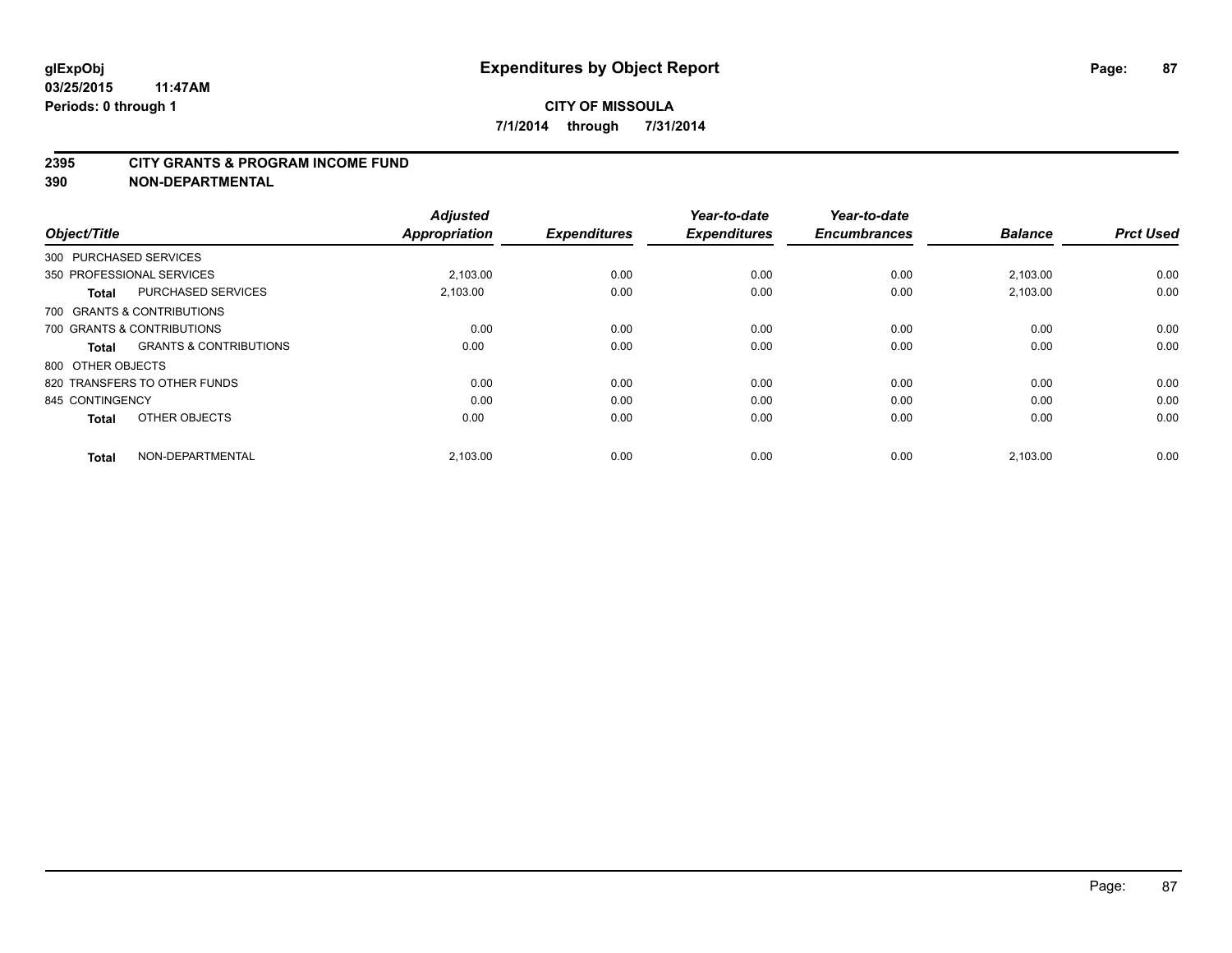# Expenditures by Object Report

glExpObj
03/25/2015 11:47AM
Periods: 0 through 1

**CITY OF MISSOULA**
**7/1/2014 through 7/31/2014**

## 2395 CITY GRANTS & PROGRAM INCOME FUND
## 390 NON-DEPARTMENTAL

| Object/Title | | Adjusted Appropriation | Expenditures | Year-to-date Expenditures | Year-to-date Encumbrances | Balance | Prct Used |
|---|---|---|---|---|---|---|---|
| 300 PURCHASED SERVICES | | | | | | | |
| 350 PROFESSIONAL SERVICES | | 2,103.00 | 0.00 | 0.00 | 0.00 | 2,103.00 | 0.00 |
| **Total** | PURCHASED SERVICES | 2,103.00 | 0.00 | 0.00 | 0.00 | 2,103.00 | 0.00 |
| 700 GRANTS & CONTRIBUTIONS | | | | | | | |
| 700 GRANTS & CONTRIBUTIONS | | 0.00 | 0.00 | 0.00 | 0.00 | 0.00 | 0.00 |
| **Total** | GRANTS & CONTRIBUTIONS | 0.00 | 0.00 | 0.00 | 0.00 | 0.00 | 0.00 |
| 800 OTHER OBJECTS | | | | | | | |
| 820 TRANSFERS TO OTHER FUNDS | | 0.00 | 0.00 | 0.00 | 0.00 | 0.00 | 0.00 |
| 845 CONTINGENCY | | 0.00 | 0.00 | 0.00 | 0.00 | 0.00 | 0.00 |
| **Total** | OTHER OBJECTS | 0.00 | 0.00 | 0.00 | 0.00 | 0.00 | 0.00 |
| **Total** | NON-DEPARTMENTAL | 2,103.00 | 0.00 | 0.00 | 0.00 | 2,103.00 | 0.00 |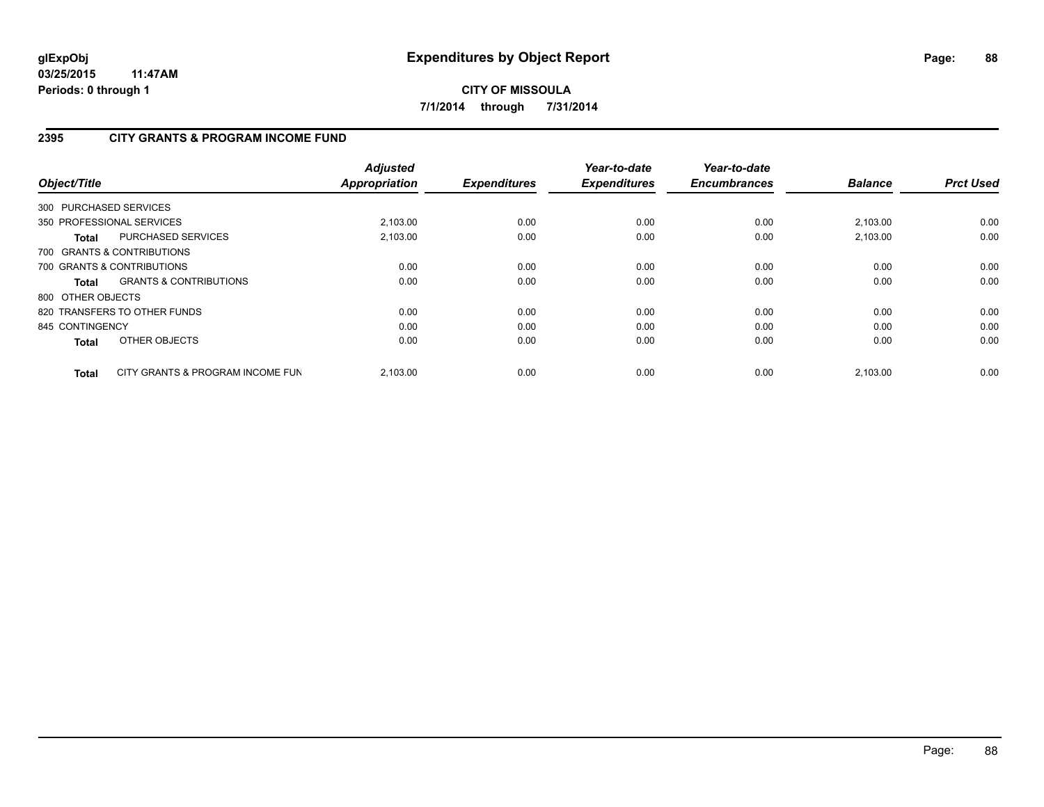**glExpObj**
**03/25/2015 11:47AM**
**Periods: 0 through 1**

# Expenditures by Object Report

**CITY OF MISSOULA**
**7/1/2014 through 7/31/2014**

## 2395 CITY GRANTS & PROGRAM INCOME FUND

| Object/Title | | Adjusted Appropriation | Expenditures | Year-to-date Expenditures | Year-to-date Encumbrances | Balance | Prct Used |
|---|---|---|---|---|---|---|---|
| 300 PURCHASED SERVICES | | | | | | | |
| 350 PROFESSIONAL SERVICES | | 2,103.00 | 0.00 | 0.00 | 0.00 | 2,103.00 | 0.00 |
| **Total** | PURCHASED SERVICES | 2,103.00 | 0.00 | 0.00 | 0.00 | 2,103.00 | 0.00 |
| 700 GRANTS & CONTRIBUTIONS | | | | | | | |
| 700 GRANTS & CONTRIBUTIONS | | 0.00 | 0.00 | 0.00 | 0.00 | 0.00 | 0.00 |
| **Total** | GRANTS & CONTRIBUTIONS | 0.00 | 0.00 | 0.00 | 0.00 | 0.00 | 0.00 |
| 800 OTHER OBJECTS | | | | | | | |
| 820 TRANSFERS TO OTHER FUNDS | | 0.00 | 0.00 | 0.00 | 0.00 | 0.00 | 0.00 |
| 845 CONTINGENCY | | 0.00 | 0.00 | 0.00 | 0.00 | 0.00 | 0.00 |
| **Total** | OTHER OBJECTS | 0.00 | 0.00 | 0.00 | 0.00 | 0.00 | 0.00 |
| **Total** | CITY GRANTS & PROGRAM INCOME FUN | 2,103.00 | 0.00 | 0.00 | 0.00 | 2,103.00 | 0.00 |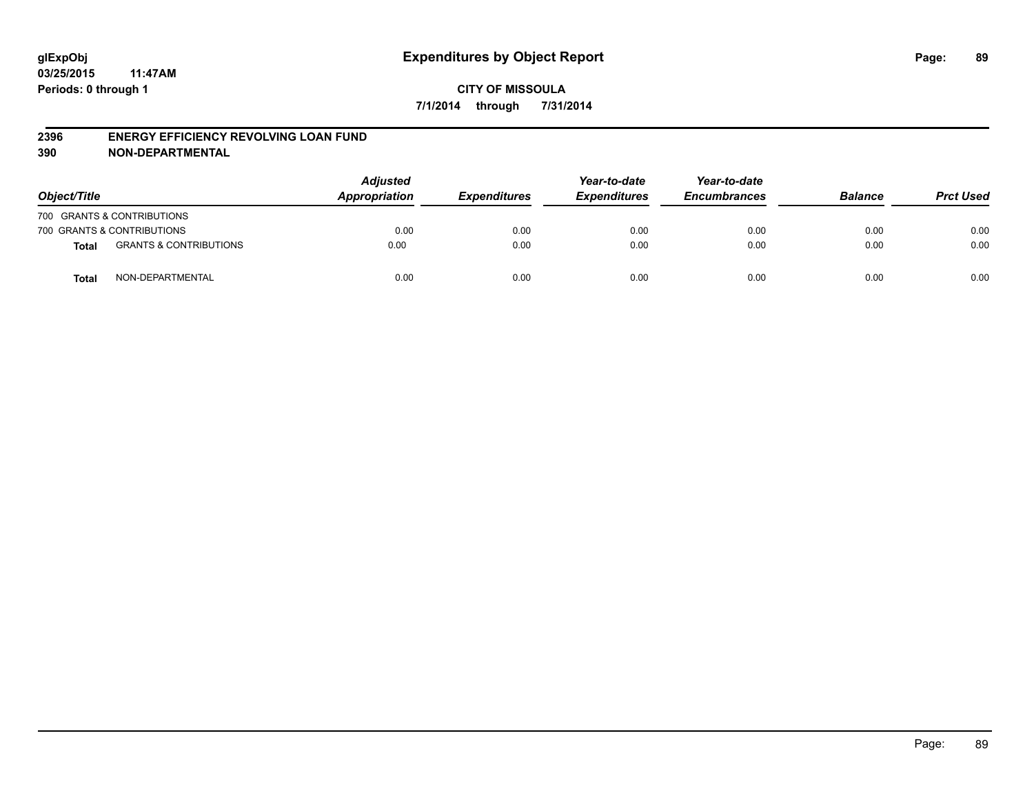**glExpObj** **Expenditures by Object Report**
**03/25/2015 11:47AM**
**Periods: 0 through 1**

**CITY OF MISSOULA**
**7/1/2014 through 7/31/2014**

## 2396 ENERGY EFFICIENCY REVOLVING LOAN FUND
## 390 NON-DEPARTMENTAL

| Object/Title | | Adjusted Appropriation | Expenditures | Year-to-date Expenditures | Year-to-date Encumbrances | Balance | Prct Used |
|---|---|---|---|---|---|---|---|
| 700 GRANTS & CONTRIBUTIONS | | | | | | | |
| 700 GRANTS & CONTRIBUTIONS | | 0.00 | 0.00 | 0.00 | 0.00 | 0.00 | 0.00 |
| **Total** | GRANTS & CONTRIBUTIONS | 0.00 | 0.00 | 0.00 | 0.00 | 0.00 | 0.00 |
| **Total** | NON-DEPARTMENTAL | 0.00 | 0.00 | 0.00 | 0.00 | 0.00 | 0.00 |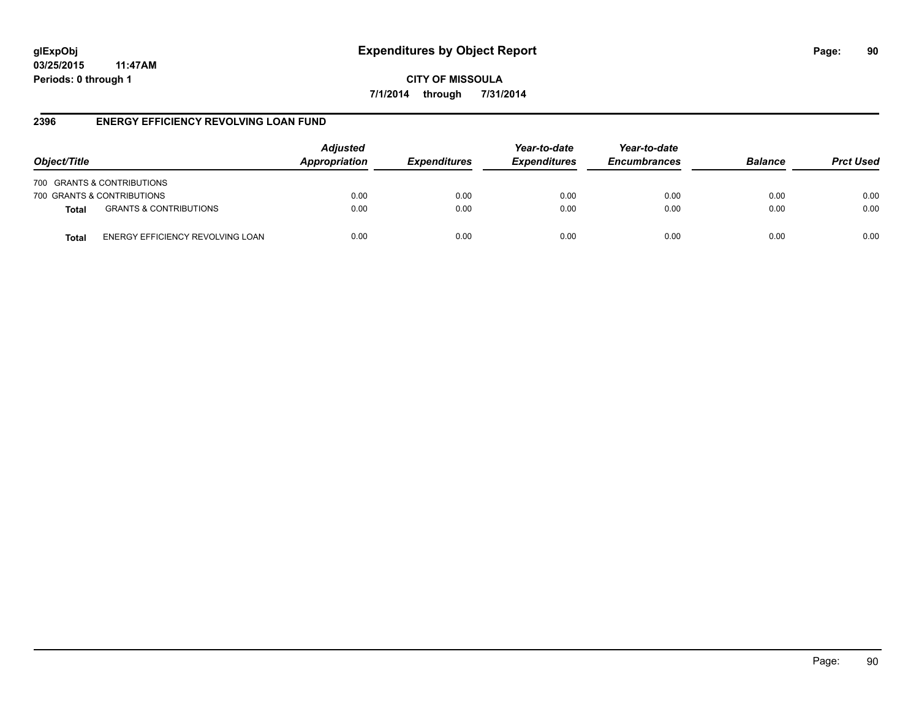**glExpObj** **Expenditures by Object Report**

**03/25/2015 11:47AM**

**Periods: 0 through 1**

**CITY OF MISSOULA**

**7/1/2014 through 7/31/2014**

## 2396 ENERGY EFFICIENCY REVOLVING LOAN FUND

| Object/Title | | Adjusted Appropriation | Expenditures | Year-to-date Expenditures | Year-to-date Encumbrances | Balance | Prct Used |
|---|---|---|---|---|---|---|---|
| 700 GRANTS & CONTRIBUTIONS | | | | | | | |
| 700 GRANTS & CONTRIBUTIONS | | 0.00 | 0.00 | 0.00 | 0.00 | 0.00 | 0.00 |
| **Total** | GRANTS & CONTRIBUTIONS | 0.00 | 0.00 | 0.00 | 0.00 | 0.00 | 0.00 |
| **Total** | ENERGY EFFICIENCY REVOLVING LOAN | 0.00 | 0.00 | 0.00 | 0.00 | 0.00 | 0.00 |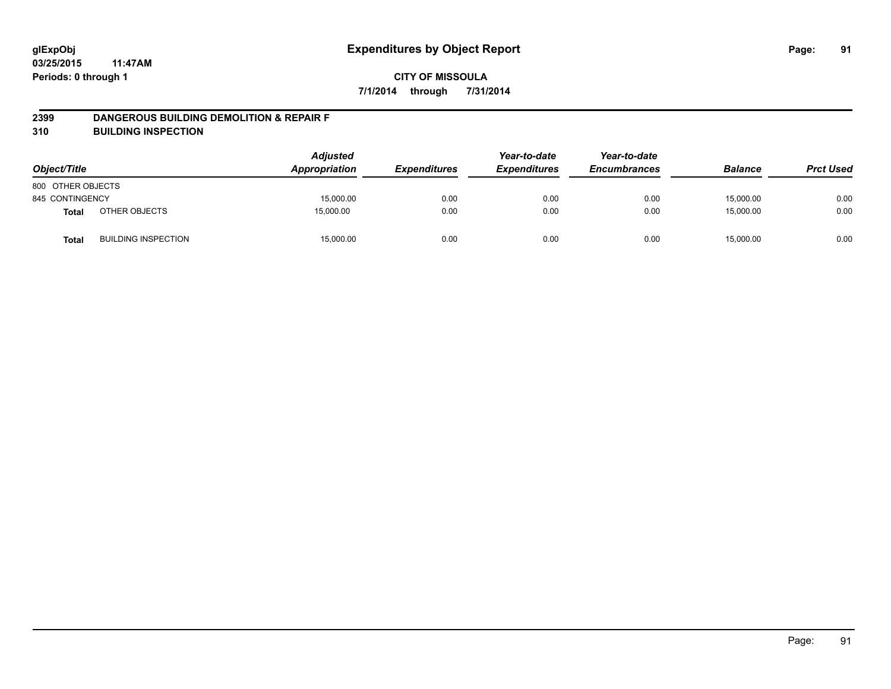**glExpObj**
**03/25/2015 11:47AM**
**Periods: 0 through 1**

# Expenditures by Object Report

**CITY OF MISSOULA**
**7/1/2014 through 7/31/2014**

## 2399 DANGEROUS BUILDING DEMOLITION & REPAIR F
## 310 BUILDING INSPECTION

| Object/Title | | Adjusted Appropriation | Expenditures | Year-to-date Expenditures | Year-to-date Encumbrances | Balance | Prct Used |
|---|---|---|---|---|---|---|---|
| 800 OTHER OBJECTS | | | | | | | |
| 845 CONTINGENCY | | 15,000.00 | 0.00 | 0.00 | 0.00 | 15,000.00 | 0.00 |
| **Total** | OTHER OBJECTS | 15,000.00 | 0.00 | 0.00 | 0.00 | 15,000.00 | 0.00 |
| **Total** | BUILDING INSPECTION | 15,000.00 | 0.00 | 0.00 | 0.00 | 15,000.00 | 0.00 |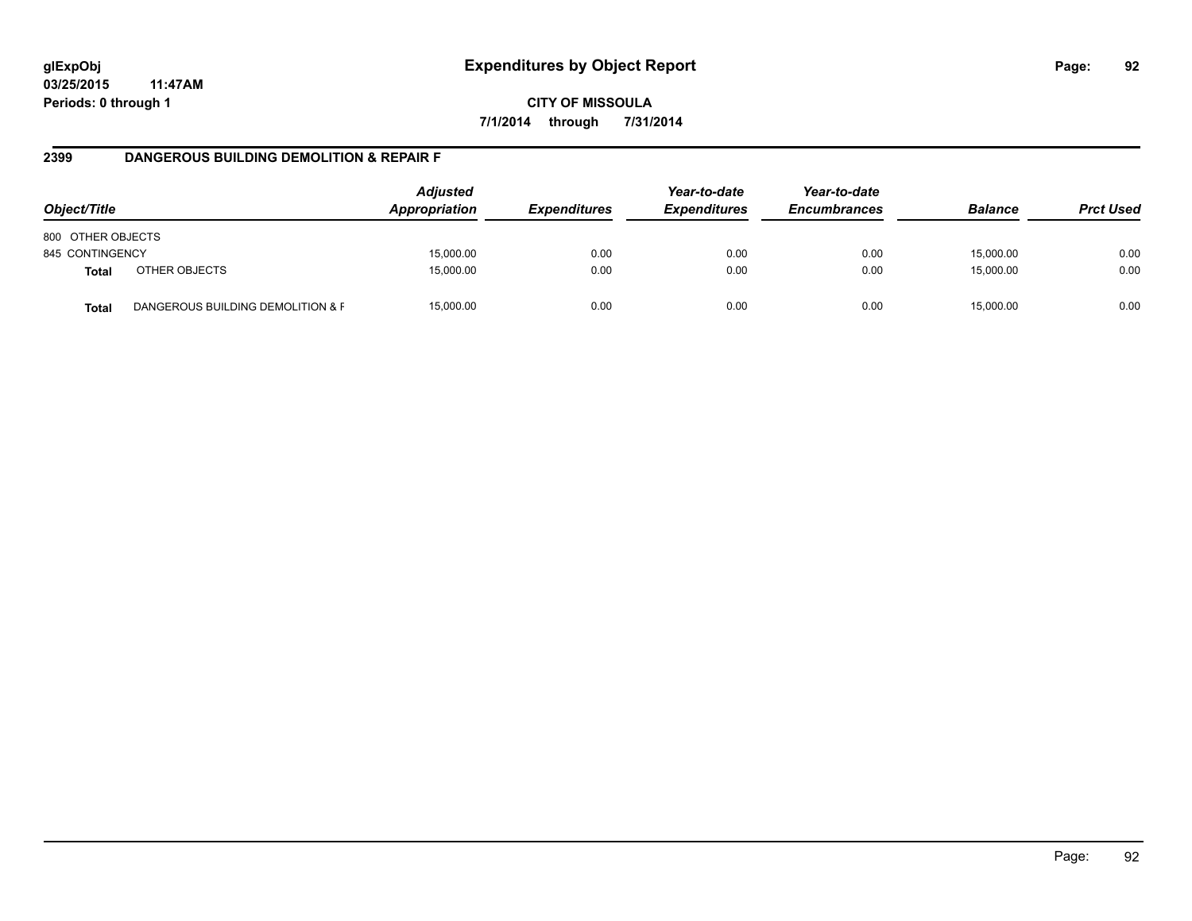# Expenditures by Object Report

glExpObj
03/25/2015 11:47AM
Periods: 0 through 1

**CITY OF MISSOULA**
**7/1/2014 through 7/31/2014**

## 2399 DANGEROUS BUILDING DEMOLITION & REPAIR F

| Object/Title | | Adjusted Appropriation | Expenditures | Year-to-date Expenditures | Year-to-date Encumbrances | Balance | Prct Used |
|---|---|---|---|---|---|---|---|
| 800 OTHER OBJECTS | | | | | | | |
| 845 CONTINGENCY | | 15,000.00 | 0.00 | 0.00 | 0.00 | 15,000.00 | 0.00 |
| **Total** | OTHER OBJECTS | 15,000.00 | 0.00 | 0.00 | 0.00 | 15,000.00 | 0.00 |
| **Total** | DANGEROUS BUILDING DEMOLITION & F | 15,000.00 | 0.00 | 0.00 | 0.00 | 15,000.00 | 0.00 |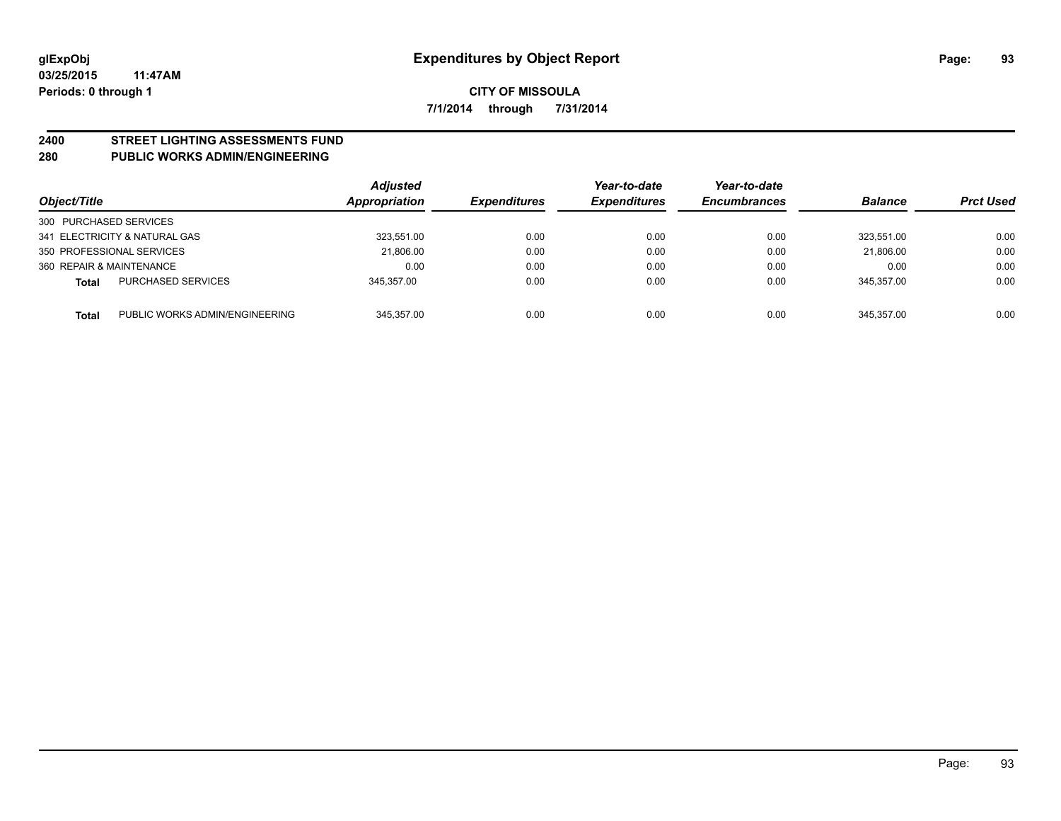**glExpObj**
**03/25/2015 11:47AM**
**Periods: 0 through 1**

# Expenditures by Object Report

**CITY OF MISSOULA**
**7/1/2014 through 7/31/2014**

## 2400 STREET LIGHTING ASSESSMENTS FUND
## 280 PUBLIC WORKS ADMIN/ENGINEERING

| Object/Title | Adjusted Appropriation | Expenditures | Year-to-date Expenditures | Year-to-date Encumbrances | Balance | Prct Used |
|---|---|---|---|---|---|---|
| 300 PURCHASED SERVICES | | | | | | |
| 341 ELECTRICITY & NATURAL GAS | 323,551.00 | 0.00 | 0.00 | 0.00 | 323,551.00 | 0.00 |
| 350 PROFESSIONAL SERVICES | 21,806.00 | 0.00 | 0.00 | 0.00 | 21,806.00 | 0.00 |
| 360 REPAIR & MAINTENANCE | 0.00 | 0.00 | 0.00 | 0.00 | 0.00 | 0.00 |
| **Total** PURCHASED SERVICES | 345,357.00 | 0.00 | 0.00 | 0.00 | 345,357.00 | 0.00 |
| **Total** PUBLIC WORKS ADMIN/ENGINEERING | 345,357.00 | 0.00 | 0.00 | 0.00 | 345,357.00 | 0.00 |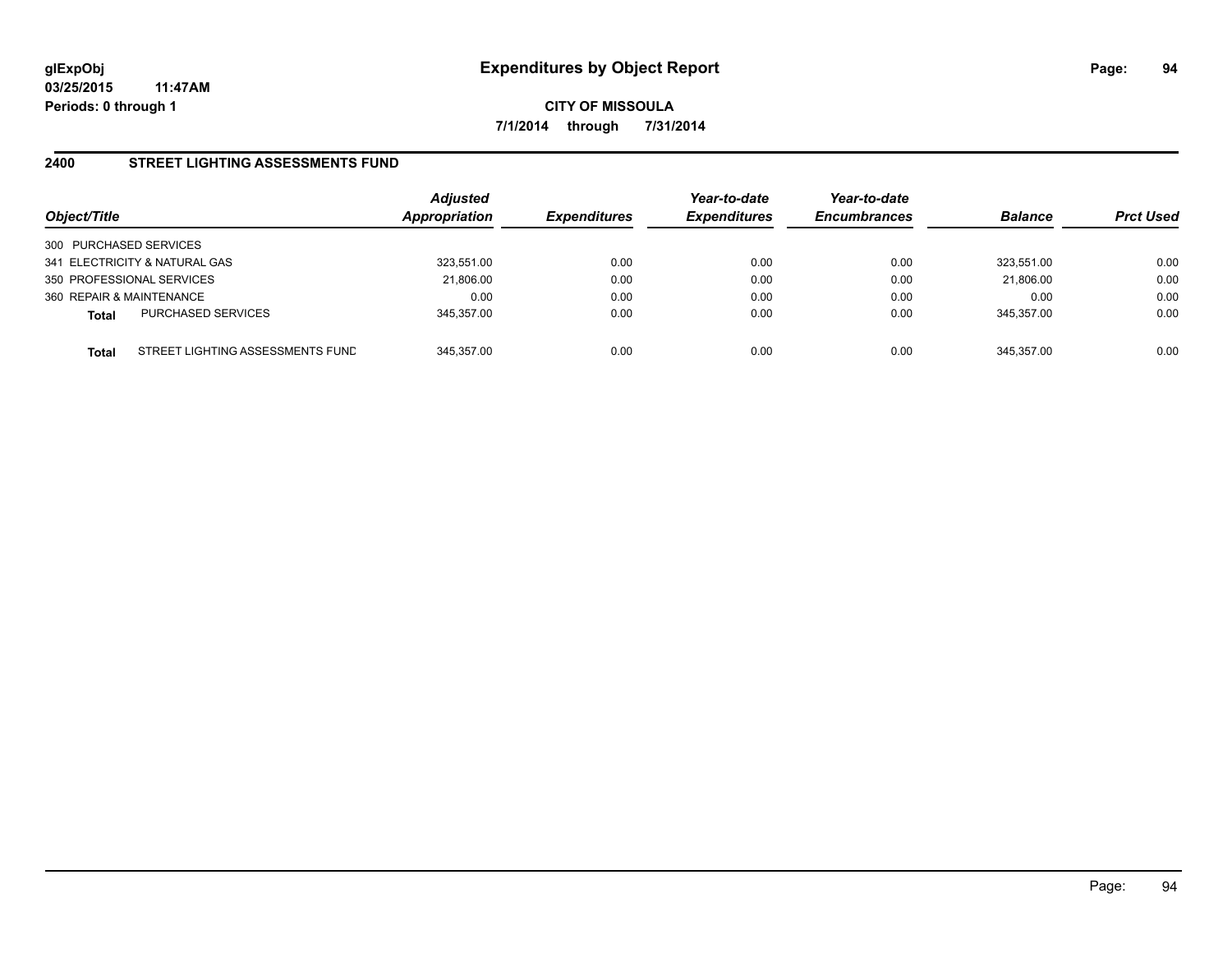**glExpObj**
**03/25/2015 11:47AM**
**Periods: 0 through 1**

# Expenditures by Object Report

**CITY OF MISSOULA**
**7/1/2014 through 7/31/2014**

## 2400 STREET LIGHTING ASSESSMENTS FUND

| Object/Title | | *Adjusted Appropriation* | *Expenditures* | *Year-to-date Expenditures* | *Year-to-date Encumbrances* | *Balance* | *Prct Used* |
|---|---|---|---|---|---|---|---|
| 300 PURCHASED SERVICES | | | | | | | |
| 341 ELECTRICITY & NATURAL GAS | | 323,551.00 | 0.00 | 0.00 | 0.00 | 323,551.00 | 0.00 |
| 350 PROFESSIONAL SERVICES | | 21,806.00 | 0.00 | 0.00 | 0.00 | 21,806.00 | 0.00 |
| 360 REPAIR & MAINTENANCE | | 0.00 | 0.00 | 0.00 | 0.00 | 0.00 | 0.00 |
| **Total** | PURCHASED SERVICES | 345,357.00 | 0.00 | 0.00 | 0.00 | 345,357.00 | 0.00 |
| **Total** | STREET LIGHTING ASSESSMENTS FUND | 345,357.00 | 0.00 | 0.00 | 0.00 | 345,357.00 | 0.00 |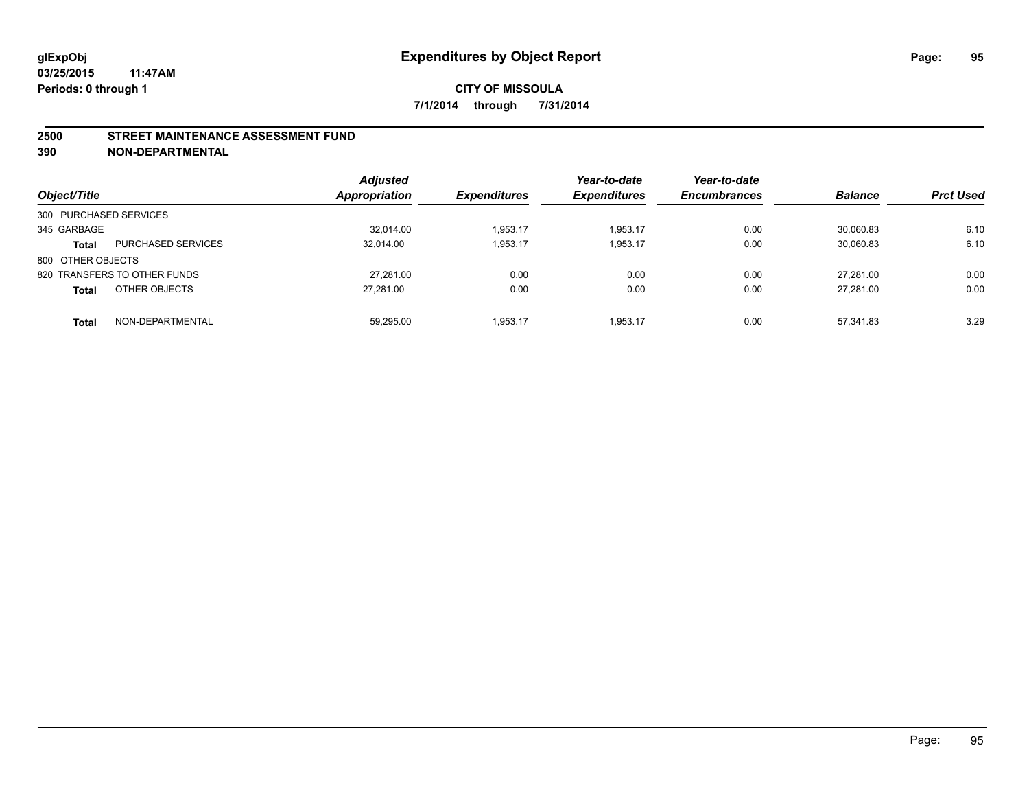**glExpObj** 
**03/25/2015 11:47AM** 
**Periods: 0 through 1**

# Expenditures by Object Report

**CITY OF MISSOULA**
**7/1/2014 through 7/31/2014**

## 2500 STREET MAINTENANCE ASSESSMENT FUND
## 390 NON-DEPARTMENTAL

| Object/Title | | Adjusted Appropriation | Expenditures | Year-to-date Expenditures | Year-to-date Encumbrances | Balance | Prct Used |
|---|---|---|---|---|---|---|---|
| 300 PURCHASED SERVICES | | | | | | | |
| 345 GARBAGE | | 32,014.00 | 1,953.17 | 1,953.17 | 0.00 | 30,060.83 | 6.10 |
| **Total** | PURCHASED SERVICES | 32,014.00 | 1,953.17 | 1,953.17 | 0.00 | 30,060.83 | 6.10 |
| 800 OTHER OBJECTS | | | | | | | |
| 820 TRANSFERS TO OTHER FUNDS | | 27,281.00 | 0.00 | 0.00 | 0.00 | 27,281.00 | 0.00 |
| **Total** | OTHER OBJECTS | 27,281.00 | 0.00 | 0.00 | 0.00 | 27,281.00 | 0.00 |
| **Total** | NON-DEPARTMENTAL | 59,295.00 | 1,953.17 | 1,953.17 | 0.00 | 57,341.83 | 3.29 |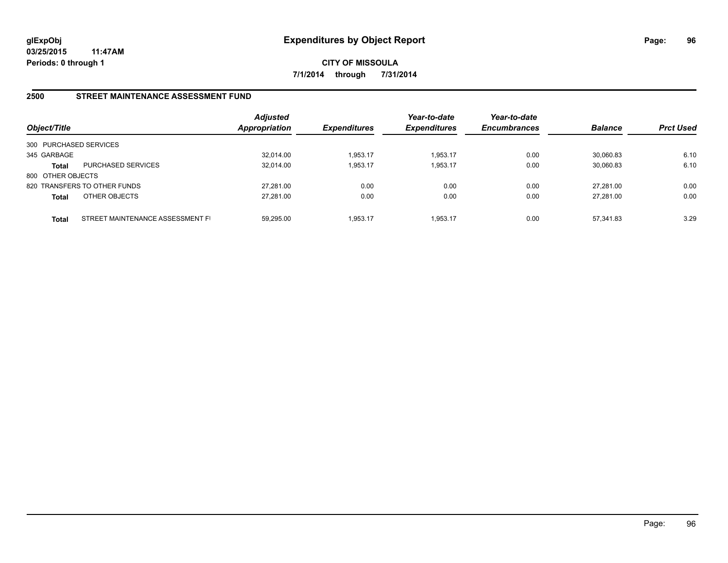**glExpObj**
**03/25/2015 11:47AM**
**Periods: 0 through 1**

# Expenditures by Object Report

**CITY OF MISSOULA**
**7/1/2014 through 7/31/2014**

## 2500 STREET MAINTENANCE ASSESSMENT FUND

| Object/Title | | Adjusted Appropriation | Expenditures | Year-to-date Expenditures | Year-to-date Encumbrances | Balance | Prct Used |
|---|---|---|---|---|---|---|---|
| 300 PURCHASED SERVICES | | | | | | | |
| 345 GARBAGE | | 32,014.00 | 1,953.17 | 1,953.17 | 0.00 | 30,060.83 | 6.10 |
| **Total** | PURCHASED SERVICES | 32,014.00 | 1,953.17 | 1,953.17 | 0.00 | 30,060.83 | 6.10 |
| 800 OTHER OBJECTS | | | | | | | |
| 820 TRANSFERS TO OTHER FUNDS | | 27,281.00 | 0.00 | 0.00 | 0.00 | 27,281.00 | 0.00 |
| **Total** | OTHER OBJECTS | 27,281.00 | 0.00 | 0.00 | 0.00 | 27,281.00 | 0.00 |
| **Total** | STREET MAINTENANCE ASSESSMENT FI | 59,295.00 | 1,953.17 | 1,953.17 | 0.00 | 57,341.83 | 3.29 |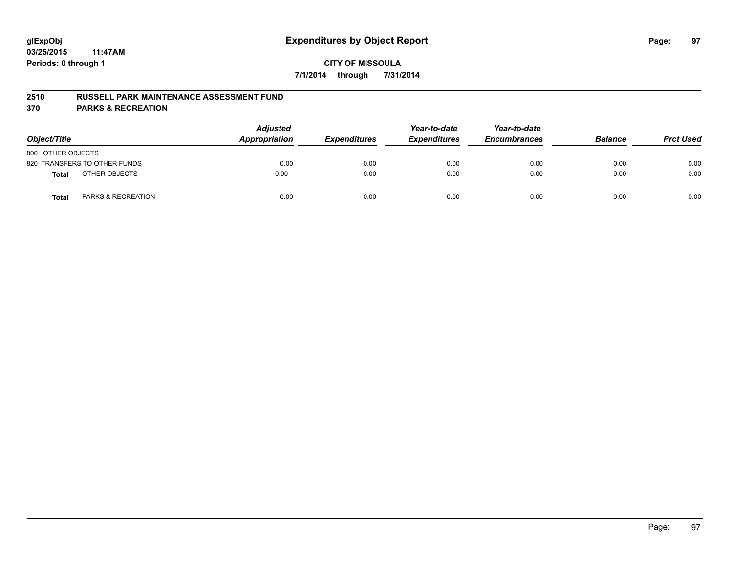# Expenditures by Object Report

glExpObj
03/25/2015 11:47AM
Periods: 0 through 1

CITY OF MISSOULA

7/1/2014 through 7/31/2014

## 2510 RUSSELL PARK MAINTENANCE ASSESSMENT FUND
## 370 PARKS & RECREATION

| Object/Title | Adjusted Appropriation | Expenditures | Year-to-date Expenditures | Year-to-date Encumbrances | Balance | Prct Used |
|---|---|---|---|---|---|---|
| 800 OTHER OBJECTS | | | | | | |
| 820 TRANSFERS TO OTHER FUNDS | 0.00 | 0.00 | 0.00 | 0.00 | 0.00 | 0.00 |
| **Total** OTHER OBJECTS | 0.00 | 0.00 | 0.00 | 0.00 | 0.00 | 0.00 |
| **Total** PARKS & RECREATION | 0.00 | 0.00 | 0.00 | 0.00 | 0.00 | 0.00 |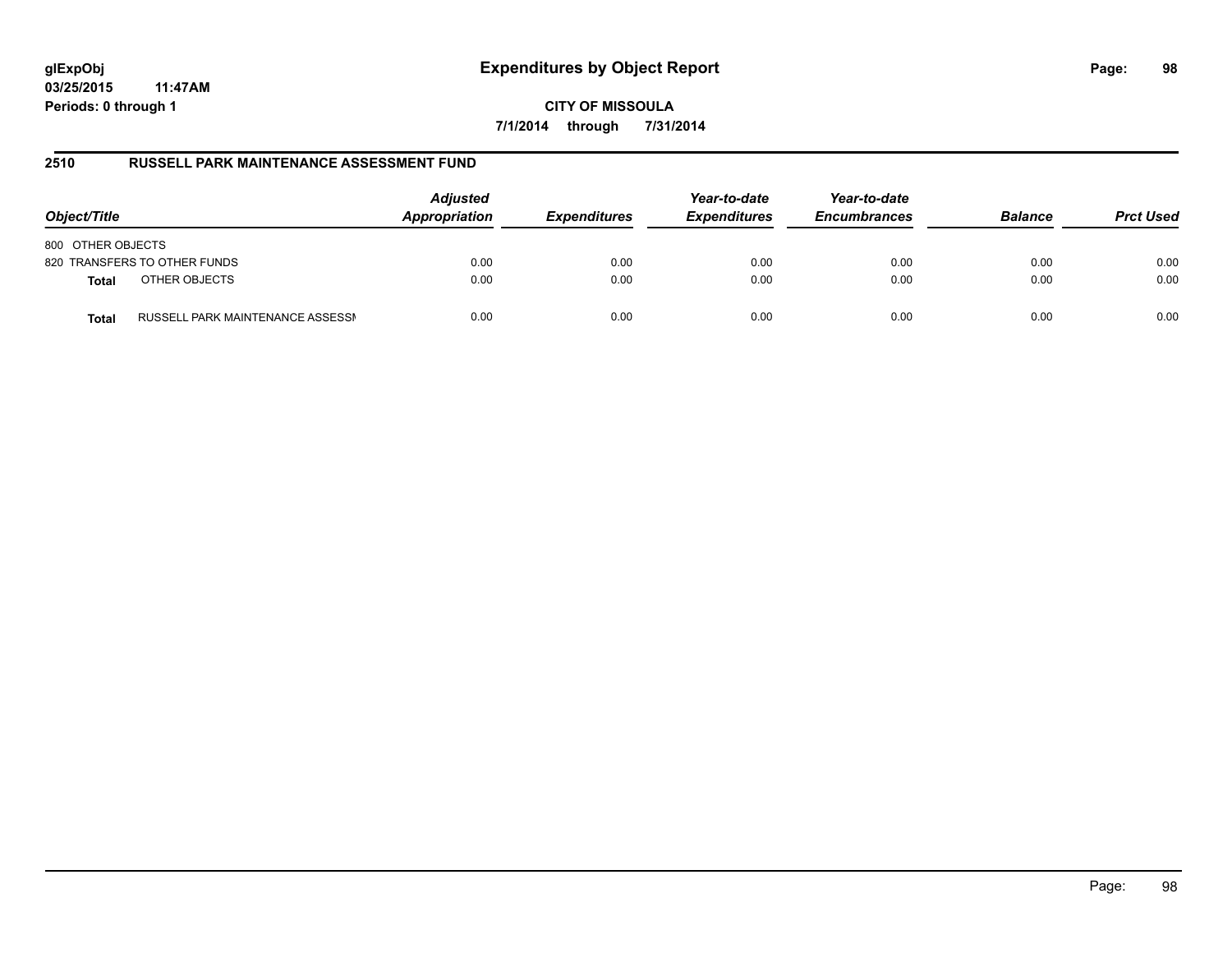**glExpObj**
**03/25/2015 11:47AM**
**Periods: 0 through 1**

# Expenditures by Object Report

**CITY OF MISSOULA**
**7/1/2014 through 7/31/2014**

## 2510 RUSSELL PARK MAINTENANCE ASSESSMENT FUND

| Object/Title | | Adjusted Appropriation | Expenditures | Year-to-date Expenditures | Year-to-date Encumbrances | Balance | Prct Used |
|---|---|---|---|---|---|---|---|
| 800 OTHER OBJECTS | | | | | | | |
| 820 TRANSFERS TO OTHER FUNDS | | 0.00 | 0.00 | 0.00 | 0.00 | 0.00 | 0.00 |
| **Total** | OTHER OBJECTS | 0.00 | 0.00 | 0.00 | 0.00 | 0.00 | 0.00 |
| **Total** | RUSSELL PARK MAINTENANCE ASSESSI | 0.00 | 0.00 | 0.00 | 0.00 | 0.00 | 0.00 |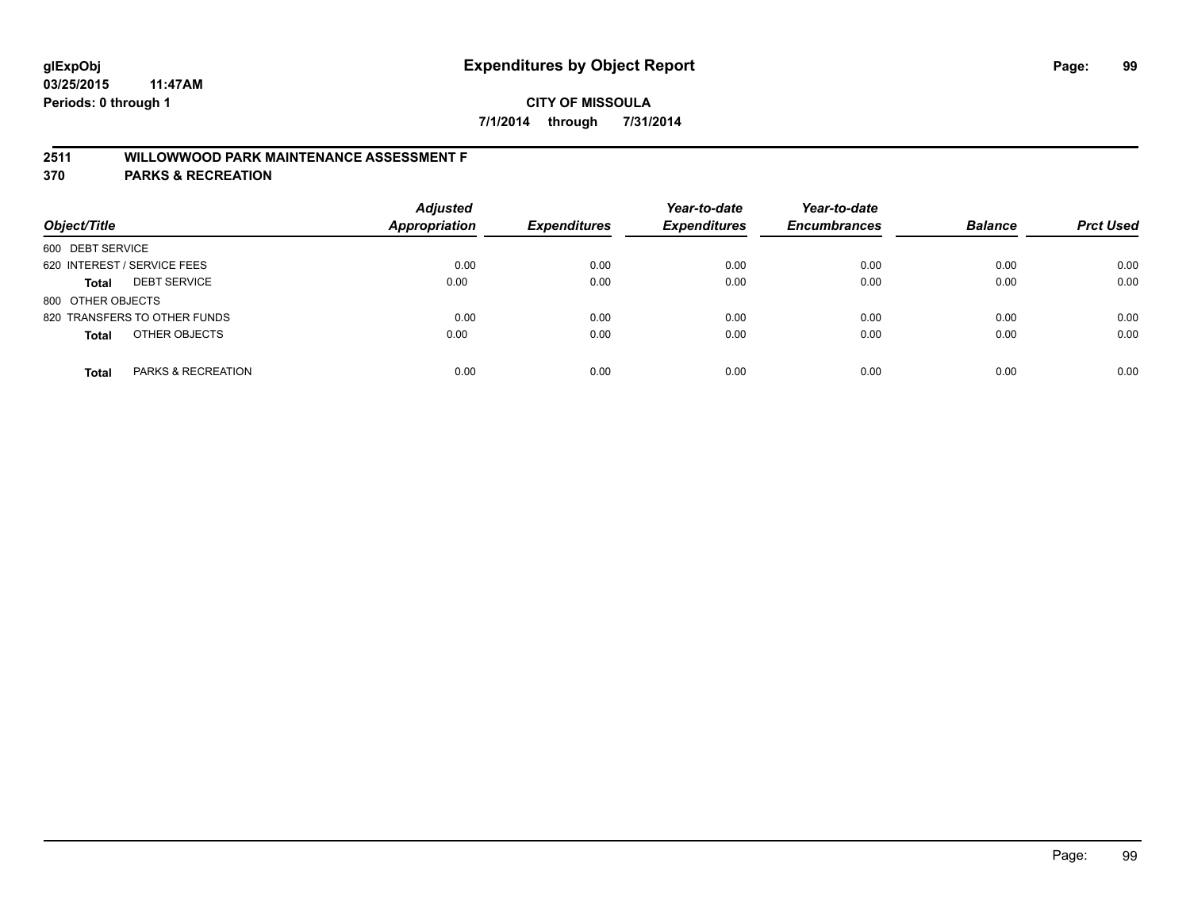# Expenditures by Object Report

**glExpObj**
**03/25/2015 11:47AM**
**Periods: 0 through 1**

**CITY OF MISSOULA**
**7/1/2014 through 7/31/2014**

## 2511 WILLOWWOOD PARK MAINTENANCE ASSESSMENT F
## 370 PARKS & RECREATION

| Object/Title | Adjusted Appropriation | Expenditures | Year-to-date Expenditures | Year-to-date Encumbrances | Balance | Prct Used |
|---|---|---|---|---|---|---|
| 600 DEBT SERVICE | | | | | | |
| 620 INTEREST / SERVICE FEES | 0.00 | 0.00 | 0.00 | 0.00 | 0.00 | 0.00 |
| **Total** DEBT SERVICE | 0.00 | 0.00 | 0.00 | 0.00 | 0.00 | 0.00 |
| 800 OTHER OBJECTS | | | | | | |
| 820 TRANSFERS TO OTHER FUNDS | 0.00 | 0.00 | 0.00 | 0.00 | 0.00 | 0.00 |
| **Total** OTHER OBJECTS | 0.00 | 0.00 | 0.00 | 0.00 | 0.00 | 0.00 |
| **Total** PARKS & RECREATION | 0.00 | 0.00 | 0.00 | 0.00 | 0.00 | 0.00 |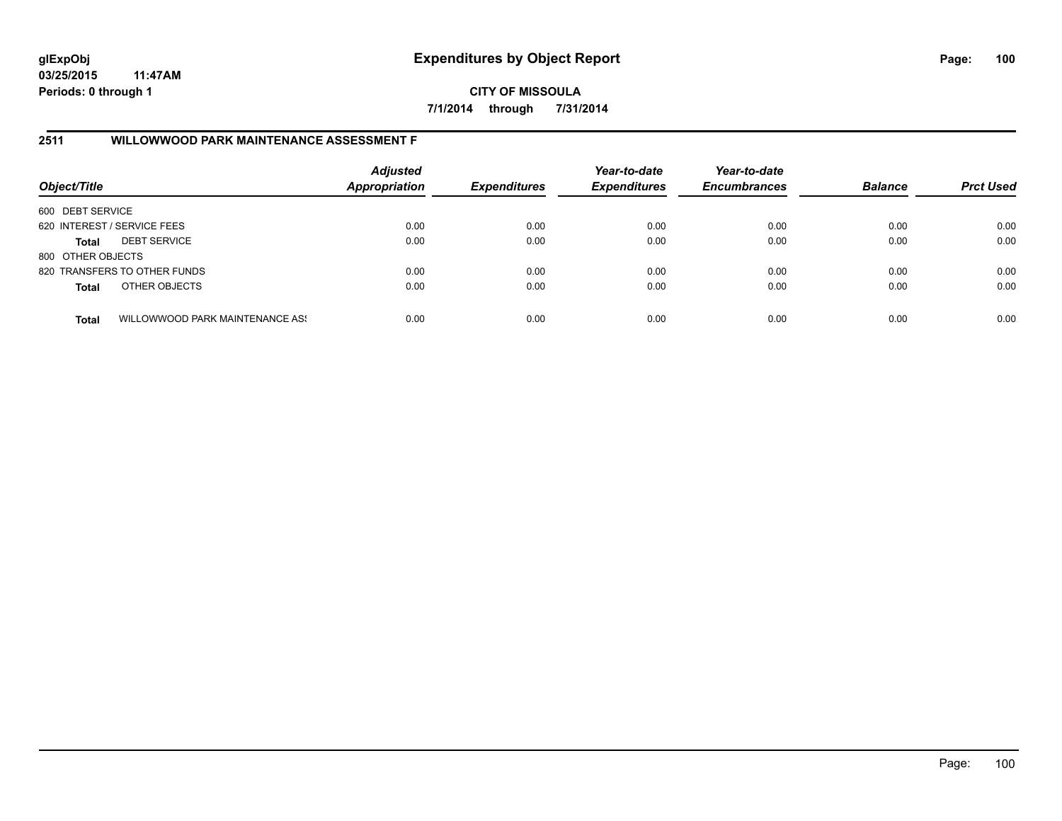**glExpObj** **Expenditures by Object Report**
**03/25/2015 11:47AM**
**Periods: 0 through 1**

**CITY OF MISSOULA**
**7/1/2014 through 7/31/2014**

## 2511 WILLOWWOOD PARK MAINTENANCE ASSESSMENT F

| Object/Title | | Adjusted Appropriation | Expenditures | Year-to-date Expenditures | Year-to-date Encumbrances | Balance | Prct Used |
|---|---|---|---|---|---|---|---|
| 600 DEBT SERVICE | | | | | | | |
| 620 INTEREST / SERVICE FEES | | 0.00 | 0.00 | 0.00 | 0.00 | 0.00 | 0.00 |
| **Total** | DEBT SERVICE | 0.00 | 0.00 | 0.00 | 0.00 | 0.00 | 0.00 |
| 800 OTHER OBJECTS | | | | | | | |
| 820 TRANSFERS TO OTHER FUNDS | | 0.00 | 0.00 | 0.00 | 0.00 | 0.00 | 0.00 |
| **Total** | OTHER OBJECTS | 0.00 | 0.00 | 0.00 | 0.00 | 0.00 | 0.00 |
| **Total** | WILLOWWOOD PARK MAINTENANCE ASS | 0.00 | 0.00 | 0.00 | 0.00 | 0.00 | 0.00 |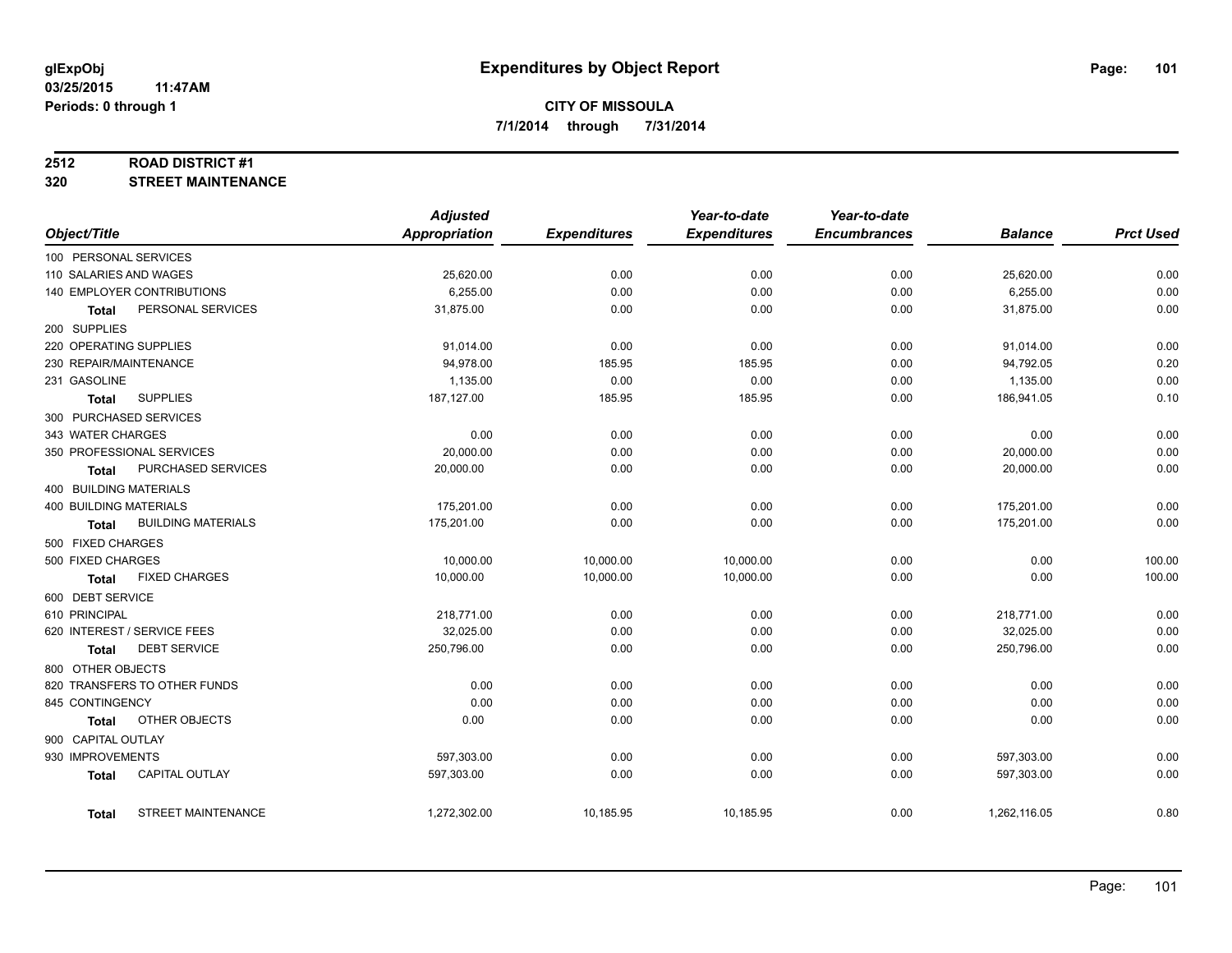**glExpObj** **Expenditures by Object Report**

**03/25/2015 11:47AM**

**Periods: 0 through 1**

**CITY OF MISSOULA**

**7/1/2014 through 7/31/2014**

## 2512 ROAD DISTRICT #1

## 320 STREET MAINTENANCE

| Object/Title | Adjusted Appropriation | Expenditures | Year-to-date Expenditures | Year-to-date Encumbrances | Balance | Prct Used |
|---|---|---|---|---|---|---|
| 100 PERSONAL SERVICES | | | | | | |
| 110 SALARIES AND WAGES | 25,620.00 | 0.00 | 0.00 | 0.00 | 25,620.00 | 0.00 |
| 140 EMPLOYER CONTRIBUTIONS | 6,255.00 | 0.00 | 0.00 | 0.00 | 6,255.00 | 0.00 |
| **Total** PERSONAL SERVICES | 31,875.00 | 0.00 | 0.00 | 0.00 | 31,875.00 | 0.00 |
| 200 SUPPLIES | | | | | | |
| 220 OPERATING SUPPLIES | 91,014.00 | 0.00 | 0.00 | 0.00 | 91,014.00 | 0.00 |
| 230 REPAIR/MAINTENANCE | 94,978.00 | 185.95 | 185.95 | 0.00 | 94,792.05 | 0.20 |
| 231 GASOLINE | 1,135.00 | 0.00 | 0.00 | 0.00 | 1,135.00 | 0.00 |
| **Total** SUPPLIES | 187,127.00 | 185.95 | 185.95 | 0.00 | 186,941.05 | 0.10 |
| 300 PURCHASED SERVICES | | | | | | |
| 343 WATER CHARGES | 0.00 | 0.00 | 0.00 | 0.00 | 0.00 | 0.00 |
| 350 PROFESSIONAL SERVICES | 20,000.00 | 0.00 | 0.00 | 0.00 | 20,000.00 | 0.00 |
| **Total** PURCHASED SERVICES | 20,000.00 | 0.00 | 0.00 | 0.00 | 20,000.00 | 0.00 |
| 400 BUILDING MATERIALS | | | | | | |
| 400 BUILDING MATERIALS | 175,201.00 | 0.00 | 0.00 | 0.00 | 175,201.00 | 0.00 |
| **Total** BUILDING MATERIALS | 175,201.00 | 0.00 | 0.00 | 0.00 | 175,201.00 | 0.00 |
| 500 FIXED CHARGES | | | | | | |
| 500 FIXED CHARGES | 10,000.00 | 10,000.00 | 10,000.00 | 0.00 | 0.00 | 100.00 |
| **Total** FIXED CHARGES | 10,000.00 | 10,000.00 | 10,000.00 | 0.00 | 0.00 | 100.00 |
| 600 DEBT SERVICE | | | | | | |
| 610 PRINCIPAL | 218,771.00 | 0.00 | 0.00 | 0.00 | 218,771.00 | 0.00 |
| 620 INTEREST / SERVICE FEES | 32,025.00 | 0.00 | 0.00 | 0.00 | 32,025.00 | 0.00 |
| **Total** DEBT SERVICE | 250,796.00 | 0.00 | 0.00 | 0.00 | 250,796.00 | 0.00 |
| 800 OTHER OBJECTS | | | | | | |
| 820 TRANSFERS TO OTHER FUNDS | 0.00 | 0.00 | 0.00 | 0.00 | 0.00 | 0.00 |
| 845 CONTINGENCY | 0.00 | 0.00 | 0.00 | 0.00 | 0.00 | 0.00 |
| **Total** OTHER OBJECTS | 0.00 | 0.00 | 0.00 | 0.00 | 0.00 | 0.00 |
| 900 CAPITAL OUTLAY | | | | | | |
| 930 IMPROVEMENTS | 597,303.00 | 0.00 | 0.00 | 0.00 | 597,303.00 | 0.00 |
| **Total** CAPITAL OUTLAY | 597,303.00 | 0.00 | 0.00 | 0.00 | 597,303.00 | 0.00 |
| **Total** STREET MAINTENANCE | 1,272,302.00 | 10,185.95 | 10,185.95 | 0.00 | 1,262,116.05 | 0.80 |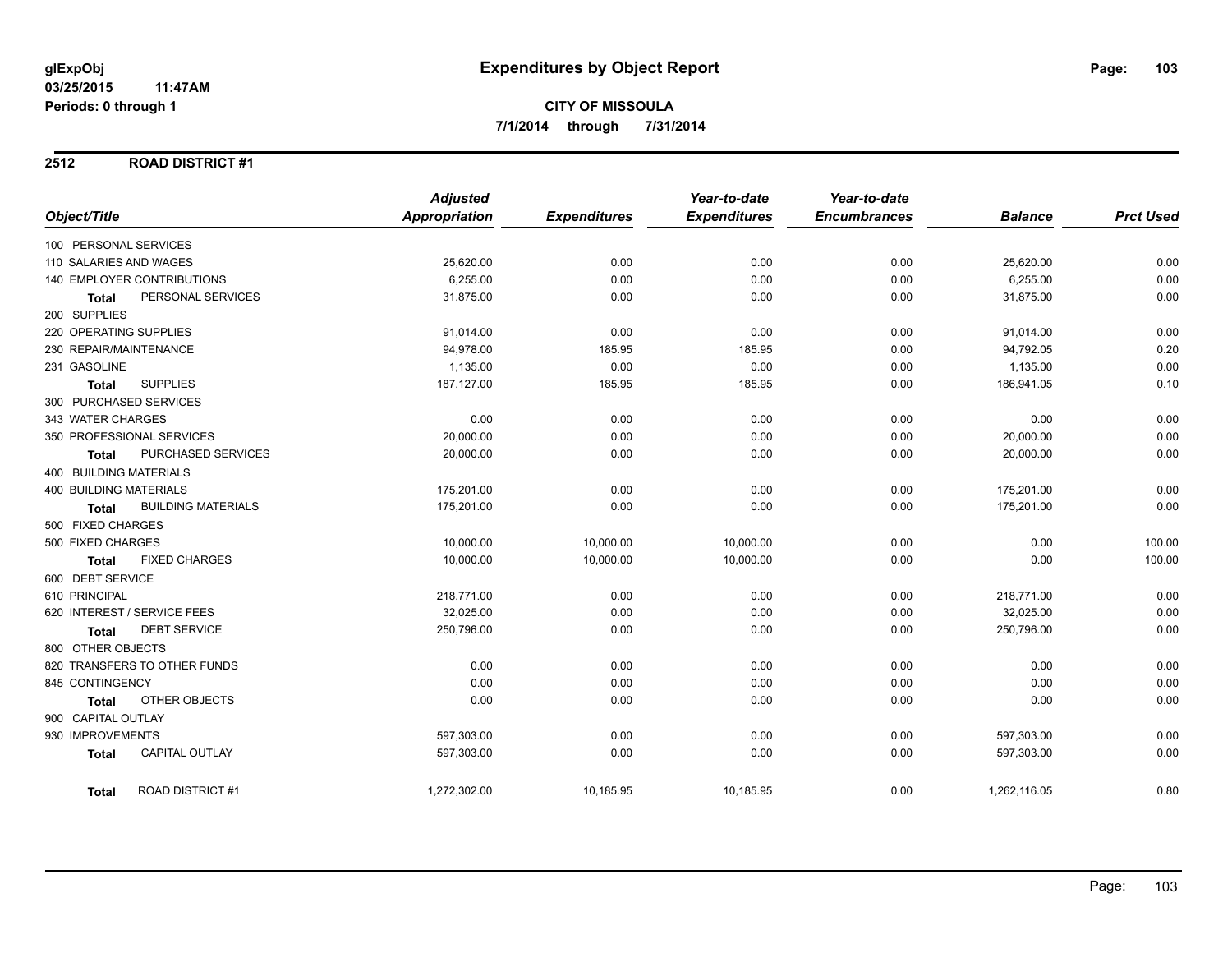# Expenditures by Object Report

glExpObj
03/25/2015 11:47AM
Periods: 0 through 1

**CITY OF MISSOULA**
**7/1/2014 through 7/31/2014**

## 2512 ROAD DISTRICT #1

| Object/Title | Adjusted Appropriation | Expenditures | Year-to-date Expenditures | Year-to-date Encumbrances | Balance | Prct Used |
|---|---|---|---|---|---|---|
| 100 PERSONAL SERVICES | | | | | | |
| 110 SALARIES AND WAGES | 25,620.00 | 0.00 | 0.00 | 0.00 | 25,620.00 | 0.00 |
| 140 EMPLOYER CONTRIBUTIONS | 6,255.00 | 0.00 | 0.00 | 0.00 | 6,255.00 | 0.00 |
| **Total** PERSONAL SERVICES | 31,875.00 | 0.00 | 0.00 | 0.00 | 31,875.00 | 0.00 |
| 200 SUPPLIES | | | | | | |
| 220 OPERATING SUPPLIES | 91,014.00 | 0.00 | 0.00 | 0.00 | 91,014.00 | 0.00 |
| 230 REPAIR/MAINTENANCE | 94,978.00 | 185.95 | 185.95 | 0.00 | 94,792.05 | 0.20 |
| 231 GASOLINE | 1,135.00 | 0.00 | 0.00 | 0.00 | 1,135.00 | 0.00 |
| **Total** SUPPLIES | 187,127.00 | 185.95 | 185.95 | 0.00 | 186,941.05 | 0.10 |
| 300 PURCHASED SERVICES | | | | | | |
| 343 WATER CHARGES | 0.00 | 0.00 | 0.00 | 0.00 | 0.00 | 0.00 |
| 350 PROFESSIONAL SERVICES | 20,000.00 | 0.00 | 0.00 | 0.00 | 20,000.00 | 0.00 |
| **Total** PURCHASED SERVICES | 20,000.00 | 0.00 | 0.00 | 0.00 | 20,000.00 | 0.00 |
| 400 BUILDING MATERIALS | | | | | | |
| 400 BUILDING MATERIALS | 175,201.00 | 0.00 | 0.00 | 0.00 | 175,201.00 | 0.00 |
| **Total** BUILDING MATERIALS | 175,201.00 | 0.00 | 0.00 | 0.00 | 175,201.00 | 0.00 |
| 500 FIXED CHARGES | | | | | | |
| 500 FIXED CHARGES | 10,000.00 | 10,000.00 | 10,000.00 | 0.00 | 0.00 | 100.00 |
| **Total** FIXED CHARGES | 10,000.00 | 10,000.00 | 10,000.00 | 0.00 | 0.00 | 100.00 |
| 600 DEBT SERVICE | | | | | | |
| 610 PRINCIPAL | 218,771.00 | 0.00 | 0.00 | 0.00 | 218,771.00 | 0.00 |
| 620 INTEREST / SERVICE FEES | 32,025.00 | 0.00 | 0.00 | 0.00 | 32,025.00 | 0.00 |
| **Total** DEBT SERVICE | 250,796.00 | 0.00 | 0.00 | 0.00 | 250,796.00 | 0.00 |
| 800 OTHER OBJECTS | | | | | | |
| 820 TRANSFERS TO OTHER FUNDS | 0.00 | 0.00 | 0.00 | 0.00 | 0.00 | 0.00 |
| 845 CONTINGENCY | 0.00 | 0.00 | 0.00 | 0.00 | 0.00 | 0.00 |
| **Total** OTHER OBJECTS | 0.00 | 0.00 | 0.00 | 0.00 | 0.00 | 0.00 |
| 900 CAPITAL OUTLAY | | | | | | |
| 930 IMPROVEMENTS | 597,303.00 | 0.00 | 0.00 | 0.00 | 597,303.00 | 0.00 |
| **Total** CAPITAL OUTLAY | 597,303.00 | 0.00 | 0.00 | 0.00 | 597,303.00 | 0.00 |
| **Total** ROAD DISTRICT #1 | 1,272,302.00 | 10,185.95 | 10,185.95 | 0.00 | 1,262,116.05 | 0.80 |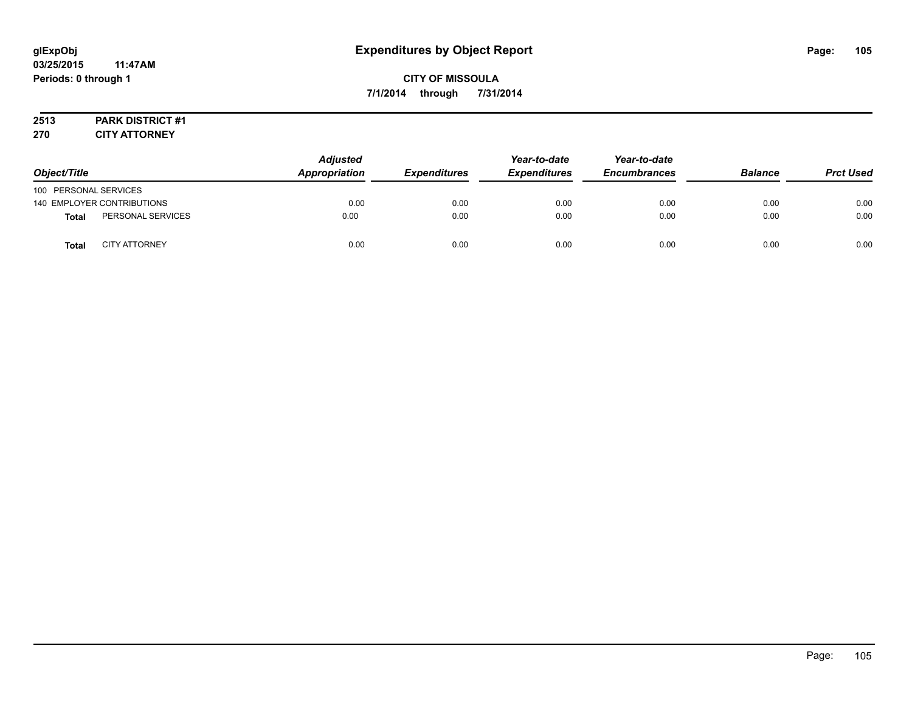glExpObj
03/25/2015 11:47AM
Periods: 0 through 1

# Expenditures by Object Report

**CITY OF MISSOULA**
**7/1/2014 through 7/31/2014**

**2513 PARK DISTRICT #1**
**270 CITY ATTORNEY**

| Object/Title | | Adjusted Appropriation | Expenditures | Year-to-date Expenditures | Year-to-date Encumbrances | Balance | Prct Used |
|---|---|---|---|---|---|---|---|
| 100 PERSONAL SERVICES | | | | | | | |
| 140 EMPLOYER CONTRIBUTIONS | | 0.00 | 0.00 | 0.00 | 0.00 | 0.00 | 0.00 |
| **Total** | PERSONAL SERVICES | 0.00 | 0.00 | 0.00 | 0.00 | 0.00 | 0.00 |
| **Total** | CITY ATTORNEY | 0.00 | 0.00 | 0.00 | 0.00 | 0.00 | 0.00 |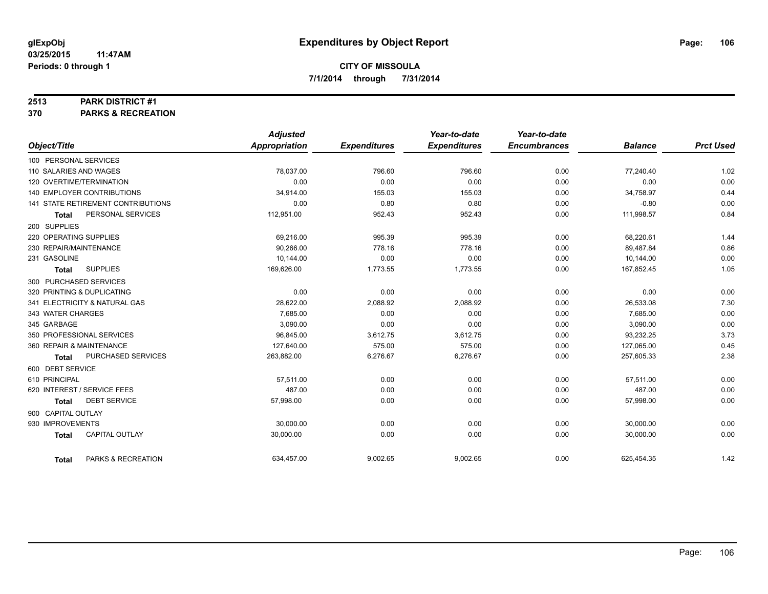**glExpObj**
**03/25/2015 11:47AM**
**Periods: 0 through 1**

# Expenditures by Object Report

**CITY OF MISSOULA**
**7/1/2014 through 7/31/2014**

**2513 PARK DISTRICT #1**
**370 PARKS & RECREATION**

| Object/Title | Adjusted Appropriation | Expenditures | Year-to-date Expenditures | Year-to-date Encumbrances | Balance | Prct Used |
|---|---|---|---|---|---|---|
| 100 PERSONAL SERVICES | | | | | | |
| 110 SALARIES AND WAGES | 78,037.00 | 796.60 | 796.60 | 0.00 | 77,240.40 | 1.02 |
| 120 OVERTIME/TERMINATION | 0.00 | 0.00 | 0.00 | 0.00 | 0.00 | 0.00 |
| 140 EMPLOYER CONTRIBUTIONS | 34,914.00 | 155.03 | 155.03 | 0.00 | 34,758.97 | 0.44 |
| 141 STATE RETIREMENT CONTRIBUTIONS | 0.00 | 0.80 | 0.80 | 0.00 | -0.80 | 0.00 |
| **Total** PERSONAL SERVICES | 112,951.00 | 952.43 | 952.43 | 0.00 | 111,998.57 | 0.84 |
| 200 SUPPLIES | | | | | | |
| 220 OPERATING SUPPLIES | 69,216.00 | 995.39 | 995.39 | 0.00 | 68,220.61 | 1.44 |
| 230 REPAIR/MAINTENANCE | 90,266.00 | 778.16 | 778.16 | 0.00 | 89,487.84 | 0.86 |
| 231 GASOLINE | 10,144.00 | 0.00 | 0.00 | 0.00 | 10,144.00 | 0.00 |
| **Total** SUPPLIES | 169,626.00 | 1,773.55 | 1,773.55 | 0.00 | 167,852.45 | 1.05 |
| 300 PURCHASED SERVICES | | | | | | |
| 320 PRINTING & DUPLICATING | 0.00 | 0.00 | 0.00 | 0.00 | 0.00 | 0.00 |
| 341 ELECTRICITY & NATURAL GAS | 28,622.00 | 2,088.92 | 2,088.92 | 0.00 | 26,533.08 | 7.30 |
| 343 WATER CHARGES | 7,685.00 | 0.00 | 0.00 | 0.00 | 7,685.00 | 0.00 |
| 345 GARBAGE | 3,090.00 | 0.00 | 0.00 | 0.00 | 3,090.00 | 0.00 |
| 350 PROFESSIONAL SERVICES | 96,845.00 | 3,612.75 | 3,612.75 | 0.00 | 93,232.25 | 3.73 |
| 360 REPAIR & MAINTENANCE | 127,640.00 | 575.00 | 575.00 | 0.00 | 127,065.00 | 0.45 |
| **Total** PURCHASED SERVICES | 263,882.00 | 6,276.67 | 6,276.67 | 0.00 | 257,605.33 | 2.38 |
| 600 DEBT SERVICE | | | | | | |
| 610 PRINCIPAL | 57,511.00 | 0.00 | 0.00 | 0.00 | 57,511.00 | 0.00 |
| 620 INTEREST / SERVICE FEES | 487.00 | 0.00 | 0.00 | 0.00 | 487.00 | 0.00 |
| **Total** DEBT SERVICE | 57,998.00 | 0.00 | 0.00 | 0.00 | 57,998.00 | 0.00 |
| 900 CAPITAL OUTLAY | | | | | | |
| 930 IMPROVEMENTS | 30,000.00 | 0.00 | 0.00 | 0.00 | 30,000.00 | 0.00 |
| **Total** CAPITAL OUTLAY | 30,000.00 | 0.00 | 0.00 | 0.00 | 30,000.00 | 0.00 |
| **Total** PARKS & RECREATION | 634,457.00 | 9,002.65 | 9,002.65 | 0.00 | 625,454.35 | 1.42 |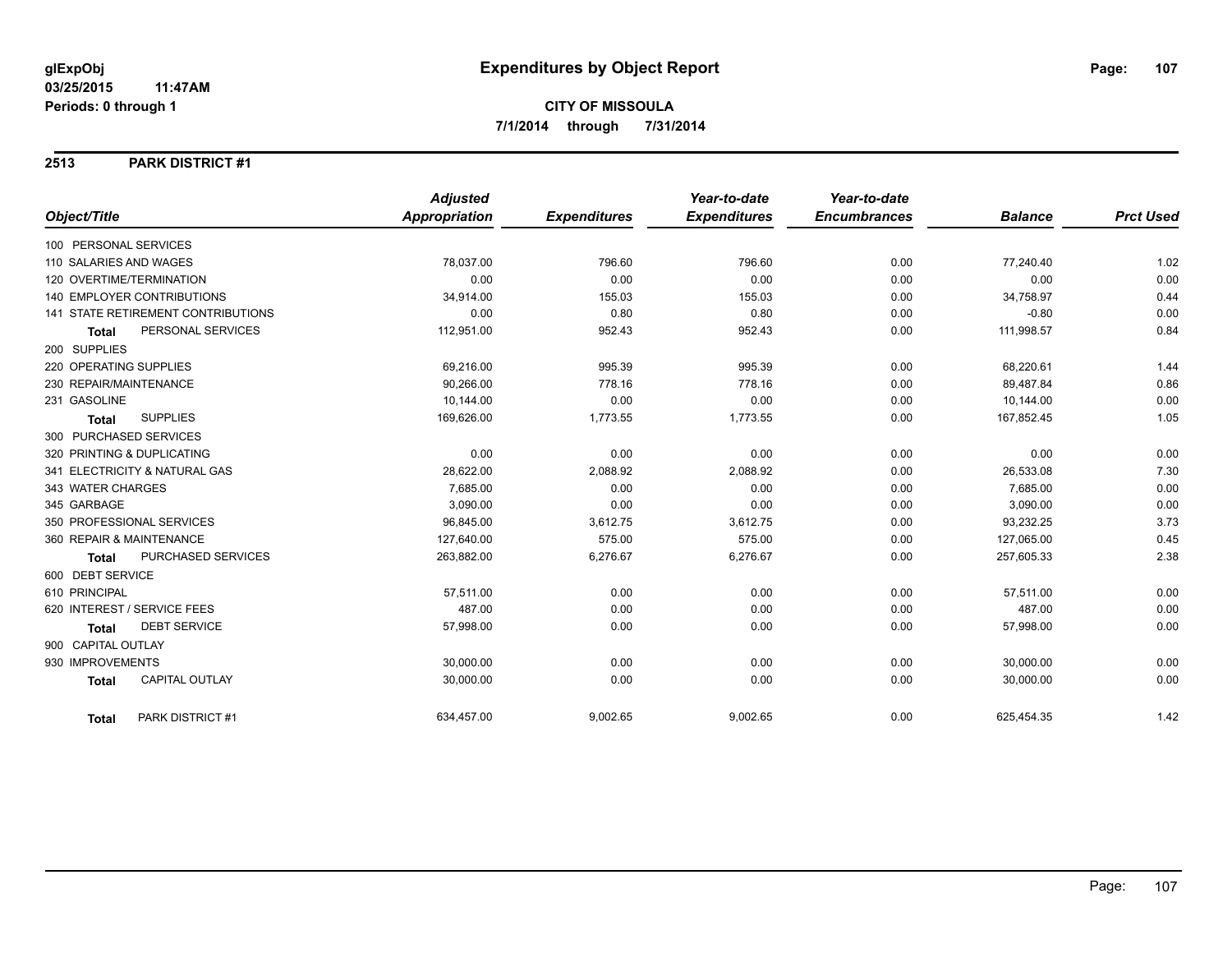**glExpObj**
**03/25/2015 11:47AM**
**Periods: 0 through 1**

# Expenditures by Object Report

**CITY OF MISSOULA**
**7/1/2014 through 7/31/2014**

## 2513 PARK DISTRICT #1

| Object/Title | Adjusted Appropriation | Expenditures | Year-to-date Expenditures | Year-to-date Encumbrances | Balance | Prct Used |
|---|---|---|---|---|---|---|
| 100 PERSONAL SERVICES | | | | | | |
| 110 SALARIES AND WAGES | 78,037.00 | 796.60 | 796.60 | 0.00 | 77,240.40 | 1.02 |
| 120 OVERTIME/TERMINATION | 0.00 | 0.00 | 0.00 | 0.00 | 0.00 | 0.00 |
| 140 EMPLOYER CONTRIBUTIONS | 34,914.00 | 155.03 | 155.03 | 0.00 | 34,758.97 | 0.44 |
| 141 STATE RETIREMENT CONTRIBUTIONS | 0.00 | 0.80 | 0.80 | 0.00 | -0.80 | 0.00 |
| **Total** PERSONAL SERVICES | 112,951.00 | 952.43 | 952.43 | 0.00 | 111,998.57 | 0.84 |
| 200 SUPPLIES | | | | | | |
| 220 OPERATING SUPPLIES | 69,216.00 | 995.39 | 995.39 | 0.00 | 68,220.61 | 1.44 |
| 230 REPAIR/MAINTENANCE | 90,266.00 | 778.16 | 778.16 | 0.00 | 89,487.84 | 0.86 |
| 231 GASOLINE | 10,144.00 | 0.00 | 0.00 | 0.00 | 10,144.00 | 0.00 |
| **Total** SUPPLIES | 169,626.00 | 1,773.55 | 1,773.55 | 0.00 | 167,852.45 | 1.05 |
| 300 PURCHASED SERVICES | | | | | | |
| 320 PRINTING & DUPLICATING | 0.00 | 0.00 | 0.00 | 0.00 | 0.00 | 0.00 |
| 341 ELECTRICITY & NATURAL GAS | 28,622.00 | 2,088.92 | 2,088.92 | 0.00 | 26,533.08 | 7.30 |
| 343 WATER CHARGES | 7,685.00 | 0.00 | 0.00 | 0.00 | 7,685.00 | 0.00 |
| 345 GARBAGE | 3,090.00 | 0.00 | 0.00 | 0.00 | 3,090.00 | 0.00 |
| 350 PROFESSIONAL SERVICES | 96,845.00 | 3,612.75 | 3,612.75 | 0.00 | 93,232.25 | 3.73 |
| 360 REPAIR & MAINTENANCE | 127,640.00 | 575.00 | 575.00 | 0.00 | 127,065.00 | 0.45 |
| **Total** PURCHASED SERVICES | 263,882.00 | 6,276.67 | 6,276.67 | 0.00 | 257,605.33 | 2.38 |
| 600 DEBT SERVICE | | | | | | |
| 610 PRINCIPAL | 57,511.00 | 0.00 | 0.00 | 0.00 | 57,511.00 | 0.00 |
| 620 INTEREST / SERVICE FEES | 487.00 | 0.00 | 0.00 | 0.00 | 487.00 | 0.00 |
| **Total** DEBT SERVICE | 57,998.00 | 0.00 | 0.00 | 0.00 | 57,998.00 | 0.00 |
| 900 CAPITAL OUTLAY | | | | | | |
| 930 IMPROVEMENTS | 30,000.00 | 0.00 | 0.00 | 0.00 | 30,000.00 | 0.00 |
| **Total** CAPITAL OUTLAY | 30,000.00 | 0.00 | 0.00 | 0.00 | 30,000.00 | 0.00 |
| **Total** PARK DISTRICT #1 | 634,457.00 | 9,002.65 | 9,002.65 | 0.00 | 625,454.35 | 1.42 |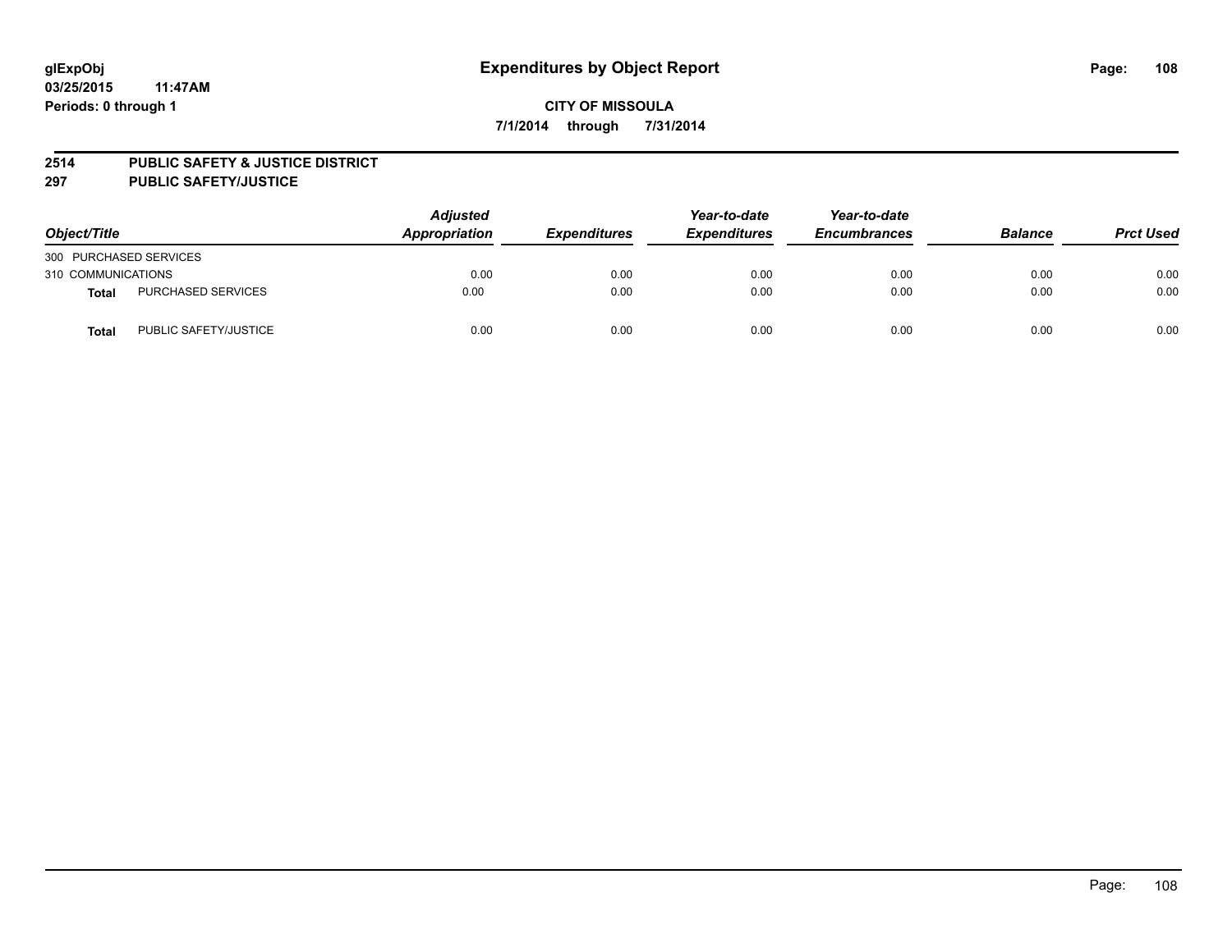glExpObj
03/25/2015 11:47AM
Periods: 0 through 1

# Expenditures by Object Report

**CITY OF MISSOULA**

**7/1/2014 through 7/31/2014**

**2514 PUBLIC SAFETY & JUSTICE DISTRICT**
**297 PUBLIC SAFETY/JUSTICE**

| Object/Title | | Adjusted Appropriation | Expenditures | Year-to-date Expenditures | Year-to-date Encumbrances | Balance | Prct Used |
|---|---|---|---|---|---|---|---|
| 300 PURCHASED SERVICES | | | | | | | |
| 310 COMMUNICATIONS | | 0.00 | 0.00 | 0.00 | 0.00 | 0.00 | 0.00 |
| **Total** | PURCHASED SERVICES | 0.00 | 0.00 | 0.00 | 0.00 | 0.00 | 0.00 |
| **Total** | PUBLIC SAFETY/JUSTICE | 0.00 | 0.00 | 0.00 | 0.00 | 0.00 | 0.00 |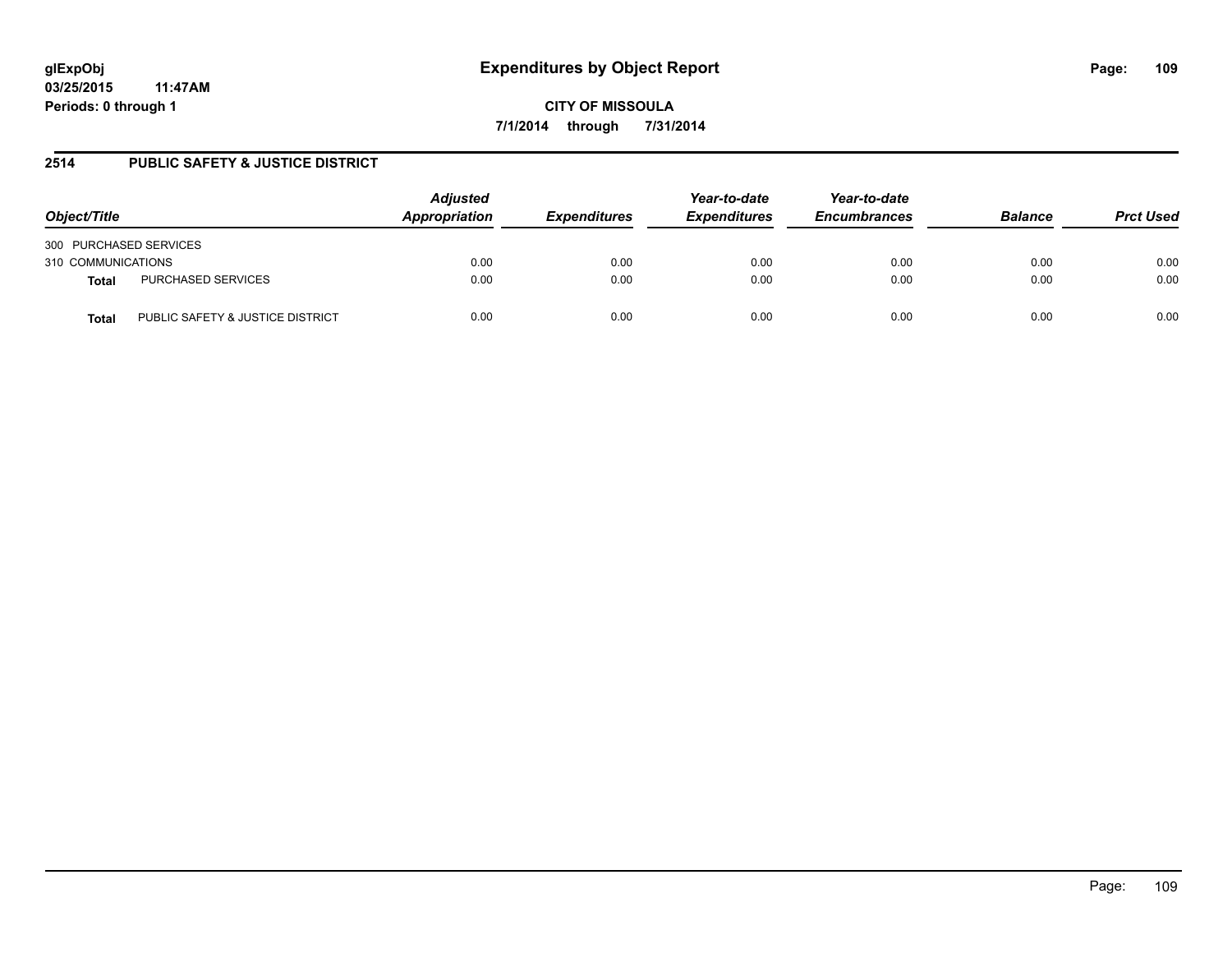**glExpObj** **Expenditures by Object Report**
**03/25/2015 11:47AM**
**Periods: 0 through 1**

**CITY OF MISSOULA**
**7/1/2014 through 7/31/2014**

## 2514 PUBLIC SAFETY & JUSTICE DISTRICT

| Object/Title | | Adjusted Appropriation | Expenditures | Year-to-date Expenditures | Year-to-date Encumbrances | Balance | Prct Used |
|---|---|---|---|---|---|---|---|
| 300 PURCHASED SERVICES | | | | | | | |
| 310 COMMUNICATIONS | | 0.00 | 0.00 | 0.00 | 0.00 | 0.00 | 0.00 |
| **Total** | PURCHASED SERVICES | 0.00 | 0.00 | 0.00 | 0.00 | 0.00 | 0.00 |
| **Total** | PUBLIC SAFETY & JUSTICE DISTRICT | 0.00 | 0.00 | 0.00 | 0.00 | 0.00 | 0.00 |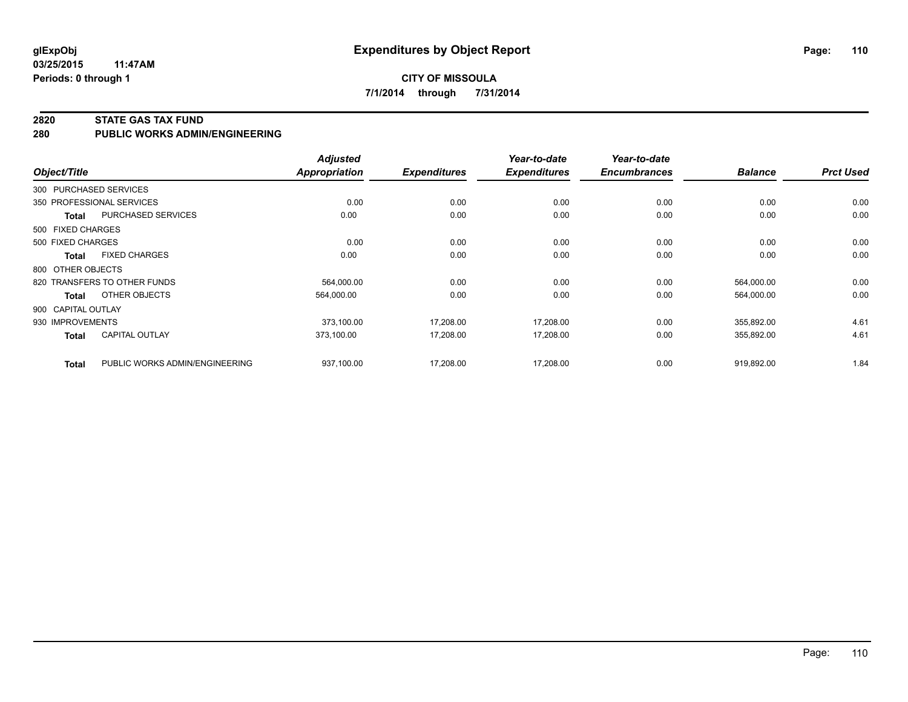# Expenditures by Object Report

glExpObj
03/25/2015 11:47AM
Periods: 0 through 1

**CITY OF MISSOULA**
**7/1/2014 through 7/31/2014**

## 2820 STATE GAS TAX FUND
## 280 PUBLIC WORKS ADMIN/ENGINEERING

| Object/Title | | Adjusted Appropriation | Expenditures | Year-to-date Expenditures | Year-to-date Encumbrances | Balance | Prct Used |
|---|---|---|---|---|---|---|---|
| 300 PURCHASED SERVICES | | | | | | | |
| 350 PROFESSIONAL SERVICES | | 0.00 | 0.00 | 0.00 | 0.00 | 0.00 | 0.00 |
| **Total** | PURCHASED SERVICES | 0.00 | 0.00 | 0.00 | 0.00 | 0.00 | 0.00 |
| 500 FIXED CHARGES | | | | | | | |
| 500 FIXED CHARGES | | 0.00 | 0.00 | 0.00 | 0.00 | 0.00 | 0.00 |
| **Total** | FIXED CHARGES | 0.00 | 0.00 | 0.00 | 0.00 | 0.00 | 0.00 |
| 800 OTHER OBJECTS | | | | | | | |
| 820 TRANSFERS TO OTHER FUNDS | | 564,000.00 | 0.00 | 0.00 | 0.00 | 564,000.00 | 0.00 |
| **Total** | OTHER OBJECTS | 564,000.00 | 0.00 | 0.00 | 0.00 | 564,000.00 | 0.00 |
| 900 CAPITAL OUTLAY | | | | | | | |
| 930 IMPROVEMENTS | | 373,100.00 | 17,208.00 | 17,208.00 | 0.00 | 355,892.00 | 4.61 |
| **Total** | CAPITAL OUTLAY | 373,100.00 | 17,208.00 | 17,208.00 | 0.00 | 355,892.00 | 4.61 |
| **Total** | PUBLIC WORKS ADMIN/ENGINEERING | 937,100.00 | 17,208.00 | 17,208.00 | 0.00 | 919,892.00 | 1.84 |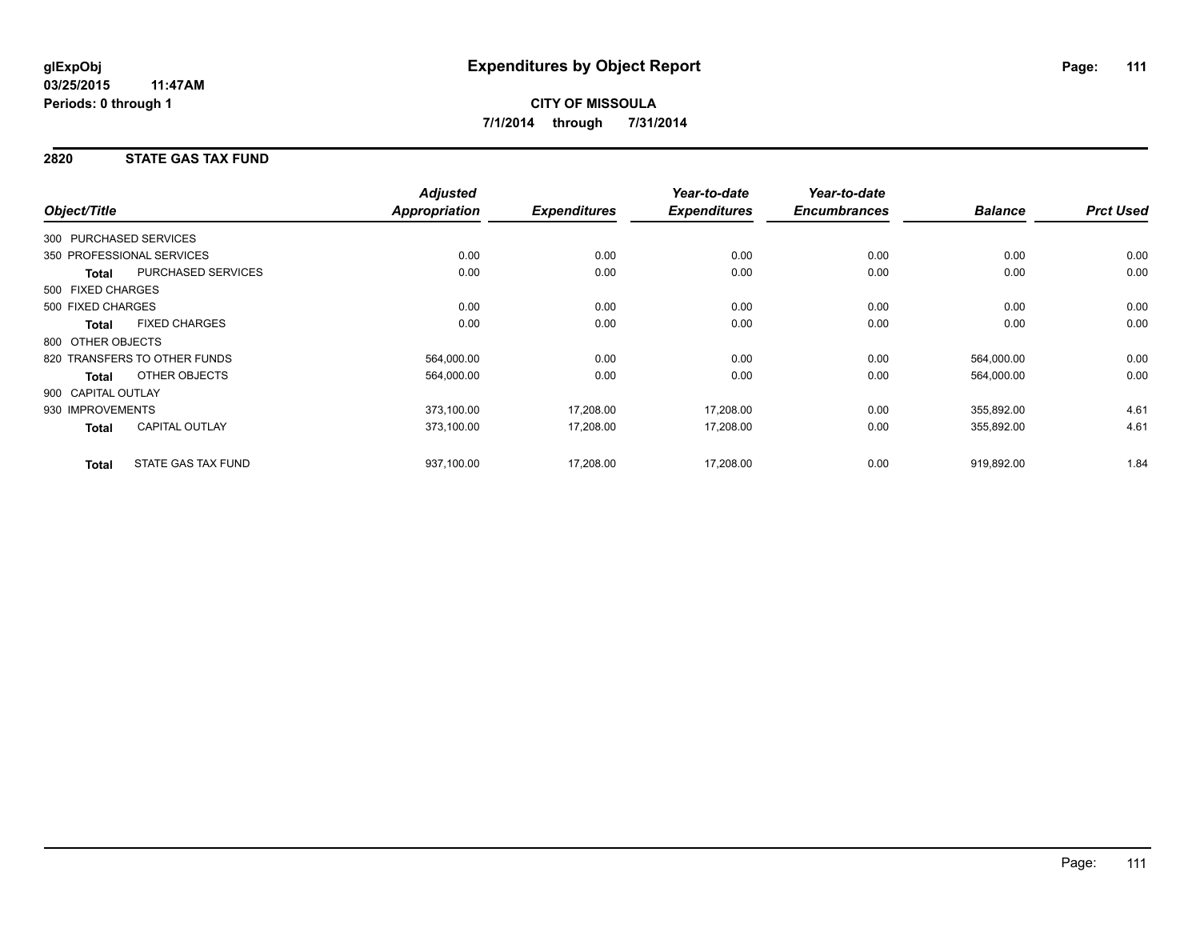**glExpObj**
**03/25/2015 11:47AM**
**Periods: 0 through 1**

# Expenditures by Object Report

**CITY OF MISSOULA**
**7/1/2014 through 7/31/2014**

## 2820 STATE GAS TAX FUND

| Object/Title | | *Adjusted Appropriation* | *Expenditures* | *Year-to-date Expenditures* | *Year-to-date Encumbrances* | *Balance* | *Prct Used* |
|---|---|---|---|---|---|---|---|
| 300 PURCHASED SERVICES | | | | | | | |
| 350 PROFESSIONAL SERVICES | | 0.00 | 0.00 | 0.00 | 0.00 | 0.00 | 0.00 |
| **Total** | PURCHASED SERVICES | 0.00 | 0.00 | 0.00 | 0.00 | 0.00 | 0.00 |
| 500 FIXED CHARGES | | | | | | | |
| 500 FIXED CHARGES | | 0.00 | 0.00 | 0.00 | 0.00 | 0.00 | 0.00 |
| **Total** | FIXED CHARGES | 0.00 | 0.00 | 0.00 | 0.00 | 0.00 | 0.00 |
| 800 OTHER OBJECTS | | | | | | | |
| 820 TRANSFERS TO OTHER FUNDS | | 564,000.00 | 0.00 | 0.00 | 0.00 | 564,000.00 | 0.00 |
| **Total** | OTHER OBJECTS | 564,000.00 | 0.00 | 0.00 | 0.00 | 564,000.00 | 0.00 |
| 900 CAPITAL OUTLAY | | | | | | | |
| 930 IMPROVEMENTS | | 373,100.00 | 17,208.00 | 17,208.00 | 0.00 | 355,892.00 | 4.61 |
| **Total** | CAPITAL OUTLAY | 373,100.00 | 17,208.00 | 17,208.00 | 0.00 | 355,892.00 | 4.61 |
| **Total** | STATE GAS TAX FUND | 937,100.00 | 17,208.00 | 17,208.00 | 0.00 | 919,892.00 | 1.84 |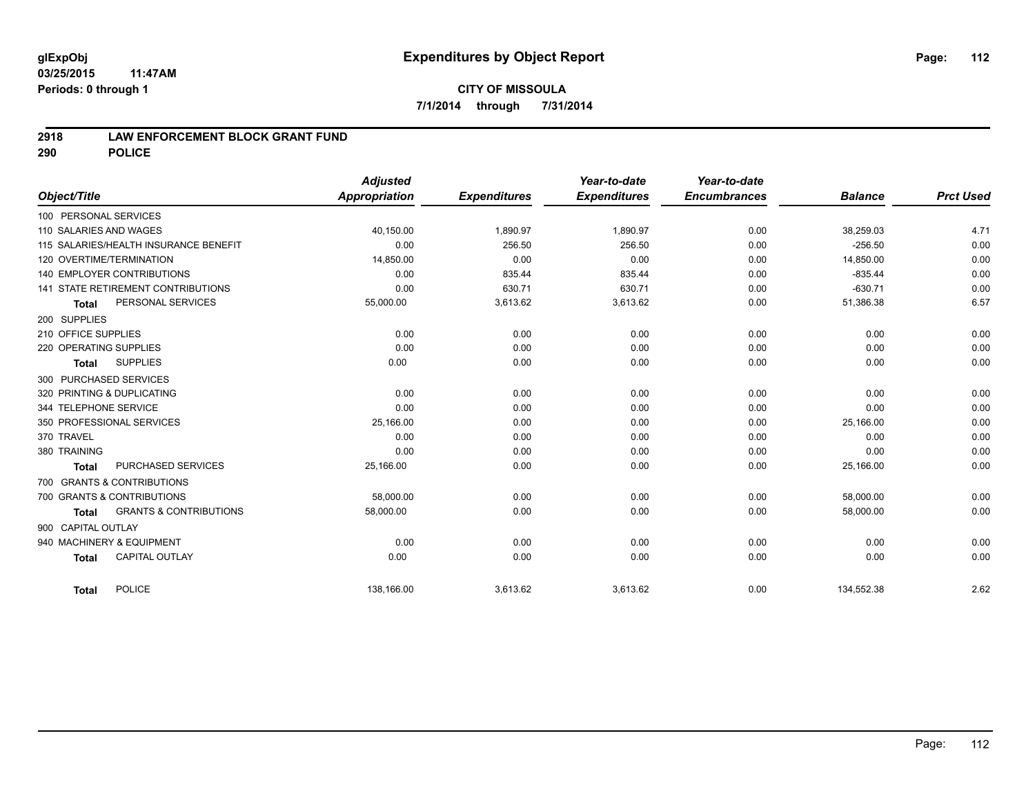**glExpObj**
**03/25/2015 11:47AM**
**Periods: 0 through 1**

# Expenditures by Object Report

**CITY OF MISSOULA**
**7/1/2014 through 7/31/2014**

## 2918 LAW ENFORCEMENT BLOCK GRANT FUND
## 290 POLICE

| Object/Title | Adjusted Appropriation | Expenditures | Year-to-date Expenditures | Year-to-date Encumbrances | Balance | Prct Used |
|---|---|---|---|---|---|---|
| 100 PERSONAL SERVICES | | | | | | |
| 110 SALARIES AND WAGES | 40,150.00 | 1,890.97 | 1,890.97 | 0.00 | 38,259.03 | 4.71 |
| 115 SALARIES/HEALTH INSURANCE BENEFIT | 0.00 | 256.50 | 256.50 | 0.00 | -256.50 | 0.00 |
| 120 OVERTIME/TERMINATION | 14,850.00 | 0.00 | 0.00 | 0.00 | 14,850.00 | 0.00 |
| 140 EMPLOYER CONTRIBUTIONS | 0.00 | 835.44 | 835.44 | 0.00 | -835.44 | 0.00 |
| 141 STATE RETIREMENT CONTRIBUTIONS | 0.00 | 630.71 | 630.71 | 0.00 | -630.71 | 0.00 |
| **Total** PERSONAL SERVICES | 55,000.00 | 3,613.62 | 3,613.62 | 0.00 | 51,386.38 | 6.57 |
| 200 SUPPLIES | | | | | | |
| 210 OFFICE SUPPLIES | 0.00 | 0.00 | 0.00 | 0.00 | 0.00 | 0.00 |
| 220 OPERATING SUPPLIES | 0.00 | 0.00 | 0.00 | 0.00 | 0.00 | 0.00 |
| **Total** SUPPLIES | 0.00 | 0.00 | 0.00 | 0.00 | 0.00 | 0.00 |
| 300 PURCHASED SERVICES | | | | | | |
| 320 PRINTING & DUPLICATING | 0.00 | 0.00 | 0.00 | 0.00 | 0.00 | 0.00 |
| 344 TELEPHONE SERVICE | 0.00 | 0.00 | 0.00 | 0.00 | 0.00 | 0.00 |
| 350 PROFESSIONAL SERVICES | 25,166.00 | 0.00 | 0.00 | 0.00 | 25,166.00 | 0.00 |
| 370 TRAVEL | 0.00 | 0.00 | 0.00 | 0.00 | 0.00 | 0.00 |
| 380 TRAINING | 0.00 | 0.00 | 0.00 | 0.00 | 0.00 | 0.00 |
| **Total** PURCHASED SERVICES | 25,166.00 | 0.00 | 0.00 | 0.00 | 25,166.00 | 0.00 |
| 700 GRANTS & CONTRIBUTIONS | | | | | | |
| 700 GRANTS & CONTRIBUTIONS | 58,000.00 | 0.00 | 0.00 | 0.00 | 58,000.00 | 0.00 |
| **Total** GRANTS & CONTRIBUTIONS | 58,000.00 | 0.00 | 0.00 | 0.00 | 58,000.00 | 0.00 |
| 900 CAPITAL OUTLAY | | | | | | |
| 940 MACHINERY & EQUIPMENT | 0.00 | 0.00 | 0.00 | 0.00 | 0.00 | 0.00 |
| **Total** CAPITAL OUTLAY | 0.00 | 0.00 | 0.00 | 0.00 | 0.00 | 0.00 |
| **Total** POLICE | 138,166.00 | 3,613.62 | 3,613.62 | 0.00 | 134,552.38 | 2.62 |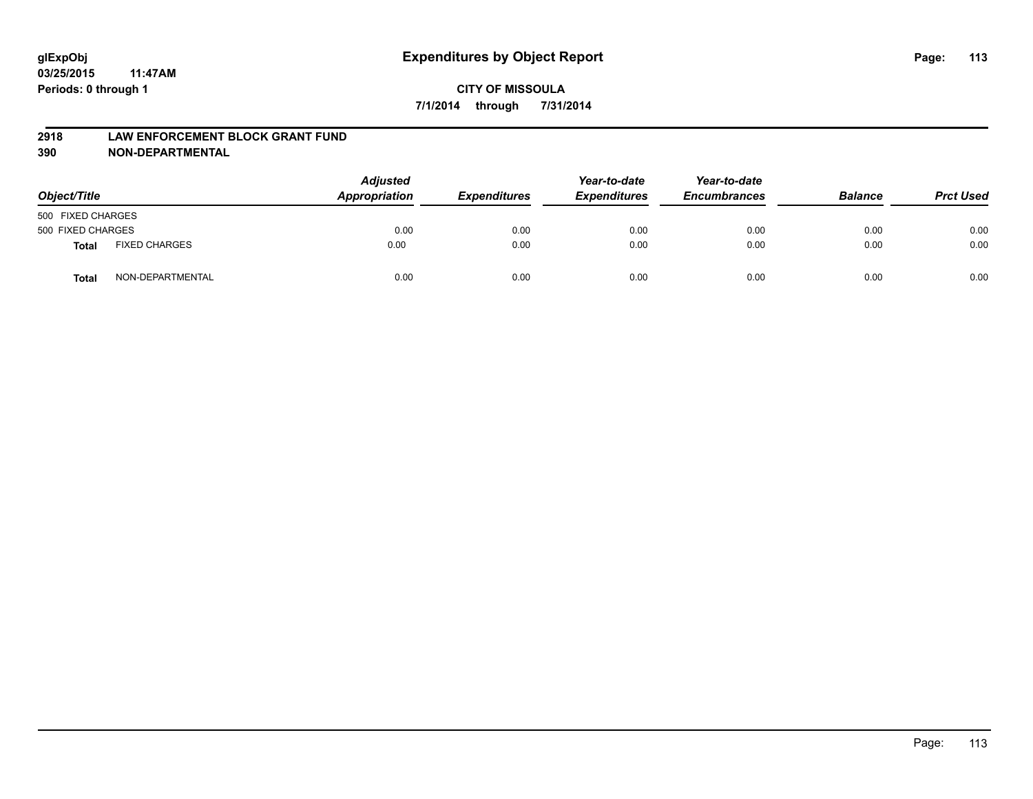# Expenditures by Object Report

glExpObj
03/25/2015 11:47AM
Periods: 0 through 1

**CITY OF MISSOULA**
**7/1/2014 through 7/31/2014**

## 2918 LAW ENFORCEMENT BLOCK GRANT FUND
## 390 NON-DEPARTMENTAL

| Object/Title | | Adjusted Appropriation | Expenditures | Year-to-date Expenditures | Year-to-date Encumbrances | Balance | Prct Used |
|---|---|---|---|---|---|---|---|
| 500 FIXED CHARGES | | | | | | | |
| 500 FIXED CHARGES | | 0.00 | 0.00 | 0.00 | 0.00 | 0.00 | 0.00 |
| **Total** | FIXED CHARGES | 0.00 | 0.00 | 0.00 | 0.00 | 0.00 | 0.00 |
| **Total** | NON-DEPARTMENTAL | 0.00 | 0.00 | 0.00 | 0.00 | 0.00 | 0.00 |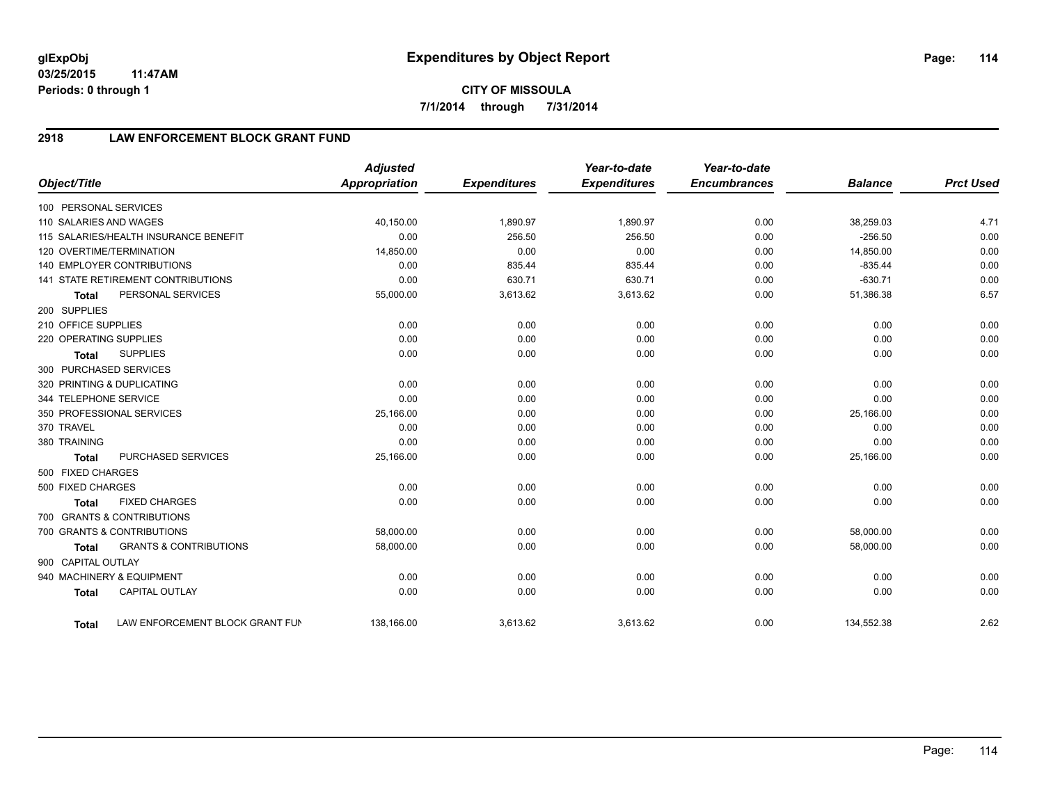# Expenditures by Object Report

glExpObj
03/25/2015 11:47AM
Periods: 0 through 1

**CITY OF MISSOULA**
**7/1/2014 through 7/31/2014**

## 2918 LAW ENFORCEMENT BLOCK GRANT FUND

| Object/Title | Adjusted Appropriation | Expenditures | Year-to-date Expenditures | Year-to-date Encumbrances | Balance | Prct Used |
|---|---|---|---|---|---|---|
| 100 PERSONAL SERVICES | | | | | | |
| 110 SALARIES AND WAGES | 40,150.00 | 1,890.97 | 1,890.97 | 0.00 | 38,259.03 | 4.71 |
| 115 SALARIES/HEALTH INSURANCE BENEFIT | 0.00 | 256.50 | 256.50 | 0.00 | -256.50 | 0.00 |
| 120 OVERTIME/TERMINATION | 14,850.00 | 0.00 | 0.00 | 0.00 | 14,850.00 | 0.00 |
| 140 EMPLOYER CONTRIBUTIONS | 0.00 | 835.44 | 835.44 | 0.00 | -835.44 | 0.00 |
| 141 STATE RETIREMENT CONTRIBUTIONS | 0.00 | 630.71 | 630.71 | 0.00 | -630.71 | 0.00 |
| **Total** PERSONAL SERVICES | 55,000.00 | 3,613.62 | 3,613.62 | 0.00 | 51,386.38 | 6.57 |
| 200 SUPPLIES | | | | | | |
| 210 OFFICE SUPPLIES | 0.00 | 0.00 | 0.00 | 0.00 | 0.00 | 0.00 |
| 220 OPERATING SUPPLIES | 0.00 | 0.00 | 0.00 | 0.00 | 0.00 | 0.00 |
| **Total** SUPPLIES | 0.00 | 0.00 | 0.00 | 0.00 | 0.00 | 0.00 |
| 300 PURCHASED SERVICES | | | | | | |
| 320 PRINTING & DUPLICATING | 0.00 | 0.00 | 0.00 | 0.00 | 0.00 | 0.00 |
| 344 TELEPHONE SERVICE | 0.00 | 0.00 | 0.00 | 0.00 | 0.00 | 0.00 |
| 350 PROFESSIONAL SERVICES | 25,166.00 | 0.00 | 0.00 | 0.00 | 25,166.00 | 0.00 |
| 370 TRAVEL | 0.00 | 0.00 | 0.00 | 0.00 | 0.00 | 0.00 |
| 380 TRAINING | 0.00 | 0.00 | 0.00 | 0.00 | 0.00 | 0.00 |
| **Total** PURCHASED SERVICES | 25,166.00 | 0.00 | 0.00 | 0.00 | 25,166.00 | 0.00 |
| 500 FIXED CHARGES | | | | | | |
| 500 FIXED CHARGES | 0.00 | 0.00 | 0.00 | 0.00 | 0.00 | 0.00 |
| **Total** FIXED CHARGES | 0.00 | 0.00 | 0.00 | 0.00 | 0.00 | 0.00 |
| 700 GRANTS & CONTRIBUTIONS | | | | | | |
| 700 GRANTS & CONTRIBUTIONS | 58,000.00 | 0.00 | 0.00 | 0.00 | 58,000.00 | 0.00 |
| **Total** GRANTS & CONTRIBUTIONS | 58,000.00 | 0.00 | 0.00 | 0.00 | 58,000.00 | 0.00 |
| 900 CAPITAL OUTLAY | | | | | | |
| 940 MACHINERY & EQUIPMENT | 0.00 | 0.00 | 0.00 | 0.00 | 0.00 | 0.00 |
| **Total** CAPITAL OUTLAY | 0.00 | 0.00 | 0.00 | 0.00 | 0.00 | 0.00 |
| **Total** LAW ENFORCEMENT BLOCK GRANT FUN | 138,166.00 | 3,613.62 | 3,613.62 | 0.00 | 134,552.38 | 2.62 |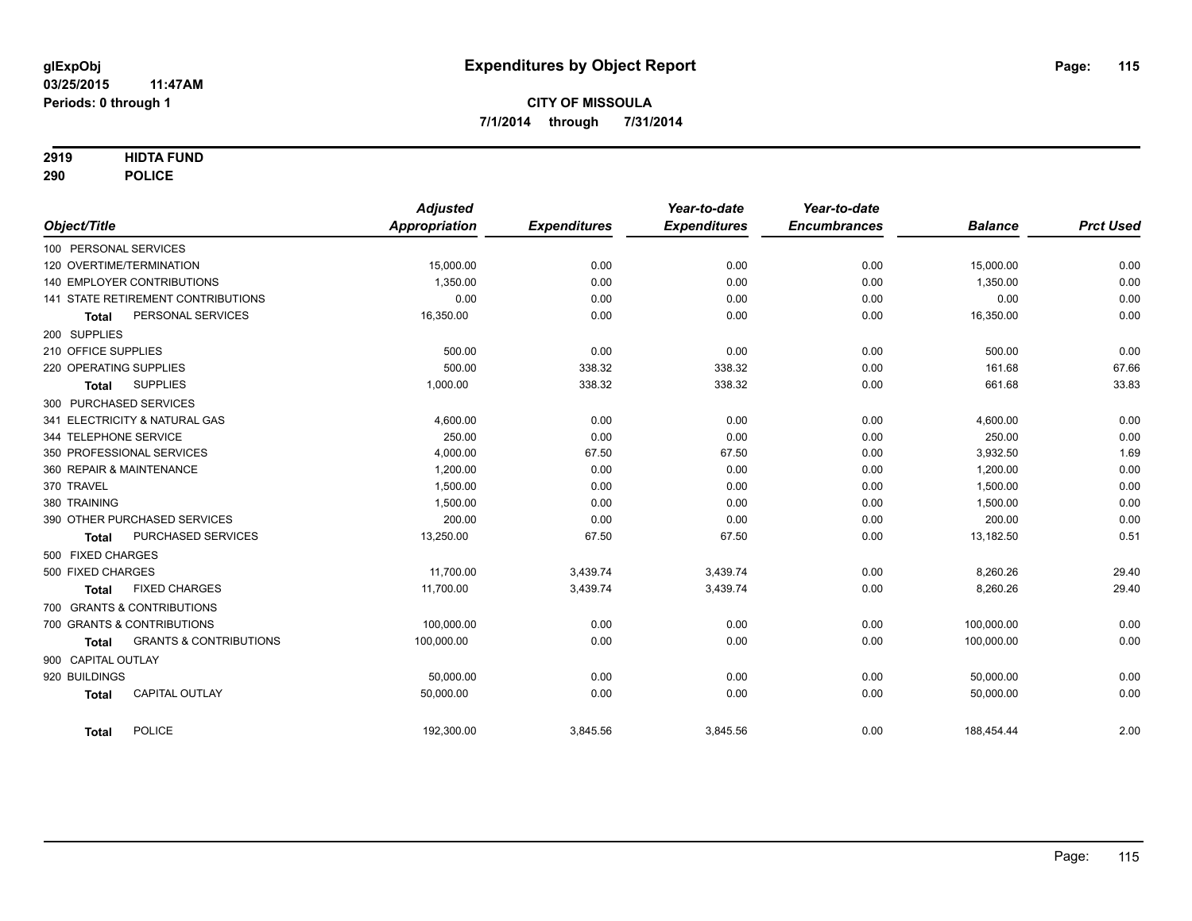**glExpObj**
**03/25/2015 11:47AM**
**Periods: 0 through 1**

# Expenditures by Object Report

**CITY OF MISSOULA**
**7/1/2014 through 7/31/2014**

**2919 HIDTA FUND**
**290 POLICE**

| Object/Title | Adjusted Appropriation | Expenditures | Year-to-date Expenditures | Year-to-date Encumbrances | Balance | Prct Used |
|---|---|---|---|---|---|---|
| 100 PERSONAL SERVICES | | | | | | |
| 120 OVERTIME/TERMINATION | 15,000.00 | 0.00 | 0.00 | 0.00 | 15,000.00 | 0.00 |
| 140 EMPLOYER CONTRIBUTIONS | 1,350.00 | 0.00 | 0.00 | 0.00 | 1,350.00 | 0.00 |
| 141 STATE RETIREMENT CONTRIBUTIONS | 0.00 | 0.00 | 0.00 | 0.00 | 0.00 | 0.00 |
| **Total** PERSONAL SERVICES | 16,350.00 | 0.00 | 0.00 | 0.00 | 16,350.00 | 0.00 |
| 200 SUPPLIES | | | | | | |
| 210 OFFICE SUPPLIES | 500.00 | 0.00 | 0.00 | 0.00 | 500.00 | 0.00 |
| 220 OPERATING SUPPLIES | 500.00 | 338.32 | 338.32 | 0.00 | 161.68 | 67.66 |
| **Total** SUPPLIES | 1,000.00 | 338.32 | 338.32 | 0.00 | 661.68 | 33.83 |
| 300 PURCHASED SERVICES | | | | | | |
| 341 ELECTRICITY & NATURAL GAS | 4,600.00 | 0.00 | 0.00 | 0.00 | 4,600.00 | 0.00 |
| 344 TELEPHONE SERVICE | 250.00 | 0.00 | 0.00 | 0.00 | 250.00 | 0.00 |
| 350 PROFESSIONAL SERVICES | 4,000.00 | 67.50 | 67.50 | 0.00 | 3,932.50 | 1.69 |
| 360 REPAIR & MAINTENANCE | 1,200.00 | 0.00 | 0.00 | 0.00 | 1,200.00 | 0.00 |
| 370 TRAVEL | 1,500.00 | 0.00 | 0.00 | 0.00 | 1,500.00 | 0.00 |
| 380 TRAINING | 1,500.00 | 0.00 | 0.00 | 0.00 | 1,500.00 | 0.00 |
| 390 OTHER PURCHASED SERVICES | 200.00 | 0.00 | 0.00 | 0.00 | 200.00 | 0.00 |
| **Total** PURCHASED SERVICES | 13,250.00 | 67.50 | 67.50 | 0.00 | 13,182.50 | 0.51 |
| 500 FIXED CHARGES | | | | | | |
| 500 FIXED CHARGES | 11,700.00 | 3,439.74 | 3,439.74 | 0.00 | 8,260.26 | 29.40 |
| **Total** FIXED CHARGES | 11,700.00 | 3,439.74 | 3,439.74 | 0.00 | 8,260.26 | 29.40 |
| 700 GRANTS & CONTRIBUTIONS | | | | | | |
| 700 GRANTS & CONTRIBUTIONS | 100,000.00 | 0.00 | 0.00 | 0.00 | 100,000.00 | 0.00 |
| **Total** GRANTS & CONTRIBUTIONS | 100,000.00 | 0.00 | 0.00 | 0.00 | 100,000.00 | 0.00 |
| 900 CAPITAL OUTLAY | | | | | | |
| 920 BUILDINGS | 50,000.00 | 0.00 | 0.00 | 0.00 | 50,000.00 | 0.00 |
| **Total** CAPITAL OUTLAY | 50,000.00 | 0.00 | 0.00 | 0.00 | 50,000.00 | 0.00 |
| **Total** POLICE | 192,300.00 | 3,845.56 | 3,845.56 | 0.00 | 188,454.44 | 2.00 |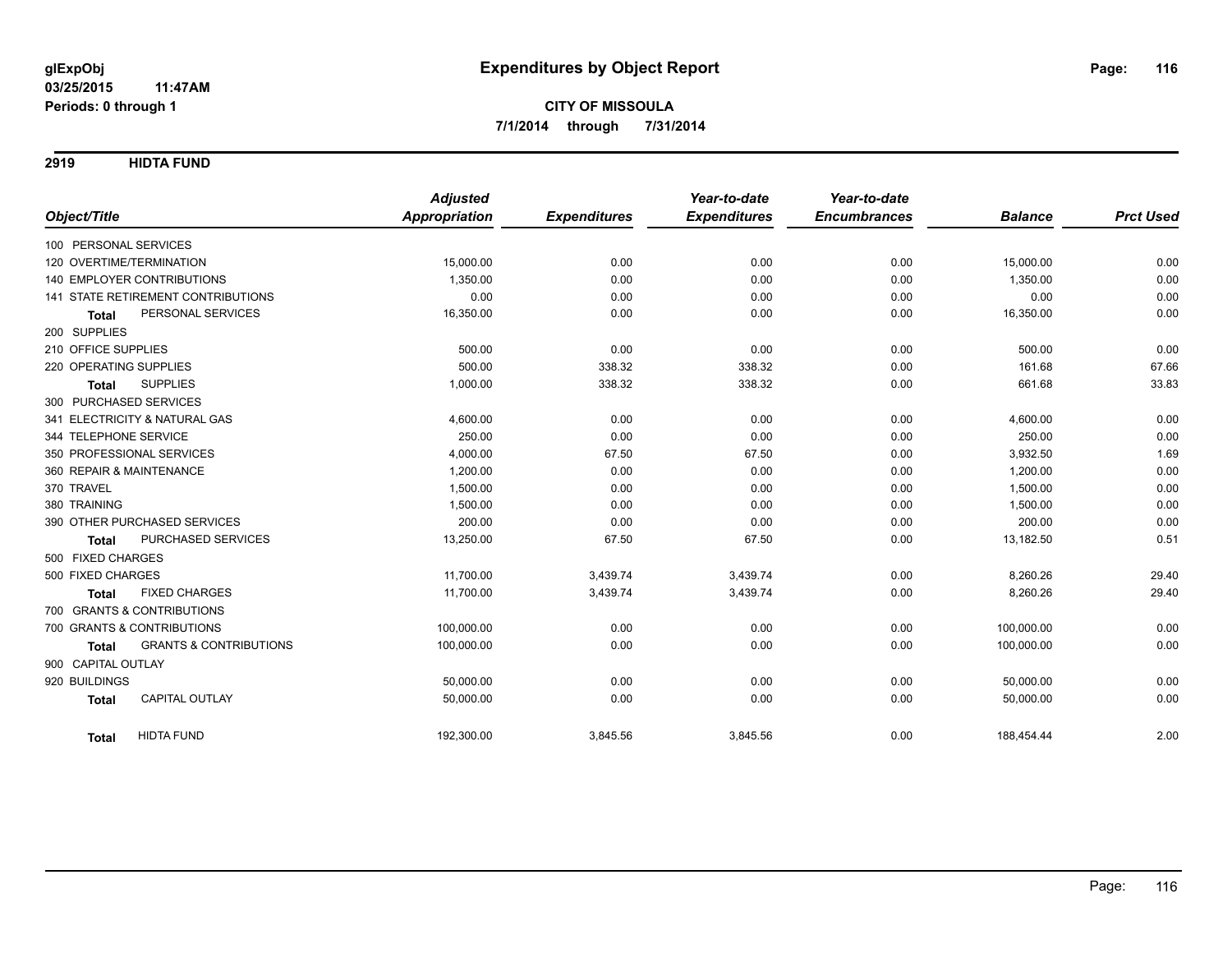**glExpObj**
**03/25/2015 11:47AM**
**Periods: 0 through 1**

# Expenditures by Object Report

**CITY OF MISSOULA**
**7/1/2014 through 7/31/2014**

## 2919 HIDTA FUND

| Object/Title | Adjusted Appropriation | Expenditures | Year-to-date Expenditures | Year-to-date Encumbrances | Balance | Prct Used |
|---|---|---|---|---|---|---|
| 100 PERSONAL SERVICES | | | | | | |
| 120 OVERTIME/TERMINATION | 15,000.00 | 0.00 | 0.00 | 0.00 | 15,000.00 | 0.00 |
| 140 EMPLOYER CONTRIBUTIONS | 1,350.00 | 0.00 | 0.00 | 0.00 | 1,350.00 | 0.00 |
| 141 STATE RETIREMENT CONTRIBUTIONS | 0.00 | 0.00 | 0.00 | 0.00 | 0.00 | 0.00 |
| **Total** PERSONAL SERVICES | 16,350.00 | 0.00 | 0.00 | 0.00 | 16,350.00 | 0.00 |
| 200 SUPPLIES | | | | | | |
| 210 OFFICE SUPPLIES | 500.00 | 0.00 | 0.00 | 0.00 | 500.00 | 0.00 |
| 220 OPERATING SUPPLIES | 500.00 | 338.32 | 338.32 | 0.00 | 161.68 | 67.66 |
| **Total** SUPPLIES | 1,000.00 | 338.32 | 338.32 | 0.00 | 661.68 | 33.83 |
| 300 PURCHASED SERVICES | | | | | | |
| 341 ELECTRICITY & NATURAL GAS | 4,600.00 | 0.00 | 0.00 | 0.00 | 4,600.00 | 0.00 |
| 344 TELEPHONE SERVICE | 250.00 | 0.00 | 0.00 | 0.00 | 250.00 | 0.00 |
| 350 PROFESSIONAL SERVICES | 4,000.00 | 67.50 | 67.50 | 0.00 | 3,932.50 | 1.69 |
| 360 REPAIR & MAINTENANCE | 1,200.00 | 0.00 | 0.00 | 0.00 | 1,200.00 | 0.00 |
| 370 TRAVEL | 1,500.00 | 0.00 | 0.00 | 0.00 | 1,500.00 | 0.00 |
| 380 TRAINING | 1,500.00 | 0.00 | 0.00 | 0.00 | 1,500.00 | 0.00 |
| 390 OTHER PURCHASED SERVICES | 200.00 | 0.00 | 0.00 | 0.00 | 200.00 | 0.00 |
| **Total** PURCHASED SERVICES | 13,250.00 | 67.50 | 67.50 | 0.00 | 13,182.50 | 0.51 |
| 500 FIXED CHARGES | | | | | | |
| 500 FIXED CHARGES | 11,700.00 | 3,439.74 | 3,439.74 | 0.00 | 8,260.26 | 29.40 |
| **Total** FIXED CHARGES | 11,700.00 | 3,439.74 | 3,439.74 | 0.00 | 8,260.26 | 29.40 |
| 700 GRANTS & CONTRIBUTIONS | | | | | | |
| 700 GRANTS & CONTRIBUTIONS | 100,000.00 | 0.00 | 0.00 | 0.00 | 100,000.00 | 0.00 |
| **Total** GRANTS & CONTRIBUTIONS | 100,000.00 | 0.00 | 0.00 | 0.00 | 100,000.00 | 0.00 |
| 900 CAPITAL OUTLAY | | | | | | |
| 920 BUILDINGS | 50,000.00 | 0.00 | 0.00 | 0.00 | 50,000.00 | 0.00 |
| **Total** CAPITAL OUTLAY | 50,000.00 | 0.00 | 0.00 | 0.00 | 50,000.00 | 0.00 |
| **Total** HIDTA FUND | 192,300.00 | 3,845.56 | 3,845.56 | 0.00 | 188,454.44 | 2.00 |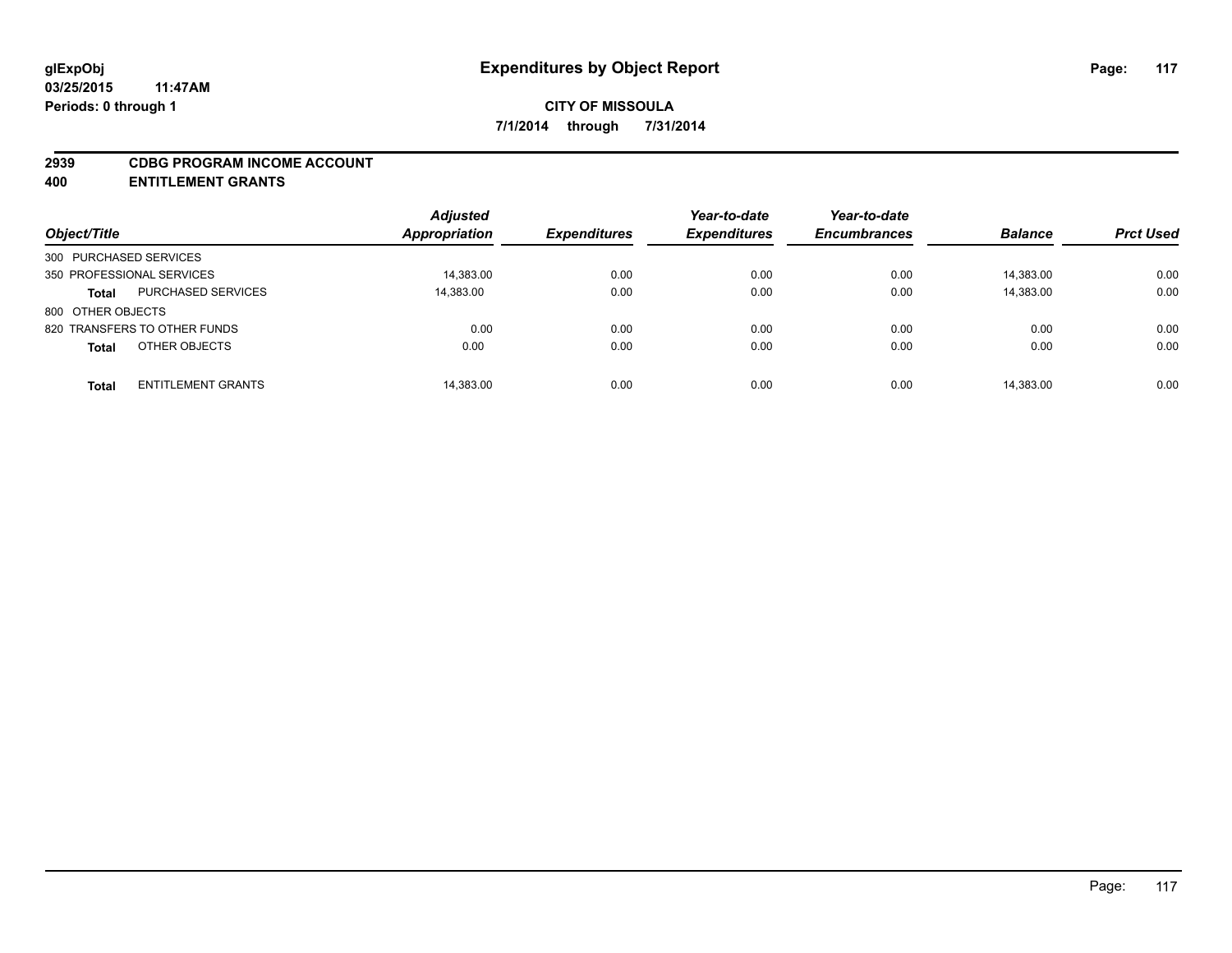# Expenditures by Object Report

glExpObj
03/25/2015 11:47AM
Periods: 0 through 1

**CITY OF MISSOULA**
**7/1/2014 through 7/31/2014**

**2939 CDBG PROGRAM INCOME ACCOUNT**
**400 ENTITLEMENT GRANTS**

| Object/Title | | Adjusted Appropriation | Expenditures | Year-to-date Expenditures | Year-to-date Encumbrances | Balance | Prct Used |
|---|---|---|---|---|---|---|---|
| 300 PURCHASED SERVICES | | | | | | | |
| 350 PROFESSIONAL SERVICES | | 14,383.00 | 0.00 | 0.00 | 0.00 | 14,383.00 | 0.00 |
| **Total** | PURCHASED SERVICES | 14,383.00 | 0.00 | 0.00 | 0.00 | 14,383.00 | 0.00 |
| 800 OTHER OBJECTS | | | | | | | |
| 820 TRANSFERS TO OTHER FUNDS | | 0.00 | 0.00 | 0.00 | 0.00 | 0.00 | 0.00 |
| **Total** | OTHER OBJECTS | 0.00 | 0.00 | 0.00 | 0.00 | 0.00 | 0.00 |
| **Total** | ENTITLEMENT GRANTS | 14,383.00 | 0.00 | 0.00 | 0.00 | 14,383.00 | 0.00 |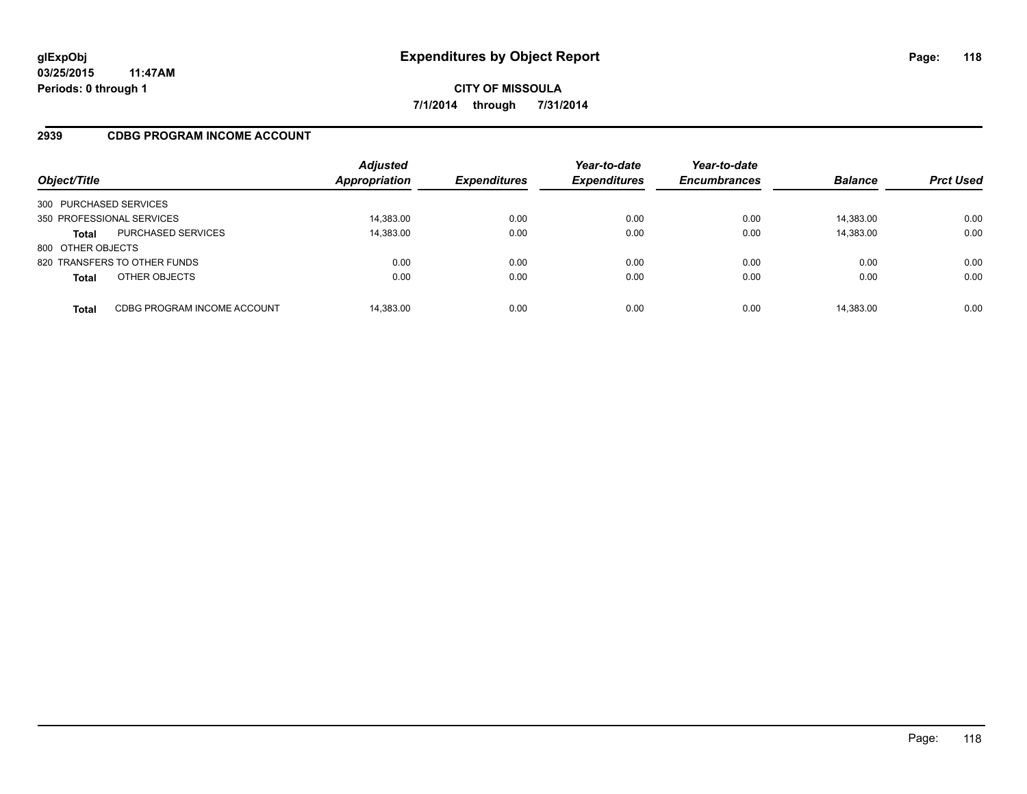# Expenditures by Object Report

glExpObj
03/25/2015 11:47AM
Periods: 0 through 1

**CITY OF MISSOULA**
**7/1/2014 through 7/31/2014**

## 2939 CDBG PROGRAM INCOME ACCOUNT

| Object/Title | | Adjusted Appropriation | Expenditures | Year-to-date Expenditures | Year-to-date Encumbrances | Balance | Prct Used |
|---|---|---|---|---|---|---|---|
| 300 PURCHASED SERVICES | | | | | | | |
| 350 PROFESSIONAL SERVICES | | 14,383.00 | 0.00 | 0.00 | 0.00 | 14,383.00 | 0.00 |
| **Total** | PURCHASED SERVICES | 14,383.00 | 0.00 | 0.00 | 0.00 | 14,383.00 | 0.00 |
| 800 OTHER OBJECTS | | | | | | | |
| 820 TRANSFERS TO OTHER FUNDS | | 0.00 | 0.00 | 0.00 | 0.00 | 0.00 | 0.00 |
| **Total** | OTHER OBJECTS | 0.00 | 0.00 | 0.00 | 0.00 | 0.00 | 0.00 |
| **Total** | CDBG PROGRAM INCOME ACCOUNT | 14,383.00 | 0.00 | 0.00 | 0.00 | 14,383.00 | 0.00 |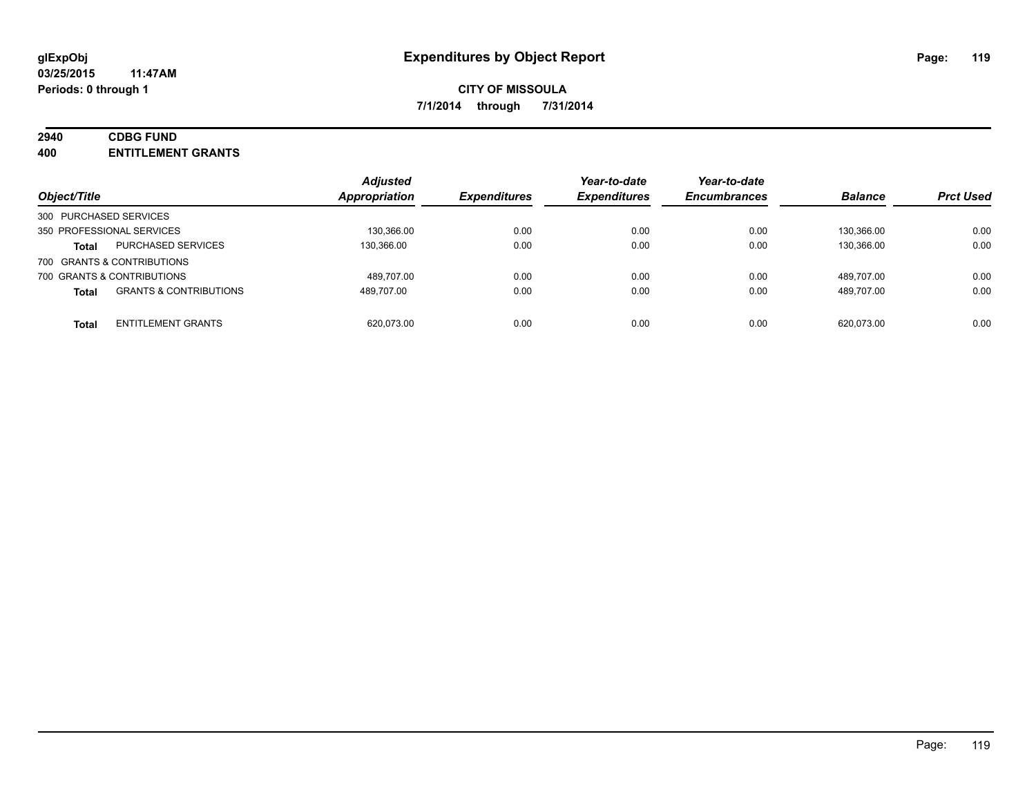# Expenditures by Object Report

glExpObj
03/25/2015 11:47AM
Periods: 0 through 1

**CITY OF MISSOULA**

**7/1/2014 through 7/31/2014**

**2940 CDBG FUND**
**400 ENTITLEMENT GRANTS**

| Object/Title | | Adjusted Appropriation | Expenditures | Year-to-date Expenditures | Year-to-date Encumbrances | Balance | Prct Used |
|---|---|---|---|---|---|---|---|
| 300 PURCHASED SERVICES | | | | | | | |
| 350 PROFESSIONAL SERVICES | | 130,366.00 | 0.00 | 0.00 | 0.00 | 130,366.00 | 0.00 |
| **Total** | PURCHASED SERVICES | 130,366.00 | 0.00 | 0.00 | 0.00 | 130,366.00 | 0.00 |
| 700 GRANTS & CONTRIBUTIONS | | | | | | | |
| 700 GRANTS & CONTRIBUTIONS | | 489,707.00 | 0.00 | 0.00 | 0.00 | 489,707.00 | 0.00 |
| **Total** | GRANTS & CONTRIBUTIONS | 489,707.00 | 0.00 | 0.00 | 0.00 | 489,707.00 | 0.00 |
| **Total** | ENTITLEMENT GRANTS | 620,073.00 | 0.00 | 0.00 | 0.00 | 620,073.00 | 0.00 |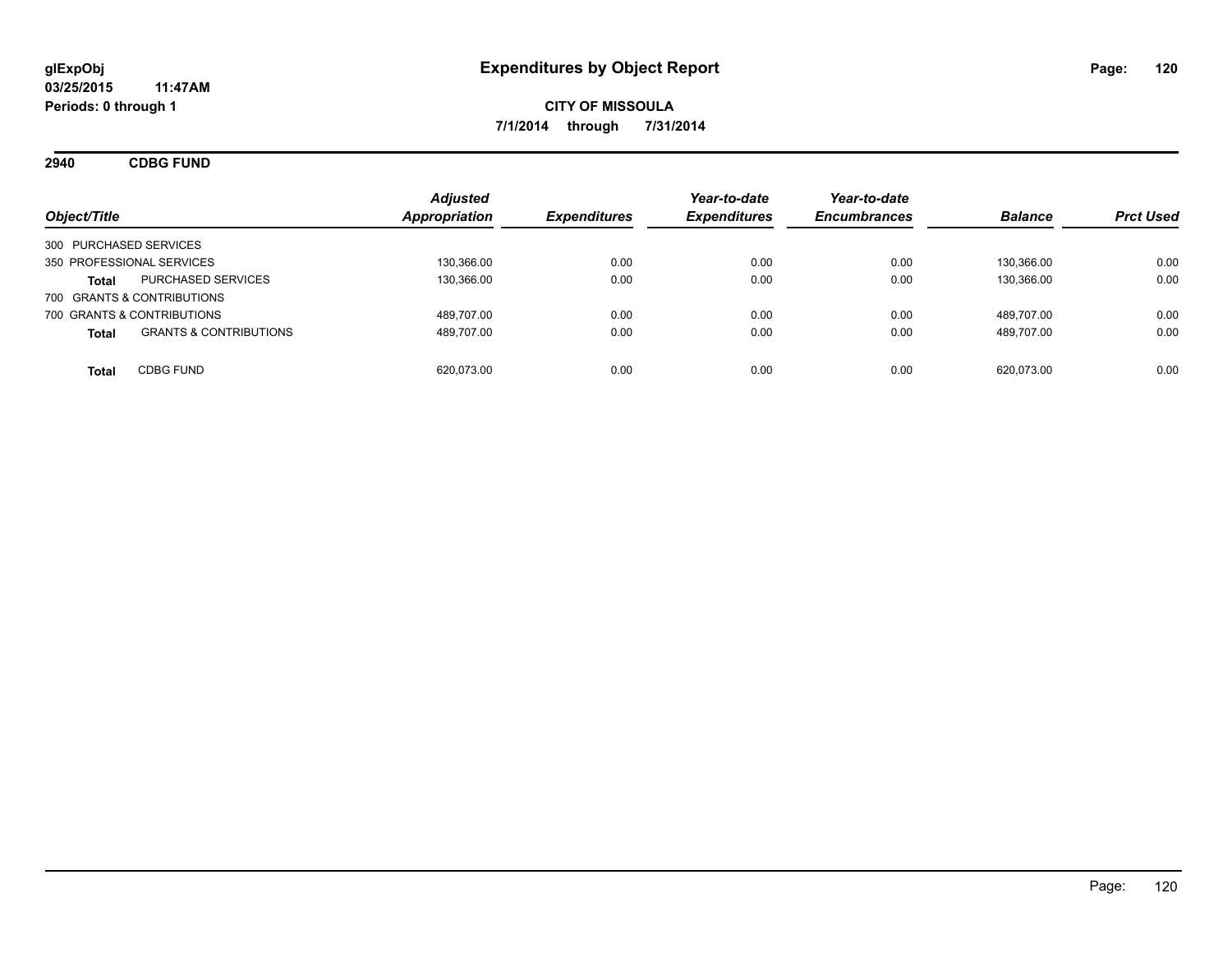**glExpObj**
**03/25/2015 11:47AM**
**Periods: 0 through 1**

# Expenditures by Object Report

**CITY OF MISSOULA**
**7/1/2014 through 7/31/2014**

## 2940 CDBG FUND

| Object/Title | | Adjusted Appropriation | Expenditures | Year-to-date Expenditures | Year-to-date Encumbrances | Balance | Prct Used |
|---|---|---|---|---|---|---|---|
| 300 PURCHASED SERVICES | | | | | | | |
| 350 PROFESSIONAL SERVICES | | 130,366.00 | 0.00 | 0.00 | 0.00 | 130,366.00 | 0.00 |
| **Total** | PURCHASED SERVICES | 130,366.00 | 0.00 | 0.00 | 0.00 | 130,366.00 | 0.00 |
| 700 GRANTS & CONTRIBUTIONS | | | | | | | |
| 700 GRANTS & CONTRIBUTIONS | | 489,707.00 | 0.00 | 0.00 | 0.00 | 489,707.00 | 0.00 |
| **Total** | GRANTS & CONTRIBUTIONS | 489,707.00 | 0.00 | 0.00 | 0.00 | 489,707.00 | 0.00 |
| **Total** | CDBG FUND | 620,073.00 | 0.00 | 0.00 | 0.00 | 620,073.00 | 0.00 |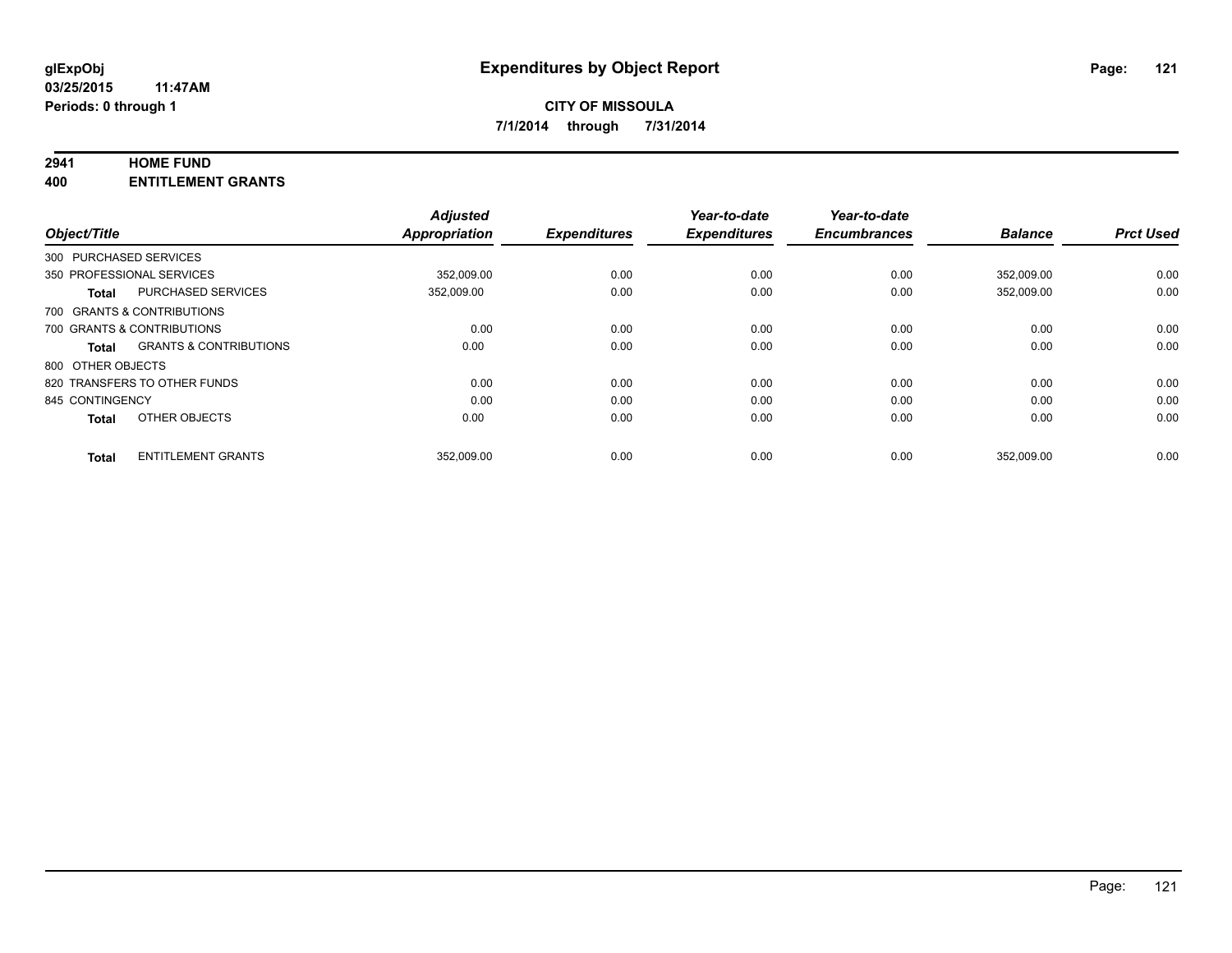# Expenditures by Object Report

glExpObj
03/25/2015 11:47AM
Periods: 0 through 1

**CITY OF MISSOULA**
**7/1/2014 through 7/31/2014**

## 2941 HOME FUND
## 400 ENTITLEMENT GRANTS

| Object/Title | | Adjusted Appropriation | Expenditures | Year-to-date Expenditures | Year-to-date Encumbrances | Balance | Prct Used |
|---|---|---|---|---|---|---|---|
| 300 PURCHASED SERVICES | | | | | | | |
| 350 PROFESSIONAL SERVICES | | 352,009.00 | 0.00 | 0.00 | 0.00 | 352,009.00 | 0.00 |
| **Total** | PURCHASED SERVICES | 352,009.00 | 0.00 | 0.00 | 0.00 | 352,009.00 | 0.00 |
| 700 GRANTS & CONTRIBUTIONS | | | | | | | |
| 700 GRANTS & CONTRIBUTIONS | | 0.00 | 0.00 | 0.00 | 0.00 | 0.00 | 0.00 |
| **Total** | GRANTS & CONTRIBUTIONS | 0.00 | 0.00 | 0.00 | 0.00 | 0.00 | 0.00 |
| 800 OTHER OBJECTS | | | | | | | |
| 820 TRANSFERS TO OTHER FUNDS | | 0.00 | 0.00 | 0.00 | 0.00 | 0.00 | 0.00 |
| 845 CONTINGENCY | | 0.00 | 0.00 | 0.00 | 0.00 | 0.00 | 0.00 |
| **Total** | OTHER OBJECTS | 0.00 | 0.00 | 0.00 | 0.00 | 0.00 | 0.00 |
| **Total** | ENTITLEMENT GRANTS | 352,009.00 | 0.00 | 0.00 | 0.00 | 352,009.00 | 0.00 |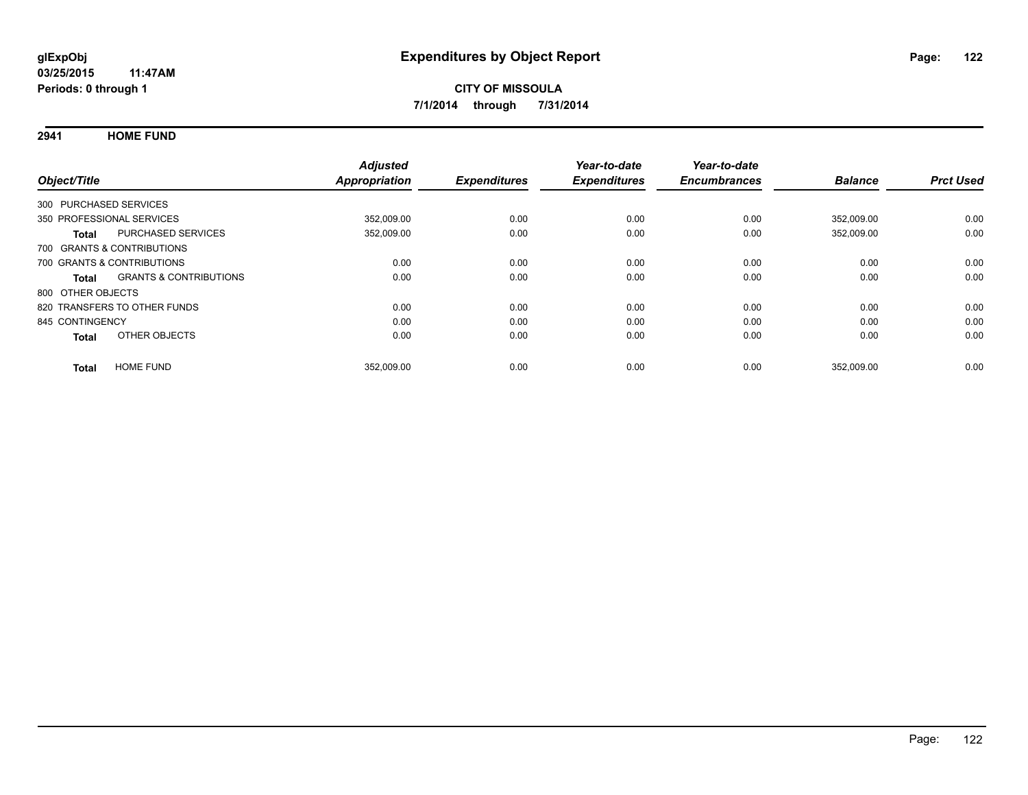glExpObj
03/25/2015 11:47AM
Periods: 0 through 1

# Expenditures by Object Report

**CITY OF MISSOULA**
**7/1/2014 through 7/31/2014**

## 2941 HOME FUND

| Object/Title | Adjusted Appropriation | Expenditures | Year-to-date Expenditures | Year-to-date Encumbrances | Balance | Prct Used |
|---|---|---|---|---|---|---|
| 300 PURCHASED SERVICES | | | | | | |
| 350 PROFESSIONAL SERVICES | 352,009.00 | 0.00 | 0.00 | 0.00 | 352,009.00 | 0.00 |
| **Total** PURCHASED SERVICES | 352,009.00 | 0.00 | 0.00 | 0.00 | 352,009.00 | 0.00 |
| 700 GRANTS & CONTRIBUTIONS | | | | | | |
| 700 GRANTS & CONTRIBUTIONS | 0.00 | 0.00 | 0.00 | 0.00 | 0.00 | 0.00 |
| **Total** GRANTS & CONTRIBUTIONS | 0.00 | 0.00 | 0.00 | 0.00 | 0.00 | 0.00 |
| 800 OTHER OBJECTS | | | | | | |
| 820 TRANSFERS TO OTHER FUNDS | 0.00 | 0.00 | 0.00 | 0.00 | 0.00 | 0.00 |
| 845 CONTINGENCY | 0.00 | 0.00 | 0.00 | 0.00 | 0.00 | 0.00 |
| **Total** OTHER OBJECTS | 0.00 | 0.00 | 0.00 | 0.00 | 0.00 | 0.00 |
| **Total** HOME FUND | 352,009.00 | 0.00 | 0.00 | 0.00 | 352,009.00 | 0.00 |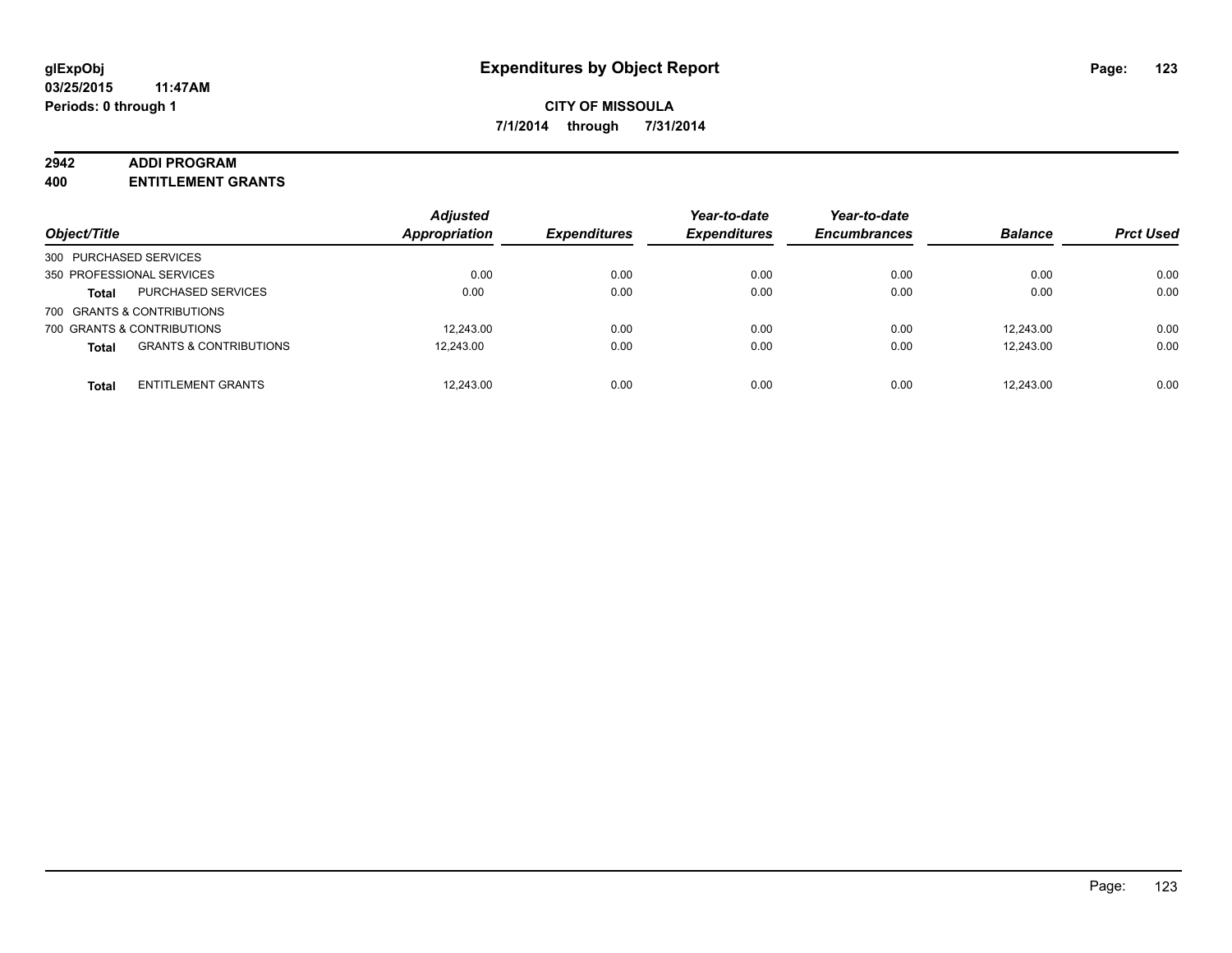**glExpObj**
**03/25/2015 11:47AM**
**Periods: 0 through 1**

# Expenditures by Object Report

**CITY OF MISSOULA**
**7/1/2014 through 7/31/2014**

## 2942 ADDI PROGRAM
## 400 ENTITLEMENT GRANTS

| Object/Title | | Adjusted Appropriation | Expenditures | Year-to-date Expenditures | Year-to-date Encumbrances | Balance | Prct Used |
|---|---|---|---|---|---|---|---|
| 300 PURCHASED SERVICES | | | | | | | |
| 350 PROFESSIONAL SERVICES | | 0.00 | 0.00 | 0.00 | 0.00 | 0.00 | 0.00 |
| **Total** | PURCHASED SERVICES | 0.00 | 0.00 | 0.00 | 0.00 | 0.00 | 0.00 |
| 700 GRANTS & CONTRIBUTIONS | | | | | | | |
| 700 GRANTS & CONTRIBUTIONS | | 12,243.00 | 0.00 | 0.00 | 0.00 | 12,243.00 | 0.00 |
| **Total** | GRANTS & CONTRIBUTIONS | 12,243.00 | 0.00 | 0.00 | 0.00 | 12,243.00 | 0.00 |
| **Total** | ENTITLEMENT GRANTS | 12,243.00 | 0.00 | 0.00 | 0.00 | 12,243.00 | 0.00 |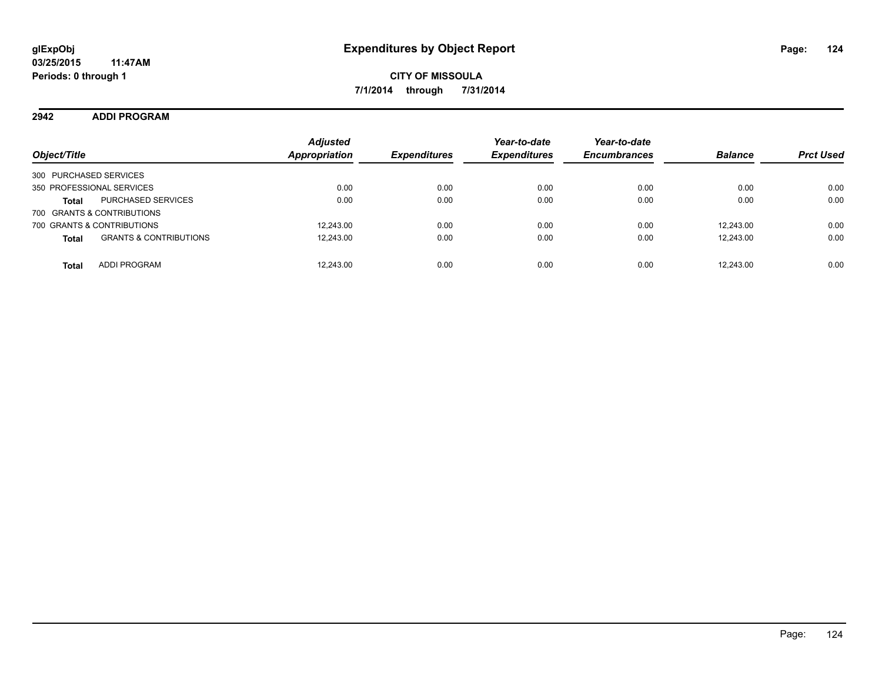**glExpObj**
**03/25/2015 11:47AM**
**Periods: 0 through 1**

# Expenditures by Object Report

**CITY OF MISSOULA**
**7/1/2014 through 7/31/2014**

## 2942 ADDI PROGRAM

| Object/Title | | Adjusted Appropriation | Expenditures | Year-to-date Expenditures | Year-to-date Encumbrances | Balance | Prct Used |
|---|---|---|---|---|---|---|---|
| 300 PURCHASED SERVICES | | | | | | | |
| 350 PROFESSIONAL SERVICES | | 0.00 | 0.00 | 0.00 | 0.00 | 0.00 | 0.00 |
| **Total** | PURCHASED SERVICES | 0.00 | 0.00 | 0.00 | 0.00 | 0.00 | 0.00 |
| 700 GRANTS & CONTRIBUTIONS | | | | | | | |
| 700 GRANTS & CONTRIBUTIONS | | 12,243.00 | 0.00 | 0.00 | 0.00 | 12,243.00 | 0.00 |
| **Total** | GRANTS & CONTRIBUTIONS | 12,243.00 | 0.00 | 0.00 | 0.00 | 12,243.00 | 0.00 |
| **Total** | ADDI PROGRAM | 12,243.00 | 0.00 | 0.00 | 0.00 | 12,243.00 | 0.00 |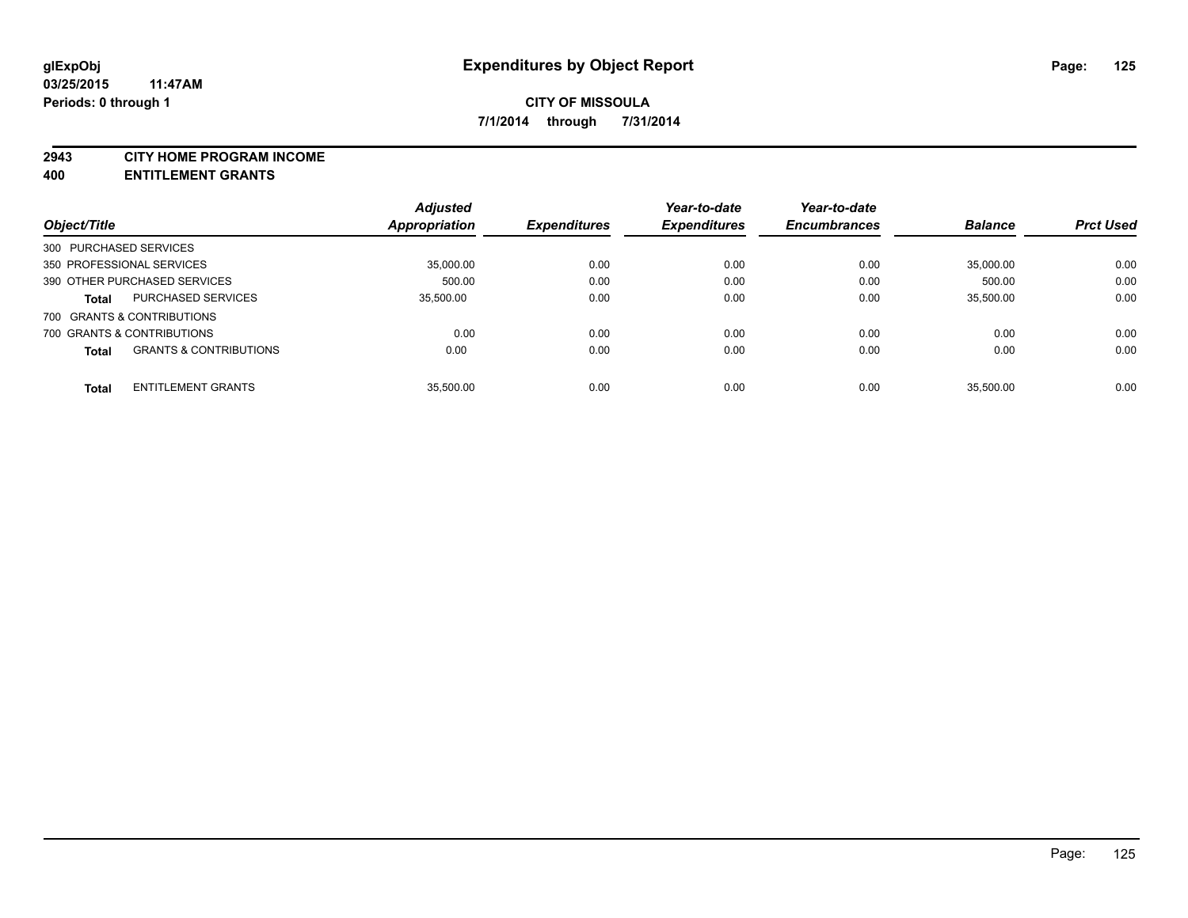glExpObj
03/25/2015 11:47AM
Periods: 0 through 1

# Expenditures by Object Report

**CITY OF MISSOULA**

**7/1/2014 through 7/31/2014**

**2943 CITY HOME PROGRAM INCOME**
**400 ENTITLEMENT GRANTS**

| Object/Title | | Adjusted Appropriation | Expenditures | Year-to-date Expenditures | Year-to-date Encumbrances | Balance | Prct Used |
|---|---|---|---|---|---|---|---|
| 300 PURCHASED SERVICES | | | | | | | |
| 350 PROFESSIONAL SERVICES | | 35,000.00 | 0.00 | 0.00 | 0.00 | 35,000.00 | 0.00 |
| 390 OTHER PURCHASED SERVICES | | 500.00 | 0.00 | 0.00 | 0.00 | 500.00 | 0.00 |
| Total | PURCHASED SERVICES | 35,500.00 | 0.00 | 0.00 | 0.00 | 35,500.00 | 0.00 |
| 700 GRANTS & CONTRIBUTIONS | | | | | | | |
| 700 GRANTS & CONTRIBUTIONS | | 0.00 | 0.00 | 0.00 | 0.00 | 0.00 | 0.00 |
| Total | GRANTS & CONTRIBUTIONS | 0.00 | 0.00 | 0.00 | 0.00 | 0.00 | 0.00 |
| Total | ENTITLEMENT GRANTS | 35,500.00 | 0.00 | 0.00 | 0.00 | 35,500.00 | 0.00 |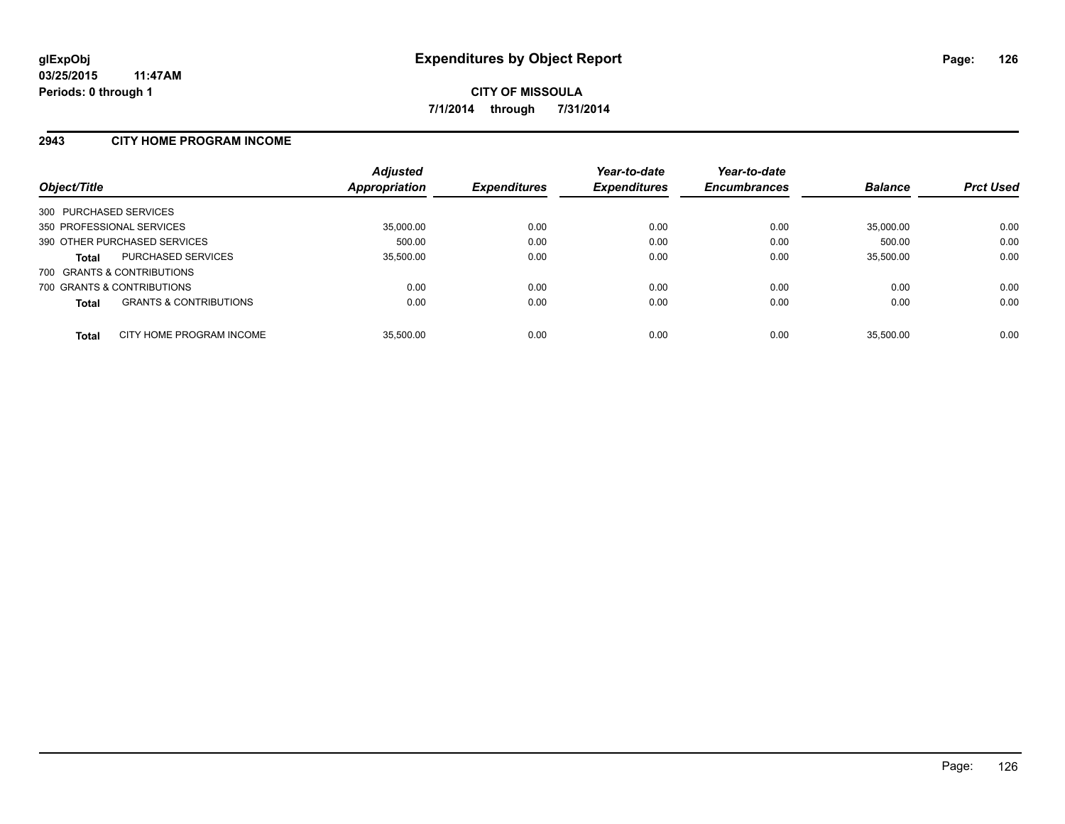**glExpObj** **Expenditures by Object Report**
**03/25/2015 11:47AM**
**Periods: 0 through 1**

**CITY OF MISSOULA**
**7/1/2014 through 7/31/2014**

## 2943 CITY HOME PROGRAM INCOME

| Object/Title | | Adjusted Appropriation | Expenditures | Year-to-date Expenditures | Year-to-date Encumbrances | Balance | Prct Used |
|---|---|---|---|---|---|---|---|
| 300 PURCHASED SERVICES | | | | | | | |
| 350 PROFESSIONAL SERVICES | | 35,000.00 | 0.00 | 0.00 | 0.00 | 35,000.00 | 0.00 |
| 390 OTHER PURCHASED SERVICES | | 500.00 | 0.00 | 0.00 | 0.00 | 500.00 | 0.00 |
| **Total** | PURCHASED SERVICES | 35,500.00 | 0.00 | 0.00 | 0.00 | 35,500.00 | 0.00 |
| 700 GRANTS & CONTRIBUTIONS | | | | | | | |
| 700 GRANTS & CONTRIBUTIONS | | 0.00 | 0.00 | 0.00 | 0.00 | 0.00 | 0.00 |
| **Total** | GRANTS & CONTRIBUTIONS | 0.00 | 0.00 | 0.00 | 0.00 | 0.00 | 0.00 |
| **Total** | CITY HOME PROGRAM INCOME | 35,500.00 | 0.00 | 0.00 | 0.00 | 35,500.00 | 0.00 |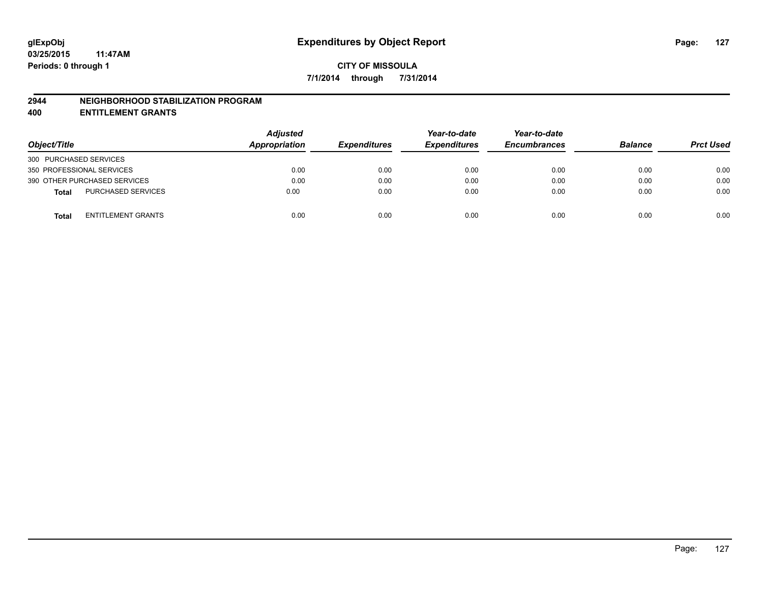glExpObj
03/25/2015 11:47AM
Periods: 0 through 1

# Expenditures by Object Report

**CITY OF MISSOULA**

**7/1/2014 through 7/31/2014**

## 2944 NEIGHBORHOOD STABILIZATION PROGRAM
## 400 ENTITLEMENT GRANTS

| Object/Title | | Adjusted Appropriation | Expenditures | Year-to-date Expenditures | Year-to-date Encumbrances | Balance | Prct Used |
|---|---|---|---|---|---|---|---|
| 300 PURCHASED SERVICES | | | | | | | |
| 350 PROFESSIONAL SERVICES | | 0.00 | 0.00 | 0.00 | 0.00 | 0.00 | 0.00 |
| 390 OTHER PURCHASED SERVICES | | 0.00 | 0.00 | 0.00 | 0.00 | 0.00 | 0.00 |
| **Total** | PURCHASED SERVICES | 0.00 | 0.00 | 0.00 | 0.00 | 0.00 | 0.00 |
| **Total** | ENTITLEMENT GRANTS | 0.00 | 0.00 | 0.00 | 0.00 | 0.00 | 0.00 |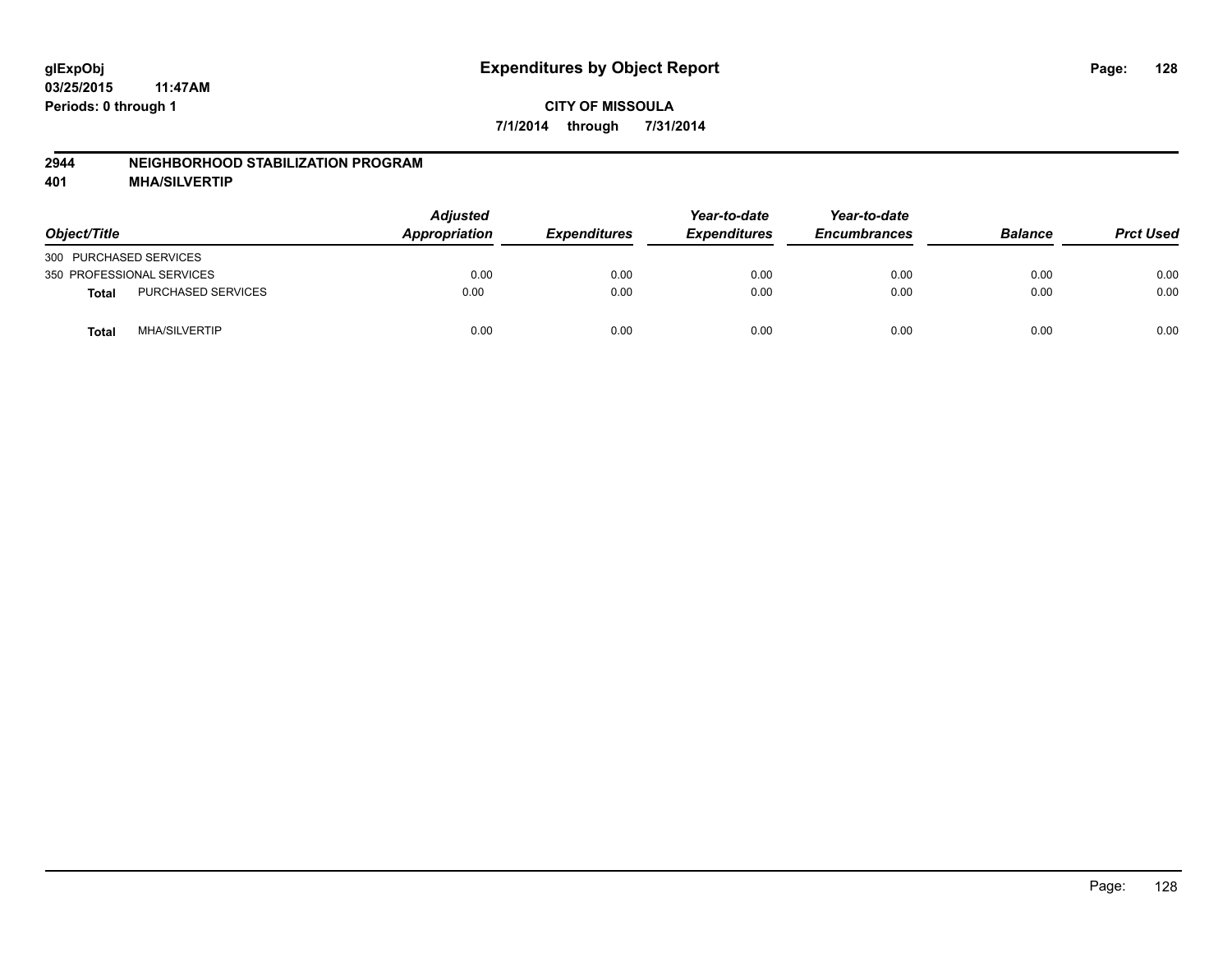**glExpObj** **Expenditures by Object Report**
**03/25/2015 11:47AM**
**Periods: 0 through 1**

**CITY OF MISSOULA**
**7/1/2014 through 7/31/2014**

## 2944 NEIGHBORHOOD STABILIZATION PROGRAM
## 401 MHA/SILVERTIP

| Object/Title | | *Adjusted Appropriation* | *Expenditures* | *Year-to-date Expenditures* | *Year-to-date Encumbrances* | *Balance* | *Prct Used* |
|---|---|---|---|---|---|---|---|
| 300 PURCHASED SERVICES | | | | | | | |
| 350 PROFESSIONAL SERVICES | | 0.00 | 0.00 | 0.00 | 0.00 | 0.00 | 0.00 |
| **Total** | PURCHASED SERVICES | 0.00 | 0.00 | 0.00 | 0.00 | 0.00 | 0.00 |
| **Total** | MHA/SILVERTIP | 0.00 | 0.00 | 0.00 | 0.00 | 0.00 | 0.00 |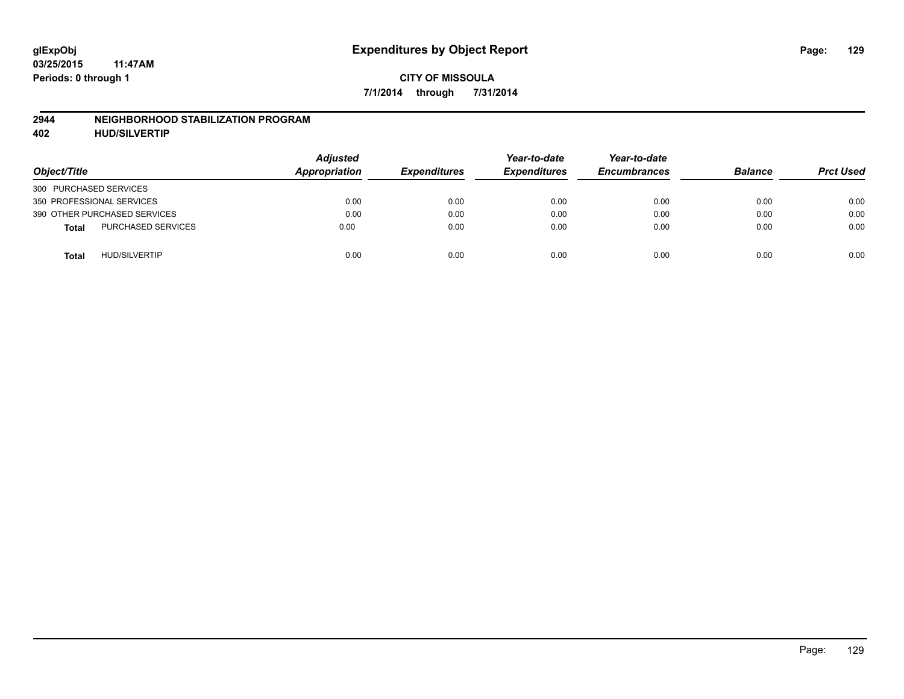glExpObj
03/25/2015 11:47AM
Periods: 0 through 1

# Expenditures by Object Report

CITY OF MISSOULA

7/1/2014 through 7/31/2014

## 2944 NEIGHBORHOOD STABILIZATION PROGRAM
## 402 HUD/SILVERTIP

| Object/Title | | Adjusted Appropriation | Expenditures | Year-to-date Expenditures | Year-to-date Encumbrances | Balance | Prct Used |
|---|---|---|---|---|---|---|---|
| 300 PURCHASED SERVICES | | | | | | | |
| 350 PROFESSIONAL SERVICES | | 0.00 | 0.00 | 0.00 | 0.00 | 0.00 | 0.00 |
| 390 OTHER PURCHASED SERVICES | | 0.00 | 0.00 | 0.00 | 0.00 | 0.00 | 0.00 |
| **Total** | PURCHASED SERVICES | 0.00 | 0.00 | 0.00 | 0.00 | 0.00 | 0.00 |
| **Total** | HUD/SILVERTIP | 0.00 | 0.00 | 0.00 | 0.00 | 0.00 | 0.00 |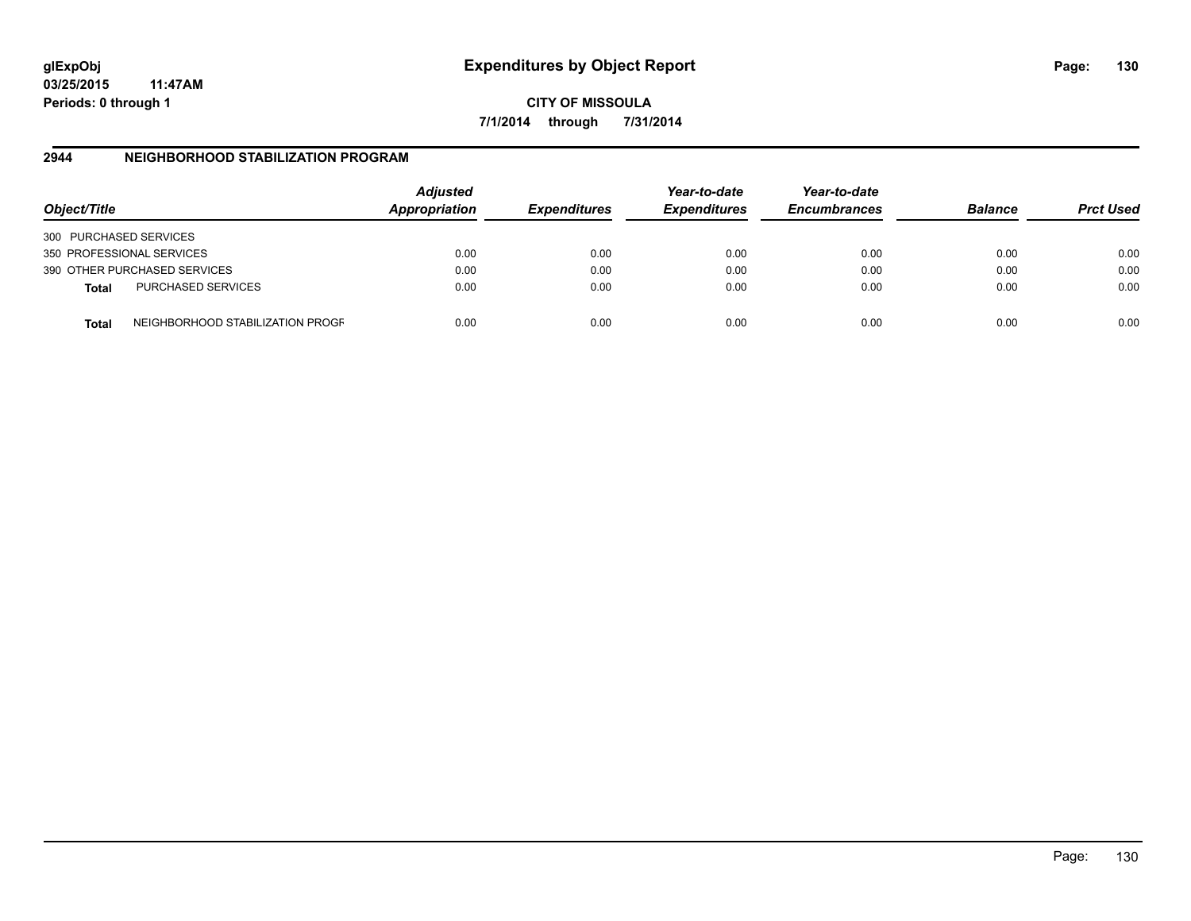glExpObj
03/25/2015 11:47AM
Periods: 0 through 1

# Expenditures by Object Report

**CITY OF MISSOULA**

**7/1/2014 through 7/31/2014**

## 2944 NEIGHBORHOOD STABILIZATION PROGRAM

| Object/Title | | *Adjusted Appropriation* | *Expenditures* | *Year-to-date Expenditures* | *Year-to-date Encumbrances* | *Balance* | *Prct Used* |
|---|---|---|---|---|---|---|---|
| 300 PURCHASED SERVICES | | | | | | | |
| 350 PROFESSIONAL SERVICES | | 0.00 | 0.00 | 0.00 | 0.00 | 0.00 | 0.00 |
| 390 OTHER PURCHASED SERVICES | | 0.00 | 0.00 | 0.00 | 0.00 | 0.00 | 0.00 |
| **Total** | PURCHASED SERVICES | 0.00 | 0.00 | 0.00 | 0.00 | 0.00 | 0.00 |
| **Total** | NEIGHBORHOOD STABILIZATION PROGR | 0.00 | 0.00 | 0.00 | 0.00 | 0.00 | 0.00 |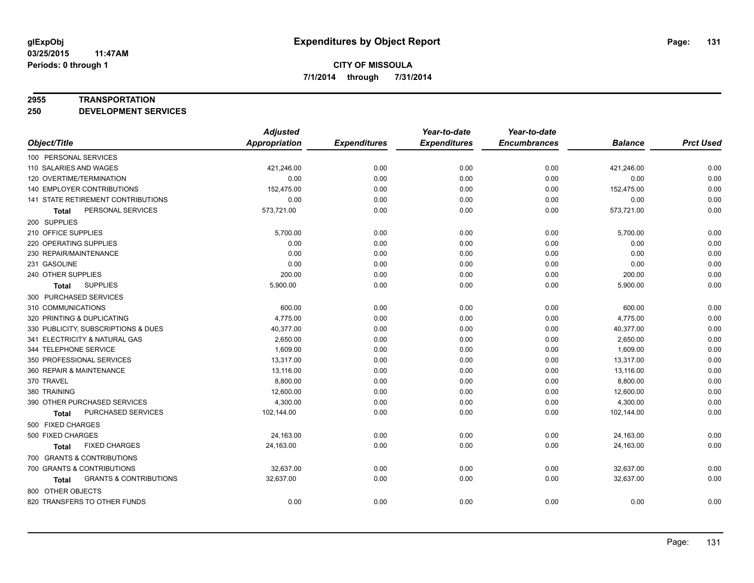# Expenditures by Object Report

glExpObj
03/25/2015 11:47AM
Periods: 0 through 1

**CITY OF MISSOULA**
**7/1/2014 through 7/31/2014**

## 2955 TRANSPORTATION
## 250 DEVELOPMENT SERVICES

| Object/Title | Adjusted Appropriation | Expenditures | Year-to-date Expenditures | Year-to-date Encumbrances | Balance | Prct Used |
|---|---|---|---|---|---|---|
| 100 PERSONAL SERVICES | | | | | | |
| 110 SALARIES AND WAGES | 421,246.00 | 0.00 | 0.00 | 0.00 | 421,246.00 | 0.00 |
| 120 OVERTIME/TERMINATION | 0.00 | 0.00 | 0.00 | 0.00 | 0.00 | 0.00 |
| 140 EMPLOYER CONTRIBUTIONS | 152,475.00 | 0.00 | 0.00 | 0.00 | 152,475.00 | 0.00 |
| 141 STATE RETIREMENT CONTRIBUTIONS | 0.00 | 0.00 | 0.00 | 0.00 | 0.00 | 0.00 |
| **Total** PERSONAL SERVICES | 573,721.00 | 0.00 | 0.00 | 0.00 | 573,721.00 | 0.00 |
| 200 SUPPLIES | | | | | | |
| 210 OFFICE SUPPLIES | 5,700.00 | 0.00 | 0.00 | 0.00 | 5,700.00 | 0.00 |
| 220 OPERATING SUPPLIES | 0.00 | 0.00 | 0.00 | 0.00 | 0.00 | 0.00 |
| 230 REPAIR/MAINTENANCE | 0.00 | 0.00 | 0.00 | 0.00 | 0.00 | 0.00 |
| 231 GASOLINE | 0.00 | 0.00 | 0.00 | 0.00 | 0.00 | 0.00 |
| 240 OTHER SUPPLIES | 200.00 | 0.00 | 0.00 | 0.00 | 200.00 | 0.00 |
| **Total** SUPPLIES | 5,900.00 | 0.00 | 0.00 | 0.00 | 5,900.00 | 0.00 |
| 300 PURCHASED SERVICES | | | | | | |
| 310 COMMUNICATIONS | 600.00 | 0.00 | 0.00 | 0.00 | 600.00 | 0.00 |
| 320 PRINTING & DUPLICATING | 4,775.00 | 0.00 | 0.00 | 0.00 | 4,775.00 | 0.00 |
| 330 PUBLICITY, SUBSCRIPTIONS & DUES | 40,377.00 | 0.00 | 0.00 | 0.00 | 40,377.00 | 0.00 |
| 341 ELECTRICITY & NATURAL GAS | 2,650.00 | 0.00 | 0.00 | 0.00 | 2,650.00 | 0.00 |
| 344 TELEPHONE SERVICE | 1,609.00 | 0.00 | 0.00 | 0.00 | 1,609.00 | 0.00 |
| 350 PROFESSIONAL SERVICES | 13,317.00 | 0.00 | 0.00 | 0.00 | 13,317.00 | 0.00 |
| 360 REPAIR & MAINTENANCE | 13,116.00 | 0.00 | 0.00 | 0.00 | 13,116.00 | 0.00 |
| 370 TRAVEL | 8,800.00 | 0.00 | 0.00 | 0.00 | 8,800.00 | 0.00 |
| 380 TRAINING | 12,600.00 | 0.00 | 0.00 | 0.00 | 12,600.00 | 0.00 |
| 390 OTHER PURCHASED SERVICES | 4,300.00 | 0.00 | 0.00 | 0.00 | 4,300.00 | 0.00 |
| **Total** PURCHASED SERVICES | 102,144.00 | 0.00 | 0.00 | 0.00 | 102,144.00 | 0.00 |
| 500 FIXED CHARGES | | | | | | |
| 500 FIXED CHARGES | 24,163.00 | 0.00 | 0.00 | 0.00 | 24,163.00 | 0.00 |
| **Total** FIXED CHARGES | 24,163.00 | 0.00 | 0.00 | 0.00 | 24,163.00 | 0.00 |
| 700 GRANTS & CONTRIBUTIONS | | | | | | |
| 700 GRANTS & CONTRIBUTIONS | 32,637.00 | 0.00 | 0.00 | 0.00 | 32,637.00 | 0.00 |
| **Total** GRANTS & CONTRIBUTIONS | 32,637.00 | 0.00 | 0.00 | 0.00 | 32,637.00 | 0.00 |
| 800 OTHER OBJECTS | | | | | | |
| 820 TRANSFERS TO OTHER FUNDS | 0.00 | 0.00 | 0.00 | 0.00 | 0.00 | 0.00 |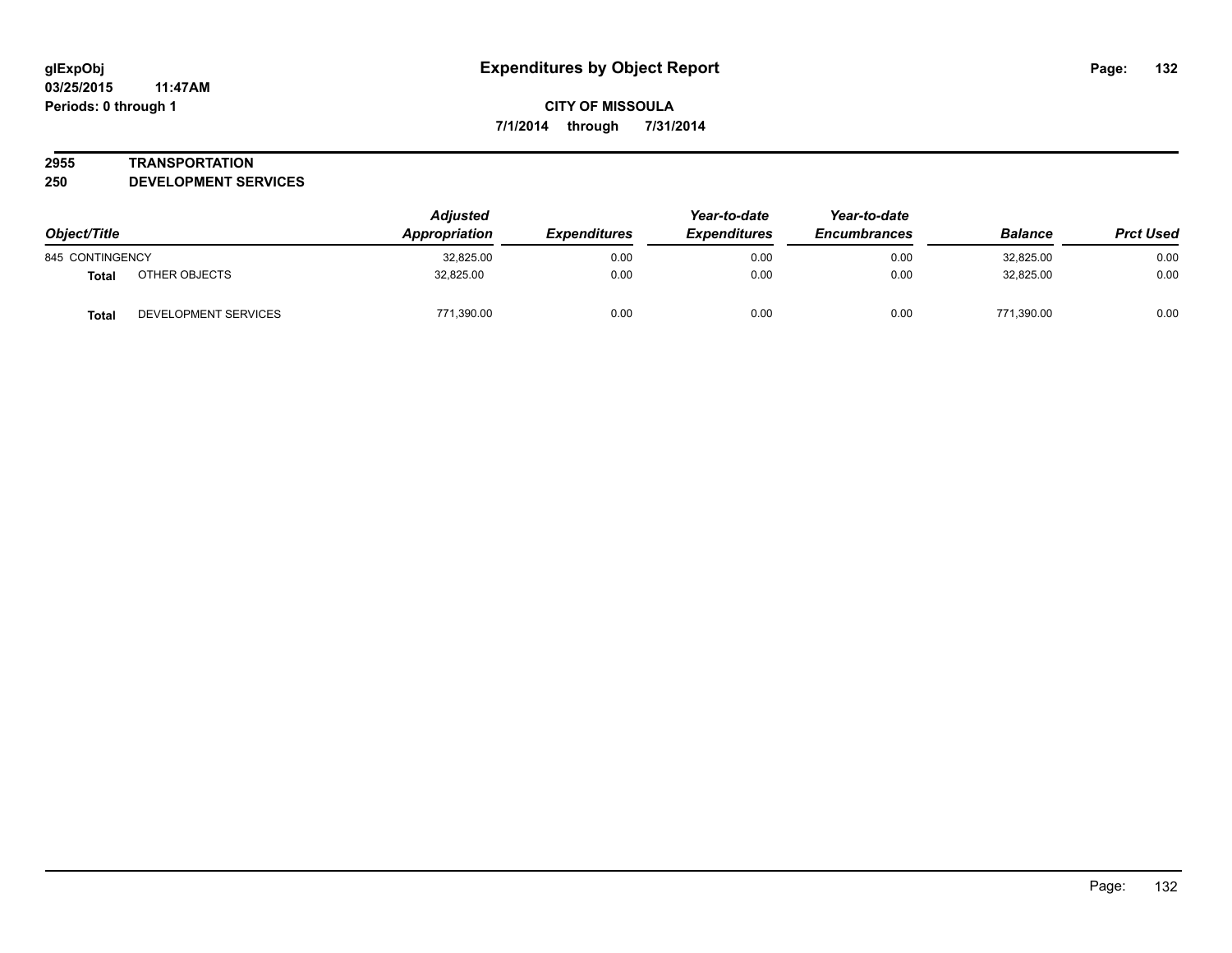glExpObj
03/25/2015 11:47AM
Periods: 0 through 1

# Expenditures by Object Report

**CITY OF MISSOULA**
**7/1/2014 through 7/31/2014**

**2955 TRANSPORTATION**
**250 DEVELOPMENT SERVICES**

| Object/Title | | Adjusted Appropriation | Expenditures | Year-to-date Expenditures | Year-to-date Encumbrances | Balance | Prct Used |
|---|---|---|---|---|---|---|---|
| 845 CONTINGENCY | | 32,825.00 | 0.00 | 0.00 | 0.00 | 32,825.00 | 0.00 |
| **Total** | OTHER OBJECTS | 32,825.00 | 0.00 | 0.00 | 0.00 | 32,825.00 | 0.00 |
| **Total** | DEVELOPMENT SERVICES | 771,390.00 | 0.00 | 0.00 | 0.00 | 771,390.00 | 0.00 |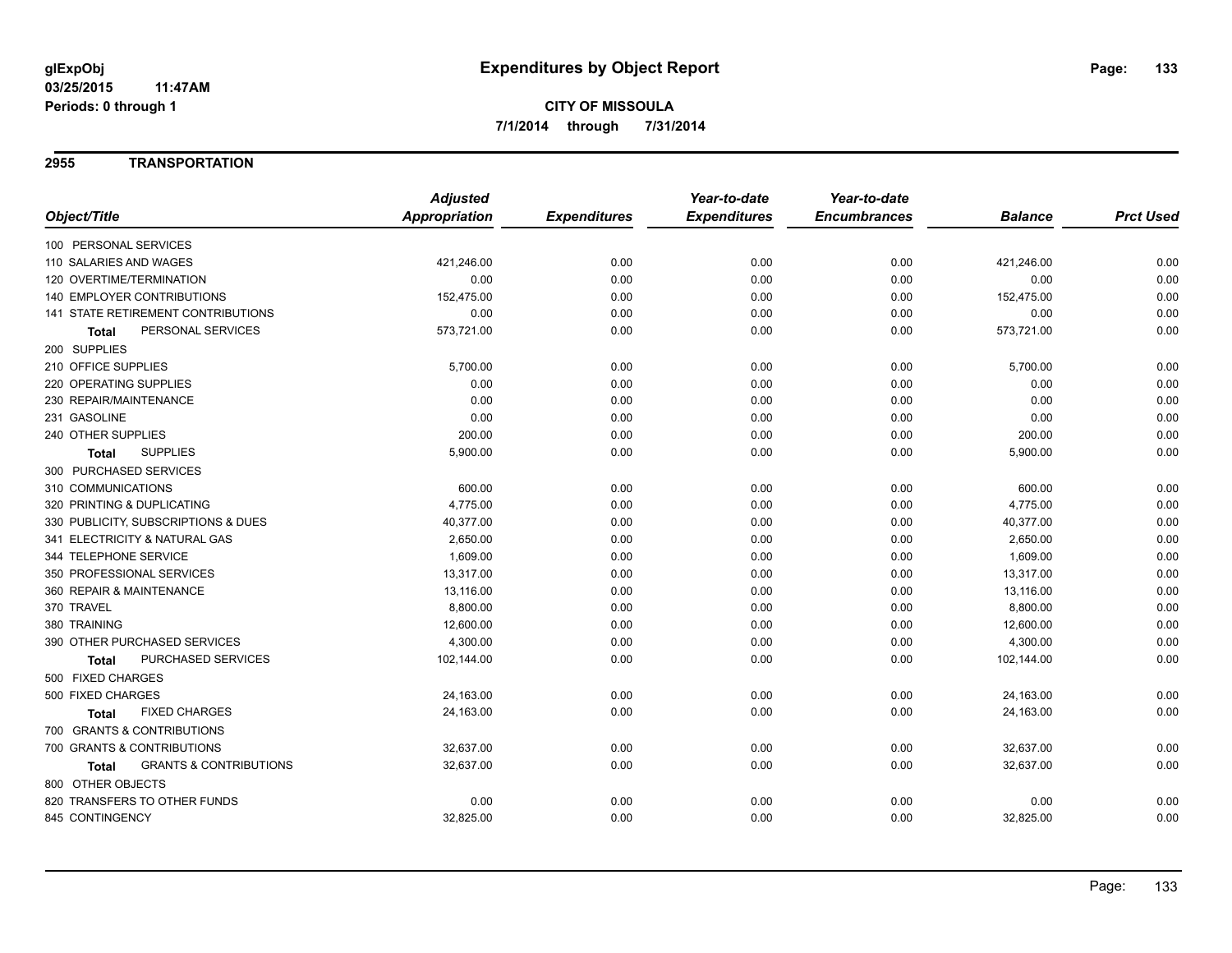# Expenditures by Object Report

glExpObj
03/25/2015 11:47AM
Periods: 0 through 1

**CITY OF MISSOULA**
**7/1/2014 through 7/31/2014**

## 2955 TRANSPORTATION

| Object/Title | Adjusted Appropriation | Expenditures | Year-to-date Expenditures | Year-to-date Encumbrances | Balance | Prct Used |
|---|---|---|---|---|---|---|
| 100 PERSONAL SERVICES | | | | | | |
| 110 SALARIES AND WAGES | 421,246.00 | 0.00 | 0.00 | 0.00 | 421,246.00 | 0.00 |
| 120 OVERTIME/TERMINATION | 0.00 | 0.00 | 0.00 | 0.00 | 0.00 | 0.00 |
| 140 EMPLOYER CONTRIBUTIONS | 152,475.00 | 0.00 | 0.00 | 0.00 | 152,475.00 | 0.00 |
| 141 STATE RETIREMENT CONTRIBUTIONS | 0.00 | 0.00 | 0.00 | 0.00 | 0.00 | 0.00 |
| **Total** PERSONAL SERVICES | 573,721.00 | 0.00 | 0.00 | 0.00 | 573,721.00 | 0.00 |
| 200 SUPPLIES | | | | | | |
| 210 OFFICE SUPPLIES | 5,700.00 | 0.00 | 0.00 | 0.00 | 5,700.00 | 0.00 |
| 220 OPERATING SUPPLIES | 0.00 | 0.00 | 0.00 | 0.00 | 0.00 | 0.00 |
| 230 REPAIR/MAINTENANCE | 0.00 | 0.00 | 0.00 | 0.00 | 0.00 | 0.00 |
| 231 GASOLINE | 0.00 | 0.00 | 0.00 | 0.00 | 0.00 | 0.00 |
| 240 OTHER SUPPLIES | 200.00 | 0.00 | 0.00 | 0.00 | 200.00 | 0.00 |
| **Total** SUPPLIES | 5,900.00 | 0.00 | 0.00 | 0.00 | 5,900.00 | 0.00 |
| 300 PURCHASED SERVICES | | | | | | |
| 310 COMMUNICATIONS | 600.00 | 0.00 | 0.00 | 0.00 | 600.00 | 0.00 |
| 320 PRINTING & DUPLICATING | 4,775.00 | 0.00 | 0.00 | 0.00 | 4,775.00 | 0.00 |
| 330 PUBLICITY, SUBSCRIPTIONS & DUES | 40,377.00 | 0.00 | 0.00 | 0.00 | 40,377.00 | 0.00 |
| 341 ELECTRICITY & NATURAL GAS | 2,650.00 | 0.00 | 0.00 | 0.00 | 2,650.00 | 0.00 |
| 344 TELEPHONE SERVICE | 1,609.00 | 0.00 | 0.00 | 0.00 | 1,609.00 | 0.00 |
| 350 PROFESSIONAL SERVICES | 13,317.00 | 0.00 | 0.00 | 0.00 | 13,317.00 | 0.00 |
| 360 REPAIR & MAINTENANCE | 13,116.00 | 0.00 | 0.00 | 0.00 | 13,116.00 | 0.00 |
| 370 TRAVEL | 8,800.00 | 0.00 | 0.00 | 0.00 | 8,800.00 | 0.00 |
| 380 TRAINING | 12,600.00 | 0.00 | 0.00 | 0.00 | 12,600.00 | 0.00 |
| 390 OTHER PURCHASED SERVICES | 4,300.00 | 0.00 | 0.00 | 0.00 | 4,300.00 | 0.00 |
| **Total** PURCHASED SERVICES | 102,144.00 | 0.00 | 0.00 | 0.00 | 102,144.00 | 0.00 |
| 500 FIXED CHARGES | | | | | | |
| 500 FIXED CHARGES | 24,163.00 | 0.00 | 0.00 | 0.00 | 24,163.00 | 0.00 |
| **Total** FIXED CHARGES | 24,163.00 | 0.00 | 0.00 | 0.00 | 24,163.00 | 0.00 |
| 700 GRANTS & CONTRIBUTIONS | | | | | | |
| 700 GRANTS & CONTRIBUTIONS | 32,637.00 | 0.00 | 0.00 | 0.00 | 32,637.00 | 0.00 |
| **Total** GRANTS & CONTRIBUTIONS | 32,637.00 | 0.00 | 0.00 | 0.00 | 32,637.00 | 0.00 |
| 800 OTHER OBJECTS | | | | | | |
| 820 TRANSFERS TO OTHER FUNDS | 0.00 | 0.00 | 0.00 | 0.00 | 0.00 | 0.00 |
| 845 CONTINGENCY | 32,825.00 | 0.00 | 0.00 | 0.00 | 32,825.00 | 0.00 |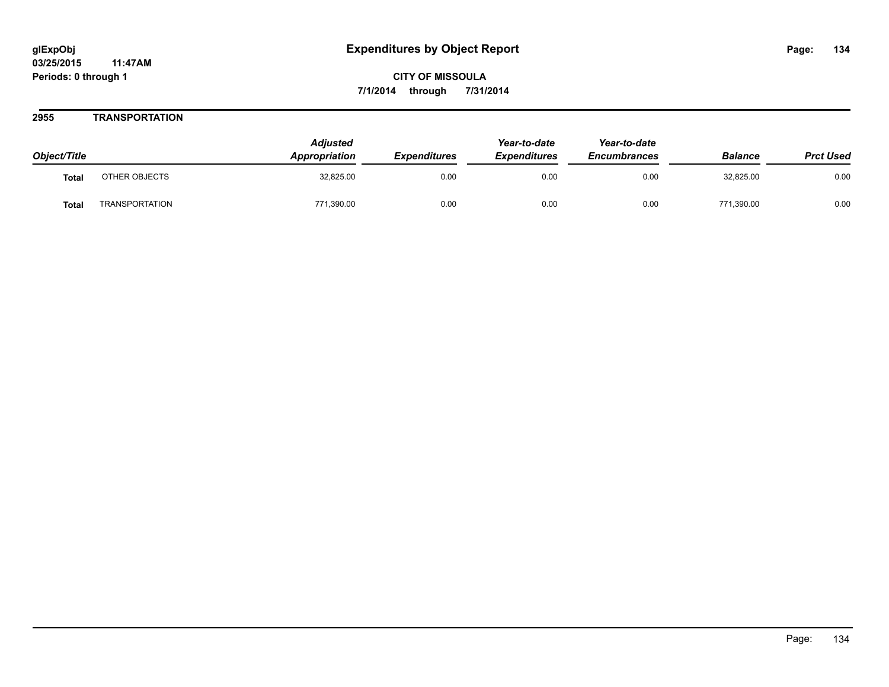**glExpObj**
**03/25/2015 11:47AM**
**Periods: 0 through 1**

# Expenditures by Object Report

**CITY OF MISSOULA**
**7/1/2014 through 7/31/2014**

## 2955 TRANSPORTATION

| Object/Title | | Adjusted Appropriation | Expenditures | Year-to-date Expenditures | Year-to-date Encumbrances | Balance | Prct Used |
|---|---|---|---|---|---|---|---|
| **Total** | OTHER OBJECTS | 32,825.00 | 0.00 | 0.00 | 0.00 | 32,825.00 | 0.00 |
| **Total** | TRANSPORTATION | 771,390.00 | 0.00 | 0.00 | 0.00 | 771,390.00 | 0.00 |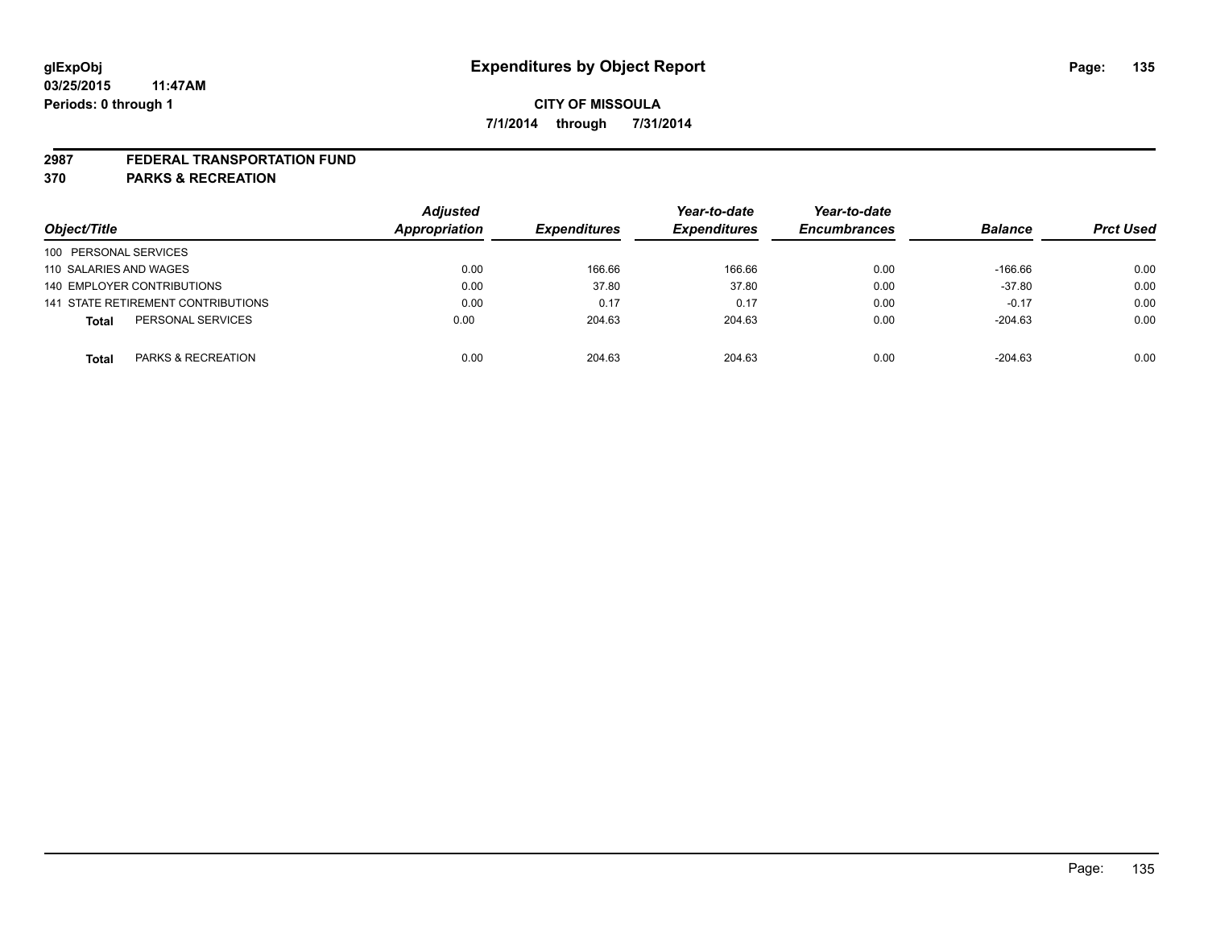**glExpObj**
**03/25/2015 11:47AM**
**Periods: 0 through 1**

# Expenditures by Object Report

**CITY OF MISSOULA**
**7/1/2014 through 7/31/2014**

## 2987 FEDERAL TRANSPORTATION FUND
## 370 PARKS & RECREATION

| Object/Title | Adjusted Appropriation | Expenditures | Year-to-date Expenditures | Year-to-date Encumbrances | Balance | Prct Used |
|---|---|---|---|---|---|---|
| 100 PERSONAL SERVICES | | | | | | |
| 110 SALARIES AND WAGES | 0.00 | 166.66 | 166.66 | 0.00 | -166.66 | 0.00 |
| 140 EMPLOYER CONTRIBUTIONS | 0.00 | 37.80 | 37.80 | 0.00 | -37.80 | 0.00 |
| 141 STATE RETIREMENT CONTRIBUTIONS | 0.00 | 0.17 | 0.17 | 0.00 | -0.17 | 0.00 |
| **Total** PERSONAL SERVICES | 0.00 | 204.63 | 204.63 | 0.00 | -204.63 | 0.00 |
| **Total** PARKS & RECREATION | 0.00 | 204.63 | 204.63 | 0.00 | -204.63 | 0.00 |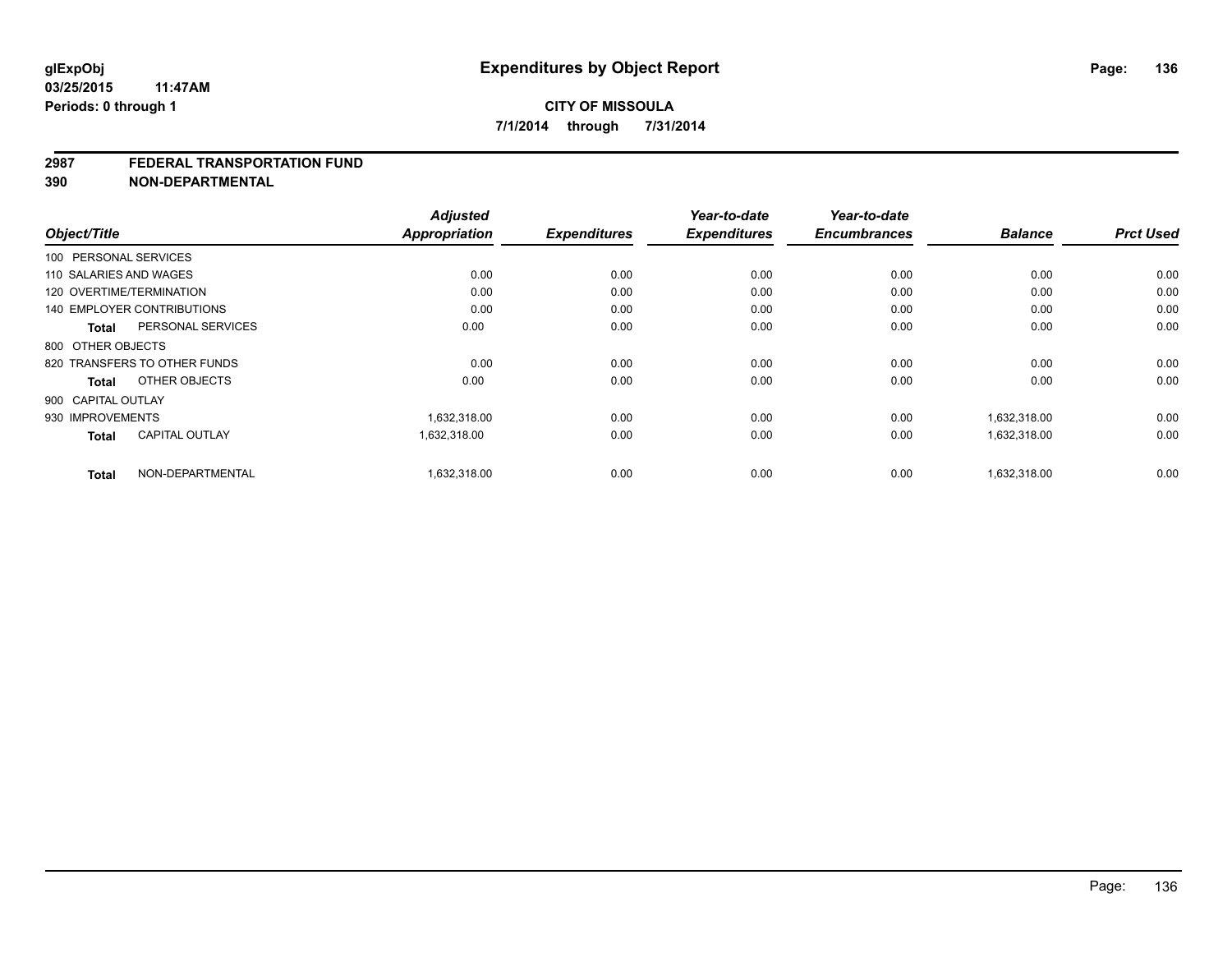# Expenditures by Object Report

glExpObj
03/25/2015 11:47AM
Periods: 0 through 1

**CITY OF MISSOULA**
**7/1/2014 through 7/31/2014**

## 2987 FEDERAL TRANSPORTATION FUND
## 390 NON-DEPARTMENTAL

| Object/Title | Adjusted Appropriation | Expenditures | Year-to-date Expenditures | Year-to-date Encumbrances | Balance | Prct Used |
|---|---|---|---|---|---|---|
| 100 PERSONAL SERVICES | | | | | | |
| 110 SALARIES AND WAGES | 0.00 | 0.00 | 0.00 | 0.00 | 0.00 | 0.00 |
| 120 OVERTIME/TERMINATION | 0.00 | 0.00 | 0.00 | 0.00 | 0.00 | 0.00 |
| 140 EMPLOYER CONTRIBUTIONS | 0.00 | 0.00 | 0.00 | 0.00 | 0.00 | 0.00 |
| **Total** PERSONAL SERVICES | 0.00 | 0.00 | 0.00 | 0.00 | 0.00 | 0.00 |
| 800 OTHER OBJECTS | | | | | | |
| 820 TRANSFERS TO OTHER FUNDS | 0.00 | 0.00 | 0.00 | 0.00 | 0.00 | 0.00 |
| **Total** OTHER OBJECTS | 0.00 | 0.00 | 0.00 | 0.00 | 0.00 | 0.00 |
| 900 CAPITAL OUTLAY | | | | | | |
| 930 IMPROVEMENTS | 1,632,318.00 | 0.00 | 0.00 | 0.00 | 1,632,318.00 | 0.00 |
| **Total** CAPITAL OUTLAY | 1,632,318.00 | 0.00 | 0.00 | 0.00 | 1,632,318.00 | 0.00 |
| **Total** NON-DEPARTMENTAL | 1,632,318.00 | 0.00 | 0.00 | 0.00 | 1,632,318.00 | 0.00 |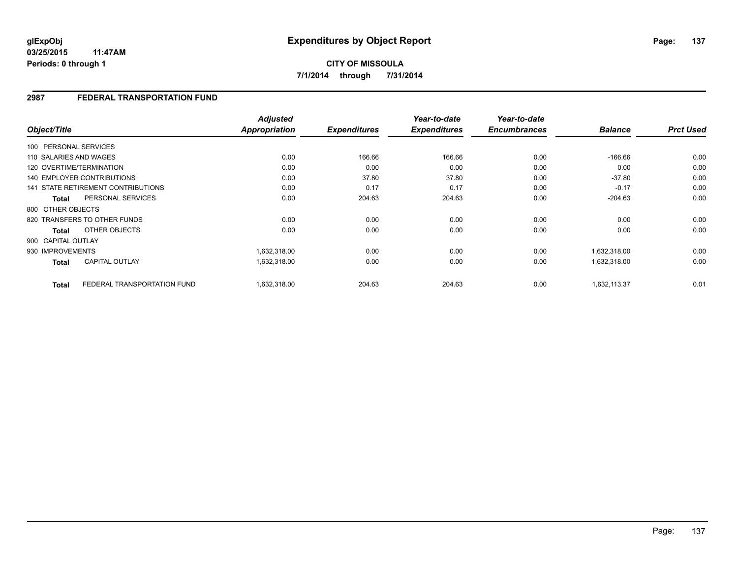# Expenditures by Object Report

glExpObj
03/25/2015 11:47AM
Periods: 0 through 1

**CITY OF MISSOULA**

**7/1/2014 through 7/31/2014**

## 2987 FEDERAL TRANSPORTATION FUND

| Object/Title | | Adjusted Appropriation | Expenditures | Year-to-date Expenditures | Year-to-date Encumbrances | Balance | Prct Used |
|---|---|---|---|---|---|---|---|
| 100 PERSONAL SERVICES | | | | | | | |
| 110 SALARIES AND WAGES | | 0.00 | 166.66 | 166.66 | 0.00 | -166.66 | 0.00 |
| 120 OVERTIME/TERMINATION | | 0.00 | 0.00 | 0.00 | 0.00 | 0.00 | 0.00 |
| 140 EMPLOYER CONTRIBUTIONS | | 0.00 | 37.80 | 37.80 | 0.00 | -37.80 | 0.00 |
| 141 STATE RETIREMENT CONTRIBUTIONS | | 0.00 | 0.17 | 0.17 | 0.00 | -0.17 | 0.00 |
| **Total** | PERSONAL SERVICES | 0.00 | 204.63 | 204.63 | 0.00 | -204.63 | 0.00 |
| 800 OTHER OBJECTS | | | | | | | |
| 820 TRANSFERS TO OTHER FUNDS | | 0.00 | 0.00 | 0.00 | 0.00 | 0.00 | 0.00 |
| **Total** | OTHER OBJECTS | 0.00 | 0.00 | 0.00 | 0.00 | 0.00 | 0.00 |
| 900 CAPITAL OUTLAY | | | | | | | |
| 930 IMPROVEMENTS | | 1,632,318.00 | 0.00 | 0.00 | 0.00 | 1,632,318.00 | 0.00 |
| **Total** | CAPITAL OUTLAY | 1,632,318.00 | 0.00 | 0.00 | 0.00 | 1,632,318.00 | 0.00 |
| **Total** | FEDERAL TRANSPORTATION FUND | 1,632,318.00 | 204.63 | 204.63 | 0.00 | 1,632,113.37 | 0.01 |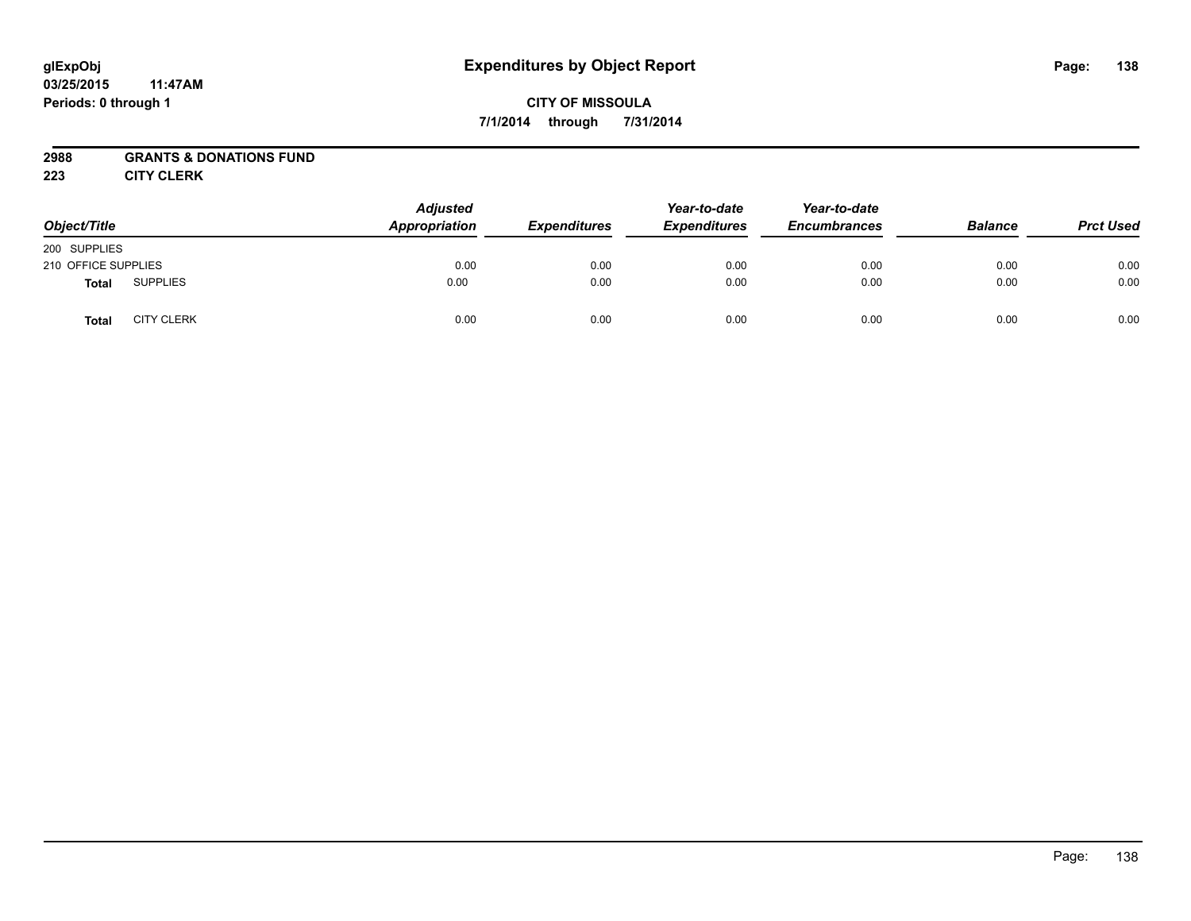glExpObj
03/25/2015 11:47AM
Periods: 0 through 1

# Expenditures by Object Report

**CITY OF MISSOULA**

**7/1/2014 through 7/31/2014**

**2988 GRANTS & DONATIONS FUND**
**223 CITY CLERK**

| Object/Title | | Adjusted Appropriation | Expenditures | Year-to-date Expenditures | Year-to-date Encumbrances | Balance | Prct Used |
|---|---|---|---|---|---|---|---|
| 200 SUPPLIES | | | | | | | |
| 210 OFFICE SUPPLIES | | 0.00 | 0.00 | 0.00 | 0.00 | 0.00 | 0.00 |
| **Total** | SUPPLIES | 0.00 | 0.00 | 0.00 | 0.00 | 0.00 | 0.00 |
| **Total** | CITY CLERK | 0.00 | 0.00 | 0.00 | 0.00 | 0.00 | 0.00 |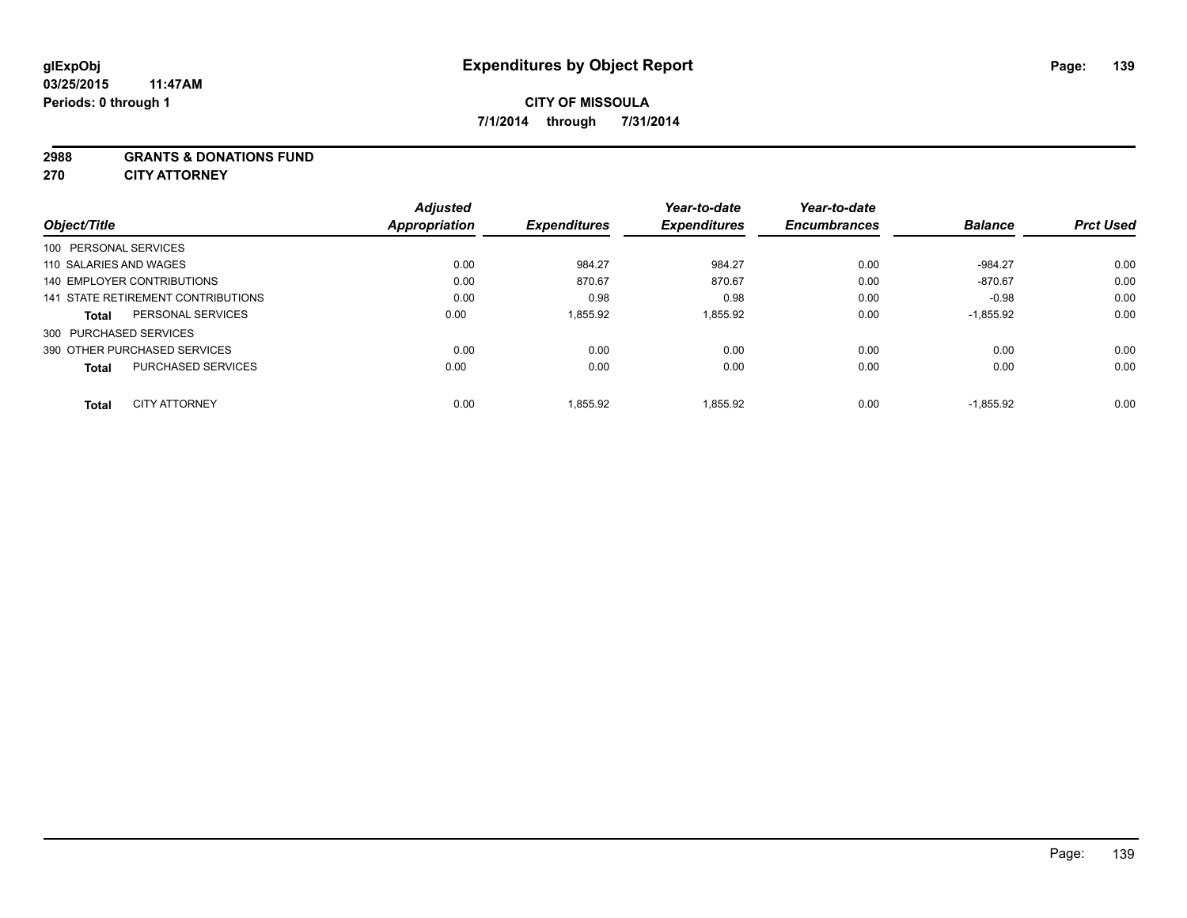glExpObj
03/25/2015 11:47AM
Periods: 0 through 1

# Expenditures by Object Report

**CITY OF MISSOULA**
**7/1/2014 through 7/31/2014**

**2988 GRANTS & DONATIONS FUND**
**270 CITY ATTORNEY**

| Object/Title | Adjusted Appropriation | Expenditures | Year-to-date Expenditures | Year-to-date Encumbrances | Balance | Prct Used |
|---|---|---|---|---|---|---|
| 100 PERSONAL SERVICES | | | | | | |
| 110 SALARIES AND WAGES | 0.00 | 984.27 | 984.27 | 0.00 | -984.27 | 0.00 |
| 140 EMPLOYER CONTRIBUTIONS | 0.00 | 870.67 | 870.67 | 0.00 | -870.67 | 0.00 |
| 141 STATE RETIREMENT CONTRIBUTIONS | 0.00 | 0.98 | 0.98 | 0.00 | -0.98 | 0.00 |
| **Total** PERSONAL SERVICES | 0.00 | 1,855.92 | 1,855.92 | 0.00 | -1,855.92 | 0.00 |
| 300 PURCHASED SERVICES | | | | | | |
| 390 OTHER PURCHASED SERVICES | 0.00 | 0.00 | 0.00 | 0.00 | 0.00 | 0.00 |
| **Total** PURCHASED SERVICES | 0.00 | 0.00 | 0.00 | 0.00 | 0.00 | 0.00 |
| **Total** CITY ATTORNEY | 0.00 | 1,855.92 | 1,855.92 | 0.00 | -1,855.92 | 0.00 |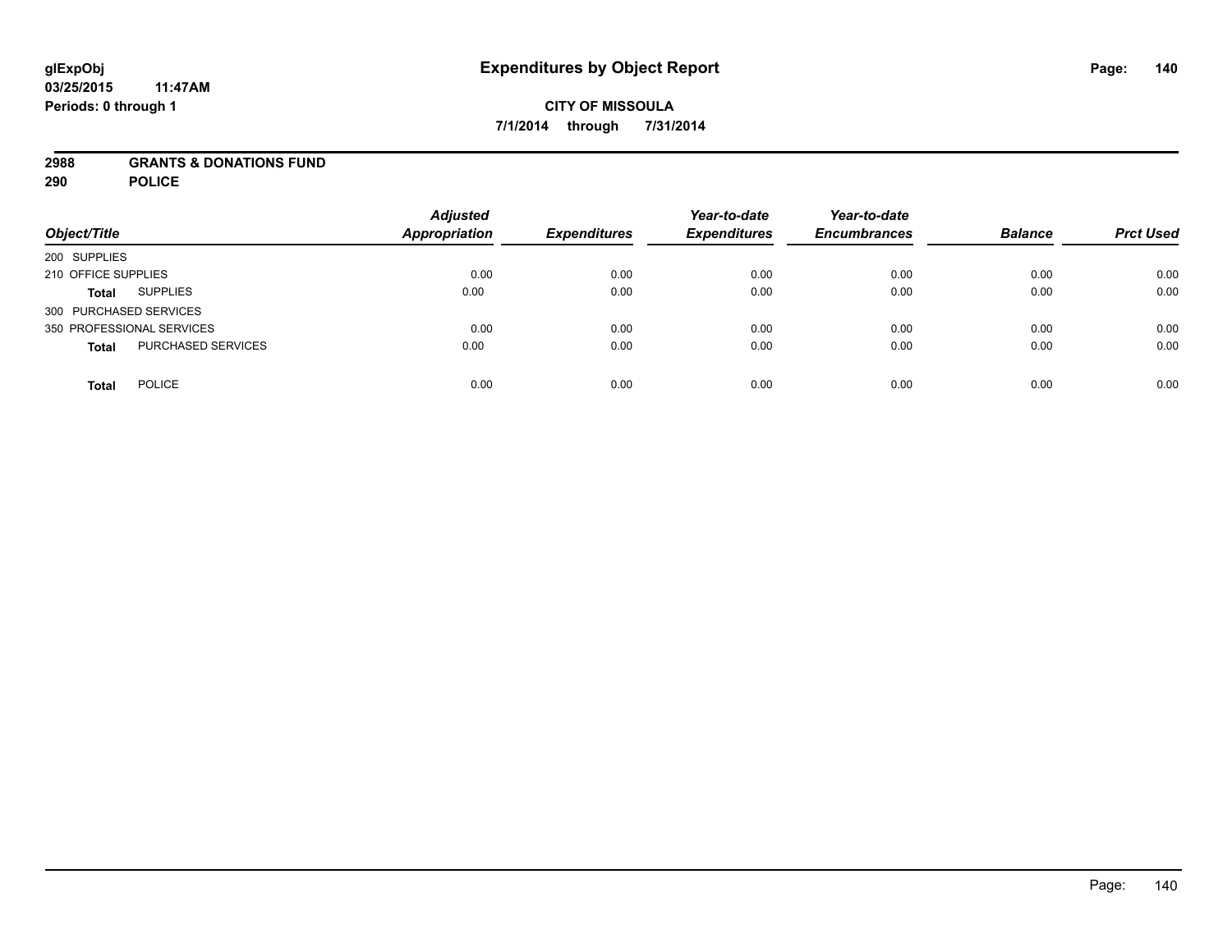**glExpObj**
**03/25/2015 11:47AM**
**Periods: 0 through 1**

# Expenditures by Object Report

**CITY OF MISSOULA**
**7/1/2014 through 7/31/2014**

**2988 GRANTS & DONATIONS FUND**
**290 POLICE**

| Object/Title | | Adjusted Appropriation | Expenditures | Year-to-date Expenditures | Year-to-date Encumbrances | Balance | Prct Used |
|---|---|---|---|---|---|---|---|
| 200 SUPPLIES | | | | | | | |
| 210 OFFICE SUPPLIES | | 0.00 | 0.00 | 0.00 | 0.00 | 0.00 | 0.00 |
| **Total** | SUPPLIES | 0.00 | 0.00 | 0.00 | 0.00 | 0.00 | 0.00 |
| 300 PURCHASED SERVICES | | | | | | | |
| 350 PROFESSIONAL SERVICES | | 0.00 | 0.00 | 0.00 | 0.00 | 0.00 | 0.00 |
| **Total** | PURCHASED SERVICES | 0.00 | 0.00 | 0.00 | 0.00 | 0.00 | 0.00 |
| **Total** | POLICE | 0.00 | 0.00 | 0.00 | 0.00 | 0.00 | 0.00 |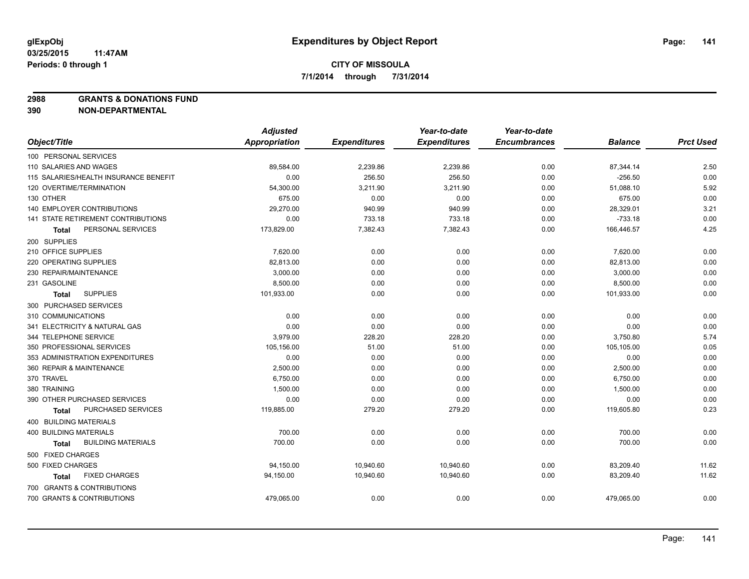# Expenditures by Object Report

glExpObj
03/25/2015 11:47AM
Periods: 0 through 1

**CITY OF MISSOULA**
**7/1/2014 through 7/31/2014**

**2988 GRANTS & DONATIONS FUND**
**390 NON-DEPARTMENTAL**

| Object/Title | Adjusted Appropriation | Expenditures | Year-to-date Expenditures | Year-to-date Encumbrances | Balance | Prct Used |
|---|---|---|---|---|---|---|
| 100 PERSONAL SERVICES | | | | | | |
| 110 SALARIES AND WAGES | 89,584.00 | 2,239.86 | 2,239.86 | 0.00 | 87,344.14 | 2.50 |
| 115 SALARIES/HEALTH INSURANCE BENEFIT | 0.00 | 256.50 | 256.50 | 0.00 | -256.50 | 0.00 |
| 120 OVERTIME/TERMINATION | 54,300.00 | 3,211.90 | 3,211.90 | 0.00 | 51,088.10 | 5.92 |
| 130 OTHER | 675.00 | 0.00 | 0.00 | 0.00 | 675.00 | 0.00 |
| 140 EMPLOYER CONTRIBUTIONS | 29,270.00 | 940.99 | 940.99 | 0.00 | 28,329.01 | 3.21 |
| 141 STATE RETIREMENT CONTRIBUTIONS | 0.00 | 733.18 | 733.18 | 0.00 | -733.18 | 0.00 |
| **Total** PERSONAL SERVICES | 173,829.00 | 7,382.43 | 7,382.43 | 0.00 | 166,446.57 | 4.25 |
| 200 SUPPLIES | | | | | | |
| 210 OFFICE SUPPLIES | 7,620.00 | 0.00 | 0.00 | 0.00 | 7,620.00 | 0.00 |
| 220 OPERATING SUPPLIES | 82,813.00 | 0.00 | 0.00 | 0.00 | 82,813.00 | 0.00 |
| 230 REPAIR/MAINTENANCE | 3,000.00 | 0.00 | 0.00 | 0.00 | 3,000.00 | 0.00 |
| 231 GASOLINE | 8,500.00 | 0.00 | 0.00 | 0.00 | 8,500.00 | 0.00 |
| **Total** SUPPLIES | 101,933.00 | 0.00 | 0.00 | 0.00 | 101,933.00 | 0.00 |
| 300 PURCHASED SERVICES | | | | | | |
| 310 COMMUNICATIONS | 0.00 | 0.00 | 0.00 | 0.00 | 0.00 | 0.00 |
| 341 ELECTRICITY & NATURAL GAS | 0.00 | 0.00 | 0.00 | 0.00 | 0.00 | 0.00 |
| 344 TELEPHONE SERVICE | 3,979.00 | 228.20 | 228.20 | 0.00 | 3,750.80 | 5.74 |
| 350 PROFESSIONAL SERVICES | 105,156.00 | 51.00 | 51.00 | 0.00 | 105,105.00 | 0.05 |
| 353 ADMINISTRATION EXPENDITURES | 0.00 | 0.00 | 0.00 | 0.00 | 0.00 | 0.00 |
| 360 REPAIR & MAINTENANCE | 2,500.00 | 0.00 | 0.00 | 0.00 | 2,500.00 | 0.00 |
| 370 TRAVEL | 6,750.00 | 0.00 | 0.00 | 0.00 | 6,750.00 | 0.00 |
| 380 TRAINING | 1,500.00 | 0.00 | 0.00 | 0.00 | 1,500.00 | 0.00 |
| 390 OTHER PURCHASED SERVICES | 0.00 | 0.00 | 0.00 | 0.00 | 0.00 | 0.00 |
| **Total** PURCHASED SERVICES | 119,885.00 | 279.20 | 279.20 | 0.00 | 119,605.80 | 0.23 |
| 400 BUILDING MATERIALS | | | | | | |
| 400 BUILDING MATERIALS | 700.00 | 0.00 | 0.00 | 0.00 | 700.00 | 0.00 |
| **Total** BUILDING MATERIALS | 700.00 | 0.00 | 0.00 | 0.00 | 700.00 | 0.00 |
| 500 FIXED CHARGES | | | | | | |
| 500 FIXED CHARGES | 94,150.00 | 10,940.60 | 10,940.60 | 0.00 | 83,209.40 | 11.62 |
| **Total** FIXED CHARGES | 94,150.00 | 10,940.60 | 10,940.60 | 0.00 | 83,209.40 | 11.62 |
| 700 GRANTS & CONTRIBUTIONS | | | | | | |
| 700 GRANTS & CONTRIBUTIONS | 479,065.00 | 0.00 | 0.00 | 0.00 | 479,065.00 | 0.00 |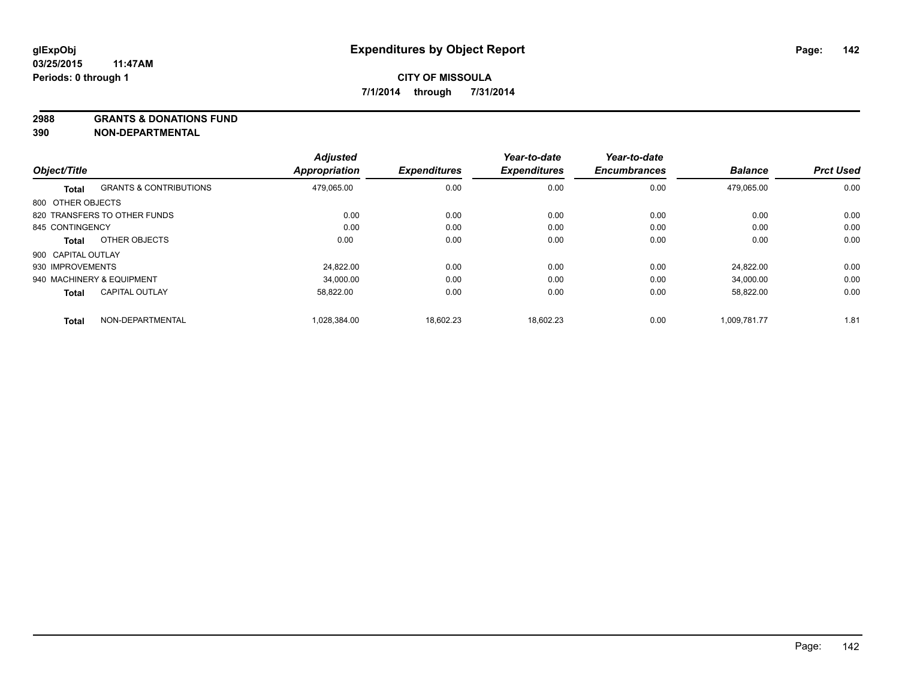glExpObj
03/25/2015 11:47AM
Periods: 0 through 1

# Expenditures by Object Report

**CITY OF MISSOULA**
**7/1/2014 through 7/31/2014**

**2988 GRANTS & DONATIONS FUND**
**390 NON-DEPARTMENTAL**

| Object/Title | | Adjusted Appropriation | Expenditures | Year-to-date Expenditures | Year-to-date Encumbrances | Balance | Prct Used |
|---|---|---|---|---|---|---|---|
| **Total** | GRANTS & CONTRIBUTIONS | 479,065.00 | 0.00 | 0.00 | 0.00 | 479,065.00 | 0.00 |
| 800 OTHER OBJECTS | | | | | | | |
| 820 TRANSFERS TO OTHER FUNDS | | 0.00 | 0.00 | 0.00 | 0.00 | 0.00 | 0.00 |
| 845 CONTINGENCY | | 0.00 | 0.00 | 0.00 | 0.00 | 0.00 | 0.00 |
| **Total** | OTHER OBJECTS | 0.00 | 0.00 | 0.00 | 0.00 | 0.00 | 0.00 |
| 900 CAPITAL OUTLAY | | | | | | | |
| 930 IMPROVEMENTS | | 24,822.00 | 0.00 | 0.00 | 0.00 | 24,822.00 | 0.00 |
| 940 MACHINERY & EQUIPMENT | | 34,000.00 | 0.00 | 0.00 | 0.00 | 34,000.00 | 0.00 |
| **Total** | CAPITAL OUTLAY | 58,822.00 | 0.00 | 0.00 | 0.00 | 58,822.00 | 0.00 |
| **Total** | NON-DEPARTMENTAL | 1,028,384.00 | 18,602.23 | 18,602.23 | 0.00 | 1,009,781.77 | 1.81 |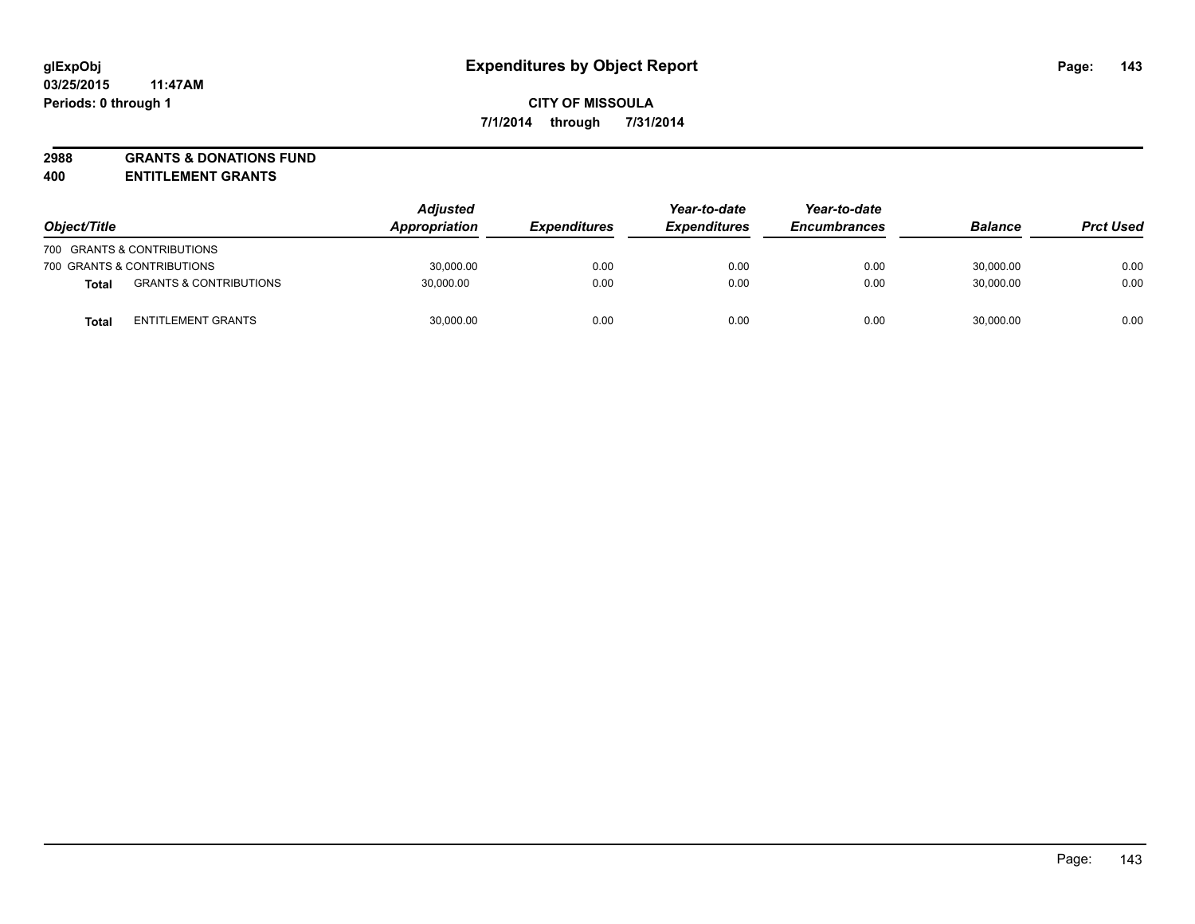# Expenditures by Object Report

glExpObj
03/25/2015 11:47AM
Periods: 0 through 1

**CITY OF MISSOULA**
**7/1/2014 through 7/31/2014**

**2988 GRANTS & DONATIONS FUND**
**400 ENTITLEMENT GRANTS**

| Object/Title | | Adjusted Appropriation | Expenditures | Year-to-date Expenditures | Year-to-date Encumbrances | Balance | Prct Used |
|---|---|---|---|---|---|---|---|
| 700 GRANTS & CONTRIBUTIONS | | | | | | | |
| 700 GRANTS & CONTRIBUTIONS | | 30,000.00 | 0.00 | 0.00 | 0.00 | 30,000.00 | 0.00 |
| **Total** | GRANTS & CONTRIBUTIONS | 30,000.00 | 0.00 | 0.00 | 0.00 | 30,000.00 | 0.00 |
| **Total** | ENTITLEMENT GRANTS | 30,000.00 | 0.00 | 0.00 | 0.00 | 30,000.00 | 0.00 |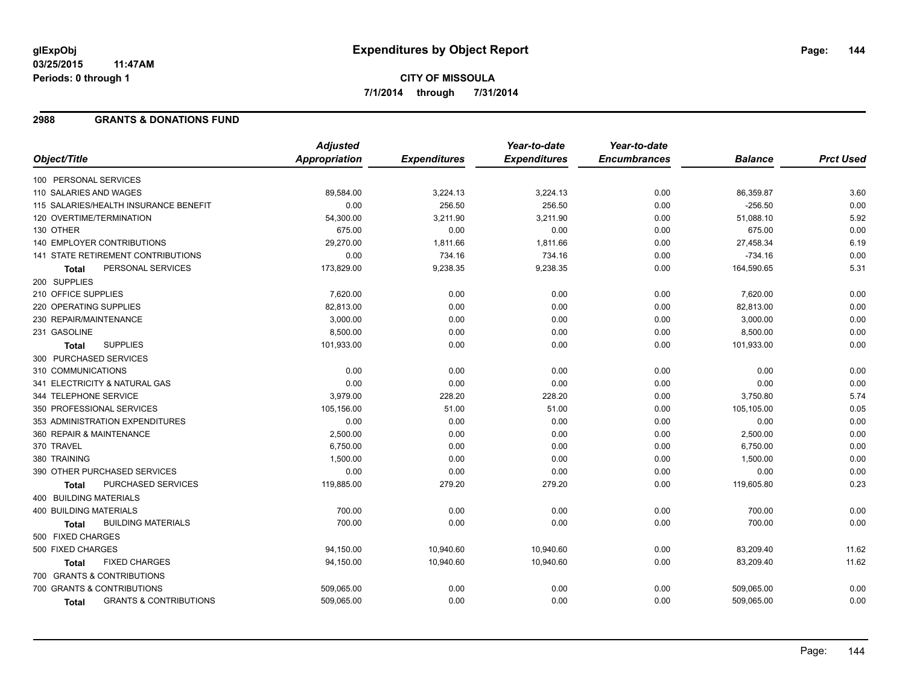# Expenditures by Object Report

glExpObj
03/25/2015 11:47AM
Periods: 0 through 1

**CITY OF MISSOULA**
**7/1/2014 through 7/31/2014**

## 2988 GRANTS & DONATIONS FUND

| Object/Title | Adjusted Appropriation | Expenditures | Year-to-date Expenditures | Year-to-date Encumbrances | Balance | Prct Used |
|---|---|---|---|---|---|---|
| 100 PERSONAL SERVICES | | | | | | |
| 110 SALARIES AND WAGES | 89,584.00 | 3,224.13 | 3,224.13 | 0.00 | 86,359.87 | 3.60 |
| 115 SALARIES/HEALTH INSURANCE BENEFIT | 0.00 | 256.50 | 256.50 | 0.00 | -256.50 | 0.00 |
| 120 OVERTIME/TERMINATION | 54,300.00 | 3,211.90 | 3,211.90 | 0.00 | 51,088.10 | 5.92 |
| 130 OTHER | 675.00 | 0.00 | 0.00 | 0.00 | 675.00 | 0.00 |
| 140 EMPLOYER CONTRIBUTIONS | 29,270.00 | 1,811.66 | 1,811.66 | 0.00 | 27,458.34 | 6.19 |
| 141 STATE RETIREMENT CONTRIBUTIONS | 0.00 | 734.16 | 734.16 | 0.00 | -734.16 | 0.00 |
| **Total** PERSONAL SERVICES | 173,829.00 | 9,238.35 | 9,238.35 | 0.00 | 164,590.65 | 5.31 |
| 200 SUPPLIES | | | | | | |
| 210 OFFICE SUPPLIES | 7,620.00 | 0.00 | 0.00 | 0.00 | 7,620.00 | 0.00 |
| 220 OPERATING SUPPLIES | 82,813.00 | 0.00 | 0.00 | 0.00 | 82,813.00 | 0.00 |
| 230 REPAIR/MAINTENANCE | 3,000.00 | 0.00 | 0.00 | 0.00 | 3,000.00 | 0.00 |
| 231 GASOLINE | 8,500.00 | 0.00 | 0.00 | 0.00 | 8,500.00 | 0.00 |
| **Total** SUPPLIES | 101,933.00 | 0.00 | 0.00 | 0.00 | 101,933.00 | 0.00 |
| 300 PURCHASED SERVICES | | | | | | |
| 310 COMMUNICATIONS | 0.00 | 0.00 | 0.00 | 0.00 | 0.00 | 0.00 |
| 341 ELECTRICITY & NATURAL GAS | 0.00 | 0.00 | 0.00 | 0.00 | 0.00 | 0.00 |
| 344 TELEPHONE SERVICE | 3,979.00 | 228.20 | 228.20 | 0.00 | 3,750.80 | 5.74 |
| 350 PROFESSIONAL SERVICES | 105,156.00 | 51.00 | 51.00 | 0.00 | 105,105.00 | 0.05 |
| 353 ADMINISTRATION EXPENDITURES | 0.00 | 0.00 | 0.00 | 0.00 | 0.00 | 0.00 |
| 360 REPAIR & MAINTENANCE | 2,500.00 | 0.00 | 0.00 | 0.00 | 2,500.00 | 0.00 |
| 370 TRAVEL | 6,750.00 | 0.00 | 0.00 | 0.00 | 6,750.00 | 0.00 |
| 380 TRAINING | 1,500.00 | 0.00 | 0.00 | 0.00 | 1,500.00 | 0.00 |
| 390 OTHER PURCHASED SERVICES | 0.00 | 0.00 | 0.00 | 0.00 | 0.00 | 0.00 |
| **Total** PURCHASED SERVICES | 119,885.00 | 279.20 | 279.20 | 0.00 | 119,605.80 | 0.23 |
| 400 BUILDING MATERIALS | | | | | | |
| 400 BUILDING MATERIALS | 700.00 | 0.00 | 0.00 | 0.00 | 700.00 | 0.00 |
| **Total** BUILDING MATERIALS | 700.00 | 0.00 | 0.00 | 0.00 | 700.00 | 0.00 |
| 500 FIXED CHARGES | | | | | | |
| 500 FIXED CHARGES | 94,150.00 | 10,940.60 | 10,940.60 | 0.00 | 83,209.40 | 11.62 |
| **Total** FIXED CHARGES | 94,150.00 | 10,940.60 | 10,940.60 | 0.00 | 83,209.40 | 11.62 |
| 700 GRANTS & CONTRIBUTIONS | | | | | | |
| 700 GRANTS & CONTRIBUTIONS | 509,065.00 | 0.00 | 0.00 | 0.00 | 509,065.00 | 0.00 |
| **Total** GRANTS & CONTRIBUTIONS | 509,065.00 | 0.00 | 0.00 | 0.00 | 509,065.00 | 0.00 |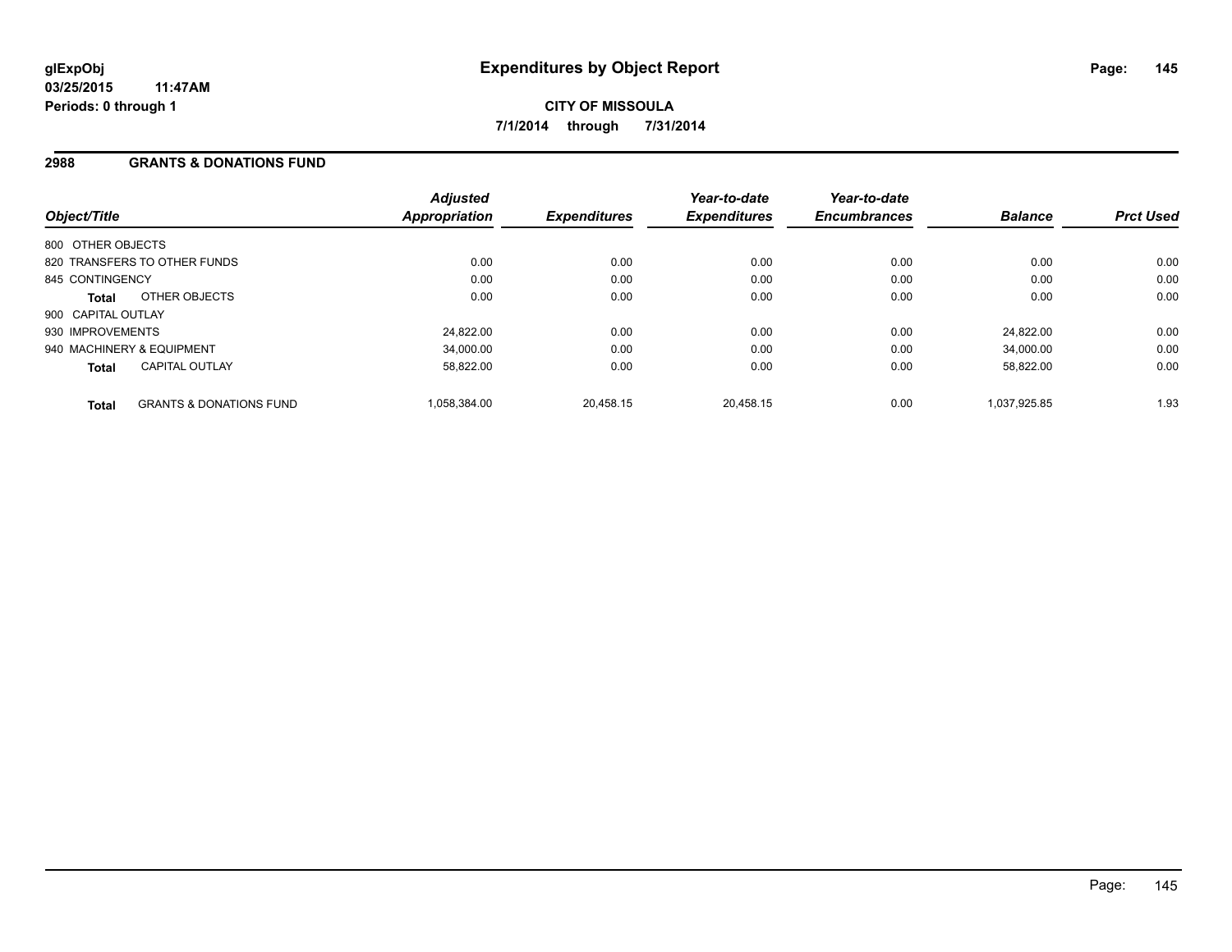# Expenditures by Object Report

glExpObj
03/25/2015 11:47AM
Periods: 0 through 1

**CITY OF MISSOULA**
**7/1/2014 through 7/31/2014**

## 2988 GRANTS & DONATIONS FUND

| Object/Title | Adjusted Appropriation | Expenditures | Year-to-date Expenditures | Year-to-date Encumbrances | Balance | Prct Used |
|---|---|---|---|---|---|---|
| 800 OTHER OBJECTS | | | | | | |
| 820 TRANSFERS TO OTHER FUNDS | 0.00 | 0.00 | 0.00 | 0.00 | 0.00 | 0.00 |
| 845 CONTINGENCY | 0.00 | 0.00 | 0.00 | 0.00 | 0.00 | 0.00 |
| **Total** OTHER OBJECTS | 0.00 | 0.00 | 0.00 | 0.00 | 0.00 | 0.00 |
| 900 CAPITAL OUTLAY | | | | | | |
| 930 IMPROVEMENTS | 24,822.00 | 0.00 | 0.00 | 0.00 | 24,822.00 | 0.00 |
| 940 MACHINERY & EQUIPMENT | 34,000.00 | 0.00 | 0.00 | 0.00 | 34,000.00 | 0.00 |
| **Total** CAPITAL OUTLAY | 58,822.00 | 0.00 | 0.00 | 0.00 | 58,822.00 | 0.00 |
| **Total** GRANTS & DONATIONS FUND | 1,058,384.00 | 20,458.15 | 20,458.15 | 0.00 | 1,037,925.85 | 1.93 |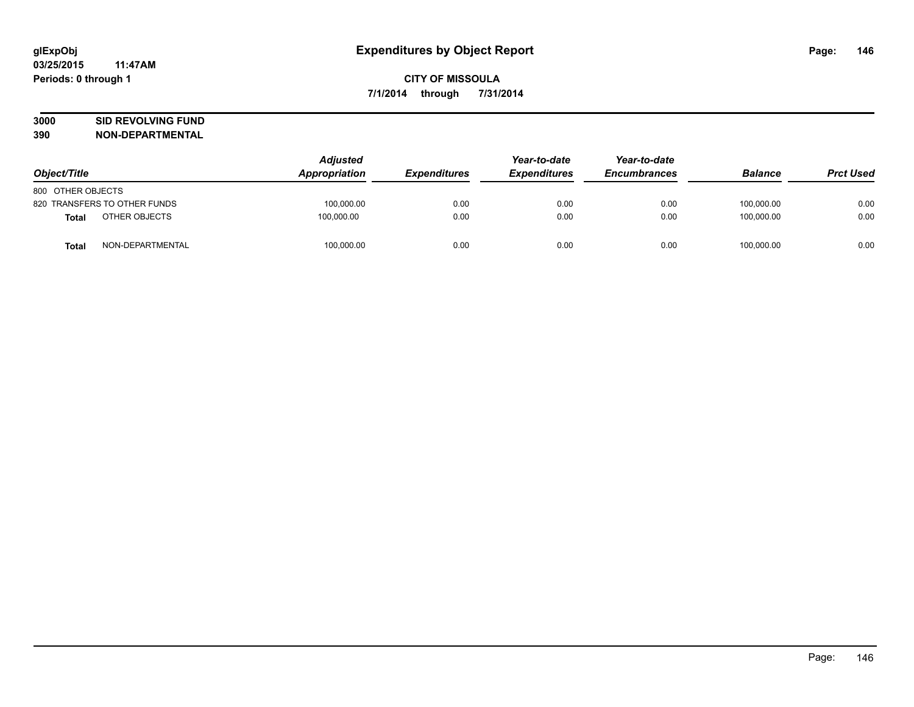# Expenditures by Object Report

glExpObj
03/25/2015 11:47AM
Periods: 0 through 1

**CITY OF MISSOULA**

**7/1/2014 through 7/31/2014**

**3000 SID REVOLVING FUND**
**390 NON-DEPARTMENTAL**

| Object/Title | Adjusted Appropriation | Expenditures | Year-to-date Expenditures | Year-to-date Encumbrances | Balance | Prct Used |
|---|---|---|---|---|---|---|
| 800 OTHER OBJECTS | | | | | | |
| 820 TRANSFERS TO OTHER FUNDS | 100,000.00 | 0.00 | 0.00 | 0.00 | 100,000.00 | 0.00 |
| **Total** OTHER OBJECTS | 100,000.00 | 0.00 | 0.00 | 0.00 | 100,000.00 | 0.00 |
| **Total** NON-DEPARTMENTAL | 100,000.00 | 0.00 | 0.00 | 0.00 | 100,000.00 | 0.00 |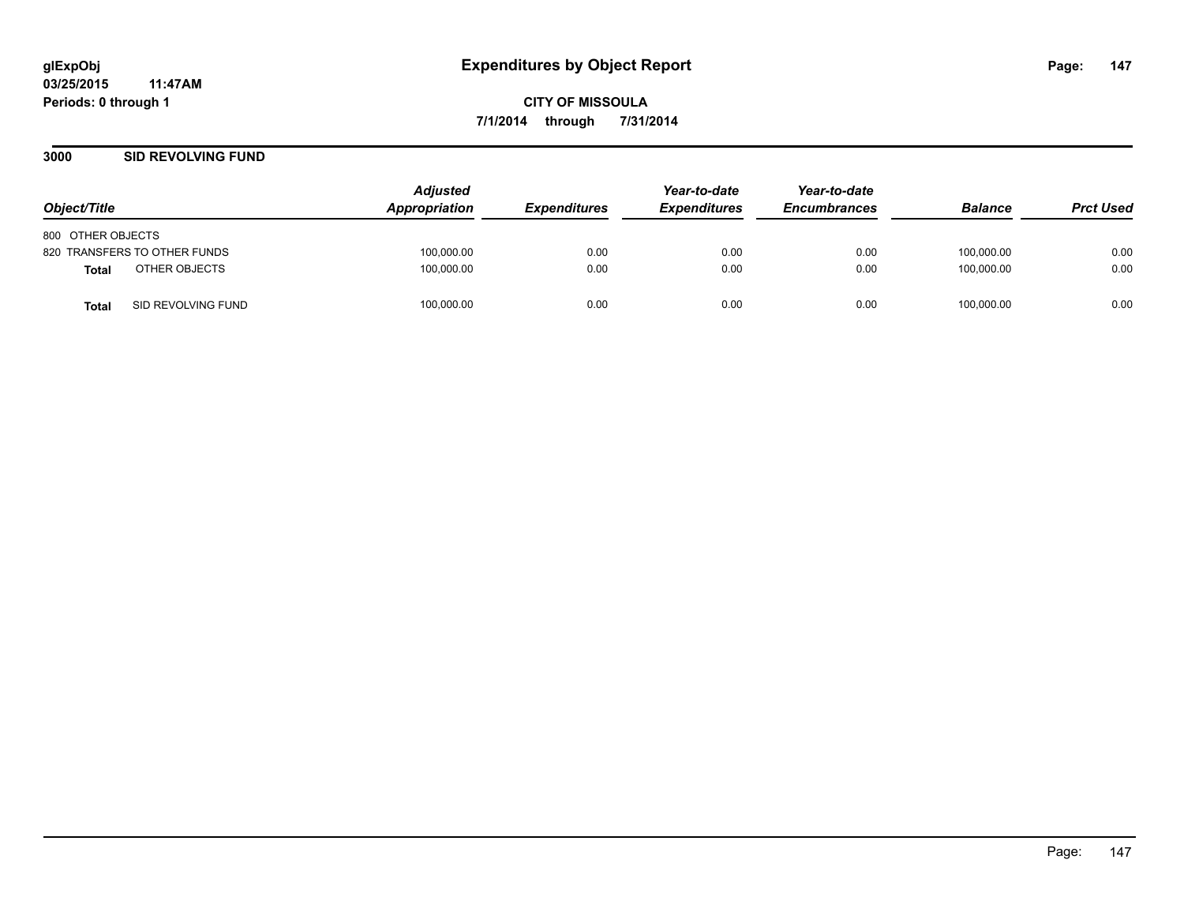glExpObj
03/25/2015 11:47AM
Periods: 0 through 1

# Expenditures by Object Report

**CITY OF MISSOULA**

**7/1/2014 through 7/31/2014**

## 3000 SID REVOLVING FUND

| Object/Title | | Adjusted Appropriation | Expenditures | Year-to-date Expenditures | Year-to-date Encumbrances | Balance | Prct Used |
|---|---|---|---|---|---|---|---|
| 800 OTHER OBJECTS | | | | | | | |
| 820 TRANSFERS TO OTHER FUNDS | | 100,000.00 | 0.00 | 0.00 | 0.00 | 100,000.00 | 0.00 |
| **Total** | OTHER OBJECTS | 100,000.00 | 0.00 | 0.00 | 0.00 | 100,000.00 | 0.00 |
| **Total** | SID REVOLVING FUND | 100,000.00 | 0.00 | 0.00 | 0.00 | 100,000.00 | 0.00 |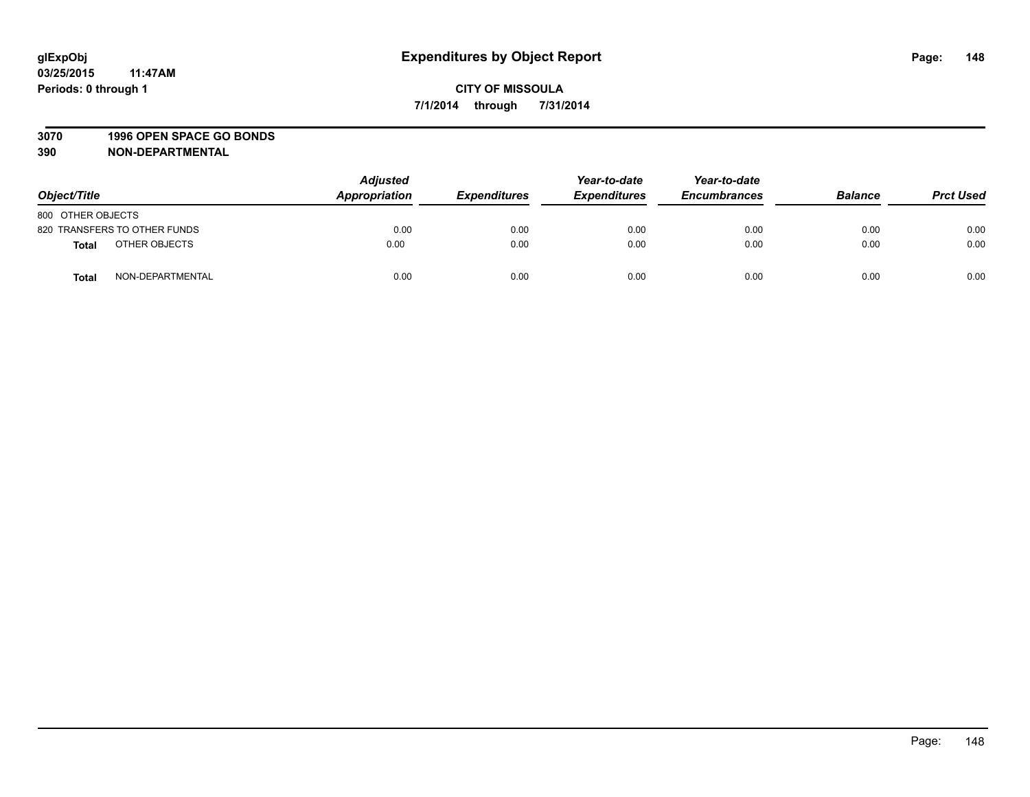**glExpObj**
**03/25/2015 11:47AM**
**Periods: 0 through 1**

# Expenditures by Object Report

**CITY OF MISSOULA**
**7/1/2014 through 7/31/2014**

**3070 1996 OPEN SPACE GO BONDS**
**390 NON-DEPARTMENTAL**

| Object/Title | | Adjusted Appropriation | Expenditures | Year-to-date Expenditures | Year-to-date Encumbrances | Balance | Prct Used |
|---|---|---|---|---|---|---|---|
| 800 OTHER OBJECTS | | | | | | | |
| 820 TRANSFERS TO OTHER FUNDS | | 0.00 | 0.00 | 0.00 | 0.00 | 0.00 | 0.00 |
| **Total** | OTHER OBJECTS | 0.00 | 0.00 | 0.00 | 0.00 | 0.00 | 0.00 |
| **Total** | NON-DEPARTMENTAL | 0.00 | 0.00 | 0.00 | 0.00 | 0.00 | 0.00 |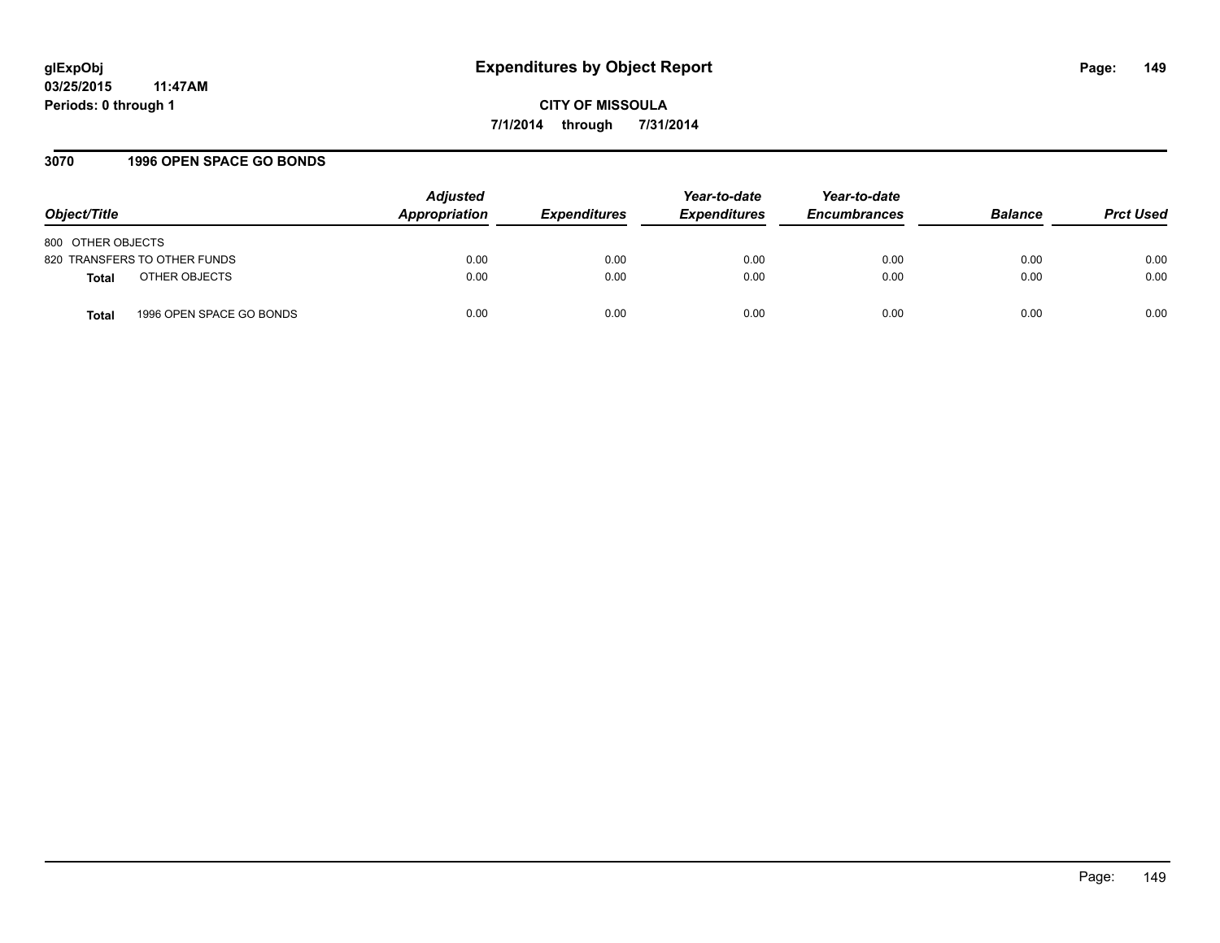glExpObj
03/25/2015 11:47AM
Periods: 0 through 1

# Expenditures by Object Report

**CITY OF MISSOULA**

**7/1/2014 through 7/31/2014**

## 3070 1996 OPEN SPACE GO BONDS

| Object/Title | Adjusted Appropriation | Expenditures | Year-to-date Expenditures | Year-to-date Encumbrances | Balance | Prct Used |
|---|---|---|---|---|---|---|
| 800 OTHER OBJECTS | | | | | | |
| 820 TRANSFERS TO OTHER FUNDS | 0.00 | 0.00 | 0.00 | 0.00 | 0.00 | 0.00 |
| **Total** OTHER OBJECTS | 0.00 | 0.00 | 0.00 | 0.00 | 0.00 | 0.00 |
| **Total** 1996 OPEN SPACE GO BONDS | 0.00 | 0.00 | 0.00 | 0.00 | 0.00 | 0.00 |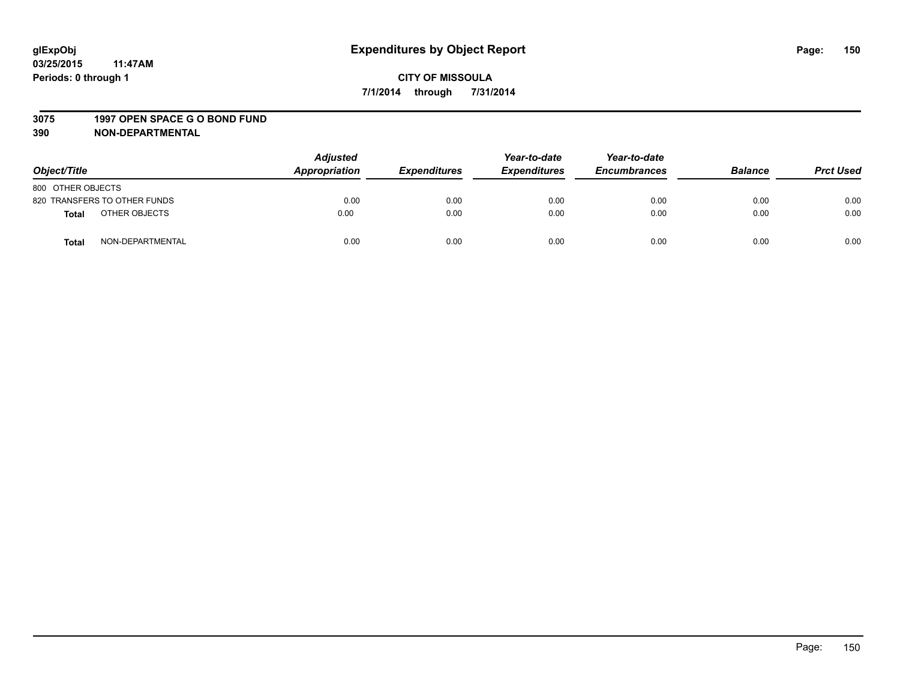glExpObj
03/25/2015 11:47AM
Periods: 0 through 1

# Expenditures by Object Report

**CITY OF MISSOULA**
**7/1/2014 through 7/31/2014**

**3075 1997 OPEN SPACE G O BOND FUND**
**390 NON-DEPARTMENTAL**

| Object/Title | Adjusted Appropriation | Expenditures | Year-to-date Expenditures | Year-to-date Encumbrances | Balance | Prct Used |
|---|---|---|---|---|---|---|
| 800 OTHER OBJECTS | | | | | | |
| 820 TRANSFERS TO OTHER FUNDS | 0.00 | 0.00 | 0.00 | 0.00 | 0.00 | 0.00 |
| **Total** OTHER OBJECTS | 0.00 | 0.00 | 0.00 | 0.00 | 0.00 | 0.00 |
| **Total** NON-DEPARTMENTAL | 0.00 | 0.00 | 0.00 | 0.00 | 0.00 | 0.00 |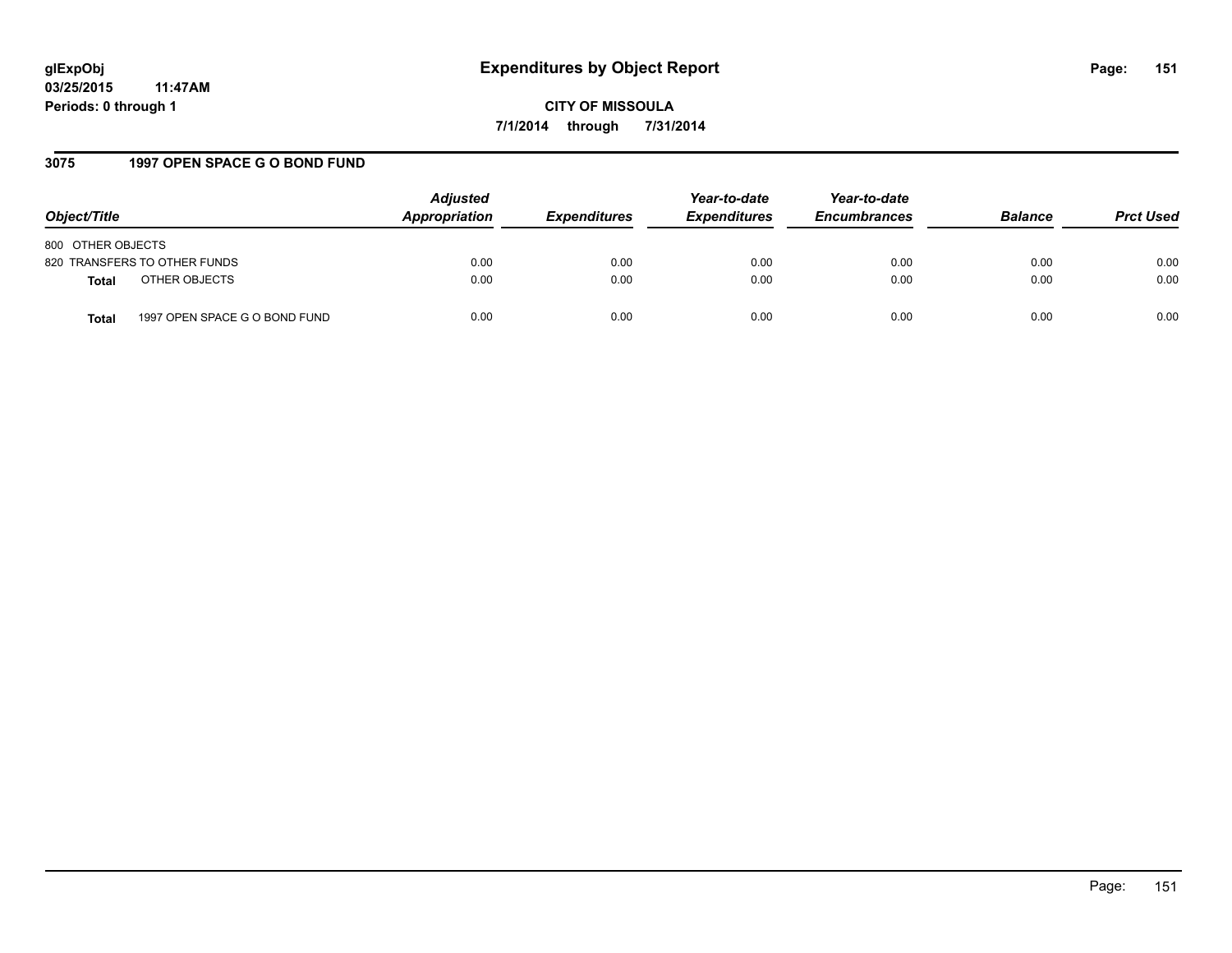glExpObj
03/25/2015 11:47AM
Periods: 0 through 1

# Expenditures by Object Report

CITY OF MISSOULA
7/1/2014 through 7/31/2014

## 3075 1997 OPEN SPACE G O BOND FUND

| Object/Title | | *Adjusted Appropriation* | *Expenditures* | *Year-to-date Expenditures* | *Year-to-date Encumbrances* | *Balance* | *Prct Used* |
|---|---|---|---|---|---|---|---|
| 800 OTHER OBJECTS | | | | | | | |
| 820 TRANSFERS TO OTHER FUNDS | | 0.00 | 0.00 | 0.00 | 0.00 | 0.00 | 0.00 |
| **Total** | OTHER OBJECTS | 0.00 | 0.00 | 0.00 | 0.00 | 0.00 | 0.00 |
| **Total** | 1997 OPEN SPACE G O BOND FUND | 0.00 | 0.00 | 0.00 | 0.00 | 0.00 | 0.00 |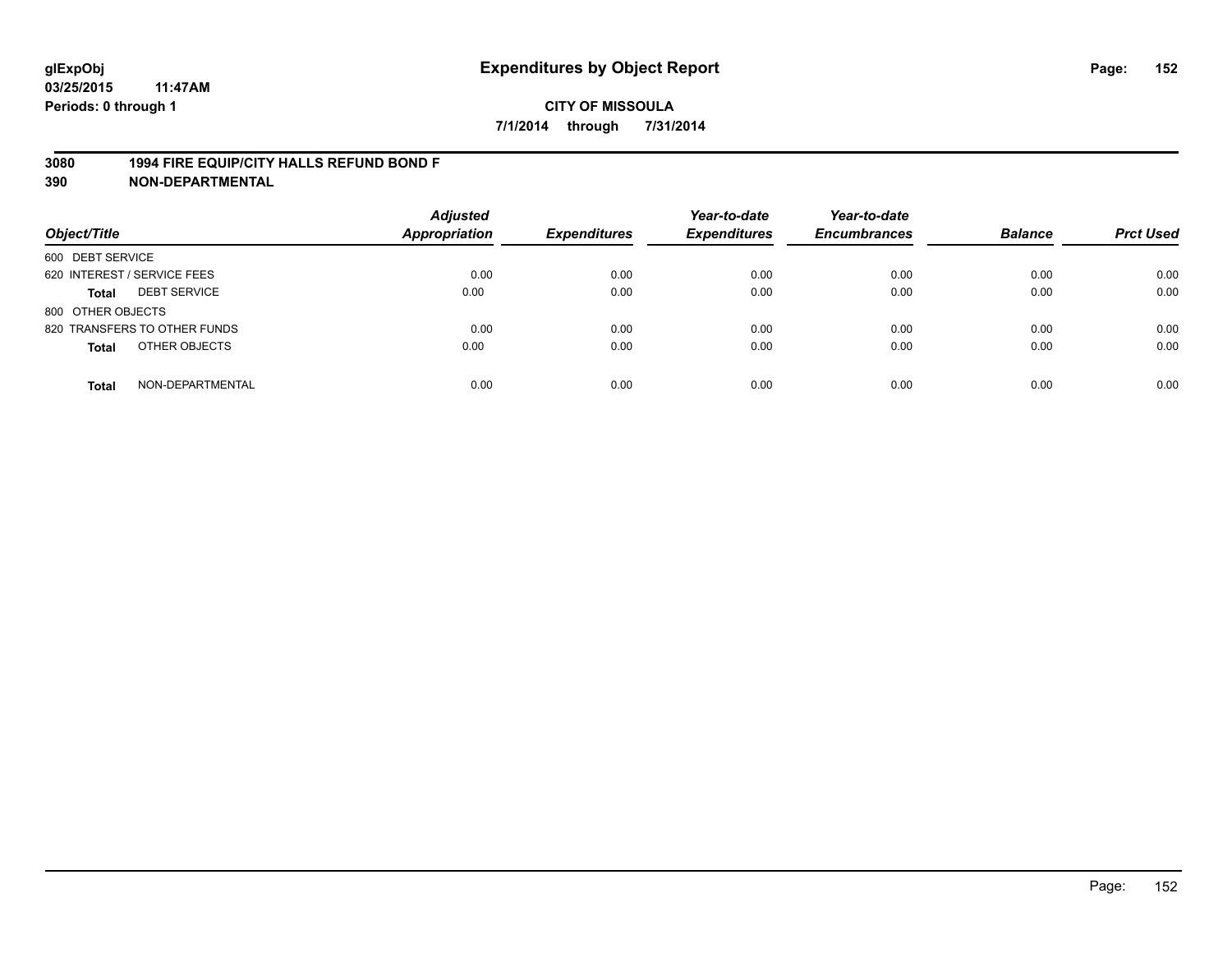**glExpObj**
**03/25/2015 11:47AM**
**Periods: 0 through 1**

# Expenditures by Object Report

**CITY OF MISSOULA**
**7/1/2014 through 7/31/2014**

**3080 1994 FIRE EQUIP/CITY HALLS REFUND BOND F**
**390 NON-DEPARTMENTAL**

| Object/Title | | Adjusted Appropriation | Expenditures | Year-to-date Expenditures | Year-to-date Encumbrances | Balance | Prct Used |
|---|---|---|---|---|---|---|---|
| 600 DEBT SERVICE | | | | | | | |
| 620 INTEREST / SERVICE FEES | | 0.00 | 0.00 | 0.00 | 0.00 | 0.00 | 0.00 |
| **Total** | DEBT SERVICE | 0.00 | 0.00 | 0.00 | 0.00 | 0.00 | 0.00 |
| 800 OTHER OBJECTS | | | | | | | |
| 820 TRANSFERS TO OTHER FUNDS | | 0.00 | 0.00 | 0.00 | 0.00 | 0.00 | 0.00 |
| **Total** | OTHER OBJECTS | 0.00 | 0.00 | 0.00 | 0.00 | 0.00 | 0.00 |
| **Total** | NON-DEPARTMENTAL | 0.00 | 0.00 | 0.00 | 0.00 | 0.00 | 0.00 |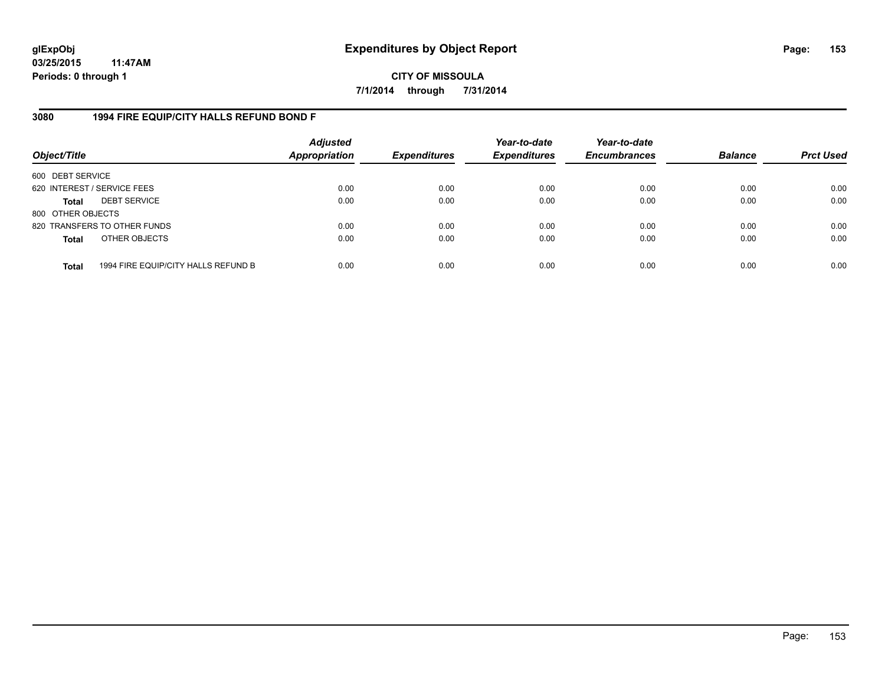# Expenditures by Object Report

glExpObj
03/25/2015 11:47AM
Periods: 0 through 1

**CITY OF MISSOULA**

**7/1/2014 through 7/31/2014**

## 3080 1994 FIRE EQUIP/CITY HALLS REFUND BOND F

| Object/Title | | *Adjusted Appropriation* | *Expenditures* | *Year-to-date Expenditures* | *Year-to-date Encumbrances* | *Balance* | *Prct Used* |
|---|---|---|---|---|---|---|---|
| 600 DEBT SERVICE | | | | | | | |
| 620 INTEREST / SERVICE FEES | | 0.00 | 0.00 | 0.00 | 0.00 | 0.00 | 0.00 |
| **Total** | DEBT SERVICE | 0.00 | 0.00 | 0.00 | 0.00 | 0.00 | 0.00 |
| 800 OTHER OBJECTS | | | | | | | |
| 820 TRANSFERS TO OTHER FUNDS | | 0.00 | 0.00 | 0.00 | 0.00 | 0.00 | 0.00 |
| **Total** | OTHER OBJECTS | 0.00 | 0.00 | 0.00 | 0.00 | 0.00 | 0.00 |
| **Total** | 1994 FIRE EQUIP/CITY HALLS REFUND B | 0.00 | 0.00 | 0.00 | 0.00 | 0.00 | 0.00 |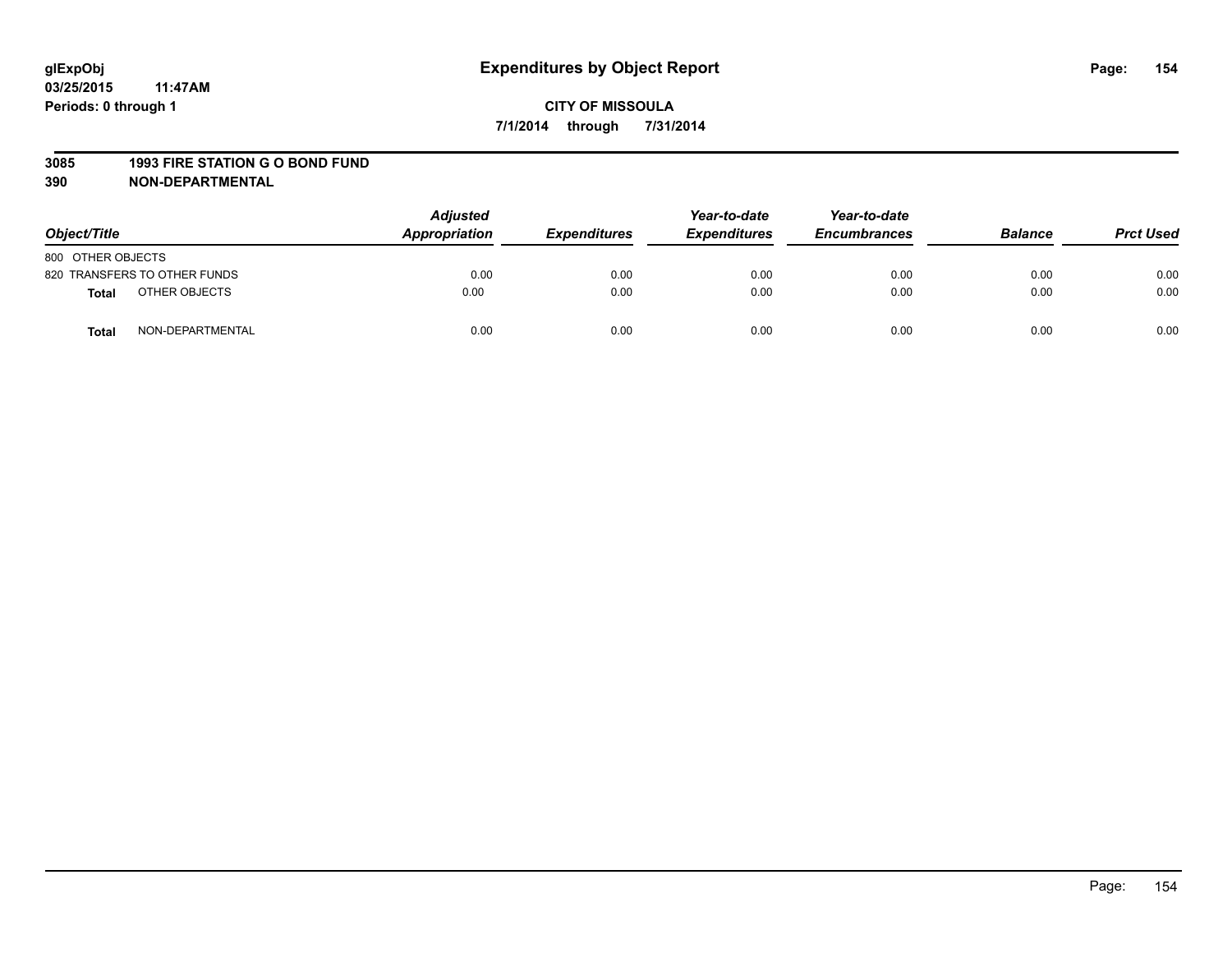glExpObj
03/25/2015 11:47AM
Periods: 0 through 1

# Expenditures by Object Report

**CITY OF MISSOULA**
**7/1/2014 through 7/31/2014**

**3085 1993 FIRE STATION G O BOND FUND**
**390 NON-DEPARTMENTAL**

| Object/Title | Adjusted Appropriation | Expenditures | Year-to-date Expenditures | Year-to-date Encumbrances | Balance | Prct Used |
|---|---|---|---|---|---|---|
| 800 OTHER OBJECTS | | | | | | |
| 820 TRANSFERS TO OTHER FUNDS | 0.00 | 0.00 | 0.00 | 0.00 | 0.00 | 0.00 |
| **Total** OTHER OBJECTS | 0.00 | 0.00 | 0.00 | 0.00 | 0.00 | 0.00 |
| **Total** NON-DEPARTMENTAL | 0.00 | 0.00 | 0.00 | 0.00 | 0.00 | 0.00 |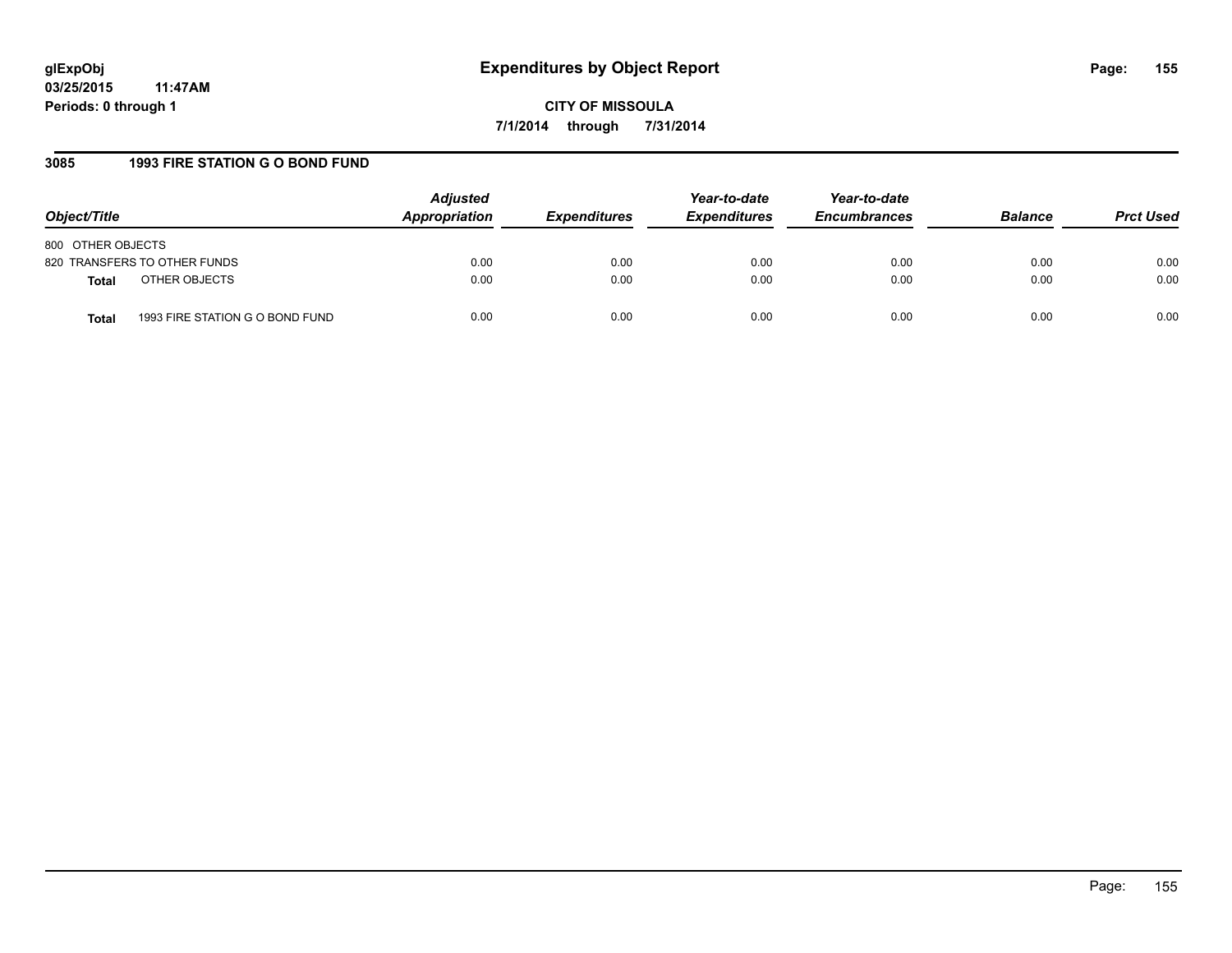# Expenditures by Object Report

glExpObj
03/25/2015 11:47AM
Periods: 0 through 1

**CITY OF MISSOULA**
**7/1/2014 through 7/31/2014**

### 3085 1993 FIRE STATION G O BOND FUND

| Object/Title | | Adjusted Appropriation | Expenditures | Year-to-date Expenditures | Year-to-date Encumbrances | Balance | Prct Used |
|---|---|---|---|---|---|---|---|
| 800 OTHER OBJECTS | | | | | | | |
| 820 TRANSFERS TO OTHER FUNDS | | 0.00 | 0.00 | 0.00 | 0.00 | 0.00 | 0.00 |
| **Total** | OTHER OBJECTS | 0.00 | 0.00 | 0.00 | 0.00 | 0.00 | 0.00 |
| **Total** | 1993 FIRE STATION G O BOND FUND | 0.00 | 0.00 | 0.00 | 0.00 | 0.00 | 0.00 |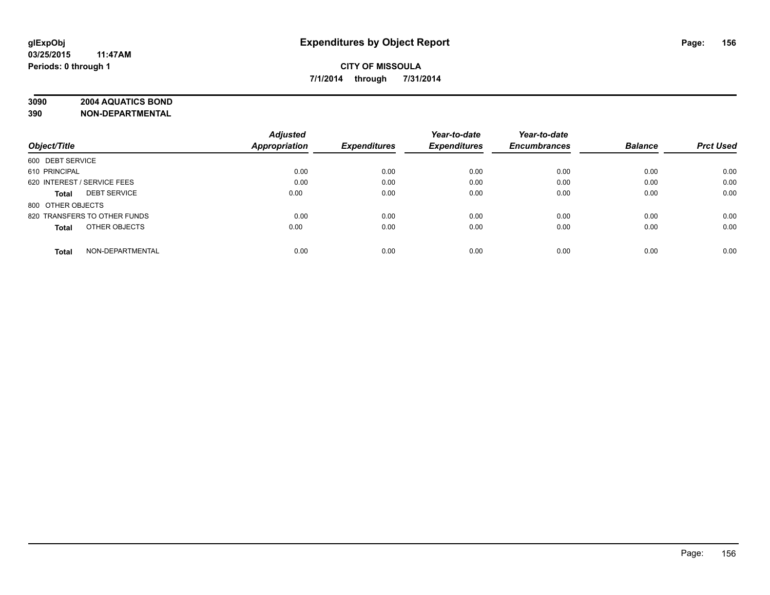**glExpObj**
**03/25/2015 11:47AM**
**Periods: 0 through 1**

# Expenditures by Object Report

**CITY OF MISSOULA**
**7/1/2014 through 7/31/2014**

**3090 2004 AQUATICS BOND**
**390 NON-DEPARTMENTAL**

| Object/Title | Adjusted Appropriation | Expenditures | Year-to-date Expenditures | Year-to-date Encumbrances | Balance | Prct Used |
|---|---|---|---|---|---|---|
| 600 DEBT SERVICE | | | | | | |
| 610 PRINCIPAL | 0.00 | 0.00 | 0.00 | 0.00 | 0.00 | 0.00 |
| 620 INTEREST / SERVICE FEES | 0.00 | 0.00 | 0.00 | 0.00 | 0.00 | 0.00 |
| **Total** DEBT SERVICE | 0.00 | 0.00 | 0.00 | 0.00 | 0.00 | 0.00 |
| 800 OTHER OBJECTS | | | | | | |
| 820 TRANSFERS TO OTHER FUNDS | 0.00 | 0.00 | 0.00 | 0.00 | 0.00 | 0.00 |
| **Total** OTHER OBJECTS | 0.00 | 0.00 | 0.00 | 0.00 | 0.00 | 0.00 |
| **Total** NON-DEPARTMENTAL | 0.00 | 0.00 | 0.00 | 0.00 | 0.00 | 0.00 |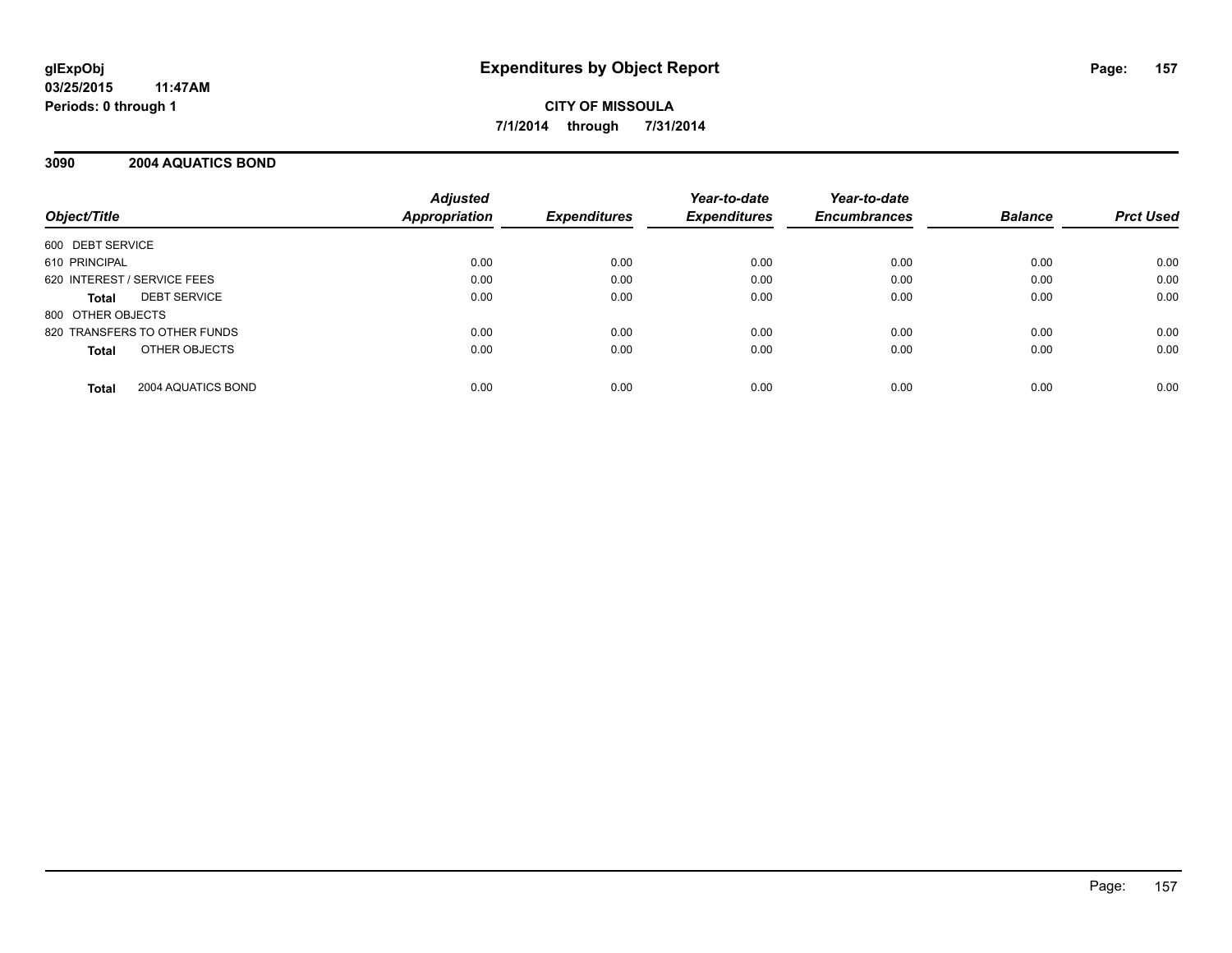glExpObj
03/25/2015 11:47AM
Periods: 0 through 1

# Expenditures by Object Report

**CITY OF MISSOULA**
**7/1/2014 through 7/31/2014**

## 3090 2004 AQUATICS BOND

| Object/Title | Adjusted Appropriation | Expenditures | Year-to-date Expenditures | Year-to-date Encumbrances | Balance | Prct Used |
|---|---|---|---|---|---|---|
| 600 DEBT SERVICE | | | | | | |
| 610 PRINCIPAL | 0.00 | 0.00 | 0.00 | 0.00 | 0.00 | 0.00 |
| 620 INTEREST / SERVICE FEES | 0.00 | 0.00 | 0.00 | 0.00 | 0.00 | 0.00 |
| **Total** DEBT SERVICE | 0.00 | 0.00 | 0.00 | 0.00 | 0.00 | 0.00 |
| 800 OTHER OBJECTS | | | | | | |
| 820 TRANSFERS TO OTHER FUNDS | 0.00 | 0.00 | 0.00 | 0.00 | 0.00 | 0.00 |
| **Total** OTHER OBJECTS | 0.00 | 0.00 | 0.00 | 0.00 | 0.00 | 0.00 |
| **Total** 2004 AQUATICS BOND | 0.00 | 0.00 | 0.00 | 0.00 | 0.00 | 0.00 |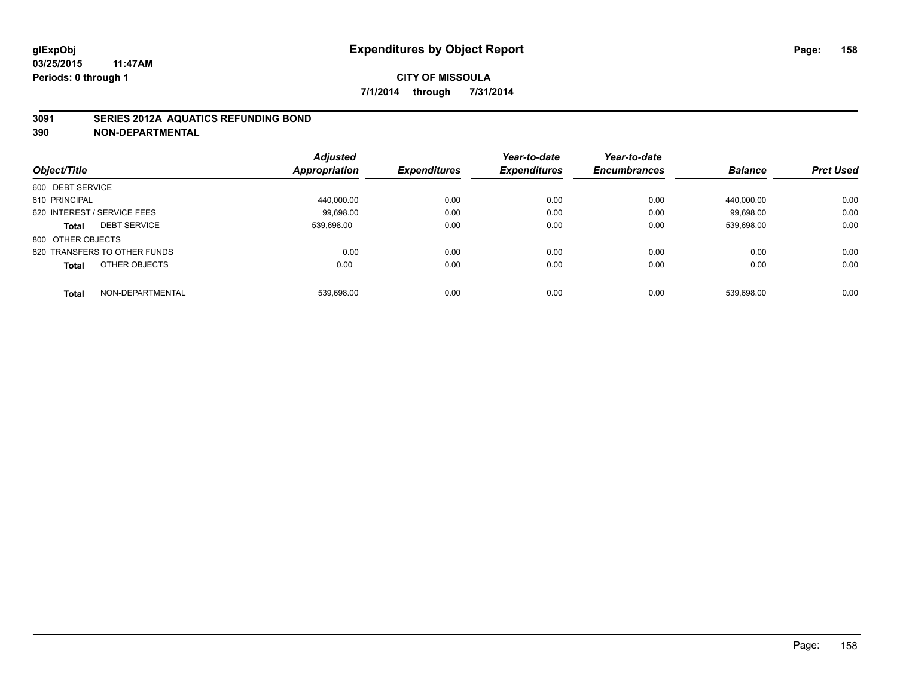glExpObj
03/25/2015 11:47AM
Periods: 0 through 1

# Expenditures by Object Report

**CITY OF MISSOULA**

**7/1/2014 through 7/31/2014**

## 3091 SERIES 2012A AQUATICS REFUNDING BOND
## 390 NON-DEPARTMENTAL

| Object/Title | | Adjusted Appropriation | Expenditures | Year-to-date Expenditures | Year-to-date Encumbrances | Balance | Prct Used |
|---|---|---|---|---|---|---|---|
| 600 DEBT SERVICE | | | | | | | |
| 610 PRINCIPAL | | 440,000.00 | 0.00 | 0.00 | 0.00 | 440,000.00 | 0.00 |
| 620 INTEREST / SERVICE FEES | | 99,698.00 | 0.00 | 0.00 | 0.00 | 99,698.00 | 0.00 |
| **Total** | DEBT SERVICE | 539,698.00 | 0.00 | 0.00 | 0.00 | 539,698.00 | 0.00 |
| 800 OTHER OBJECTS | | | | | | | |
| 820 TRANSFERS TO OTHER FUNDS | | 0.00 | 0.00 | 0.00 | 0.00 | 0.00 | 0.00 |
| **Total** | OTHER OBJECTS | 0.00 | 0.00 | 0.00 | 0.00 | 0.00 | 0.00 |
| **Total** | NON-DEPARTMENTAL | 539,698.00 | 0.00 | 0.00 | 0.00 | 539,698.00 | 0.00 |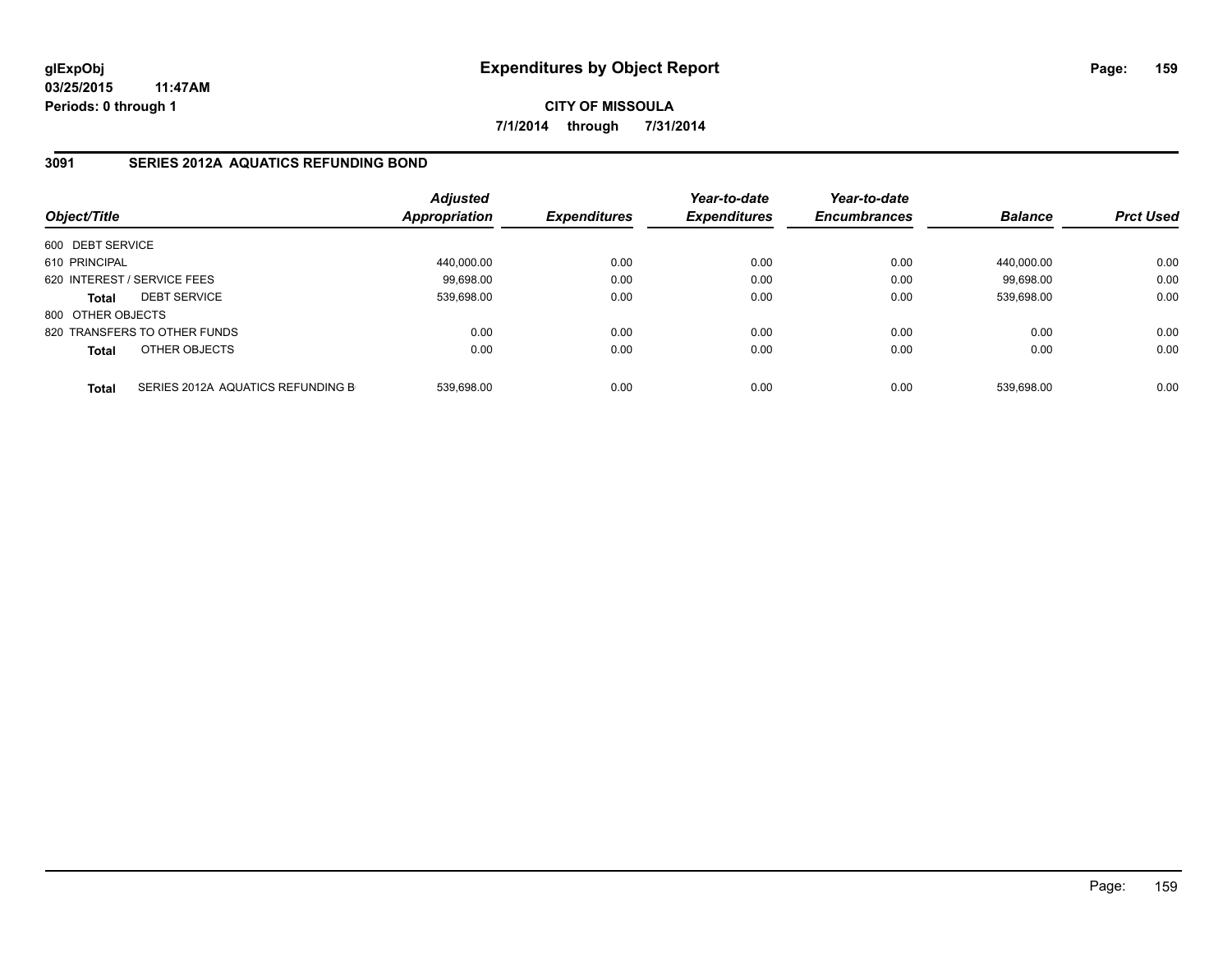**glExpObj**
**03/25/2015 11:47AM**
**Periods: 0 through 1**

# Expenditures by Object Report

**CITY OF MISSOULA**
**7/1/2014 through 7/31/2014**

## 3091 SERIES 2012A AQUATICS REFUNDING BOND

| Object/Title | | Adjusted Appropriation | Expenditures | Year-to-date Expenditures | Year-to-date Encumbrances | Balance | Prct Used |
|---|---|---|---|---|---|---|---|
| 600 DEBT SERVICE | | | | | | | |
| 610 PRINCIPAL | | 440,000.00 | 0.00 | 0.00 | 0.00 | 440,000.00 | 0.00 |
| 620 INTEREST / SERVICE FEES | | 99,698.00 | 0.00 | 0.00 | 0.00 | 99,698.00 | 0.00 |
| **Total** | DEBT SERVICE | 539,698.00 | 0.00 | 0.00 | 0.00 | 539,698.00 | 0.00 |
| 800 OTHER OBJECTS | | | | | | | |
| 820 TRANSFERS TO OTHER FUNDS | | 0.00 | 0.00 | 0.00 | 0.00 | 0.00 | 0.00 |
| **Total** | OTHER OBJECTS | 0.00 | 0.00 | 0.00 | 0.00 | 0.00 | 0.00 |
| **Total** | SERIES 2012A AQUATICS REFUNDING B | 539,698.00 | 0.00 | 0.00 | 0.00 | 539,698.00 | 0.00 |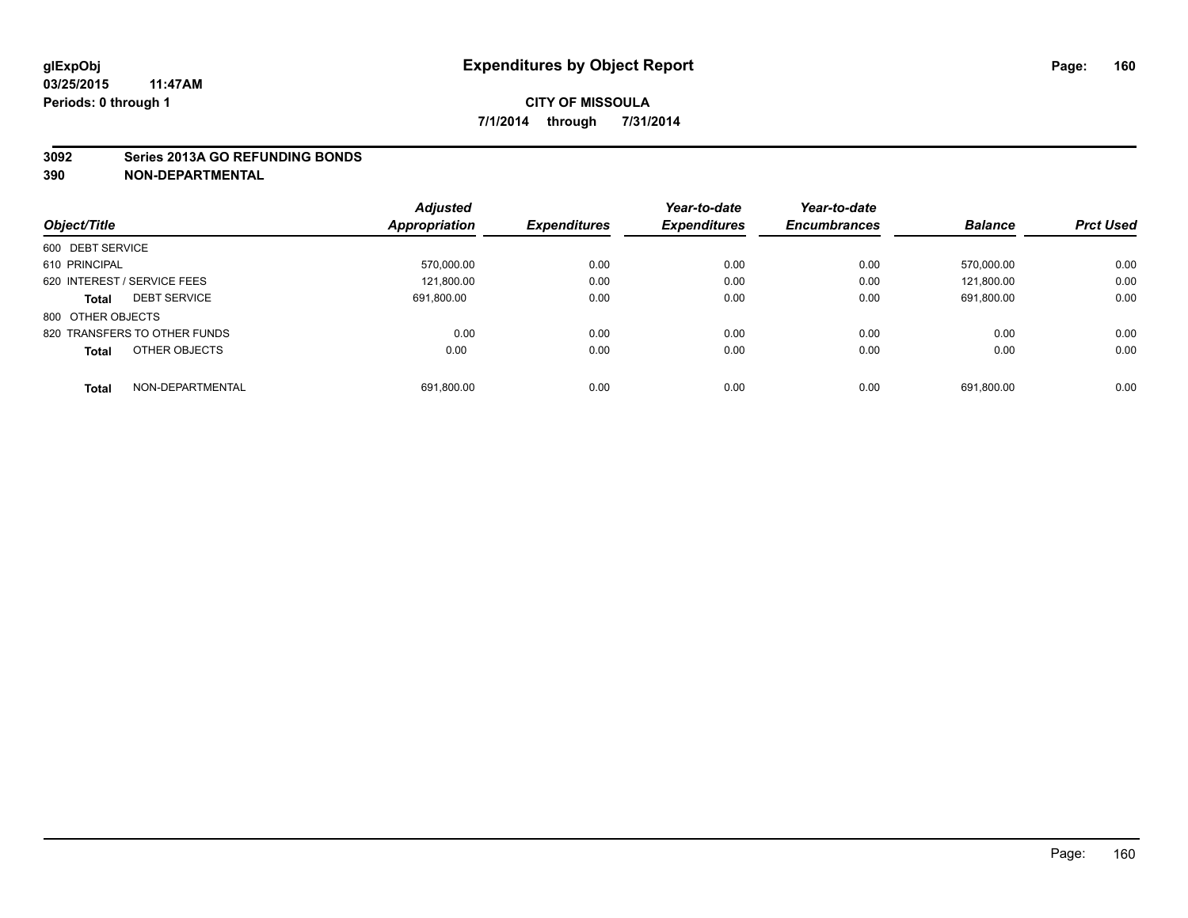**glExpObj**
**03/25/2015 11:47AM**
**Periods: 0 through 1**

# Expenditures by Object Report

**CITY OF MISSOULA**
**7/1/2014 through 7/31/2014**

**3092 Series 2013A GO REFUNDING BONDS**
**390 NON-DEPARTMENTAL**

| Object/Title | Adjusted Appropriation | Expenditures | Year-to-date Expenditures | Year-to-date Encumbrances | Balance | Prct Used |
|---|---|---|---|---|---|---|
| 600 DEBT SERVICE | | | | | | |
| 610 PRINCIPAL | 570,000.00 | 0.00 | 0.00 | 0.00 | 570,000.00 | 0.00 |
| 620 INTEREST / SERVICE FEES | 121,800.00 | 0.00 | 0.00 | 0.00 | 121,800.00 | 0.00 |
| **Total** DEBT SERVICE | 691,800.00 | 0.00 | 0.00 | 0.00 | 691,800.00 | 0.00 |
| 800 OTHER OBJECTS | | | | | | |
| 820 TRANSFERS TO OTHER FUNDS | 0.00 | 0.00 | 0.00 | 0.00 | 0.00 | 0.00 |
| **Total** OTHER OBJECTS | 0.00 | 0.00 | 0.00 | 0.00 | 0.00 | 0.00 |
| **Total** NON-DEPARTMENTAL | 691,800.00 | 0.00 | 0.00 | 0.00 | 691,800.00 | 0.00 |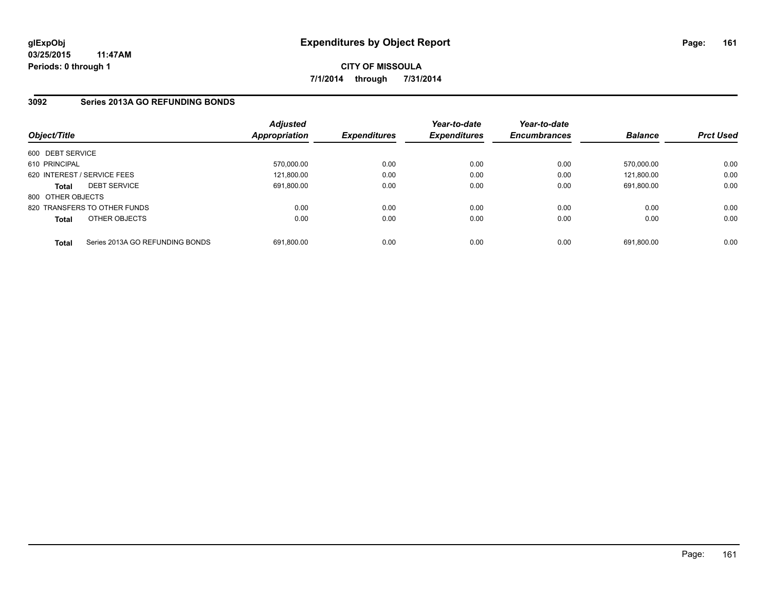glExpObj
03/25/2015 11:47AM
Periods: 0 through 1

# Expenditures by Object Report

**CITY OF MISSOULA**

**7/1/2014 through 7/31/2014**

## 3092 Series 2013A GO REFUNDING BONDS

| Object/Title | | Adjusted Appropriation | Expenditures | Year-to-date Expenditures | Year-to-date Encumbrances | Balance | Prct Used |
|---|---|---|---|---|---|---|---|
| 600 DEBT SERVICE | | | | | | | |
| 610 PRINCIPAL | | 570,000.00 | 0.00 | 0.00 | 0.00 | 570,000.00 | 0.00 |
| 620 INTEREST / SERVICE FEES | | 121,800.00 | 0.00 | 0.00 | 0.00 | 121,800.00 | 0.00 |
| **Total** | DEBT SERVICE | 691,800.00 | 0.00 | 0.00 | 0.00 | 691,800.00 | 0.00 |
| 800 OTHER OBJECTS | | | | | | | |
| 820 TRANSFERS TO OTHER FUNDS | | 0.00 | 0.00 | 0.00 | 0.00 | 0.00 | 0.00 |
| **Total** | OTHER OBJECTS | 0.00 | 0.00 | 0.00 | 0.00 | 0.00 | 0.00 |
| **Total** | Series 2013A GO REFUNDING BONDS | 691,800.00 | 0.00 | 0.00 | 0.00 | 691,800.00 | 0.00 |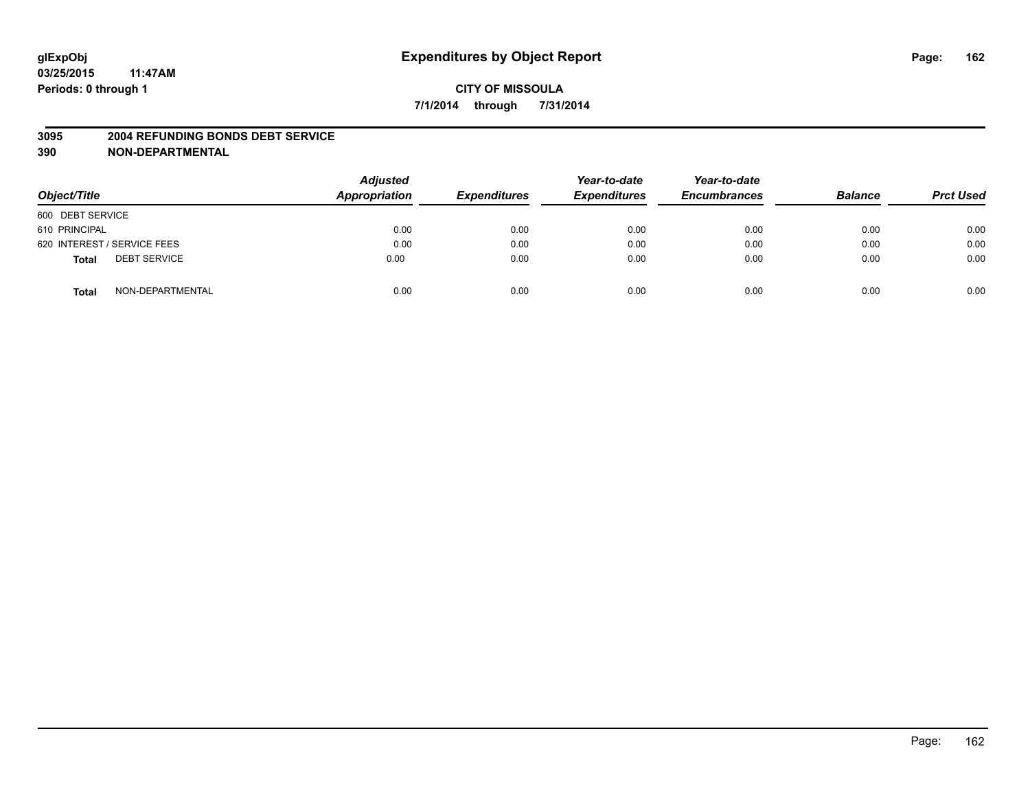# Expenditures by Object Report

**glExpObj**
**03/25/2015 11:47AM**
**Periods: 0 through 1**

**CITY OF MISSOULA**
**7/1/2014 through 7/31/2014**

**3095 2004 REFUNDING BONDS DEBT SERVICE**
**390 NON-DEPARTMENTAL**

| Object/Title | Adjusted Appropriation | Expenditures | Year-to-date Expenditures | Year-to-date Encumbrances | Balance | Prct Used |
|---|---|---|---|---|---|---|
| 600 DEBT SERVICE | | | | | | |
| 610 PRINCIPAL | 0.00 | 0.00 | 0.00 | 0.00 | 0.00 | 0.00 |
| 620 INTEREST / SERVICE FEES | 0.00 | 0.00 | 0.00 | 0.00 | 0.00 | 0.00 |
| **Total** DEBT SERVICE | 0.00 | 0.00 | 0.00 | 0.00 | 0.00 | 0.00 |
| **Total** NON-DEPARTMENTAL | 0.00 | 0.00 | 0.00 | 0.00 | 0.00 | 0.00 |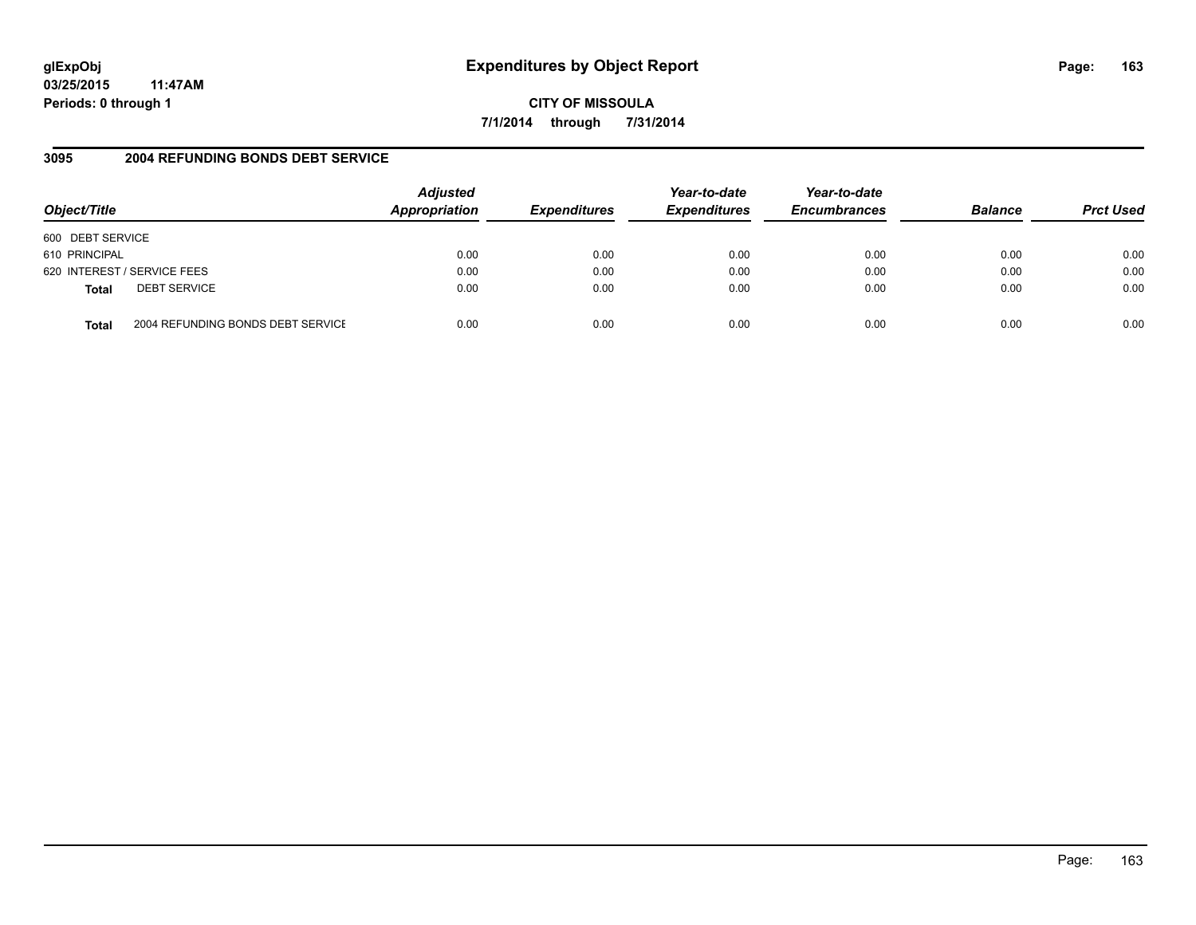# Expenditures by Object Report

glExpObj
03/25/2015 11:47AM
Periods: 0 through 1

**CITY OF MISSOULA**

**7/1/2014 through 7/31/2014**

## 3095 2004 REFUNDING BONDS DEBT SERVICE

| Object/Title | | Adjusted Appropriation | Expenditures | Year-to-date Expenditures | Year-to-date Encumbrances | Balance | Prct Used |
|---|---|---|---|---|---|---|---|
| 600 DEBT SERVICE | | | | | | | |
| 610 PRINCIPAL | | 0.00 | 0.00 | 0.00 | 0.00 | 0.00 | 0.00 |
| 620 INTEREST / SERVICE FEES | | 0.00 | 0.00 | 0.00 | 0.00 | 0.00 | 0.00 |
| **Total** | DEBT SERVICE | 0.00 | 0.00 | 0.00 | 0.00 | 0.00 | 0.00 |
| **Total** | 2004 REFUNDING BONDS DEBT SERVICE | 0.00 | 0.00 | 0.00 | 0.00 | 0.00 | 0.00 |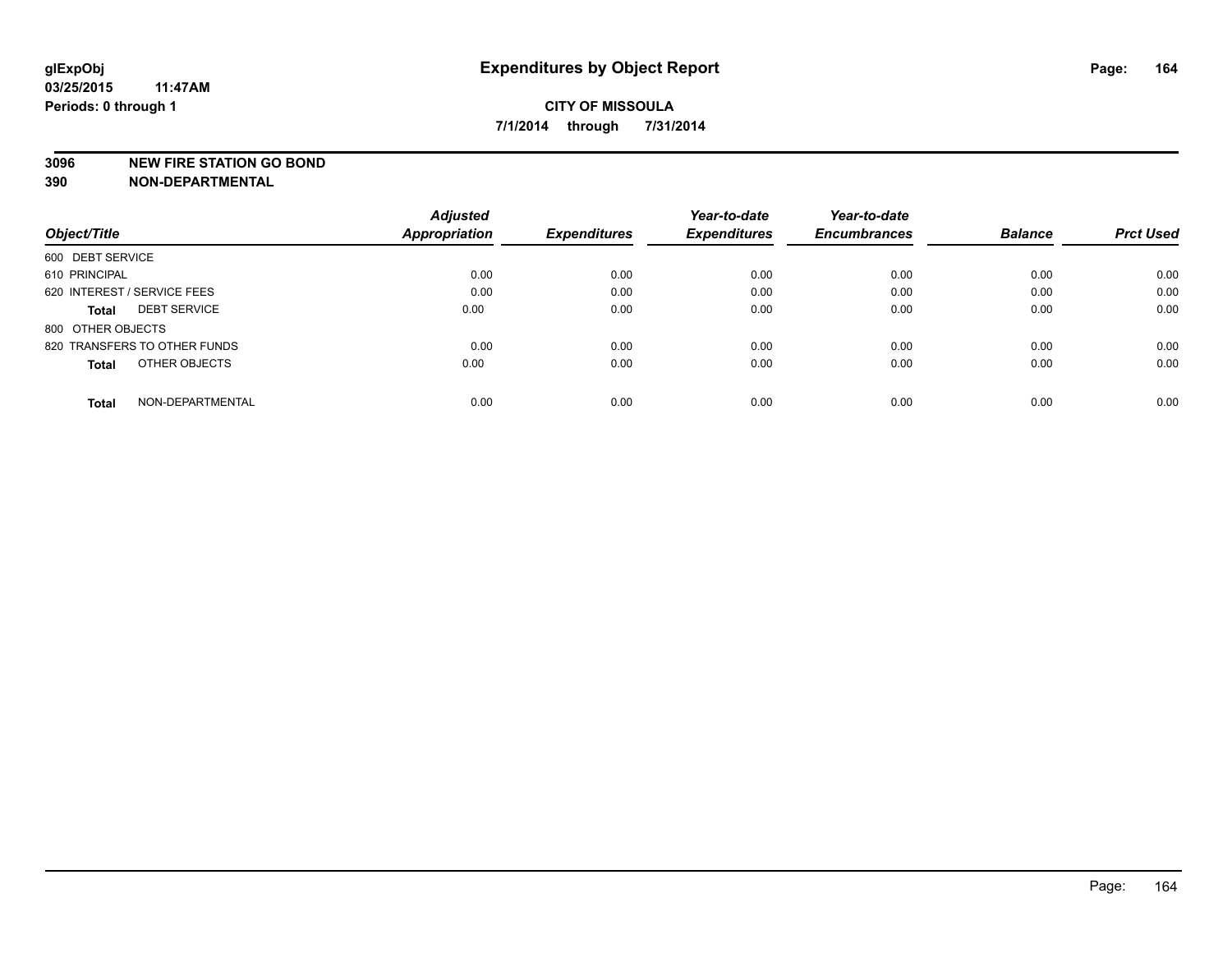glExpObj
03/25/2015 11:47AM
Periods: 0 through 1

# Expenditures by Object Report

**CITY OF MISSOULA**

**7/1/2014 through 7/31/2014**

**3096 NEW FIRE STATION GO BOND**
**390 NON-DEPARTMENTAL**

| Object/Title | | Adjusted Appropriation | Expenditures | Year-to-date Expenditures | Year-to-date Encumbrances | Balance | Prct Used |
|---|---|---|---|---|---|---|---|
| 600 DEBT SERVICE | | | | | | | |
| 610 PRINCIPAL | | 0.00 | 0.00 | 0.00 | 0.00 | 0.00 | 0.00 |
| 620 INTEREST / SERVICE FEES | | 0.00 | 0.00 | 0.00 | 0.00 | 0.00 | 0.00 |
| **Total** | DEBT SERVICE | 0.00 | 0.00 | 0.00 | 0.00 | 0.00 | 0.00 |
| 800 OTHER OBJECTS | | | | | | | |
| 820 TRANSFERS TO OTHER FUNDS | | 0.00 | 0.00 | 0.00 | 0.00 | 0.00 | 0.00 |
| **Total** | OTHER OBJECTS | 0.00 | 0.00 | 0.00 | 0.00 | 0.00 | 0.00 |
| **Total** | NON-DEPARTMENTAL | 0.00 | 0.00 | 0.00 | 0.00 | 0.00 | 0.00 |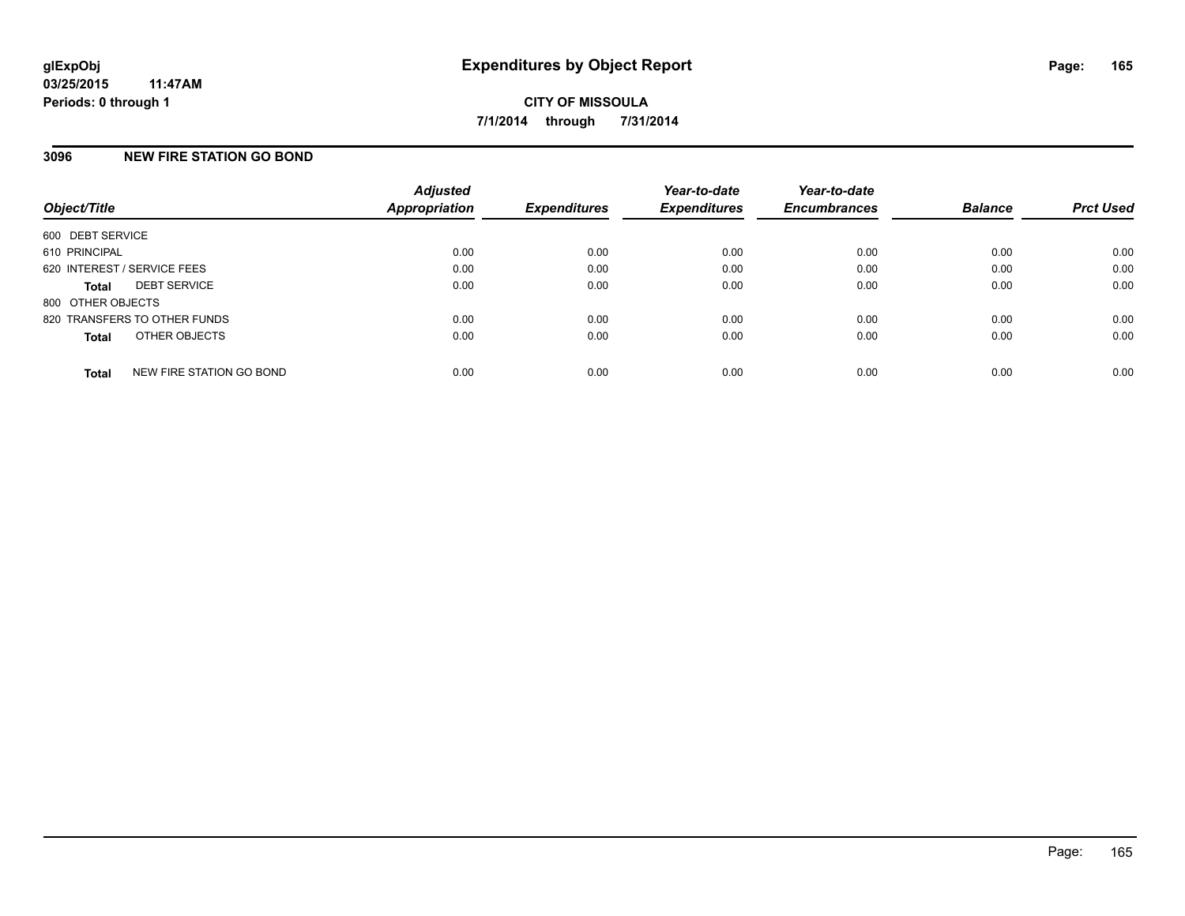# Expenditures by Object Report

glExpObj
03/25/2015 11:47AM
Periods: 0 through 1

**CITY OF MISSOULA**
**7/1/2014 through 7/31/2014**

## 3096 NEW FIRE STATION GO BOND

| Object/Title | Adjusted Appropriation | Expenditures | Year-to-date Expenditures | Year-to-date Encumbrances | Balance | Prct Used |
|---|---|---|---|---|---|---|
| 600 DEBT SERVICE | | | | | | |
| 610 PRINCIPAL | 0.00 | 0.00 | 0.00 | 0.00 | 0.00 | 0.00 |
| 620 INTEREST / SERVICE FEES | 0.00 | 0.00 | 0.00 | 0.00 | 0.00 | 0.00 |
| **Total** DEBT SERVICE | 0.00 | 0.00 | 0.00 | 0.00 | 0.00 | 0.00 |
| 800 OTHER OBJECTS | | | | | | |
| 820 TRANSFERS TO OTHER FUNDS | 0.00 | 0.00 | 0.00 | 0.00 | 0.00 | 0.00 |
| **Total** OTHER OBJECTS | 0.00 | 0.00 | 0.00 | 0.00 | 0.00 | 0.00 |
| **Total** NEW FIRE STATION GO BOND | 0.00 | 0.00 | 0.00 | 0.00 | 0.00 | 0.00 |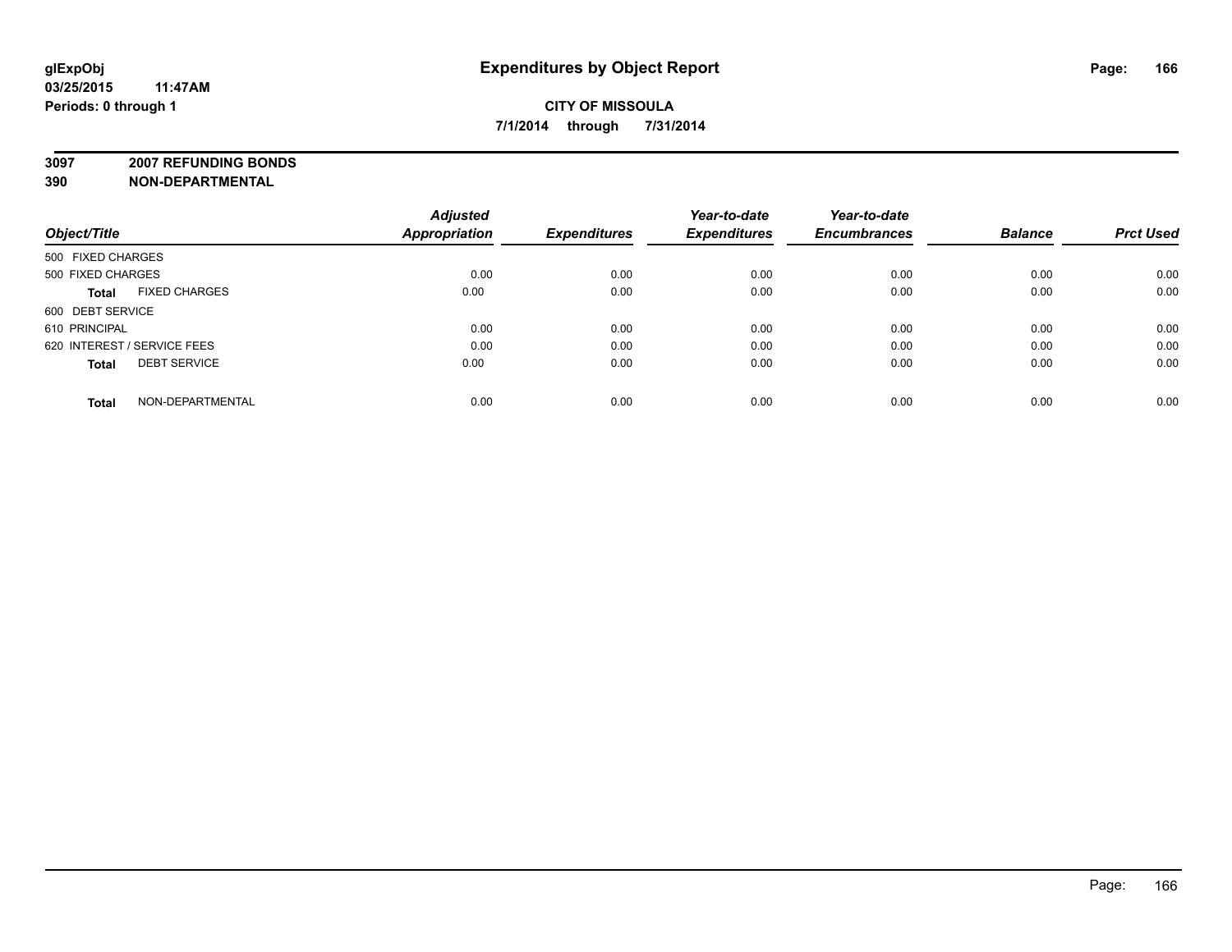**glExpObj**
**03/25/2015 11:47AM**
**Periods: 0 through 1**

# Expenditures by Object Report

**CITY OF MISSOULA**
**7/1/2014 through 7/31/2014**

**3097 2007 REFUNDING BONDS**
**390 NON-DEPARTMENTAL**

| Object/Title | Adjusted Appropriation | Expenditures | Year-to-date Expenditures | Year-to-date Encumbrances | Balance | Prct Used |
|---|---|---|---|---|---|---|
| 500 FIXED CHARGES | | | | | | |
| 500 FIXED CHARGES | 0.00 | 0.00 | 0.00 | 0.00 | 0.00 | 0.00 |
| **Total** FIXED CHARGES | 0.00 | 0.00 | 0.00 | 0.00 | 0.00 | 0.00 |
| 600 DEBT SERVICE | | | | | | |
| 610 PRINCIPAL | 0.00 | 0.00 | 0.00 | 0.00 | 0.00 | 0.00 |
| 620 INTEREST / SERVICE FEES | 0.00 | 0.00 | 0.00 | 0.00 | 0.00 | 0.00 |
| **Total** DEBT SERVICE | 0.00 | 0.00 | 0.00 | 0.00 | 0.00 | 0.00 |
| **Total** NON-DEPARTMENTAL | 0.00 | 0.00 | 0.00 | 0.00 | 0.00 | 0.00 |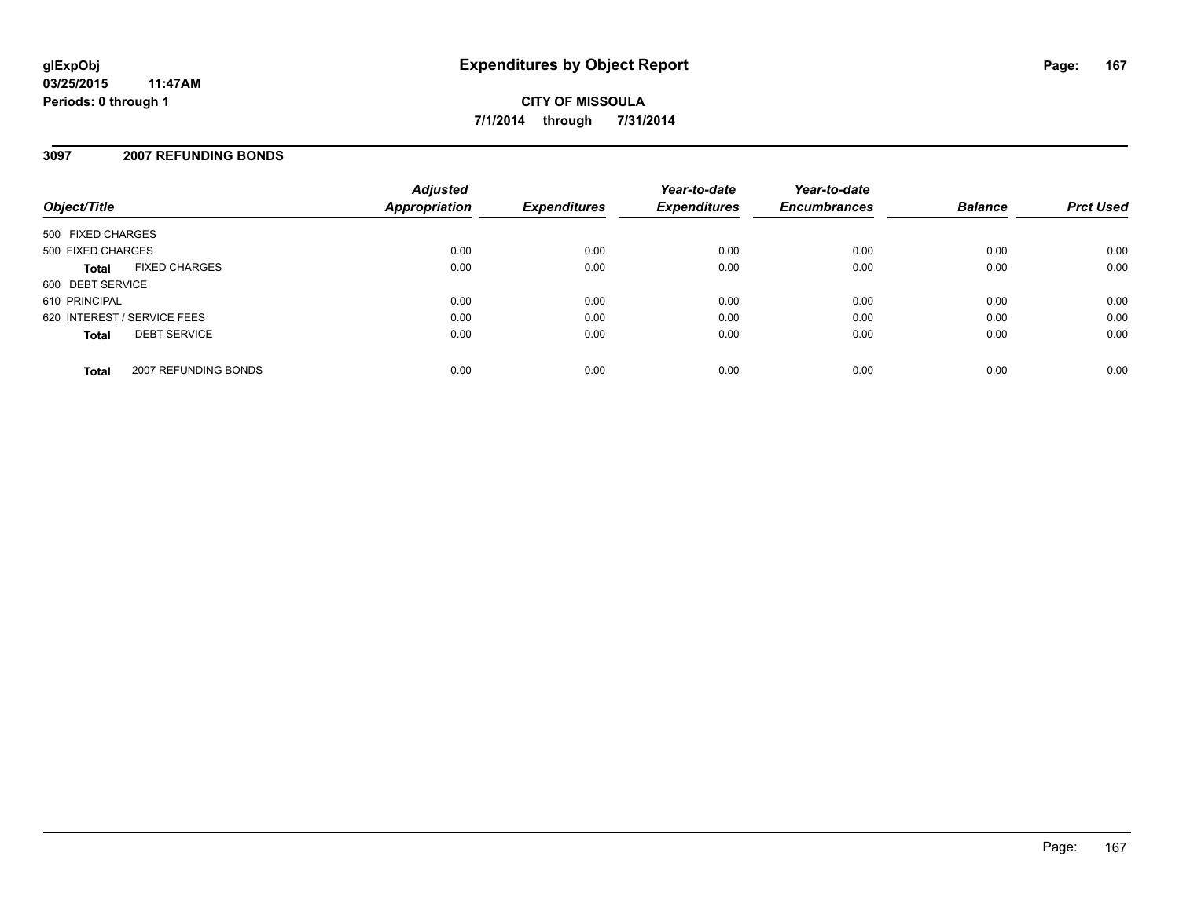**glExpObj**
**03/25/2015 11:47AM**
**Periods: 0 through 1**

# Expenditures by Object Report

**CITY OF MISSOULA**
**7/1/2014 through 7/31/2014**

## 3097 2007 REFUNDING BONDS

| Object/Title | | Adjusted Appropriation | Expenditures | Year-to-date Expenditures | Year-to-date Encumbrances | Balance | Prct Used |
|---|---|---|---|---|---|---|---|
| 500 FIXED CHARGES | | | | | | | |
| 500 FIXED CHARGES | | 0.00 | 0.00 | 0.00 | 0.00 | 0.00 | 0.00 |
| **Total** | FIXED CHARGES | 0.00 | 0.00 | 0.00 | 0.00 | 0.00 | 0.00 |
| 600 DEBT SERVICE | | | | | | | |
| 610 PRINCIPAL | | 0.00 | 0.00 | 0.00 | 0.00 | 0.00 | 0.00 |
| 620 INTEREST / SERVICE FEES | | 0.00 | 0.00 | 0.00 | 0.00 | 0.00 | 0.00 |
| **Total** | DEBT SERVICE | 0.00 | 0.00 | 0.00 | 0.00 | 0.00 | 0.00 |
| **Total** | 2007 REFUNDING BONDS | 0.00 | 0.00 | 0.00 | 0.00 | 0.00 | 0.00 |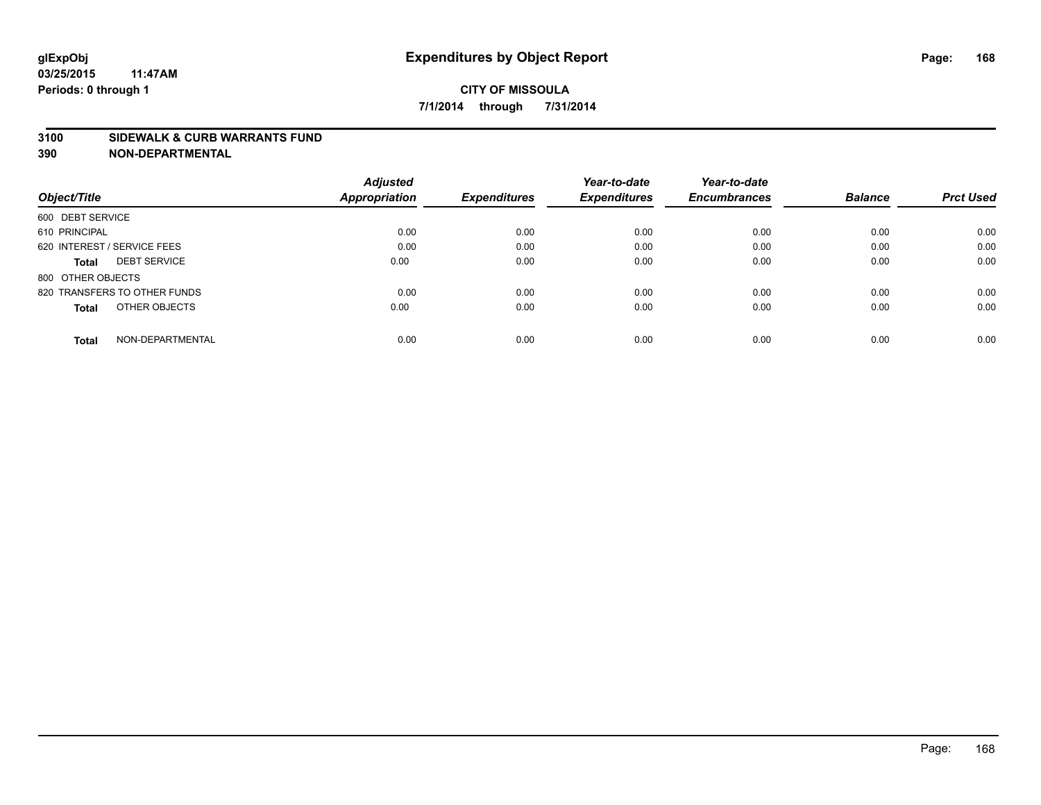glExpObj
03/25/2015 11:47AM
Periods: 0 through 1

# Expenditures by Object Report

**CITY OF MISSOULA**

**7/1/2014 through 7/31/2014**

**3100 SIDEWALK & CURB WARRANTS FUND**
**390 NON-DEPARTMENTAL**

| Object/Title | | Adjusted Appropriation | Expenditures | Year-to-date Expenditures | Year-to-date Encumbrances | Balance | Prct Used |
|---|---|---|---|---|---|---|---|
| 600 DEBT SERVICE | | | | | | | |
| 610 PRINCIPAL | | 0.00 | 0.00 | 0.00 | 0.00 | 0.00 | 0.00 |
| 620 INTEREST / SERVICE FEES | | 0.00 | 0.00 | 0.00 | 0.00 | 0.00 | 0.00 |
| **Total** | DEBT SERVICE | 0.00 | 0.00 | 0.00 | 0.00 | 0.00 | 0.00 |
| 800 OTHER OBJECTS | | | | | | | |
| 820 TRANSFERS TO OTHER FUNDS | | 0.00 | 0.00 | 0.00 | 0.00 | 0.00 | 0.00 |
| **Total** | OTHER OBJECTS | 0.00 | 0.00 | 0.00 | 0.00 | 0.00 | 0.00 |
| **Total** | NON-DEPARTMENTAL | 0.00 | 0.00 | 0.00 | 0.00 | 0.00 | 0.00 |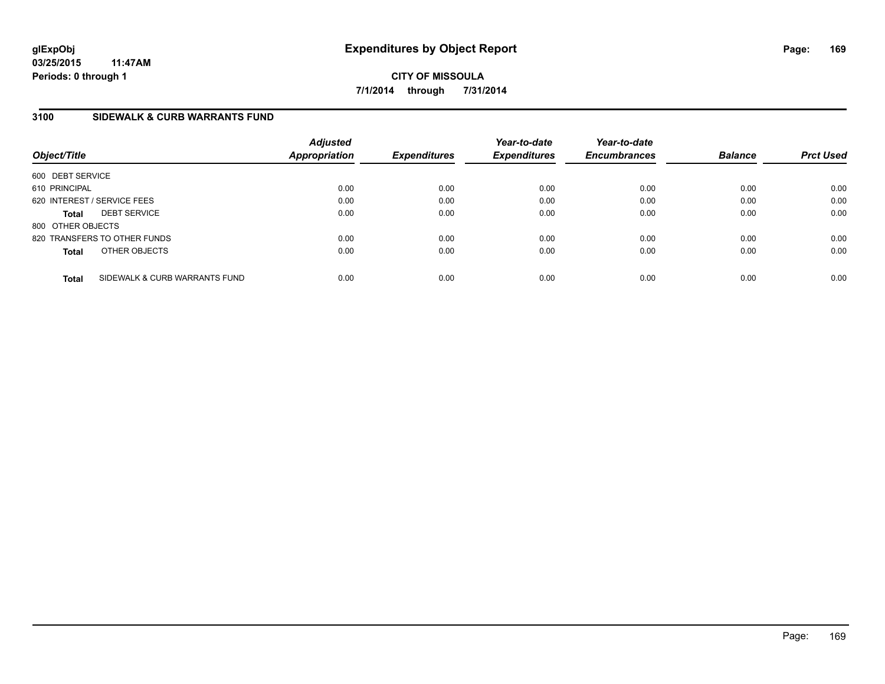**glExpObj**
**03/25/2015 11:47AM**
**Periods: 0 through 1**

# Expenditures by Object Report

**CITY OF MISSOULA**
**7/1/2014 through 7/31/2014**

## 3100 SIDEWALK & CURB WARRANTS FUND

| Object/Title | Adjusted Appropriation | Expenditures | Year-to-date Expenditures | Year-to-date Encumbrances | Balance | Prct Used |
|---|---|---|---|---|---|---|
| 600 DEBT SERVICE | | | | | | |
| 610 PRINCIPAL | 0.00 | 0.00 | 0.00 | 0.00 | 0.00 | 0.00 |
| 620 INTEREST / SERVICE FEES | 0.00 | 0.00 | 0.00 | 0.00 | 0.00 | 0.00 |
| **Total** DEBT SERVICE | 0.00 | 0.00 | 0.00 | 0.00 | 0.00 | 0.00 |
| 800 OTHER OBJECTS | | | | | | |
| 820 TRANSFERS TO OTHER FUNDS | 0.00 | 0.00 | 0.00 | 0.00 | 0.00 | 0.00 |
| **Total** OTHER OBJECTS | 0.00 | 0.00 | 0.00 | 0.00 | 0.00 | 0.00 |
| **Total** SIDEWALK & CURB WARRANTS FUND | 0.00 | 0.00 | 0.00 | 0.00 | 0.00 | 0.00 |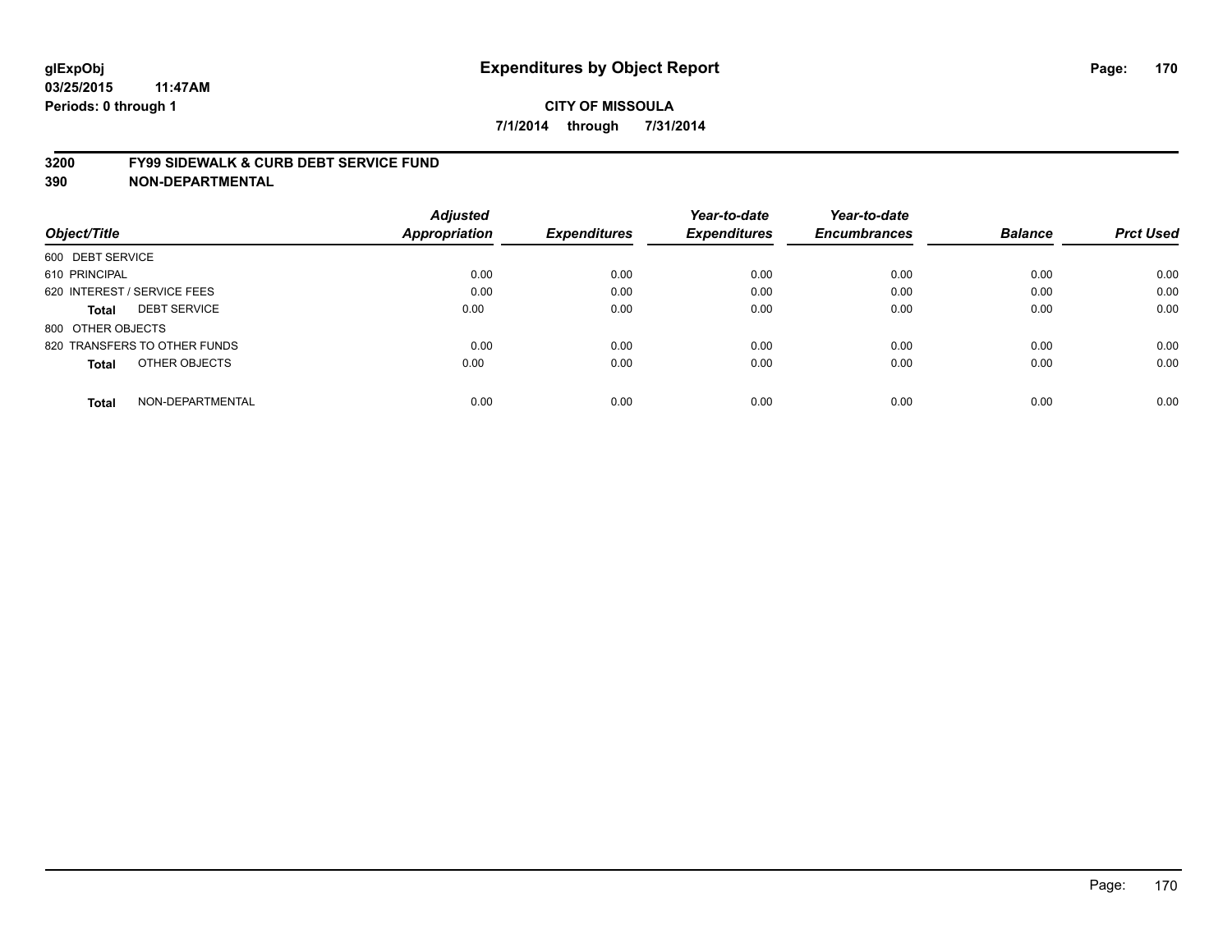**glExpObj**
**03/25/2015 11:47AM**
**Periods: 0 through 1**

# Expenditures by Object Report

**CITY OF MISSOULA**
**7/1/2014 through 7/31/2014**

## 3200 FY99 SIDEWALK & CURB DEBT SERVICE FUND
## 390 NON-DEPARTMENTAL

| Object/Title | Adjusted Appropriation | Expenditures | Year-to-date Expenditures | Year-to-date Encumbrances | Balance | Prct Used |
|---|---|---|---|---|---|---|
| 600 DEBT SERVICE | | | | | | |
| 610 PRINCIPAL | 0.00 | 0.00 | 0.00 | 0.00 | 0.00 | 0.00 |
| 620 INTEREST / SERVICE FEES | 0.00 | 0.00 | 0.00 | 0.00 | 0.00 | 0.00 |
| **Total** DEBT SERVICE | 0.00 | 0.00 | 0.00 | 0.00 | 0.00 | 0.00 |
| 800 OTHER OBJECTS | | | | | | |
| 820 TRANSFERS TO OTHER FUNDS | 0.00 | 0.00 | 0.00 | 0.00 | 0.00 | 0.00 |
| **Total** OTHER OBJECTS | 0.00 | 0.00 | 0.00 | 0.00 | 0.00 | 0.00 |
| **Total** NON-DEPARTMENTAL | 0.00 | 0.00 | 0.00 | 0.00 | 0.00 | 0.00 |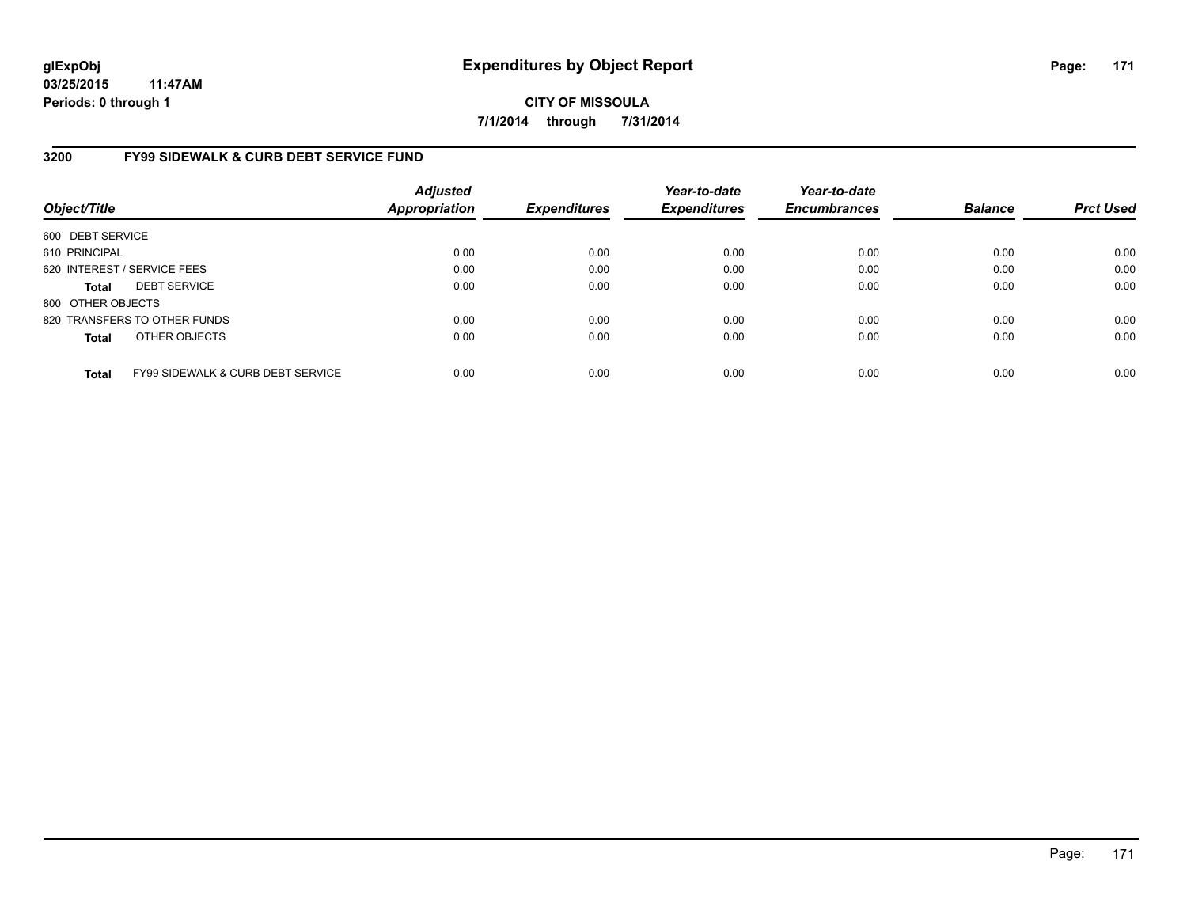glExpObj
03/25/2015 11:47AM
Periods: 0 through 1

# Expenditures by Object Report

**CITY OF MISSOULA**
**7/1/2014 through 7/31/2014**

## 3200 FY99 SIDEWALK & CURB DEBT SERVICE FUND

| Object/Title | Adjusted Appropriation | Expenditures | Year-to-date Expenditures | Year-to-date Encumbrances | Balance | Prct Used |
|---|---|---|---|---|---|---|
| 600 DEBT SERVICE | | | | | | |
| 610 PRINCIPAL | 0.00 | 0.00 | 0.00 | 0.00 | 0.00 | 0.00 |
| 620 INTEREST / SERVICE FEES | 0.00 | 0.00 | 0.00 | 0.00 | 0.00 | 0.00 |
| **Total** DEBT SERVICE | 0.00 | 0.00 | 0.00 | 0.00 | 0.00 | 0.00 |
| 800 OTHER OBJECTS | | | | | | |
| 820 TRANSFERS TO OTHER FUNDS | 0.00 | 0.00 | 0.00 | 0.00 | 0.00 | 0.00 |
| **Total** OTHER OBJECTS | 0.00 | 0.00 | 0.00 | 0.00 | 0.00 | 0.00 |
| **Total** FY99 SIDEWALK & CURB DEBT SERVICE | 0.00 | 0.00 | 0.00 | 0.00 | 0.00 | 0.00 |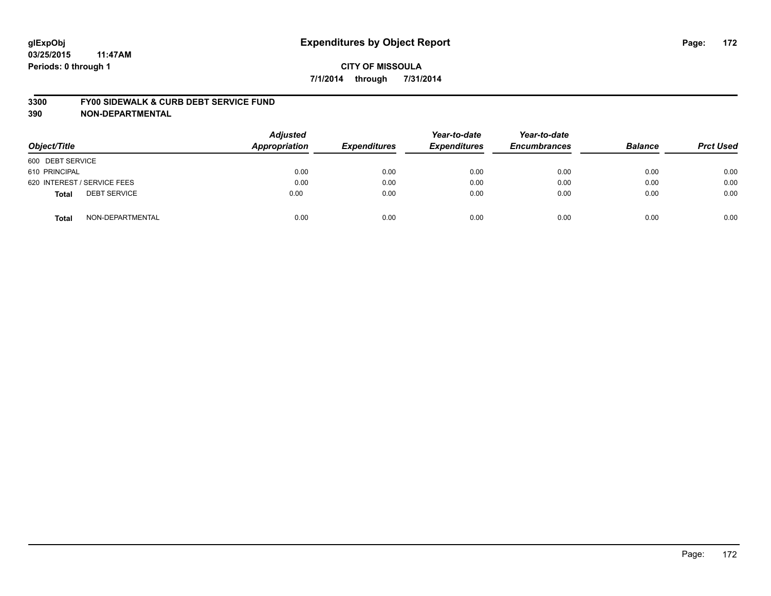glExpObj
03/25/2015 11:47AM
Periods: 0 through 1

# Expenditures by Object Report

**CITY OF MISSOULA**

**7/1/2014 through 7/31/2014**

**3300 FY00 SIDEWALK & CURB DEBT SERVICE FUND**

**390 NON-DEPARTMENTAL**

| Object/Title | Adjusted Appropriation | Expenditures | Year-to-date Expenditures | Year-to-date Encumbrances | Balance | Prct Used |
|---|---|---|---|---|---|---|
| 600 DEBT SERVICE | | | | | | |
| 610 PRINCIPAL | 0.00 | 0.00 | 0.00 | 0.00 | 0.00 | 0.00 |
| 620 INTEREST / SERVICE FEES | 0.00 | 0.00 | 0.00 | 0.00 | 0.00 | 0.00 |
| **Total** DEBT SERVICE | 0.00 | 0.00 | 0.00 | 0.00 | 0.00 | 0.00 |
| **Total** NON-DEPARTMENTAL | 0.00 | 0.00 | 0.00 | 0.00 | 0.00 | 0.00 |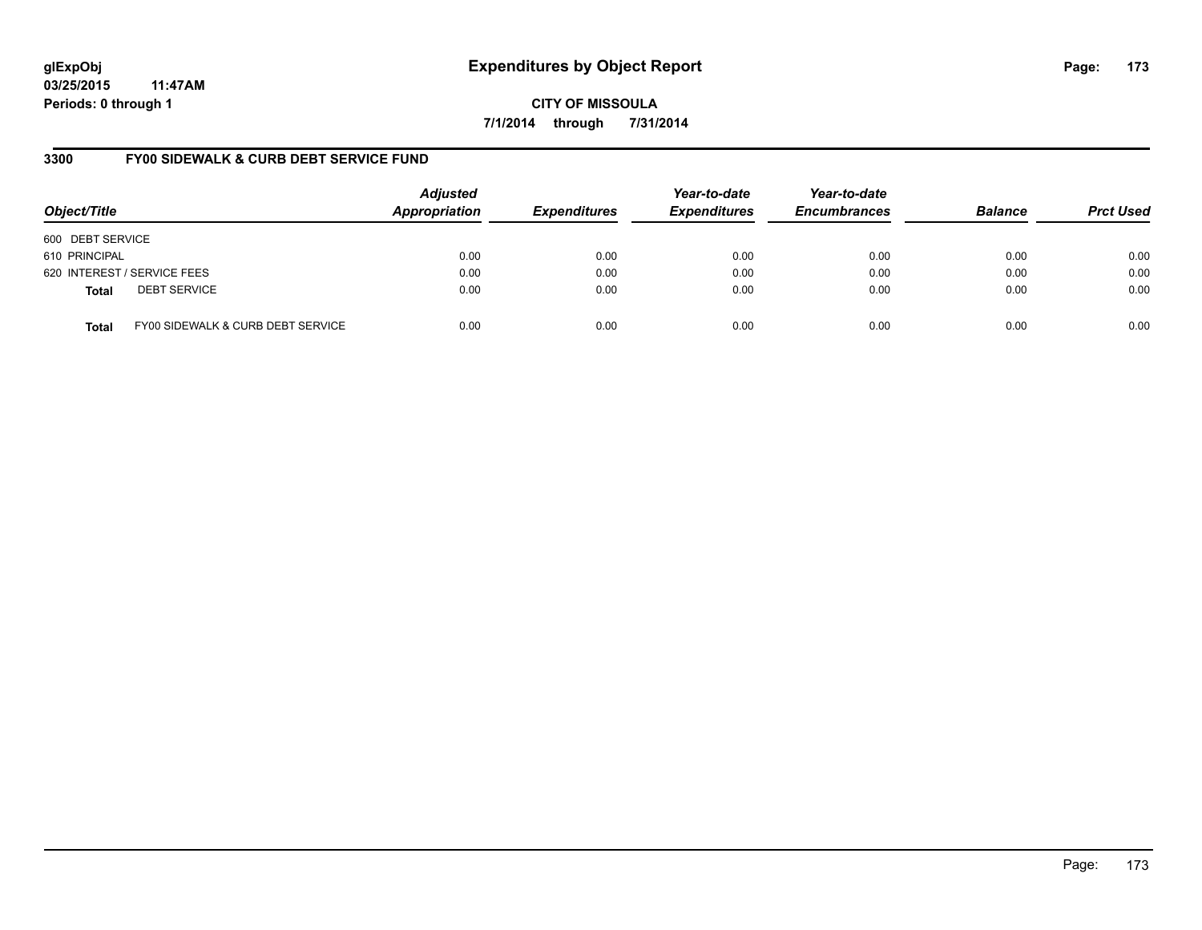**glExpObj**
**03/25/2015 11:47AM**
**Periods: 0 through 1**

# Expenditures by Object Report

**CITY OF MISSOULA**
**7/1/2014 through 7/31/2014**

## 3300 FY00 SIDEWALK & CURB DEBT SERVICE FUND

| Object/Title | | Adjusted Appropriation | Expenditures | Year-to-date Expenditures | Year-to-date Encumbrances | Balance | Prct Used |
|---|---|---|---|---|---|---|---|
| 600 DEBT SERVICE | | | | | | | |
| 610 PRINCIPAL | | 0.00 | 0.00 | 0.00 | 0.00 | 0.00 | 0.00 |
| 620 INTEREST / SERVICE FEES | | 0.00 | 0.00 | 0.00 | 0.00 | 0.00 | 0.00 |
| **Total** | DEBT SERVICE | 0.00 | 0.00 | 0.00 | 0.00 | 0.00 | 0.00 |
| **Total** | FY00 SIDEWALK & CURB DEBT SERVICE | 0.00 | 0.00 | 0.00 | 0.00 | 0.00 | 0.00 |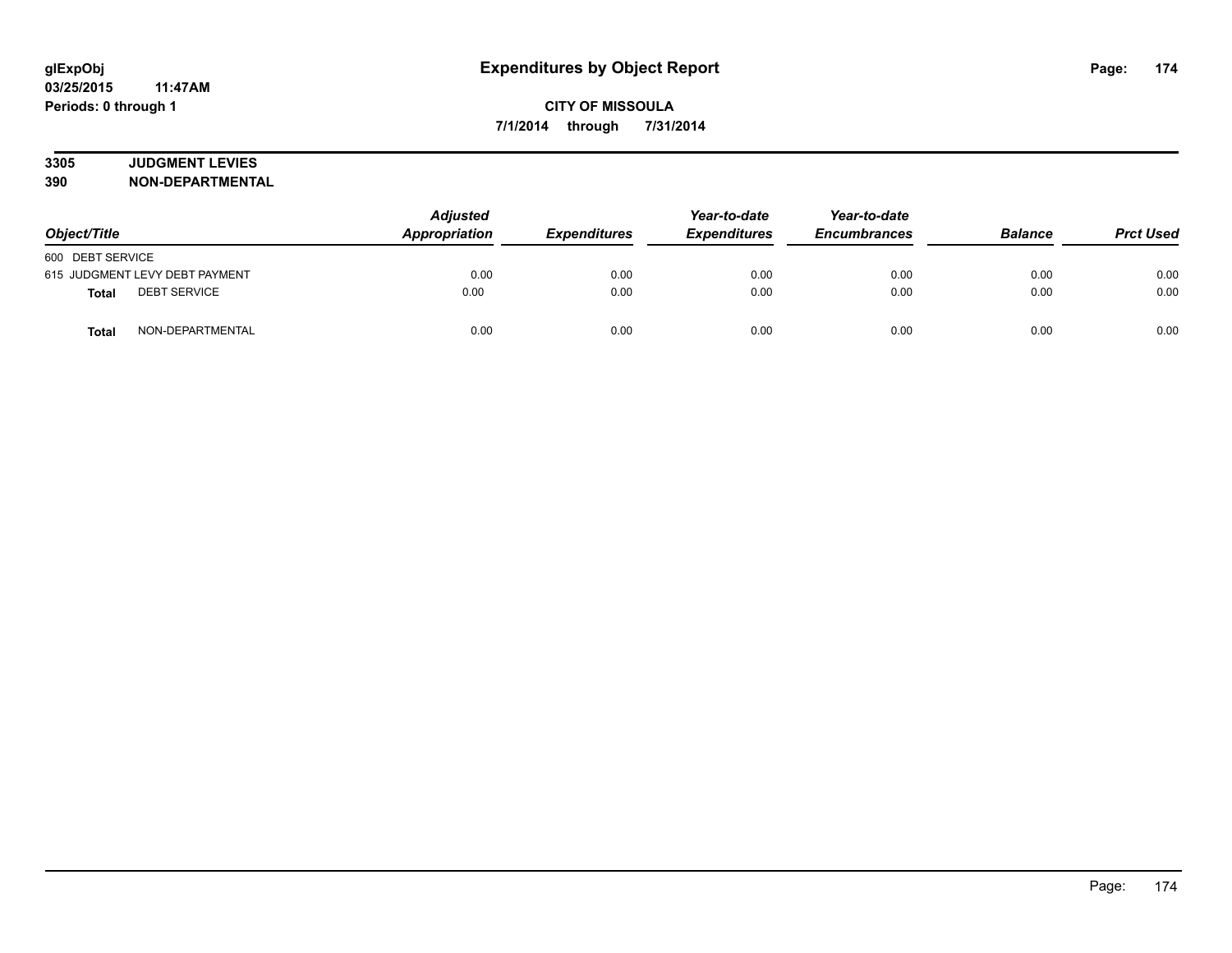glExpObj
03/25/2015 11:47AM
Periods: 0 through 1

# Expenditures by Object Report

**CITY OF MISSOULA**

**7/1/2014 through 7/31/2014**

**3305 JUDGMENT LEVIES**
**390 NON-DEPARTMENTAL**

| Object/Title | | Adjusted Appropriation | Expenditures | Year-to-date Expenditures | Year-to-date Encumbrances | Balance | Prct Used |
|---|---|---|---|---|---|---|---|
| 600 DEBT SERVICE | | | | | | | |
| 615 JUDGMENT LEVY DEBT PAYMENT | | 0.00 | 0.00 | 0.00 | 0.00 | 0.00 | 0.00 |
| **Total** | DEBT SERVICE | 0.00 | 0.00 | 0.00 | 0.00 | 0.00 | 0.00 |
| **Total** | NON-DEPARTMENTAL | 0.00 | 0.00 | 0.00 | 0.00 | 0.00 | 0.00 |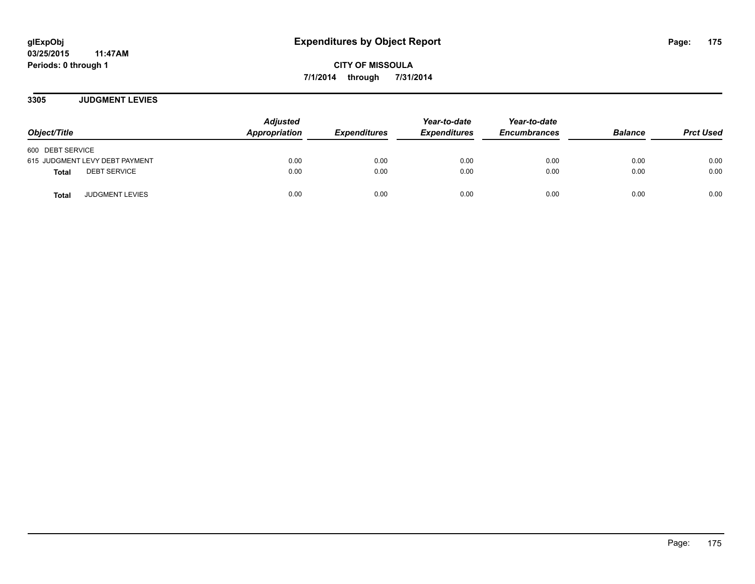**glExpObj**
**03/25/2015 11:47AM**
**Periods: 0 through 1**

# Expenditures by Object Report

**CITY OF MISSOULA**
**7/1/2014 through 7/31/2014**

## 3305 JUDGMENT LEVIES

| Object/Title | Adjusted Appropriation | Expenditures | Year-to-date Expenditures | Year-to-date Encumbrances | Balance | Prct Used |
|---|---|---|---|---|---|---|
| 600 DEBT SERVICE | | | | | | |
| 615 JUDGMENT LEVY DEBT PAYMENT | 0.00 | 0.00 | 0.00 | 0.00 | 0.00 | 0.00 |
| **Total** DEBT SERVICE | 0.00 | 0.00 | 0.00 | 0.00 | 0.00 | 0.00 |
| **Total** JUDGMENT LEVIES | 0.00 | 0.00 | 0.00 | 0.00 | 0.00 | 0.00 |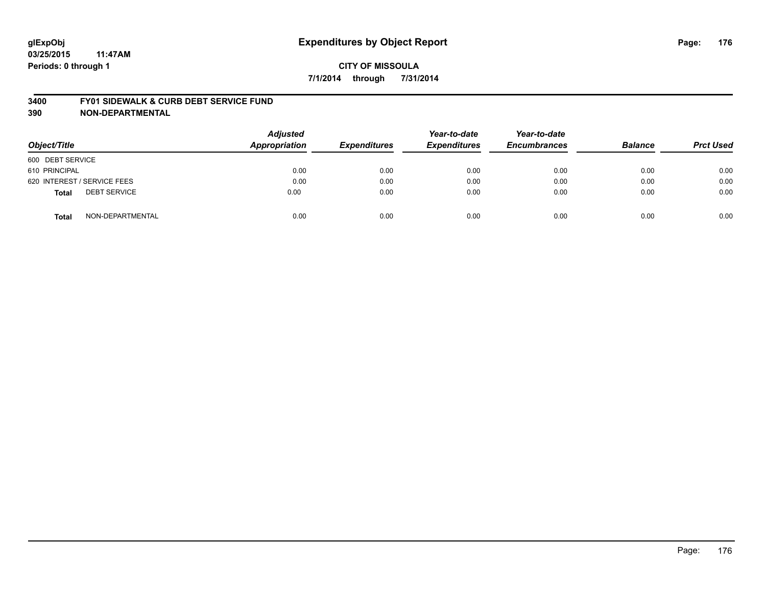# Expenditures by Object Report

glExpObj
03/25/2015 11:47AM
Periods: 0 through 1

**CITY OF MISSOULA**
**7/1/2014 through 7/31/2014**

## 3400 FY01 SIDEWALK & CURB DEBT SERVICE FUND
## 390 NON-DEPARTMENTAL

| Object/Title | Adjusted Appropriation | Expenditures | Year-to-date Expenditures | Year-to-date Encumbrances | Balance | Prct Used |
|---|---|---|---|---|---|---|
| 600 DEBT SERVICE | | | | | | |
| 610 PRINCIPAL | 0.00 | 0.00 | 0.00 | 0.00 | 0.00 | 0.00 |
| 620 INTEREST / SERVICE FEES | 0.00 | 0.00 | 0.00 | 0.00 | 0.00 | 0.00 |
| **Total** DEBT SERVICE | 0.00 | 0.00 | 0.00 | 0.00 | 0.00 | 0.00 |
| **Total** NON-DEPARTMENTAL | 0.00 | 0.00 | 0.00 | 0.00 | 0.00 | 0.00 |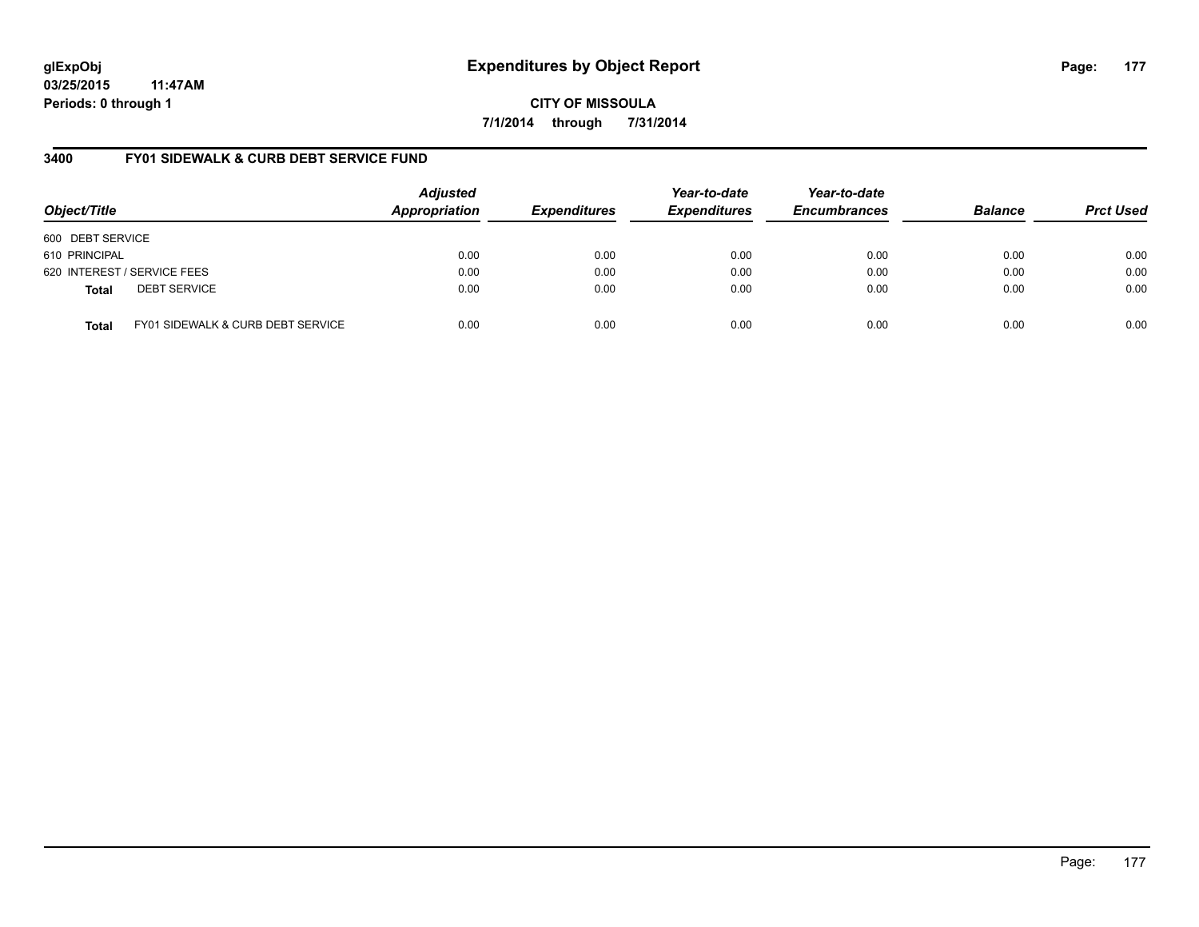**glExpObj**
**03/25/2015 11:47AM**
**Periods: 0 through 1**

# Expenditures by Object Report

**CITY OF MISSOULA**
**7/1/2014 through 7/31/2014**

## 3400 FY01 SIDEWALK & CURB DEBT SERVICE FUND

| Object/Title | | Adjusted Appropriation | Expenditures | Year-to-date Expenditures | Year-to-date Encumbrances | Balance | Prct Used |
|---|---|---|---|---|---|---|---|
| 600 DEBT SERVICE | | | | | | | |
| 610 PRINCIPAL | | 0.00 | 0.00 | 0.00 | 0.00 | 0.00 | 0.00 |
| 620 INTEREST / SERVICE FEES | | 0.00 | 0.00 | 0.00 | 0.00 | 0.00 | 0.00 |
| **Total** | DEBT SERVICE | 0.00 | 0.00 | 0.00 | 0.00 | 0.00 | 0.00 |
| **Total** | FY01 SIDEWALK & CURB DEBT SERVICE | 0.00 | 0.00 | 0.00 | 0.00 | 0.00 | 0.00 |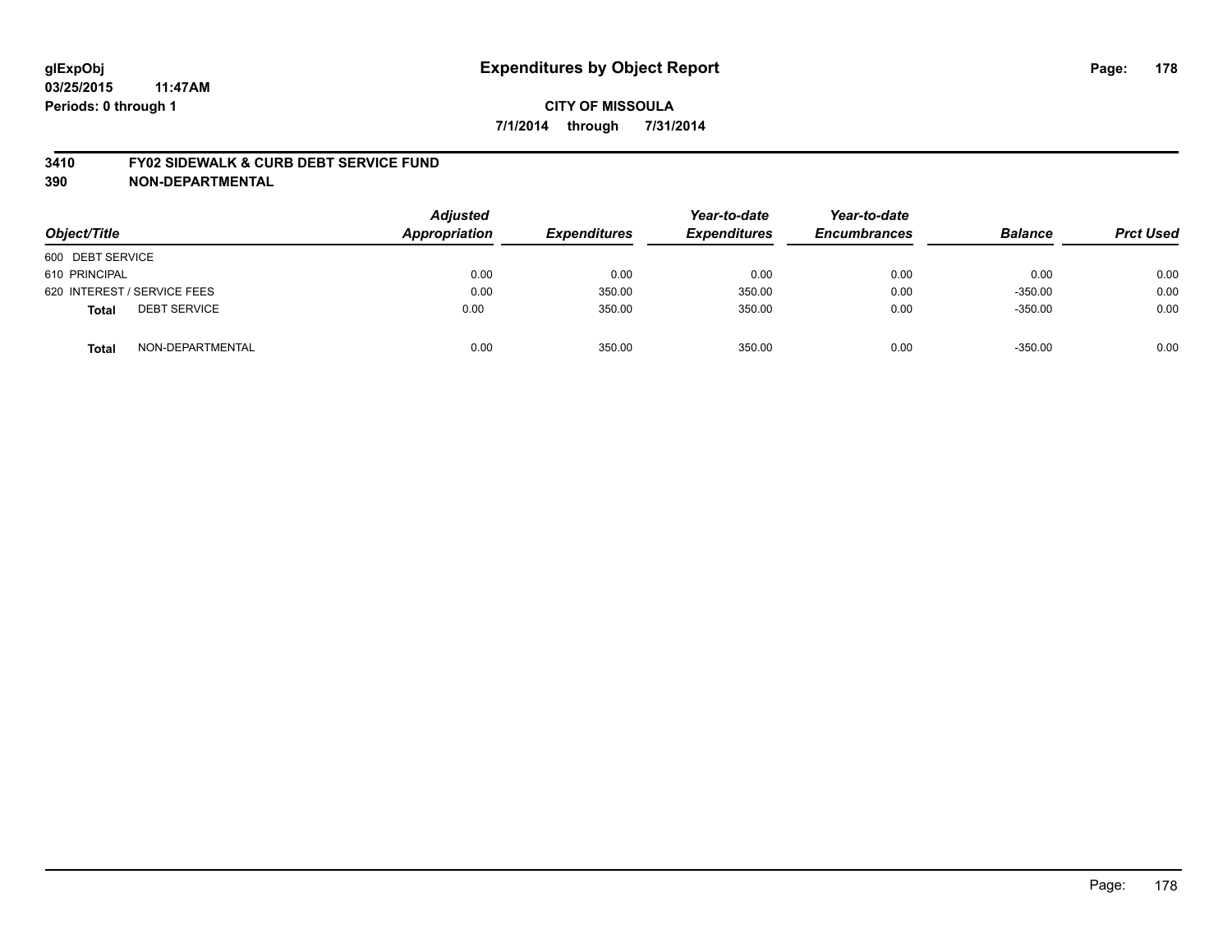# Expenditures by Object Report

glExpObj
03/25/2015 11:47AM
Periods: 0 through 1

**CITY OF MISSOULA**

**7/1/2014 through 7/31/2014**

## 3410 FY02 SIDEWALK & CURB DEBT SERVICE FUND
## 390 NON-DEPARTMENTAL

| Object/Title | Adjusted Appropriation | Expenditures | Year-to-date Expenditures | Year-to-date Encumbrances | Balance | Prct Used |
|---|---|---|---|---|---|---|
| 600 DEBT SERVICE | | | | | | |
| 610 PRINCIPAL | 0.00 | 0.00 | 0.00 | 0.00 | 0.00 | 0.00 |
| 620 INTEREST / SERVICE FEES | 0.00 | 350.00 | 350.00 | 0.00 | -350.00 | 0.00 |
| **Total** DEBT SERVICE | 0.00 | 350.00 | 350.00 | 0.00 | -350.00 | 0.00 |
| **Total** NON-DEPARTMENTAL | 0.00 | 350.00 | 350.00 | 0.00 | -350.00 | 0.00 |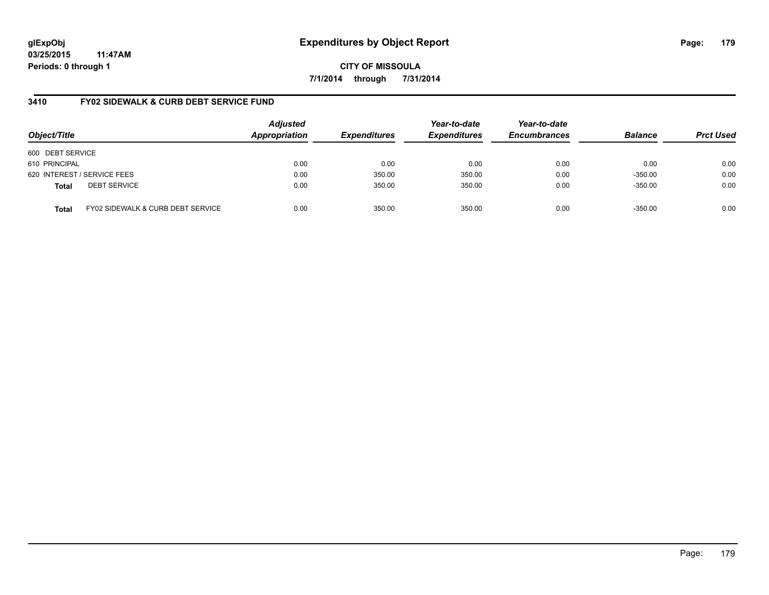**glExpObj**
**03/25/2015 11:47AM**
**Periods: 0 through 1**

# Expenditures by Object Report

**CITY OF MISSOULA**
**7/1/2014 through 7/31/2014**

## 3410 FY02 SIDEWALK & CURB DEBT SERVICE FUND

| Object/Title | Adjusted Appropriation | Expenditures | Year-to-date Expenditures | Year-to-date Encumbrances | Balance | Prct Used |
|---|---|---|---|---|---|---|
| 600 DEBT SERVICE | | | | | | |
| 610 PRINCIPAL | 0.00 | 0.00 | 0.00 | 0.00 | 0.00 | 0.00 |
| 620 INTEREST / SERVICE FEES | 0.00 | 350.00 | 350.00 | 0.00 | -350.00 | 0.00 |
| **Total** DEBT SERVICE | 0.00 | 350.00 | 350.00 | 0.00 | -350.00 | 0.00 |
| **Total** FY02 SIDEWALK & CURB DEBT SERVICE | 0.00 | 350.00 | 350.00 | 0.00 | -350.00 | 0.00 |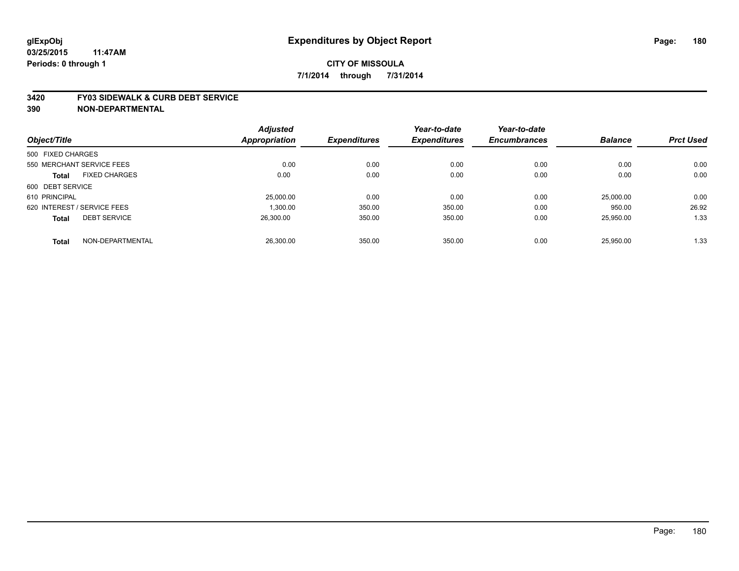**glExpObj**
**03/25/2015 11:47AM**
**Periods: 0 through 1**

# Expenditures by Object Report

**CITY OF MISSOULA**
**7/1/2014 through 7/31/2014**

**3420 FY03 SIDEWALK & CURB DEBT SERVICE**
**390 NON-DEPARTMENTAL**

| Object/Title | Adjusted Appropriation | Expenditures | Year-to-date Expenditures | Year-to-date Encumbrances | Balance | Prct Used |
|---|---|---|---|---|---|---|
| 500 FIXED CHARGES | | | | | | |
| 550 MERCHANT SERVICE FEES | 0.00 | 0.00 | 0.00 | 0.00 | 0.00 | 0.00 |
| **Total** FIXED CHARGES | 0.00 | 0.00 | 0.00 | 0.00 | 0.00 | 0.00 |
| 600 DEBT SERVICE | | | | | | |
| 610 PRINCIPAL | 25,000.00 | 0.00 | 0.00 | 0.00 | 25,000.00 | 0.00 |
| 620 INTEREST / SERVICE FEES | 1,300.00 | 350.00 | 350.00 | 0.00 | 950.00 | 26.92 |
| **Total** DEBT SERVICE | 26,300.00 | 350.00 | 350.00 | 0.00 | 25,950.00 | 1.33 |
| **Total** NON-DEPARTMENTAL | 26,300.00 | 350.00 | 350.00 | 0.00 | 25,950.00 | 1.33 |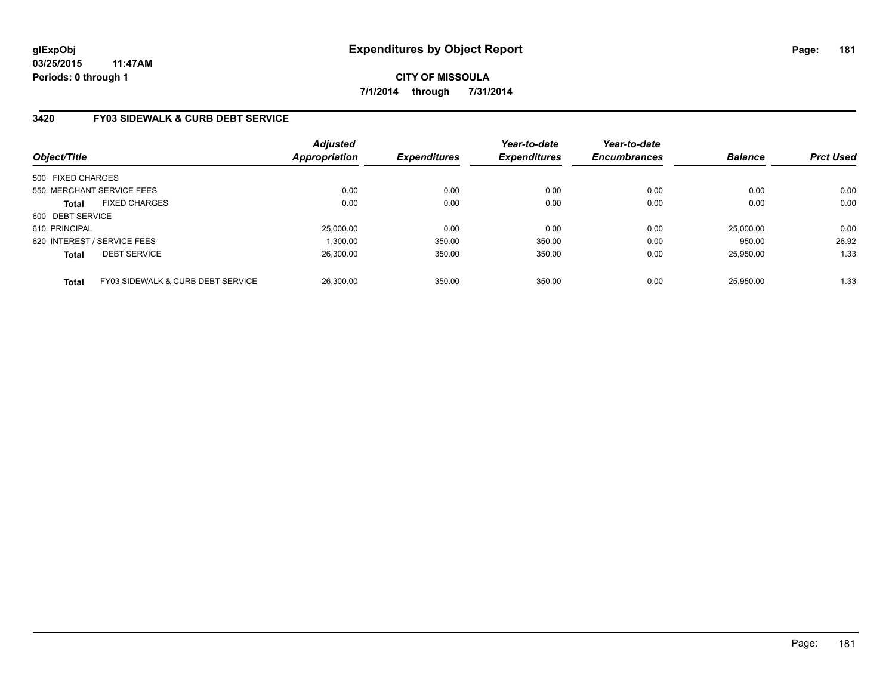# Expenditures by Object Report

glExpObj
03/25/2015 11:47AM
Periods: 0 through 1

**CITY OF MISSOULA**
**7/1/2014 through 7/31/2014**

## 3420 FY03 SIDEWALK & CURB DEBT SERVICE

| Object/Title | | Adjusted Appropriation | Expenditures | Year-to-date Expenditures | Year-to-date Encumbrances | Balance | Prct Used |
|---|---|---|---|---|---|---|---|
| 500 FIXED CHARGES | | | | | | | |
| 550 MERCHANT SERVICE FEES | | 0.00 | 0.00 | 0.00 | 0.00 | 0.00 | 0.00 |
| **Total** | FIXED CHARGES | 0.00 | 0.00 | 0.00 | 0.00 | 0.00 | 0.00 |
| 600 DEBT SERVICE | | | | | | | |
| 610 PRINCIPAL | | 25,000.00 | 0.00 | 0.00 | 0.00 | 25,000.00 | 0.00 |
| 620 INTEREST / SERVICE FEES | | 1,300.00 | 350.00 | 350.00 | 0.00 | 950.00 | 26.92 |
| **Total** | DEBT SERVICE | 26,300.00 | 350.00 | 350.00 | 0.00 | 25,950.00 | 1.33 |
| **Total** | FY03 SIDEWALK & CURB DEBT SERVICE | 26,300.00 | 350.00 | 350.00 | 0.00 | 25,950.00 | 1.33 |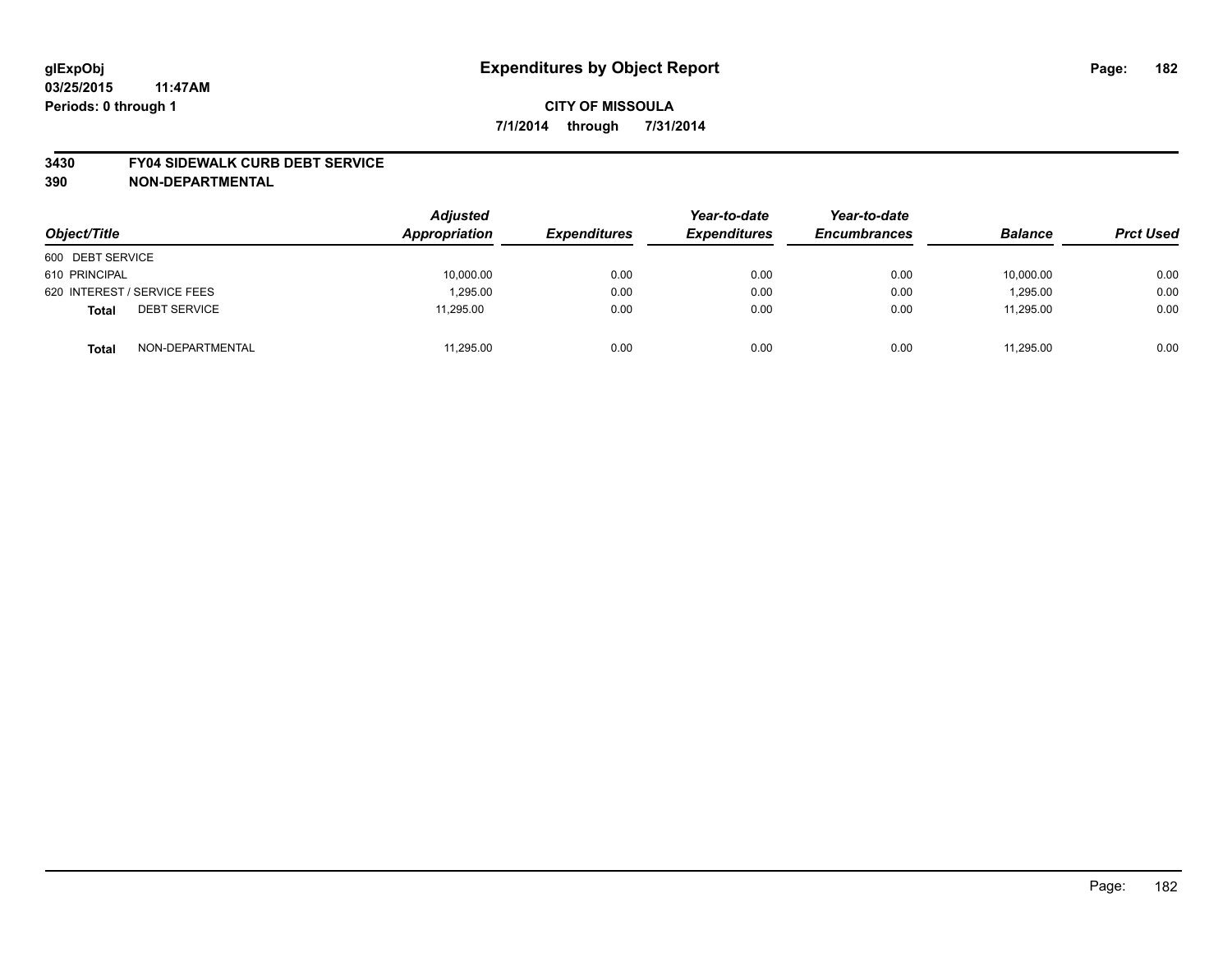glExpObj
03/25/2015 11:47AM
Periods: 0 through 1

# Expenditures by Object Report

**CITY OF MISSOULA**

**7/1/2014 through 7/31/2014**

**3430 FY04 SIDEWALK CURB DEBT SERVICE**
**390 NON-DEPARTMENTAL**

| Object/Title | | Adjusted Appropriation | Expenditures | Year-to-date Expenditures | Year-to-date Encumbrances | Balance | Prct Used |
|---|---|---|---|---|---|---|---|
| 600 DEBT SERVICE | | | | | | | |
| 610 PRINCIPAL | | 10,000.00 | 0.00 | 0.00 | 0.00 | 10,000.00 | 0.00 |
| 620 INTEREST / SERVICE FEES | | 1,295.00 | 0.00 | 0.00 | 0.00 | 1,295.00 | 0.00 |
| **Total** | DEBT SERVICE | 11,295.00 | 0.00 | 0.00 | 0.00 | 11,295.00 | 0.00 |
| **Total** | NON-DEPARTMENTAL | 11,295.00 | 0.00 | 0.00 | 0.00 | 11,295.00 | 0.00 |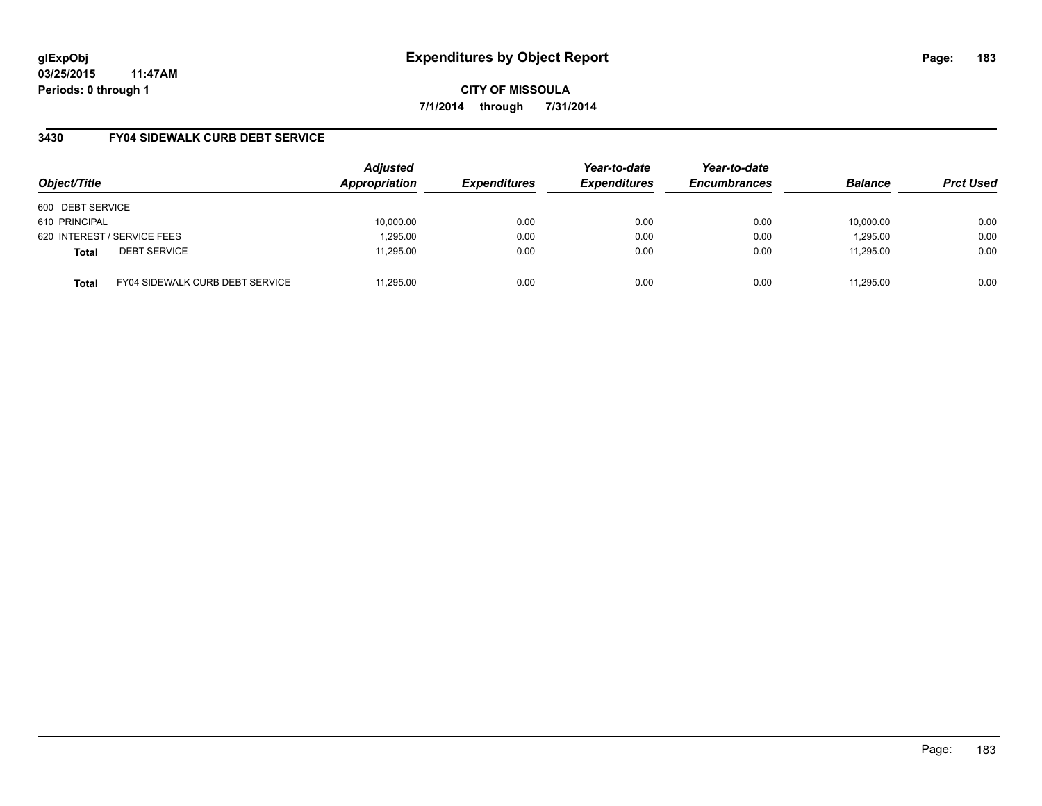**glExpObj**
**03/25/2015 11:47AM**
**Periods: 0 through 1**

# Expenditures by Object Report

**CITY OF MISSOULA**
**7/1/2014 through 7/31/2014**

## 3430 FY04 SIDEWALK CURB DEBT SERVICE

| Object/Title | | Adjusted Appropriation | Expenditures | Year-to-date Expenditures | Year-to-date Encumbrances | Balance | Prct Used |
|---|---|---|---|---|---|---|---|
| 600 DEBT SERVICE | | | | | | | |
| 610 PRINCIPAL | | 10,000.00 | 0.00 | 0.00 | 0.00 | 10,000.00 | 0.00 |
| 620 INTEREST / SERVICE FEES | | 1,295.00 | 0.00 | 0.00 | 0.00 | 1,295.00 | 0.00 |
| **Total** | DEBT SERVICE | 11,295.00 | 0.00 | 0.00 | 0.00 | 11,295.00 | 0.00 |
| **Total** | FY04 SIDEWALK CURB DEBT SERVICE | 11,295.00 | 0.00 | 0.00 | 0.00 | 11,295.00 | 0.00 |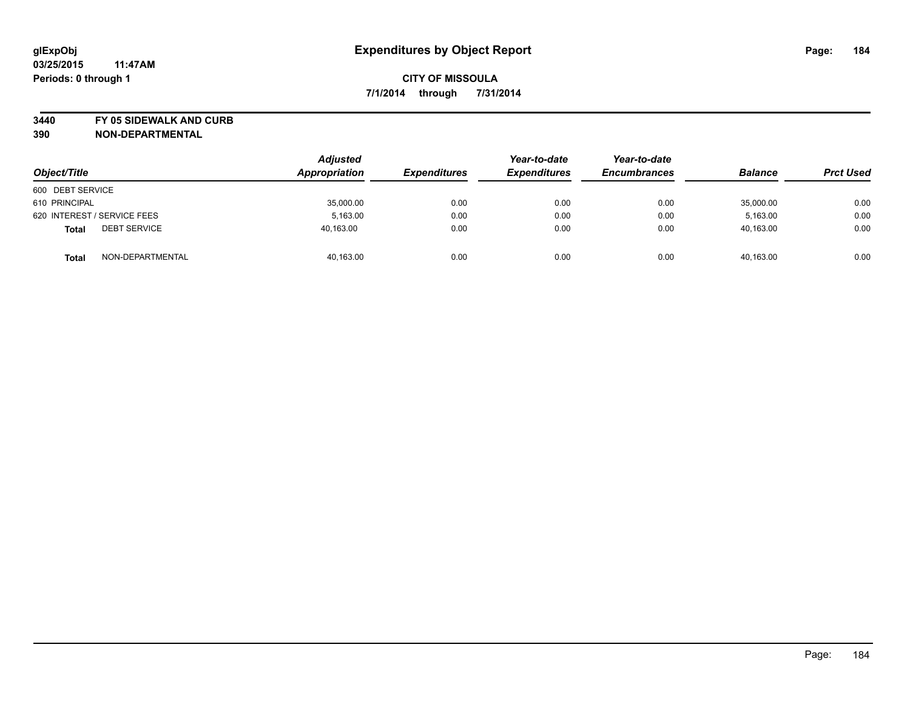**glExpObj**
**03/25/2015 11:47AM**
**Periods: 0 through 1**

# Expenditures by Object Report

**CITY OF MISSOULA**
**7/1/2014 through 7/31/2014**

**3440 FY 05 SIDEWALK AND CURB**
**390 NON-DEPARTMENTAL**

| Object/Title | Adjusted Appropriation | Expenditures | Year-to-date Expenditures | Year-to-date Encumbrances | Balance | Prct Used |
|---|---|---|---|---|---|---|
| 600 DEBT SERVICE | | | | | | |
| 610 PRINCIPAL | 35,000.00 | 0.00 | 0.00 | 0.00 | 35,000.00 | 0.00 |
| 620 INTEREST / SERVICE FEES | 5,163.00 | 0.00 | 0.00 | 0.00 | 5,163.00 | 0.00 |
| **Total** DEBT SERVICE | 40,163.00 | 0.00 | 0.00 | 0.00 | 40,163.00 | 0.00 |
| **Total** NON-DEPARTMENTAL | 40,163.00 | 0.00 | 0.00 | 0.00 | 40,163.00 | 0.00 |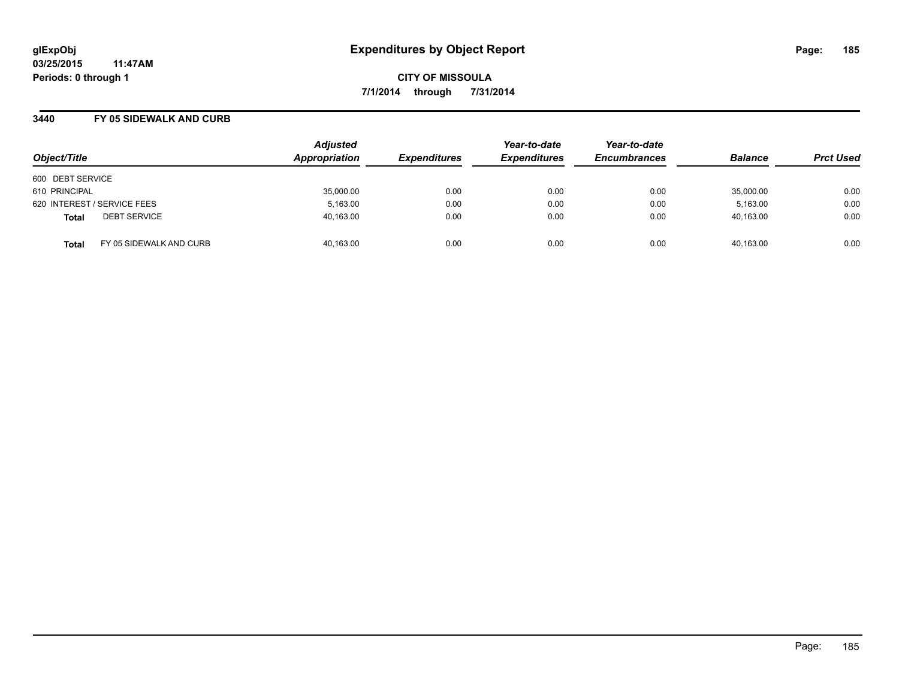# Expenditures by Object Report

glExpObj
03/25/2015 11:47AM
Periods: 0 through 1

**CITY OF MISSOULA**
**7/1/2014 through 7/31/2014**

## 3440 FY 05 SIDEWALK AND CURB

| Object/Title | | Adjusted Appropriation | Expenditures | Year-to-date Expenditures | Year-to-date Encumbrances | Balance | Prct Used |
|---|---|---|---|---|---|---|---|
| 600 DEBT SERVICE | | | | | | | |
| 610 PRINCIPAL | | 35,000.00 | 0.00 | 0.00 | 0.00 | 35,000.00 | 0.00 |
| 620 INTEREST / SERVICE FEES | | 5,163.00 | 0.00 | 0.00 | 0.00 | 5,163.00 | 0.00 |
| **Total** | DEBT SERVICE | 40,163.00 | 0.00 | 0.00 | 0.00 | 40,163.00 | 0.00 |
| **Total** | FY 05 SIDEWALK AND CURB | 40,163.00 | 0.00 | 0.00 | 0.00 | 40,163.00 | 0.00 |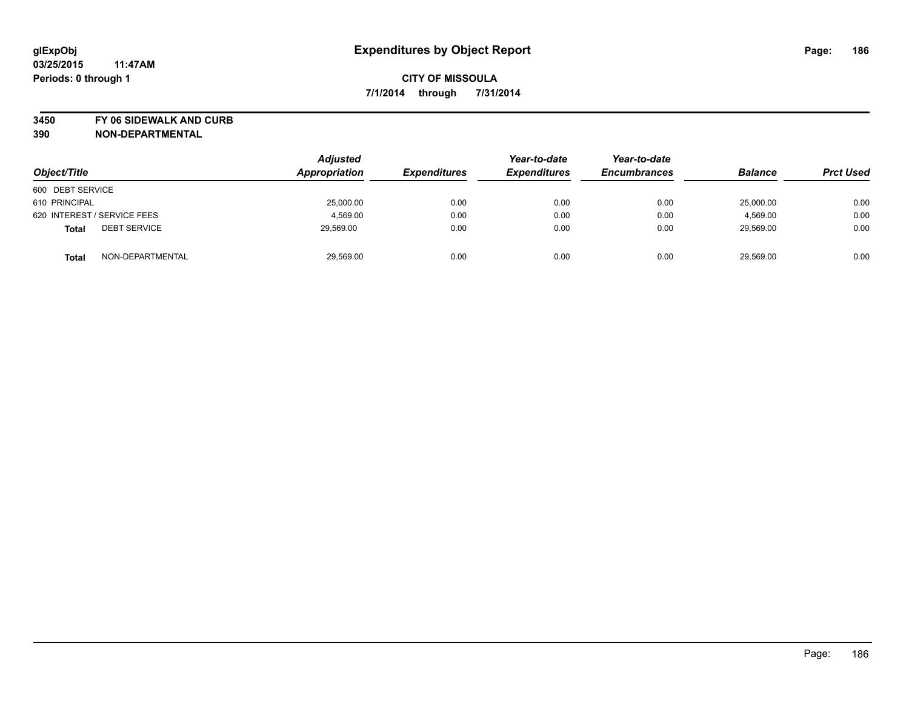glExpObj
03/25/2015 11:47AM
Periods: 0 through 1

# Expenditures by Object Report

**CITY OF MISSOULA**

**7/1/2014 through 7/31/2014**

**3450 FY 06 SIDEWALK AND CURB**
**390 NON-DEPARTMENTAL**

| Object/Title | | Adjusted Appropriation | Expenditures | Year-to-date Expenditures | Year-to-date Encumbrances | Balance | Prct Used |
|---|---|---|---|---|---|---|---|
| 600 DEBT SERVICE | | | | | | | |
| 610 PRINCIPAL | | 25,000.00 | 0.00 | 0.00 | 0.00 | 25,000.00 | 0.00 |
| 620 INTEREST / SERVICE FEES | | 4,569.00 | 0.00 | 0.00 | 0.00 | 4,569.00 | 0.00 |
| **Total** | DEBT SERVICE | 29,569.00 | 0.00 | 0.00 | 0.00 | 29,569.00 | 0.00 |
| **Total** | NON-DEPARTMENTAL | 29,569.00 | 0.00 | 0.00 | 0.00 | 29,569.00 | 0.00 |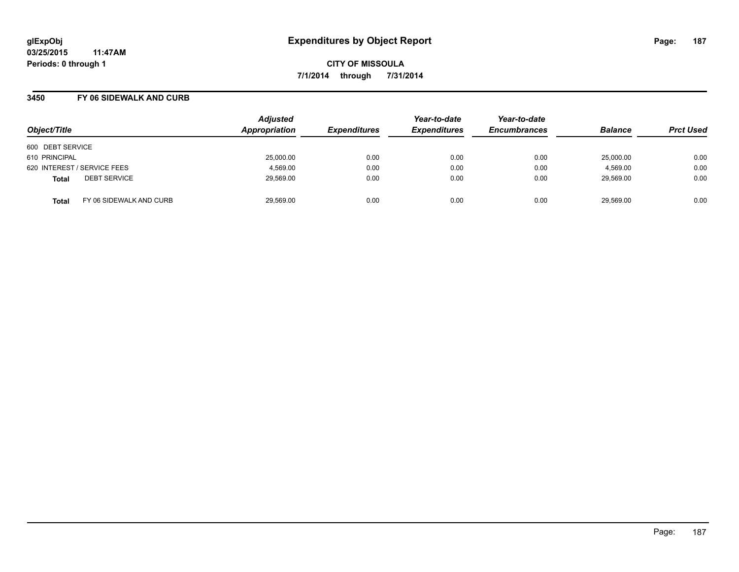glExpObj
03/25/2015 11:47AM
Periods: 0 through 1

# Expenditures by Object Report

**CITY OF MISSOULA**
**7/1/2014 through 7/31/2014**

## 3450 FY 06 SIDEWALK AND CURB

| Object/Title | Adjusted Appropriation | Expenditures | Year-to-date Expenditures | Year-to-date Encumbrances | Balance | Prct Used |
|---|---|---|---|---|---|---|
| 600 DEBT SERVICE | | | | | | |
| 610 PRINCIPAL | 25,000.00 | 0.00 | 0.00 | 0.00 | 25,000.00 | 0.00 |
| 620 INTEREST / SERVICE FEES | 4,569.00 | 0.00 | 0.00 | 0.00 | 4,569.00 | 0.00 |
| **Total** DEBT SERVICE | 29,569.00 | 0.00 | 0.00 | 0.00 | 29,569.00 | 0.00 |
| **Total** FY 06 SIDEWALK AND CURB | 29,569.00 | 0.00 | 0.00 | 0.00 | 29,569.00 | 0.00 |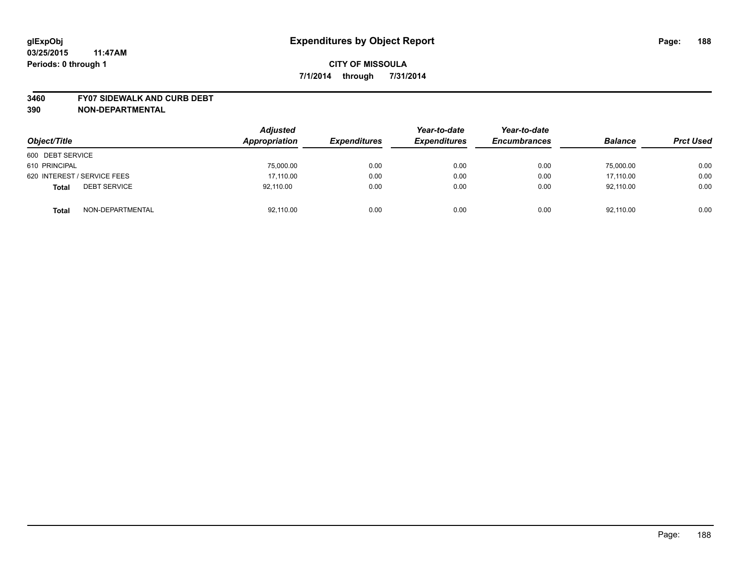glExpObj
03/25/2015 11:47AM
Periods: 0 through 1

# Expenditures by Object Report

**CITY OF MISSOULA**

**7/1/2014 through 7/31/2014**

**3460 FY07 SIDEWALK AND CURB DEBT**
**390 NON-DEPARTMENTAL**

| Object/Title | | Adjusted Appropriation | Expenditures | Year-to-date Expenditures | Year-to-date Encumbrances | Balance | Prct Used |
|---|---|---|---|---|---|---|---|
| 600 DEBT SERVICE | | | | | | | |
| 610 PRINCIPAL | | 75,000.00 | 0.00 | 0.00 | 0.00 | 75,000.00 | 0.00 |
| 620 INTEREST / SERVICE FEES | | 17,110.00 | 0.00 | 0.00 | 0.00 | 17,110.00 | 0.00 |
| **Total** | DEBT SERVICE | 92,110.00 | 0.00 | 0.00 | 0.00 | 92,110.00 | 0.00 |
| **Total** | NON-DEPARTMENTAL | 92,110.00 | 0.00 | 0.00 | 0.00 | 92,110.00 | 0.00 |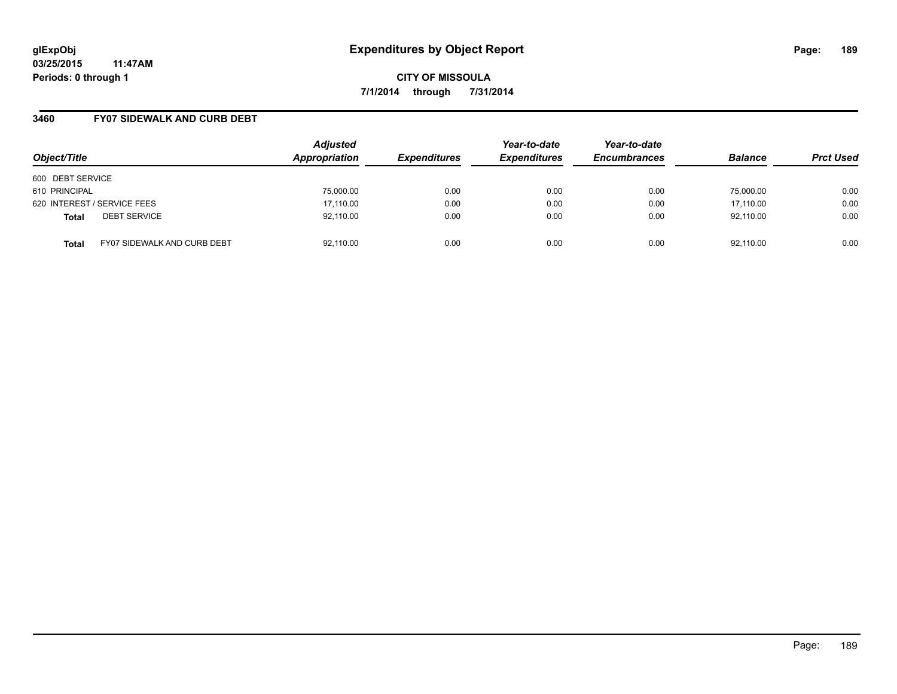glExpObj
03/25/2015 11:47AM
Periods: 0 through 1

# Expenditures by Object Report

**CITY OF MISSOULA**

**7/1/2014 through 7/31/2014**

## 3460 FY07 SIDEWALK AND CURB DEBT

| Object/Title | | Adjusted Appropriation | Expenditures | Year-to-date Expenditures | Year-to-date Encumbrances | Balance | Prct Used |
|---|---|---|---|---|---|---|---|
| 600 DEBT SERVICE | | | | | | | |
| 610 PRINCIPAL | | 75,000.00 | 0.00 | 0.00 | 0.00 | 75,000.00 | 0.00 |
| 620 INTEREST / SERVICE FEES | | 17,110.00 | 0.00 | 0.00 | 0.00 | 17,110.00 | 0.00 |
| **Total** | DEBT SERVICE | 92,110.00 | 0.00 | 0.00 | 0.00 | 92,110.00 | 0.00 |
| **Total** | FY07 SIDEWALK AND CURB DEBT | 92,110.00 | 0.00 | 0.00 | 0.00 | 92,110.00 | 0.00 |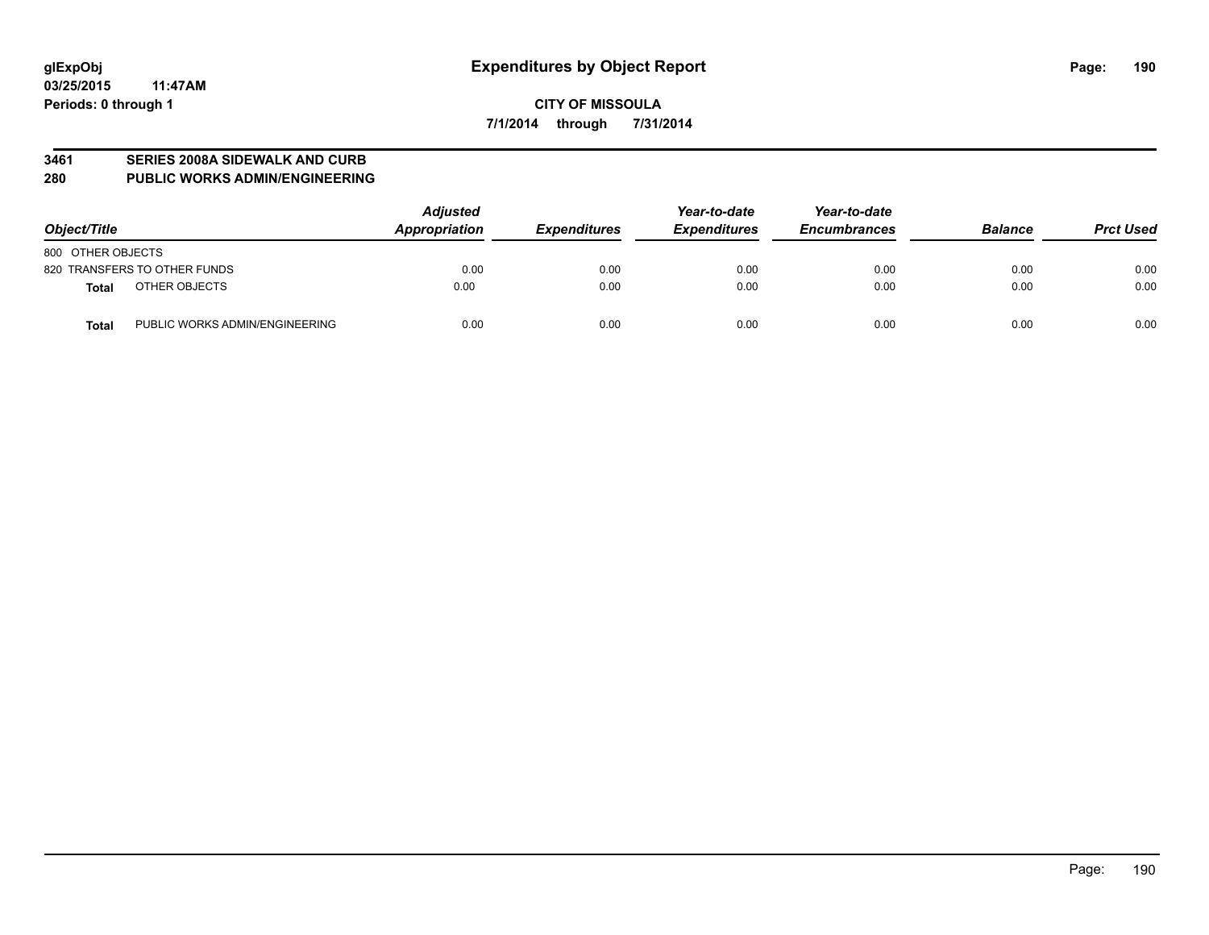# Expenditures by Object Report

glExpObj
03/25/2015 11:47AM
Periods: 0 through 1

**CITY OF MISSOULA**
**7/1/2014 through 7/31/2014**

## 3461 SERIES 2008A SIDEWALK AND CURB
## 280 PUBLIC WORKS ADMIN/ENGINEERING

| Object/Title | | Adjusted Appropriation | Expenditures | Year-to-date Expenditures | Year-to-date Encumbrances | Balance | Prct Used |
|---|---|---|---|---|---|---|---|
| 800 OTHER OBJECTS | | | | | | | |
| 820 TRANSFERS TO OTHER FUNDS | | 0.00 | 0.00 | 0.00 | 0.00 | 0.00 | 0.00 |
| **Total** | OTHER OBJECTS | 0.00 | 0.00 | 0.00 | 0.00 | 0.00 | 0.00 |
| **Total** | PUBLIC WORKS ADMIN/ENGINEERING | 0.00 | 0.00 | 0.00 | 0.00 | 0.00 | 0.00 |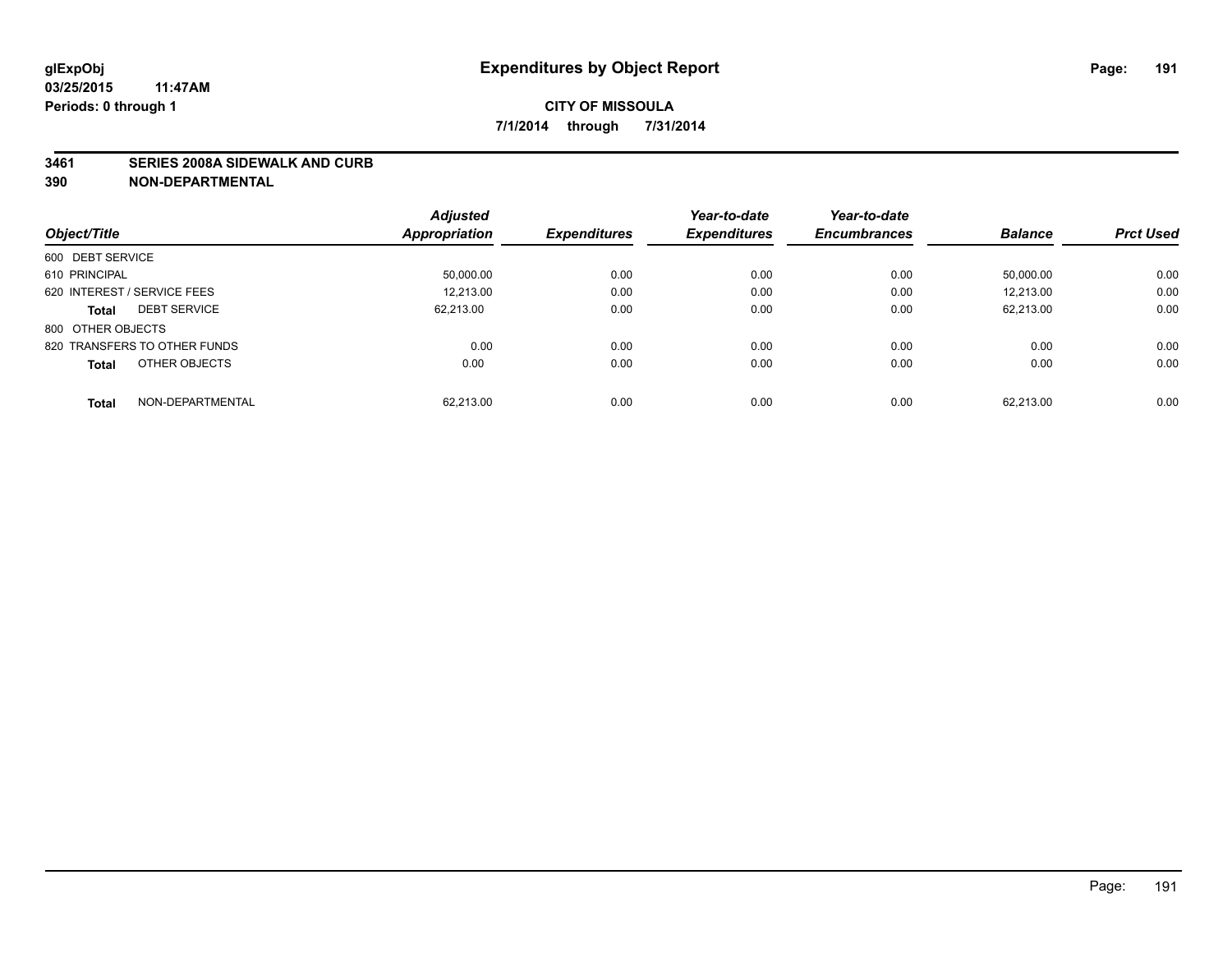# Expenditures by Object Report

glExpObj
03/25/2015 11:47AM
Periods: 0 through 1

**CITY OF MISSOULA**
**7/1/2014 through 7/31/2014**

## 3461 SERIES 2008A SIDEWALK AND CURB
## 390 NON-DEPARTMENTAL

| Object/Title | Adjusted Appropriation | Expenditures | Year-to-date Expenditures | Year-to-date Encumbrances | Balance | Prct Used |
|---|---|---|---|---|---|---|
| 600 DEBT SERVICE | | | | | | |
| 610 PRINCIPAL | 50,000.00 | 0.00 | 0.00 | 0.00 | 50,000.00 | 0.00 |
| 620 INTEREST / SERVICE FEES | 12,213.00 | 0.00 | 0.00 | 0.00 | 12,213.00 | 0.00 |
| **Total** DEBT SERVICE | 62,213.00 | 0.00 | 0.00 | 0.00 | 62,213.00 | 0.00 |
| 800 OTHER OBJECTS | | | | | | |
| 820 TRANSFERS TO OTHER FUNDS | 0.00 | 0.00 | 0.00 | 0.00 | 0.00 | 0.00 |
| **Total** OTHER OBJECTS | 0.00 | 0.00 | 0.00 | 0.00 | 0.00 | 0.00 |
| **Total** NON-DEPARTMENTAL | 62,213.00 | 0.00 | 0.00 | 0.00 | 62,213.00 | 0.00 |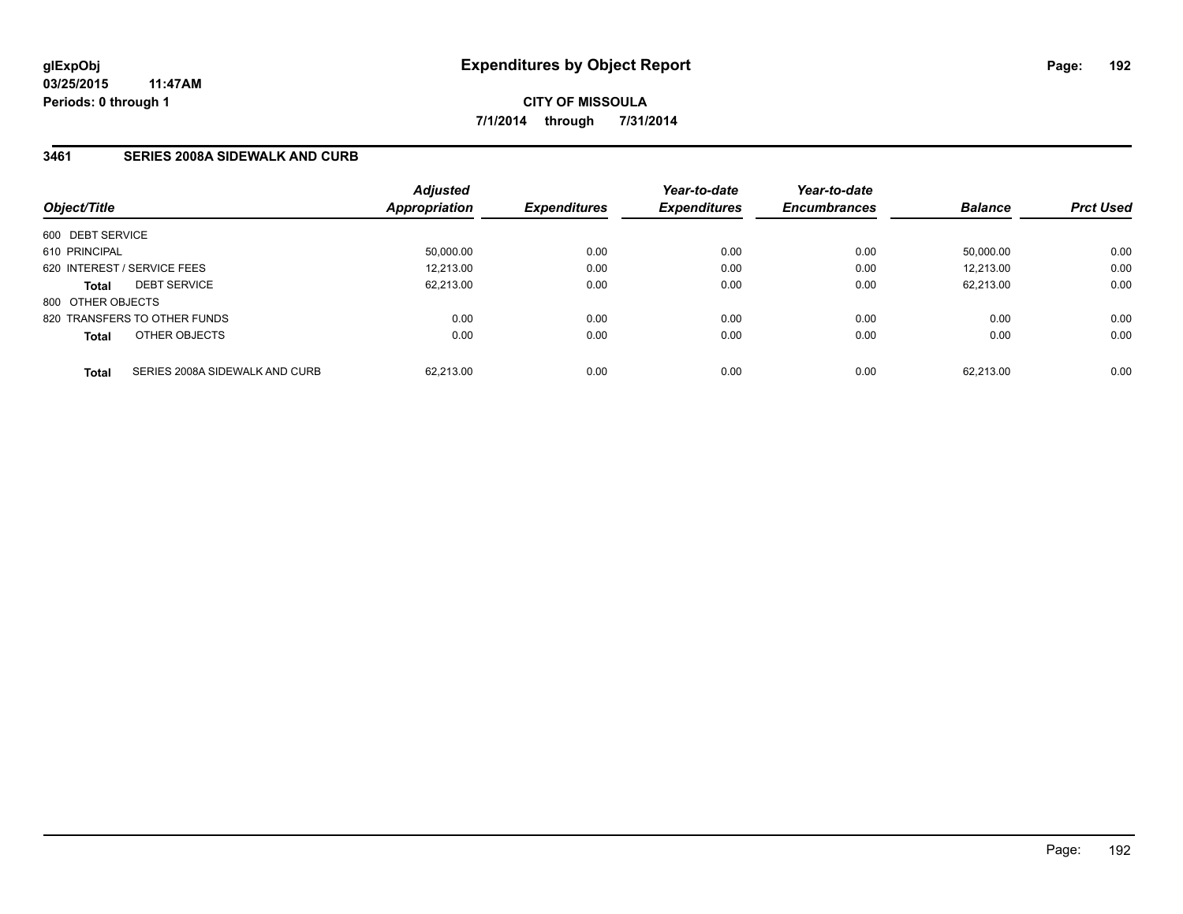glExpObj
03/25/2015 11:47AM
Periods: 0 through 1

# Expenditures by Object Report

**CITY OF MISSOULA**

**7/1/2014 through 7/31/2014**

### 3461 SERIES 2008A SIDEWALK AND CURB

| Object/Title | Adjusted Appropriation | Expenditures | Year-to-date Expenditures | Year-to-date Encumbrances | Balance | Prct Used |
|---|---|---|---|---|---|---|
| 600 DEBT SERVICE | | | | | | |
| 610 PRINCIPAL | 50,000.00 | 0.00 | 0.00 | 0.00 | 50,000.00 | 0.00 |
| 620 INTEREST / SERVICE FEES | 12,213.00 | 0.00 | 0.00 | 0.00 | 12,213.00 | 0.00 |
| **Total** DEBT SERVICE | 62,213.00 | 0.00 | 0.00 | 0.00 | 62,213.00 | 0.00 |
| 800 OTHER OBJECTS | | | | | | |
| 820 TRANSFERS TO OTHER FUNDS | 0.00 | 0.00 | 0.00 | 0.00 | 0.00 | 0.00 |
| **Total** OTHER OBJECTS | 0.00 | 0.00 | 0.00 | 0.00 | 0.00 | 0.00 |
| **Total** SERIES 2008A SIDEWALK AND CURB | 62,213.00 | 0.00 | 0.00 | 0.00 | 62,213.00 | 0.00 |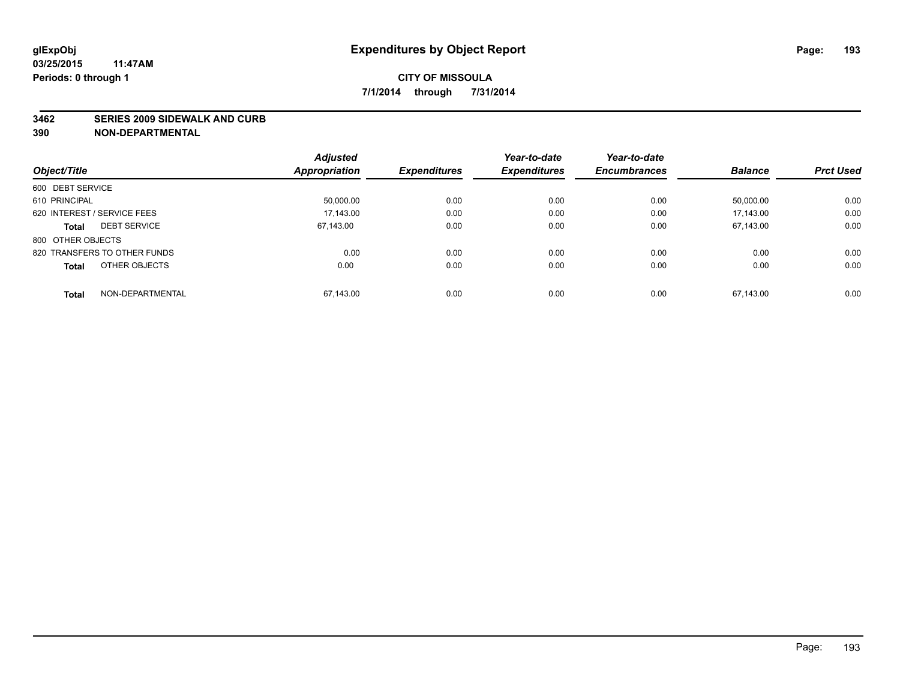glExpObj
03/25/2015 11:47AM
Periods: 0 through 1

# Expenditures by Object Report

**CITY OF MISSOULA**

**7/1/2014 through 7/31/2014**

**3462 SERIES 2009 SIDEWALK AND CURB**
**390 NON-DEPARTMENTAL**

| Object/Title | Adjusted Appropriation | Expenditures | Year-to-date Expenditures | Year-to-date Encumbrances | Balance | Prct Used |
|---|---|---|---|---|---|---|
| 600 DEBT SERVICE | | | | | | |
| 610 PRINCIPAL | 50,000.00 | 0.00 | 0.00 | 0.00 | 50,000.00 | 0.00 |
| 620 INTEREST / SERVICE FEES | 17,143.00 | 0.00 | 0.00 | 0.00 | 17,143.00 | 0.00 |
| **Total** DEBT SERVICE | 67,143.00 | 0.00 | 0.00 | 0.00 | 67,143.00 | 0.00 |
| 800 OTHER OBJECTS | | | | | | |
| 820 TRANSFERS TO OTHER FUNDS | 0.00 | 0.00 | 0.00 | 0.00 | 0.00 | 0.00 |
| **Total** OTHER OBJECTS | 0.00 | 0.00 | 0.00 | 0.00 | 0.00 | 0.00 |
| **Total** NON-DEPARTMENTAL | 67,143.00 | 0.00 | 0.00 | 0.00 | 67,143.00 | 0.00 |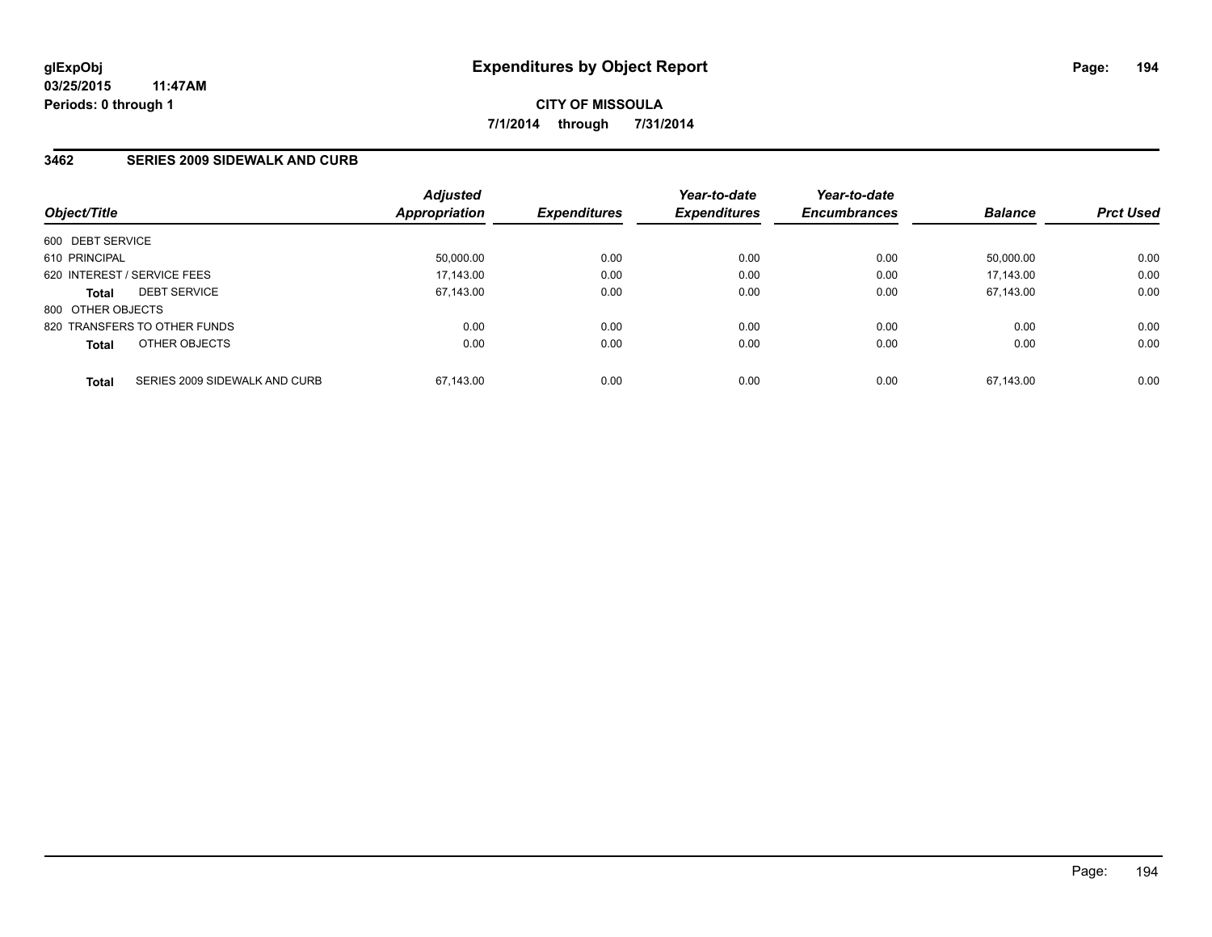**glExpObj** **Expenditures by Object Report**
**03/25/2015 11:47AM**
**Periods: 0 through 1**

**CITY OF MISSOULA**
**7/1/2014 through 7/31/2014**

### 3462 SERIES 2009 SIDEWALK AND CURB

| Object/Title | | Adjusted Appropriation | Expenditures | Year-to-date Expenditures | Year-to-date Encumbrances | Balance | Prct Used |
|---|---|---|---|---|---|---|---|
| 600 DEBT SERVICE | | | | | | | |
| 610 PRINCIPAL | | 50,000.00 | 0.00 | 0.00 | 0.00 | 50,000.00 | 0.00 |
| 620 INTEREST / SERVICE FEES | | 17,143.00 | 0.00 | 0.00 | 0.00 | 17,143.00 | 0.00 |
| **Total** | DEBT SERVICE | 67,143.00 | 0.00 | 0.00 | 0.00 | 67,143.00 | 0.00 |
| 800 OTHER OBJECTS | | | | | | | |
| 820 TRANSFERS TO OTHER FUNDS | | 0.00 | 0.00 | 0.00 | 0.00 | 0.00 | 0.00 |
| **Total** | OTHER OBJECTS | 0.00 | 0.00 | 0.00 | 0.00 | 0.00 | 0.00 |
| **Total** | SERIES 2009 SIDEWALK AND CURB | 67,143.00 | 0.00 | 0.00 | 0.00 | 67,143.00 | 0.00 |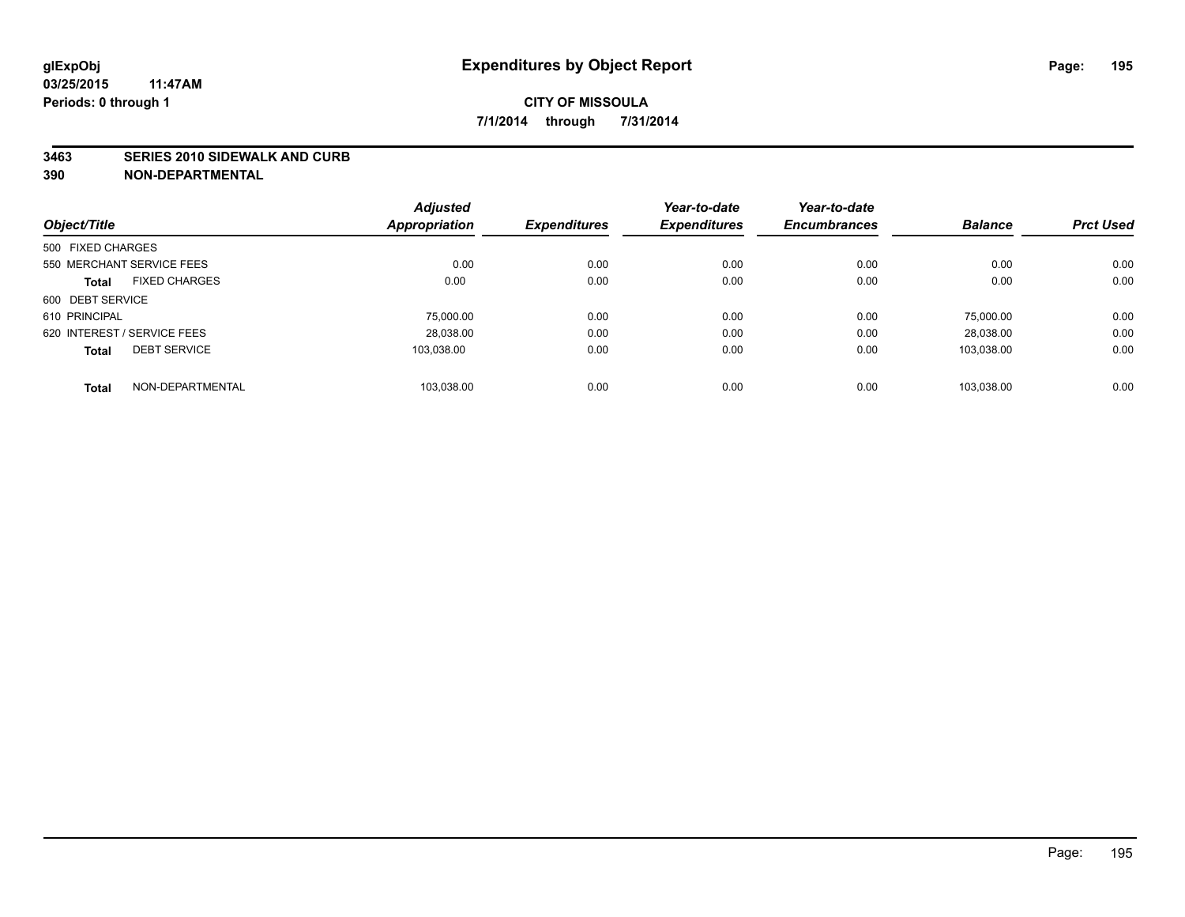**glExpObj** **Expenditures by Object Report**

**03/25/2015 11:47AM**

**Periods: 0 through 1**

**CITY OF MISSOULA**

**7/1/2014 through 7/31/2014**

**3463 SERIES 2010 SIDEWALK AND CURB**

**390 NON-DEPARTMENTAL**

| Object/Title | Adjusted Appropriation | Expenditures | Year-to-date Expenditures | Year-to-date Encumbrances | Balance | Prct Used |
|---|---|---|---|---|---|---|
| 500 FIXED CHARGES | | | | | | |
| 550 MERCHANT SERVICE FEES | 0.00 | 0.00 | 0.00 | 0.00 | 0.00 | 0.00 |
| **Total** FIXED CHARGES | 0.00 | 0.00 | 0.00 | 0.00 | 0.00 | 0.00 |
| 600 DEBT SERVICE | | | | | | |
| 610 PRINCIPAL | 75,000.00 | 0.00 | 0.00 | 0.00 | 75,000.00 | 0.00 |
| 620 INTEREST / SERVICE FEES | 28,038.00 | 0.00 | 0.00 | 0.00 | 28,038.00 | 0.00 |
| **Total** DEBT SERVICE | 103,038.00 | 0.00 | 0.00 | 0.00 | 103,038.00 | 0.00 |
| **Total** NON-DEPARTMENTAL | 103,038.00 | 0.00 | 0.00 | 0.00 | 103,038.00 | 0.00 |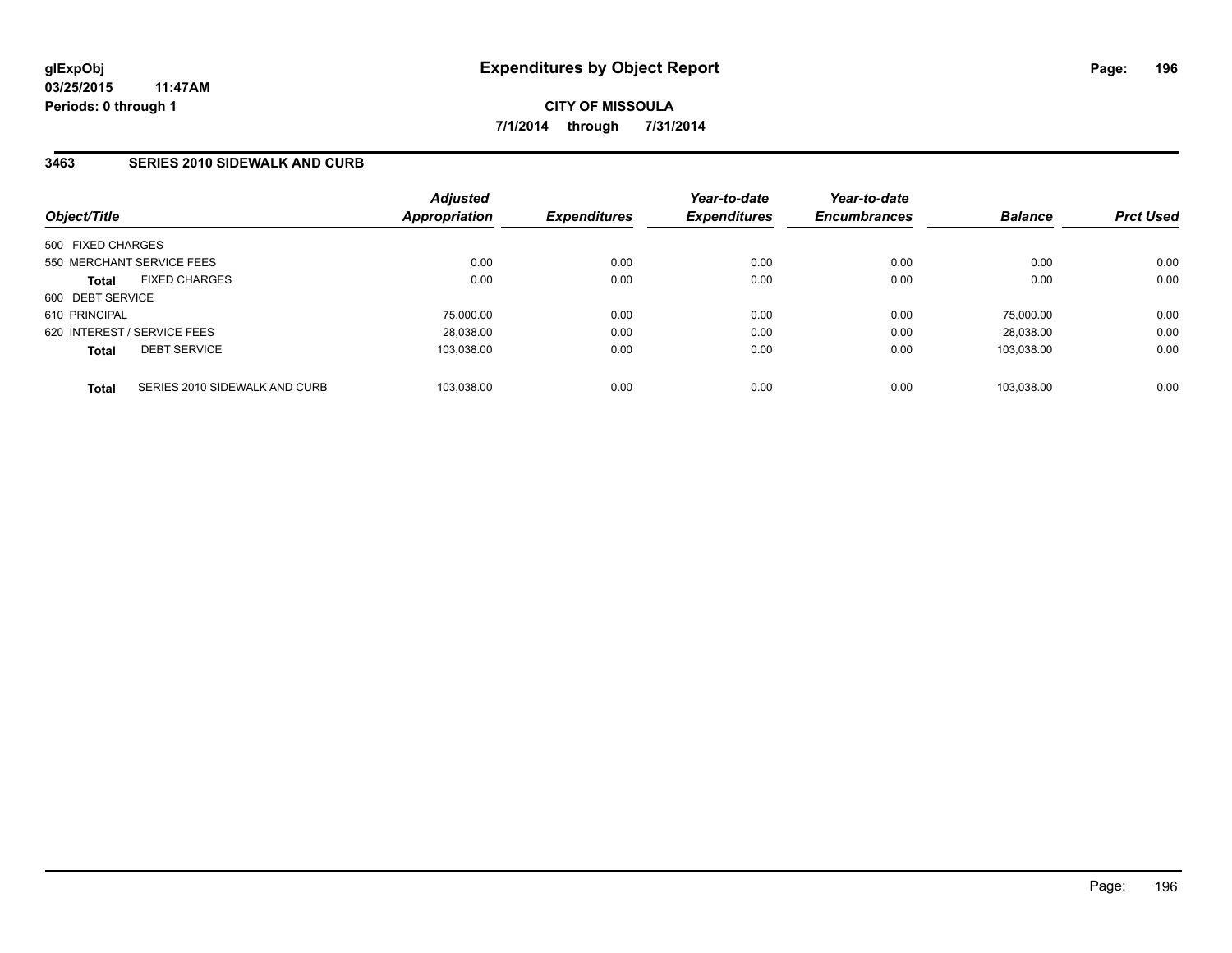# Expenditures by Object Report

glExpObj
03/25/2015 11:47AM
Periods: 0 through 1

**CITY OF MISSOULA**
**7/1/2014 through 7/31/2014**

## 3463 SERIES 2010 SIDEWALK AND CURB

| Object/Title | Adjusted Appropriation | Expenditures | Year-to-date Expenditures | Year-to-date Encumbrances | Balance | Prct Used |
|---|---|---|---|---|---|---|
| 500 FIXED CHARGES | | | | | | |
| 550 MERCHANT SERVICE FEES | 0.00 | 0.00 | 0.00 | 0.00 | 0.00 | 0.00 |
| **Total** FIXED CHARGES | 0.00 | 0.00 | 0.00 | 0.00 | 0.00 | 0.00 |
| 600 DEBT SERVICE | | | | | | |
| 610 PRINCIPAL | 75,000.00 | 0.00 | 0.00 | 0.00 | 75,000.00 | 0.00 |
| 620 INTEREST / SERVICE FEES | 28,038.00 | 0.00 | 0.00 | 0.00 | 28,038.00 | 0.00 |
| **Total** DEBT SERVICE | 103,038.00 | 0.00 | 0.00 | 0.00 | 103,038.00 | 0.00 |
| **Total** SERIES 2010 SIDEWALK AND CURB | 103,038.00 | 0.00 | 0.00 | 0.00 | 103,038.00 | 0.00 |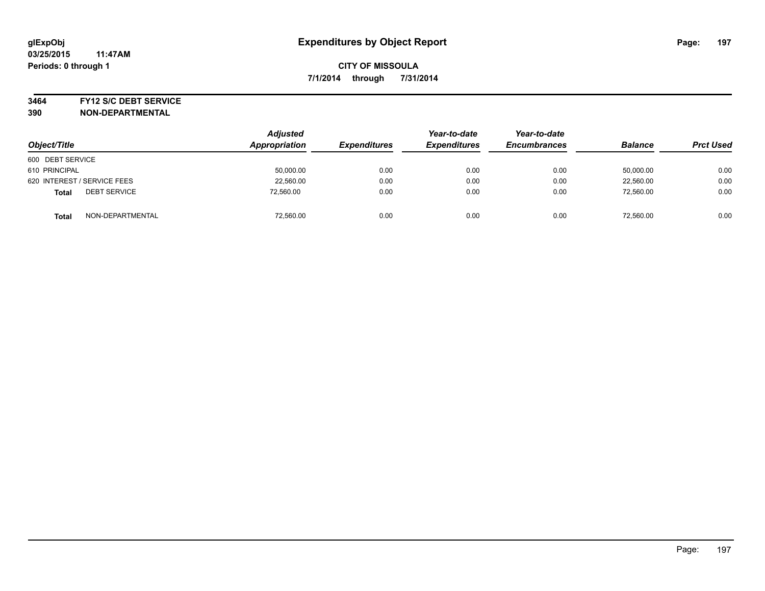glExpObj
03/25/2015 11:47AM
Periods: 0 through 1

# Expenditures by Object Report

**CITY OF MISSOULA**
**7/1/2014 through 7/31/2014**

**3464 FY12 S/C DEBT SERVICE**
**390 NON-DEPARTMENTAL**

| Object/Title | Adjusted Appropriation | Expenditures | Year-to-date Expenditures | Year-to-date Encumbrances | Balance | Prct Used |
|---|---|---|---|---|---|---|
| 600 DEBT SERVICE | | | | | | |
| 610 PRINCIPAL | 50,000.00 | 0.00 | 0.00 | 0.00 | 50,000.00 | 0.00 |
| 620 INTEREST / SERVICE FEES | 22,560.00 | 0.00 | 0.00 | 0.00 | 22,560.00 | 0.00 |
| **Total** DEBT SERVICE | 72,560.00 | 0.00 | 0.00 | 0.00 | 72,560.00 | 0.00 |
| **Total** NON-DEPARTMENTAL | 72,560.00 | 0.00 | 0.00 | 0.00 | 72,560.00 | 0.00 |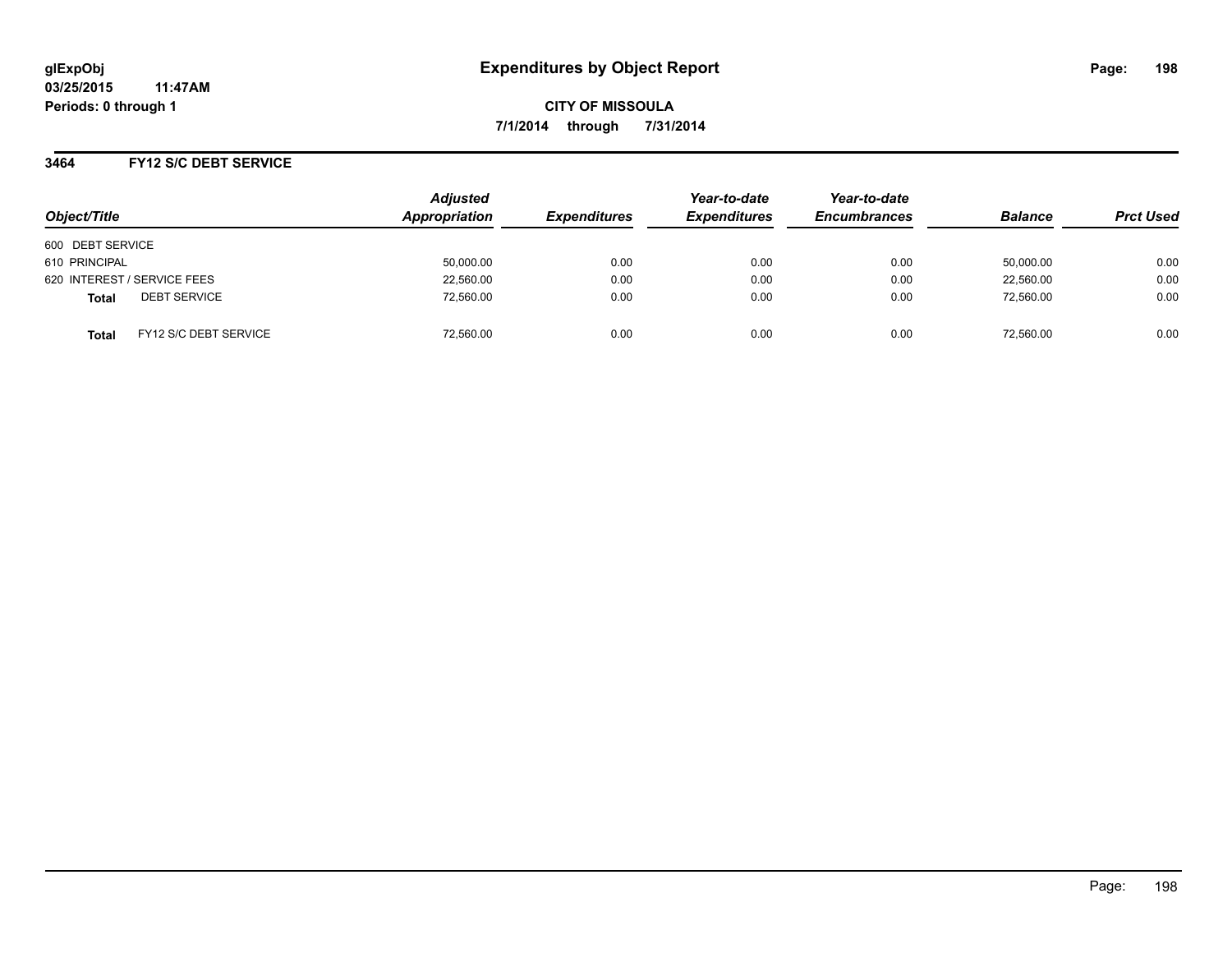glExpObj
03/25/2015 11:47AM
Periods: 0 through 1

# Expenditures by Object Report

**CITY OF MISSOULA**
**7/1/2014 through 7/31/2014**

## 3464 FY12 S/C DEBT SERVICE

| Object/Title | Adjusted Appropriation | Expenditures | Year-to-date Expenditures | Year-to-date Encumbrances | Balance | Prct Used |
|---|---|---|---|---|---|---|
| 600 DEBT SERVICE | | | | | | |
| 610 PRINCIPAL | 50,000.00 | 0.00 | 0.00 | 0.00 | 50,000.00 | 0.00 |
| 620 INTEREST / SERVICE FEES | 22,560.00 | 0.00 | 0.00 | 0.00 | 22,560.00 | 0.00 |
| **Total** DEBT SERVICE | 72,560.00 | 0.00 | 0.00 | 0.00 | 72,560.00 | 0.00 |
| **Total** FY12 S/C DEBT SERVICE | 72,560.00 | 0.00 | 0.00 | 0.00 | 72,560.00 | 0.00 |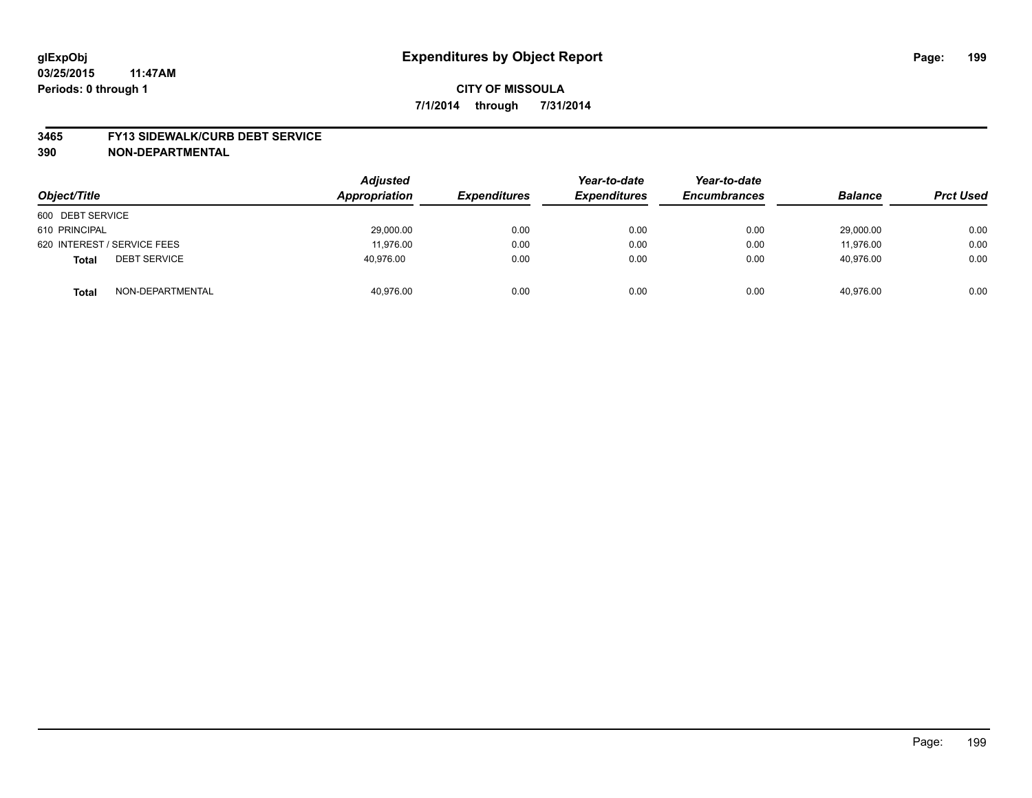**glExpObj**
**03/25/2015 11:47AM**
**Periods: 0 through 1**

# Expenditures by Object Report

**CITY OF MISSOULA**
**7/1/2014 through 7/31/2014**

**3465 FY13 SIDEWALK/CURB DEBT SERVICE**
**390 NON-DEPARTMENTAL**

| Object/Title | Adjusted Appropriation | Expenditures | Year-to-date Expenditures | Year-to-date Encumbrances | Balance | Prct Used |
|---|---|---|---|---|---|---|
| 600 DEBT SERVICE | | | | | | |
| 610 PRINCIPAL | 29,000.00 | 0.00 | 0.00 | 0.00 | 29,000.00 | 0.00 |
| 620 INTEREST / SERVICE FEES | 11,976.00 | 0.00 | 0.00 | 0.00 | 11,976.00 | 0.00 |
| **Total** DEBT SERVICE | 40,976.00 | 0.00 | 0.00 | 0.00 | 40,976.00 | 0.00 |
| **Total** NON-DEPARTMENTAL | 40,976.00 | 0.00 | 0.00 | 0.00 | 40,976.00 | 0.00 |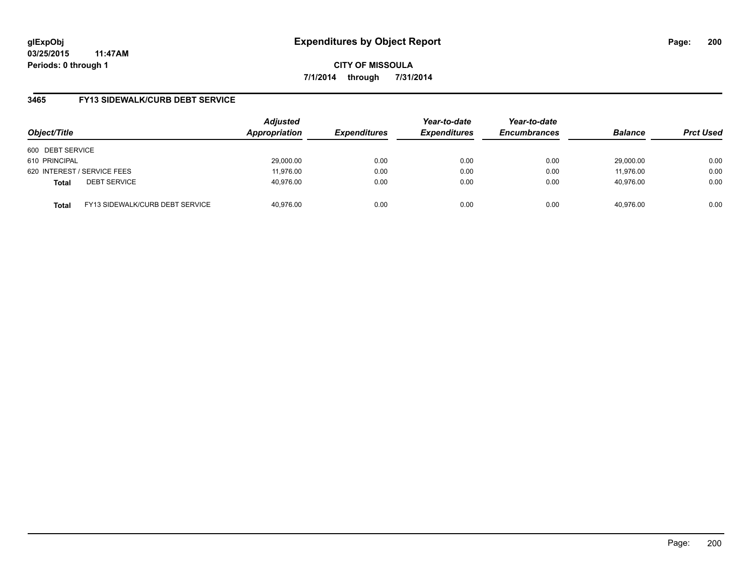glExpObj
03/25/2015 11:47AM
Periods: 0 through 1

# Expenditures by Object Report

**CITY OF MISSOULA**

**7/1/2014 through 7/31/2014**

## 3465 FY13 SIDEWALK/CURB DEBT SERVICE

| Object/Title | | Adjusted Appropriation | Expenditures | Year-to-date Expenditures | Year-to-date Encumbrances | Balance | Prct Used |
|---|---|---|---|---|---|---|---|
| 600 DEBT SERVICE | | | | | | | |
| 610 PRINCIPAL | | 29,000.00 | 0.00 | 0.00 | 0.00 | 29,000.00 | 0.00 |
| 620 INTEREST / SERVICE FEES | | 11,976.00 | 0.00 | 0.00 | 0.00 | 11,976.00 | 0.00 |
| **Total** | DEBT SERVICE | 40,976.00 | 0.00 | 0.00 | 0.00 | 40,976.00 | 0.00 |
| **Total** | FY13 SIDEWALK/CURB DEBT SERVICE | 40,976.00 | 0.00 | 0.00 | 0.00 | 40,976.00 | 0.00 |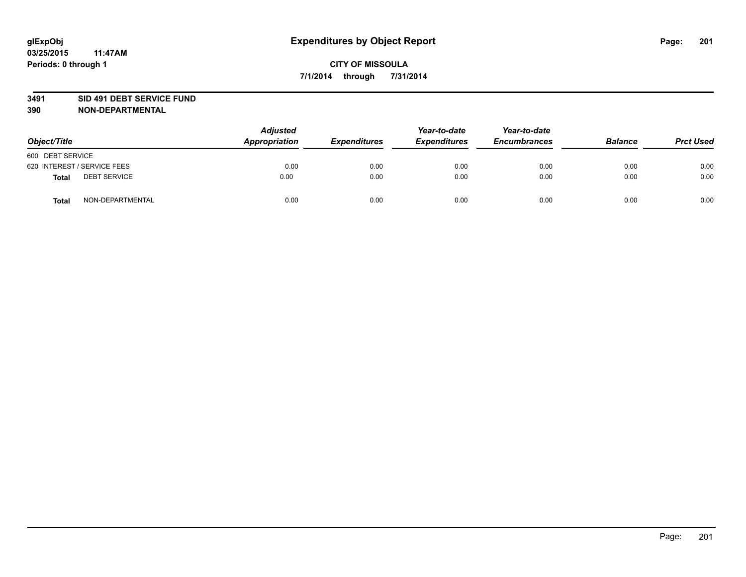# Expenditures by Object Report

glExpObj
03/25/2015 11:47AM
Periods: 0 through 1

**CITY OF MISSOULA**
**7/1/2014 through 7/31/2014**

**3491 SID 491 DEBT SERVICE FUND**
**390 NON-DEPARTMENTAL**

| Object/Title | Adjusted Appropriation | Expenditures | Year-to-date Expenditures | Year-to-date Encumbrances | Balance | Prct Used |
|---|---|---|---|---|---|---|
| 600 DEBT SERVICE | | | | | | |
| 620 INTEREST / SERVICE FEES | 0.00 | 0.00 | 0.00 | 0.00 | 0.00 | 0.00 |
| **Total** DEBT SERVICE | 0.00 | 0.00 | 0.00 | 0.00 | 0.00 | 0.00 |
| **Total** NON-DEPARTMENTAL | 0.00 | 0.00 | 0.00 | 0.00 | 0.00 | 0.00 |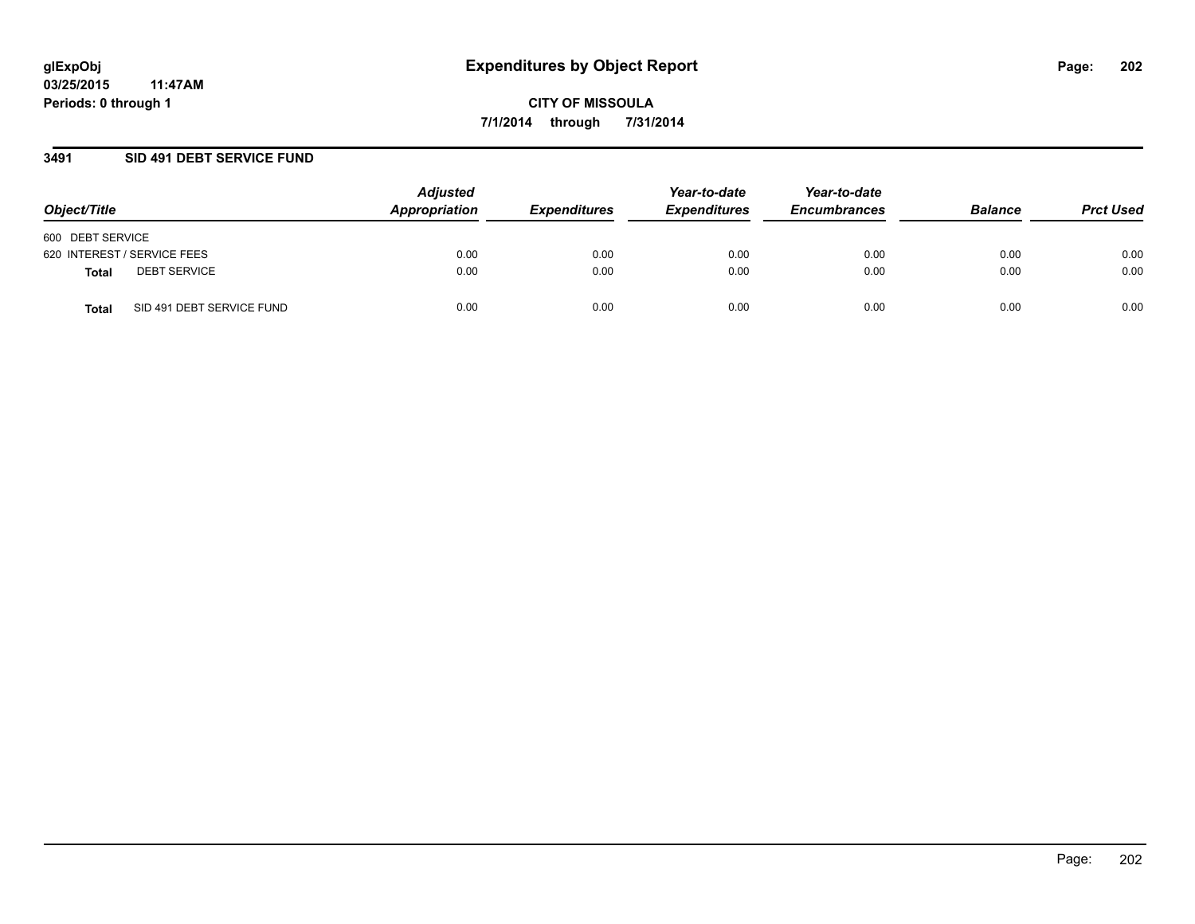glExpObj
03/25/2015 11:47AM
Periods: 0 through 1

# Expenditures by Object Report

**CITY OF MISSOULA**

**7/1/2014 through 7/31/2014**

## 3491 SID 491 DEBT SERVICE FUND

| Object/Title | | Adjusted Appropriation | Expenditures | Year-to-date Expenditures | Year-to-date Encumbrances | Balance | Prct Used |
|---|---|---|---|---|---|---|---|
| 600 DEBT SERVICE | | | | | | | |
| 620 INTEREST / SERVICE FEES | | 0.00 | 0.00 | 0.00 | 0.00 | 0.00 | 0.00 |
| **Total** | DEBT SERVICE | 0.00 | 0.00 | 0.00 | 0.00 | 0.00 | 0.00 |
| **Total** | SID 491 DEBT SERVICE FUND | 0.00 | 0.00 | 0.00 | 0.00 | 0.00 | 0.00 |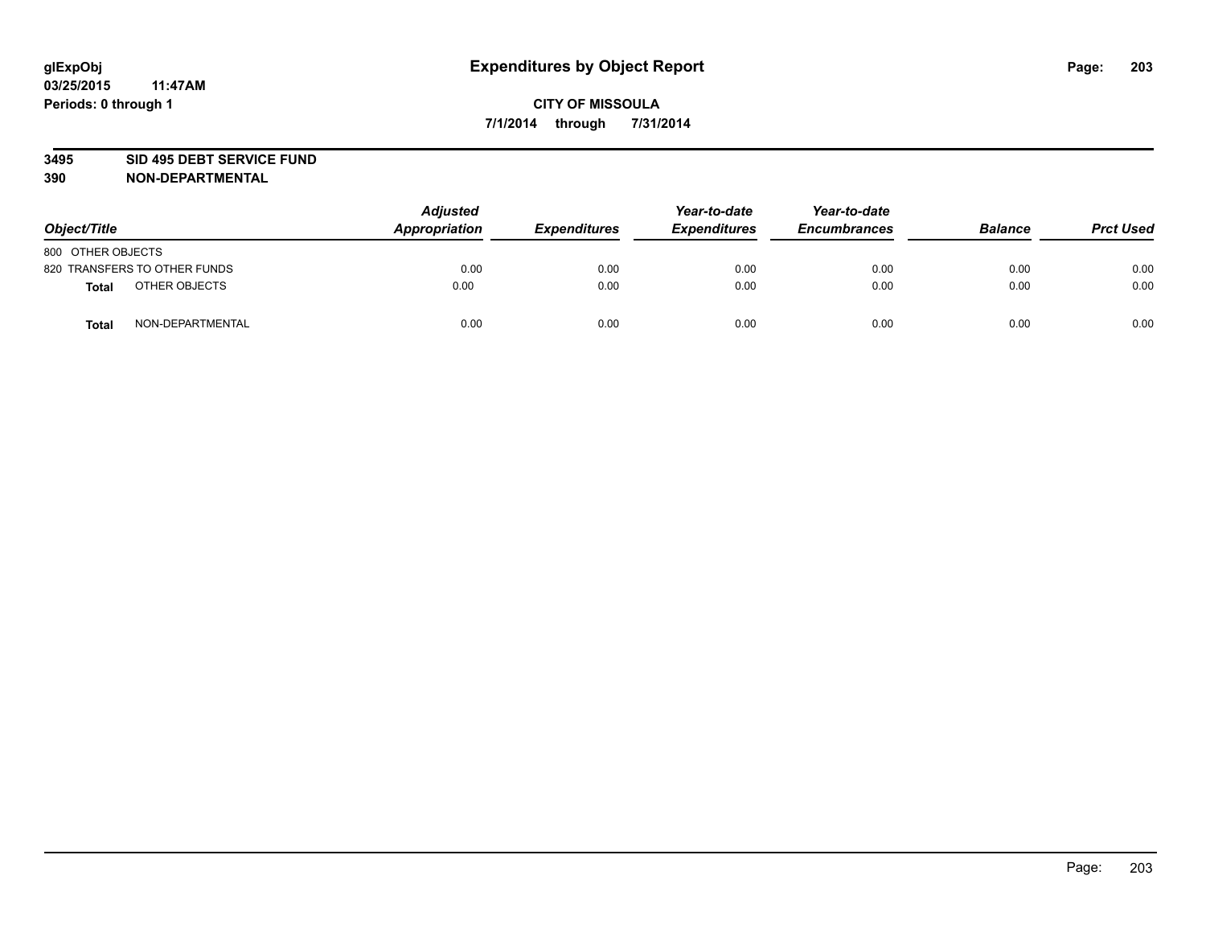**glExpObj**
**03/25/2015 11:47AM**
**Periods: 0 through 1**

# Expenditures by Object Report

**CITY OF MISSOULA**
**7/1/2014 through 7/31/2014**

**3495 SID 495 DEBT SERVICE FUND**
**390 NON-DEPARTMENTAL**

| Object/Title | | Adjusted Appropriation | Expenditures | Year-to-date Expenditures | Year-to-date Encumbrances | Balance | Prct Used |
|---|---|---|---|---|---|---|---|
| 800 OTHER OBJECTS | | | | | | | |
| 820 TRANSFERS TO OTHER FUNDS | | 0.00 | 0.00 | 0.00 | 0.00 | 0.00 | 0.00 |
| **Total** | OTHER OBJECTS | 0.00 | 0.00 | 0.00 | 0.00 | 0.00 | 0.00 |
| **Total** | NON-DEPARTMENTAL | 0.00 | 0.00 | 0.00 | 0.00 | 0.00 | 0.00 |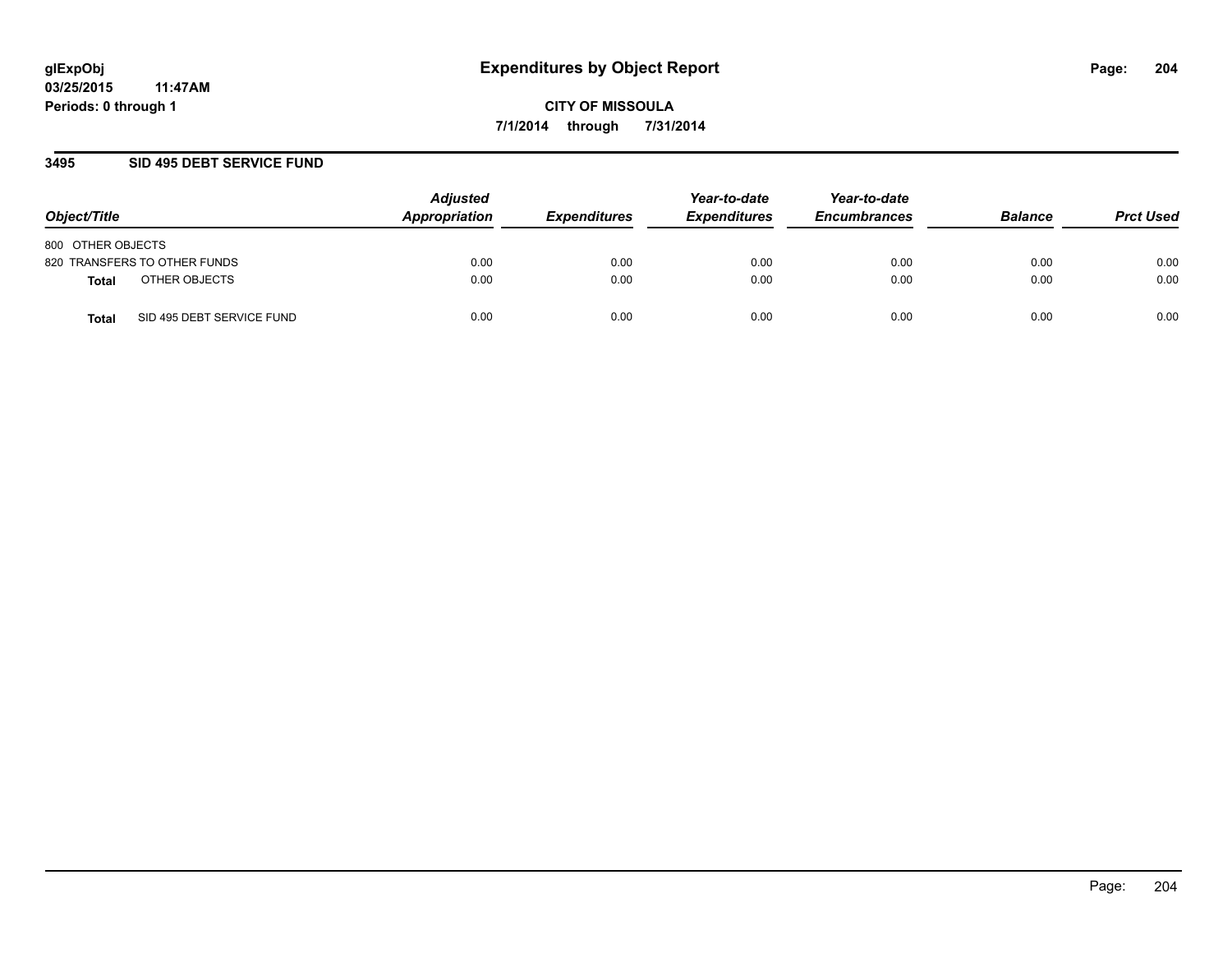glExpObj
03/25/2015 11:47AM
Periods: 0 through 1

# Expenditures by Object Report

**CITY OF MISSOULA**

**7/1/2014 through 7/31/2014**

## 3495 SID 495 DEBT SERVICE FUND

| Object/Title | | Adjusted Appropriation | Expenditures | Year-to-date Expenditures | Year-to-date Encumbrances | Balance | Prct Used |
|---|---|---|---|---|---|---|---|
| 800 OTHER OBJECTS | | | | | | | |
| 820 TRANSFERS TO OTHER FUNDS | | 0.00 | 0.00 | 0.00 | 0.00 | 0.00 | 0.00 |
| **Total** | OTHER OBJECTS | 0.00 | 0.00 | 0.00 | 0.00 | 0.00 | 0.00 |
| **Total** | SID 495 DEBT SERVICE FUND | 0.00 | 0.00 | 0.00 | 0.00 | 0.00 | 0.00 |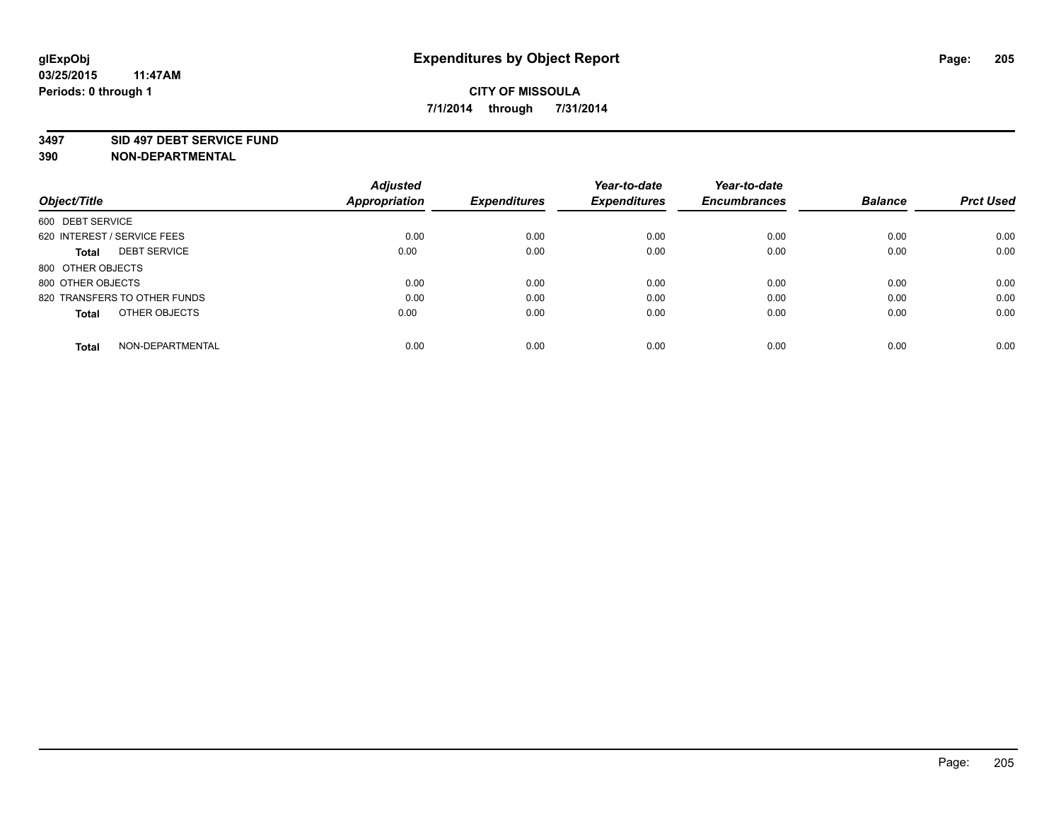# Expenditures by Object Report

glExpObj
03/25/2015 11:47AM
Periods: 0 through 1

**CITY OF MISSOULA**
**7/1/2014 through 7/31/2014**

**3497 SID 497 DEBT SERVICE FUND**
**390 NON-DEPARTMENTAL**

| Object/Title | Adjusted Appropriation | Expenditures | Year-to-date Expenditures | Year-to-date Encumbrances | Balance | Prct Used |
|---|---|---|---|---|---|---|
| 600 DEBT SERVICE | | | | | | |
| 620 INTEREST / SERVICE FEES | 0.00 | 0.00 | 0.00 | 0.00 | 0.00 | 0.00 |
| **Total** DEBT SERVICE | 0.00 | 0.00 | 0.00 | 0.00 | 0.00 | 0.00 |
| 800 OTHER OBJECTS | | | | | | |
| 800 OTHER OBJECTS | 0.00 | 0.00 | 0.00 | 0.00 | 0.00 | 0.00 |
| 820 TRANSFERS TO OTHER FUNDS | 0.00 | 0.00 | 0.00 | 0.00 | 0.00 | 0.00 |
| **Total** OTHER OBJECTS | 0.00 | 0.00 | 0.00 | 0.00 | 0.00 | 0.00 |
| **Total** NON-DEPARTMENTAL | 0.00 | 0.00 | 0.00 | 0.00 | 0.00 | 0.00 |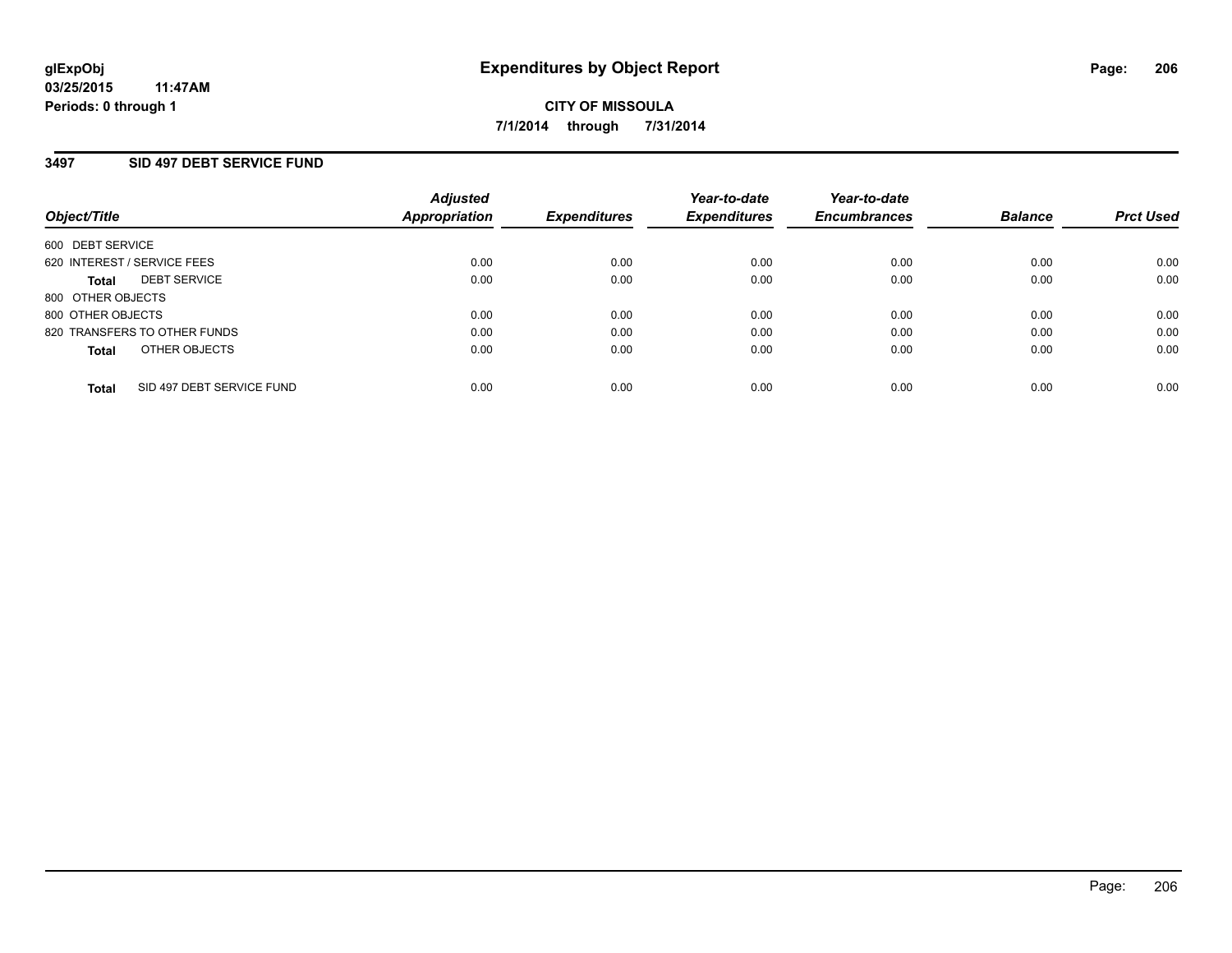**glExpObj**
**03/25/2015 11:47AM**
**Periods: 0 through 1**

# Expenditures by Object Report

**CITY OF MISSOULA**
**7/1/2014 through 7/31/2014**

## 3497 SID 497 DEBT SERVICE FUND

| Object/Title | Adjusted Appropriation | Expenditures | Year-to-date Expenditures | Year-to-date Encumbrances | Balance | Prct Used |
|---|---|---|---|---|---|---|
| 600 DEBT SERVICE | | | | | | |
| 620 INTEREST / SERVICE FEES | 0.00 | 0.00 | 0.00 | 0.00 | 0.00 | 0.00 |
| **Total** DEBT SERVICE | 0.00 | 0.00 | 0.00 | 0.00 | 0.00 | 0.00 |
| 800 OTHER OBJECTS | | | | | | |
| 800 OTHER OBJECTS | 0.00 | 0.00 | 0.00 | 0.00 | 0.00 | 0.00 |
| 820 TRANSFERS TO OTHER FUNDS | 0.00 | 0.00 | 0.00 | 0.00 | 0.00 | 0.00 |
| **Total** OTHER OBJECTS | 0.00 | 0.00 | 0.00 | 0.00 | 0.00 | 0.00 |
| **Total** SID 497 DEBT SERVICE FUND | 0.00 | 0.00 | 0.00 | 0.00 | 0.00 | 0.00 |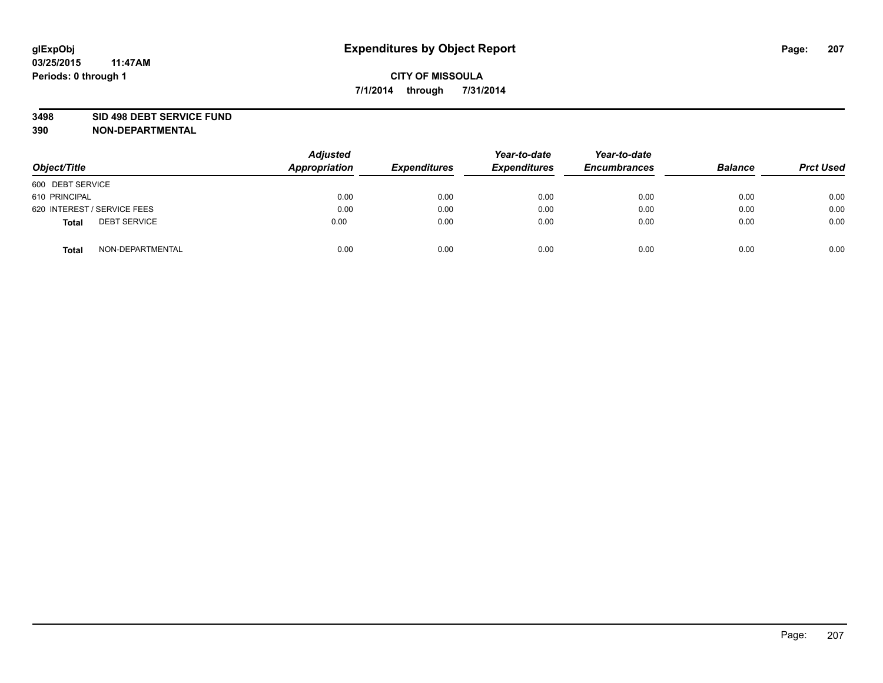glExpObj
03/25/2015 11:47AM
Periods: 0 through 1

# Expenditures by Object Report

**CITY OF MISSOULA**
**7/1/2014 through 7/31/2014**

**3498 SID 498 DEBT SERVICE FUND**
**390 NON-DEPARTMENTAL**

| Object/Title | | Adjusted Appropriation | Expenditures | Year-to-date Expenditures | Year-to-date Encumbrances | Balance | Prct Used |
|---|---|---|---|---|---|---|---|
| 600 DEBT SERVICE | | | | | | | |
| 610 PRINCIPAL | | 0.00 | 0.00 | 0.00 | 0.00 | 0.00 | 0.00 |
| 620 INTEREST / SERVICE FEES | | 0.00 | 0.00 | 0.00 | 0.00 | 0.00 | 0.00 |
| **Total** | DEBT SERVICE | 0.00 | 0.00 | 0.00 | 0.00 | 0.00 | 0.00 |
| **Total** | NON-DEPARTMENTAL | 0.00 | 0.00 | 0.00 | 0.00 | 0.00 | 0.00 |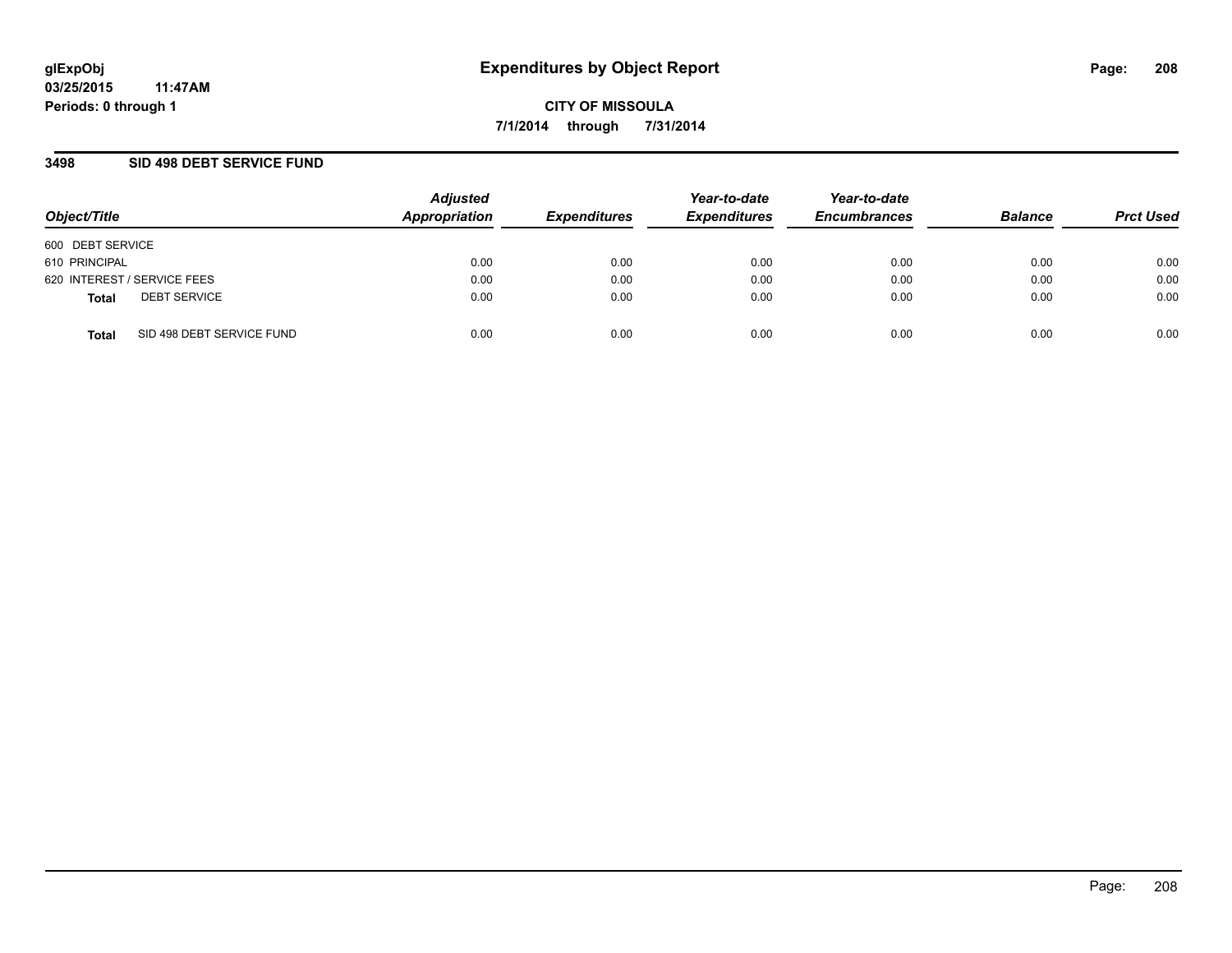glExpObj
03/25/2015 11:47AM
Periods: 0 through 1

# Expenditures by Object Report

**CITY OF MISSOULA**
**7/1/2014 through 7/31/2014**

## 3498 SID 498 DEBT SERVICE FUND

| Object/Title | | Adjusted Appropriation | Expenditures | Year-to-date Expenditures | Year-to-date Encumbrances | Balance | Prct Used |
|---|---|---|---|---|---|---|---|
| 600 DEBT SERVICE | | | | | | | |
| 610 PRINCIPAL | | 0.00 | 0.00 | 0.00 | 0.00 | 0.00 | 0.00 |
| 620 INTEREST / SERVICE FEES | | 0.00 | 0.00 | 0.00 | 0.00 | 0.00 | 0.00 |
| **Total** | DEBT SERVICE | 0.00 | 0.00 | 0.00 | 0.00 | 0.00 | 0.00 |
| **Total** | SID 498 DEBT SERVICE FUND | 0.00 | 0.00 | 0.00 | 0.00 | 0.00 | 0.00 |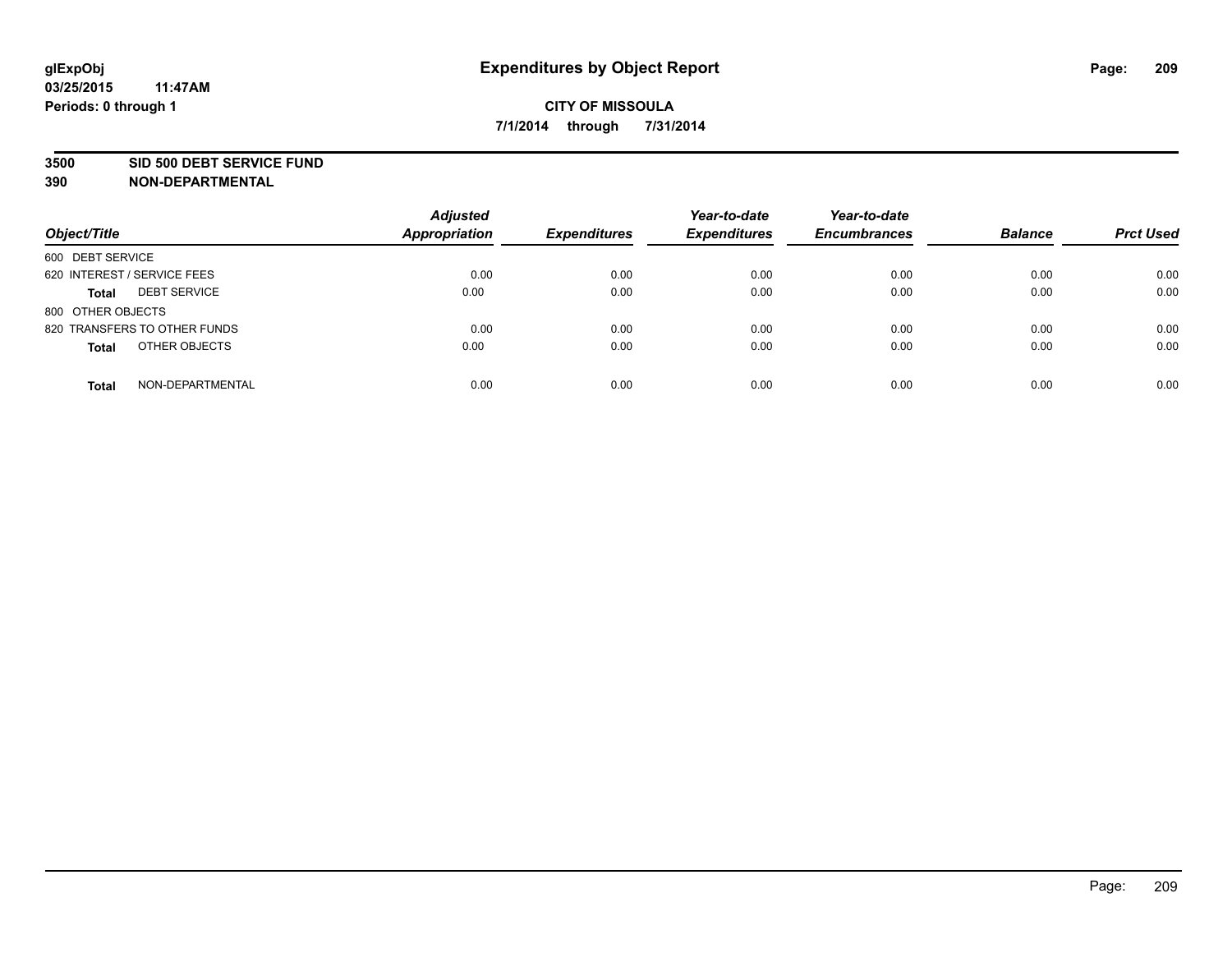glExpObj
03/25/2015 11:47AM
Periods: 0 through 1

# Expenditures by Object Report

**CITY OF MISSOULA**
**7/1/2014 through 7/31/2014**

**3500 SID 500 DEBT SERVICE FUND**
**390 NON-DEPARTMENTAL**

| Object/Title | | Adjusted Appropriation | Expenditures | Year-to-date Expenditures | Year-to-date Encumbrances | Balance | Prct Used |
|---|---|---|---|---|---|---|---|
| 600 DEBT SERVICE | | | | | | | |
| 620 INTEREST / SERVICE FEES | | 0.00 | 0.00 | 0.00 | 0.00 | 0.00 | 0.00 |
| **Total** | DEBT SERVICE | 0.00 | 0.00 | 0.00 | 0.00 | 0.00 | 0.00 |
| 800 OTHER OBJECTS | | | | | | | |
| 820 TRANSFERS TO OTHER FUNDS | | 0.00 | 0.00 | 0.00 | 0.00 | 0.00 | 0.00 |
| **Total** | OTHER OBJECTS | 0.00 | 0.00 | 0.00 | 0.00 | 0.00 | 0.00 |
| **Total** | NON-DEPARTMENTAL | 0.00 | 0.00 | 0.00 | 0.00 | 0.00 | 0.00 |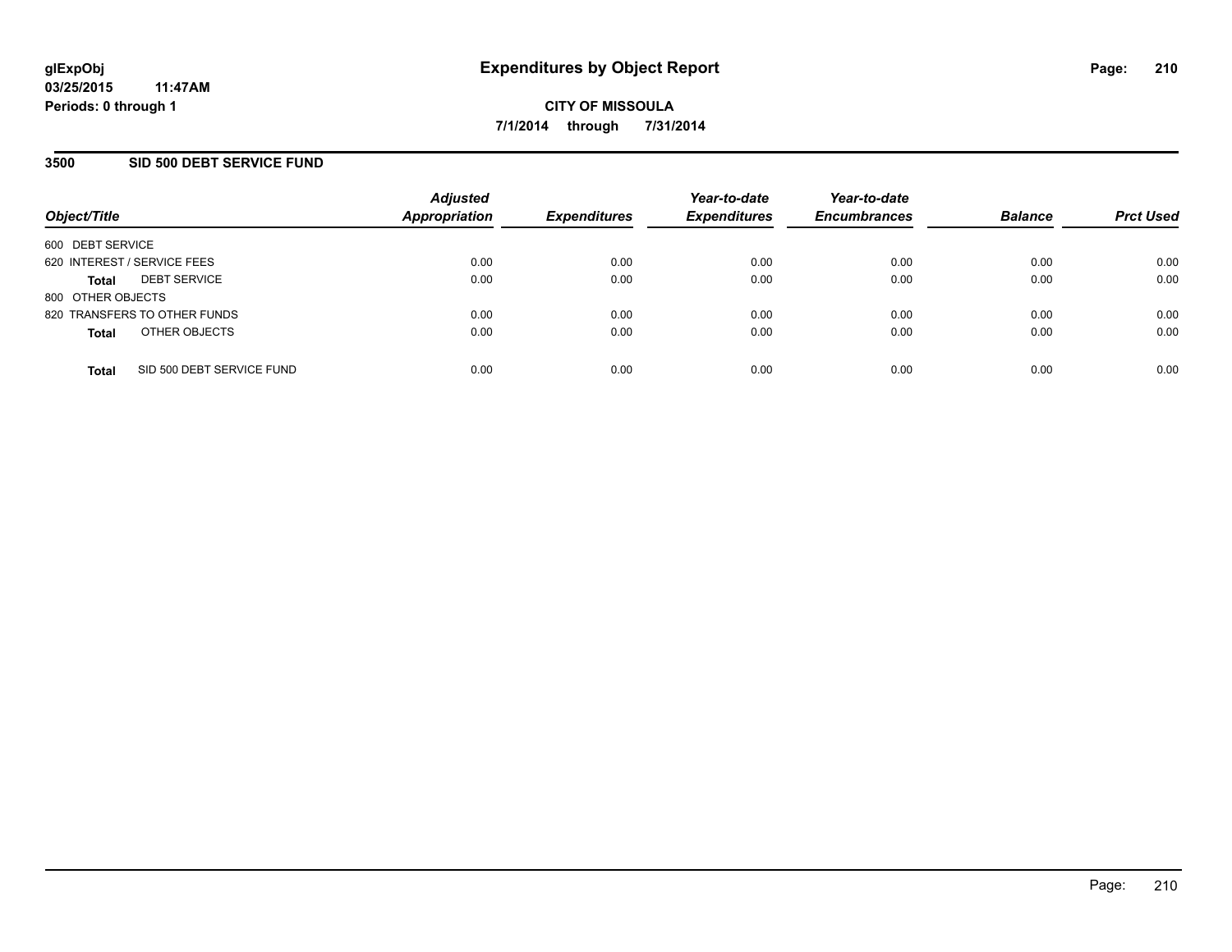glExpObj
03/25/2015 11:47AM
Periods: 0 through 1

# Expenditures by Object Report

**CITY OF MISSOULA**

**7/1/2014 through 7/31/2014**

## 3500 SID 500 DEBT SERVICE FUND

| Object/Title | | Adjusted Appropriation | Expenditures | Year-to-date Expenditures | Year-to-date Encumbrances | Balance | Prct Used |
|---|---|---|---|---|---|---|---|
| 600 DEBT SERVICE | | | | | | | |
| 620 INTEREST / SERVICE FEES | | 0.00 | 0.00 | 0.00 | 0.00 | 0.00 | 0.00 |
| **Total** | DEBT SERVICE | 0.00 | 0.00 | 0.00 | 0.00 | 0.00 | 0.00 |
| 800 OTHER OBJECTS | | | | | | | |
| 820 TRANSFERS TO OTHER FUNDS | | 0.00 | 0.00 | 0.00 | 0.00 | 0.00 | 0.00 |
| **Total** | OTHER OBJECTS | 0.00 | 0.00 | 0.00 | 0.00 | 0.00 | 0.00 |
| **Total** | SID 500 DEBT SERVICE FUND | 0.00 | 0.00 | 0.00 | 0.00 | 0.00 | 0.00 |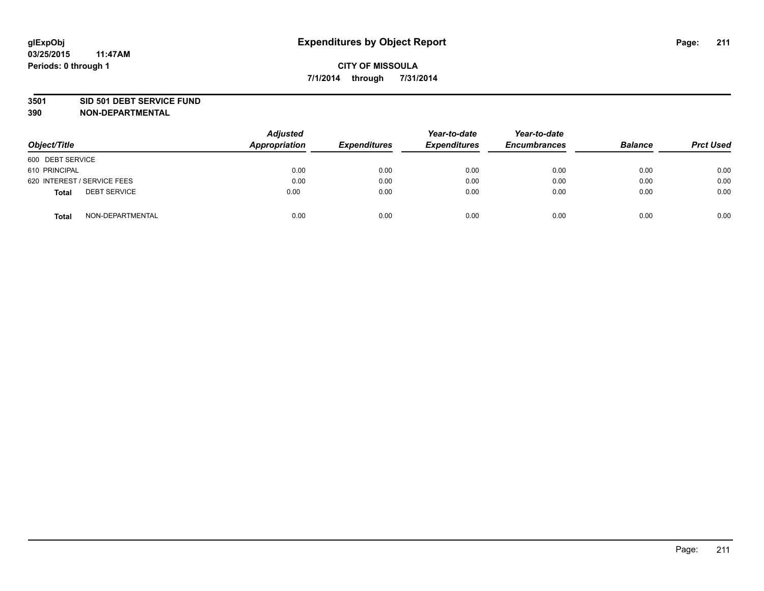glExpObj
03/25/2015 11:47AM
Periods: 0 through 1

# Expenditures by Object Report

**CITY OF MISSOULA**

**7/1/2014 through 7/31/2014**

**3501 SID 501 DEBT SERVICE FUND**

**390 NON-DEPARTMENTAL**

| Object/Title | Adjusted Appropriation | Expenditures | Year-to-date Expenditures | Year-to-date Encumbrances | Balance | Prct Used |
|---|---|---|---|---|---|---|
| 600 DEBT SERVICE | | | | | | |
| 610 PRINCIPAL | 0.00 | 0.00 | 0.00 | 0.00 | 0.00 | 0.00 |
| 620 INTEREST / SERVICE FEES | 0.00 | 0.00 | 0.00 | 0.00 | 0.00 | 0.00 |
| **Total** DEBT SERVICE | 0.00 | 0.00 | 0.00 | 0.00 | 0.00 | 0.00 |
| **Total** NON-DEPARTMENTAL | 0.00 | 0.00 | 0.00 | 0.00 | 0.00 | 0.00 |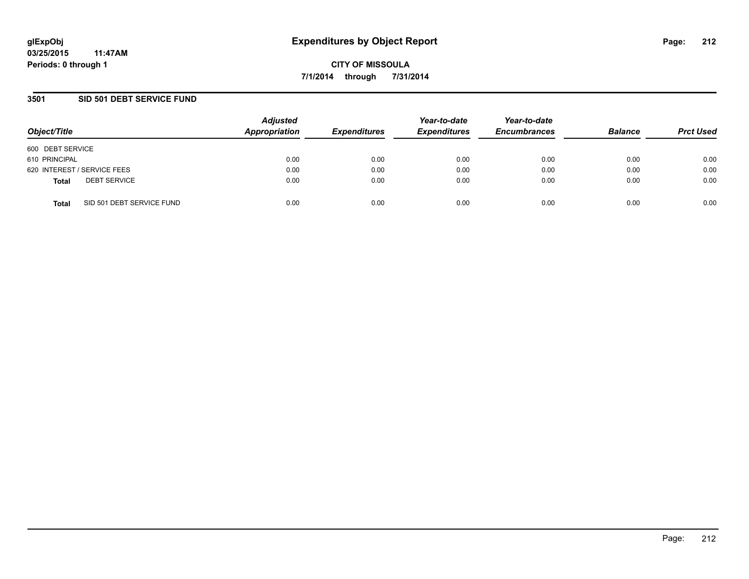glExpObj
03/25/2015 11:47AM
Periods: 0 through 1

# Expenditures by Object Report

CITY OF MISSOULA
7/1/2014 through 7/31/2014

## 3501 SID 501 DEBT SERVICE FUND

| Object/Title | Adjusted Appropriation | Expenditures | Year-to-date Expenditures | Year-to-date Encumbrances | Balance | Prct Used |
|---|---|---|---|---|---|---|
| 600 DEBT SERVICE | | | | | | |
| 610 PRINCIPAL | 0.00 | 0.00 | 0.00 | 0.00 | 0.00 | 0.00 |
| 620 INTEREST / SERVICE FEES | 0.00 | 0.00 | 0.00 | 0.00 | 0.00 | 0.00 |
| **Total** DEBT SERVICE | 0.00 | 0.00 | 0.00 | 0.00 | 0.00 | 0.00 |
| **Total** SID 501 DEBT SERVICE FUND | 0.00 | 0.00 | 0.00 | 0.00 | 0.00 | 0.00 |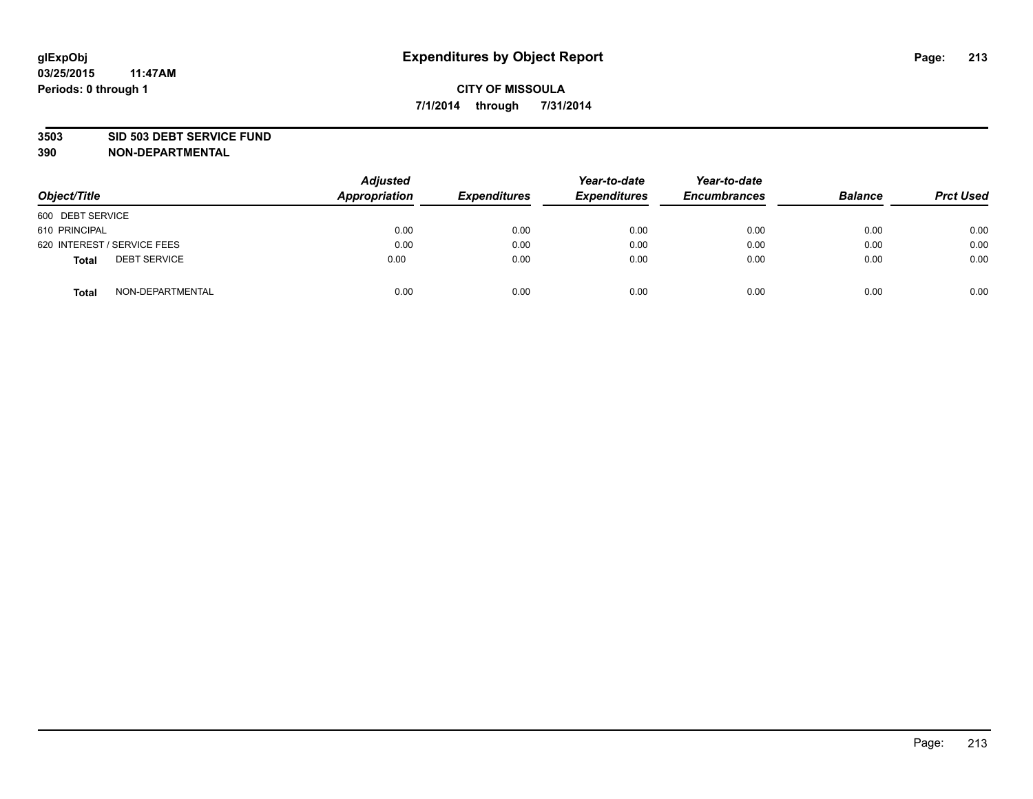# Expenditures by Object Report

glExpObj
03/25/2015 11:47AM
Periods: 0 through 1

**CITY OF MISSOULA**
**7/1/2014 through 7/31/2014**

**3503 SID 503 DEBT SERVICE FUND**
**390 NON-DEPARTMENTAL**

| Object/Title | Adjusted Appropriation | Expenditures | Year-to-date Expenditures | Year-to-date Encumbrances | Balance | Prct Used |
|---|---|---|---|---|---|---|
| 600 DEBT SERVICE | | | | | | |
| 610 PRINCIPAL | 0.00 | 0.00 | 0.00 | 0.00 | 0.00 | 0.00 |
| 620 INTEREST / SERVICE FEES | 0.00 | 0.00 | 0.00 | 0.00 | 0.00 | 0.00 |
| **Total** DEBT SERVICE | 0.00 | 0.00 | 0.00 | 0.00 | 0.00 | 0.00 |
| **Total** NON-DEPARTMENTAL | 0.00 | 0.00 | 0.00 | 0.00 | 0.00 | 0.00 |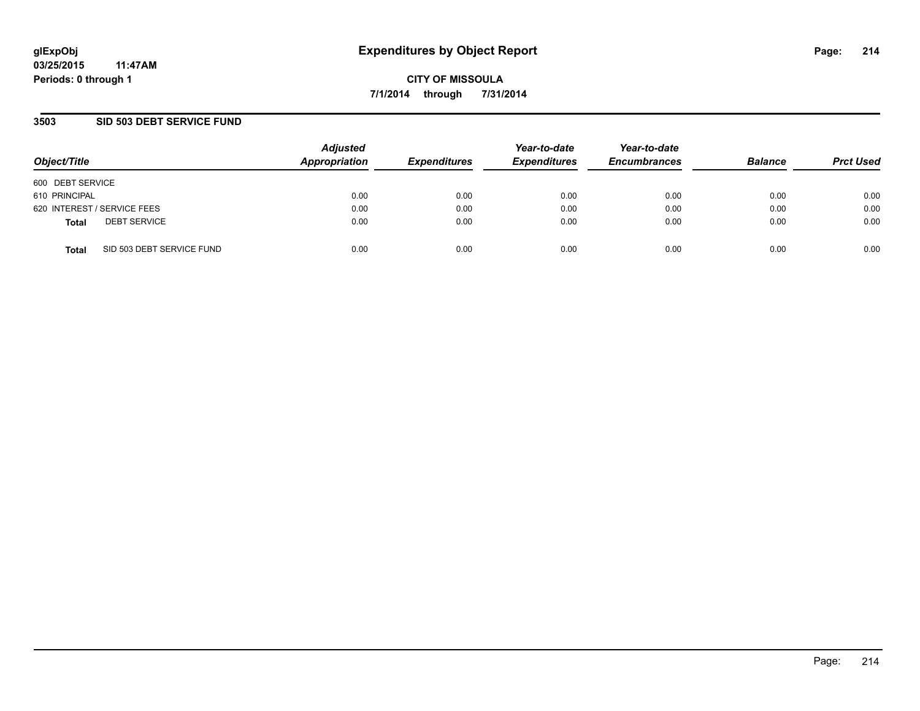glExpObj
03/25/2015 11:47AM
Periods: 0 through 1

# Expenditures by Object Report

CITY OF MISSOULA

7/1/2014 through 7/31/2014

## 3503 SID 503 DEBT SERVICE FUND

| Object/Title | | Adjusted Appropriation | Expenditures | Year-to-date Expenditures | Year-to-date Encumbrances | Balance | Prct Used |
|---|---|---|---|---|---|---|---|
| 600 DEBT SERVICE | | | | | | | |
| 610 PRINCIPAL | | 0.00 | 0.00 | 0.00 | 0.00 | 0.00 | 0.00 |
| 620 INTEREST / SERVICE FEES | | 0.00 | 0.00 | 0.00 | 0.00 | 0.00 | 0.00 |
| **Total** | DEBT SERVICE | 0.00 | 0.00 | 0.00 | 0.00 | 0.00 | 0.00 |
| **Total** | SID 503 DEBT SERVICE FUND | 0.00 | 0.00 | 0.00 | 0.00 | 0.00 | 0.00 |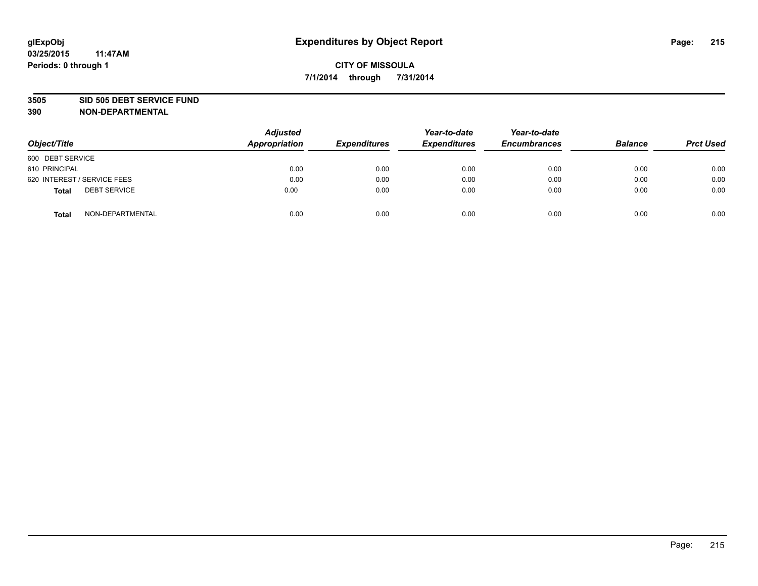**glExpObj**
**03/25/2015 11:47AM**
**Periods: 0 through 1**

# Expenditures by Object Report

**CITY OF MISSOULA**
**7/1/2014 through 7/31/2014**

**3505 SID 505 DEBT SERVICE FUND**
**390 NON-DEPARTMENTAL**

| Object/Title | Adjusted Appropriation | Expenditures | Year-to-date Expenditures | Year-to-date Encumbrances | Balance | Prct Used |
|---|---|---|---|---|---|---|
| 600 DEBT SERVICE | | | | | | |
| 610 PRINCIPAL | 0.00 | 0.00 | 0.00 | 0.00 | 0.00 | 0.00 |
| 620 INTEREST / SERVICE FEES | 0.00 | 0.00 | 0.00 | 0.00 | 0.00 | 0.00 |
| **Total** DEBT SERVICE | 0.00 | 0.00 | 0.00 | 0.00 | 0.00 | 0.00 |
| **Total** NON-DEPARTMENTAL | 0.00 | 0.00 | 0.00 | 0.00 | 0.00 | 0.00 |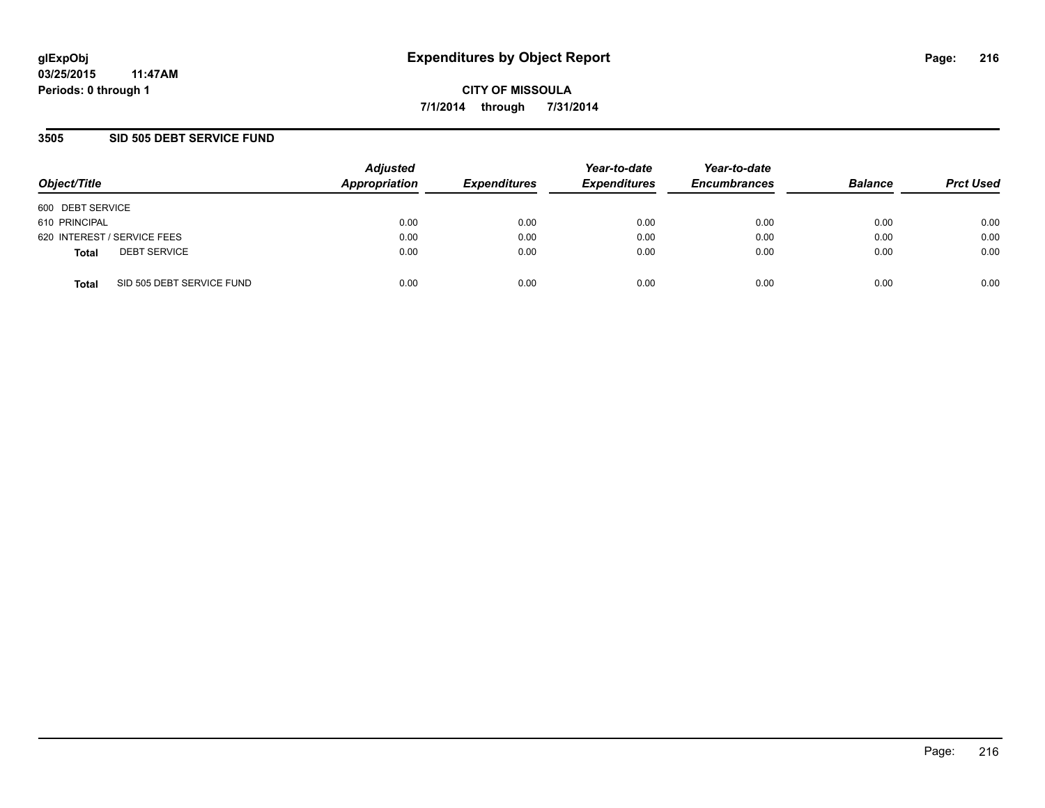# Expenditures by Object Report

**CITY OF MISSOULA**

**7/1/2014 through 7/31/2014**

glExpObj
03/25/2015 11:47AM
Periods: 0 through 1

## 3505 SID 505 DEBT SERVICE FUND

| Object/Title | | Adjusted Appropriation | Expenditures | Year-to-date Expenditures | Year-to-date Encumbrances | Balance | Prct Used |
|---|---|---|---|---|---|---|---|
| 600 DEBT SERVICE | | | | | | | |
| 610 PRINCIPAL | | 0.00 | 0.00 | 0.00 | 0.00 | 0.00 | 0.00 |
| 620 INTEREST / SERVICE FEES | | 0.00 | 0.00 | 0.00 | 0.00 | 0.00 | 0.00 |
| **Total** | DEBT SERVICE | 0.00 | 0.00 | 0.00 | 0.00 | 0.00 | 0.00 |
| **Total** | SID 505 DEBT SERVICE FUND | 0.00 | 0.00 | 0.00 | 0.00 | 0.00 | 0.00 |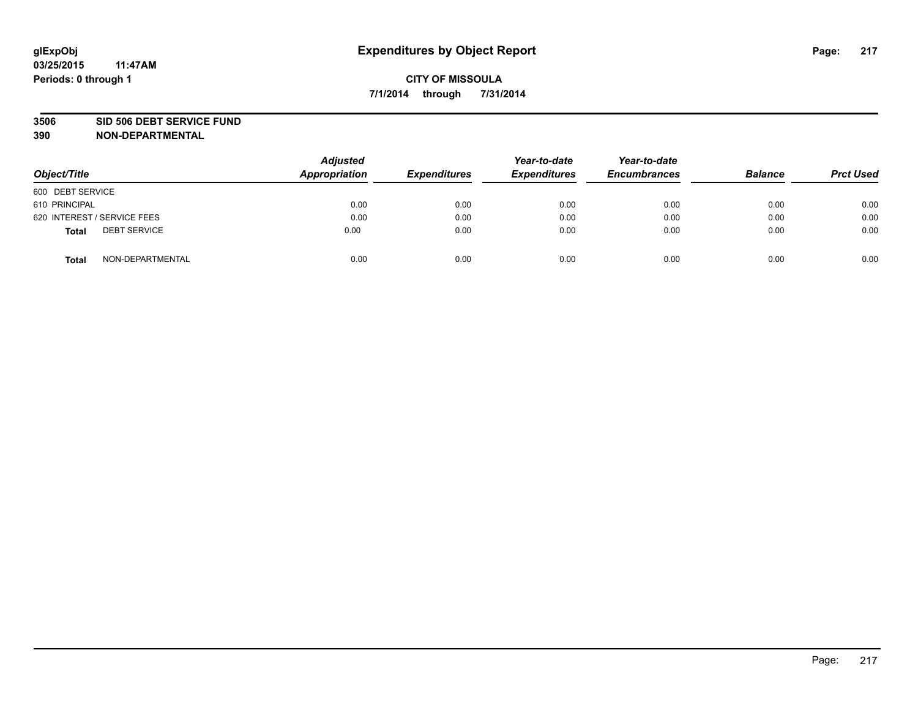# Expenditures by Object Report

glExpObj
03/25/2015 11:47AM
Periods: 0 through 1

**CITY OF MISSOULA**
**7/1/2014 through 7/31/2014**

**3506 SID 506 DEBT SERVICE FUND**
**390 NON-DEPARTMENTAL**

| Object/Title | | Adjusted Appropriation | Expenditures | Year-to-date Expenditures | Year-to-date Encumbrances | Balance | Prct Used |
|---|---|---|---|---|---|---|---|
| 600 DEBT SERVICE | | | | | | | |
| 610 PRINCIPAL | | 0.00 | 0.00 | 0.00 | 0.00 | 0.00 | 0.00 |
| 620 INTEREST / SERVICE FEES | | 0.00 | 0.00 | 0.00 | 0.00 | 0.00 | 0.00 |
| **Total** | DEBT SERVICE | 0.00 | 0.00 | 0.00 | 0.00 | 0.00 | 0.00 |
| **Total** | NON-DEPARTMENTAL | 0.00 | 0.00 | 0.00 | 0.00 | 0.00 | 0.00 |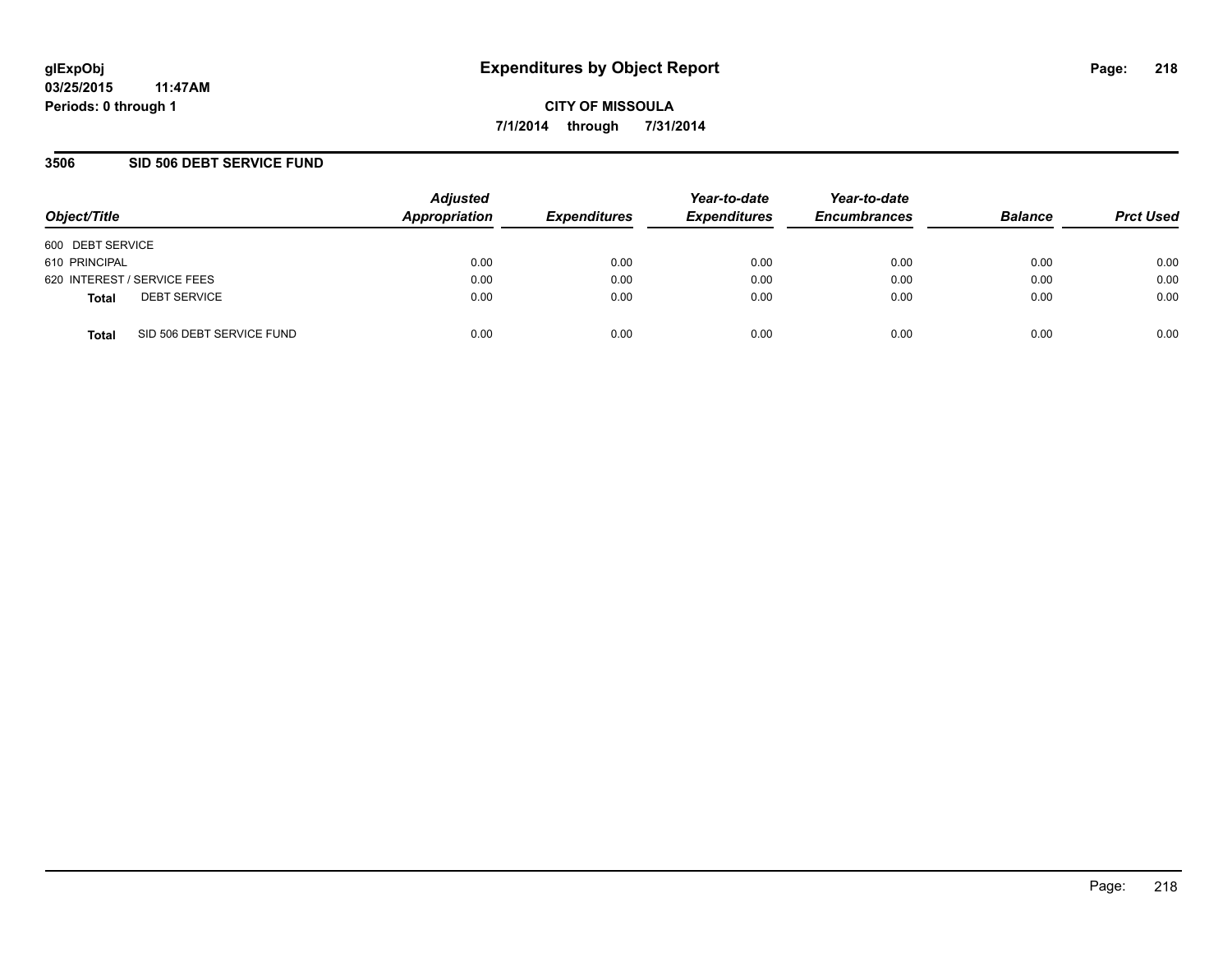glExpObj
03/25/2015 11:47AM
Periods: 0 through 1

# Expenditures by Object Report

**CITY OF MISSOULA**

**7/1/2014 through 7/31/2014**

## 3506 SID 506 DEBT SERVICE FUND

| Object/Title | Adjusted Appropriation | Expenditures | Year-to-date Expenditures | Year-to-date Encumbrances | Balance | Prct Used |
|---|---|---|---|---|---|---|
| 600 DEBT SERVICE | | | | | | |
| 610 PRINCIPAL | 0.00 | 0.00 | 0.00 | 0.00 | 0.00 | 0.00 |
| 620 INTEREST / SERVICE FEES | 0.00 | 0.00 | 0.00 | 0.00 | 0.00 | 0.00 |
| **Total** DEBT SERVICE | 0.00 | 0.00 | 0.00 | 0.00 | 0.00 | 0.00 |
| **Total** SID 506 DEBT SERVICE FUND | 0.00 | 0.00 | 0.00 | 0.00 | 0.00 | 0.00 |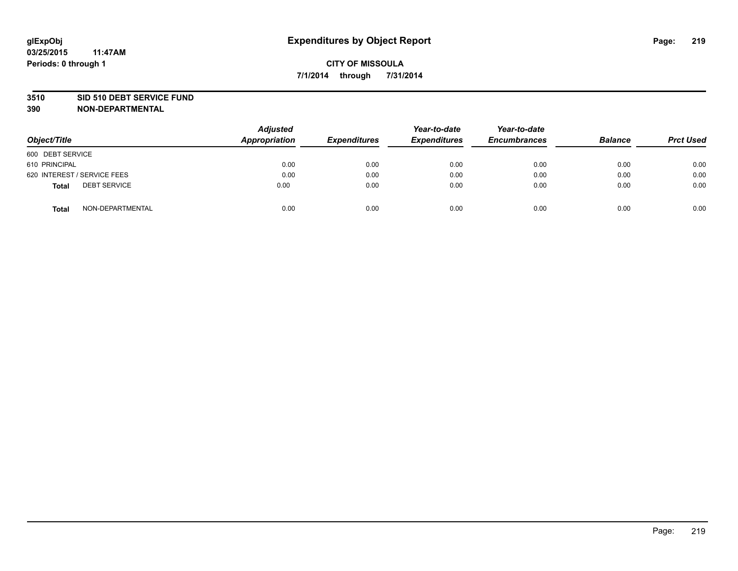**glExpObj**
**03/25/2015 11:47AM**
**Periods: 0 through 1**

# Expenditures by Object Report

**CITY OF MISSOULA**
**7/1/2014 through 7/31/2014**

**3510 SID 510 DEBT SERVICE FUND**
**390 NON-DEPARTMENTAL**

| Object/Title | Adjusted Appropriation | Expenditures | Year-to-date Expenditures | Year-to-date Encumbrances | Balance | Prct Used |
|---|---|---|---|---|---|---|
| 600 DEBT SERVICE | | | | | | |
| 610 PRINCIPAL | 0.00 | 0.00 | 0.00 | 0.00 | 0.00 | 0.00 |
| 620 INTEREST / SERVICE FEES | 0.00 | 0.00 | 0.00 | 0.00 | 0.00 | 0.00 |
| **Total** DEBT SERVICE | 0.00 | 0.00 | 0.00 | 0.00 | 0.00 | 0.00 |
| **Total** NON-DEPARTMENTAL | 0.00 | 0.00 | 0.00 | 0.00 | 0.00 | 0.00 |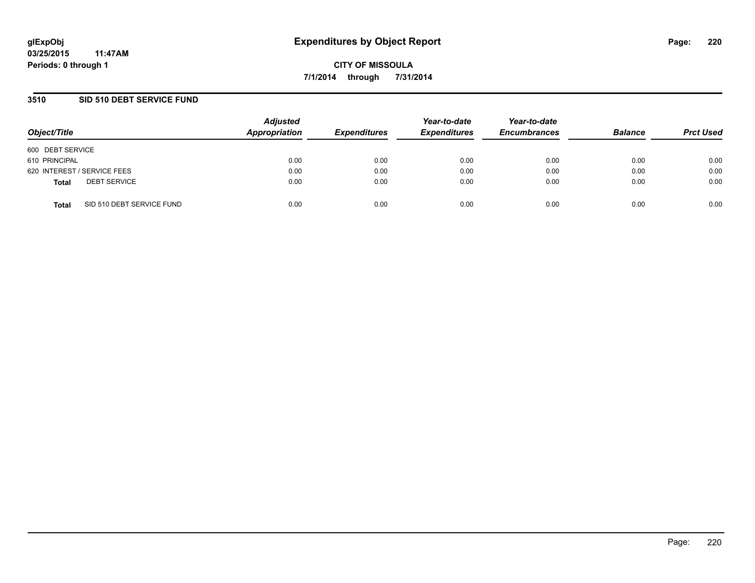**glExpObj**
**03/25/2015 11:47AM**
**Periods: 0 through 1**

# Expenditures by Object Report

**CITY OF MISSOULA**
**7/1/2014 through 7/31/2014**

## 3510 SID 510 DEBT SERVICE FUND

| Object/Title | Adjusted Appropriation | Expenditures | Year-to-date Expenditures | Year-to-date Encumbrances | Balance | Prct Used |
|---|---|---|---|---|---|---|
| 600 DEBT SERVICE | | | | | | |
| 610 PRINCIPAL | 0.00 | 0.00 | 0.00 | 0.00 | 0.00 | 0.00 |
| 620 INTEREST / SERVICE FEES | 0.00 | 0.00 | 0.00 | 0.00 | 0.00 | 0.00 |
| **Total** DEBT SERVICE | 0.00 | 0.00 | 0.00 | 0.00 | 0.00 | 0.00 |
| **Total** SID 510 DEBT SERVICE FUND | 0.00 | 0.00 | 0.00 | 0.00 | 0.00 | 0.00 |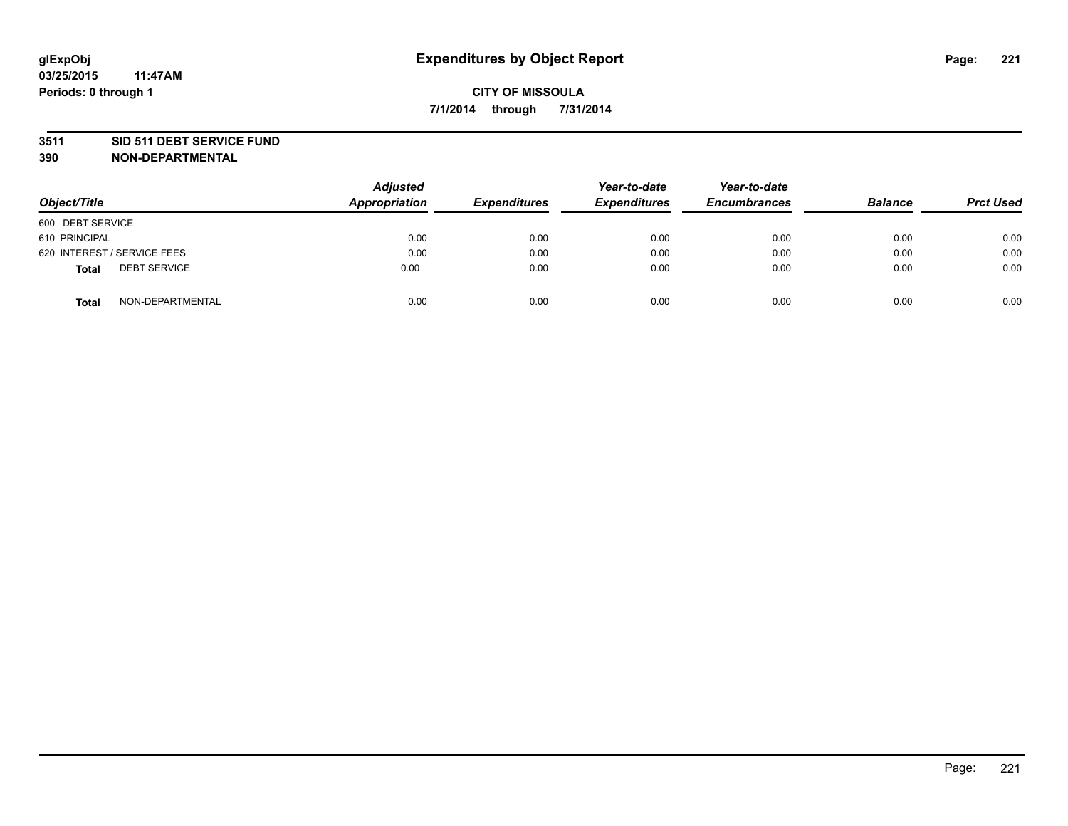glExpObj
03/25/2015 11:47AM
Periods: 0 through 1

# Expenditures by Object Report

**CITY OF MISSOULA**

**7/1/2014 through 7/31/2014**

**3511 SID 511 DEBT SERVICE FUND**
**390 NON-DEPARTMENTAL**

| Object/Title | | Adjusted Appropriation | Expenditures | Year-to-date Expenditures | Year-to-date Encumbrances | Balance | Prct Used |
|---|---|---|---|---|---|---|---|
| 600 DEBT SERVICE | | | | | | | |
| 610 PRINCIPAL | | 0.00 | 0.00 | 0.00 | 0.00 | 0.00 | 0.00 |
| 620 INTEREST / SERVICE FEES | | 0.00 | 0.00 | 0.00 | 0.00 | 0.00 | 0.00 |
| **Total** | DEBT SERVICE | 0.00 | 0.00 | 0.00 | 0.00 | 0.00 | 0.00 |
| **Total** | NON-DEPARTMENTAL | 0.00 | 0.00 | 0.00 | 0.00 | 0.00 | 0.00 |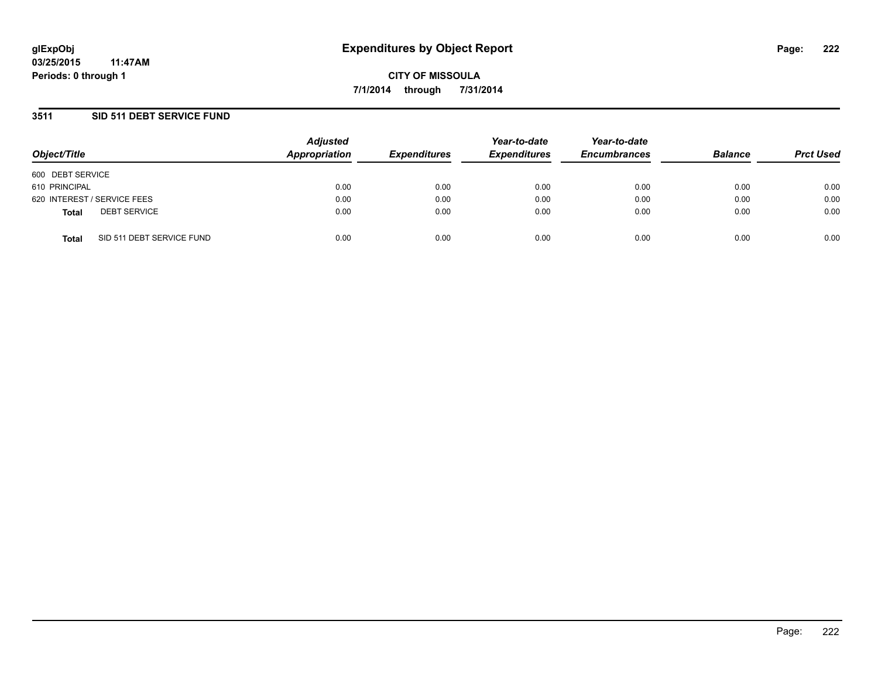glExpObj
03/25/2015 11:47AM
Periods: 0 through 1

# Expenditures by Object Report

**CITY OF MISSOULA**

**7/1/2014 through 7/31/2014**

## 3511 SID 511 DEBT SERVICE FUND

| Object/Title | Adjusted Appropriation | Expenditures | Year-to-date Expenditures | Year-to-date Encumbrances | Balance | Prct Used |
|---|---|---|---|---|---|---|
| 600 DEBT SERVICE | | | | | | |
| 610 PRINCIPAL | 0.00 | 0.00 | 0.00 | 0.00 | 0.00 | 0.00 |
| 620 INTEREST / SERVICE FEES | 0.00 | 0.00 | 0.00 | 0.00 | 0.00 | 0.00 |
| **Total** DEBT SERVICE | 0.00 | 0.00 | 0.00 | 0.00 | 0.00 | 0.00 |
| **Total** SID 511 DEBT SERVICE FUND | 0.00 | 0.00 | 0.00 | 0.00 | 0.00 | 0.00 |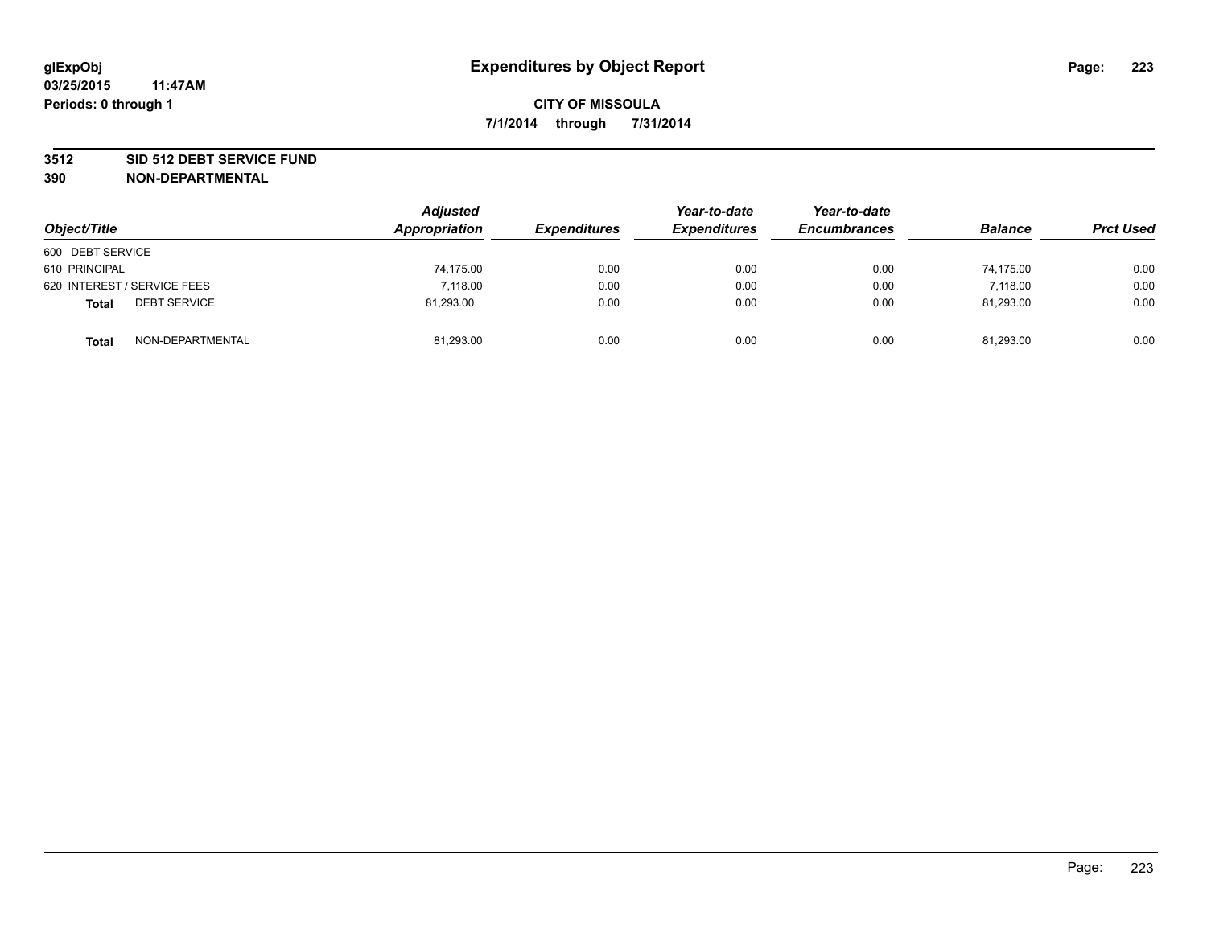**glExpObj**
**03/25/2015 11:47AM**
**Periods: 0 through 1**

# Expenditures by Object Report

**CITY OF MISSOULA**
**7/1/2014 through 7/31/2014**

**3512 SID 512 DEBT SERVICE FUND**
**390 NON-DEPARTMENTAL**

| Object/Title | Adjusted Appropriation | Expenditures | Year-to-date Expenditures | Year-to-date Encumbrances | Balance | Prct Used |
|---|---|---|---|---|---|---|
| 600 DEBT SERVICE | | | | | | |
| 610 PRINCIPAL | 74,175.00 | 0.00 | 0.00 | 0.00 | 74,175.00 | 0.00 |
| 620 INTEREST / SERVICE FEES | 7,118.00 | 0.00 | 0.00 | 0.00 | 7,118.00 | 0.00 |
| **Total** DEBT SERVICE | 81,293.00 | 0.00 | 0.00 | 0.00 | 81,293.00 | 0.00 |
| **Total** NON-DEPARTMENTAL | 81,293.00 | 0.00 | 0.00 | 0.00 | 81,293.00 | 0.00 |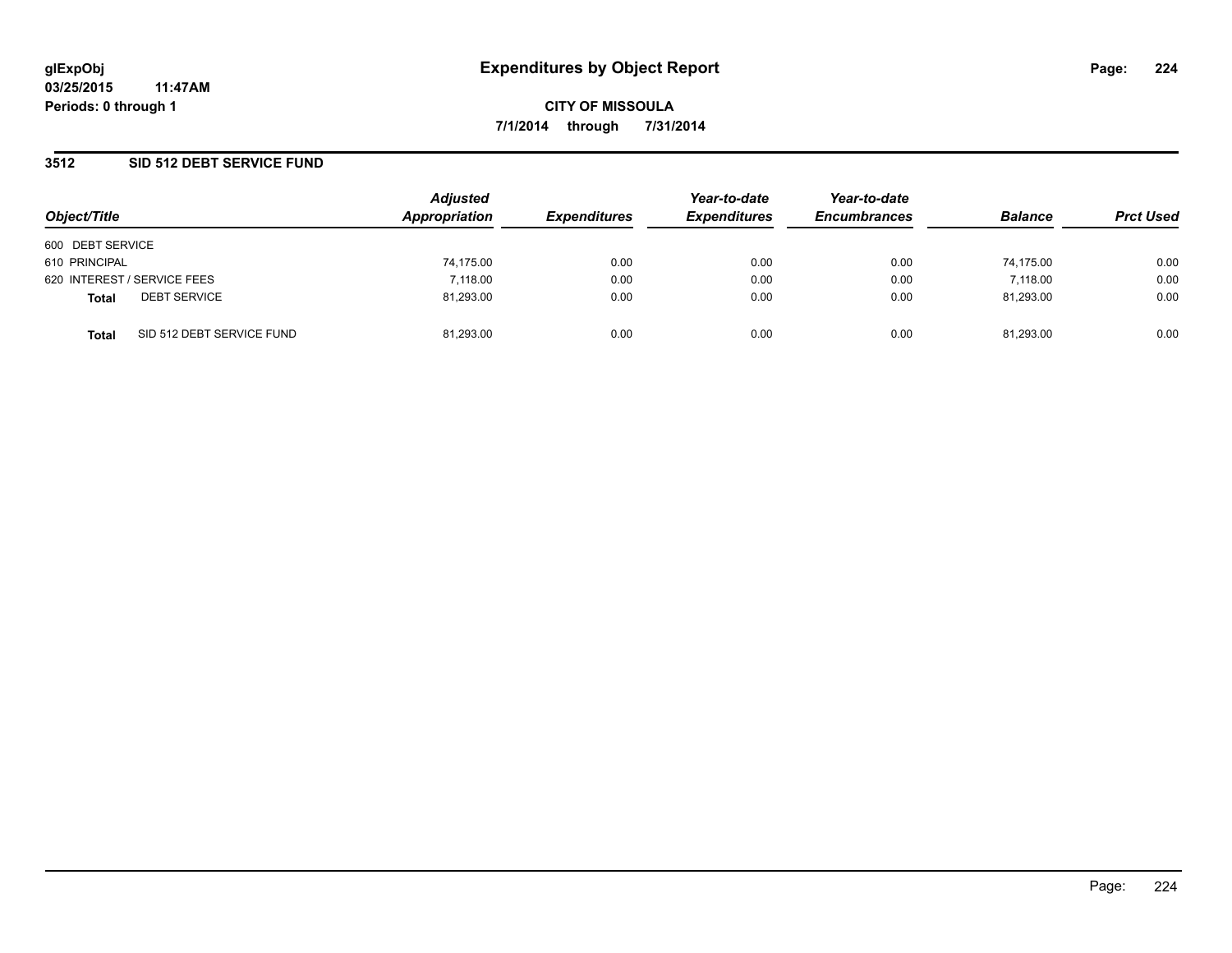**glExpObj** **Expenditures by Object Report**

**03/25/2015 11:47AM**

**Periods: 0 through 1**

**CITY OF MISSOULA**

**7/1/2014 through 7/31/2014**

## 3512 SID 512 DEBT SERVICE FUND

| Object/Title | | Adjusted Appropriation | Expenditures | Year-to-date Expenditures | Year-to-date Encumbrances | Balance | Prct Used |
|---|---|---|---|---|---|---|---|
| 600 DEBT SERVICE | | | | | | | |
| 610 PRINCIPAL | | 74,175.00 | 0.00 | 0.00 | 0.00 | 74,175.00 | 0.00 |
| 620 INTEREST / SERVICE FEES | | 7,118.00 | 0.00 | 0.00 | 0.00 | 7,118.00 | 0.00 |
| **Total** | DEBT SERVICE | 81,293.00 | 0.00 | 0.00 | 0.00 | 81,293.00 | 0.00 |
| **Total** | SID 512 DEBT SERVICE FUND | 81,293.00 | 0.00 | 0.00 | 0.00 | 81,293.00 | 0.00 |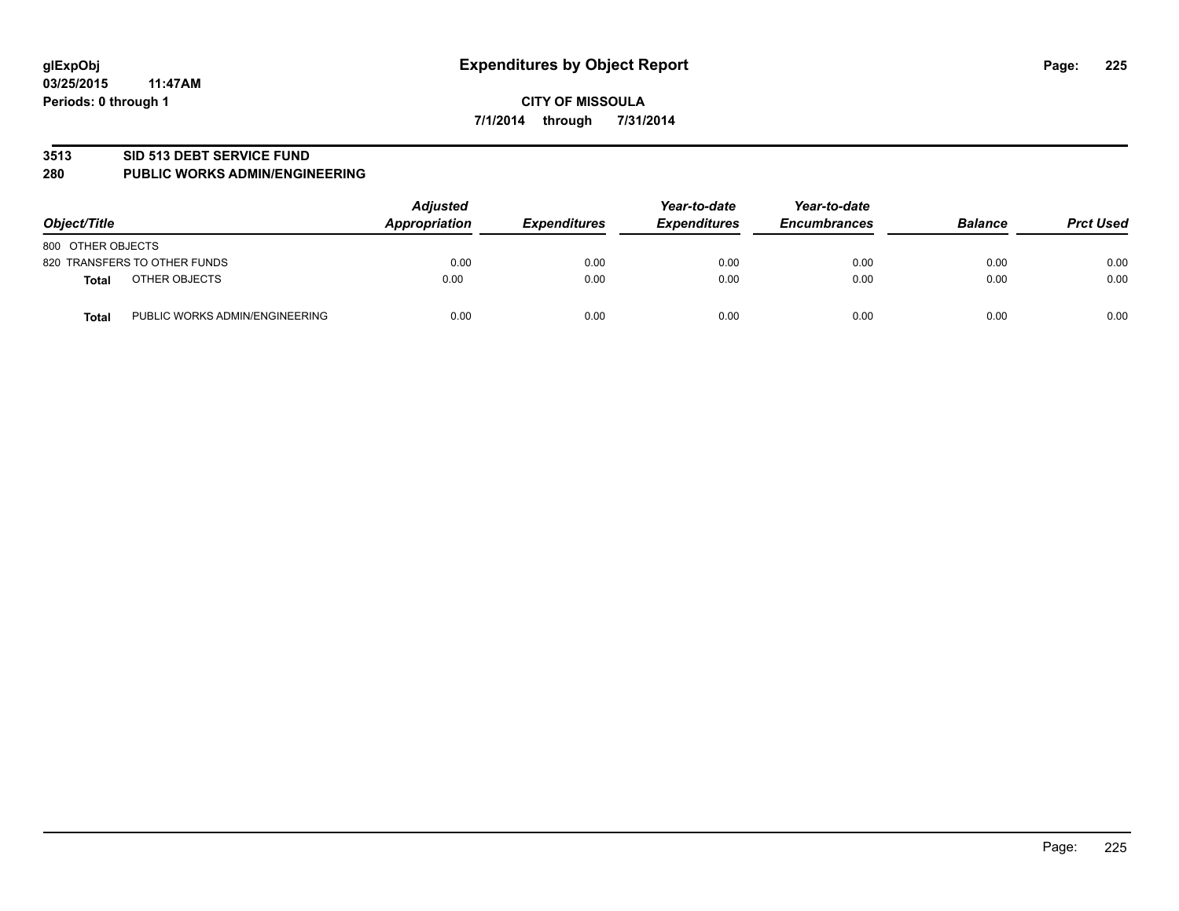**glExpObj**
**03/25/2015 11:47AM**
**Periods: 0 through 1**

# Expenditures by Object Report

**CITY OF MISSOULA**
**7/1/2014 through 7/31/2014**

## 3513 SID 513 DEBT SERVICE FUND
## 280 PUBLIC WORKS ADMIN/ENGINEERING

| Object/Title | Adjusted Appropriation | Expenditures | Year-to-date Expenditures | Year-to-date Encumbrances | Balance | Prct Used |
|---|---|---|---|---|---|---|
| 800 OTHER OBJECTS | | | | | | |
| 820 TRANSFERS TO OTHER FUNDS | 0.00 | 0.00 | 0.00 | 0.00 | 0.00 | 0.00 |
| **Total** OTHER OBJECTS | 0.00 | 0.00 | 0.00 | 0.00 | 0.00 | 0.00 |
| **Total** PUBLIC WORKS ADMIN/ENGINEERING | 0.00 | 0.00 | 0.00 | 0.00 | 0.00 | 0.00 |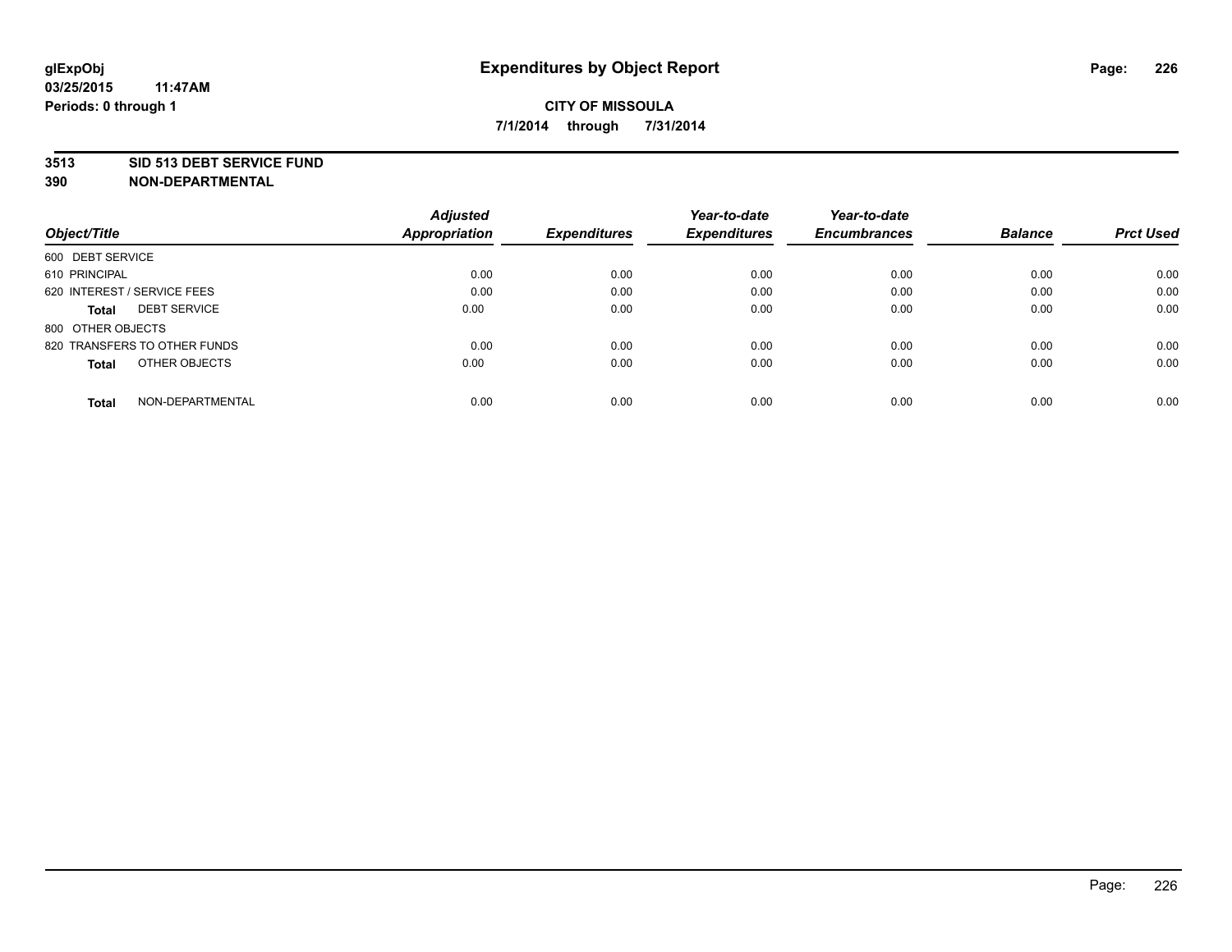**glExpObj**
**03/25/2015 11:47AM**
**Periods: 0 through 1**

# Expenditures by Object Report

**CITY OF MISSOULA**
**7/1/2014 through 7/31/2014**

**3513 SID 513 DEBT SERVICE FUND**
**390 NON-DEPARTMENTAL**

| Object/Title | Adjusted Appropriation | Expenditures | Year-to-date Expenditures | Year-to-date Encumbrances | Balance | Prct Used |
|---|---|---|---|---|---|---|
| 600 DEBT SERVICE | | | | | | |
| 610 PRINCIPAL | 0.00 | 0.00 | 0.00 | 0.00 | 0.00 | 0.00 |
| 620 INTEREST / SERVICE FEES | 0.00 | 0.00 | 0.00 | 0.00 | 0.00 | 0.00 |
| **Total** DEBT SERVICE | 0.00 | 0.00 | 0.00 | 0.00 | 0.00 | 0.00 |
| 800 OTHER OBJECTS | | | | | | |
| 820 TRANSFERS TO OTHER FUNDS | 0.00 | 0.00 | 0.00 | 0.00 | 0.00 | 0.00 |
| **Total** OTHER OBJECTS | 0.00 | 0.00 | 0.00 | 0.00 | 0.00 | 0.00 |
| **Total** NON-DEPARTMENTAL | 0.00 | 0.00 | 0.00 | 0.00 | 0.00 | 0.00 |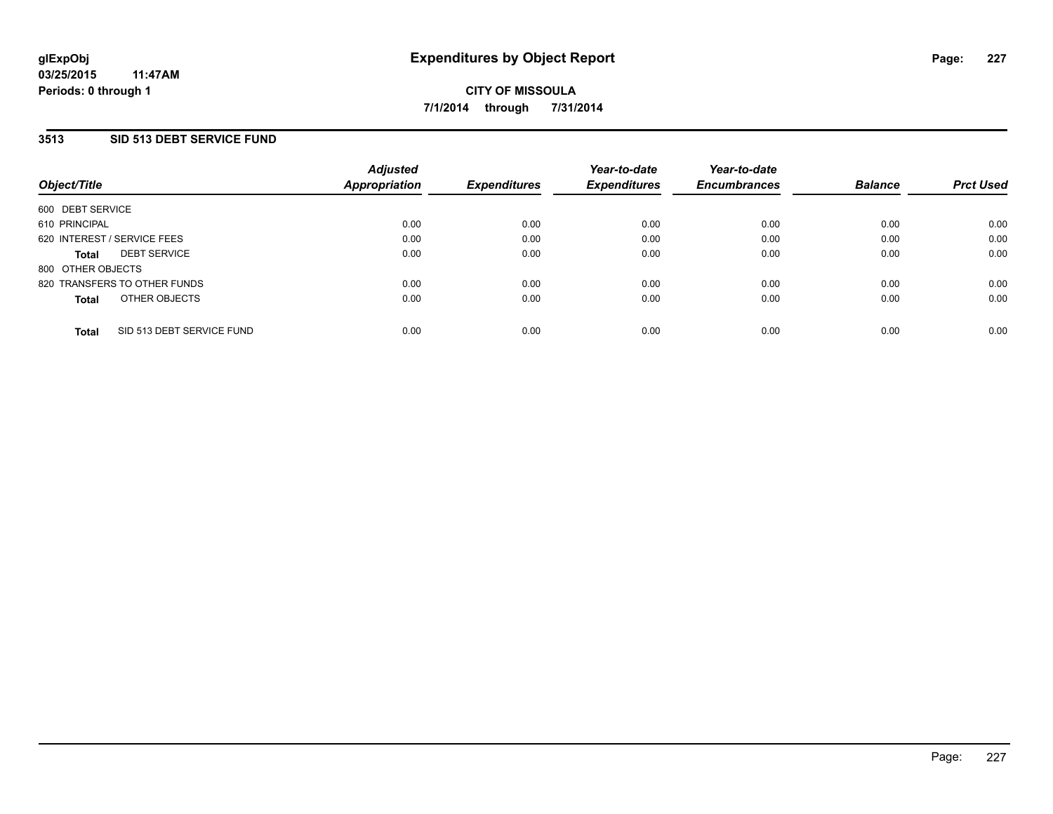**glExpObj**
**03/25/2015 11:47AM**
**Periods: 0 through 1**

# Expenditures by Object Report

**CITY OF MISSOULA**
**7/1/2014 through 7/31/2014**

## 3513 SID 513 DEBT SERVICE FUND

| Object/Title | Adjusted Appropriation | Expenditures | Year-to-date Expenditures | Year-to-date Encumbrances | Balance | Prct Used |
|---|---|---|---|---|---|---|
| 600 DEBT SERVICE | | | | | | |
| 610 PRINCIPAL | 0.00 | 0.00 | 0.00 | 0.00 | 0.00 | 0.00 |
| 620 INTEREST / SERVICE FEES | 0.00 | 0.00 | 0.00 | 0.00 | 0.00 | 0.00 |
| **Total** DEBT SERVICE | 0.00 | 0.00 | 0.00 | 0.00 | 0.00 | 0.00 |
| 800 OTHER OBJECTS | | | | | | |
| 820 TRANSFERS TO OTHER FUNDS | 0.00 | 0.00 | 0.00 | 0.00 | 0.00 | 0.00 |
| **Total** OTHER OBJECTS | 0.00 | 0.00 | 0.00 | 0.00 | 0.00 | 0.00 |
| **Total** SID 513 DEBT SERVICE FUND | 0.00 | 0.00 | 0.00 | 0.00 | 0.00 | 0.00 |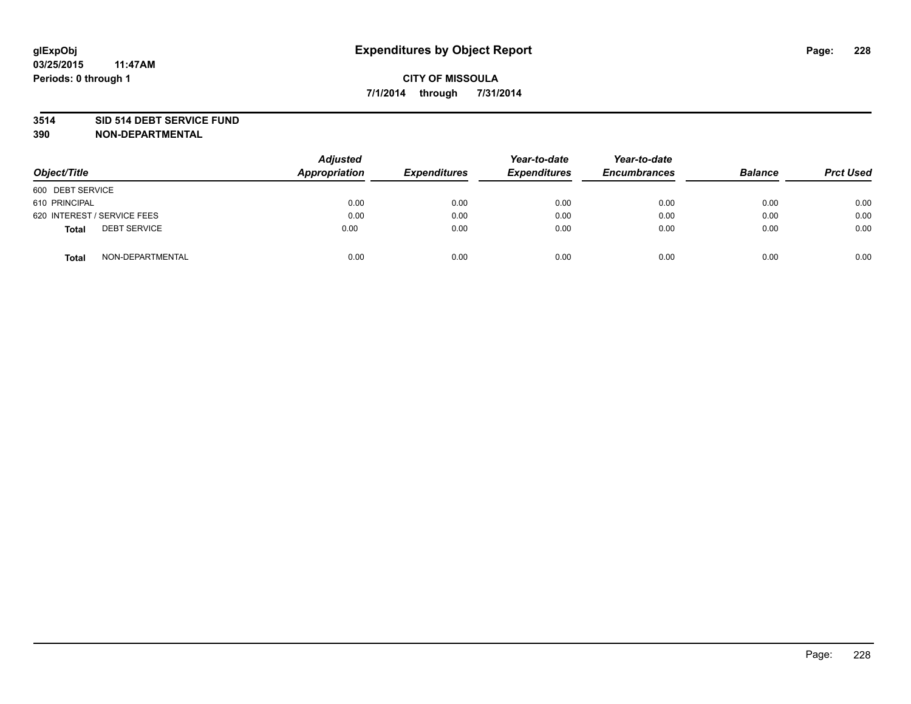glExpObj
03/25/2015 11:47AM
Periods: 0 through 1

# Expenditures by Object Report

CITY OF MISSOULA

7/1/2014 through 7/31/2014

## 3514 SID 514 DEBT SERVICE FUND
## 390 NON-DEPARTMENTAL

| Object/Title | | Adjusted Appropriation | Expenditures | Year-to-date Expenditures | Year-to-date Encumbrances | Balance | Prct Used |
|---|---|---|---|---|---|---|---|
| 600 DEBT SERVICE | | | | | | | |
| 610 PRINCIPAL | | 0.00 | 0.00 | 0.00 | 0.00 | 0.00 | 0.00 |
| 620 INTEREST / SERVICE FEES | | 0.00 | 0.00 | 0.00 | 0.00 | 0.00 | 0.00 |
| Total | DEBT SERVICE | 0.00 | 0.00 | 0.00 | 0.00 | 0.00 | 0.00 |
| Total | NON-DEPARTMENTAL | 0.00 | 0.00 | 0.00 | 0.00 | 0.00 | 0.00 |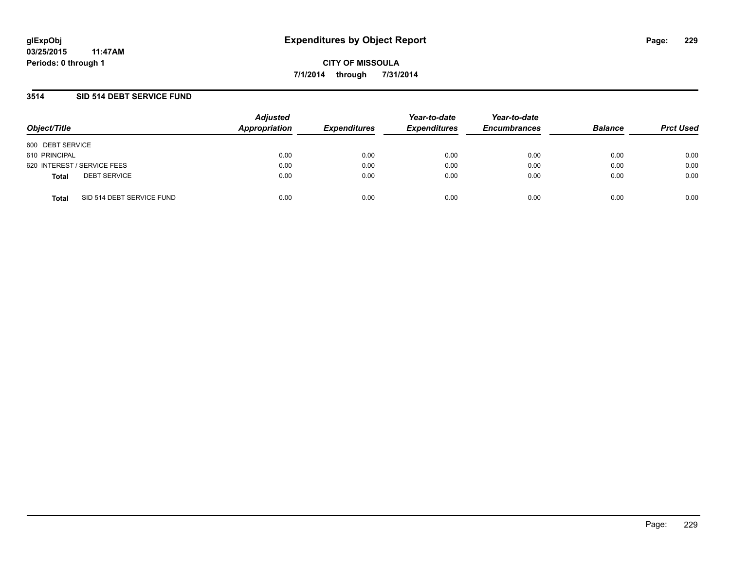glExpObj
03/25/2015 11:47AM
Periods: 0 through 1

# Expenditures by Object Report

CITY OF MISSOULA

7/1/2014 through 7/31/2014

## 3514 SID 514 DEBT SERVICE FUND

| Object/Title | Adjusted Appropriation | Expenditures | Year-to-date Expenditures | Year-to-date Encumbrances | Balance | Prct Used |
|---|---|---|---|---|---|---|
| 600 DEBT SERVICE | | | | | | |
| 610 PRINCIPAL | 0.00 | 0.00 | 0.00 | 0.00 | 0.00 | 0.00 |
| 620 INTEREST / SERVICE FEES | 0.00 | 0.00 | 0.00 | 0.00 | 0.00 | 0.00 |
| **Total** DEBT SERVICE | 0.00 | 0.00 | 0.00 | 0.00 | 0.00 | 0.00 |
| **Total** SID 514 DEBT SERVICE FUND | 0.00 | 0.00 | 0.00 | 0.00 | 0.00 | 0.00 |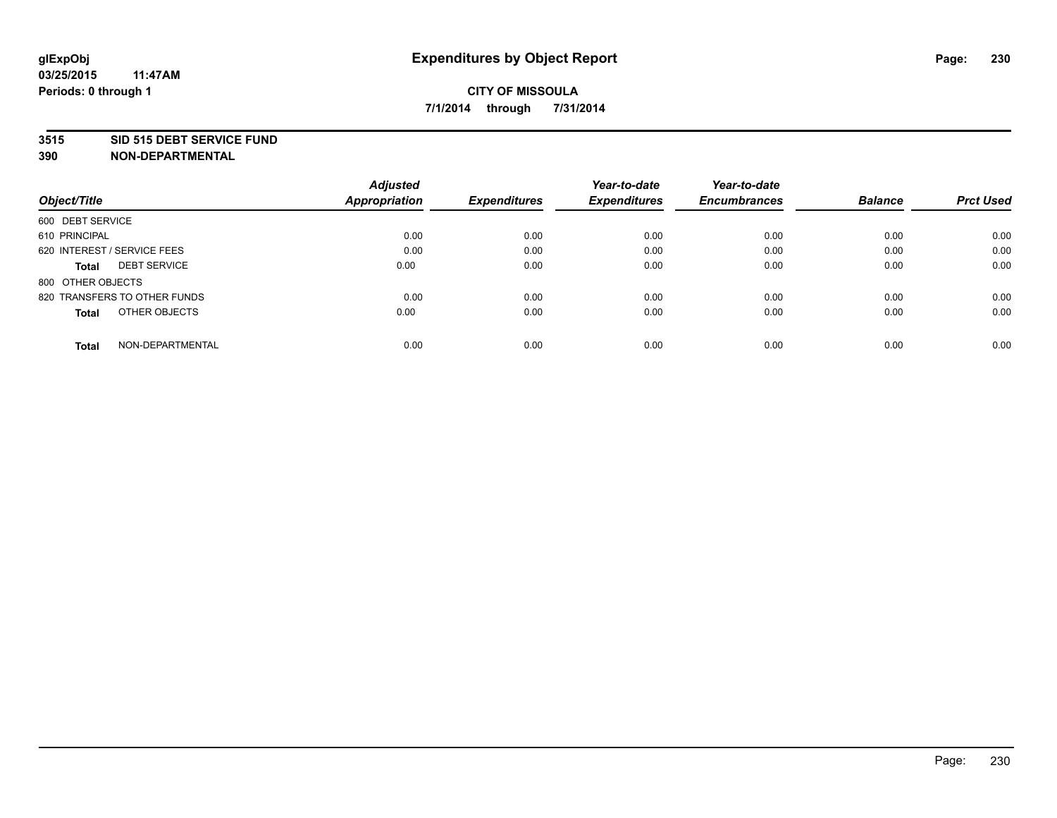# Expenditures by Object Report

glExpObj
03/25/2015 11:47AM
Periods: 0 through 1

**CITY OF MISSOULA**
**7/1/2014 through 7/31/2014**

## 3515 SID 515 DEBT SERVICE FUND
## 390 NON-DEPARTMENTAL

| Object/Title | Adjusted Appropriation | Expenditures | Year-to-date Expenditures | Year-to-date Encumbrances | Balance | Prct Used |
|---|---|---|---|---|---|---|
| 600 DEBT SERVICE | | | | | | |
| 610 PRINCIPAL | 0.00 | 0.00 | 0.00 | 0.00 | 0.00 | 0.00 |
| 620 INTEREST / SERVICE FEES | 0.00 | 0.00 | 0.00 | 0.00 | 0.00 | 0.00 |
| **Total** DEBT SERVICE | 0.00 | 0.00 | 0.00 | 0.00 | 0.00 | 0.00 |
| 800 OTHER OBJECTS | | | | | | |
| 820 TRANSFERS TO OTHER FUNDS | 0.00 | 0.00 | 0.00 | 0.00 | 0.00 | 0.00 |
| **Total** OTHER OBJECTS | 0.00 | 0.00 | 0.00 | 0.00 | 0.00 | 0.00 |
| **Total** NON-DEPARTMENTAL | 0.00 | 0.00 | 0.00 | 0.00 | 0.00 | 0.00 |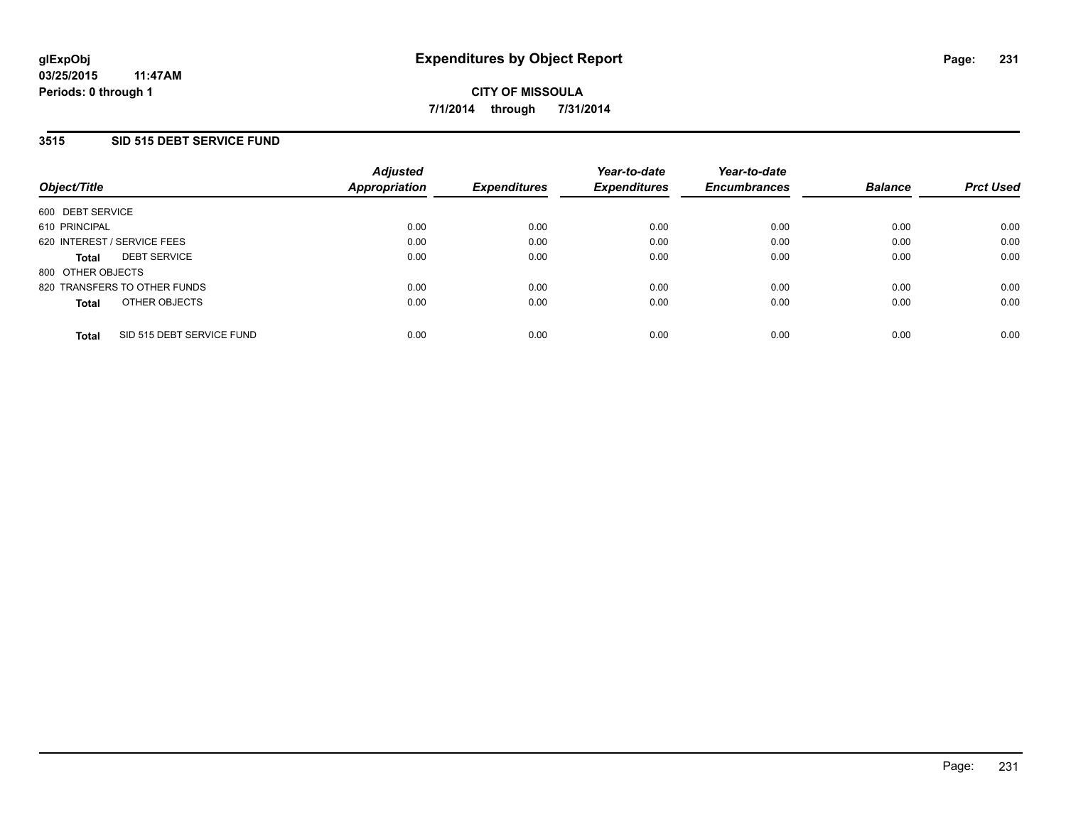**glExpObj**
**03/25/2015 11:47AM**
**Periods: 0 through 1**

# Expenditures by Object Report

**CITY OF MISSOULA**
**7/1/2014 through 7/31/2014**

## 3515 SID 515 DEBT SERVICE FUND

| Object/Title | Adjusted Appropriation | Expenditures | Year-to-date Expenditures | Year-to-date Encumbrances | Balance | Prct Used |
|---|---|---|---|---|---|---|
| 600 DEBT SERVICE | | | | | | |
| 610 PRINCIPAL | 0.00 | 0.00 | 0.00 | 0.00 | 0.00 | 0.00 |
| 620 INTEREST / SERVICE FEES | 0.00 | 0.00 | 0.00 | 0.00 | 0.00 | 0.00 |
| **Total** DEBT SERVICE | 0.00 | 0.00 | 0.00 | 0.00 | 0.00 | 0.00 |
| 800 OTHER OBJECTS | | | | | | |
| 820 TRANSFERS TO OTHER FUNDS | 0.00 | 0.00 | 0.00 | 0.00 | 0.00 | 0.00 |
| **Total** OTHER OBJECTS | 0.00 | 0.00 | 0.00 | 0.00 | 0.00 | 0.00 |
| **Total** SID 515 DEBT SERVICE FUND | 0.00 | 0.00 | 0.00 | 0.00 | 0.00 | 0.00 |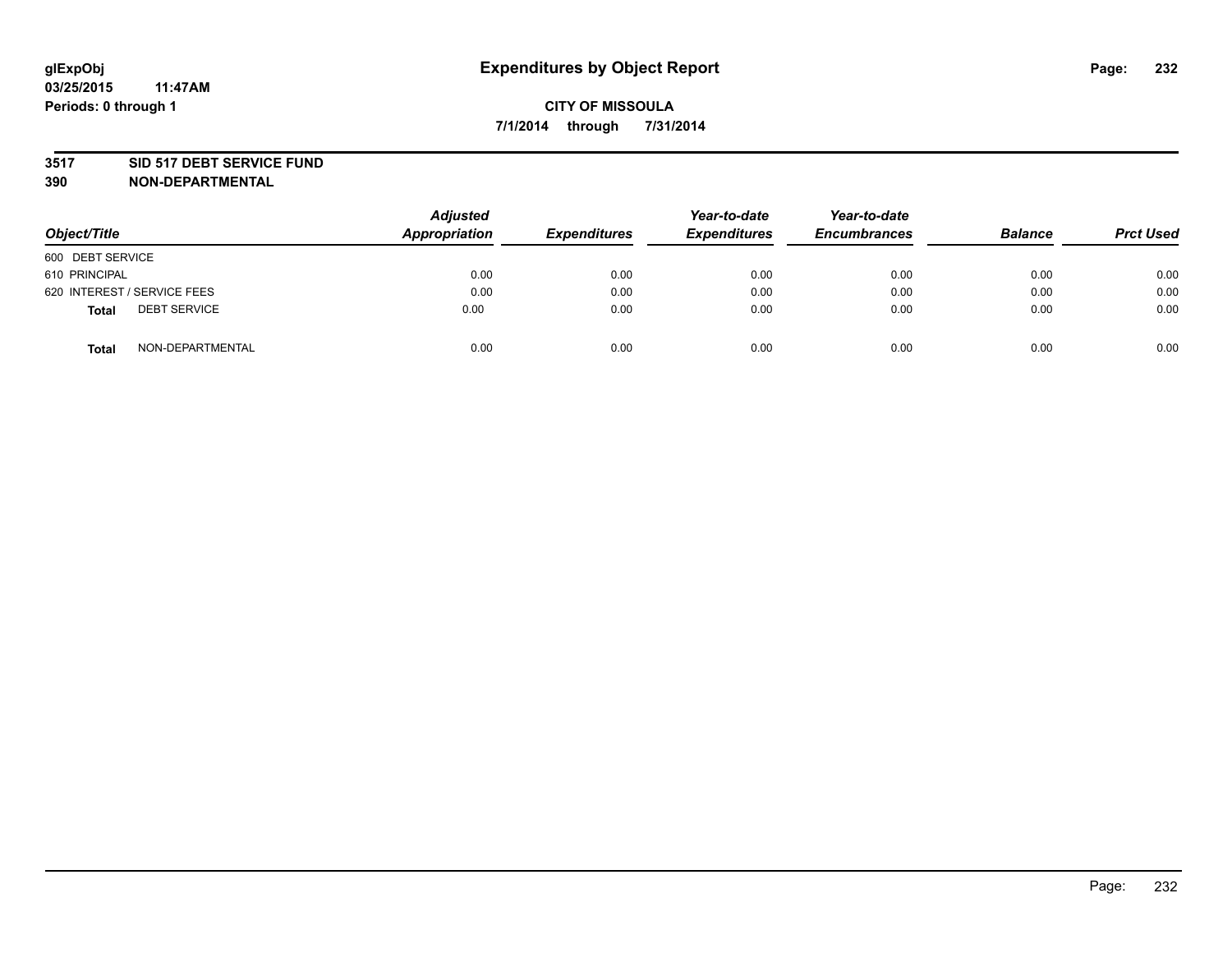glExpObj
03/25/2015 11:47AM
Periods: 0 through 1

# Expenditures by Object Report

**CITY OF MISSOULA**

**7/1/2014 through 7/31/2014**

**3517 SID 517 DEBT SERVICE FUND**
**390 NON-DEPARTMENTAL**

| Object/Title | Adjusted Appropriation | Expenditures | Year-to-date Expenditures | Year-to-date Encumbrances | Balance | Prct Used |
|---|---|---|---|---|---|---|
| 600 DEBT SERVICE | | | | | | |
| 610 PRINCIPAL | 0.00 | 0.00 | 0.00 | 0.00 | 0.00 | 0.00 |
| 620 INTEREST / SERVICE FEES | 0.00 | 0.00 | 0.00 | 0.00 | 0.00 | 0.00 |
| **Total** DEBT SERVICE | 0.00 | 0.00 | 0.00 | 0.00 | 0.00 | 0.00 |
| **Total** NON-DEPARTMENTAL | 0.00 | 0.00 | 0.00 | 0.00 | 0.00 | 0.00 |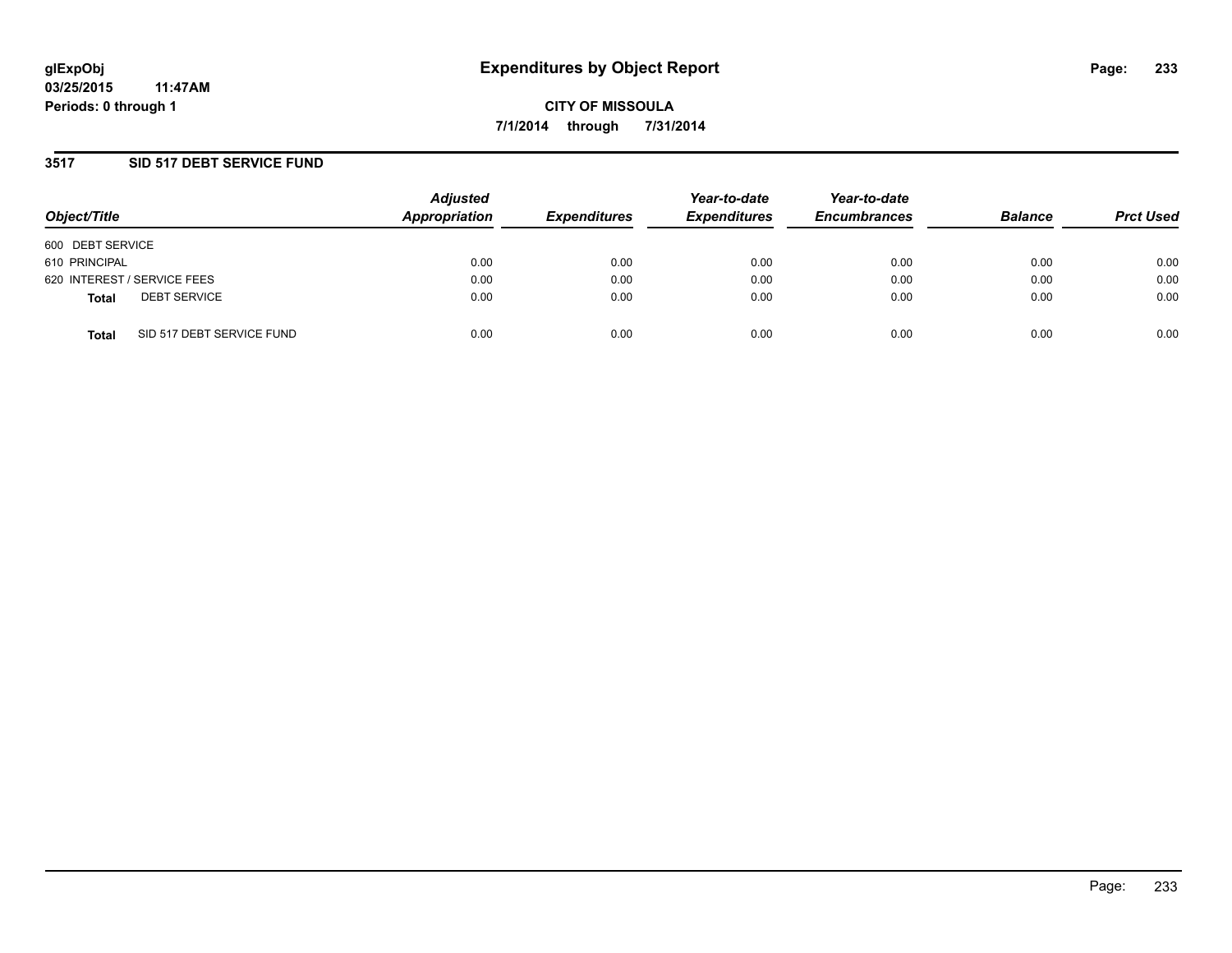**glExpObj**
**03/25/2015 11:47AM**
**Periods: 0 through 1**

# Expenditures by Object Report

**CITY OF MISSOULA**
**7/1/2014 through 7/31/2014**

## 3517 SID 517 DEBT SERVICE FUND

| Object/Title | | Adjusted Appropriation | Expenditures | Year-to-date Expenditures | Year-to-date Encumbrances | Balance | Prct Used |
|---|---|---|---|---|---|---|---|
| 600 DEBT SERVICE | | | | | | | |
| 610 PRINCIPAL | | 0.00 | 0.00 | 0.00 | 0.00 | 0.00 | 0.00 |
| 620 INTEREST / SERVICE FEES | | 0.00 | 0.00 | 0.00 | 0.00 | 0.00 | 0.00 |
| **Total** | DEBT SERVICE | 0.00 | 0.00 | 0.00 | 0.00 | 0.00 | 0.00 |
| **Total** | SID 517 DEBT SERVICE FUND | 0.00 | 0.00 | 0.00 | 0.00 | 0.00 | 0.00 |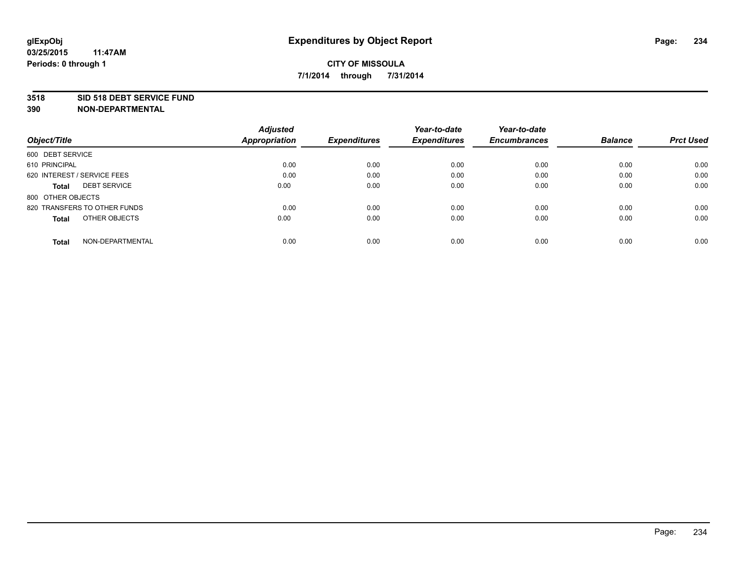**glExpObj**
**03/25/2015 11:47AM**
**Periods: 0 through 1**

# Expenditures by Object Report

**CITY OF MISSOULA**
**7/1/2014 through 7/31/2014**

**3518 SID 518 DEBT SERVICE FUND**
**390 NON-DEPARTMENTAL**

| Object/Title | Adjusted Appropriation | Expenditures | Year-to-date Expenditures | Year-to-date Encumbrances | Balance | Prct Used |
|---|---|---|---|---|---|---|
| 600 DEBT SERVICE | | | | | | |
| 610 PRINCIPAL | 0.00 | 0.00 | 0.00 | 0.00 | 0.00 | 0.00 |
| 620 INTEREST / SERVICE FEES | 0.00 | 0.00 | 0.00 | 0.00 | 0.00 | 0.00 |
| **Total** DEBT SERVICE | 0.00 | 0.00 | 0.00 | 0.00 | 0.00 | 0.00 |
| 800 OTHER OBJECTS | | | | | | |
| 820 TRANSFERS TO OTHER FUNDS | 0.00 | 0.00 | 0.00 | 0.00 | 0.00 | 0.00 |
| **Total** OTHER OBJECTS | 0.00 | 0.00 | 0.00 | 0.00 | 0.00 | 0.00 |
| **Total** NON-DEPARTMENTAL | 0.00 | 0.00 | 0.00 | 0.00 | 0.00 | 0.00 |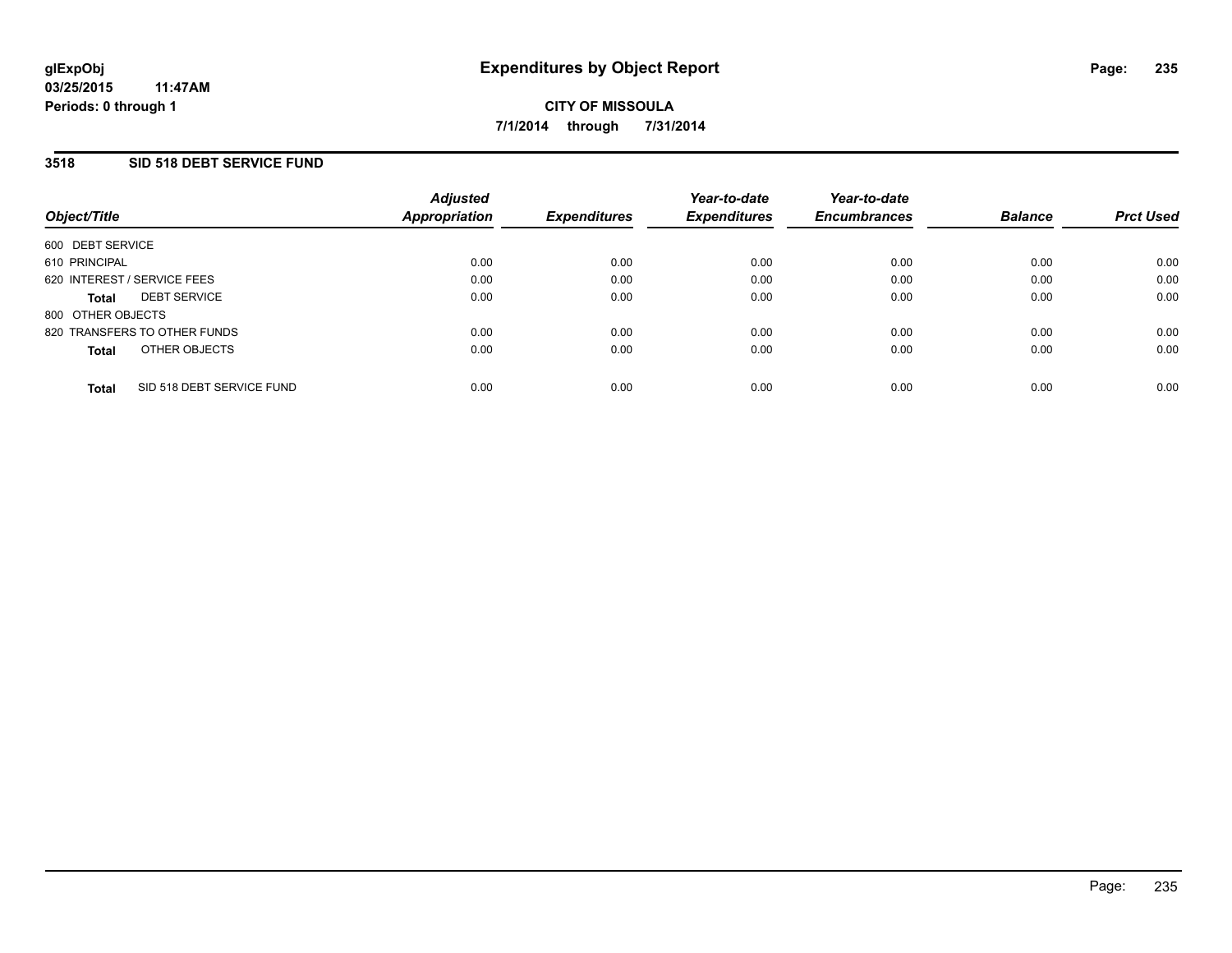**glExpObj** **Expenditures by Object Report**

**03/25/2015 11:47AM**

**Periods: 0 through 1**

**CITY OF MISSOULA**

**7/1/2014 through 7/31/2014**

## 3518 SID 518 DEBT SERVICE FUND

| Object/Title | Adjusted Appropriation | Expenditures | Year-to-date Expenditures | Year-to-date Encumbrances | Balance | Prct Used |
|---|---|---|---|---|---|---|
| 600 DEBT SERVICE | | | | | | |
| 610 PRINCIPAL | 0.00 | 0.00 | 0.00 | 0.00 | 0.00 | 0.00 |
| 620 INTEREST / SERVICE FEES | 0.00 | 0.00 | 0.00 | 0.00 | 0.00 | 0.00 |
| **Total** DEBT SERVICE | 0.00 | 0.00 | 0.00 | 0.00 | 0.00 | 0.00 |
| 800 OTHER OBJECTS | | | | | | |
| 820 TRANSFERS TO OTHER FUNDS | 0.00 | 0.00 | 0.00 | 0.00 | 0.00 | 0.00 |
| **Total** OTHER OBJECTS | 0.00 | 0.00 | 0.00 | 0.00 | 0.00 | 0.00 |
| **Total** SID 518 DEBT SERVICE FUND | 0.00 | 0.00 | 0.00 | 0.00 | 0.00 | 0.00 |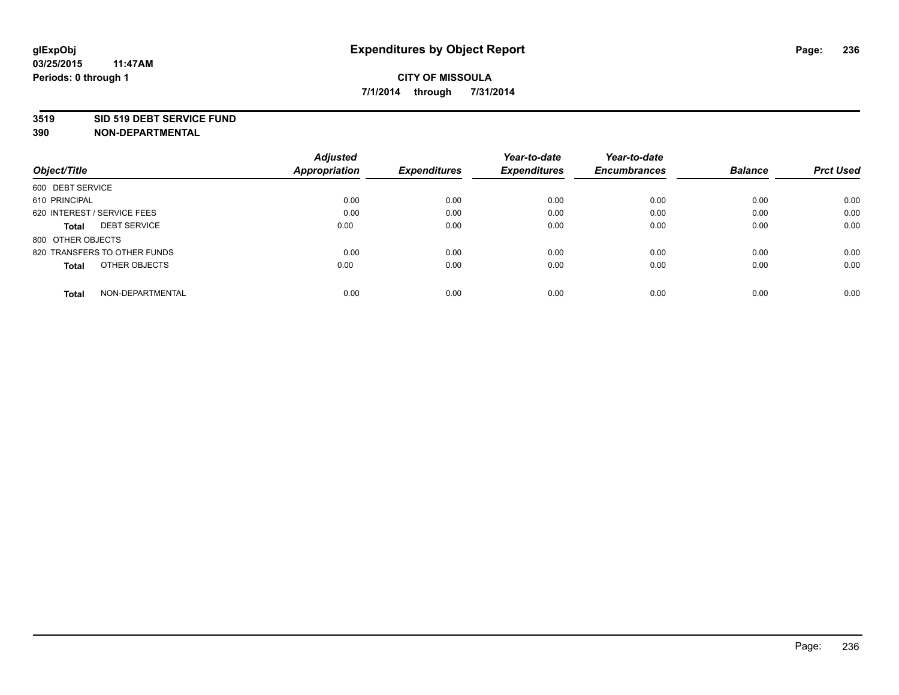**glExpObj**
**03/25/2015 11:47AM**
**Periods: 0 through 1**

# Expenditures by Object Report

**CITY OF MISSOULA**
**7/1/2014 through 7/31/2014**

**3519 SID 519 DEBT SERVICE FUND**
**390 NON-DEPARTMENTAL**

| Object/Title | Adjusted Appropriation | Expenditures | Year-to-date Expenditures | Year-to-date Encumbrances | Balance | Prct Used |
|---|---|---|---|---|---|---|
| 600 DEBT SERVICE | | | | | | |
| 610 PRINCIPAL | 0.00 | 0.00 | 0.00 | 0.00 | 0.00 | 0.00 |
| 620 INTEREST / SERVICE FEES | 0.00 | 0.00 | 0.00 | 0.00 | 0.00 | 0.00 |
| **Total** DEBT SERVICE | 0.00 | 0.00 | 0.00 | 0.00 | 0.00 | 0.00 |
| 800 OTHER OBJECTS | | | | | | |
| 820 TRANSFERS TO OTHER FUNDS | 0.00 | 0.00 | 0.00 | 0.00 | 0.00 | 0.00 |
| **Total** OTHER OBJECTS | 0.00 | 0.00 | 0.00 | 0.00 | 0.00 | 0.00 |
| **Total** NON-DEPARTMENTAL | 0.00 | 0.00 | 0.00 | 0.00 | 0.00 | 0.00 |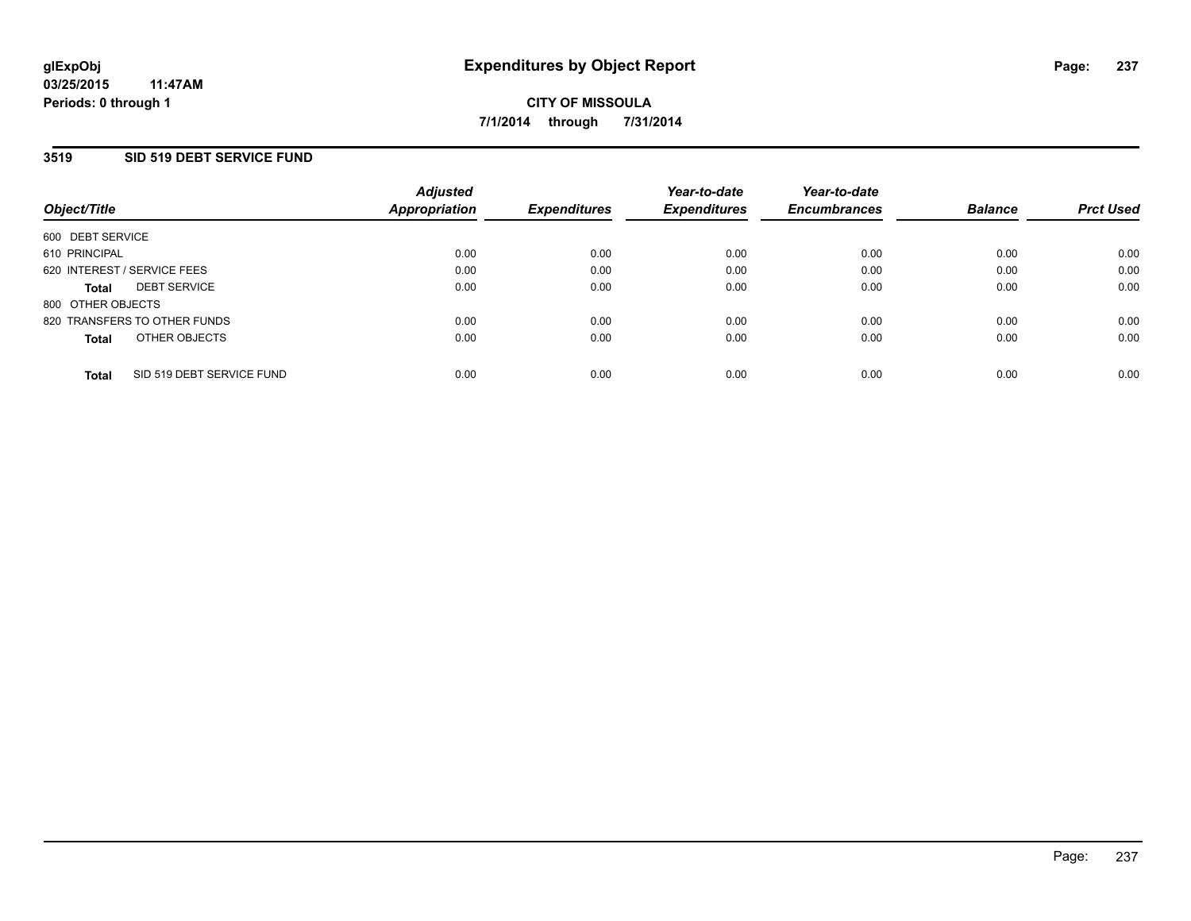glExpObj
03/25/2015 11:47AM
Periods: 0 through 1

# Expenditures by Object Report

CITY OF MISSOULA

7/1/2014 through 7/31/2014

## 3519 SID 519 DEBT SERVICE FUND

| Object/Title | Adjusted Appropriation | Expenditures | Year-to-date Expenditures | Year-to-date Encumbrances | Balance | Prct Used |
|---|---|---|---|---|---|---|
| 600 DEBT SERVICE | | | | | | |
| 610 PRINCIPAL | 0.00 | 0.00 | 0.00 | 0.00 | 0.00 | 0.00 |
| 620 INTEREST / SERVICE FEES | 0.00 | 0.00 | 0.00 | 0.00 | 0.00 | 0.00 |
| **Total** DEBT SERVICE | 0.00 | 0.00 | 0.00 | 0.00 | 0.00 | 0.00 |
| 800 OTHER OBJECTS | | | | | | |
| 820 TRANSFERS TO OTHER FUNDS | 0.00 | 0.00 | 0.00 | 0.00 | 0.00 | 0.00 |
| **Total** OTHER OBJECTS | 0.00 | 0.00 | 0.00 | 0.00 | 0.00 | 0.00 |
| **Total** SID 519 DEBT SERVICE FUND | 0.00 | 0.00 | 0.00 | 0.00 | 0.00 | 0.00 |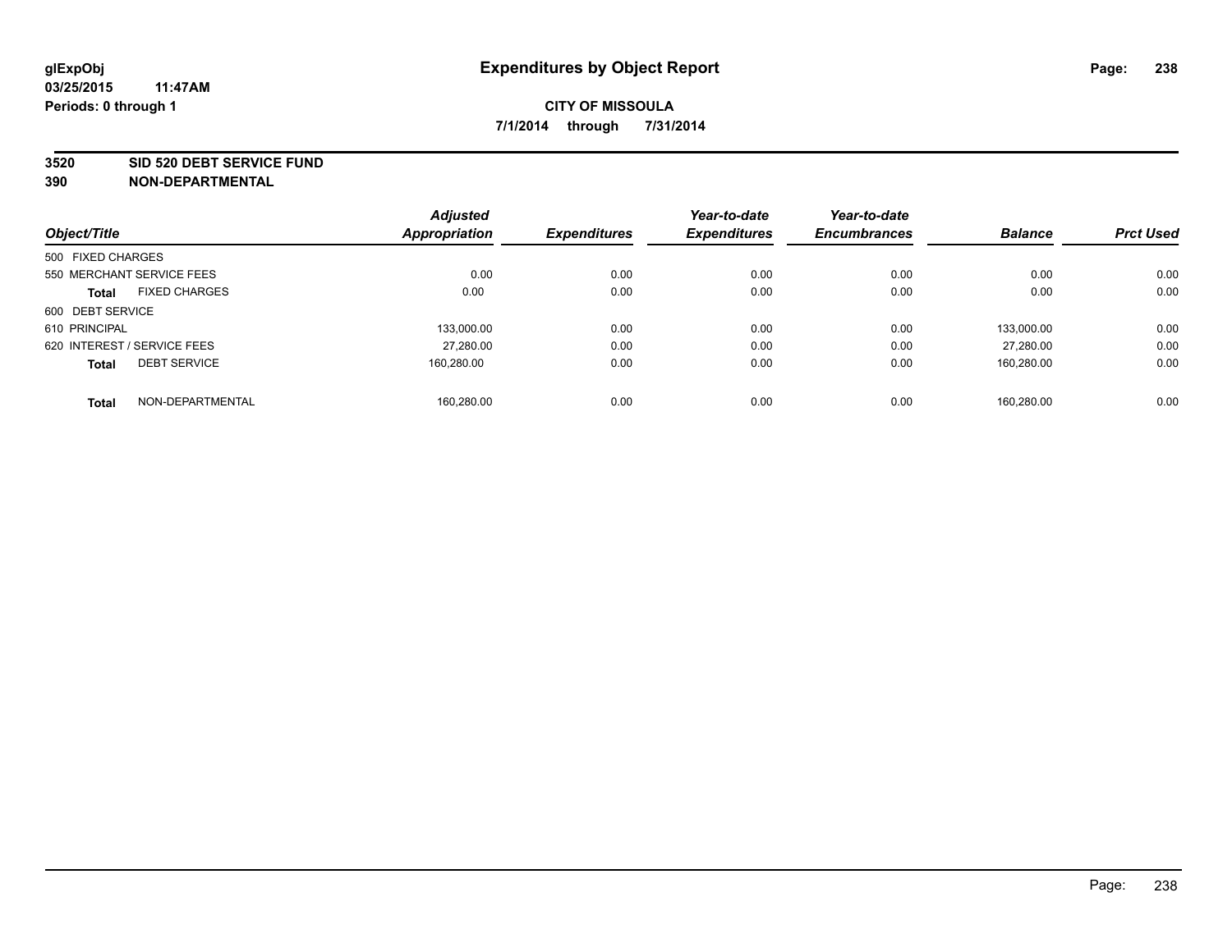**glExpObj**
**03/25/2015 11:47AM**
**Periods: 0 through 1**

# Expenditures by Object Report

**CITY OF MISSOULA**
**7/1/2014 through 7/31/2014**

**3520 SID 520 DEBT SERVICE FUND**
**390 NON-DEPARTMENTAL**

| Object/Title | Adjusted Appropriation | Expenditures | Year-to-date Expenditures | Year-to-date Encumbrances | Balance | Prct Used |
|---|---|---|---|---|---|---|
| 500 FIXED CHARGES | | | | | | |
| 550 MERCHANT SERVICE FEES | 0.00 | 0.00 | 0.00 | 0.00 | 0.00 | 0.00 |
| **Total** FIXED CHARGES | 0.00 | 0.00 | 0.00 | 0.00 | 0.00 | 0.00 |
| 600 DEBT SERVICE | | | | | | |
| 610 PRINCIPAL | 133,000.00 | 0.00 | 0.00 | 0.00 | 133,000.00 | 0.00 |
| 620 INTEREST / SERVICE FEES | 27,280.00 | 0.00 | 0.00 | 0.00 | 27,280.00 | 0.00 |
| **Total** DEBT SERVICE | 160,280.00 | 0.00 | 0.00 | 0.00 | 160,280.00 | 0.00 |
| **Total** NON-DEPARTMENTAL | 160,280.00 | 0.00 | 0.00 | 0.00 | 160,280.00 | 0.00 |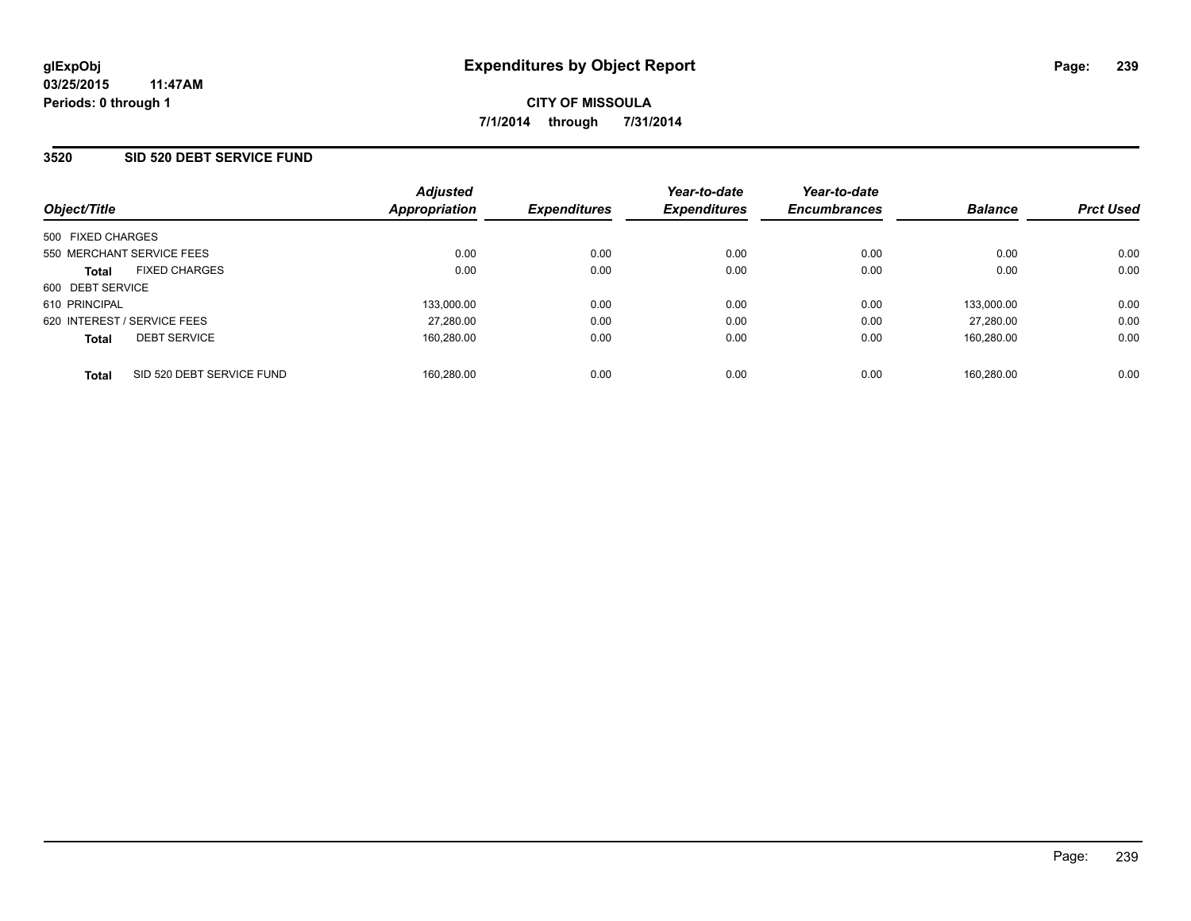glExpObj
03/25/2015 11:47AM
Periods: 0 through 1

# Expenditures by Object Report

CITY OF MISSOULA
7/1/2014 through 7/31/2014

## 3520 SID 520 DEBT SERVICE FUND

| Object/Title | Adjusted Appropriation | Expenditures | Year-to-date Expenditures | Year-to-date Encumbrances | Balance | Prct Used |
|---|---|---|---|---|---|---|
| 500 FIXED CHARGES | | | | | | |
| 550 MERCHANT SERVICE FEES | 0.00 | 0.00 | 0.00 | 0.00 | 0.00 | 0.00 |
| **Total** FIXED CHARGES | 0.00 | 0.00 | 0.00 | 0.00 | 0.00 | 0.00 |
| 600 DEBT SERVICE | | | | | | |
| 610 PRINCIPAL | 133,000.00 | 0.00 | 0.00 | 0.00 | 133,000.00 | 0.00 |
| 620 INTEREST / SERVICE FEES | 27,280.00 | 0.00 | 0.00 | 0.00 | 27,280.00 | 0.00 |
| **Total** DEBT SERVICE | 160,280.00 | 0.00 | 0.00 | 0.00 | 160,280.00 | 0.00 |
| **Total** SID 520 DEBT SERVICE FUND | 160,280.00 | 0.00 | 0.00 | 0.00 | 160,280.00 | 0.00 |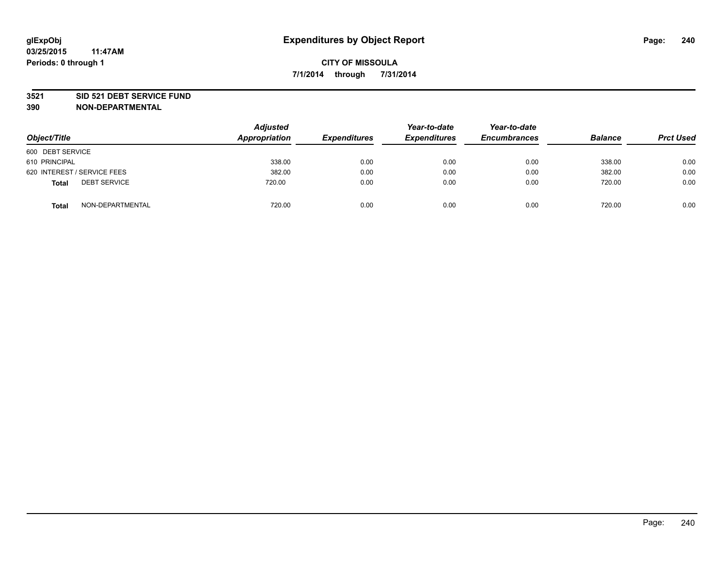# Expenditures by Object Report

glExpObj
03/25/2015 11:47AM
Periods: 0 through 1

**CITY OF MISSOULA**
**7/1/2014 through 7/31/2014**

**3521 SID 521 DEBT SERVICE FUND**
**390 NON-DEPARTMENTAL**

| Object/Title | Adjusted Appropriation | Expenditures | Year-to-date Expenditures | Year-to-date Encumbrances | Balance | Prct Used |
|---|---|---|---|---|---|---|
| 600 DEBT SERVICE | | | | | | |
| 610 PRINCIPAL | 338.00 | 0.00 | 0.00 | 0.00 | 338.00 | 0.00 |
| 620 INTEREST / SERVICE FEES | 382.00 | 0.00 | 0.00 | 0.00 | 382.00 | 0.00 |
| **Total** DEBT SERVICE | 720.00 | 0.00 | 0.00 | 0.00 | 720.00 | 0.00 |
| **Total** NON-DEPARTMENTAL | 720.00 | 0.00 | 0.00 | 0.00 | 720.00 | 0.00 |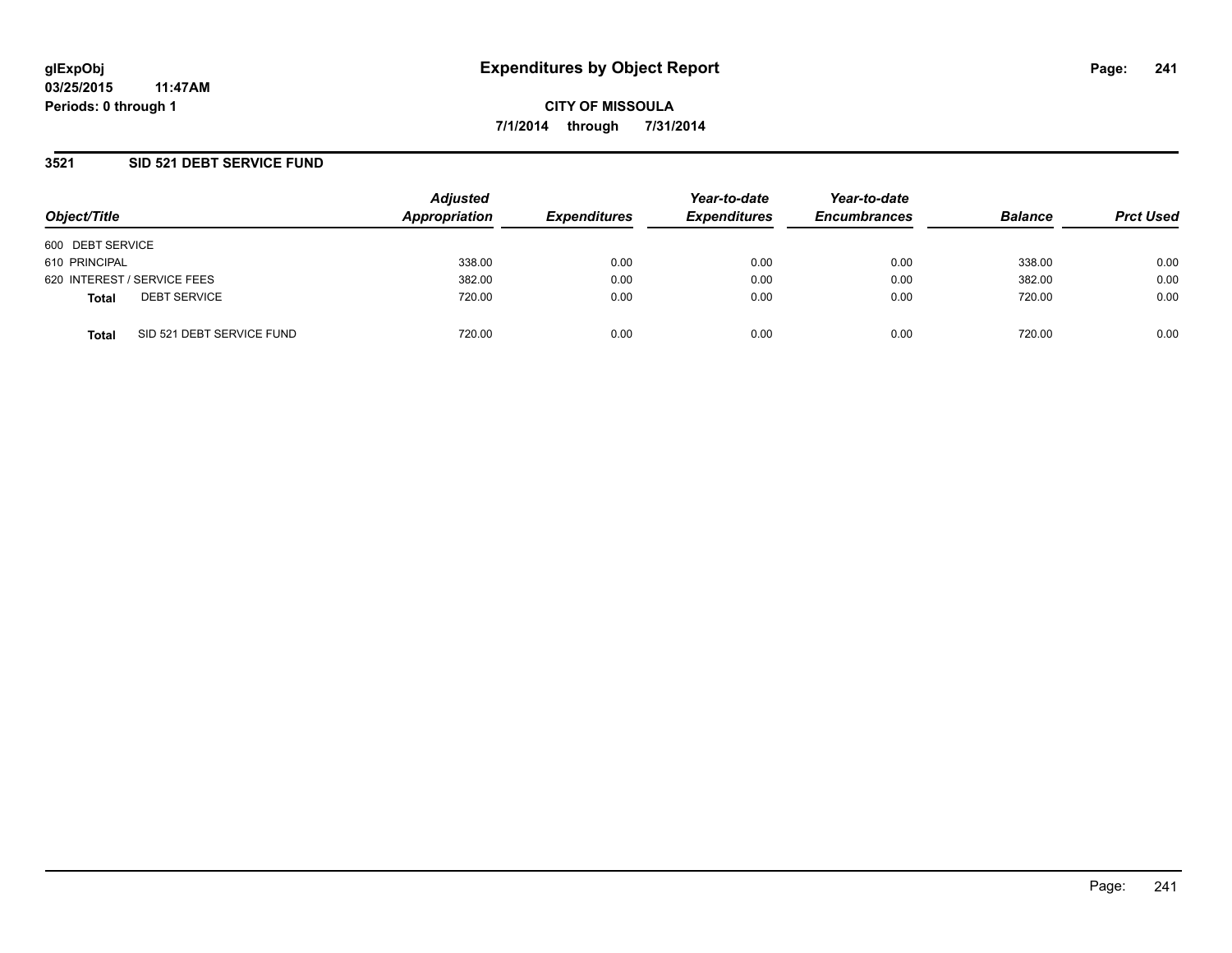**glExpObj** **Expenditures by Object Report**

**03/25/2015 11:47AM**

**Periods: 0 through 1**

**CITY OF MISSOULA**

**7/1/2014 through 7/31/2014**

## 3521 SID 521 DEBT SERVICE FUND

| Object/Title | Adjusted Appropriation | Expenditures | Year-to-date Expenditures | Year-to-date Encumbrances | Balance | Prct Used |
|---|---|---|---|---|---|---|
| 600 DEBT SERVICE | | | | | | |
| 610 PRINCIPAL | 338.00 | 0.00 | 0.00 | 0.00 | 338.00 | 0.00 |
| 620 INTEREST / SERVICE FEES | 382.00 | 0.00 | 0.00 | 0.00 | 382.00 | 0.00 |
| **Total** DEBT SERVICE | 720.00 | 0.00 | 0.00 | 0.00 | 720.00 | 0.00 |
| **Total** SID 521 DEBT SERVICE FUND | 720.00 | 0.00 | 0.00 | 0.00 | 720.00 | 0.00 |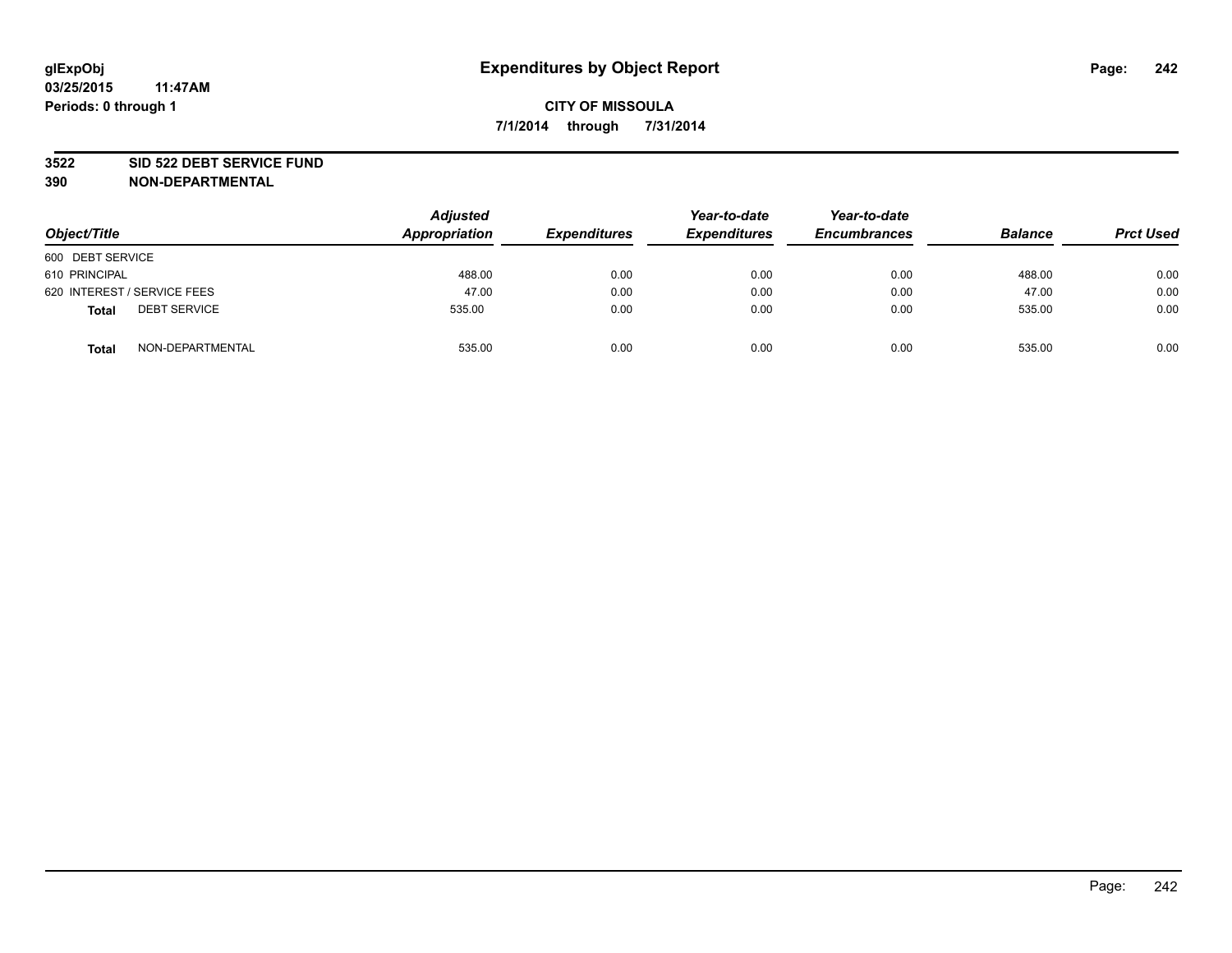**glExpObj**
**03/25/2015 11:47AM**
**Periods: 0 through 1**

# Expenditures by Object Report

**CITY OF MISSOULA**
**7/1/2014 through 7/31/2014**

**3522 SID 522 DEBT SERVICE FUND**
**390 NON-DEPARTMENTAL**

| Object/Title | Adjusted Appropriation | Expenditures | Year-to-date Expenditures | Year-to-date Encumbrances | Balance | Prct Used |
|---|---|---|---|---|---|---|
| 600 DEBT SERVICE | | | | | | |
| 610 PRINCIPAL | 488.00 | 0.00 | 0.00 | 0.00 | 488.00 | 0.00 |
| 620 INTEREST / SERVICE FEES | 47.00 | 0.00 | 0.00 | 0.00 | 47.00 | 0.00 |
| **Total** DEBT SERVICE | 535.00 | 0.00 | 0.00 | 0.00 | 535.00 | 0.00 |
| **Total** NON-DEPARTMENTAL | 535.00 | 0.00 | 0.00 | 0.00 | 535.00 | 0.00 |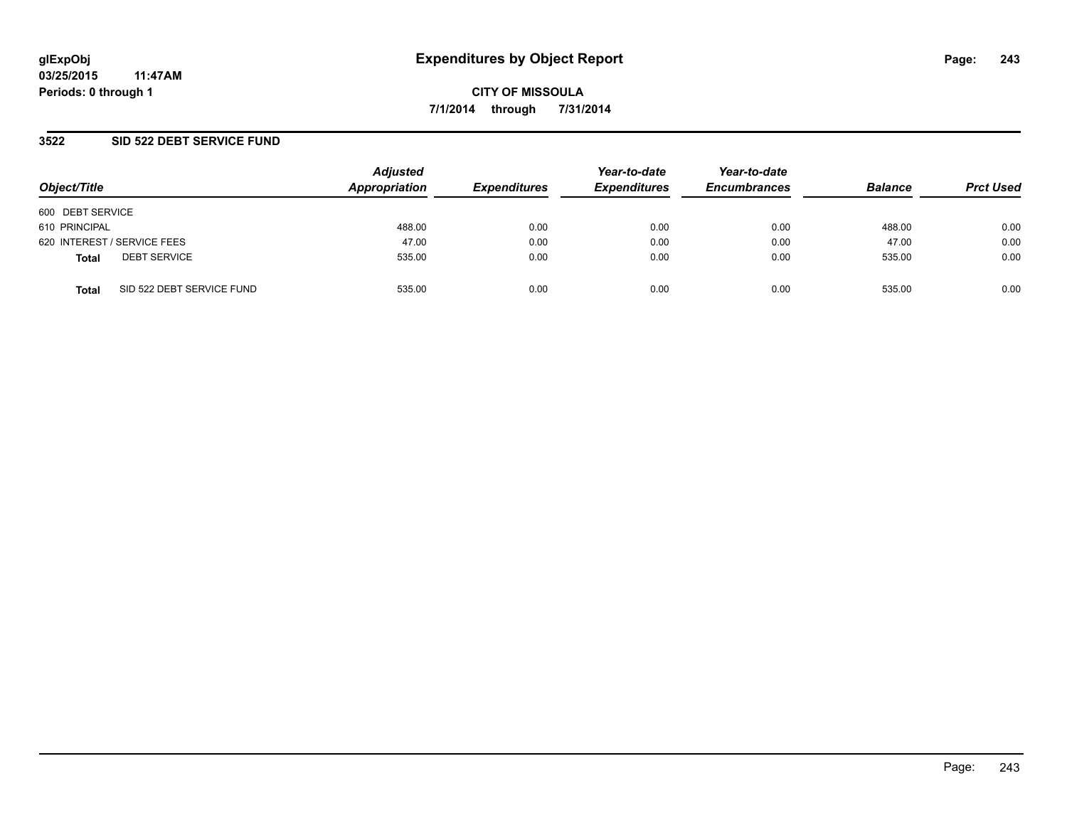**glExpObj**
**03/25/2015 11:47AM**
**Periods: 0 through 1**

# Expenditures by Object Report

**CITY OF MISSOULA**
**7/1/2014 through 7/31/2014**

## 3522 SID 522 DEBT SERVICE FUND

| Object/Title | Adjusted Appropriation | Expenditures | Year-to-date Expenditures | Year-to-date Encumbrances | Balance | Prct Used |
|---|---|---|---|---|---|---|
| 600 DEBT SERVICE | | | | | | |
| 610 PRINCIPAL | 488.00 | 0.00 | 0.00 | 0.00 | 488.00 | 0.00 |
| 620 INTEREST / SERVICE FEES | 47.00 | 0.00 | 0.00 | 0.00 | 47.00 | 0.00 |
| **Total** DEBT SERVICE | 535.00 | 0.00 | 0.00 | 0.00 | 535.00 | 0.00 |
| **Total** SID 522 DEBT SERVICE FUND | 535.00 | 0.00 | 0.00 | 0.00 | 535.00 | 0.00 |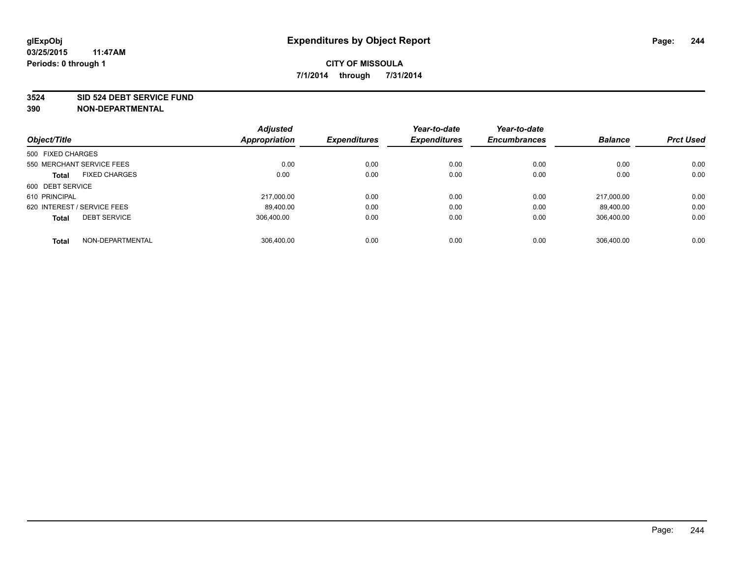# Expenditures by Object Report

glExpObj
03/25/2015 11:47AM
Periods: 0 through 1

**CITY OF MISSOULA**
**7/1/2014 through 7/31/2014**

**3524 SID 524 DEBT SERVICE FUND**
**390 NON-DEPARTMENTAL**

| Object/Title | Adjusted Appropriation | Expenditures | Year-to-date Expenditures | Year-to-date Encumbrances | Balance | Prct Used |
|---|---|---|---|---|---|---|
| 500 FIXED CHARGES | | | | | | |
| 550 MERCHANT SERVICE FEES | 0.00 | 0.00 | 0.00 | 0.00 | 0.00 | 0.00 |
| **Total** FIXED CHARGES | 0.00 | 0.00 | 0.00 | 0.00 | 0.00 | 0.00 |
| 600 DEBT SERVICE | | | | | | |
| 610 PRINCIPAL | 217,000.00 | 0.00 | 0.00 | 0.00 | 217,000.00 | 0.00 |
| 620 INTEREST / SERVICE FEES | 89,400.00 | 0.00 | 0.00 | 0.00 | 89,400.00 | 0.00 |
| **Total** DEBT SERVICE | 306,400.00 | 0.00 | 0.00 | 0.00 | 306,400.00 | 0.00 |
| **Total** NON-DEPARTMENTAL | 306,400.00 | 0.00 | 0.00 | 0.00 | 306,400.00 | 0.00 |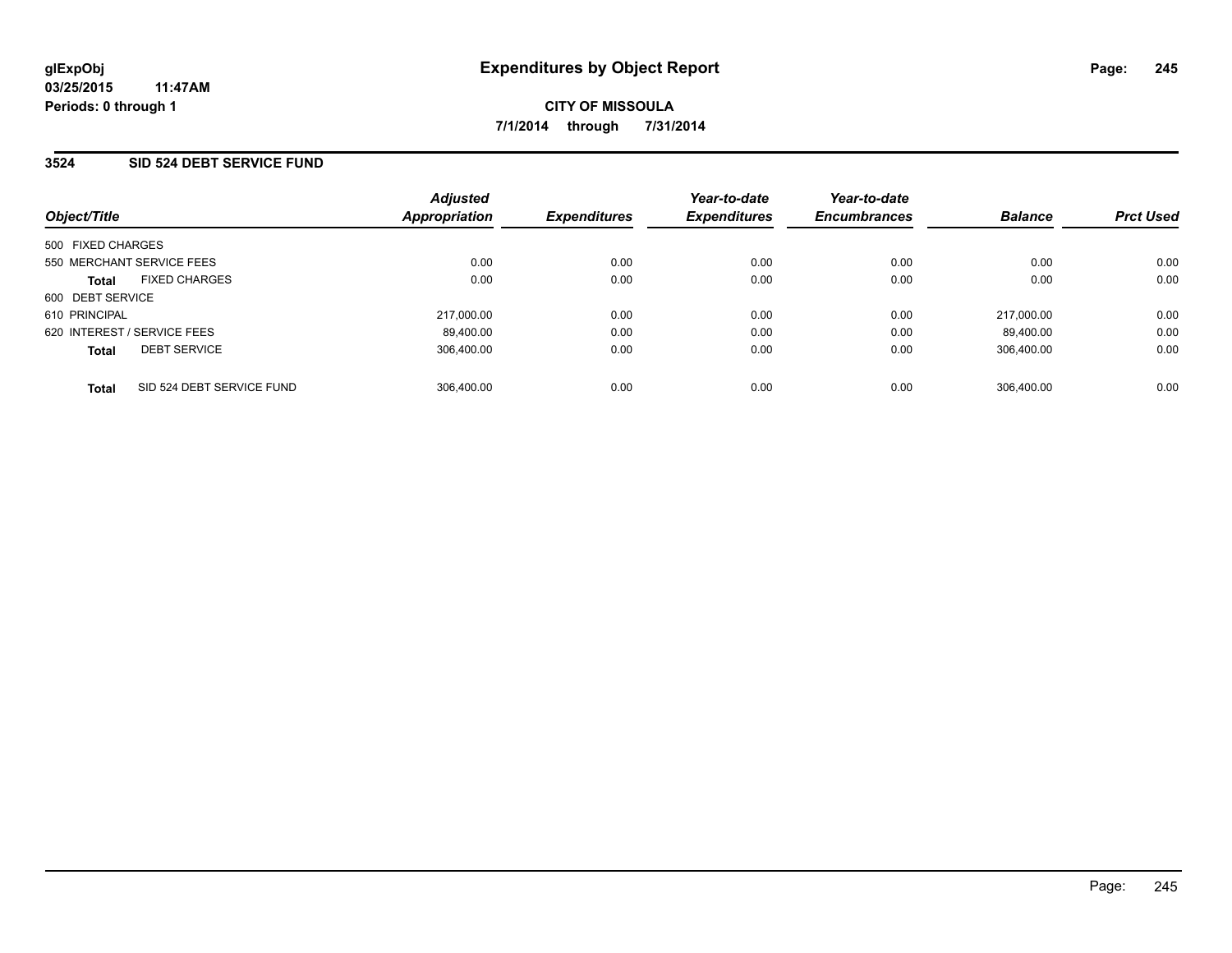**glExpObj**
**03/25/2015 11:47AM**
**Periods: 0 through 1**

# Expenditures by Object Report

**CITY OF MISSOULA**
**7/1/2014 through 7/31/2014**

## 3524 SID 524 DEBT SERVICE FUND

| Object/Title | | Adjusted Appropriation | Expenditures | Year-to-date Expenditures | Year-to-date Encumbrances | Balance | Prct Used |
|---|---|---|---|---|---|---|---|
| 500 FIXED CHARGES | | | | | | | |
| 550 MERCHANT SERVICE FEES | | 0.00 | 0.00 | 0.00 | 0.00 | 0.00 | 0.00 |
| **Total** | FIXED CHARGES | 0.00 | 0.00 | 0.00 | 0.00 | 0.00 | 0.00 |
| 600 DEBT SERVICE | | | | | | | |
| 610 PRINCIPAL | | 217,000.00 | 0.00 | 0.00 | 0.00 | 217,000.00 | 0.00 |
| 620 INTEREST / SERVICE FEES | | 89,400.00 | 0.00 | 0.00 | 0.00 | 89,400.00 | 0.00 |
| **Total** | DEBT SERVICE | 306,400.00 | 0.00 | 0.00 | 0.00 | 306,400.00 | 0.00 |
| **Total** | SID 524 DEBT SERVICE FUND | 306,400.00 | 0.00 | 0.00 | 0.00 | 306,400.00 | 0.00 |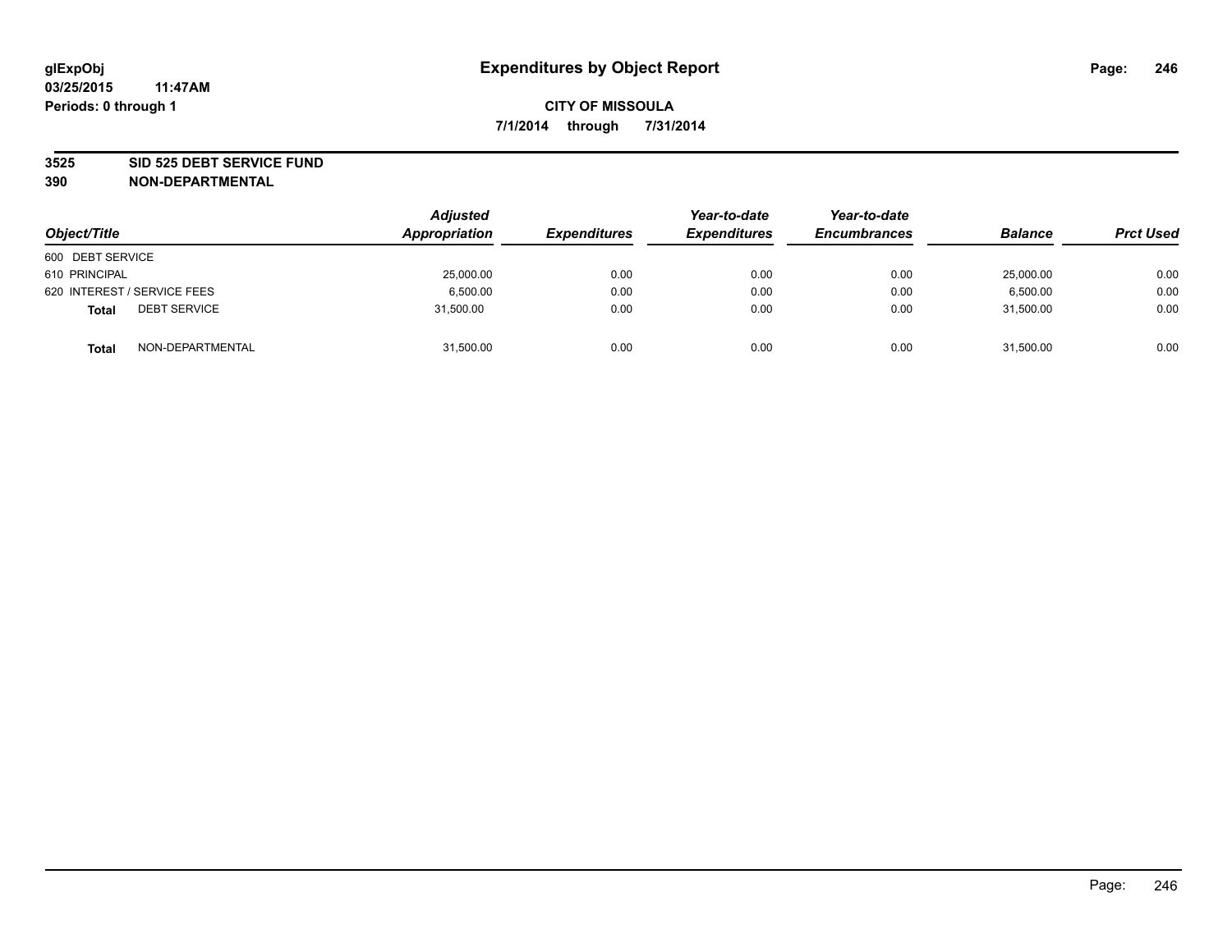glExpObj
03/25/2015 11:47AM
Periods: 0 through 1

# Expenditures by Object Report

**CITY OF MISSOULA**
**7/1/2014 through 7/31/2014**

**3525 SID 525 DEBT SERVICE FUND**
**390 NON-DEPARTMENTAL**

| Object/Title | Adjusted Appropriation | Expenditures | Year-to-date Expenditures | Year-to-date Encumbrances | Balance | Prct Used |
|---|---|---|---|---|---|---|
| 600 DEBT SERVICE | | | | | | |
| 610 PRINCIPAL | 25,000.00 | 0.00 | 0.00 | 0.00 | 25,000.00 | 0.00 |
| 620 INTEREST / SERVICE FEES | 6,500.00 | 0.00 | 0.00 | 0.00 | 6,500.00 | 0.00 |
| **Total** DEBT SERVICE | 31,500.00 | 0.00 | 0.00 | 0.00 | 31,500.00 | 0.00 |
| **Total** NON-DEPARTMENTAL | 31,500.00 | 0.00 | 0.00 | 0.00 | 31,500.00 | 0.00 |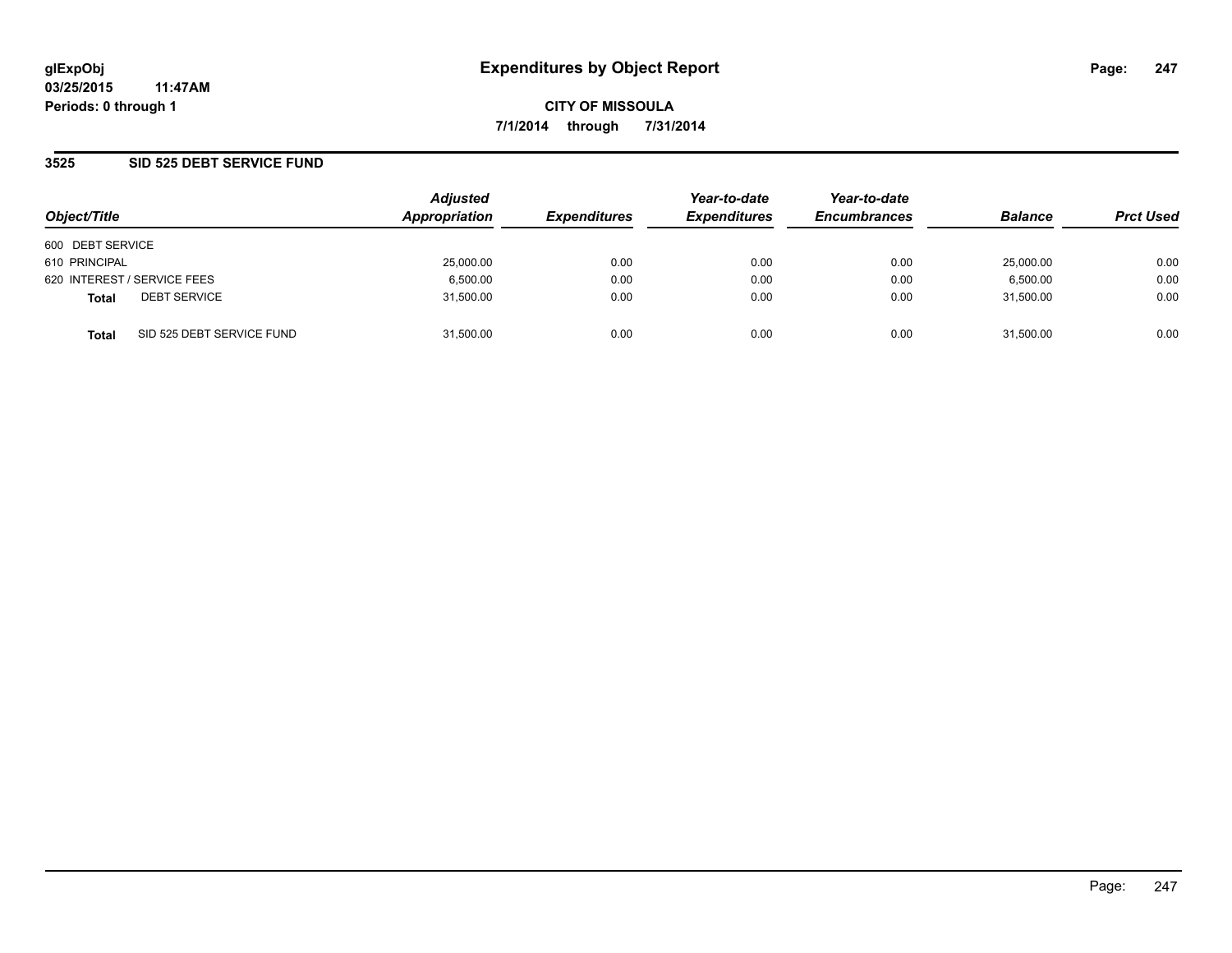glExpObj
03/25/2015 11:47AM
Periods: 0 through 1

# Expenditures by Object Report

CITY OF MISSOULA

7/1/2014 through 7/31/2014

## 3525 SID 525 DEBT SERVICE FUND

| Object/Title | | Adjusted Appropriation | Expenditures | Year-to-date Expenditures | Year-to-date Encumbrances | Balance | Prct Used |
|---|---|---|---|---|---|---|---|
| 600 DEBT SERVICE | | | | | | | |
| 610 PRINCIPAL | | 25,000.00 | 0.00 | 0.00 | 0.00 | 25,000.00 | 0.00 |
| 620 INTEREST / SERVICE FEES | | 6,500.00 | 0.00 | 0.00 | 0.00 | 6,500.00 | 0.00 |
| **Total** | DEBT SERVICE | 31,500.00 | 0.00 | 0.00 | 0.00 | 31,500.00 | 0.00 |
| **Total** | SID 525 DEBT SERVICE FUND | 31,500.00 | 0.00 | 0.00 | 0.00 | 31,500.00 | 0.00 |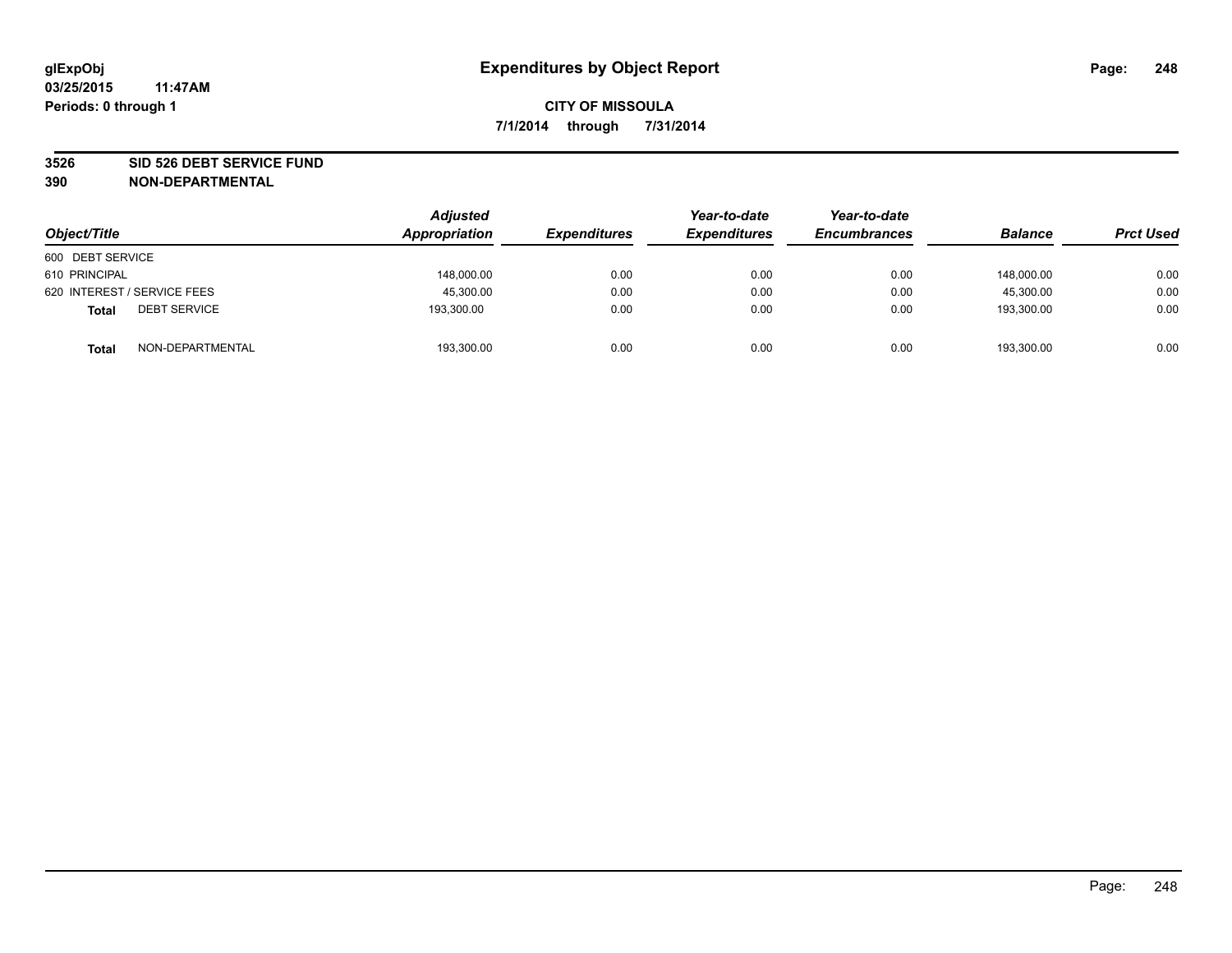glExpObj
03/25/2015 11:47AM
Periods: 0 through 1

# Expenditures by Object Report

**CITY OF MISSOULA**

**7/1/2014 through 7/31/2014**

**3526 SID 526 DEBT SERVICE FUND**
**390 NON-DEPARTMENTAL**

| Object/Title | | Adjusted Appropriation | Expenditures | Year-to-date Expenditures | Year-to-date Encumbrances | Balance | Prct Used |
|---|---|---|---|---|---|---|---|
| 600 DEBT SERVICE | | | | | | | |
| 610 PRINCIPAL | | 148,000.00 | 0.00 | 0.00 | 0.00 | 148,000.00 | 0.00 |
| 620 INTEREST / SERVICE FEES | | 45,300.00 | 0.00 | 0.00 | 0.00 | 45,300.00 | 0.00 |
| **Total** | DEBT SERVICE | 193,300.00 | 0.00 | 0.00 | 0.00 | 193,300.00 | 0.00 |
| **Total** | NON-DEPARTMENTAL | 193,300.00 | 0.00 | 0.00 | 0.00 | 193,300.00 | 0.00 |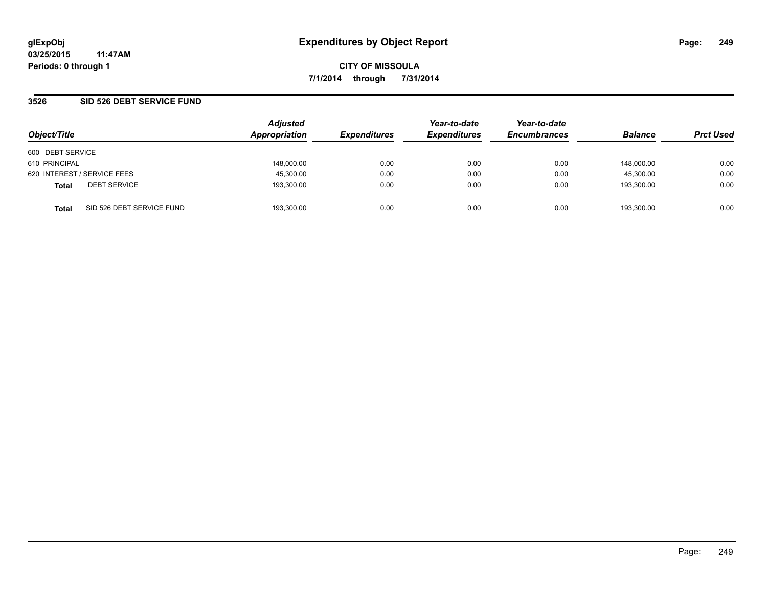**glExpObj**
**03/25/2015 11:47AM**
**Periods: 0 through 1**

# Expenditures by Object Report

**CITY OF MISSOULA**
**7/1/2014 through 7/31/2014**

## 3526 SID 526 DEBT SERVICE FUND

| Object/Title | Adjusted Appropriation | Expenditures | Year-to-date Expenditures | Year-to-date Encumbrances | Balance | Prct Used |
|---|---|---|---|---|---|---|
| 600 DEBT SERVICE | | | | | | |
| 610 PRINCIPAL | 148,000.00 | 0.00 | 0.00 | 0.00 | 148,000.00 | 0.00 |
| 620 INTEREST / SERVICE FEES | 45,300.00 | 0.00 | 0.00 | 0.00 | 45,300.00 | 0.00 |
| **Total** DEBT SERVICE | 193,300.00 | 0.00 | 0.00 | 0.00 | 193,300.00 | 0.00 |
| **Total** SID 526 DEBT SERVICE FUND | 193,300.00 | 0.00 | 0.00 | 0.00 | 193,300.00 | 0.00 |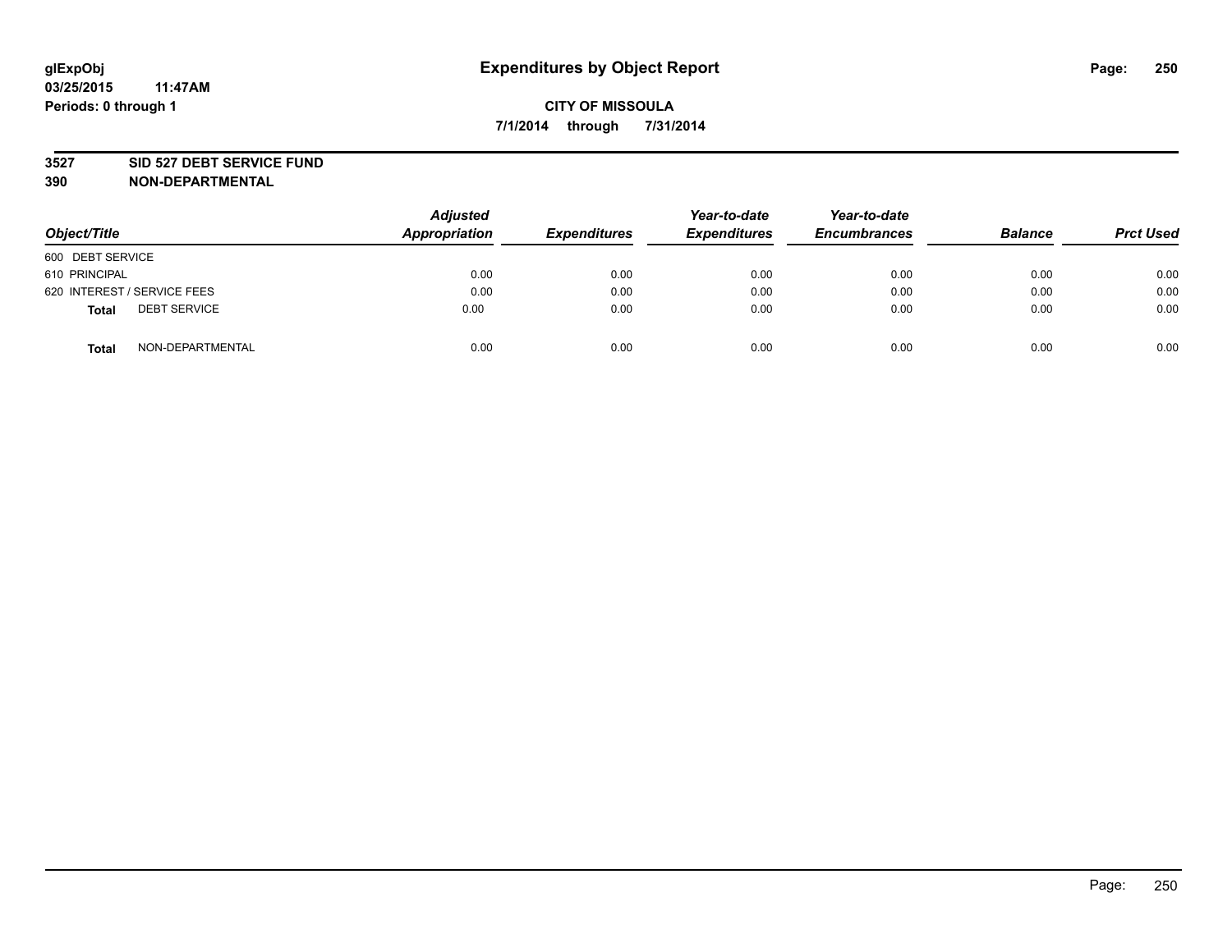# Expenditures by Object Report

glExpObj
03/25/2015 11:47AM
Periods: 0 through 1

**CITY OF MISSOULA**

**7/1/2014 through 7/31/2014**

**3527 SID 527 DEBT SERVICE FUND**

**390 NON-DEPARTMENTAL**

| Object/Title | Adjusted Appropriation | Expenditures | Year-to-date Expenditures | Year-to-date Encumbrances | Balance | Prct Used |
|---|---|---|---|---|---|---|
| 600 DEBT SERVICE | | | | | | |
| 610 PRINCIPAL | 0.00 | 0.00 | 0.00 | 0.00 | 0.00 | 0.00 |
| 620 INTEREST / SERVICE FEES | 0.00 | 0.00 | 0.00 | 0.00 | 0.00 | 0.00 |
| **Total** DEBT SERVICE | 0.00 | 0.00 | 0.00 | 0.00 | 0.00 | 0.00 |
| **Total** NON-DEPARTMENTAL | 0.00 | 0.00 | 0.00 | 0.00 | 0.00 | 0.00 |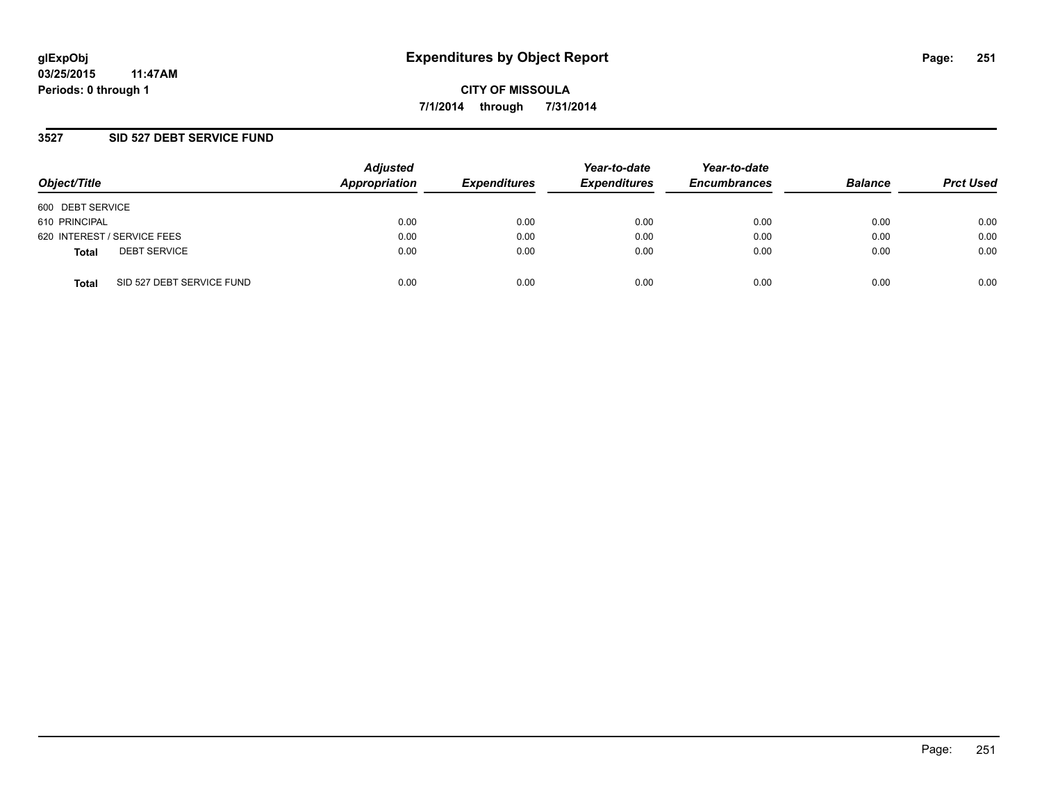glExpObj
03/25/2015 11:47AM
Periods: 0 through 1

# Expenditures by Object Report

**CITY OF MISSOULA**

**7/1/2014 through 7/31/2014**

## 3527 SID 527 DEBT SERVICE FUND

| Object/Title | | Adjusted Appropriation | Expenditures | Year-to-date Expenditures | Year-to-date Encumbrances | Balance | Prct Used |
|---|---|---|---|---|---|---|---|
| 600 DEBT SERVICE | | | | | | | |
| 610 PRINCIPAL | | 0.00 | 0.00 | 0.00 | 0.00 | 0.00 | 0.00 |
| 620 INTEREST / SERVICE FEES | | 0.00 | 0.00 | 0.00 | 0.00 | 0.00 | 0.00 |
| **Total** | DEBT SERVICE | 0.00 | 0.00 | 0.00 | 0.00 | 0.00 | 0.00 |
| **Total** | SID 527 DEBT SERVICE FUND | 0.00 | 0.00 | 0.00 | 0.00 | 0.00 | 0.00 |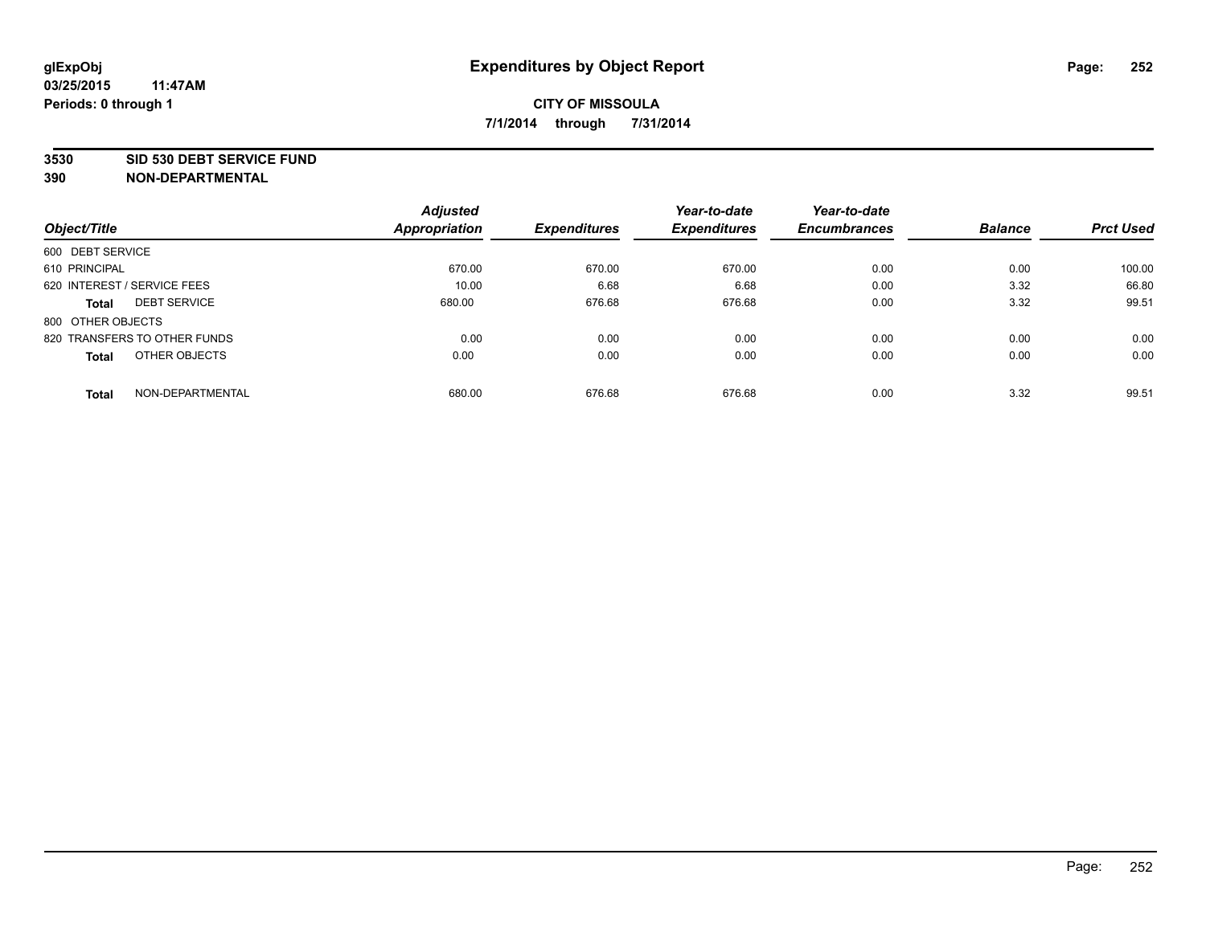# Expenditures by Object Report

**glExpObj**
**03/25/2015 11:47AM**
**Periods: 0 through 1**

**CITY OF MISSOULA**
**7/1/2014 through 7/31/2014**

**3530 SID 530 DEBT SERVICE FUND**
**390 NON-DEPARTMENTAL**

| Object/Title | | Adjusted Appropriation | Expenditures | Year-to-date Expenditures | Year-to-date Encumbrances | Balance | Prct Used |
|---|---|---|---|---|---|---|---|
| 600 DEBT SERVICE | | | | | | | |
| 610 PRINCIPAL | | 670.00 | 670.00 | 670.00 | 0.00 | 0.00 | 100.00 |
| 620 INTEREST / SERVICE FEES | | 10.00 | 6.68 | 6.68 | 0.00 | 3.32 | 66.80 |
| **Total** | DEBT SERVICE | 680.00 | 676.68 | 676.68 | 0.00 | 3.32 | 99.51 |
| 800 OTHER OBJECTS | | | | | | | |
| 820 TRANSFERS TO OTHER FUNDS | | 0.00 | 0.00 | 0.00 | 0.00 | 0.00 | 0.00 |
| **Total** | OTHER OBJECTS | 0.00 | 0.00 | 0.00 | 0.00 | 0.00 | 0.00 |
| **Total** | NON-DEPARTMENTAL | 680.00 | 676.68 | 676.68 | 0.00 | 3.32 | 99.51 |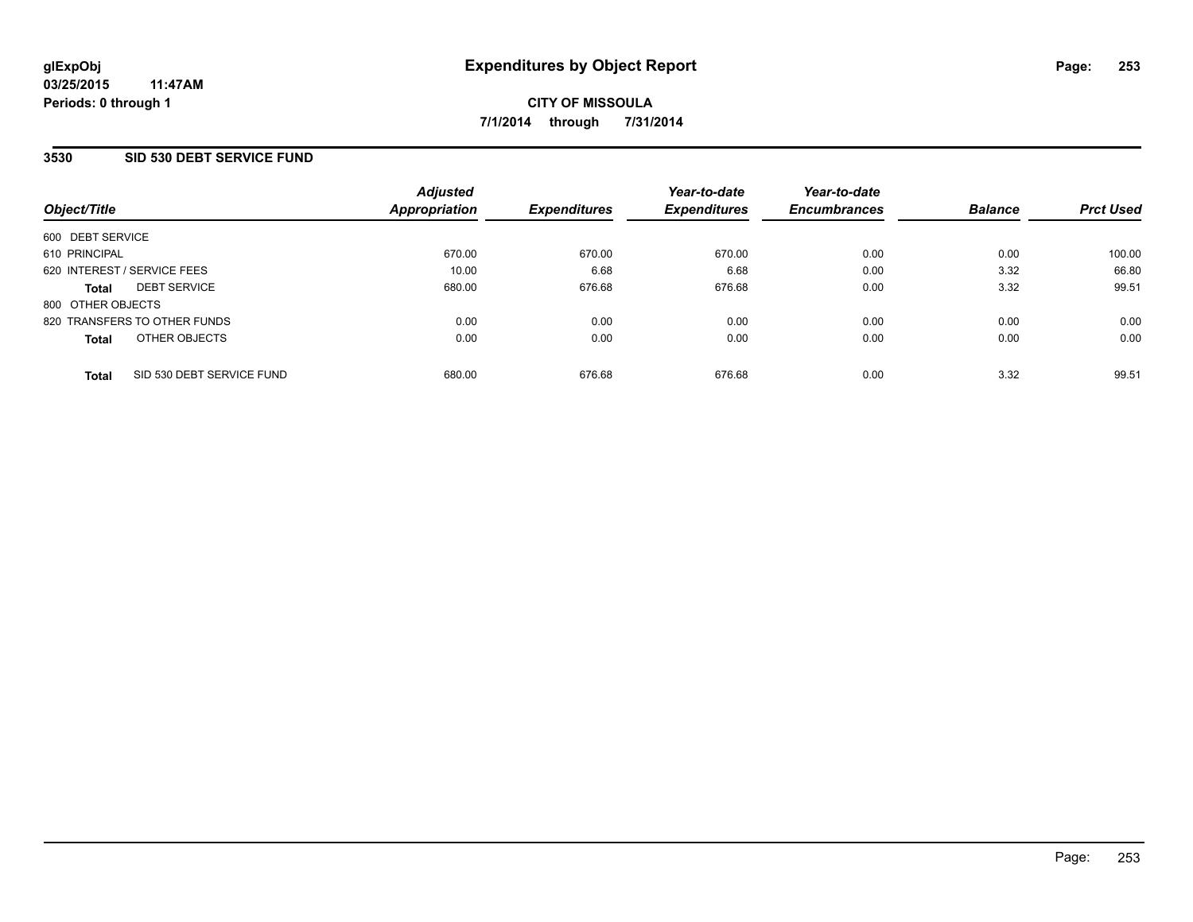# Expenditures by Object Report

glExpObj
03/25/2015 11:47AM
Periods: 0 through 1

**CITY OF MISSOULA**
**7/1/2014 through 7/31/2014**

## 3530 SID 530 DEBT SERVICE FUND

| Object/Title | Adjusted Appropriation | Expenditures | Year-to-date Expenditures | Year-to-date Encumbrances | Balance | Prct Used |
|---|---|---|---|---|---|---|
| 600 DEBT SERVICE | | | | | | |
| 610 PRINCIPAL | 670.00 | 670.00 | 670.00 | 0.00 | 0.00 | 100.00 |
| 620 INTEREST / SERVICE FEES | 10.00 | 6.68 | 6.68 | 0.00 | 3.32 | 66.80 |
| **Total** DEBT SERVICE | 680.00 | 676.68 | 676.68 | 0.00 | 3.32 | 99.51 |
| 800 OTHER OBJECTS | | | | | | |
| 820 TRANSFERS TO OTHER FUNDS | 0.00 | 0.00 | 0.00 | 0.00 | 0.00 | 0.00 |
| **Total** OTHER OBJECTS | 0.00 | 0.00 | 0.00 | 0.00 | 0.00 | 0.00 |
| **Total** SID 530 DEBT SERVICE FUND | 680.00 | 676.68 | 676.68 | 0.00 | 3.32 | 99.51 |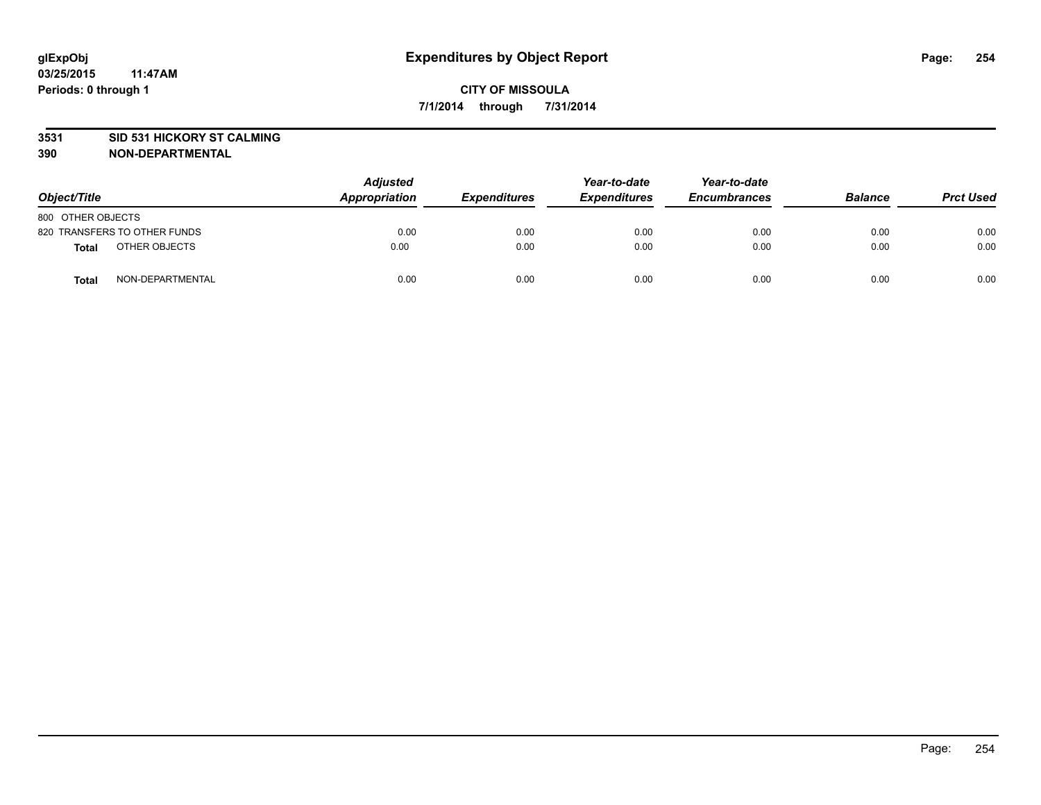# Expenditures by Object Report

**glExpObj**
**03/25/2015 11:47AM**
**Periods: 0 through 1**

**CITY OF MISSOULA**
**7/1/2014 through 7/31/2014**

**3531 SID 531 HICKORY ST CALMING**
**390 NON-DEPARTMENTAL**

| Object/Title | Adjusted Appropriation | Expenditures | Year-to-date Expenditures | Year-to-date Encumbrances | Balance | Prct Used |
|---|---|---|---|---|---|---|
| 800 OTHER OBJECTS | | | | | | |
| 820 TRANSFERS TO OTHER FUNDS | 0.00 | 0.00 | 0.00 | 0.00 | 0.00 | 0.00 |
| **Total** OTHER OBJECTS | 0.00 | 0.00 | 0.00 | 0.00 | 0.00 | 0.00 |
| **Total** NON-DEPARTMENTAL | 0.00 | 0.00 | 0.00 | 0.00 | 0.00 | 0.00 |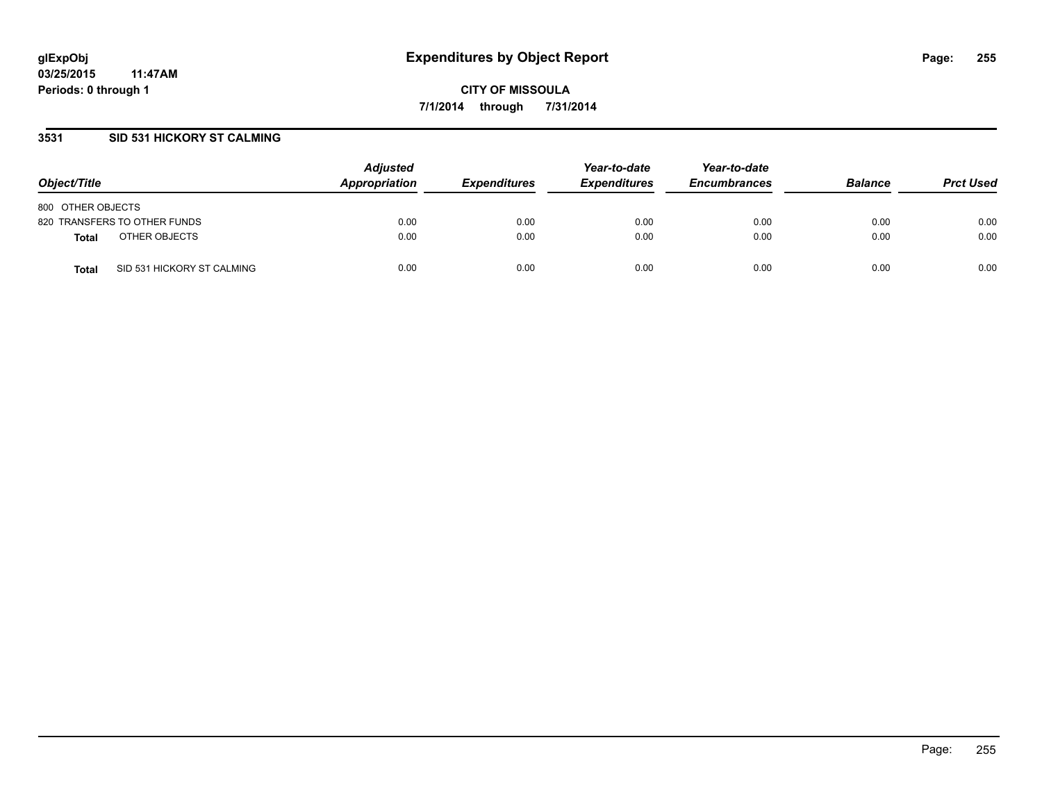# Expenditures by Object Report

glExpObj
03/25/2015 11:47AM
Periods: 0 through 1

**CITY OF MISSOULA**
**7/1/2014 through 7/31/2014**

## 3531 SID 531 HICKORY ST CALMING

| Object/Title | Adjusted Appropriation | Expenditures | Year-to-date Expenditures | Year-to-date Encumbrances | Balance | Prct Used |
|---|---|---|---|---|---|---|
| 800 OTHER OBJECTS | | | | | | |
| 820 TRANSFERS TO OTHER FUNDS | 0.00 | 0.00 | 0.00 | 0.00 | 0.00 | 0.00 |
| **Total** OTHER OBJECTS | 0.00 | 0.00 | 0.00 | 0.00 | 0.00 | 0.00 |
| **Total** SID 531 HICKORY ST CALMING | 0.00 | 0.00 | 0.00 | 0.00 | 0.00 | 0.00 |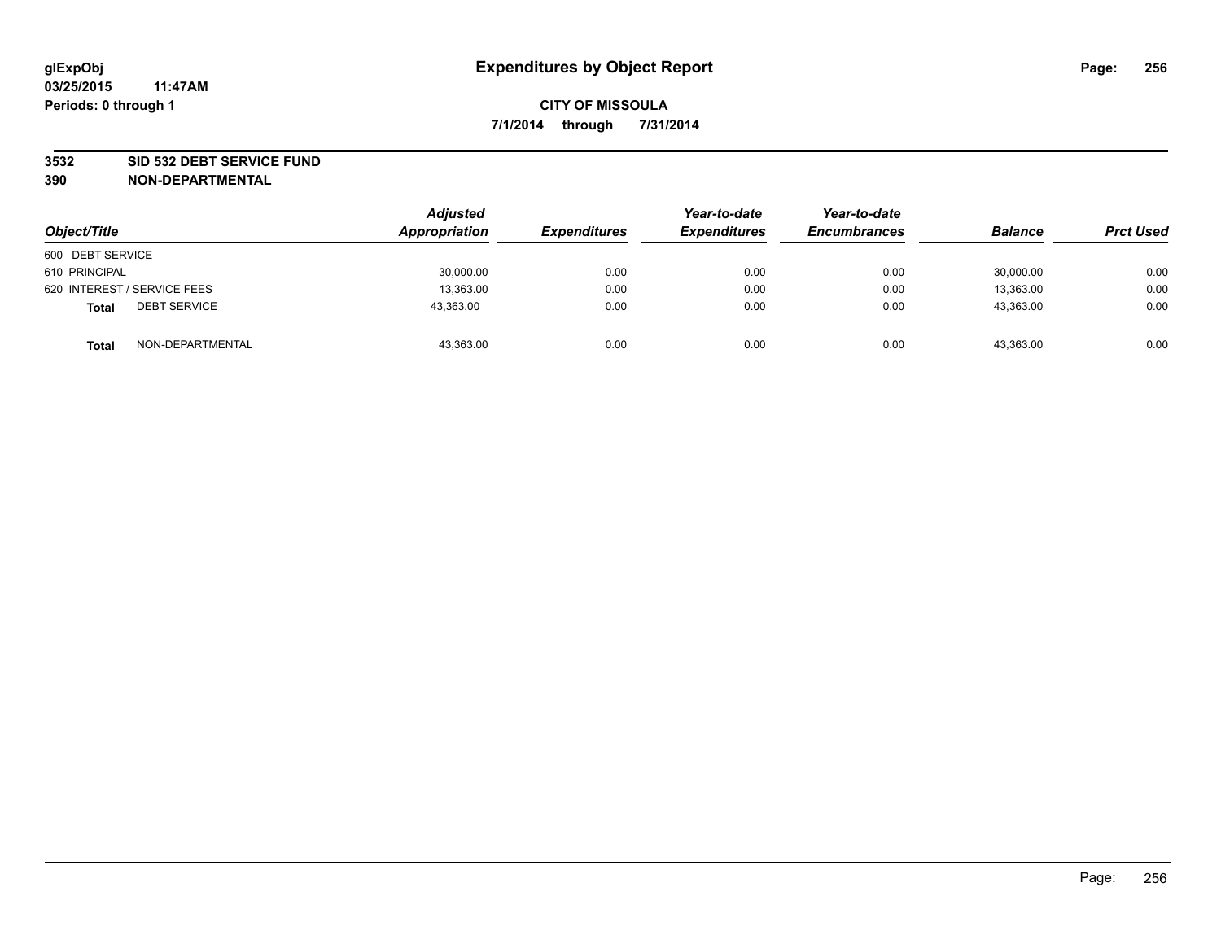**glExpObj**
**03/25/2015 11:47AM**
**Periods: 0 through 1**

# Expenditures by Object Report

**CITY OF MISSOULA**
**7/1/2014 through 7/31/2014**

**3532 SID 532 DEBT SERVICE FUND**
**390 NON-DEPARTMENTAL**

| Object/Title | Adjusted Appropriation | Expenditures | Year-to-date Expenditures | Year-to-date Encumbrances | Balance | Prct Used |
|---|---|---|---|---|---|---|
| 600 DEBT SERVICE | | | | | | |
| 610 PRINCIPAL | 30,000.00 | 0.00 | 0.00 | 0.00 | 30,000.00 | 0.00 |
| 620 INTEREST / SERVICE FEES | 13,363.00 | 0.00 | 0.00 | 0.00 | 13,363.00 | 0.00 |
| **Total** DEBT SERVICE | 43,363.00 | 0.00 | 0.00 | 0.00 | 43,363.00 | 0.00 |
| **Total** NON-DEPARTMENTAL | 43,363.00 | 0.00 | 0.00 | 0.00 | 43,363.00 | 0.00 |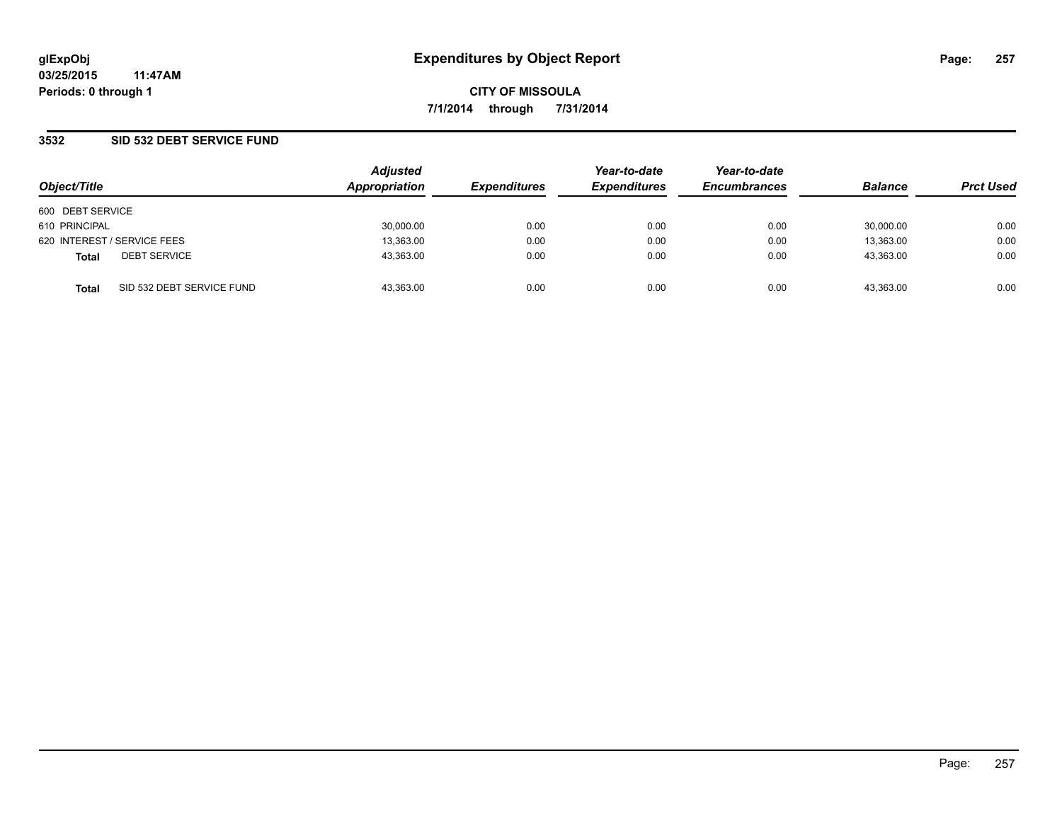**glExpObj**
**03/25/2015 11:47AM**
**Periods: 0 through 1**

# Expenditures by Object Report

**CITY OF MISSOULA**
**7/1/2014 through 7/31/2014**

## 3532 SID 532 DEBT SERVICE FUND

| Object/Title | Adjusted Appropriation | Expenditures | Year-to-date Expenditures | Year-to-date Encumbrances | Balance | Prct Used |
|---|---|---|---|---|---|---|
| 600 DEBT SERVICE | | | | | | |
| 610 PRINCIPAL | 30,000.00 | 0.00 | 0.00 | 0.00 | 30,000.00 | 0.00 |
| 620 INTEREST / SERVICE FEES | 13,363.00 | 0.00 | 0.00 | 0.00 | 13,363.00 | 0.00 |
| **Total** DEBT SERVICE | 43,363.00 | 0.00 | 0.00 | 0.00 | 43,363.00 | 0.00 |
| **Total** SID 532 DEBT SERVICE FUND | 43,363.00 | 0.00 | 0.00 | 0.00 | 43,363.00 | 0.00 |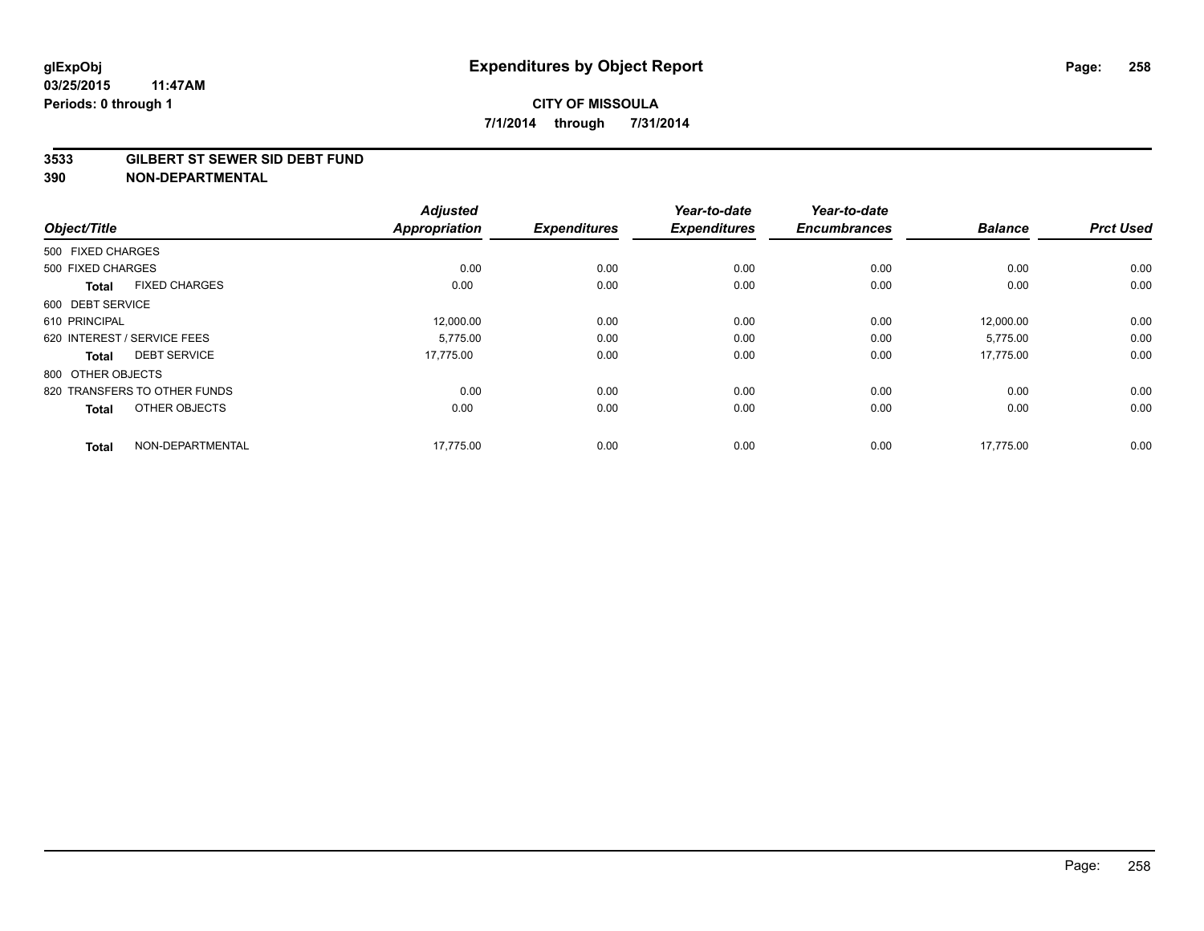**glExpObj**
**03/25/2015 11:47AM**
**Periods: 0 through 1**

# Expenditures by Object Report

**CITY OF MISSOULA**
**7/1/2014 through 7/31/2014**

**3533 GILBERT ST SEWER SID DEBT FUND**
**390 NON-DEPARTMENTAL**

| Object/Title | | Adjusted Appropriation | Expenditures | Year-to-date Expenditures | Year-to-date Encumbrances | Balance | Prct Used |
|---|---|---|---|---|---|---|---|
| 500 FIXED CHARGES | | | | | | | |
| 500 FIXED CHARGES | | 0.00 | 0.00 | 0.00 | 0.00 | 0.00 | 0.00 |
| **Total** | FIXED CHARGES | 0.00 | 0.00 | 0.00 | 0.00 | 0.00 | 0.00 |
| 600 DEBT SERVICE | | | | | | | |
| 610 PRINCIPAL | | 12,000.00 | 0.00 | 0.00 | 0.00 | 12,000.00 | 0.00 |
| 620 INTEREST / SERVICE FEES | | 5,775.00 | 0.00 | 0.00 | 0.00 | 5,775.00 | 0.00 |
| **Total** | DEBT SERVICE | 17,775.00 | 0.00 | 0.00 | 0.00 | 17,775.00 | 0.00 |
| 800 OTHER OBJECTS | | | | | | | |
| 820 TRANSFERS TO OTHER FUNDS | | 0.00 | 0.00 | 0.00 | 0.00 | 0.00 | 0.00 |
| **Total** | OTHER OBJECTS | 0.00 | 0.00 | 0.00 | 0.00 | 0.00 | 0.00 |
| **Total** | NON-DEPARTMENTAL | 17,775.00 | 0.00 | 0.00 | 0.00 | 17,775.00 | 0.00 |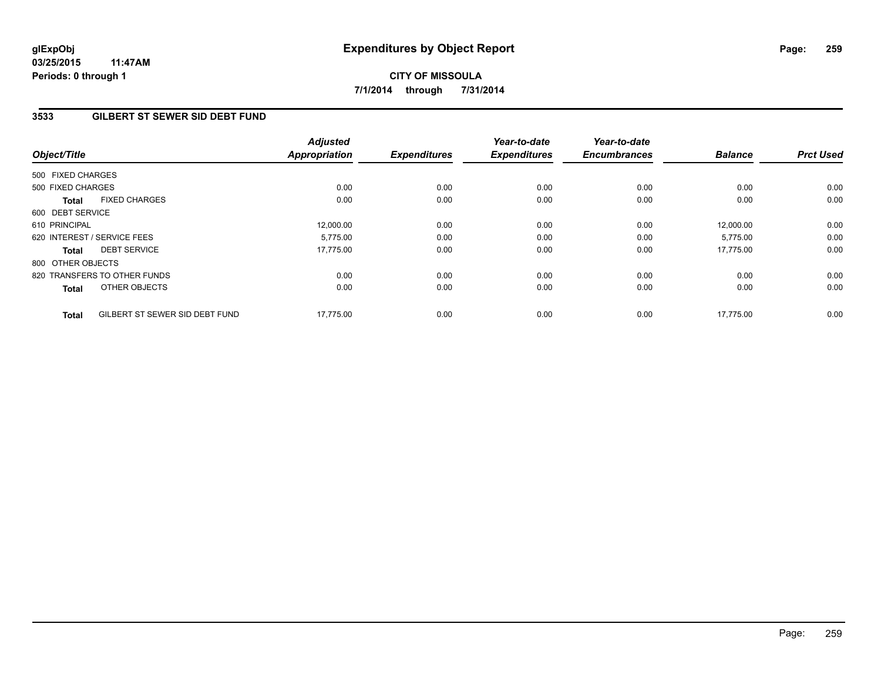**glExpObj**
**03/25/2015 11:47AM**
**Periods: 0 through 1**

# Expenditures by Object Report

**CITY OF MISSOULA**
**7/1/2014 through 7/31/2014**

## 3533 GILBERT ST SEWER SID DEBT FUND

| Object/Title | Adjusted Appropriation | Expenditures | Year-to-date Expenditures | Year-to-date Encumbrances | Balance | Prct Used |
|---|---|---|---|---|---|---|
| 500 FIXED CHARGES | | | | | | |
| 500 FIXED CHARGES | 0.00 | 0.00 | 0.00 | 0.00 | 0.00 | 0.00 |
| **Total** FIXED CHARGES | 0.00 | 0.00 | 0.00 | 0.00 | 0.00 | 0.00 |
| 600 DEBT SERVICE | | | | | | |
| 610 PRINCIPAL | 12,000.00 | 0.00 | 0.00 | 0.00 | 12,000.00 | 0.00 |
| 620 INTEREST / SERVICE FEES | 5,775.00 | 0.00 | 0.00 | 0.00 | 5,775.00 | 0.00 |
| **Total** DEBT SERVICE | 17,775.00 | 0.00 | 0.00 | 0.00 | 17,775.00 | 0.00 |
| 800 OTHER OBJECTS | | | | | | |
| 820 TRANSFERS TO OTHER FUNDS | 0.00 | 0.00 | 0.00 | 0.00 | 0.00 | 0.00 |
| **Total** OTHER OBJECTS | 0.00 | 0.00 | 0.00 | 0.00 | 0.00 | 0.00 |
| **Total** GILBERT ST SEWER SID DEBT FUND | 17,775.00 | 0.00 | 0.00 | 0.00 | 17,775.00 | 0.00 |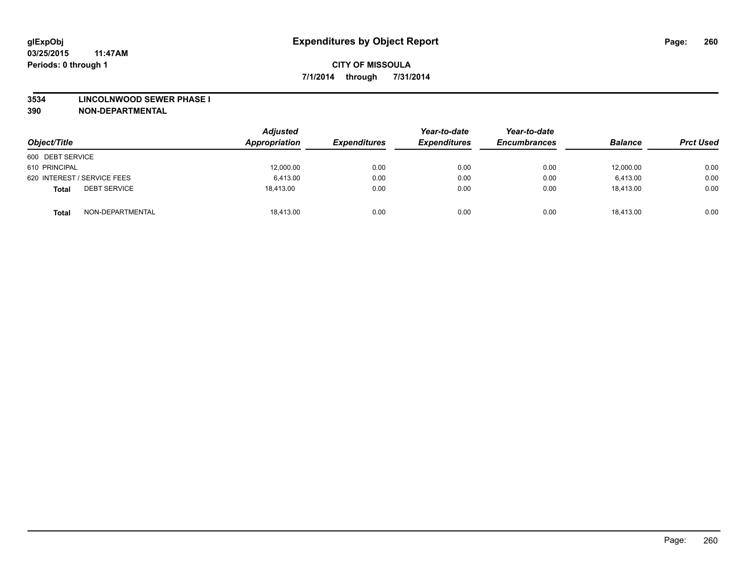**glExpObj**
**03/25/2015 11:47AM**
**Periods: 0 through 1**

# Expenditures by Object Report

**CITY OF MISSOULA**
**7/1/2014 through 7/31/2014**

**3534 LINCOLNWOOD SEWER PHASE I**
**390 NON-DEPARTMENTAL**

| Object/Title | Adjusted Appropriation | Expenditures | Year-to-date Expenditures | Year-to-date Encumbrances | Balance | Prct Used |
|---|---|---|---|---|---|---|
| 600 DEBT SERVICE | | | | | | |
| 610 PRINCIPAL | 12,000.00 | 0.00 | 0.00 | 0.00 | 12,000.00 | 0.00 |
| 620 INTEREST / SERVICE FEES | 6,413.00 | 0.00 | 0.00 | 0.00 | 6,413.00 | 0.00 |
| **Total** DEBT SERVICE | 18,413.00 | 0.00 | 0.00 | 0.00 | 18,413.00 | 0.00 |
| **Total** NON-DEPARTMENTAL | 18,413.00 | 0.00 | 0.00 | 0.00 | 18,413.00 | 0.00 |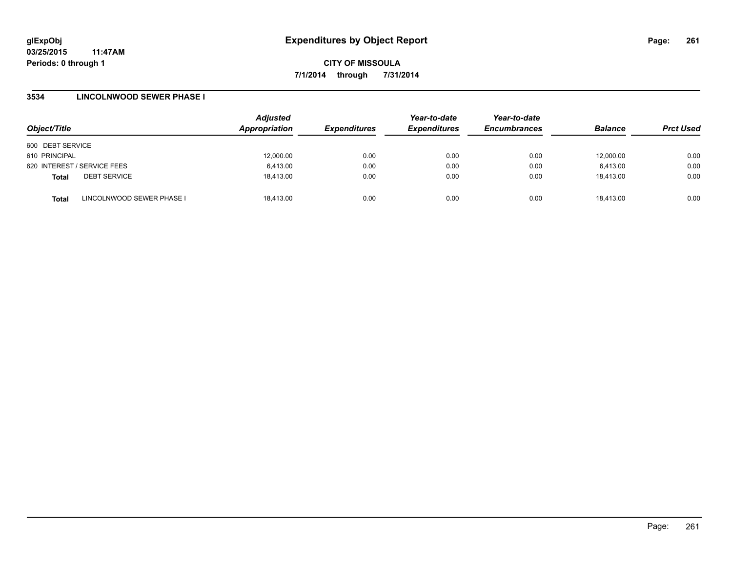**glExpObj**
**03/25/2015 11:47AM**
**Periods: 0 through 1**

# Expenditures by Object Report

**CITY OF MISSOULA**
**7/1/2014 through 7/31/2014**

## 3534 LINCOLNWOOD SEWER PHASE I

| Object/Title | Adjusted Appropriation | Expenditures | Year-to-date Expenditures | Year-to-date Encumbrances | Balance | Prct Used |
|---|---|---|---|---|---|---|
| 600 DEBT SERVICE | | | | | | |
| 610 PRINCIPAL | 12,000.00 | 0.00 | 0.00 | 0.00 | 12,000.00 | 0.00 |
| 620 INTEREST / SERVICE FEES | 6,413.00 | 0.00 | 0.00 | 0.00 | 6,413.00 | 0.00 |
| **Total** DEBT SERVICE | 18,413.00 | 0.00 | 0.00 | 0.00 | 18,413.00 | 0.00 |
| **Total** LINCOLNWOOD SEWER PHASE I | 18,413.00 | 0.00 | 0.00 | 0.00 | 18,413.00 | 0.00 |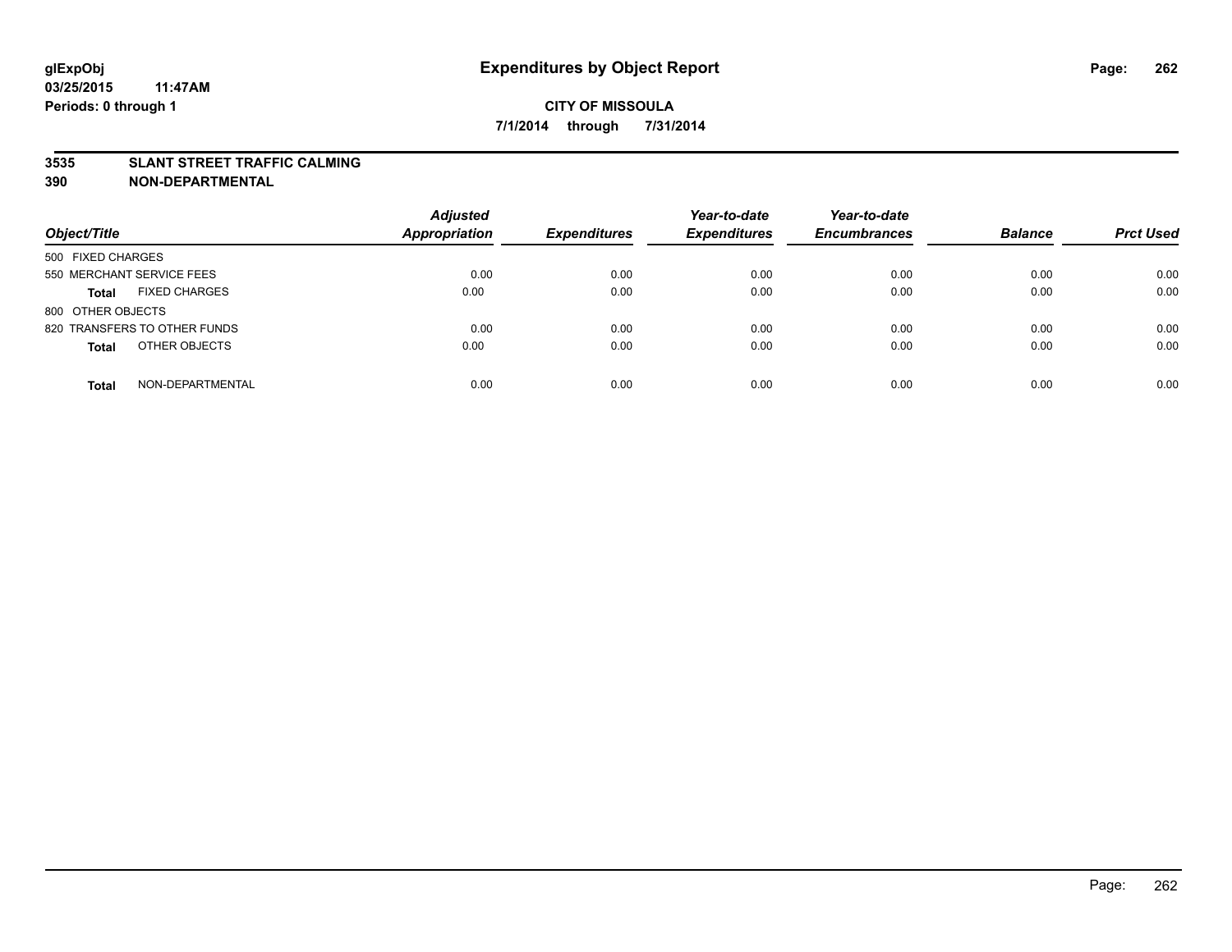# Expenditures by Object Report

glExpObj
03/25/2015 11:47AM
Periods: 0 through 1

**CITY OF MISSOULA**
**7/1/2014 through 7/31/2014**

**3535 SLANT STREET TRAFFIC CALMING**
**390 NON-DEPARTMENTAL**

| Object/Title | Adjusted Appropriation | Expenditures | Year-to-date Expenditures | Year-to-date Encumbrances | Balance | Prct Used |
|---|---|---|---|---|---|---|
| 500 FIXED CHARGES | | | | | | |
| 550 MERCHANT SERVICE FEES | 0.00 | 0.00 | 0.00 | 0.00 | 0.00 | 0.00 |
| **Total** FIXED CHARGES | 0.00 | 0.00 | 0.00 | 0.00 | 0.00 | 0.00 |
| 800 OTHER OBJECTS | | | | | | |
| 820 TRANSFERS TO OTHER FUNDS | 0.00 | 0.00 | 0.00 | 0.00 | 0.00 | 0.00 |
| **Total** OTHER OBJECTS | 0.00 | 0.00 | 0.00 | 0.00 | 0.00 | 0.00 |
| **Total** NON-DEPARTMENTAL | 0.00 | 0.00 | 0.00 | 0.00 | 0.00 | 0.00 |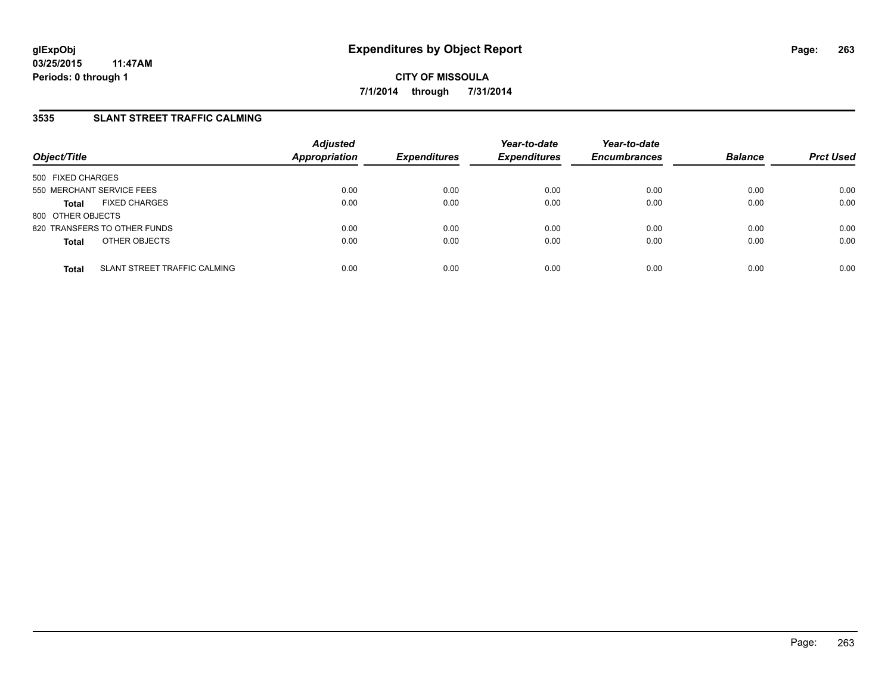**glExpObj**
**03/25/2015 11:47AM**
**Periods: 0 through 1**

# Expenditures by Object Report

**CITY OF MISSOULA**
**7/1/2014 through 7/31/2014**

## 3535 SLANT STREET TRAFFIC CALMING

| Object/Title | Adjusted Appropriation | Expenditures | Year-to-date Expenditures | Year-to-date Encumbrances | Balance | Prct Used |
|---|---|---|---|---|---|---|
| 500 FIXED CHARGES | | | | | | |
| 550 MERCHANT SERVICE FEES | 0.00 | 0.00 | 0.00 | 0.00 | 0.00 | 0.00 |
| **Total** FIXED CHARGES | 0.00 | 0.00 | 0.00 | 0.00 | 0.00 | 0.00 |
| 800 OTHER OBJECTS | | | | | | |
| 820 TRANSFERS TO OTHER FUNDS | 0.00 | 0.00 | 0.00 | 0.00 | 0.00 | 0.00 |
| **Total** OTHER OBJECTS | 0.00 | 0.00 | 0.00 | 0.00 | 0.00 | 0.00 |
| **Total** SLANT STREET TRAFFIC CALMING | 0.00 | 0.00 | 0.00 | 0.00 | 0.00 | 0.00 |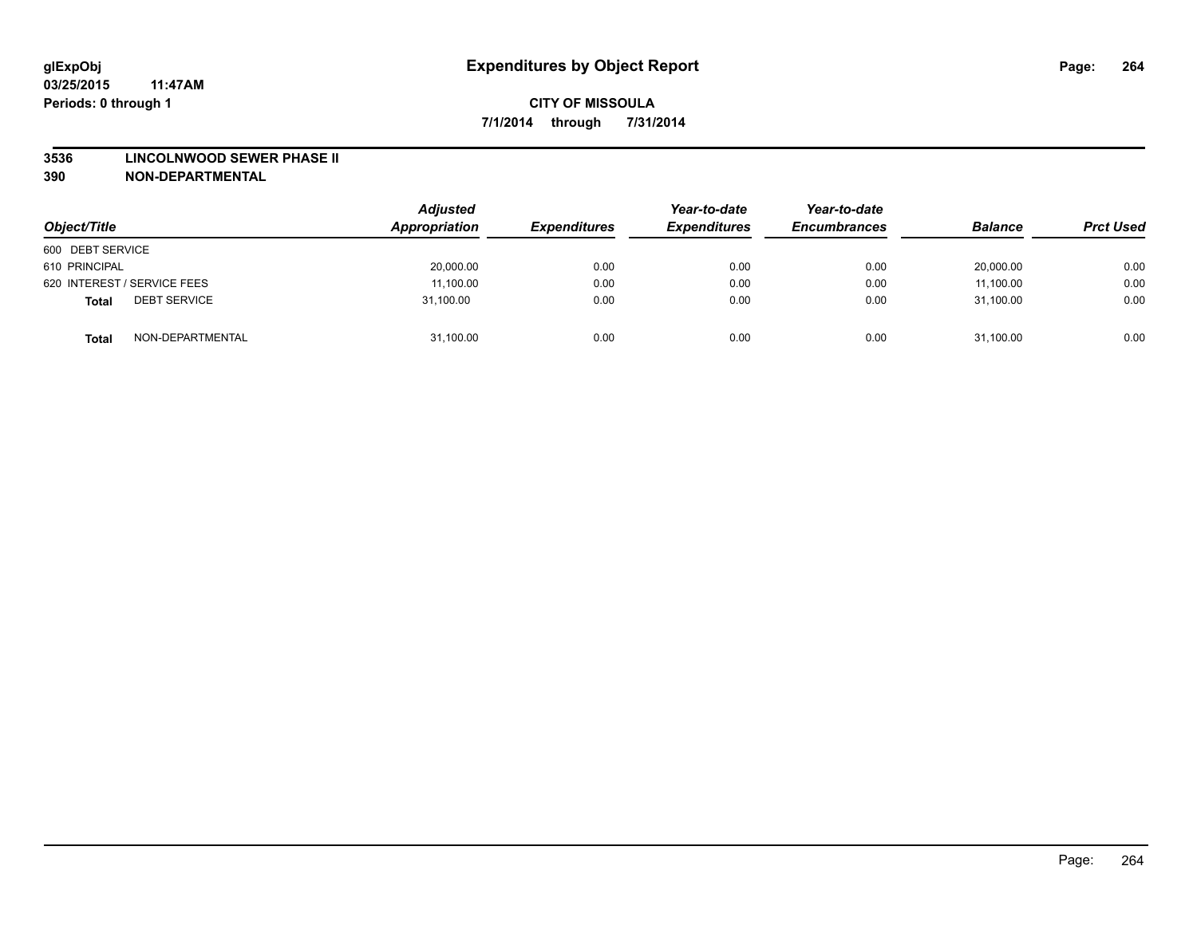glExpObj
03/25/2015 11:47AM
Periods: 0 through 1

# Expenditures by Object Report

**CITY OF MISSOULA**

**7/1/2014 through 7/31/2014**

**3536 LINCOLNWOOD SEWER PHASE II**
**390 NON-DEPARTMENTAL**

| Object/Title | | Adjusted Appropriation | Expenditures | Year-to-date Expenditures | Year-to-date Encumbrances | Balance | Prct Used |
|---|---|---|---|---|---|---|---|
| 600 DEBT SERVICE | | | | | | | |
| 610 PRINCIPAL | | 20,000.00 | 0.00 | 0.00 | 0.00 | 20,000.00 | 0.00 |
| 620 INTEREST / SERVICE FEES | | 11,100.00 | 0.00 | 0.00 | 0.00 | 11,100.00 | 0.00 |
| **Total** | DEBT SERVICE | 31,100.00 | 0.00 | 0.00 | 0.00 | 31,100.00 | 0.00 |
| **Total** | NON-DEPARTMENTAL | 31,100.00 | 0.00 | 0.00 | 0.00 | 31,100.00 | 0.00 |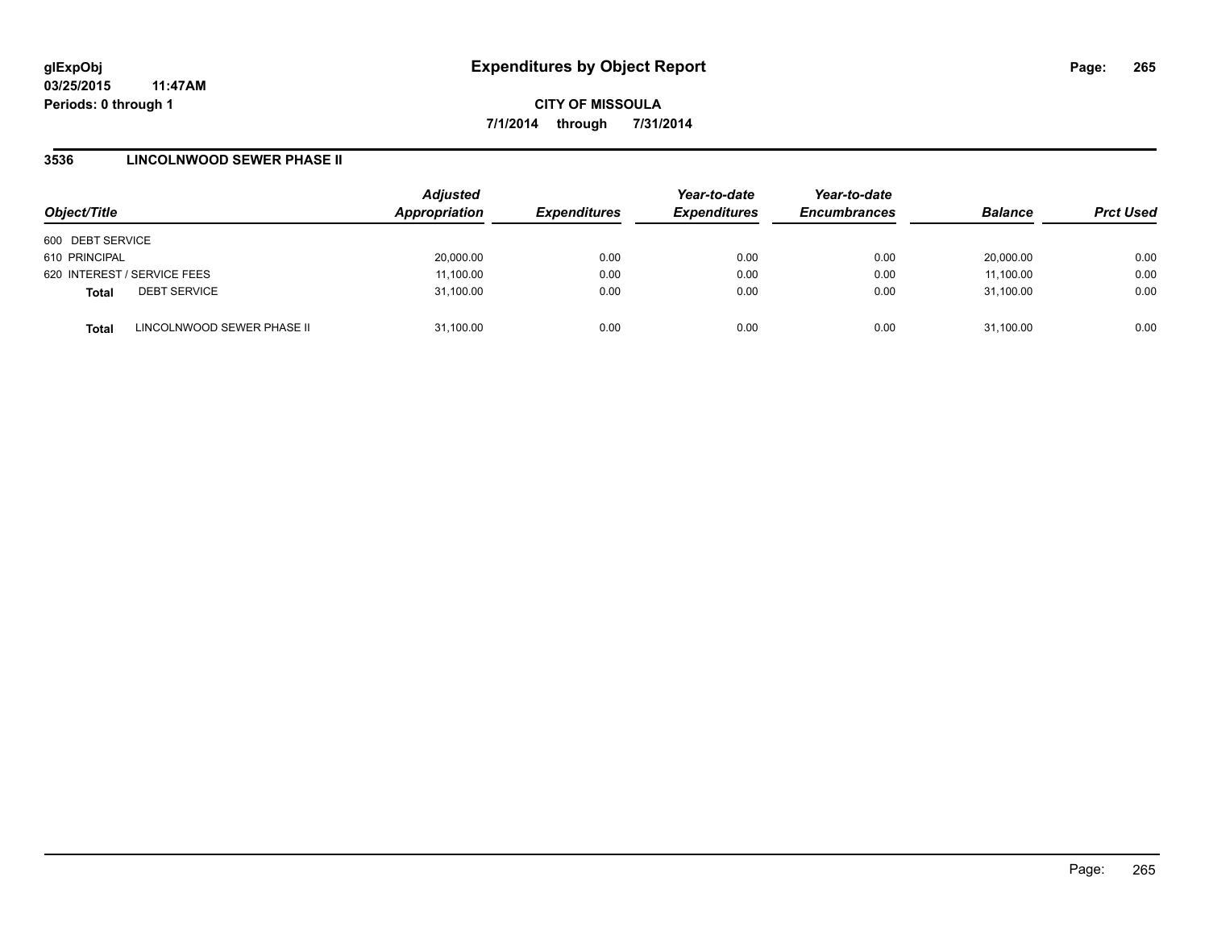**glExpObj**
**03/25/2015 11:47AM**
**Periods: 0 through 1**

# Expenditures by Object Report

**CITY OF MISSOULA**
**7/1/2014 through 7/31/2014**

## 3536 LINCOLNWOOD SEWER PHASE II

| Object/Title | | Adjusted Appropriation | Expenditures | Year-to-date Expenditures | Year-to-date Encumbrances | Balance | Prct Used |
|---|---|---|---|---|---|---|---|
| 600 DEBT SERVICE | | | | | | | |
| 610 PRINCIPAL | | 20,000.00 | 0.00 | 0.00 | 0.00 | 20,000.00 | 0.00 |
| 620 INTEREST / SERVICE FEES | | 11,100.00 | 0.00 | 0.00 | 0.00 | 11,100.00 | 0.00 |
| **Total** | DEBT SERVICE | 31,100.00 | 0.00 | 0.00 | 0.00 | 31,100.00 | 0.00 |
| **Total** | LINCOLNWOOD SEWER PHASE II | 31,100.00 | 0.00 | 0.00 | 0.00 | 31,100.00 | 0.00 |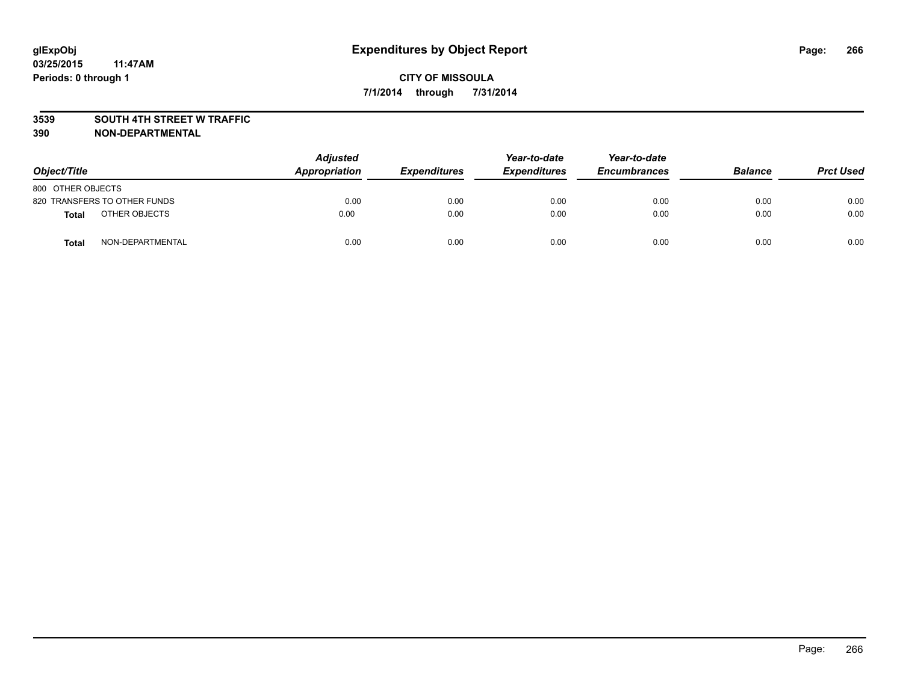glExpObj
03/25/2015 11:47AM
Periods: 0 through 1

# Expenditures by Object Report

**CITY OF MISSOULA**

**7/1/2014 through 7/31/2014**

**3539 SOUTH 4TH STREET W TRAFFIC**

**390 NON-DEPARTMENTAL**

| Object/Title | Adjusted Appropriation | Expenditures | Year-to-date Expenditures | Year-to-date Encumbrances | Balance | Prct Used |
|---|---|---|---|---|---|---|
| 800 OTHER OBJECTS | | | | | | |
| 820 TRANSFERS TO OTHER FUNDS | 0.00 | 0.00 | 0.00 | 0.00 | 0.00 | 0.00 |
| **Total** OTHER OBJECTS | 0.00 | 0.00 | 0.00 | 0.00 | 0.00 | 0.00 |
| **Total** NON-DEPARTMENTAL | 0.00 | 0.00 | 0.00 | 0.00 | 0.00 | 0.00 |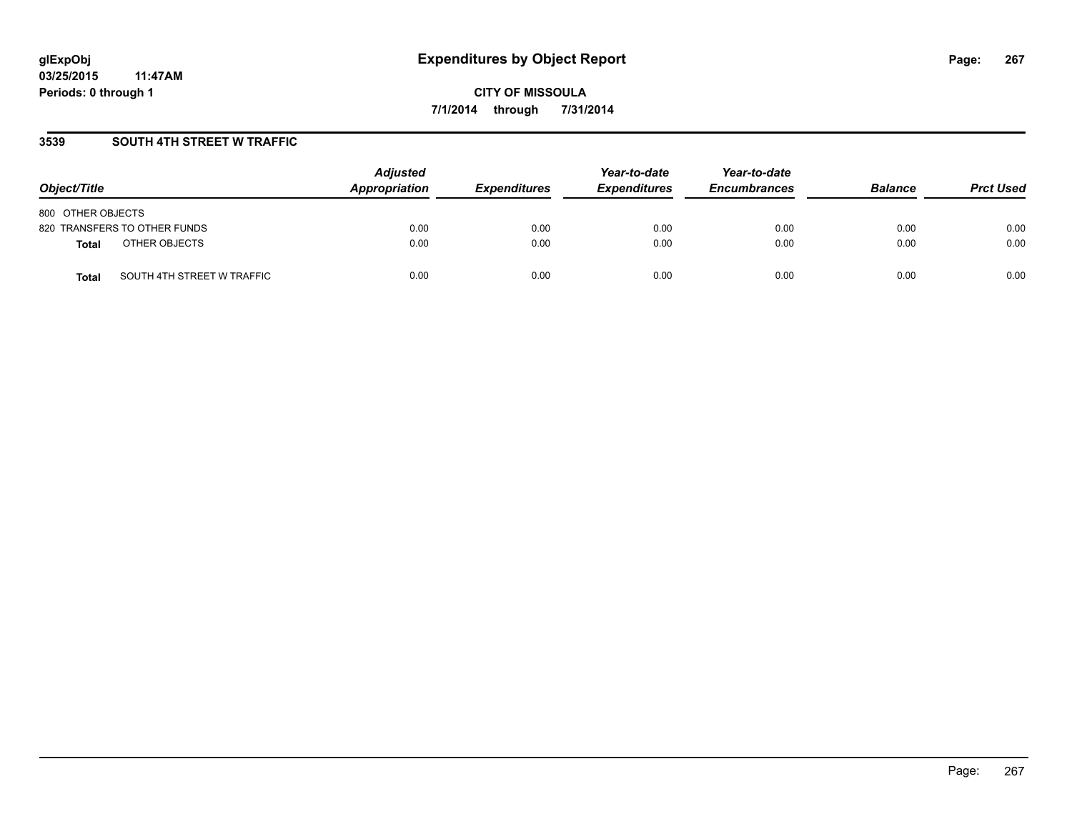**glExpObj**
**03/25/2015 11:47AM**
**Periods: 0 through 1**

# Expenditures by Object Report

**CITY OF MISSOULA**
**7/1/2014 through 7/31/2014**

## 3539 SOUTH 4TH STREET W TRAFFIC

| Object/Title | Adjusted Appropriation | Expenditures | Year-to-date Expenditures | Year-to-date Encumbrances | Balance | Prct Used |
|---|---|---|---|---|---|---|
| 800 OTHER OBJECTS | | | | | | |
| 820 TRANSFERS TO OTHER FUNDS | 0.00 | 0.00 | 0.00 | 0.00 | 0.00 | 0.00 |
| **Total** OTHER OBJECTS | 0.00 | 0.00 | 0.00 | 0.00 | 0.00 | 0.00 |
| **Total** SOUTH 4TH STREET W TRAFFIC | 0.00 | 0.00 | 0.00 | 0.00 | 0.00 | 0.00 |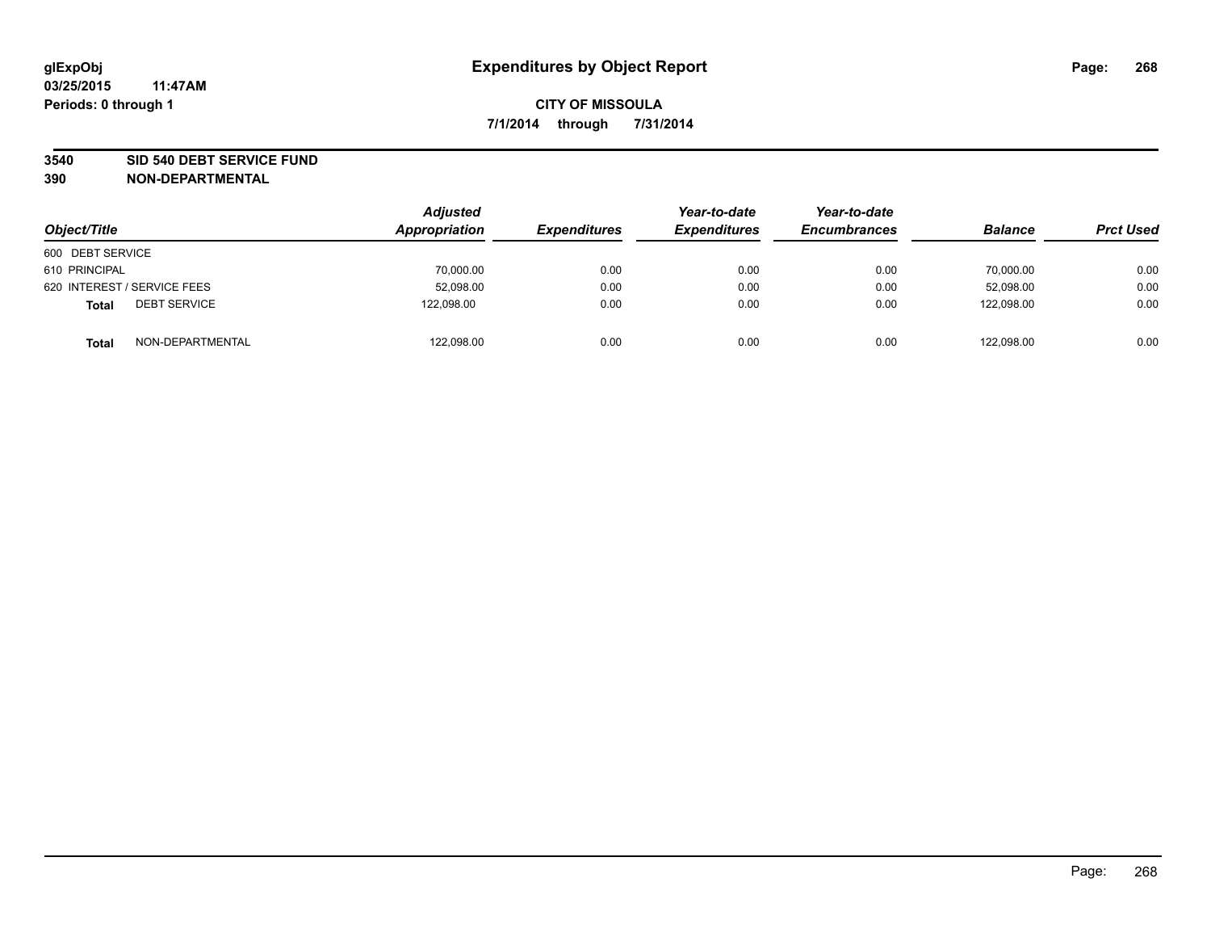glExpObj
03/25/2015 11:47AM
Periods: 0 through 1

# Expenditures by Object Report

**CITY OF MISSOULA**

**7/1/2014 through 7/31/2014**

**3540 SID 540 DEBT SERVICE FUND**
**390 NON-DEPARTMENTAL**

| Object/Title | Adjusted Appropriation | Expenditures | Year-to-date Expenditures | Year-to-date Encumbrances | Balance | Prct Used |
|---|---|---|---|---|---|---|
| 600 DEBT SERVICE | | | | | | |
| 610 PRINCIPAL | 70,000.00 | 0.00 | 0.00 | 0.00 | 70,000.00 | 0.00 |
| 620 INTEREST / SERVICE FEES | 52,098.00 | 0.00 | 0.00 | 0.00 | 52,098.00 | 0.00 |
| **Total** DEBT SERVICE | 122,098.00 | 0.00 | 0.00 | 0.00 | 122,098.00 | 0.00 |
| **Total** NON-DEPARTMENTAL | 122,098.00 | 0.00 | 0.00 | 0.00 | 122,098.00 | 0.00 |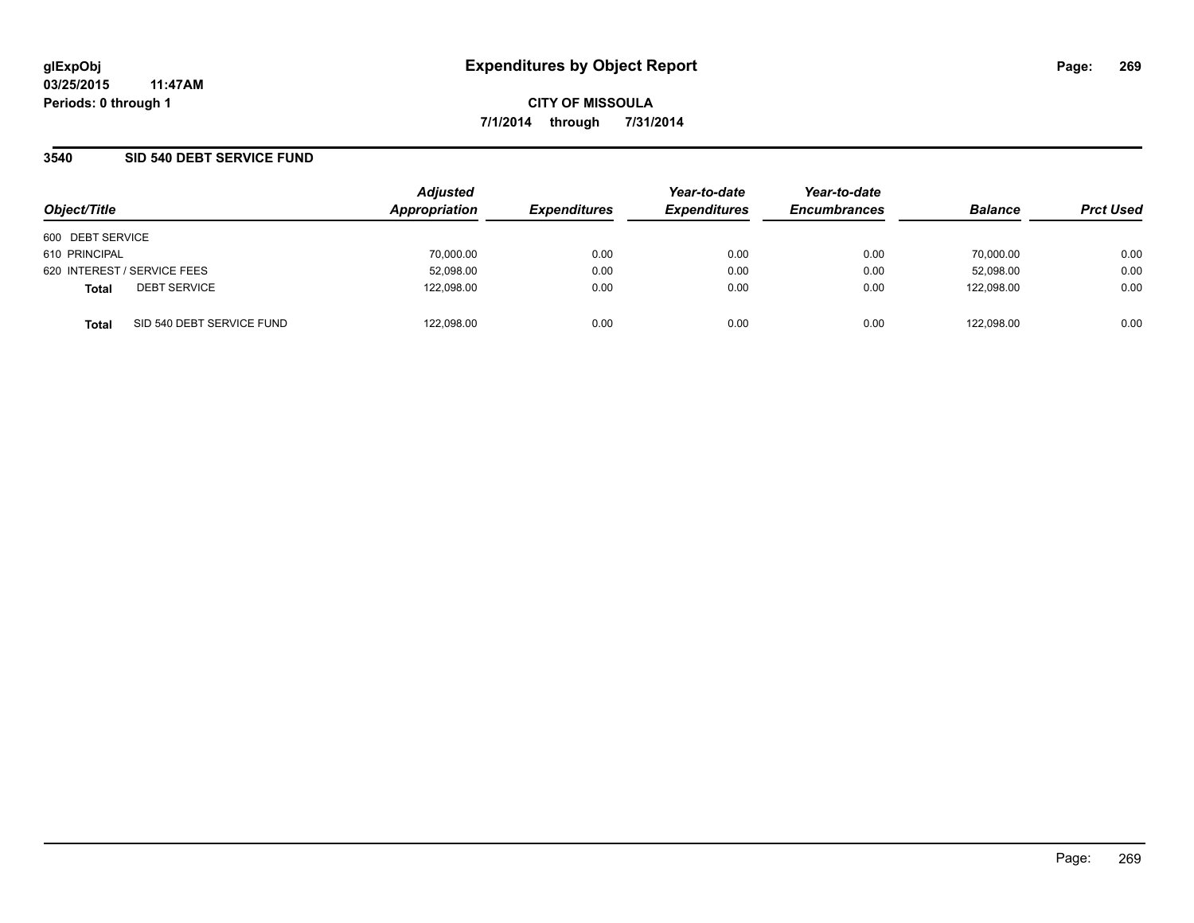# Expenditures by Object Report

glExpObj
03/25/2015 11:47AM
Periods: 0 through 1

**CITY OF MISSOULA**
**7/1/2014 through 7/31/2014**

## 3540 SID 540 DEBT SERVICE FUND

| Object/Title | Adjusted Appropriation | Expenditures | Year-to-date Expenditures | Year-to-date Encumbrances | Balance | Prct Used |
|---|---|---|---|---|---|---|
| 600 DEBT SERVICE | | | | | | |
| 610 PRINCIPAL | 70,000.00 | 0.00 | 0.00 | 0.00 | 70,000.00 | 0.00 |
| 620 INTEREST / SERVICE FEES | 52,098.00 | 0.00 | 0.00 | 0.00 | 52,098.00 | 0.00 |
| **Total** DEBT SERVICE | 122,098.00 | 0.00 | 0.00 | 0.00 | 122,098.00 | 0.00 |
| **Total** SID 540 DEBT SERVICE FUND | 122,098.00 | 0.00 | 0.00 | 0.00 | 122,098.00 | 0.00 |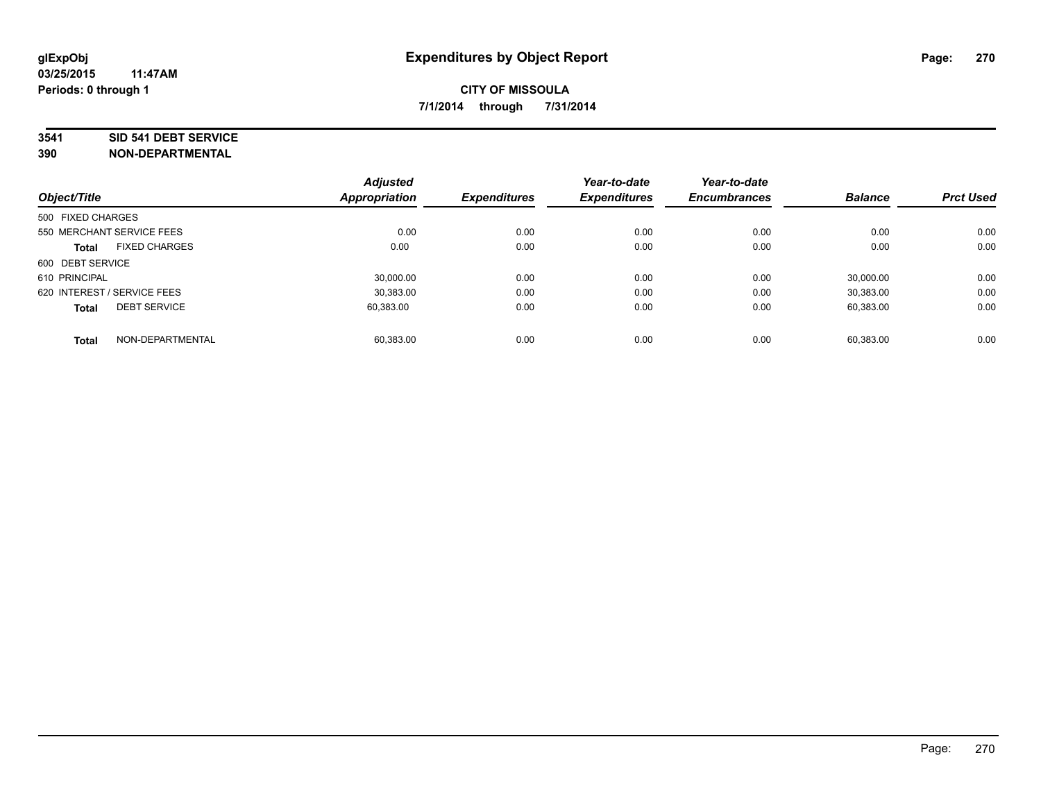**glExpObj**
**03/25/2015 11:47AM**
**Periods: 0 through 1**

# Expenditures by Object Report

**CITY OF MISSOULA**
**7/1/2014 through 7/31/2014**

**3541 SID 541 DEBT SERVICE**
**390 NON-DEPARTMENTAL**

| Object/Title | | Adjusted Appropriation | Expenditures | Year-to-date Expenditures | Year-to-date Encumbrances | Balance | Prct Used |
|---|---|---|---|---|---|---|---|
| 500 FIXED CHARGES | | | | | | | |
| 550 MERCHANT SERVICE FEES | | 0.00 | 0.00 | 0.00 | 0.00 | 0.00 | 0.00 |
| **Total** | FIXED CHARGES | 0.00 | 0.00 | 0.00 | 0.00 | 0.00 | 0.00 |
| 600 DEBT SERVICE | | | | | | | |
| 610 PRINCIPAL | | 30,000.00 | 0.00 | 0.00 | 0.00 | 30,000.00 | 0.00 |
| 620 INTEREST / SERVICE FEES | | 30,383.00 | 0.00 | 0.00 | 0.00 | 30,383.00 | 0.00 |
| **Total** | DEBT SERVICE | 60,383.00 | 0.00 | 0.00 | 0.00 | 60,383.00 | 0.00 |
| **Total** | NON-DEPARTMENTAL | 60,383.00 | 0.00 | 0.00 | 0.00 | 60,383.00 | 0.00 |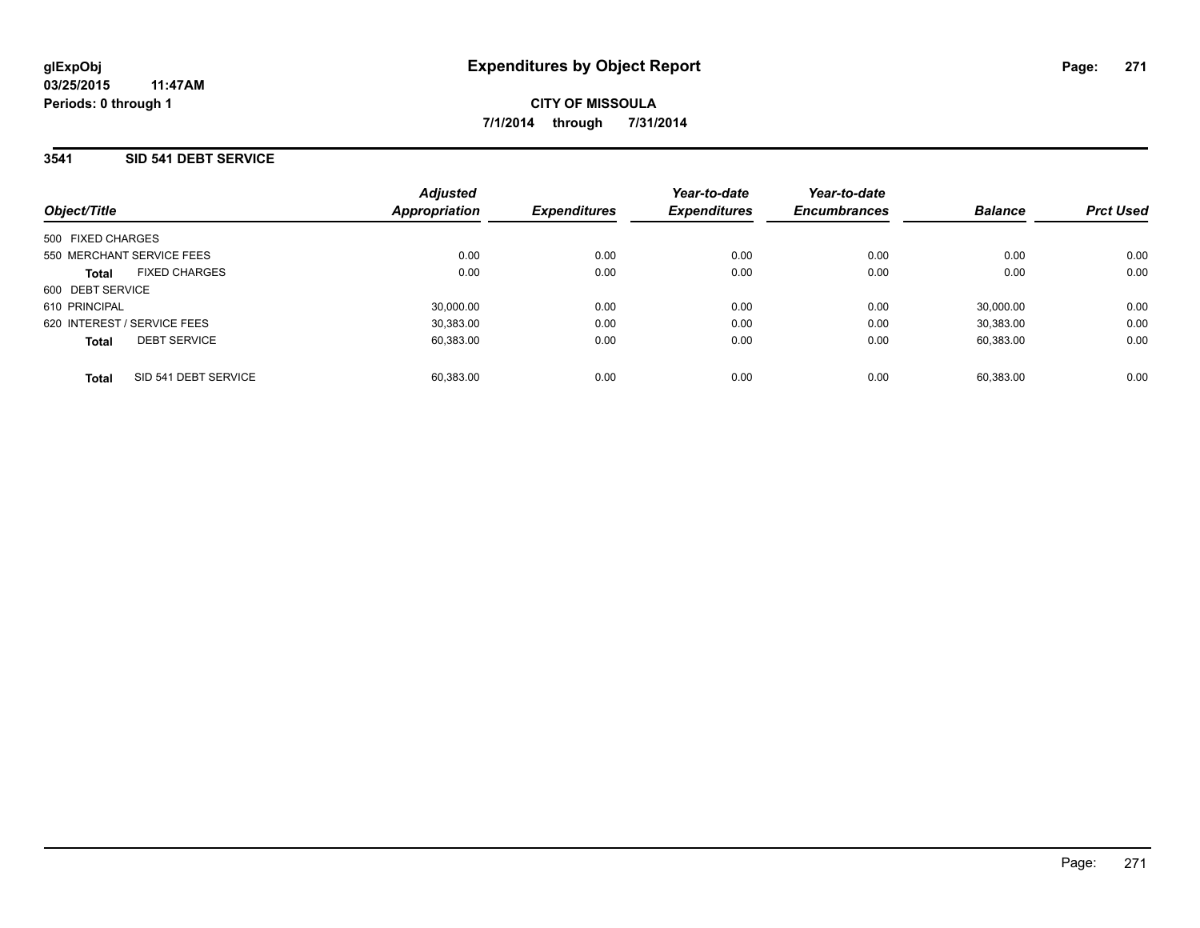glExpObj
03/25/2015 11:47AM
Periods: 0 through 1

# Expenditures by Object Report

**CITY OF MISSOULA**
**7/1/2014 through 7/31/2014**

## 3541 SID 541 DEBT SERVICE

| Object/Title | Adjusted Appropriation | Expenditures | Year-to-date Expenditures | Year-to-date Encumbrances | Balance | Prct Used |
|---|---|---|---|---|---|---|
| 500 FIXED CHARGES | | | | | | |
| 550 MERCHANT SERVICE FEES | 0.00 | 0.00 | 0.00 | 0.00 | 0.00 | 0.00 |
| **Total** FIXED CHARGES | 0.00 | 0.00 | 0.00 | 0.00 | 0.00 | 0.00 |
| 600 DEBT SERVICE | | | | | | |
| 610 PRINCIPAL | 30,000.00 | 0.00 | 0.00 | 0.00 | 30,000.00 | 0.00 |
| 620 INTEREST / SERVICE FEES | 30,383.00 | 0.00 | 0.00 | 0.00 | 30,383.00 | 0.00 |
| **Total** DEBT SERVICE | 60,383.00 | 0.00 | 0.00 | 0.00 | 60,383.00 | 0.00 |
| **Total** SID 541 DEBT SERVICE | 60,383.00 | 0.00 | 0.00 | 0.00 | 60,383.00 | 0.00 |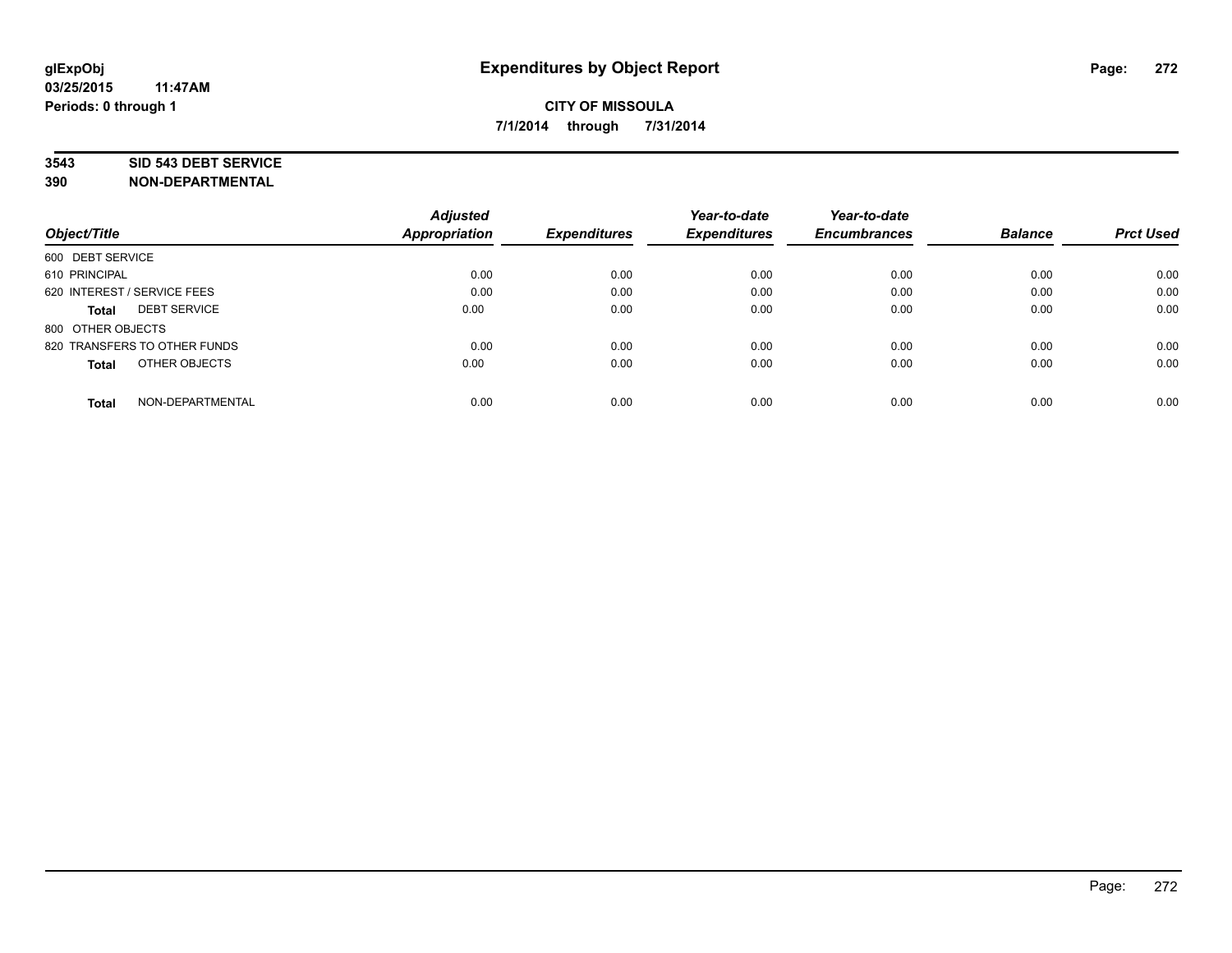glExpObj
03/25/2015 11:47AM
Periods: 0 through 1

# Expenditures by Object Report

**CITY OF MISSOULA**

**7/1/2014 through 7/31/2014**

**3543 SID 543 DEBT SERVICE**
**390 NON-DEPARTMENTAL**

| Object/Title | Adjusted Appropriation | Expenditures | Year-to-date Expenditures | Year-to-date Encumbrances | Balance | Prct Used |
|---|---|---|---|---|---|---|
| 600 DEBT SERVICE | | | | | | |
| 610 PRINCIPAL | 0.00 | 0.00 | 0.00 | 0.00 | 0.00 | 0.00 |
| 620 INTEREST / SERVICE FEES | 0.00 | 0.00 | 0.00 | 0.00 | 0.00 | 0.00 |
| **Total** DEBT SERVICE | 0.00 | 0.00 | 0.00 | 0.00 | 0.00 | 0.00 |
| 800 OTHER OBJECTS | | | | | | |
| 820 TRANSFERS TO OTHER FUNDS | 0.00 | 0.00 | 0.00 | 0.00 | 0.00 | 0.00 |
| **Total** OTHER OBJECTS | 0.00 | 0.00 | 0.00 | 0.00 | 0.00 | 0.00 |
| **Total** NON-DEPARTMENTAL | 0.00 | 0.00 | 0.00 | 0.00 | 0.00 | 0.00 |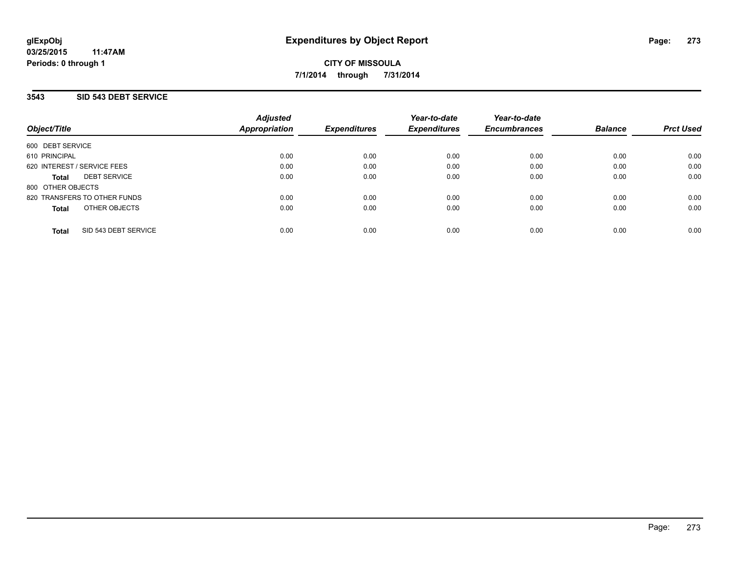# Expenditures by Object Report

glExpObj
03/25/2015 11:47AM
Periods: 0 through 1

**CITY OF MISSOULA**
**7/1/2014 through 7/31/2014**

### 3543 SID 543 DEBT SERVICE

| Object/Title | Adjusted Appropriation | Expenditures | Year-to-date Expenditures | Year-to-date Encumbrances | Balance | Prct Used |
|---|---|---|---|---|---|---|
| 600 DEBT SERVICE | | | | | | |
| 610 PRINCIPAL | 0.00 | 0.00 | 0.00 | 0.00 | 0.00 | 0.00 |
| 620 INTEREST / SERVICE FEES | 0.00 | 0.00 | 0.00 | 0.00 | 0.00 | 0.00 |
| **Total** DEBT SERVICE | 0.00 | 0.00 | 0.00 | 0.00 | 0.00 | 0.00 |
| 800 OTHER OBJECTS | | | | | | |
| 820 TRANSFERS TO OTHER FUNDS | 0.00 | 0.00 | 0.00 | 0.00 | 0.00 | 0.00 |
| **Total** OTHER OBJECTS | 0.00 | 0.00 | 0.00 | 0.00 | 0.00 | 0.00 |
| **Total** SID 543 DEBT SERVICE | 0.00 | 0.00 | 0.00 | 0.00 | 0.00 | 0.00 |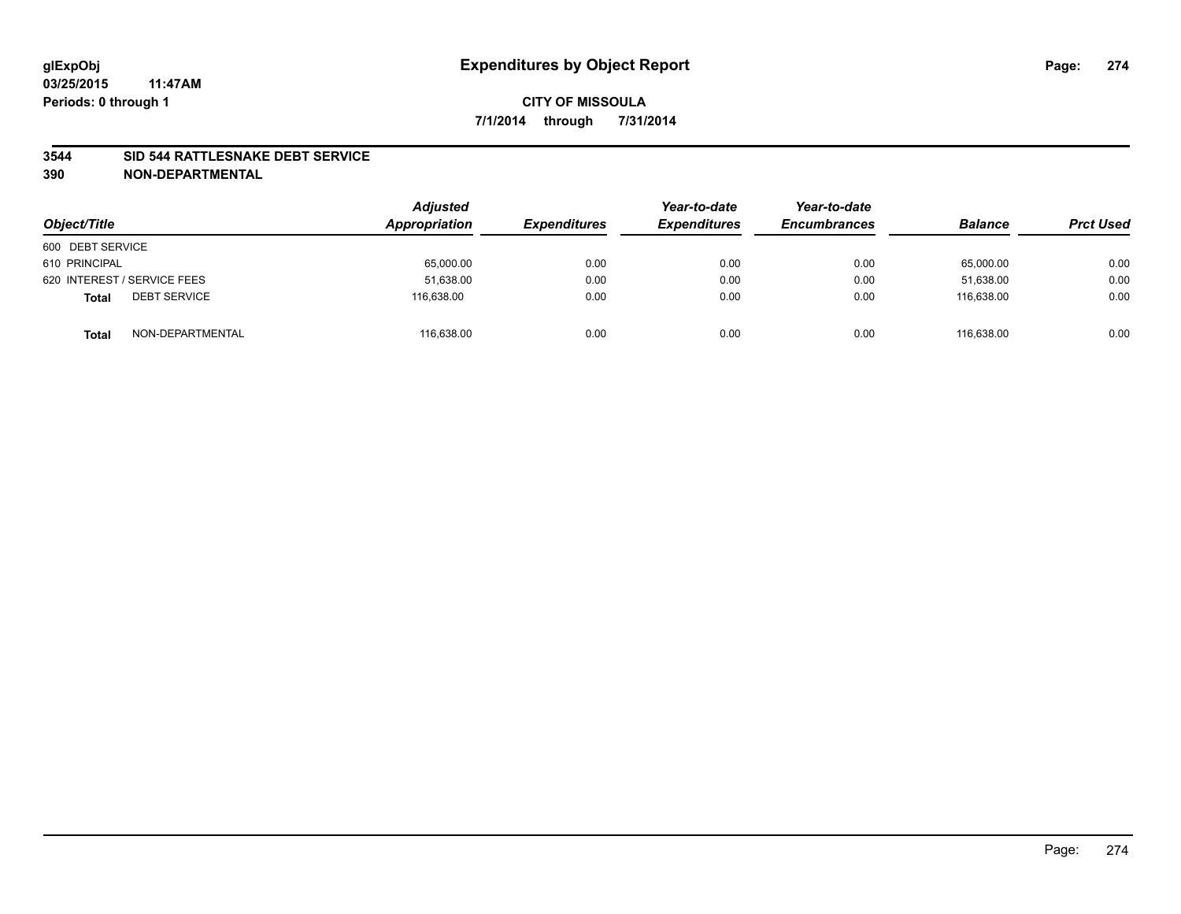glExpObj
03/25/2015 11:47AM
Periods: 0 through 1

# Expenditures by Object Report

**CITY OF MISSOULA**

**7/1/2014 through 7/31/2014**

**3544 SID 544 RATTLESNAKE DEBT SERVICE**
**390 NON-DEPARTMENTAL**

| Object/Title | | Adjusted Appropriation | Expenditures | Year-to-date Expenditures | Year-to-date Encumbrances | Balance | Prct Used |
|---|---|---|---|---|---|---|---|
| 600 DEBT SERVICE | | | | | | | |
| 610 PRINCIPAL | | 65,000.00 | 0.00 | 0.00 | 0.00 | 65,000.00 | 0.00 |
| 620 INTEREST / SERVICE FEES | | 51,638.00 | 0.00 | 0.00 | 0.00 | 51,638.00 | 0.00 |
| **Total** | DEBT SERVICE | 116,638.00 | 0.00 | 0.00 | 0.00 | 116,638.00 | 0.00 |
| **Total** | NON-DEPARTMENTAL | 116,638.00 | 0.00 | 0.00 | 0.00 | 116,638.00 | 0.00 |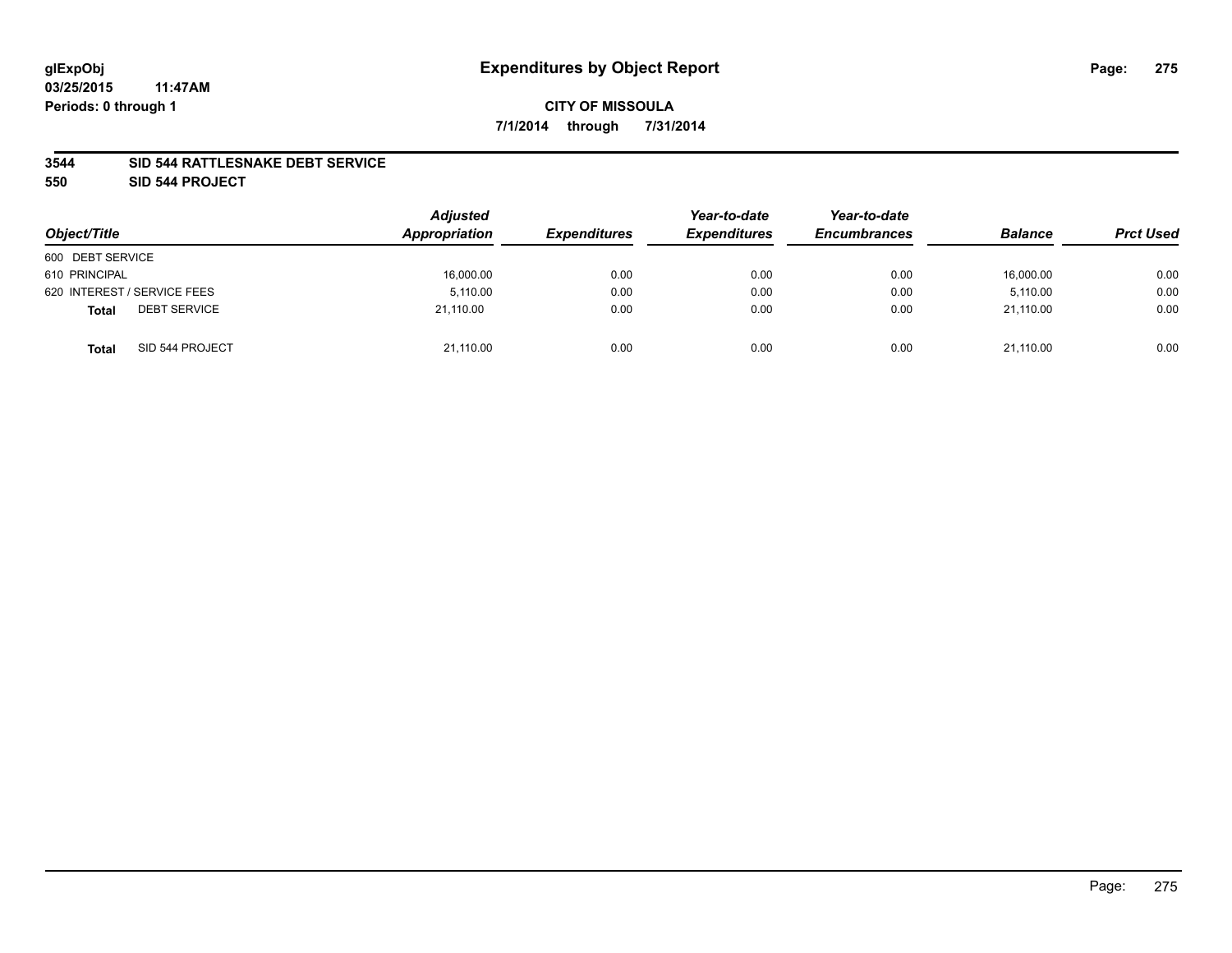# Expenditures by Object Report

**CITY OF MISSOULA**

**7/1/2014 through 7/31/2014**

glExpObj
03/25/2015 11:47AM
Periods: 0 through 1

**3544 SID 544 RATTLESNAKE DEBT SERVICE**

**550 SID 544 PROJECT**

| Object/Title | Adjusted Appropriation | Expenditures | Year-to-date Expenditures | Year-to-date Encumbrances | Balance | Prct Used |
|---|---|---|---|---|---|---|
| 600 DEBT SERVICE | | | | | | |
| 610 PRINCIPAL | 16,000.00 | 0.00 | 0.00 | 0.00 | 16,000.00 | 0.00 |
| 620 INTEREST / SERVICE FEES | 5,110.00 | 0.00 | 0.00 | 0.00 | 5,110.00 | 0.00 |
| **Total** DEBT SERVICE | 21,110.00 | 0.00 | 0.00 | 0.00 | 21,110.00 | 0.00 |
| **Total** SID 544 PROJECT | 21,110.00 | 0.00 | 0.00 | 0.00 | 21,110.00 | 0.00 |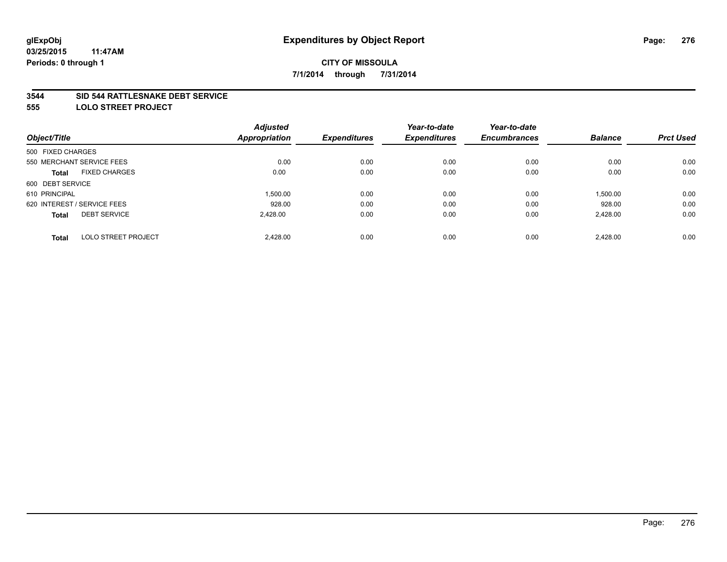glExpObj
03/25/2015 11:47AM
Periods: 0 through 1

# Expenditures by Object Report

**CITY OF MISSOULA**

**7/1/2014 through 7/31/2014**

## 3544 SID 544 RATTLESNAKE DEBT SERVICE
## 555 LOLO STREET PROJECT

| Object/Title | | Adjusted Appropriation | Expenditures | Year-to-date Expenditures | Year-to-date Encumbrances | Balance | Prct Used |
|---|---|---|---|---|---|---|---|
| 500 FIXED CHARGES | | | | | | | |
| 550 MERCHANT SERVICE FEES | | 0.00 | 0.00 | 0.00 | 0.00 | 0.00 | 0.00 |
| **Total** | FIXED CHARGES | 0.00 | 0.00 | 0.00 | 0.00 | 0.00 | 0.00 |
| 600 DEBT SERVICE | | | | | | | |
| 610 PRINCIPAL | | 1,500.00 | 0.00 | 0.00 | 0.00 | 1,500.00 | 0.00 |
| 620 INTEREST / SERVICE FEES | | 928.00 | 0.00 | 0.00 | 0.00 | 928.00 | 0.00 |
| **Total** | DEBT SERVICE | 2,428.00 | 0.00 | 0.00 | 0.00 | 2,428.00 | 0.00 |
| **Total** | LOLO STREET PROJECT | 2,428.00 | 0.00 | 0.00 | 0.00 | 2,428.00 | 0.00 |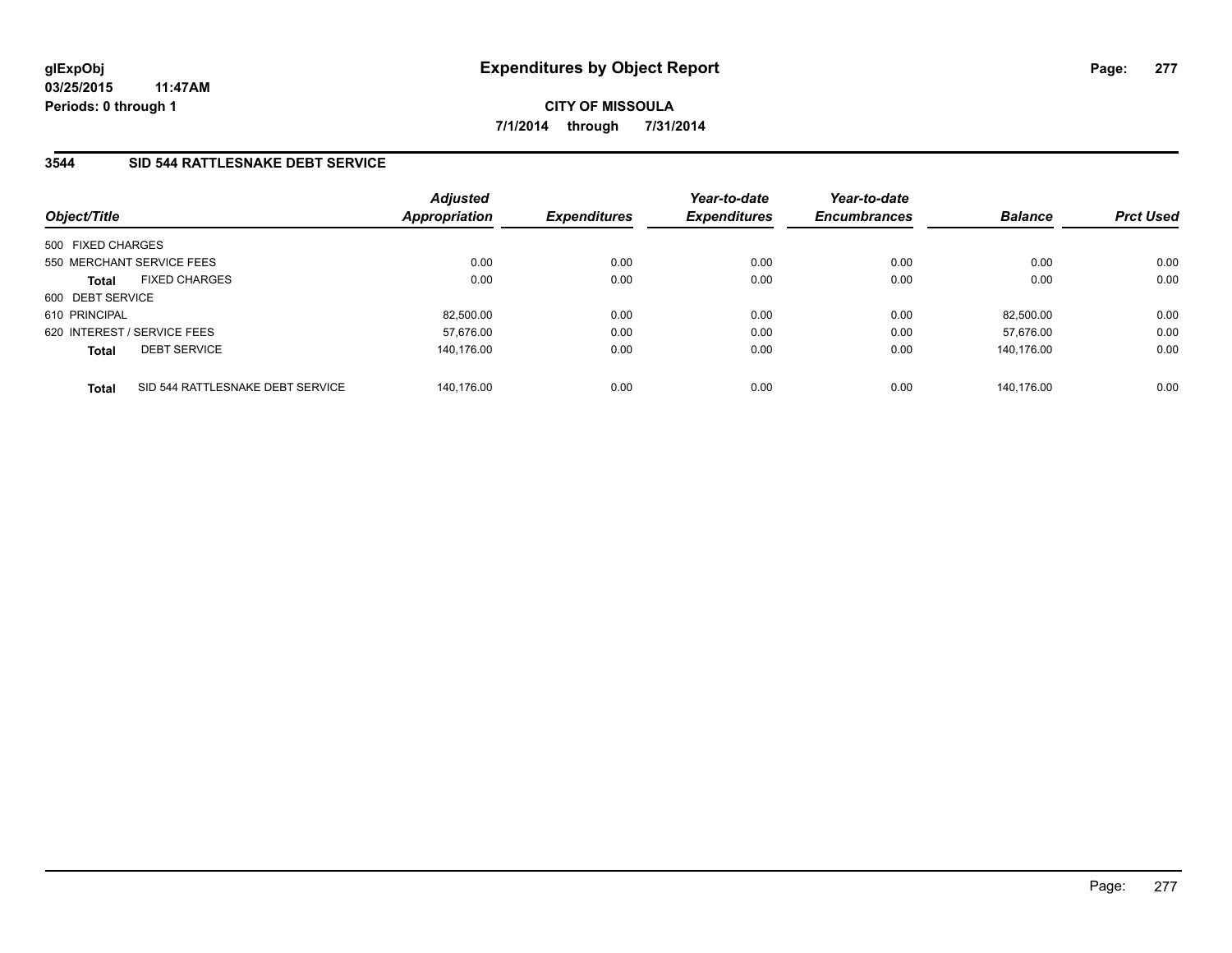**glExpObj**
**03/25/2015 11:47AM**
**Periods: 0 through 1**

# Expenditures by Object Report

**CITY OF MISSOULA**

**7/1/2014 through 7/31/2014**

## 3544 SID 544 RATTLESNAKE DEBT SERVICE

| Object/Title | | Adjusted Appropriation | Expenditures | Year-to-date Expenditures | Year-to-date Encumbrances | Balance | Prct Used |
|---|---|---|---|---|---|---|---|
| 500 FIXED CHARGES | | | | | | | |
| 550 MERCHANT SERVICE FEES | | 0.00 | 0.00 | 0.00 | 0.00 | 0.00 | 0.00 |
| **Total** | FIXED CHARGES | 0.00 | 0.00 | 0.00 | 0.00 | 0.00 | 0.00 |
| 600 DEBT SERVICE | | | | | | | |
| 610 PRINCIPAL | | 82,500.00 | 0.00 | 0.00 | 0.00 | 82,500.00 | 0.00 |
| 620 INTEREST / SERVICE FEES | | 57,676.00 | 0.00 | 0.00 | 0.00 | 57,676.00 | 0.00 |
| **Total** | DEBT SERVICE | 140,176.00 | 0.00 | 0.00 | 0.00 | 140,176.00 | 0.00 |
| **Total** | SID 544 RATTLESNAKE DEBT SERVICE | 140,176.00 | 0.00 | 0.00 | 0.00 | 140,176.00 | 0.00 |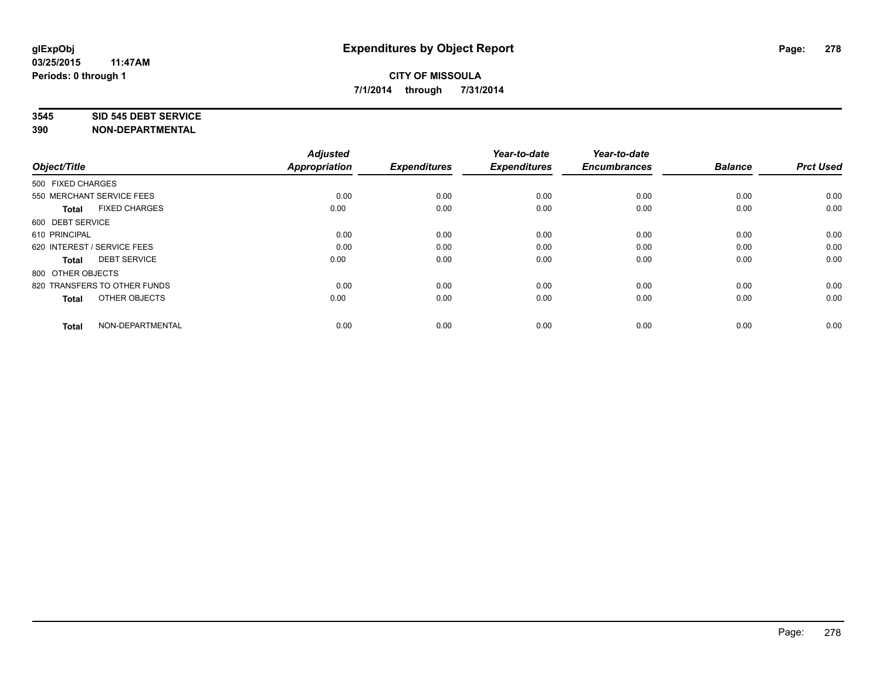**glExpObj**
**03/25/2015 11:47AM**
**Periods: 0 through 1**

# Expenditures by Object Report

**CITY OF MISSOULA**
**7/1/2014 through 7/31/2014**

**3545 SID 545 DEBT SERVICE**
**390 NON-DEPARTMENTAL**

| Object/Title | Adjusted Appropriation | Expenditures | Year-to-date Expenditures | Year-to-date Encumbrances | Balance | Prct Used |
|---|---|---|---|---|---|---|
| 500 FIXED CHARGES | | | | | | |
| 550 MERCHANT SERVICE FEES | 0.00 | 0.00 | 0.00 | 0.00 | 0.00 | 0.00 |
| **Total** FIXED CHARGES | 0.00 | 0.00 | 0.00 | 0.00 | 0.00 | 0.00 |
| 600 DEBT SERVICE | | | | | | |
| 610 PRINCIPAL | 0.00 | 0.00 | 0.00 | 0.00 | 0.00 | 0.00 |
| 620 INTEREST / SERVICE FEES | 0.00 | 0.00 | 0.00 | 0.00 | 0.00 | 0.00 |
| **Total** DEBT SERVICE | 0.00 | 0.00 | 0.00 | 0.00 | 0.00 | 0.00 |
| 800 OTHER OBJECTS | | | | | | |
| 820 TRANSFERS TO OTHER FUNDS | 0.00 | 0.00 | 0.00 | 0.00 | 0.00 | 0.00 |
| **Total** OTHER OBJECTS | 0.00 | 0.00 | 0.00 | 0.00 | 0.00 | 0.00 |
| **Total** NON-DEPARTMENTAL | 0.00 | 0.00 | 0.00 | 0.00 | 0.00 | 0.00 |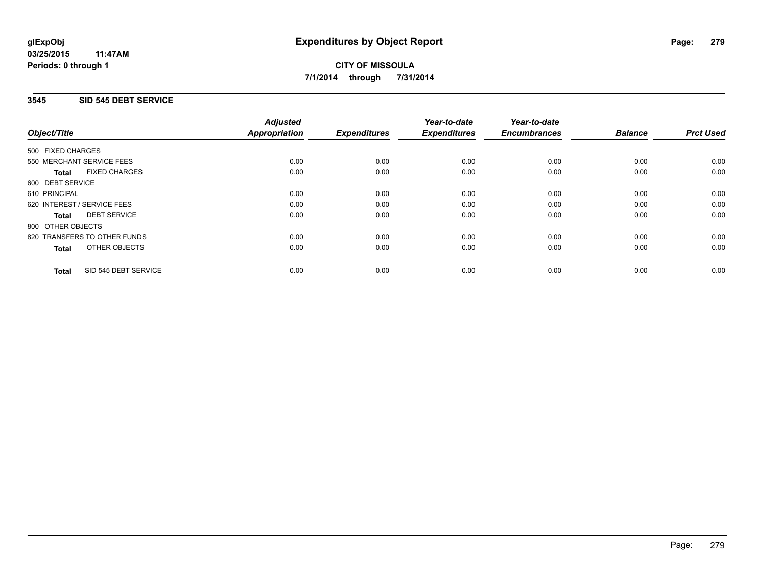# Expenditures by Object Report

glExpObj
03/25/2015 11:47AM
Periods: 0 through 1

**CITY OF MISSOULA**
**7/1/2014 through 7/31/2014**

## 3545 SID 545 DEBT SERVICE

| Object/Title | Adjusted Appropriation | Expenditures | Year-to-date Expenditures | Year-to-date Encumbrances | Balance | Prct Used |
|---|---|---|---|---|---|---|
| 500 FIXED CHARGES | | | | | | |
| 550 MERCHANT SERVICE FEES | 0.00 | 0.00 | 0.00 | 0.00 | 0.00 | 0.00 |
| **Total** FIXED CHARGES | 0.00 | 0.00 | 0.00 | 0.00 | 0.00 | 0.00 |
| 600 DEBT SERVICE | | | | | | |
| 610 PRINCIPAL | 0.00 | 0.00 | 0.00 | 0.00 | 0.00 | 0.00 |
| 620 INTEREST / SERVICE FEES | 0.00 | 0.00 | 0.00 | 0.00 | 0.00 | 0.00 |
| **Total** DEBT SERVICE | 0.00 | 0.00 | 0.00 | 0.00 | 0.00 | 0.00 |
| 800 OTHER OBJECTS | | | | | | |
| 820 TRANSFERS TO OTHER FUNDS | 0.00 | 0.00 | 0.00 | 0.00 | 0.00 | 0.00 |
| **Total** OTHER OBJECTS | 0.00 | 0.00 | 0.00 | 0.00 | 0.00 | 0.00 |
| **Total** SID 545 DEBT SERVICE | 0.00 | 0.00 | 0.00 | 0.00 | 0.00 | 0.00 |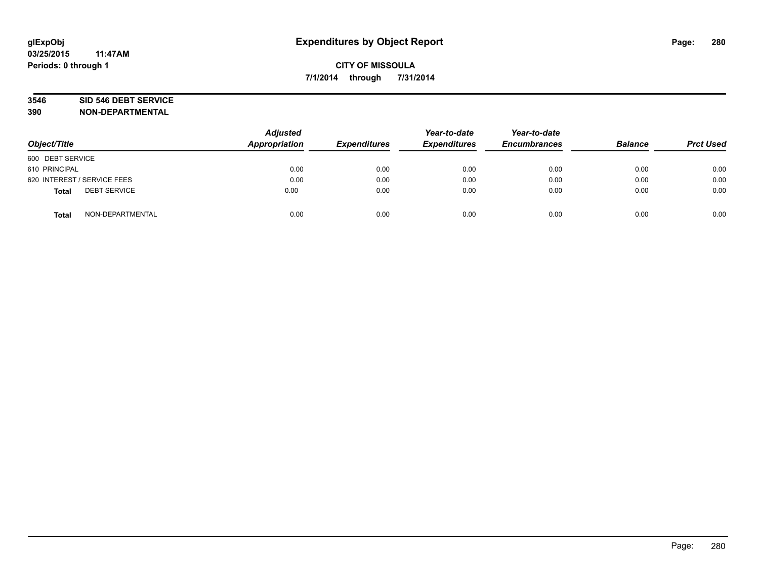**glExpObj**
**03/25/2015 11:47AM**
**Periods: 0 through 1**

# Expenditures by Object Report

**CITY OF MISSOULA**
**7/1/2014 through 7/31/2014**

**3546 SID 546 DEBT SERVICE**
**390 NON-DEPARTMENTAL**

| Object/Title | Adjusted Appropriation | Expenditures | Year-to-date Expenditures | Year-to-date Encumbrances | Balance | Prct Used |
|---|---|---|---|---|---|---|
| 600 DEBT SERVICE | | | | | | |
| 610 PRINCIPAL | 0.00 | 0.00 | 0.00 | 0.00 | 0.00 | 0.00 |
| 620 INTEREST / SERVICE FEES | 0.00 | 0.00 | 0.00 | 0.00 | 0.00 | 0.00 |
| **Total** DEBT SERVICE | 0.00 | 0.00 | 0.00 | 0.00 | 0.00 | 0.00 |
| **Total** NON-DEPARTMENTAL | 0.00 | 0.00 | 0.00 | 0.00 | 0.00 | 0.00 |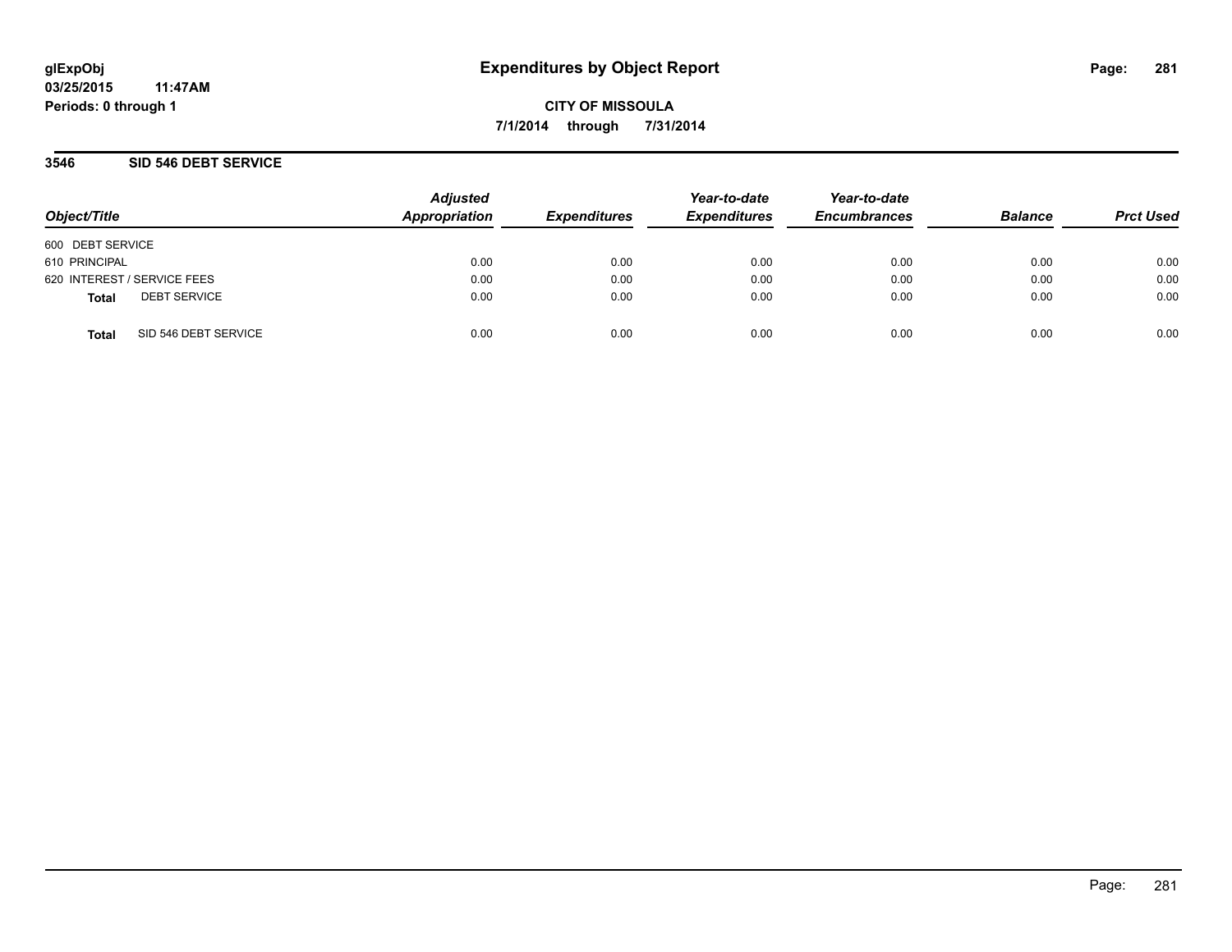glExpObj
03/25/2015 11:47AM
Periods: 0 through 1

# Expenditures by Object Report

CITY OF MISSOULA

7/1/2014 through 7/31/2014

## 3546 SID 546 DEBT SERVICE

| Object/Title | Adjusted Appropriation | Expenditures | Year-to-date Expenditures | Year-to-date Encumbrances | Balance | Prct Used |
|---|---|---|---|---|---|---|
| 600 DEBT SERVICE | | | | | | |
| 610 PRINCIPAL | 0.00 | 0.00 | 0.00 | 0.00 | 0.00 | 0.00 |
| 620 INTEREST / SERVICE FEES | 0.00 | 0.00 | 0.00 | 0.00 | 0.00 | 0.00 |
| **Total** DEBT SERVICE | 0.00 | 0.00 | 0.00 | 0.00 | 0.00 | 0.00 |
| **Total** SID 546 DEBT SERVICE | 0.00 | 0.00 | 0.00 | 0.00 | 0.00 | 0.00 |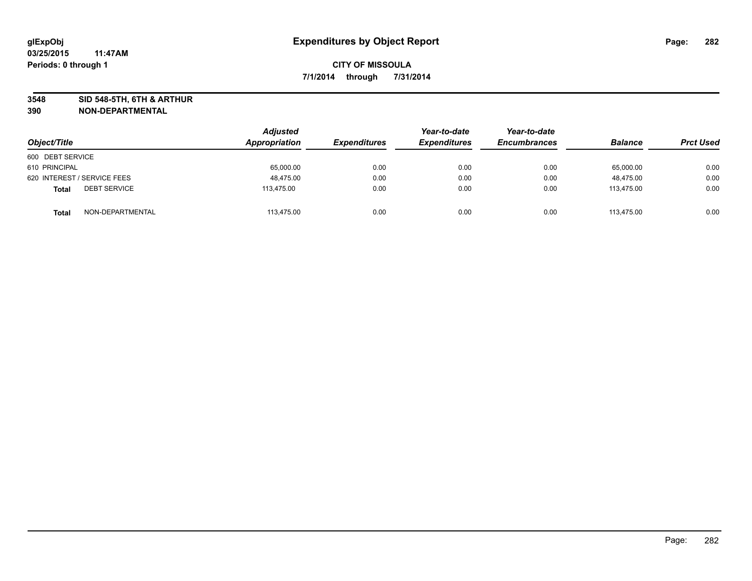# Expenditures by Object Report

glExpObj
03/25/2015 11:47AM
Periods: 0 through 1

**CITY OF MISSOULA**
**7/1/2014 through 7/31/2014**

**3548 SID 548-5TH, 6TH & ARTHUR**
**390 NON-DEPARTMENTAL**

| Object/Title | | Adjusted Appropriation | Expenditures | Year-to-date Expenditures | Year-to-date Encumbrances | Balance | Prct Used |
|---|---|---|---|---|---|---|---|
| 600 DEBT SERVICE | | | | | | | |
| 610 PRINCIPAL | | 65,000.00 | 0.00 | 0.00 | 0.00 | 65,000.00 | 0.00 |
| 620 INTEREST / SERVICE FEES | | 48,475.00 | 0.00 | 0.00 | 0.00 | 48,475.00 | 0.00 |
| **Total** | DEBT SERVICE | 113,475.00 | 0.00 | 0.00 | 0.00 | 113,475.00 | 0.00 |
| **Total** | NON-DEPARTMENTAL | 113,475.00 | 0.00 | 0.00 | 0.00 | 113,475.00 | 0.00 |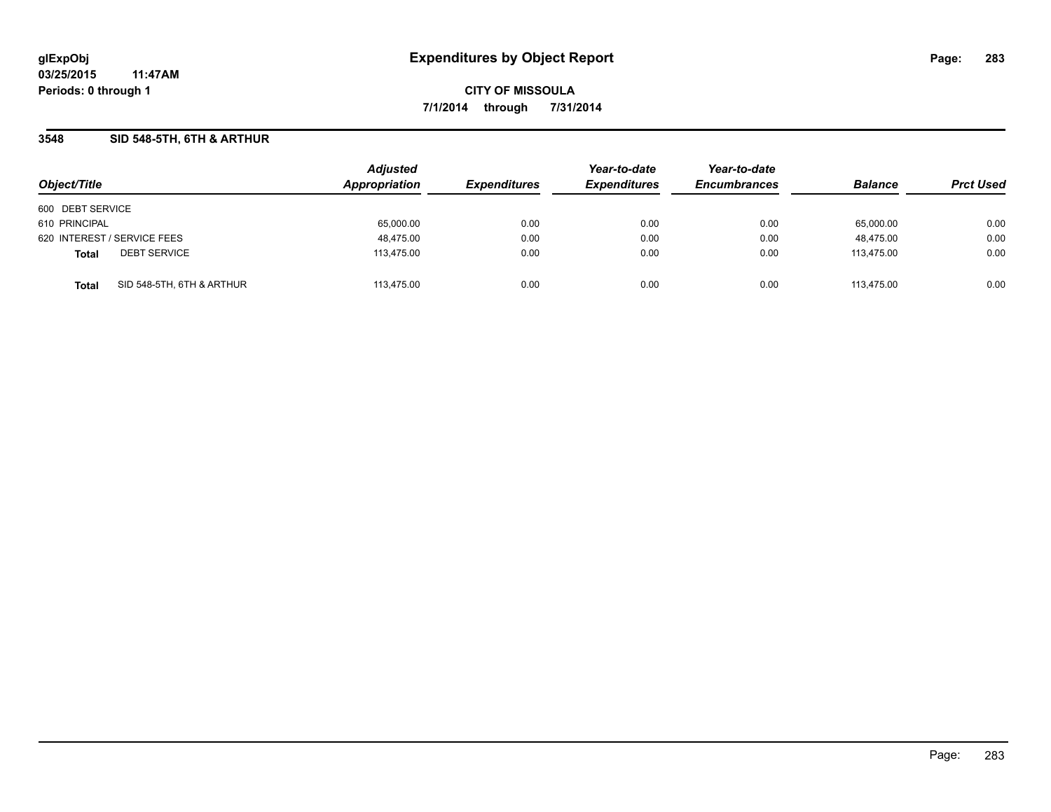# Expenditures by Object Report

glExpObj
03/25/2015 11:47AM
Periods: 0 through 1

**CITY OF MISSOULA**
**7/1/2014 through 7/31/2014**

## 3548 SID 548-5TH, 6TH & ARTHUR

| Object/Title | | Adjusted Appropriation | Expenditures | Year-to-date Expenditures | Year-to-date Encumbrances | Balance | Prct Used |
|---|---|---|---|---|---|---|---|
| 600 DEBT SERVICE | | | | | | | |
| 610 PRINCIPAL | | 65,000.00 | 0.00 | 0.00 | 0.00 | 65,000.00 | 0.00 |
| 620 INTEREST / SERVICE FEES | | 48,475.00 | 0.00 | 0.00 | 0.00 | 48,475.00 | 0.00 |
| **Total** | DEBT SERVICE | 113,475.00 | 0.00 | 0.00 | 0.00 | 113,475.00 | 0.00 |
| **Total** | SID 548-5TH, 6TH & ARTHUR | 113,475.00 | 0.00 | 0.00 | 0.00 | 113,475.00 | 0.00 |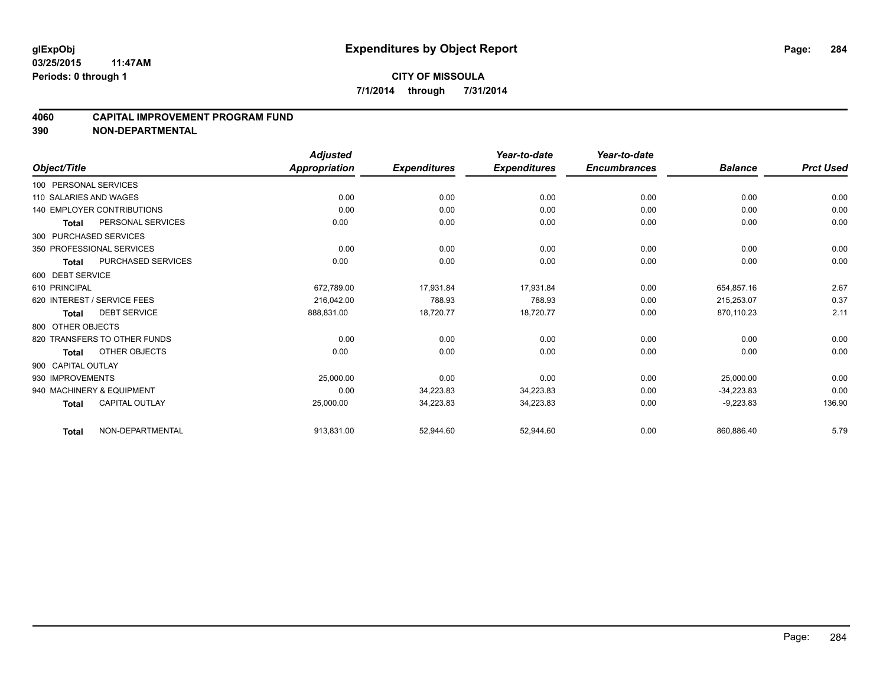glExpObj
03/25/2015 11:47AM
Periods: 0 through 1

# Expenditures by Object Report

**CITY OF MISSOULA**

**7/1/2014 through 7/31/2014**

## 4060 CAPITAL IMPROVEMENT PROGRAM FUND
## 390 NON-DEPARTMENTAL

| Object/Title | | Adjusted Appropriation | Expenditures | Year-to-date Expenditures | Year-to-date Encumbrances | Balance | Prct Used |
|---|---|---|---|---|---|---|---|
| 100 PERSONAL SERVICES | | | | | | | |
| 110 SALARIES AND WAGES | | 0.00 | 0.00 | 0.00 | 0.00 | 0.00 | 0.00 |
| 140 EMPLOYER CONTRIBUTIONS | | 0.00 | 0.00 | 0.00 | 0.00 | 0.00 | 0.00 |
| Total | PERSONAL SERVICES | 0.00 | 0.00 | 0.00 | 0.00 | 0.00 | 0.00 |
| 300 PURCHASED SERVICES | | | | | | | |
| 350 PROFESSIONAL SERVICES | | 0.00 | 0.00 | 0.00 | 0.00 | 0.00 | 0.00 |
| Total | PURCHASED SERVICES | 0.00 | 0.00 | 0.00 | 0.00 | 0.00 | 0.00 |
| 600 DEBT SERVICE | | | | | | | |
| 610 PRINCIPAL | | 672,789.00 | 17,931.84 | 17,931.84 | 0.00 | 654,857.16 | 2.67 |
| 620 INTEREST / SERVICE FEES | | 216,042.00 | 788.93 | 788.93 | 0.00 | 215,253.07 | 0.37 |
| Total | DEBT SERVICE | 888,831.00 | 18,720.77 | 18,720.77 | 0.00 | 870,110.23 | 2.11 |
| 800 OTHER OBJECTS | | | | | | | |
| 820 TRANSFERS TO OTHER FUNDS | | 0.00 | 0.00 | 0.00 | 0.00 | 0.00 | 0.00 |
| Total | OTHER OBJECTS | 0.00 | 0.00 | 0.00 | 0.00 | 0.00 | 0.00 |
| 900 CAPITAL OUTLAY | | | | | | | |
| 930 IMPROVEMENTS | | 25,000.00 | 0.00 | 0.00 | 0.00 | 25,000.00 | 0.00 |
| 940 MACHINERY & EQUIPMENT | | 0.00 | 34,223.83 | 34,223.83 | 0.00 | -34,223.83 | 0.00 |
| Total | CAPITAL OUTLAY | 25,000.00 | 34,223.83 | 34,223.83 | 0.00 | -9,223.83 | 136.90 |
| Total | NON-DEPARTMENTAL | 913,831.00 | 52,944.60 | 52,944.60 | 0.00 | 860,886.40 | 5.79 |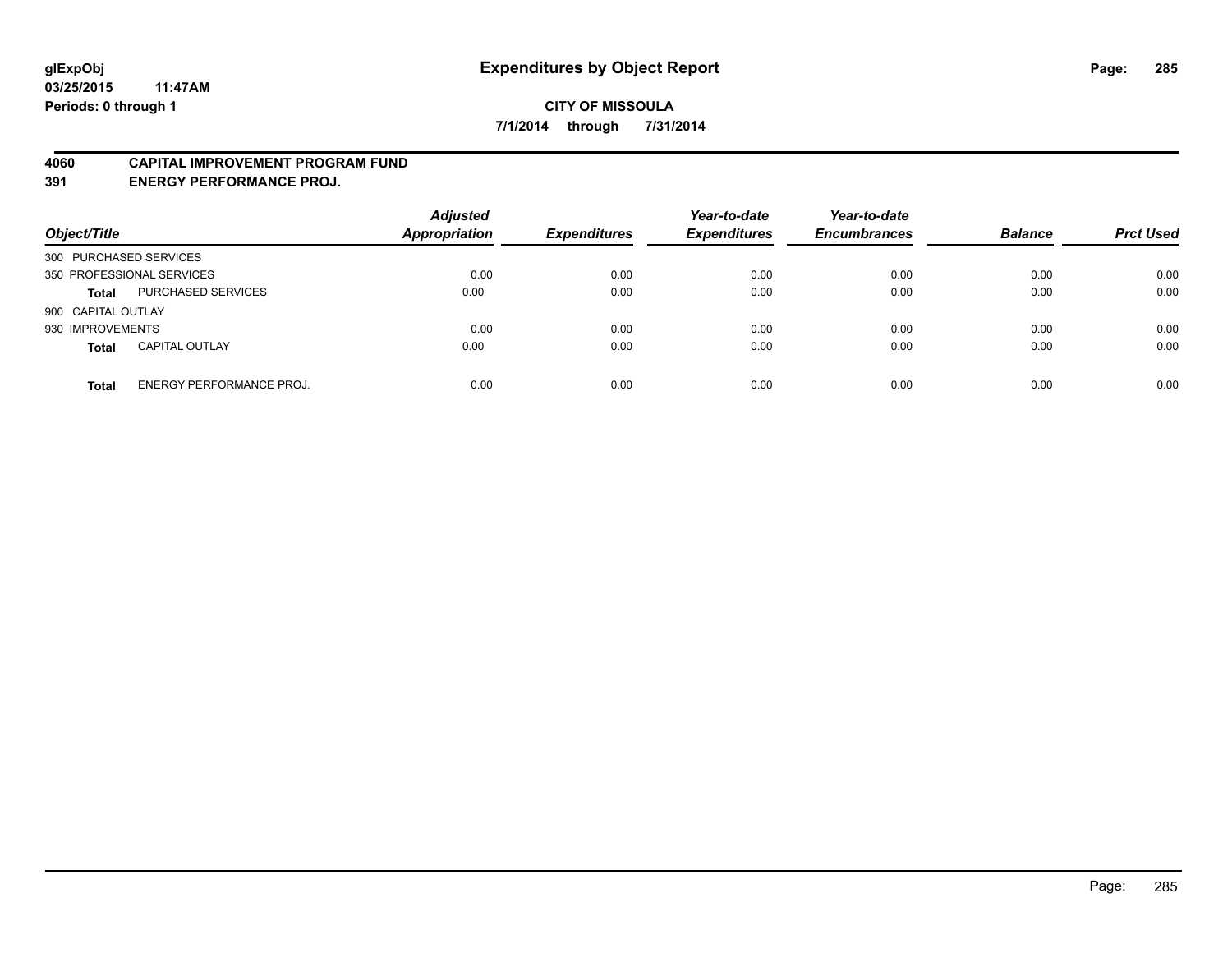glExpObj
03/25/2015 11:47AM
Periods: 0 through 1

# Expenditures by Object Report

**CITY OF MISSOULA**

**7/1/2014 through 7/31/2014**

**4060 CAPITAL IMPROVEMENT PROGRAM FUND**
**391 ENERGY PERFORMANCE PROJ.**

| Object/Title | | Adjusted Appropriation | Expenditures | Year-to-date Expenditures | Year-to-date Encumbrances | Balance | Prct Used |
|---|---|---|---|---|---|---|---|
| 300 PURCHASED SERVICES | | | | | | | |
| 350 PROFESSIONAL SERVICES | | 0.00 | 0.00 | 0.00 | 0.00 | 0.00 | 0.00 |
| **Total** | PURCHASED SERVICES | 0.00 | 0.00 | 0.00 | 0.00 | 0.00 | 0.00 |
| 900 CAPITAL OUTLAY | | | | | | | |
| 930 IMPROVEMENTS | | 0.00 | 0.00 | 0.00 | 0.00 | 0.00 | 0.00 |
| **Total** | CAPITAL OUTLAY | 0.00 | 0.00 | 0.00 | 0.00 | 0.00 | 0.00 |
| **Total** | ENERGY PERFORMANCE PROJ. | 0.00 | 0.00 | 0.00 | 0.00 | 0.00 | 0.00 |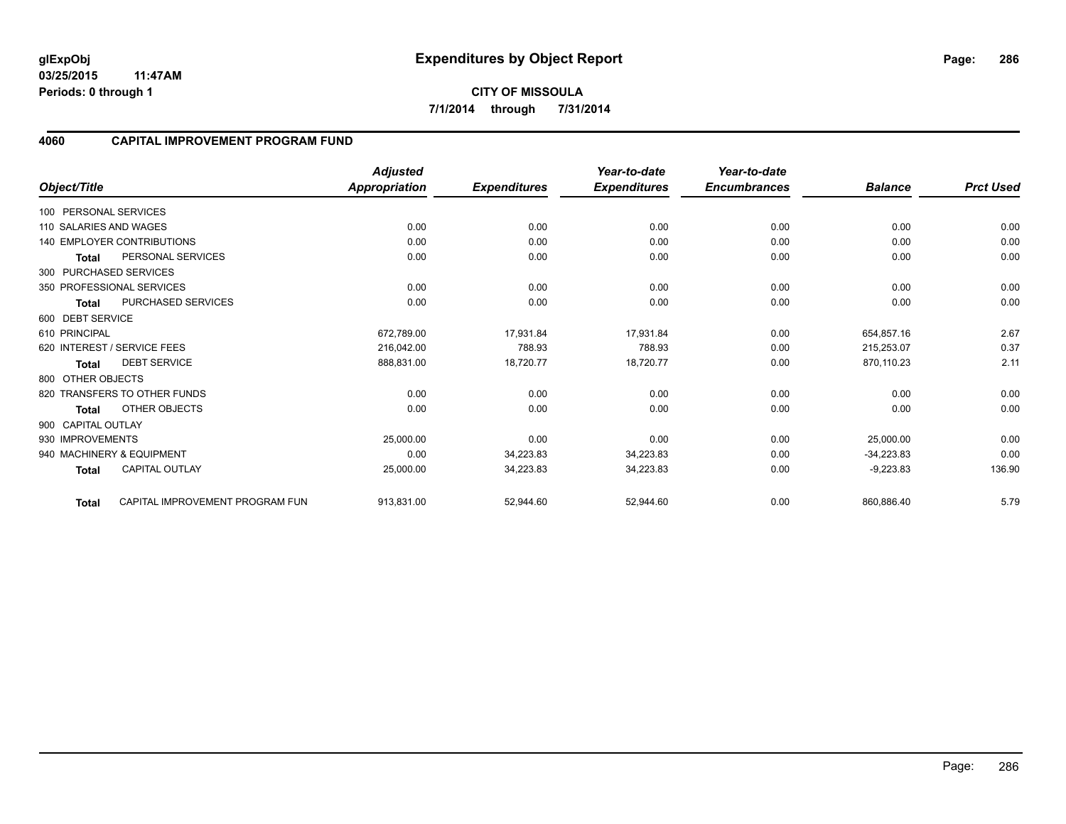# Expenditures by Object Report

glExpObj
03/25/2015 11:47AM
Periods: 0 through 1

**CITY OF MISSOULA**
**7/1/2014 through 7/31/2014**

## 4060 CAPITAL IMPROVEMENT PROGRAM FUND

| Object/Title | | Adjusted Appropriation | Expenditures | Year-to-date Expenditures | Year-to-date Encumbrances | Balance | Prct Used |
|---|---|---|---|---|---|---|---|
| 100 PERSONAL SERVICES | | | | | | | |
| 110 SALARIES AND WAGES | | 0.00 | 0.00 | 0.00 | 0.00 | 0.00 | 0.00 |
| 140 EMPLOYER CONTRIBUTIONS | | 0.00 | 0.00 | 0.00 | 0.00 | 0.00 | 0.00 |
| Total | PERSONAL SERVICES | 0.00 | 0.00 | 0.00 | 0.00 | 0.00 | 0.00 |
| 300 PURCHASED SERVICES | | | | | | | |
| 350 PROFESSIONAL SERVICES | | 0.00 | 0.00 | 0.00 | 0.00 | 0.00 | 0.00 |
| Total | PURCHASED SERVICES | 0.00 | 0.00 | 0.00 | 0.00 | 0.00 | 0.00 |
| 600 DEBT SERVICE | | | | | | | |
| 610 PRINCIPAL | | 672,789.00 | 17,931.84 | 17,931.84 | 0.00 | 654,857.16 | 2.67 |
| 620 INTEREST / SERVICE FEES | | 216,042.00 | 788.93 | 788.93 | 0.00 | 215,253.07 | 0.37 |
| Total | DEBT SERVICE | 888,831.00 | 18,720.77 | 18,720.77 | 0.00 | 870,110.23 | 2.11 |
| 800 OTHER OBJECTS | | | | | | | |
| 820 TRANSFERS TO OTHER FUNDS | | 0.00 | 0.00 | 0.00 | 0.00 | 0.00 | 0.00 |
| Total | OTHER OBJECTS | 0.00 | 0.00 | 0.00 | 0.00 | 0.00 | 0.00 |
| 900 CAPITAL OUTLAY | | | | | | | |
| 930 IMPROVEMENTS | | 25,000.00 | 0.00 | 0.00 | 0.00 | 25,000.00 | 0.00 |
| 940 MACHINERY & EQUIPMENT | | 0.00 | 34,223.83 | 34,223.83 | 0.00 | -34,223.83 | 0.00 |
| Total | CAPITAL OUTLAY | 25,000.00 | 34,223.83 | 34,223.83 | 0.00 | -9,223.83 | 136.90 |
| Total | CAPITAL IMPROVEMENT PROGRAM FUN | 913,831.00 | 52,944.60 | 52,944.60 | 0.00 | 860,886.40 | 5.79 |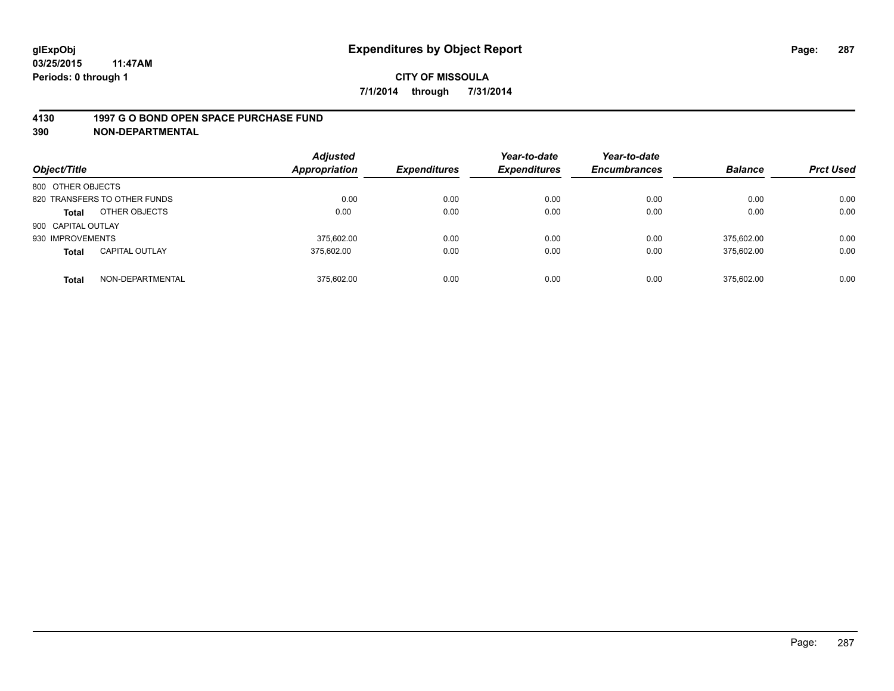# Expenditures by Object Report

glExpObj
03/25/2015 11:47AM
Periods: 0 through 1

**CITY OF MISSOULA**

**7/1/2014 through 7/31/2014**

**4130 1997 G O BOND OPEN SPACE PURCHASE FUND**

**390 NON-DEPARTMENTAL**

| Object/Title | | Adjusted Appropriation | Expenditures | Year-to-date Expenditures | Year-to-date Encumbrances | Balance | Prct Used |
|---|---|---|---|---|---|---|---|
| 800 OTHER OBJECTS | | | | | | | |
| 820 TRANSFERS TO OTHER FUNDS | | 0.00 | 0.00 | 0.00 | 0.00 | 0.00 | 0.00 |
| **Total** | OTHER OBJECTS | 0.00 | 0.00 | 0.00 | 0.00 | 0.00 | 0.00 |
| 900 CAPITAL OUTLAY | | | | | | | |
| 930 IMPROVEMENTS | | 375,602.00 | 0.00 | 0.00 | 0.00 | 375,602.00 | 0.00 |
| **Total** | CAPITAL OUTLAY | 375,602.00 | 0.00 | 0.00 | 0.00 | 375,602.00 | 0.00 |
| **Total** | NON-DEPARTMENTAL | 375,602.00 | 0.00 | 0.00 | 0.00 | 375,602.00 | 0.00 |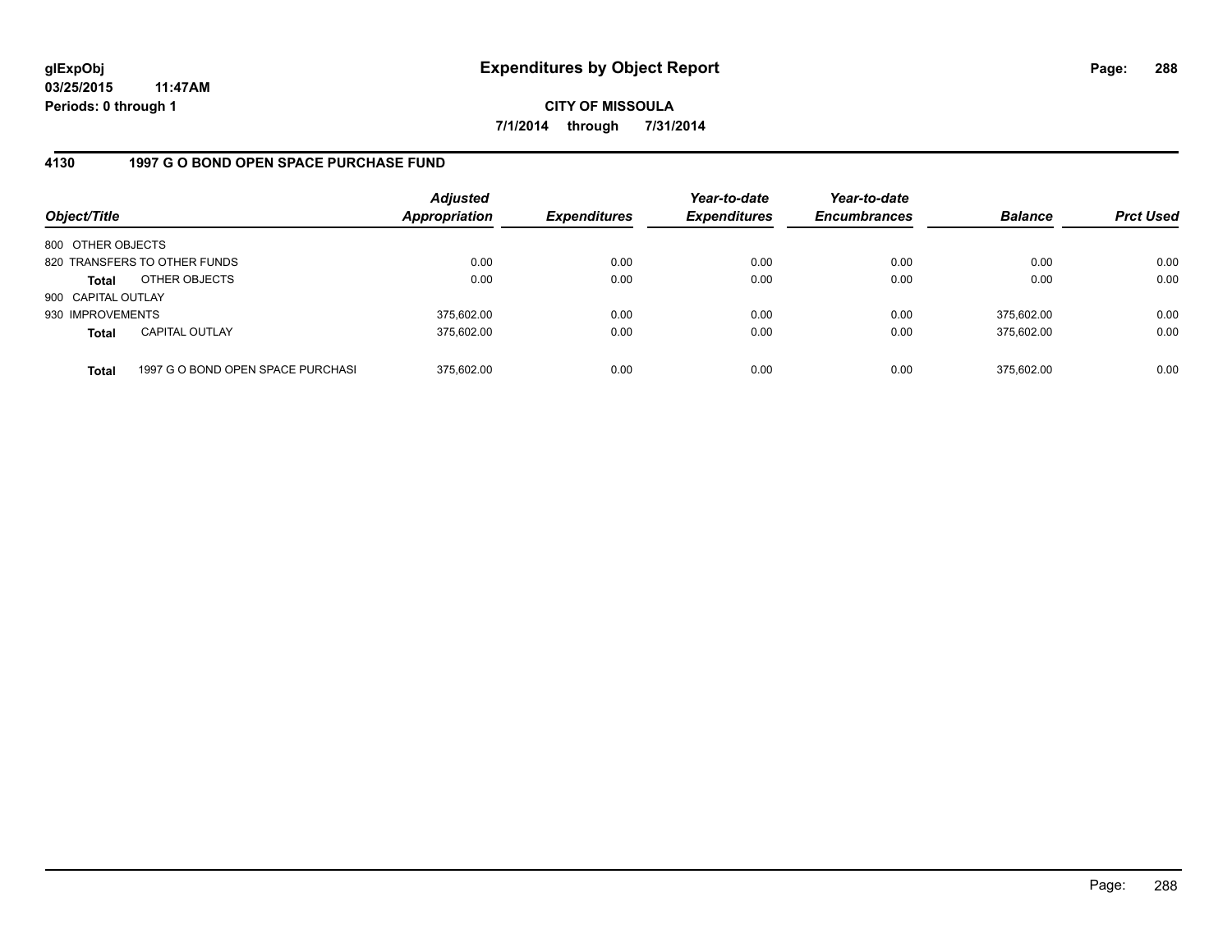**glExpObj**
**03/25/2015 11:47AM**
**Periods: 0 through 1**

# Expenditures by Object Report

**CITY OF MISSOULA**
**7/1/2014 through 7/31/2014**

## 4130 1997 G O BOND OPEN SPACE PURCHASE FUND

| Object/Title | | Adjusted Appropriation | Expenditures | Year-to-date Expenditures | Year-to-date Encumbrances | Balance | Prct Used |
|---|---|---|---|---|---|---|---|
| 800 OTHER OBJECTS | | | | | | | |
| 820 TRANSFERS TO OTHER FUNDS | | 0.00 | 0.00 | 0.00 | 0.00 | 0.00 | 0.00 |
| **Total** | OTHER OBJECTS | 0.00 | 0.00 | 0.00 | 0.00 | 0.00 | 0.00 |
| 900 CAPITAL OUTLAY | | | | | | | |
| 930 IMPROVEMENTS | | 375,602.00 | 0.00 | 0.00 | 0.00 | 375,602.00 | 0.00 |
| **Total** | CAPITAL OUTLAY | 375,602.00 | 0.00 | 0.00 | 0.00 | 375,602.00 | 0.00 |
| **Total** | 1997 G O BOND OPEN SPACE PURCHASI | 375,602.00 | 0.00 | 0.00 | 0.00 | 375,602.00 | 0.00 |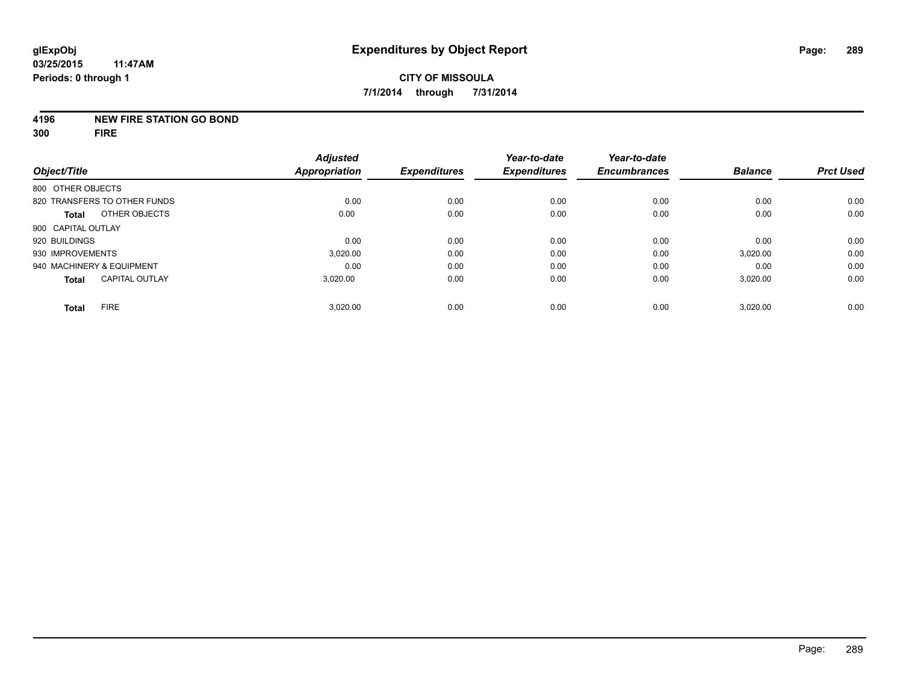**glExpObj**
**03/25/2015 11:47AM**
**Periods: 0 through 1**

# Expenditures by Object Report

**CITY OF MISSOULA**
**7/1/2014 through 7/31/2014**

**4196 NEW FIRE STATION GO BOND**
**300 FIRE**

| Object/Title | Adjusted Appropriation | Expenditures | Year-to-date Expenditures | Year-to-date Encumbrances | Balance | Prct Used |
|---|---|---|---|---|---|---|
| 800 OTHER OBJECTS | | | | | | |
| 820 TRANSFERS TO OTHER FUNDS | 0.00 | 0.00 | 0.00 | 0.00 | 0.00 | 0.00 |
| **Total** OTHER OBJECTS | 0.00 | 0.00 | 0.00 | 0.00 | 0.00 | 0.00 |
| 900 CAPITAL OUTLAY | | | | | | |
| 920 BUILDINGS | 0.00 | 0.00 | 0.00 | 0.00 | 0.00 | 0.00 |
| 930 IMPROVEMENTS | 3,020.00 | 0.00 | 0.00 | 0.00 | 3,020.00 | 0.00 |
| 940 MACHINERY & EQUIPMENT | 0.00 | 0.00 | 0.00 | 0.00 | 0.00 | 0.00 |
| **Total** CAPITAL OUTLAY | 3,020.00 | 0.00 | 0.00 | 0.00 | 3,020.00 | 0.00 |
| **Total** FIRE | 3,020.00 | 0.00 | 0.00 | 0.00 | 3,020.00 | 0.00 |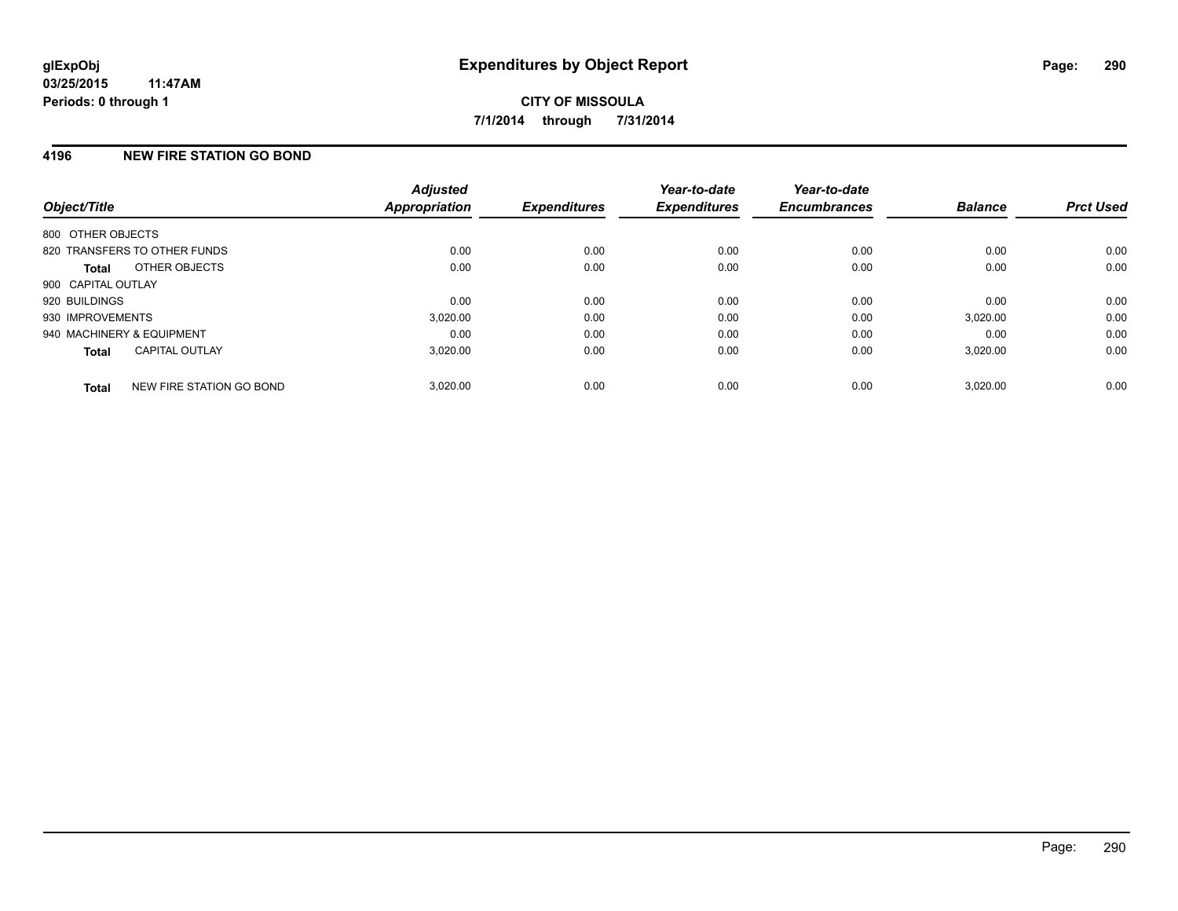# Expenditures by Object Report

glExpObj
03/25/2015 11:47AM
Periods: 0 through 1

**CITY OF MISSOULA**
**7/1/2014 through 7/31/2014**

## 4196 NEW FIRE STATION GO BOND

| Object/Title | | Adjusted Appropriation | Expenditures | Year-to-date Expenditures | Year-to-date Encumbrances | Balance | Prct Used |
|---|---|---|---|---|---|---|---|
| 800 OTHER OBJECTS | | | | | | | |
| 820 TRANSFERS TO OTHER FUNDS | | 0.00 | 0.00 | 0.00 | 0.00 | 0.00 | 0.00 |
| **Total** | OTHER OBJECTS | 0.00 | 0.00 | 0.00 | 0.00 | 0.00 | 0.00 |
| 900 CAPITAL OUTLAY | | | | | | | |
| 920 BUILDINGS | | 0.00 | 0.00 | 0.00 | 0.00 | 0.00 | 0.00 |
| 930 IMPROVEMENTS | | 3,020.00 | 0.00 | 0.00 | 0.00 | 3,020.00 | 0.00 |
| 940 MACHINERY & EQUIPMENT | | 0.00 | 0.00 | 0.00 | 0.00 | 0.00 | 0.00 |
| **Total** | CAPITAL OUTLAY | 3,020.00 | 0.00 | 0.00 | 0.00 | 3,020.00 | 0.00 |
| **Total** | NEW FIRE STATION GO BOND | 3,020.00 | 0.00 | 0.00 | 0.00 | 3,020.00 | 0.00 |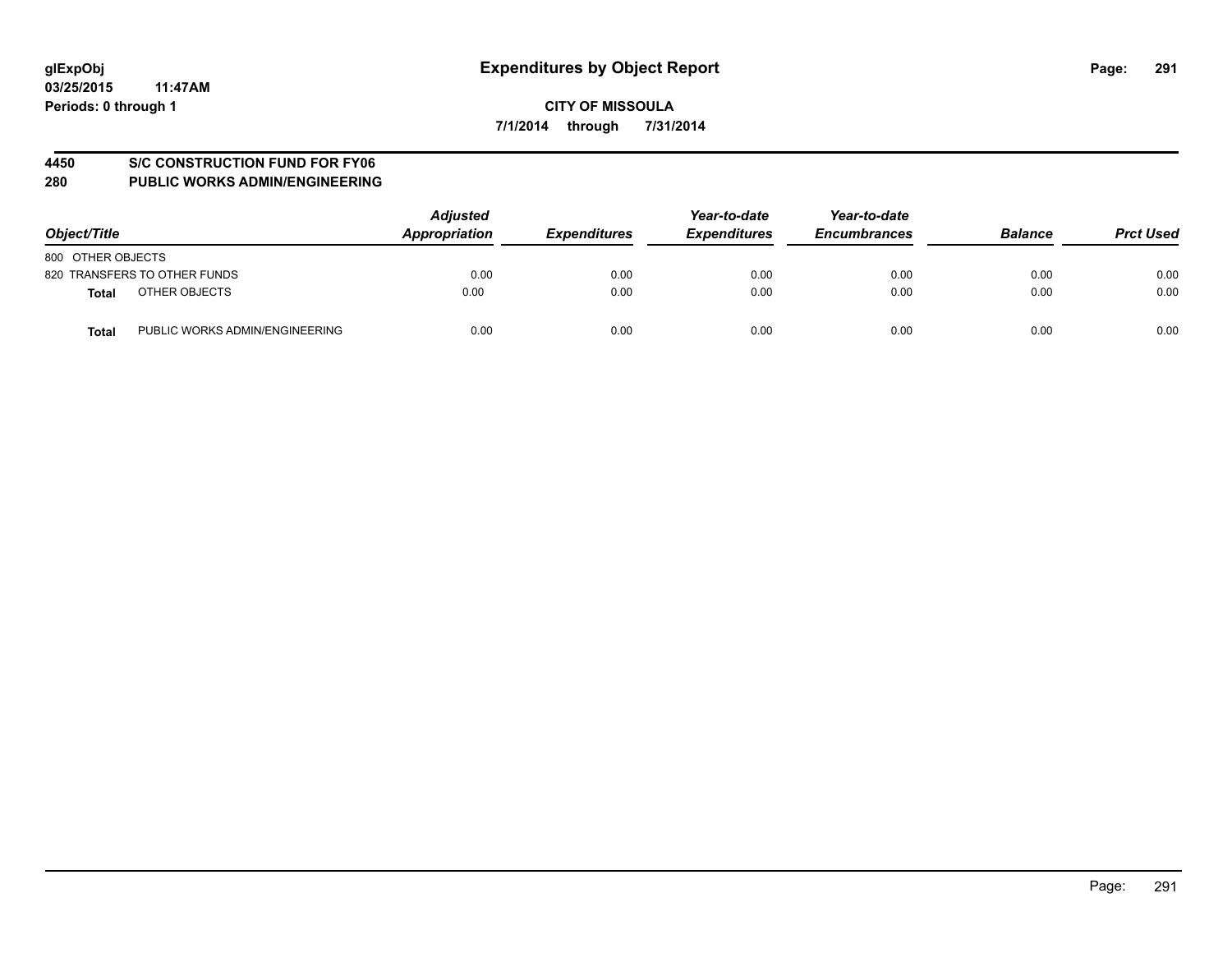**glExpObj**
**03/25/2015 11:47AM**
**Periods: 0 through 1**

# Expenditures by Object Report

**CITY OF MISSOULA**
**7/1/2014 through 7/31/2014**

## 4450 S/C CONSTRUCTION FUND FOR FY06
## 280 PUBLIC WORKS ADMIN/ENGINEERING

| Object/Title | | Adjusted Appropriation | Expenditures | Year-to-date Expenditures | Year-to-date Encumbrances | Balance | Prct Used |
|---|---|---|---|---|---|---|---|
| 800 OTHER OBJECTS | | | | | | | |
| 820 TRANSFERS TO OTHER FUNDS | | 0.00 | 0.00 | 0.00 | 0.00 | 0.00 | 0.00 |
| **Total** | OTHER OBJECTS | 0.00 | 0.00 | 0.00 | 0.00 | 0.00 | 0.00 |
| **Total** | PUBLIC WORKS ADMIN/ENGINEERING | 0.00 | 0.00 | 0.00 | 0.00 | 0.00 | 0.00 |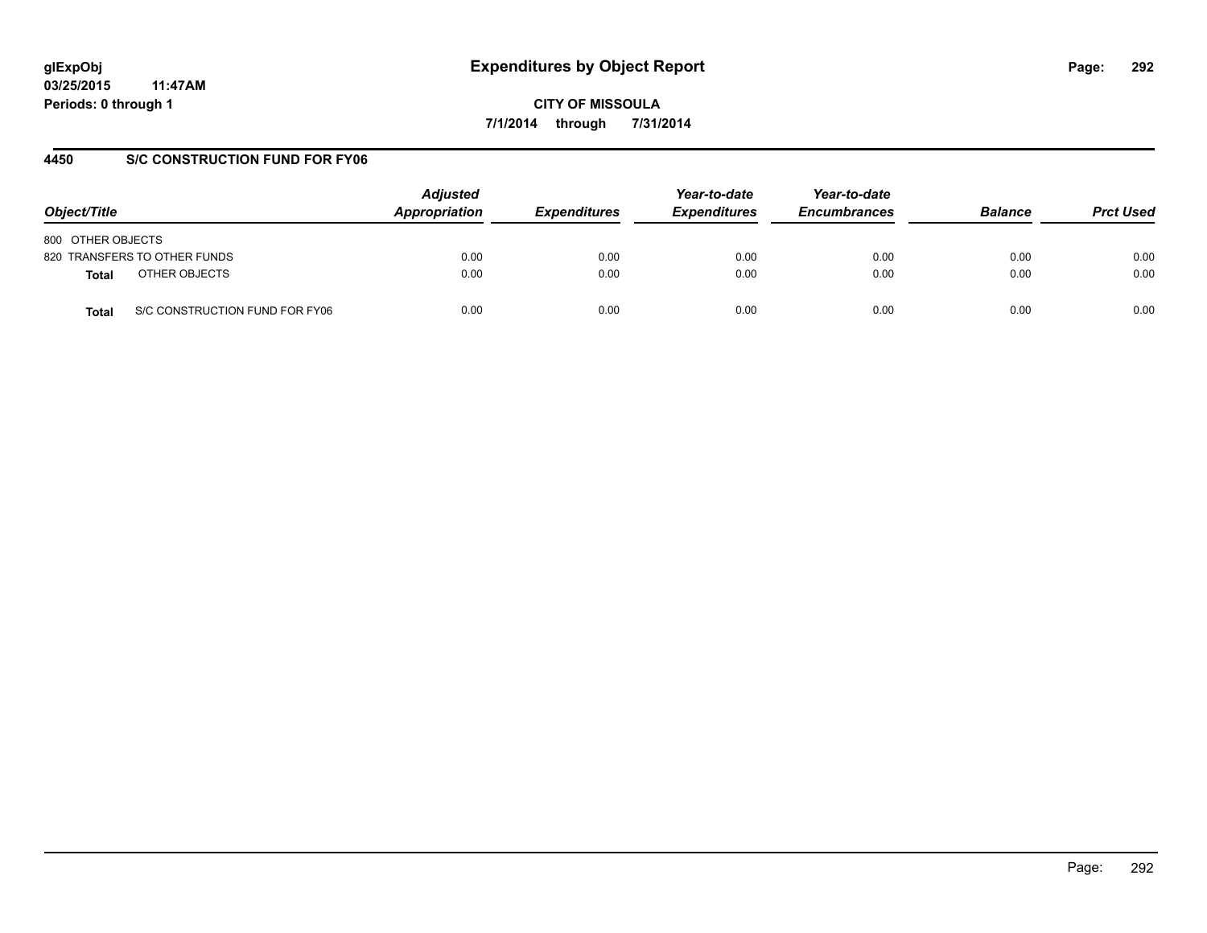# Expenditures by Object Report

glExpObj
03/25/2015 11:47AM
Periods: 0 through 1

**CITY OF MISSOULA**
**7/1/2014 through 7/31/2014**

## 4450 S/C CONSTRUCTION FUND FOR FY06

| Object/Title | Adjusted Appropriation | Expenditures | Year-to-date Expenditures | Year-to-date Encumbrances | Balance | Prct Used |
|---|---|---|---|---|---|---|
| 800 OTHER OBJECTS | | | | | | |
| 820 TRANSFERS TO OTHER FUNDS | 0.00 | 0.00 | 0.00 | 0.00 | 0.00 | 0.00 |
| **Total** OTHER OBJECTS | 0.00 | 0.00 | 0.00 | 0.00 | 0.00 | 0.00 |
| **Total** S/C CONSTRUCTION FUND FOR FY06 | 0.00 | 0.00 | 0.00 | 0.00 | 0.00 | 0.00 |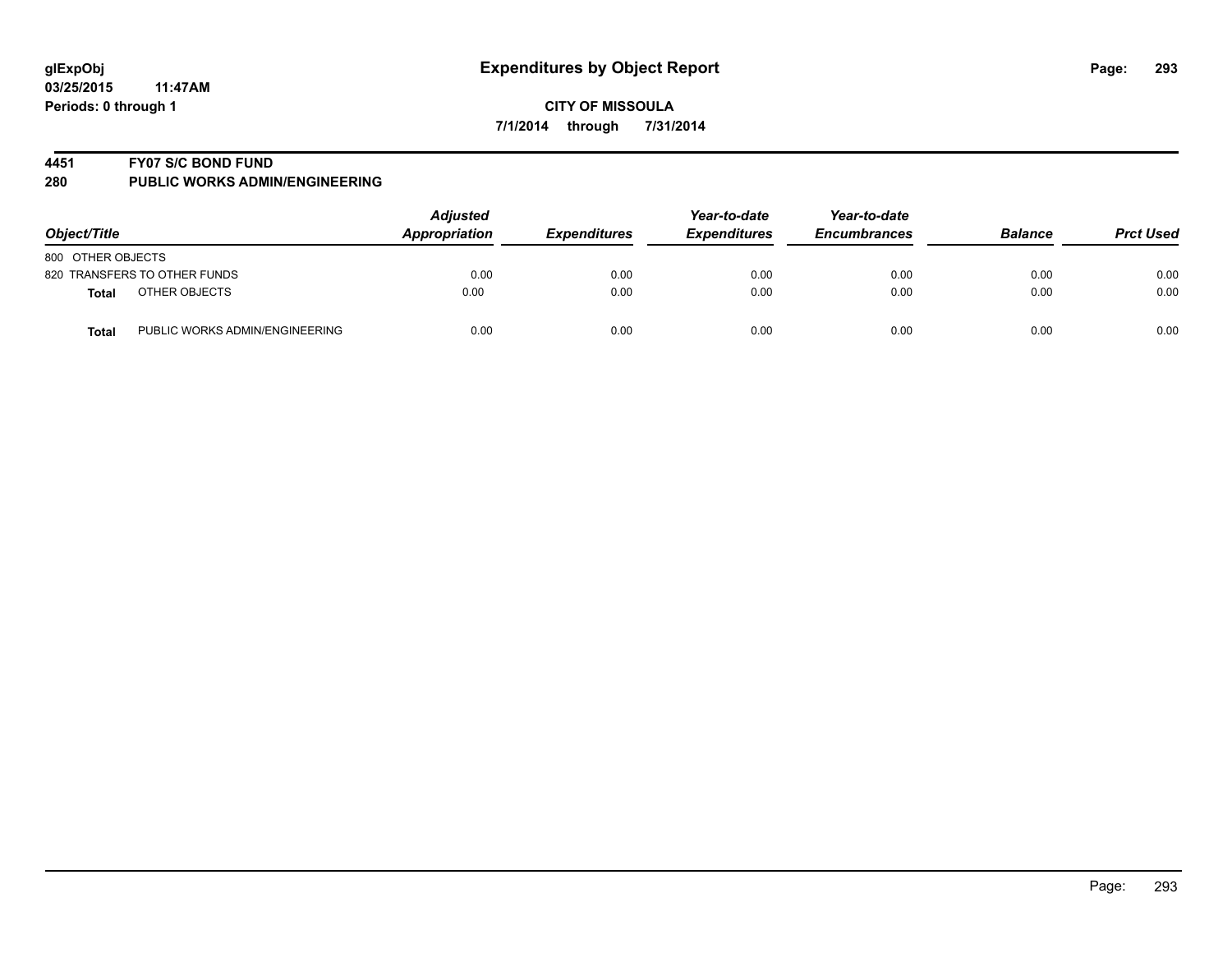# Expenditures by Object Report

glExpObj
03/25/2015 11:47AM
Periods: 0 through 1

**CITY OF MISSOULA**
**7/1/2014 through 7/31/2014**

## 4451 FY07 S/C BOND FUND
## 280 PUBLIC WORKS ADMIN/ENGINEERING

| Object/Title | | Adjusted Appropriation | Expenditures | Year-to-date Expenditures | Year-to-date Encumbrances | Balance | Prct Used |
|---|---|---|---|---|---|---|---|
| 800 OTHER OBJECTS | | | | | | | |
| 820 TRANSFERS TO OTHER FUNDS | | 0.00 | 0.00 | 0.00 | 0.00 | 0.00 | 0.00 |
| **Total** | OTHER OBJECTS | 0.00 | 0.00 | 0.00 | 0.00 | 0.00 | 0.00 |
| **Total** | PUBLIC WORKS ADMIN/ENGINEERING | 0.00 | 0.00 | 0.00 | 0.00 | 0.00 | 0.00 |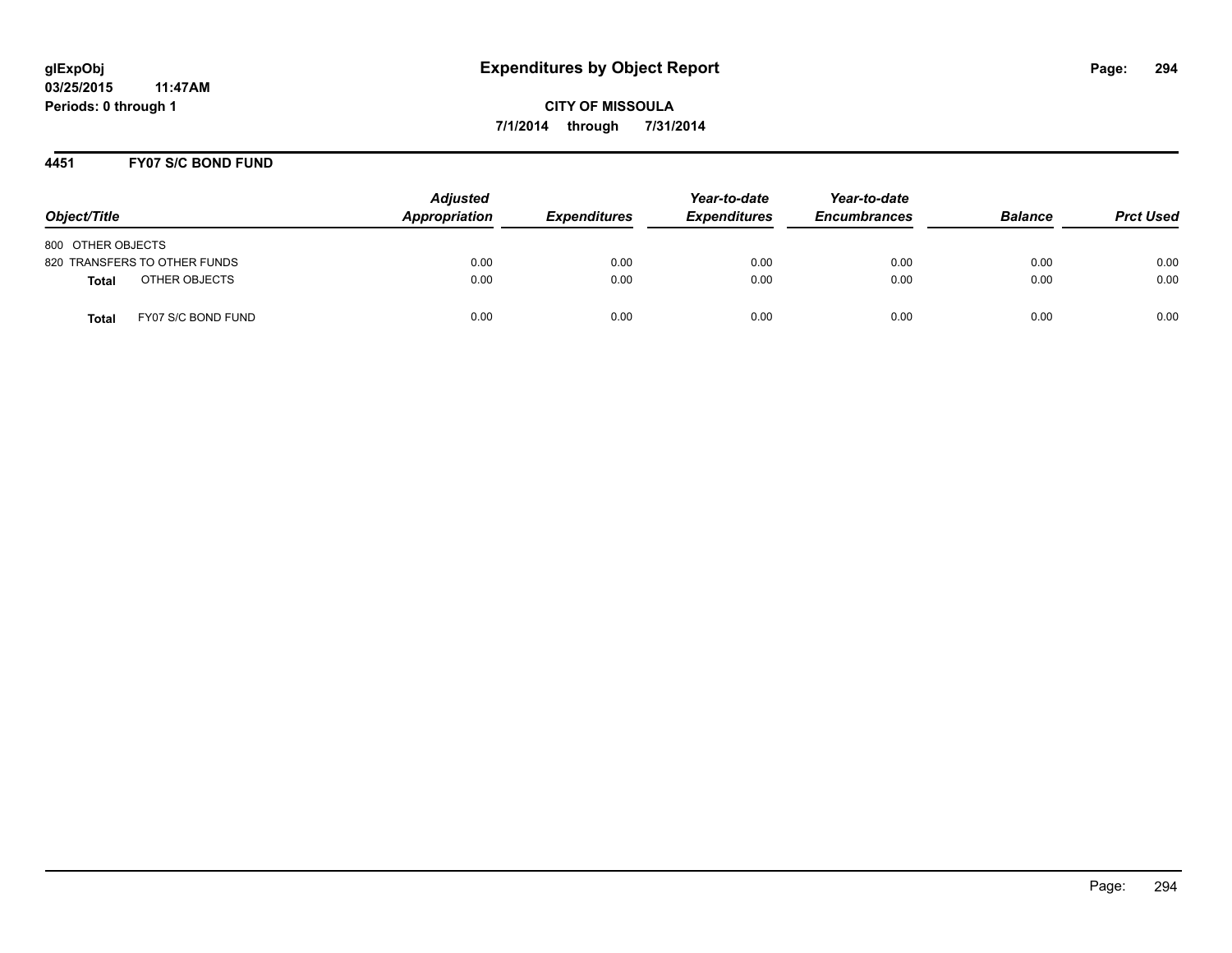glExpObj
03/25/2015 11:47AM
Periods: 0 through 1

# Expenditures by Object Report

CITY OF MISSOULA

7/1/2014 through 7/31/2014

## 4451 FY07 S/C BOND FUND

| Object/Title | Adjusted Appropriation | Expenditures | Year-to-date Expenditures | Year-to-date Encumbrances | Balance | Prct Used |
|---|---|---|---|---|---|---|
| 800 OTHER OBJECTS | | | | | | |
| 820 TRANSFERS TO OTHER FUNDS | 0.00 | 0.00 | 0.00 | 0.00 | 0.00 | 0.00 |
| **Total** OTHER OBJECTS | 0.00 | 0.00 | 0.00 | 0.00 | 0.00 | 0.00 |
| **Total** FY07 S/C BOND FUND | 0.00 | 0.00 | 0.00 | 0.00 | 0.00 | 0.00 |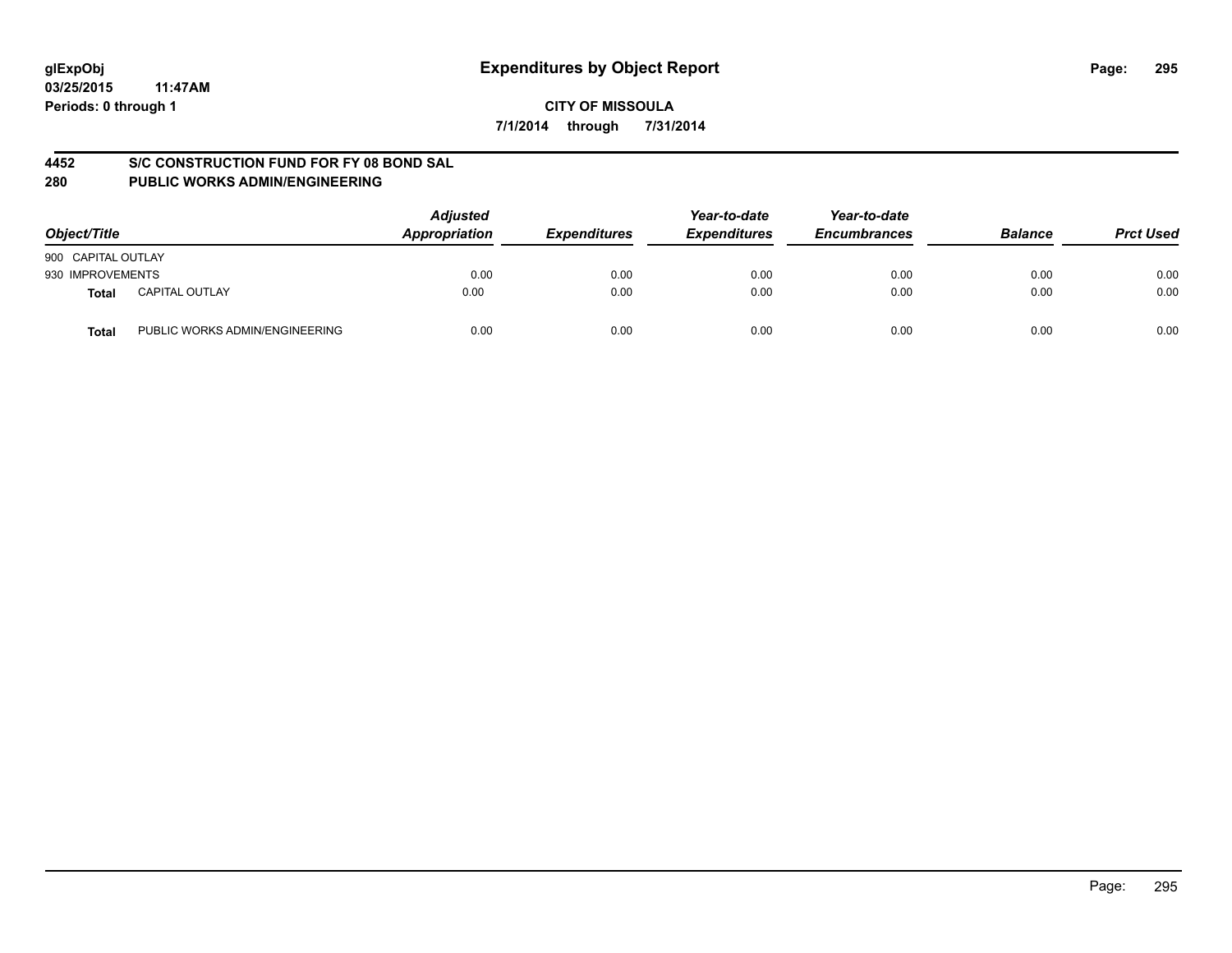# Expenditures by Object Report

glExpObj
03/25/2015 11:47AM
Periods: 0 through 1

**CITY OF MISSOULA**

**7/1/2014 through 7/31/2014**

## 4452 S/C CONSTRUCTION FUND FOR FY 08 BOND SAL
## 280 PUBLIC WORKS ADMIN/ENGINEERING

| Object/Title | | Adjusted Appropriation | Expenditures | Year-to-date Expenditures | Year-to-date Encumbrances | Balance | Prct Used |
|---|---|---|---|---|---|---|---|
| 900 CAPITAL OUTLAY | | | | | | | |
| 930 IMPROVEMENTS | | 0.00 | 0.00 | 0.00 | 0.00 | 0.00 | 0.00 |
| **Total** | CAPITAL OUTLAY | 0.00 | 0.00 | 0.00 | 0.00 | 0.00 | 0.00 |
| **Total** | PUBLIC WORKS ADMIN/ENGINEERING | 0.00 | 0.00 | 0.00 | 0.00 | 0.00 | 0.00 |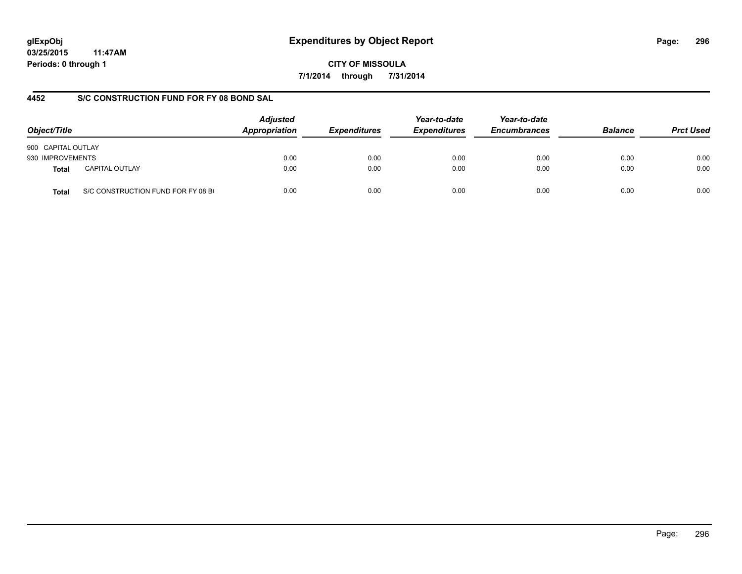**glExpObj**
**03/25/2015 11:47AM**
**Periods: 0 through 1**

# Expenditures by Object Report

**CITY OF MISSOULA**
**7/1/2014 through 7/31/2014**

## 4452 S/C CONSTRUCTION FUND FOR FY 08 BOND SAL

| Object/Title | | Adjusted Appropriation | Expenditures | Year-to-date Expenditures | Year-to-date Encumbrances | Balance | Prct Used |
|---|---|---|---|---|---|---|---|
| 900 CAPITAL OUTLAY | | | | | | | |
| 930 IMPROVEMENTS | | 0.00 | 0.00 | 0.00 | 0.00 | 0.00 | 0.00 |
| **Total** | CAPITAL OUTLAY | 0.00 | 0.00 | 0.00 | 0.00 | 0.00 | 0.00 |
| **Total** | S/C CONSTRUCTION FUND FOR FY 08 B( | 0.00 | 0.00 | 0.00 | 0.00 | 0.00 | 0.00 |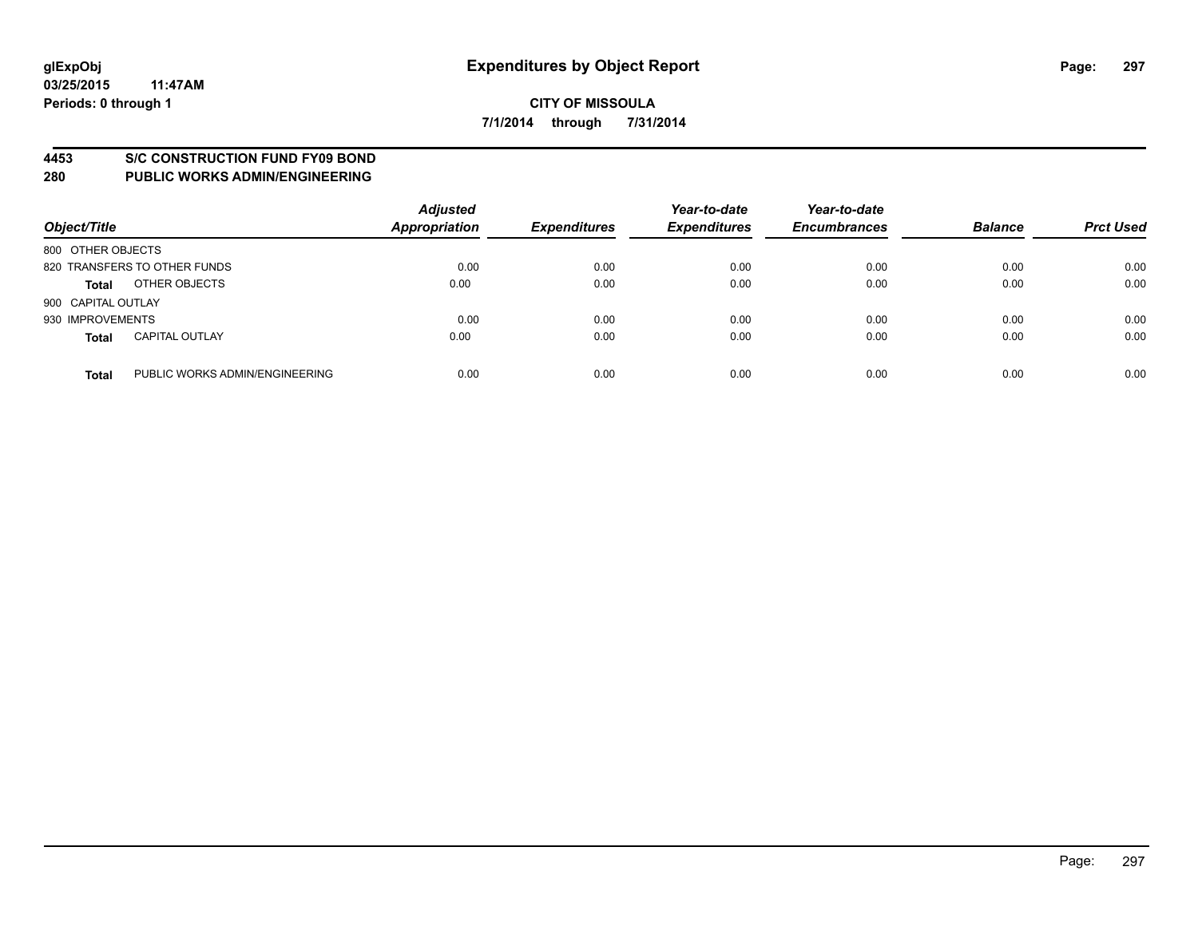**glExpObj** 
**03/25/2015 11:47AM** 
**Periods: 0 through 1**

# Expenditures by Object Report

**CITY OF MISSOULA**

**7/1/2014 through 7/31/2014**

**4453 S/C CONSTRUCTION FUND FY09 BOND**

**280 PUBLIC WORKS ADMIN/ENGINEERING**

| Object/Title | | Adjusted Appropriation | Expenditures | Year-to-date Expenditures | Year-to-date Encumbrances | Balance | Prct Used |
|---|---|---|---|---|---|---|---|
| 800 OTHER OBJECTS | | | | | | | |
| 820 TRANSFERS TO OTHER FUNDS | | 0.00 | 0.00 | 0.00 | 0.00 | 0.00 | 0.00 |
| **Total** | OTHER OBJECTS | 0.00 | 0.00 | 0.00 | 0.00 | 0.00 | 0.00 |
| 900 CAPITAL OUTLAY | | | | | | | |
| 930 IMPROVEMENTS | | 0.00 | 0.00 | 0.00 | 0.00 | 0.00 | 0.00 |
| **Total** | CAPITAL OUTLAY | 0.00 | 0.00 | 0.00 | 0.00 | 0.00 | 0.00 |
| **Total** | PUBLIC WORKS ADMIN/ENGINEERING | 0.00 | 0.00 | 0.00 | 0.00 | 0.00 | 0.00 |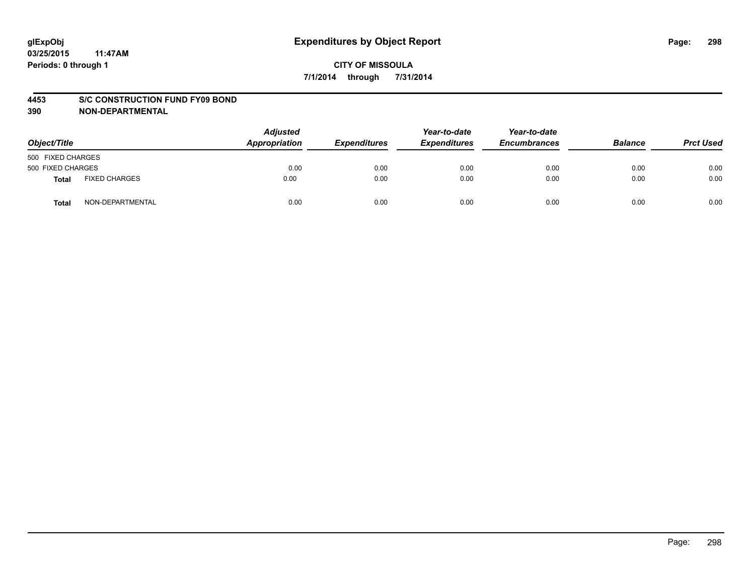**glExpObj**
**03/25/2015 11:47AM**
**Periods: 0 through 1**

# Expenditures by Object Report

**CITY OF MISSOULA**
**7/1/2014 through 7/31/2014**

**4453 S/C CONSTRUCTION FUND FY09 BOND**
**390 NON-DEPARTMENTAL**

| Object/Title | | Adjusted Appropriation | Expenditures | Year-to-date Expenditures | Year-to-date Encumbrances | Balance | Prct Used |
|---|---|---|---|---|---|---|---|
| 500 FIXED CHARGES | | | | | | | |
| 500 FIXED CHARGES | | 0.00 | 0.00 | 0.00 | 0.00 | 0.00 | 0.00 |
| **Total** | FIXED CHARGES | 0.00 | 0.00 | 0.00 | 0.00 | 0.00 | 0.00 |
| **Total** | NON-DEPARTMENTAL | 0.00 | 0.00 | 0.00 | 0.00 | 0.00 | 0.00 |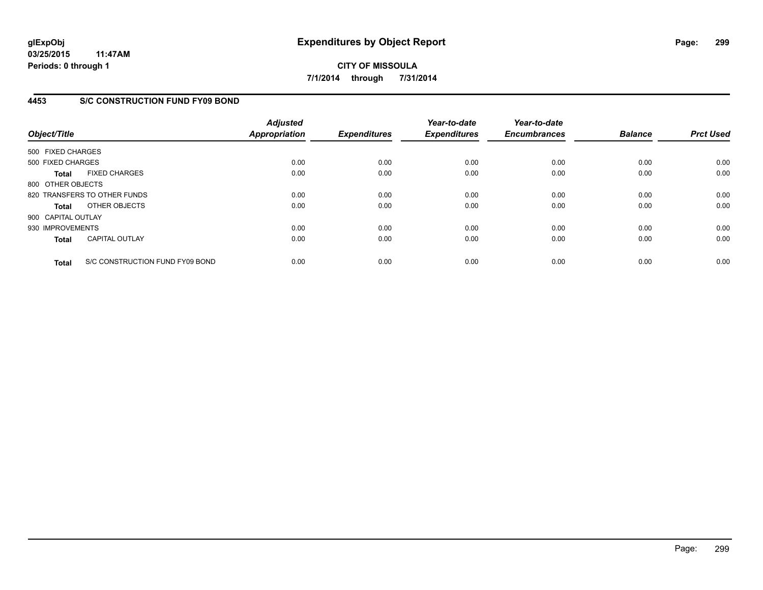# Expenditures by Object Report

glExpObj
03/25/2015 11:47AM
Periods: 0 through 1

**CITY OF MISSOULA**
**7/1/2014 through 7/31/2014**

## 4453 S/C CONSTRUCTION FUND FY09 BOND

| Object/Title | Adjusted Appropriation | Expenditures | Year-to-date Expenditures | Year-to-date Encumbrances | Balance | Prct Used |
|---|---|---|---|---|---|---|
| 500 FIXED CHARGES | | | | | | |
| 500 FIXED CHARGES | 0.00 | 0.00 | 0.00 | 0.00 | 0.00 | 0.00 |
| **Total** FIXED CHARGES | 0.00 | 0.00 | 0.00 | 0.00 | 0.00 | 0.00 |
| 800 OTHER OBJECTS | | | | | | |
| 820 TRANSFERS TO OTHER FUNDS | 0.00 | 0.00 | 0.00 | 0.00 | 0.00 | 0.00 |
| **Total** OTHER OBJECTS | 0.00 | 0.00 | 0.00 | 0.00 | 0.00 | 0.00 |
| 900 CAPITAL OUTLAY | | | | | | |
| 930 IMPROVEMENTS | 0.00 | 0.00 | 0.00 | 0.00 | 0.00 | 0.00 |
| **Total** CAPITAL OUTLAY | 0.00 | 0.00 | 0.00 | 0.00 | 0.00 | 0.00 |
| **Total** S/C CONSTRUCTION FUND FY09 BOND | 0.00 | 0.00 | 0.00 | 0.00 | 0.00 | 0.00 |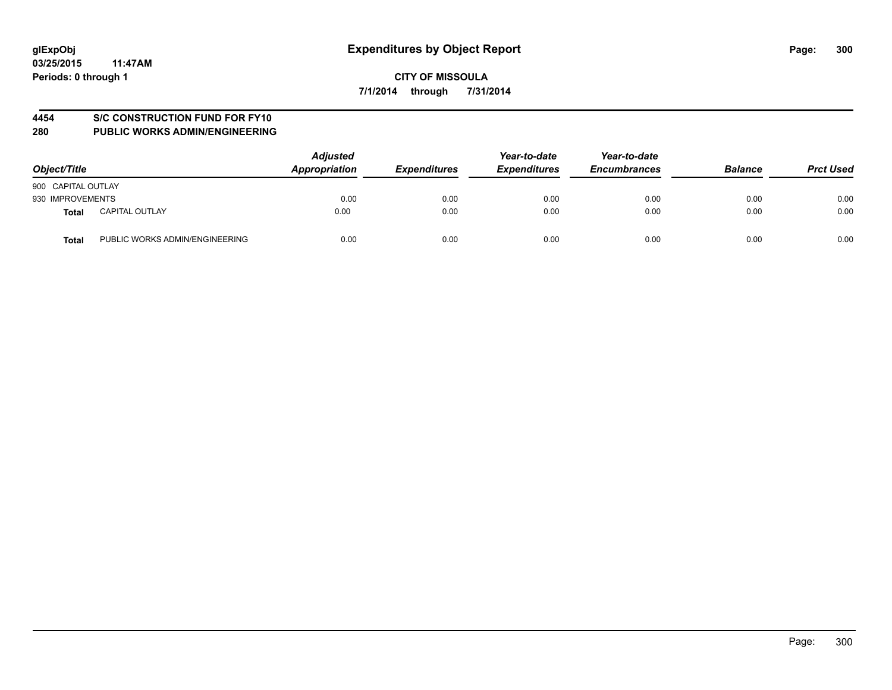**glExpObj** **Expenditures by Object Report**

**03/25/2015 11:47AM**

**Periods: 0 through 1**

**CITY OF MISSOULA**

**7/1/2014 through 7/31/2014**

## 4454 S/C CONSTRUCTION FUND FOR FY10
## 280 PUBLIC WORKS ADMIN/ENGINEERING

| Object/Title | | Adjusted Appropriation | Expenditures | Year-to-date Expenditures | Year-to-date Encumbrances | Balance | Prct Used |
|---|---|---|---|---|---|---|---|
| 900 CAPITAL OUTLAY | | | | | | | |
| 930 IMPROVEMENTS | | 0.00 | 0.00 | 0.00 | 0.00 | 0.00 | 0.00 |
| **Total** | CAPITAL OUTLAY | 0.00 | 0.00 | 0.00 | 0.00 | 0.00 | 0.00 |
| **Total** | PUBLIC WORKS ADMIN/ENGINEERING | 0.00 | 0.00 | 0.00 | 0.00 | 0.00 | 0.00 |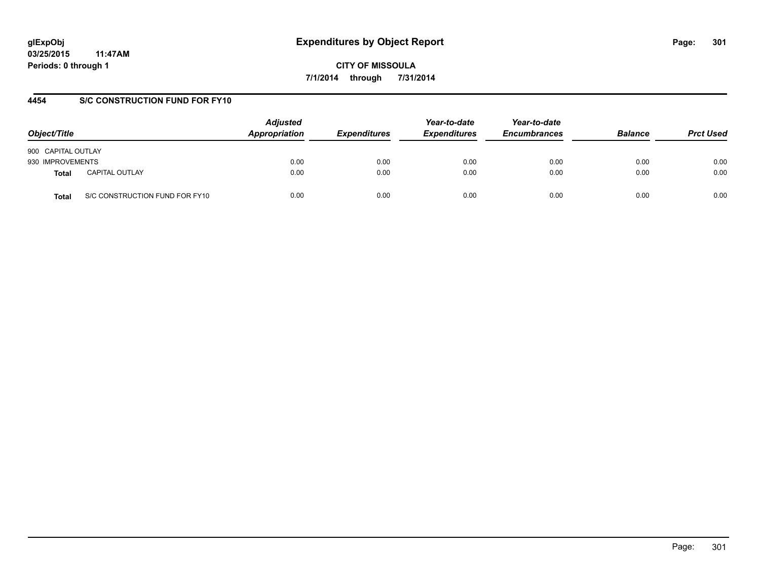# Expenditures by Object Report

glExpObj
03/25/2015 11:47AM
Periods: 0 through 1

**CITY OF MISSOULA**

**7/1/2014 through 7/31/2014**

## 4454 S/C CONSTRUCTION FUND FOR FY10

| Object/Title | | Adjusted Appropriation | Expenditures | Year-to-date Expenditures | Year-to-date Encumbrances | Balance | Prct Used |
|---|---|---|---|---|---|---|---|
| 900 CAPITAL OUTLAY | | | | | | | |
| 930 IMPROVEMENTS | | 0.00 | 0.00 | 0.00 | 0.00 | 0.00 | 0.00 |
| **Total** | CAPITAL OUTLAY | 0.00 | 0.00 | 0.00 | 0.00 | 0.00 | 0.00 |
| **Total** | S/C CONSTRUCTION FUND FOR FY10 | 0.00 | 0.00 | 0.00 | 0.00 | 0.00 | 0.00 |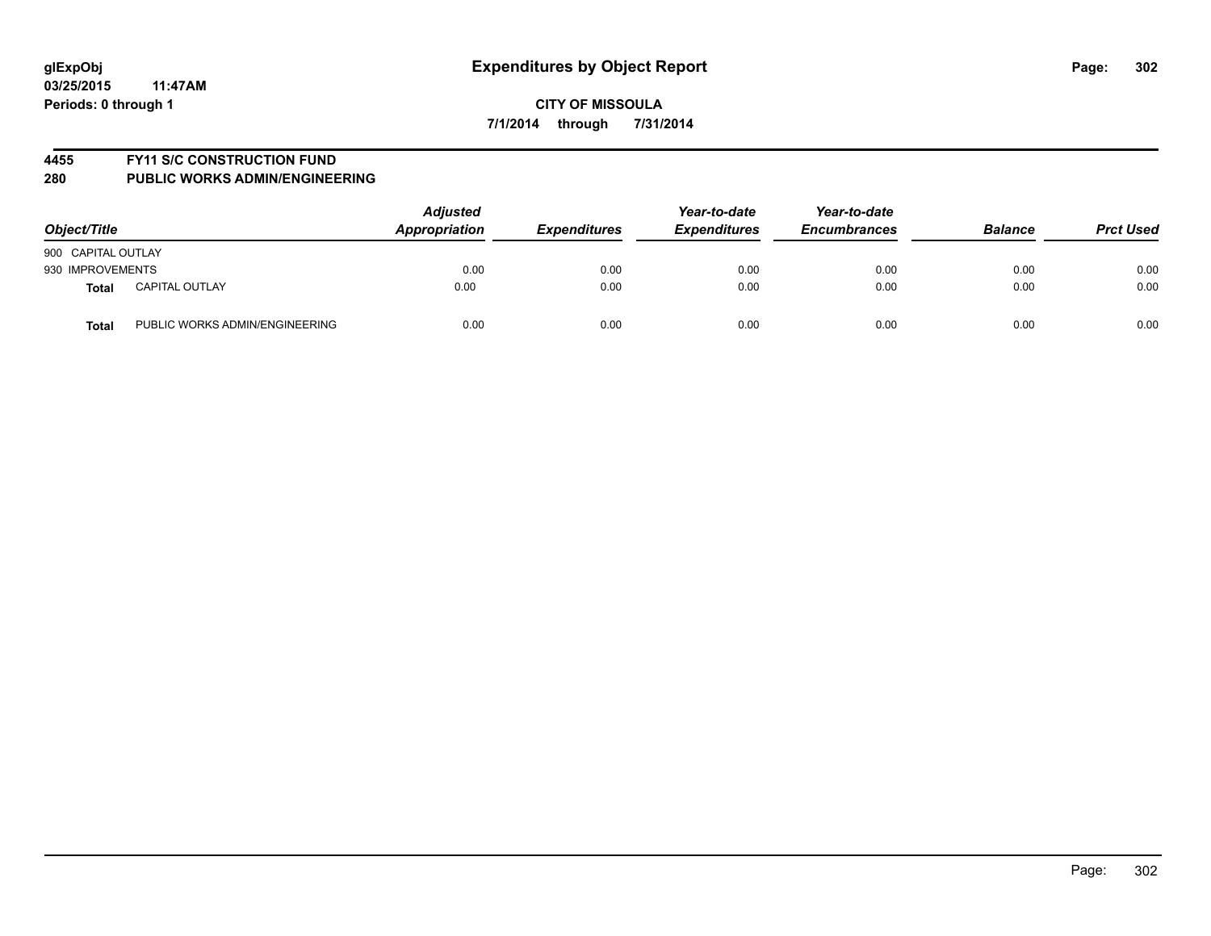**glExpObj**
**03/25/2015 11:47AM**
**Periods: 0 through 1**

# Expenditures by Object Report

**CITY OF MISSOULA**
**7/1/2014 through 7/31/2014**

**4455 FY11 S/C CONSTRUCTION FUND**
**280 PUBLIC WORKS ADMIN/ENGINEERING**

| Object/Title | | Adjusted Appropriation | Expenditures | Year-to-date Expenditures | Year-to-date Encumbrances | Balance | Prct Used |
|---|---|---|---|---|---|---|---|
| 900 CAPITAL OUTLAY | | | | | | | |
| 930 IMPROVEMENTS | | 0.00 | 0.00 | 0.00 | 0.00 | 0.00 | 0.00 |
| **Total** | CAPITAL OUTLAY | 0.00 | 0.00 | 0.00 | 0.00 | 0.00 | 0.00 |
| **Total** | PUBLIC WORKS ADMIN/ENGINEERING | 0.00 | 0.00 | 0.00 | 0.00 | 0.00 | 0.00 |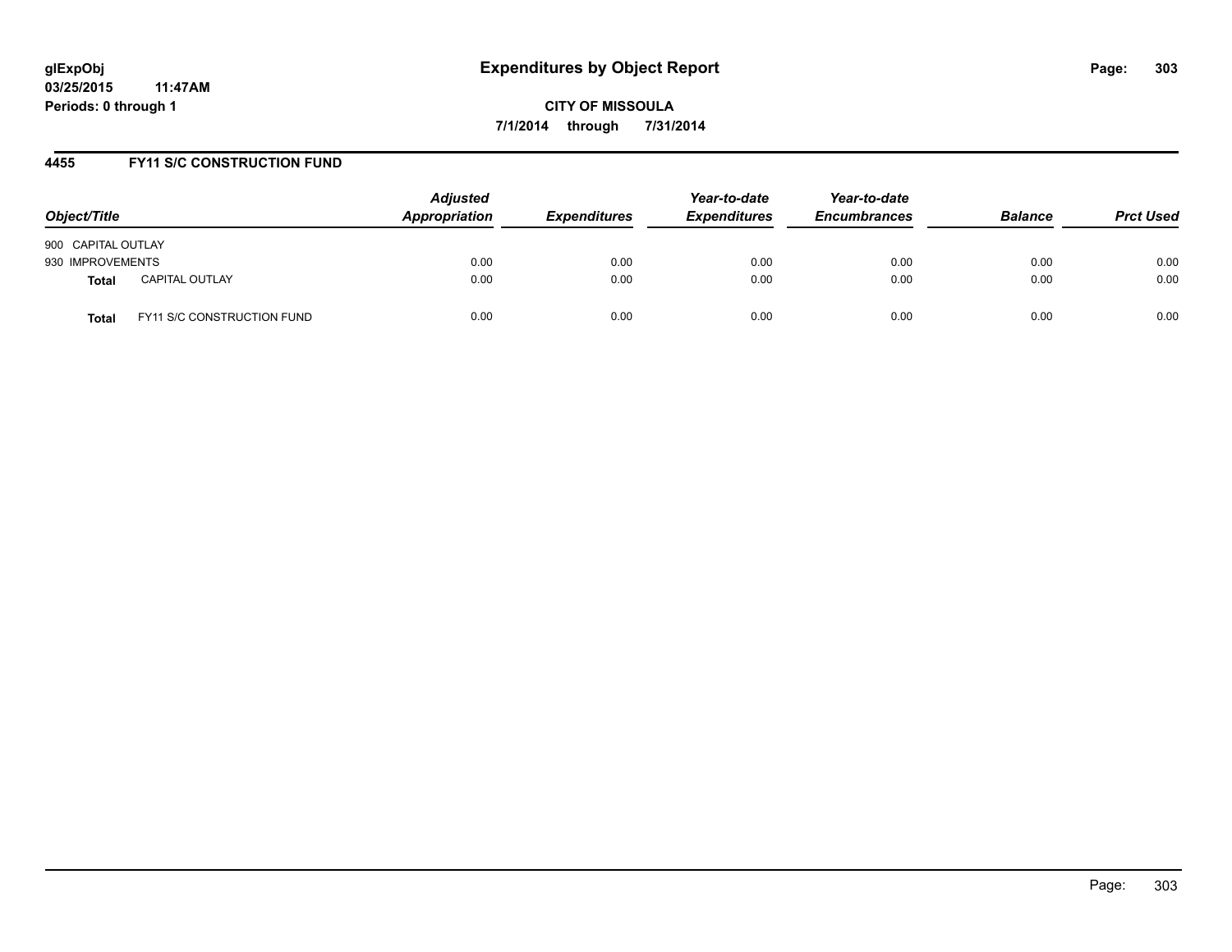glExpObj
03/25/2015 11:47AM
Periods: 0 through 1

# Expenditures by Object Report

CITY OF MISSOULA

7/1/2014 through 7/31/2014

## 4455 FY11 S/C CONSTRUCTION FUND

| Object/Title | Adjusted Appropriation | Expenditures | Year-to-date Expenditures | Year-to-date Encumbrances | Balance | Prct Used |
|---|---|---|---|---|---|---|
| 900 CAPITAL OUTLAY | | | | | | |
| 930 IMPROVEMENTS | 0.00 | 0.00 | 0.00 | 0.00 | 0.00 | 0.00 |
| **Total** CAPITAL OUTLAY | 0.00 | 0.00 | 0.00 | 0.00 | 0.00 | 0.00 |
| **Total** FY11 S/C CONSTRUCTION FUND | 0.00 | 0.00 | 0.00 | 0.00 | 0.00 | 0.00 |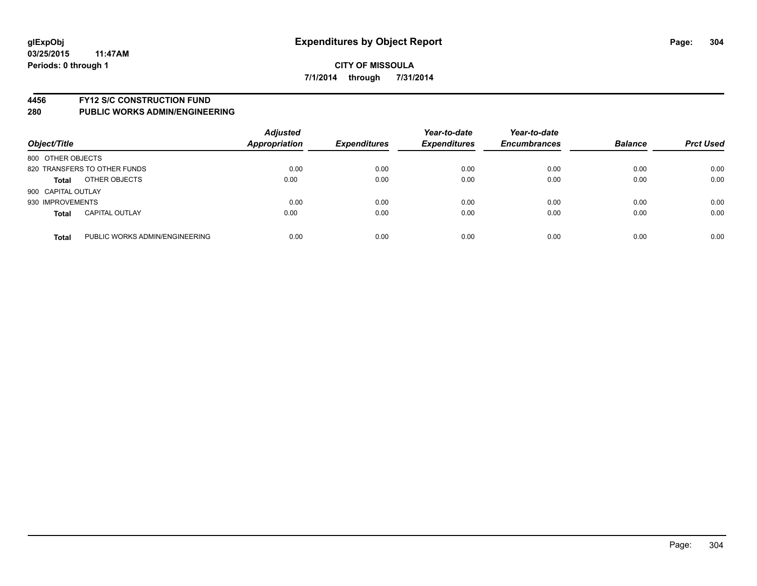# Expenditures by Object Report

**glExpObj**
**03/25/2015 11:47AM**
**Periods: 0 through 1**

**CITY OF MISSOULA**
**7/1/2014 through 7/31/2014**

## 4456 FY12 S/C CONSTRUCTION FUND
## 280 PUBLIC WORKS ADMIN/ENGINEERING

| Object/Title | | Adjusted Appropriation | Expenditures | Year-to-date Expenditures | Year-to-date Encumbrances | Balance | Prct Used |
|---|---|---|---|---|---|---|---|
| 800 OTHER OBJECTS | | | | | | | |
| 820 TRANSFERS TO OTHER FUNDS | | 0.00 | 0.00 | 0.00 | 0.00 | 0.00 | 0.00 |
| **Total** | OTHER OBJECTS | 0.00 | 0.00 | 0.00 | 0.00 | 0.00 | 0.00 |
| 900 CAPITAL OUTLAY | | | | | | | |
| 930 IMPROVEMENTS | | 0.00 | 0.00 | 0.00 | 0.00 | 0.00 | 0.00 |
| **Total** | CAPITAL OUTLAY | 0.00 | 0.00 | 0.00 | 0.00 | 0.00 | 0.00 |
| **Total** | PUBLIC WORKS ADMIN/ENGINEERING | 0.00 | 0.00 | 0.00 | 0.00 | 0.00 | 0.00 |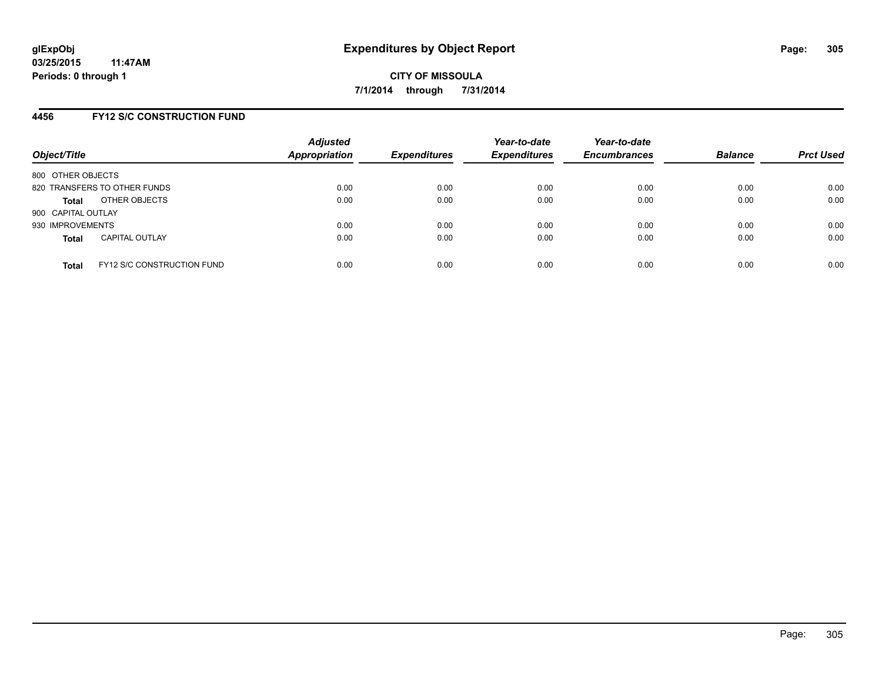**glExpObj**
**03/25/2015 11:47AM**
**Periods: 0 through 1**

# Expenditures by Object Report

**CITY OF MISSOULA**
**7/1/2014 through 7/31/2014**

## 4456 FY12 S/C CONSTRUCTION FUND

| Object/Title | | Adjusted Appropriation | Expenditures | Year-to-date Expenditures | Year-to-date Encumbrances | Balance | Prct Used |
|---|---|---|---|---|---|---|---|
| 800 OTHER OBJECTS | | | | | | | |
| 820 TRANSFERS TO OTHER FUNDS | | 0.00 | 0.00 | 0.00 | 0.00 | 0.00 | 0.00 |
| **Total** | OTHER OBJECTS | 0.00 | 0.00 | 0.00 | 0.00 | 0.00 | 0.00 |
| 900 CAPITAL OUTLAY | | | | | | | |
| 930 IMPROVEMENTS | | 0.00 | 0.00 | 0.00 | 0.00 | 0.00 | 0.00 |
| **Total** | CAPITAL OUTLAY | 0.00 | 0.00 | 0.00 | 0.00 | 0.00 | 0.00 |
| **Total** | FY12 S/C CONSTRUCTION FUND | 0.00 | 0.00 | 0.00 | 0.00 | 0.00 | 0.00 |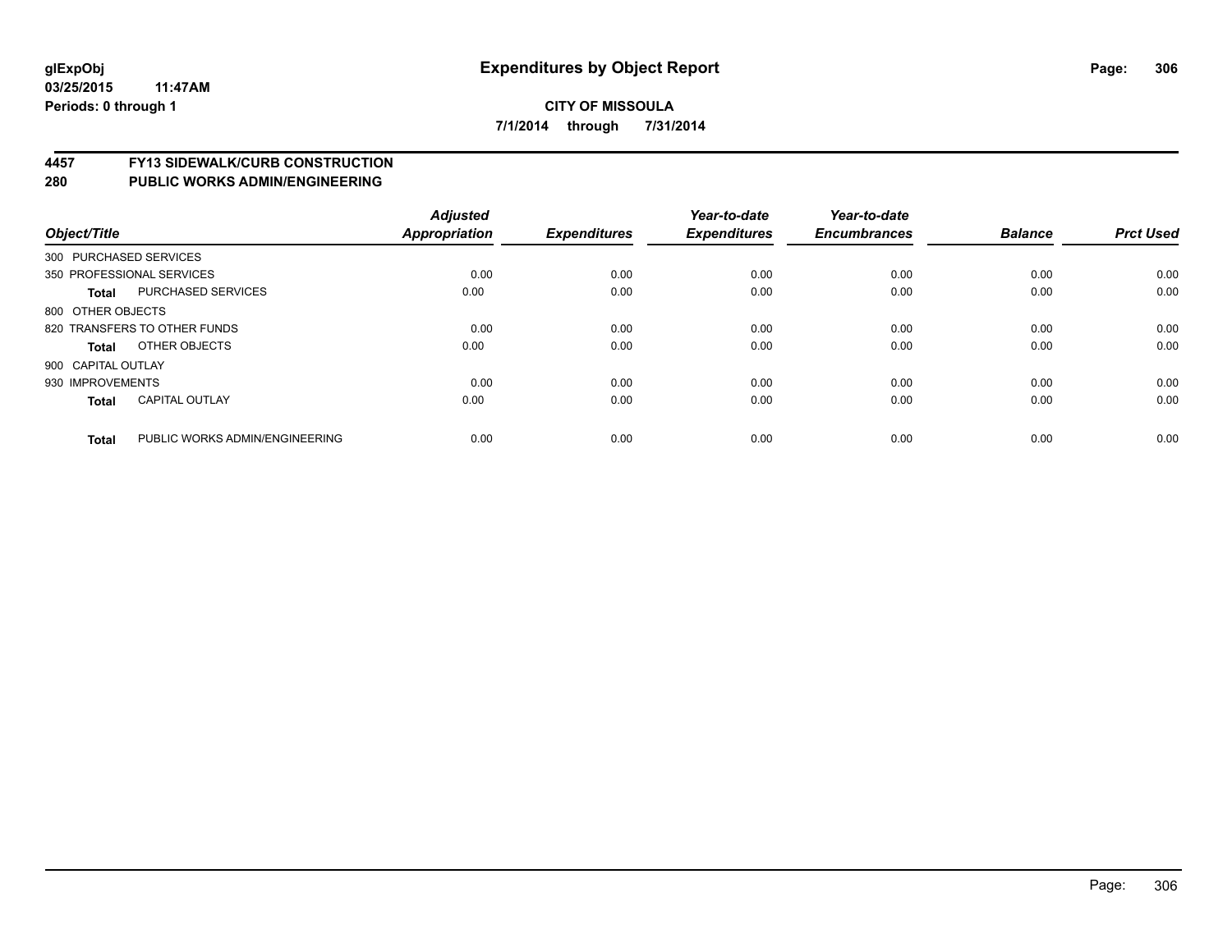**glExpObj** **Expenditures by Object Report**

**03/25/2015 11:47AM**

**Periods: 0 through 1**

**CITY OF MISSOULA**

**7/1/2014 through 7/31/2014**

## 4457 FY13 SIDEWALK/CURB CONSTRUCTION
## 280 PUBLIC WORKS ADMIN/ENGINEERING

| Object/Title | | Adjusted Appropriation | Expenditures | Year-to-date Expenditures | Year-to-date Encumbrances | Balance | Prct Used |
|---|---|---|---|---|---|---|---|
| 300 PURCHASED SERVICES | | | | | | | |
| 350 PROFESSIONAL SERVICES | | 0.00 | 0.00 | 0.00 | 0.00 | 0.00 | 0.00 |
| **Total** | PURCHASED SERVICES | 0.00 | 0.00 | 0.00 | 0.00 | 0.00 | 0.00 |
| 800 OTHER OBJECTS | | | | | | | |
| 820 TRANSFERS TO OTHER FUNDS | | 0.00 | 0.00 | 0.00 | 0.00 | 0.00 | 0.00 |
| **Total** | OTHER OBJECTS | 0.00 | 0.00 | 0.00 | 0.00 | 0.00 | 0.00 |
| 900 CAPITAL OUTLAY | | | | | | | |
| 930 IMPROVEMENTS | | 0.00 | 0.00 | 0.00 | 0.00 | 0.00 | 0.00 |
| **Total** | CAPITAL OUTLAY | 0.00 | 0.00 | 0.00 | 0.00 | 0.00 | 0.00 |
| **Total** | PUBLIC WORKS ADMIN/ENGINEERING | 0.00 | 0.00 | 0.00 | 0.00 | 0.00 | 0.00 |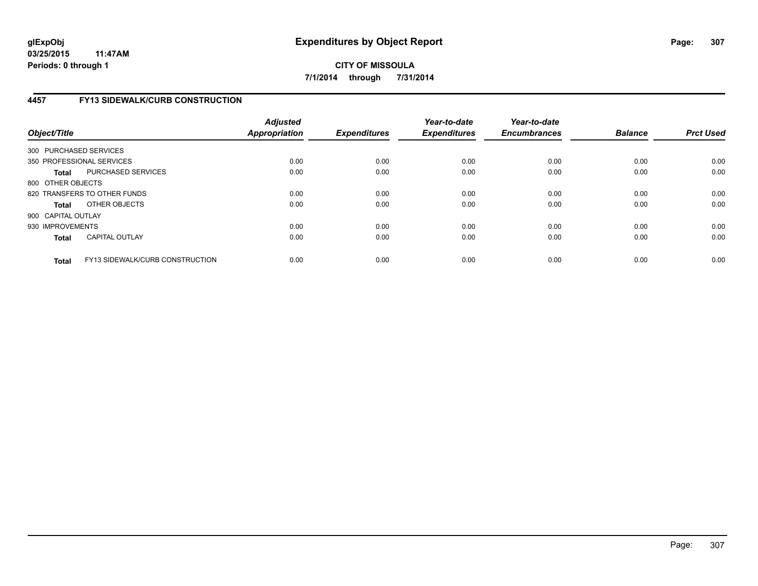**glExpObj**
**03/25/2015 11:47AM**
**Periods: 0 through 1**

# Expenditures by Object Report

**CITY OF MISSOULA**
**7/1/2014 through 7/31/2014**

## 4457 FY13 SIDEWALK/CURB CONSTRUCTION

| Object/Title | Adjusted Appropriation | Expenditures | Year-to-date Expenditures | Year-to-date Encumbrances | Balance | Prct Used |
|---|---|---|---|---|---|---|
| 300 PURCHASED SERVICES | | | | | | |
| 350 PROFESSIONAL SERVICES | 0.00 | 0.00 | 0.00 | 0.00 | 0.00 | 0.00 |
| **Total** PURCHASED SERVICES | 0.00 | 0.00 | 0.00 | 0.00 | 0.00 | 0.00 |
| 800 OTHER OBJECTS | | | | | | |
| 820 TRANSFERS TO OTHER FUNDS | 0.00 | 0.00 | 0.00 | 0.00 | 0.00 | 0.00 |
| **Total** OTHER OBJECTS | 0.00 | 0.00 | 0.00 | 0.00 | 0.00 | 0.00 |
| 900 CAPITAL OUTLAY | | | | | | |
| 930 IMPROVEMENTS | 0.00 | 0.00 | 0.00 | 0.00 | 0.00 | 0.00 |
| **Total** CAPITAL OUTLAY | 0.00 | 0.00 | 0.00 | 0.00 | 0.00 | 0.00 |
| **Total** FY13 SIDEWALK/CURB CONSTRUCTION | 0.00 | 0.00 | 0.00 | 0.00 | 0.00 | 0.00 |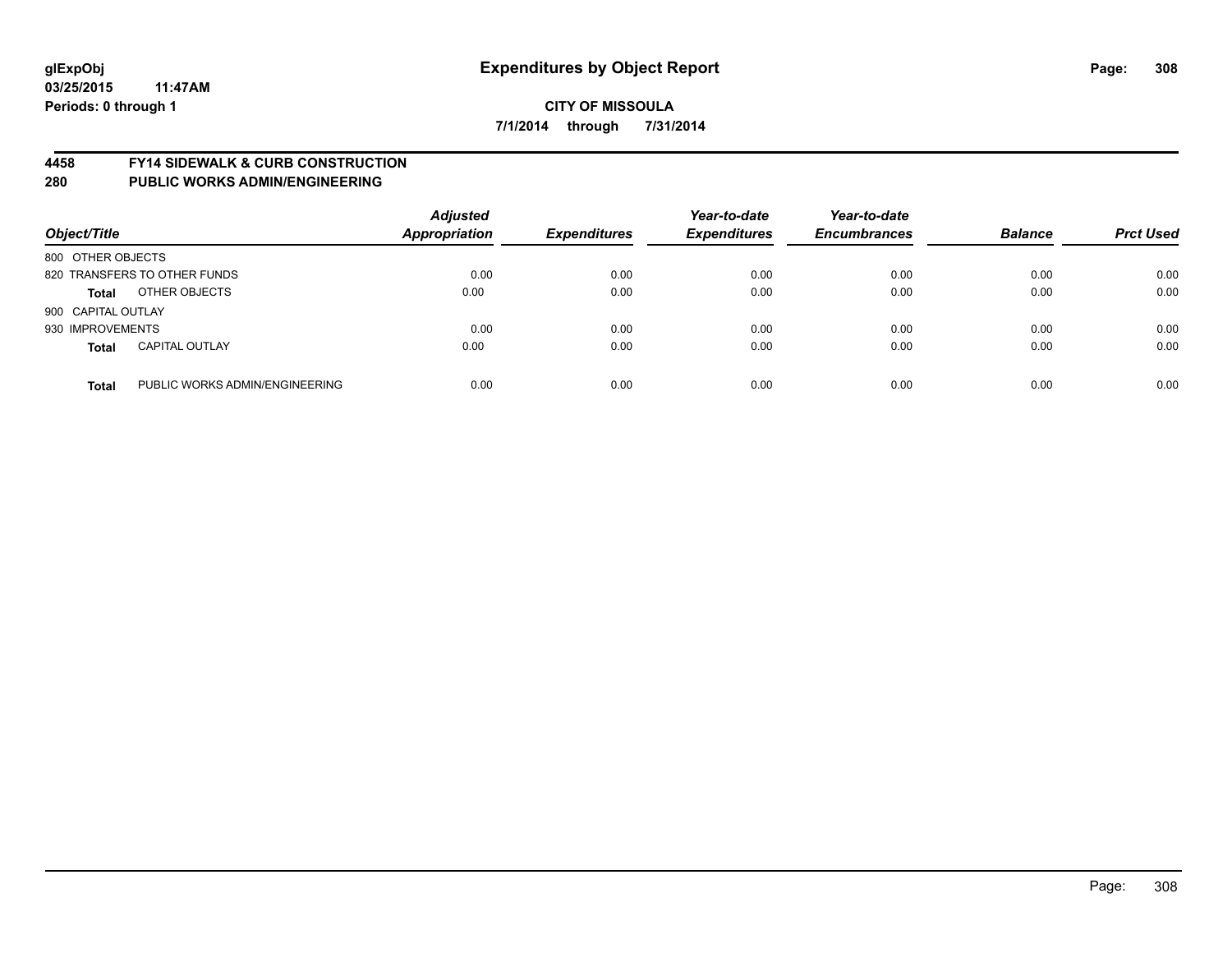glExpObj
03/25/2015 11:47AM
Periods: 0 through 1

# Expenditures by Object Report

**CITY OF MISSOULA**
**7/1/2014 through 7/31/2014**

**4458 FY14 SIDEWALK & CURB CONSTRUCTION**
**280 PUBLIC WORKS ADMIN/ENGINEERING**

| Object/Title | | Adjusted Appropriation | Expenditures | Year-to-date Expenditures | Year-to-date Encumbrances | Balance | Prct Used |
|---|---|---|---|---|---|---|---|
| 800 OTHER OBJECTS | | | | | | | |
| 820 TRANSFERS TO OTHER FUNDS | | 0.00 | 0.00 | 0.00 | 0.00 | 0.00 | 0.00 |
| **Total** | OTHER OBJECTS | 0.00 | 0.00 | 0.00 | 0.00 | 0.00 | 0.00 |
| 900 CAPITAL OUTLAY | | | | | | | |
| 930 IMPROVEMENTS | | 0.00 | 0.00 | 0.00 | 0.00 | 0.00 | 0.00 |
| **Total** | CAPITAL OUTLAY | 0.00 | 0.00 | 0.00 | 0.00 | 0.00 | 0.00 |
| **Total** | PUBLIC WORKS ADMIN/ENGINEERING | 0.00 | 0.00 | 0.00 | 0.00 | 0.00 | 0.00 |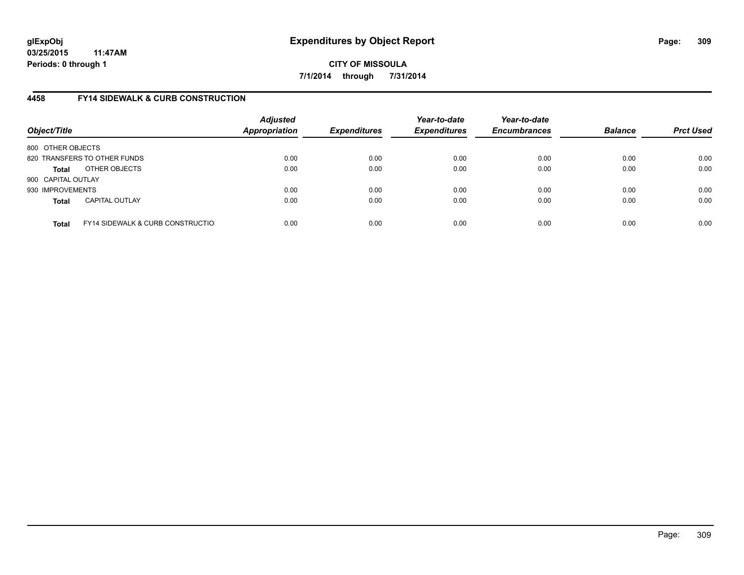**glExpObj**
**03/25/2015 11:47AM**
**Periods: 0 through 1**

# Expenditures by Object Report

**CITY OF MISSOULA**
**7/1/2014 through 7/31/2014**

## 4458 FY14 SIDEWALK & CURB CONSTRUCTION

| Object/Title | | *Adjusted Appropriation* | *Expenditures* | *Year-to-date Expenditures* | *Year-to-date Encumbrances* | *Balance* | *Prct Used* |
|---|---|---|---|---|---|---|---|
| 800 OTHER OBJECTS | | | | | | | |
| 820 TRANSFERS TO OTHER FUNDS | | 0.00 | 0.00 | 0.00 | 0.00 | 0.00 | 0.00 |
| **Total** | OTHER OBJECTS | 0.00 | 0.00 | 0.00 | 0.00 | 0.00 | 0.00 |
| 900 CAPITAL OUTLAY | | | | | | | |
| 930 IMPROVEMENTS | | 0.00 | 0.00 | 0.00 | 0.00 | 0.00 | 0.00 |
| **Total** | CAPITAL OUTLAY | 0.00 | 0.00 | 0.00 | 0.00 | 0.00 | 0.00 |
| **Total** | FY14 SIDEWALK & CURB CONSTRUCTIO | 0.00 | 0.00 | 0.00 | 0.00 | 0.00 | 0.00 |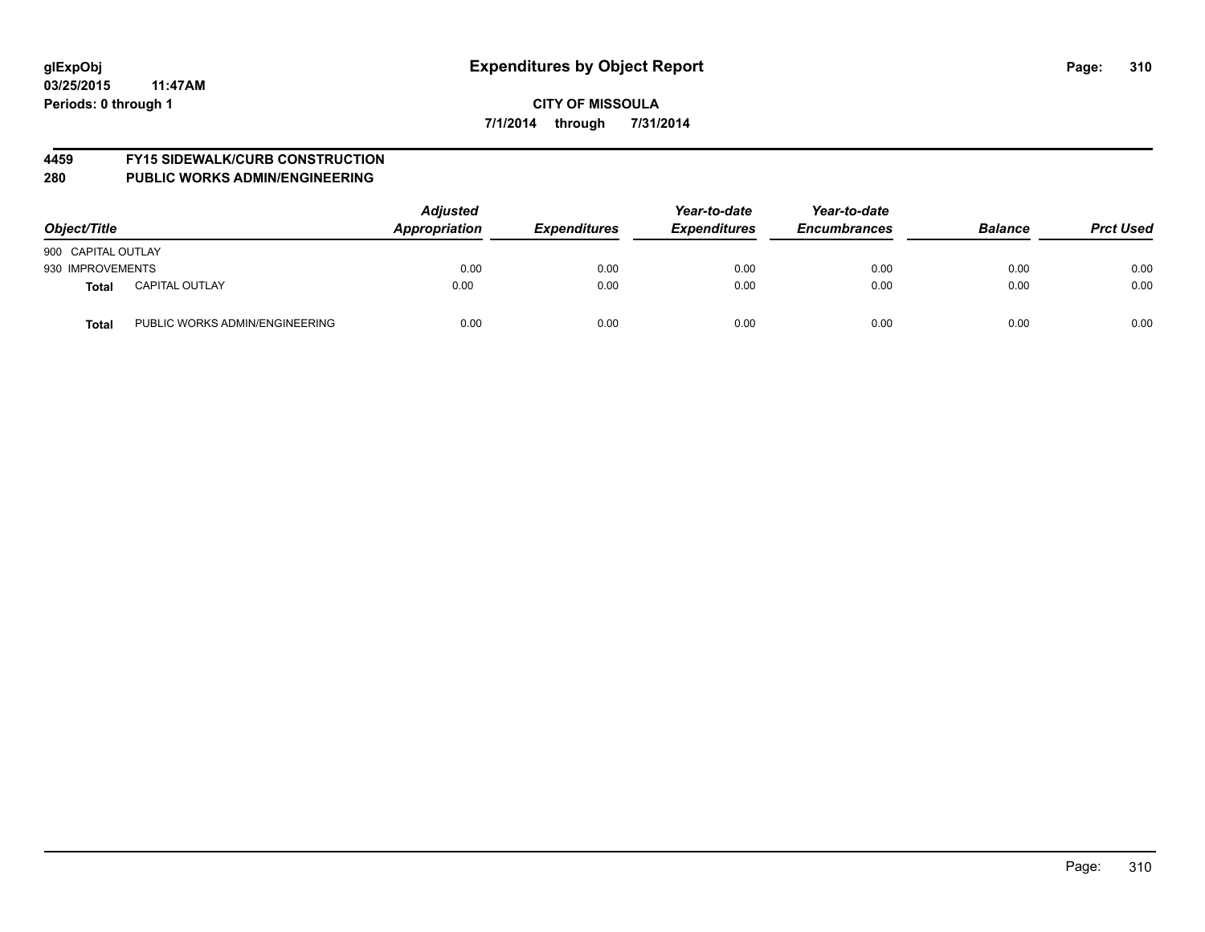**glExpObj**
**03/25/2015 11:47AM**
**Periods: 0 through 1**

# Expenditures by Object Report

**CITY OF MISSOULA**
**7/1/2014 through 7/31/2014**

## 4459 FY15 SIDEWALK/CURB CONSTRUCTION
## 280 PUBLIC WORKS ADMIN/ENGINEERING

| Object/Title | | *Adjusted Appropriation* | *Expenditures* | *Year-to-date Expenditures* | *Year-to-date Encumbrances* | *Balance* | *Prct Used* |
|---|---|---|---|---|---|---|---|
| 900 CAPITAL OUTLAY | | | | | | | |
| 930 IMPROVEMENTS | | 0.00 | 0.00 | 0.00 | 0.00 | 0.00 | 0.00 |
| **Total** | CAPITAL OUTLAY | 0.00 | 0.00 | 0.00 | 0.00 | 0.00 | 0.00 |
| **Total** | PUBLIC WORKS ADMIN/ENGINEERING | 0.00 | 0.00 | 0.00 | 0.00 | 0.00 | 0.00 |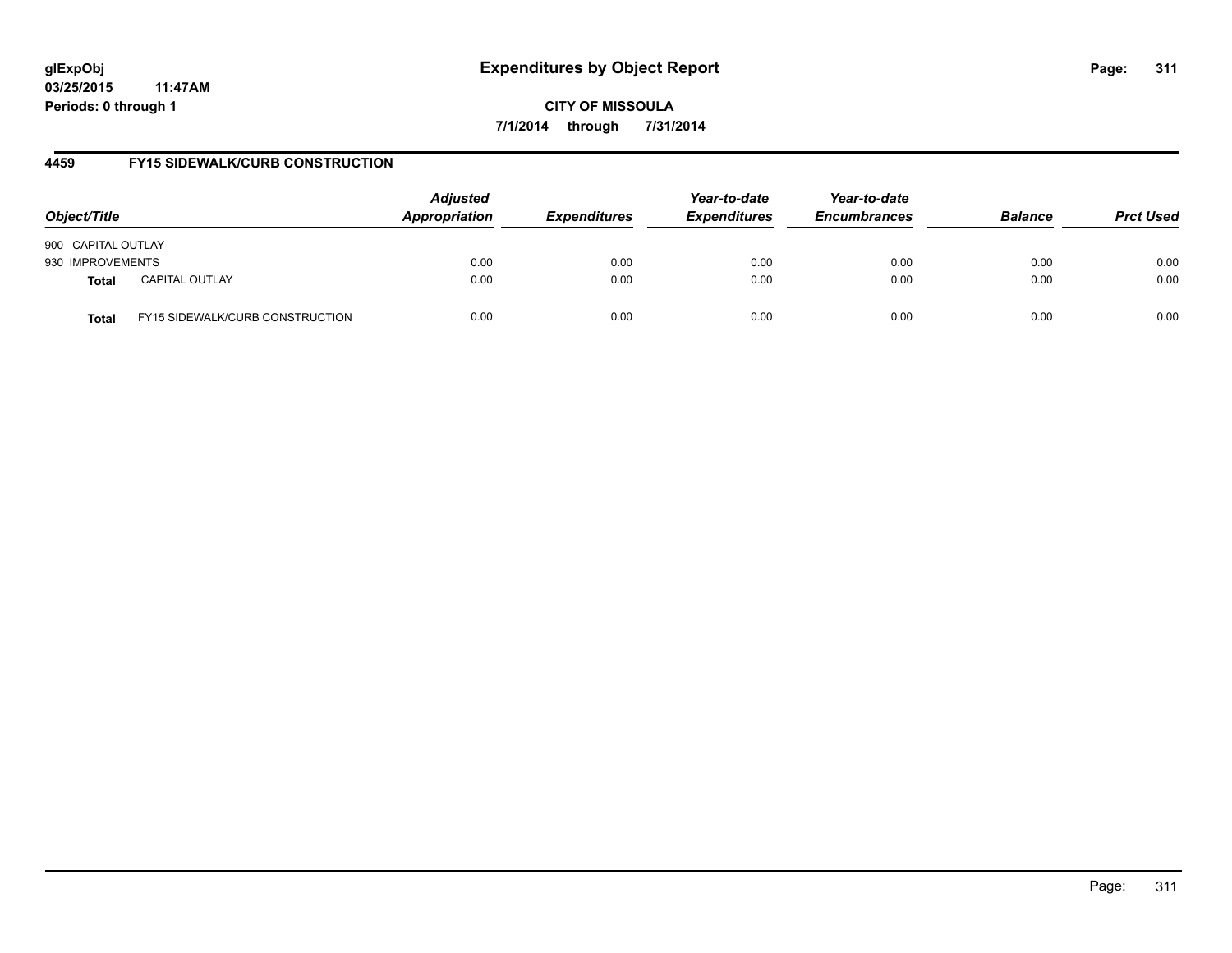glExpObj
03/25/2015 11:47AM
Periods: 0 through 1

# Expenditures by Object Report

CITY OF MISSOULA

7/1/2014 through 7/31/2014

## 4459 FY15 SIDEWALK/CURB CONSTRUCTION

| Object/Title | | *Adjusted Appropriation* | *Expenditures* | *Year-to-date Expenditures* | *Year-to-date Encumbrances* | *Balance* | *Prct Used* |
|---|---|---|---|---|---|---|---|
| 900 CAPITAL OUTLAY | | | | | | | |
| 930 IMPROVEMENTS | | 0.00 | 0.00 | 0.00 | 0.00 | 0.00 | 0.00 |
| **Total** | CAPITAL OUTLAY | 0.00 | 0.00 | 0.00 | 0.00 | 0.00 | 0.00 |
| **Total** | FY15 SIDEWALK/CURB CONSTRUCTION | 0.00 | 0.00 | 0.00 | 0.00 | 0.00 | 0.00 |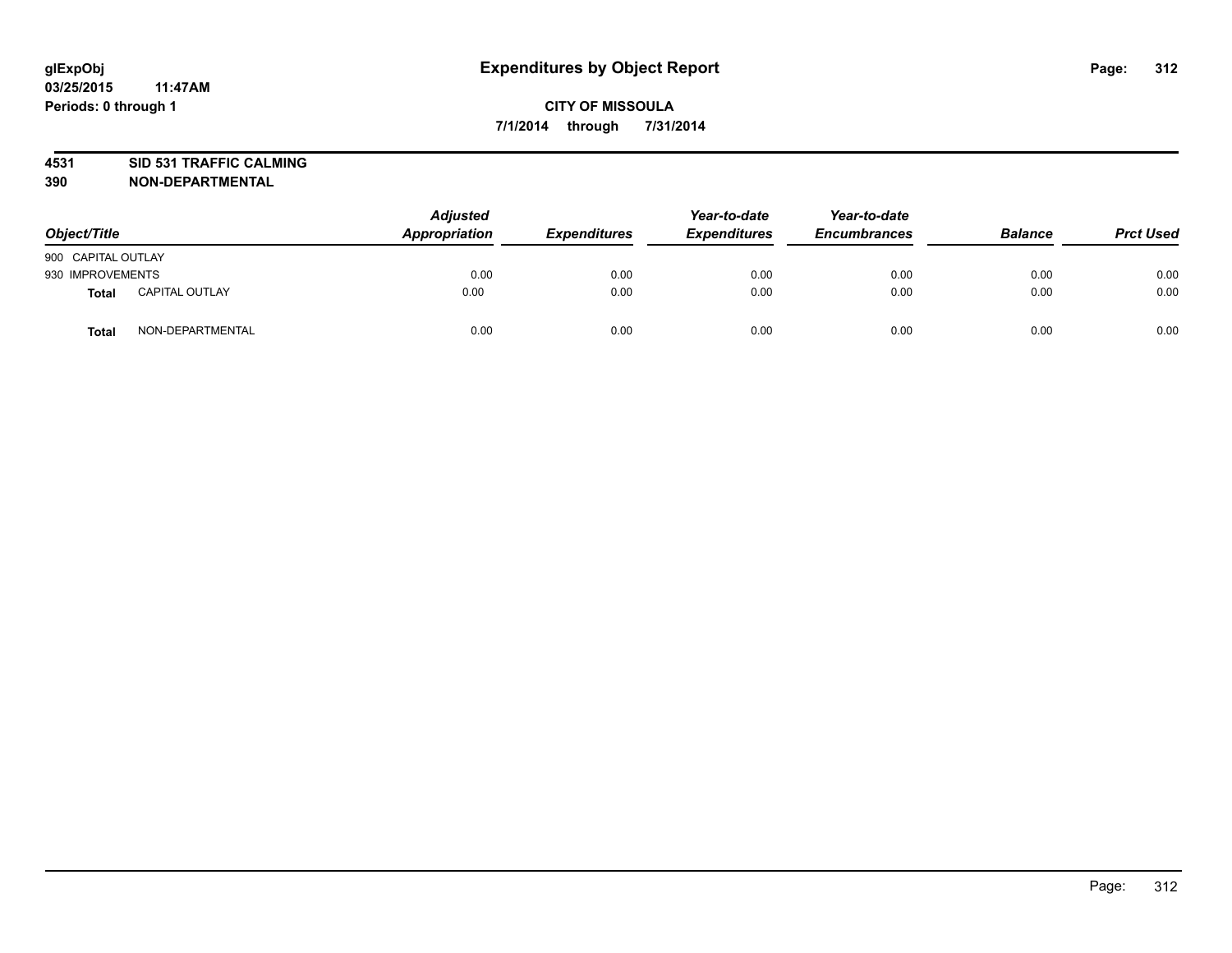**glExpObj**
**03/25/2015 11:47AM**
**Periods: 0 through 1**

# Expenditures by Object Report

**CITY OF MISSOULA**
**7/1/2014 through 7/31/2014**

**4531 SID 531 TRAFFIC CALMING**
**390 NON-DEPARTMENTAL**

| Object/Title | | Adjusted Appropriation | Expenditures | Year-to-date Expenditures | Year-to-date Encumbrances | Balance | Prct Used |
|---|---|---|---|---|---|---|---|
| 900 CAPITAL OUTLAY | | | | | | | |
| 930 IMPROVEMENTS | | 0.00 | 0.00 | 0.00 | 0.00 | 0.00 | 0.00 |
| **Total** | CAPITAL OUTLAY | 0.00 | 0.00 | 0.00 | 0.00 | 0.00 | 0.00 |
| **Total** | NON-DEPARTMENTAL | 0.00 | 0.00 | 0.00 | 0.00 | 0.00 | 0.00 |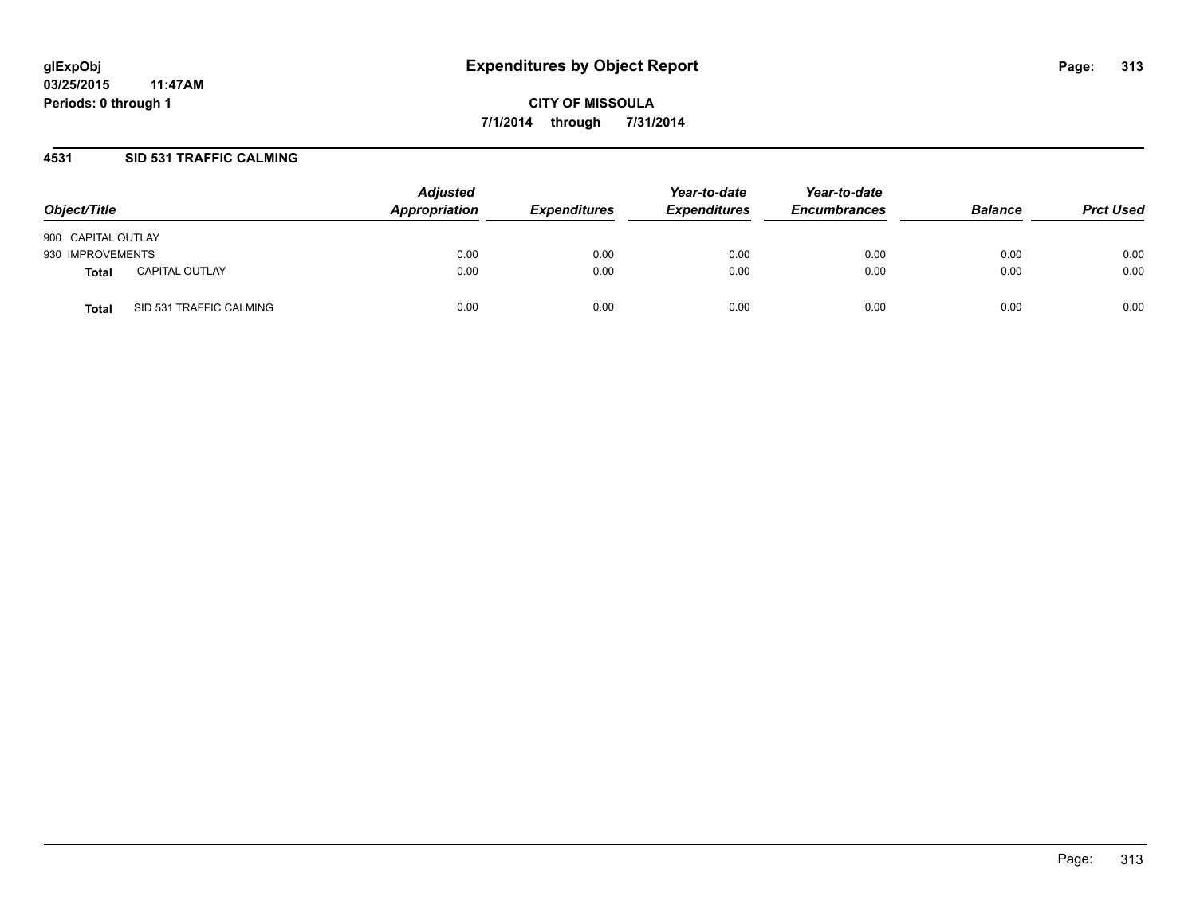glExpObj
03/25/2015 11:47AM
Periods: 0 through 1

# Expenditures by Object Report

CITY OF MISSOULA
7/1/2014 through 7/31/2014

## 4531 SID 531 TRAFFIC CALMING

| Object/Title | | Adjusted Appropriation | Expenditures | Year-to-date Expenditures | Year-to-date Encumbrances | Balance | Prct Used |
|---|---|---|---|---|---|---|---|
| 900 CAPITAL OUTLAY | | | | | | | |
| 930 IMPROVEMENTS | | 0.00 | 0.00 | 0.00 | 0.00 | 0.00 | 0.00 |
| **Total** | CAPITAL OUTLAY | 0.00 | 0.00 | 0.00 | 0.00 | 0.00 | 0.00 |
| **Total** | SID 531 TRAFFIC CALMING | 0.00 | 0.00 | 0.00 | 0.00 | 0.00 | 0.00 |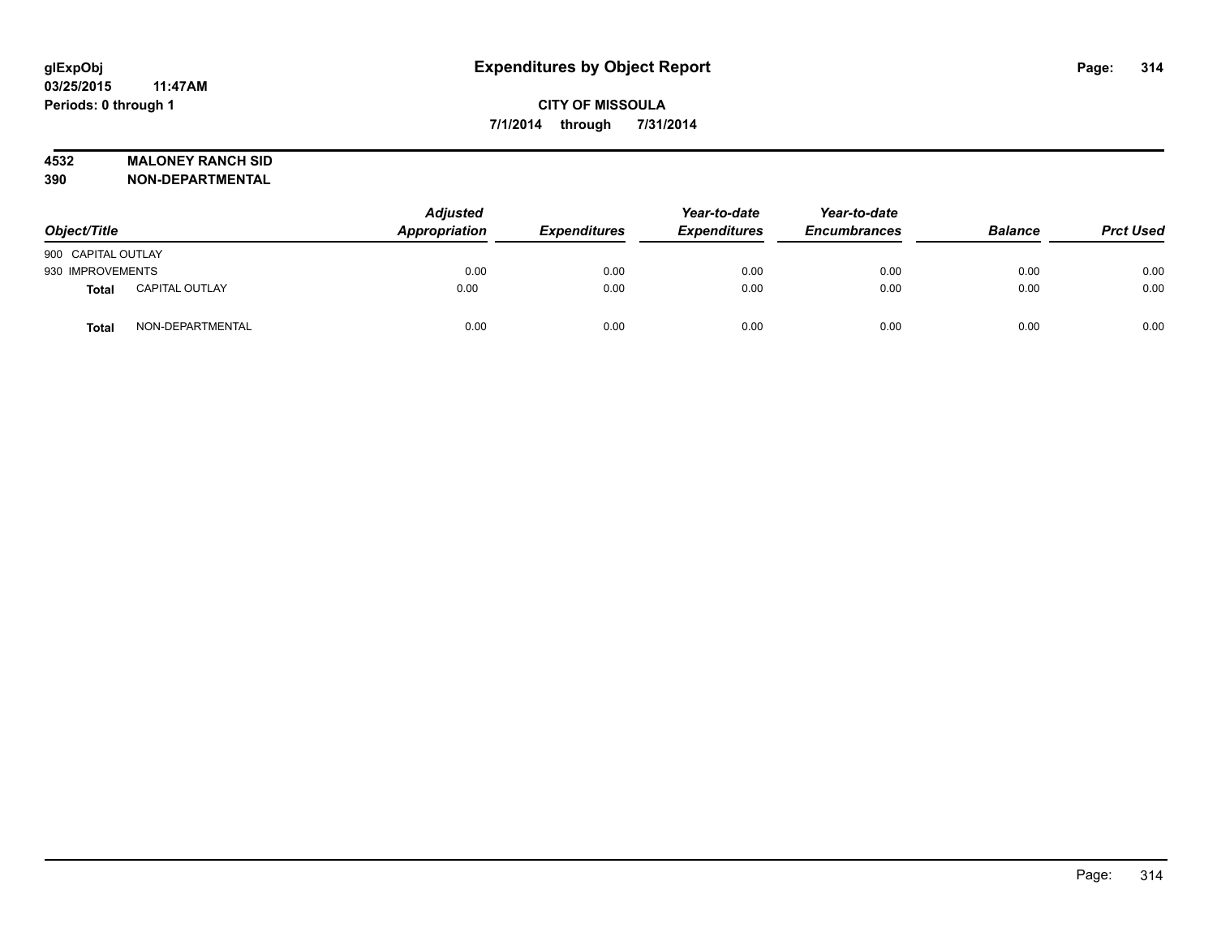glExpObj
03/25/2015 11:47AM
Periods: 0 through 1

# Expenditures by Object Report

**CITY OF MISSOULA**

**7/1/2014 through 7/31/2014**

**4532 MALONEY RANCH SID**
**390 NON-DEPARTMENTAL**

| Object/Title | | Adjusted Appropriation | Expenditures | Year-to-date Expenditures | Year-to-date Encumbrances | Balance | Prct Used |
|---|---|---|---|---|---|---|---|
| 900 CAPITAL OUTLAY | | | | | | | |
| 930 IMPROVEMENTS | | 0.00 | 0.00 | 0.00 | 0.00 | 0.00 | 0.00 |
| **Total** | CAPITAL OUTLAY | 0.00 | 0.00 | 0.00 | 0.00 | 0.00 | 0.00 |
| **Total** | NON-DEPARTMENTAL | 0.00 | 0.00 | 0.00 | 0.00 | 0.00 | 0.00 |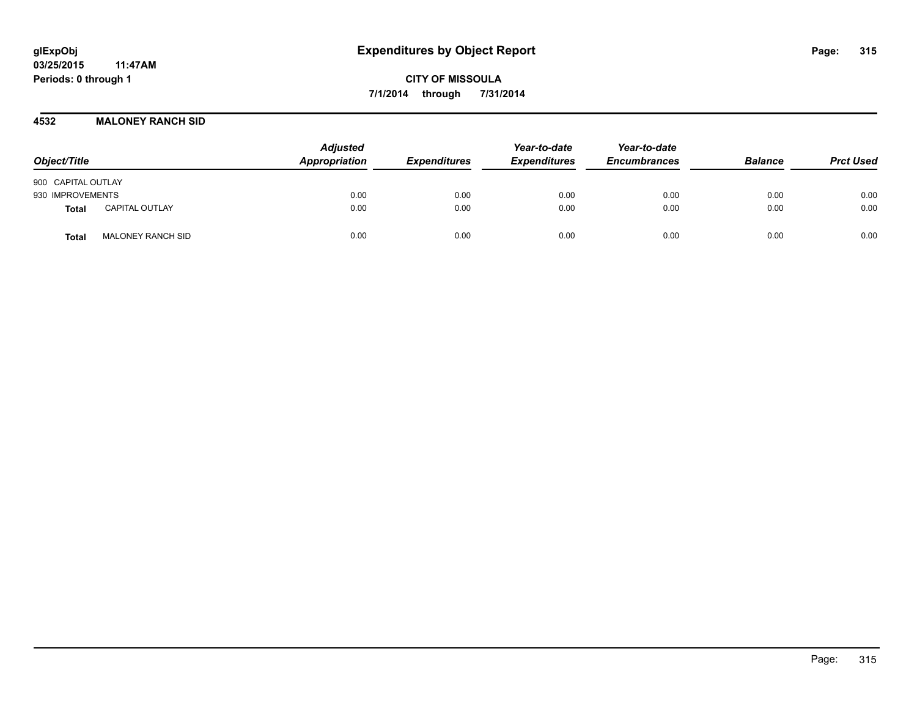# Expenditures by Object Report

glExpObj
03/25/2015 11:47AM
Periods: 0 through 1

**CITY OF MISSOULA**
**7/1/2014 through 7/31/2014**

## 4532 MALONEY RANCH SID

| Object/Title | | Adjusted Appropriation | Expenditures | Year-to-date Expenditures | Year-to-date Encumbrances | Balance | Prct Used |
|---|---|---|---|---|---|---|---|
| 900 CAPITAL OUTLAY | | | | | | | |
| 930 IMPROVEMENTS | | 0.00 | 0.00 | 0.00 | 0.00 | 0.00 | 0.00 |
| **Total** | CAPITAL OUTLAY | 0.00 | 0.00 | 0.00 | 0.00 | 0.00 | 0.00 |
| **Total** | MALONEY RANCH SID | 0.00 | 0.00 | 0.00 | 0.00 | 0.00 | 0.00 |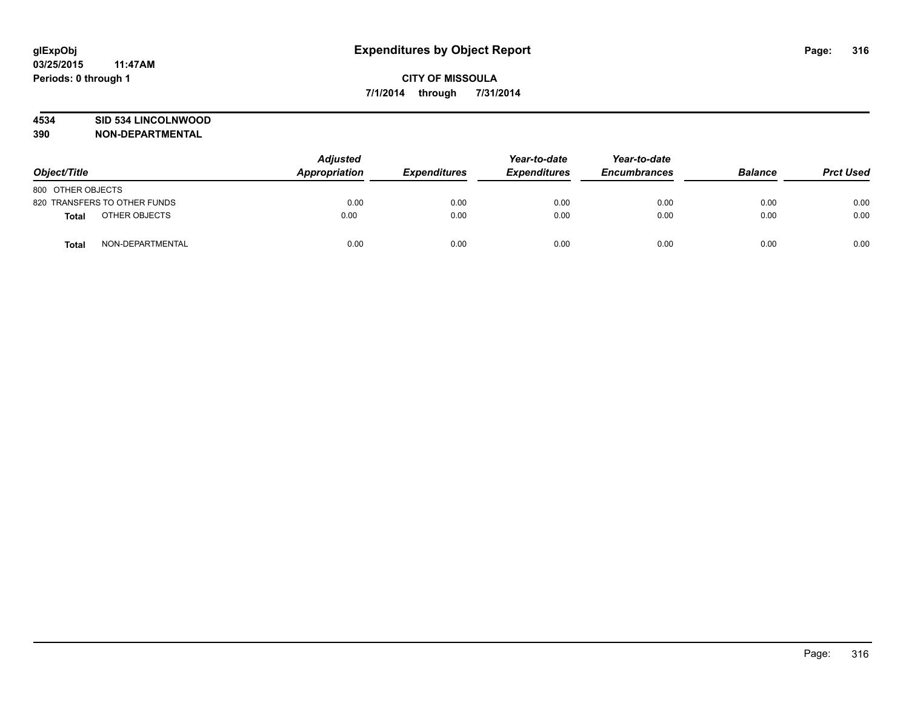glExpObj
03/25/2015 11:47AM
Periods: 0 through 1

# Expenditures by Object Report

**CITY OF MISSOULA**
**7/1/2014 through 7/31/2014**

**4534 SID 534 LINCOLNWOOD**
**390 NON-DEPARTMENTAL**

| Object/Title | Adjusted Appropriation | Expenditures | Year-to-date Expenditures | Year-to-date Encumbrances | Balance | Prct Used |
|---|---|---|---|---|---|---|
| 800 OTHER OBJECTS | | | | | | |
| 820 TRANSFERS TO OTHER FUNDS | 0.00 | 0.00 | 0.00 | 0.00 | 0.00 | 0.00 |
| **Total** OTHER OBJECTS | 0.00 | 0.00 | 0.00 | 0.00 | 0.00 | 0.00 |
| **Total** NON-DEPARTMENTAL | 0.00 | 0.00 | 0.00 | 0.00 | 0.00 | 0.00 |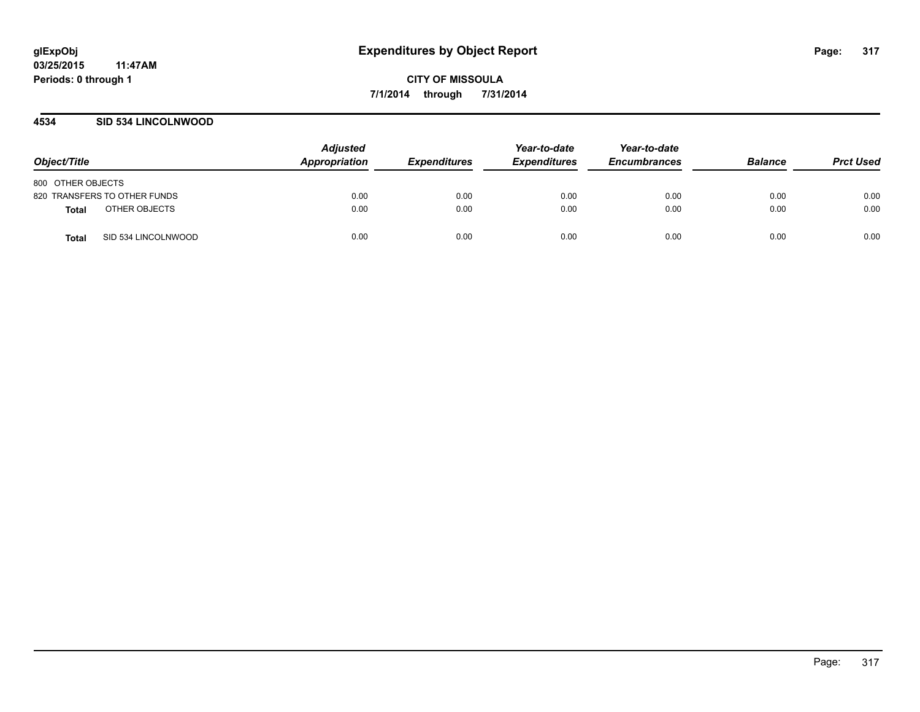**glExpObj**
**03/25/2015 11:47AM**
**Periods: 0 through 1**

# Expenditures by Object Report

**CITY OF MISSOULA**
**7/1/2014 through 7/31/2014**

## 4534 SID 534 LINCOLNWOOD

| Object/Title | | Adjusted Appropriation | Expenditures | Year-to-date Expenditures | Year-to-date Encumbrances | Balance | Prct Used |
|---|---|---|---|---|---|---|---|
| 800 OTHER OBJECTS | | | | | | | |
| 820 TRANSFERS TO OTHER FUNDS | | 0.00 | 0.00 | 0.00 | 0.00 | 0.00 | 0.00 |
| **Total** | OTHER OBJECTS | 0.00 | 0.00 | 0.00 | 0.00 | 0.00 | 0.00 |
| **Total** | SID 534 LINCOLNWOOD | 0.00 | 0.00 | 0.00 | 0.00 | 0.00 | 0.00 |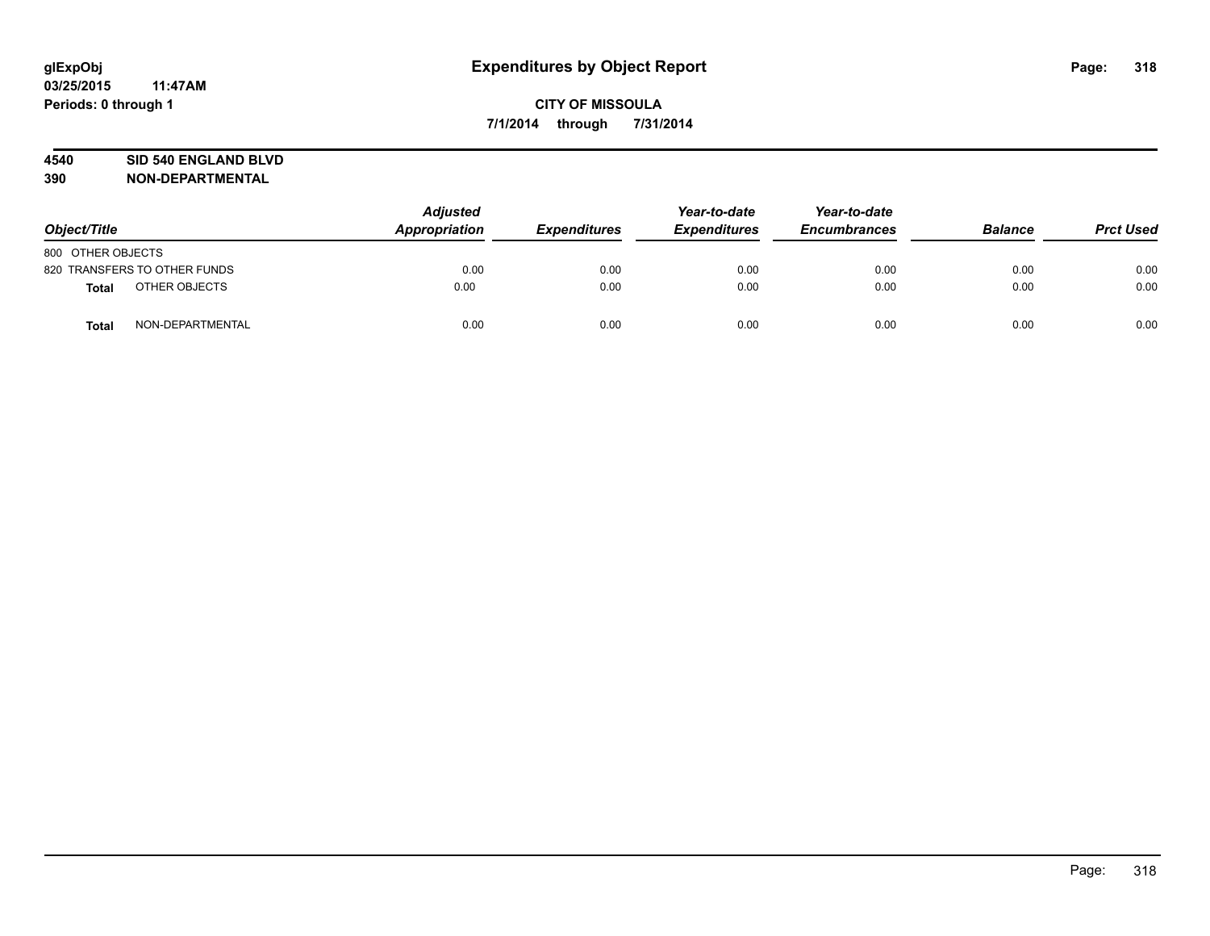**glExpObj**
**03/25/2015 11:47AM**
**Periods: 0 through 1**

# Expenditures by Object Report

**CITY OF MISSOULA**
**7/1/2014 through 7/31/2014**

**4540 SID 540 ENGLAND BLVD**
**390 NON-DEPARTMENTAL**

| Object/Title | | Adjusted Appropriation | Expenditures | Year-to-date Expenditures | Year-to-date Encumbrances | Balance | Prct Used |
|---|---|---|---|---|---|---|---|
| 800 OTHER OBJECTS | | | | | | | |
| 820 TRANSFERS TO OTHER FUNDS | | 0.00 | 0.00 | 0.00 | 0.00 | 0.00 | 0.00 |
| **Total** | OTHER OBJECTS | 0.00 | 0.00 | 0.00 | 0.00 | 0.00 | 0.00 |
| **Total** | NON-DEPARTMENTAL | 0.00 | 0.00 | 0.00 | 0.00 | 0.00 | 0.00 |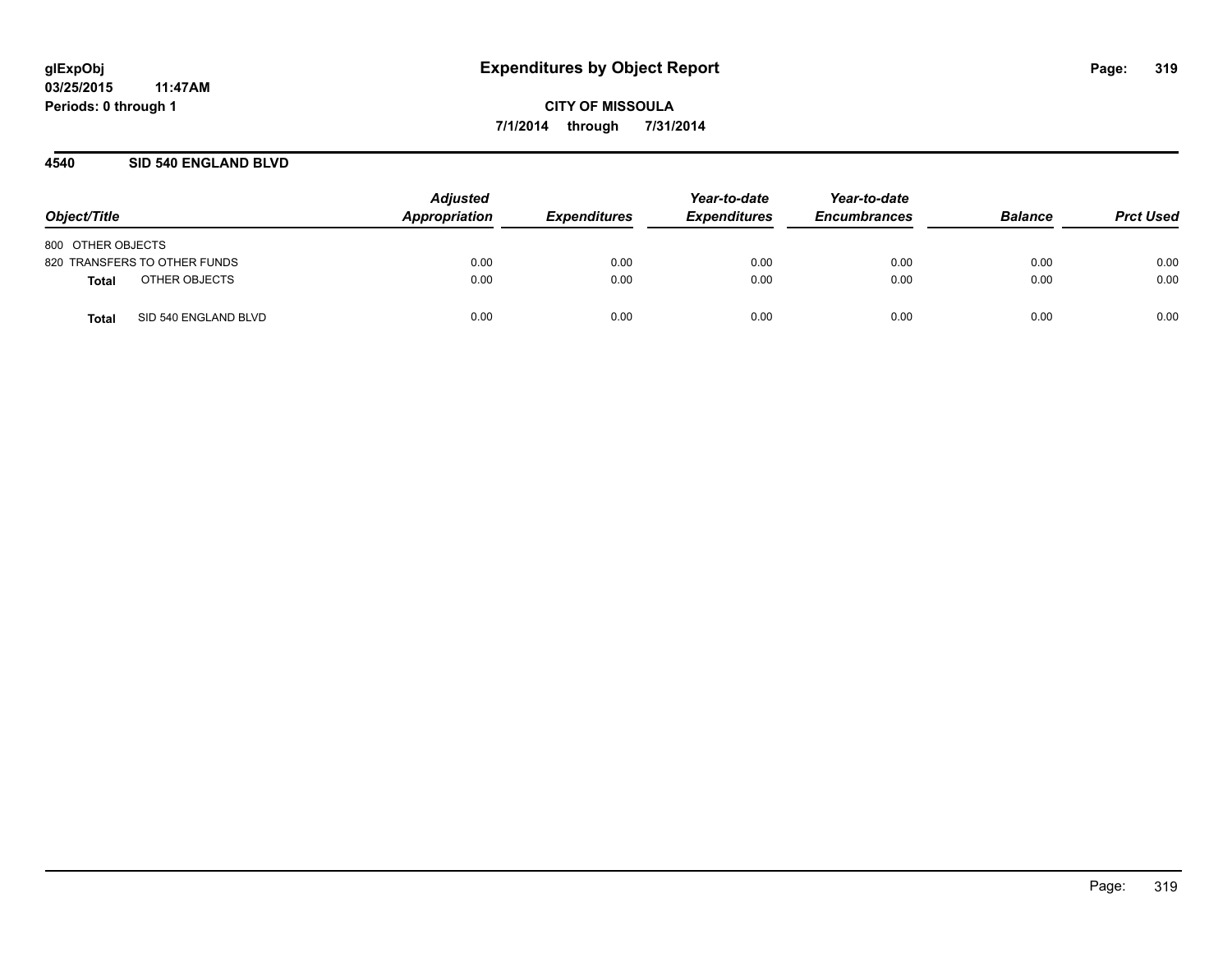# Expenditures by Object Report

glExpObj
03/25/2015 11:47AM
Periods: 0 through 1

**CITY OF MISSOULA**
**7/1/2014 through 7/31/2014**

## 4540 SID 540 ENGLAND BLVD

| Object/Title | | Adjusted Appropriation | Expenditures | Year-to-date Expenditures | Year-to-date Encumbrances | Balance | Prct Used |
|---|---|---|---|---|---|---|---|
| 800 OTHER OBJECTS | | | | | | | |
| 820 TRANSFERS TO OTHER FUNDS | | 0.00 | 0.00 | 0.00 | 0.00 | 0.00 | 0.00 |
| **Total** | OTHER OBJECTS | 0.00 | 0.00 | 0.00 | 0.00 | 0.00 | 0.00 |
| **Total** | SID 540 ENGLAND BLVD | 0.00 | 0.00 | 0.00 | 0.00 | 0.00 | 0.00 |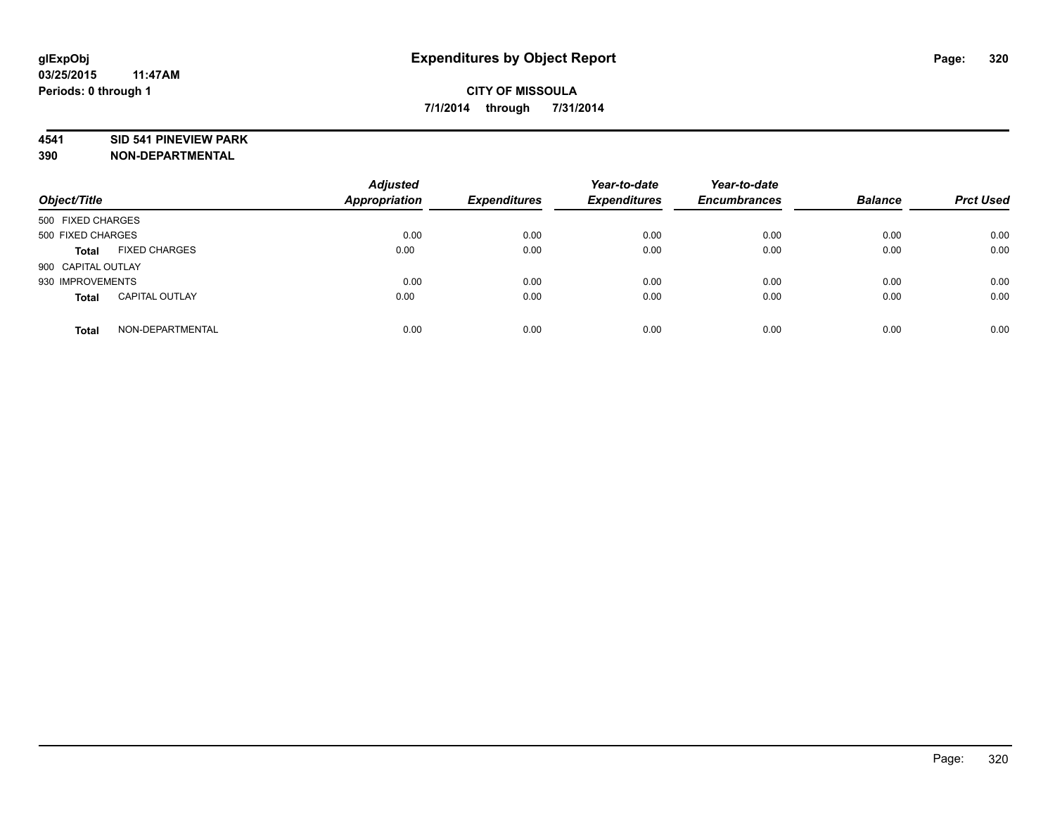**glExpObj**
**03/25/2015 11:47AM**
**Periods: 0 through 1**

# Expenditures by Object Report

**CITY OF MISSOULA**
**7/1/2014 through 7/31/2014**

**4541 SID 541 PINEVIEW PARK**
**390 NON-DEPARTMENTAL**

| Object/Title | | Adjusted Appropriation | Expenditures | Year-to-date Expenditures | Year-to-date Encumbrances | Balance | Prct Used |
|---|---|---|---|---|---|---|---|
| 500 FIXED CHARGES | | | | | | | |
| 500 FIXED CHARGES | | 0.00 | 0.00 | 0.00 | 0.00 | 0.00 | 0.00 |
| **Total** | FIXED CHARGES | 0.00 | 0.00 | 0.00 | 0.00 | 0.00 | 0.00 |
| 900 CAPITAL OUTLAY | | | | | | | |
| 930 IMPROVEMENTS | | 0.00 | 0.00 | 0.00 | 0.00 | 0.00 | 0.00 |
| **Total** | CAPITAL OUTLAY | 0.00 | 0.00 | 0.00 | 0.00 | 0.00 | 0.00 |
| **Total** | NON-DEPARTMENTAL | 0.00 | 0.00 | 0.00 | 0.00 | 0.00 | 0.00 |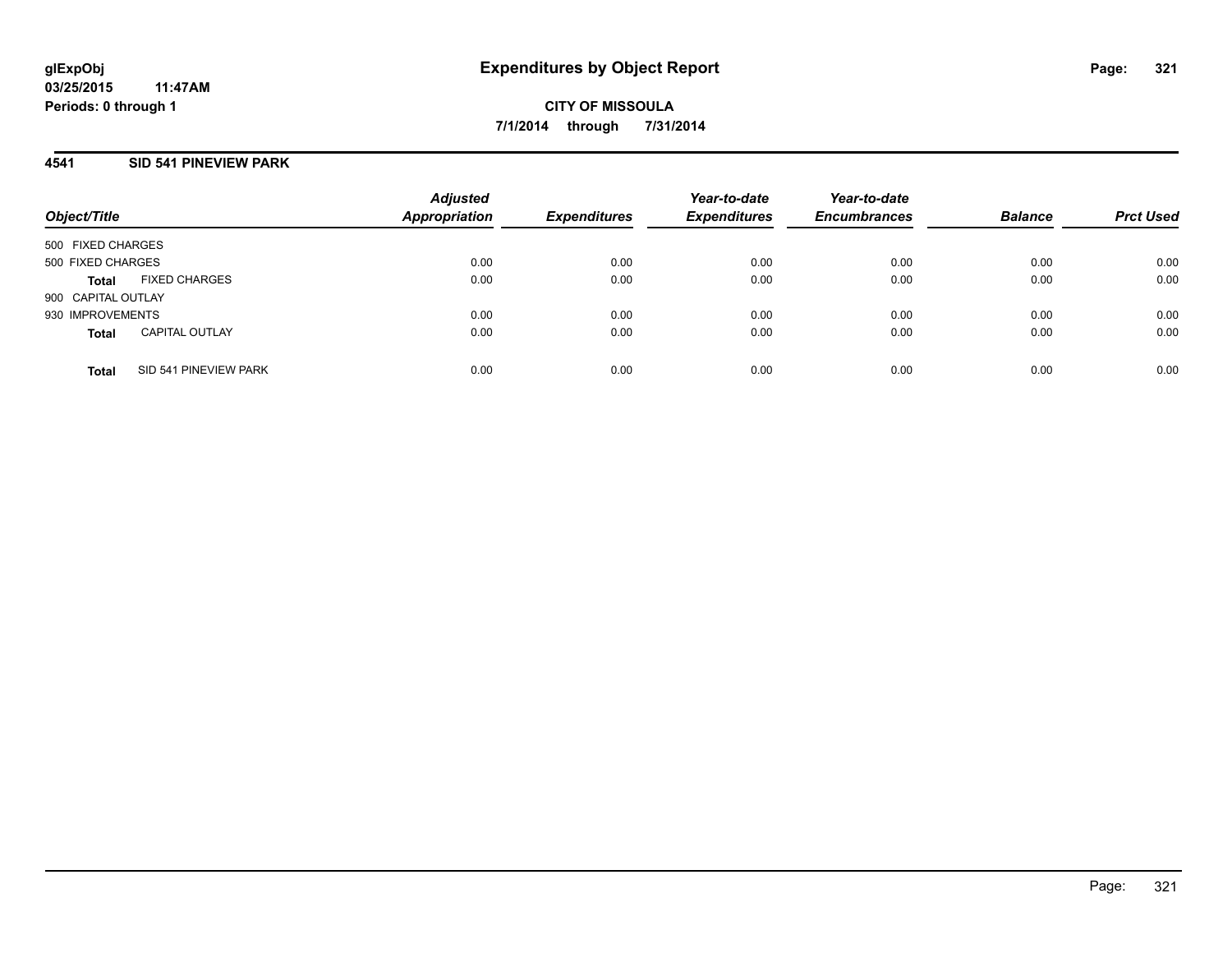# Expenditures by Object Report

glExpObj
03/25/2015 11:47AM
Periods: 0 through 1

**CITY OF MISSOULA**

**7/1/2014 through 7/31/2014**

## 4541 SID 541 PINEVIEW PARK

| Object/Title | | Adjusted Appropriation | Expenditures | Year-to-date Expenditures | Year-to-date Encumbrances | Balance | Prct Used |
|---|---|---|---|---|---|---|---|
| 500 FIXED CHARGES | | | | | | | |
| 500 FIXED CHARGES | | 0.00 | 0.00 | 0.00 | 0.00 | 0.00 | 0.00 |
| **Total** | FIXED CHARGES | 0.00 | 0.00 | 0.00 | 0.00 | 0.00 | 0.00 |
| 900 CAPITAL OUTLAY | | | | | | | |
| 930 IMPROVEMENTS | | 0.00 | 0.00 | 0.00 | 0.00 | 0.00 | 0.00 |
| **Total** | CAPITAL OUTLAY | 0.00 | 0.00 | 0.00 | 0.00 | 0.00 | 0.00 |
| **Total** | SID 541 PINEVIEW PARK | 0.00 | 0.00 | 0.00 | 0.00 | 0.00 | 0.00 |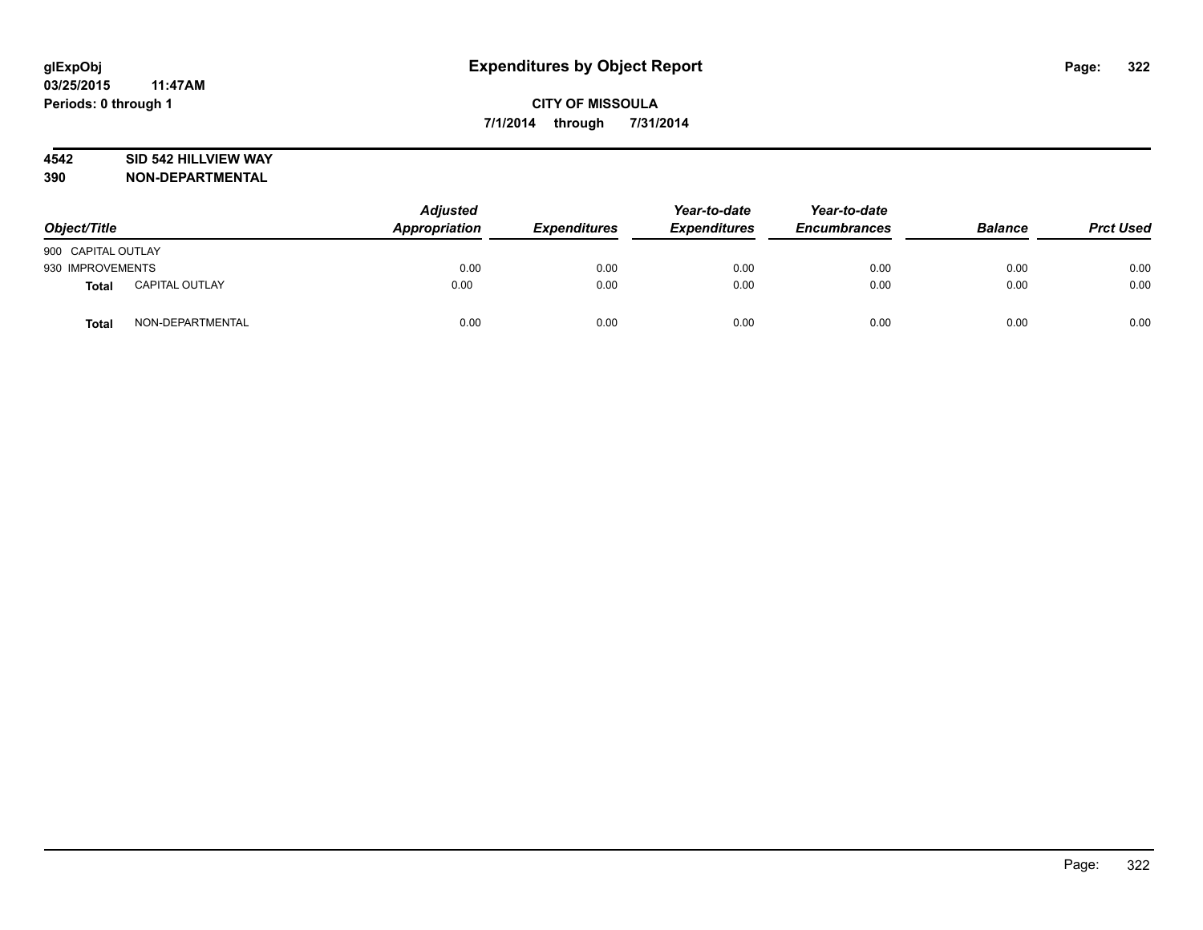# Expenditures by Object Report

glExpObj
03/25/2015 11:47AM
Periods: 0 through 1

**CITY OF MISSOULA**
**7/1/2014 through 7/31/2014**

**4542 SID 542 HILLVIEW WAY**
**390 NON-DEPARTMENTAL**

| Object/Title | | Adjusted Appropriation | Expenditures | Year-to-date Expenditures | Year-to-date Encumbrances | Balance | Prct Used |
|---|---|---|---|---|---|---|---|
| 900 CAPITAL OUTLAY | | | | | | | |
| 930 IMPROVEMENTS | | 0.00 | 0.00 | 0.00 | 0.00 | 0.00 | 0.00 |
| **Total** | CAPITAL OUTLAY | 0.00 | 0.00 | 0.00 | 0.00 | 0.00 | 0.00 |
| **Total** | NON-DEPARTMENTAL | 0.00 | 0.00 | 0.00 | 0.00 | 0.00 | 0.00 |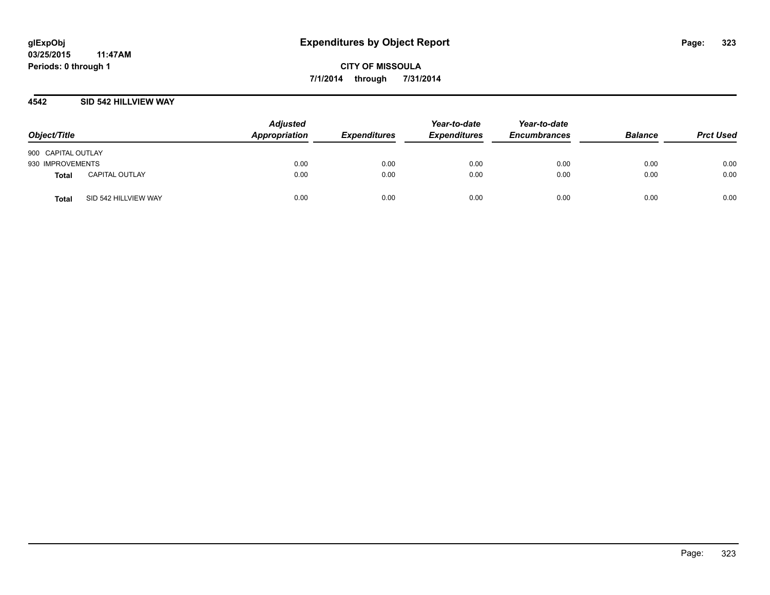**glExpObj**
**03/25/2015 11:47AM**
**Periods: 0 through 1**

# Expenditures by Object Report

**CITY OF MISSOULA**
**7/1/2014 through 7/31/2014**

## 4542 SID 542 HILLVIEW WAY

| Object/Title | | Adjusted Appropriation | Expenditures | Year-to-date Expenditures | Year-to-date Encumbrances | Balance | Prct Used |
|---|---|---|---|---|---|---|---|
| 900 CAPITAL OUTLAY | | | | | | | |
| 930 IMPROVEMENTS | | 0.00 | 0.00 | 0.00 | 0.00 | 0.00 | 0.00 |
| **Total** | CAPITAL OUTLAY | 0.00 | 0.00 | 0.00 | 0.00 | 0.00 | 0.00 |
| **Total** | SID 542 HILLVIEW WAY | 0.00 | 0.00 | 0.00 | 0.00 | 0.00 | 0.00 |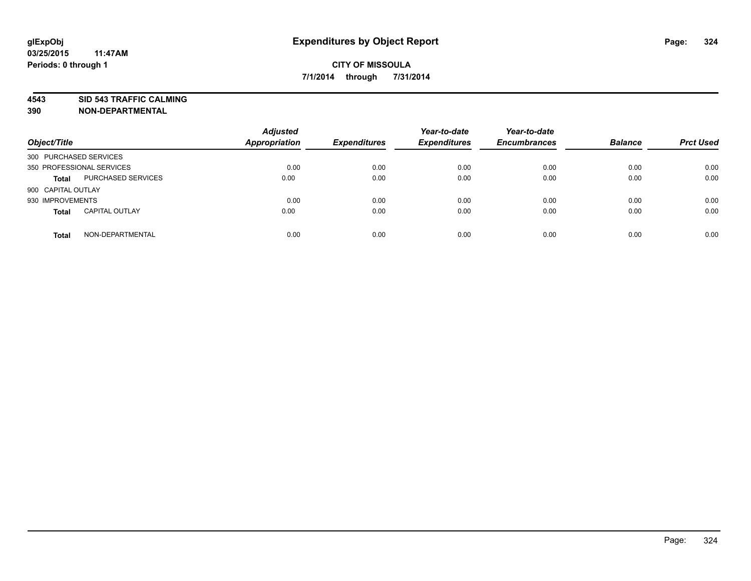# Expenditures by Object Report

glExpObj
03/25/2015 11:47AM
Periods: 0 through 1

**CITY OF MISSOULA**
**7/1/2014 through 7/31/2014**

**4543 SID 543 TRAFFIC CALMING**
**390 NON-DEPARTMENTAL**

| Object/Title | | Adjusted Appropriation | Expenditures | Year-to-date Expenditures | Year-to-date Encumbrances | Balance | Prct Used |
|---|---|---|---|---|---|---|---|
| 300 PURCHASED SERVICES | | | | | | | |
| 350 PROFESSIONAL SERVICES | | 0.00 | 0.00 | 0.00 | 0.00 | 0.00 | 0.00 |
| **Total** | PURCHASED SERVICES | 0.00 | 0.00 | 0.00 | 0.00 | 0.00 | 0.00 |
| 900 CAPITAL OUTLAY | | | | | | | |
| 930 IMPROVEMENTS | | 0.00 | 0.00 | 0.00 | 0.00 | 0.00 | 0.00 |
| **Total** | CAPITAL OUTLAY | 0.00 | 0.00 | 0.00 | 0.00 | 0.00 | 0.00 |
| **Total** | NON-DEPARTMENTAL | 0.00 | 0.00 | 0.00 | 0.00 | 0.00 | 0.00 |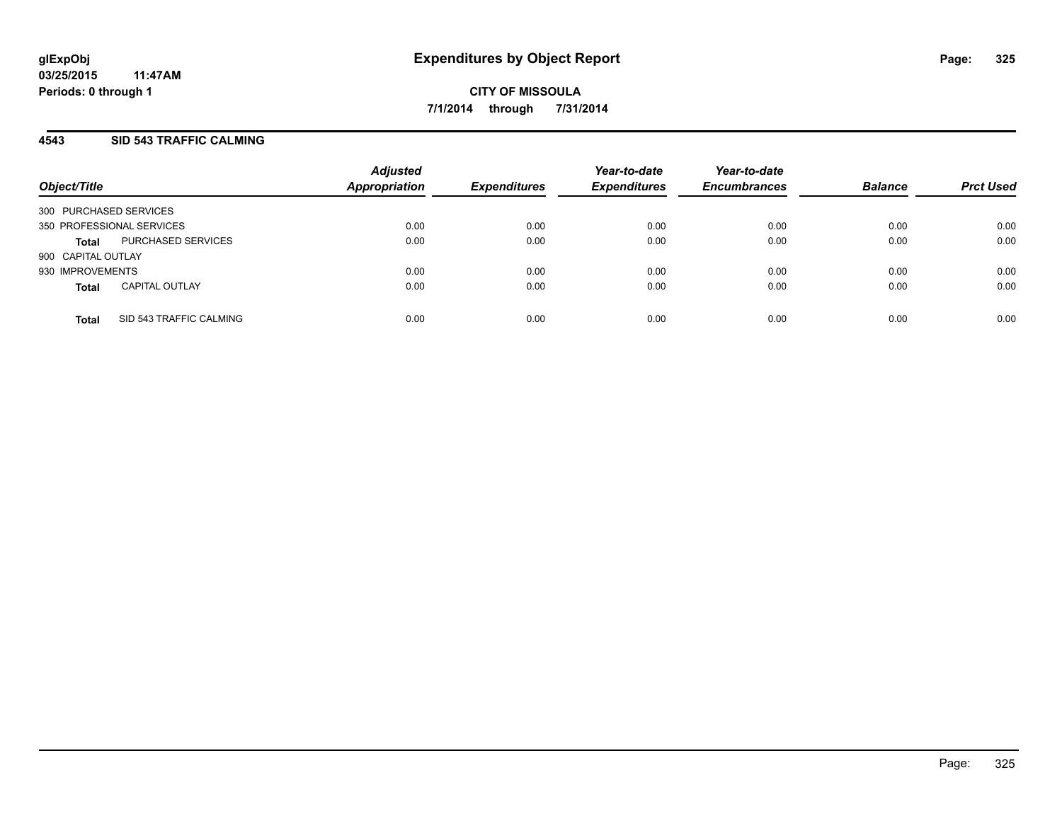# Expenditures by Object Report

glExpObj
03/25/2015 11:47AM
Periods: 0 through 1

**CITY OF MISSOULA**
**7/1/2014 through 7/31/2014**

## 4543 SID 543 TRAFFIC CALMING

| Object/Title | | Adjusted Appropriation | Expenditures | Year-to-date Expenditures | Year-to-date Encumbrances | Balance | Prct Used |
|---|---|---|---|---|---|---|---|
| 300 PURCHASED SERVICES | | | | | | | |
| 350 PROFESSIONAL SERVICES | | 0.00 | 0.00 | 0.00 | 0.00 | 0.00 | 0.00 |
| **Total** | PURCHASED SERVICES | 0.00 | 0.00 | 0.00 | 0.00 | 0.00 | 0.00 |
| 900 CAPITAL OUTLAY | | | | | | | |
| 930 IMPROVEMENTS | | 0.00 | 0.00 | 0.00 | 0.00 | 0.00 | 0.00 |
| **Total** | CAPITAL OUTLAY | 0.00 | 0.00 | 0.00 | 0.00 | 0.00 | 0.00 |
| **Total** | SID 543 TRAFFIC CALMING | 0.00 | 0.00 | 0.00 | 0.00 | 0.00 | 0.00 |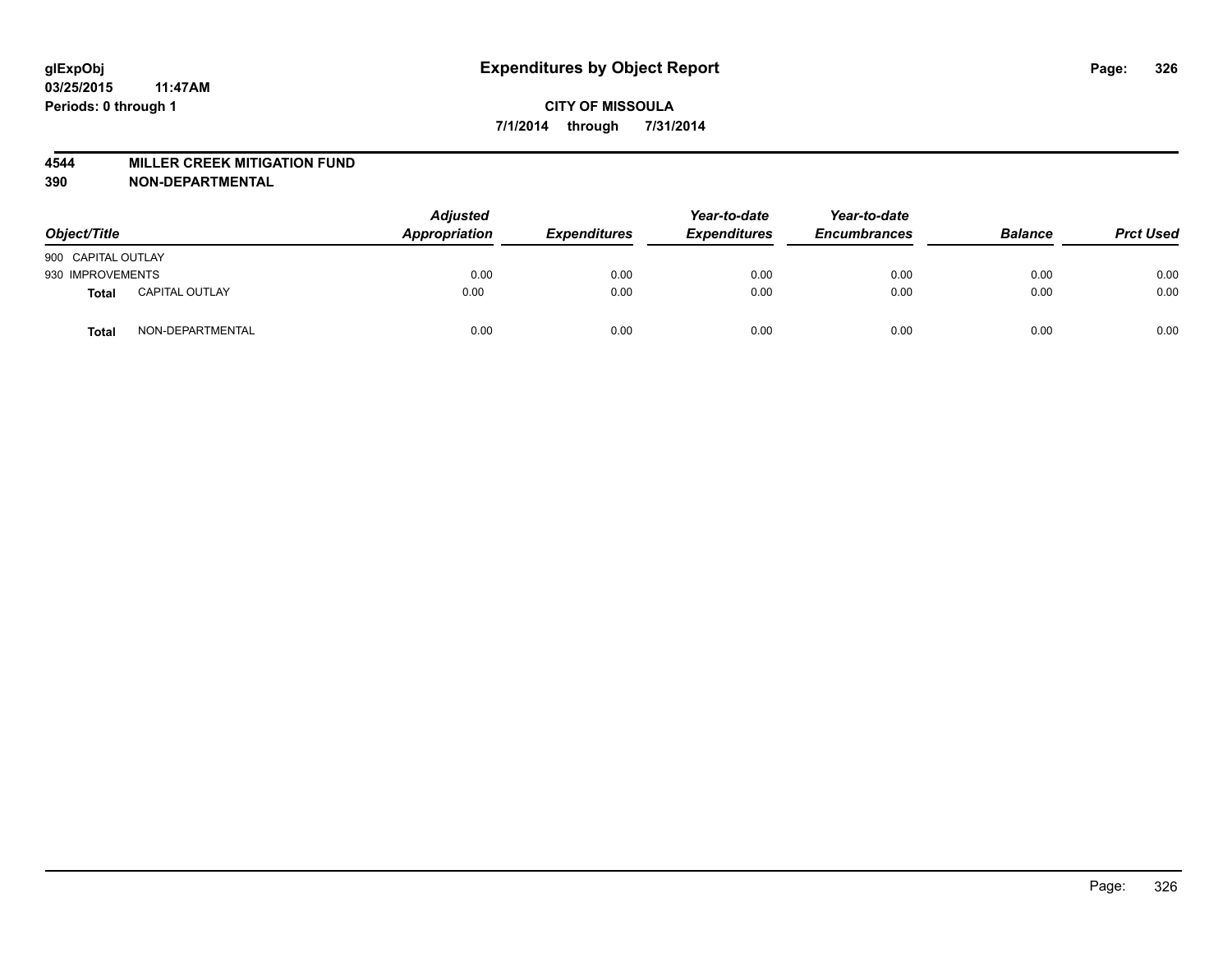**glExpObj**
**03/25/2015 11:47AM**
**Periods: 0 through 1**

# Expenditures by Object Report

**CITY OF MISSOULA**
**7/1/2014 through 7/31/2014**

**4544 MILLER CREEK MITIGATION FUND**
**390 NON-DEPARTMENTAL**

| Object/Title | | Adjusted Appropriation | Expenditures | Year-to-date Expenditures | Year-to-date Encumbrances | Balance | Prct Used |
|---|---|---|---|---|---|---|---|
| 900 CAPITAL OUTLAY | | | | | | | |
| 930 IMPROVEMENTS | | 0.00 | 0.00 | 0.00 | 0.00 | 0.00 | 0.00 |
| **Total** | CAPITAL OUTLAY | 0.00 | 0.00 | 0.00 | 0.00 | 0.00 | 0.00 |
| **Total** | NON-DEPARTMENTAL | 0.00 | 0.00 | 0.00 | 0.00 | 0.00 | 0.00 |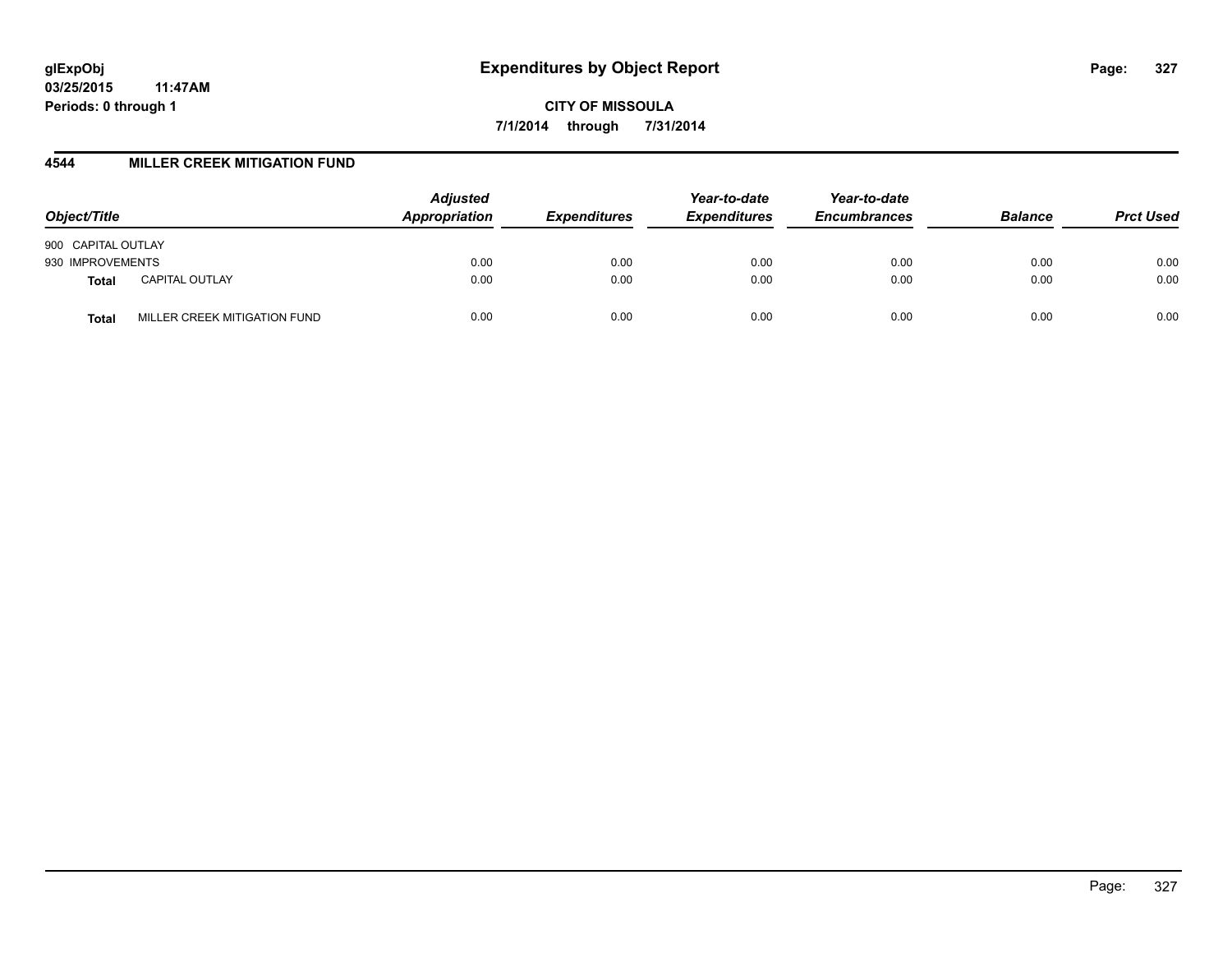**glExpObj**
**03/25/2015 11:47AM**
**Periods: 0 through 1**

# Expenditures by Object Report

**CITY OF MISSOULA**
**7/1/2014 through 7/31/2014**

## 4544 MILLER CREEK MITIGATION FUND

| Object/Title | | Adjusted Appropriation | Expenditures | Year-to-date Expenditures | Year-to-date Encumbrances | Balance | Prct Used |
|---|---|---|---|---|---|---|---|
| 900 CAPITAL OUTLAY | | | | | | | |
| 930 IMPROVEMENTS | | 0.00 | 0.00 | 0.00 | 0.00 | 0.00 | 0.00 |
| **Total** | CAPITAL OUTLAY | 0.00 | 0.00 | 0.00 | 0.00 | 0.00 | 0.00 |
| **Total** | MILLER CREEK MITIGATION FUND | 0.00 | 0.00 | 0.00 | 0.00 | 0.00 | 0.00 |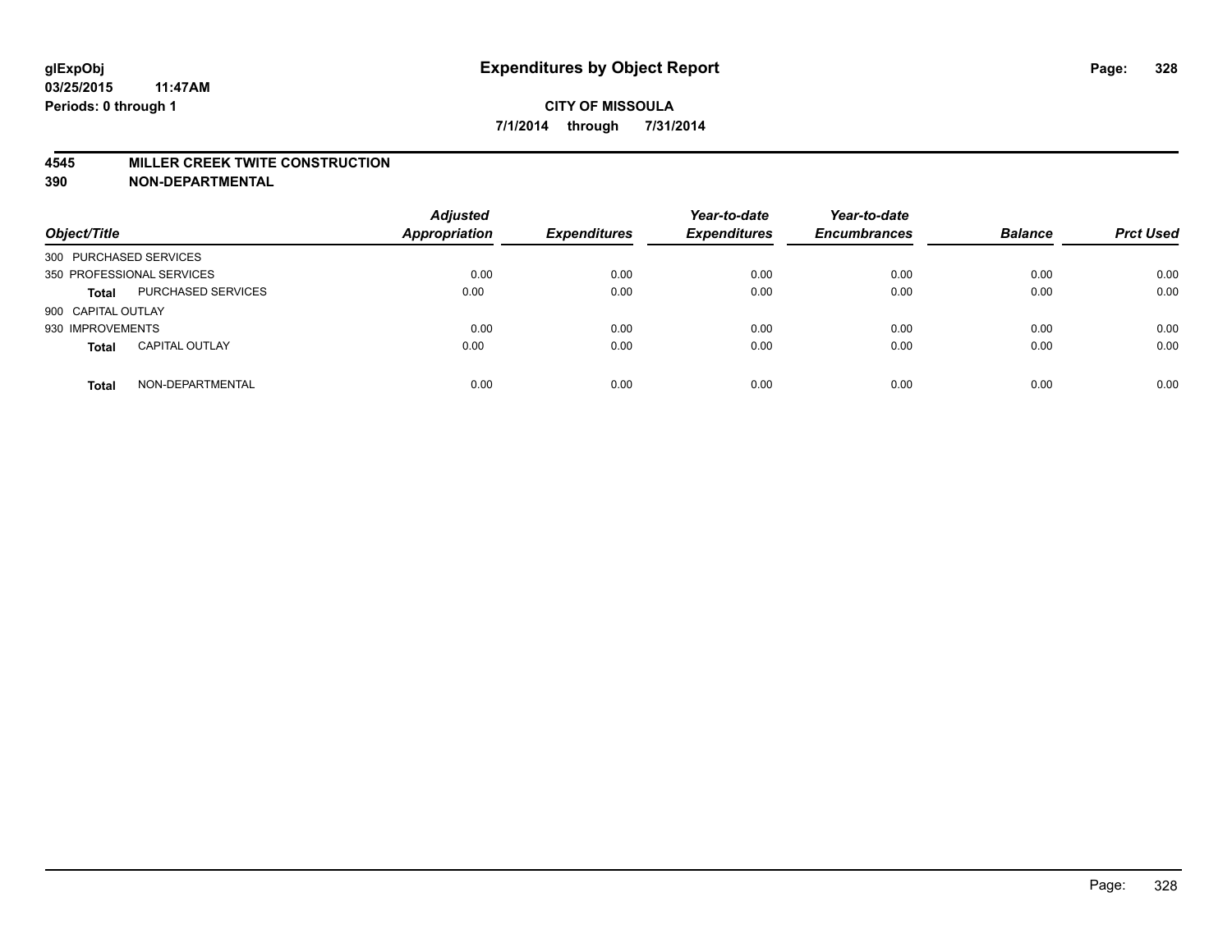**glExpObj**
**03/25/2015 11:47AM**
**Periods: 0 through 1**

# Expenditures by Object Report

**CITY OF MISSOULA**
**7/1/2014 through 7/31/2014**

## 4545 MILLER CREEK TWITE CONSTRUCTION
## 390 NON-DEPARTMENTAL

| Object/Title | | Adjusted Appropriation | Expenditures | Year-to-date Expenditures | Year-to-date Encumbrances | Balance | Prct Used |
|---|---|---|---|---|---|---|---|
| 300 PURCHASED SERVICES | | | | | | | |
| 350 PROFESSIONAL SERVICES | | 0.00 | 0.00 | 0.00 | 0.00 | 0.00 | 0.00 |
| **Total** | PURCHASED SERVICES | 0.00 | 0.00 | 0.00 | 0.00 | 0.00 | 0.00 |
| 900 CAPITAL OUTLAY | | | | | | | |
| 930 IMPROVEMENTS | | 0.00 | 0.00 | 0.00 | 0.00 | 0.00 | 0.00 |
| **Total** | CAPITAL OUTLAY | 0.00 | 0.00 | 0.00 | 0.00 | 0.00 | 0.00 |
| **Total** | NON-DEPARTMENTAL | 0.00 | 0.00 | 0.00 | 0.00 | 0.00 | 0.00 |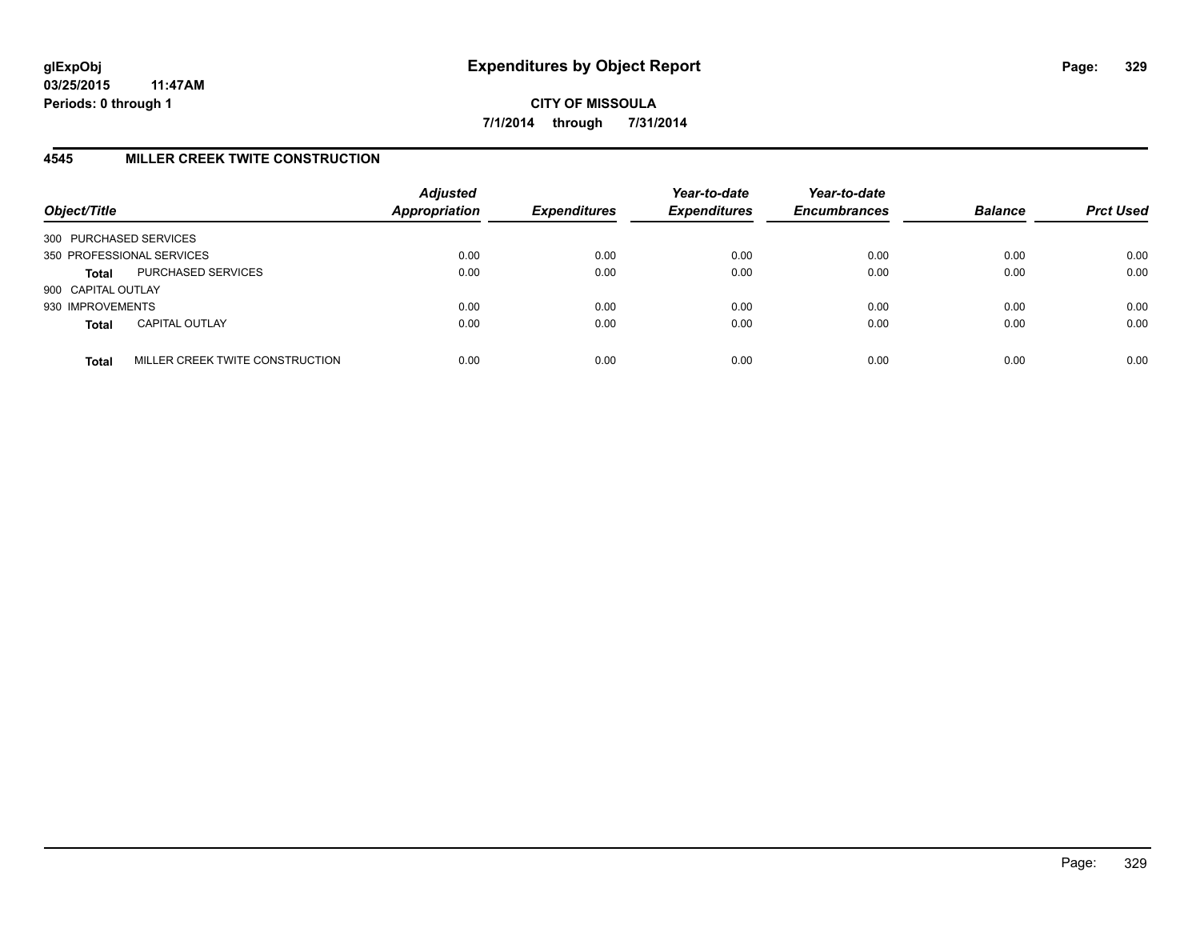glExpObj
03/25/2015 11:47AM
Periods: 0 through 1

# Expenditures by Object Report

**CITY OF MISSOULA**

**7/1/2014 through 7/31/2014**

## 4545 MILLER CREEK TWITE CONSTRUCTION

| Object/Title | | Adjusted Appropriation | Expenditures | Year-to-date Expenditures | Year-to-date Encumbrances | Balance | Prct Used |
|---|---|---|---|---|---|---|---|
| 300 PURCHASED SERVICES | | | | | | | |
| 350 PROFESSIONAL SERVICES | | 0.00 | 0.00 | 0.00 | 0.00 | 0.00 | 0.00 |
| **Total** | PURCHASED SERVICES | 0.00 | 0.00 | 0.00 | 0.00 | 0.00 | 0.00 |
| 900 CAPITAL OUTLAY | | | | | | | |
| 930 IMPROVEMENTS | | 0.00 | 0.00 | 0.00 | 0.00 | 0.00 | 0.00 |
| **Total** | CAPITAL OUTLAY | 0.00 | 0.00 | 0.00 | 0.00 | 0.00 | 0.00 |
| **Total** | MILLER CREEK TWITE CONSTRUCTION | 0.00 | 0.00 | 0.00 | 0.00 | 0.00 | 0.00 |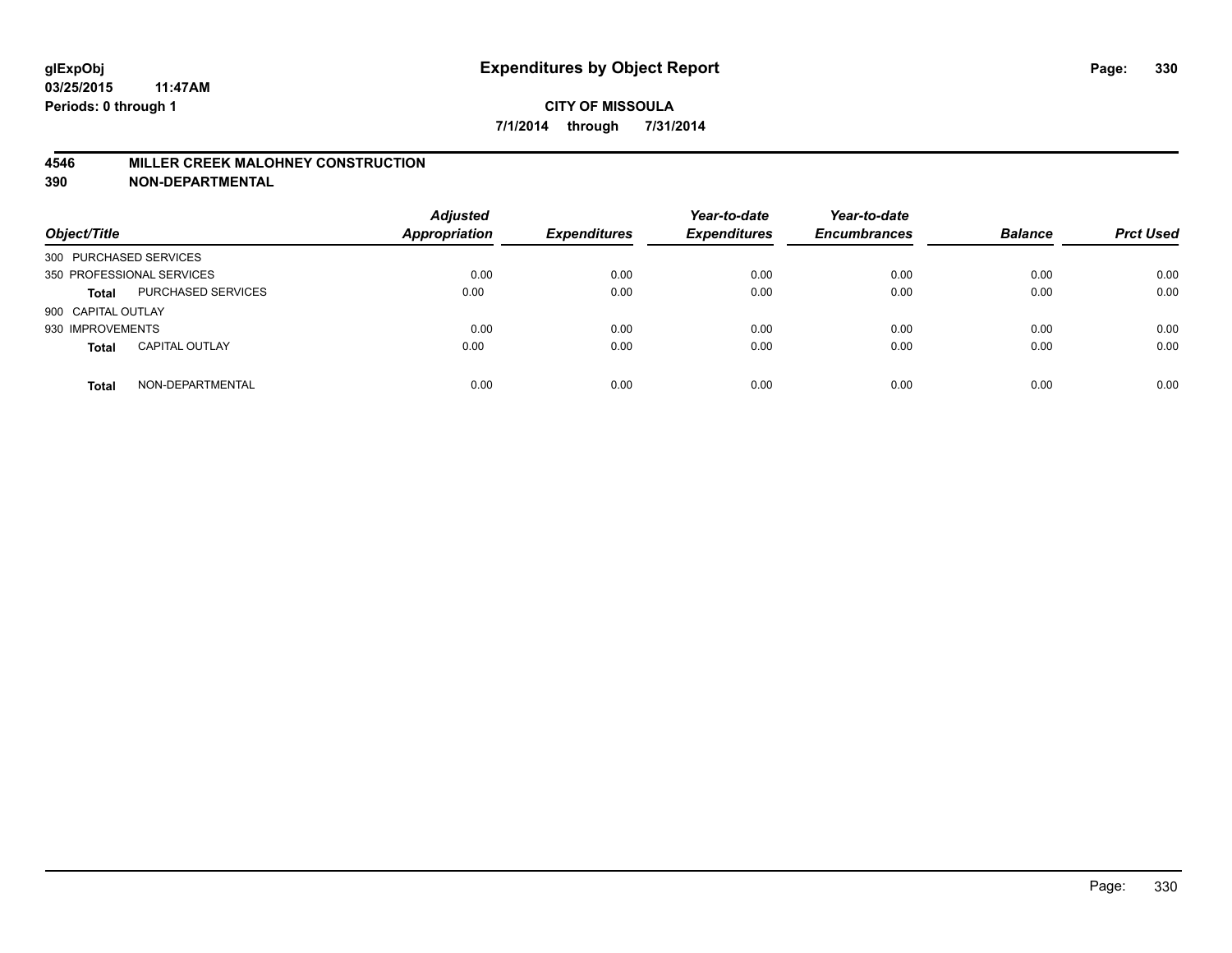glExpObj
03/25/2015 11:47AM
Periods: 0 through 1

# Expenditures by Object Report

**CITY OF MISSOULA**
**7/1/2014 through 7/31/2014**

## 4546 MILLER CREEK MALOHNEY CONSTRUCTION
## 390 NON-DEPARTMENTAL

| Object/Title | | Adjusted Appropriation | Expenditures | Year-to-date Expenditures | Year-to-date Encumbrances | Balance | Prct Used |
|---|---|---|---|---|---|---|---|
| 300 PURCHASED SERVICES | | | | | | | |
| 350 PROFESSIONAL SERVICES | | 0.00 | 0.00 | 0.00 | 0.00 | 0.00 | 0.00 |
| **Total** | PURCHASED SERVICES | 0.00 | 0.00 | 0.00 | 0.00 | 0.00 | 0.00 |
| 900 CAPITAL OUTLAY | | | | | | | |
| 930 IMPROVEMENTS | | 0.00 | 0.00 | 0.00 | 0.00 | 0.00 | 0.00 |
| **Total** | CAPITAL OUTLAY | 0.00 | 0.00 | 0.00 | 0.00 | 0.00 | 0.00 |
| **Total** | NON-DEPARTMENTAL | 0.00 | 0.00 | 0.00 | 0.00 | 0.00 | 0.00 |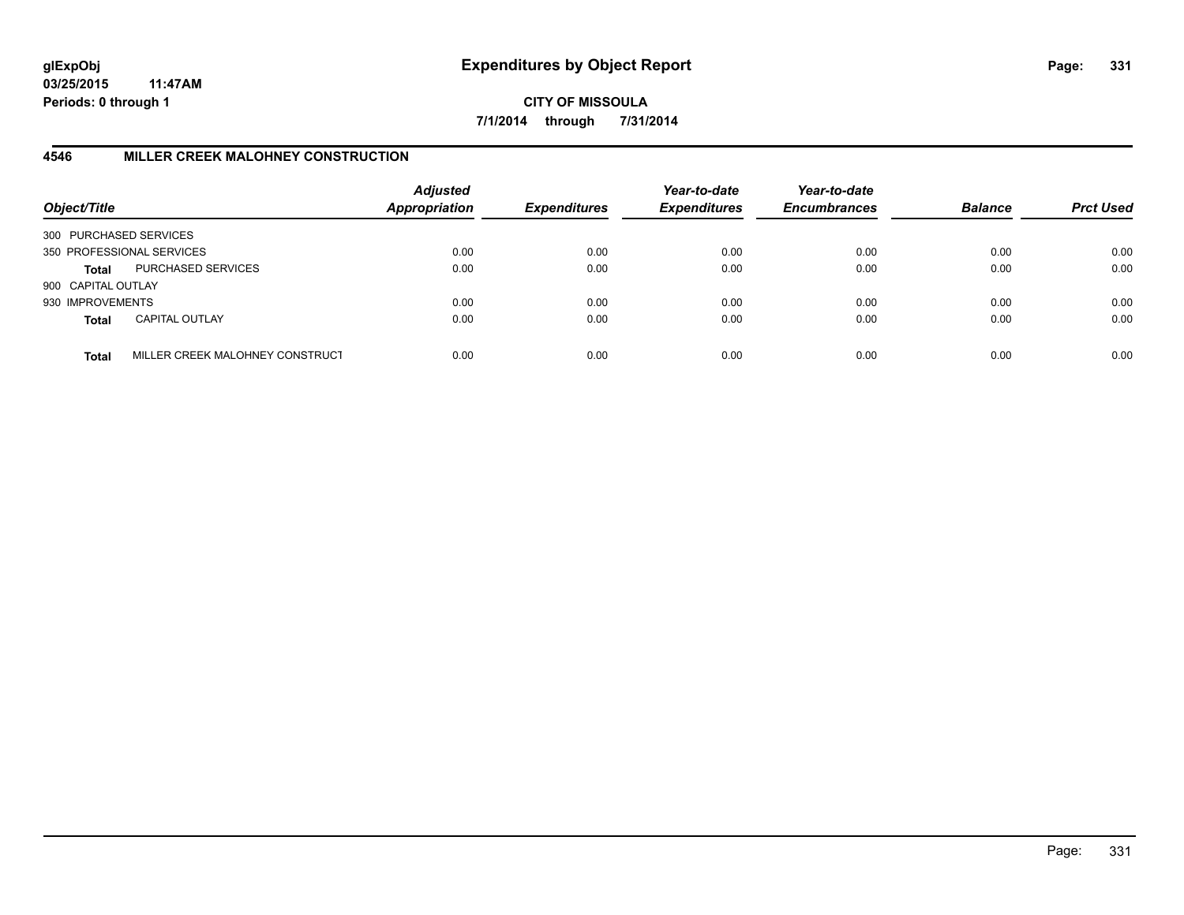**glExpObj**
**03/25/2015 11:47AM**
**Periods: 0 through 1**

# Expenditures by Object Report

**CITY OF MISSOULA**
**7/1/2014 through 7/31/2014**

## 4546 MILLER CREEK MALOHNEY CONSTRUCTION

| Object/Title | | Adjusted Appropriation | Expenditures | Year-to-date Expenditures | Year-to-date Encumbrances | Balance | Prct Used |
|---|---|---|---|---|---|---|---|
| 300 PURCHASED SERVICES | | | | | | | |
| 350 PROFESSIONAL SERVICES | | 0.00 | 0.00 | 0.00 | 0.00 | 0.00 | 0.00 |
| **Total** | PURCHASED SERVICES | 0.00 | 0.00 | 0.00 | 0.00 | 0.00 | 0.00 |
| 900 CAPITAL OUTLAY | | | | | | | |
| 930 IMPROVEMENTS | | 0.00 | 0.00 | 0.00 | 0.00 | 0.00 | 0.00 |
| **Total** | CAPITAL OUTLAY | 0.00 | 0.00 | 0.00 | 0.00 | 0.00 | 0.00 |
| **Total** | MILLER CREEK MALOHNEY CONSTRUCT | 0.00 | 0.00 | 0.00 | 0.00 | 0.00 | 0.00 |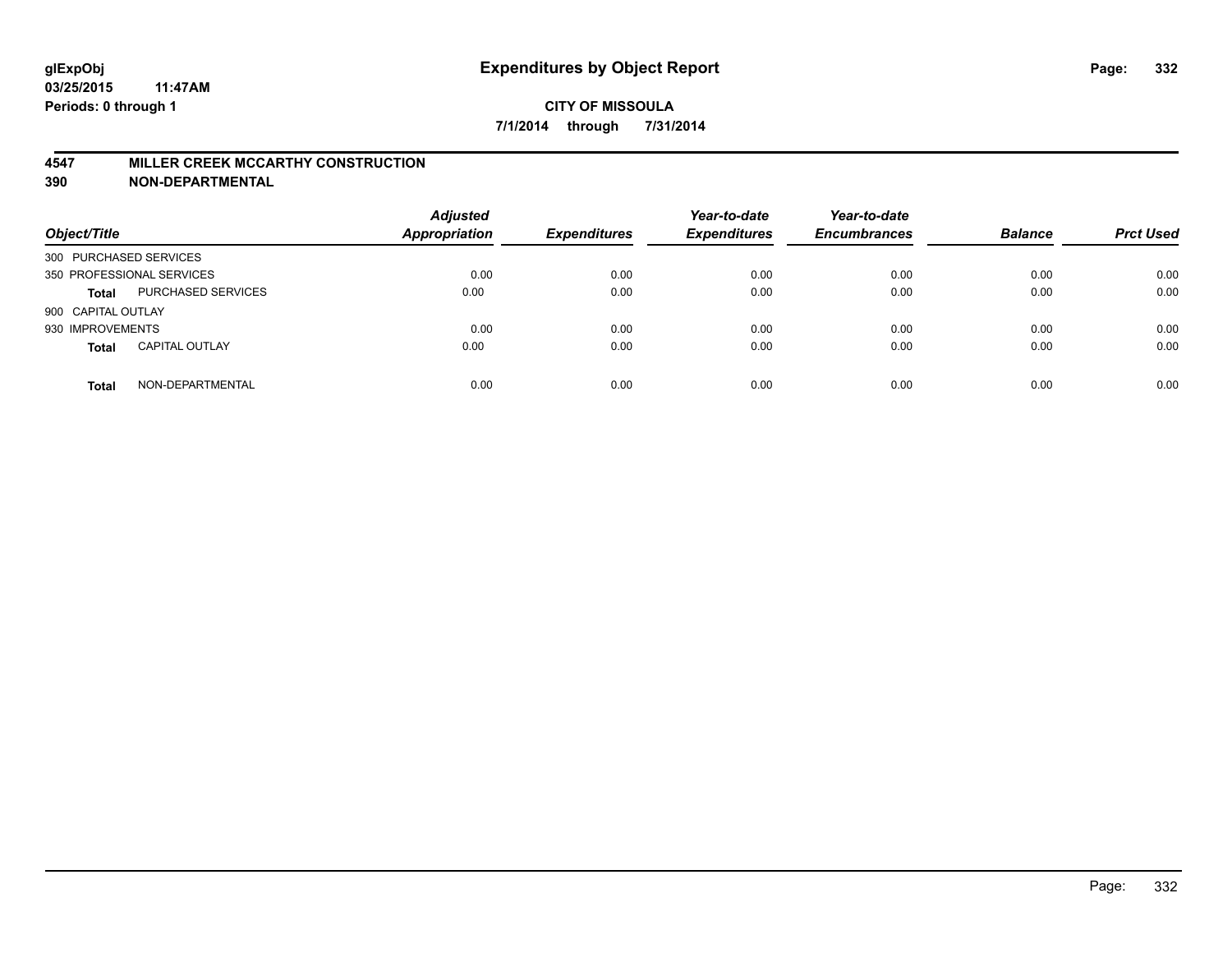# Expenditures by Object Report

glExpObj
03/25/2015 11:47AM
Periods: 0 through 1

**CITY OF MISSOULA**

**7/1/2014 through 7/31/2014**

## 4547 MILLER CREEK MCCARTHY CONSTRUCTION
## 390 NON-DEPARTMENTAL

| Object/Title | | Adjusted Appropriation | Expenditures | Year-to-date Expenditures | Year-to-date Encumbrances | Balance | Prct Used |
|---|---|---|---|---|---|---|---|
| 300 PURCHASED SERVICES | | | | | | | |
| 350 PROFESSIONAL SERVICES | | 0.00 | 0.00 | 0.00 | 0.00 | 0.00 | 0.00 |
| **Total** | PURCHASED SERVICES | 0.00 | 0.00 | 0.00 | 0.00 | 0.00 | 0.00 |
| 900 CAPITAL OUTLAY | | | | | | | |
| 930 IMPROVEMENTS | | 0.00 | 0.00 | 0.00 | 0.00 | 0.00 | 0.00 |
| **Total** | CAPITAL OUTLAY | 0.00 | 0.00 | 0.00 | 0.00 | 0.00 | 0.00 |
| **Total** | NON-DEPARTMENTAL | 0.00 | 0.00 | 0.00 | 0.00 | 0.00 | 0.00 |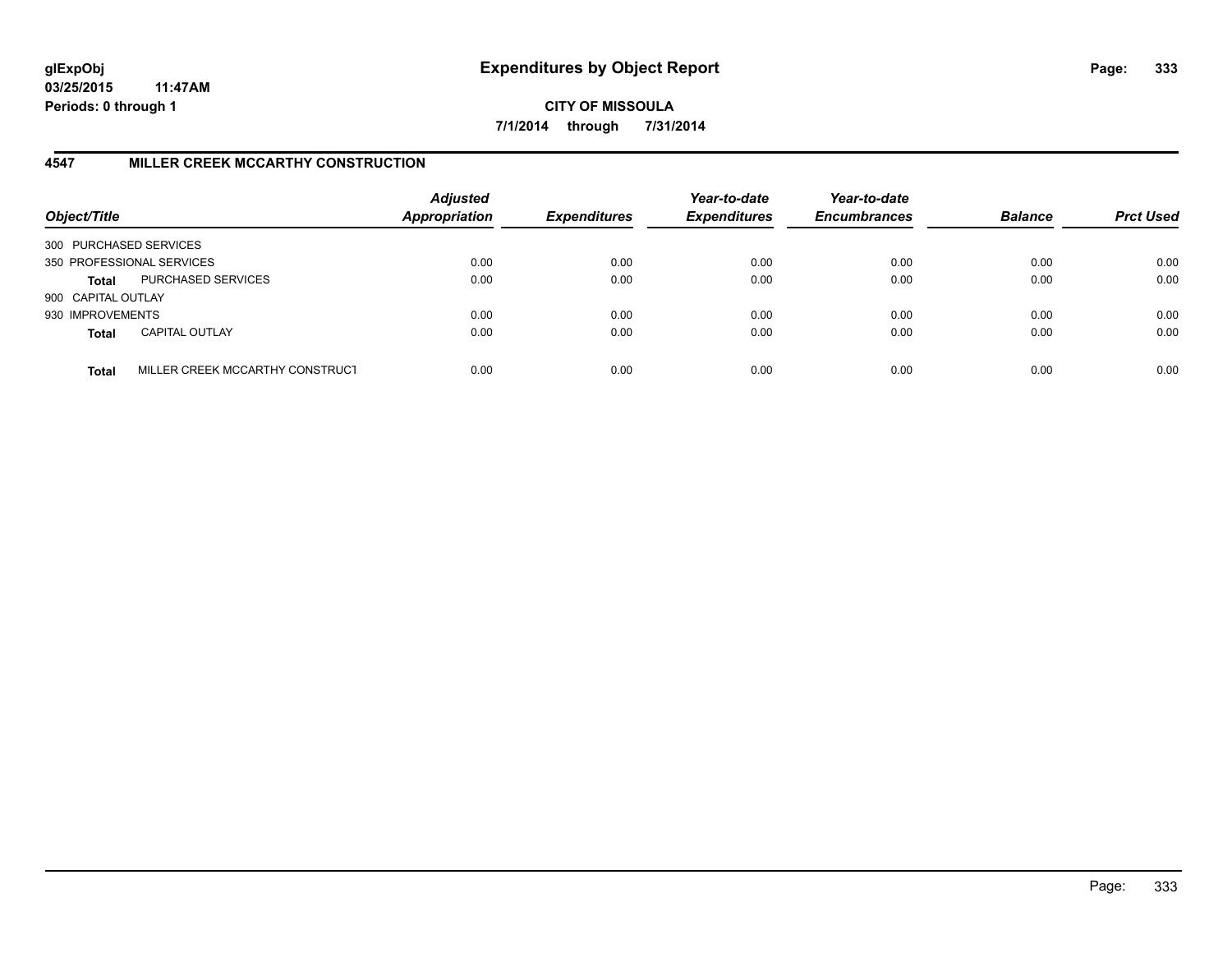**glExpObj** 03/25/2015 11:47AM
**Periods: 0 through 1**

# Expenditures by Object Report

**CITY OF MISSOULA**
**7/1/2014 through 7/31/2014**

## 4547 MILLER CREEK MCCARTHY CONSTRUCTION

| Object/Title | | *Adjusted Appropriation* | *Expenditures* | *Year-to-date Expenditures* | *Year-to-date Encumbrances* | *Balance* | *Prct Used* |
|---|---|---|---|---|---|---|---|
| 300 PURCHASED SERVICES | | | | | | | |
| 350 PROFESSIONAL SERVICES | | 0.00 | 0.00 | 0.00 | 0.00 | 0.00 | 0.00 |
| **Total** | PURCHASED SERVICES | 0.00 | 0.00 | 0.00 | 0.00 | 0.00 | 0.00 |
| 900 CAPITAL OUTLAY | | | | | | | |
| 930 IMPROVEMENTS | | 0.00 | 0.00 | 0.00 | 0.00 | 0.00 | 0.00 |
| **Total** | CAPITAL OUTLAY | 0.00 | 0.00 | 0.00 | 0.00 | 0.00 | 0.00 |
| **Total** | MILLER CREEK MCCARTHY CONSTRUCT | 0.00 | 0.00 | 0.00 | 0.00 | 0.00 | 0.00 |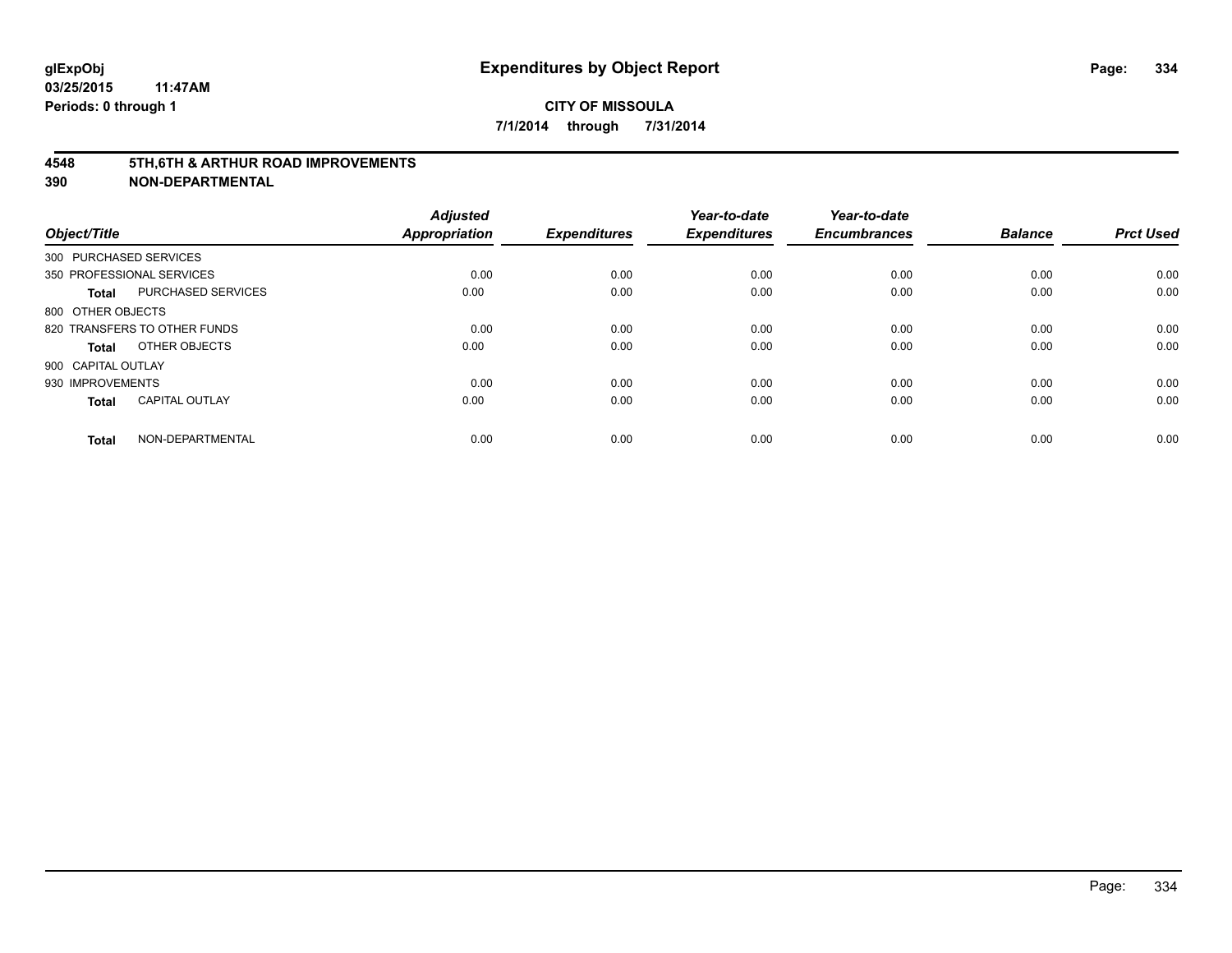**glExpObj**
**03/25/2015 11:47AM**
**Periods: 0 through 1**

# Expenditures by Object Report

**CITY OF MISSOULA**
**7/1/2014 through 7/31/2014**

## 4548 5TH,6TH & ARTHUR ROAD IMPROVEMENTS
## 390 NON-DEPARTMENTAL

| Object/Title | | Adjusted Appropriation | Expenditures | Year-to-date Expenditures | Year-to-date Encumbrances | Balance | Prct Used |
|---|---|---|---|---|---|---|---|
| 300 PURCHASED SERVICES | | | | | | | |
| 350 PROFESSIONAL SERVICES | | 0.00 | 0.00 | 0.00 | 0.00 | 0.00 | 0.00 |
| **Total** | PURCHASED SERVICES | 0.00 | 0.00 | 0.00 | 0.00 | 0.00 | 0.00 |
| 800 OTHER OBJECTS | | | | | | | |
| 820 TRANSFERS TO OTHER FUNDS | | 0.00 | 0.00 | 0.00 | 0.00 | 0.00 | 0.00 |
| **Total** | OTHER OBJECTS | 0.00 | 0.00 | 0.00 | 0.00 | 0.00 | 0.00 |
| 900 CAPITAL OUTLAY | | | | | | | |
| 930 IMPROVEMENTS | | 0.00 | 0.00 | 0.00 | 0.00 | 0.00 | 0.00 |
| **Total** | CAPITAL OUTLAY | 0.00 | 0.00 | 0.00 | 0.00 | 0.00 | 0.00 |
| **Total** | NON-DEPARTMENTAL | 0.00 | 0.00 | 0.00 | 0.00 | 0.00 | 0.00 |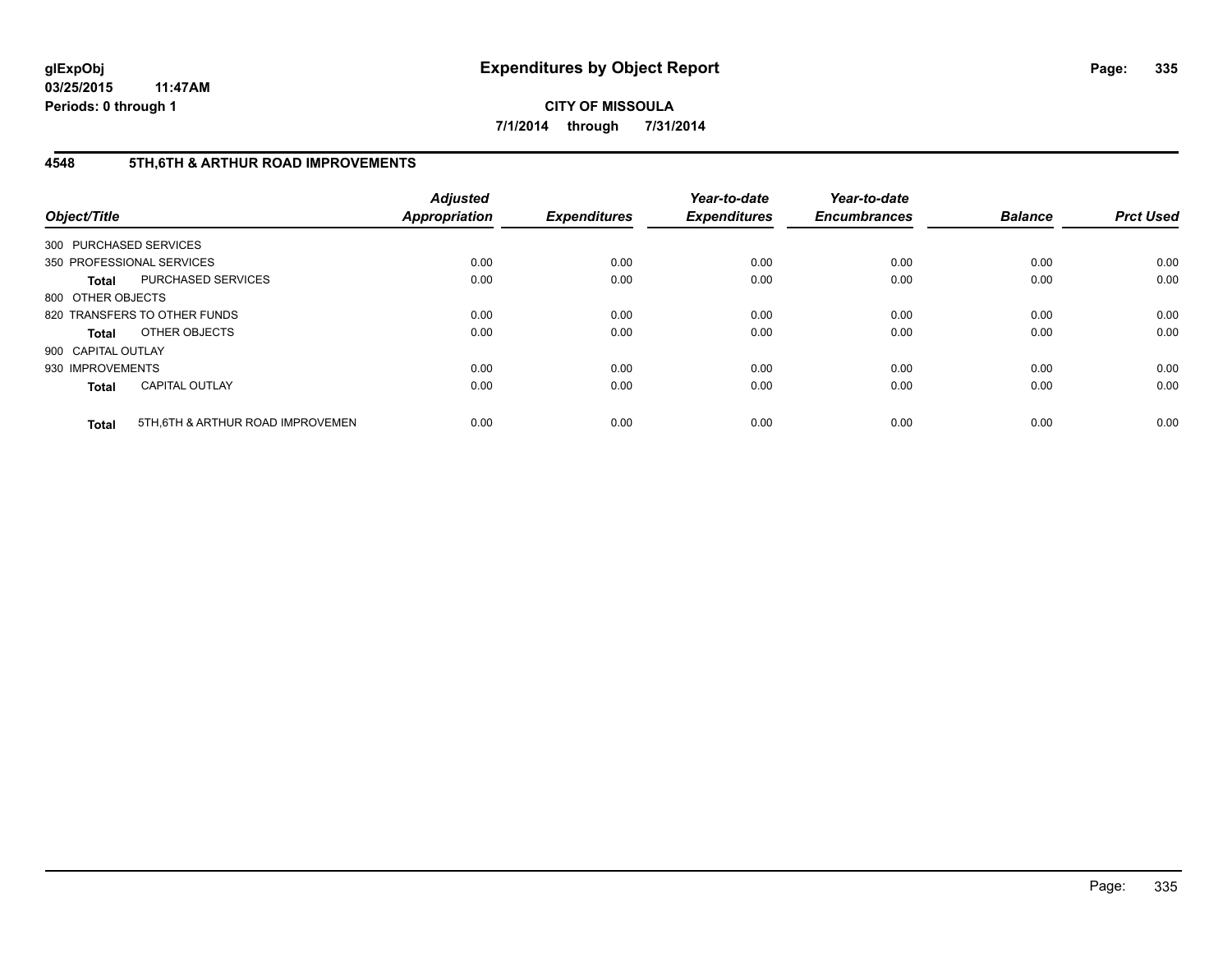**glExpObj**
**03/25/2015 11:47AM**
**Periods: 0 through 1**

# Expenditures by Object Report

**CITY OF MISSOULA**
**7/1/2014 through 7/31/2014**

## 4548 5TH,6TH & ARTHUR ROAD IMPROVEMENTS

| Object/Title | | Adjusted Appropriation | Expenditures | Year-to-date Expenditures | Year-to-date Encumbrances | Balance | Prct Used |
|---|---|---|---|---|---|---|---|
| 300 PURCHASED SERVICES | | | | | | | |
| 350 PROFESSIONAL SERVICES | | 0.00 | 0.00 | 0.00 | 0.00 | 0.00 | 0.00 |
| **Total** | PURCHASED SERVICES | 0.00 | 0.00 | 0.00 | 0.00 | 0.00 | 0.00 |
| 800 OTHER OBJECTS | | | | | | | |
| 820 TRANSFERS TO OTHER FUNDS | | 0.00 | 0.00 | 0.00 | 0.00 | 0.00 | 0.00 |
| **Total** | OTHER OBJECTS | 0.00 | 0.00 | 0.00 | 0.00 | 0.00 | 0.00 |
| 900 CAPITAL OUTLAY | | | | | | | |
| 930 IMPROVEMENTS | | 0.00 | 0.00 | 0.00 | 0.00 | 0.00 | 0.00 |
| **Total** | CAPITAL OUTLAY | 0.00 | 0.00 | 0.00 | 0.00 | 0.00 | 0.00 |
| **Total** | 5TH,6TH & ARTHUR ROAD IMPROVEMEN | 0.00 | 0.00 | 0.00 | 0.00 | 0.00 | 0.00 |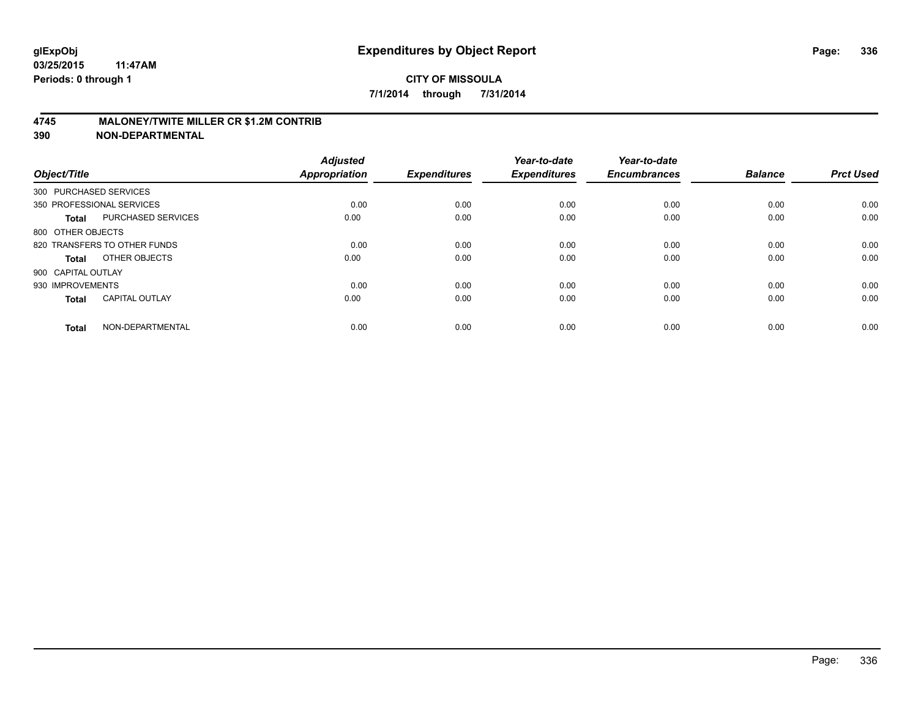glExpObj
03/25/2015 11:47AM
Periods: 0 through 1

# Expenditures by Object Report

**CITY OF MISSOULA**
**7/1/2014 through 7/31/2014**

## 4745 MALONEY/TWITE MILLER CR $1.2M CONTRIB
## 390 NON-DEPARTMENTAL

| Object/Title | | Adjusted Appropriation | Expenditures | Year-to-date Expenditures | Year-to-date Encumbrances | Balance | Prct Used |
|---|---|---|---|---|---|---|---|
| 300 PURCHASED SERVICES | | | | | | | |
| 350 PROFESSIONAL SERVICES | | 0.00 | 0.00 | 0.00 | 0.00 | 0.00 | 0.00 |
| **Total** | PURCHASED SERVICES | 0.00 | 0.00 | 0.00 | 0.00 | 0.00 | 0.00 |
| 800 OTHER OBJECTS | | | | | | | |
| 820 TRANSFERS TO OTHER FUNDS | | 0.00 | 0.00 | 0.00 | 0.00 | 0.00 | 0.00 |
| **Total** | OTHER OBJECTS | 0.00 | 0.00 | 0.00 | 0.00 | 0.00 | 0.00 |
| 900 CAPITAL OUTLAY | | | | | | | |
| 930 IMPROVEMENTS | | 0.00 | 0.00 | 0.00 | 0.00 | 0.00 | 0.00 |
| **Total** | CAPITAL OUTLAY | 0.00 | 0.00 | 0.00 | 0.00 | 0.00 | 0.00 |
| **Total** | NON-DEPARTMENTAL | 0.00 | 0.00 | 0.00 | 0.00 | 0.00 | 0.00 |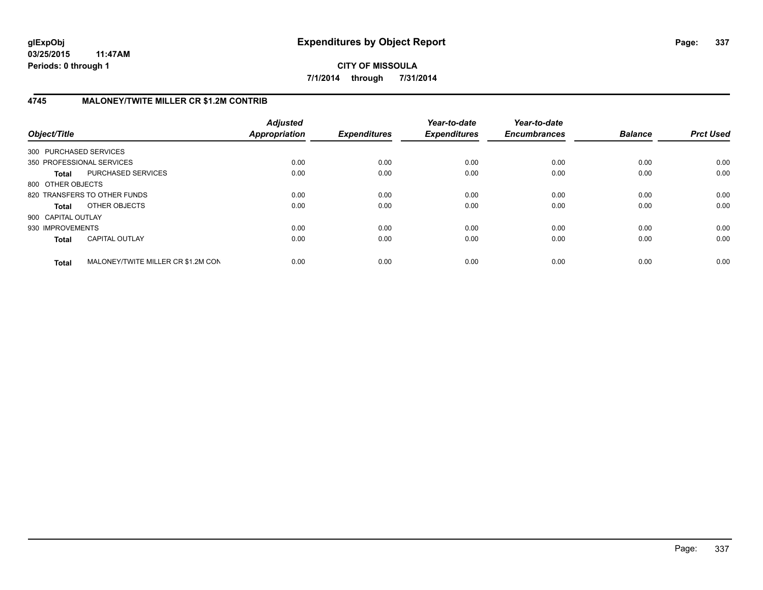**glExpObj**
**03/25/2015 11:47AM**
**Periods: 0 through 1**

# Expenditures by Object Report

**CITY OF MISSOULA**

**7/1/2014 through 7/31/2014**

## 4745 MALONEY/TWITE MILLER CR $1.2M CONTRIB

| Object/Title | | *Adjusted Appropriation* | *Expenditures* | *Year-to-date Expenditures* | *Year-to-date Encumbrances* | *Balance* | *Prct Used* |
|---|---|---|---|---|---|---|---|
| 300 PURCHASED SERVICES | | | | | | | |
| 350 PROFESSIONAL SERVICES | | 0.00 | 0.00 | 0.00 | 0.00 | 0.00 | 0.00 |
| **Total** | PURCHASED SERVICES | 0.00 | 0.00 | 0.00 | 0.00 | 0.00 | 0.00 |
| 800 OTHER OBJECTS | | | | | | | |
| 820 TRANSFERS TO OTHER FUNDS | | 0.00 | 0.00 | 0.00 | 0.00 | 0.00 | 0.00 |
| **Total** | OTHER OBJECTS | 0.00 | 0.00 | 0.00 | 0.00 | 0.00 | 0.00 |
| 900 CAPITAL OUTLAY | | | | | | | |
| 930 IMPROVEMENTS | | 0.00 | 0.00 | 0.00 | 0.00 | 0.00 | 0.00 |
| **Total** | CAPITAL OUTLAY | 0.00 | 0.00 | 0.00 | 0.00 | 0.00 | 0.00 |
| **Total** | MALONEY/TWITE MILLER CR $1.2M CON | 0.00 | 0.00 | 0.00 | 0.00 | 0.00 | 0.00 |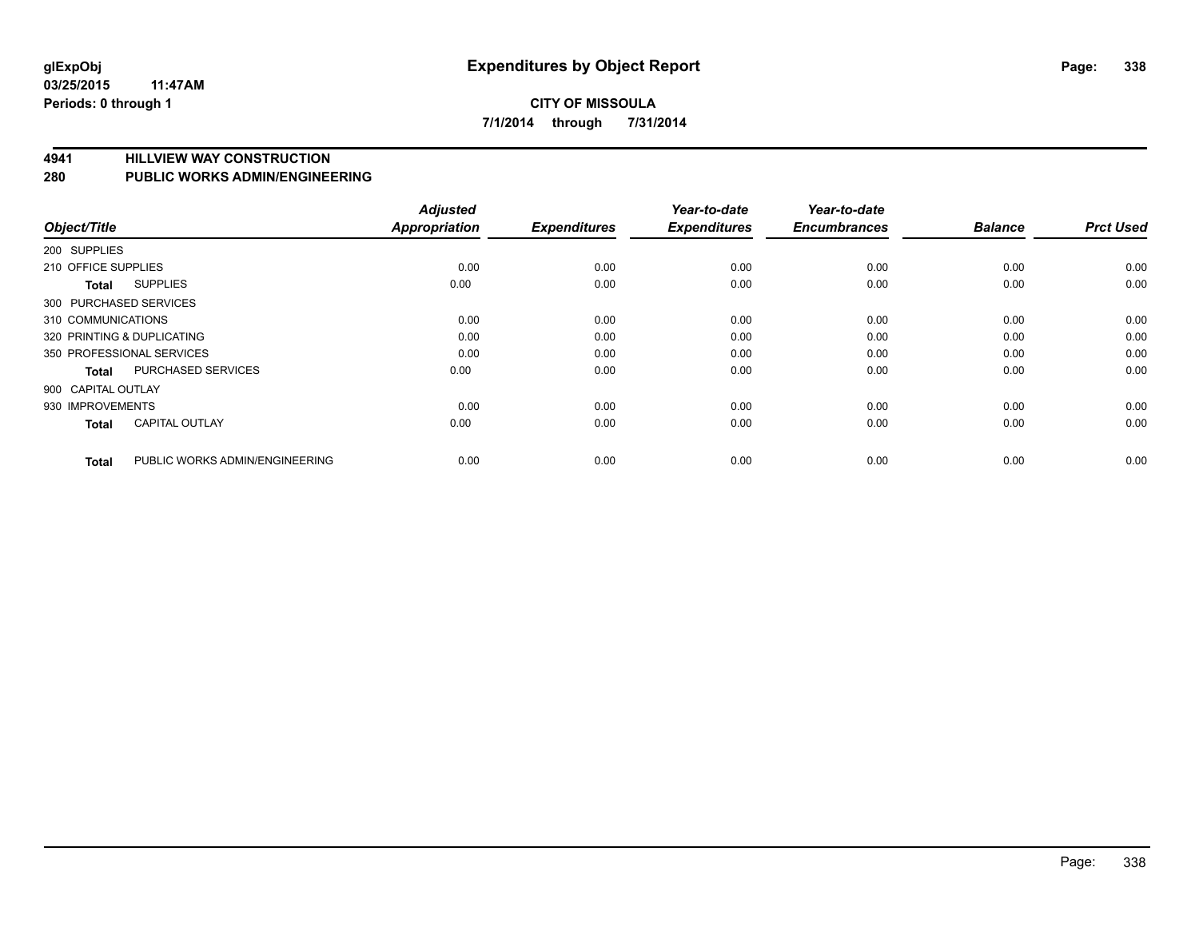**glExpObj** **Expenditures by Object Report**

**03/25/2015 11:47AM**

**Periods: 0 through 1**

**CITY OF MISSOULA**

**7/1/2014 through 7/31/2014**

## 4941 HILLVIEW WAY CONSTRUCTION

## 280 PUBLIC WORKS ADMIN/ENGINEERING

| Object/Title | | Adjusted Appropriation | Expenditures | Year-to-date Expenditures | Year-to-date Encumbrances | Balance | Prct Used |
|---|---|---|---|---|---|---|---|
| 200 SUPPLIES | | | | | | | |
| 210 OFFICE SUPPLIES | | 0.00 | 0.00 | 0.00 | 0.00 | 0.00 | 0.00 |
| **Total** | SUPPLIES | 0.00 | 0.00 | 0.00 | 0.00 | 0.00 | 0.00 |
| 300 PURCHASED SERVICES | | | | | | | |
| 310 COMMUNICATIONS | | 0.00 | 0.00 | 0.00 | 0.00 | 0.00 | 0.00 |
| 320 PRINTING & DUPLICATING | | 0.00 | 0.00 | 0.00 | 0.00 | 0.00 | 0.00 |
| 350 PROFESSIONAL SERVICES | | 0.00 | 0.00 | 0.00 | 0.00 | 0.00 | 0.00 |
| **Total** | PURCHASED SERVICES | 0.00 | 0.00 | 0.00 | 0.00 | 0.00 | 0.00 |
| 900 CAPITAL OUTLAY | | | | | | | |
| 930 IMPROVEMENTS | | 0.00 | 0.00 | 0.00 | 0.00 | 0.00 | 0.00 |
| **Total** | CAPITAL OUTLAY | 0.00 | 0.00 | 0.00 | 0.00 | 0.00 | 0.00 |
| **Total** | PUBLIC WORKS ADMIN/ENGINEERING | 0.00 | 0.00 | 0.00 | 0.00 | 0.00 | 0.00 |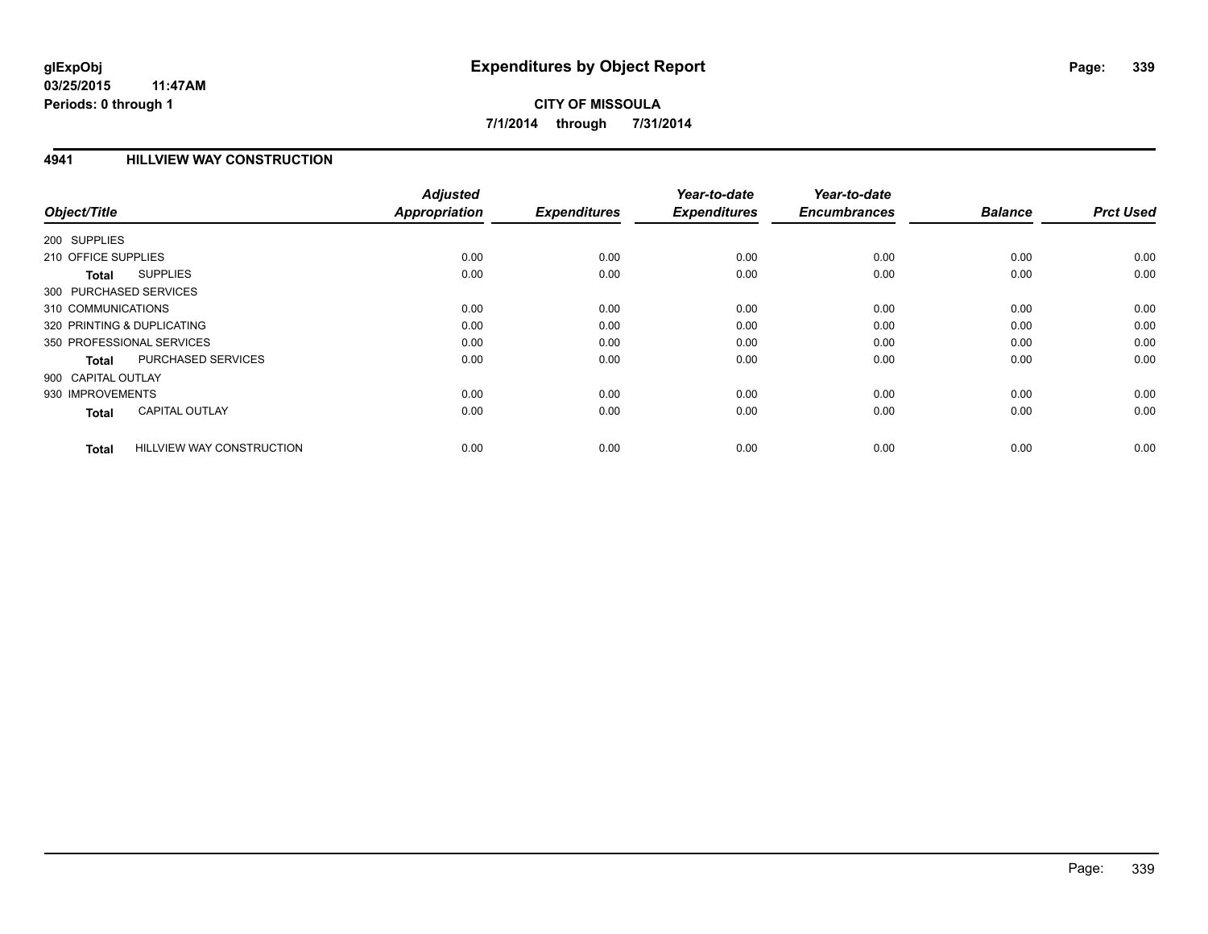**glExpObj**
**03/25/2015 11:47AM**
**Periods: 0 through 1**

# Expenditures by Object Report

**CITY OF MISSOULA**
**7/1/2014 through 7/31/2014**

## 4941 HILLVIEW WAY CONSTRUCTION

| Object/Title | | *Adjusted Appropriation* | *Expenditures* | *Year-to-date Expenditures* | *Year-to-date Encumbrances* | *Balance* | *Prct Used* |
|---|---|---|---|---|---|---|---|
| 200 SUPPLIES | | | | | | | |
| 210 OFFICE SUPPLIES | | 0.00 | 0.00 | 0.00 | 0.00 | 0.00 | 0.00 |
| **Total** | SUPPLIES | 0.00 | 0.00 | 0.00 | 0.00 | 0.00 | 0.00 |
| 300 PURCHASED SERVICES | | | | | | | |
| 310 COMMUNICATIONS | | 0.00 | 0.00 | 0.00 | 0.00 | 0.00 | 0.00 |
| 320 PRINTING & DUPLICATING | | 0.00 | 0.00 | 0.00 | 0.00 | 0.00 | 0.00 |
| 350 PROFESSIONAL SERVICES | | 0.00 | 0.00 | 0.00 | 0.00 | 0.00 | 0.00 |
| **Total** | PURCHASED SERVICES | 0.00 | 0.00 | 0.00 | 0.00 | 0.00 | 0.00 |
| 900 CAPITAL OUTLAY | | | | | | | |
| 930 IMPROVEMENTS | | 0.00 | 0.00 | 0.00 | 0.00 | 0.00 | 0.00 |
| **Total** | CAPITAL OUTLAY | 0.00 | 0.00 | 0.00 | 0.00 | 0.00 | 0.00 |
| **Total** | HILLVIEW WAY CONSTRUCTION | 0.00 | 0.00 | 0.00 | 0.00 | 0.00 | 0.00 |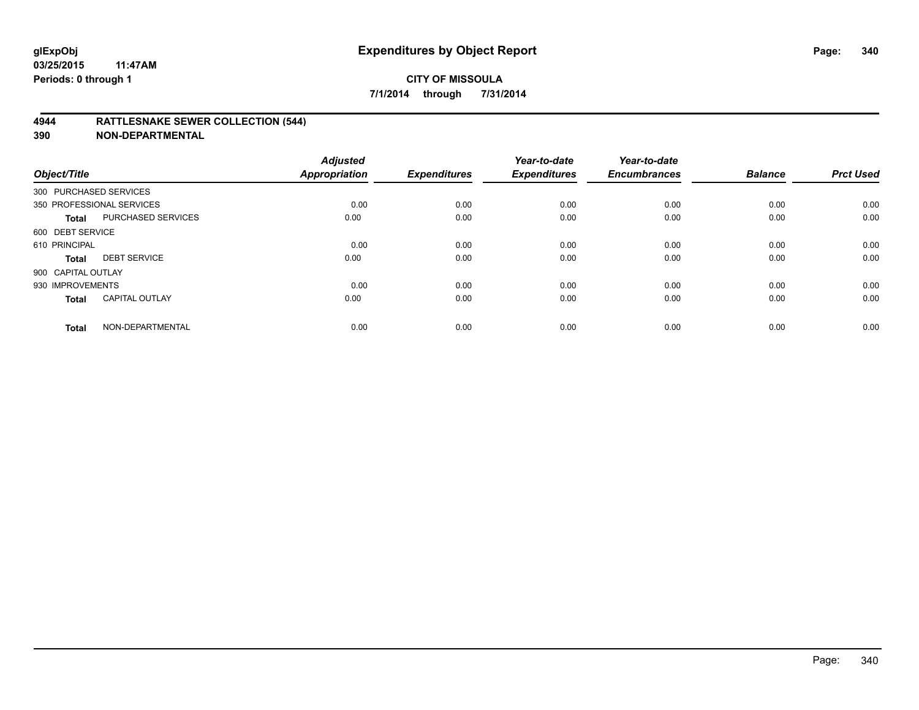# Expenditures by Object Report

glExpObj
03/25/2015 11:47AM
Periods: 0 through 1

**CITY OF MISSOULA**
**7/1/2014 through 7/31/2014**

**4944 RATTLESNAKE SEWER COLLECTION (544)**
**390 NON-DEPARTMENTAL**

| Object/Title | | Adjusted Appropriation | Expenditures | Year-to-date Expenditures | Year-to-date Encumbrances | Balance | Prct Used |
|---|---|---|---|---|---|---|---|
| 300 PURCHASED SERVICES | | | | | | | |
| 350 PROFESSIONAL SERVICES | | 0.00 | 0.00 | 0.00 | 0.00 | 0.00 | 0.00 |
| **Total** | PURCHASED SERVICES | 0.00 | 0.00 | 0.00 | 0.00 | 0.00 | 0.00 |
| 600 DEBT SERVICE | | | | | | | |
| 610 PRINCIPAL | | 0.00 | 0.00 | 0.00 | 0.00 | 0.00 | 0.00 |
| **Total** | DEBT SERVICE | 0.00 | 0.00 | 0.00 | 0.00 | 0.00 | 0.00 |
| 900 CAPITAL OUTLAY | | | | | | | |
| 930 IMPROVEMENTS | | 0.00 | 0.00 | 0.00 | 0.00 | 0.00 | 0.00 |
| **Total** | CAPITAL OUTLAY | 0.00 | 0.00 | 0.00 | 0.00 | 0.00 | 0.00 |
| **Total** | NON-DEPARTMENTAL | 0.00 | 0.00 | 0.00 | 0.00 | 0.00 | 0.00 |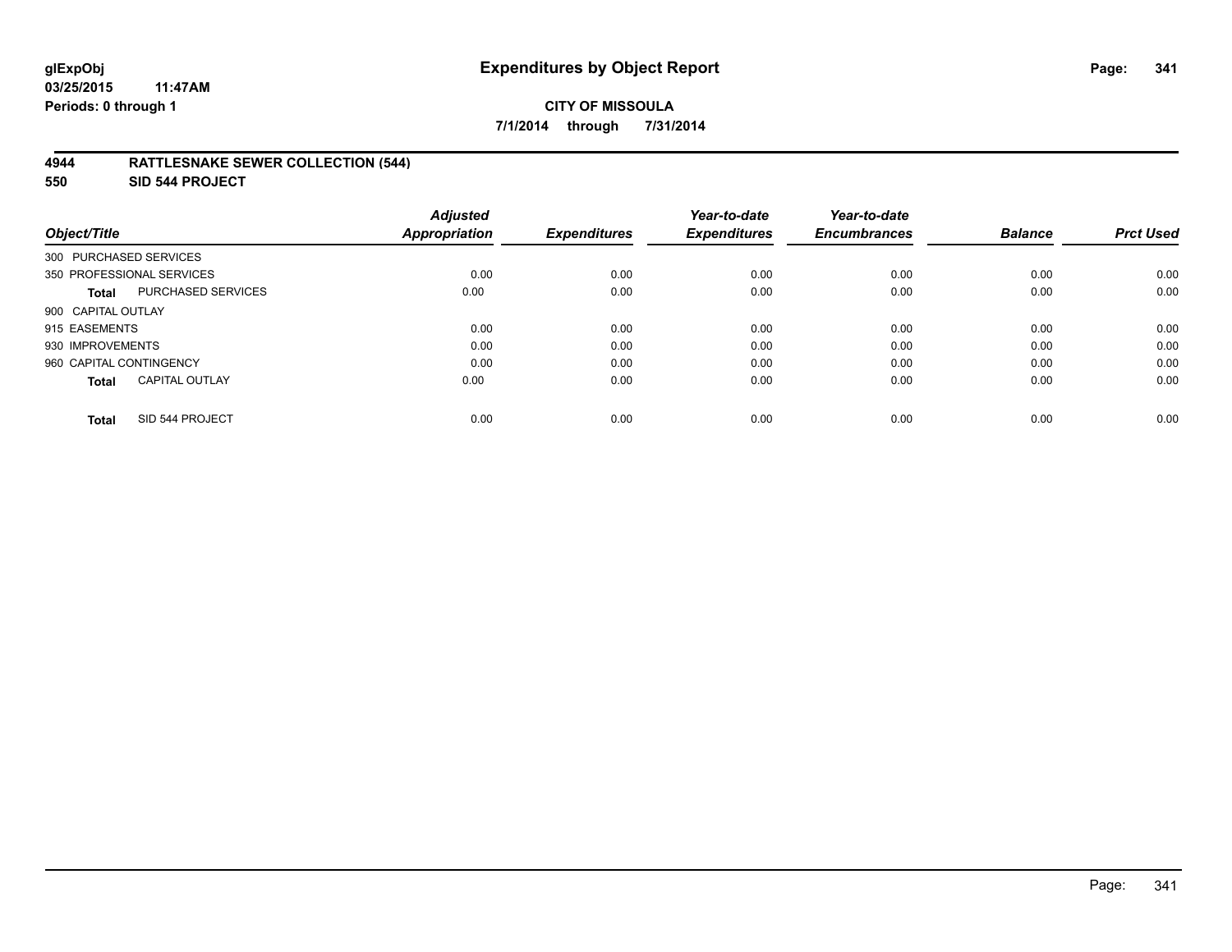glExpObj
03/25/2015 11:47AM
Periods: 0 through 1

# Expenditures by Object Report

**CITY OF MISSOULA**

**7/1/2014 through 7/31/2014**

## 4944 RATTLESNAKE SEWER COLLECTION (544)
## 550 SID 544 PROJECT

| Object/Title | | Adjusted Appropriation | Expenditures | Year-to-date Expenditures | Year-to-date Encumbrances | Balance | Prct Used |
|---|---|---|---|---|---|---|---|
| 300 PURCHASED SERVICES | | | | | | | |
| 350 PROFESSIONAL SERVICES | | 0.00 | 0.00 | 0.00 | 0.00 | 0.00 | 0.00 |
| **Total** | PURCHASED SERVICES | 0.00 | 0.00 | 0.00 | 0.00 | 0.00 | 0.00 |
| 900 CAPITAL OUTLAY | | | | | | | |
| 915 EASEMENTS | | 0.00 | 0.00 | 0.00 | 0.00 | 0.00 | 0.00 |
| 930 IMPROVEMENTS | | 0.00 | 0.00 | 0.00 | 0.00 | 0.00 | 0.00 |
| 960 CAPITAL CONTINGENCY | | 0.00 | 0.00 | 0.00 | 0.00 | 0.00 | 0.00 |
| **Total** | CAPITAL OUTLAY | 0.00 | 0.00 | 0.00 | 0.00 | 0.00 | 0.00 |
| **Total** | SID 544 PROJECT | 0.00 | 0.00 | 0.00 | 0.00 | 0.00 | 0.00 |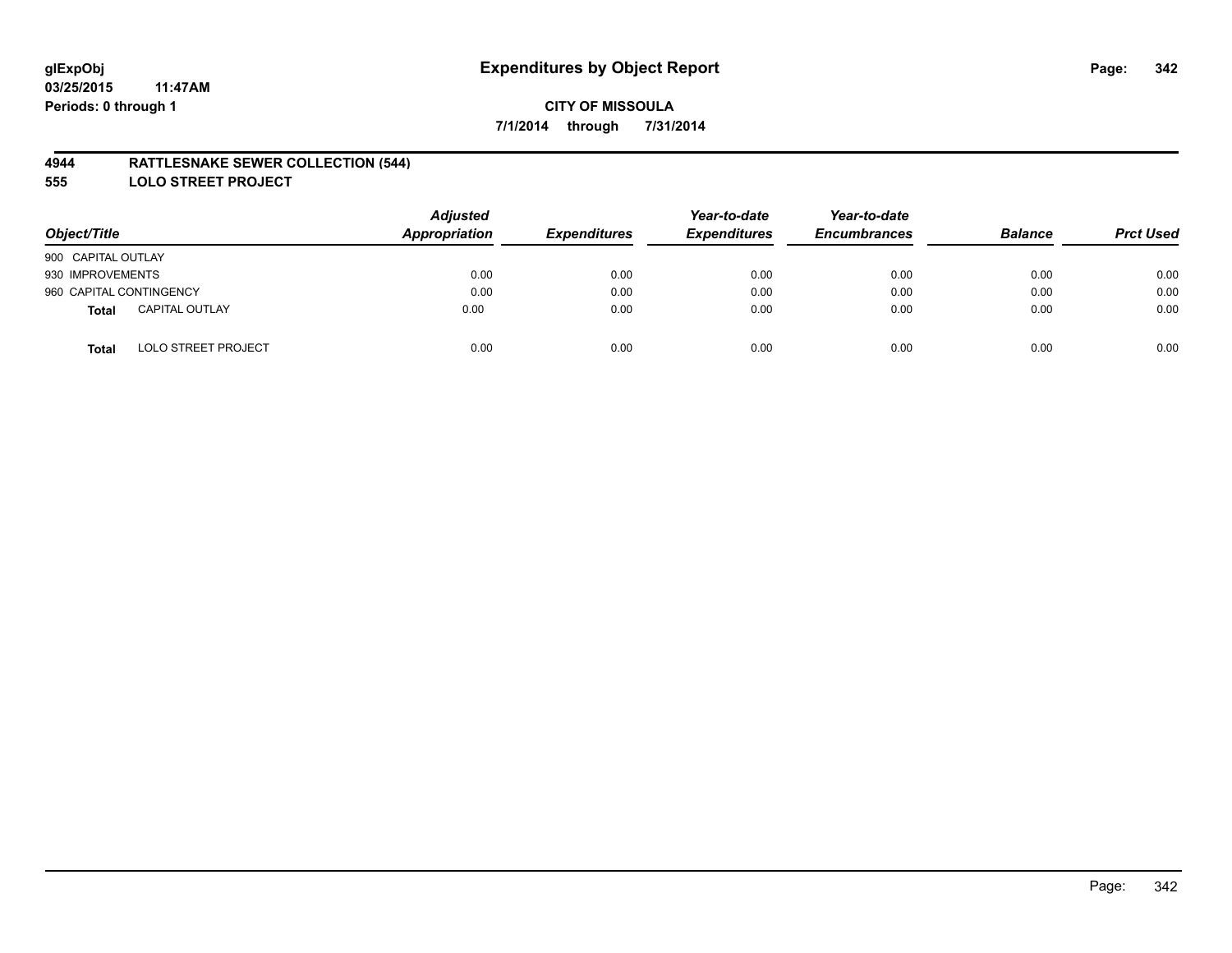glExpObj
03/25/2015 11:47AM
Periods: 0 through 1

# Expenditures by Object Report

**CITY OF MISSOULA**
**7/1/2014 through 7/31/2014**

**4944 RATTLESNAKE SEWER COLLECTION (544)**
**555 LOLO STREET PROJECT**

| Object/Title | Adjusted Appropriation | Expenditures | Year-to-date Expenditures | Year-to-date Encumbrances | Balance | Prct Used |
|---|---|---|---|---|---|---|
| 900 CAPITAL OUTLAY | | | | | | |
| 930 IMPROVEMENTS | 0.00 | 0.00 | 0.00 | 0.00 | 0.00 | 0.00 |
| 960 CAPITAL CONTINGENCY | 0.00 | 0.00 | 0.00 | 0.00 | 0.00 | 0.00 |
| **Total** CAPITAL OUTLAY | 0.00 | 0.00 | 0.00 | 0.00 | 0.00 | 0.00 |
| **Total** LOLO STREET PROJECT | 0.00 | 0.00 | 0.00 | 0.00 | 0.00 | 0.00 |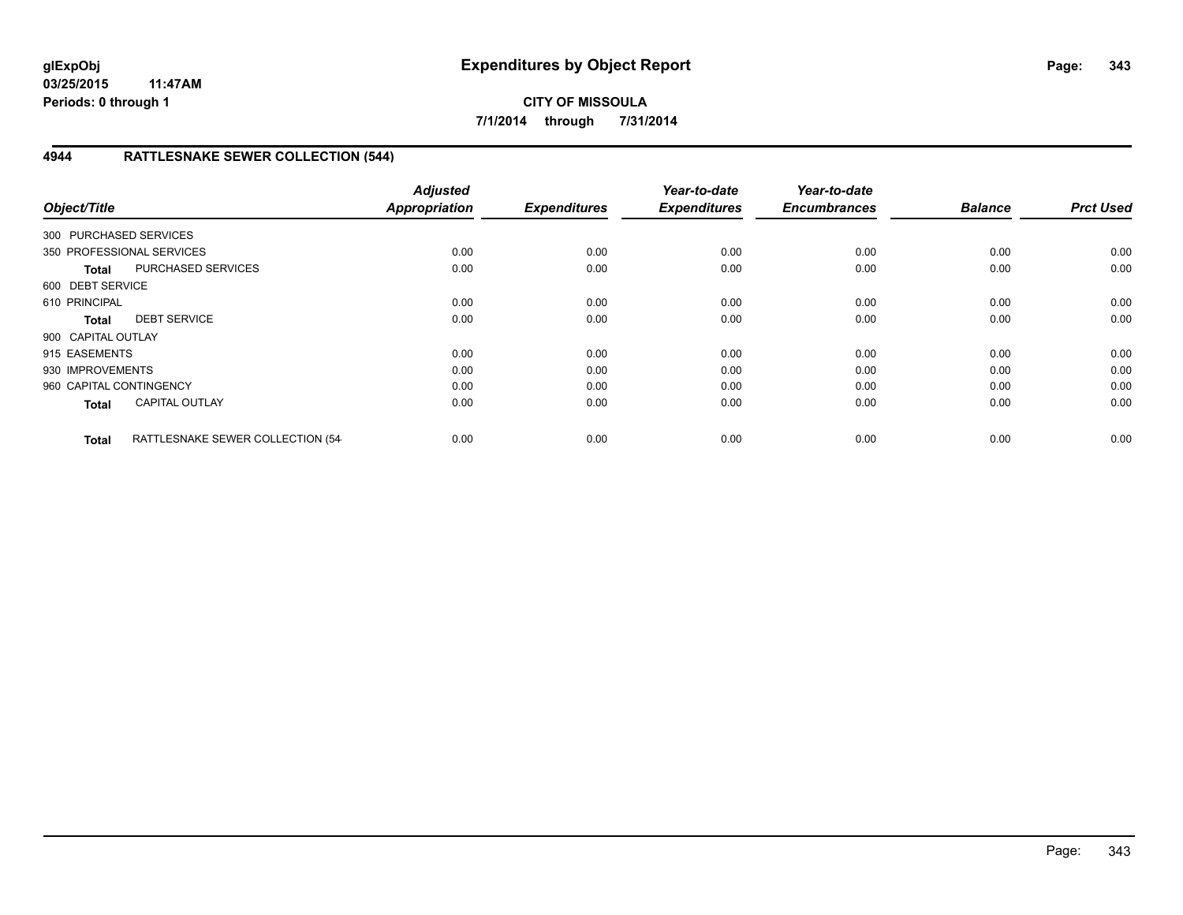**glExpObj**
**03/25/2015 11:47AM**
**Periods: 0 through 1**

# Expenditures by Object Report

**CITY OF MISSOULA**
**7/1/2014 through 7/31/2014**

## 4944 RATTLESNAKE SEWER COLLECTION (544)

| Object/Title | Adjusted Appropriation | Expenditures | Year-to-date Expenditures | Year-to-date Encumbrances | Balance | Prct Used |
|---|---|---|---|---|---|---|
| 300 PURCHASED SERVICES | | | | | | |
| 350 PROFESSIONAL SERVICES | 0.00 | 0.00 | 0.00 | 0.00 | 0.00 | 0.00 |
| **Total** PURCHASED SERVICES | 0.00 | 0.00 | 0.00 | 0.00 | 0.00 | 0.00 |
| 600 DEBT SERVICE | | | | | | |
| 610 PRINCIPAL | 0.00 | 0.00 | 0.00 | 0.00 | 0.00 | 0.00 |
| **Total** DEBT SERVICE | 0.00 | 0.00 | 0.00 | 0.00 | 0.00 | 0.00 |
| 900 CAPITAL OUTLAY | | | | | | |
| 915 EASEMENTS | 0.00 | 0.00 | 0.00 | 0.00 | 0.00 | 0.00 |
| 930 IMPROVEMENTS | 0.00 | 0.00 | 0.00 | 0.00 | 0.00 | 0.00 |
| 960 CAPITAL CONTINGENCY | 0.00 | 0.00 | 0.00 | 0.00 | 0.00 | 0.00 |
| **Total** CAPITAL OUTLAY | 0.00 | 0.00 | 0.00 | 0.00 | 0.00 | 0.00 |
| **Total** RATTLESNAKE SEWER COLLECTION (54 | 0.00 | 0.00 | 0.00 | 0.00 | 0.00 | 0.00 |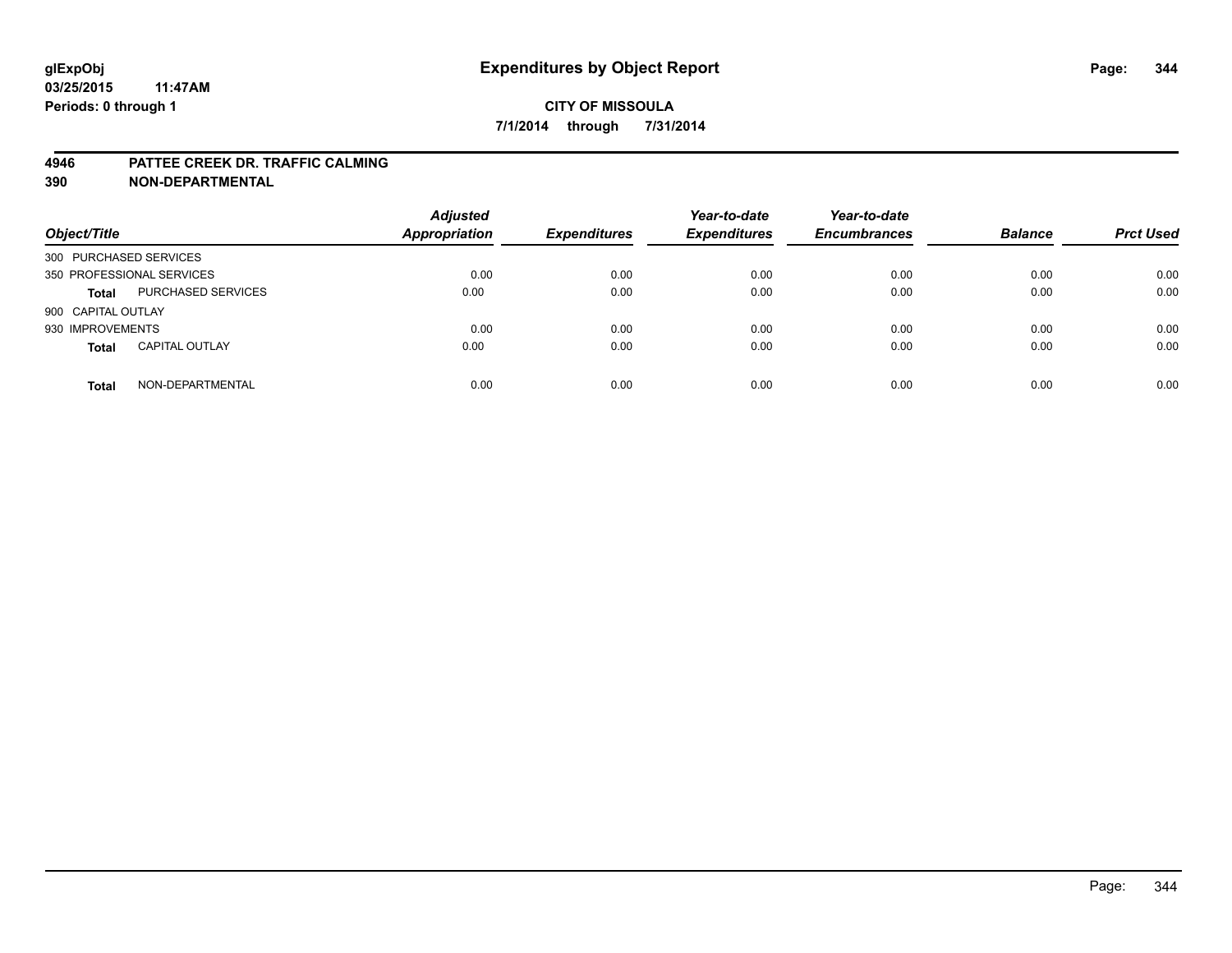**glExpObj** **Expenditures by Object Report**

**03/25/2015 11:47AM**

**Periods: 0 through 1**

**CITY OF MISSOULA**

**7/1/2014 through 7/31/2014**

**4946 PATTEE CREEK DR. TRAFFIC CALMING**

**390 NON-DEPARTMENTAL**

| Object/Title | | Adjusted Appropriation | Expenditures | Year-to-date Expenditures | Year-to-date Encumbrances | Balance | Prct Used |
|---|---|---|---|---|---|---|---|
| 300 PURCHASED SERVICES | | | | | | | |
| 350 PROFESSIONAL SERVICES | | 0.00 | 0.00 | 0.00 | 0.00 | 0.00 | 0.00 |
| **Total** | PURCHASED SERVICES | 0.00 | 0.00 | 0.00 | 0.00 | 0.00 | 0.00 |
| 900 CAPITAL OUTLAY | | | | | | | |
| 930 IMPROVEMENTS | | 0.00 | 0.00 | 0.00 | 0.00 | 0.00 | 0.00 |
| **Total** | CAPITAL OUTLAY | 0.00 | 0.00 | 0.00 | 0.00 | 0.00 | 0.00 |
| **Total** | NON-DEPARTMENTAL | 0.00 | 0.00 | 0.00 | 0.00 | 0.00 | 0.00 |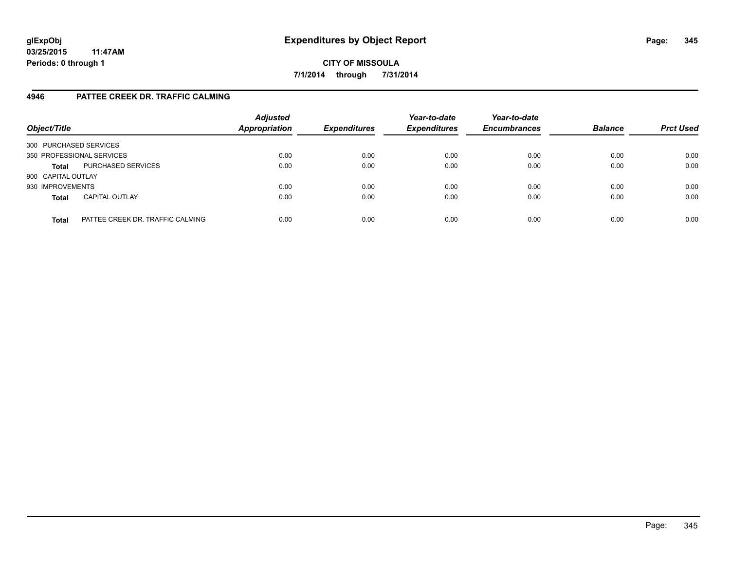**glExpObj**
**03/25/2015 11:47AM**
**Periods: 0 through 1**

# Expenditures by Object Report

**CITY OF MISSOULA**
**7/1/2014 through 7/31/2014**

## 4946 PATTEE CREEK DR. TRAFFIC CALMING

| Object/Title | | Adjusted Appropriation | Expenditures | Year-to-date Expenditures | Year-to-date Encumbrances | Balance | Prct Used |
|---|---|---|---|---|---|---|---|
| 300 PURCHASED SERVICES | | | | | | | |
| 350 PROFESSIONAL SERVICES | | 0.00 | 0.00 | 0.00 | 0.00 | 0.00 | 0.00 |
| **Total** | PURCHASED SERVICES | 0.00 | 0.00 | 0.00 | 0.00 | 0.00 | 0.00 |
| 900 CAPITAL OUTLAY | | | | | | | |
| 930 IMPROVEMENTS | | 0.00 | 0.00 | 0.00 | 0.00 | 0.00 | 0.00 |
| **Total** | CAPITAL OUTLAY | 0.00 | 0.00 | 0.00 | 0.00 | 0.00 | 0.00 |
| **Total** | PATTEE CREEK DR. TRAFFIC CALMING | 0.00 | 0.00 | 0.00 | 0.00 | 0.00 | 0.00 |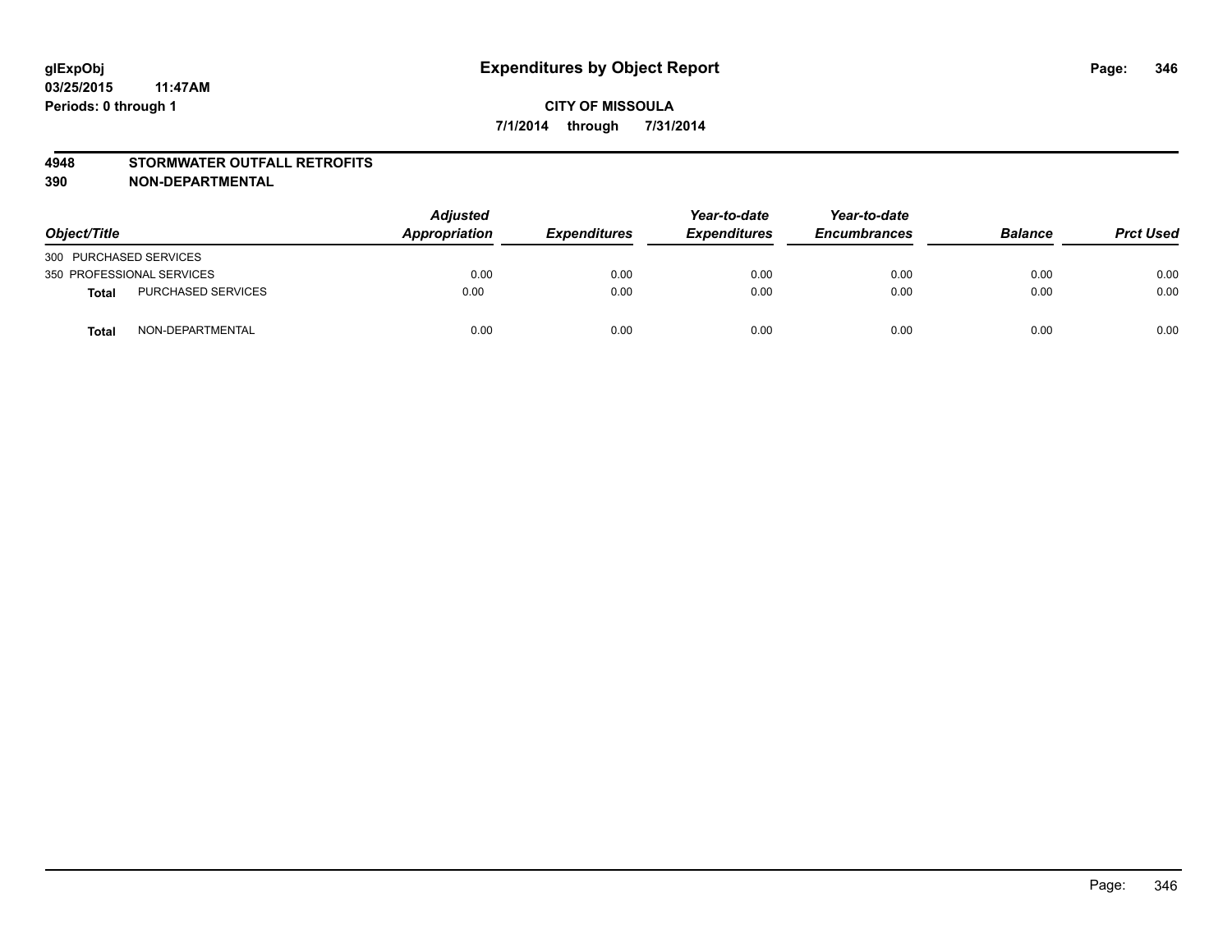**glExpObj**
**03/25/2015 11:47AM**
**Periods: 0 through 1**

# Expenditures by Object Report

**CITY OF MISSOULA**
**7/1/2014 through 7/31/2014**

**4948 STORMWATER OUTFALL RETROFITS**
**390 NON-DEPARTMENTAL**

| Object/Title | | Adjusted Appropriation | Expenditures | Year-to-date Expenditures | Year-to-date Encumbrances | Balance | Prct Used |
|---|---|---|---|---|---|---|---|
| 300 PURCHASED SERVICES | | | | | | | |
| 350 PROFESSIONAL SERVICES | | 0.00 | 0.00 | 0.00 | 0.00 | 0.00 | 0.00 |
| **Total** | PURCHASED SERVICES | 0.00 | 0.00 | 0.00 | 0.00 | 0.00 | 0.00 |
| **Total** | NON-DEPARTMENTAL | 0.00 | 0.00 | 0.00 | 0.00 | 0.00 | 0.00 |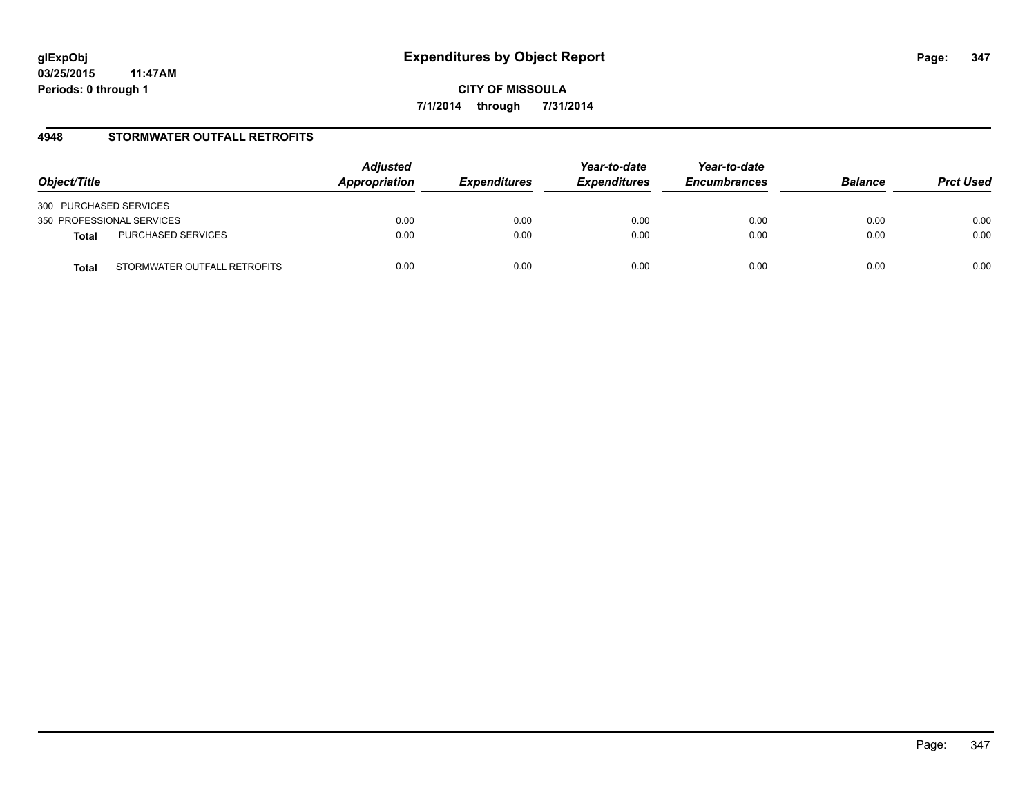**glExpObj**
**03/25/2015 11:47AM**
**Periods: 0 through 1**

# Expenditures by Object Report

**CITY OF MISSOULA**
**7/1/2014 through 7/31/2014**

## 4948 STORMWATER OUTFALL RETROFITS

| Object/Title | | Adjusted Appropriation | Expenditures | Year-to-date Expenditures | Year-to-date Encumbrances | Balance | Prct Used |
|---|---|---|---|---|---|---|---|
| 300 PURCHASED SERVICES | | | | | | | |
| 350 PROFESSIONAL SERVICES | | 0.00 | 0.00 | 0.00 | 0.00 | 0.00 | 0.00 |
| **Total** | PURCHASED SERVICES | 0.00 | 0.00 | 0.00 | 0.00 | 0.00 | 0.00 |
| **Total** | STORMWATER OUTFALL RETROFITS | 0.00 | 0.00 | 0.00 | 0.00 | 0.00 | 0.00 |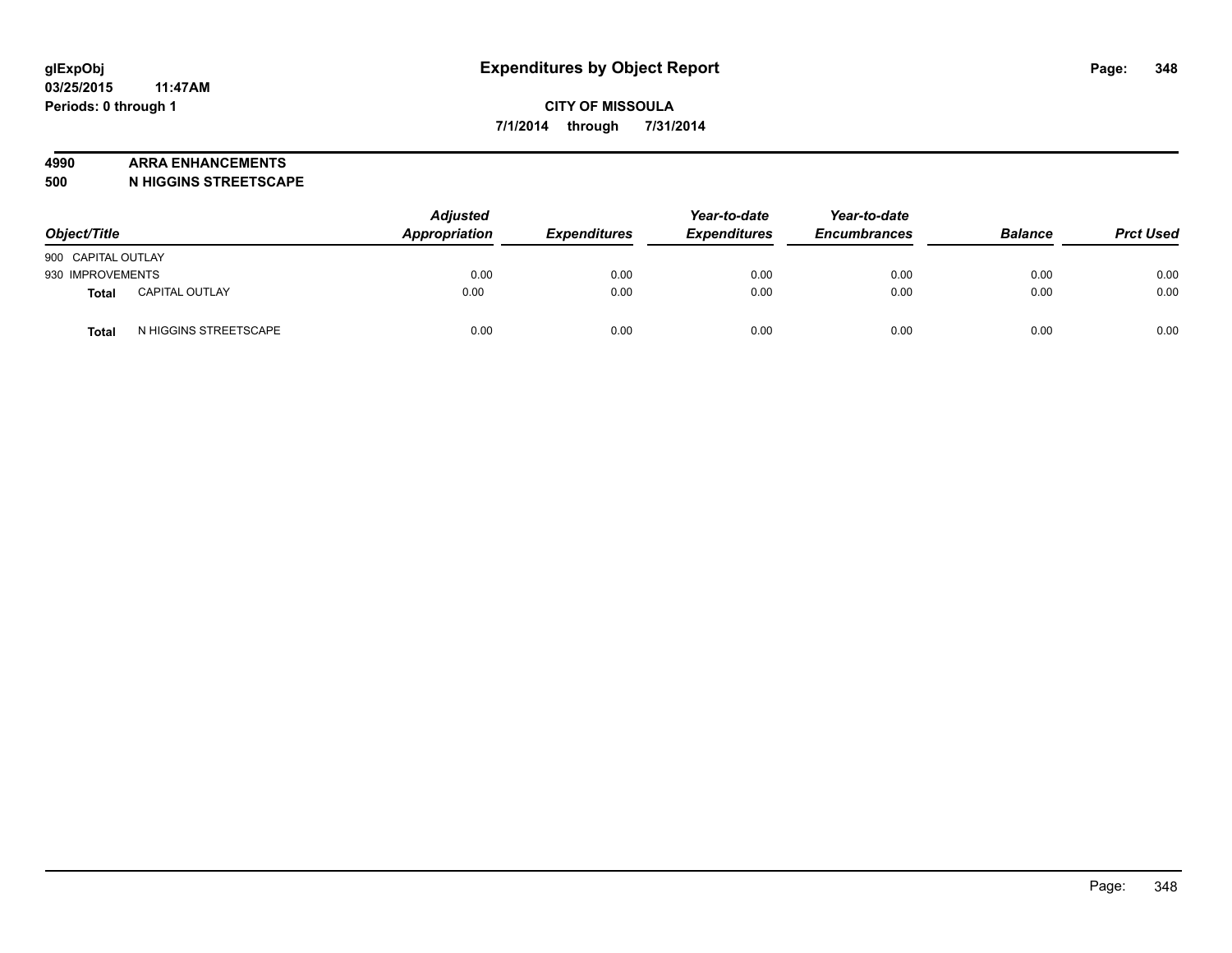**glExpObj**
**03/25/2015 11:47AM**
**Periods: 0 through 1**

# Expenditures by Object Report

**CITY OF MISSOULA**
**7/1/2014 through 7/31/2014**

**4990 ARRA ENHANCEMENTS**
**500 N HIGGINS STREETSCAPE**

| Object/Title | Adjusted Appropriation | Expenditures | Year-to-date Expenditures | Year-to-date Encumbrances | Balance | Prct Used |
|---|---|---|---|---|---|---|
| 900 CAPITAL OUTLAY | | | | | | |
| 930 IMPROVEMENTS | 0.00 | 0.00 | 0.00 | 0.00 | 0.00 | 0.00 |
| **Total** CAPITAL OUTLAY | 0.00 | 0.00 | 0.00 | 0.00 | 0.00 | 0.00 |
| **Total** N HIGGINS STREETSCAPE | 0.00 | 0.00 | 0.00 | 0.00 | 0.00 | 0.00 |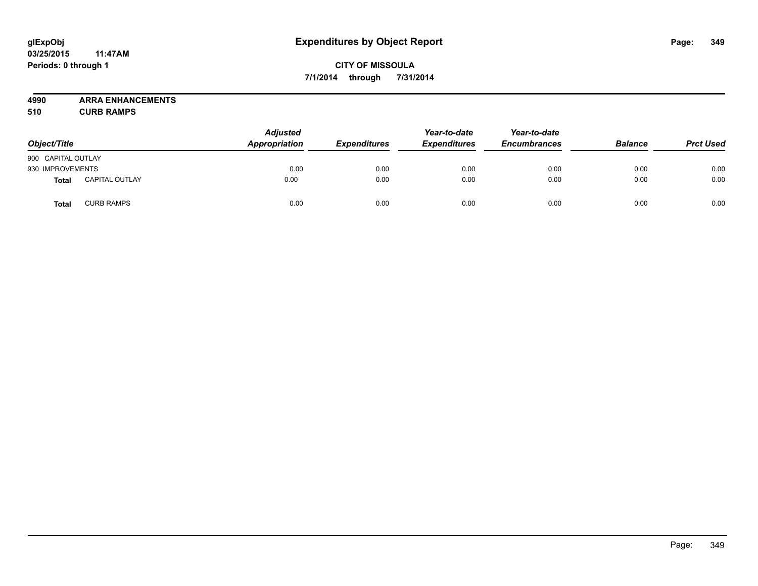glExpObj
03/25/2015 11:47AM
Periods: 0 through 1

# Expenditures by Object Report

CITY OF MISSOULA

7/1/2014 through 7/31/2014

**4990 ARRA ENHANCEMENTS**
**510 CURB RAMPS**

| Object/Title | | Adjusted Appropriation | Expenditures | Year-to-date Expenditures | Year-to-date Encumbrances | Balance | Prct Used |
|---|---|---|---|---|---|---|---|
| 900 CAPITAL OUTLAY | | | | | | | |
| 930 IMPROVEMENTS | | 0.00 | 0.00 | 0.00 | 0.00 | 0.00 | 0.00 |
| **Total** | CAPITAL OUTLAY | 0.00 | 0.00 | 0.00 | 0.00 | 0.00 | 0.00 |
| **Total** | CURB RAMPS | 0.00 | 0.00 | 0.00 | 0.00 | 0.00 | 0.00 |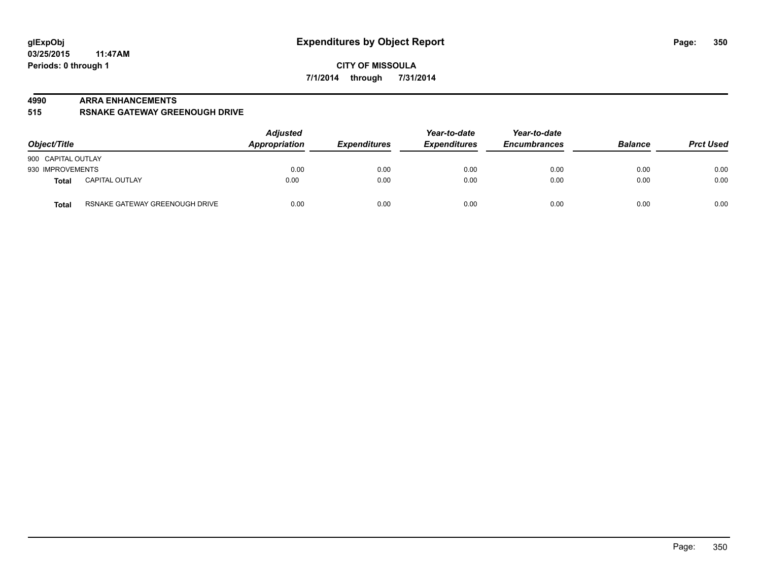# Expenditures by Object Report

glExpObj
03/25/2015 11:47AM
Periods: 0 through 1

**CITY OF MISSOULA**
**7/1/2014 through 7/31/2014**

## 4990 ARRA ENHANCEMENTS
## 515 RSNAKE GATEWAY GREENOUGH DRIVE

| Object/Title | | *Adjusted Appropriation* | *Expenditures* | *Year-to-date Expenditures* | *Year-to-date Encumbrances* | *Balance* | *Prct Used* |
|---|---|---|---|---|---|---|---|
| 900 CAPITAL OUTLAY | | | | | | | |
| 930 IMPROVEMENTS | | 0.00 | 0.00 | 0.00 | 0.00 | 0.00 | 0.00 |
| **Total** | CAPITAL OUTLAY | 0.00 | 0.00 | 0.00 | 0.00 | 0.00 | 0.00 |
| **Total** | RSNAKE GATEWAY GREENOUGH DRIVE | 0.00 | 0.00 | 0.00 | 0.00 | 0.00 | 0.00 |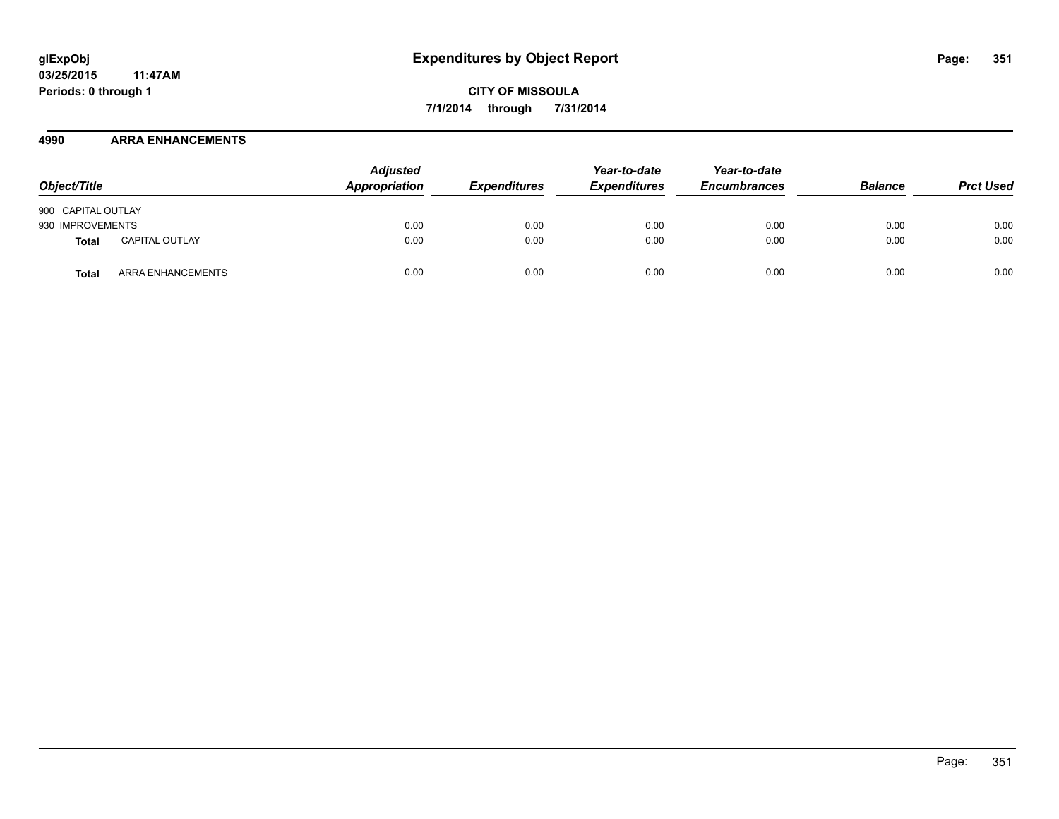**glExpObj**
**03/25/2015 11:47AM**
**Periods: 0 through 1**

# Expenditures by Object Report

**CITY OF MISSOULA**
**7/1/2014 through 7/31/2014**

## 4990 ARRA ENHANCEMENTS

| Object/Title | | Adjusted Appropriation | Expenditures | Year-to-date Expenditures | Year-to-date Encumbrances | Balance | Prct Used |
|---|---|---|---|---|---|---|---|
| 900 CAPITAL OUTLAY | | | | | | | |
| 930 IMPROVEMENTS | | 0.00 | 0.00 | 0.00 | 0.00 | 0.00 | 0.00 |
| **Total** | CAPITAL OUTLAY | 0.00 | 0.00 | 0.00 | 0.00 | 0.00 | 0.00 |
| **Total** | ARRA ENHANCEMENTS | 0.00 | 0.00 | 0.00 | 0.00 | 0.00 | 0.00 |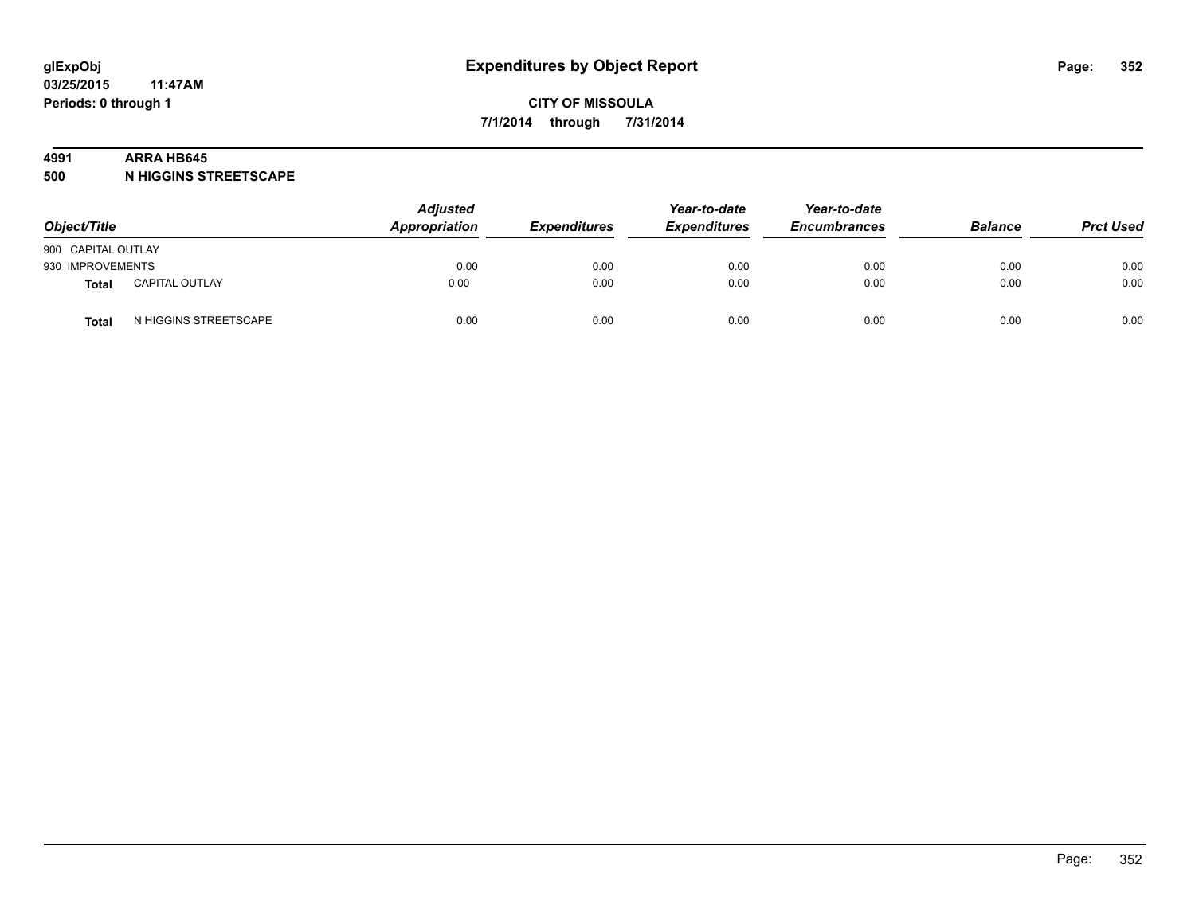**CITY OF MISSOULA**

**7/1/2014 through 7/31/2014**

**glExpObj**
**03/25/2015 11:47AM**
**Periods: 0 through 1**

# Expenditures by Object Report

**4991 ARRA HB645**
**500 N HIGGINS STREETSCAPE**

| Object/Title | | Adjusted Appropriation | Expenditures | Year-to-date Expenditures | Year-to-date Encumbrances | Balance | Prct Used |
|---|---|---|---|---|---|---|---|
| 900 CAPITAL OUTLAY | | | | | | | |
| 930 IMPROVEMENTS | | 0.00 | 0.00 | 0.00 | 0.00 | 0.00 | 0.00 |
| **Total** | CAPITAL OUTLAY | 0.00 | 0.00 | 0.00 | 0.00 | 0.00 | 0.00 |
| **Total** | N HIGGINS STREETSCAPE | 0.00 | 0.00 | 0.00 | 0.00 | 0.00 | 0.00 |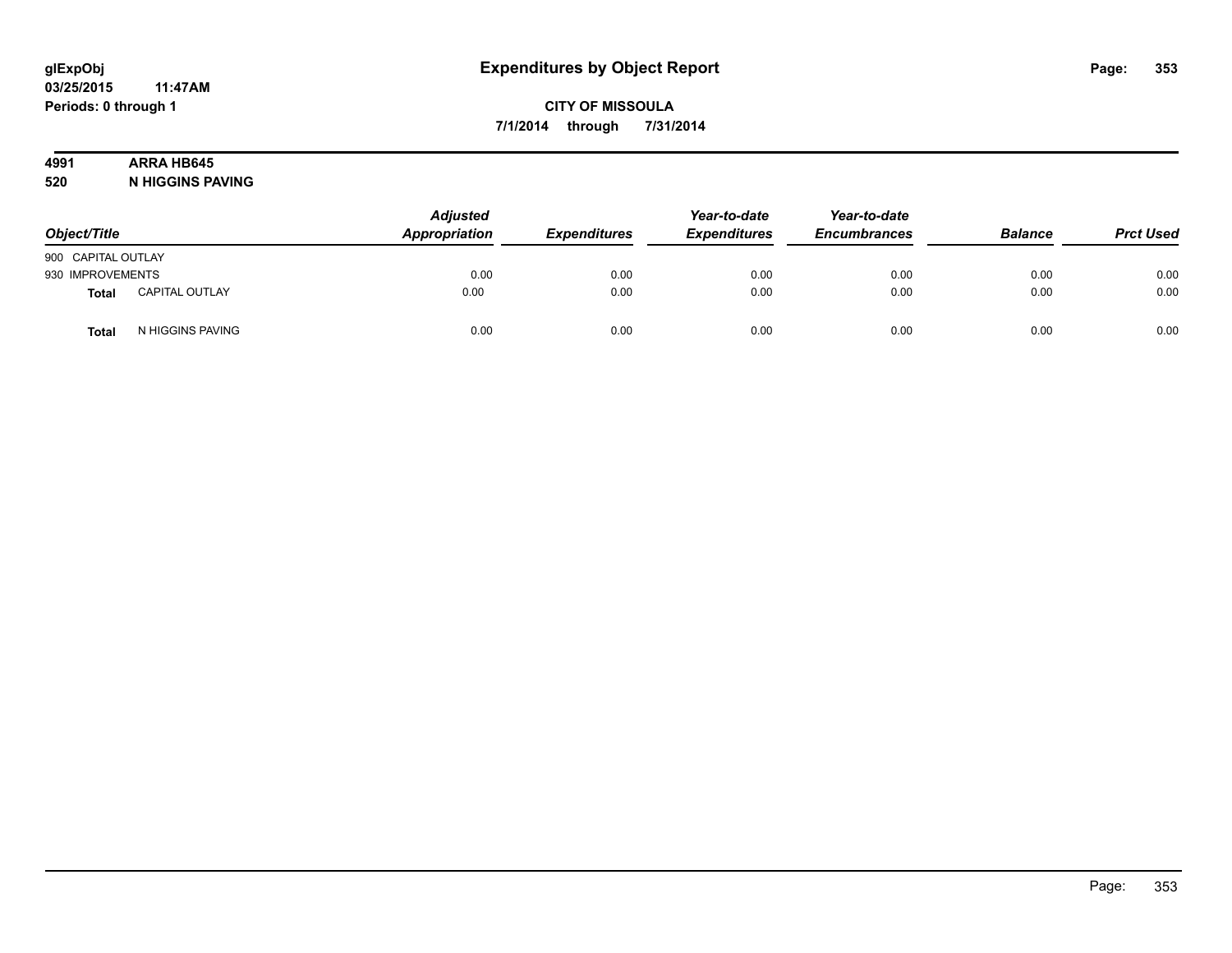# Expenditures by Object Report

**glExpObj**
**03/25/2015 11:47AM**
**Periods: 0 through 1**

**CITY OF MISSOULA**
**7/1/2014 through 7/31/2014**

**4991 ARRA HB645**
**520 N HIGGINS PAVING**

| Object/Title | | Adjusted Appropriation | Expenditures | Year-to-date Expenditures | Year-to-date Encumbrances | Balance | Prct Used |
|---|---|---|---|---|---|---|---|
| 900 CAPITAL OUTLAY | | | | | | | |
| 930 IMPROVEMENTS | | 0.00 | 0.00 | 0.00 | 0.00 | 0.00 | 0.00 |
| **Total** | CAPITAL OUTLAY | 0.00 | 0.00 | 0.00 | 0.00 | 0.00 | 0.00 |
| **Total** | N HIGGINS PAVING | 0.00 | 0.00 | 0.00 | 0.00 | 0.00 | 0.00 |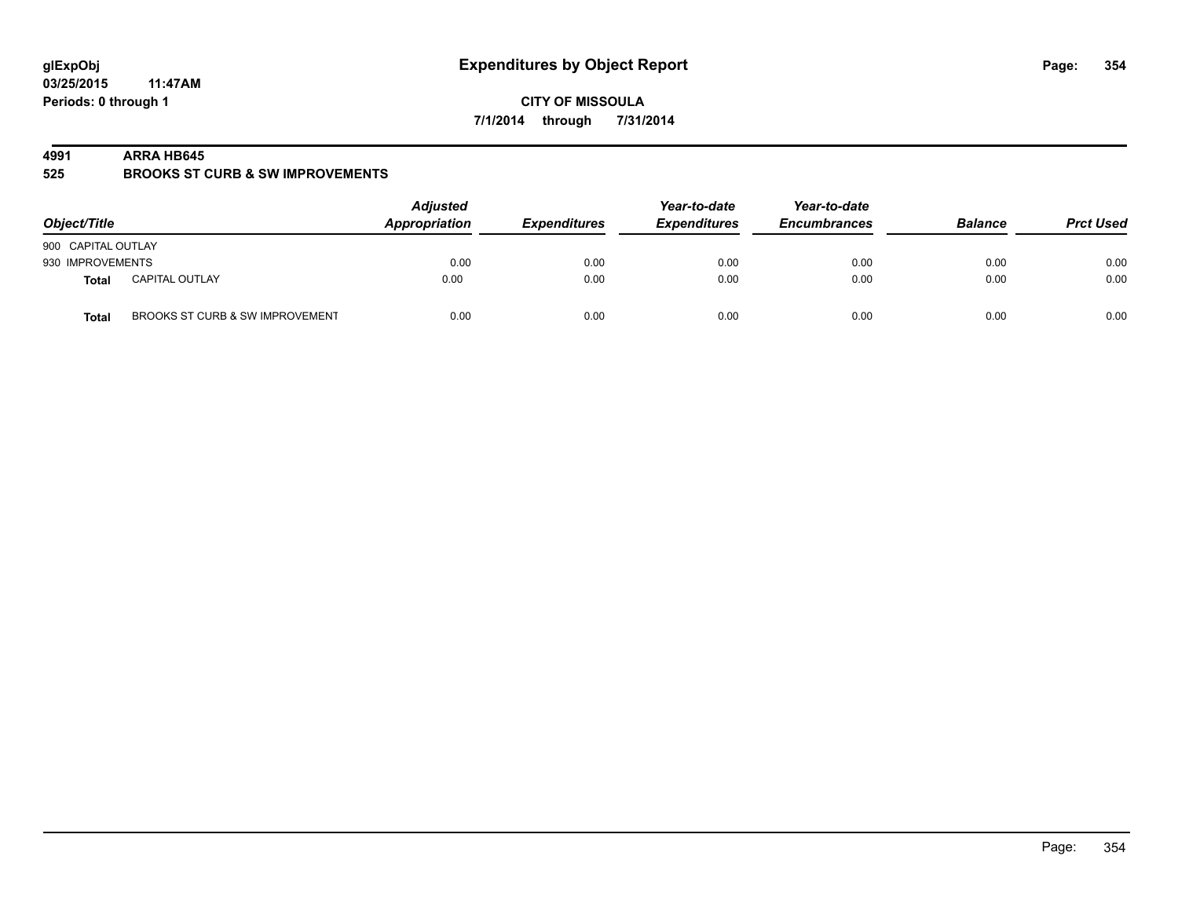**glExpObj** **Expenditures by Object Report**

**03/25/2015 11:47AM**

**Periods: 0 through 1**

**CITY OF MISSOULA**

**7/1/2014 through 7/31/2014**

**4991 ARRA HB645**

**525 BROOKS ST CURB & SW IMPROVEMENTS**

| Object/Title | | Adjusted Appropriation | Expenditures | Year-to-date Expenditures | Year-to-date Encumbrances | Balance | Prct Used |
|---|---|---|---|---|---|---|---|
| 900 CAPITAL OUTLAY | | | | | | | |
| 930 IMPROVEMENTS | | 0.00 | 0.00 | 0.00 | 0.00 | 0.00 | 0.00 |
| **Total** | CAPITAL OUTLAY | 0.00 | 0.00 | 0.00 | 0.00 | 0.00 | 0.00 |
| **Total** | BROOKS ST CURB & SW IMPROVEMENT | 0.00 | 0.00 | 0.00 | 0.00 | 0.00 | 0.00 |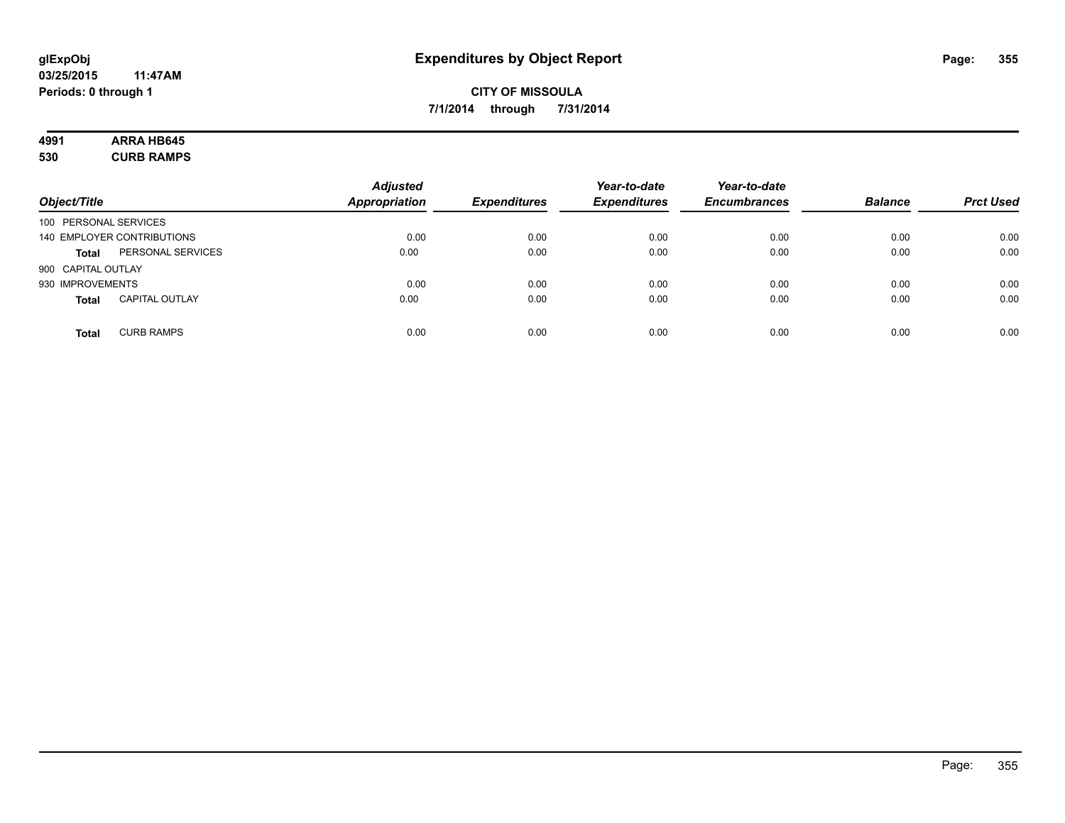## Expenditures by Object Report

glExpObj
03/25/2015 11:47AM
Periods: 0 through 1

**CITY OF MISSOULA**
**7/1/2014 through 7/31/2014**

**4991 ARRA HB645**
**530 CURB RAMPS**

| Object/Title | | Adjusted Appropriation | Expenditures | Year-to-date Expenditures | Year-to-date Encumbrances | Balance | Prct Used |
|---|---|---|---|---|---|---|---|
| 100 PERSONAL SERVICES | | | | | | | |
| 140 EMPLOYER CONTRIBUTIONS | | 0.00 | 0.00 | 0.00 | 0.00 | 0.00 | 0.00 |
| **Total** | PERSONAL SERVICES | 0.00 | 0.00 | 0.00 | 0.00 | 0.00 | 0.00 |
| 900 CAPITAL OUTLAY | | | | | | | |
| 930 IMPROVEMENTS | | 0.00 | 0.00 | 0.00 | 0.00 | 0.00 | 0.00 |
| **Total** | CAPITAL OUTLAY | 0.00 | 0.00 | 0.00 | 0.00 | 0.00 | 0.00 |
| **Total** | CURB RAMPS | 0.00 | 0.00 | 0.00 | 0.00 | 0.00 | 0.00 |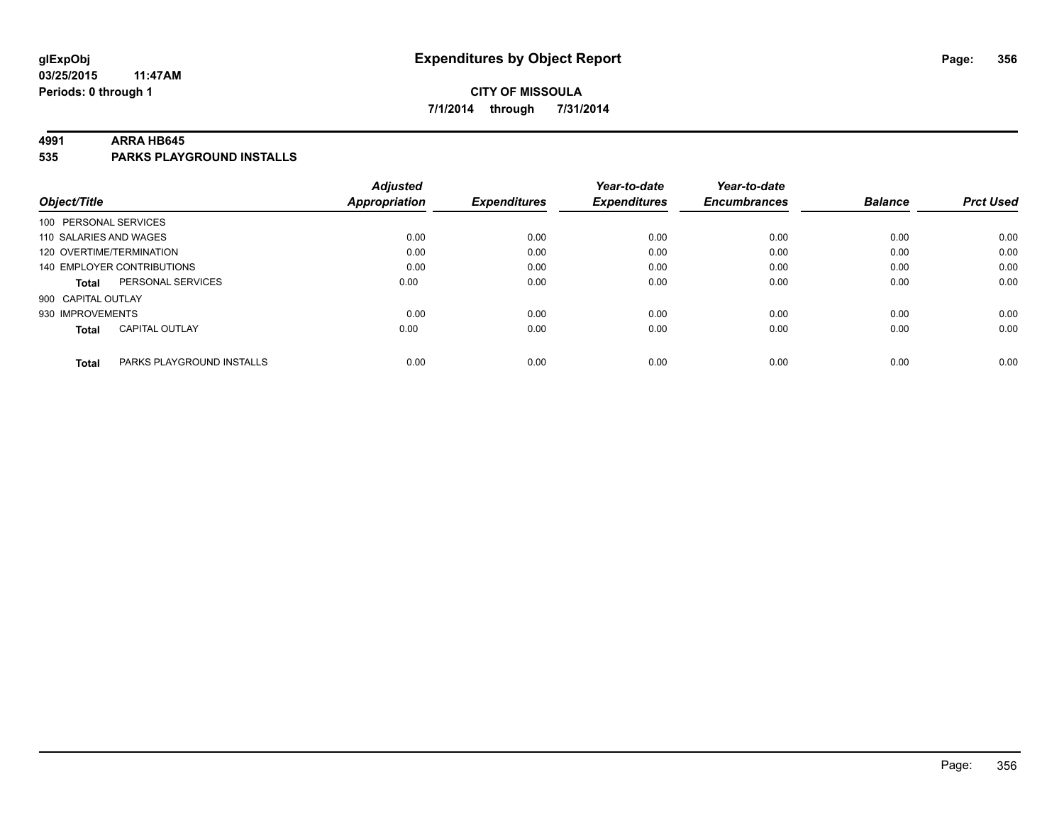**glExpObj**
**03/25/2015 11:47AM**
**Periods: 0 through 1**

# Expenditures by Object Report

**CITY OF MISSOULA**
**7/1/2014 through 7/31/2014**

**4991 ARRA HB645**
**535 PARKS PLAYGROUND INSTALLS**

| Object/Title | | Adjusted Appropriation | Expenditures | Year-to-date Expenditures | Year-to-date Encumbrances | Balance | Prct Used |
|---|---|---|---|---|---|---|---|
| 100 PERSONAL SERVICES | | | | | | | |
| 110 SALARIES AND WAGES | | 0.00 | 0.00 | 0.00 | 0.00 | 0.00 | 0.00 |
| 120 OVERTIME/TERMINATION | | 0.00 | 0.00 | 0.00 | 0.00 | 0.00 | 0.00 |
| 140 EMPLOYER CONTRIBUTIONS | | 0.00 | 0.00 | 0.00 | 0.00 | 0.00 | 0.00 |
| **Total** | PERSONAL SERVICES | 0.00 | 0.00 | 0.00 | 0.00 | 0.00 | 0.00 |
| 900 CAPITAL OUTLAY | | | | | | | |
| 930 IMPROVEMENTS | | 0.00 | 0.00 | 0.00 | 0.00 | 0.00 | 0.00 |
| **Total** | CAPITAL OUTLAY | 0.00 | 0.00 | 0.00 | 0.00 | 0.00 | 0.00 |
| **Total** | PARKS PLAYGROUND INSTALLS | 0.00 | 0.00 | 0.00 | 0.00 | 0.00 | 0.00 |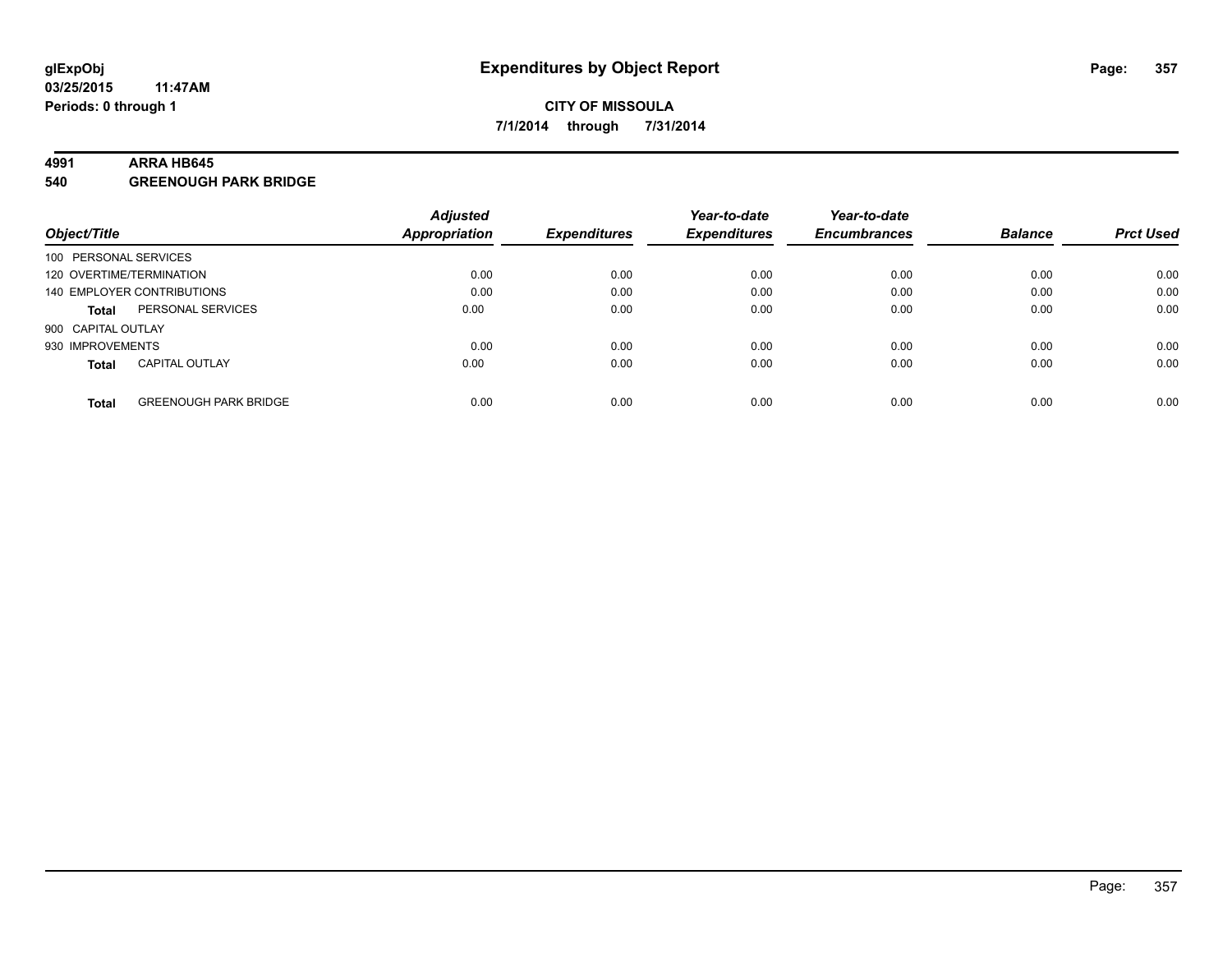glExpObj
03/25/2015 11:47AM
Periods: 0 through 1

# Expenditures by Object Report

**CITY OF MISSOULA**
**7/1/2014 through 7/31/2014**

**4991 ARRA HB645**
**540 GREENOUGH PARK BRIDGE**

| Object/Title | | Adjusted Appropriation | Expenditures | Year-to-date Expenditures | Year-to-date Encumbrances | Balance | Prct Used |
|---|---|---|---|---|---|---|---|
| 100 PERSONAL SERVICES | | | | | | | |
| 120 OVERTIME/TERMINATION | | 0.00 | 0.00 | 0.00 | 0.00 | 0.00 | 0.00 |
| 140 EMPLOYER CONTRIBUTIONS | | 0.00 | 0.00 | 0.00 | 0.00 | 0.00 | 0.00 |
| **Total** | PERSONAL SERVICES | 0.00 | 0.00 | 0.00 | 0.00 | 0.00 | 0.00 |
| 900 CAPITAL OUTLAY | | | | | | | |
| 930 IMPROVEMENTS | | 0.00 | 0.00 | 0.00 | 0.00 | 0.00 | 0.00 |
| **Total** | CAPITAL OUTLAY | 0.00 | 0.00 | 0.00 | 0.00 | 0.00 | 0.00 |
| **Total** | GREENOUGH PARK BRIDGE | 0.00 | 0.00 | 0.00 | 0.00 | 0.00 | 0.00 |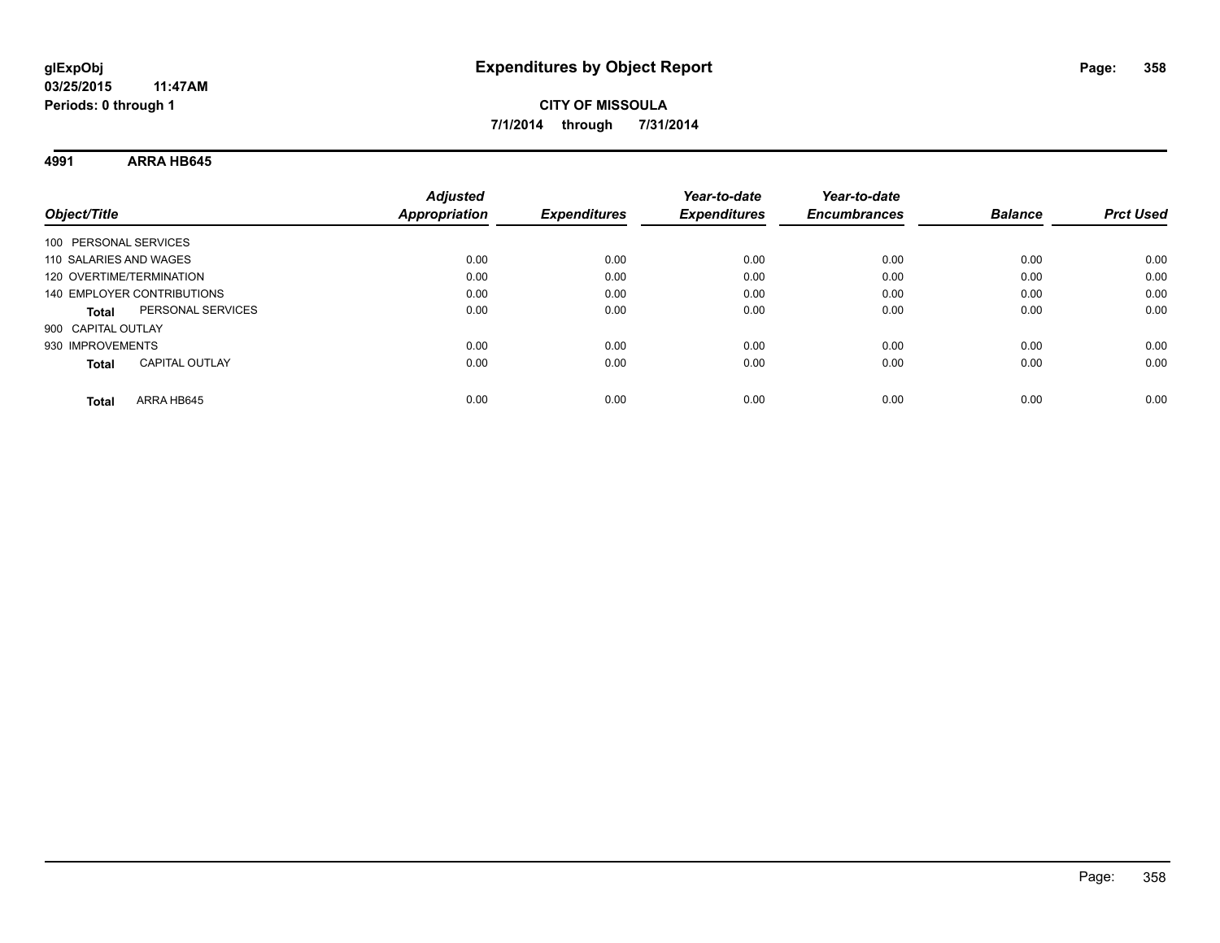**glExpObj**
**03/25/2015 11:47AM**
**Periods: 0 through 1**

# Expenditures by Object Report

**CITY OF MISSOULA**
**7/1/2014 through 7/31/2014**

## 4991 ARRA HB645

| Object/Title | | *Adjusted Appropriation* | *Expenditures* | *Year-to-date Expenditures* | *Year-to-date Encumbrances* | *Balance* | *Prct Used* |
|---|---|---|---|---|---|---|---|
| 100 PERSONAL SERVICES | | | | | | | |
| 110 SALARIES AND WAGES | | 0.00 | 0.00 | 0.00 | 0.00 | 0.00 | 0.00 |
| 120 OVERTIME/TERMINATION | | 0.00 | 0.00 | 0.00 | 0.00 | 0.00 | 0.00 |
| 140 EMPLOYER CONTRIBUTIONS | | 0.00 | 0.00 | 0.00 | 0.00 | 0.00 | 0.00 |
| **Total** | PERSONAL SERVICES | 0.00 | 0.00 | 0.00 | 0.00 | 0.00 | 0.00 |
| 900 CAPITAL OUTLAY | | | | | | | |
| 930 IMPROVEMENTS | | 0.00 | 0.00 | 0.00 | 0.00 | 0.00 | 0.00 |
| **Total** | CAPITAL OUTLAY | 0.00 | 0.00 | 0.00 | 0.00 | 0.00 | 0.00 |
| **Total** | ARRA HB645 | 0.00 | 0.00 | 0.00 | 0.00 | 0.00 | 0.00 |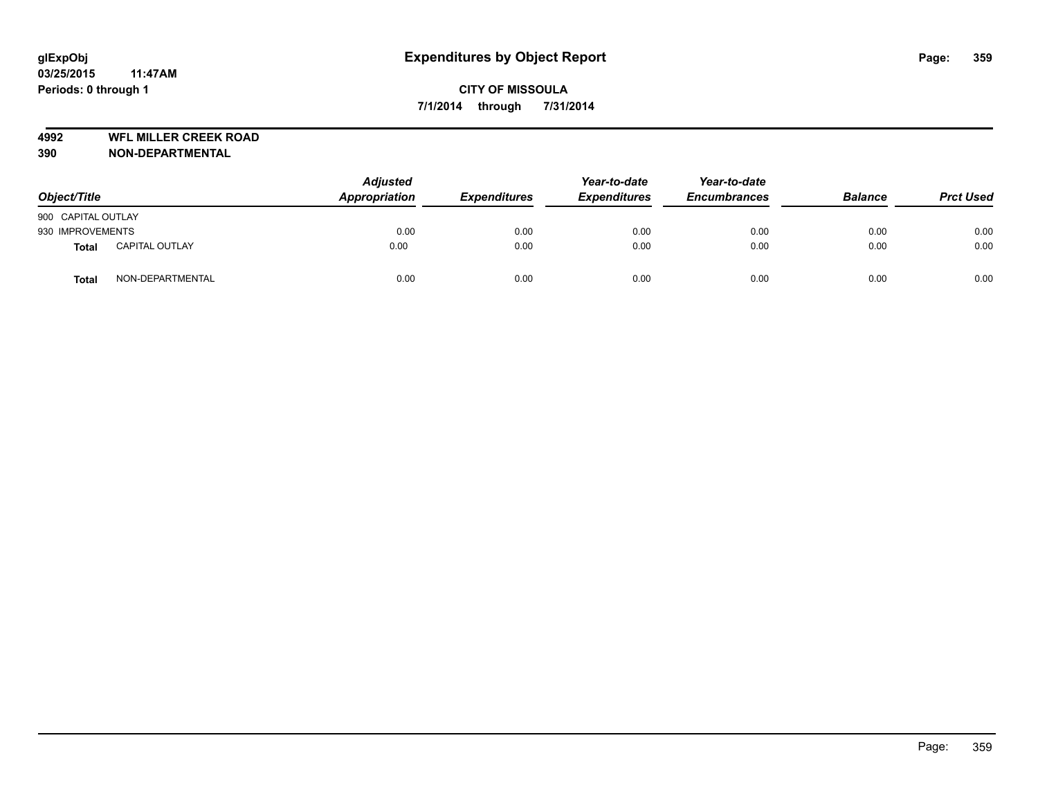glExpObj
03/25/2015 11:47AM
Periods: 0 through 1

# Expenditures by Object Report

**CITY OF MISSOULA**
**7/1/2014 through 7/31/2014**

**4992 WFL MILLER CREEK ROAD**
**390 NON-DEPARTMENTAL**

| Object/Title | | Adjusted Appropriation | Expenditures | Year-to-date Expenditures | Year-to-date Encumbrances | Balance | Prct Used |
|---|---|---|---|---|---|---|---|
| 900 CAPITAL OUTLAY | | | | | | | |
| 930 IMPROVEMENTS | | 0.00 | 0.00 | 0.00 | 0.00 | 0.00 | 0.00 |
| **Total** | CAPITAL OUTLAY | 0.00 | 0.00 | 0.00 | 0.00 | 0.00 | 0.00 |
| **Total** | NON-DEPARTMENTAL | 0.00 | 0.00 | 0.00 | 0.00 | 0.00 | 0.00 |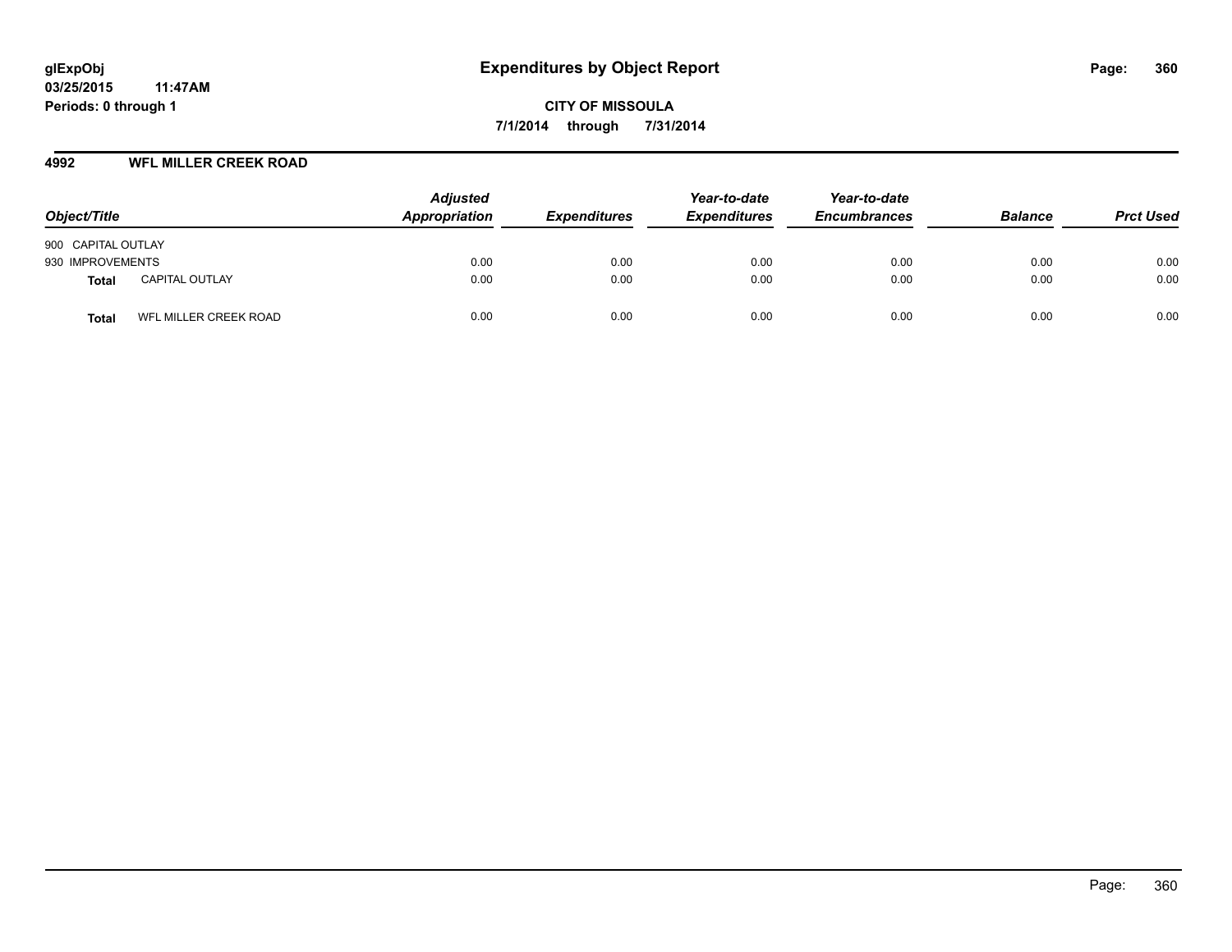glExpObj
03/25/2015 11:47AM
Periods: 0 through 1

# Expenditures by Object Report

**CITY OF MISSOULA**

**7/1/2014 through 7/31/2014**

## 4992 WFL MILLER CREEK ROAD

| Object/Title | | Adjusted Appropriation | Expenditures | Year-to-date Expenditures | Year-to-date Encumbrances | Balance | Prct Used |
|---|---|---|---|---|---|---|---|
| 900 CAPITAL OUTLAY | | | | | | | |
| 930 IMPROVEMENTS | | 0.00 | 0.00 | 0.00 | 0.00 | 0.00 | 0.00 |
| **Total** | CAPITAL OUTLAY | 0.00 | 0.00 | 0.00 | 0.00 | 0.00 | 0.00 |
| **Total** | WFL MILLER CREEK ROAD | 0.00 | 0.00 | 0.00 | 0.00 | 0.00 | 0.00 |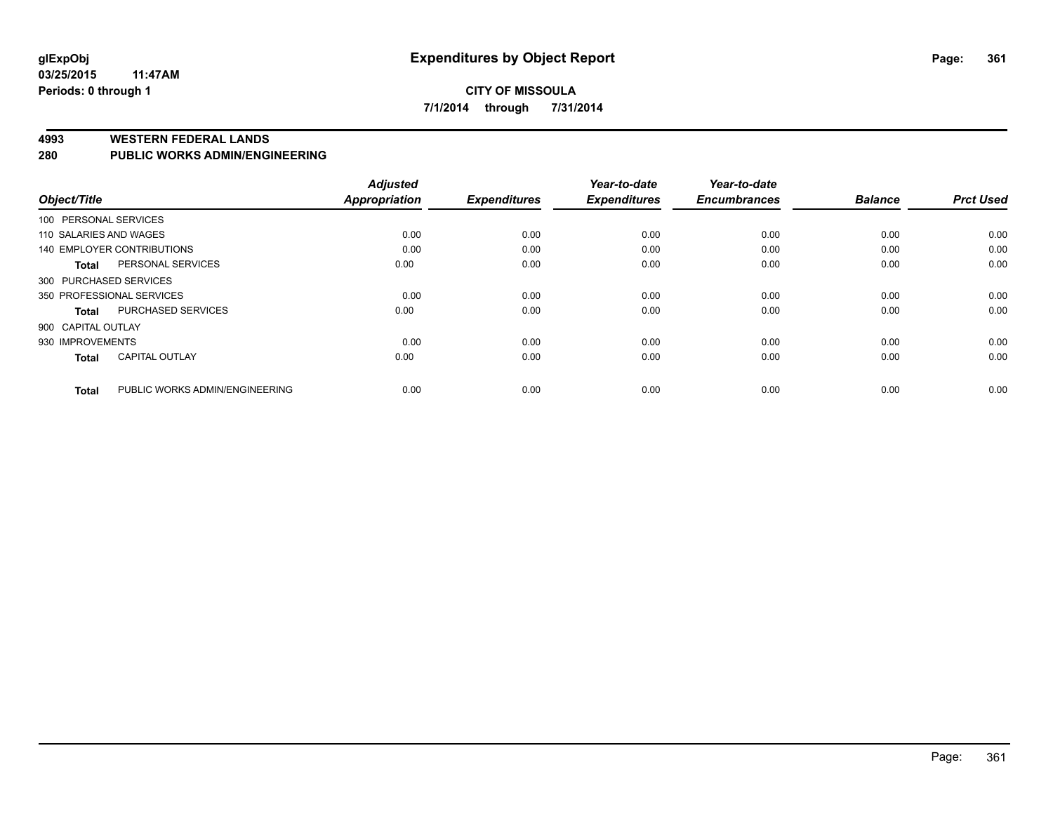glExpObj
03/25/2015 11:47AM
Periods: 0 through 1

# Expenditures by Object Report

**CITY OF MISSOULA**

**7/1/2014 through 7/31/2014**

**4993 WESTERN FEDERAL LANDS**

**280 PUBLIC WORKS ADMIN/ENGINEERING**

| Object/Title | | Adjusted Appropriation | Expenditures | Year-to-date Expenditures | Year-to-date Encumbrances | Balance | Prct Used |
|---|---|---|---|---|---|---|---|
| 100 PERSONAL SERVICES | | | | | | | |
| 110 SALARIES AND WAGES | | 0.00 | 0.00 | 0.00 | 0.00 | 0.00 | 0.00 |
| 140 EMPLOYER CONTRIBUTIONS | | 0.00 | 0.00 | 0.00 | 0.00 | 0.00 | 0.00 |
| **Total** | PERSONAL SERVICES | 0.00 | 0.00 | 0.00 | 0.00 | 0.00 | 0.00 |
| 300 PURCHASED SERVICES | | | | | | | |
| 350 PROFESSIONAL SERVICES | | 0.00 | 0.00 | 0.00 | 0.00 | 0.00 | 0.00 |
| **Total** | PURCHASED SERVICES | 0.00 | 0.00 | 0.00 | 0.00 | 0.00 | 0.00 |
| 900 CAPITAL OUTLAY | | | | | | | |
| 930 IMPROVEMENTS | | 0.00 | 0.00 | 0.00 | 0.00 | 0.00 | 0.00 |
| **Total** | CAPITAL OUTLAY | 0.00 | 0.00 | 0.00 | 0.00 | 0.00 | 0.00 |
| **Total** | PUBLIC WORKS ADMIN/ENGINEERING | 0.00 | 0.00 | 0.00 | 0.00 | 0.00 | 0.00 |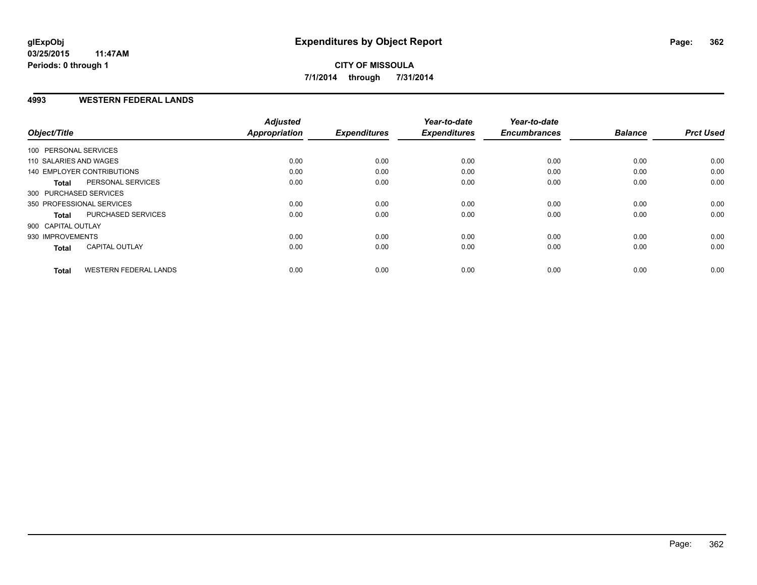glExpObj
03/25/2015 11:47AM
Periods: 0 through 1

# Expenditures by Object Report

**CITY OF MISSOULA**
**7/1/2014 through 7/31/2014**

## 4993 WESTERN FEDERAL LANDS

| Object/Title | | Adjusted Appropriation | Expenditures | Year-to-date Expenditures | Year-to-date Encumbrances | Balance | Prct Used |
|---|---|---|---|---|---|---|---|
| 100 PERSONAL SERVICES | | | | | | | |
| 110 SALARIES AND WAGES | | 0.00 | 0.00 | 0.00 | 0.00 | 0.00 | 0.00 |
| 140 EMPLOYER CONTRIBUTIONS | | 0.00 | 0.00 | 0.00 | 0.00 | 0.00 | 0.00 |
| **Total** | PERSONAL SERVICES | 0.00 | 0.00 | 0.00 | 0.00 | 0.00 | 0.00 |
| 300 PURCHASED SERVICES | | | | | | | |
| 350 PROFESSIONAL SERVICES | | 0.00 | 0.00 | 0.00 | 0.00 | 0.00 | 0.00 |
| **Total** | PURCHASED SERVICES | 0.00 | 0.00 | 0.00 | 0.00 | 0.00 | 0.00 |
| 900 CAPITAL OUTLAY | | | | | | | |
| 930 IMPROVEMENTS | | 0.00 | 0.00 | 0.00 | 0.00 | 0.00 | 0.00 |
| **Total** | CAPITAL OUTLAY | 0.00 | 0.00 | 0.00 | 0.00 | 0.00 | 0.00 |
| **Total** | WESTERN FEDERAL LANDS | 0.00 | 0.00 | 0.00 | 0.00 | 0.00 | 0.00 |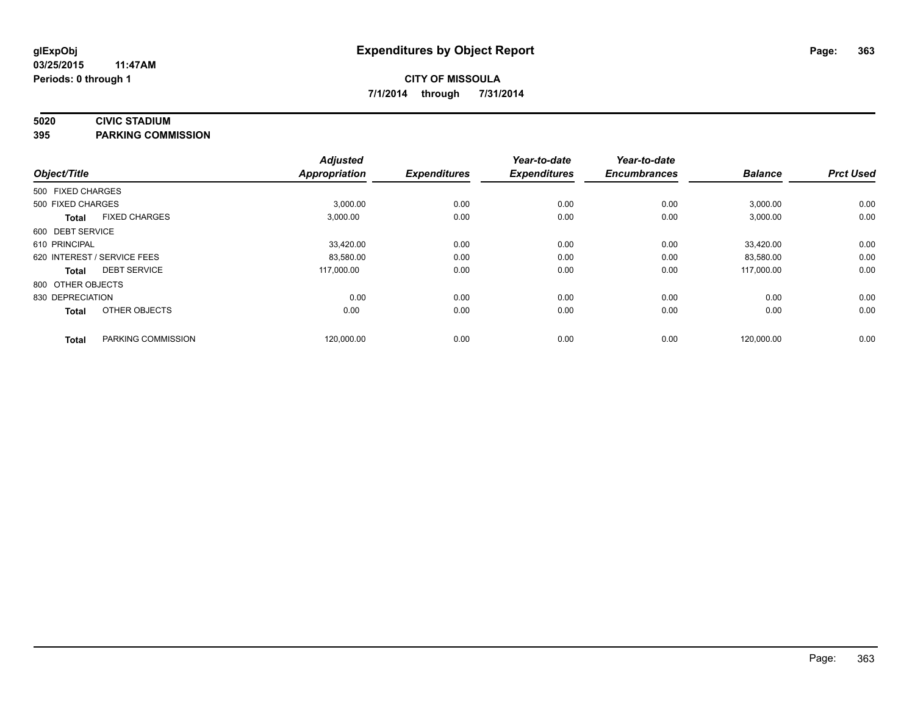**glExpObj** | **Expenditures by Object Report**

**03/25/2015 11:47AM**

**Periods: 0 through 1**

**CITY OF MISSOULA**

**7/1/2014 through 7/31/2014**

**5020 CIVIC STADIUM**

**395 PARKING COMMISSION**

| Object/Title | | Adjusted Appropriation | Expenditures | Year-to-date Expenditures | Year-to-date Encumbrances | Balance | Prct Used |
|---|---|---|---|---|---|---|---|
| 500 FIXED CHARGES | | | | | | | |
| 500 FIXED CHARGES | | 3,000.00 | 0.00 | 0.00 | 0.00 | 3,000.00 | 0.00 |
| **Total** | FIXED CHARGES | 3,000.00 | 0.00 | 0.00 | 0.00 | 3,000.00 | 0.00 |
| 600 DEBT SERVICE | | | | | | | |
| 610 PRINCIPAL | | 33,420.00 | 0.00 | 0.00 | 0.00 | 33,420.00 | 0.00 |
| 620 INTEREST / SERVICE FEES | | 83,580.00 | 0.00 | 0.00 | 0.00 | 83,580.00 | 0.00 |
| **Total** | DEBT SERVICE | 117,000.00 | 0.00 | 0.00 | 0.00 | 117,000.00 | 0.00 |
| 800 OTHER OBJECTS | | | | | | | |
| 830 DEPRECIATION | | 0.00 | 0.00 | 0.00 | 0.00 | 0.00 | 0.00 |
| **Total** | OTHER OBJECTS | 0.00 | 0.00 | 0.00 | 0.00 | 0.00 | 0.00 |
| **Total** | PARKING COMMISSION | 120,000.00 | 0.00 | 0.00 | 0.00 | 120,000.00 | 0.00 |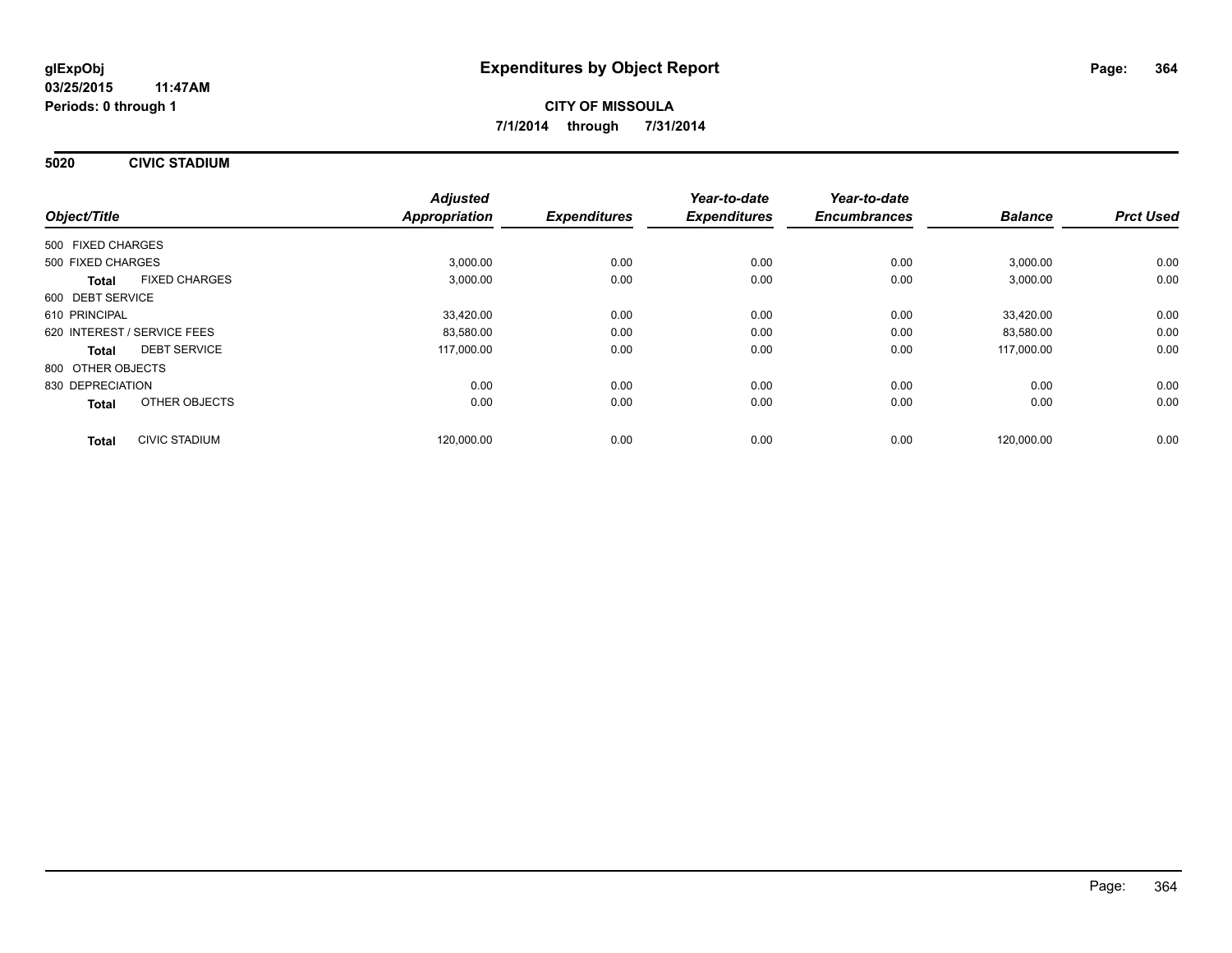**glExpObj**
**03/25/2015 11:47AM**
**Periods: 0 through 1**

# Expenditures by Object Report

**CITY OF MISSOULA**
**7/1/2014 through 7/31/2014**

## 5020 CIVIC STADIUM

| Object/Title | | Adjusted Appropriation | Expenditures | Year-to-date Expenditures | Year-to-date Encumbrances | Balance | Prct Used |
|---|---|---|---|---|---|---|---|
| 500 FIXED CHARGES | | | | | | | |
| 500 FIXED CHARGES | | 3,000.00 | 0.00 | 0.00 | 0.00 | 3,000.00 | 0.00 |
| **Total** | FIXED CHARGES | 3,000.00 | 0.00 | 0.00 | 0.00 | 3,000.00 | 0.00 |
| 600 DEBT SERVICE | | | | | | | |
| 610 PRINCIPAL | | 33,420.00 | 0.00 | 0.00 | 0.00 | 33,420.00 | 0.00 |
| 620 INTEREST / SERVICE FEES | | 83,580.00 | 0.00 | 0.00 | 0.00 | 83,580.00 | 0.00 |
| **Total** | DEBT SERVICE | 117,000.00 | 0.00 | 0.00 | 0.00 | 117,000.00 | 0.00 |
| 800 OTHER OBJECTS | | | | | | | |
| 830 DEPRECIATION | | 0.00 | 0.00 | 0.00 | 0.00 | 0.00 | 0.00 |
| **Total** | OTHER OBJECTS | 0.00 | 0.00 | 0.00 | 0.00 | 0.00 | 0.00 |
| **Total** | CIVIC STADIUM | 120,000.00 | 0.00 | 0.00 | 0.00 | 120,000.00 | 0.00 |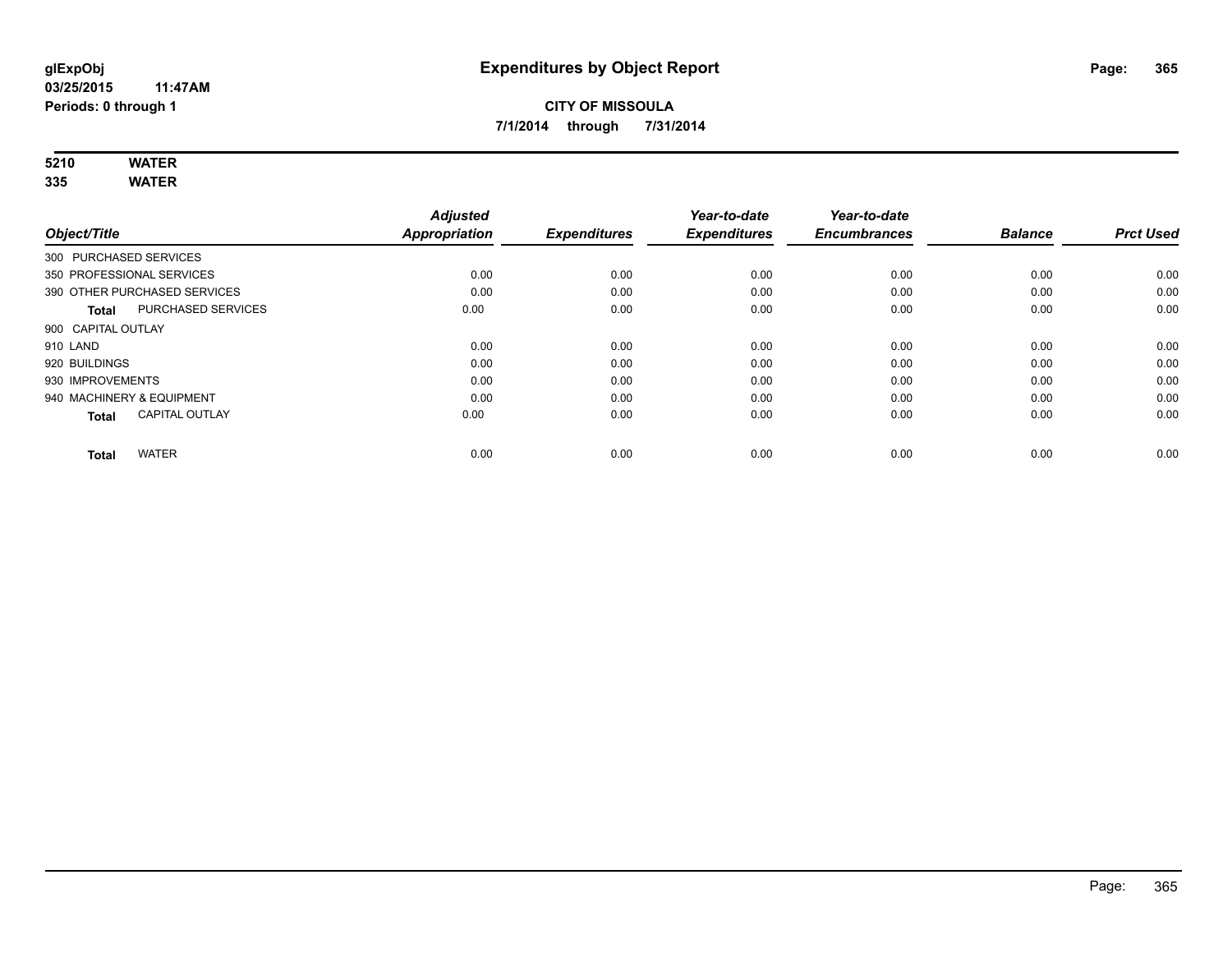# Expenditures by Object Report

glExpObj
03/25/2015 11:47AM
Periods: 0 through 1

**CITY OF MISSOULA**
**7/1/2014 through 7/31/2014**

**5210 WATER**
**335 WATER**

| Object/Title | Adjusted Appropriation | Expenditures | Year-to-date Expenditures | Year-to-date Encumbrances | Balance | Prct Used |
|---|---|---|---|---|---|---|
| 300 PURCHASED SERVICES | | | | | | |
| 350 PROFESSIONAL SERVICES | 0.00 | 0.00 | 0.00 | 0.00 | 0.00 | 0.00 |
| 390 OTHER PURCHASED SERVICES | 0.00 | 0.00 | 0.00 | 0.00 | 0.00 | 0.00 |
| **Total** PURCHASED SERVICES | 0.00 | 0.00 | 0.00 | 0.00 | 0.00 | 0.00 |
| 900 CAPITAL OUTLAY | | | | | | |
| 910 LAND | 0.00 | 0.00 | 0.00 | 0.00 | 0.00 | 0.00 |
| 920 BUILDINGS | 0.00 | 0.00 | 0.00 | 0.00 | 0.00 | 0.00 |
| 930 IMPROVEMENTS | 0.00 | 0.00 | 0.00 | 0.00 | 0.00 | 0.00 |
| 940 MACHINERY & EQUIPMENT | 0.00 | 0.00 | 0.00 | 0.00 | 0.00 | 0.00 |
| **Total** CAPITAL OUTLAY | 0.00 | 0.00 | 0.00 | 0.00 | 0.00 | 0.00 |
| **Total** WATER | 0.00 | 0.00 | 0.00 | 0.00 | 0.00 | 0.00 |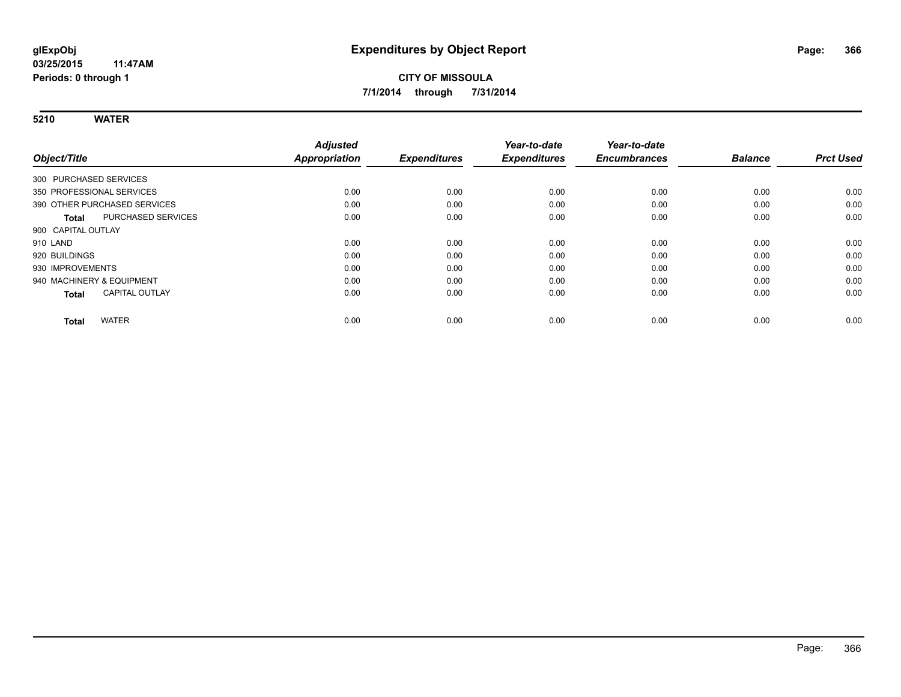**glExpObj**
**03/25/2015 11:47AM**
**Periods: 0 through 1**

# Expenditures by Object Report

**CITY OF MISSOULA**
**7/1/2014 through 7/31/2014**

## 5210 WATER

| Object/Title | Adjusted Appropriation | Expenditures | Year-to-date Expenditures | Year-to-date Encumbrances | Balance | Prct Used |
|---|---|---|---|---|---|---|
| 300 PURCHASED SERVICES | | | | | | |
| 350 PROFESSIONAL SERVICES | 0.00 | 0.00 | 0.00 | 0.00 | 0.00 | 0.00 |
| 390 OTHER PURCHASED SERVICES | 0.00 | 0.00 | 0.00 | 0.00 | 0.00 | 0.00 |
| **Total** PURCHASED SERVICES | 0.00 | 0.00 | 0.00 | 0.00 | 0.00 | 0.00 |
| 900 CAPITAL OUTLAY | | | | | | |
| 910 LAND | 0.00 | 0.00 | 0.00 | 0.00 | 0.00 | 0.00 |
| 920 BUILDINGS | 0.00 | 0.00 | 0.00 | 0.00 | 0.00 | 0.00 |
| 930 IMPROVEMENTS | 0.00 | 0.00 | 0.00 | 0.00 | 0.00 | 0.00 |
| 940 MACHINERY & EQUIPMENT | 0.00 | 0.00 | 0.00 | 0.00 | 0.00 | 0.00 |
| **Total** CAPITAL OUTLAY | 0.00 | 0.00 | 0.00 | 0.00 | 0.00 | 0.00 |
| **Total** WATER | 0.00 | 0.00 | 0.00 | 0.00 | 0.00 | 0.00 |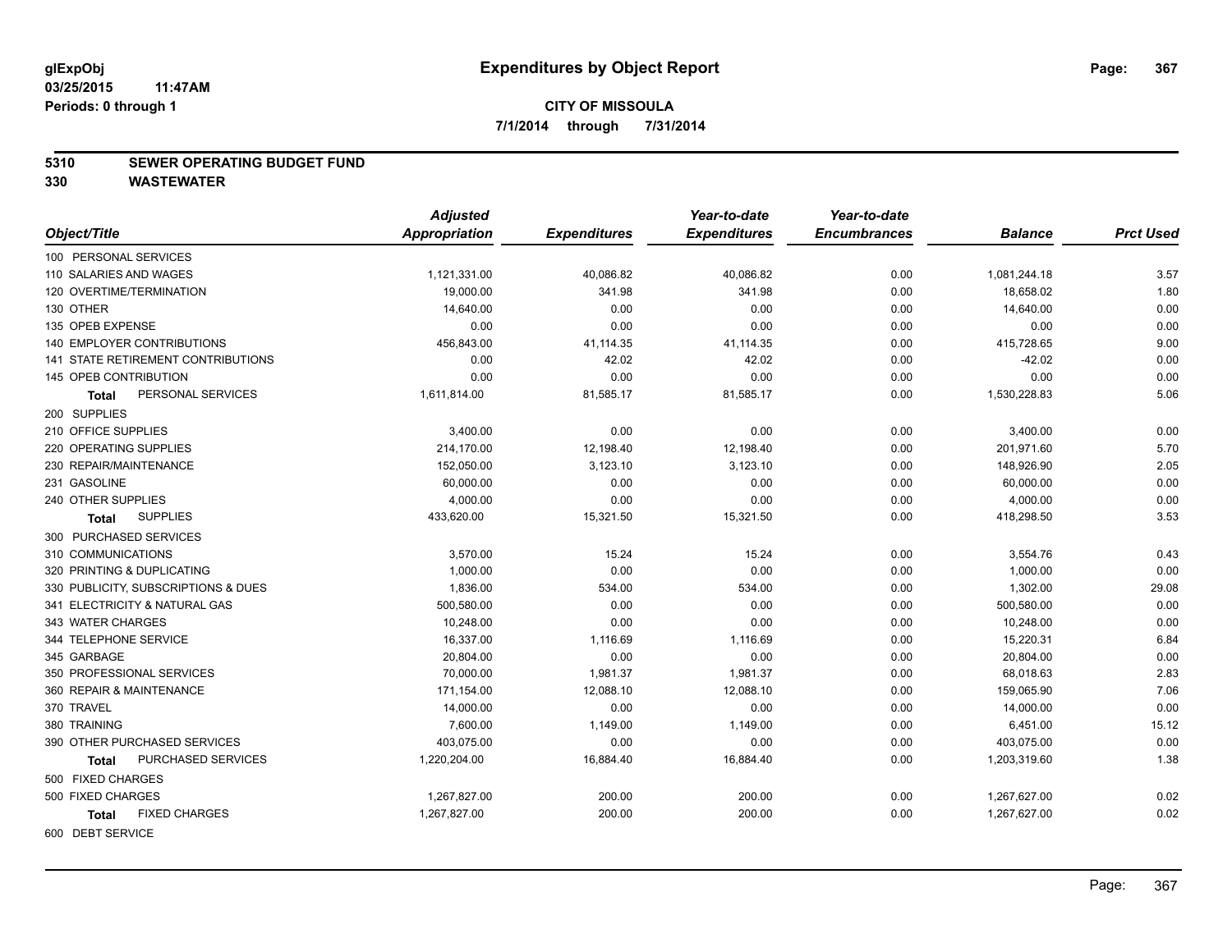**glExpObj**
**03/25/2015 11:47AM**
**Periods: 0 through 1**

# Expenditures by Object Report

**CITY OF MISSOULA**
**7/1/2014 through 7/31/2014**

## 5310 SEWER OPERATING BUDGET FUND
## 330 WASTEWATER

| Object/Title | Adjusted Appropriation | Expenditures | Year-to-date Expenditures | Year-to-date Encumbrances | Balance | Prct Used |
|---|---|---|---|---|---|---|
| 100 PERSONAL SERVICES | | | | | | |
| 110 SALARIES AND WAGES | 1,121,331.00 | 40,086.82 | 40,086.82 | 0.00 | 1,081,244.18 | 3.57 |
| 120 OVERTIME/TERMINATION | 19,000.00 | 341.98 | 341.98 | 0.00 | 18,658.02 | 1.80 |
| 130 OTHER | 14,640.00 | 0.00 | 0.00 | 0.00 | 14,640.00 | 0.00 |
| 135 OPEB EXPENSE | 0.00 | 0.00 | 0.00 | 0.00 | 0.00 | 0.00 |
| 140 EMPLOYER CONTRIBUTIONS | 456,843.00 | 41,114.35 | 41,114.35 | 0.00 | 415,728.65 | 9.00 |
| 141 STATE RETIREMENT CONTRIBUTIONS | 0.00 | 42.02 | 42.02 | 0.00 | -42.02 | 0.00 |
| 145 OPEB CONTRIBUTION | 0.00 | 0.00 | 0.00 | 0.00 | 0.00 | 0.00 |
| **Total** PERSONAL SERVICES | 1,611,814.00 | 81,585.17 | 81,585.17 | 0.00 | 1,530,228.83 | 5.06 |
| 200 SUPPLIES | | | | | | |
| 210 OFFICE SUPPLIES | 3,400.00 | 0.00 | 0.00 | 0.00 | 3,400.00 | 0.00 |
| 220 OPERATING SUPPLIES | 214,170.00 | 12,198.40 | 12,198.40 | 0.00 | 201,971.60 | 5.70 |
| 230 REPAIR/MAINTENANCE | 152,050.00 | 3,123.10 | 3,123.10 | 0.00 | 148,926.90 | 2.05 |
| 231 GASOLINE | 60,000.00 | 0.00 | 0.00 | 0.00 | 60,000.00 | 0.00 |
| 240 OTHER SUPPLIES | 4,000.00 | 0.00 | 0.00 | 0.00 | 4,000.00 | 0.00 |
| **Total** SUPPLIES | 433,620.00 | 15,321.50 | 15,321.50 | 0.00 | 418,298.50 | 3.53 |
| 300 PURCHASED SERVICES | | | | | | |
| 310 COMMUNICATIONS | 3,570.00 | 15.24 | 15.24 | 0.00 | 3,554.76 | 0.43 |
| 320 PRINTING & DUPLICATING | 1,000.00 | 0.00 | 0.00 | 0.00 | 1,000.00 | 0.00 |
| 330 PUBLICITY, SUBSCRIPTIONS & DUES | 1,836.00 | 534.00 | 534.00 | 0.00 | 1,302.00 | 29.08 |
| 341 ELECTRICITY & NATURAL GAS | 500,580.00 | 0.00 | 0.00 | 0.00 | 500,580.00 | 0.00 |
| 343 WATER CHARGES | 10,248.00 | 0.00 | 0.00 | 0.00 | 10,248.00 | 0.00 |
| 344 TELEPHONE SERVICE | 16,337.00 | 1,116.69 | 1,116.69 | 0.00 | 15,220.31 | 6.84 |
| 345 GARBAGE | 20,804.00 | 0.00 | 0.00 | 0.00 | 20,804.00 | 0.00 |
| 350 PROFESSIONAL SERVICES | 70,000.00 | 1,981.37 | 1,981.37 | 0.00 | 68,018.63 | 2.83 |
| 360 REPAIR & MAINTENANCE | 171,154.00 | 12,088.10 | 12,088.10 | 0.00 | 159,065.90 | 7.06 |
| 370 TRAVEL | 14,000.00 | 0.00 | 0.00 | 0.00 | 14,000.00 | 0.00 |
| 380 TRAINING | 7,600.00 | 1,149.00 | 1,149.00 | 0.00 | 6,451.00 | 15.12 |
| 390 OTHER PURCHASED SERVICES | 403,075.00 | 0.00 | 0.00 | 0.00 | 403,075.00 | 0.00 |
| **Total** PURCHASED SERVICES | 1,220,204.00 | 16,884.40 | 16,884.40 | 0.00 | 1,203,319.60 | 1.38 |
| 500 FIXED CHARGES | | | | | | |
| 500 FIXED CHARGES | 1,267,827.00 | 200.00 | 200.00 | 0.00 | 1,267,627.00 | 0.02 |
| **Total** FIXED CHARGES | 1,267,827.00 | 200.00 | 200.00 | 0.00 | 1,267,627.00 | 0.02 |
| 600 DEBT SERVICE | | | | | | |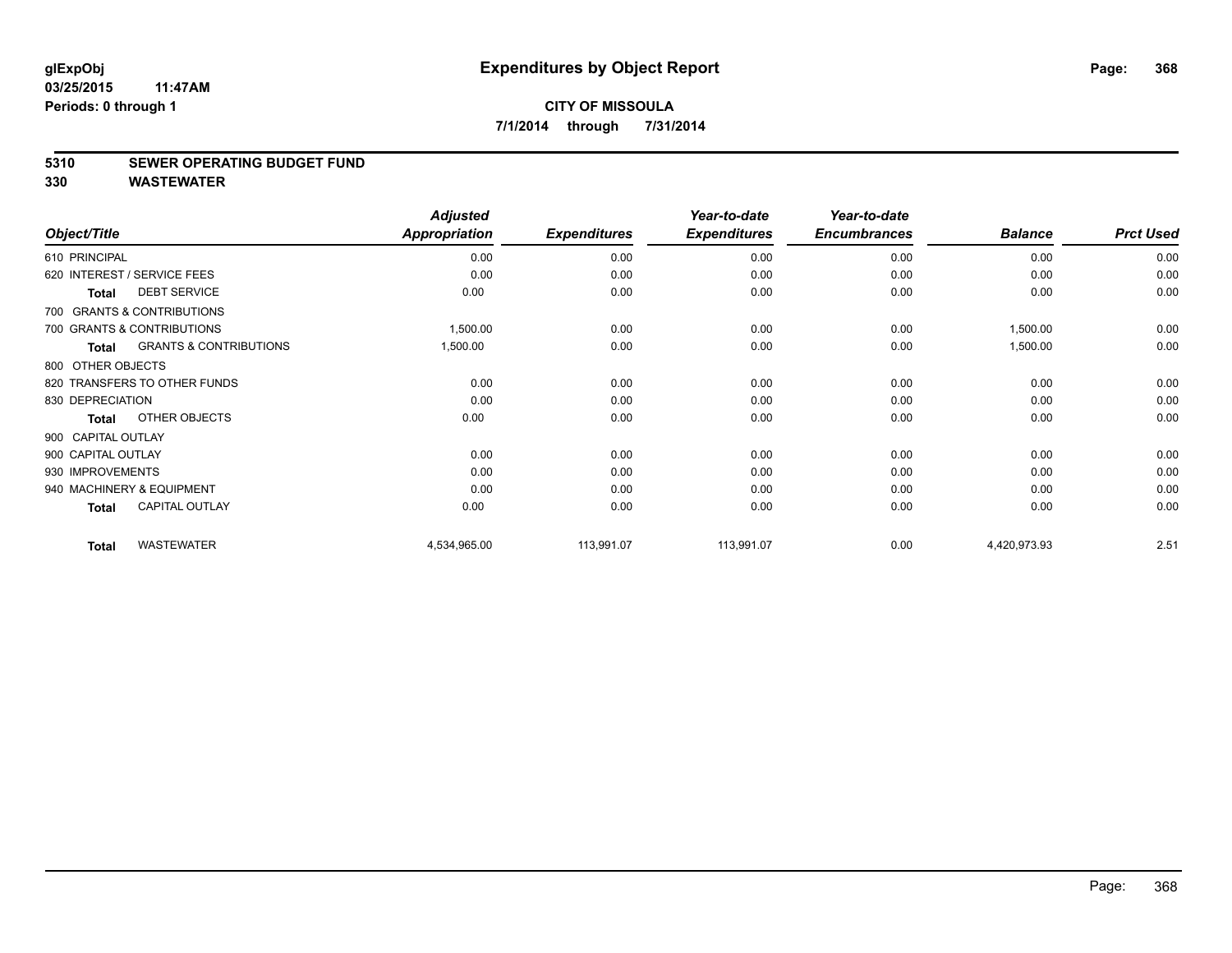# Expenditures by Object Report

glExpObj
03/25/2015 11:47AM
Periods: 0 through 1

**CITY OF MISSOULA**
**7/1/2014 through 7/31/2014**

## 5310 SEWER OPERATING BUDGET FUND
## 330 WASTEWATER

| Object/Title | Adjusted Appropriation | Expenditures | Year-to-date Expenditures | Year-to-date Encumbrances | Balance | Prct Used |
|---|---|---|---|---|---|---|
| 610 PRINCIPAL | 0.00 | 0.00 | 0.00 | 0.00 | 0.00 | 0.00 |
| 620 INTEREST / SERVICE FEES | 0.00 | 0.00 | 0.00 | 0.00 | 0.00 | 0.00 |
| **Total** DEBT SERVICE | 0.00 | 0.00 | 0.00 | 0.00 | 0.00 | 0.00 |
| 700 GRANTS & CONTRIBUTIONS | | | | | | |
| 700 GRANTS & CONTRIBUTIONS | 1,500.00 | 0.00 | 0.00 | 0.00 | 1,500.00 | 0.00 |
| **Total** GRANTS & CONTRIBUTIONS | 1,500.00 | 0.00 | 0.00 | 0.00 | 1,500.00 | 0.00 |
| 800 OTHER OBJECTS | | | | | | |
| 820 TRANSFERS TO OTHER FUNDS | 0.00 | 0.00 | 0.00 | 0.00 | 0.00 | 0.00 |
| 830 DEPRECIATION | 0.00 | 0.00 | 0.00 | 0.00 | 0.00 | 0.00 |
| **Total** OTHER OBJECTS | 0.00 | 0.00 | 0.00 | 0.00 | 0.00 | 0.00 |
| 900 CAPITAL OUTLAY | | | | | | |
| 900 CAPITAL OUTLAY | 0.00 | 0.00 | 0.00 | 0.00 | 0.00 | 0.00 |
| 930 IMPROVEMENTS | 0.00 | 0.00 | 0.00 | 0.00 | 0.00 | 0.00 |
| 940 MACHINERY & EQUIPMENT | 0.00 | 0.00 | 0.00 | 0.00 | 0.00 | 0.00 |
| **Total** CAPITAL OUTLAY | 0.00 | 0.00 | 0.00 | 0.00 | 0.00 | 0.00 |
| **Total** WASTEWATER | 4,534,965.00 | 113,991.07 | 113,991.07 | 0.00 | 4,420,973.93 | 2.51 |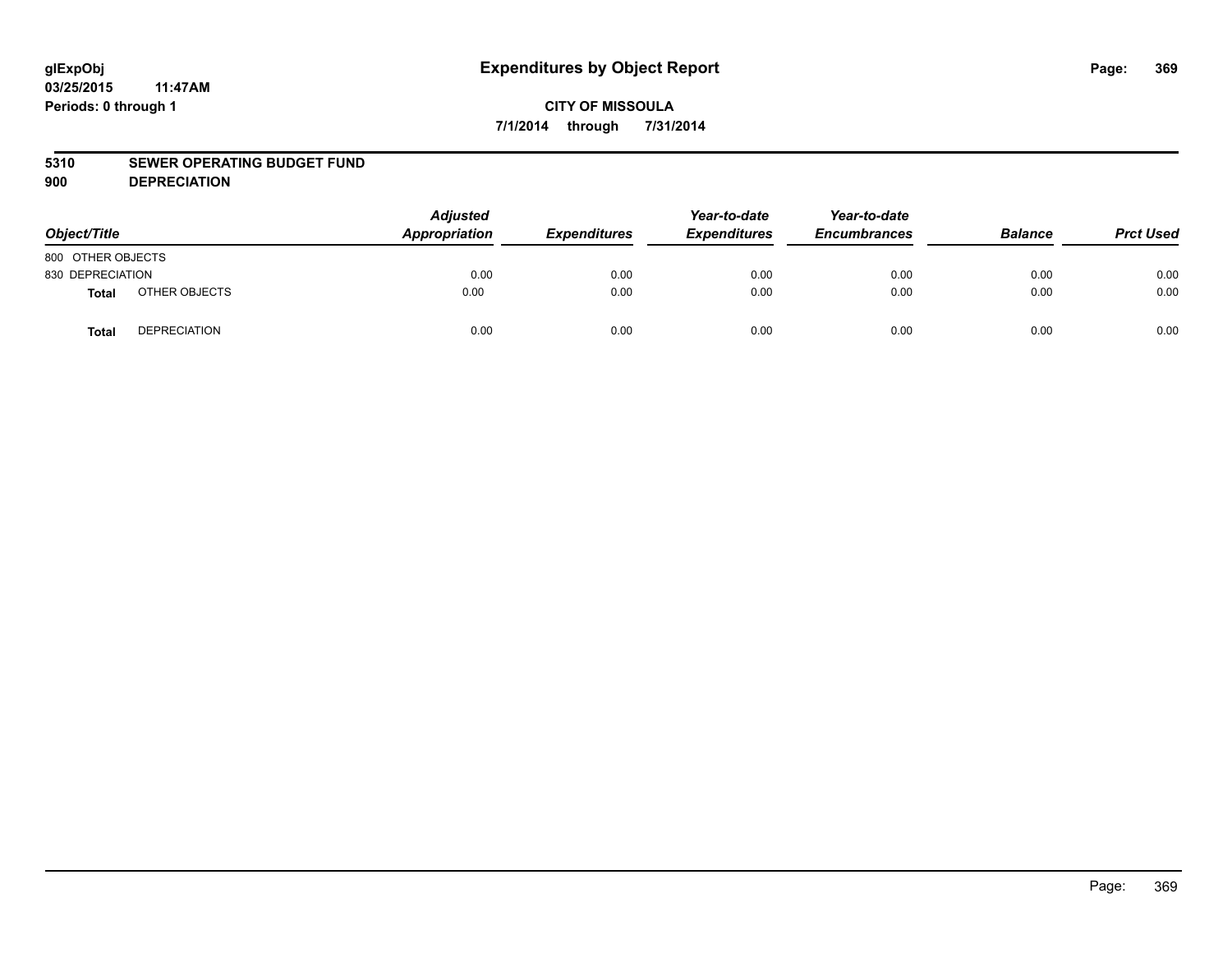# Expenditures by Object Report

glExpObj
03/25/2015 11:47AM
Periods: 0 through 1

**CITY OF MISSOULA**
**7/1/2014 through 7/31/2014**

**5310 SEWER OPERATING BUDGET FUND**
**900 DEPRECIATION**

| Object/Title | | Adjusted Appropriation | Expenditures | Year-to-date Expenditures | Year-to-date Encumbrances | Balance | Prct Used |
|---|---|---|---|---|---|---|---|
| 800 OTHER OBJECTS | | | | | | | |
| 830 DEPRECIATION | | 0.00 | 0.00 | 0.00 | 0.00 | 0.00 | 0.00 |
| **Total** | OTHER OBJECTS | 0.00 | 0.00 | 0.00 | 0.00 | 0.00 | 0.00 |
| **Total** | DEPRECIATION | 0.00 | 0.00 | 0.00 | 0.00 | 0.00 | 0.00 |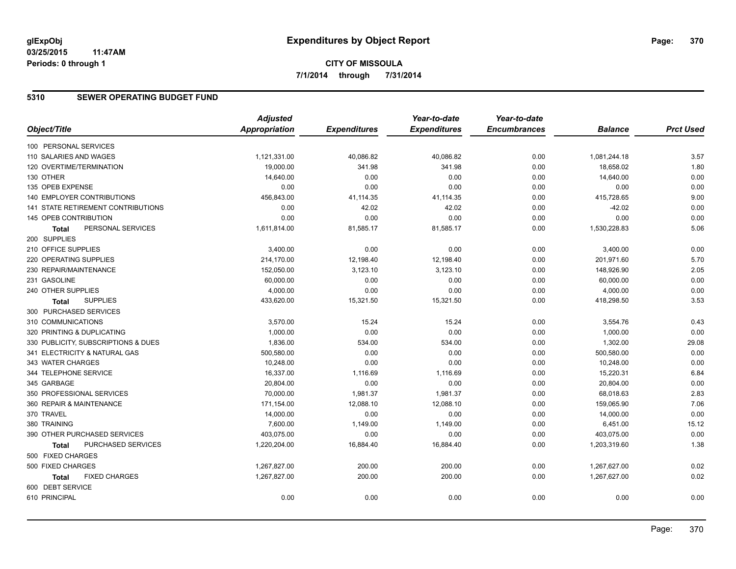**glExpObj**
**03/25/2015 11:47AM**
**Periods: 0 through 1**

# Expenditures by Object Report

**CITY OF MISSOULA**
**7/1/2014 through 7/31/2014**

## 5310 SEWER OPERATING BUDGET FUND

| Object/Title | Adjusted Appropriation | Expenditures | Year-to-date Expenditures | Year-to-date Encumbrances | Balance | Prct Used |
|---|---|---|---|---|---|---|
| 100 PERSONAL SERVICES | | | | | | |
| 110 SALARIES AND WAGES | 1,121,331.00 | 40,086.82 | 40,086.82 | 0.00 | 1,081,244.18 | 3.57 |
| 120 OVERTIME/TERMINATION | 19,000.00 | 341.98 | 341.98 | 0.00 | 18,658.02 | 1.80 |
| 130 OTHER | 14,640.00 | 0.00 | 0.00 | 0.00 | 14,640.00 | 0.00 |
| 135 OPEB EXPENSE | 0.00 | 0.00 | 0.00 | 0.00 | 0.00 | 0.00 |
| 140 EMPLOYER CONTRIBUTIONS | 456,843.00 | 41,114.35 | 41,114.35 | 0.00 | 415,728.65 | 9.00 |
| 141 STATE RETIREMENT CONTRIBUTIONS | 0.00 | 42.02 | 42.02 | 0.00 | -42.02 | 0.00 |
| 145 OPEB CONTRIBUTION | 0.00 | 0.00 | 0.00 | 0.00 | 0.00 | 0.00 |
| **Total** PERSONAL SERVICES | 1,611,814.00 | 81,585.17 | 81,585.17 | 0.00 | 1,530,228.83 | 5.06 |
| 200 SUPPLIES | | | | | | |
| 210 OFFICE SUPPLIES | 3,400.00 | 0.00 | 0.00 | 0.00 | 3,400.00 | 0.00 |
| 220 OPERATING SUPPLIES | 214,170.00 | 12,198.40 | 12,198.40 | 0.00 | 201,971.60 | 5.70 |
| 230 REPAIR/MAINTENANCE | 152,050.00 | 3,123.10 | 3,123.10 | 0.00 | 148,926.90 | 2.05 |
| 231 GASOLINE | 60,000.00 | 0.00 | 0.00 | 0.00 | 60,000.00 | 0.00 |
| 240 OTHER SUPPLIES | 4,000.00 | 0.00 | 0.00 | 0.00 | 4,000.00 | 0.00 |
| **Total** SUPPLIES | 433,620.00 | 15,321.50 | 15,321.50 | 0.00 | 418,298.50 | 3.53 |
| 300 PURCHASED SERVICES | | | | | | |
| 310 COMMUNICATIONS | 3,570.00 | 15.24 | 15.24 | 0.00 | 3,554.76 | 0.43 |
| 320 PRINTING & DUPLICATING | 1,000.00 | 0.00 | 0.00 | 0.00 | 1,000.00 | 0.00 |
| 330 PUBLICITY, SUBSCRIPTIONS & DUES | 1,836.00 | 534.00 | 534.00 | 0.00 | 1,302.00 | 29.08 |
| 341 ELECTRICITY & NATURAL GAS | 500,580.00 | 0.00 | 0.00 | 0.00 | 500,580.00 | 0.00 |
| 343 WATER CHARGES | 10,248.00 | 0.00 | 0.00 | 0.00 | 10,248.00 | 0.00 |
| 344 TELEPHONE SERVICE | 16,337.00 | 1,116.69 | 1,116.69 | 0.00 | 15,220.31 | 6.84 |
| 345 GARBAGE | 20,804.00 | 0.00 | 0.00 | 0.00 | 20,804.00 | 0.00 |
| 350 PROFESSIONAL SERVICES | 70,000.00 | 1,981.37 | 1,981.37 | 0.00 | 68,018.63 | 2.83 |
| 360 REPAIR & MAINTENANCE | 171,154.00 | 12,088.10 | 12,088.10 | 0.00 | 159,065.90 | 7.06 |
| 370 TRAVEL | 14,000.00 | 0.00 | 0.00 | 0.00 | 14,000.00 | 0.00 |
| 380 TRAINING | 7,600.00 | 1,149.00 | 1,149.00 | 0.00 | 6,451.00 | 15.12 |
| 390 OTHER PURCHASED SERVICES | 403,075.00 | 0.00 | 0.00 | 0.00 | 403,075.00 | 0.00 |
| **Total** PURCHASED SERVICES | 1,220,204.00 | 16,884.40 | 16,884.40 | 0.00 | 1,203,319.60 | 1.38 |
| 500 FIXED CHARGES | | | | | | |
| 500 FIXED CHARGES | 1,267,827.00 | 200.00 | 200.00 | 0.00 | 1,267,627.00 | 0.02 |
| **Total** FIXED CHARGES | 1,267,827.00 | 200.00 | 200.00 | 0.00 | 1,267,627.00 | 0.02 |
| 600 DEBT SERVICE | | | | | | |
| 610 PRINCIPAL | 0.00 | 0.00 | 0.00 | 0.00 | 0.00 | 0.00 |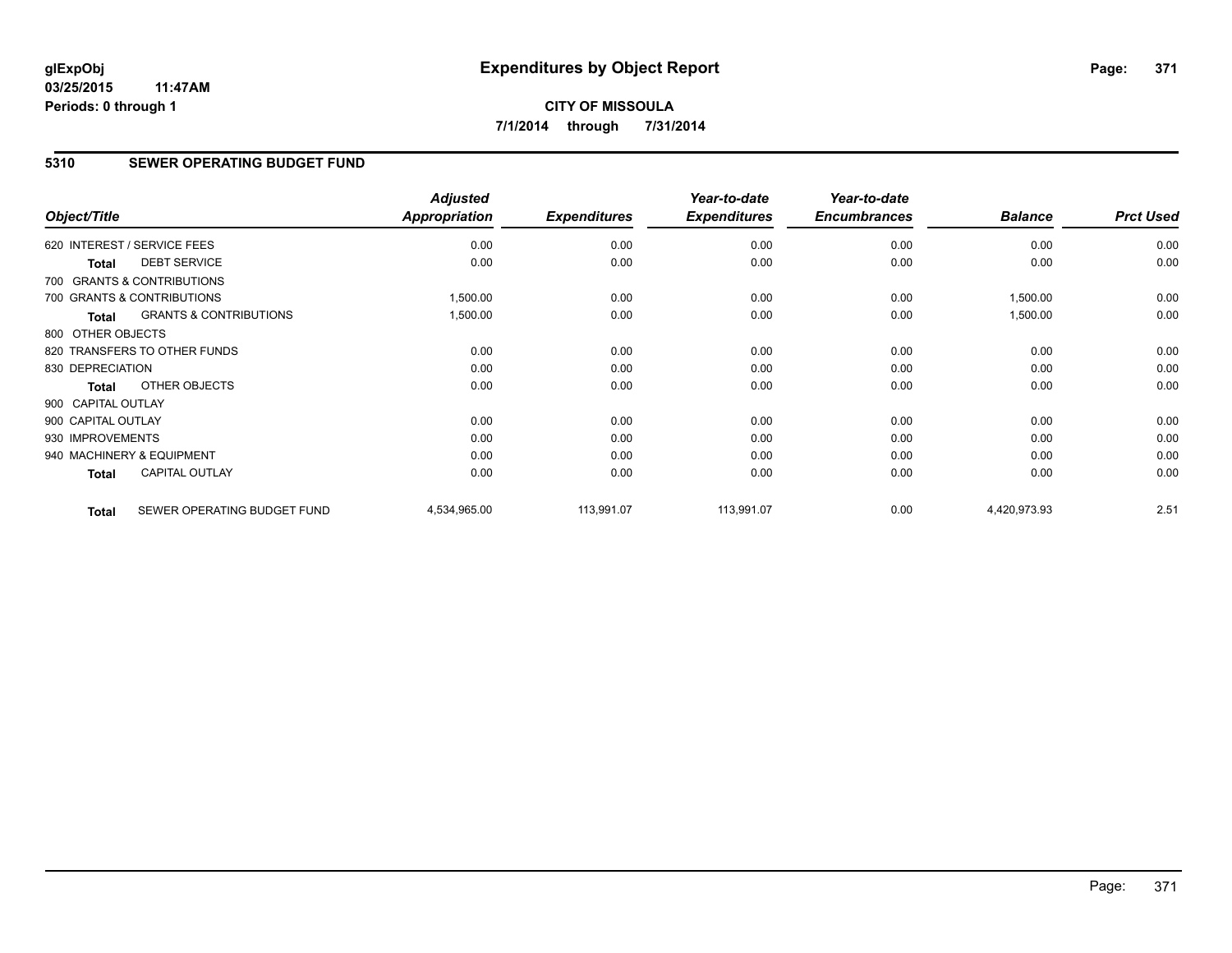**glExpObj** 
**03/25/2015 11:47AM** 
**Periods: 0 through 1**

# Expenditures by Object Report

**CITY OF MISSOULA**
**7/1/2014 through 7/31/2014**

## 5310 SEWER OPERATING BUDGET FUND

| Object/Title | | Adjusted Appropriation | Expenditures | Year-to-date Expenditures | Year-to-date Encumbrances | Balance | Prct Used |
|---|---|---|---|---|---|---|---|
| 620 INTEREST / SERVICE FEES | | 0.00 | 0.00 | 0.00 | 0.00 | 0.00 | 0.00 |
| **Total** | DEBT SERVICE | 0.00 | 0.00 | 0.00 | 0.00 | 0.00 | 0.00 |
| 700 GRANTS & CONTRIBUTIONS | | | | | | | |
| 700 GRANTS & CONTRIBUTIONS | | 1,500.00 | 0.00 | 0.00 | 0.00 | 1,500.00 | 0.00 |
| **Total** | GRANTS & CONTRIBUTIONS | 1,500.00 | 0.00 | 0.00 | 0.00 | 1,500.00 | 0.00 |
| 800 OTHER OBJECTS | | | | | | | |
| 820 TRANSFERS TO OTHER FUNDS | | 0.00 | 0.00 | 0.00 | 0.00 | 0.00 | 0.00 |
| 830 DEPRECIATION | | 0.00 | 0.00 | 0.00 | 0.00 | 0.00 | 0.00 |
| **Total** | OTHER OBJECTS | 0.00 | 0.00 | 0.00 | 0.00 | 0.00 | 0.00 |
| 900 CAPITAL OUTLAY | | | | | | | |
| 900 CAPITAL OUTLAY | | 0.00 | 0.00 | 0.00 | 0.00 | 0.00 | 0.00 |
| 930 IMPROVEMENTS | | 0.00 | 0.00 | 0.00 | 0.00 | 0.00 | 0.00 |
| 940 MACHINERY & EQUIPMENT | | 0.00 | 0.00 | 0.00 | 0.00 | 0.00 | 0.00 |
| **Total** | CAPITAL OUTLAY | 0.00 | 0.00 | 0.00 | 0.00 | 0.00 | 0.00 |
| **Total** | SEWER OPERATING BUDGET FUND | 4,534,965.00 | 113,991.07 | 113,991.07 | 0.00 | 4,420,973.93 | 2.51 |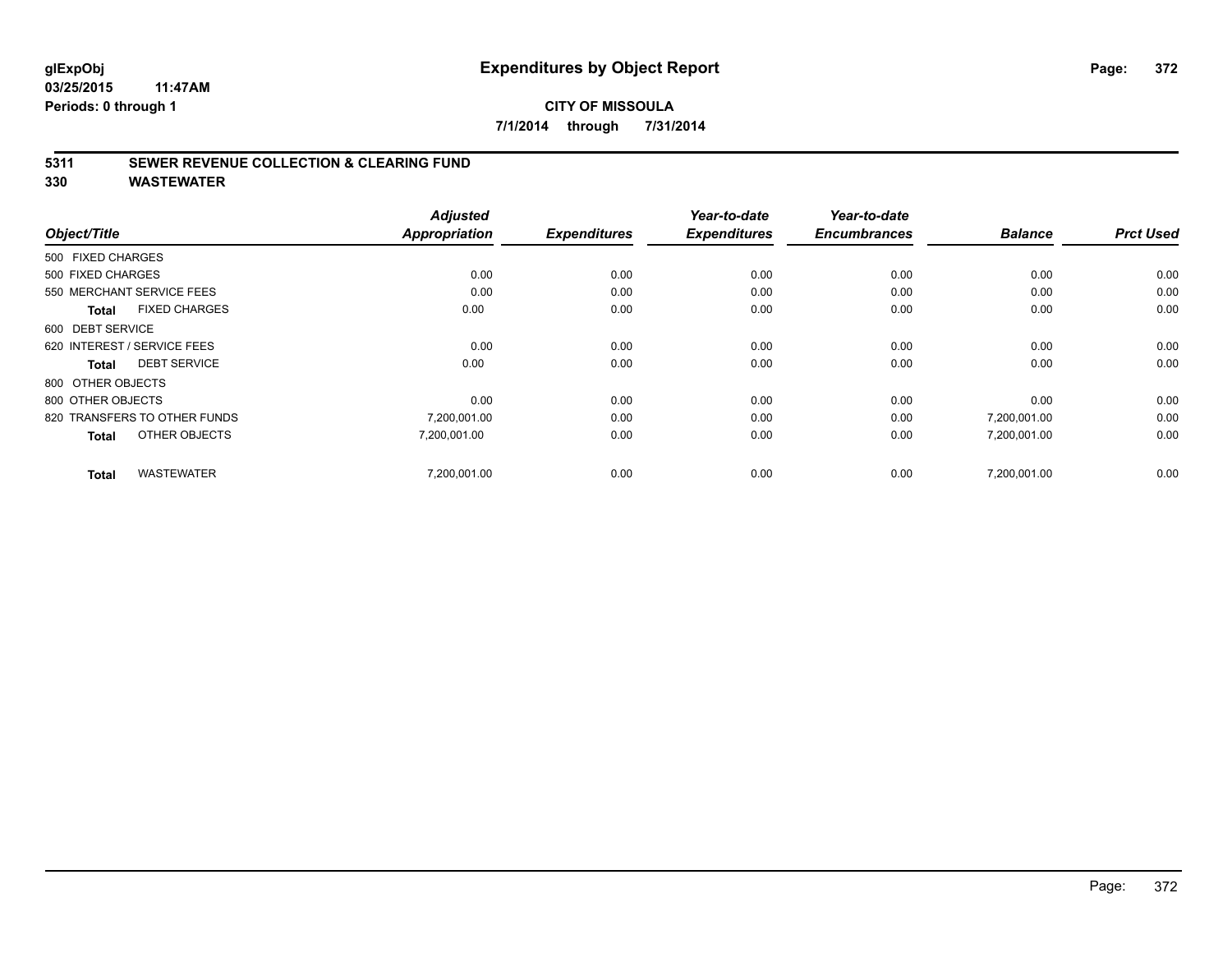**glExpObj**
**03/25/2015 11:47AM**
**Periods: 0 through 1**

# Expenditures by Object Report

**CITY OF MISSOULA**
**7/1/2014 through 7/31/2014**

## 5311 SEWER REVENUE COLLECTION & CLEARING FUND
## 330 WASTEWATER

| Object/Title | Adjusted Appropriation | Expenditures | Year-to-date Expenditures | Year-to-date Encumbrances | Balance | Prct Used |
|---|---|---|---|---|---|---|
| 500 FIXED CHARGES | | | | | | |
| 500 FIXED CHARGES | 0.00 | 0.00 | 0.00 | 0.00 | 0.00 | 0.00 |
| 550 MERCHANT SERVICE FEES | 0.00 | 0.00 | 0.00 | 0.00 | 0.00 | 0.00 |
| **Total** FIXED CHARGES | 0.00 | 0.00 | 0.00 | 0.00 | 0.00 | 0.00 |
| 600 DEBT SERVICE | | | | | | |
| 620 INTEREST / SERVICE FEES | 0.00 | 0.00 | 0.00 | 0.00 | 0.00 | 0.00 |
| **Total** DEBT SERVICE | 0.00 | 0.00 | 0.00 | 0.00 | 0.00 | 0.00 |
| 800 OTHER OBJECTS | | | | | | |
| 800 OTHER OBJECTS | 0.00 | 0.00 | 0.00 | 0.00 | 0.00 | 0.00 |
| 820 TRANSFERS TO OTHER FUNDS | 7,200,001.00 | 0.00 | 0.00 | 0.00 | 7,200,001.00 | 0.00 |
| **Total** OTHER OBJECTS | 7,200,001.00 | 0.00 | 0.00 | 0.00 | 7,200,001.00 | 0.00 |
| **Total** WASTEWATER | 7,200,001.00 | 0.00 | 0.00 | 0.00 | 7,200,001.00 | 0.00 |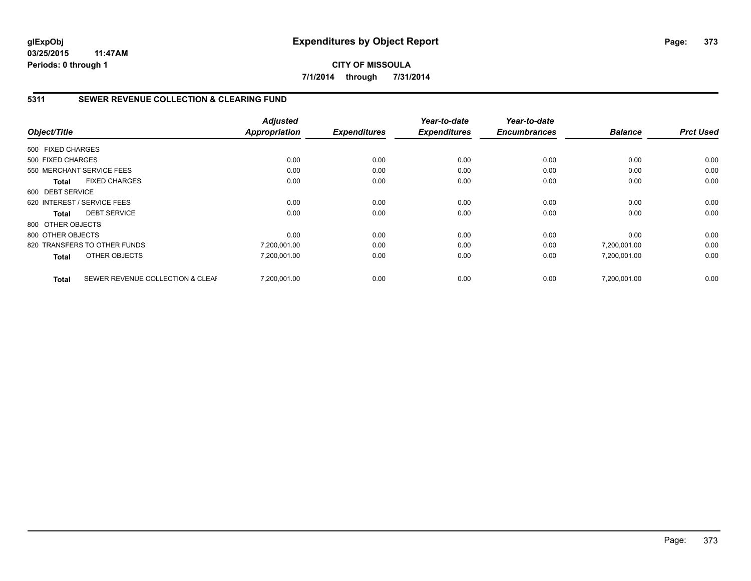**glExpObj**
**03/25/2015 11:47AM**
**Periods: 0 through 1**

# Expenditures by Object Report

**CITY OF MISSOULA**
**7/1/2014 through 7/31/2014**

## 5311 SEWER REVENUE COLLECTION & CLEARING FUND

| Object/Title | | Adjusted Appropriation | Expenditures | Year-to-date Expenditures | Year-to-date Encumbrances | Balance | Prct Used |
|---|---|---|---|---|---|---|---|
| 500 FIXED CHARGES | | | | | | | |
| 500 FIXED CHARGES | | 0.00 | 0.00 | 0.00 | 0.00 | 0.00 | 0.00 |
| 550 MERCHANT SERVICE FEES | | 0.00 | 0.00 | 0.00 | 0.00 | 0.00 | 0.00 |
| **Total** | FIXED CHARGES | 0.00 | 0.00 | 0.00 | 0.00 | 0.00 | 0.00 |
| 600 DEBT SERVICE | | | | | | | |
| 620 INTEREST / SERVICE FEES | | 0.00 | 0.00 | 0.00 | 0.00 | 0.00 | 0.00 |
| **Total** | DEBT SERVICE | 0.00 | 0.00 | 0.00 | 0.00 | 0.00 | 0.00 |
| 800 OTHER OBJECTS | | | | | | | |
| 800 OTHER OBJECTS | | 0.00 | 0.00 | 0.00 | 0.00 | 0.00 | 0.00 |
| 820 TRANSFERS TO OTHER FUNDS | | 7,200,001.00 | 0.00 | 0.00 | 0.00 | 7,200,001.00 | 0.00 |
| **Total** | OTHER OBJECTS | 7,200,001.00 | 0.00 | 0.00 | 0.00 | 7,200,001.00 | 0.00 |
| **Total** | SEWER REVENUE COLLECTION & CLEAI | 7,200,001.00 | 0.00 | 0.00 | 0.00 | 7,200,001.00 | 0.00 |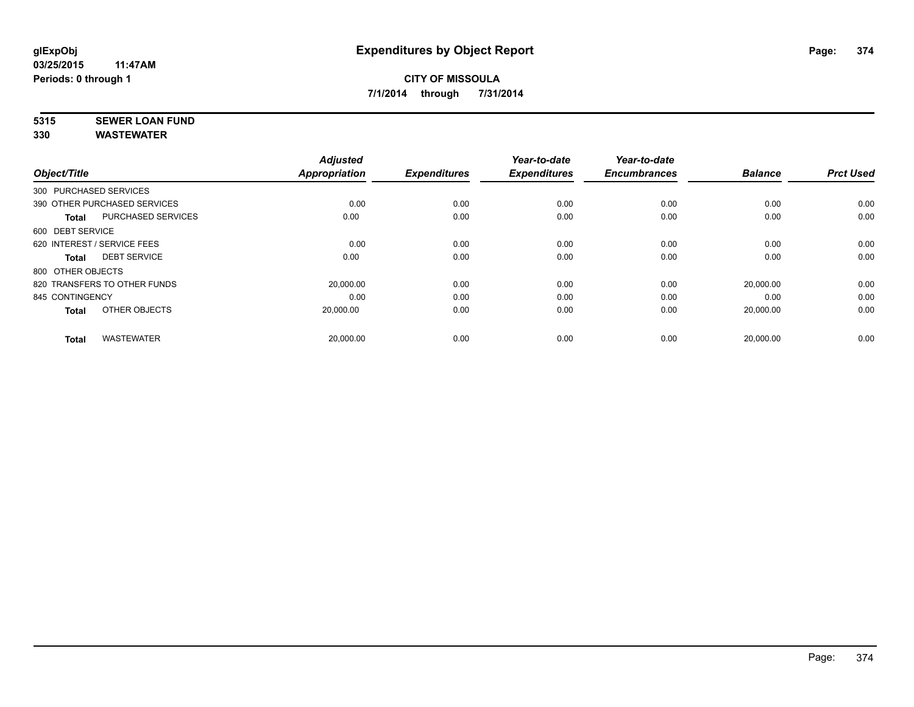**glExpObj**
**03/25/2015 11:47AM**
**Periods: 0 through 1**

# Expenditures by Object Report

**CITY OF MISSOULA**
**7/1/2014 through 7/31/2014**

**5315 SEWER LOAN FUND**
**330 WASTEWATER**

| Object/Title | | Adjusted Appropriation | Expenditures | Year-to-date Expenditures | Year-to-date Encumbrances | Balance | Prct Used |
|---|---|---|---|---|---|---|---|
| 300 PURCHASED SERVICES | | | | | | | |
| 390 OTHER PURCHASED SERVICES | | 0.00 | 0.00 | 0.00 | 0.00 | 0.00 | 0.00 |
| **Total** | PURCHASED SERVICES | 0.00 | 0.00 | 0.00 | 0.00 | 0.00 | 0.00 |
| 600 DEBT SERVICE | | | | | | | |
| 620 INTEREST / SERVICE FEES | | 0.00 | 0.00 | 0.00 | 0.00 | 0.00 | 0.00 |
| **Total** | DEBT SERVICE | 0.00 | 0.00 | 0.00 | 0.00 | 0.00 | 0.00 |
| 800 OTHER OBJECTS | | | | | | | |
| 820 TRANSFERS TO OTHER FUNDS | | 20,000.00 | 0.00 | 0.00 | 0.00 | 20,000.00 | 0.00 |
| 845 CONTINGENCY | | 0.00 | 0.00 | 0.00 | 0.00 | 0.00 | 0.00 |
| **Total** | OTHER OBJECTS | 20,000.00 | 0.00 | 0.00 | 0.00 | 20,000.00 | 0.00 |
| **Total** | WASTEWATER | 20,000.00 | 0.00 | 0.00 | 0.00 | 20,000.00 | 0.00 |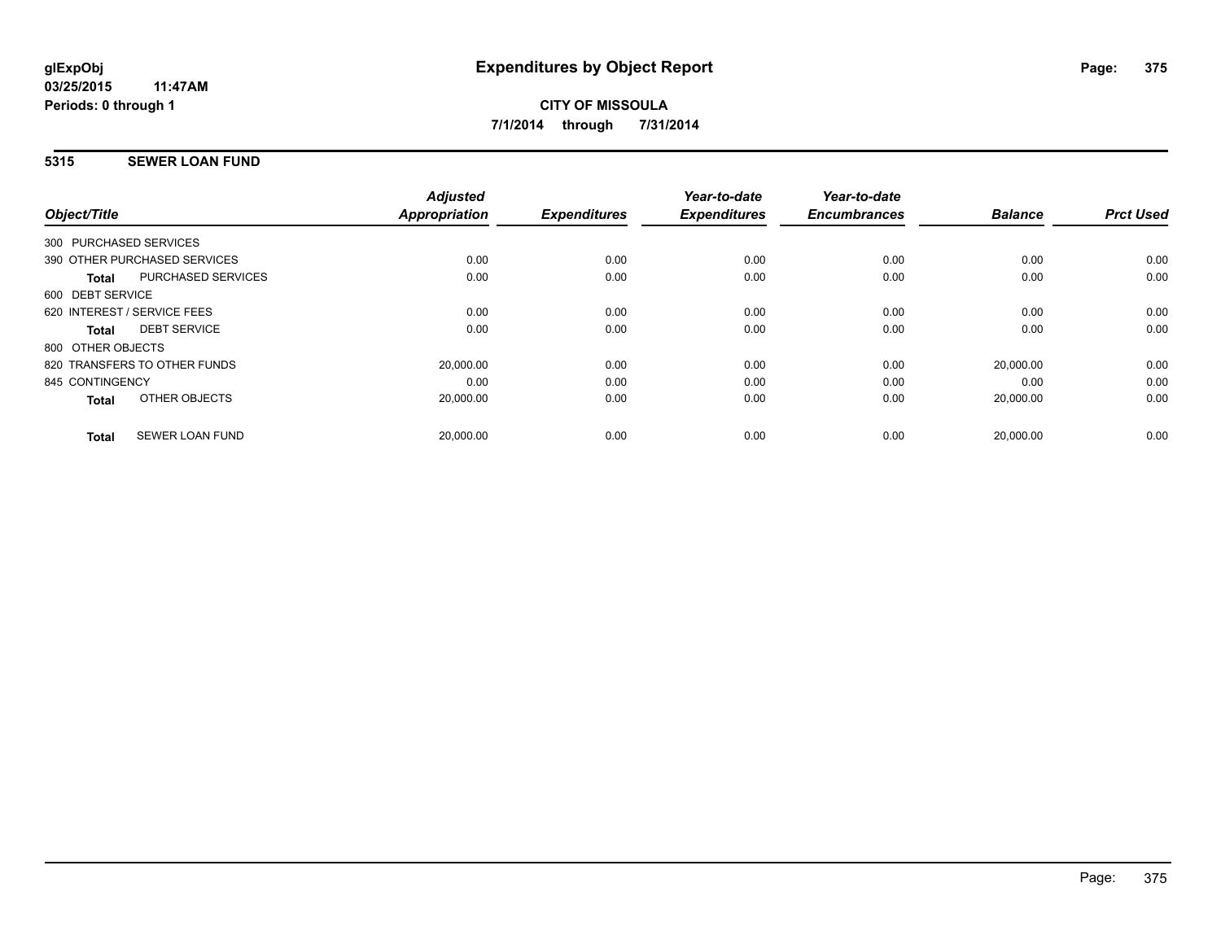**glExpObj**
**03/25/2015 11:47AM**
**Periods: 0 through 1**

# Expenditures by Object Report

**CITY OF MISSOULA**
**7/1/2014 through 7/31/2014**

## 5315 SEWER LOAN FUND

| Object/Title | Adjusted Appropriation | Expenditures | Year-to-date Expenditures | Year-to-date Encumbrances | Balance | Prct Used |
|---|---|---|---|---|---|---|
| 300 PURCHASED SERVICES | | | | | | |
| 390 OTHER PURCHASED SERVICES | 0.00 | 0.00 | 0.00 | 0.00 | 0.00 | 0.00 |
| **Total** PURCHASED SERVICES | 0.00 | 0.00 | 0.00 | 0.00 | 0.00 | 0.00 |
| 600 DEBT SERVICE | | | | | | |
| 620 INTEREST / SERVICE FEES | 0.00 | 0.00 | 0.00 | 0.00 | 0.00 | 0.00 |
| **Total** DEBT SERVICE | 0.00 | 0.00 | 0.00 | 0.00 | 0.00 | 0.00 |
| 800 OTHER OBJECTS | | | | | | |
| 820 TRANSFERS TO OTHER FUNDS | 20,000.00 | 0.00 | 0.00 | 0.00 | 20,000.00 | 0.00 |
| 845 CONTINGENCY | 0.00 | 0.00 | 0.00 | 0.00 | 0.00 | 0.00 |
| **Total** OTHER OBJECTS | 20,000.00 | 0.00 | 0.00 | 0.00 | 20,000.00 | 0.00 |
| **Total** SEWER LOAN FUND | 20,000.00 | 0.00 | 0.00 | 0.00 | 20,000.00 | 0.00 |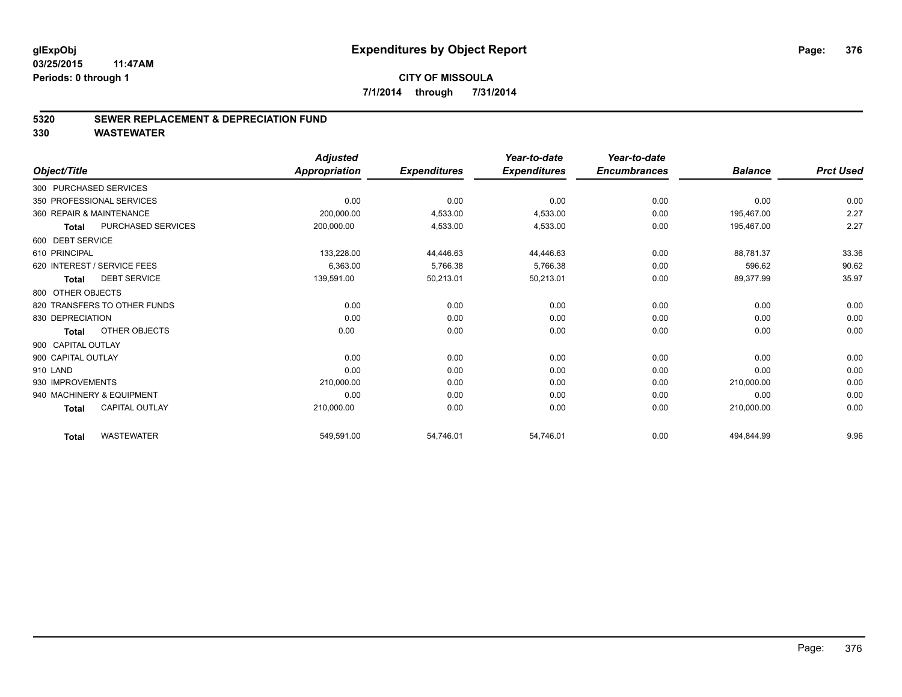glExpObj
03/25/2015 11:47AM
Periods: 0 through 1

# Expenditures by Object Report

**CITY OF MISSOULA**

**7/1/2014 through 7/31/2014**

## 5320 SEWER REPLACEMENT & DEPRECIATION FUND
## 330 WASTEWATER

| Object/Title | Adjusted Appropriation | Expenditures | Year-to-date Expenditures | Year-to-date Encumbrances | Balance | Prct Used |
|---|---|---|---|---|---|---|
| 300 PURCHASED SERVICES | | | | | | |
| 350 PROFESSIONAL SERVICES | 0.00 | 0.00 | 0.00 | 0.00 | 0.00 | 0.00 |
| 360 REPAIR & MAINTENANCE | 200,000.00 | 4,533.00 | 4,533.00 | 0.00 | 195,467.00 | 2.27 |
| **Total** PURCHASED SERVICES | 200,000.00 | 4,533.00 | 4,533.00 | 0.00 | 195,467.00 | 2.27 |
| 600 DEBT SERVICE | | | | | | |
| 610 PRINCIPAL | 133,228.00 | 44,446.63 | 44,446.63 | 0.00 | 88,781.37 | 33.36 |
| 620 INTEREST / SERVICE FEES | 6,363.00 | 5,766.38 | 5,766.38 | 0.00 | 596.62 | 90.62 |
| **Total** DEBT SERVICE | 139,591.00 | 50,213.01 | 50,213.01 | 0.00 | 89,377.99 | 35.97 |
| 800 OTHER OBJECTS | | | | | | |
| 820 TRANSFERS TO OTHER FUNDS | 0.00 | 0.00 | 0.00 | 0.00 | 0.00 | 0.00 |
| 830 DEPRECIATION | 0.00 | 0.00 | 0.00 | 0.00 | 0.00 | 0.00 |
| **Total** OTHER OBJECTS | 0.00 | 0.00 | 0.00 | 0.00 | 0.00 | 0.00 |
| 900 CAPITAL OUTLAY | | | | | | |
| 900 CAPITAL OUTLAY | 0.00 | 0.00 | 0.00 | 0.00 | 0.00 | 0.00 |
| 910 LAND | 0.00 | 0.00 | 0.00 | 0.00 | 0.00 | 0.00 |
| 930 IMPROVEMENTS | 210,000.00 | 0.00 | 0.00 | 0.00 | 210,000.00 | 0.00 |
| 940 MACHINERY & EQUIPMENT | 0.00 | 0.00 | 0.00 | 0.00 | 0.00 | 0.00 |
| **Total** CAPITAL OUTLAY | 210,000.00 | 0.00 | 0.00 | 0.00 | 210,000.00 | 0.00 |
| **Total** WASTEWATER | 549,591.00 | 54,746.01 | 54,746.01 | 0.00 | 494,844.99 | 9.96 |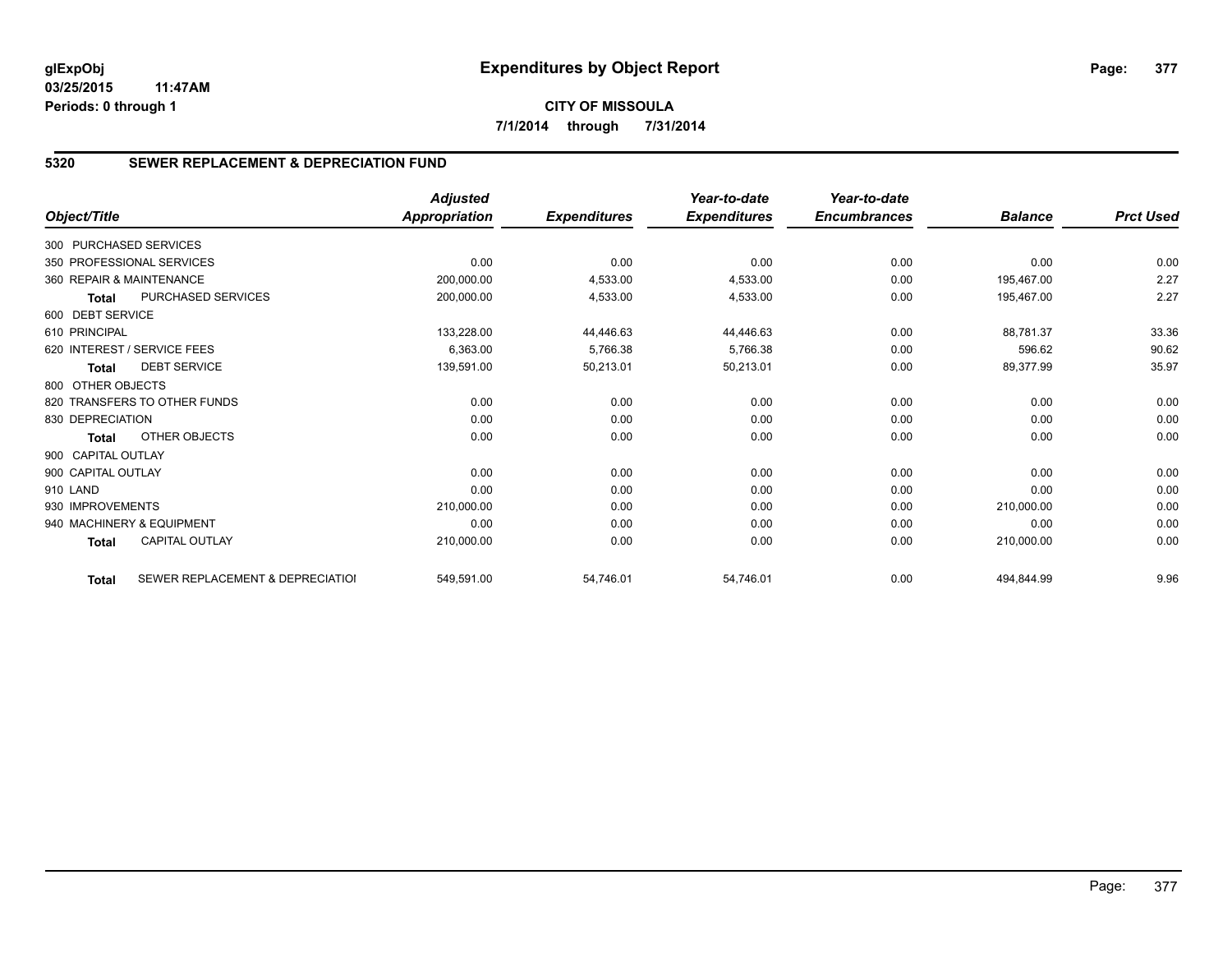# Expenditures by Object Report

glExpObj
03/25/2015 11:47AM
Periods: 0 through 1

**CITY OF MISSOULA**
**7/1/2014 through 7/31/2014**

## 5320 SEWER REPLACEMENT & DEPRECIATION FUND

| Object/Title | Adjusted Appropriation | Expenditures | Year-to-date Expenditures | Year-to-date Encumbrances | Balance | Prct Used |
|---|---|---|---|---|---|---|
| 300 PURCHASED SERVICES | | | | | | |
| 350 PROFESSIONAL SERVICES | 0.00 | 0.00 | 0.00 | 0.00 | 0.00 | 0.00 |
| 360 REPAIR & MAINTENANCE | 200,000.00 | 4,533.00 | 4,533.00 | 0.00 | 195,467.00 | 2.27 |
| **Total** PURCHASED SERVICES | 200,000.00 | 4,533.00 | 4,533.00 | 0.00 | 195,467.00 | 2.27 |
| 600 DEBT SERVICE | | | | | | |
| 610 PRINCIPAL | 133,228.00 | 44,446.63 | 44,446.63 | 0.00 | 88,781.37 | 33.36 |
| 620 INTEREST / SERVICE FEES | 6,363.00 | 5,766.38 | 5,766.38 | 0.00 | 596.62 | 90.62 |
| **Total** DEBT SERVICE | 139,591.00 | 50,213.01 | 50,213.01 | 0.00 | 89,377.99 | 35.97 |
| 800 OTHER OBJECTS | | | | | | |
| 820 TRANSFERS TO OTHER FUNDS | 0.00 | 0.00 | 0.00 | 0.00 | 0.00 | 0.00 |
| 830 DEPRECIATION | 0.00 | 0.00 | 0.00 | 0.00 | 0.00 | 0.00 |
| **Total** OTHER OBJECTS | 0.00 | 0.00 | 0.00 | 0.00 | 0.00 | 0.00 |
| 900 CAPITAL OUTLAY | | | | | | |
| 900 CAPITAL OUTLAY | 0.00 | 0.00 | 0.00 | 0.00 | 0.00 | 0.00 |
| 910 LAND | 0.00 | 0.00 | 0.00 | 0.00 | 0.00 | 0.00 |
| 930 IMPROVEMENTS | 210,000.00 | 0.00 | 0.00 | 0.00 | 210,000.00 | 0.00 |
| 940 MACHINERY & EQUIPMENT | 0.00 | 0.00 | 0.00 | 0.00 | 0.00 | 0.00 |
| **Total** CAPITAL OUTLAY | 210,000.00 | 0.00 | 0.00 | 0.00 | 210,000.00 | 0.00 |
| **Total** SEWER REPLACEMENT & DEPRECIATIOI | 549,591.00 | 54,746.01 | 54,746.01 | 0.00 | 494,844.99 | 9.96 |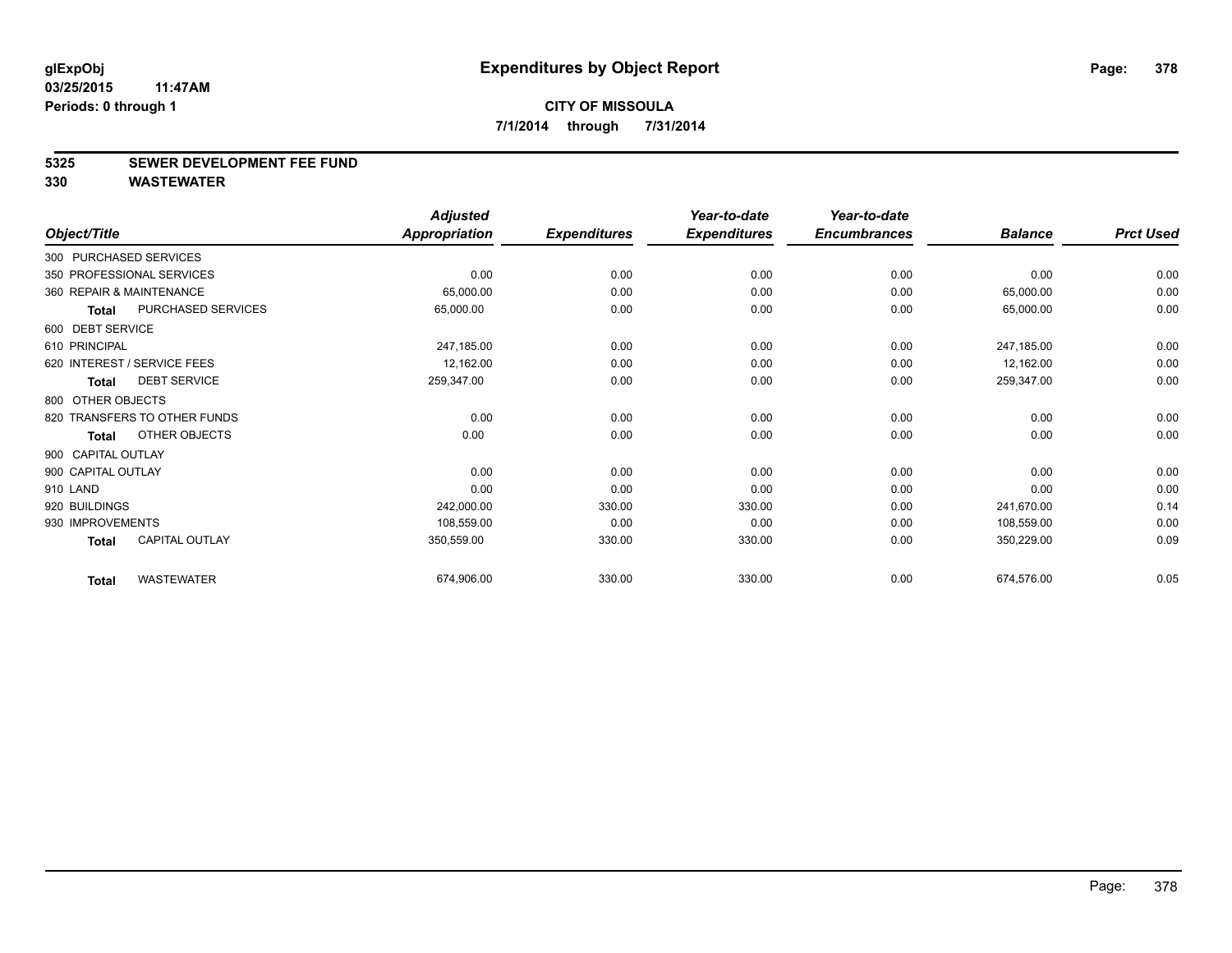glExpObj
03/25/2015 11:47AM
Periods: 0 through 1

# Expenditures by Object Report

**CITY OF MISSOULA**
**7/1/2014 through 7/31/2014**

## 5325 SEWER DEVELOPMENT FEE FUND
## 330 WASTEWATER

| Object/Title | | Adjusted Appropriation | Expenditures | Year-to-date Expenditures | Year-to-date Encumbrances | Balance | Prct Used |
|---|---|---|---|---|---|---|---|
| 300 PURCHASED SERVICES | | | | | | | |
| 350 PROFESSIONAL SERVICES | | 0.00 | 0.00 | 0.00 | 0.00 | 0.00 | 0.00 |
| 360 REPAIR & MAINTENANCE | | 65,000.00 | 0.00 | 0.00 | 0.00 | 65,000.00 | 0.00 |
| **Total** | PURCHASED SERVICES | 65,000.00 | 0.00 | 0.00 | 0.00 | 65,000.00 | 0.00 |
| 600 DEBT SERVICE | | | | | | | |
| 610 PRINCIPAL | | 247,185.00 | 0.00 | 0.00 | 0.00 | 247,185.00 | 0.00 |
| 620 INTEREST / SERVICE FEES | | 12,162.00 | 0.00 | 0.00 | 0.00 | 12,162.00 | 0.00 |
| **Total** | DEBT SERVICE | 259,347.00 | 0.00 | 0.00 | 0.00 | 259,347.00 | 0.00 |
| 800 OTHER OBJECTS | | | | | | | |
| 820 TRANSFERS TO OTHER FUNDS | | 0.00 | 0.00 | 0.00 | 0.00 | 0.00 | 0.00 |
| **Total** | OTHER OBJECTS | 0.00 | 0.00 | 0.00 | 0.00 | 0.00 | 0.00 |
| 900 CAPITAL OUTLAY | | | | | | | |
| 900 CAPITAL OUTLAY | | 0.00 | 0.00 | 0.00 | 0.00 | 0.00 | 0.00 |
| 910 LAND | | 0.00 | 0.00 | 0.00 | 0.00 | 0.00 | 0.00 |
| 920 BUILDINGS | | 242,000.00 | 330.00 | 330.00 | 0.00 | 241,670.00 | 0.14 |
| 930 IMPROVEMENTS | | 108,559.00 | 0.00 | 0.00 | 0.00 | 108,559.00 | 0.00 |
| **Total** | CAPITAL OUTLAY | 350,559.00 | 330.00 | 330.00 | 0.00 | 350,229.00 | 0.09 |
| **Total** | WASTEWATER | 674,906.00 | 330.00 | 330.00 | 0.00 | 674,576.00 | 0.05 |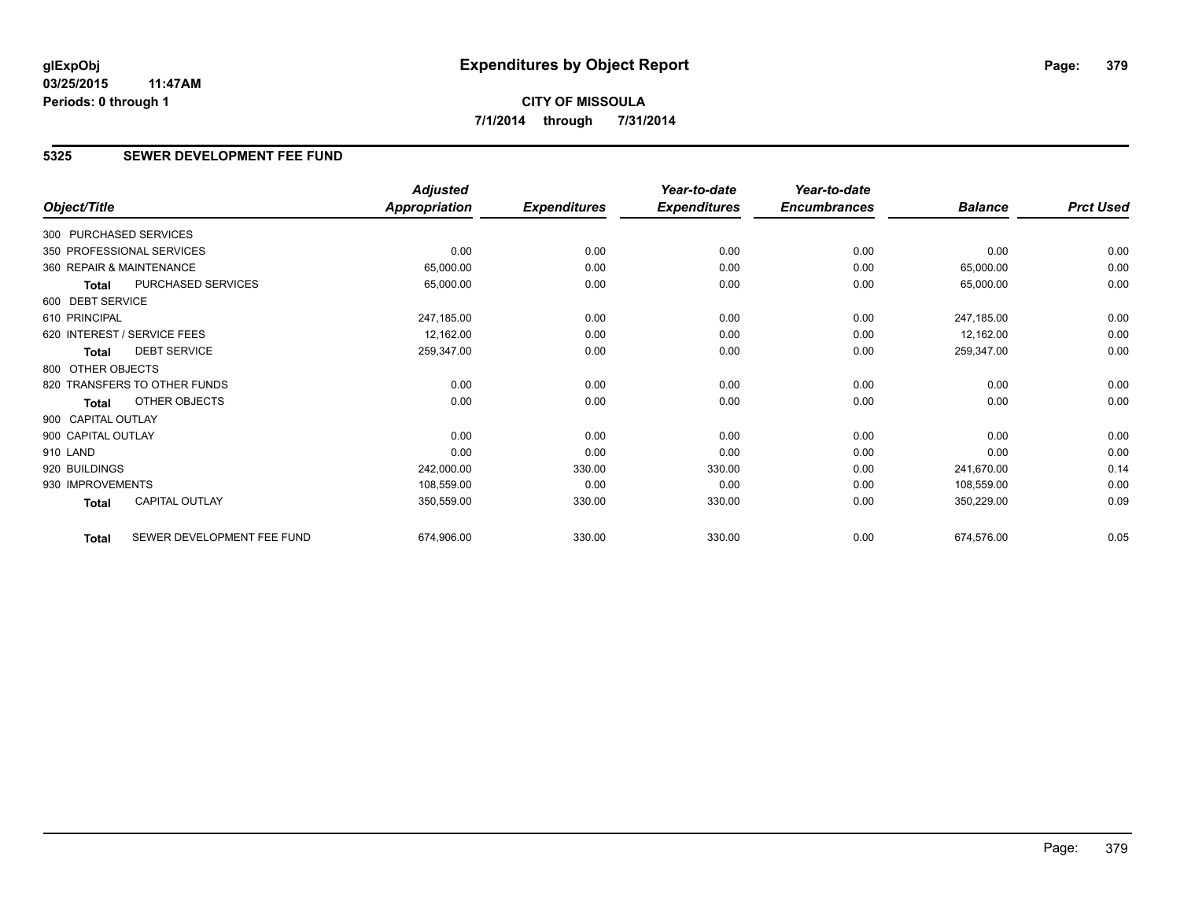glExpObj
03/25/2015 11:47AM
Periods: 0 through 1

# Expenditures by Object Report

**CITY OF MISSOULA**
**7/1/2014 through 7/31/2014**

## 5325 SEWER DEVELOPMENT FEE FUND

| Object/Title | | Adjusted Appropriation | Expenditures | Year-to-date Expenditures | Year-to-date Encumbrances | Balance | Prct Used |
|---|---|---|---|---|---|---|---|
| 300 PURCHASED SERVICES | | | | | | | |
| 350 PROFESSIONAL SERVICES | | 0.00 | 0.00 | 0.00 | 0.00 | 0.00 | 0.00 |
| 360 REPAIR & MAINTENANCE | | 65,000.00 | 0.00 | 0.00 | 0.00 | 65,000.00 | 0.00 |
| **Total** | PURCHASED SERVICES | 65,000.00 | 0.00 | 0.00 | 0.00 | 65,000.00 | 0.00 |
| 600 DEBT SERVICE | | | | | | | |
| 610 PRINCIPAL | | 247,185.00 | 0.00 | 0.00 | 0.00 | 247,185.00 | 0.00 |
| 620 INTEREST / SERVICE FEES | | 12,162.00 | 0.00 | 0.00 | 0.00 | 12,162.00 | 0.00 |
| **Total** | DEBT SERVICE | 259,347.00 | 0.00 | 0.00 | 0.00 | 259,347.00 | 0.00 |
| 800 OTHER OBJECTS | | | | | | | |
| 820 TRANSFERS TO OTHER FUNDS | | 0.00 | 0.00 | 0.00 | 0.00 | 0.00 | 0.00 |
| **Total** | OTHER OBJECTS | 0.00 | 0.00 | 0.00 | 0.00 | 0.00 | 0.00 |
| 900 CAPITAL OUTLAY | | | | | | | |
| 900 CAPITAL OUTLAY | | 0.00 | 0.00 | 0.00 | 0.00 | 0.00 | 0.00 |
| 910 LAND | | 0.00 | 0.00 | 0.00 | 0.00 | 0.00 | 0.00 |
| 920 BUILDINGS | | 242,000.00 | 330.00 | 330.00 | 0.00 | 241,670.00 | 0.14 |
| 930 IMPROVEMENTS | | 108,559.00 | 0.00 | 0.00 | 0.00 | 108,559.00 | 0.00 |
| **Total** | CAPITAL OUTLAY | 350,559.00 | 330.00 | 330.00 | 0.00 | 350,229.00 | 0.09 |
| **Total** | SEWER DEVELOPMENT FEE FUND | 674,906.00 | 330.00 | 330.00 | 0.00 | 674,576.00 | 0.05 |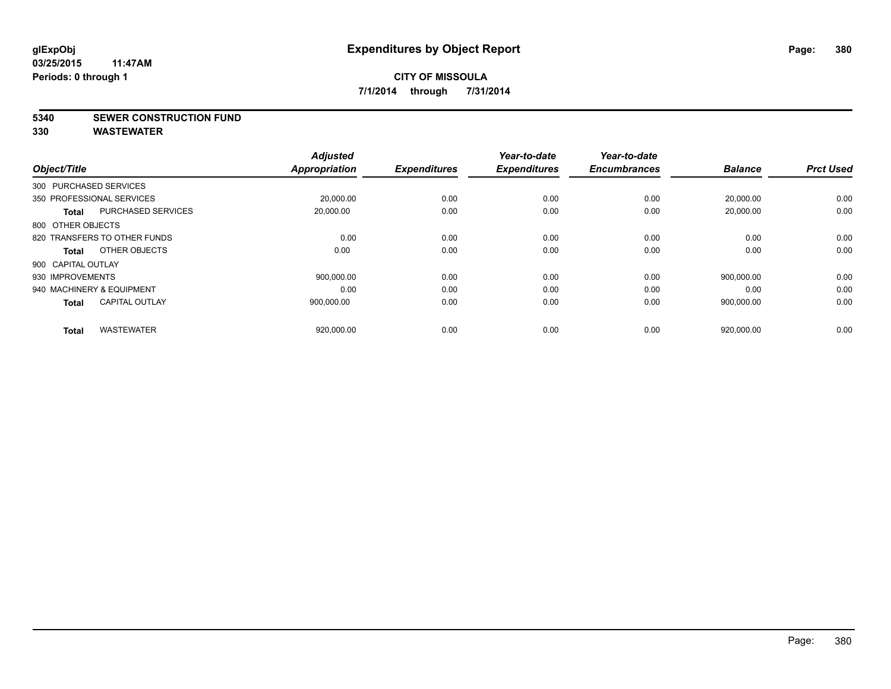# Expenditures by Object Report

glExpObj
03/25/2015 11:47AM
Periods: 0 through 1

**CITY OF MISSOULA**
**7/1/2014 through 7/31/2014**

**5340 SEWER CONSTRUCTION FUND**
**330 WASTEWATER**

| Object/Title | | Adjusted Appropriation | Expenditures | Year-to-date Expenditures | Year-to-date Encumbrances | Balance | Prct Used |
|---|---|---|---|---|---|---|---|
| 300 PURCHASED SERVICES | | | | | | | |
| 350 PROFESSIONAL SERVICES | | 20,000.00 | 0.00 | 0.00 | 0.00 | 20,000.00 | 0.00 |
| **Total** | PURCHASED SERVICES | 20,000.00 | 0.00 | 0.00 | 0.00 | 20,000.00 | 0.00 |
| 800 OTHER OBJECTS | | | | | | | |
| 820 TRANSFERS TO OTHER FUNDS | | 0.00 | 0.00 | 0.00 | 0.00 | 0.00 | 0.00 |
| **Total** | OTHER OBJECTS | 0.00 | 0.00 | 0.00 | 0.00 | 0.00 | 0.00 |
| 900 CAPITAL OUTLAY | | | | | | | |
| 930 IMPROVEMENTS | | 900,000.00 | 0.00 | 0.00 | 0.00 | 900,000.00 | 0.00 |
| 940 MACHINERY & EQUIPMENT | | 0.00 | 0.00 | 0.00 | 0.00 | 0.00 | 0.00 |
| **Total** | CAPITAL OUTLAY | 900,000.00 | 0.00 | 0.00 | 0.00 | 900,000.00 | 0.00 |
| **Total** | WASTEWATER | 920,000.00 | 0.00 | 0.00 | 0.00 | 920,000.00 | 0.00 |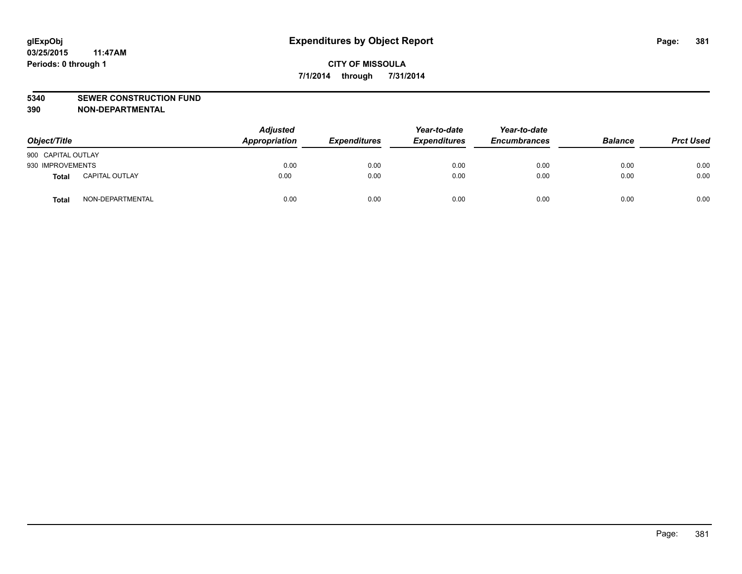# Expenditures by Object Report

glExpObj
03/25/2015 11:47AM
Periods: 0 through 1

**CITY OF MISSOULA**
**7/1/2014 through 7/31/2014**

**5340 SEWER CONSTRUCTION FUND**
**390 NON-DEPARTMENTAL**

| Object/Title | | Adjusted Appropriation | Expenditures | Year-to-date Expenditures | Year-to-date Encumbrances | Balance | Prct Used |
|---|---|---|---|---|---|---|---|
| 900 CAPITAL OUTLAY | | | | | | | |
| 930 IMPROVEMENTS | | 0.00 | 0.00 | 0.00 | 0.00 | 0.00 | 0.00 |
| **Total** | CAPITAL OUTLAY | 0.00 | 0.00 | 0.00 | 0.00 | 0.00 | 0.00 |
| **Total** | NON-DEPARTMENTAL | 0.00 | 0.00 | 0.00 | 0.00 | 0.00 | 0.00 |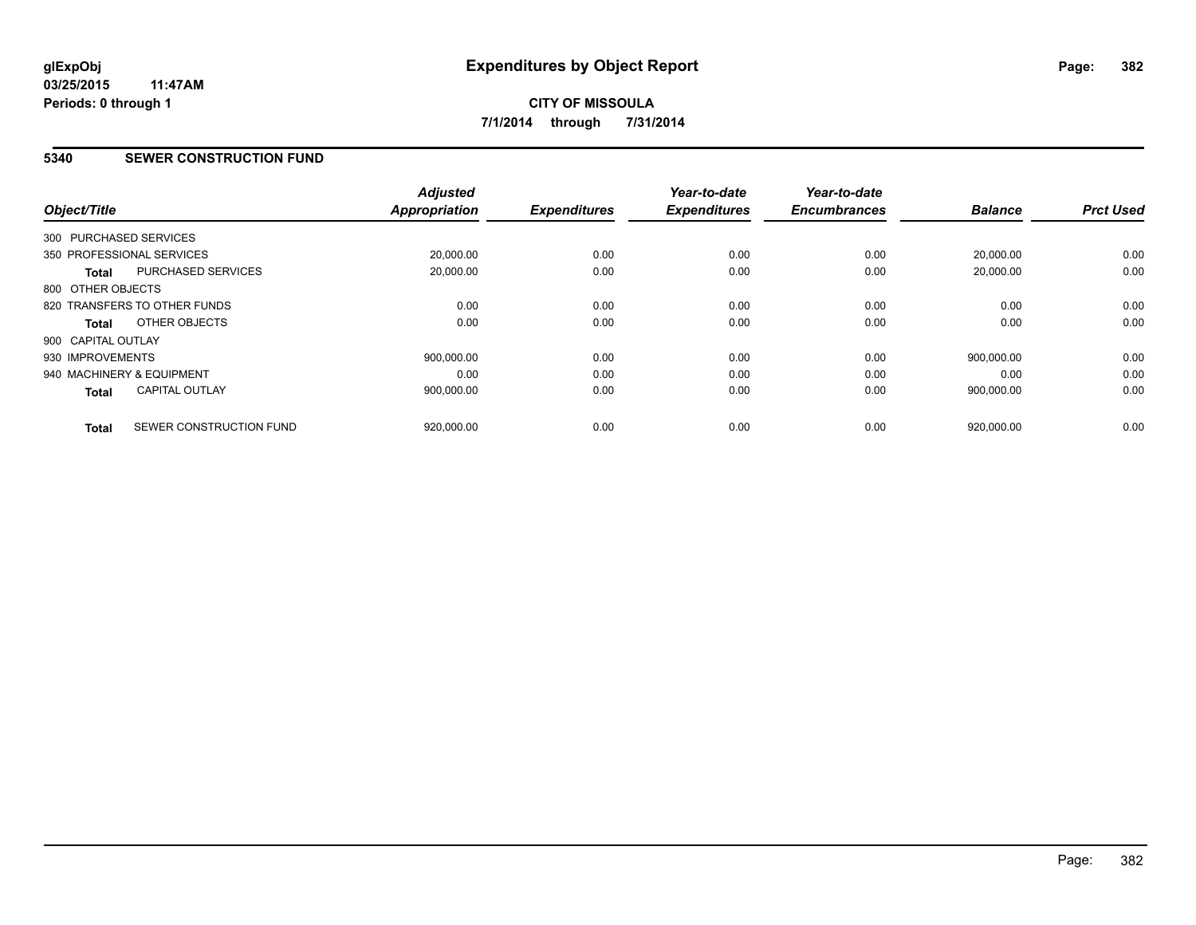**glExpObj**
**03/25/2015 11:47AM**
**Periods: 0 through 1**

# Expenditures by Object Report

**CITY OF MISSOULA**
**7/1/2014 through 7/31/2014**

## 5340 SEWER CONSTRUCTION FUND

| Object/Title | Adjusted Appropriation | Expenditures | Year-to-date Expenditures | Year-to-date Encumbrances | Balance | Prct Used |
|---|---|---|---|---|---|---|
| 300 PURCHASED SERVICES | | | | | | |
| 350 PROFESSIONAL SERVICES | 20,000.00 | 0.00 | 0.00 | 0.00 | 20,000.00 | 0.00 |
| **Total** PURCHASED SERVICES | 20,000.00 | 0.00 | 0.00 | 0.00 | 20,000.00 | 0.00 |
| 800 OTHER OBJECTS | | | | | | |
| 820 TRANSFERS TO OTHER FUNDS | 0.00 | 0.00 | 0.00 | 0.00 | 0.00 | 0.00 |
| **Total** OTHER OBJECTS | 0.00 | 0.00 | 0.00 | 0.00 | 0.00 | 0.00 |
| 900 CAPITAL OUTLAY | | | | | | |
| 930 IMPROVEMENTS | 900,000.00 | 0.00 | 0.00 | 0.00 | 900,000.00 | 0.00 |
| 940 MACHINERY & EQUIPMENT | 0.00 | 0.00 | 0.00 | 0.00 | 0.00 | 0.00 |
| **Total** CAPITAL OUTLAY | 900,000.00 | 0.00 | 0.00 | 0.00 | 900,000.00 | 0.00 |
| **Total** SEWER CONSTRUCTION FUND | 920,000.00 | 0.00 | 0.00 | 0.00 | 920,000.00 | 0.00 |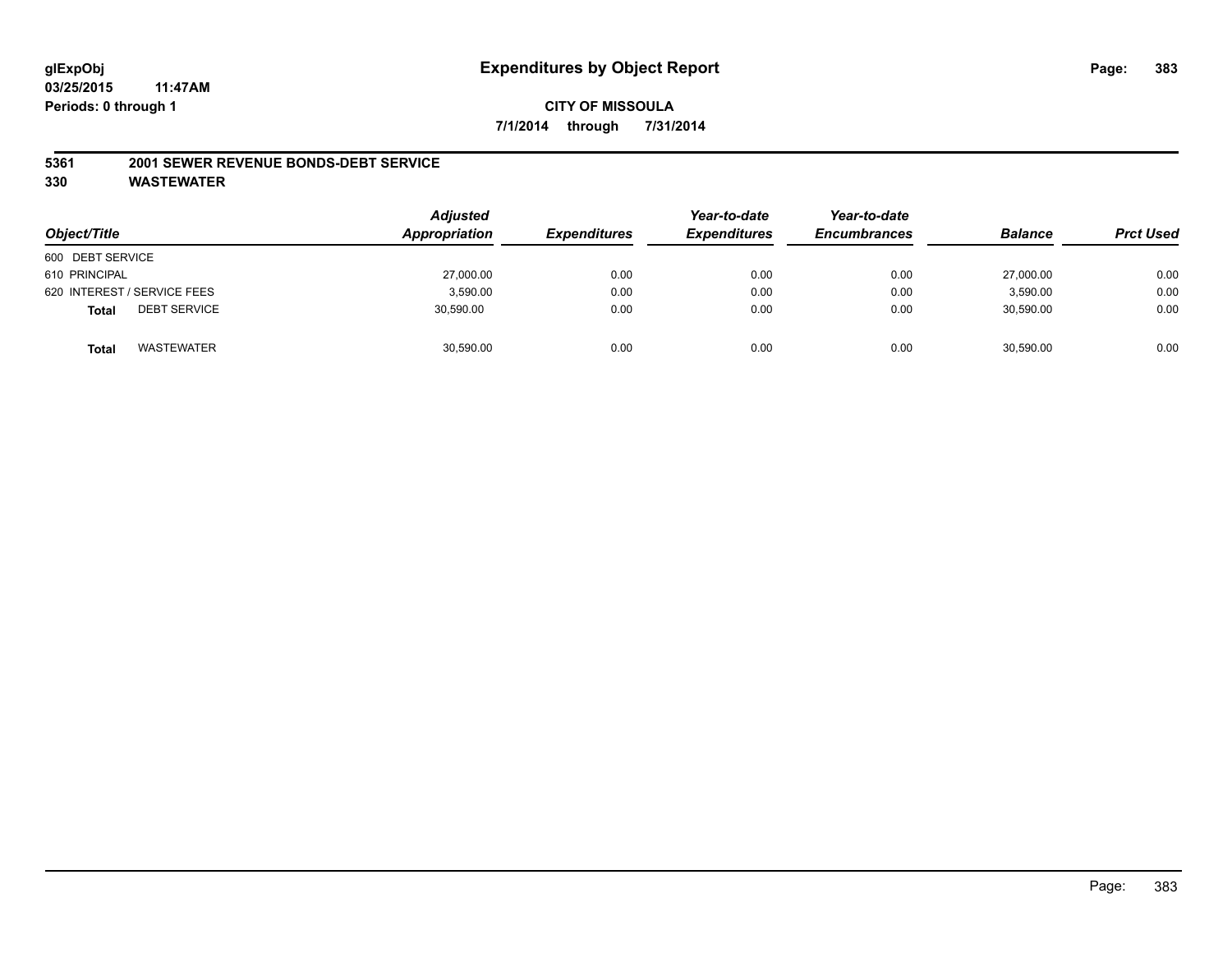glExpObj
03/25/2015 11:47AM
Periods: 0 through 1

# Expenditures by Object Report

**CITY OF MISSOULA**
**7/1/2014 through 7/31/2014**

**5361 2001 SEWER REVENUE BONDS-DEBT SERVICE**
**330 WASTEWATER**

| Object/Title | Adjusted Appropriation | Expenditures | Year-to-date Expenditures | Year-to-date Encumbrances | Balance | Prct Used |
|---|---|---|---|---|---|---|
| 600 DEBT SERVICE | | | | | | |
| 610 PRINCIPAL | 27,000.00 | 0.00 | 0.00 | 0.00 | 27,000.00 | 0.00 |
| 620 INTEREST / SERVICE FEES | 3,590.00 | 0.00 | 0.00 | 0.00 | 3,590.00 | 0.00 |
| **Total** DEBT SERVICE | 30,590.00 | 0.00 | 0.00 | 0.00 | 30,590.00 | 0.00 |
| **Total** WASTEWATER | 30,590.00 | 0.00 | 0.00 | 0.00 | 30,590.00 | 0.00 |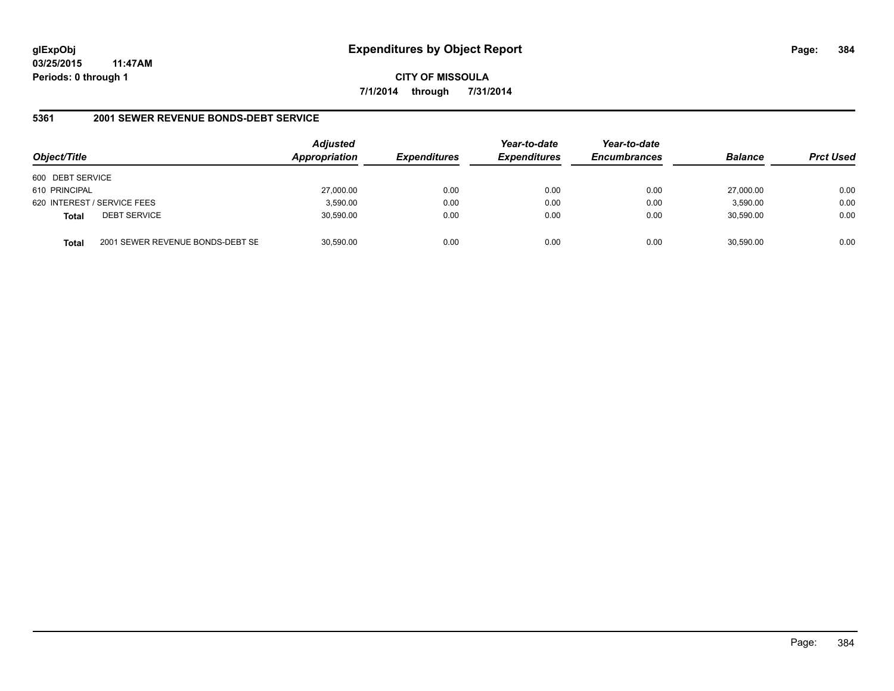**glExpObj** **Expenditures by Object Report**

**03/25/2015 11:47AM**

**Periods: 0 through 1**

**CITY OF MISSOULA**

**7/1/2014 through 7/31/2014**

### 5361 2001 SEWER REVENUE BONDS-DEBT SERVICE

| Object/Title | | Adjusted Appropriation | Expenditures | Year-to-date Expenditures | Year-to-date Encumbrances | Balance | Prct Used |
|---|---|---|---|---|---|---|---|
| 600 DEBT SERVICE | | | | | | | |
| 610 PRINCIPAL | | 27,000.00 | 0.00 | 0.00 | 0.00 | 27,000.00 | 0.00 |
| 620 INTEREST / SERVICE FEES | | 3,590.00 | 0.00 | 0.00 | 0.00 | 3,590.00 | 0.00 |
| **Total** | DEBT SERVICE | 30,590.00 | 0.00 | 0.00 | 0.00 | 30,590.00 | 0.00 |
| **Total** | 2001 SEWER REVENUE BONDS-DEBT SE | 30,590.00 | 0.00 | 0.00 | 0.00 | 30,590.00 | 0.00 |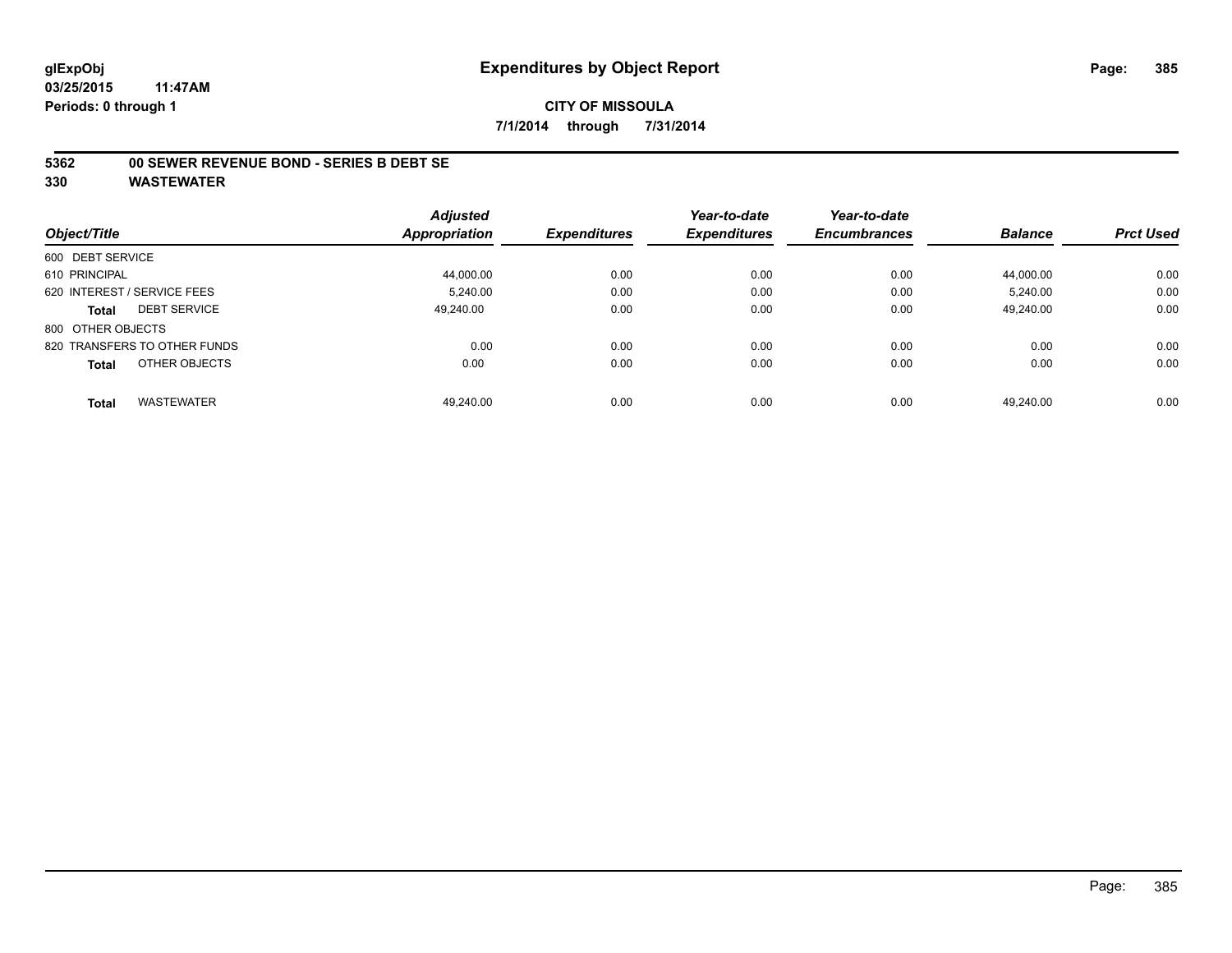glExpObj
03/25/2015 11:47AM
Periods: 0 through 1

# Expenditures by Object Report

**CITY OF MISSOULA**

**7/1/2014 through 7/31/2014**

**5362 00 SEWER REVENUE BOND - SERIES B DEBT SE**

**330 WASTEWATER**

| Object/Title | Adjusted Appropriation | Expenditures | Year-to-date Expenditures | Year-to-date Encumbrances | Balance | Prct Used |
|---|---|---|---|---|---|---|
| 600 DEBT SERVICE | | | | | | |
| 610 PRINCIPAL | 44,000.00 | 0.00 | 0.00 | 0.00 | 44,000.00 | 0.00 |
| 620 INTEREST / SERVICE FEES | 5,240.00 | 0.00 | 0.00 | 0.00 | 5,240.00 | 0.00 |
| **Total** DEBT SERVICE | 49,240.00 | 0.00 | 0.00 | 0.00 | 49,240.00 | 0.00 |
| 800 OTHER OBJECTS | | | | | | |
| 820 TRANSFERS TO OTHER FUNDS | 0.00 | 0.00 | 0.00 | 0.00 | 0.00 | 0.00 |
| **Total** OTHER OBJECTS | 0.00 | 0.00 | 0.00 | 0.00 | 0.00 | 0.00 |
| **Total** WASTEWATER | 49,240.00 | 0.00 | 0.00 | 0.00 | 49,240.00 | 0.00 |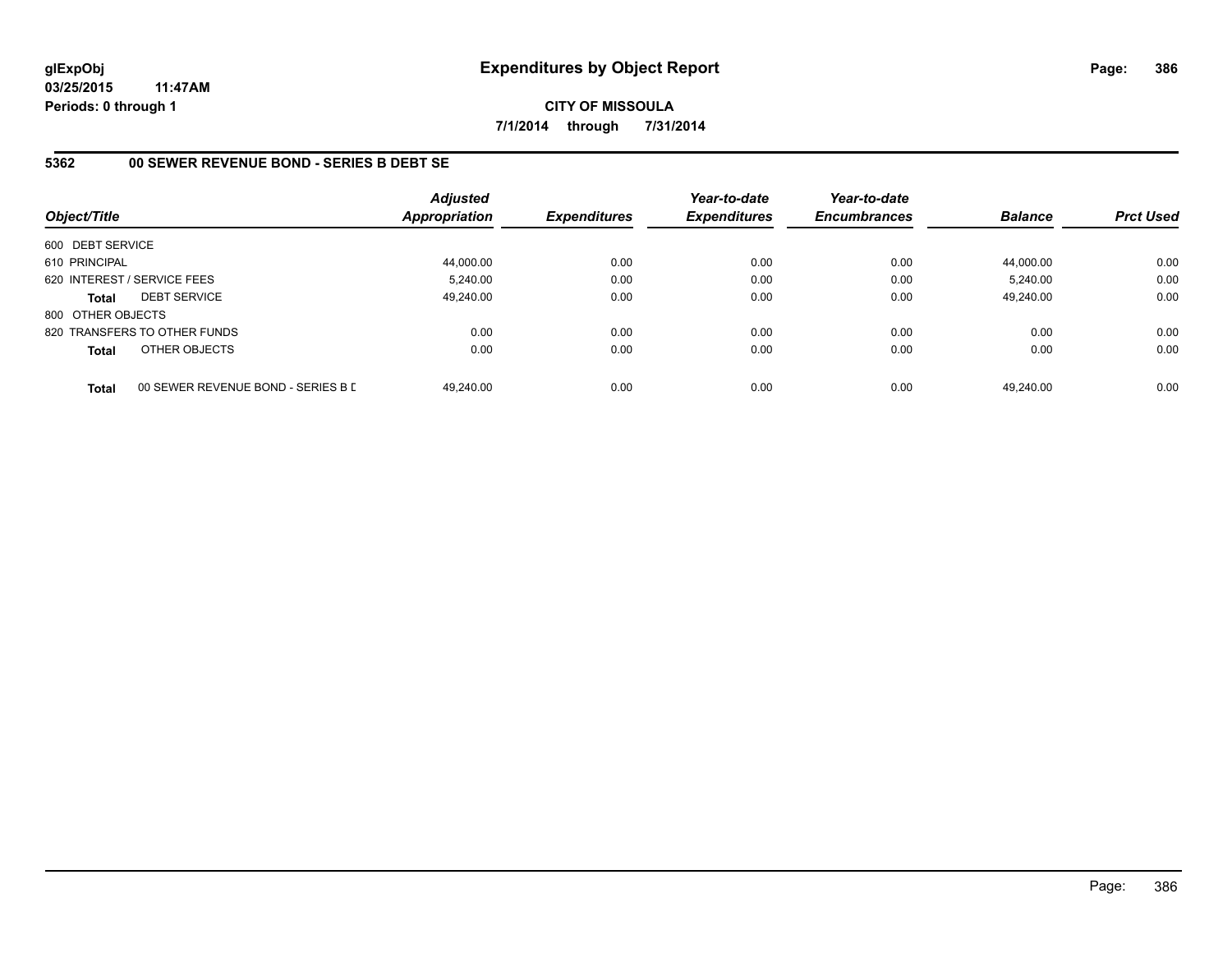glExpObj
03/25/2015 11:47AM
Periods: 0 through 1

# Expenditures by Object Report

**CITY OF MISSOULA**

**7/1/2014 through 7/31/2014**

## 5362 00 SEWER REVENUE BOND - SERIES B DEBT SE

| Object/Title | | Adjusted Appropriation | Expenditures | Year-to-date Expenditures | Year-to-date Encumbrances | Balance | Prct Used |
|---|---|---|---|---|---|---|---|
| 600 DEBT SERVICE | | | | | | | |
| 610 PRINCIPAL | | 44,000.00 | 0.00 | 0.00 | 0.00 | 44,000.00 | 0.00 |
| 620 INTEREST / SERVICE FEES | | 5,240.00 | 0.00 | 0.00 | 0.00 | 5,240.00 | 0.00 |
| **Total** | DEBT SERVICE | 49,240.00 | 0.00 | 0.00 | 0.00 | 49,240.00 | 0.00 |
| 800 OTHER OBJECTS | | | | | | | |
| 820 TRANSFERS TO OTHER FUNDS | | 0.00 | 0.00 | 0.00 | 0.00 | 0.00 | 0.00 |
| **Total** | OTHER OBJECTS | 0.00 | 0.00 | 0.00 | 0.00 | 0.00 | 0.00 |
| **Total** | 00 SEWER REVENUE BOND - SERIES B D | 49,240.00 | 0.00 | 0.00 | 0.00 | 49,240.00 | 0.00 |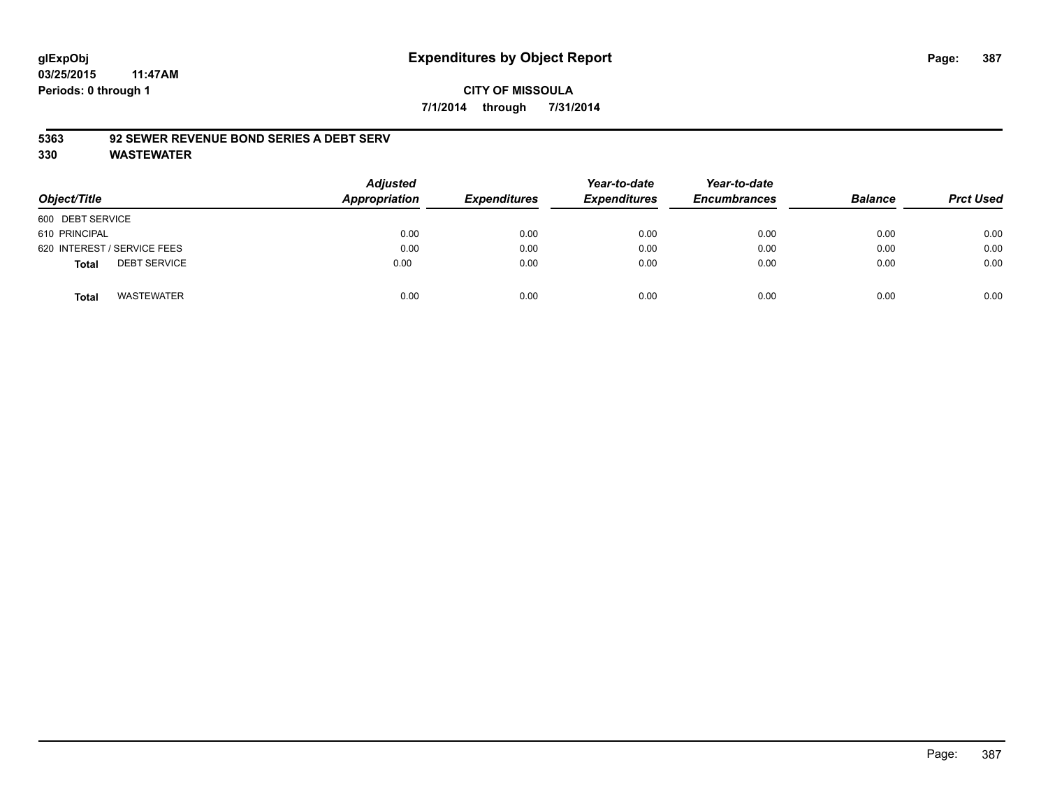**glExpObj**
**03/25/2015 11:47AM**
**Periods: 0 through 1**

# Expenditures by Object Report

**CITY OF MISSOULA**
**7/1/2014 through 7/31/2014**

**5363 92 SEWER REVENUE BOND SERIES A DEBT SERV**
**330 WASTEWATER**

| Object/Title | Adjusted Appropriation | Expenditures | Year-to-date Expenditures | Year-to-date Encumbrances | Balance | Prct Used |
|---|---|---|---|---|---|---|
| 600 DEBT SERVICE | | | | | | |
| 610 PRINCIPAL | 0.00 | 0.00 | 0.00 | 0.00 | 0.00 | 0.00 |
| 620 INTEREST / SERVICE FEES | 0.00 | 0.00 | 0.00 | 0.00 | 0.00 | 0.00 |
| **Total** DEBT SERVICE | 0.00 | 0.00 | 0.00 | 0.00 | 0.00 | 0.00 |
| **Total** WASTEWATER | 0.00 | 0.00 | 0.00 | 0.00 | 0.00 | 0.00 |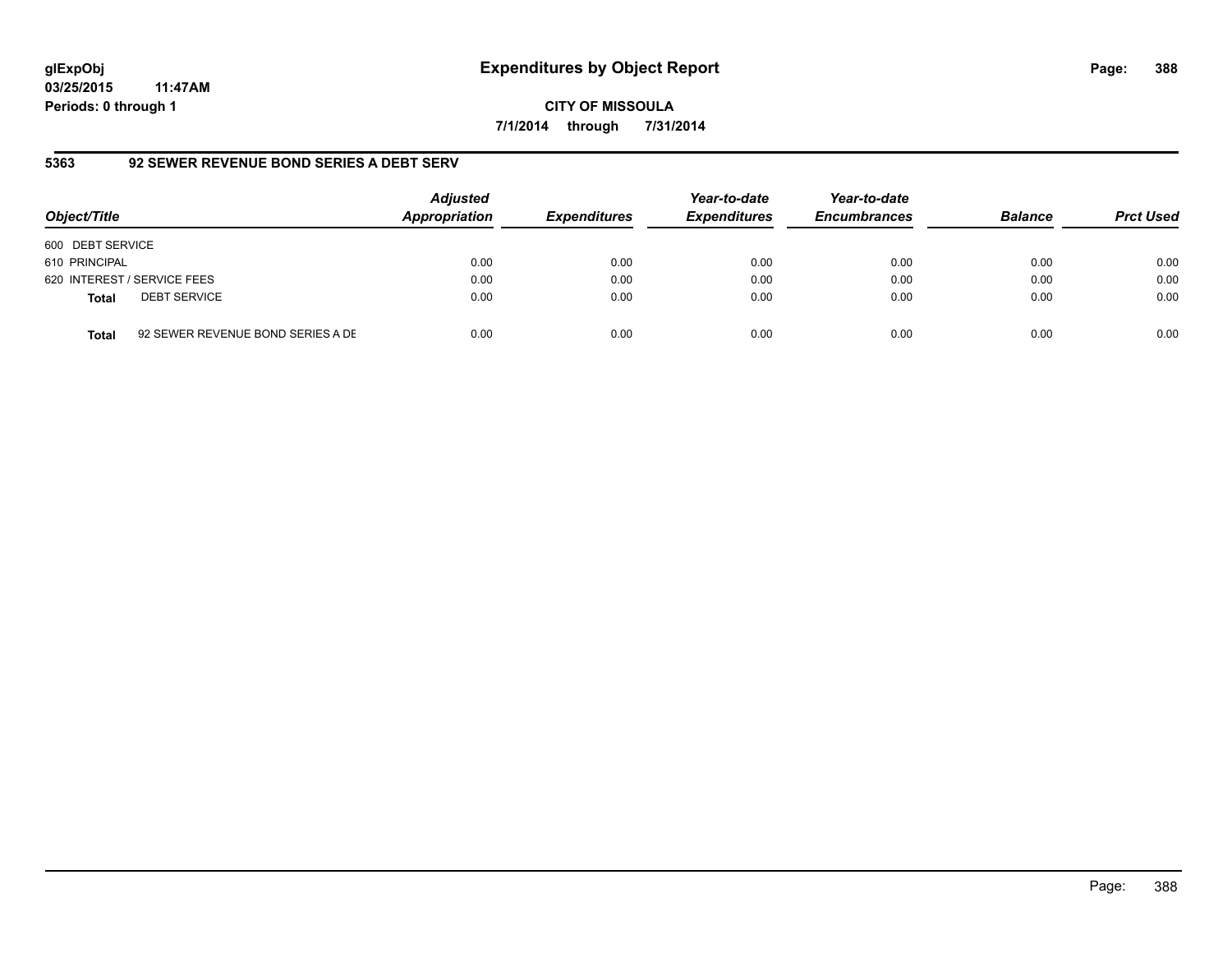## Expenditures by Object Report

**glExpObj**
**03/25/2015 11:47AM**
**Periods: 0 through 1**

**CITY OF MISSOULA**
**7/1/2014 through 7/31/2014**

### 5363 92 SEWER REVENUE BOND SERIES A DEBT SERV

| Object/Title | | Adjusted Appropriation | Expenditures | Year-to-date Expenditures | Year-to-date Encumbrances | Balance | Prct Used |
|---|---|---|---|---|---|---|---|
| 600 DEBT SERVICE | | | | | | | |
| 610 PRINCIPAL | | 0.00 | 0.00 | 0.00 | 0.00 | 0.00 | 0.00 |
| 620 INTEREST / SERVICE FEES | | 0.00 | 0.00 | 0.00 | 0.00 | 0.00 | 0.00 |
| **Total** | DEBT SERVICE | 0.00 | 0.00 | 0.00 | 0.00 | 0.00 | 0.00 |
| **Total** | 92 SEWER REVENUE BOND SERIES A DE | 0.00 | 0.00 | 0.00 | 0.00 | 0.00 | 0.00 |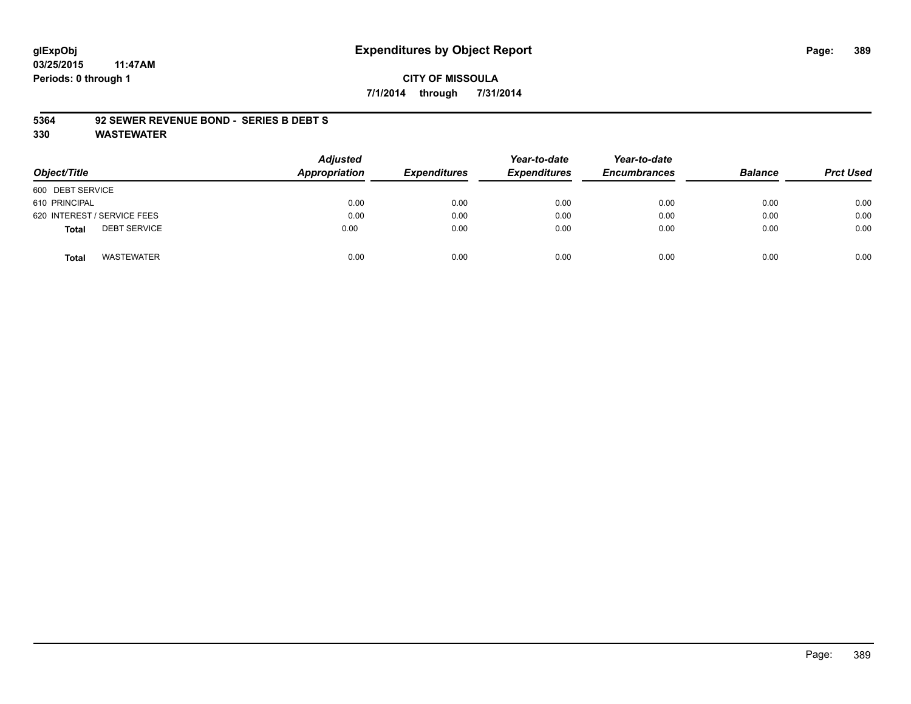glExpObj
03/25/2015 11:47AM
Periods: 0 through 1

# Expenditures by Object Report

**CITY OF MISSOULA**

**7/1/2014 through 7/31/2014**

**5364 92 SEWER REVENUE BOND - SERIES B DEBT S**

**330 WASTEWATER**

| Object/Title | Adjusted Appropriation | Expenditures | Year-to-date Expenditures | Year-to-date Encumbrances | Balance | Prct Used |
|---|---|---|---|---|---|---|
| 600 DEBT SERVICE | | | | | | |
| 610 PRINCIPAL | 0.00 | 0.00 | 0.00 | 0.00 | 0.00 | 0.00 |
| 620 INTEREST / SERVICE FEES | 0.00 | 0.00 | 0.00 | 0.00 | 0.00 | 0.00 |
| **Total** DEBT SERVICE | 0.00 | 0.00 | 0.00 | 0.00 | 0.00 | 0.00 |
| **Total** WASTEWATER | 0.00 | 0.00 | 0.00 | 0.00 | 0.00 | 0.00 |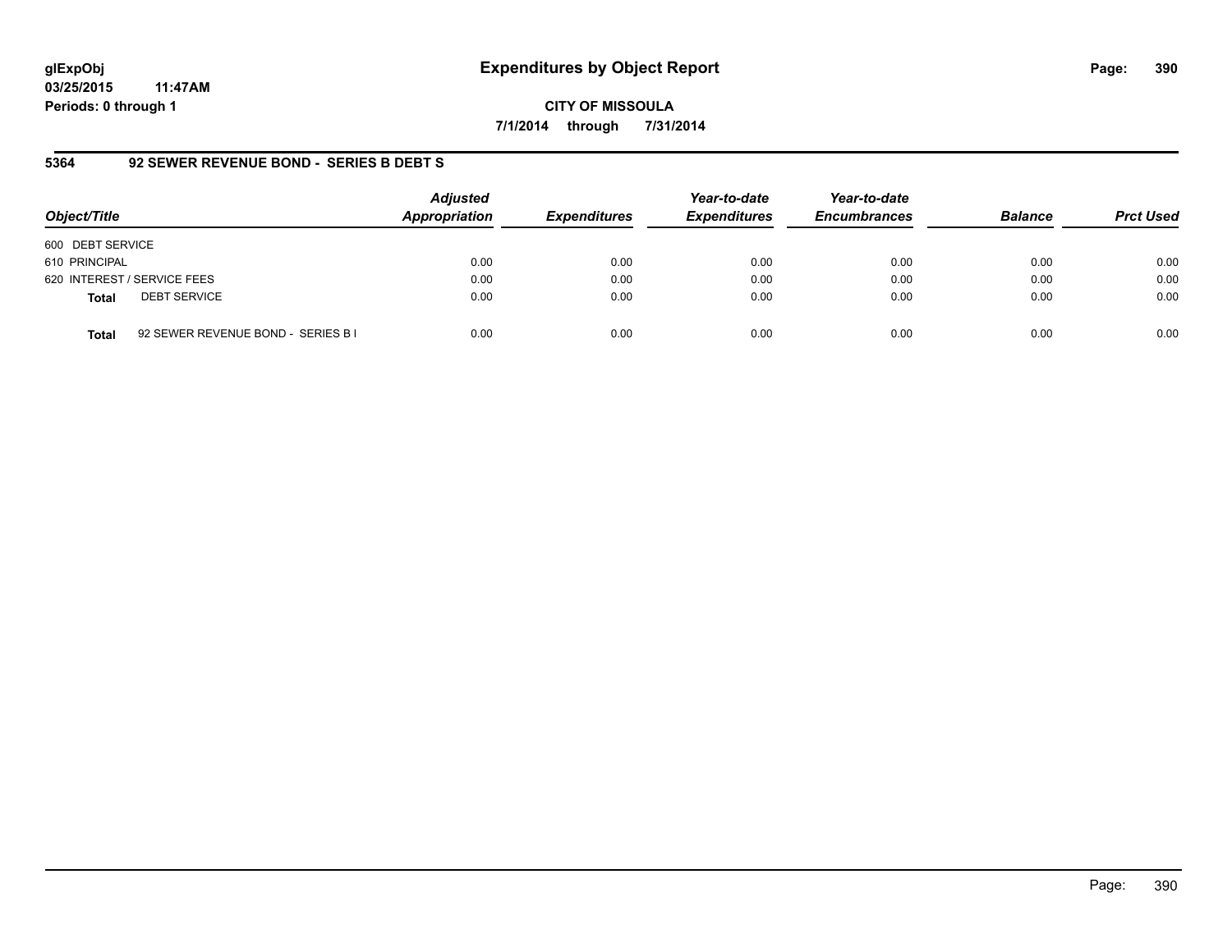**glExpObj**
**03/25/2015 11:47AM**
**Periods: 0 through 1**

# Expenditures by Object Report

**CITY OF MISSOULA**

**7/1/2014 through 7/31/2014**

## 5364 92 SEWER REVENUE BOND - SERIES B DEBT S

| Object/Title | Adjusted Appropriation | Expenditures | Year-to-date Expenditures | Year-to-date Encumbrances | Balance | Prct Used |
|---|---|---|---|---|---|---|
| 600 DEBT SERVICE | | | | | | |
| 610 PRINCIPAL | 0.00 | 0.00 | 0.00 | 0.00 | 0.00 | 0.00 |
| 620 INTEREST / SERVICE FEES | 0.00 | 0.00 | 0.00 | 0.00 | 0.00 | 0.00 |
| **Total** DEBT SERVICE | 0.00 | 0.00 | 0.00 | 0.00 | 0.00 | 0.00 |
| **Total** 92 SEWER REVENUE BOND - SERIES B I | 0.00 | 0.00 | 0.00 | 0.00 | 0.00 | 0.00 |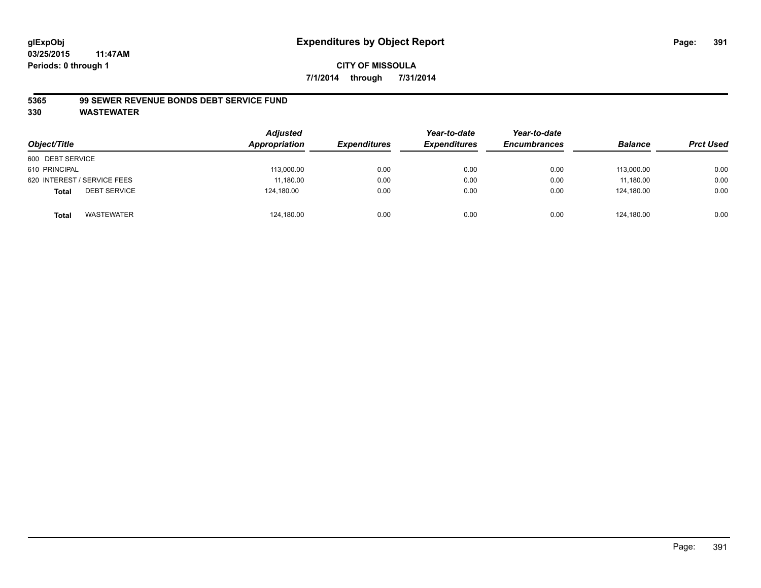**glExpObj** **Expenditures by Object Report**

**03/25/2015 11:47AM**

**Periods: 0 through 1**

**CITY OF MISSOULA**

**7/1/2014 through 7/31/2014**

**5365 99 SEWER REVENUE BONDS DEBT SERVICE FUND**

**330 WASTEWATER**

| Object/Title | Adjusted Appropriation | Expenditures | Year-to-date Expenditures | Year-to-date Encumbrances | Balance | Prct Used |
|---|---|---|---|---|---|---|
| 600 DEBT SERVICE | | | | | | |
| 610 PRINCIPAL | 113,000.00 | 0.00 | 0.00 | 0.00 | 113,000.00 | 0.00 |
| 620 INTEREST / SERVICE FEES | 11,180.00 | 0.00 | 0.00 | 0.00 | 11,180.00 | 0.00 |
| **Total** DEBT SERVICE | 124,180.00 | 0.00 | 0.00 | 0.00 | 124,180.00 | 0.00 |
| **Total** WASTEWATER | 124,180.00 | 0.00 | 0.00 | 0.00 | 124,180.00 | 0.00 |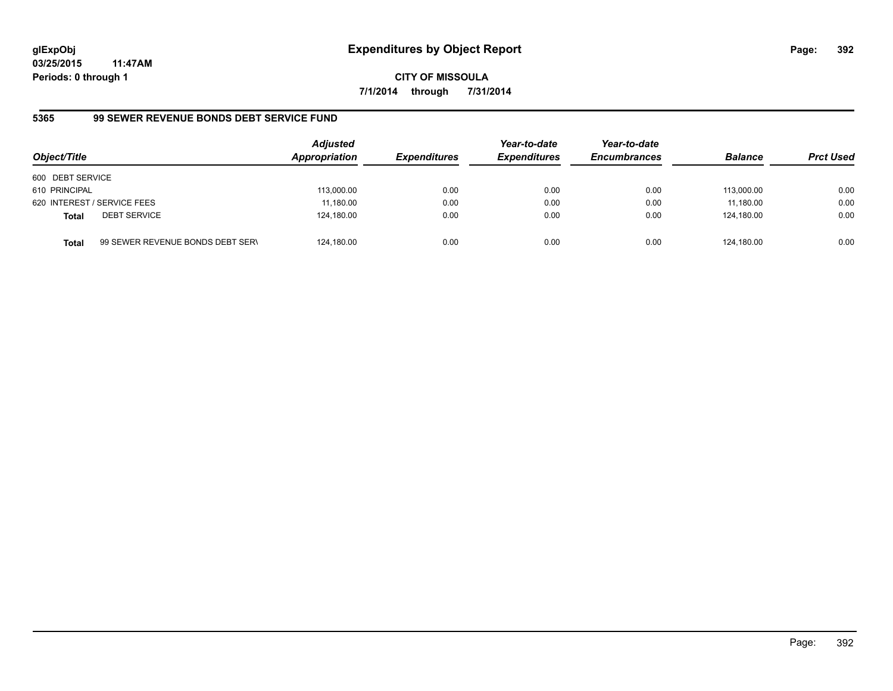**glExpObj** **Expenditures by Object Report**
**03/25/2015 11:47AM**
**Periods: 0 through 1**

**CITY OF MISSOULA**
**7/1/2014 through 7/31/2014**

## 5365 99 SEWER REVENUE BONDS DEBT SERVICE FUND

| Object/Title | | *Adjusted Appropriation* | *Expenditures* | *Year-to-date Expenditures* | *Year-to-date Encumbrances* | *Balance* | *Prct Used* |
|---|---|---|---|---|---|---|---|
| 600 DEBT SERVICE | | | | | | | |
| 610 PRINCIPAL | | 113,000.00 | 0.00 | 0.00 | 0.00 | 113,000.00 | 0.00 |
| 620 INTEREST / SERVICE FEES | | 11,180.00 | 0.00 | 0.00 | 0.00 | 11,180.00 | 0.00 |
| **Total** | DEBT SERVICE | 124,180.00 | 0.00 | 0.00 | 0.00 | 124,180.00 | 0.00 |
| **Total** | 99 SEWER REVENUE BONDS DEBT SER\ | 124,180.00 | 0.00 | 0.00 | 0.00 | 124,180.00 | 0.00 |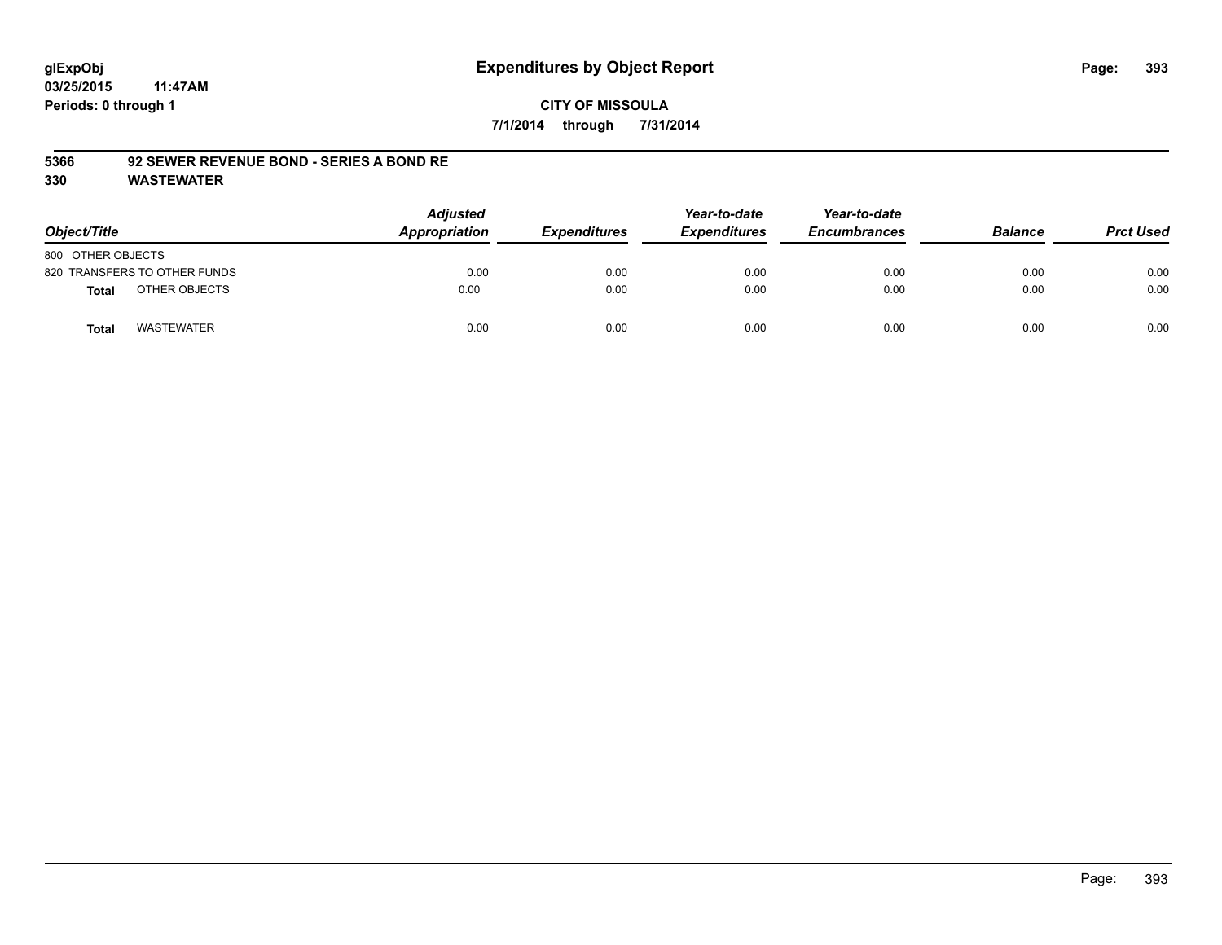**glExpObj** **Expenditures by Object Report**

**03/25/2015 11:47AM**

**Periods: 0 through 1**

**CITY OF MISSOULA**

**7/1/2014 through 7/31/2014**

**5366 92 SEWER REVENUE BOND - SERIES A BOND RE**

**330 WASTEWATER**

| Object/Title | | Adjusted Appropriation | Expenditures | Year-to-date Expenditures | Year-to-date Encumbrances | Balance | Prct Used |
|---|---|---|---|---|---|---|---|
| 800 OTHER OBJECTS | | | | | | | |
| 820 TRANSFERS TO OTHER FUNDS | | 0.00 | 0.00 | 0.00 | 0.00 | 0.00 | 0.00 |
| **Total** | OTHER OBJECTS | 0.00 | 0.00 | 0.00 | 0.00 | 0.00 | 0.00 |
| **Total** | WASTEWATER | 0.00 | 0.00 | 0.00 | 0.00 | 0.00 | 0.00 |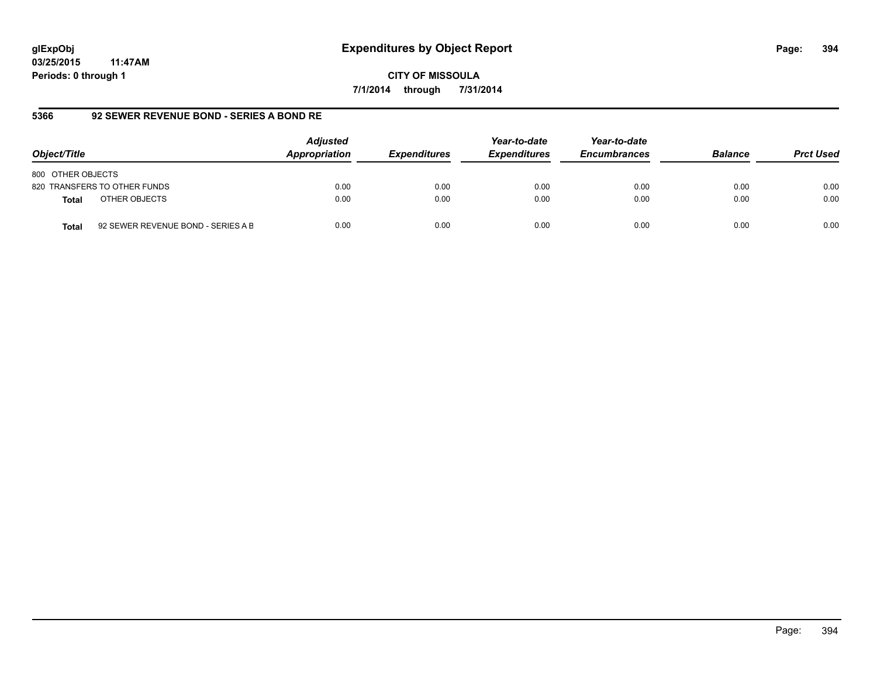**glExpObj**
**03/25/2015 11:47AM**
**Periods: 0 through 1**

# Expenditures by Object Report

**CITY OF MISSOULA**
**7/1/2014 through 7/31/2014**

## 5366 92 SEWER REVENUE BOND - SERIES A BOND RE

| Object/Title | | Adjusted Appropriation | Expenditures | Year-to-date Expenditures | Year-to-date Encumbrances | Balance | Prct Used |
|---|---|---|---|---|---|---|---|
| 800 OTHER OBJECTS | | | | | | | |
| 820 TRANSFERS TO OTHER FUNDS | | 0.00 | 0.00 | 0.00 | 0.00 | 0.00 | 0.00 |
| **Total** | OTHER OBJECTS | 0.00 | 0.00 | 0.00 | 0.00 | 0.00 | 0.00 |
| **Total** | 92 SEWER REVENUE BOND - SERIES A B | 0.00 | 0.00 | 0.00 | 0.00 | 0.00 | 0.00 |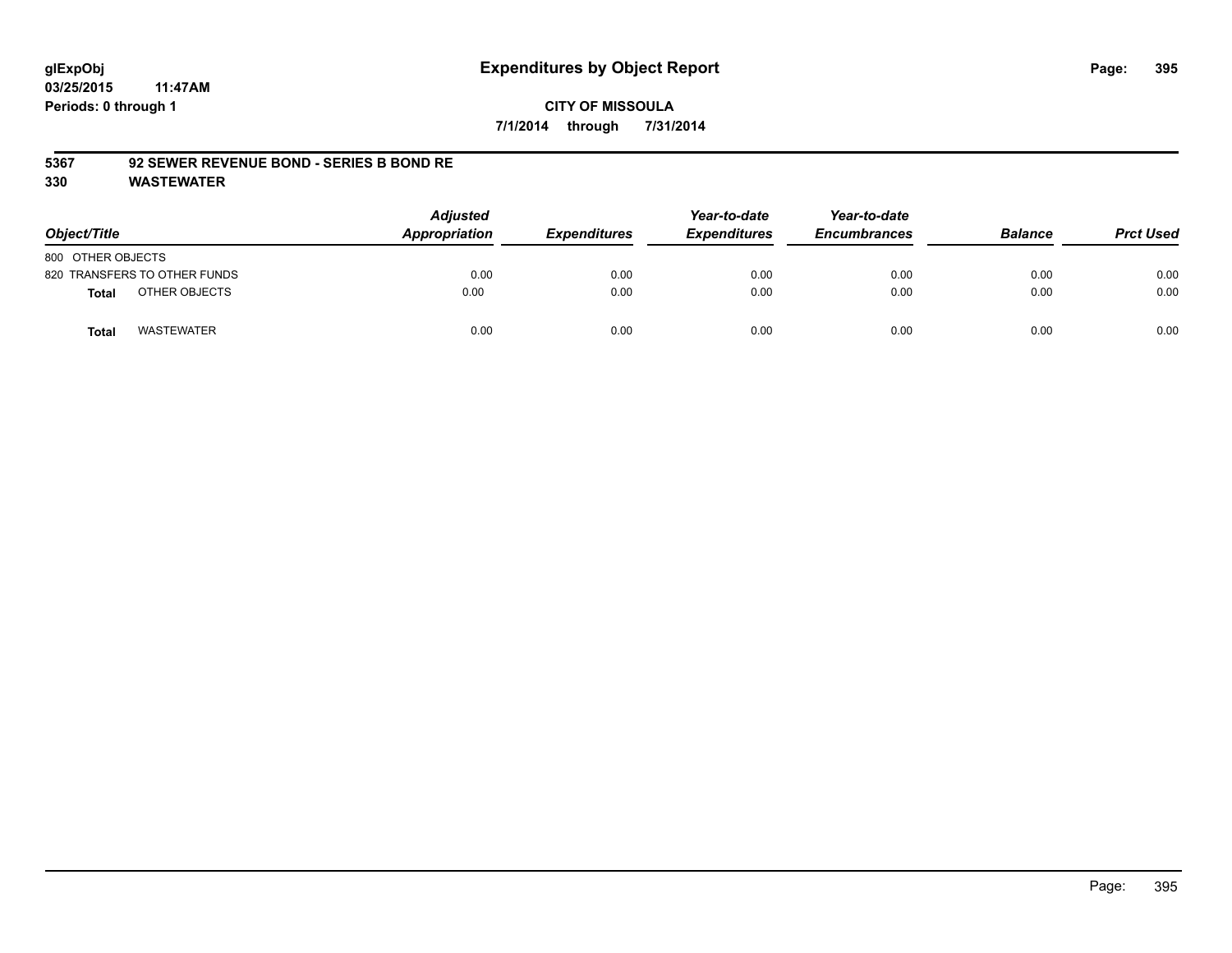# Expenditures by Object Report

glExpObj
03/25/2015 11:47AM
Periods: 0 through 1

**CITY OF MISSOULA**
**7/1/2014 through 7/31/2014**

**5367 92 SEWER REVENUE BOND - SERIES B BOND RE**
**330 WASTEWATER**

| Object/Title | Adjusted Appropriation | Expenditures | Year-to-date Expenditures | Year-to-date Encumbrances | Balance | Prct Used |
|---|---|---|---|---|---|---|
| 800 OTHER OBJECTS | | | | | | |
| 820 TRANSFERS TO OTHER FUNDS | 0.00 | 0.00 | 0.00 | 0.00 | 0.00 | 0.00 |
| **Total** OTHER OBJECTS | 0.00 | 0.00 | 0.00 | 0.00 | 0.00 | 0.00 |
| **Total** WASTEWATER | 0.00 | 0.00 | 0.00 | 0.00 | 0.00 | 0.00 |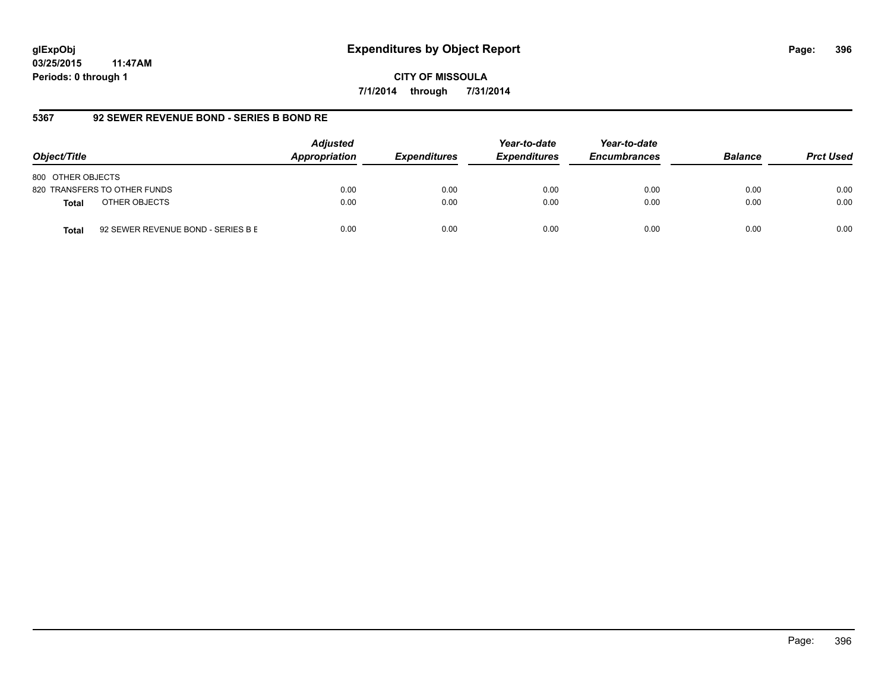**CITY OF MISSOULA**

**7/1/2014 through 7/31/2014**

## 5367 92 SEWER REVENUE BOND - SERIES B BOND RE

| Object/Title | Adjusted Appropriation | Expenditures | Year-to-date Expenditures | Year-to-date Encumbrances | Balance | Prct Used |
|---|---|---|---|---|---|---|
| 800 OTHER OBJECTS | | | | | | |
| 820 TRANSFERS TO OTHER FUNDS | 0.00 | 0.00 | 0.00 | 0.00 | 0.00 | 0.00 |
| **Total** OTHER OBJECTS | 0.00 | 0.00 | 0.00 | 0.00 | 0.00 | 0.00 |
| **Total** 92 SEWER REVENUE BOND - SERIES B E | 0.00 | 0.00 | 0.00 | 0.00 | 0.00 | 0.00 |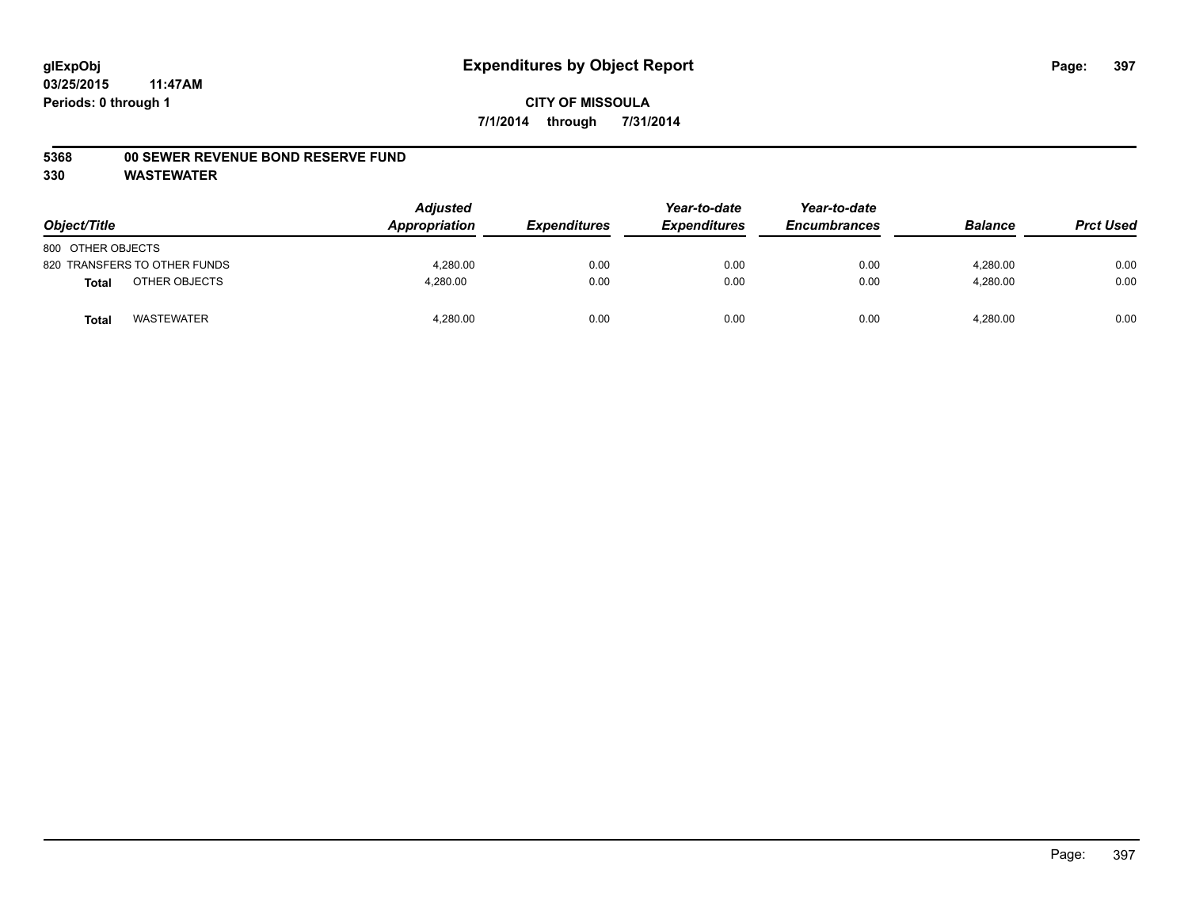glExpObj
03/25/2015 11:47AM
Periods: 0 through 1

# Expenditures by Object Report

**CITY OF MISSOULA**

**7/1/2014 through 7/31/2014**

**5368 00 SEWER REVENUE BOND RESERVE FUND**

**330 WASTEWATER**

| Object/Title | Adjusted Appropriation | Expenditures | Year-to-date Expenditures | Year-to-date Encumbrances | Balance | Prct Used |
|---|---|---|---|---|---|---|
| 800 OTHER OBJECTS | | | | | | |
| 820 TRANSFERS TO OTHER FUNDS | 4,280.00 | 0.00 | 0.00 | 0.00 | 4,280.00 | 0.00 |
| **Total** OTHER OBJECTS | 4,280.00 | 0.00 | 0.00 | 0.00 | 4,280.00 | 0.00 |
| **Total** WASTEWATER | 4,280.00 | 0.00 | 0.00 | 0.00 | 4,280.00 | 0.00 |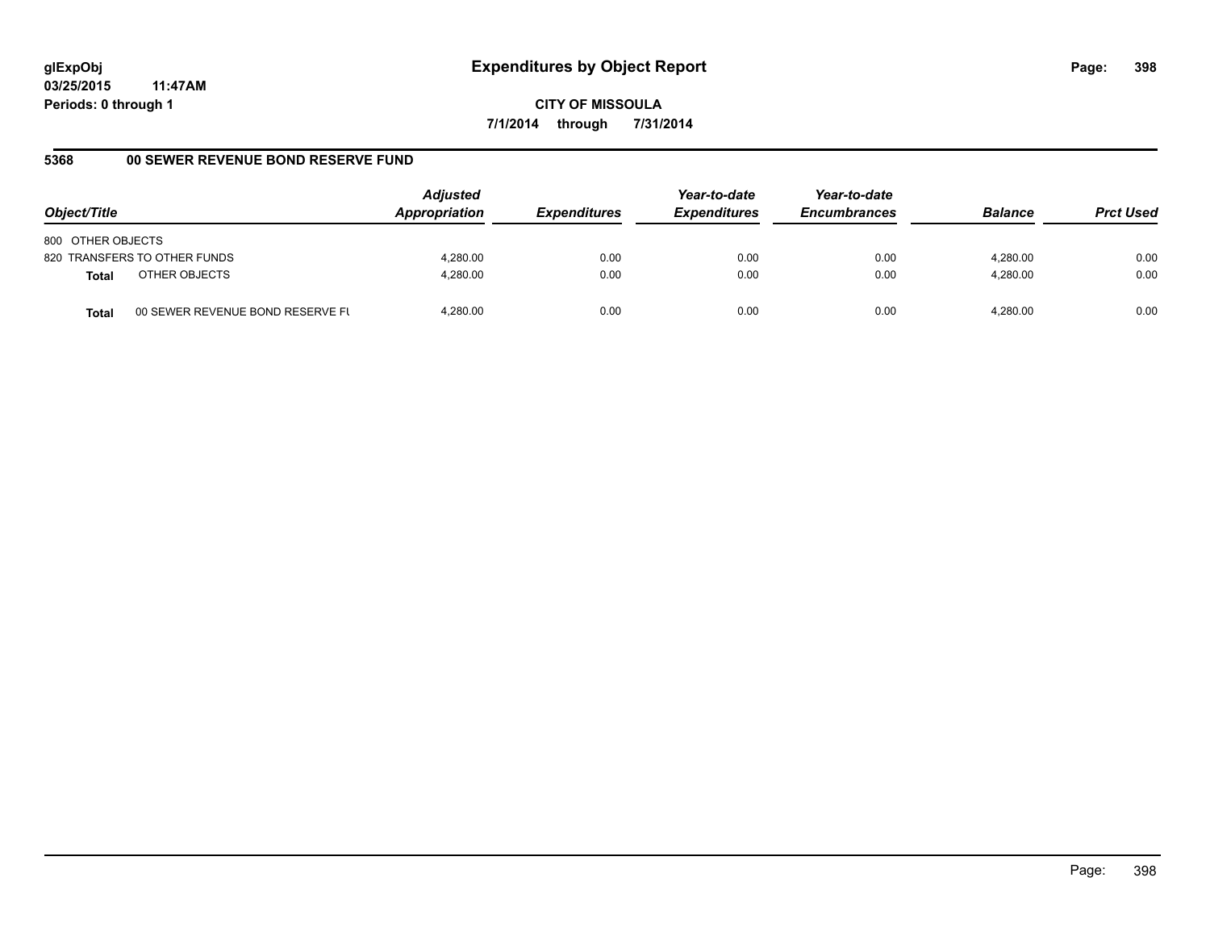**glExpObj**
**03/25/2015 11:47AM**
**Periods: 0 through 1**

# Expenditures by Object Report

**CITY OF MISSOULA**
**7/1/2014 through 7/31/2014**

## 5368 00 SEWER REVENUE BOND RESERVE FUND

| Object/Title | | Adjusted Appropriation | Expenditures | Year-to-date Expenditures | Year-to-date Encumbrances | Balance | Prct Used |
|---|---|---|---|---|---|---|---|
| 800 OTHER OBJECTS | | | | | | | |
| 820 TRANSFERS TO OTHER FUNDS | | 4,280.00 | 0.00 | 0.00 | 0.00 | 4,280.00 | 0.00 |
| **Total** | OTHER OBJECTS | 4,280.00 | 0.00 | 0.00 | 0.00 | 4,280.00 | 0.00 |
| **Total** | 00 SEWER REVENUE BOND RESERVE FU | 4,280.00 | 0.00 | 0.00 | 0.00 | 4,280.00 | 0.00 |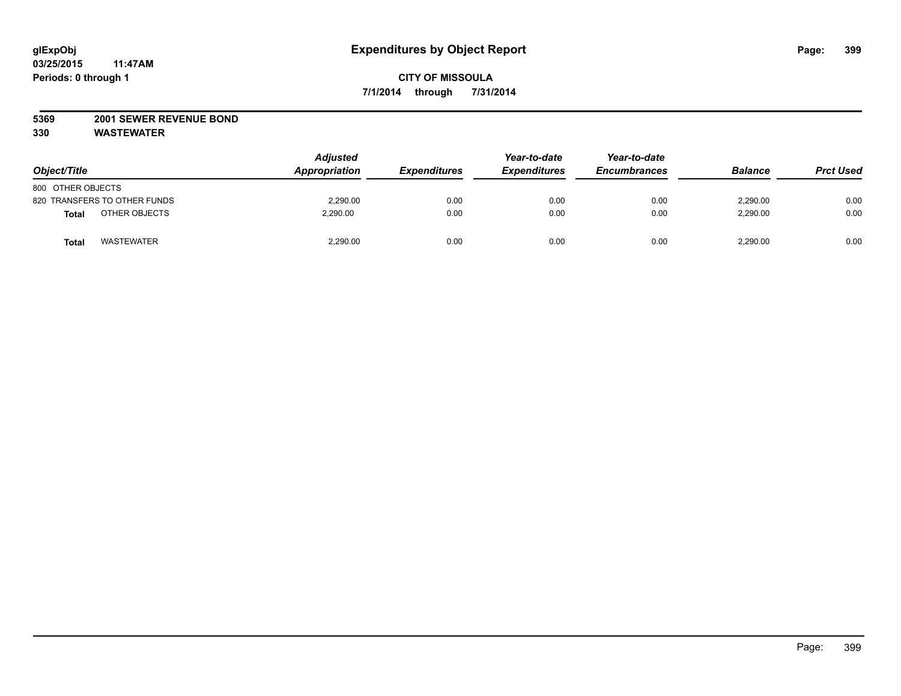# Expenditures by Object Report

glExpObj
03/25/2015 11:47AM
Periods: 0 through 1

**CITY OF MISSOULA**
**7/1/2014 through 7/31/2014**

**5369 2001 SEWER REVENUE BOND**
**330 WASTEWATER**

| Object/Title | Adjusted Appropriation | Expenditures | Year-to-date Expenditures | Year-to-date Encumbrances | Balance | Prct Used |
|---|---|---|---|---|---|---|
| 800 OTHER OBJECTS | | | | | | |
| 820 TRANSFERS TO OTHER FUNDS | 2,290.00 | 0.00 | 0.00 | 0.00 | 2,290.00 | 0.00 |
| **Total** OTHER OBJECTS | 2,290.00 | 0.00 | 0.00 | 0.00 | 2,290.00 | 0.00 |
| **Total** WASTEWATER | 2,290.00 | 0.00 | 0.00 | 0.00 | 2,290.00 | 0.00 |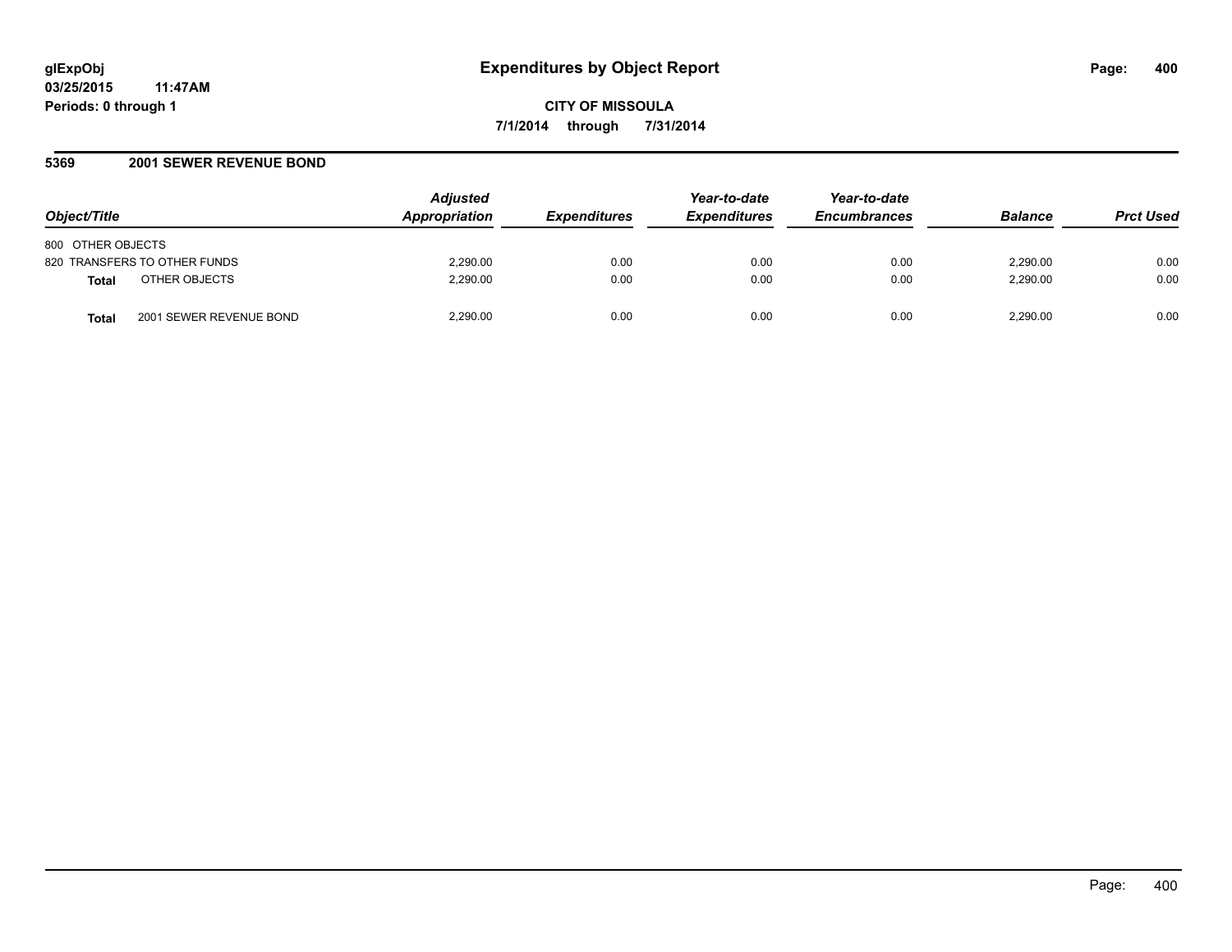**glExpObj**
**03/25/2015 11:47AM**
**Periods: 0 through 1**

# Expenditures by Object Report

**CITY OF MISSOULA**
**7/1/2014 through 7/31/2014**

## 5369 2001 SEWER REVENUE BOND

| Object/Title | | Adjusted Appropriation | Expenditures | Year-to-date Expenditures | Year-to-date Encumbrances | Balance | Prct Used |
|---|---|---|---|---|---|---|---|
| 800 OTHER OBJECTS | | | | | | | |
| 820 TRANSFERS TO OTHER FUNDS | | 2,290.00 | 0.00 | 0.00 | 0.00 | 2,290.00 | 0.00 |
| **Total** | OTHER OBJECTS | 2,290.00 | 0.00 | 0.00 | 0.00 | 2,290.00 | 0.00 |
| **Total** | 2001 SEWER REVENUE BOND | 2,290.00 | 0.00 | 0.00 | 0.00 | 2,290.00 | 0.00 |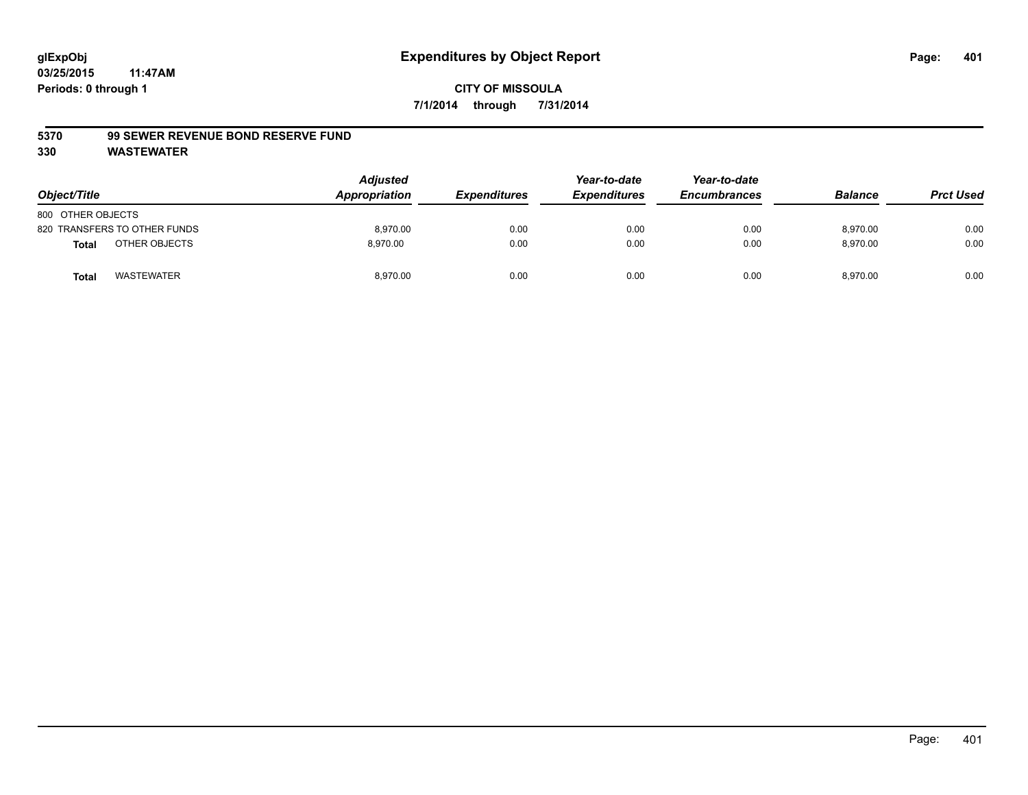# Expenditures by Object Report

glExpObj
03/25/2015 11:47AM
Periods: 0 through 1

**CITY OF MISSOULA**
**7/1/2014 through 7/31/2014**

**5370 99 SEWER REVENUE BOND RESERVE FUND**
**330 WASTEWATER**

| Object/Title | | Adjusted Appropriation | Expenditures | Year-to-date Expenditures | Year-to-date Encumbrances | Balance | Prct Used |
|---|---|---|---|---|---|---|---|
| 800 OTHER OBJECTS | | | | | | | |
| 820 TRANSFERS TO OTHER FUNDS | | 8,970.00 | 0.00 | 0.00 | 0.00 | 8,970.00 | 0.00 |
| **Total** | OTHER OBJECTS | 8,970.00 | 0.00 | 0.00 | 0.00 | 8,970.00 | 0.00 |
| **Total** | WASTEWATER | 8,970.00 | 0.00 | 0.00 | 0.00 | 8,970.00 | 0.00 |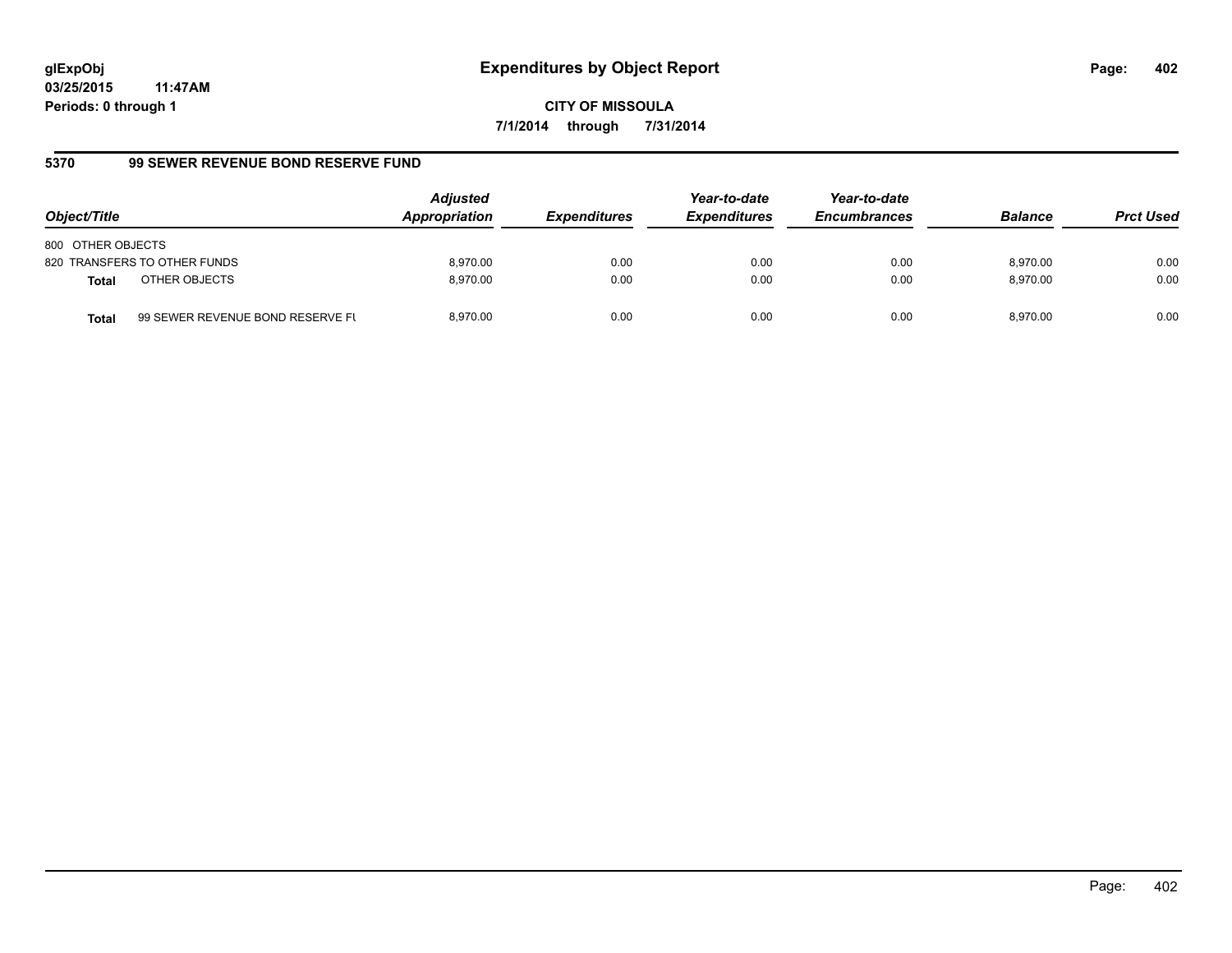**glExpObj**
**03/25/2015 11:47AM**
**Periods: 0 through 1**

# Expenditures by Object Report

**CITY OF MISSOULA**
**7/1/2014 through 7/31/2014**

### 5370 99 SEWER REVENUE BOND RESERVE FUND

| Object/Title | | Adjusted Appropriation | Expenditures | Year-to-date Expenditures | Year-to-date Encumbrances | Balance | Prct Used |
|---|---|---|---|---|---|---|---|
| 800 OTHER OBJECTS | | | | | | | |
| 820 TRANSFERS TO OTHER FUNDS | | 8,970.00 | 0.00 | 0.00 | 0.00 | 8,970.00 | 0.00 |
| **Total** | OTHER OBJECTS | 8,970.00 | 0.00 | 0.00 | 0.00 | 8,970.00 | 0.00 |
| **Total** | 99 SEWER REVENUE BOND RESERVE FU | 8,970.00 | 0.00 | 0.00 | 0.00 | 8,970.00 | 0.00 |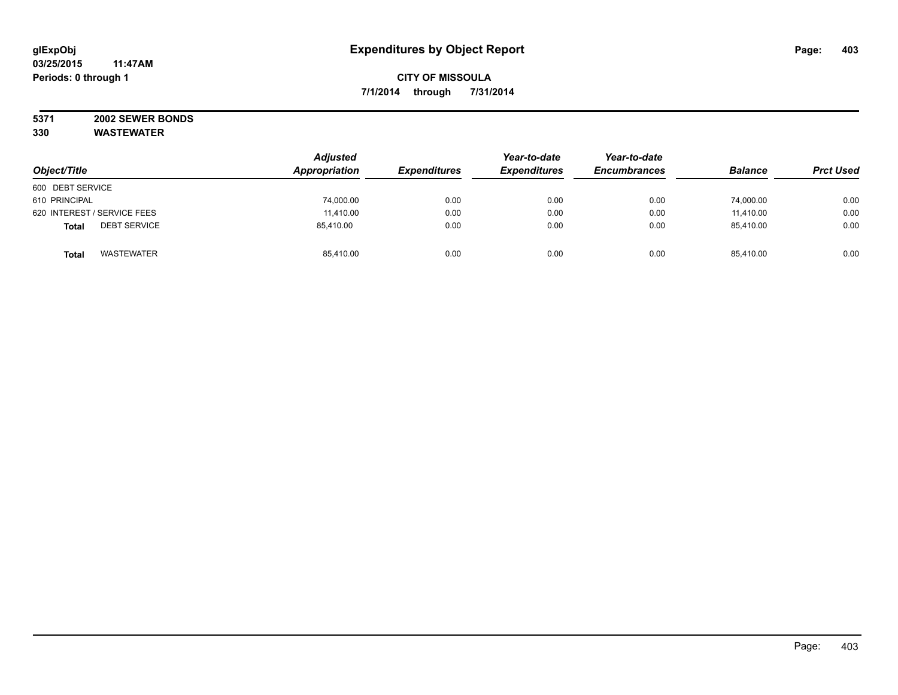glExpObj
03/25/2015 11:47AM
Periods: 0 through 1

# Expenditures by Object Report

**CITY OF MISSOULA**

**7/1/2014 through 7/31/2014**

**5371 2002 SEWER BONDS**
**330 WASTEWATER**

| Object/Title | | Adjusted Appropriation | Expenditures | Year-to-date Expenditures | Year-to-date Encumbrances | Balance | Prct Used |
|---|---|---|---|---|---|---|---|
| 600 DEBT SERVICE | | | | | | | |
| 610 PRINCIPAL | | 74,000.00 | 0.00 | 0.00 | 0.00 | 74,000.00 | 0.00 |
| 620 INTEREST / SERVICE FEES | | 11,410.00 | 0.00 | 0.00 | 0.00 | 11,410.00 | 0.00 |
| **Total** | DEBT SERVICE | 85,410.00 | 0.00 | 0.00 | 0.00 | 85,410.00 | 0.00 |
| **Total** | WASTEWATER | 85,410.00 | 0.00 | 0.00 | 0.00 | 85,410.00 | 0.00 |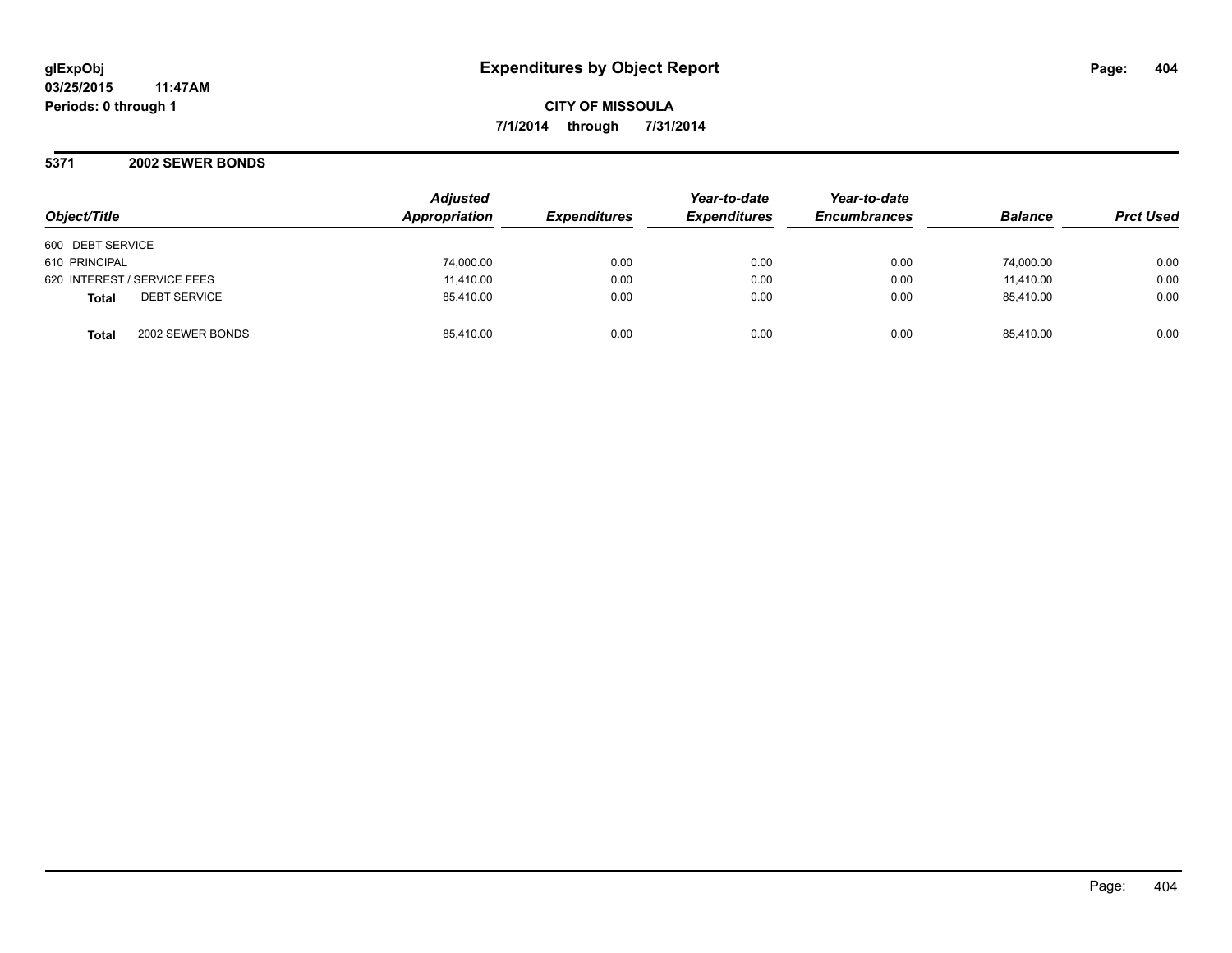# Expenditures by Object Report

glExpObj
03/25/2015 11:47AM
Periods: 0 through 1

**CITY OF MISSOULA**

**7/1/2014 through 7/31/2014**

## 5371 2002 SEWER BONDS

| Object/Title | Adjusted Appropriation | Expenditures | Year-to-date Expenditures | Year-to-date Encumbrances | Balance | Prct Used |
|---|---|---|---|---|---|---|
| 600 DEBT SERVICE | | | | | | |
| 610 PRINCIPAL | 74,000.00 | 0.00 | 0.00 | 0.00 | 74,000.00 | 0.00 |
| 620 INTEREST / SERVICE FEES | 11,410.00 | 0.00 | 0.00 | 0.00 | 11,410.00 | 0.00 |
| **Total** DEBT SERVICE | 85,410.00 | 0.00 | 0.00 | 0.00 | 85,410.00 | 0.00 |
| **Total** 2002 SEWER BONDS | 85,410.00 | 0.00 | 0.00 | 0.00 | 85,410.00 | 0.00 |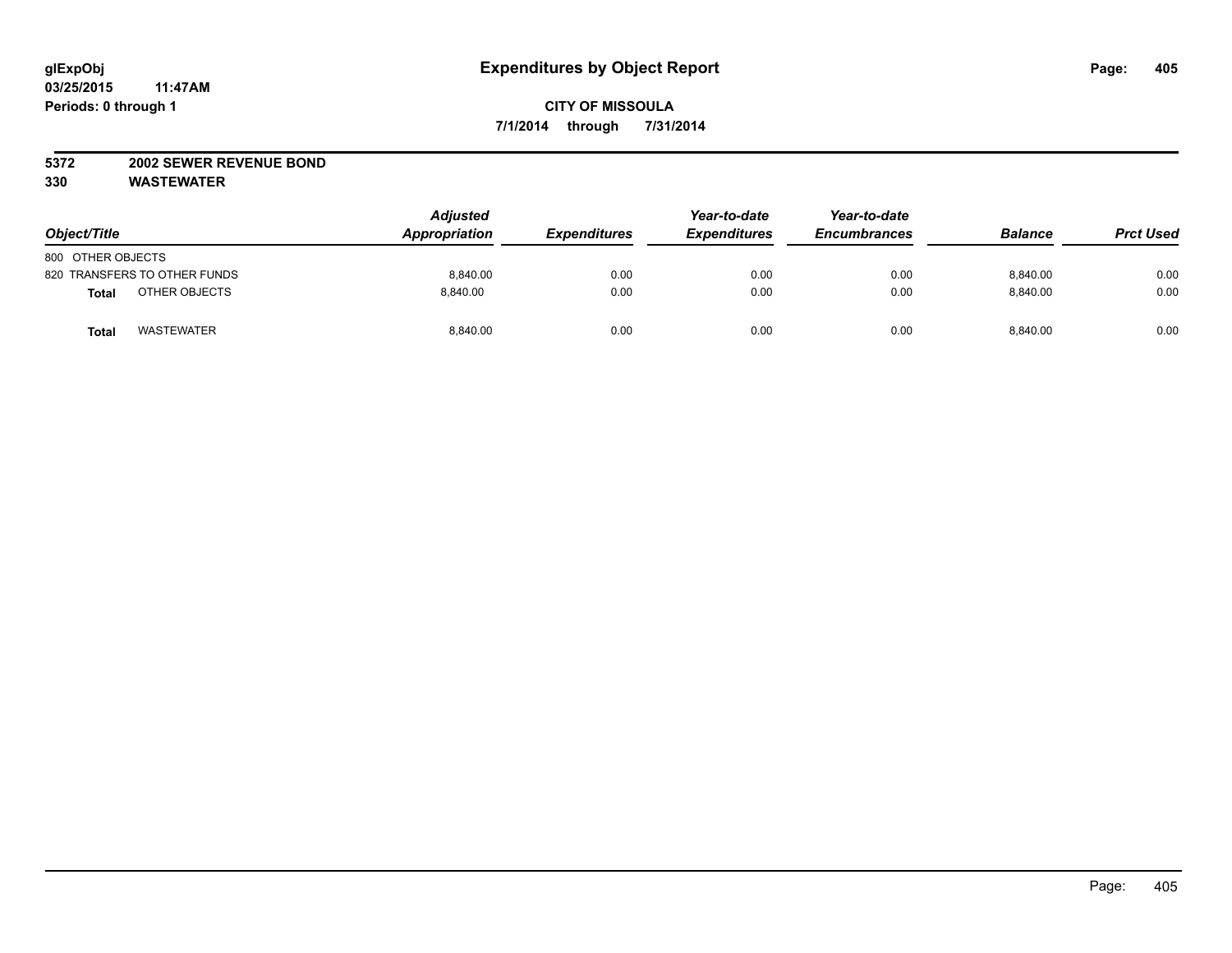glExpObj
03/25/2015 11:47AM
Periods: 0 through 1

# Expenditures by Object Report

**CITY OF MISSOULA**
**7/1/2014 through 7/31/2014**

**5372 2002 SEWER REVENUE BOND**
**330 WASTEWATER**

| Object/Title | Adjusted Appropriation | Expenditures | Year-to-date Expenditures | Year-to-date Encumbrances | Balance | Prct Used |
|---|---|---|---|---|---|---|
| 800 OTHER OBJECTS | | | | | | |
| 820 TRANSFERS TO OTHER FUNDS | 8,840.00 | 0.00 | 0.00 | 0.00 | 8,840.00 | 0.00 |
| **Total** OTHER OBJECTS | 8,840.00 | 0.00 | 0.00 | 0.00 | 8,840.00 | 0.00 |
| **Total** WASTEWATER | 8,840.00 | 0.00 | 0.00 | 0.00 | 8,840.00 | 0.00 |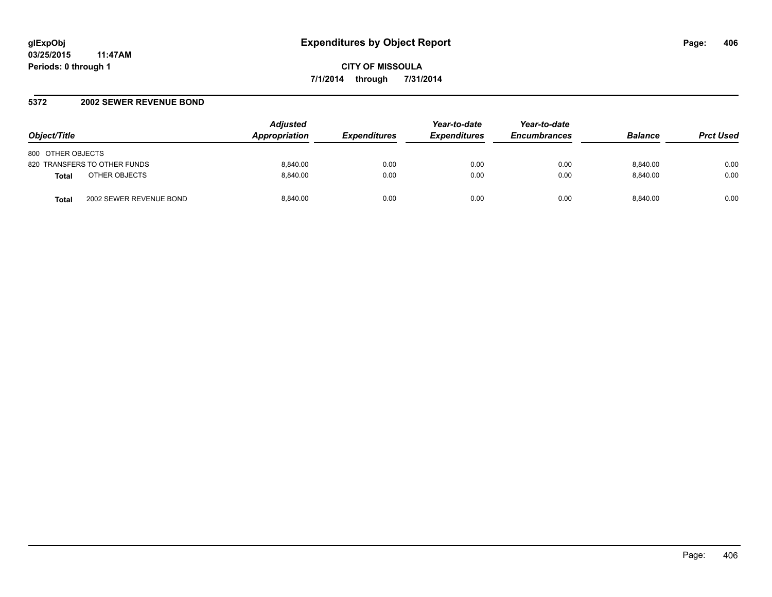# Expenditures by Object Report

**CITY OF MISSOULA**

**7/1/2014 through 7/31/2014**

glExpObj
03/25/2015 11:47AM
Periods: 0 through 1

## 5372 2002 SEWER REVENUE BOND

| Object/Title | | *Adjusted Appropriation* | *Expenditures* | *Year-to-date Expenditures* | *Year-to-date Encumbrances* | *Balance* | *Prct Used* |
|---|---|---|---|---|---|---|---|
| 800 OTHER OBJECTS | | | | | | | |
| 820 TRANSFERS TO OTHER FUNDS | | 8,840.00 | 0.00 | 0.00 | 0.00 | 8,840.00 | 0.00 |
| **Total** | OTHER OBJECTS | 8,840.00 | 0.00 | 0.00 | 0.00 | 8,840.00 | 0.00 |
| **Total** | 2002 SEWER REVENUE BOND | 8,840.00 | 0.00 | 0.00 | 0.00 | 8,840.00 | 0.00 |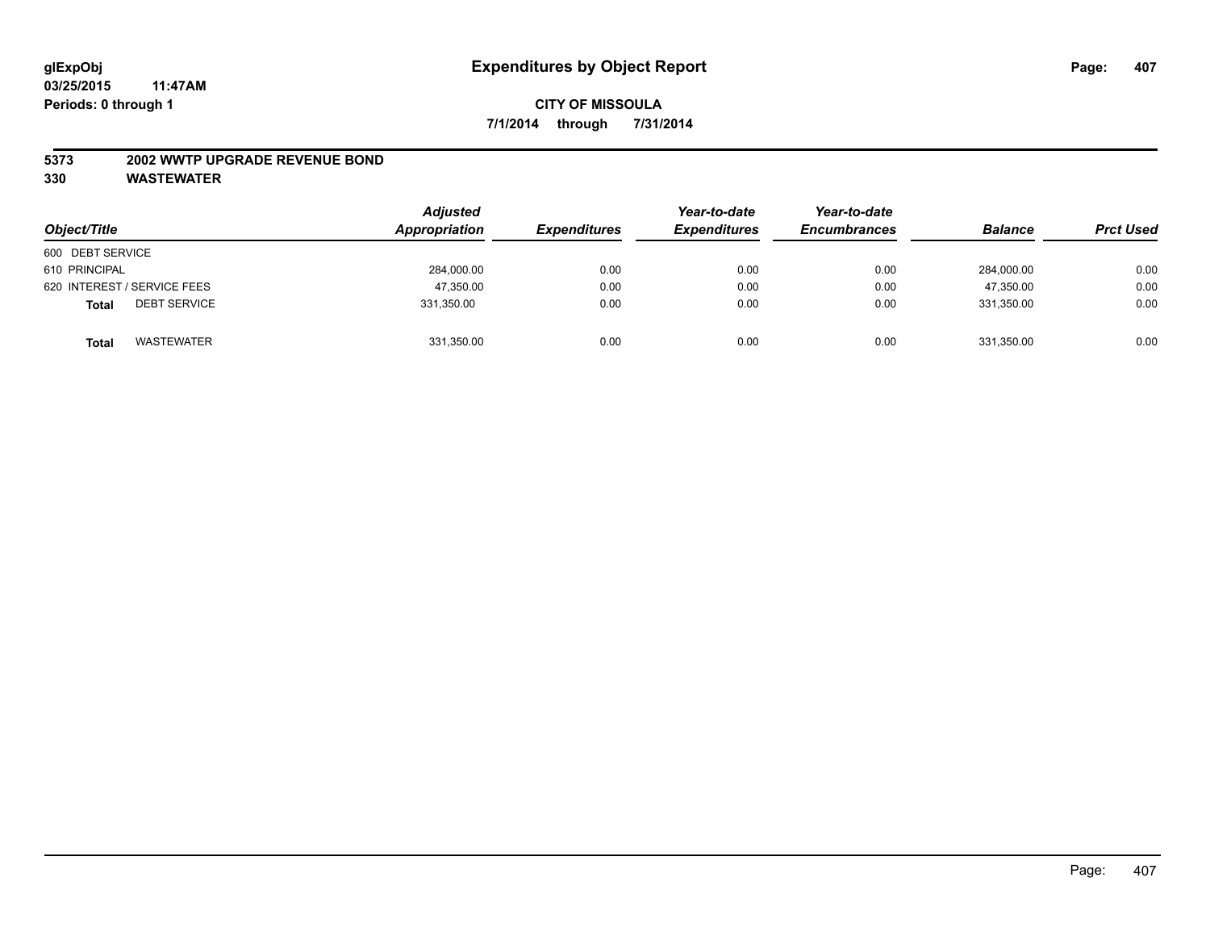**glExpObj** **Expenditures by Object Report**

**03/25/2015 11:47AM**

**Periods: 0 through 1**

**CITY OF MISSOULA**

**7/1/2014 through 7/31/2014**

**5373 2002 WWTP UPGRADE REVENUE BOND**

**330 WASTEWATER**

| Object/Title | Adjusted Appropriation | Expenditures | Year-to-date Expenditures | Year-to-date Encumbrances | Balance | Prct Used |
|---|---|---|---|---|---|---|
| 600 DEBT SERVICE | | | | | | |
| 610 PRINCIPAL | 284,000.00 | 0.00 | 0.00 | 0.00 | 284,000.00 | 0.00 |
| 620 INTEREST / SERVICE FEES | 47,350.00 | 0.00 | 0.00 | 0.00 | 47,350.00 | 0.00 |
| **Total** DEBT SERVICE | 331,350.00 | 0.00 | 0.00 | 0.00 | 331,350.00 | 0.00 |
| **Total** WASTEWATER | 331,350.00 | 0.00 | 0.00 | 0.00 | 331,350.00 | 0.00 |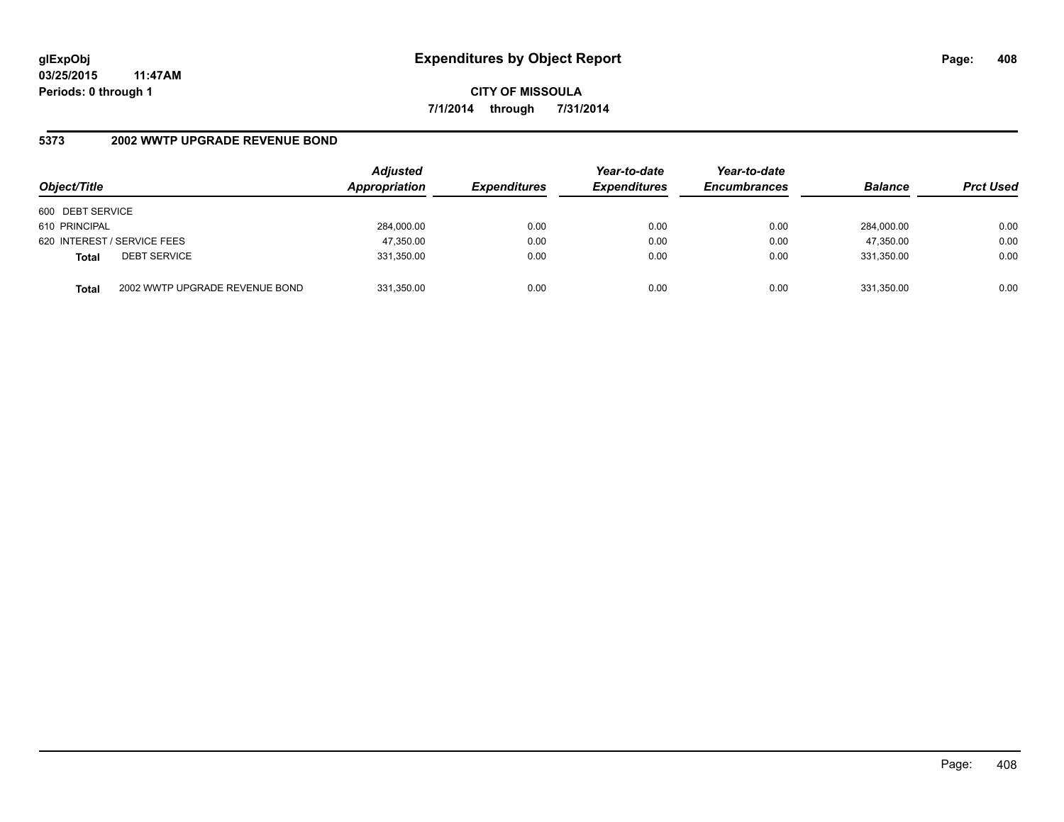glExpObj
03/25/2015 11:47AM
Periods: 0 through 1

# Expenditures by Object Report

**CITY OF MISSOULA**

**7/1/2014 through 7/31/2014**

## 5373 2002 WWTP UPGRADE REVENUE BOND

| Object/Title | | Adjusted Appropriation | Expenditures | Year-to-date Expenditures | Year-to-date Encumbrances | Balance | Prct Used |
|---|---|---|---|---|---|---|---|
| 600 DEBT SERVICE | | | | | | | |
| 610 PRINCIPAL | | 284,000.00 | 0.00 | 0.00 | 0.00 | 284,000.00 | 0.00 |
| 620 INTEREST / SERVICE FEES | | 47,350.00 | 0.00 | 0.00 | 0.00 | 47,350.00 | 0.00 |
| **Total** | DEBT SERVICE | 331,350.00 | 0.00 | 0.00 | 0.00 | 331,350.00 | 0.00 |
| **Total** | 2002 WWTP UPGRADE REVENUE BOND | 331,350.00 | 0.00 | 0.00 | 0.00 | 331,350.00 | 0.00 |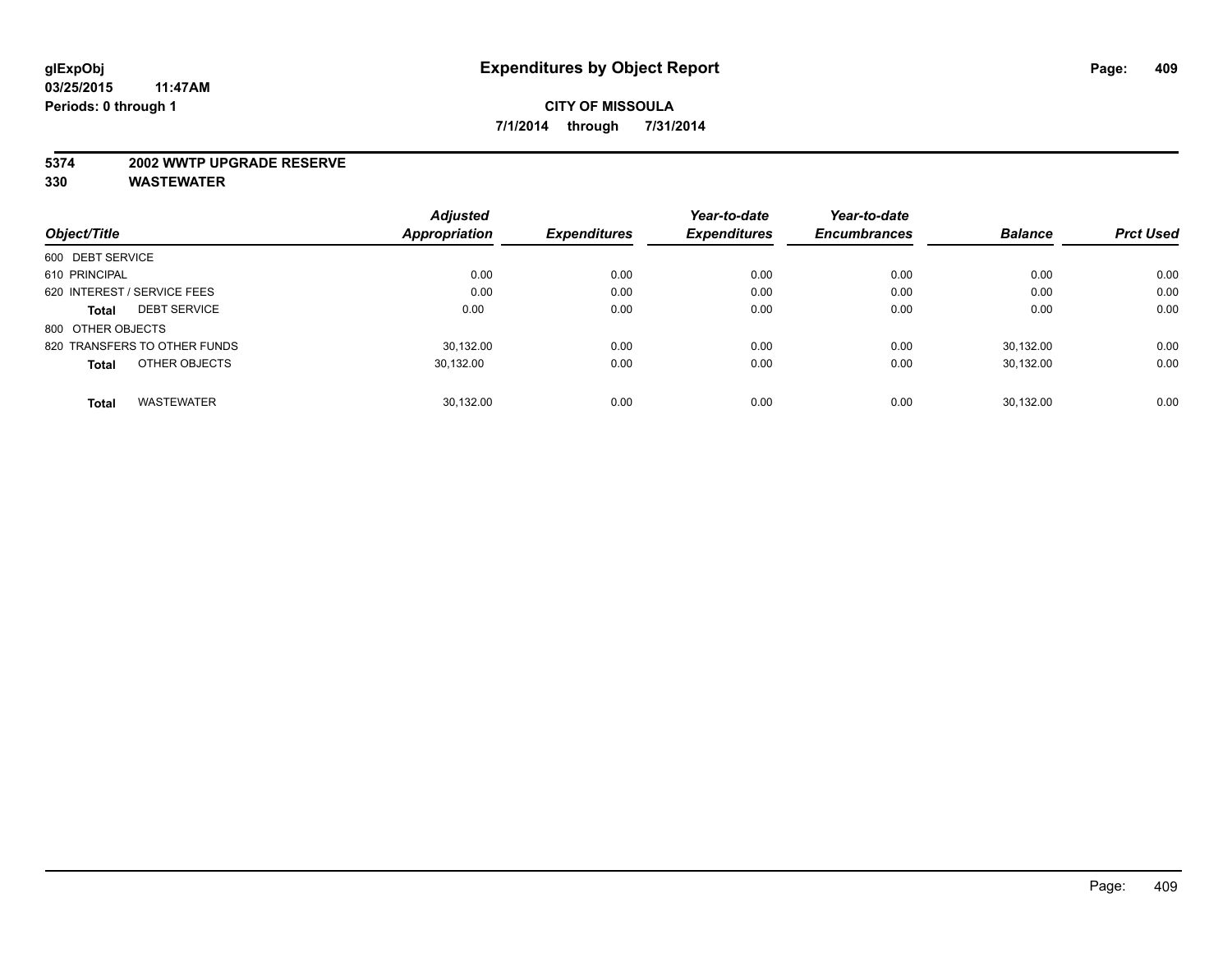# Expenditures by Object Report

glExpObj
03/25/2015 11:47AM
Periods: 0 through 1

**CITY OF MISSOULA**
**7/1/2014 through 7/31/2014**

**5374 2002 WWTP UPGRADE RESERVE**
**330 WASTEWATER**

| Object/Title | | Adjusted Appropriation | Expenditures | Year-to-date Expenditures | Year-to-date Encumbrances | Balance | Prct Used |
|---|---|---|---|---|---|---|---|
| 600 DEBT SERVICE | | | | | | | |
| 610 PRINCIPAL | | 0.00 | 0.00 | 0.00 | 0.00 | 0.00 | 0.00 |
| 620 INTEREST / SERVICE FEES | | 0.00 | 0.00 | 0.00 | 0.00 | 0.00 | 0.00 |
| **Total** | DEBT SERVICE | 0.00 | 0.00 | 0.00 | 0.00 | 0.00 | 0.00 |
| 800 OTHER OBJECTS | | | | | | | |
| 820 TRANSFERS TO OTHER FUNDS | | 30,132.00 | 0.00 | 0.00 | 0.00 | 30,132.00 | 0.00 |
| **Total** | OTHER OBJECTS | 30,132.00 | 0.00 | 0.00 | 0.00 | 30,132.00 | 0.00 |
| **Total** | WASTEWATER | 30,132.00 | 0.00 | 0.00 | 0.00 | 30,132.00 | 0.00 |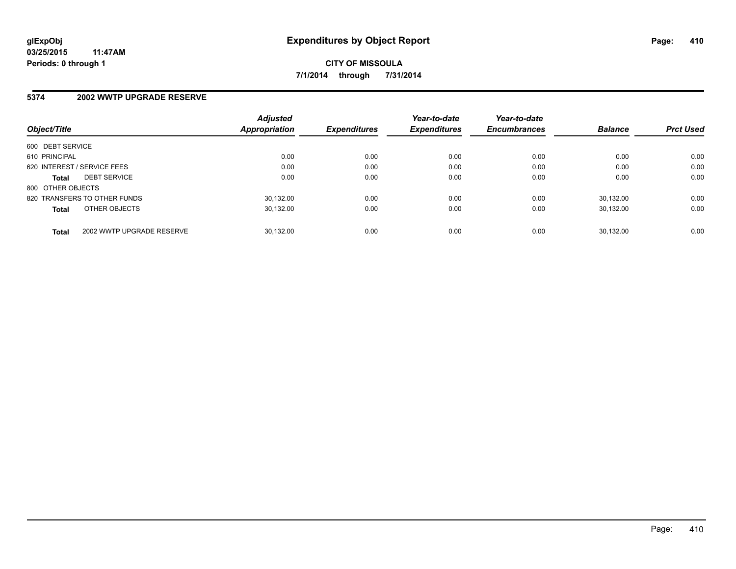# Expenditures by Object Report

glExpObj
03/25/2015 11:47AM
Periods: 0 through 1

**CITY OF MISSOULA**

**7/1/2014 through 7/31/2014**

## 5374 2002 WWTP UPGRADE RESERVE

| Object/Title | | Adjusted Appropriation | Expenditures | Year-to-date Expenditures | Year-to-date Encumbrances | Balance | Prct Used |
|---|---|---|---|---|---|---|---|
| 600 DEBT SERVICE | | | | | | | |
| 610 PRINCIPAL | | 0.00 | 0.00 | 0.00 | 0.00 | 0.00 | 0.00 |
| 620 INTEREST / SERVICE FEES | | 0.00 | 0.00 | 0.00 | 0.00 | 0.00 | 0.00 |
| **Total** | DEBT SERVICE | 0.00 | 0.00 | 0.00 | 0.00 | 0.00 | 0.00 |
| 800 OTHER OBJECTS | | | | | | | |
| 820 TRANSFERS TO OTHER FUNDS | | 30,132.00 | 0.00 | 0.00 | 0.00 | 30,132.00 | 0.00 |
| **Total** | OTHER OBJECTS | 30,132.00 | 0.00 | 0.00 | 0.00 | 30,132.00 | 0.00 |
| **Total** | 2002 WWTP UPGRADE RESERVE | 30,132.00 | 0.00 | 0.00 | 0.00 | 30,132.00 | 0.00 |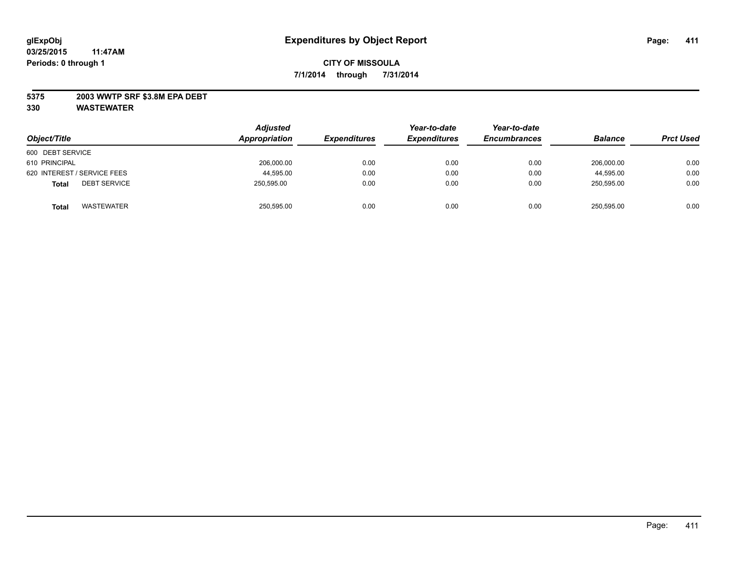glExpObj
03/25/2015 11:47AM
Periods: 0 through 1

# Expenditures by Object Report

**CITY OF MISSOULA**
**7/1/2014 through 7/31/2014**

**5375 2003 WWTP SRF $3.8M EPA DEBT**
**330 WASTEWATER**

| Object/Title | Adjusted Appropriation | Expenditures | Year-to-date Expenditures | Year-to-date Encumbrances | Balance | Prct Used |
|---|---|---|---|---|---|---|
| 600 DEBT SERVICE | | | | | | |
| 610 PRINCIPAL | 206,000.00 | 0.00 | 0.00 | 0.00 | 206,000.00 | 0.00 |
| 620 INTEREST / SERVICE FEES | 44,595.00 | 0.00 | 0.00 | 0.00 | 44,595.00 | 0.00 |
| **Total** DEBT SERVICE | 250,595.00 | 0.00 | 0.00 | 0.00 | 250,595.00 | 0.00 |
| **Total** WASTEWATER | 250,595.00 | 0.00 | 0.00 | 0.00 | 250,595.00 | 0.00 |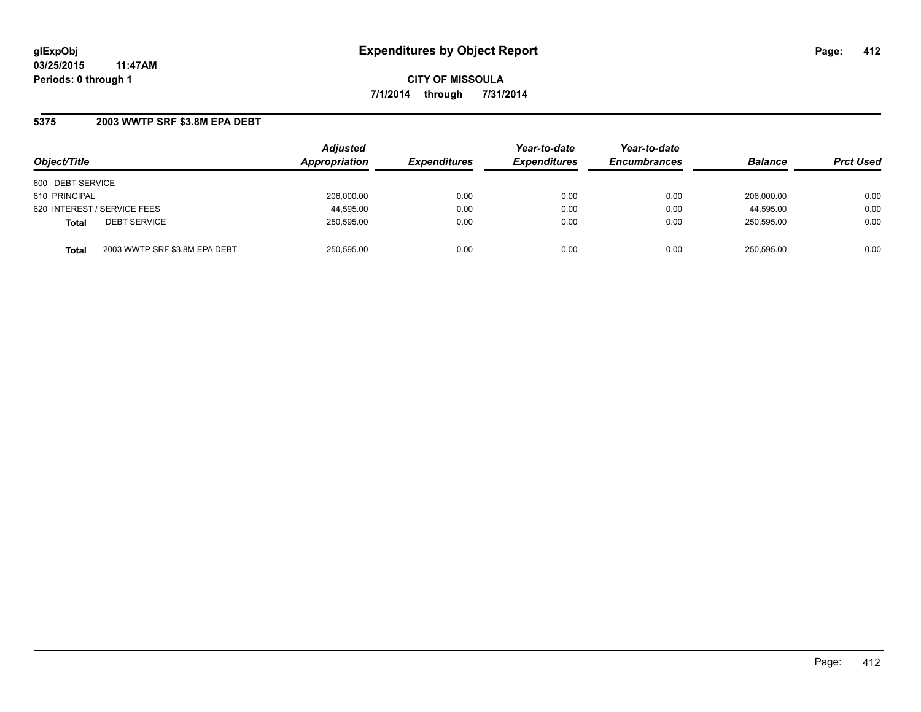**glExpObj**
**03/25/2015 11:47AM**
**Periods: 0 through 1**

# Expenditures by Object Report

**CITY OF MISSOULA**
**7/1/2014 through 7/31/2014**

## 5375 2003 WWTP SRF $3.8M EPA DEBT

| Object/Title | | Adjusted Appropriation | Expenditures | Year-to-date Expenditures | Year-to-date Encumbrances | Balance | Prct Used |
|---|---|---|---|---|---|---|---|
| 600 DEBT SERVICE | | | | | | | |
| 610 PRINCIPAL | | 206,000.00 | 0.00 | 0.00 | 0.00 | 206,000.00 | 0.00 |
| 620 INTEREST / SERVICE FEES | | 44,595.00 | 0.00 | 0.00 | 0.00 | 44,595.00 | 0.00 |
| **Total** | DEBT SERVICE | 250,595.00 | 0.00 | 0.00 | 0.00 | 250,595.00 | 0.00 |
| **Total** | 2003 WWTP SRF $3.8M EPA DEBT | 250,595.00 | 0.00 | 0.00 | 0.00 | 250,595.00 | 0.00 |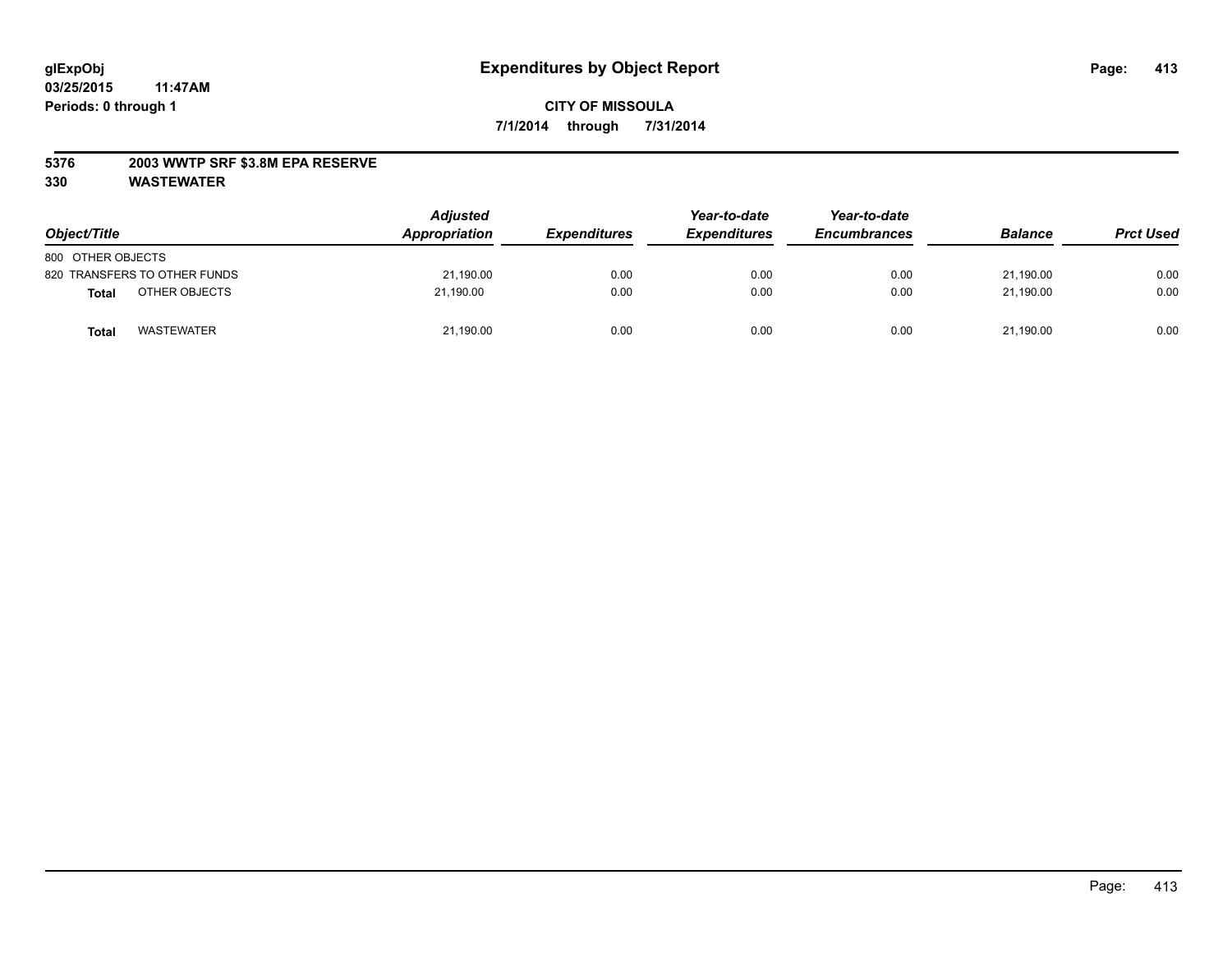# Expenditures by Object Report

glExpObj
03/25/2015 11:47AM
Periods: 0 through 1

**CITY OF MISSOULA**
**7/1/2014 through 7/31/2014**

**5376 2003 WWTP SRF $3.8M EPA RESERVE**
**330 WASTEWATER**

| Object/Title | Adjusted Appropriation | Expenditures | Year-to-date Expenditures | Year-to-date Encumbrances | Balance | Prct Used |
|---|---|---|---|---|---|---|
| 800 OTHER OBJECTS | | | | | | |
| 820 TRANSFERS TO OTHER FUNDS | 21,190.00 | 0.00 | 0.00 | 0.00 | 21,190.00 | 0.00 |
| **Total** OTHER OBJECTS | 21,190.00 | 0.00 | 0.00 | 0.00 | 21,190.00 | 0.00 |
| **Total** WASTEWATER | 21,190.00 | 0.00 | 0.00 | 0.00 | 21,190.00 | 0.00 |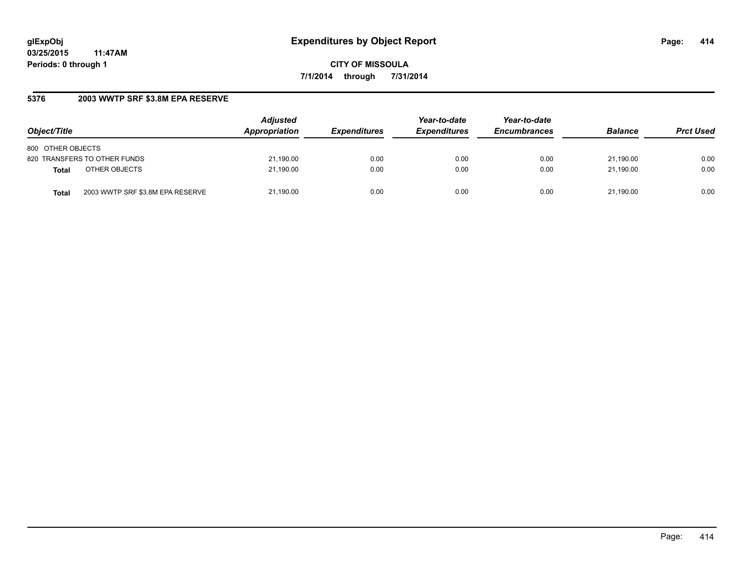**glExpObj** **Expenditures by Object Report**
**03/25/2015 11:47AM**
**Periods: 0 through 1**

**CITY OF MISSOULA**
**7/1/2014 through 7/31/2014**

## 5376 2003 WWTP SRF $3.8M EPA RESERVE

| Object/Title | | *Adjusted Appropriation* | *Expenditures* | *Year-to-date Expenditures* | *Year-to-date Encumbrances* | *Balance* | *Prct Used* |
|---|---|---|---|---|---|---|---|
| 800 OTHER OBJECTS | | | | | | | |
| 820 TRANSFERS TO OTHER FUNDS | | 21,190.00 | 0.00 | 0.00 | 0.00 | 21,190.00 | 0.00 |
| **Total** | OTHER OBJECTS | 21,190.00 | 0.00 | 0.00 | 0.00 | 21,190.00 | 0.00 |
| **Total** | 2003 WWTP SRF $3.8M EPA RESERVE | 21,190.00 | 0.00 | 0.00 | 0.00 | 21,190.00 | 0.00 |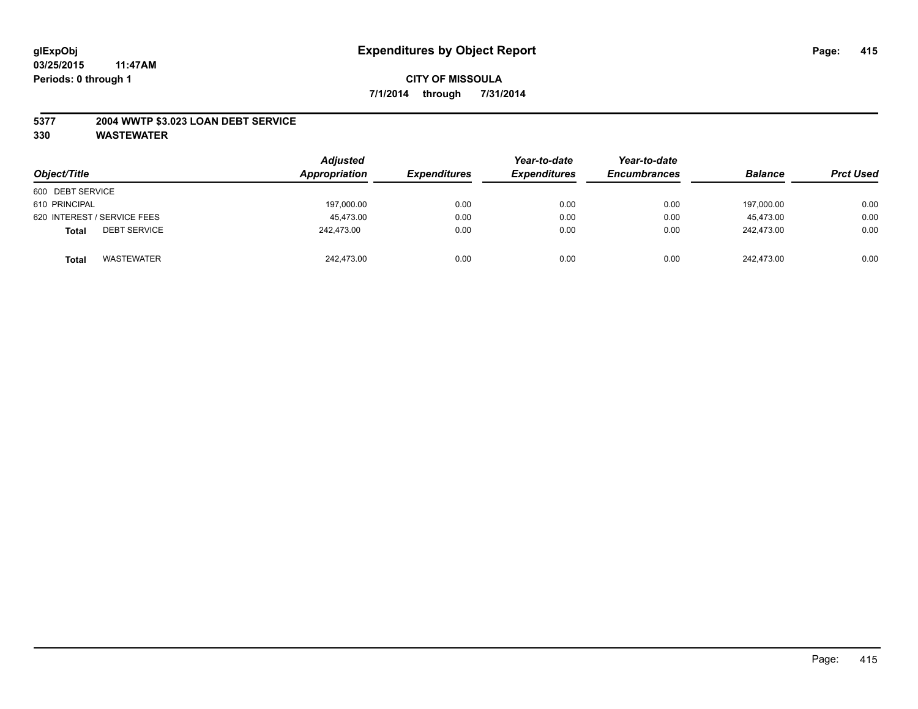**glExpObj** **Expenditures by Object Report**
**03/25/2015 11:47AM**
**Periods: 0 through 1**

**CITY OF MISSOULA**
**7/1/2014 through 7/31/2014**

**5377 2004 WWTP $3.023 LOAN DEBT SERVICE**
**330 WASTEWATER**

| Object/Title | Adjusted Appropriation | Expenditures | Year-to-date Expenditures | Year-to-date Encumbrances | Balance | Prct Used |
|---|---|---|---|---|---|---|
| 600 DEBT SERVICE | | | | | | |
| 610 PRINCIPAL | 197,000.00 | 0.00 | 0.00 | 0.00 | 197,000.00 | 0.00 |
| 620 INTEREST / SERVICE FEES | 45,473.00 | 0.00 | 0.00 | 0.00 | 45,473.00 | 0.00 |
| **Total** DEBT SERVICE | 242,473.00 | 0.00 | 0.00 | 0.00 | 242,473.00 | 0.00 |
| **Total** WASTEWATER | 242,473.00 | 0.00 | 0.00 | 0.00 | 242,473.00 | 0.00 |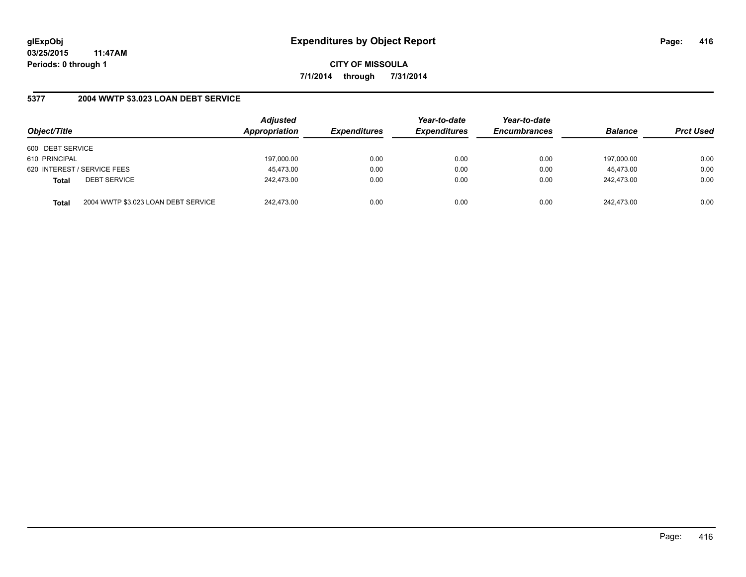glExpObj
03/25/2015 11:47AM
Periods: 0 through 1

# Expenditures by Object Report

**CITY OF MISSOULA**
**7/1/2014 through 7/31/2014**

## 5377 2004 WWTP $3.023 LOAN DEBT SERVICE

| Object/Title | | Adjusted Appropriation | Expenditures | Year-to-date Expenditures | Year-to-date Encumbrances | Balance | Prct Used |
|---|---|---|---|---|---|---|---|
| 600 DEBT SERVICE | | | | | | | |
| 610 PRINCIPAL | | 197,000.00 | 0.00 | 0.00 | 0.00 | 197,000.00 | 0.00 |
| 620 INTEREST / SERVICE FEES | | 45,473.00 | 0.00 | 0.00 | 0.00 | 45,473.00 | 0.00 |
| **Total** | DEBT SERVICE | 242,473.00 | 0.00 | 0.00 | 0.00 | 242,473.00 | 0.00 |
| **Total** | 2004 WWTP $3.023 LOAN DEBT SERVICE | 242,473.00 | 0.00 | 0.00 | 0.00 | 242,473.00 | 0.00 |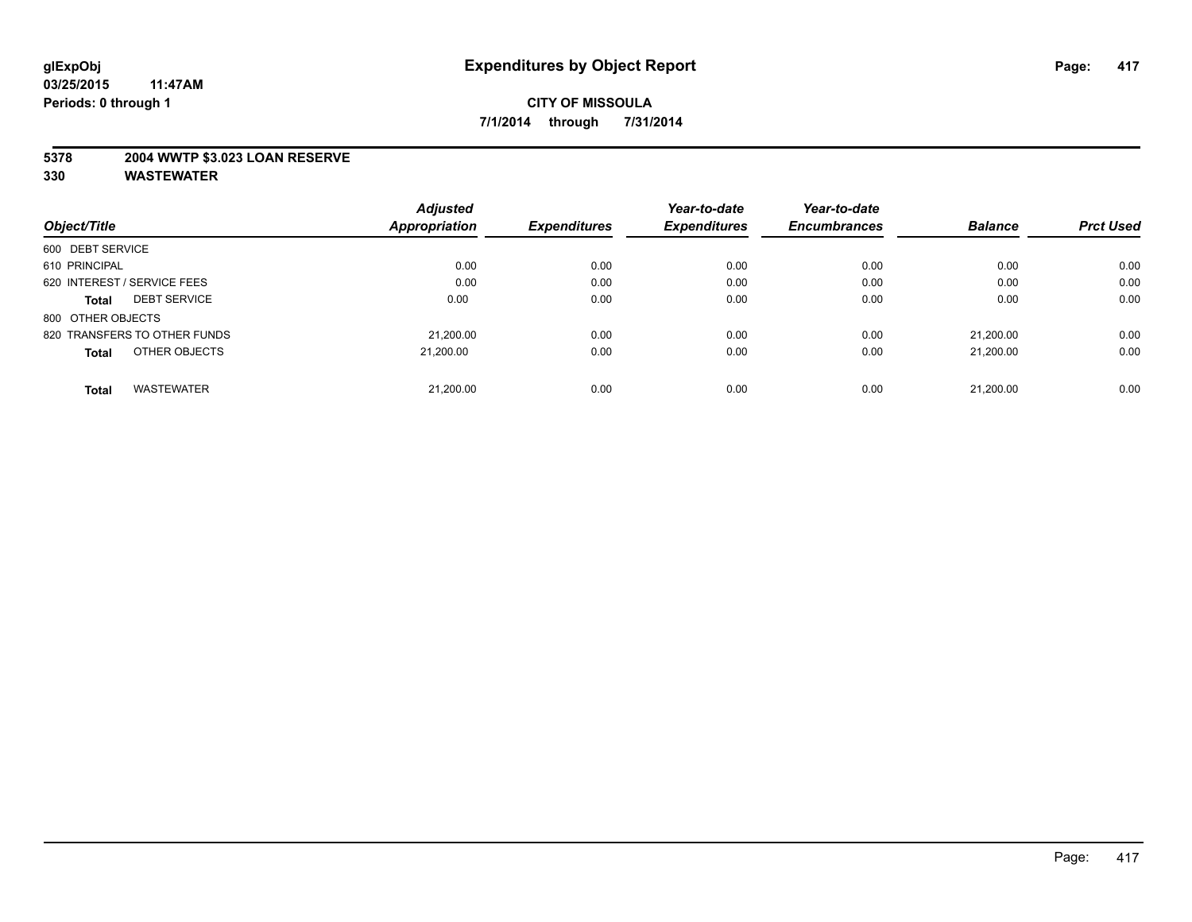**glExpObj**
**03/25/2015 11:47AM**
**Periods: 0 through 1**

# Expenditures by Object Report

**CITY OF MISSOULA**
**7/1/2014 through 7/31/2014**

**5378 2004 WWTP $3.023 LOAN RESERVE**
**330 WASTEWATER**

| Object/Title | Adjusted Appropriation | Expenditures | Year-to-date Expenditures | Year-to-date Encumbrances | Balance | Prct Used |
|---|---|---|---|---|---|---|
| 600 DEBT SERVICE | | | | | | |
| 610 PRINCIPAL | 0.00 | 0.00 | 0.00 | 0.00 | 0.00 | 0.00 |
| 620 INTEREST / SERVICE FEES | 0.00 | 0.00 | 0.00 | 0.00 | 0.00 | 0.00 |
| **Total** DEBT SERVICE | 0.00 | 0.00 | 0.00 | 0.00 | 0.00 | 0.00 |
| 800 OTHER OBJECTS | | | | | | |
| 820 TRANSFERS TO OTHER FUNDS | 21,200.00 | 0.00 | 0.00 | 0.00 | 21,200.00 | 0.00 |
| **Total** OTHER OBJECTS | 21,200.00 | 0.00 | 0.00 | 0.00 | 21,200.00 | 0.00 |
| **Total** WASTEWATER | 21,200.00 | 0.00 | 0.00 | 0.00 | 21,200.00 | 0.00 |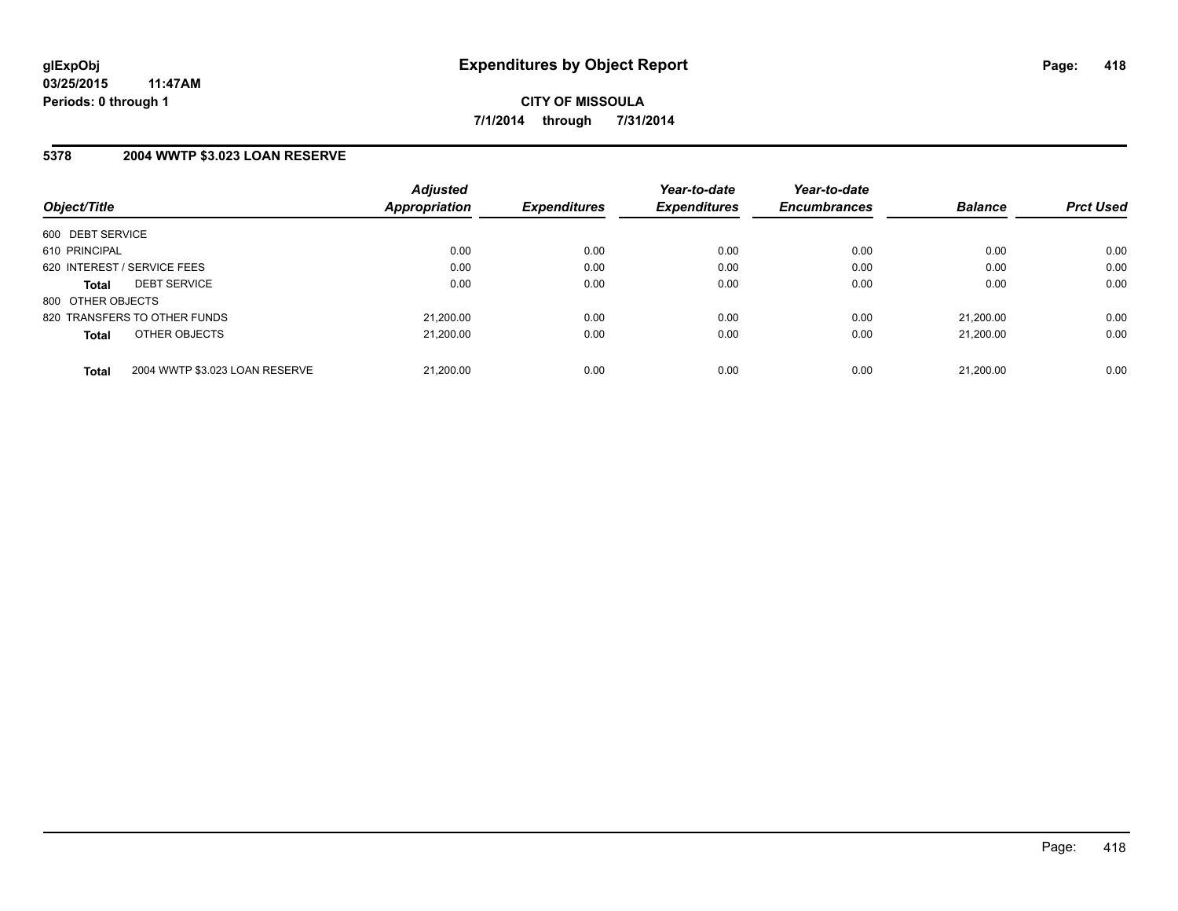# Expenditures by Object Report

glExpObj
03/25/2015 11:47AM
Periods: 0 through 1

**CITY OF MISSOULA**
**7/1/2014 through 7/31/2014**

## 5378 2004 WWTP $3.023 LOAN RESERVE

| Object/Title | Adjusted Appropriation | Expenditures | Year-to-date Expenditures | Year-to-date Encumbrances | Balance | Prct Used |
|---|---|---|---|---|---|---|
| 600 DEBT SERVICE | | | | | | |
| 610 PRINCIPAL | 0.00 | 0.00 | 0.00 | 0.00 | 0.00 | 0.00 |
| 620 INTEREST / SERVICE FEES | 0.00 | 0.00 | 0.00 | 0.00 | 0.00 | 0.00 |
| **Total** DEBT SERVICE | 0.00 | 0.00 | 0.00 | 0.00 | 0.00 | 0.00 |
| 800 OTHER OBJECTS | | | | | | |
| 820 TRANSFERS TO OTHER FUNDS | 21,200.00 | 0.00 | 0.00 | 0.00 | 21,200.00 | 0.00 |
| **Total** OTHER OBJECTS | 21,200.00 | 0.00 | 0.00 | 0.00 | 21,200.00 | 0.00 |
| **Total** 2004 WWTP $3.023 LOAN RESERVE | 21,200.00 | 0.00 | 0.00 | 0.00 | 21,200.00 | 0.00 |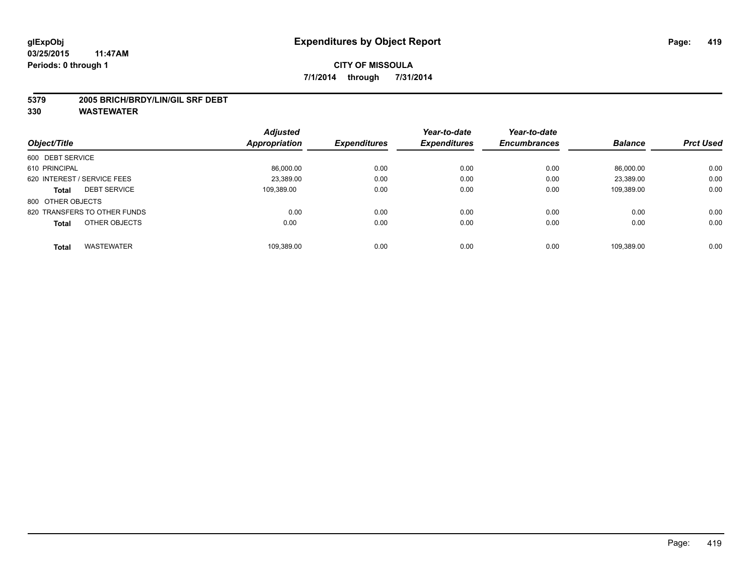glExpObj
03/25/2015 11:47AM
Periods: 0 through 1

# Expenditures by Object Report

**CITY OF MISSOULA**

**7/1/2014 through 7/31/2014**

**5379 2005 BRICH/BRDY/LIN/GIL SRF DEBT**

**330 WASTEWATER**

| Object/Title | | Adjusted Appropriation | Expenditures | Year-to-date Expenditures | Year-to-date Encumbrances | Balance | Prct Used |
|---|---|---|---|---|---|---|---|
| 600 DEBT SERVICE | | | | | | | |
| 610 PRINCIPAL | | 86,000.00 | 0.00 | 0.00 | 0.00 | 86,000.00 | 0.00 |
| 620 INTEREST / SERVICE FEES | | 23,389.00 | 0.00 | 0.00 | 0.00 | 23,389.00 | 0.00 |
| **Total** | DEBT SERVICE | 109,389.00 | 0.00 | 0.00 | 0.00 | 109,389.00 | 0.00 |
| 800 OTHER OBJECTS | | | | | | | |
| 820 TRANSFERS TO OTHER FUNDS | | 0.00 | 0.00 | 0.00 | 0.00 | 0.00 | 0.00 |
| **Total** | OTHER OBJECTS | 0.00 | 0.00 | 0.00 | 0.00 | 0.00 | 0.00 |
| **Total** | WASTEWATER | 109,389.00 | 0.00 | 0.00 | 0.00 | 109,389.00 | 0.00 |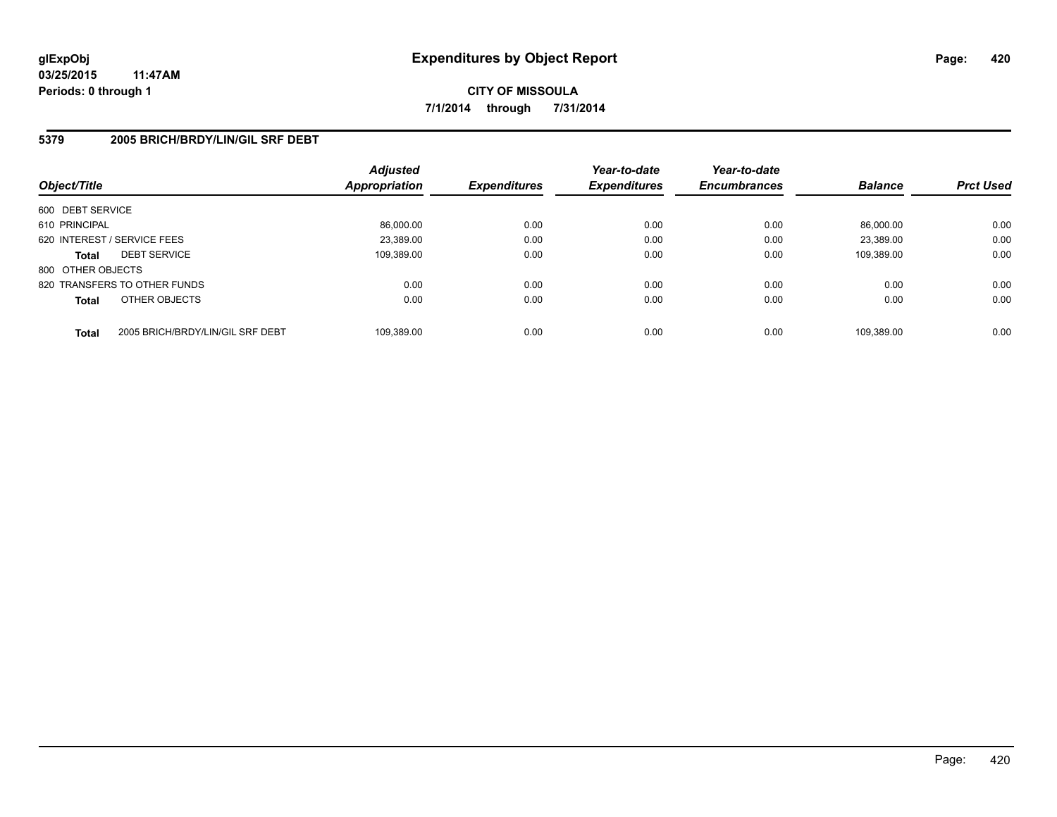**glExpObj**
**03/25/2015 11:47AM**
**Periods: 0 through 1**

# Expenditures by Object Report

**CITY OF MISSOULA**
**7/1/2014 through 7/31/2014**

## 5379 2005 BRICH/BRDY/LIN/GIL SRF DEBT

| Object/Title | | Adjusted Appropriation | Expenditures | Year-to-date Expenditures | Year-to-date Encumbrances | Balance | Prct Used |
|---|---|---|---|---|---|---|---|
| 600 DEBT SERVICE | | | | | | | |
| 610 PRINCIPAL | | 86,000.00 | 0.00 | 0.00 | 0.00 | 86,000.00 | 0.00 |
| 620 INTEREST / SERVICE FEES | | 23,389.00 | 0.00 | 0.00 | 0.00 | 23,389.00 | 0.00 |
| **Total** | DEBT SERVICE | 109,389.00 | 0.00 | 0.00 | 0.00 | 109,389.00 | 0.00 |
| 800 OTHER OBJECTS | | | | | | | |
| 820 TRANSFERS TO OTHER FUNDS | | 0.00 | 0.00 | 0.00 | 0.00 | 0.00 | 0.00 |
| **Total** | OTHER OBJECTS | 0.00 | 0.00 | 0.00 | 0.00 | 0.00 | 0.00 |
| **Total** | 2005 BRICH/BRDY/LIN/GIL SRF DEBT | 109,389.00 | 0.00 | 0.00 | 0.00 | 109,389.00 | 0.00 |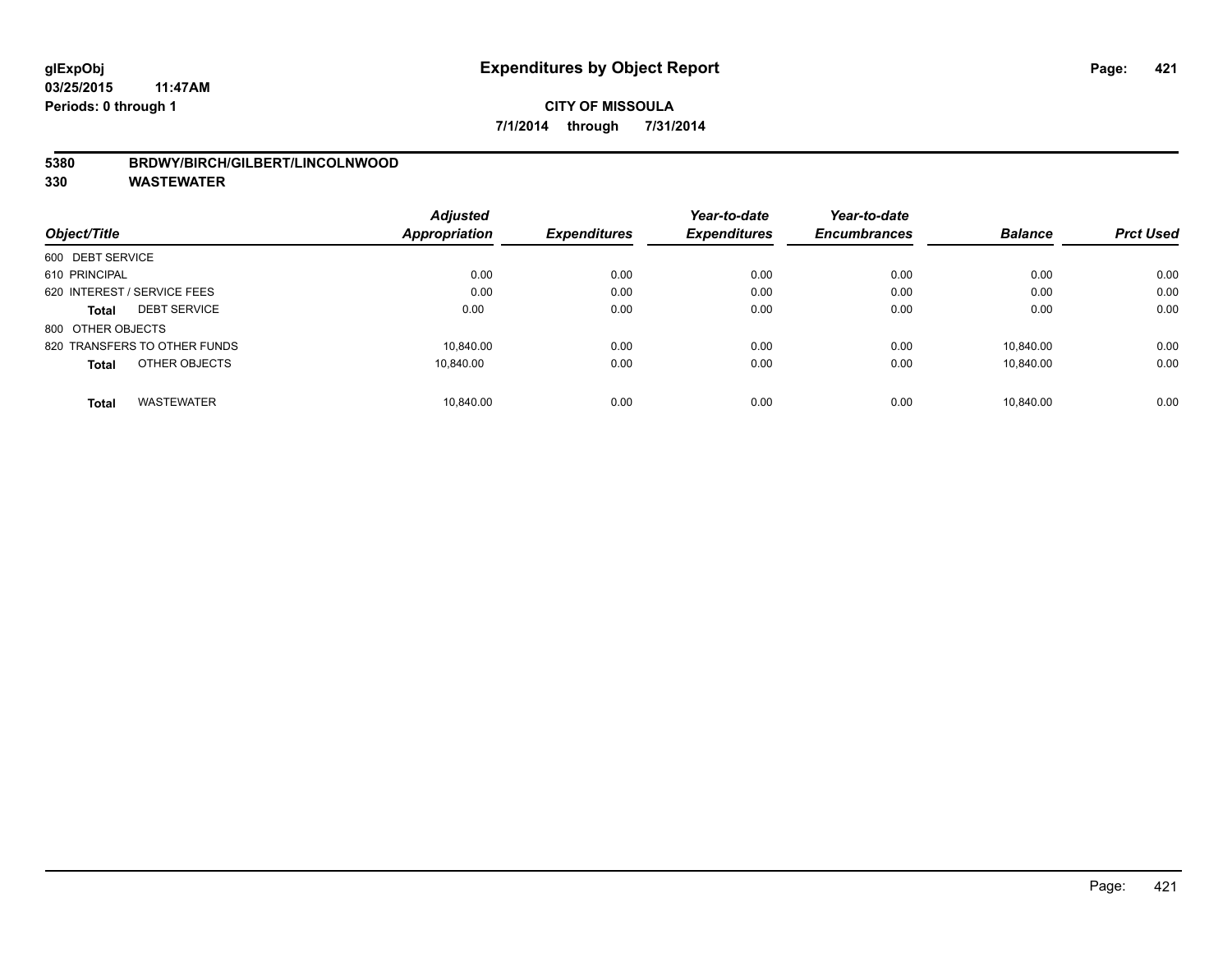# Expenditures by Object Report

glExpObj
03/25/2015 11:47AM
Periods: 0 through 1

**CITY OF MISSOULA**
**7/1/2014 through 7/31/2014**

**5380 BRDWY/BIRCH/GILBERT/LINCOLNWOOD**
**330 WASTEWATER**

| Object/Title | Adjusted Appropriation | Expenditures | Year-to-date Expenditures | Year-to-date Encumbrances | Balance | Prct Used |
|---|---|---|---|---|---|---|
| 600 DEBT SERVICE | | | | | | |
| 610 PRINCIPAL | 0.00 | 0.00 | 0.00 | 0.00 | 0.00 | 0.00 |
| 620 INTEREST / SERVICE FEES | 0.00 | 0.00 | 0.00 | 0.00 | 0.00 | 0.00 |
| **Total** DEBT SERVICE | 0.00 | 0.00 | 0.00 | 0.00 | 0.00 | 0.00 |
| 800 OTHER OBJECTS | | | | | | |
| 820 TRANSFERS TO OTHER FUNDS | 10,840.00 | 0.00 | 0.00 | 0.00 | 10,840.00 | 0.00 |
| **Total** OTHER OBJECTS | 10,840.00 | 0.00 | 0.00 | 0.00 | 10,840.00 | 0.00 |
| **Total** WASTEWATER | 10,840.00 | 0.00 | 0.00 | 0.00 | 10,840.00 | 0.00 |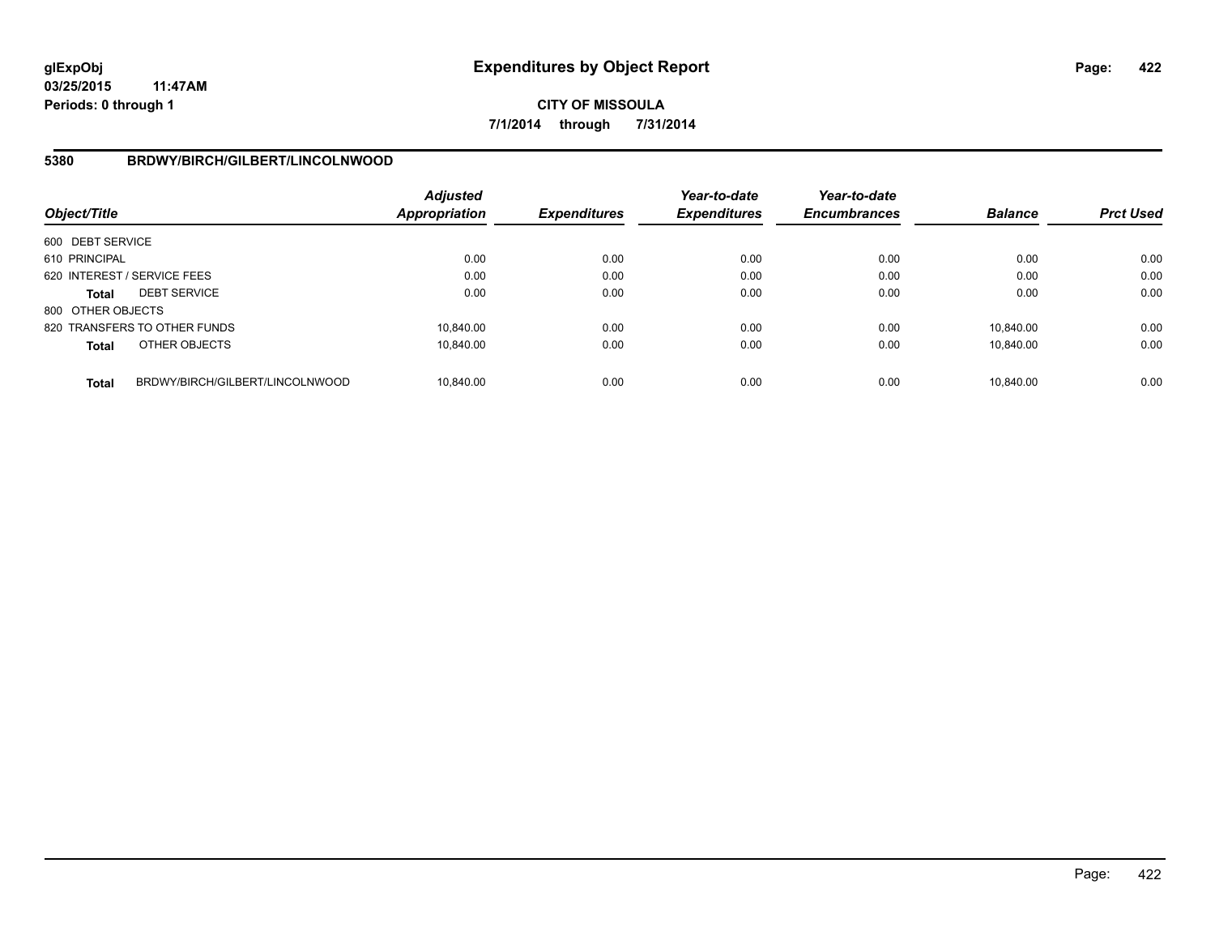# Expenditures by Object Report

glExpObj
03/25/2015 11:47AM
Periods: 0 through 1

**CITY OF MISSOULA**
**7/1/2014 through 7/31/2014**

## 5380 BRDWY/BIRCH/GILBERT/LINCOLNWOOD

| Object/Title | | Adjusted Appropriation | Expenditures | Year-to-date Expenditures | Year-to-date Encumbrances | Balance | Prct Used |
|---|---|---|---|---|---|---|---|
| 600 DEBT SERVICE | | | | | | | |
| 610 PRINCIPAL | | 0.00 | 0.00 | 0.00 | 0.00 | 0.00 | 0.00 |
| 620 INTEREST / SERVICE FEES | | 0.00 | 0.00 | 0.00 | 0.00 | 0.00 | 0.00 |
| **Total** | DEBT SERVICE | 0.00 | 0.00 | 0.00 | 0.00 | 0.00 | 0.00 |
| 800 OTHER OBJECTS | | | | | | | |
| 820 TRANSFERS TO OTHER FUNDS | | 10,840.00 | 0.00 | 0.00 | 0.00 | 10,840.00 | 0.00 |
| **Total** | OTHER OBJECTS | 10,840.00 | 0.00 | 0.00 | 0.00 | 10,840.00 | 0.00 |
| **Total** | BRDWY/BIRCH/GILBERT/LINCOLNWOOD | 10,840.00 | 0.00 | 0.00 | 0.00 | 10,840.00 | 0.00 |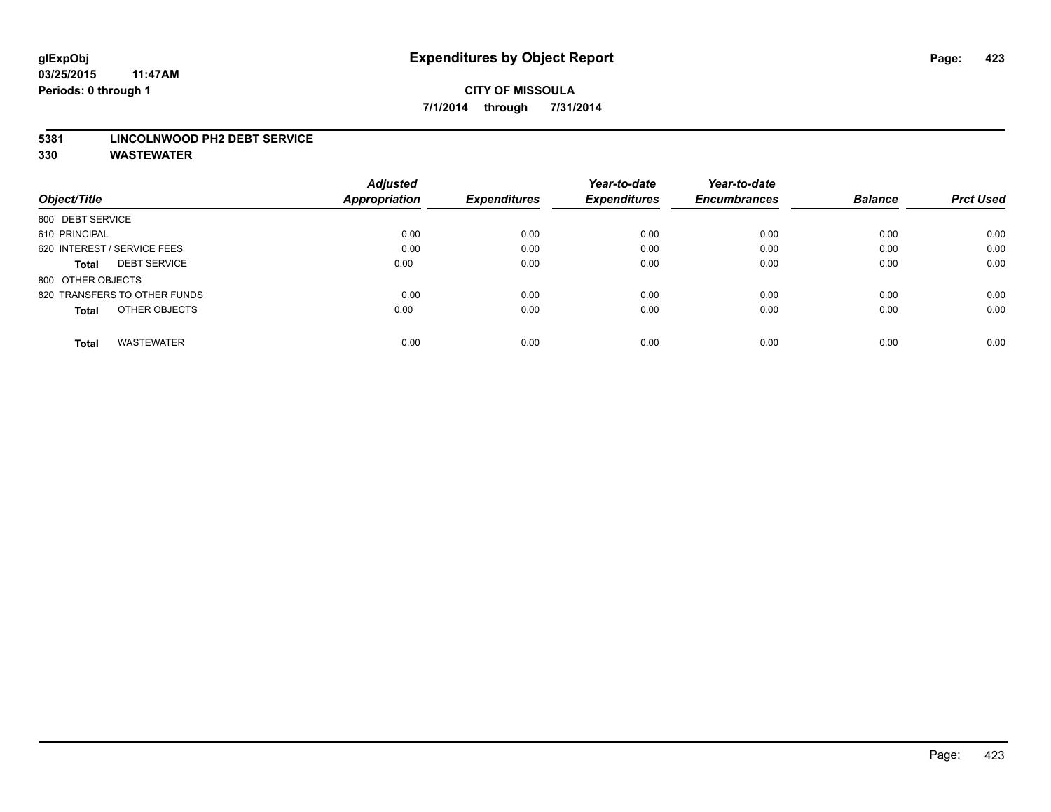glExpObj
03/25/2015 11:47AM
Periods: 0 through 1

# Expenditures by Object Report

**CITY OF MISSOULA**

**7/1/2014 through 7/31/2014**

**5381 LINCOLNWOOD PH2 DEBT SERVICE**
**330 WASTEWATER**

| Object/Title | Adjusted Appropriation | Expenditures | Year-to-date Expenditures | Year-to-date Encumbrances | Balance | Prct Used |
|---|---|---|---|---|---|---|
| 600 DEBT SERVICE | | | | | | |
| 610 PRINCIPAL | 0.00 | 0.00 | 0.00 | 0.00 | 0.00 | 0.00 |
| 620 INTEREST / SERVICE FEES | 0.00 | 0.00 | 0.00 | 0.00 | 0.00 | 0.00 |
| **Total** DEBT SERVICE | 0.00 | 0.00 | 0.00 | 0.00 | 0.00 | 0.00 |
| 800 OTHER OBJECTS | | | | | | |
| 820 TRANSFERS TO OTHER FUNDS | 0.00 | 0.00 | 0.00 | 0.00 | 0.00 | 0.00 |
| **Total** OTHER OBJECTS | 0.00 | 0.00 | 0.00 | 0.00 | 0.00 | 0.00 |
| **Total** WASTEWATER | 0.00 | 0.00 | 0.00 | 0.00 | 0.00 | 0.00 |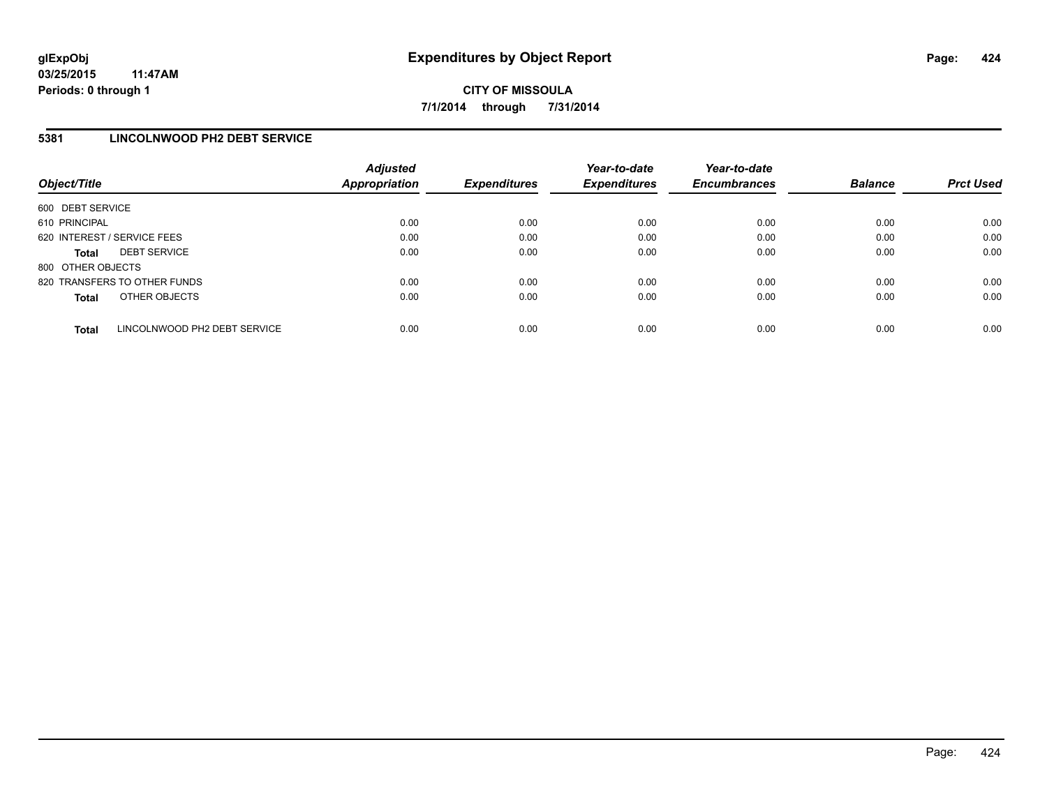**glExpObj** **Expenditures by Object Report**
**03/25/2015 11:47AM**
**Periods: 0 through 1**

**CITY OF MISSOULA**
**7/1/2014 through 7/31/2014**

## 5381 LINCOLNWOOD PH2 DEBT SERVICE

| Object/Title | | Adjusted Appropriation | Expenditures | Year-to-date Expenditures | Year-to-date Encumbrances | Balance | Prct Used |
|---|---|---|---|---|---|---|---|
| 600 DEBT SERVICE | | | | | | | |
| 610 PRINCIPAL | | 0.00 | 0.00 | 0.00 | 0.00 | 0.00 | 0.00 |
| 620 INTEREST / SERVICE FEES | | 0.00 | 0.00 | 0.00 | 0.00 | 0.00 | 0.00 |
| **Total** | DEBT SERVICE | 0.00 | 0.00 | 0.00 | 0.00 | 0.00 | 0.00 |
| 800 OTHER OBJECTS | | | | | | | |
| 820 TRANSFERS TO OTHER FUNDS | | 0.00 | 0.00 | 0.00 | 0.00 | 0.00 | 0.00 |
| **Total** | OTHER OBJECTS | 0.00 | 0.00 | 0.00 | 0.00 | 0.00 | 0.00 |
| **Total** | LINCOLNWOOD PH2 DEBT SERVICE | 0.00 | 0.00 | 0.00 | 0.00 | 0.00 | 0.00 |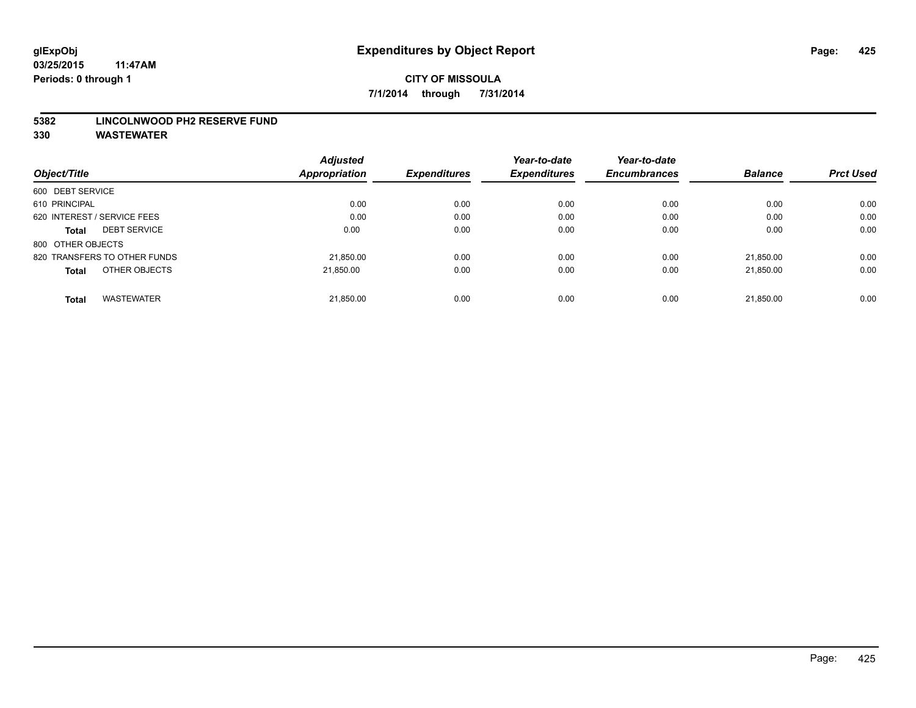glExpObj
03/25/2015 11:47AM
Periods: 0 through 1

# Expenditures by Object Report

**CITY OF MISSOULA**

**7/1/2014 through 7/31/2014**

**5382 LINCOLNWOOD PH2 RESERVE FUND**
**330 WASTEWATER**

| Object/Title | Adjusted Appropriation | Expenditures | Year-to-date Expenditures | Year-to-date Encumbrances | Balance | Prct Used |
|---|---|---|---|---|---|---|
| 600 DEBT SERVICE | | | | | | |
| 610 PRINCIPAL | 0.00 | 0.00 | 0.00 | 0.00 | 0.00 | 0.00 |
| 620 INTEREST / SERVICE FEES | 0.00 | 0.00 | 0.00 | 0.00 | 0.00 | 0.00 |
| **Total** DEBT SERVICE | 0.00 | 0.00 | 0.00 | 0.00 | 0.00 | 0.00 |
| 800 OTHER OBJECTS | | | | | | |
| 820 TRANSFERS TO OTHER FUNDS | 21,850.00 | 0.00 | 0.00 | 0.00 | 21,850.00 | 0.00 |
| **Total** OTHER OBJECTS | 21,850.00 | 0.00 | 0.00 | 0.00 | 21,850.00 | 0.00 |
| **Total** WASTEWATER | 21,850.00 | 0.00 | 0.00 | 0.00 | 21,850.00 | 0.00 |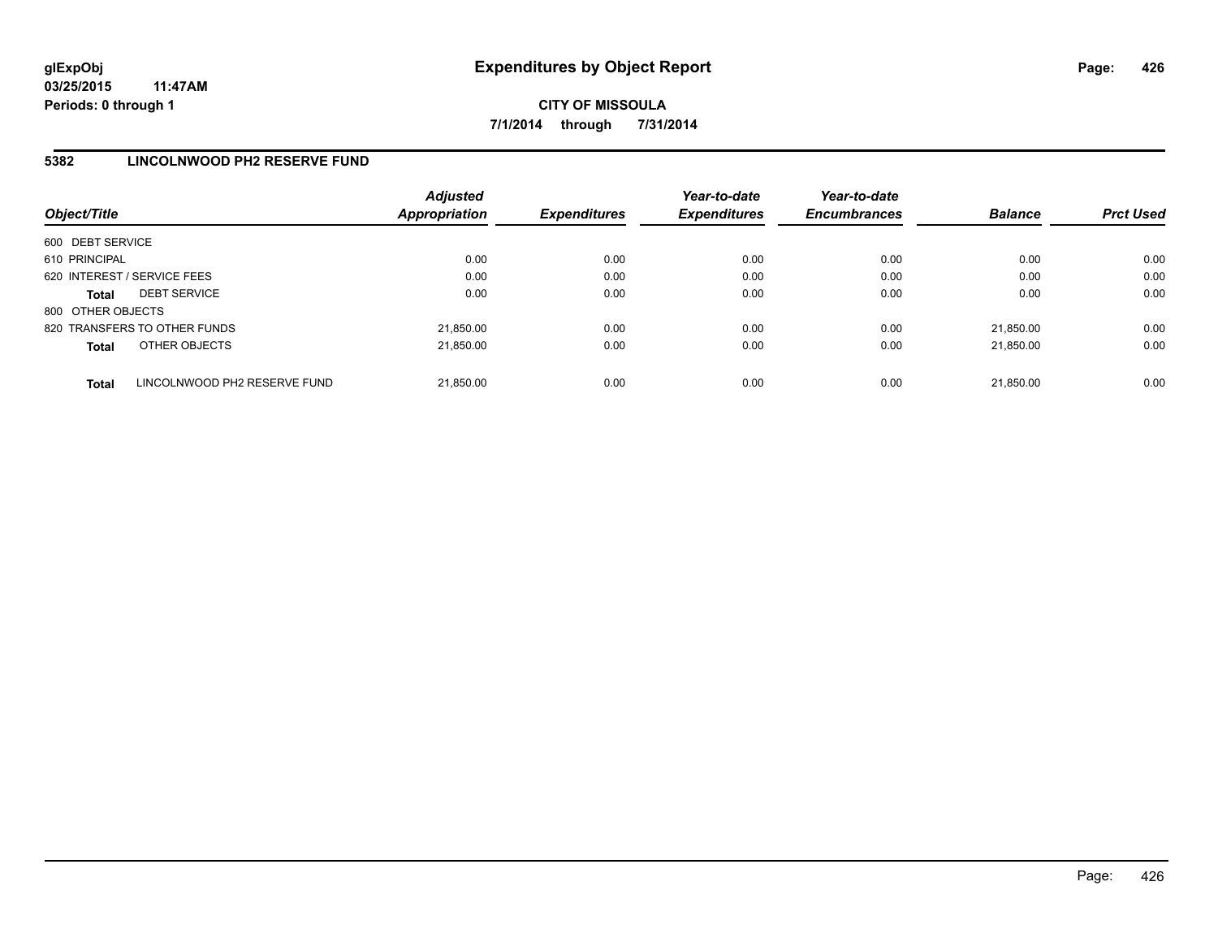# Expenditures by Object Report

glExpObj
03/25/2015 11:47AM
Periods: 0 through 1

**CITY OF MISSOULA**
**7/1/2014 through 7/31/2014**

## 5382 LINCOLNWOOD PH2 RESERVE FUND

| Object/Title | Adjusted Appropriation | Expenditures | Year-to-date Expenditures | Year-to-date Encumbrances | Balance | Prct Used |
|---|---|---|---|---|---|---|
| 600 DEBT SERVICE | | | | | | |
| 610 PRINCIPAL | 0.00 | 0.00 | 0.00 | 0.00 | 0.00 | 0.00 |
| 620 INTEREST / SERVICE FEES | 0.00 | 0.00 | 0.00 | 0.00 | 0.00 | 0.00 |
| **Total** DEBT SERVICE | 0.00 | 0.00 | 0.00 | 0.00 | 0.00 | 0.00 |
| 800 OTHER OBJECTS | | | | | | |
| 820 TRANSFERS TO OTHER FUNDS | 21,850.00 | 0.00 | 0.00 | 0.00 | 21,850.00 | 0.00 |
| **Total** OTHER OBJECTS | 21,850.00 | 0.00 | 0.00 | 0.00 | 21,850.00 | 0.00 |
| **Total** LINCOLNWOOD PH2 RESERVE FUND | 21,850.00 | 0.00 | 0.00 | 0.00 | 21,850.00 | 0.00 |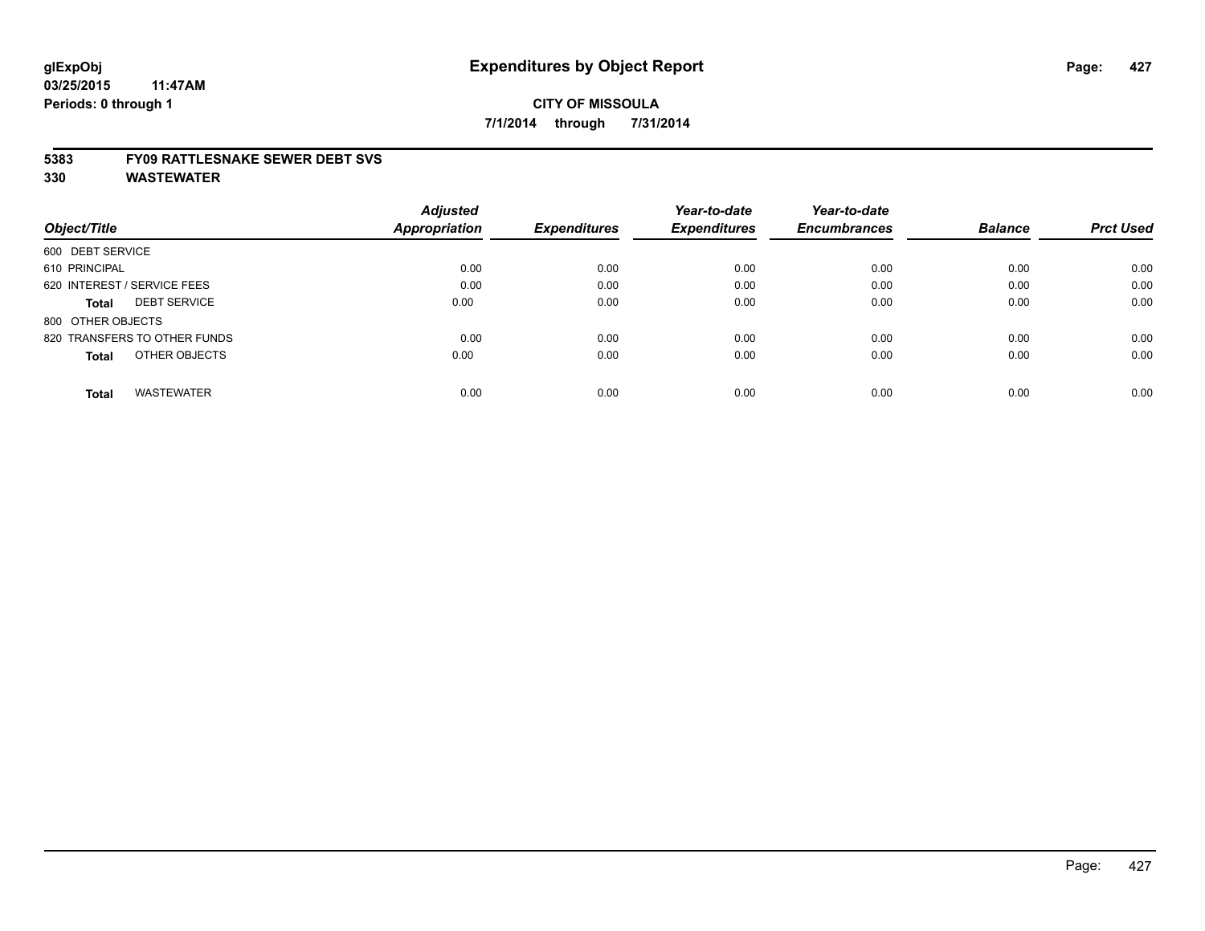# Expenditures by Object Report

glExpObj
03/25/2015 11:47AM
Periods: 0 through 1

**CITY OF MISSOULA**

**7/1/2014 through 7/31/2014**

**5383 FY09 RATTLESNAKE SEWER DEBT SVS**

**330 WASTEWATER**

| Object/Title | | Adjusted Appropriation | Expenditures | Year-to-date Expenditures | Year-to-date Encumbrances | Balance | Prct Used |
|---|---|---|---|---|---|---|---|
| 600 DEBT SERVICE | | | | | | | |
| 610 PRINCIPAL | | 0.00 | 0.00 | 0.00 | 0.00 | 0.00 | 0.00 |
| 620 INTEREST / SERVICE FEES | | 0.00 | 0.00 | 0.00 | 0.00 | 0.00 | 0.00 |
| **Total** | DEBT SERVICE | 0.00 | 0.00 | 0.00 | 0.00 | 0.00 | 0.00 |
| 800 OTHER OBJECTS | | | | | | | |
| 820 TRANSFERS TO OTHER FUNDS | | 0.00 | 0.00 | 0.00 | 0.00 | 0.00 | 0.00 |
| **Total** | OTHER OBJECTS | 0.00 | 0.00 | 0.00 | 0.00 | 0.00 | 0.00 |
| **Total** | WASTEWATER | 0.00 | 0.00 | 0.00 | 0.00 | 0.00 | 0.00 |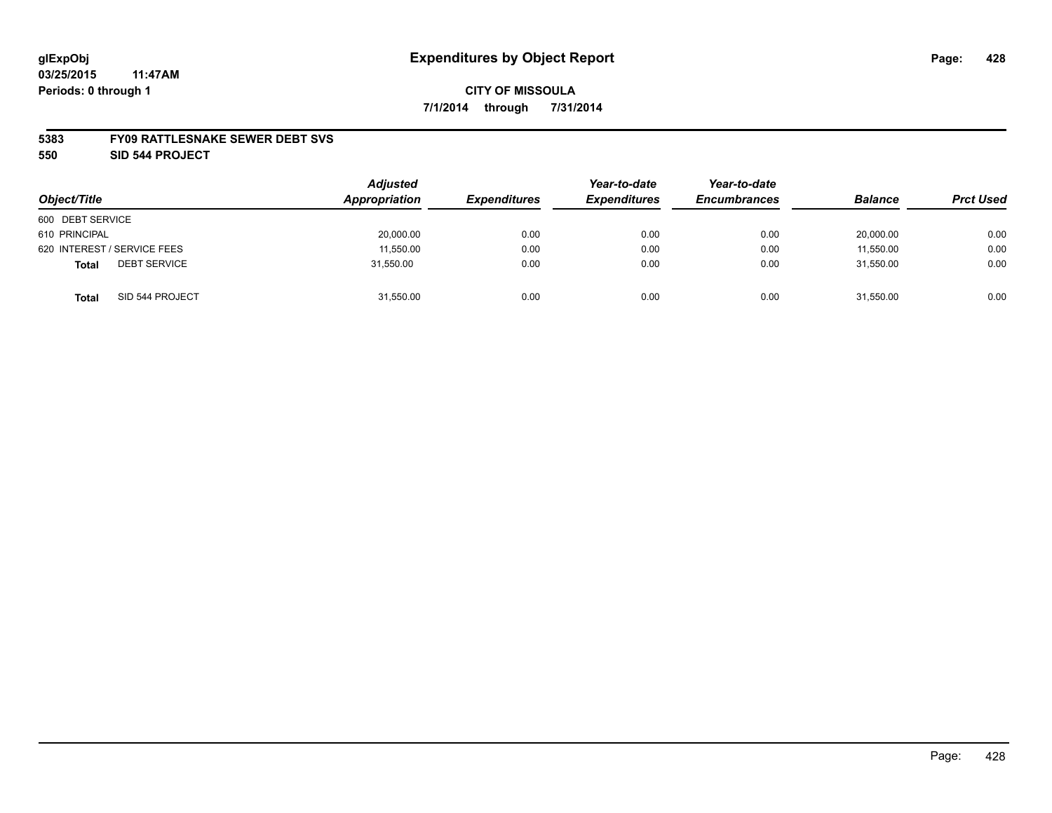**glExpObj**
**03/25/2015 11:47AM**
**Periods: 0 through 1**

# Expenditures by Object Report

**CITY OF MISSOULA**
**7/1/2014 through 7/31/2014**

**5383 FY09 RATTLESNAKE SEWER DEBT SVS**
**550 SID 544 PROJECT**

| Object/Title | | Adjusted Appropriation | Expenditures | Year-to-date Expenditures | Year-to-date Encumbrances | Balance | Prct Used |
|---|---|---|---|---|---|---|---|
| 600 DEBT SERVICE | | | | | | | |
| 610 PRINCIPAL | | 20,000.00 | 0.00 | 0.00 | 0.00 | 20,000.00 | 0.00 |
| 620 INTEREST / SERVICE FEES | | 11,550.00 | 0.00 | 0.00 | 0.00 | 11,550.00 | 0.00 |
| **Total** | DEBT SERVICE | 31,550.00 | 0.00 | 0.00 | 0.00 | 31,550.00 | 0.00 |
| **Total** | SID 544 PROJECT | 31,550.00 | 0.00 | 0.00 | 0.00 | 31,550.00 | 0.00 |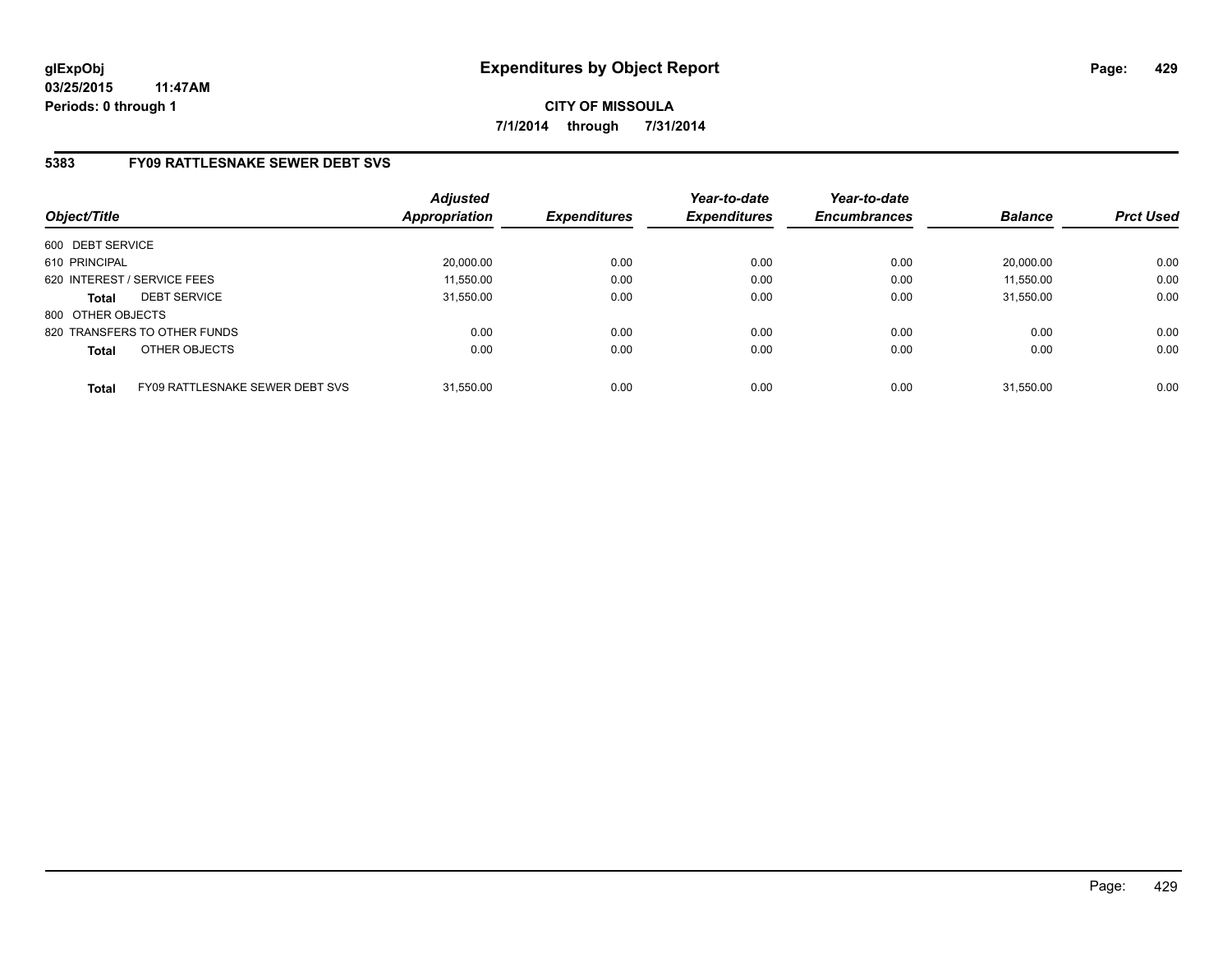# Expenditures by Object Report

**CITY OF MISSOULA**

**7/1/2014 through 7/31/2014**

glExpObj
03/25/2015 11:47AM
Periods: 0 through 1

## 5383 FY09 RATTLESNAKE SEWER DEBT SVS

| Object/Title | | Adjusted Appropriation | Expenditures | Year-to-date Expenditures | Year-to-date Encumbrances | Balance | Prct Used |
|---|---|---|---|---|---|---|---|
| 600 DEBT SERVICE | | | | | | | |
| 610 PRINCIPAL | | 20,000.00 | 0.00 | 0.00 | 0.00 | 20,000.00 | 0.00 |
| 620 INTEREST / SERVICE FEES | | 11,550.00 | 0.00 | 0.00 | 0.00 | 11,550.00 | 0.00 |
| **Total** | DEBT SERVICE | 31,550.00 | 0.00 | 0.00 | 0.00 | 31,550.00 | 0.00 |
| 800 OTHER OBJECTS | | | | | | | |
| 820 TRANSFERS TO OTHER FUNDS | | 0.00 | 0.00 | 0.00 | 0.00 | 0.00 | 0.00 |
| **Total** | OTHER OBJECTS | 0.00 | 0.00 | 0.00 | 0.00 | 0.00 | 0.00 |
| **Total** | FY09 RATTLESNAKE SEWER DEBT SVS | 31,550.00 | 0.00 | 0.00 | 0.00 | 31,550.00 | 0.00 |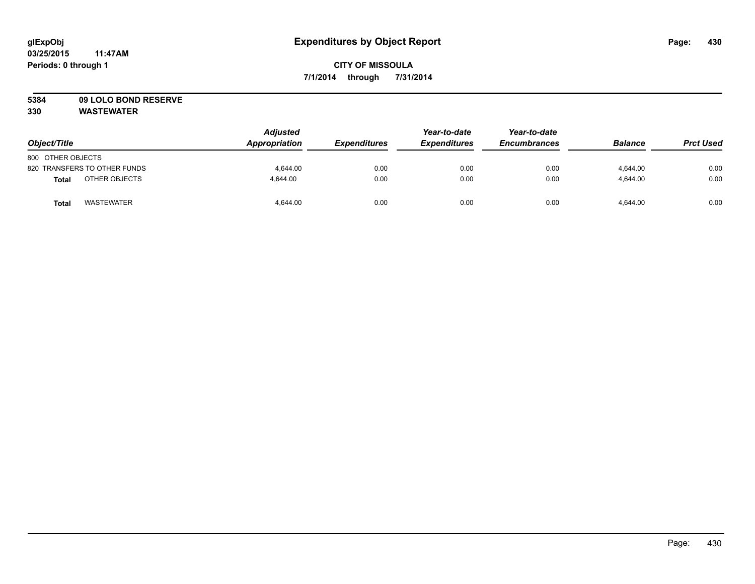glExpObj
03/25/2015 11:47AM
Periods: 0 through 1

# Expenditures by Object Report

**CITY OF MISSOULA**

**7/1/2014 through 7/31/2014**

**5384 09 LOLO BOND RESERVE**
**330 WASTEWATER**

| Object/Title | Adjusted Appropriation | Expenditures | Year-to-date Expenditures | Year-to-date Encumbrances | Balance | Prct Used |
|---|---|---|---|---|---|---|
| 800 OTHER OBJECTS | | | | | | |
| 820 TRANSFERS TO OTHER FUNDS | 4,644.00 | 0.00 | 0.00 | 0.00 | 4,644.00 | 0.00 |
| **Total** OTHER OBJECTS | 4,644.00 | 0.00 | 0.00 | 0.00 | 4,644.00 | 0.00 |
| **Total** WASTEWATER | 4,644.00 | 0.00 | 0.00 | 0.00 | 4,644.00 | 0.00 |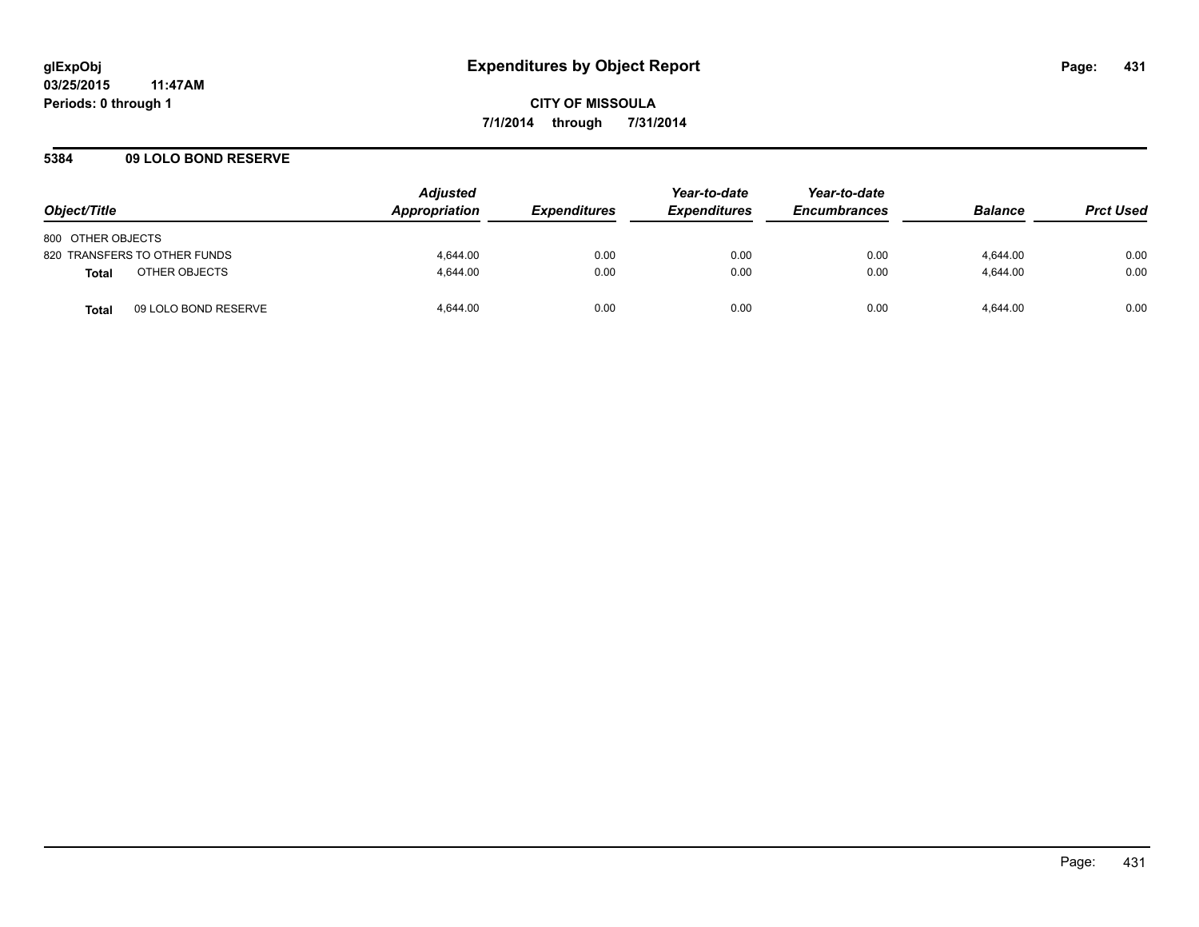**glExpObj**
**03/25/2015 11:47AM**
**Periods: 0 through 1**

# Expenditures by Object Report

**CITY OF MISSOULA**
**7/1/2014 through 7/31/2014**

## 5384 09 LOLO BOND RESERVE

| Object/Title | | Adjusted Appropriation | Expenditures | Year-to-date Expenditures | Year-to-date Encumbrances | Balance | Prct Used |
|---|---|---|---|---|---|---|---|
| 800 OTHER OBJECTS | | | | | | | |
| 820 TRANSFERS TO OTHER FUNDS | | 4,644.00 | 0.00 | 0.00 | 0.00 | 4,644.00 | 0.00 |
| **Total** | OTHER OBJECTS | 4,644.00 | 0.00 | 0.00 | 0.00 | 4,644.00 | 0.00 |
| **Total** | 09 LOLO BOND RESERVE | 4,644.00 | 0.00 | 0.00 | 0.00 | 4,644.00 | 0.00 |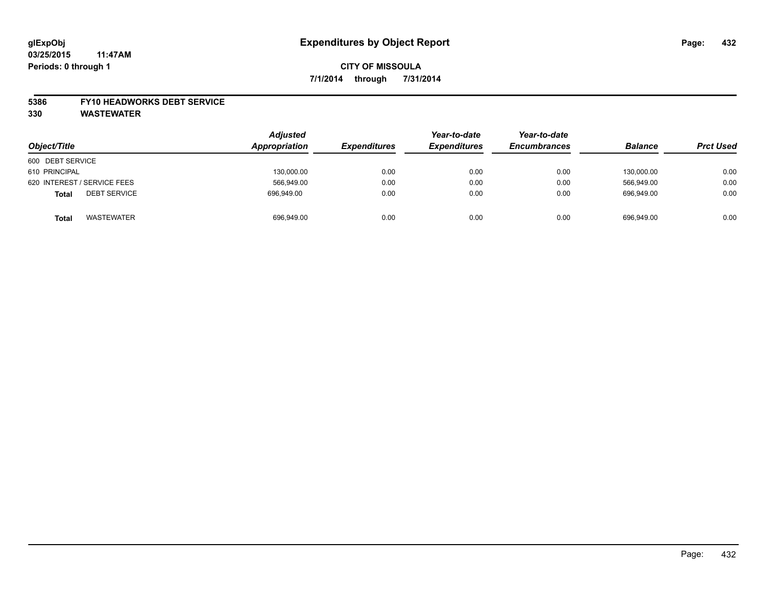glExpObj
03/25/2015 11:47AM
Periods: 0 through 1

# Expenditures by Object Report

**CITY OF MISSOULA**

**7/1/2014 through 7/31/2014**

**5386 FY10 HEADWORKS DEBT SERVICE**

**330 WASTEWATER**

| Object/Title | Adjusted Appropriation | Expenditures | Year-to-date Expenditures | Year-to-date Encumbrances | Balance | Prct Used |
|---|---|---|---|---|---|---|
| 600 DEBT SERVICE | | | | | | |
| 610 PRINCIPAL | 130,000.00 | 0.00 | 0.00 | 0.00 | 130,000.00 | 0.00 |
| 620 INTEREST / SERVICE FEES | 566,949.00 | 0.00 | 0.00 | 0.00 | 566,949.00 | 0.00 |
| **Total** DEBT SERVICE | 696,949.00 | 0.00 | 0.00 | 0.00 | 696,949.00 | 0.00 |
| **Total** WASTEWATER | 696,949.00 | 0.00 | 0.00 | 0.00 | 696,949.00 | 0.00 |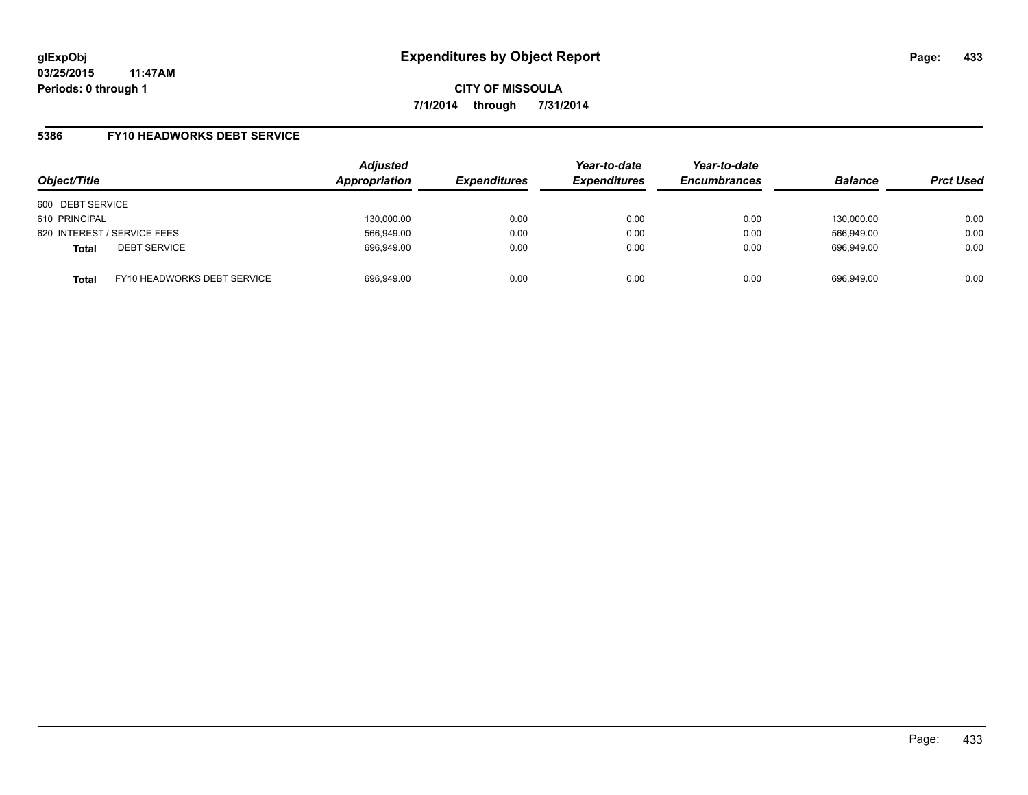glExpObj
03/25/2015 11:47AM
Periods: 0 through 1

# Expenditures by Object Report

**CITY OF MISSOULA**

**7/1/2014 through 7/31/2014**

## 5386 FY10 HEADWORKS DEBT SERVICE

| Object/Title | Adjusted Appropriation | Expenditures | Year-to-date Expenditures | Year-to-date Encumbrances | Balance | Prct Used |
|---|---|---|---|---|---|---|
| 600 DEBT SERVICE | | | | | | |
| 610 PRINCIPAL | 130,000.00 | 0.00 | 0.00 | 0.00 | 130,000.00 | 0.00 |
| 620 INTEREST / SERVICE FEES | 566,949.00 | 0.00 | 0.00 | 0.00 | 566,949.00 | 0.00 |
| **Total** DEBT SERVICE | 696,949.00 | 0.00 | 0.00 | 0.00 | 696,949.00 | 0.00 |
| **Total** FY10 HEADWORKS DEBT SERVICE | 696,949.00 | 0.00 | 0.00 | 0.00 | 696,949.00 | 0.00 |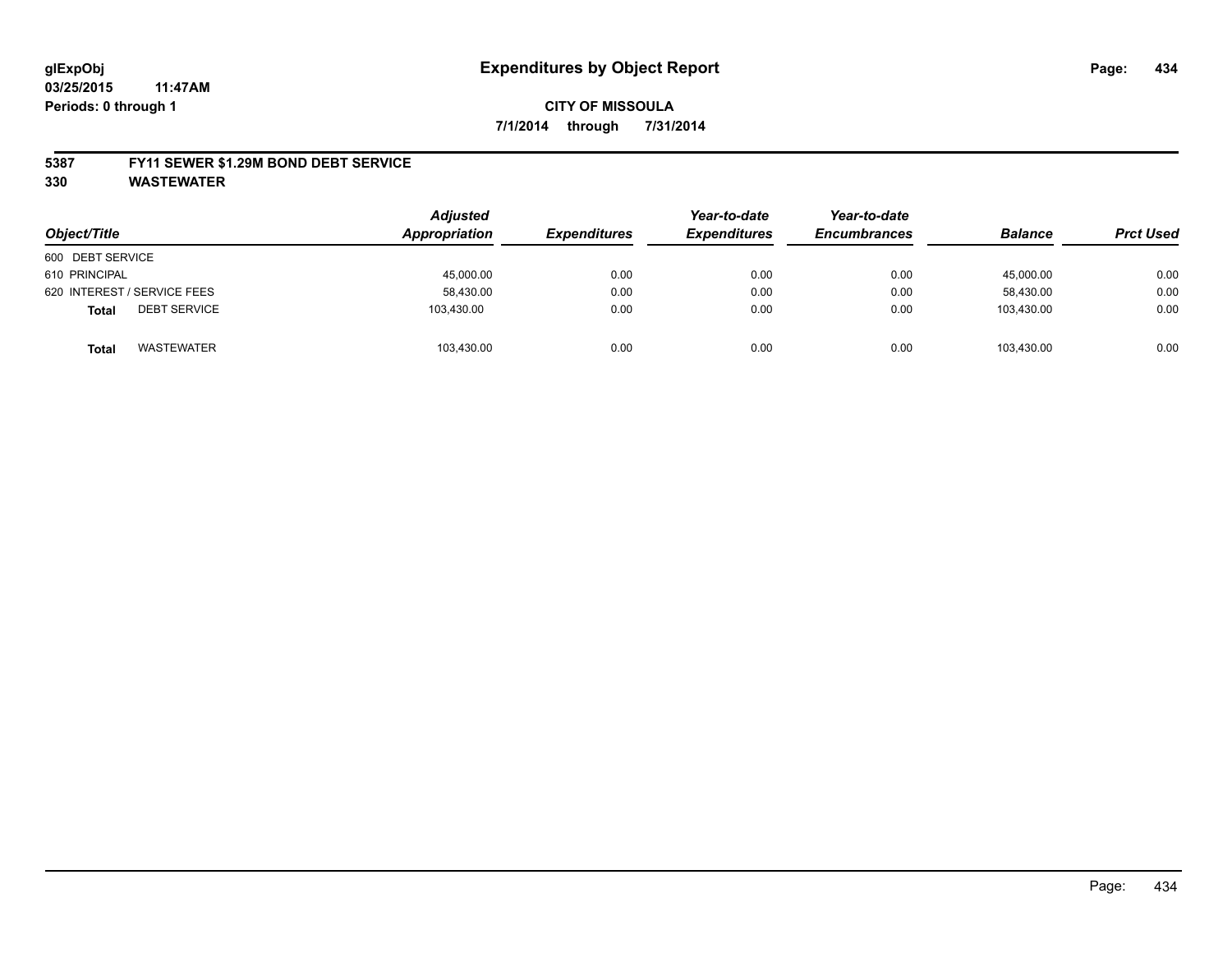glExpObj
03/25/2015 11:47AM
Periods: 0 through 1

# Expenditures by Object Report

**CITY OF MISSOULA**

**7/1/2014 through 7/31/2014**

**5387 FY11 SEWER $1.29M BOND DEBT SERVICE**

**330 WASTEWATER**

| Object/Title | Adjusted Appropriation | Expenditures | Year-to-date Expenditures | Year-to-date Encumbrances | Balance | Prct Used |
|---|---|---|---|---|---|---|
| 600 DEBT SERVICE | | | | | | |
| 610 PRINCIPAL | 45,000.00 | 0.00 | 0.00 | 0.00 | 45,000.00 | 0.00 |
| 620 INTEREST / SERVICE FEES | 58,430.00 | 0.00 | 0.00 | 0.00 | 58,430.00 | 0.00 |
| **Total** DEBT SERVICE | 103,430.00 | 0.00 | 0.00 | 0.00 | 103,430.00 | 0.00 |
| **Total** WASTEWATER | 103,430.00 | 0.00 | 0.00 | 0.00 | 103,430.00 | 0.00 |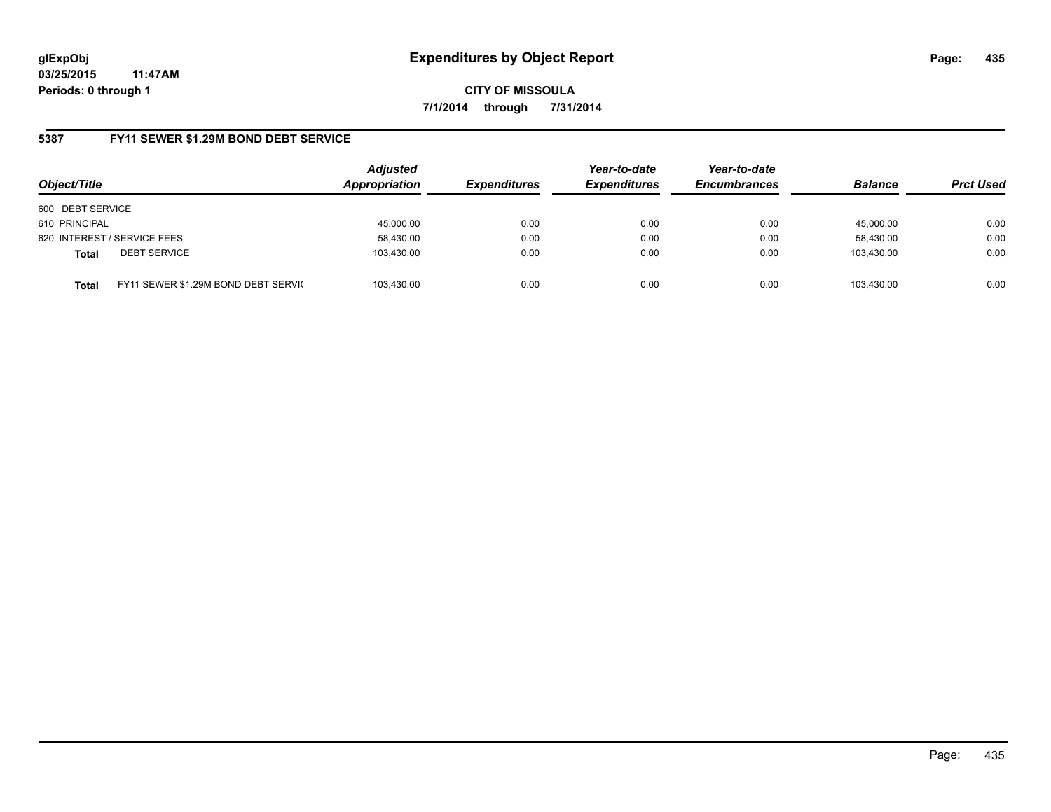glExpObj
03/25/2015 11:47AM
Periods: 0 through 1

# Expenditures by Object Report

**CITY OF MISSOULA**

**7/1/2014 through 7/31/2014**

## 5387 FY11 SEWER $1.29M BOND DEBT SERVICE

| Object/Title | | Adjusted Appropriation | Expenditures | Year-to-date Expenditures | Year-to-date Encumbrances | Balance | Prct Used |
|---|---|---|---|---|---|---|---|
| 600 DEBT SERVICE | | | | | | | |
| 610 PRINCIPAL | | 45,000.00 | 0.00 | 0.00 | 0.00 | 45,000.00 | 0.00 |
| 620 INTEREST / SERVICE FEES | | 58,430.00 | 0.00 | 0.00 | 0.00 | 58,430.00 | 0.00 |
| **Total** | DEBT SERVICE | 103,430.00 | 0.00 | 0.00 | 0.00 | 103,430.00 | 0.00 |
| **Total** | FY11 SEWER $1.29M BOND DEBT SERVIC | 103,430.00 | 0.00 | 0.00 | 0.00 | 103,430.00 | 0.00 |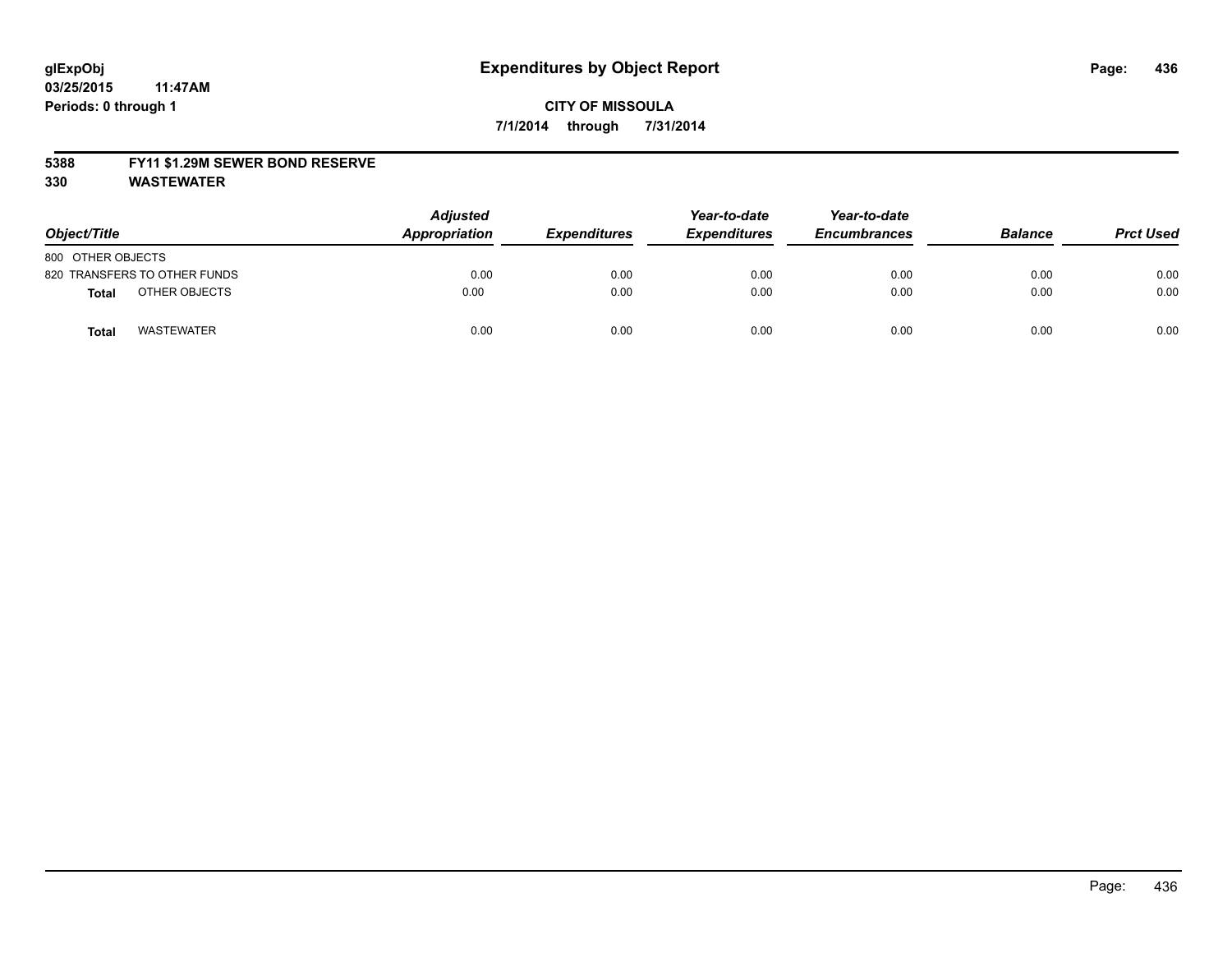# Expenditures by Object Report

glExpObj
03/25/2015 11:47AM
Periods: 0 through 1

**CITY OF MISSOULA**
**7/1/2014 through 7/31/2014**

**5388 FY11 $1.29M SEWER BOND RESERVE**
**330 WASTEWATER**

| Object/Title | Adjusted Appropriation | Expenditures | Year-to-date Expenditures | Year-to-date Encumbrances | Balance | Prct Used |
|---|---|---|---|---|---|---|
| 800 OTHER OBJECTS | | | | | | |
| 820 TRANSFERS TO OTHER FUNDS | 0.00 | 0.00 | 0.00 | 0.00 | 0.00 | 0.00 |
| **Total** OTHER OBJECTS | 0.00 | 0.00 | 0.00 | 0.00 | 0.00 | 0.00 |
| **Total** WASTEWATER | 0.00 | 0.00 | 0.00 | 0.00 | 0.00 | 0.00 |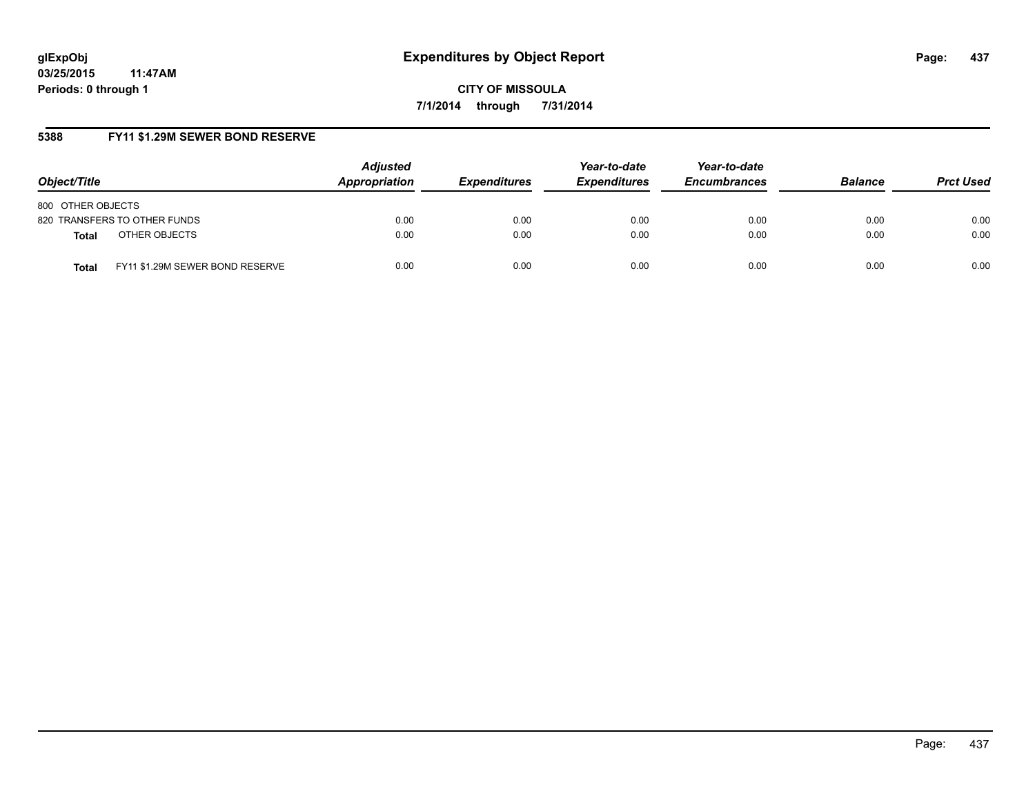**glExpObj** **Expenditures by Object Report**

**03/25/2015 11:47AM**

**Periods: 0 through 1**

**CITY OF MISSOULA**

**7/1/2014 through 7/31/2014**

## 5388 FY11 $1.29M SEWER BOND RESERVE

| Object/Title | | Adjusted Appropriation | Expenditures | Year-to-date Expenditures | Year-to-date Encumbrances | Balance | Prct Used |
|---|---|---|---|---|---|---|---|
| 800 OTHER OBJECTS | | | | | | | |
| 820 TRANSFERS TO OTHER FUNDS | | 0.00 | 0.00 | 0.00 | 0.00 | 0.00 | 0.00 |
| **Total** | OTHER OBJECTS | 0.00 | 0.00 | 0.00 | 0.00 | 0.00 | 0.00 |
| **Total** | FY11 $1.29M SEWER BOND RESERVE | 0.00 | 0.00 | 0.00 | 0.00 | 0.00 | 0.00 |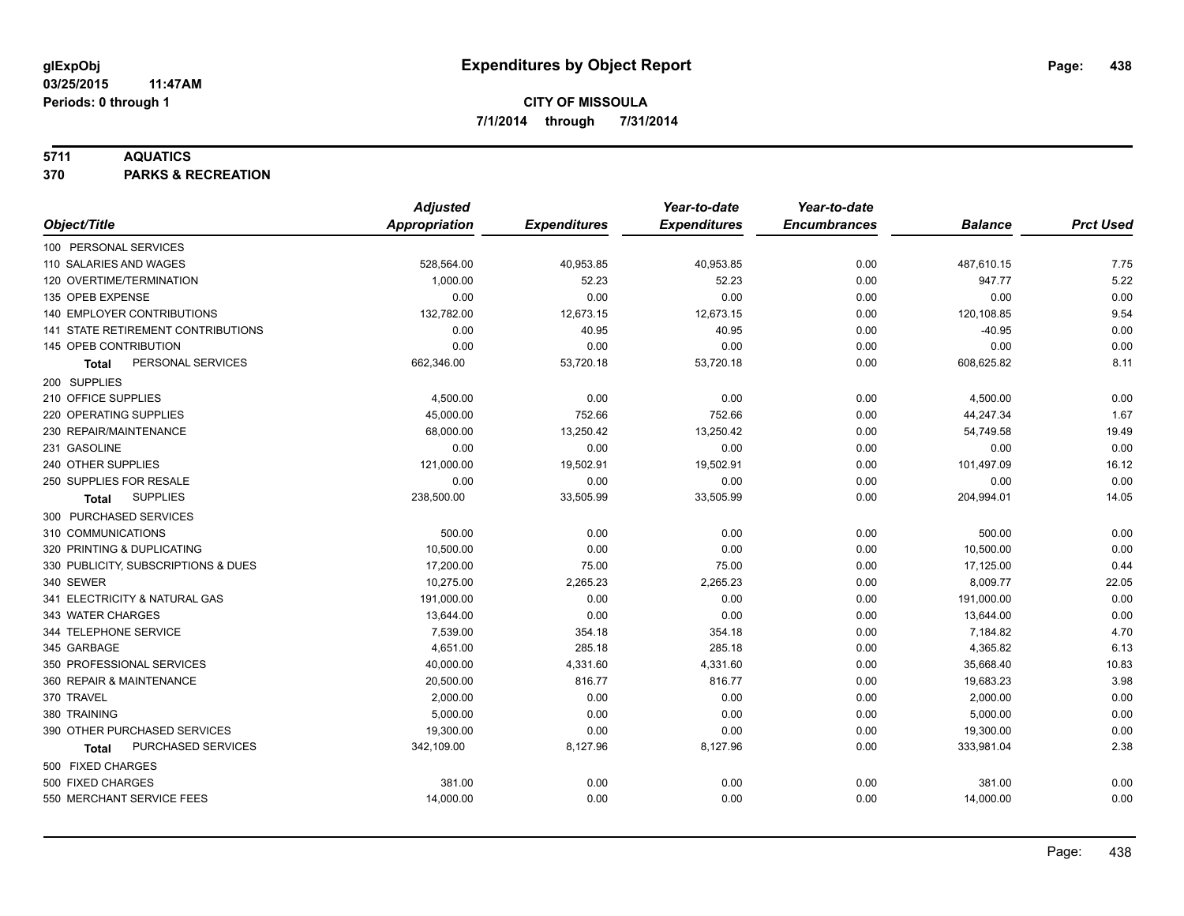# Expenditures by Object Report

glExpObj
03/25/2015 11:47AM
Periods: 0 through 1

**CITY OF MISSOULA**
**7/1/2014 through 7/31/2014**

**5711 AQUATICS**
**370 PARKS & RECREATION**

| Object/Title | Adjusted Appropriation | Expenditures | Year-to-date Expenditures | Year-to-date Encumbrances | Balance | Prct Used |
|---|---|---|---|---|---|---|
| 100 PERSONAL SERVICES | | | | | | |
| 110 SALARIES AND WAGES | 528,564.00 | 40,953.85 | 40,953.85 | 0.00 | 487,610.15 | 7.75 |
| 120 OVERTIME/TERMINATION | 1,000.00 | 52.23 | 52.23 | 0.00 | 947.77 | 5.22 |
| 135 OPEB EXPENSE | 0.00 | 0.00 | 0.00 | 0.00 | 0.00 | 0.00 |
| 140 EMPLOYER CONTRIBUTIONS | 132,782.00 | 12,673.15 | 12,673.15 | 0.00 | 120,108.85 | 9.54 |
| 141 STATE RETIREMENT CONTRIBUTIONS | 0.00 | 40.95 | 40.95 | 0.00 | -40.95 | 0.00 |
| 145 OPEB CONTRIBUTION | 0.00 | 0.00 | 0.00 | 0.00 | 0.00 | 0.00 |
| **Total** PERSONAL SERVICES | 662,346.00 | 53,720.18 | 53,720.18 | 0.00 | 608,625.82 | 8.11 |
| 200 SUPPLIES | | | | | | |
| 210 OFFICE SUPPLIES | 4,500.00 | 0.00 | 0.00 | 0.00 | 4,500.00 | 0.00 |
| 220 OPERATING SUPPLIES | 45,000.00 | 752.66 | 752.66 | 0.00 | 44,247.34 | 1.67 |
| 230 REPAIR/MAINTENANCE | 68,000.00 | 13,250.42 | 13,250.42 | 0.00 | 54,749.58 | 19.49 |
| 231 GASOLINE | 0.00 | 0.00 | 0.00 | 0.00 | 0.00 | 0.00 |
| 240 OTHER SUPPLIES | 121,000.00 | 19,502.91 | 19,502.91 | 0.00 | 101,497.09 | 16.12 |
| 250 SUPPLIES FOR RESALE | 0.00 | 0.00 | 0.00 | 0.00 | 0.00 | 0.00 |
| **Total** SUPPLIES | 238,500.00 | 33,505.99 | 33,505.99 | 0.00 | 204,994.01 | 14.05 |
| 300 PURCHASED SERVICES | | | | | | |
| 310 COMMUNICATIONS | 500.00 | 0.00 | 0.00 | 0.00 | 500.00 | 0.00 |
| 320 PRINTING & DUPLICATING | 10,500.00 | 0.00 | 0.00 | 0.00 | 10,500.00 | 0.00 |
| 330 PUBLICITY, SUBSCRIPTIONS & DUES | 17,200.00 | 75.00 | 75.00 | 0.00 | 17,125.00 | 0.44 |
| 340 SEWER | 10,275.00 | 2,265.23 | 2,265.23 | 0.00 | 8,009.77 | 22.05 |
| 341 ELECTRICITY & NATURAL GAS | 191,000.00 | 0.00 | 0.00 | 0.00 | 191,000.00 | 0.00 |
| 343 WATER CHARGES | 13,644.00 | 0.00 | 0.00 | 0.00 | 13,644.00 | 0.00 |
| 344 TELEPHONE SERVICE | 7,539.00 | 354.18 | 354.18 | 0.00 | 7,184.82 | 4.70 |
| 345 GARBAGE | 4,651.00 | 285.18 | 285.18 | 0.00 | 4,365.82 | 6.13 |
| 350 PROFESSIONAL SERVICES | 40,000.00 | 4,331.60 | 4,331.60 | 0.00 | 35,668.40 | 10.83 |
| 360 REPAIR & MAINTENANCE | 20,500.00 | 816.77 | 816.77 | 0.00 | 19,683.23 | 3.98 |
| 370 TRAVEL | 2,000.00 | 0.00 | 0.00 | 0.00 | 2,000.00 | 0.00 |
| 380 TRAINING | 5,000.00 | 0.00 | 0.00 | 0.00 | 5,000.00 | 0.00 |
| 390 OTHER PURCHASED SERVICES | 19,300.00 | 0.00 | 0.00 | 0.00 | 19,300.00 | 0.00 |
| **Total** PURCHASED SERVICES | 342,109.00 | 8,127.96 | 8,127.96 | 0.00 | 333,981.04 | 2.38 |
| 500 FIXED CHARGES | | | | | | |
| 500 FIXED CHARGES | 381.00 | 0.00 | 0.00 | 0.00 | 381.00 | 0.00 |
| 550 MERCHANT SERVICE FEES | 14,000.00 | 0.00 | 0.00 | 0.00 | 14,000.00 | 0.00 |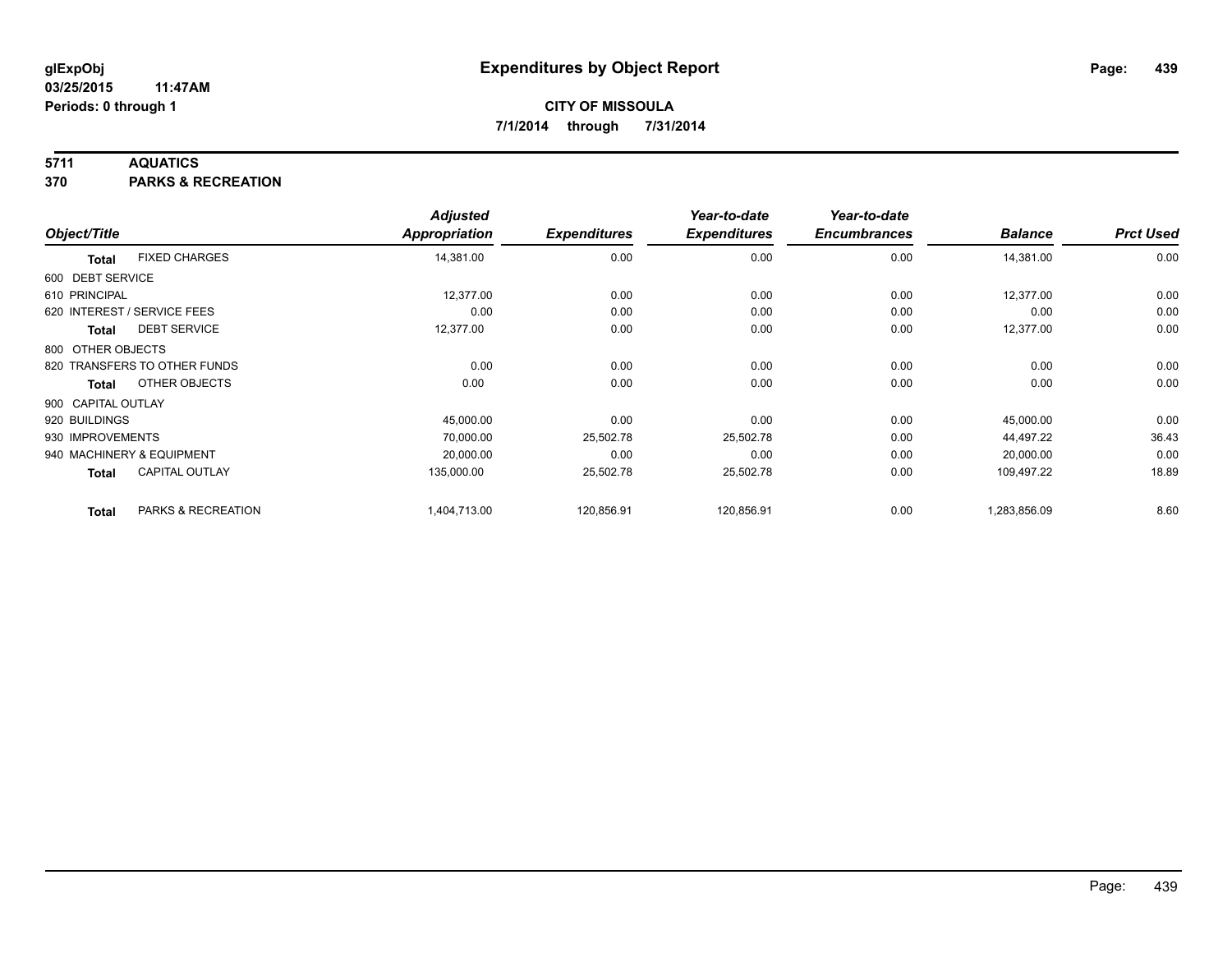**glExpObj** **Expenditures by Object Report**

**03/25/2015 11:47AM**

**Periods: 0 through 1**

**CITY OF MISSOULA**

**7/1/2014 through 7/31/2014**

## 5711 AQUATICS
## 370 PARKS & RECREATION

| Object/Title | | Adjusted Appropriation | Expenditures | Year-to-date Expenditures | Year-to-date Encumbrances | Balance | Prct Used |
|---|---|---|---|---|---|---|---|
| **Total** | FIXED CHARGES | 14,381.00 | 0.00 | 0.00 | 0.00 | 14,381.00 | 0.00 |
| 600 DEBT SERVICE | | | | | | | |
| 610 PRINCIPAL | | 12,377.00 | 0.00 | 0.00 | 0.00 | 12,377.00 | 0.00 |
| 620 INTEREST / SERVICE FEES | | 0.00 | 0.00 | 0.00 | 0.00 | 0.00 | 0.00 |
| **Total** | DEBT SERVICE | 12,377.00 | 0.00 | 0.00 | 0.00 | 12,377.00 | 0.00 |
| 800 OTHER OBJECTS | | | | | | | |
| 820 TRANSFERS TO OTHER FUNDS | | 0.00 | 0.00 | 0.00 | 0.00 | 0.00 | 0.00 |
| **Total** | OTHER OBJECTS | 0.00 | 0.00 | 0.00 | 0.00 | 0.00 | 0.00 |
| 900 CAPITAL OUTLAY | | | | | | | |
| 920 BUILDINGS | | 45,000.00 | 0.00 | 0.00 | 0.00 | 45,000.00 | 0.00 |
| 930 IMPROVEMENTS | | 70,000.00 | 25,502.78 | 25,502.78 | 0.00 | 44,497.22 | 36.43 |
| 940 MACHINERY & EQUIPMENT | | 20,000.00 | 0.00 | 0.00 | 0.00 | 20,000.00 | 0.00 |
| **Total** | CAPITAL OUTLAY | 135,000.00 | 25,502.78 | 25,502.78 | 0.00 | 109,497.22 | 18.89 |
| **Total** | PARKS & RECREATION | 1,404,713.00 | 120,856.91 | 120,856.91 | 0.00 | 1,283,856.09 | 8.60 |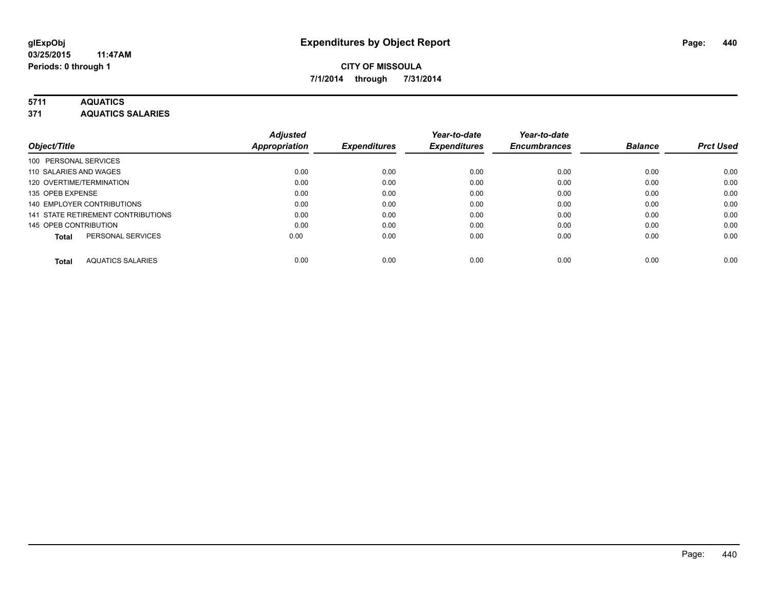# Expenditures by Object Report

glExpObj
03/25/2015 11:47AM
Periods: 0 through 1

**CITY OF MISSOULA**
**7/1/2014 through 7/31/2014**

**5711 AQUATICS**
**371 AQUATICS SALARIES**

| Object/Title | Adjusted Appropriation | Expenditures | Year-to-date Expenditures | Year-to-date Encumbrances | Balance | Prct Used |
|---|---|---|---|---|---|---|
| 100 PERSONAL SERVICES | | | | | | |
| 110 SALARIES AND WAGES | 0.00 | 0.00 | 0.00 | 0.00 | 0.00 | 0.00 |
| 120 OVERTIME/TERMINATION | 0.00 | 0.00 | 0.00 | 0.00 | 0.00 | 0.00 |
| 135 OPEB EXPENSE | 0.00 | 0.00 | 0.00 | 0.00 | 0.00 | 0.00 |
| 140 EMPLOYER CONTRIBUTIONS | 0.00 | 0.00 | 0.00 | 0.00 | 0.00 | 0.00 |
| 141 STATE RETIREMENT CONTRIBUTIONS | 0.00 | 0.00 | 0.00 | 0.00 | 0.00 | 0.00 |
| 145 OPEB CONTRIBUTION | 0.00 | 0.00 | 0.00 | 0.00 | 0.00 | 0.00 |
| **Total** PERSONAL SERVICES | 0.00 | 0.00 | 0.00 | 0.00 | 0.00 | 0.00 |
| **Total** AQUATICS SALARIES | 0.00 | 0.00 | 0.00 | 0.00 | 0.00 | 0.00 |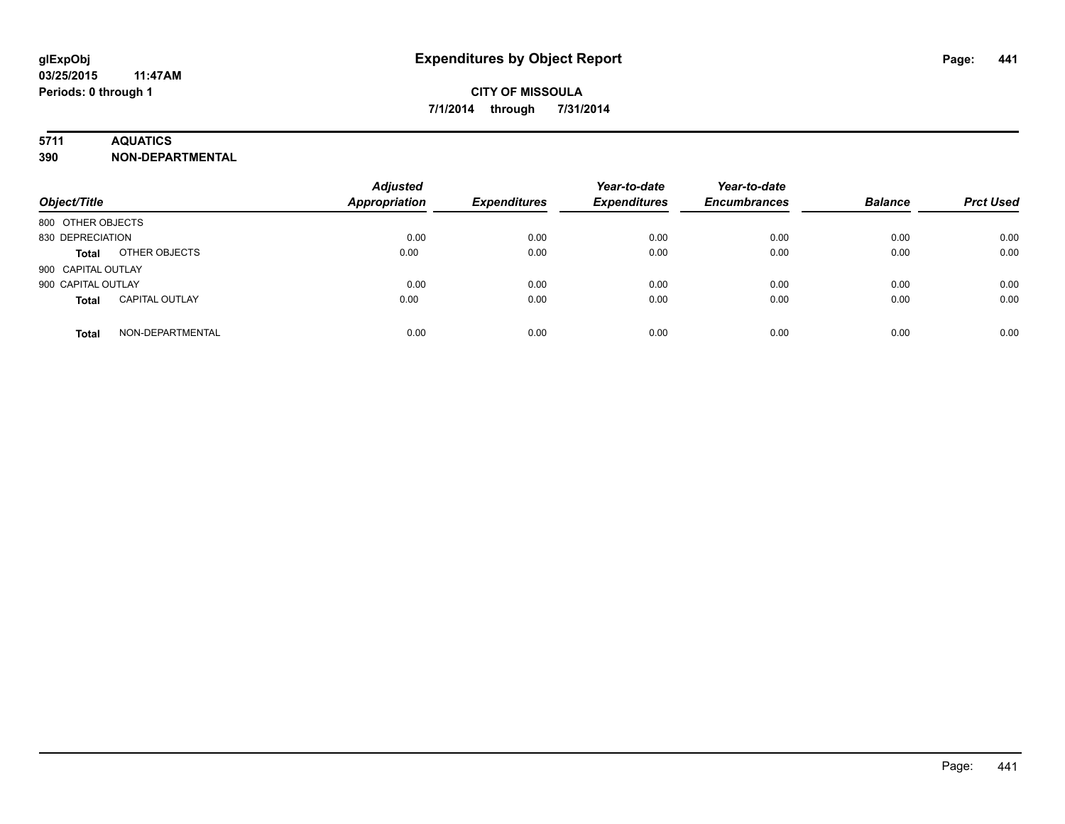# Expenditures by Object Report

glExpObj
03/25/2015 11:47AM
Periods: 0 through 1

**CITY OF MISSOULA**

**7/1/2014 through 7/31/2014**

**5711 AQUATICS**
**390 NON-DEPARTMENTAL**

| Object/Title | | Adjusted Appropriation | Expenditures | Year-to-date Expenditures | Year-to-date Encumbrances | Balance | Prct Used |
|---|---|---|---|---|---|---|---|
| 800 OTHER OBJECTS | | | | | | | |
| 830 DEPRECIATION | | 0.00 | 0.00 | 0.00 | 0.00 | 0.00 | 0.00 |
| **Total** | OTHER OBJECTS | 0.00 | 0.00 | 0.00 | 0.00 | 0.00 | 0.00 |
| 900 CAPITAL OUTLAY | | | | | | | |
| 900 CAPITAL OUTLAY | | 0.00 | 0.00 | 0.00 | 0.00 | 0.00 | 0.00 |
| **Total** | CAPITAL OUTLAY | 0.00 | 0.00 | 0.00 | 0.00 | 0.00 | 0.00 |
| **Total** | NON-DEPARTMENTAL | 0.00 | 0.00 | 0.00 | 0.00 | 0.00 | 0.00 |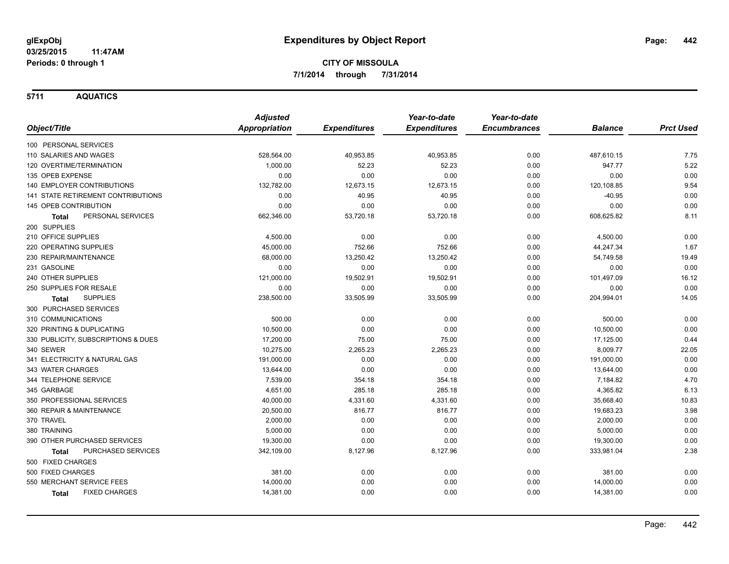# Expenditures by Object Report

glExpObj
03/25/2015 11:47AM
Periods: 0 through 1

**CITY OF MISSOULA**
**7/1/2014 through 7/31/2014**

## 5711 AQUATICS

| Object/Title | Adjusted Appropriation | Expenditures | Year-to-date Expenditures | Year-to-date Encumbrances | Balance | Prct Used |
|---|---|---|---|---|---|---|
| 100 PERSONAL SERVICES | | | | | | |
| 110 SALARIES AND WAGES | 528,564.00 | 40,953.85 | 40,953.85 | 0.00 | 487,610.15 | 7.75 |
| 120 OVERTIME/TERMINATION | 1,000.00 | 52.23 | 52.23 | 0.00 | 947.77 | 5.22 |
| 135 OPEB EXPENSE | 0.00 | 0.00 | 0.00 | 0.00 | 0.00 | 0.00 |
| 140 EMPLOYER CONTRIBUTIONS | 132,782.00 | 12,673.15 | 12,673.15 | 0.00 | 120,108.85 | 9.54 |
| 141 STATE RETIREMENT CONTRIBUTIONS | 0.00 | 40.95 | 40.95 | 0.00 | -40.95 | 0.00 |
| 145 OPEB CONTRIBUTION | 0.00 | 0.00 | 0.00 | 0.00 | 0.00 | 0.00 |
| **Total** PERSONAL SERVICES | 662,346.00 | 53,720.18 | 53,720.18 | 0.00 | 608,625.82 | 8.11 |
| 200 SUPPLIES | | | | | | |
| 210 OFFICE SUPPLIES | 4,500.00 | 0.00 | 0.00 | 0.00 | 4,500.00 | 0.00 |
| 220 OPERATING SUPPLIES | 45,000.00 | 752.66 | 752.66 | 0.00 | 44,247.34 | 1.67 |
| 230 REPAIR/MAINTENANCE | 68,000.00 | 13,250.42 | 13,250.42 | 0.00 | 54,749.58 | 19.49 |
| 231 GASOLINE | 0.00 | 0.00 | 0.00 | 0.00 | 0.00 | 0.00 |
| 240 OTHER SUPPLIES | 121,000.00 | 19,502.91 | 19,502.91 | 0.00 | 101,497.09 | 16.12 |
| 250 SUPPLIES FOR RESALE | 0.00 | 0.00 | 0.00 | 0.00 | 0.00 | 0.00 |
| **Total** SUPPLIES | 238,500.00 | 33,505.99 | 33,505.99 | 0.00 | 204,994.01 | 14.05 |
| 300 PURCHASED SERVICES | | | | | | |
| 310 COMMUNICATIONS | 500.00 | 0.00 | 0.00 | 0.00 | 500.00 | 0.00 |
| 320 PRINTING & DUPLICATING | 10,500.00 | 0.00 | 0.00 | 0.00 | 10,500.00 | 0.00 |
| 330 PUBLICITY, SUBSCRIPTIONS & DUES | 17,200.00 | 75.00 | 75.00 | 0.00 | 17,125.00 | 0.44 |
| 340 SEWER | 10,275.00 | 2,265.23 | 2,265.23 | 0.00 | 8,009.77 | 22.05 |
| 341 ELECTRICITY & NATURAL GAS | 191,000.00 | 0.00 | 0.00 | 0.00 | 191,000.00 | 0.00 |
| 343 WATER CHARGES | 13,644.00 | 0.00 | 0.00 | 0.00 | 13,644.00 | 0.00 |
| 344 TELEPHONE SERVICE | 7,539.00 | 354.18 | 354.18 | 0.00 | 7,184.82 | 4.70 |
| 345 GARBAGE | 4,651.00 | 285.18 | 285.18 | 0.00 | 4,365.82 | 6.13 |
| 350 PROFESSIONAL SERVICES | 40,000.00 | 4,331.60 | 4,331.60 | 0.00 | 35,668.40 | 10.83 |
| 360 REPAIR & MAINTENANCE | 20,500.00 | 816.77 | 816.77 | 0.00 | 19,683.23 | 3.98 |
| 370 TRAVEL | 2,000.00 | 0.00 | 0.00 | 0.00 | 2,000.00 | 0.00 |
| 380 TRAINING | 5,000.00 | 0.00 | 0.00 | 0.00 | 5,000.00 | 0.00 |
| 390 OTHER PURCHASED SERVICES | 19,300.00 | 0.00 | 0.00 | 0.00 | 19,300.00 | 0.00 |
| **Total** PURCHASED SERVICES | 342,109.00 | 8,127.96 | 8,127.96 | 0.00 | 333,981.04 | 2.38 |
| 500 FIXED CHARGES | | | | | | |
| 500 FIXED CHARGES | 381.00 | 0.00 | 0.00 | 0.00 | 381.00 | 0.00 |
| 550 MERCHANT SERVICE FEES | 14,000.00 | 0.00 | 0.00 | 0.00 | 14,000.00 | 0.00 |
| **Total** FIXED CHARGES | 14,381.00 | 0.00 | 0.00 | 0.00 | 14,381.00 | 0.00 |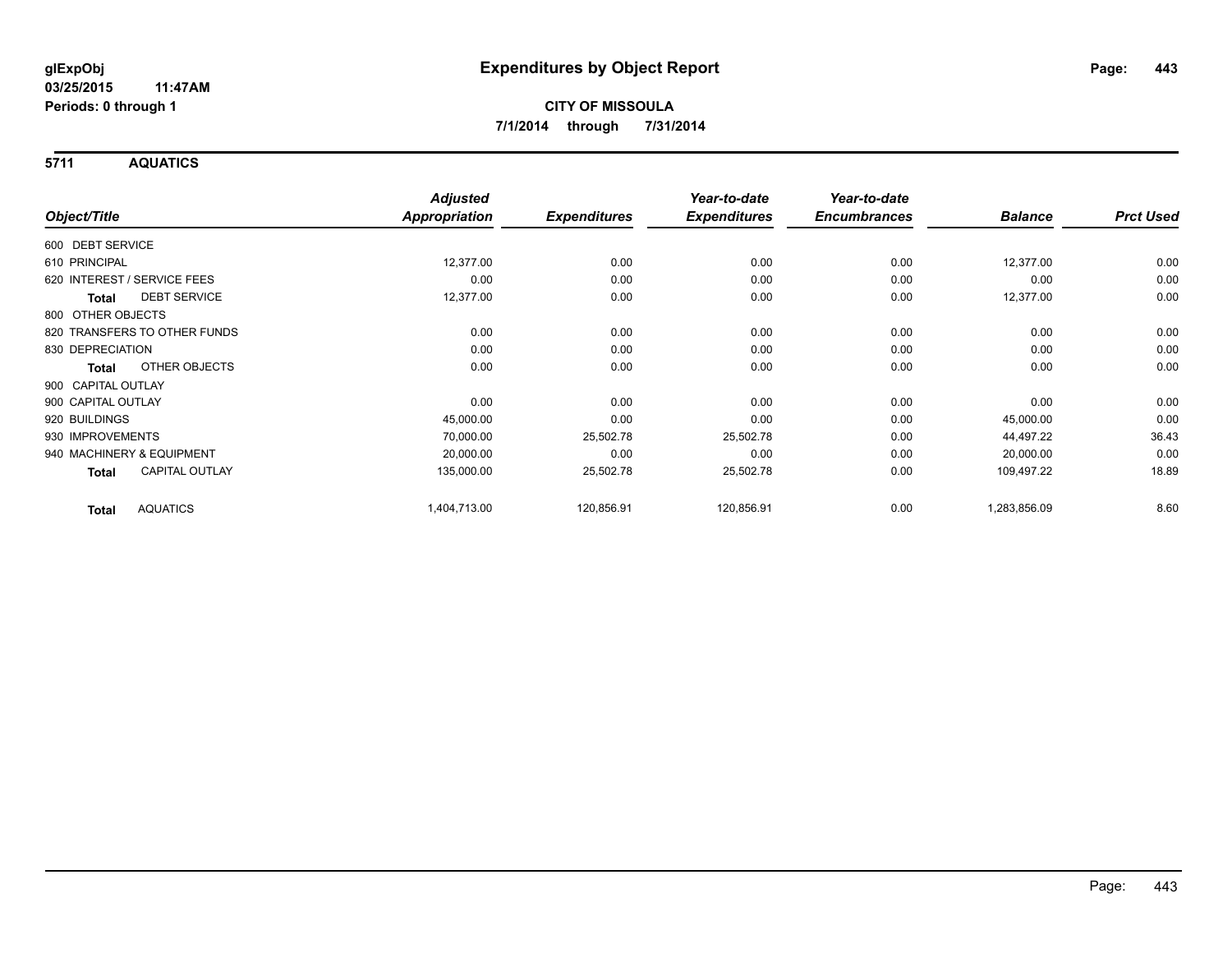**glExpObj**
**03/25/2015 11:47AM**
**Periods: 0 through 1**

# Expenditures by Object Report

**CITY OF MISSOULA**
**7/1/2014 through 7/31/2014**

## 5711 AQUATICS

| Object/Title | | Adjusted Appropriation | Expenditures | Year-to-date Expenditures | Year-to-date Encumbrances | Balance | Prct Used |
|---|---|---|---|---|---|---|---|
| 600 DEBT SERVICE | | | | | | | |
| 610 PRINCIPAL | | 12,377.00 | 0.00 | 0.00 | 0.00 | 12,377.00 | 0.00 |
| 620 INTEREST / SERVICE FEES | | 0.00 | 0.00 | 0.00 | 0.00 | 0.00 | 0.00 |
| **Total** | DEBT SERVICE | 12,377.00 | 0.00 | 0.00 | 0.00 | 12,377.00 | 0.00 |
| 800 OTHER OBJECTS | | | | | | | |
| 820 TRANSFERS TO OTHER FUNDS | | 0.00 | 0.00 | 0.00 | 0.00 | 0.00 | 0.00 |
| 830 DEPRECIATION | | 0.00 | 0.00 | 0.00 | 0.00 | 0.00 | 0.00 |
| **Total** | OTHER OBJECTS | 0.00 | 0.00 | 0.00 | 0.00 | 0.00 | 0.00 |
| 900 CAPITAL OUTLAY | | | | | | | |
| 900 CAPITAL OUTLAY | | 0.00 | 0.00 | 0.00 | 0.00 | 0.00 | 0.00 |
| 920 BUILDINGS | | 45,000.00 | 0.00 | 0.00 | 0.00 | 45,000.00 | 0.00 |
| 930 IMPROVEMENTS | | 70,000.00 | 25,502.78 | 25,502.78 | 0.00 | 44,497.22 | 36.43 |
| 940 MACHINERY & EQUIPMENT | | 20,000.00 | 0.00 | 0.00 | 0.00 | 20,000.00 | 0.00 |
| **Total** | CAPITAL OUTLAY | 135,000.00 | 25,502.78 | 25,502.78 | 0.00 | 109,497.22 | 18.89 |
| **Total** | AQUATICS | 1,404,713.00 | 120,856.91 | 120,856.91 | 0.00 | 1,283,856.09 | 8.60 |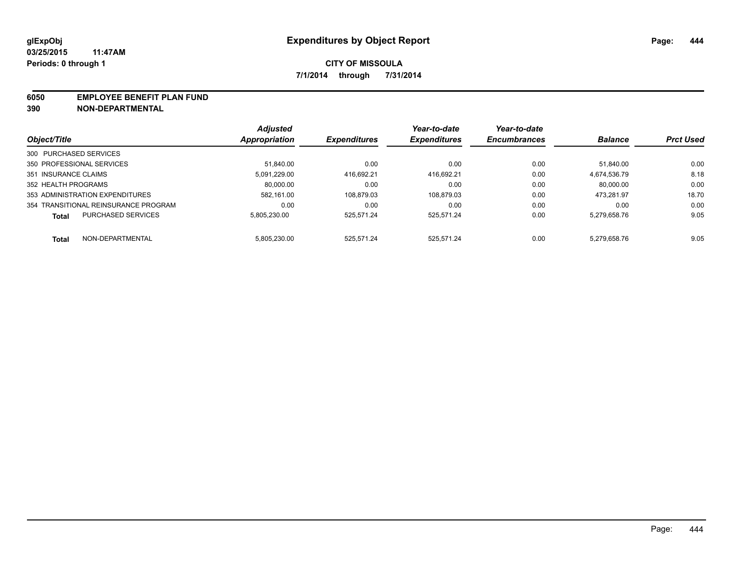glExpObj
03/25/2015 11:47AM
Periods: 0 through 1

# Expenditures by Object Report

**CITY OF MISSOULA**

**7/1/2014 through 7/31/2014**

**6050 EMPLOYEE BENEFIT PLAN FUND**
**390 NON-DEPARTMENTAL**

| Object/Title | Adjusted Appropriation | Expenditures | Year-to-date Expenditures | Year-to-date Encumbrances | Balance | Prct Used |
|---|---|---|---|---|---|---|
| 300 PURCHASED SERVICES | | | | | | |
| 350 PROFESSIONAL SERVICES | 51,840.00 | 0.00 | 0.00 | 0.00 | 51,840.00 | 0.00 |
| 351 INSURANCE CLAIMS | 5,091,229.00 | 416,692.21 | 416,692.21 | 0.00 | 4,674,536.79 | 8.18 |
| 352 HEALTH PROGRAMS | 80,000.00 | 0.00 | 0.00 | 0.00 | 80,000.00 | 0.00 |
| 353 ADMINISTRATION EXPENDITURES | 582,161.00 | 108,879.03 | 108,879.03 | 0.00 | 473,281.97 | 18.70 |
| 354 TRANSITIONAL REINSURANCE PROGRAM | 0.00 | 0.00 | 0.00 | 0.00 | 0.00 | 0.00 |
| **Total** PURCHASED SERVICES | 5,805,230.00 | 525,571.24 | 525,571.24 | 0.00 | 5,279,658.76 | 9.05 |
| **Total** NON-DEPARTMENTAL | 5,805,230.00 | 525,571.24 | 525,571.24 | 0.00 | 5,279,658.76 | 9.05 |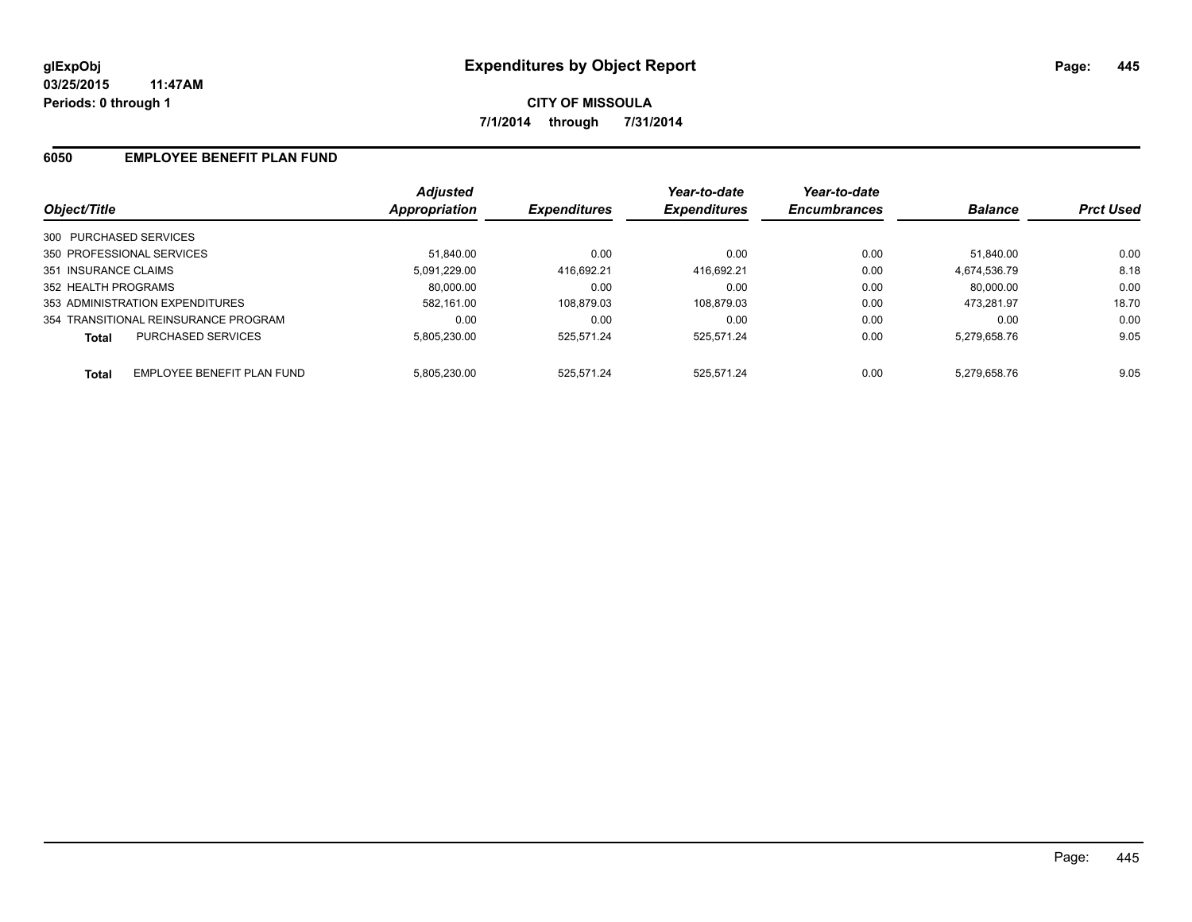**glExpObj**
**03/25/2015 11:47AM**
**Periods: 0 through 1**

# Expenditures by Object Report

**CITY OF MISSOULA**
**7/1/2014 through 7/31/2014**

## 6050 EMPLOYEE BENEFIT PLAN FUND

| Object/Title | | Adjusted Appropriation | Expenditures | Year-to-date Expenditures | Year-to-date Encumbrances | Balance | Prct Used |
|---|---|---|---|---|---|---|---|
| 300 PURCHASED SERVICES | | | | | | | |
| 350 PROFESSIONAL SERVICES | | 51,840.00 | 0.00 | 0.00 | 0.00 | 51,840.00 | 0.00 |
| 351 INSURANCE CLAIMS | | 5,091,229.00 | 416,692.21 | 416,692.21 | 0.00 | 4,674,536.79 | 8.18 |
| 352 HEALTH PROGRAMS | | 80,000.00 | 0.00 | 0.00 | 0.00 | 80,000.00 | 0.00 |
| 353 ADMINISTRATION EXPENDITURES | | 582,161.00 | 108,879.03 | 108,879.03 | 0.00 | 473,281.97 | 18.70 |
| 354 TRANSITIONAL REINSURANCE PROGRAM | | 0.00 | 0.00 | 0.00 | 0.00 | 0.00 | 0.00 |
| **Total** | PURCHASED SERVICES | 5,805,230.00 | 525,571.24 | 525,571.24 | 0.00 | 5,279,658.76 | 9.05 |
| **Total** | EMPLOYEE BENEFIT PLAN FUND | 5,805,230.00 | 525,571.24 | 525,571.24 | 0.00 | 5,279,658.76 | 9.05 |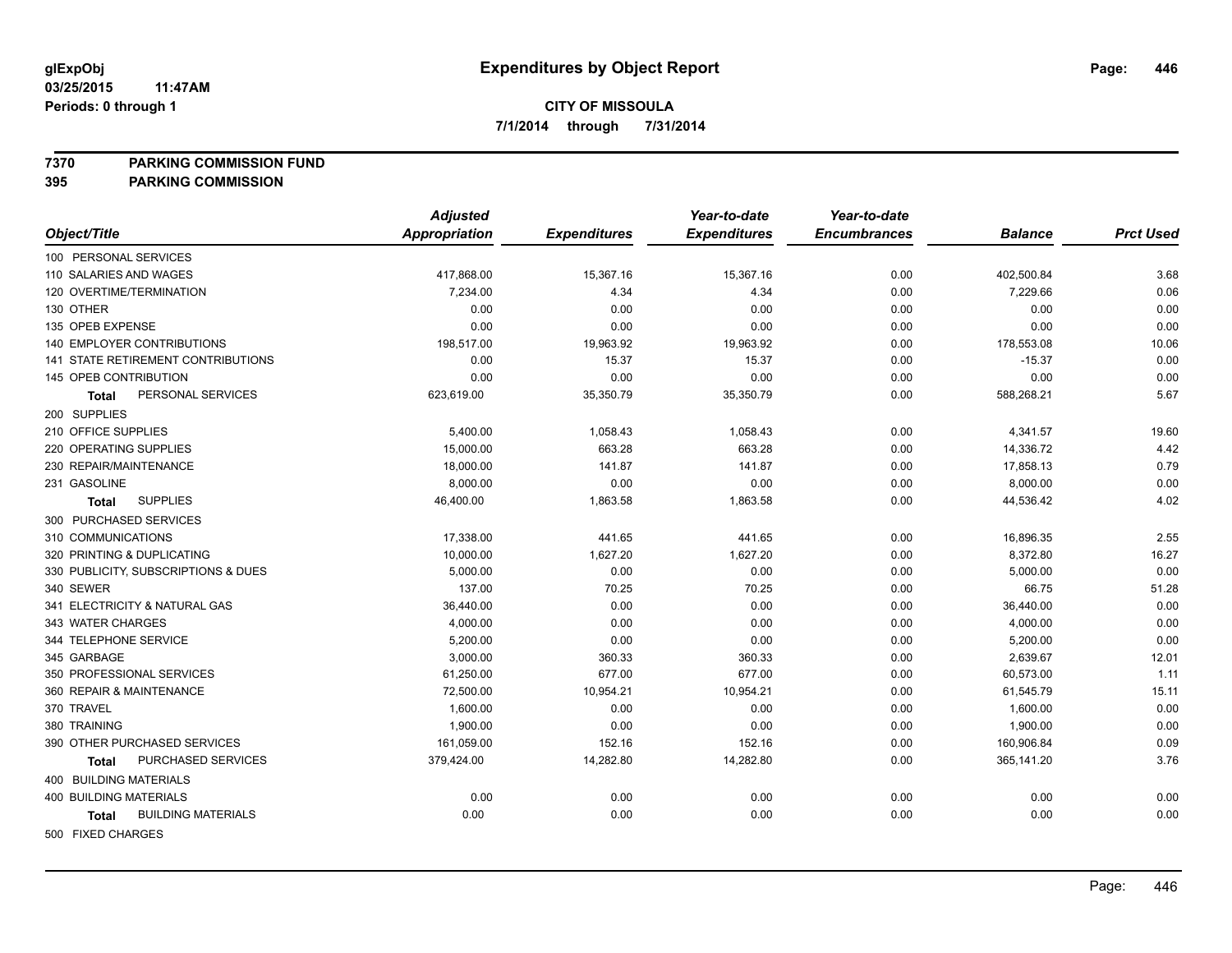**glExpObj**
**03/25/2015 11:47AM**
**Periods: 0 through 1**

# Expenditures by Object Report

**CITY OF MISSOULA**
**7/1/2014 through 7/31/2014**

**7370 PARKING COMMISSION FUND**
**395 PARKING COMMISSION**

| Object/Title | Adjusted Appropriation | Expenditures | Year-to-date Expenditures | Year-to-date Encumbrances | Balance | Prct Used |
|---|---|---|---|---|---|---|
| 100 PERSONAL SERVICES | | | | | | |
| 110 SALARIES AND WAGES | 417,868.00 | 15,367.16 | 15,367.16 | 0.00 | 402,500.84 | 3.68 |
| 120 OVERTIME/TERMINATION | 7,234.00 | 4.34 | 4.34 | 0.00 | 7,229.66 | 0.06 |
| 130 OTHER | 0.00 | 0.00 | 0.00 | 0.00 | 0.00 | 0.00 |
| 135 OPEB EXPENSE | 0.00 | 0.00 | 0.00 | 0.00 | 0.00 | 0.00 |
| 140 EMPLOYER CONTRIBUTIONS | 198,517.00 | 19,963.92 | 19,963.92 | 0.00 | 178,553.08 | 10.06 |
| 141 STATE RETIREMENT CONTRIBUTIONS | 0.00 | 15.37 | 15.37 | 0.00 | -15.37 | 0.00 |
| 145 OPEB CONTRIBUTION | 0.00 | 0.00 | 0.00 | 0.00 | 0.00 | 0.00 |
| **Total** PERSONAL SERVICES | 623,619.00 | 35,350.79 | 35,350.79 | 0.00 | 588,268.21 | 5.67 |
| 200 SUPPLIES | | | | | | |
| 210 OFFICE SUPPLIES | 5,400.00 | 1,058.43 | 1,058.43 | 0.00 | 4,341.57 | 19.60 |
| 220 OPERATING SUPPLIES | 15,000.00 | 663.28 | 663.28 | 0.00 | 14,336.72 | 4.42 |
| 230 REPAIR/MAINTENANCE | 18,000.00 | 141.87 | 141.87 | 0.00 | 17,858.13 | 0.79 |
| 231 GASOLINE | 8,000.00 | 0.00 | 0.00 | 0.00 | 8,000.00 | 0.00 |
| **Total** SUPPLIES | 46,400.00 | 1,863.58 | 1,863.58 | 0.00 | 44,536.42 | 4.02 |
| 300 PURCHASED SERVICES | | | | | | |
| 310 COMMUNICATIONS | 17,338.00 | 441.65 | 441.65 | 0.00 | 16,896.35 | 2.55 |
| 320 PRINTING & DUPLICATING | 10,000.00 | 1,627.20 | 1,627.20 | 0.00 | 8,372.80 | 16.27 |
| 330 PUBLICITY, SUBSCRIPTIONS & DUES | 5,000.00 | 0.00 | 0.00 | 0.00 | 5,000.00 | 0.00 |
| 340 SEWER | 137.00 | 70.25 | 70.25 | 0.00 | 66.75 | 51.28 |
| 341 ELECTRICITY & NATURAL GAS | 36,440.00 | 0.00 | 0.00 | 0.00 | 36,440.00 | 0.00 |
| 343 WATER CHARGES | 4,000.00 | 0.00 | 0.00 | 0.00 | 4,000.00 | 0.00 |
| 344 TELEPHONE SERVICE | 5,200.00 | 0.00 | 0.00 | 0.00 | 5,200.00 | 0.00 |
| 345 GARBAGE | 3,000.00 | 360.33 | 360.33 | 0.00 | 2,639.67 | 12.01 |
| 350 PROFESSIONAL SERVICES | 61,250.00 | 677.00 | 677.00 | 0.00 | 60,573.00 | 1.11 |
| 360 REPAIR & MAINTENANCE | 72,500.00 | 10,954.21 | 10,954.21 | 0.00 | 61,545.79 | 15.11 |
| 370 TRAVEL | 1,600.00 | 0.00 | 0.00 | 0.00 | 1,600.00 | 0.00 |
| 380 TRAINING | 1,900.00 | 0.00 | 0.00 | 0.00 | 1,900.00 | 0.00 |
| 390 OTHER PURCHASED SERVICES | 161,059.00 | 152.16 | 152.16 | 0.00 | 160,906.84 | 0.09 |
| **Total** PURCHASED SERVICES | 379,424.00 | 14,282.80 | 14,282.80 | 0.00 | 365,141.20 | 3.76 |
| 400 BUILDING MATERIALS | | | | | | |
| 400 BUILDING MATERIALS | 0.00 | 0.00 | 0.00 | 0.00 | 0.00 | 0.00 |
| **Total** BUILDING MATERIALS | 0.00 | 0.00 | 0.00 | 0.00 | 0.00 | 0.00 |
| 500 FIXED CHARGES | | | | | | |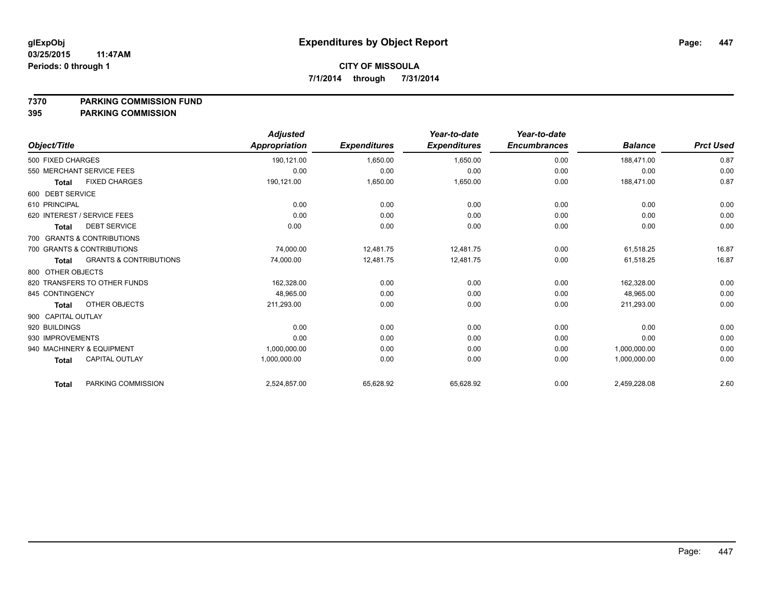glExpObj
03/25/2015 11:47AM
Periods: 0 through 1

# Expenditures by Object Report

**CITY OF MISSOULA**

**7/1/2014 through 7/31/2014**

**7370 PARKING COMMISSION FUND**
**395 PARKING COMMISSION**

| Object/Title | Adjusted Appropriation | Expenditures | Year-to-date Expenditures | Year-to-date Encumbrances | Balance | Prct Used |
|---|---|---|---|---|---|---|
| 500 FIXED CHARGES | 190,121.00 | 1,650.00 | 1,650.00 | 0.00 | 188,471.00 | 0.87 |
| 550 MERCHANT SERVICE FEES | 0.00 | 0.00 | 0.00 | 0.00 | 0.00 | 0.00 |
| **Total** FIXED CHARGES | 190,121.00 | 1,650.00 | 1,650.00 | 0.00 | 188,471.00 | 0.87 |
| 600 DEBT SERVICE | | | | | | |
| 610 PRINCIPAL | 0.00 | 0.00 | 0.00 | 0.00 | 0.00 | 0.00 |
| 620 INTEREST / SERVICE FEES | 0.00 | 0.00 | 0.00 | 0.00 | 0.00 | 0.00 |
| **Total** DEBT SERVICE | 0.00 | 0.00 | 0.00 | 0.00 | 0.00 | 0.00 |
| 700 GRANTS & CONTRIBUTIONS | | | | | | |
| 700 GRANTS & CONTRIBUTIONS | 74,000.00 | 12,481.75 | 12,481.75 | 0.00 | 61,518.25 | 16.87 |
| **Total** GRANTS & CONTRIBUTIONS | 74,000.00 | 12,481.75 | 12,481.75 | 0.00 | 61,518.25 | 16.87 |
| 800 OTHER OBJECTS | | | | | | |
| 820 TRANSFERS TO OTHER FUNDS | 162,328.00 | 0.00 | 0.00 | 0.00 | 162,328.00 | 0.00 |
| 845 CONTINGENCY | 48,965.00 | 0.00 | 0.00 | 0.00 | 48,965.00 | 0.00 |
| **Total** OTHER OBJECTS | 211,293.00 | 0.00 | 0.00 | 0.00 | 211,293.00 | 0.00 |
| 900 CAPITAL OUTLAY | | | | | | |
| 920 BUILDINGS | 0.00 | 0.00 | 0.00 | 0.00 | 0.00 | 0.00 |
| 930 IMPROVEMENTS | 0.00 | 0.00 | 0.00 | 0.00 | 0.00 | 0.00 |
| 940 MACHINERY & EQUIPMENT | 1,000,000.00 | 0.00 | 0.00 | 0.00 | 1,000,000.00 | 0.00 |
| **Total** CAPITAL OUTLAY | 1,000,000.00 | 0.00 | 0.00 | 0.00 | 1,000,000.00 | 0.00 |
| **Total** PARKING COMMISSION | 2,524,857.00 | 65,628.92 | 65,628.92 | 0.00 | 2,459,228.08 | 2.60 |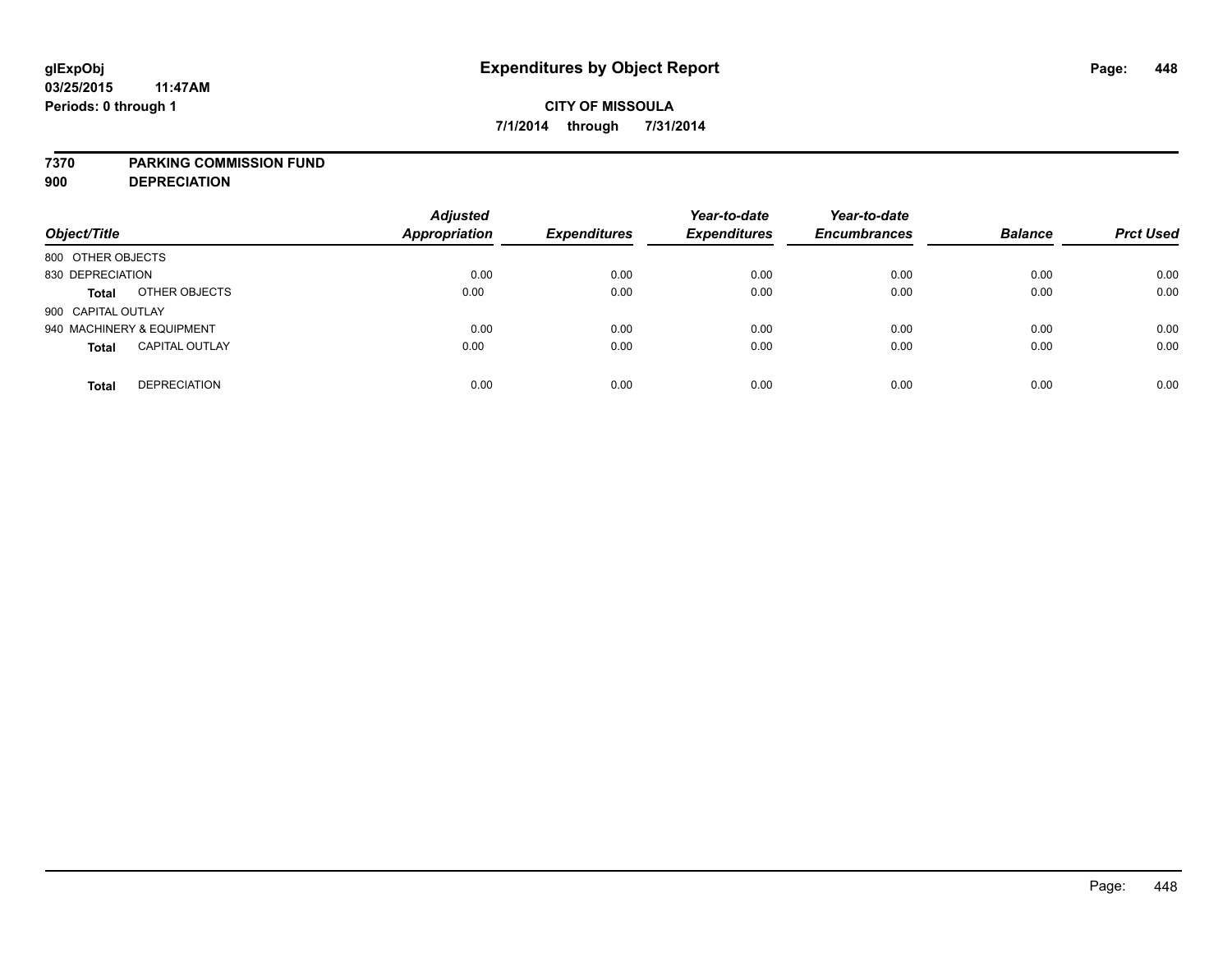**glExpObj** | **Expenditures by Object Report** | **Page: 448**

**03/25/2015 11:47AM**

**Periods: 0 through 1**

**CITY OF MISSOULA**

**7/1/2014 through 7/31/2014**

**7370 PARKING COMMISSION FUND**

**900 DEPRECIATION**

| Object/Title | | Adjusted Appropriation | Expenditures | Year-to-date Expenditures | Year-to-date Encumbrances | Balance | Prct Used |
|---|---|---|---|---|---|---|---|
| 800 OTHER OBJECTS | | | | | | | |
| 830 DEPRECIATION | | 0.00 | 0.00 | 0.00 | 0.00 | 0.00 | 0.00 |
| **Total** | OTHER OBJECTS | 0.00 | 0.00 | 0.00 | 0.00 | 0.00 | 0.00 |
| 900 CAPITAL OUTLAY | | | | | | | |
| 940 MACHINERY & EQUIPMENT | | 0.00 | 0.00 | 0.00 | 0.00 | 0.00 | 0.00 |
| **Total** | CAPITAL OUTLAY | 0.00 | 0.00 | 0.00 | 0.00 | 0.00 | 0.00 |
| **Total** | DEPRECIATION | 0.00 | 0.00 | 0.00 | 0.00 | 0.00 | 0.00 |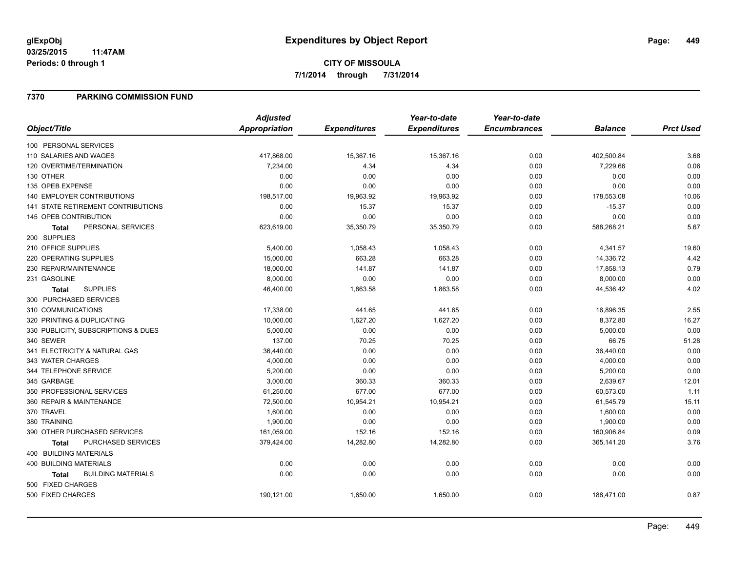**glExpObj**
**03/25/2015 11:47AM**
**Periods: 0 through 1**

# Expenditures by Object Report

**CITY OF MISSOULA**
**7/1/2014 through 7/31/2014**

## 7370 PARKING COMMISSION FUND

| Object/Title | Adjusted Appropriation | Expenditures | Year-to-date Expenditures | Year-to-date Encumbrances | Balance | Prct Used |
|---|---|---|---|---|---|---|
| 100 PERSONAL SERVICES | | | | | | |
| 110 SALARIES AND WAGES | 417,868.00 | 15,367.16 | 15,367.16 | 0.00 | 402,500.84 | 3.68 |
| 120 OVERTIME/TERMINATION | 7,234.00 | 4.34 | 4.34 | 0.00 | 7,229.66 | 0.06 |
| 130 OTHER | 0.00 | 0.00 | 0.00 | 0.00 | 0.00 | 0.00 |
| 135 OPEB EXPENSE | 0.00 | 0.00 | 0.00 | 0.00 | 0.00 | 0.00 |
| 140 EMPLOYER CONTRIBUTIONS | 198,517.00 | 19,963.92 | 19,963.92 | 0.00 | 178,553.08 | 10.06 |
| 141 STATE RETIREMENT CONTRIBUTIONS | 0.00 | 15.37 | 15.37 | 0.00 | -15.37 | 0.00 |
| 145 OPEB CONTRIBUTION | 0.00 | 0.00 | 0.00 | 0.00 | 0.00 | 0.00 |
| **Total** PERSONAL SERVICES | 623,619.00 | 35,350.79 | 35,350.79 | 0.00 | 588,268.21 | 5.67 |
| 200 SUPPLIES | | | | | | |
| 210 OFFICE SUPPLIES | 5,400.00 | 1,058.43 | 1,058.43 | 0.00 | 4,341.57 | 19.60 |
| 220 OPERATING SUPPLIES | 15,000.00 | 663.28 | 663.28 | 0.00 | 14,336.72 | 4.42 |
| 230 REPAIR/MAINTENANCE | 18,000.00 | 141.87 | 141.87 | 0.00 | 17,858.13 | 0.79 |
| 231 GASOLINE | 8,000.00 | 0.00 | 0.00 | 0.00 | 8,000.00 | 0.00 |
| **Total** SUPPLIES | 46,400.00 | 1,863.58 | 1,863.58 | 0.00 | 44,536.42 | 4.02 |
| 300 PURCHASED SERVICES | | | | | | |
| 310 COMMUNICATIONS | 17,338.00 | 441.65 | 441.65 | 0.00 | 16,896.35 | 2.55 |
| 320 PRINTING & DUPLICATING | 10,000.00 | 1,627.20 | 1,627.20 | 0.00 | 8,372.80 | 16.27 |
| 330 PUBLICITY, SUBSCRIPTIONS & DUES | 5,000.00 | 0.00 | 0.00 | 0.00 | 5,000.00 | 0.00 |
| 340 SEWER | 137.00 | 70.25 | 70.25 | 0.00 | 66.75 | 51.28 |
| 341 ELECTRICITY & NATURAL GAS | 36,440.00 | 0.00 | 0.00 | 0.00 | 36,440.00 | 0.00 |
| 343 WATER CHARGES | 4,000.00 | 0.00 | 0.00 | 0.00 | 4,000.00 | 0.00 |
| 344 TELEPHONE SERVICE | 5,200.00 | 0.00 | 0.00 | 0.00 | 5,200.00 | 0.00 |
| 345 GARBAGE | 3,000.00 | 360.33 | 360.33 | 0.00 | 2,639.67 | 12.01 |
| 350 PROFESSIONAL SERVICES | 61,250.00 | 677.00 | 677.00 | 0.00 | 60,573.00 | 1.11 |
| 360 REPAIR & MAINTENANCE | 72,500.00 | 10,954.21 | 10,954.21 | 0.00 | 61,545.79 | 15.11 |
| 370 TRAVEL | 1,600.00 | 0.00 | 0.00 | 0.00 | 1,600.00 | 0.00 |
| 380 TRAINING | 1,900.00 | 0.00 | 0.00 | 0.00 | 1,900.00 | 0.00 |
| 390 OTHER PURCHASED SERVICES | 161,059.00 | 152.16 | 152.16 | 0.00 | 160,906.84 | 0.09 |
| **Total** PURCHASED SERVICES | 379,424.00 | 14,282.80 | 14,282.80 | 0.00 | 365,141.20 | 3.76 |
| 400 BUILDING MATERIALS | | | | | | |
| 400 BUILDING MATERIALS | 0.00 | 0.00 | 0.00 | 0.00 | 0.00 | 0.00 |
| **Total** BUILDING MATERIALS | 0.00 | 0.00 | 0.00 | 0.00 | 0.00 | 0.00 |
| 500 FIXED CHARGES | | | | | | |
| 500 FIXED CHARGES | 190,121.00 | 1,650.00 | 1,650.00 | 0.00 | 188,471.00 | 0.87 |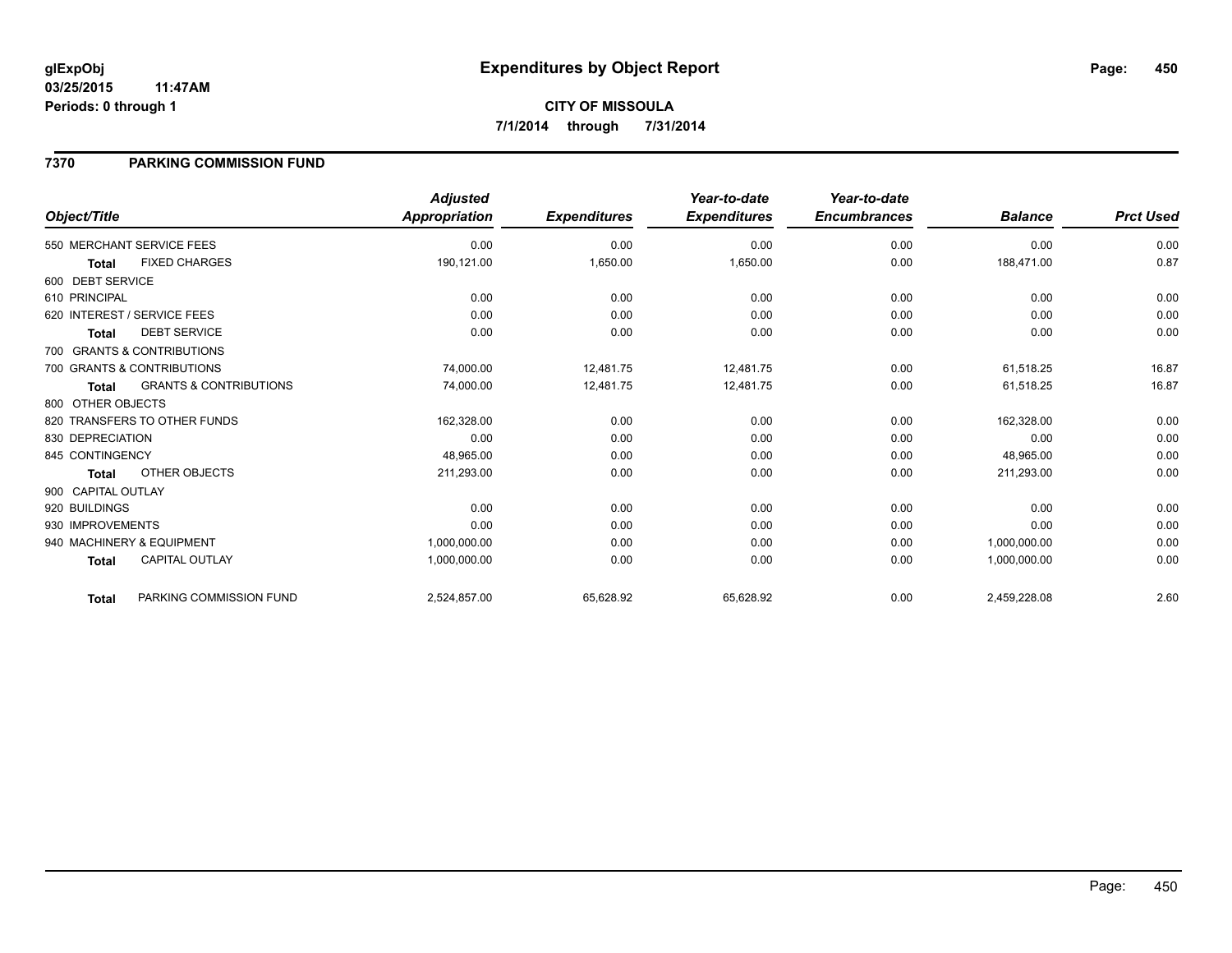**glExpObj** **Expenditures by Object Report**

**03/25/2015 11:47AM**

**Periods: 0 through 1**

**CITY OF MISSOULA**

**7/1/2014 through 7/31/2014**

## 7370 PARKING COMMISSION FUND

| Object/Title | | Adjusted Appropriation | Expenditures | Year-to-date Expenditures | Year-to-date Encumbrances | Balance | Prct Used |
|---|---|---|---|---|---|---|---|
| 550 MERCHANT SERVICE FEES | | 0.00 | 0.00 | 0.00 | 0.00 | 0.00 | 0.00 |
| **Total** | FIXED CHARGES | 190,121.00 | 1,650.00 | 1,650.00 | 0.00 | 188,471.00 | 0.87 |
| 600 DEBT SERVICE | | | | | | | |
| 610 PRINCIPAL | | 0.00 | 0.00 | 0.00 | 0.00 | 0.00 | 0.00 |
| 620 INTEREST / SERVICE FEES | | 0.00 | 0.00 | 0.00 | 0.00 | 0.00 | 0.00 |
| **Total** | DEBT SERVICE | 0.00 | 0.00 | 0.00 | 0.00 | 0.00 | 0.00 |
| 700 GRANTS & CONTRIBUTIONS | | | | | | | |
| 700 GRANTS & CONTRIBUTIONS | | 74,000.00 | 12,481.75 | 12,481.75 | 0.00 | 61,518.25 | 16.87 |
| **Total** | GRANTS & CONTRIBUTIONS | 74,000.00 | 12,481.75 | 12,481.75 | 0.00 | 61,518.25 | 16.87 |
| 800 OTHER OBJECTS | | | | | | | |
| 820 TRANSFERS TO OTHER FUNDS | | 162,328.00 | 0.00 | 0.00 | 0.00 | 162,328.00 | 0.00 |
| 830 DEPRECIATION | | 0.00 | 0.00 | 0.00 | 0.00 | 0.00 | 0.00 |
| 845 CONTINGENCY | | 48,965.00 | 0.00 | 0.00 | 0.00 | 48,965.00 | 0.00 |
| **Total** | OTHER OBJECTS | 211,293.00 | 0.00 | 0.00 | 0.00 | 211,293.00 | 0.00 |
| 900 CAPITAL OUTLAY | | | | | | | |
| 920 BUILDINGS | | 0.00 | 0.00 | 0.00 | 0.00 | 0.00 | 0.00 |
| 930 IMPROVEMENTS | | 0.00 | 0.00 | 0.00 | 0.00 | 0.00 | 0.00 |
| 940 MACHINERY & EQUIPMENT | | 1,000,000.00 | 0.00 | 0.00 | 0.00 | 1,000,000.00 | 0.00 |
| **Total** | CAPITAL OUTLAY | 1,000,000.00 | 0.00 | 0.00 | 0.00 | 1,000,000.00 | 0.00 |
| **Total** | PARKING COMMISSION FUND | 2,524,857.00 | 65,628.92 | 65,628.92 | 0.00 | 2,459,228.08 | 2.60 |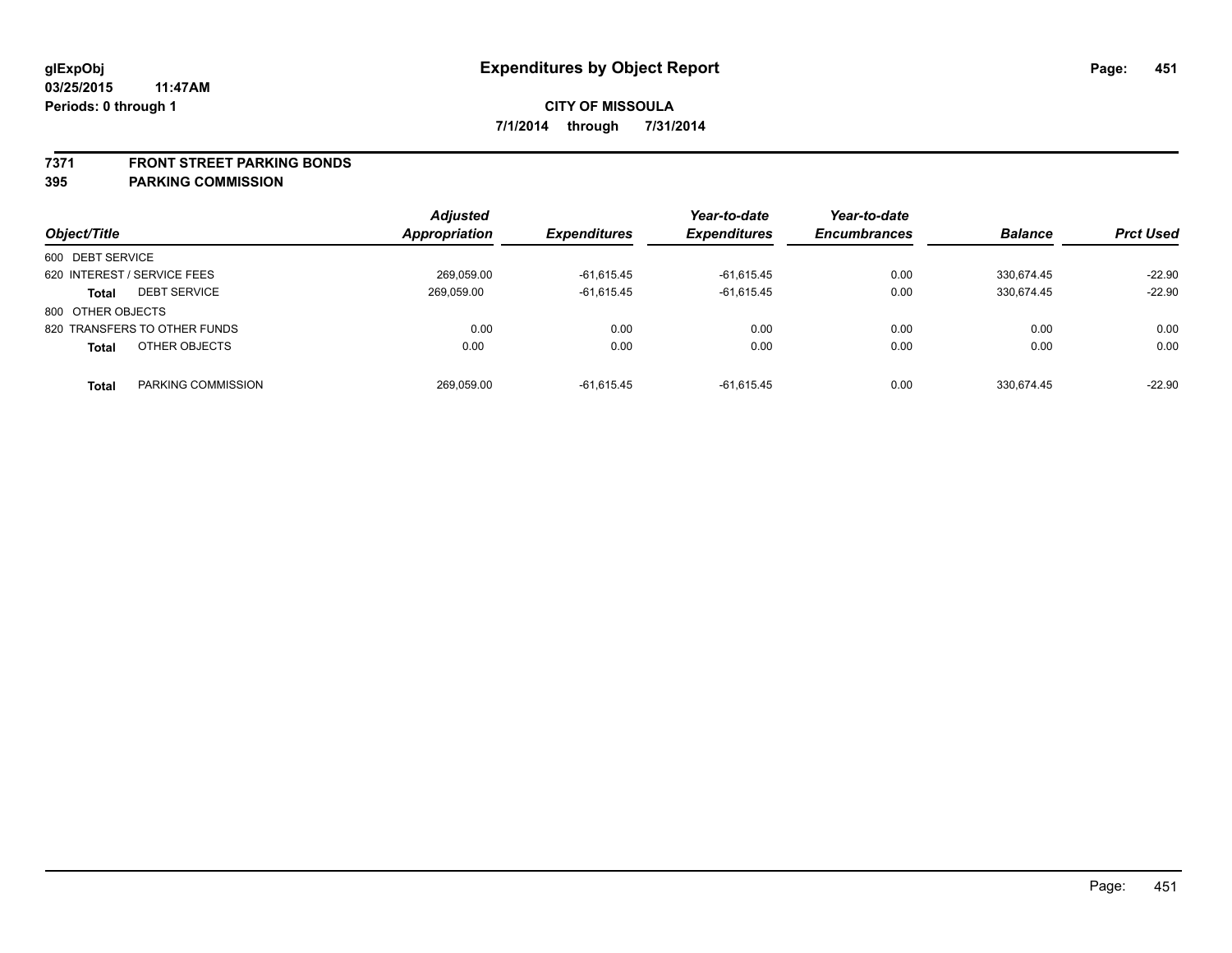**glExpObj**
**03/25/2015 11:47AM**
**Periods: 0 through 1**

# Expenditures by Object Report

**CITY OF MISSOULA**
**7/1/2014 through 7/31/2014**

## 7371 FRONT STREET PARKING BONDS
## 395 PARKING COMMISSION

| Object/Title | Adjusted Appropriation | Expenditures | Year-to-date Expenditures | Year-to-date Encumbrances | Balance | Prct Used |
|---|---|---|---|---|---|---|
| 600 DEBT SERVICE | | | | | | |
| 620 INTEREST / SERVICE FEES | 269,059.00 | -61,615.45 | -61,615.45 | 0.00 | 330,674.45 | -22.90 |
| **Total** DEBT SERVICE | 269,059.00 | -61,615.45 | -61,615.45 | 0.00 | 330,674.45 | -22.90 |
| 800 OTHER OBJECTS | | | | | | |
| 820 TRANSFERS TO OTHER FUNDS | 0.00 | 0.00 | 0.00 | 0.00 | 0.00 | 0.00 |
| **Total** OTHER OBJECTS | 0.00 | 0.00 | 0.00 | 0.00 | 0.00 | 0.00 |
| **Total** PARKING COMMISSION | 269,059.00 | -61,615.45 | -61,615.45 | 0.00 | 330,674.45 | -22.90 |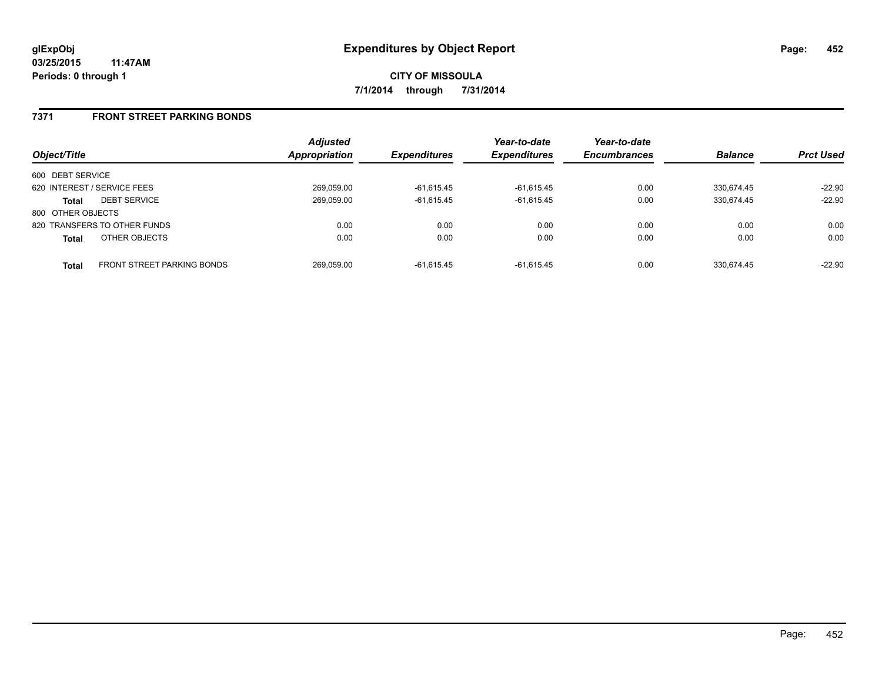**glExpObj**
**03/25/2015 11:47AM**
**Periods: 0 through 1**

# Expenditures by Object Report

**CITY OF MISSOULA**
**7/1/2014 through 7/31/2014**

## 7371 FRONT STREET PARKING BONDS

| Object/Title | | Adjusted Appropriation | Expenditures | Year-to-date Expenditures | Year-to-date Encumbrances | Balance | Prct Used |
|---|---|---|---|---|---|---|---|
| 600 DEBT SERVICE | | | | | | | |
| 620 INTEREST / SERVICE FEES | | 269,059.00 | -61,615.45 | -61,615.45 | 0.00 | 330,674.45 | -22.90 |
| **Total** | DEBT SERVICE | 269,059.00 | -61,615.45 | -61,615.45 | 0.00 | 330,674.45 | -22.90 |
| 800 OTHER OBJECTS | | | | | | | |
| 820 TRANSFERS TO OTHER FUNDS | | 0.00 | 0.00 | 0.00 | 0.00 | 0.00 | 0.00 |
| **Total** | OTHER OBJECTS | 0.00 | 0.00 | 0.00 | 0.00 | 0.00 | 0.00 |
| **Total** | FRONT STREET PARKING BONDS | 269,059.00 | -61,615.45 | -61,615.45 | 0.00 | 330,674.45 | -22.90 |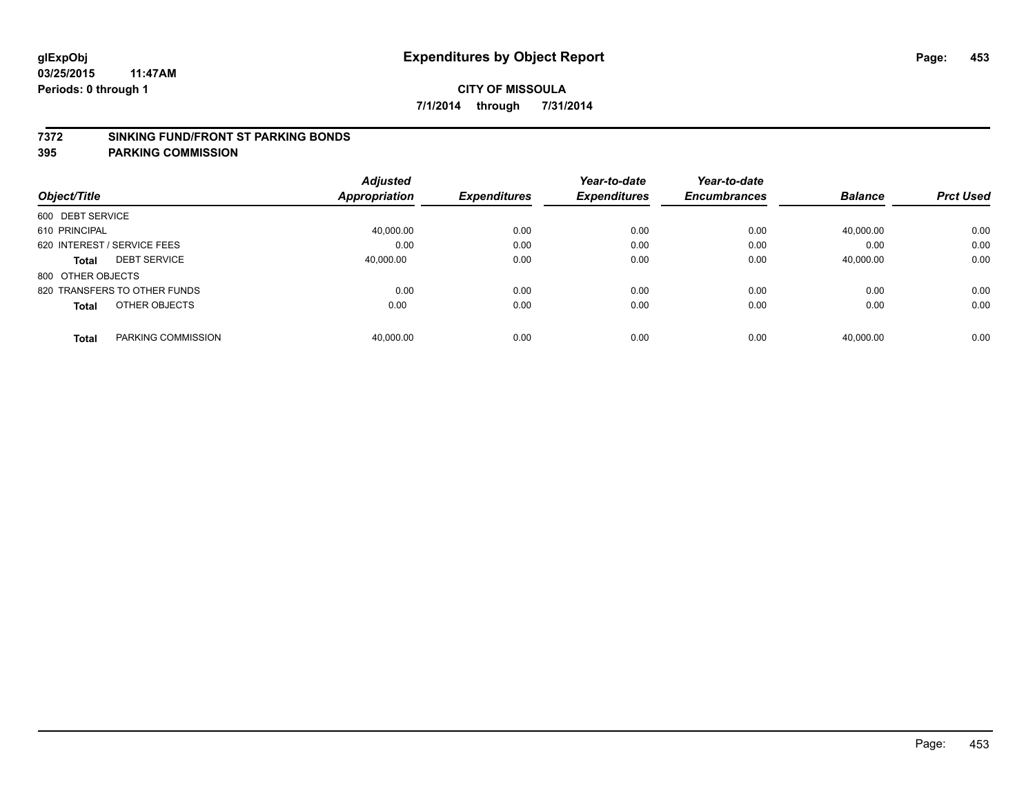# Expenditures by Object Report

glExpObj
03/25/2015 11:47AM
Periods: 0 through 1

**CITY OF MISSOULA**
**7/1/2014 through 7/31/2014**

**7372 SINKING FUND/FRONT ST PARKING BONDS**
**395 PARKING COMMISSION**

| Object/Title | | Adjusted Appropriation | Expenditures | Year-to-date Expenditures | Year-to-date Encumbrances | Balance | Prct Used |
|---|---|---|---|---|---|---|---|
| 600 DEBT SERVICE | | | | | | | |
| 610 PRINCIPAL | | 40,000.00 | 0.00 | 0.00 | 0.00 | 40,000.00 | 0.00 |
| 620 INTEREST / SERVICE FEES | | 0.00 | 0.00 | 0.00 | 0.00 | 0.00 | 0.00 |
| **Total** | DEBT SERVICE | 40,000.00 | 0.00 | 0.00 | 0.00 | 40,000.00 | 0.00 |
| 800 OTHER OBJECTS | | | | | | | |
| 820 TRANSFERS TO OTHER FUNDS | | 0.00 | 0.00 | 0.00 | 0.00 | 0.00 | 0.00 |
| **Total** | OTHER OBJECTS | 0.00 | 0.00 | 0.00 | 0.00 | 0.00 | 0.00 |
| **Total** | PARKING COMMISSION | 40,000.00 | 0.00 | 0.00 | 0.00 | 40,000.00 | 0.00 |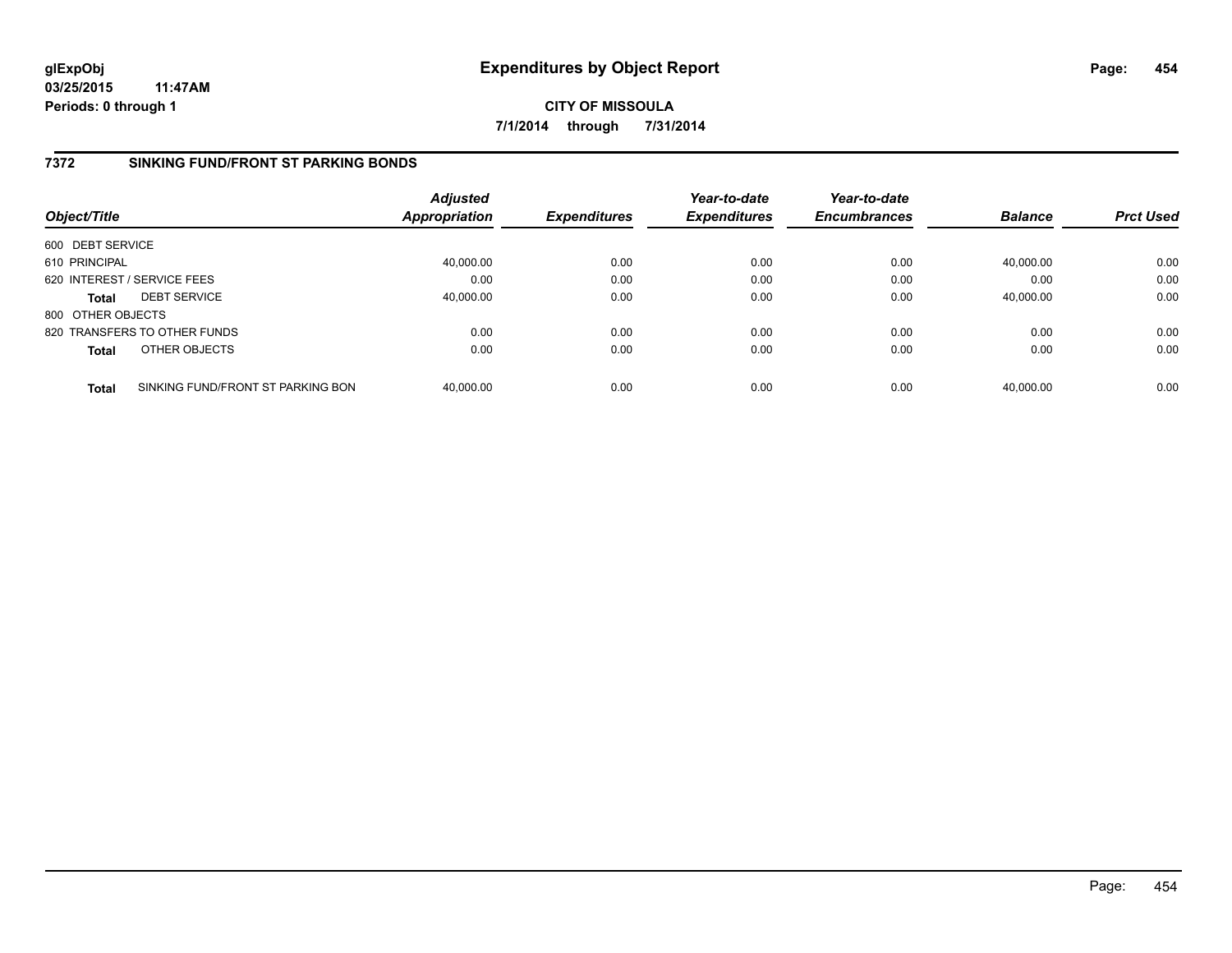# Expenditures by Object Report

glExpObj
03/25/2015 11:47AM
Periods: 0 through 1

**CITY OF MISSOULA**

**7/1/2014 through 7/31/2014**

## 7372 SINKING FUND/FRONT ST PARKING BONDS

| Object/Title | | Adjusted Appropriation | Expenditures | Year-to-date Expenditures | Year-to-date Encumbrances | Balance | Prct Used |
|---|---|---|---|---|---|---|---|
| 600 DEBT SERVICE | | | | | | | |
| 610 PRINCIPAL | | 40,000.00 | 0.00 | 0.00 | 0.00 | 40,000.00 | 0.00 |
| 620 INTEREST / SERVICE FEES | | 0.00 | 0.00 | 0.00 | 0.00 | 0.00 | 0.00 |
| **Total** | DEBT SERVICE | 40,000.00 | 0.00 | 0.00 | 0.00 | 40,000.00 | 0.00 |
| 800 OTHER OBJECTS | | | | | | | |
| 820 TRANSFERS TO OTHER FUNDS | | 0.00 | 0.00 | 0.00 | 0.00 | 0.00 | 0.00 |
| **Total** | OTHER OBJECTS | 0.00 | 0.00 | 0.00 | 0.00 | 0.00 | 0.00 |
| **Total** | SINKING FUND/FRONT ST PARKING BON | 40,000.00 | 0.00 | 0.00 | 0.00 | 40,000.00 | 0.00 |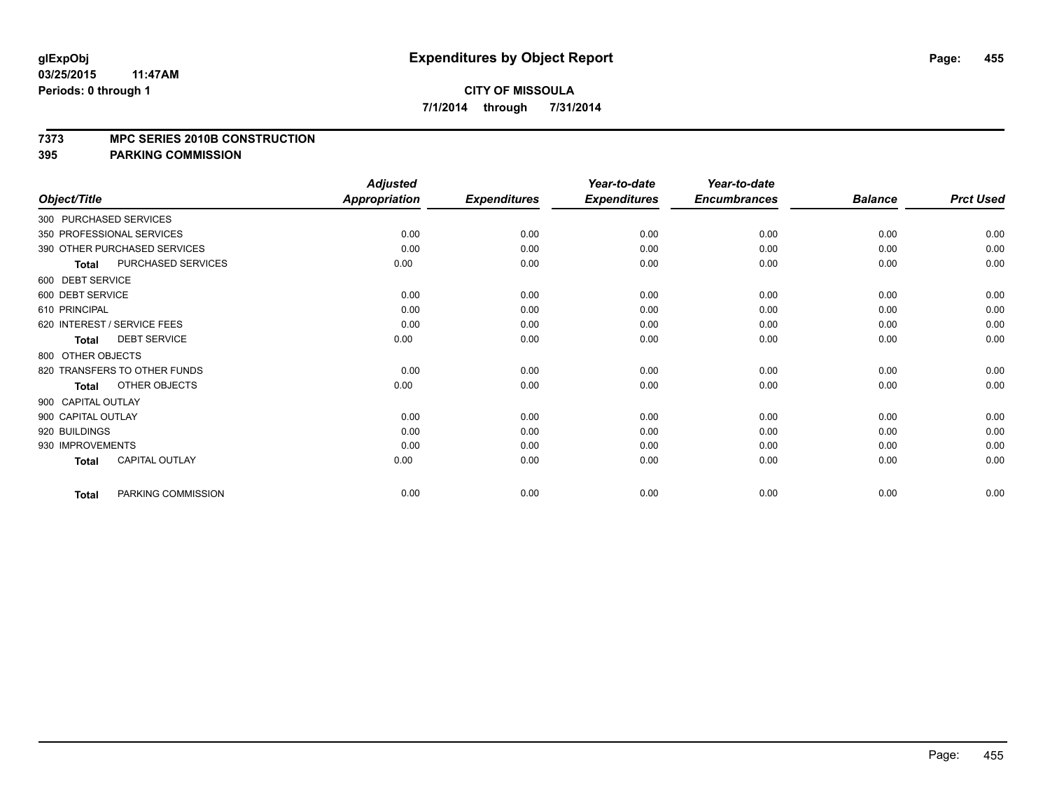glExpObj
03/25/2015 11:47AM
Periods: 0 through 1

# Expenditures by Object Report

**CITY OF MISSOULA**
**7/1/2014 through 7/31/2014**

**7373 MPC SERIES 2010B CONSTRUCTION**
**395 PARKING COMMISSION**

| Object/Title | Adjusted Appropriation | Expenditures | Year-to-date Expenditures | Year-to-date Encumbrances | Balance | Prct Used |
|---|---|---|---|---|---|---|
| 300 PURCHASED SERVICES | | | | | | |
| 350 PROFESSIONAL SERVICES | 0.00 | 0.00 | 0.00 | 0.00 | 0.00 | 0.00 |
| 390 OTHER PURCHASED SERVICES | 0.00 | 0.00 | 0.00 | 0.00 | 0.00 | 0.00 |
| **Total** PURCHASED SERVICES | 0.00 | 0.00 | 0.00 | 0.00 | 0.00 | 0.00 |
| 600 DEBT SERVICE | | | | | | |
| 600 DEBT SERVICE | 0.00 | 0.00 | 0.00 | 0.00 | 0.00 | 0.00 |
| 610 PRINCIPAL | 0.00 | 0.00 | 0.00 | 0.00 | 0.00 | 0.00 |
| 620 INTEREST / SERVICE FEES | 0.00 | 0.00 | 0.00 | 0.00 | 0.00 | 0.00 |
| **Total** DEBT SERVICE | 0.00 | 0.00 | 0.00 | 0.00 | 0.00 | 0.00 |
| 800 OTHER OBJECTS | | | | | | |
| 820 TRANSFERS TO OTHER FUNDS | 0.00 | 0.00 | 0.00 | 0.00 | 0.00 | 0.00 |
| **Total** OTHER OBJECTS | 0.00 | 0.00 | 0.00 | 0.00 | 0.00 | 0.00 |
| 900 CAPITAL OUTLAY | | | | | | |
| 900 CAPITAL OUTLAY | 0.00 | 0.00 | 0.00 | 0.00 | 0.00 | 0.00 |
| 920 BUILDINGS | 0.00 | 0.00 | 0.00 | 0.00 | 0.00 | 0.00 |
| 930 IMPROVEMENTS | 0.00 | 0.00 | 0.00 | 0.00 | 0.00 | 0.00 |
| **Total** CAPITAL OUTLAY | 0.00 | 0.00 | 0.00 | 0.00 | 0.00 | 0.00 |
| **Total** PARKING COMMISSION | 0.00 | 0.00 | 0.00 | 0.00 | 0.00 | 0.00 |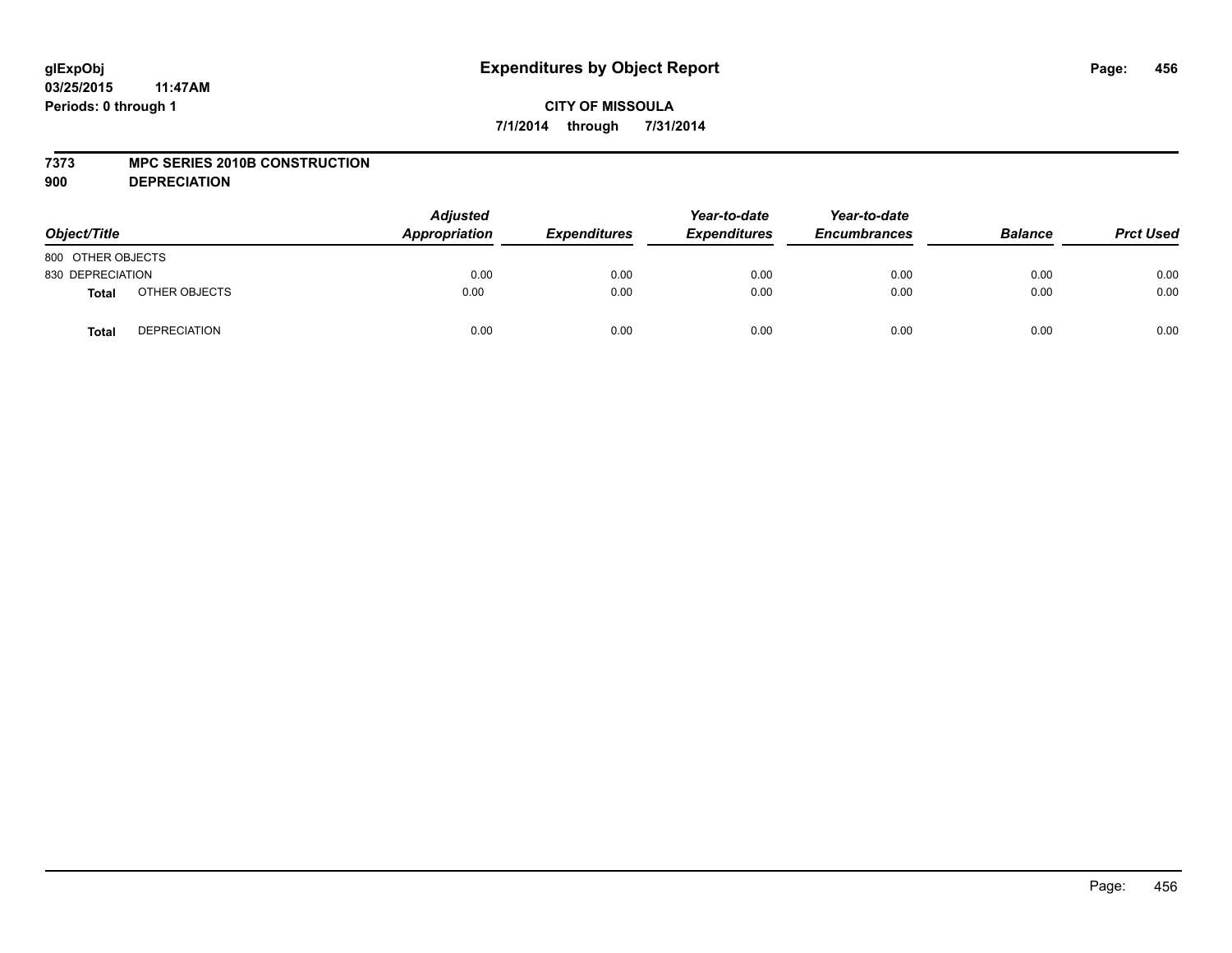**glExpObj**
**03/25/2015 11:47AM**
**Periods: 0 through 1**

# Expenditures by Object Report

**CITY OF MISSOULA**
**7/1/2014 through 7/31/2014**

## 7373 MPC SERIES 2010B CONSTRUCTION
## 900 DEPRECIATION

| Object/Title | | Adjusted Appropriation | Expenditures | Year-to-date Expenditures | Year-to-date Encumbrances | Balance | Prct Used |
|---|---|---|---|---|---|---|---|
| 800 OTHER OBJECTS | | | | | | | |
| 830 DEPRECIATION | | 0.00 | 0.00 | 0.00 | 0.00 | 0.00 | 0.00 |
| **Total** | OTHER OBJECTS | 0.00 | 0.00 | 0.00 | 0.00 | 0.00 | 0.00 |
| **Total** | DEPRECIATION | 0.00 | 0.00 | 0.00 | 0.00 | 0.00 | 0.00 |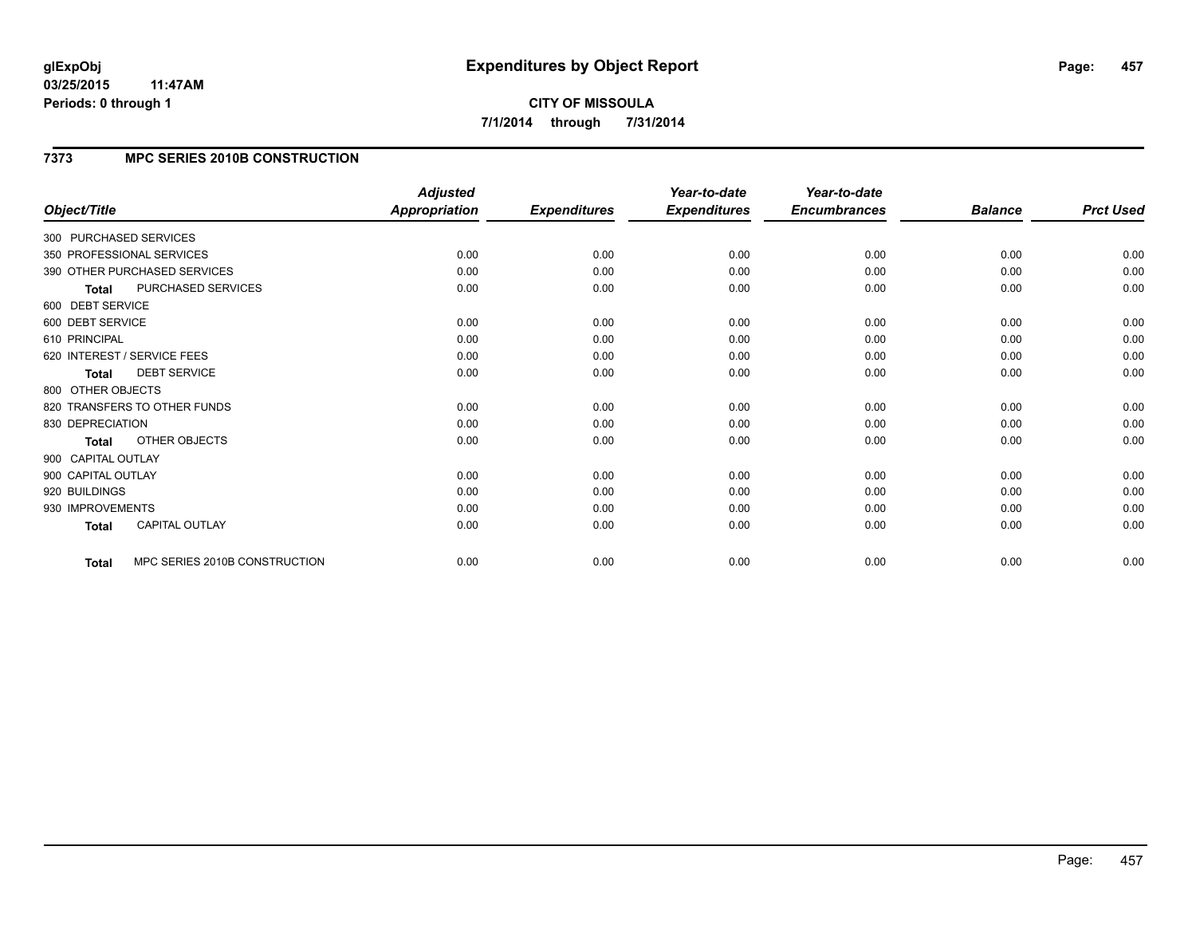# Expenditures by Object Report

glExpObj
03/25/2015 11:47AM
Periods: 0 through 1

**CITY OF MISSOULA**
**7/1/2014 through 7/31/2014**

## 7373 MPC SERIES 2010B CONSTRUCTION

| Object/Title | Adjusted Appropriation | Expenditures | Year-to-date Expenditures | Year-to-date Encumbrances | Balance | Prct Used |
|---|---|---|---|---|---|---|
| 300 PURCHASED SERVICES | | | | | | |
| 350 PROFESSIONAL SERVICES | 0.00 | 0.00 | 0.00 | 0.00 | 0.00 | 0.00 |
| 390 OTHER PURCHASED SERVICES | 0.00 | 0.00 | 0.00 | 0.00 | 0.00 | 0.00 |
| **Total** PURCHASED SERVICES | 0.00 | 0.00 | 0.00 | 0.00 | 0.00 | 0.00 |
| 600 DEBT SERVICE | | | | | | |
| 600 DEBT SERVICE | 0.00 | 0.00 | 0.00 | 0.00 | 0.00 | 0.00 |
| 610 PRINCIPAL | 0.00 | 0.00 | 0.00 | 0.00 | 0.00 | 0.00 |
| 620 INTEREST / SERVICE FEES | 0.00 | 0.00 | 0.00 | 0.00 | 0.00 | 0.00 |
| **Total** DEBT SERVICE | 0.00 | 0.00 | 0.00 | 0.00 | 0.00 | 0.00 |
| 800 OTHER OBJECTS | | | | | | |
| 820 TRANSFERS TO OTHER FUNDS | 0.00 | 0.00 | 0.00 | 0.00 | 0.00 | 0.00 |
| 830 DEPRECIATION | 0.00 | 0.00 | 0.00 | 0.00 | 0.00 | 0.00 |
| **Total** OTHER OBJECTS | 0.00 | 0.00 | 0.00 | 0.00 | 0.00 | 0.00 |
| 900 CAPITAL OUTLAY | | | | | | |
| 900 CAPITAL OUTLAY | 0.00 | 0.00 | 0.00 | 0.00 | 0.00 | 0.00 |
| 920 BUILDINGS | 0.00 | 0.00 | 0.00 | 0.00 | 0.00 | 0.00 |
| 930 IMPROVEMENTS | 0.00 | 0.00 | 0.00 | 0.00 | 0.00 | 0.00 |
| **Total** CAPITAL OUTLAY | 0.00 | 0.00 | 0.00 | 0.00 | 0.00 | 0.00 |
| **Total** MPC SERIES 2010B CONSTRUCTION | 0.00 | 0.00 | 0.00 | 0.00 | 0.00 | 0.00 |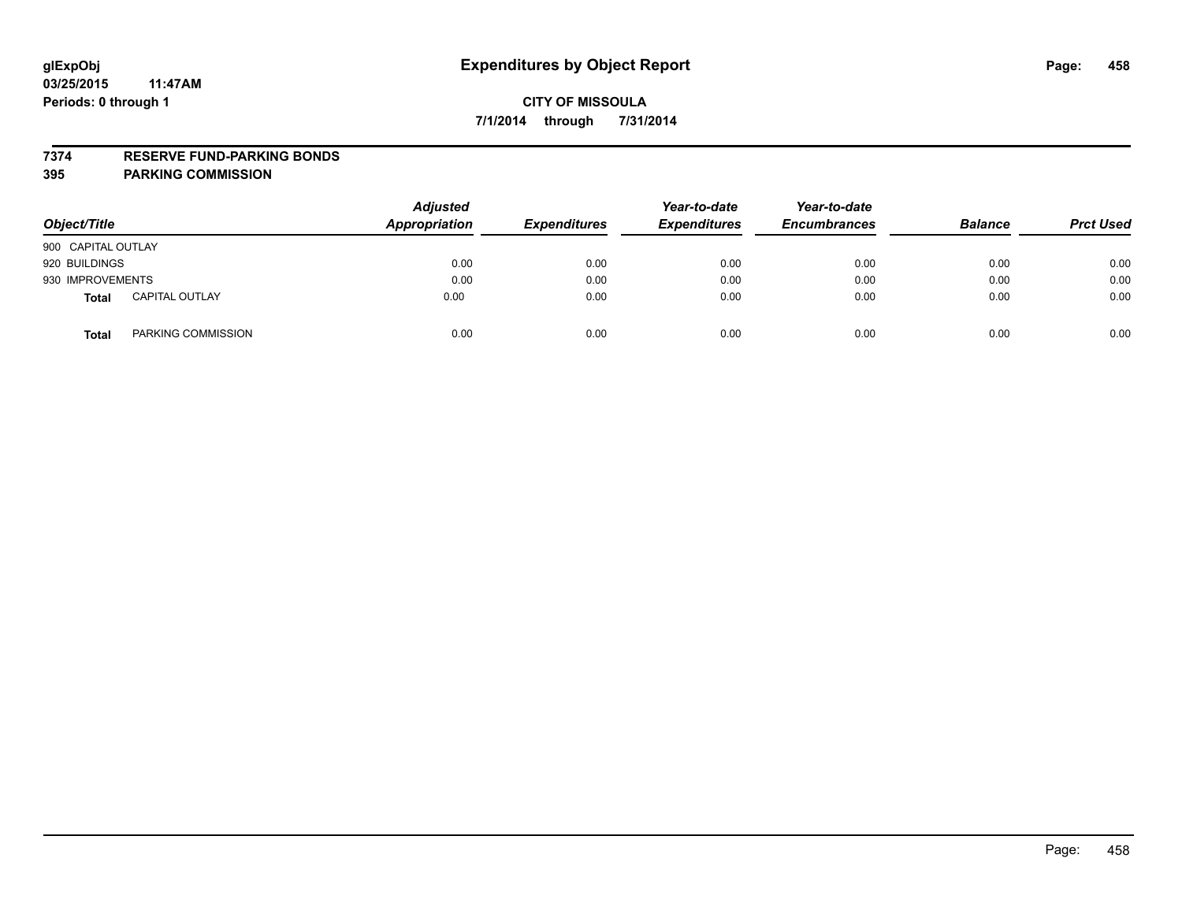glExpObj
03/25/2015 11:47AM
Periods: 0 through 1

# Expenditures by Object Report

**CITY OF MISSOULA**

**7/1/2014 through 7/31/2014**

**7374 RESERVE FUND-PARKING BONDS**
**395 PARKING COMMISSION**

| Object/Title | | Adjusted Appropriation | Expenditures | Year-to-date Expenditures | Year-to-date Encumbrances | Balance | Prct Used |
|---|---|---|---|---|---|---|---|
| 900 CAPITAL OUTLAY | | | | | | | |
| 920 BUILDINGS | | 0.00 | 0.00 | 0.00 | 0.00 | 0.00 | 0.00 |
| 930 IMPROVEMENTS | | 0.00 | 0.00 | 0.00 | 0.00 | 0.00 | 0.00 |
| **Total** | CAPITAL OUTLAY | 0.00 | 0.00 | 0.00 | 0.00 | 0.00 | 0.00 |
| **Total** | PARKING COMMISSION | 0.00 | 0.00 | 0.00 | 0.00 | 0.00 | 0.00 |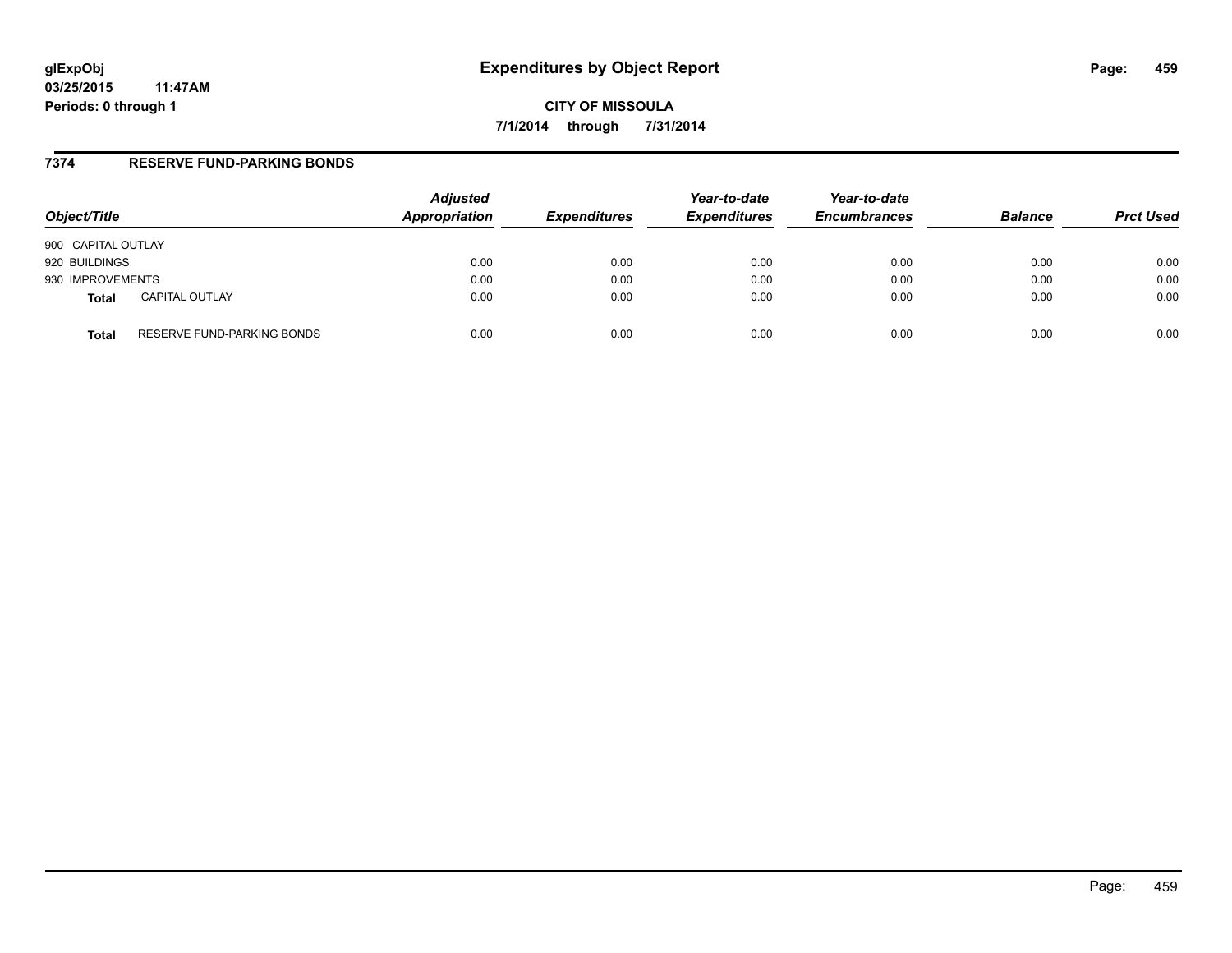glExpObj
03/25/2015 11:47AM
Periods: 0 through 1

# Expenditures by Object Report

**CITY OF MISSOULA**

**7/1/2014 through 7/31/2014**

## 7374 RESERVE FUND-PARKING BONDS

| Object/Title | | Adjusted Appropriation | Expenditures | Year-to-date Expenditures | Year-to-date Encumbrances | Balance | Prct Used |
|---|---|---|---|---|---|---|---|
| 900 CAPITAL OUTLAY | | | | | | | |
| 920 BUILDINGS | | 0.00 | 0.00 | 0.00 | 0.00 | 0.00 | 0.00 |
| 930 IMPROVEMENTS | | 0.00 | 0.00 | 0.00 | 0.00 | 0.00 | 0.00 |
| **Total** | CAPITAL OUTLAY | 0.00 | 0.00 | 0.00 | 0.00 | 0.00 | 0.00 |
| **Total** | RESERVE FUND-PARKING BONDS | 0.00 | 0.00 | 0.00 | 0.00 | 0.00 | 0.00 |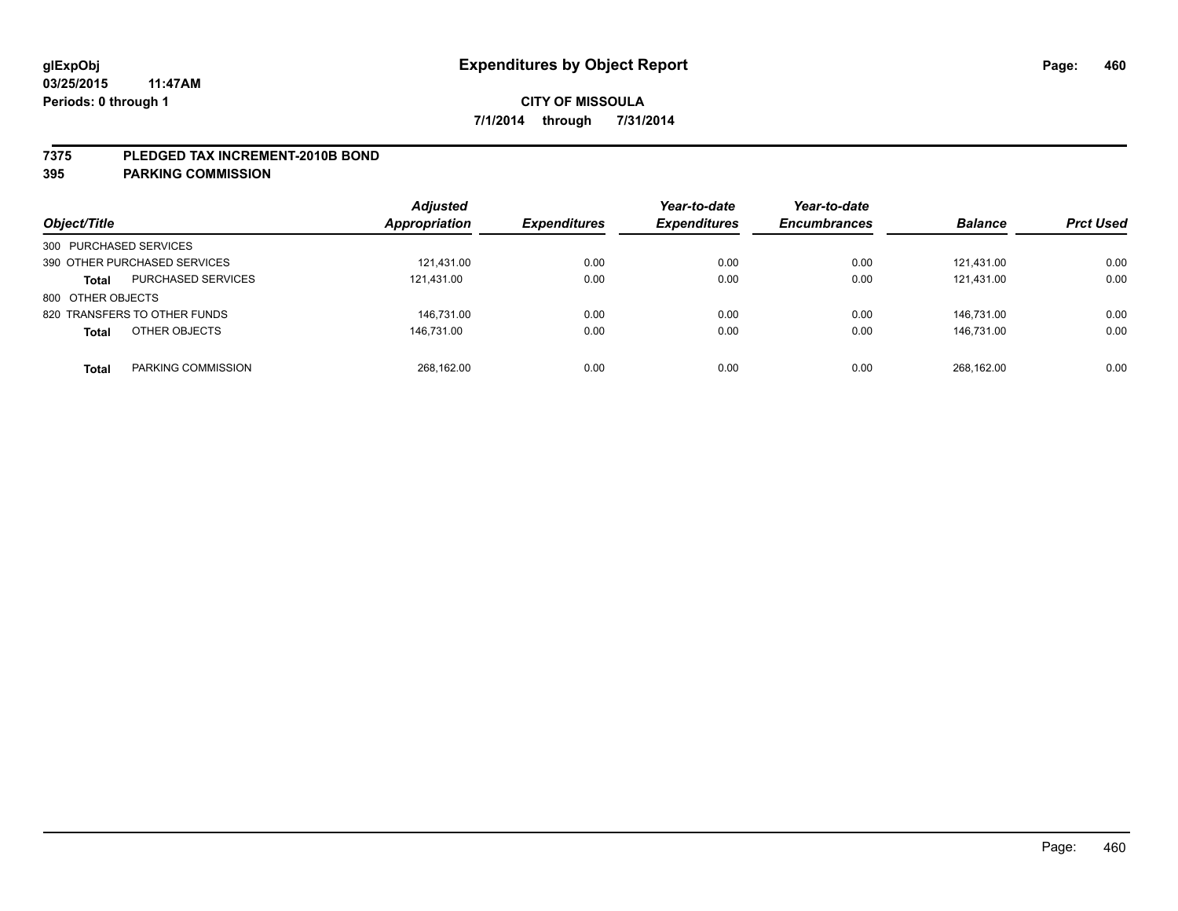**glExpObj** **03/25/2015 11:47AM** **Periods: 0 through 1**

# Expenditures by Object Report

**CITY OF MISSOULA**

**7/1/2014 through 7/31/2014**

**7375 PLEDGED TAX INCREMENT-2010B BOND**

**395 PARKING COMMISSION**

| Object/Title | | Adjusted Appropriation | Expenditures | Year-to-date Expenditures | Year-to-date Encumbrances | Balance | Prct Used |
|---|---|---|---|---|---|---|---|
| 300 PURCHASED SERVICES | | | | | | | |
| 390 OTHER PURCHASED SERVICES | | 121,431.00 | 0.00 | 0.00 | 0.00 | 121,431.00 | 0.00 |
| **Total** | PURCHASED SERVICES | 121,431.00 | 0.00 | 0.00 | 0.00 | 121,431.00 | 0.00 |
| 800 OTHER OBJECTS | | | | | | | |
| 820 TRANSFERS TO OTHER FUNDS | | 146,731.00 | 0.00 | 0.00 | 0.00 | 146,731.00 | 0.00 |
| **Total** | OTHER OBJECTS | 146,731.00 | 0.00 | 0.00 | 0.00 | 146,731.00 | 0.00 |
| **Total** | PARKING COMMISSION | 268,162.00 | 0.00 | 0.00 | 0.00 | 268,162.00 | 0.00 |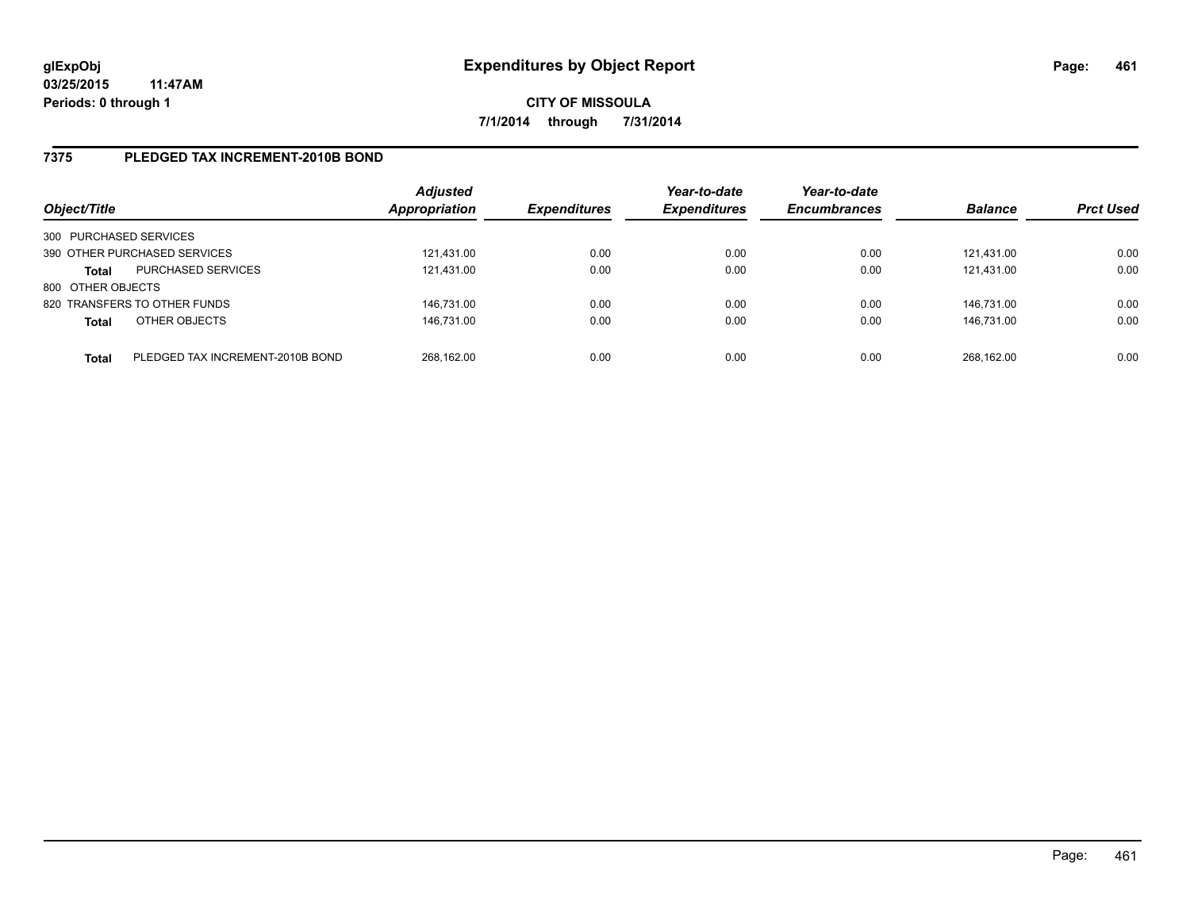**glExpObj**
**03/25/2015 11:47AM**
**Periods: 0 through 1**

# Expenditures by Object Report

**CITY OF MISSOULA**
**7/1/2014 through 7/31/2014**

## 7375 PLEDGED TAX INCREMENT-2010B BOND

| Object/Title | | Adjusted Appropriation | Expenditures | Year-to-date Expenditures | Year-to-date Encumbrances | Balance | Prct Used |
|---|---|---|---|---|---|---|---|
| 300 PURCHASED SERVICES | | | | | | | |
| 390 OTHER PURCHASED SERVICES | | 121,431.00 | 0.00 | 0.00 | 0.00 | 121,431.00 | 0.00 |
| **Total** | PURCHASED SERVICES | 121,431.00 | 0.00 | 0.00 | 0.00 | 121,431.00 | 0.00 |
| 800 OTHER OBJECTS | | | | | | | |
| 820 TRANSFERS TO OTHER FUNDS | | 146,731.00 | 0.00 | 0.00 | 0.00 | 146,731.00 | 0.00 |
| **Total** | OTHER OBJECTS | 146,731.00 | 0.00 | 0.00 | 0.00 | 146,731.00 | 0.00 |
| **Total** | PLEDGED TAX INCREMENT-2010B BOND | 268,162.00 | 0.00 | 0.00 | 0.00 | 268,162.00 | 0.00 |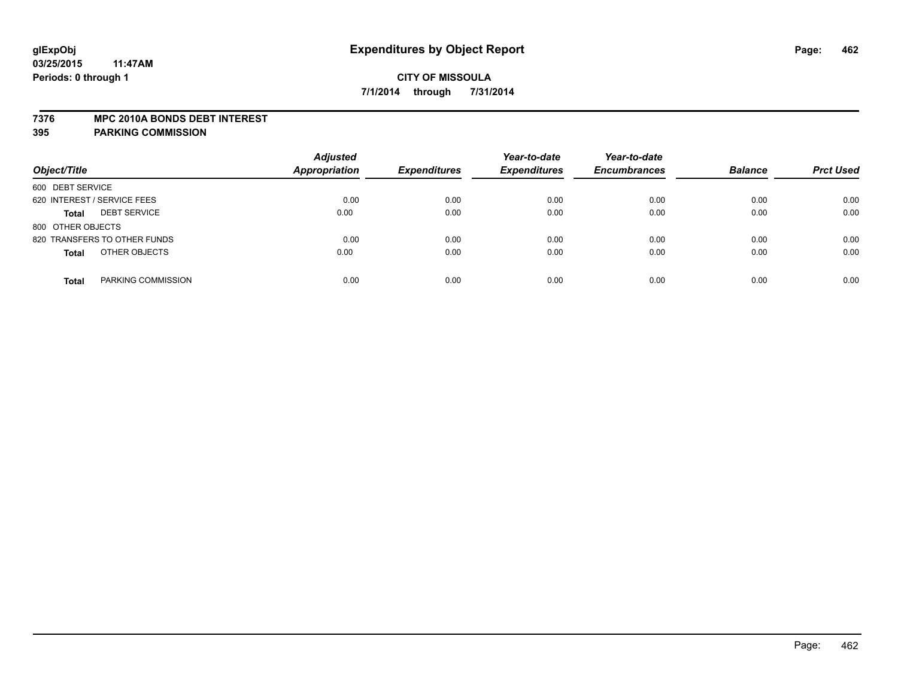**glExpObj**
**03/25/2015 11:47AM**
**Periods: 0 through 1**

# Expenditures by Object Report

**CITY OF MISSOULA**
**7/1/2014 through 7/31/2014**

**7376 MPC 2010A BONDS DEBT INTEREST**
**395 PARKING COMMISSION**

| Object/Title | | Adjusted Appropriation | Expenditures | Year-to-date Expenditures | Year-to-date Encumbrances | Balance | Prct Used |
|---|---|---|---|---|---|---|---|
| 600 DEBT SERVICE | | | | | | | |
| 620 INTEREST / SERVICE FEES | | 0.00 | 0.00 | 0.00 | 0.00 | 0.00 | 0.00 |
| **Total** | DEBT SERVICE | 0.00 | 0.00 | 0.00 | 0.00 | 0.00 | 0.00 |
| 800 OTHER OBJECTS | | | | | | | |
| 820 TRANSFERS TO OTHER FUNDS | | 0.00 | 0.00 | 0.00 | 0.00 | 0.00 | 0.00 |
| **Total** | OTHER OBJECTS | 0.00 | 0.00 | 0.00 | 0.00 | 0.00 | 0.00 |
| **Total** | PARKING COMMISSION | 0.00 | 0.00 | 0.00 | 0.00 | 0.00 | 0.00 |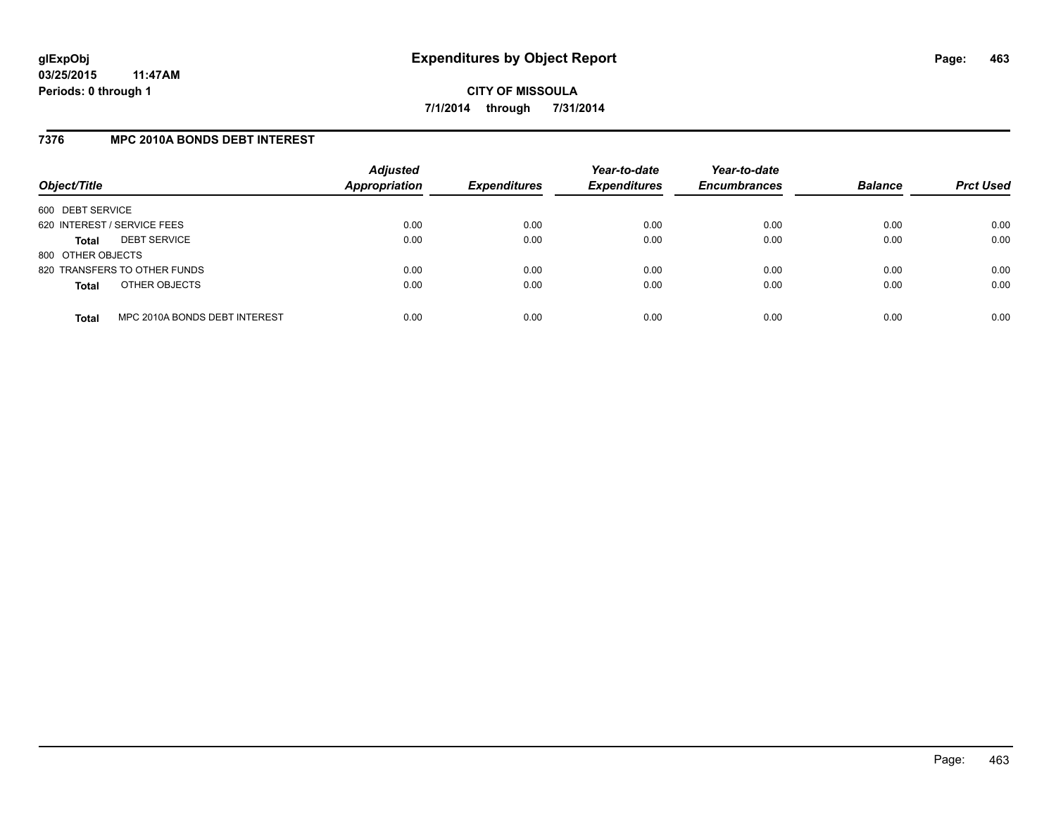**glExpObj**
**03/25/2015 11:47AM**
**Periods: 0 through 1**

# Expenditures by Object Report

**CITY OF MISSOULA**
**7/1/2014 through 7/31/2014**

## 7376 MPC 2010A BONDS DEBT INTEREST

| Object/Title | | Adjusted Appropriation | Expenditures | Year-to-date Expenditures | Year-to-date Encumbrances | Balance | Prct Used |
|---|---|---|---|---|---|---|---|
| 600 DEBT SERVICE | | | | | | | |
| 620 INTEREST / SERVICE FEES | | 0.00 | 0.00 | 0.00 | 0.00 | 0.00 | 0.00 |
| **Total** | DEBT SERVICE | 0.00 | 0.00 | 0.00 | 0.00 | 0.00 | 0.00 |
| 800 OTHER OBJECTS | | | | | | | |
| 820 TRANSFERS TO OTHER FUNDS | | 0.00 | 0.00 | 0.00 | 0.00 | 0.00 | 0.00 |
| **Total** | OTHER OBJECTS | 0.00 | 0.00 | 0.00 | 0.00 | 0.00 | 0.00 |
| **Total** | MPC 2010A BONDS DEBT INTEREST | 0.00 | 0.00 | 0.00 | 0.00 | 0.00 | 0.00 |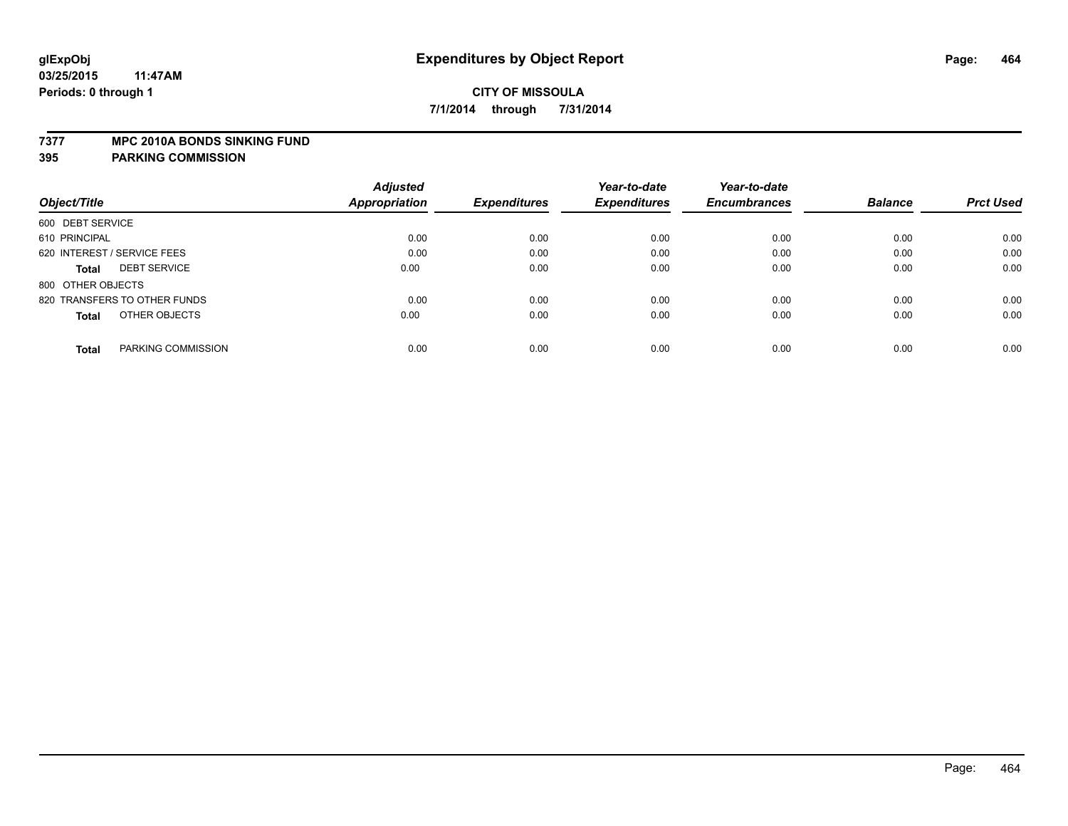# Expenditures by Object Report

glExpObj
03/25/2015 11:47AM
Periods: 0 through 1

**CITY OF MISSOULA**
**7/1/2014 through 7/31/2014**

**7377 MPC 2010A BONDS SINKING FUND**
**395 PARKING COMMISSION**

| Object/Title | | Adjusted Appropriation | Expenditures | Year-to-date Expenditures | Year-to-date Encumbrances | Balance | Prct Used |
|---|---|---|---|---|---|---|---|
| 600 DEBT SERVICE | | | | | | | |
| 610 PRINCIPAL | | 0.00 | 0.00 | 0.00 | 0.00 | 0.00 | 0.00 |
| 620 INTEREST / SERVICE FEES | | 0.00 | 0.00 | 0.00 | 0.00 | 0.00 | 0.00 |
| **Total** | DEBT SERVICE | 0.00 | 0.00 | 0.00 | 0.00 | 0.00 | 0.00 |
| 800 OTHER OBJECTS | | | | | | | |
| 820 TRANSFERS TO OTHER FUNDS | | 0.00 | 0.00 | 0.00 | 0.00 | 0.00 | 0.00 |
| **Total** | OTHER OBJECTS | 0.00 | 0.00 | 0.00 | 0.00 | 0.00 | 0.00 |
| **Total** | PARKING COMMISSION | 0.00 | 0.00 | 0.00 | 0.00 | 0.00 | 0.00 |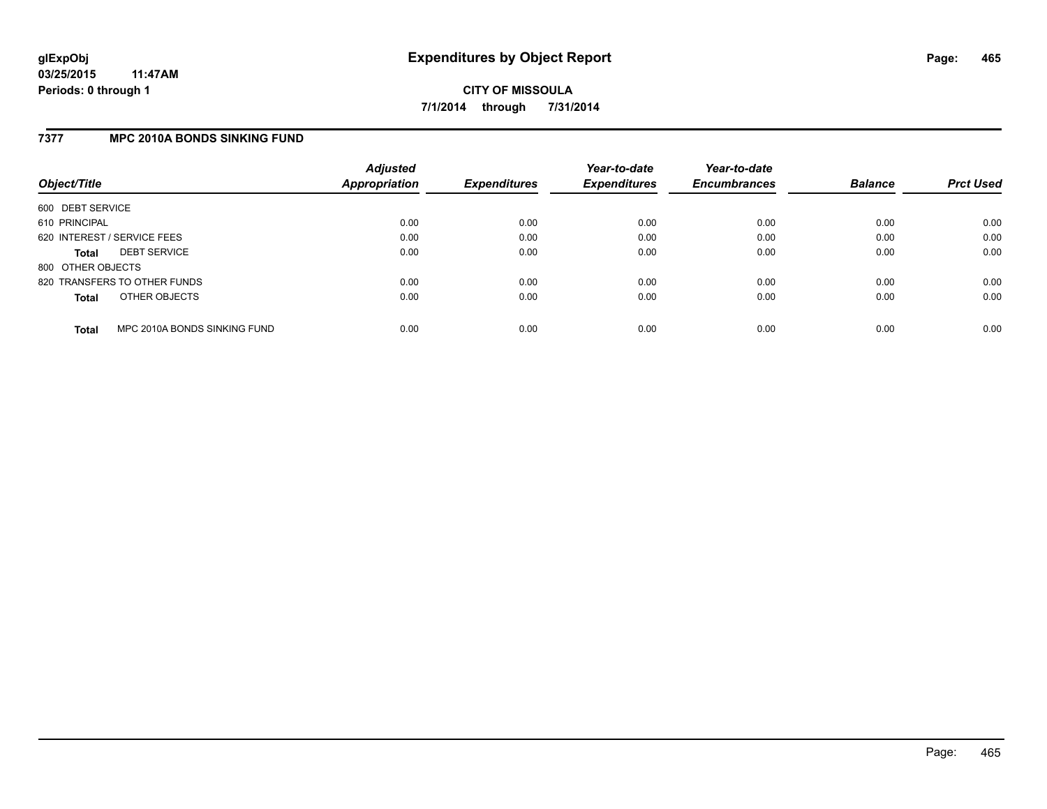**glExpObj**
**03/25/2015 11:47AM**
**Periods: 0 through 1**

# Expenditures by Object Report

**CITY OF MISSOULA**
**7/1/2014 through 7/31/2014**

## 7377 MPC 2010A BONDS SINKING FUND

| Object/Title | Adjusted Appropriation | Expenditures | Year-to-date Expenditures | Year-to-date Encumbrances | Balance | Prct Used |
|---|---|---|---|---|---|---|
| 600 DEBT SERVICE | | | | | | |
| 610 PRINCIPAL | 0.00 | 0.00 | 0.00 | 0.00 | 0.00 | 0.00 |
| 620 INTEREST / SERVICE FEES | 0.00 | 0.00 | 0.00 | 0.00 | 0.00 | 0.00 |
| **Total** DEBT SERVICE | 0.00 | 0.00 | 0.00 | 0.00 | 0.00 | 0.00 |
| 800 OTHER OBJECTS | | | | | | |
| 820 TRANSFERS TO OTHER FUNDS | 0.00 | 0.00 | 0.00 | 0.00 | 0.00 | 0.00 |
| **Total** OTHER OBJECTS | 0.00 | 0.00 | 0.00 | 0.00 | 0.00 | 0.00 |
| **Total** MPC 2010A BONDS SINKING FUND | 0.00 | 0.00 | 0.00 | 0.00 | 0.00 | 0.00 |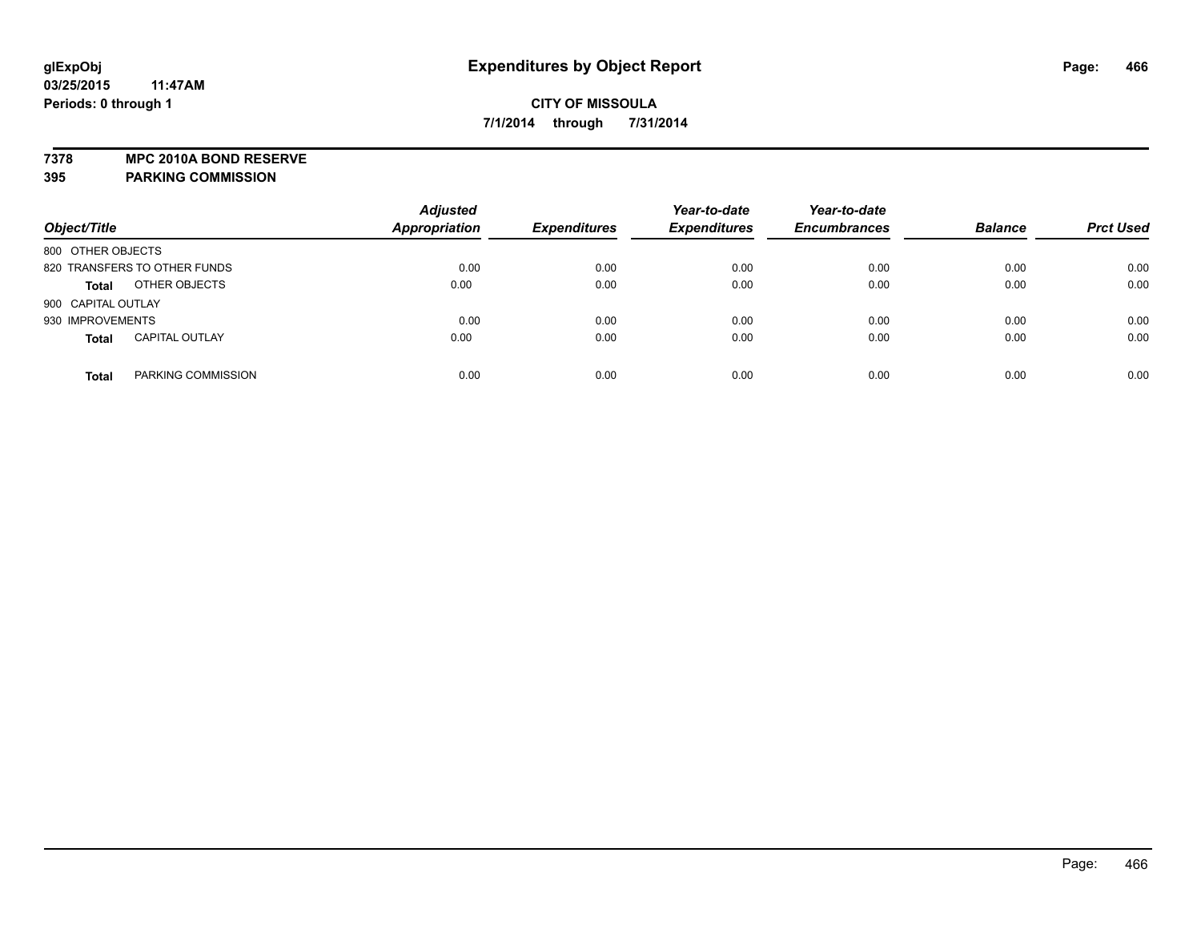# Expenditures by Object Report

glExpObj
03/25/2015 11:47AM
Periods: 0 through 1

**CITY OF MISSOULA**
**7/1/2014 through 7/31/2014**

**7378 MPC 2010A BOND RESERVE**
**395 PARKING COMMISSION**

| Object/Title | | Adjusted Appropriation | Expenditures | Year-to-date Expenditures | Year-to-date Encumbrances | Balance | Prct Used |
|---|---|---|---|---|---|---|---|
| 800 OTHER OBJECTS | | | | | | | |
| 820 TRANSFERS TO OTHER FUNDS | | 0.00 | 0.00 | 0.00 | 0.00 | 0.00 | 0.00 |
| **Total** | OTHER OBJECTS | 0.00 | 0.00 | 0.00 | 0.00 | 0.00 | 0.00 |
| 900 CAPITAL OUTLAY | | | | | | | |
| 930 IMPROVEMENTS | | 0.00 | 0.00 | 0.00 | 0.00 | 0.00 | 0.00 |
| **Total** | CAPITAL OUTLAY | 0.00 | 0.00 | 0.00 | 0.00 | 0.00 | 0.00 |
| **Total** | PARKING COMMISSION | 0.00 | 0.00 | 0.00 | 0.00 | 0.00 | 0.00 |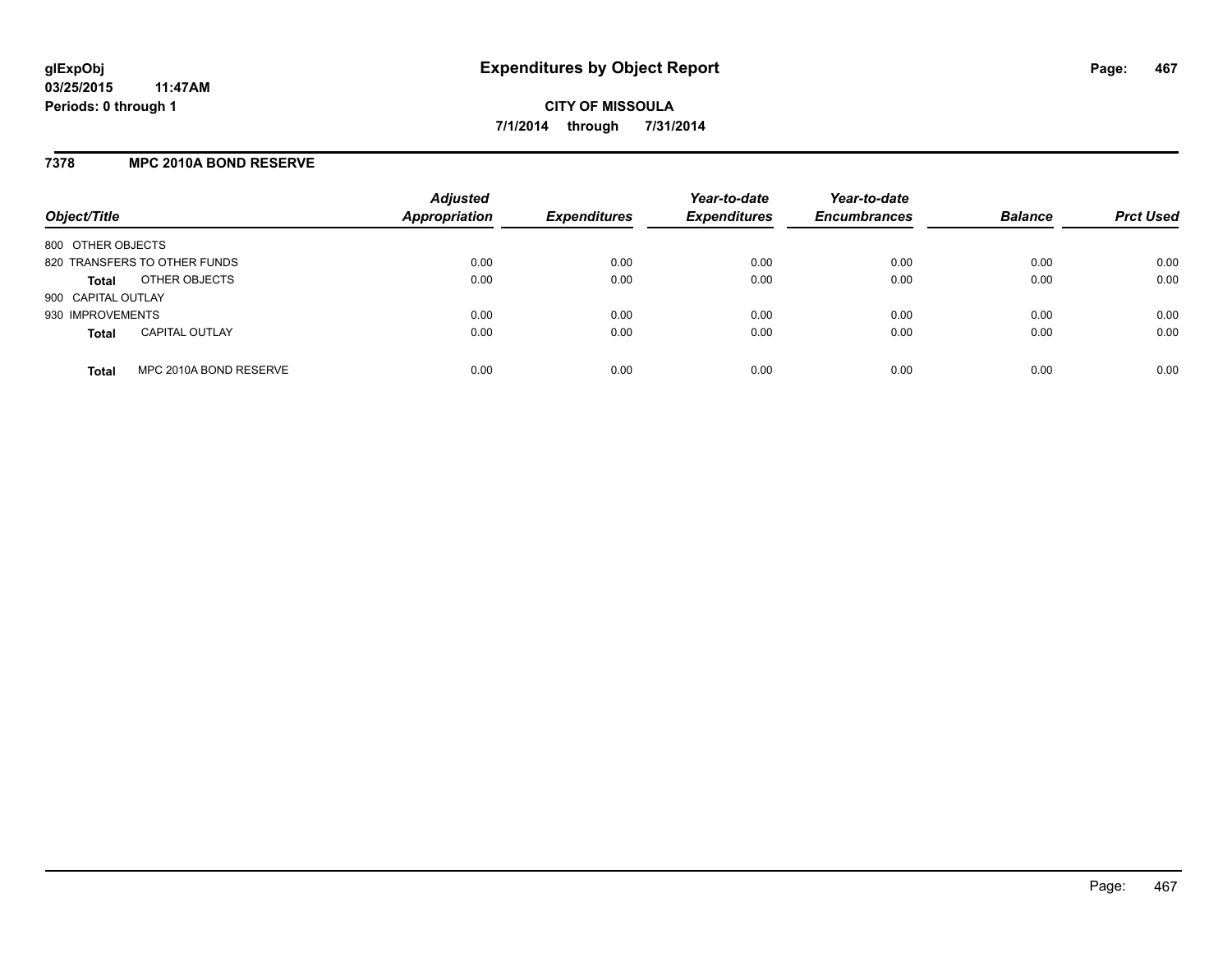glExpObj
03/25/2015 11:47AM
Periods: 0 through 1

# Expenditures by Object Report

**CITY OF MISSOULA**
**7/1/2014 through 7/31/2014**

## 7378 MPC 2010A BOND RESERVE

| Object/Title | Adjusted Appropriation | Expenditures | Year-to-date Expenditures | Year-to-date Encumbrances | Balance | Prct Used |
|---|---|---|---|---|---|---|
| 800 OTHER OBJECTS | | | | | | |
| 820 TRANSFERS TO OTHER FUNDS | 0.00 | 0.00 | 0.00 | 0.00 | 0.00 | 0.00 |
| **Total** OTHER OBJECTS | 0.00 | 0.00 | 0.00 | 0.00 | 0.00 | 0.00 |
| 900 CAPITAL OUTLAY | | | | | | |
| 930 IMPROVEMENTS | 0.00 | 0.00 | 0.00 | 0.00 | 0.00 | 0.00 |
| **Total** CAPITAL OUTLAY | 0.00 | 0.00 | 0.00 | 0.00 | 0.00 | 0.00 |
| **Total** MPC 2010A BOND RESERVE | 0.00 | 0.00 | 0.00 | 0.00 | 0.00 | 0.00 |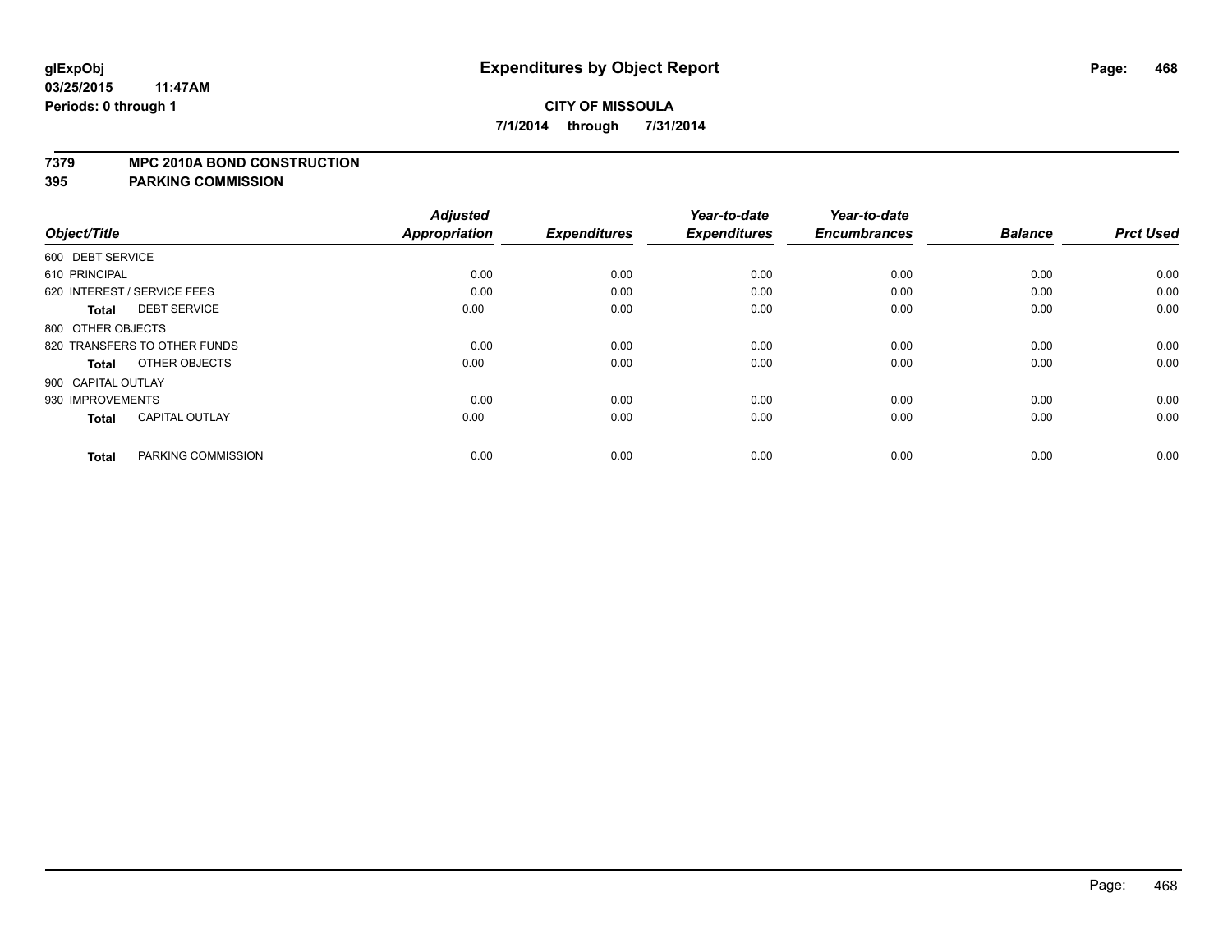**glExpObj**
**03/25/2015 11:47AM**
**Periods: 0 through 1**

# Expenditures by Object Report

**CITY OF MISSOULA**
**7/1/2014 through 7/31/2014**

## 7379 MPC 2010A BOND CONSTRUCTION
## 395 PARKING COMMISSION

| Object/Title | Adjusted Appropriation | Expenditures | Year-to-date Expenditures | Year-to-date Encumbrances | Balance | Prct Used |
|---|---|---|---|---|---|---|
| 600 DEBT SERVICE | | | | | | |
| 610 PRINCIPAL | 0.00 | 0.00 | 0.00 | 0.00 | 0.00 | 0.00 |
| 620 INTEREST / SERVICE FEES | 0.00 | 0.00 | 0.00 | 0.00 | 0.00 | 0.00 |
| **Total** DEBT SERVICE | 0.00 | 0.00 | 0.00 | 0.00 | 0.00 | 0.00 |
| 800 OTHER OBJECTS | | | | | | |
| 820 TRANSFERS TO OTHER FUNDS | 0.00 | 0.00 | 0.00 | 0.00 | 0.00 | 0.00 |
| **Total** OTHER OBJECTS | 0.00 | 0.00 | 0.00 | 0.00 | 0.00 | 0.00 |
| 900 CAPITAL OUTLAY | | | | | | |
| 930 IMPROVEMENTS | 0.00 | 0.00 | 0.00 | 0.00 | 0.00 | 0.00 |
| **Total** CAPITAL OUTLAY | 0.00 | 0.00 | 0.00 | 0.00 | 0.00 | 0.00 |
| **Total** PARKING COMMISSION | 0.00 | 0.00 | 0.00 | 0.00 | 0.00 | 0.00 |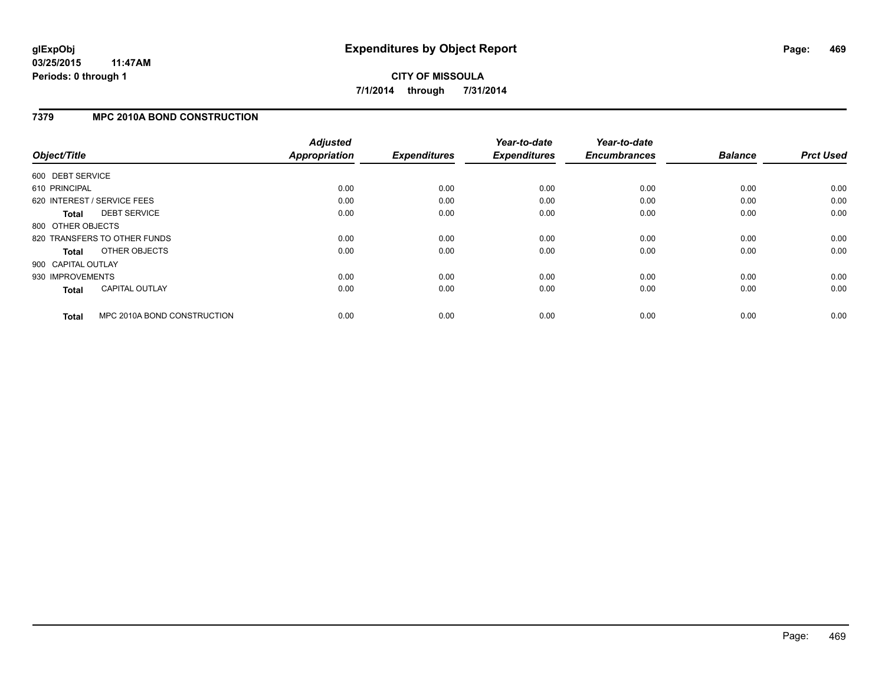**glExpObj**
**03/25/2015 11:47AM**
**Periods: 0 through 1**

# Expenditures by Object Report

**CITY OF MISSOULA**
**7/1/2014 through 7/31/2014**

## 7379 MPC 2010A BOND CONSTRUCTION

| Object/Title | Adjusted Appropriation | Expenditures | Year-to-date Expenditures | Year-to-date Encumbrances | Balance | Prct Used |
|---|---|---|---|---|---|---|
| 600 DEBT SERVICE | | | | | | |
| 610 PRINCIPAL | 0.00 | 0.00 | 0.00 | 0.00 | 0.00 | 0.00 |
| 620 INTEREST / SERVICE FEES | 0.00 | 0.00 | 0.00 | 0.00 | 0.00 | 0.00 |
| **Total** DEBT SERVICE | 0.00 | 0.00 | 0.00 | 0.00 | 0.00 | 0.00 |
| 800 OTHER OBJECTS | | | | | | |
| 820 TRANSFERS TO OTHER FUNDS | 0.00 | 0.00 | 0.00 | 0.00 | 0.00 | 0.00 |
| **Total** OTHER OBJECTS | 0.00 | 0.00 | 0.00 | 0.00 | 0.00 | 0.00 |
| 900 CAPITAL OUTLAY | | | | | | |
| 930 IMPROVEMENTS | 0.00 | 0.00 | 0.00 | 0.00 | 0.00 | 0.00 |
| **Total** CAPITAL OUTLAY | 0.00 | 0.00 | 0.00 | 0.00 | 0.00 | 0.00 |
| **Total** MPC 2010A BOND CONSTRUCTION | 0.00 | 0.00 | 0.00 | 0.00 | 0.00 | 0.00 |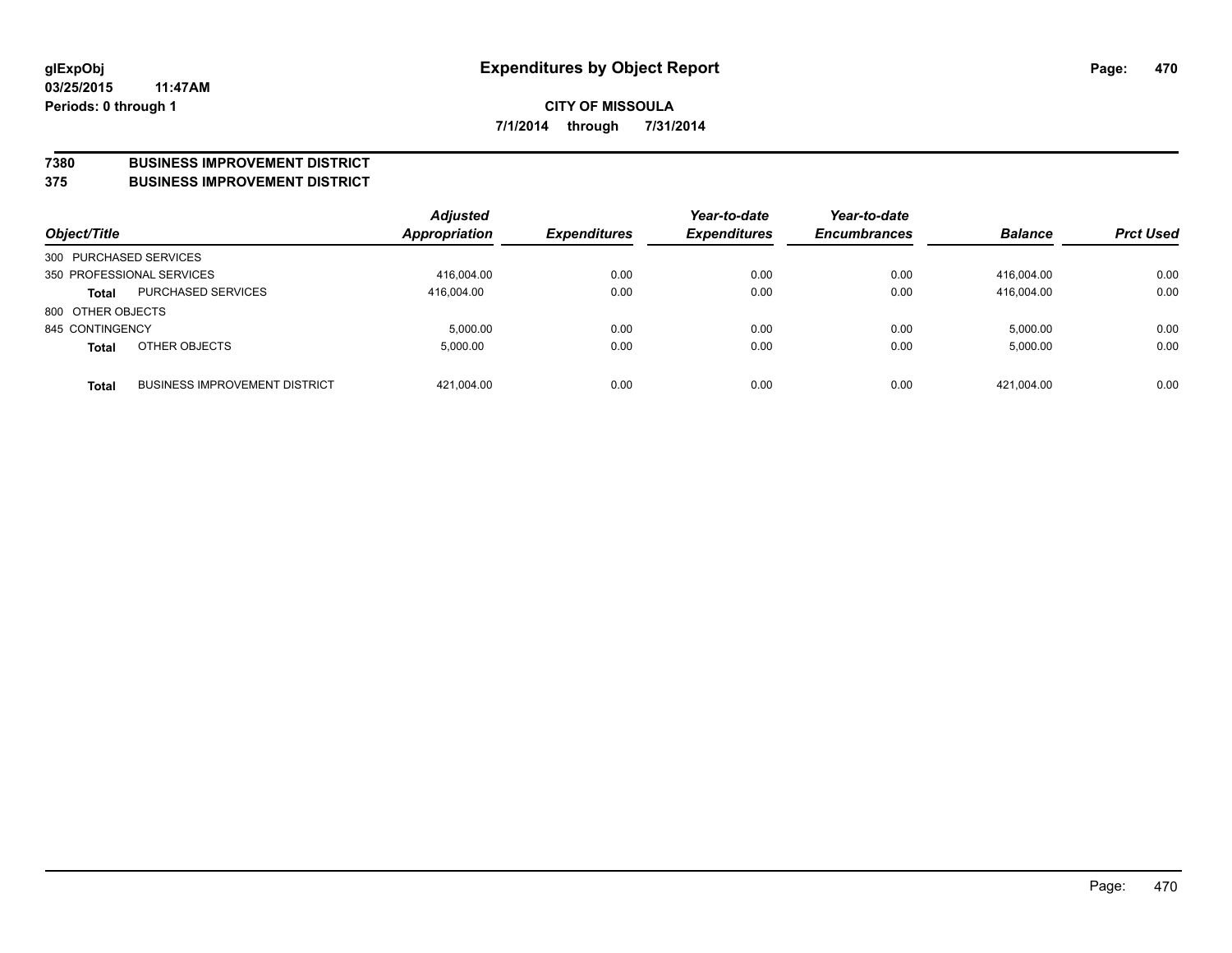**glExpObj**
**03/25/2015 11:47AM**
**Periods: 0 through 1**

# Expenditures by Object Report

**CITY OF MISSOULA**
**7/1/2014 through 7/31/2014**

## 7380 BUSINESS IMPROVEMENT DISTRICT
## 375 BUSINESS IMPROVEMENT DISTRICT

| Object/Title | | Adjusted Appropriation | Expenditures | Year-to-date Expenditures | Year-to-date Encumbrances | Balance | Prct Used |
|---|---|---|---|---|---|---|---|
| 300 PURCHASED SERVICES | | | | | | | |
| 350 PROFESSIONAL SERVICES | | 416,004.00 | 0.00 | 0.00 | 0.00 | 416,004.00 | 0.00 |
| **Total** | PURCHASED SERVICES | 416,004.00 | 0.00 | 0.00 | 0.00 | 416,004.00 | 0.00 |
| 800 OTHER OBJECTS | | | | | | | |
| 845 CONTINGENCY | | 5,000.00 | 0.00 | 0.00 | 0.00 | 5,000.00 | 0.00 |
| **Total** | OTHER OBJECTS | 5,000.00 | 0.00 | 0.00 | 0.00 | 5,000.00 | 0.00 |
| **Total** | BUSINESS IMPROVEMENT DISTRICT | 421,004.00 | 0.00 | 0.00 | 0.00 | 421,004.00 | 0.00 |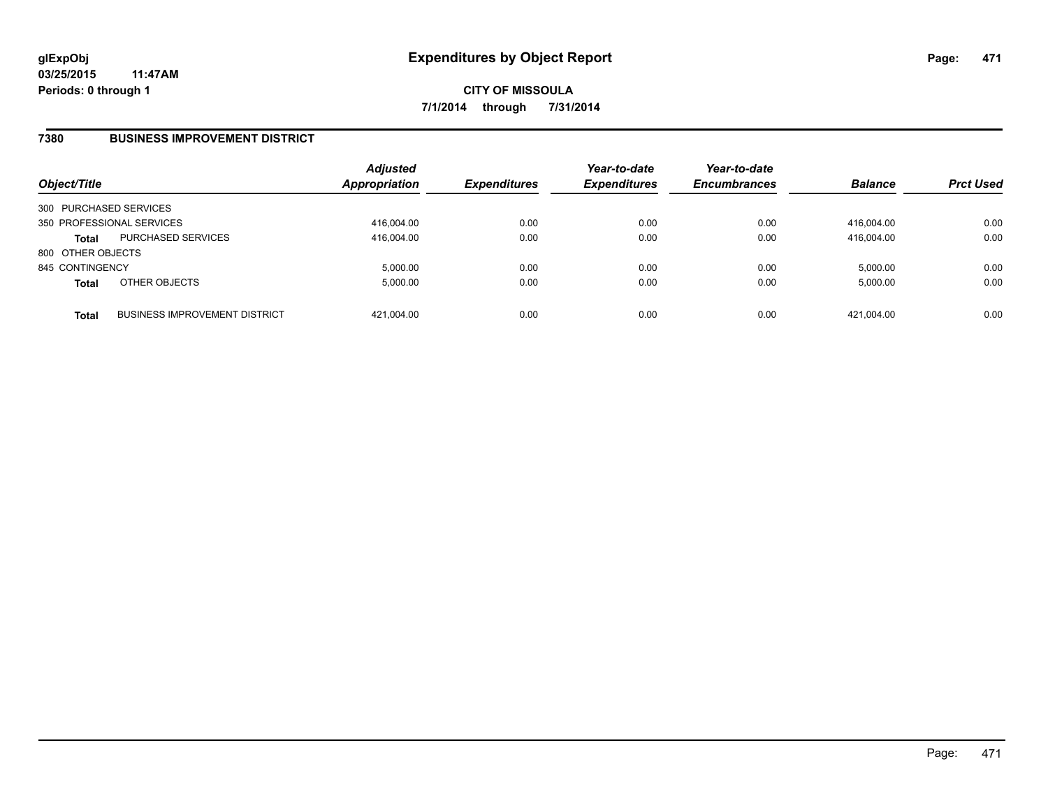glExpObj
03/25/2015 11:47AM
Periods: 0 through 1

# Expenditures by Object Report

CITY OF MISSOULA

7/1/2014 through 7/31/2014

## 7380 BUSINESS IMPROVEMENT DISTRICT

| Object/Title | | Adjusted Appropriation | Expenditures | Year-to-date Expenditures | Year-to-date Encumbrances | Balance | Prct Used |
|---|---|---|---|---|---|---|---|
| 300 PURCHASED SERVICES | | | | | | | |
| 350 PROFESSIONAL SERVICES | | 416,004.00 | 0.00 | 0.00 | 0.00 | 416,004.00 | 0.00 |
| **Total** | PURCHASED SERVICES | 416,004.00 | 0.00 | 0.00 | 0.00 | 416,004.00 | 0.00 |
| 800 OTHER OBJECTS | | | | | | | |
| 845 CONTINGENCY | | 5,000.00 | 0.00 | 0.00 | 0.00 | 5,000.00 | 0.00 |
| **Total** | OTHER OBJECTS | 5,000.00 | 0.00 | 0.00 | 0.00 | 5,000.00 | 0.00 |
| **Total** | BUSINESS IMPROVEMENT DISTRICT | 421,004.00 | 0.00 | 0.00 | 0.00 | 421,004.00 | 0.00 |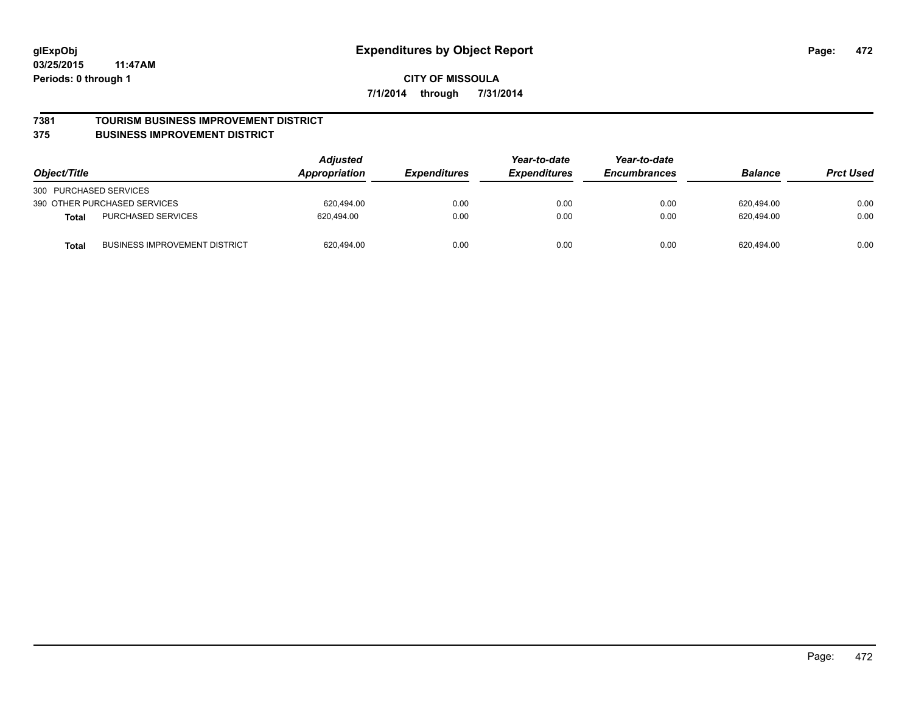glExpObj
03/25/2015 11:47AM
Periods: 0 through 1

# Expenditures by Object Report

**CITY OF MISSOULA**

**7/1/2014 through 7/31/2014**

## 7381 TOURISM BUSINESS IMPROVEMENT DISTRICT
## 375 BUSINESS IMPROVEMENT DISTRICT

| Object/Title | | Adjusted Appropriation | Expenditures | Year-to-date Expenditures | Year-to-date Encumbrances | Balance | Prct Used |
|---|---|---|---|---|---|---|---|
| 300 PURCHASED SERVICES | | | | | | | |
| 390 OTHER PURCHASED SERVICES | | 620,494.00 | 0.00 | 0.00 | 0.00 | 620,494.00 | 0.00 |
| **Total** | PURCHASED SERVICES | 620,494.00 | 0.00 | 0.00 | 0.00 | 620,494.00 | 0.00 |
| **Total** | BUSINESS IMPROVEMENT DISTRICT | 620,494.00 | 0.00 | 0.00 | 0.00 | 620,494.00 | 0.00 |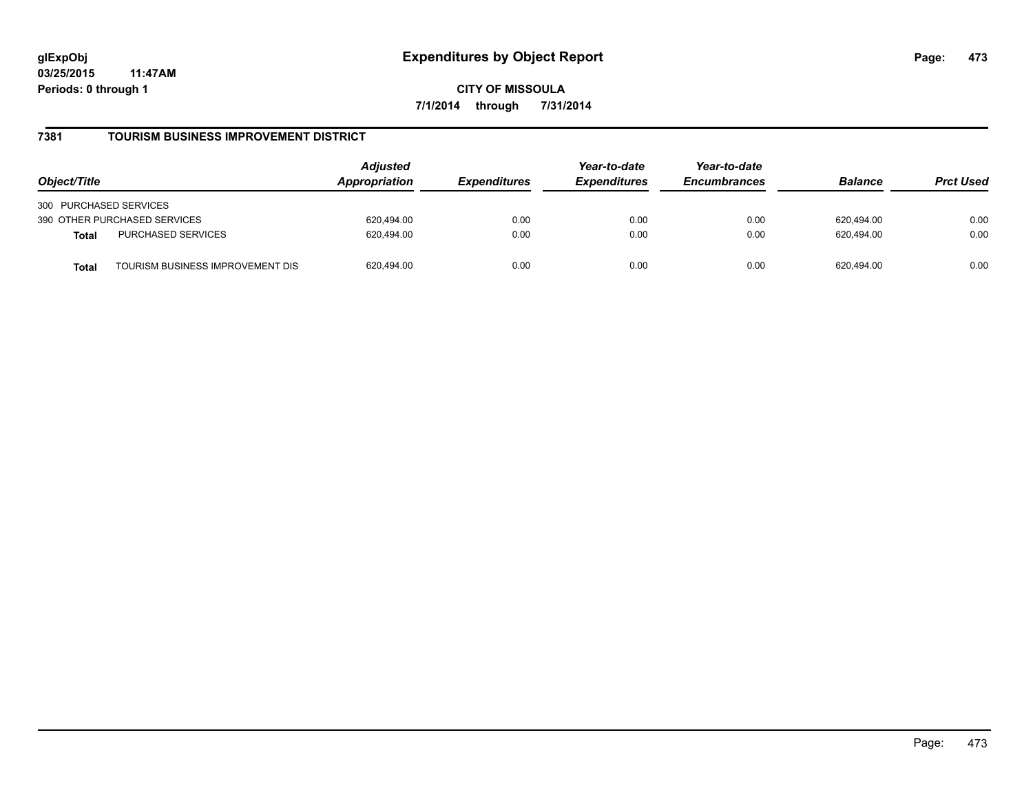# Expenditures by Object Report

glExpObj
03/25/2015 11:47AM
Periods: 0 through 1

**CITY OF MISSOULA**

**7/1/2014 through 7/31/2014**

## 7381 TOURISM BUSINESS IMPROVEMENT DISTRICT

| Object/Title | | Adjusted Appropriation | Expenditures | Year-to-date Expenditures | Year-to-date Encumbrances | Balance | Prct Used |
|---|---|---|---|---|---|---|---|
| 300 PURCHASED SERVICES | | | | | | | |
| 390 OTHER PURCHASED SERVICES | | 620,494.00 | 0.00 | 0.00 | 0.00 | 620,494.00 | 0.00 |
| **Total** | PURCHASED SERVICES | 620,494.00 | 0.00 | 0.00 | 0.00 | 620,494.00 | 0.00 |
| **Total** | TOURISM BUSINESS IMPROVEMENT DIS | 620,494.00 | 0.00 | 0.00 | 0.00 | 620,494.00 | 0.00 |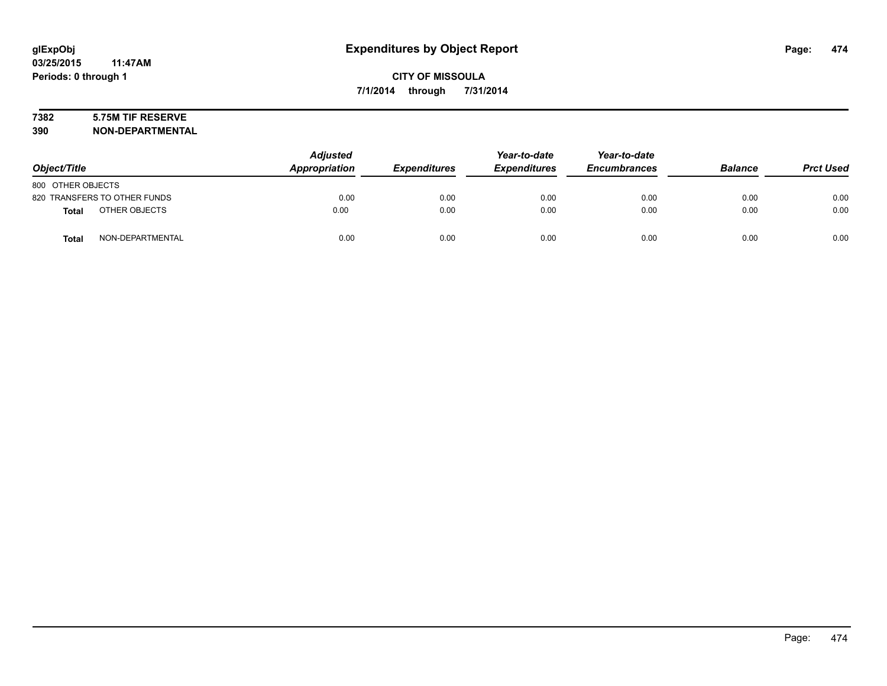# Expenditures by Object Report

glExpObj
03/25/2015 11:47AM
Periods: 0 through 1

**CITY OF MISSOULA**
**7/1/2014 through 7/31/2014**

**7382 5.75M TIF RESERVE**
**390 NON-DEPARTMENTAL**

| Object/Title | | Adjusted Appropriation | Expenditures | Year-to-date Expenditures | Year-to-date Encumbrances | Balance | Prct Used |
|---|---|---|---|---|---|---|---|
| 800 OTHER OBJECTS | | | | | | | |
| 820 TRANSFERS TO OTHER FUNDS | | 0.00 | 0.00 | 0.00 | 0.00 | 0.00 | 0.00 |
| **Total** | OTHER OBJECTS | 0.00 | 0.00 | 0.00 | 0.00 | 0.00 | 0.00 |
| **Total** | NON-DEPARTMENTAL | 0.00 | 0.00 | 0.00 | 0.00 | 0.00 | 0.00 |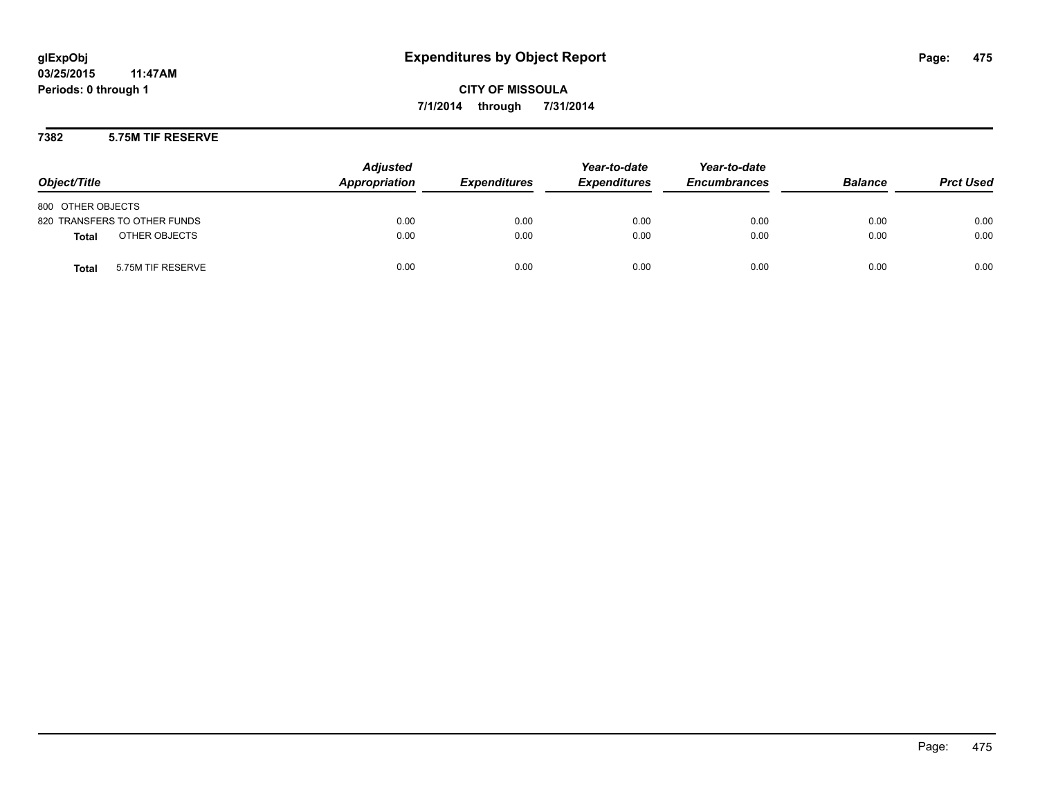**glExpObj**
**03/25/2015 11:47AM**
**Periods: 0 through 1**

# Expenditures by Object Report

**CITY OF MISSOULA**
**7/1/2014 through 7/31/2014**

## 7382 5.75M TIF RESERVE

| Object/Title | Adjusted Appropriation | Expenditures | Year-to-date Expenditures | Year-to-date Encumbrances | Balance | Prct Used |
|---|---|---|---|---|---|---|
| 800 OTHER OBJECTS | | | | | | |
| 820 TRANSFERS TO OTHER FUNDS | 0.00 | 0.00 | 0.00 | 0.00 | 0.00 | 0.00 |
| **Total** OTHER OBJECTS | 0.00 | 0.00 | 0.00 | 0.00 | 0.00 | 0.00 |
| **Total** 5.75M TIF RESERVE | 0.00 | 0.00 | 0.00 | 0.00 | 0.00 | 0.00 |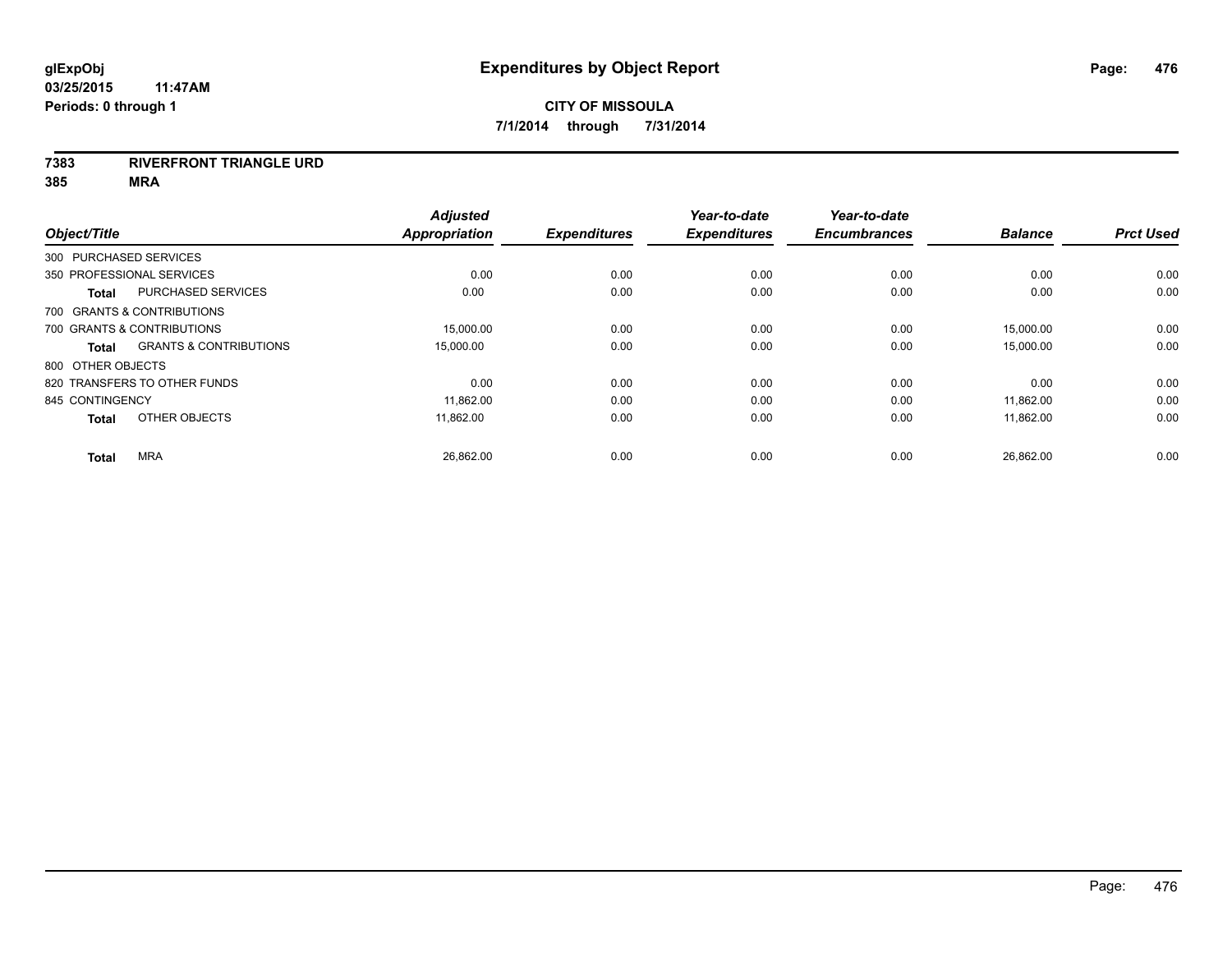**glExpObj**
**03/25/2015 11:47AM**
**Periods: 0 through 1**

# Expenditures by Object Report

**CITY OF MISSOULA**
**7/1/2014 through 7/31/2014**

**7383 RIVERFRONT TRIANGLE URD**
**385 MRA**

| Object/Title | | Adjusted Appropriation | Expenditures | Year-to-date Expenditures | Year-to-date Encumbrances | Balance | Prct Used |
|---|---|---|---|---|---|---|---|
| 300 PURCHASED SERVICES | | | | | | | |
| 350 PROFESSIONAL SERVICES | | 0.00 | 0.00 | 0.00 | 0.00 | 0.00 | 0.00 |
| **Total** | PURCHASED SERVICES | 0.00 | 0.00 | 0.00 | 0.00 | 0.00 | 0.00 |
| 700 GRANTS & CONTRIBUTIONS | | | | | | | |
| 700 GRANTS & CONTRIBUTIONS | | 15,000.00 | 0.00 | 0.00 | 0.00 | 15,000.00 | 0.00 |
| **Total** | GRANTS & CONTRIBUTIONS | 15,000.00 | 0.00 | 0.00 | 0.00 | 15,000.00 | 0.00 |
| 800 OTHER OBJECTS | | | | | | | |
| 820 TRANSFERS TO OTHER FUNDS | | 0.00 | 0.00 | 0.00 | 0.00 | 0.00 | 0.00 |
| 845 CONTINGENCY | | 11,862.00 | 0.00 | 0.00 | 0.00 | 11,862.00 | 0.00 |
| **Total** | OTHER OBJECTS | 11,862.00 | 0.00 | 0.00 | 0.00 | 11,862.00 | 0.00 |
| **Total** | MRA | 26,862.00 | 0.00 | 0.00 | 0.00 | 26,862.00 | 0.00 |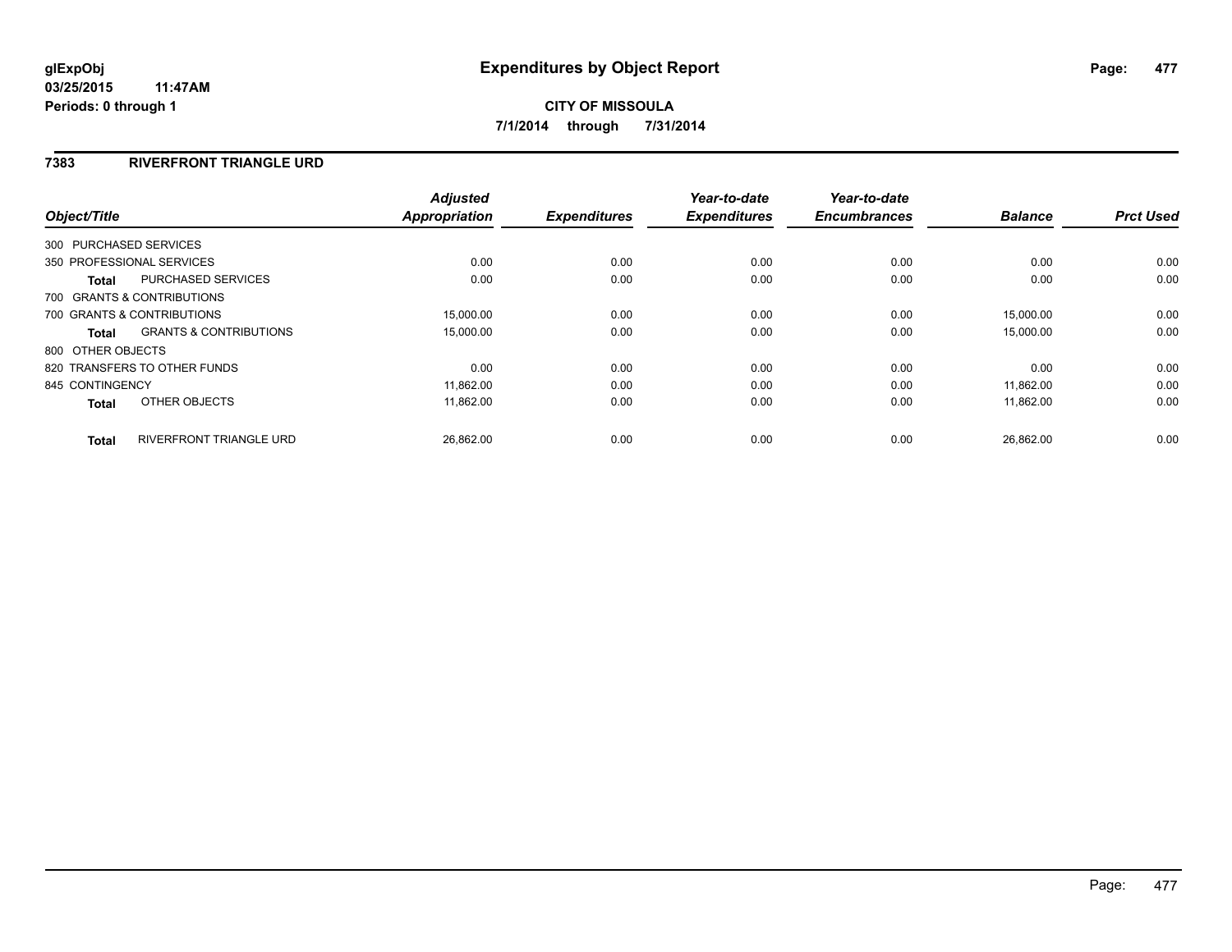# Expenditures by Object Report

glExpObj
03/25/2015 11:47AM
Periods: 0 through 1

**CITY OF MISSOULA**
**7/1/2014 through 7/31/2014**

## 7383 RIVERFRONT TRIANGLE URD

| Object/Title | | Adjusted Appropriation | Expenditures | Year-to-date Expenditures | Year-to-date Encumbrances | Balance | Prct Used |
|---|---|---|---|---|---|---|---|
| 300 PURCHASED SERVICES | | | | | | | |
| 350 PROFESSIONAL SERVICES | | 0.00 | 0.00 | 0.00 | 0.00 | 0.00 | 0.00 |
| **Total** | PURCHASED SERVICES | 0.00 | 0.00 | 0.00 | 0.00 | 0.00 | 0.00 |
| 700 GRANTS & CONTRIBUTIONS | | | | | | | |
| 700 GRANTS & CONTRIBUTIONS | | 15,000.00 | 0.00 | 0.00 | 0.00 | 15,000.00 | 0.00 |
| **Total** | GRANTS & CONTRIBUTIONS | 15,000.00 | 0.00 | 0.00 | 0.00 | 15,000.00 | 0.00 |
| 800 OTHER OBJECTS | | | | | | | |
| 820 TRANSFERS TO OTHER FUNDS | | 0.00 | 0.00 | 0.00 | 0.00 | 0.00 | 0.00 |
| 845 CONTINGENCY | | 11,862.00 | 0.00 | 0.00 | 0.00 | 11,862.00 | 0.00 |
| **Total** | OTHER OBJECTS | 11,862.00 | 0.00 | 0.00 | 0.00 | 11,862.00 | 0.00 |
| **Total** | RIVERFRONT TRIANGLE URD | 26,862.00 | 0.00 | 0.00 | 0.00 | 26,862.00 | 0.00 |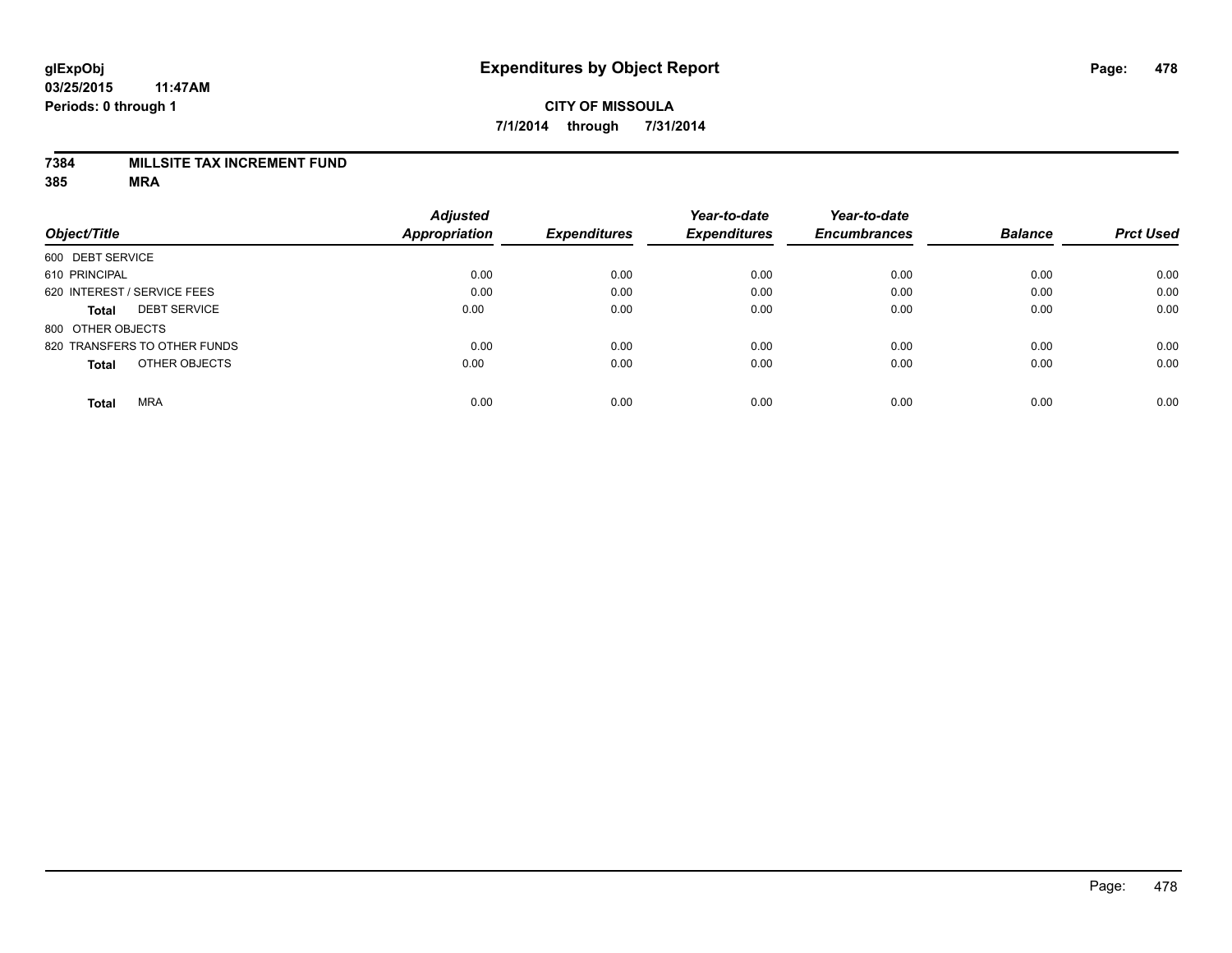**glExpObj**
**03/25/2015 11:47AM**
**Periods: 0 through 1**

# Expenditures by Object Report

**CITY OF MISSOULA**
**7/1/2014 through 7/31/2014**

**7384 MILLSITE TAX INCREMENT FUND**
**385 MRA**

| Object/Title | Adjusted Appropriation | Expenditures | Year-to-date Expenditures | Year-to-date Encumbrances | Balance | Prct Used |
|---|---|---|---|---|---|---|
| 600 DEBT SERVICE | | | | | | |
| 610 PRINCIPAL | 0.00 | 0.00 | 0.00 | 0.00 | 0.00 | 0.00 |
| 620 INTEREST / SERVICE FEES | 0.00 | 0.00 | 0.00 | 0.00 | 0.00 | 0.00 |
| **Total** DEBT SERVICE | 0.00 | 0.00 | 0.00 | 0.00 | 0.00 | 0.00 |
| 800 OTHER OBJECTS | | | | | | |
| 820 TRANSFERS TO OTHER FUNDS | 0.00 | 0.00 | 0.00 | 0.00 | 0.00 | 0.00 |
| **Total** OTHER OBJECTS | 0.00 | 0.00 | 0.00 | 0.00 | 0.00 | 0.00 |
| **Total** MRA | 0.00 | 0.00 | 0.00 | 0.00 | 0.00 | 0.00 |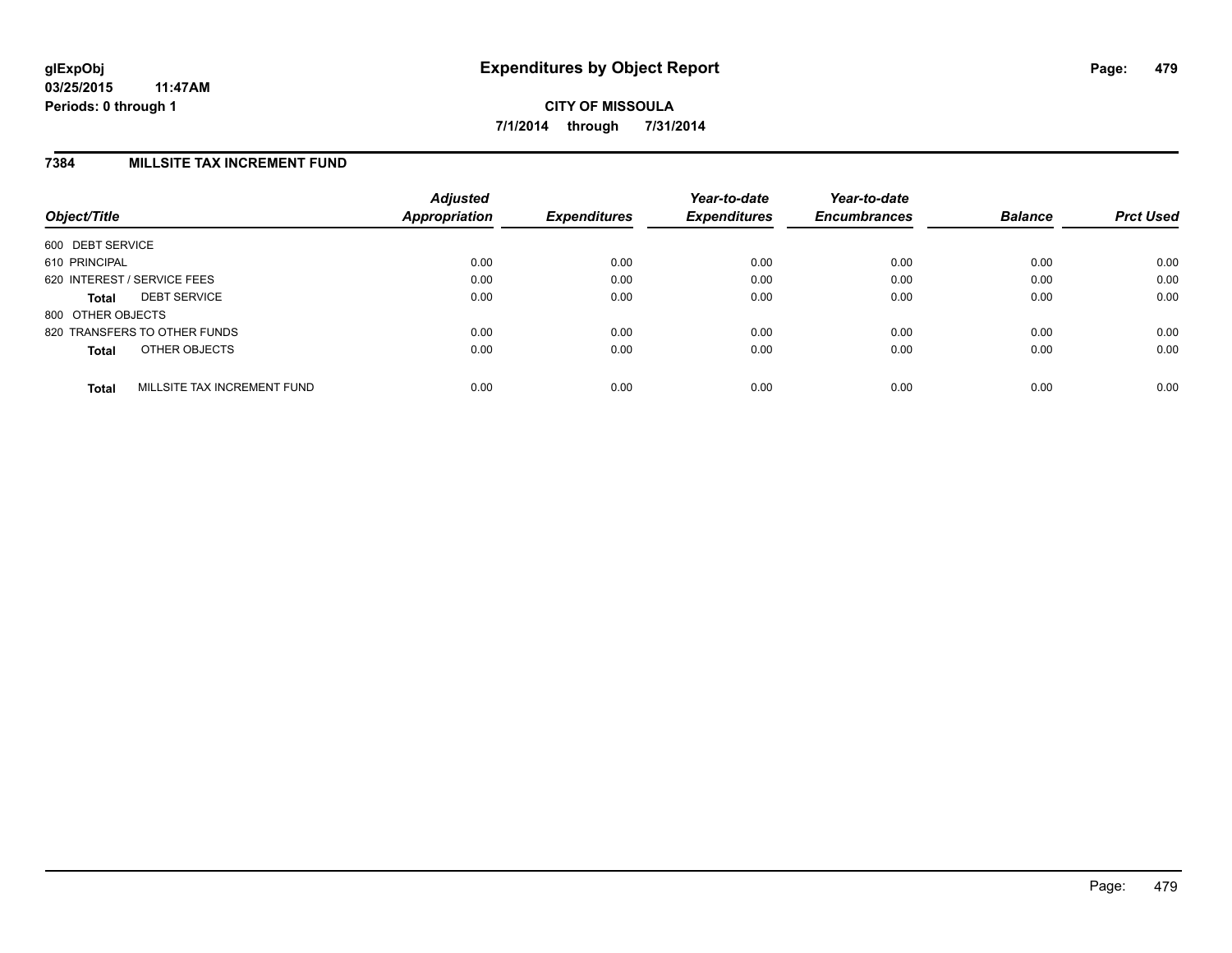# Expenditures by Object Report

glExpObj
03/25/2015 11:47AM
Periods: 0 through 1

CITY OF MISSOULA

7/1/2014 through 7/31/2014

## 7384 MILLSITE TAX INCREMENT FUND

| Object/Title | Adjusted Appropriation | Expenditures | Year-to-date Expenditures | Year-to-date Encumbrances | Balance | Prct Used |
|---|---|---|---|---|---|---|
| 600 DEBT SERVICE | | | | | | |
| 610 PRINCIPAL | 0.00 | 0.00 | 0.00 | 0.00 | 0.00 | 0.00 |
| 620 INTEREST / SERVICE FEES | 0.00 | 0.00 | 0.00 | 0.00 | 0.00 | 0.00 |
| **Total** DEBT SERVICE | 0.00 | 0.00 | 0.00 | 0.00 | 0.00 | 0.00 |
| 800 OTHER OBJECTS | | | | | | |
| 820 TRANSFERS TO OTHER FUNDS | 0.00 | 0.00 | 0.00 | 0.00 | 0.00 | 0.00 |
| **Total** OTHER OBJECTS | 0.00 | 0.00 | 0.00 | 0.00 | 0.00 | 0.00 |
| **Total** MILLSITE TAX INCREMENT FUND | 0.00 | 0.00 | 0.00 | 0.00 | 0.00 | 0.00 |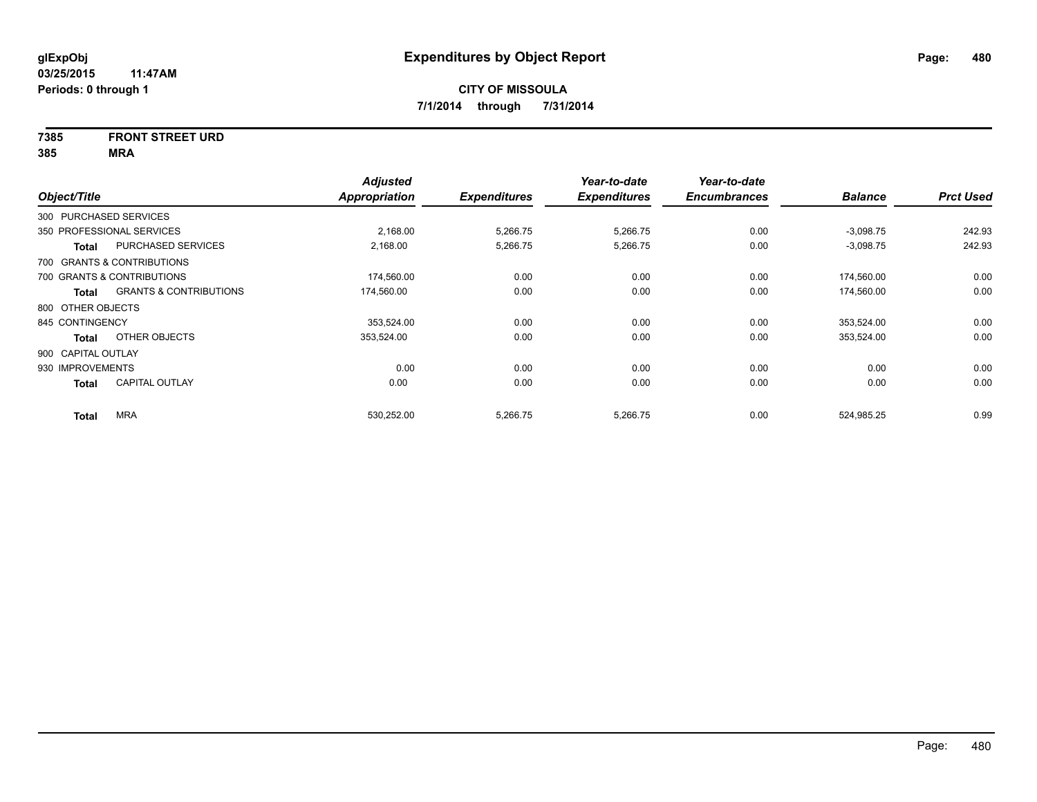**glExpObj** **Expenditures by Object Report**

**03/25/2015 11:47AM**

**Periods: 0 through 1**

**CITY OF MISSOULA**

**7/1/2014 through 7/31/2014**

**7385 FRONT STREET URD**

**385 MRA**

| Object/Title | | Adjusted Appropriation | Expenditures | Year-to-date Expenditures | Year-to-date Encumbrances | Balance | Prct Used |
|---|---|---|---|---|---|---|---|
| 300 PURCHASED SERVICES | | | | | | | |
| 350 PROFESSIONAL SERVICES | | 2,168.00 | 5,266.75 | 5,266.75 | 0.00 | -3,098.75 | 242.93 |
| **Total** | PURCHASED SERVICES | 2,168.00 | 5,266.75 | 5,266.75 | 0.00 | -3,098.75 | 242.93 |
| 700 GRANTS & CONTRIBUTIONS | | | | | | | |
| 700 GRANTS & CONTRIBUTIONS | | 174,560.00 | 0.00 | 0.00 | 0.00 | 174,560.00 | 0.00 |
| **Total** | GRANTS & CONTRIBUTIONS | 174,560.00 | 0.00 | 0.00 | 0.00 | 174,560.00 | 0.00 |
| 800 OTHER OBJECTS | | | | | | | |
| 845 CONTINGENCY | | 353,524.00 | 0.00 | 0.00 | 0.00 | 353,524.00 | 0.00 |
| **Total** | OTHER OBJECTS | 353,524.00 | 0.00 | 0.00 | 0.00 | 353,524.00 | 0.00 |
| 900 CAPITAL OUTLAY | | | | | | | |
| 930 IMPROVEMENTS | | 0.00 | 0.00 | 0.00 | 0.00 | 0.00 | 0.00 |
| **Total** | CAPITAL OUTLAY | 0.00 | 0.00 | 0.00 | 0.00 | 0.00 | 0.00 |
| **Total** | MRA | 530,252.00 | 5,266.75 | 5,266.75 | 0.00 | 524,985.25 | 0.99 |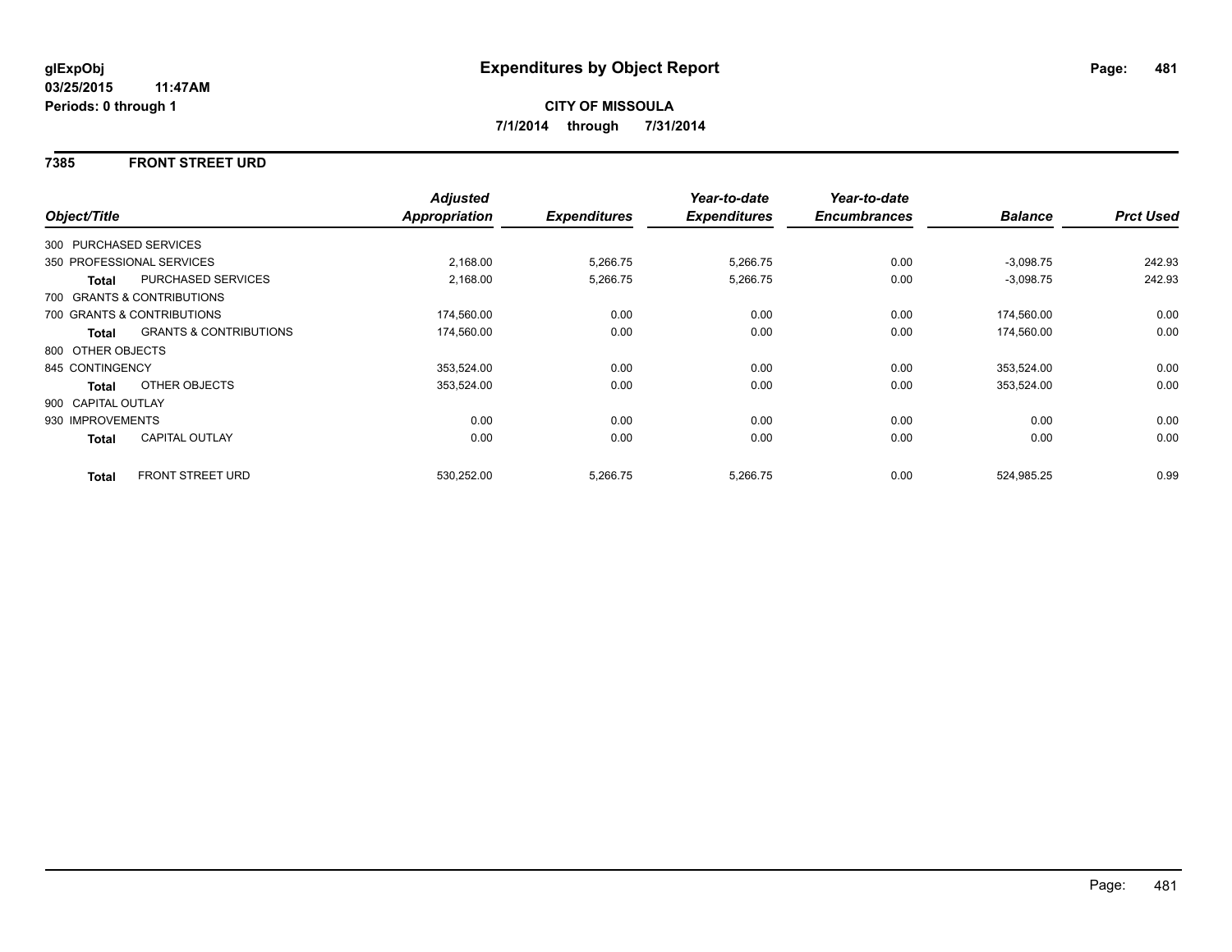glExpObj
03/25/2015 11:47AM
Periods: 0 through 1

# Expenditures by Object Report

**CITY OF MISSOULA**
**7/1/2014 through 7/31/2014**

## 7385 FRONT STREET URD

| Object/Title | | Adjusted Appropriation | Expenditures | Year-to-date Expenditures | Year-to-date Encumbrances | Balance | Prct Used |
|---|---|---|---|---|---|---|---|
| 300 PURCHASED SERVICES | | | | | | | |
| 350 PROFESSIONAL SERVICES | | 2,168.00 | 5,266.75 | 5,266.75 | 0.00 | -3,098.75 | 242.93 |
| **Total** | PURCHASED SERVICES | 2,168.00 | 5,266.75 | 5,266.75 | 0.00 | -3,098.75 | 242.93 |
| 700 GRANTS & CONTRIBUTIONS | | | | | | | |
| 700 GRANTS & CONTRIBUTIONS | | 174,560.00 | 0.00 | 0.00 | 0.00 | 174,560.00 | 0.00 |
| **Total** | GRANTS & CONTRIBUTIONS | 174,560.00 | 0.00 | 0.00 | 0.00 | 174,560.00 | 0.00 |
| 800 OTHER OBJECTS | | | | | | | |
| 845 CONTINGENCY | | 353,524.00 | 0.00 | 0.00 | 0.00 | 353,524.00 | 0.00 |
| **Total** | OTHER OBJECTS | 353,524.00 | 0.00 | 0.00 | 0.00 | 353,524.00 | 0.00 |
| 900 CAPITAL OUTLAY | | | | | | | |
| 930 IMPROVEMENTS | | 0.00 | 0.00 | 0.00 | 0.00 | 0.00 | 0.00 |
| **Total** | CAPITAL OUTLAY | 0.00 | 0.00 | 0.00 | 0.00 | 0.00 | 0.00 |
| **Total** | FRONT STREET URD | 530,252.00 | 5,266.75 | 5,266.75 | 0.00 | 524,985.25 | 0.99 |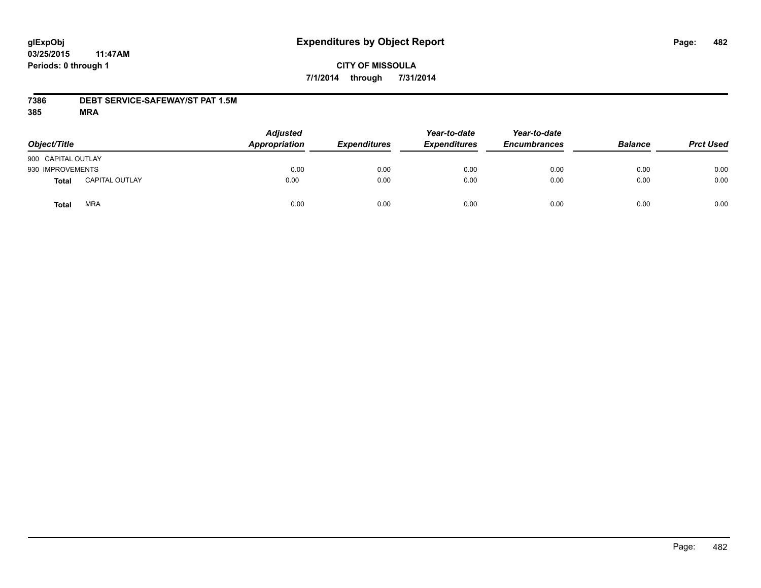**glExpObj**
**03/25/2015 11:47AM**
**Periods: 0 through 1**

# Expenditures by Object Report

**CITY OF MISSOULA**
**7/1/2014 through 7/31/2014**

**7386 DEBT SERVICE-SAFEWAY/ST PAT 1.5M**
**385 MRA**

| Object/Title | | Adjusted Appropriation | Expenditures | Year-to-date Expenditures | Year-to-date Encumbrances | Balance | Prct Used |
|---|---|---|---|---|---|---|---|
| 900 CAPITAL OUTLAY | | | | | | | |
| 930 IMPROVEMENTS | | 0.00 | 0.00 | 0.00 | 0.00 | 0.00 | 0.00 |
| **Total** | CAPITAL OUTLAY | 0.00 | 0.00 | 0.00 | 0.00 | 0.00 | 0.00 |
| **Total** | MRA | 0.00 | 0.00 | 0.00 | 0.00 | 0.00 | 0.00 |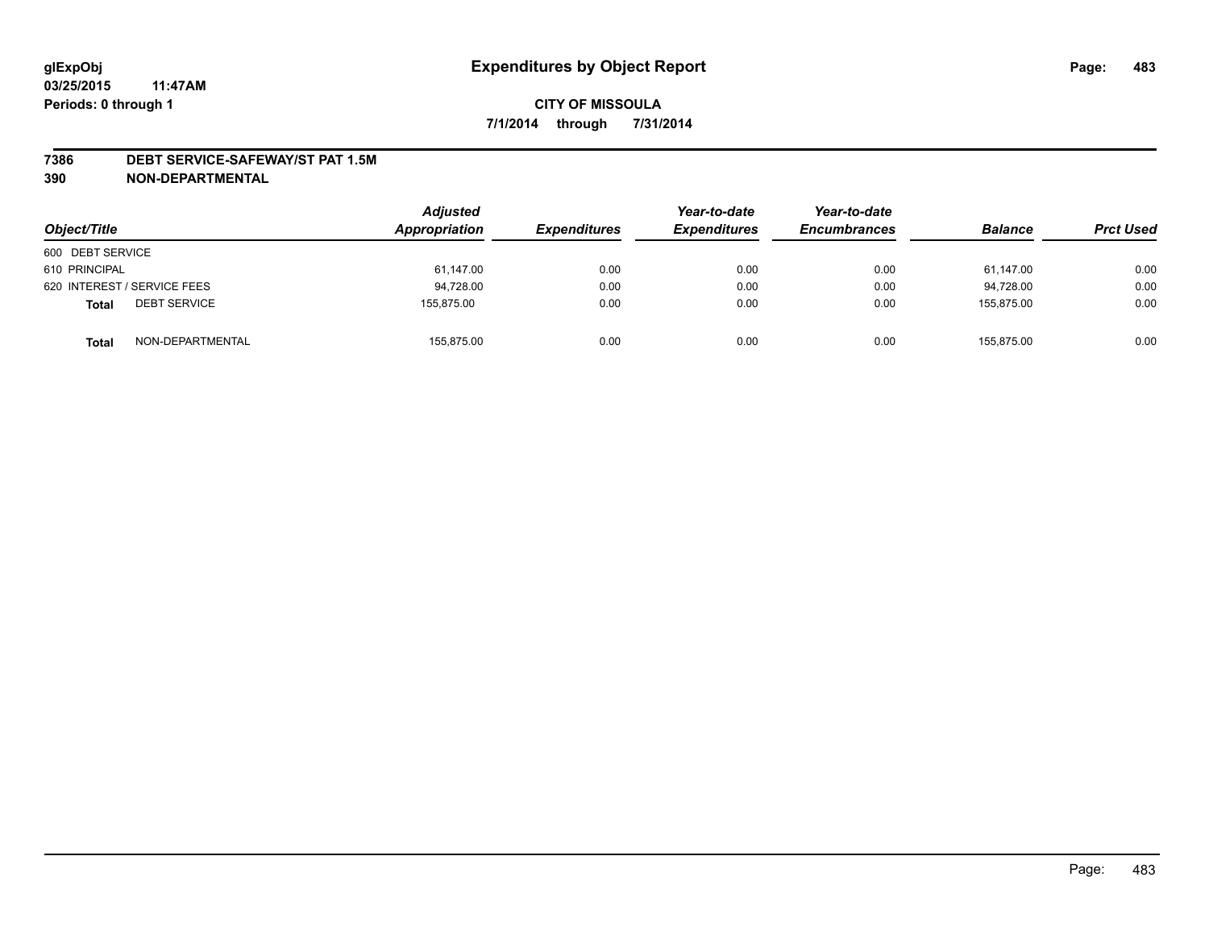**glExpObj**
**03/25/2015 11:47AM**
**Periods: 0 through 1**

# Expenditures by Object Report

**CITY OF MISSOULA**
**7/1/2014 through 7/31/2014**

**7386 DEBT SERVICE-SAFEWAY/ST PAT 1.5M**
**390 NON-DEPARTMENTAL**

| Object/Title | | Adjusted Appropriation | Expenditures | Year-to-date Expenditures | Year-to-date Encumbrances | Balance | Prct Used |
|---|---|---|---|---|---|---|---|
| 600 DEBT SERVICE | | | | | | | |
| 610 PRINCIPAL | | 61,147.00 | 0.00 | 0.00 | 0.00 | 61,147.00 | 0.00 |
| 620 INTEREST / SERVICE FEES | | 94,728.00 | 0.00 | 0.00 | 0.00 | 94,728.00 | 0.00 |
| **Total** | DEBT SERVICE | 155,875.00 | 0.00 | 0.00 | 0.00 | 155,875.00 | 0.00 |
| **Total** | NON-DEPARTMENTAL | 155,875.00 | 0.00 | 0.00 | 0.00 | 155,875.00 | 0.00 |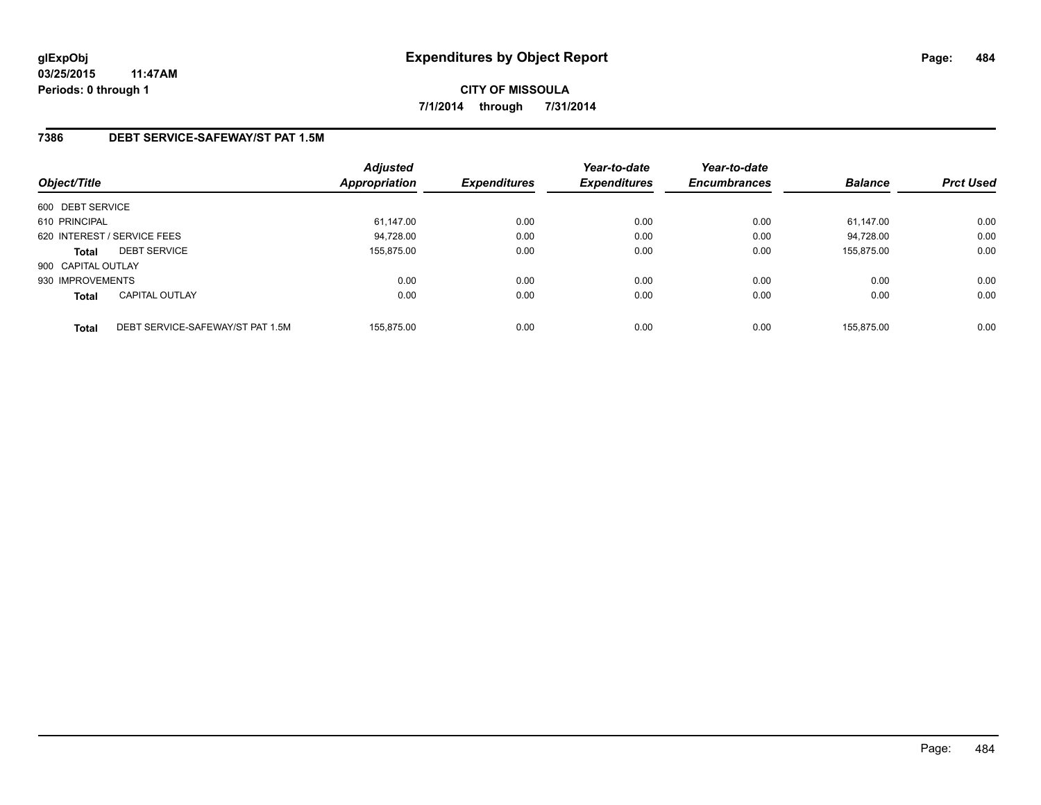**glExpObj**
**03/25/2015 11:47AM**
**Periods: 0 through 1**

# Expenditures by Object Report

**CITY OF MISSOULA**
**7/1/2014 through 7/31/2014**

## 7386 DEBT SERVICE-SAFEWAY/ST PAT 1.5M

| Object/Title | | Adjusted Appropriation | Expenditures | Year-to-date Expenditures | Year-to-date Encumbrances | Balance | Prct Used |
|---|---|---|---|---|---|---|---|
| 600 DEBT SERVICE | | | | | | | |
| 610 PRINCIPAL | | 61,147.00 | 0.00 | 0.00 | 0.00 | 61,147.00 | 0.00 |
| 620 INTEREST / SERVICE FEES | | 94,728.00 | 0.00 | 0.00 | 0.00 | 94,728.00 | 0.00 |
| **Total** | DEBT SERVICE | 155,875.00 | 0.00 | 0.00 | 0.00 | 155,875.00 | 0.00 |
| 900 CAPITAL OUTLAY | | | | | | | |
| 930 IMPROVEMENTS | | 0.00 | 0.00 | 0.00 | 0.00 | 0.00 | 0.00 |
| **Total** | CAPITAL OUTLAY | 0.00 | 0.00 | 0.00 | 0.00 | 0.00 | 0.00 |
| **Total** | DEBT SERVICE-SAFEWAY/ST PAT 1.5M | 155,875.00 | 0.00 | 0.00 | 0.00 | 155,875.00 | 0.00 |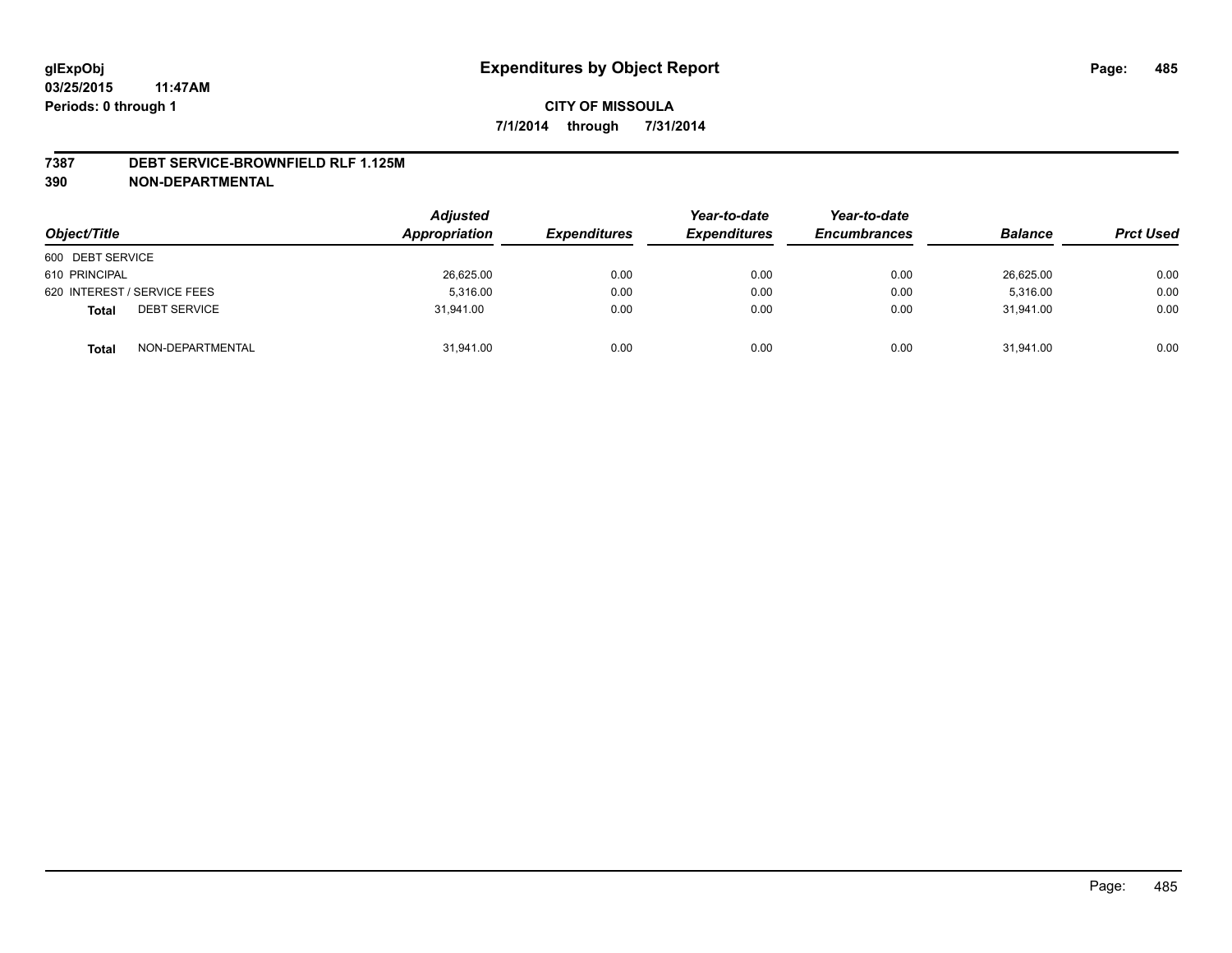**glExpObj**
**03/25/2015 11:47AM**
**Periods: 0 through 1**

# Expenditures by Object Report

**CITY OF MISSOULA**
**7/1/2014 through 7/31/2014**

**7387 DEBT SERVICE-BROWNFIELD RLF 1.125M**
**390 NON-DEPARTMENTAL**

| Object/Title | Adjusted Appropriation | Expenditures | Year-to-date Expenditures | Year-to-date Encumbrances | Balance | Prct Used |
|---|---|---|---|---|---|---|
| 600 DEBT SERVICE | | | | | | |
| 610 PRINCIPAL | 26,625.00 | 0.00 | 0.00 | 0.00 | 26,625.00 | 0.00 |
| 620 INTEREST / SERVICE FEES | 5,316.00 | 0.00 | 0.00 | 0.00 | 5,316.00 | 0.00 |
| **Total** DEBT SERVICE | 31,941.00 | 0.00 | 0.00 | 0.00 | 31,941.00 | 0.00 |
| **Total** NON-DEPARTMENTAL | 31,941.00 | 0.00 | 0.00 | 0.00 | 31,941.00 | 0.00 |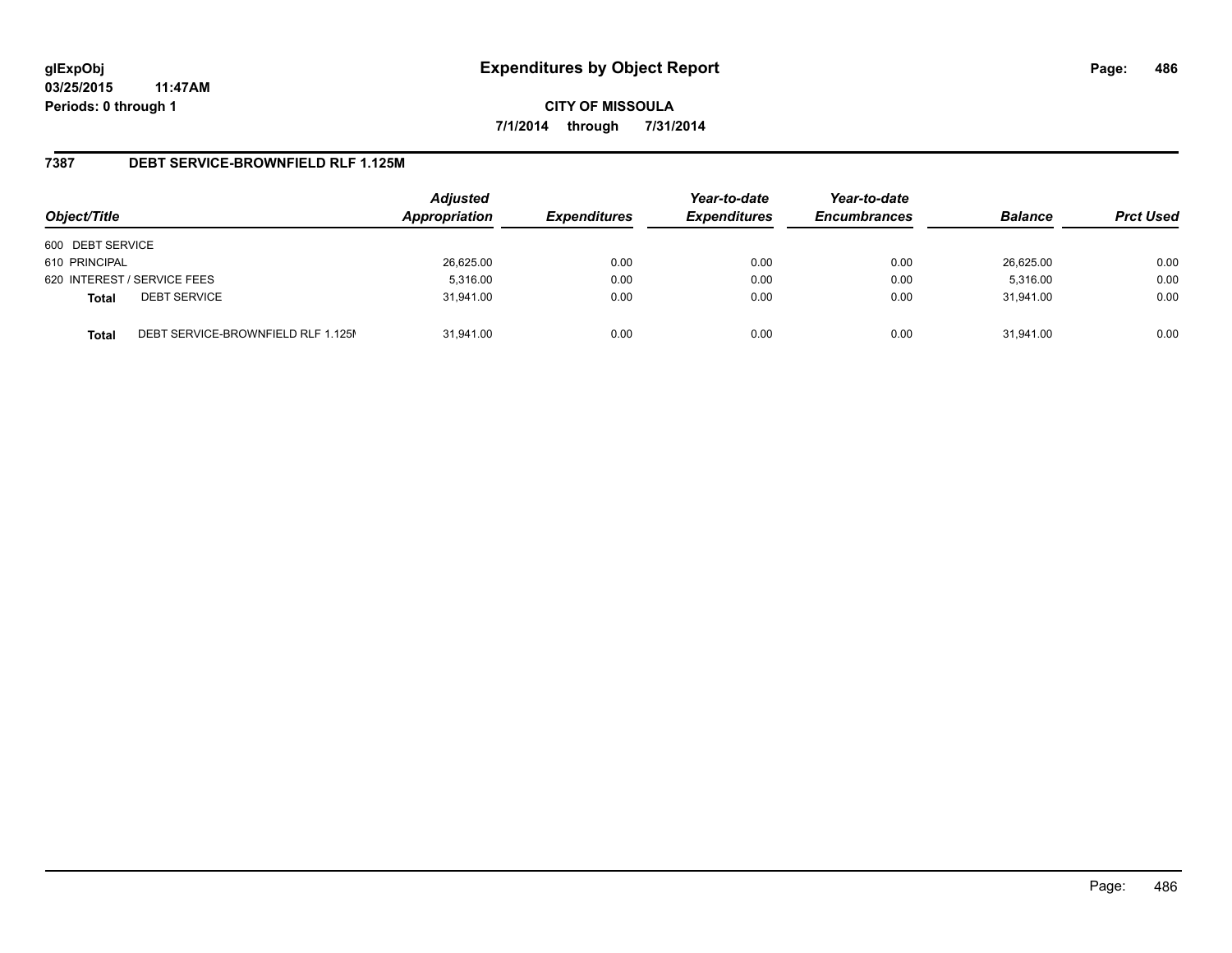**glExpObj**
**03/25/2015 11:47AM**
**Periods: 0 through 1**

# Expenditures by Object Report

**CITY OF MISSOULA**
**7/1/2014 through 7/31/2014**

## 7387 DEBT SERVICE-BROWNFIELD RLF 1.125M

| Object/Title | | Adjusted Appropriation | Expenditures | Year-to-date Expenditures | Year-to-date Encumbrances | Balance | Prct Used |
|---|---|---|---|---|---|---|---|
| 600 DEBT SERVICE | | | | | | | |
| 610 PRINCIPAL | | 26,625.00 | 0.00 | 0.00 | 0.00 | 26,625.00 | 0.00 |
| 620 INTEREST / SERVICE FEES | | 5,316.00 | 0.00 | 0.00 | 0.00 | 5,316.00 | 0.00 |
| **Total** | DEBT SERVICE | 31,941.00 | 0.00 | 0.00 | 0.00 | 31,941.00 | 0.00 |
| **Total** | DEBT SERVICE-BROWNFIELD RLF 1.125M | 31,941.00 | 0.00 | 0.00 | 0.00 | 31,941.00 | 0.00 |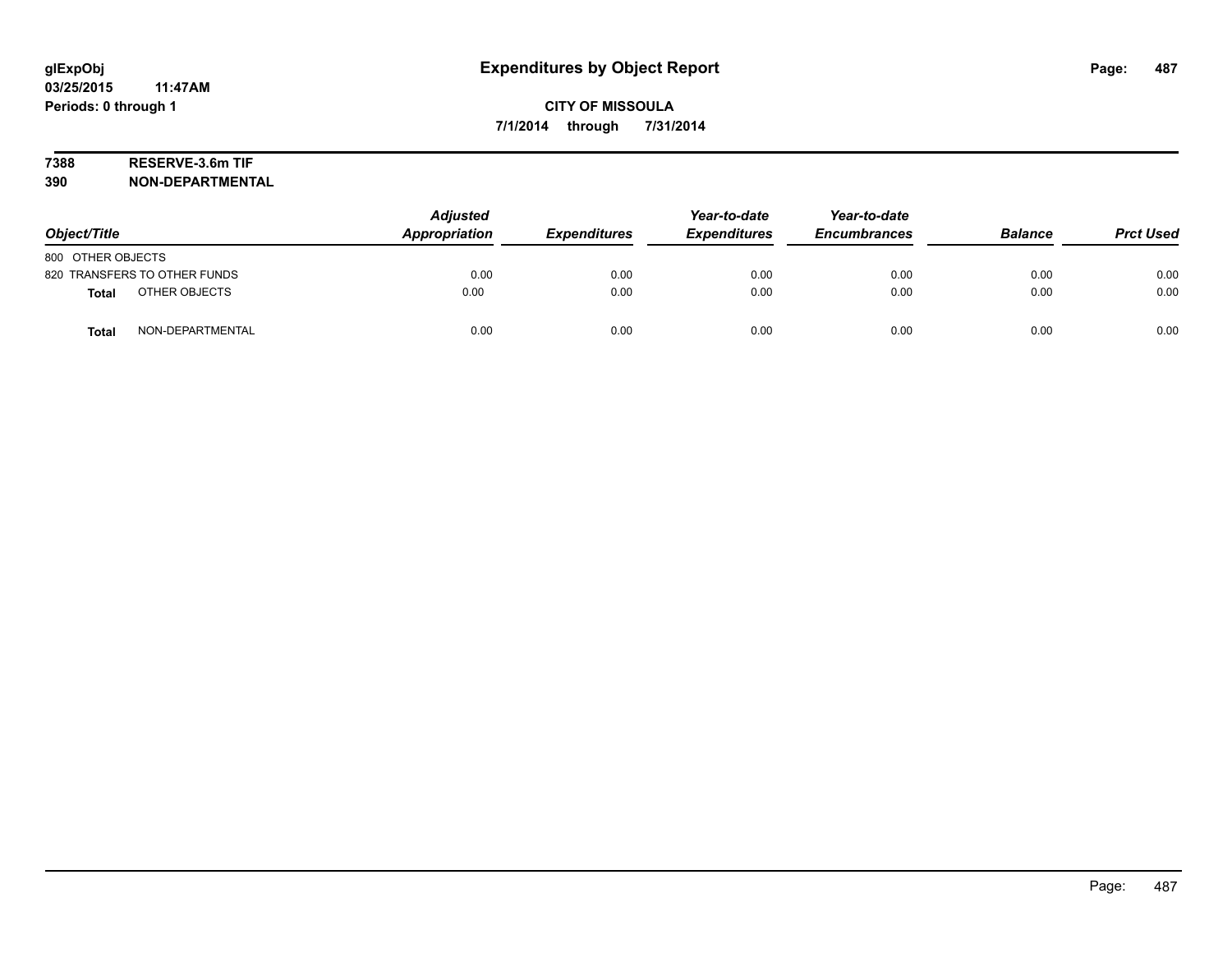**glExpObj**
**03/25/2015 11:47AM**
**Periods: 0 through 1**

# Expenditures by Object Report

**CITY OF MISSOULA**
**7/1/2014 through 7/31/2014**

**7388 RESERVE-3.6m TIF**
**390 NON-DEPARTMENTAL**

| Object/Title | Adjusted Appropriation | Expenditures | Year-to-date Expenditures | Year-to-date Encumbrances | Balance | Prct Used |
|---|---|---|---|---|---|---|
| 800 OTHER OBJECTS | | | | | | |
| 820 TRANSFERS TO OTHER FUNDS | 0.00 | 0.00 | 0.00 | 0.00 | 0.00 | 0.00 |
| **Total** OTHER OBJECTS | 0.00 | 0.00 | 0.00 | 0.00 | 0.00 | 0.00 |
| **Total** NON-DEPARTMENTAL | 0.00 | 0.00 | 0.00 | 0.00 | 0.00 | 0.00 |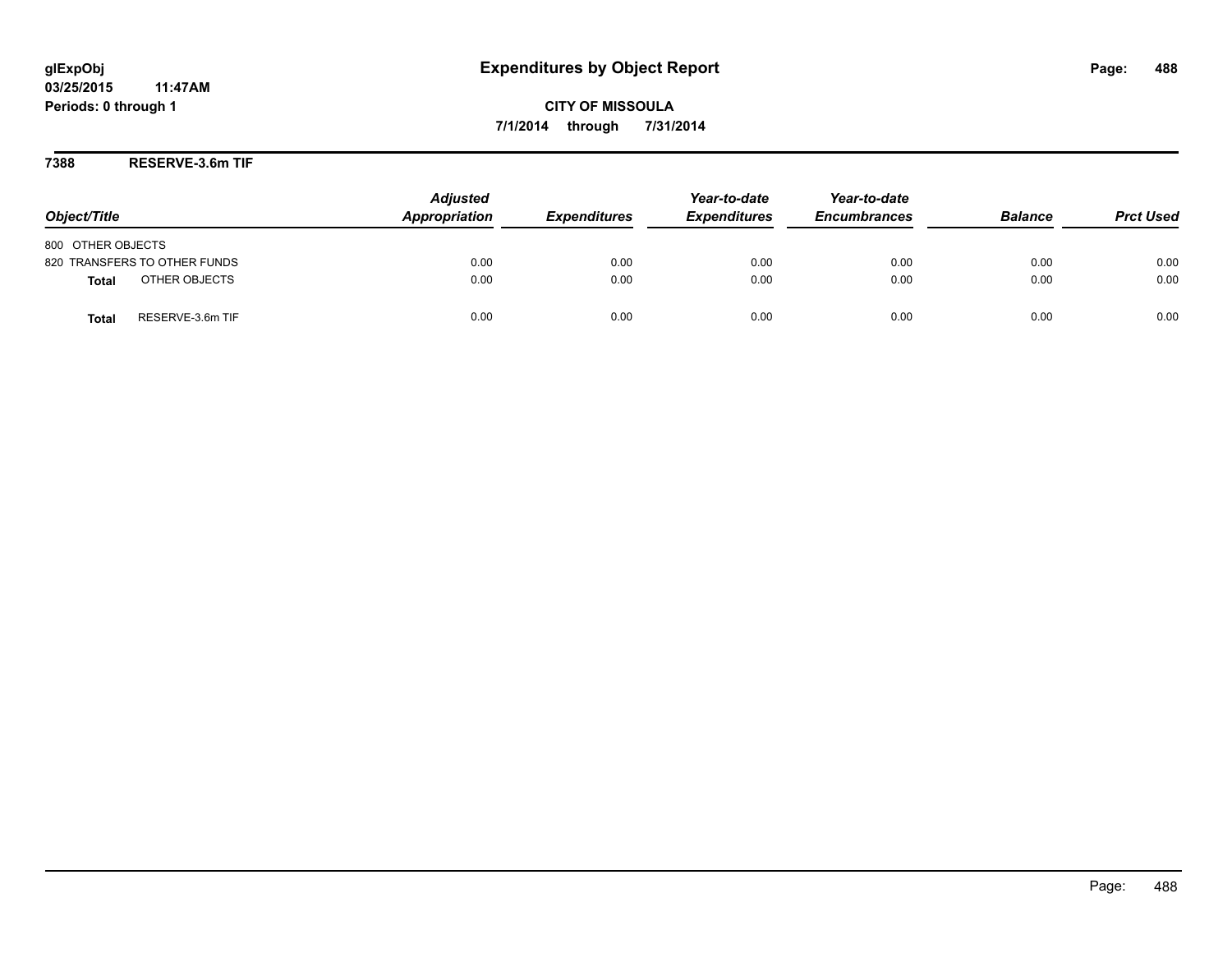**glExpObj**
**03/25/2015 11:47AM**
**Periods: 0 through 1**

# Expenditures by Object Report

**CITY OF MISSOULA**
**7/1/2014 through 7/31/2014**

## 7388 RESERVE-3.6m TIF

| Object/Title | Adjusted Appropriation | Expenditures | Year-to-date Expenditures | Year-to-date Encumbrances | Balance | Prct Used |
|---|---|---|---|---|---|---|
| 800 OTHER OBJECTS | | | | | | |
| 820 TRANSFERS TO OTHER FUNDS | 0.00 | 0.00 | 0.00 | 0.00 | 0.00 | 0.00 |
| **Total** OTHER OBJECTS | 0.00 | 0.00 | 0.00 | 0.00 | 0.00 | 0.00 |
| **Total** RESERVE-3.6m TIF | 0.00 | 0.00 | 0.00 | 0.00 | 0.00 | 0.00 |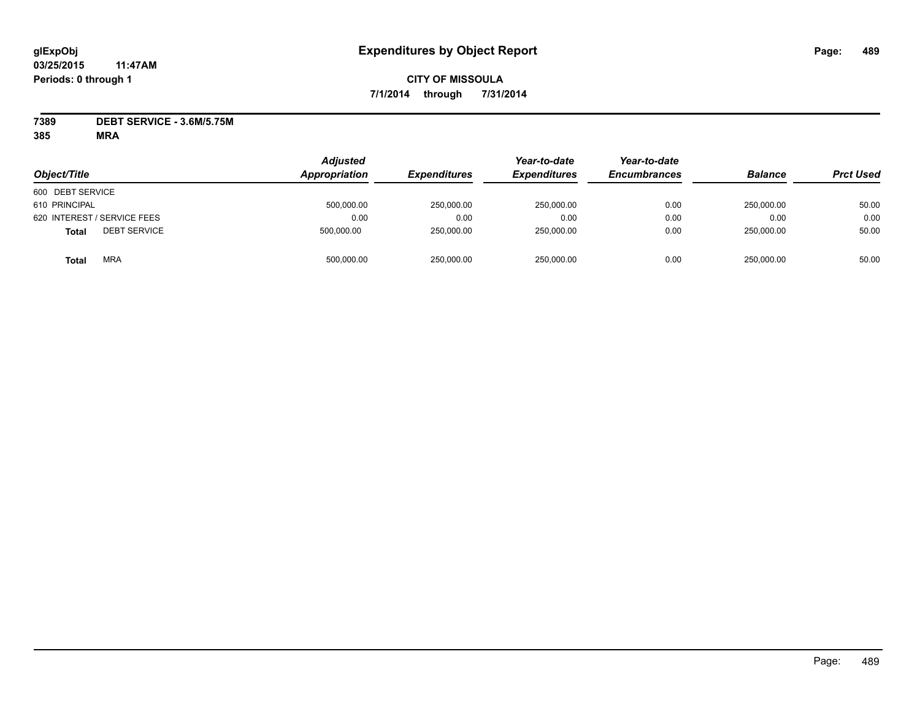# Expenditures by Object Report

glExpObj
03/25/2015 11:47AM
Periods: 0 through 1

**CITY OF MISSOULA**
**7/1/2014 through 7/31/2014**

**7389 DEBT SERVICE - 3.6M/5.75M**
**385 MRA**

| Object/Title | Adjusted Appropriation | Expenditures | Year-to-date Expenditures | Year-to-date Encumbrances | Balance | Prct Used |
|---|---|---|---|---|---|---|
| 600 DEBT SERVICE | | | | | | |
| 610 PRINCIPAL | 500,000.00 | 250,000.00 | 250,000.00 | 0.00 | 250,000.00 | 50.00 |
| 620 INTEREST / SERVICE FEES | 0.00 | 0.00 | 0.00 | 0.00 | 0.00 | 0.00 |
| **Total** DEBT SERVICE | 500,000.00 | 250,000.00 | 250,000.00 | 0.00 | 250,000.00 | 50.00 |
| **Total** MRA | 500,000.00 | 250,000.00 | 250,000.00 | 0.00 | 250,000.00 | 50.00 |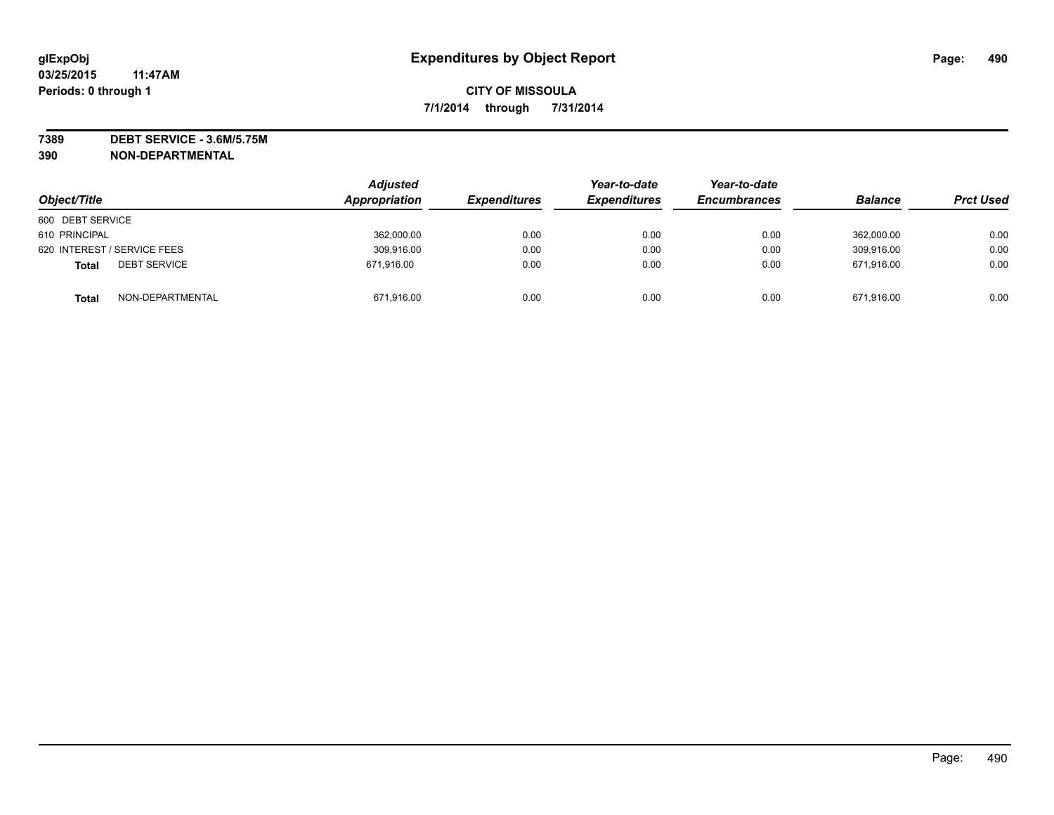# Expenditures by Object Report

glExpObj
03/25/2015 11:47AM
Periods: 0 through 1

**CITY OF MISSOULA**
**7/1/2014 through 7/31/2014**

**7389 DEBT SERVICE - 3.6M/5.75M**
**390 NON-DEPARTMENTAL**

| Object/Title | Adjusted Appropriation | Expenditures | Year-to-date Expenditures | Year-to-date Encumbrances | Balance | Prct Used |
|---|---|---|---|---|---|---|
| 600 DEBT SERVICE | | | | | | |
| 610 PRINCIPAL | 362,000.00 | 0.00 | 0.00 | 0.00 | 362,000.00 | 0.00 |
| 620 INTEREST / SERVICE FEES | 309,916.00 | 0.00 | 0.00 | 0.00 | 309,916.00 | 0.00 |
| **Total** DEBT SERVICE | 671,916.00 | 0.00 | 0.00 | 0.00 | 671,916.00 | 0.00 |
| **Total** NON-DEPARTMENTAL | 671,916.00 | 0.00 | 0.00 | 0.00 | 671,916.00 | 0.00 |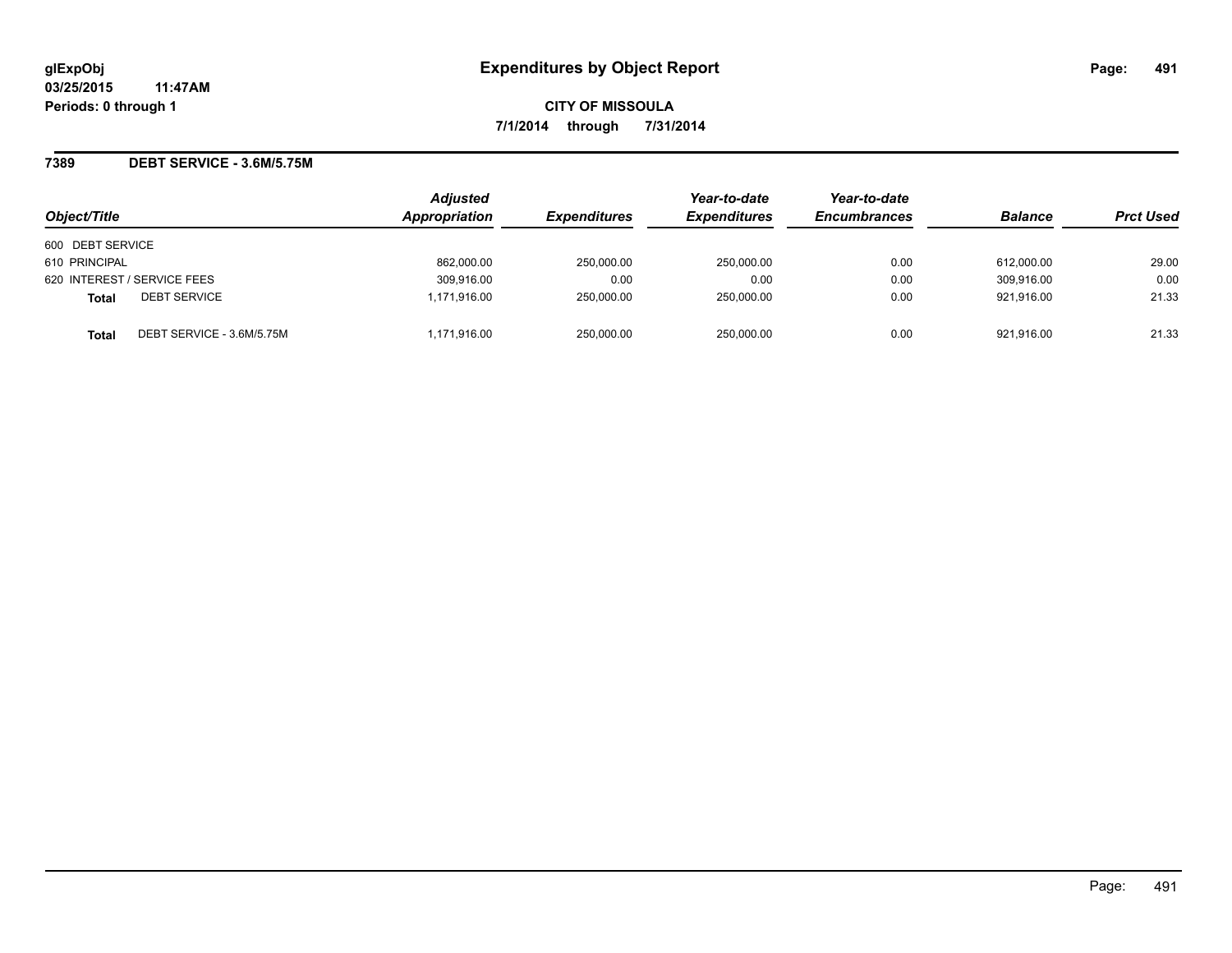**glExpObj**
**03/25/2015 11:47AM**
**Periods: 0 through 1**

# Expenditures by Object Report

**CITY OF MISSOULA**

**7/1/2014 through 7/31/2014**

## 7389 DEBT SERVICE - 3.6M/5.75M

| Object/Title | Adjusted Appropriation | Expenditures | Year-to-date Expenditures | Year-to-date Encumbrances | Balance | Prct Used |
|---|---|---|---|---|---|---|
| 600 DEBT SERVICE | | | | | | |
| 610 PRINCIPAL | 862,000.00 | 250,000.00 | 250,000.00 | 0.00 | 612,000.00 | 29.00 |
| 620 INTEREST / SERVICE FEES | 309,916.00 | 0.00 | 0.00 | 0.00 | 309,916.00 | 0.00 |
| **Total** DEBT SERVICE | 1,171,916.00 | 250,000.00 | 250,000.00 | 0.00 | 921,916.00 | 21.33 |
| **Total** DEBT SERVICE - 3.6M/5.75M | 1,171,916.00 | 250,000.00 | 250,000.00 | 0.00 | 921,916.00 | 21.33 |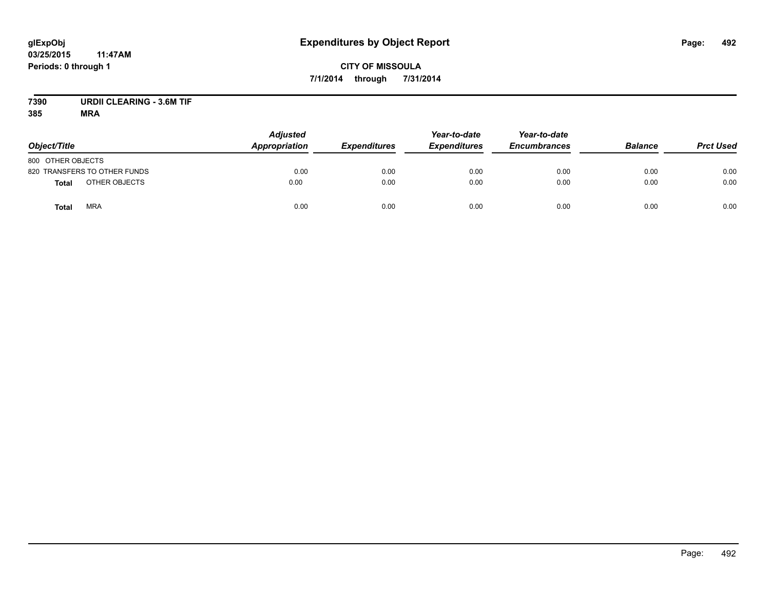**glExpObj**
**03/25/2015 11:47AM**
**Periods: 0 through 1**

# Expenditures by Object Report

**CITY OF MISSOULA**
**7/1/2014 through 7/31/2014**

**7390 URDII CLEARING - 3.6M TIF**
**385 MRA**

| Object/Title | Adjusted Appropriation | Expenditures | Year-to-date Expenditures | Year-to-date Encumbrances | Balance | Prct Used |
|---|---|---|---|---|---|---|
| 800 OTHER OBJECTS | | | | | | |
| 820 TRANSFERS TO OTHER FUNDS | 0.00 | 0.00 | 0.00 | 0.00 | 0.00 | 0.00 |
| **Total** OTHER OBJECTS | 0.00 | 0.00 | 0.00 | 0.00 | 0.00 | 0.00 |
| **Total** MRA | 0.00 | 0.00 | 0.00 | 0.00 | 0.00 | 0.00 |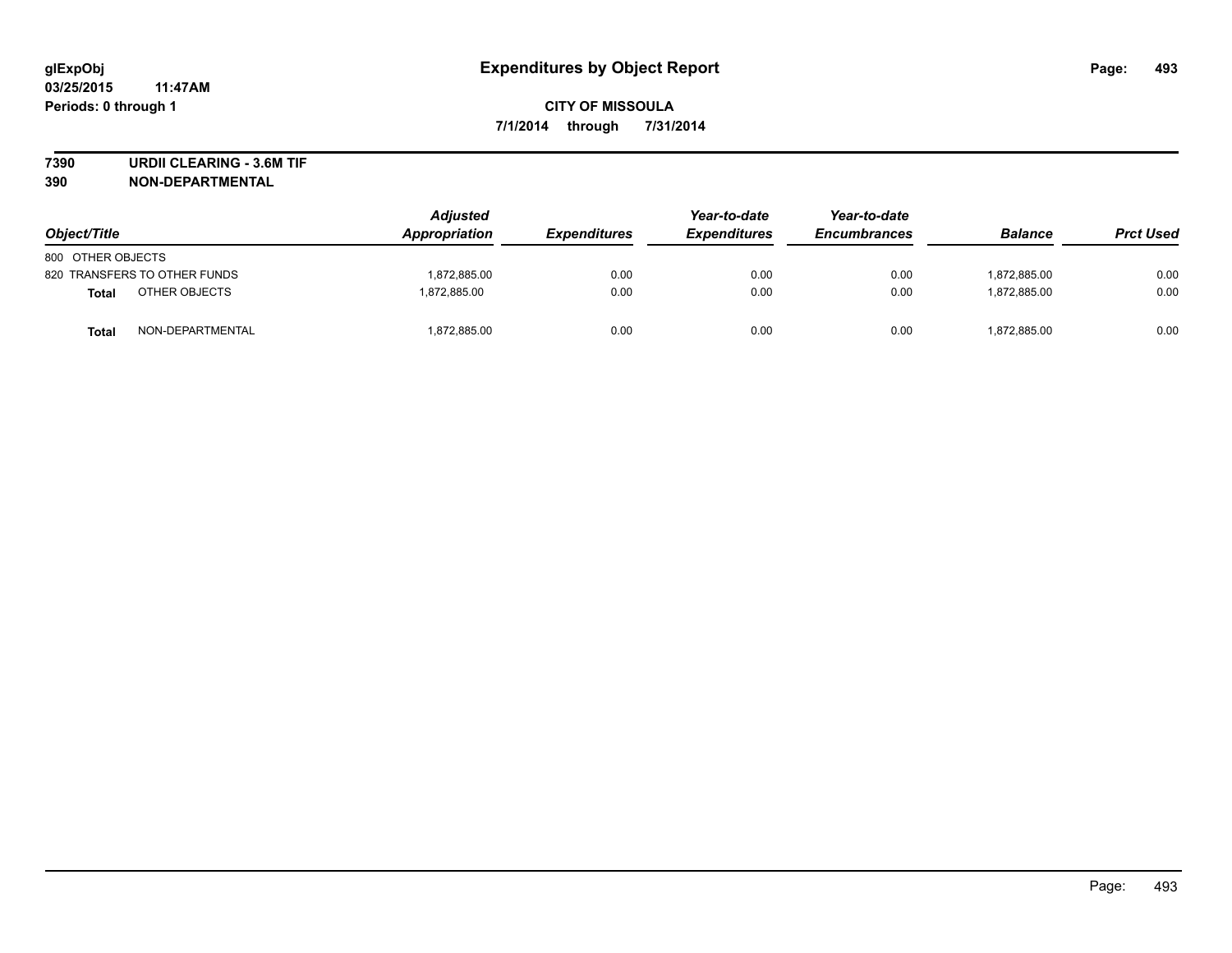# Expenditures by Object Report

**CITY OF MISSOULA**

**7/1/2014 through 7/31/2014**

glExpObj
03/25/2015 11:47AM
Periods: 0 through 1

**7390 URDII CLEARING - 3.6M TIF**
**390 NON-DEPARTMENTAL**

| Object/Title | Adjusted Appropriation | Expenditures | Year-to-date Expenditures | Year-to-date Encumbrances | Balance | Prct Used |
|---|---|---|---|---|---|---|
| 800 OTHER OBJECTS | | | | | | |
| 820 TRANSFERS TO OTHER FUNDS | 1,872,885.00 | 0.00 | 0.00 | 0.00 | 1,872,885.00 | 0.00 |
| **Total** OTHER OBJECTS | 1,872,885.00 | 0.00 | 0.00 | 0.00 | 1,872,885.00 | 0.00 |
| **Total** NON-DEPARTMENTAL | 1,872,885.00 | 0.00 | 0.00 | 0.00 | 1,872,885.00 | 0.00 |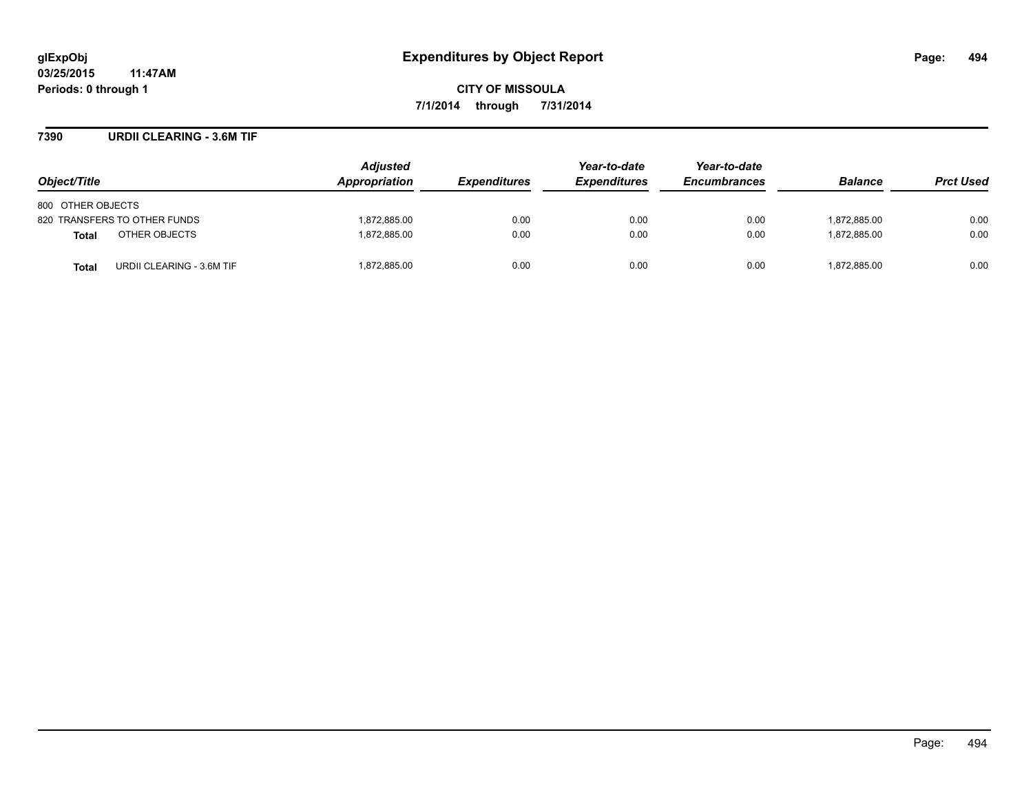# Expenditures by Object Report

glExpObj
03/25/2015 11:47AM
Periods: 0 through 1

**CITY OF MISSOULA**
**7/1/2014 through 7/31/2014**

## 7390 URDII CLEARING - 3.6M TIF

| Object/Title | Adjusted Appropriation | Expenditures | Year-to-date Expenditures | Year-to-date Encumbrances | Balance | Prct Used |
|---|---|---|---|---|---|---|
| 800 OTHER OBJECTS | | | | | | |
| 820 TRANSFERS TO OTHER FUNDS | 1,872,885.00 | 0.00 | 0.00 | 0.00 | 1,872,885.00 | 0.00 |
| **Total** OTHER OBJECTS | 1,872,885.00 | 0.00 | 0.00 | 0.00 | 1,872,885.00 | 0.00 |
| **Total** URDII CLEARING - 3.6M TIF | 1,872,885.00 | 0.00 | 0.00 | 0.00 | 1,872,885.00 | 0.00 |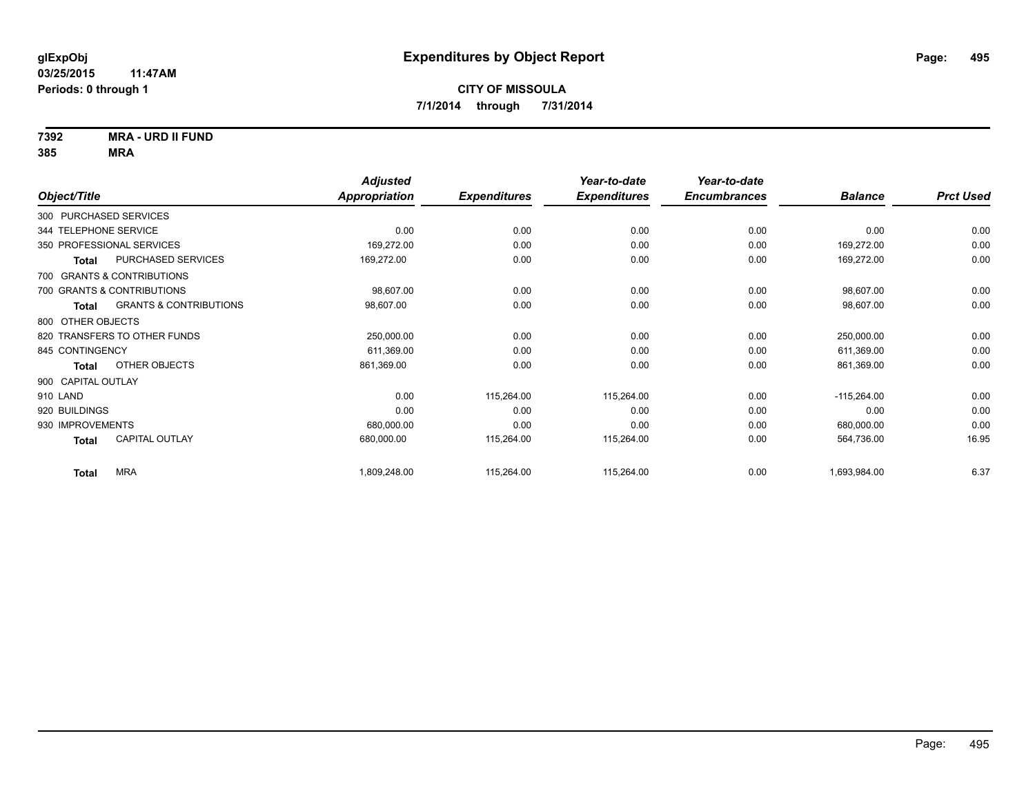**glExpObj**
**03/25/2015 11:47AM**
**Periods: 0 through 1**

# Expenditures by Object Report

**CITY OF MISSOULA**
**7/1/2014 through 7/31/2014**

**7392 MRA - URD II FUND**
**385 MRA**

| Object/Title | Adjusted Appropriation | Expenditures | Year-to-date Expenditures | Year-to-date Encumbrances | Balance | Prct Used |
|---|---|---|---|---|---|---|
| 300 PURCHASED SERVICES | | | | | | |
| 344 TELEPHONE SERVICE | 0.00 | 0.00 | 0.00 | 0.00 | 0.00 | 0.00 |
| 350 PROFESSIONAL SERVICES | 169,272.00 | 0.00 | 0.00 | 0.00 | 169,272.00 | 0.00 |
| **Total** PURCHASED SERVICES | 169,272.00 | 0.00 | 0.00 | 0.00 | 169,272.00 | 0.00 |
| 700 GRANTS & CONTRIBUTIONS | | | | | | |
| 700 GRANTS & CONTRIBUTIONS | 98,607.00 | 0.00 | 0.00 | 0.00 | 98,607.00 | 0.00 |
| **Total** GRANTS & CONTRIBUTIONS | 98,607.00 | 0.00 | 0.00 | 0.00 | 98,607.00 | 0.00 |
| 800 OTHER OBJECTS | | | | | | |
| 820 TRANSFERS TO OTHER FUNDS | 250,000.00 | 0.00 | 0.00 | 0.00 | 250,000.00 | 0.00 |
| 845 CONTINGENCY | 611,369.00 | 0.00 | 0.00 | 0.00 | 611,369.00 | 0.00 |
| **Total** OTHER OBJECTS | 861,369.00 | 0.00 | 0.00 | 0.00 | 861,369.00 | 0.00 |
| 900 CAPITAL OUTLAY | | | | | | |
| 910 LAND | 0.00 | 115,264.00 | 115,264.00 | 0.00 | -115,264.00 | 0.00 |
| 920 BUILDINGS | 0.00 | 0.00 | 0.00 | 0.00 | 0.00 | 0.00 |
| 930 IMPROVEMENTS | 680,000.00 | 0.00 | 0.00 | 0.00 | 680,000.00 | 0.00 |
| **Total** CAPITAL OUTLAY | 680,000.00 | 115,264.00 | 115,264.00 | 0.00 | 564,736.00 | 16.95 |
| **Total** MRA | 1,809,248.00 | 115,264.00 | 115,264.00 | 0.00 | 1,693,984.00 | 6.37 |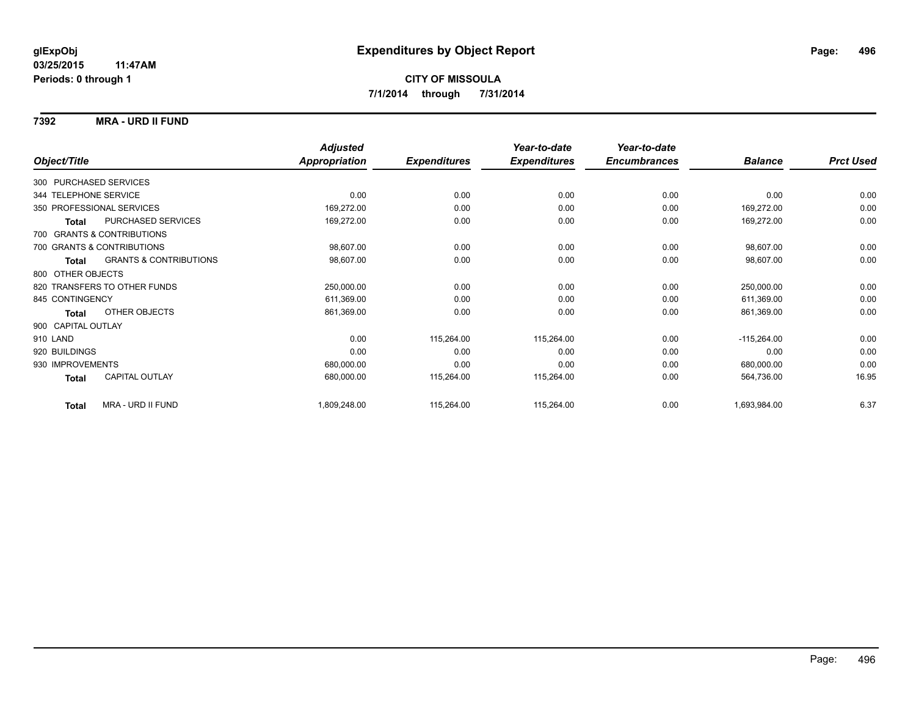# Expenditures by Object Report

glExpObj
03/25/2015 11:47AM
Periods: 0 through 1

**CITY OF MISSOULA**
**7/1/2014 through 7/31/2014**

**7392 MRA - URD II FUND**

| Object/Title | Adjusted Appropriation | Expenditures | Year-to-date Expenditures | Year-to-date Encumbrances | Balance | Prct Used |
|---|---|---|---|---|---|---|
| 300 PURCHASED SERVICES | | | | | | |
| 344 TELEPHONE SERVICE | 0.00 | 0.00 | 0.00 | 0.00 | 0.00 | 0.00 |
| 350 PROFESSIONAL SERVICES | 169,272.00 | 0.00 | 0.00 | 0.00 | 169,272.00 | 0.00 |
| **Total** PURCHASED SERVICES | 169,272.00 | 0.00 | 0.00 | 0.00 | 169,272.00 | 0.00 |
| 700 GRANTS & CONTRIBUTIONS | | | | | | |
| 700 GRANTS & CONTRIBUTIONS | 98,607.00 | 0.00 | 0.00 | 0.00 | 98,607.00 | 0.00 |
| **Total** GRANTS & CONTRIBUTIONS | 98,607.00 | 0.00 | 0.00 | 0.00 | 98,607.00 | 0.00 |
| 800 OTHER OBJECTS | | | | | | |
| 820 TRANSFERS TO OTHER FUNDS | 250,000.00 | 0.00 | 0.00 | 0.00 | 250,000.00 | 0.00 |
| 845 CONTINGENCY | 611,369.00 | 0.00 | 0.00 | 0.00 | 611,369.00 | 0.00 |
| **Total** OTHER OBJECTS | 861,369.00 | 0.00 | 0.00 | 0.00 | 861,369.00 | 0.00 |
| 900 CAPITAL OUTLAY | | | | | | |
| 910 LAND | 0.00 | 115,264.00 | 115,264.00 | 0.00 | -115,264.00 | 0.00 |
| 920 BUILDINGS | 0.00 | 0.00 | 0.00 | 0.00 | 0.00 | 0.00 |
| 930 IMPROVEMENTS | 680,000.00 | 0.00 | 0.00 | 0.00 | 680,000.00 | 0.00 |
| **Total** CAPITAL OUTLAY | 680,000.00 | 115,264.00 | 115,264.00 | 0.00 | 564,736.00 | 16.95 |
| **Total** MRA - URD II FUND | 1,809,248.00 | 115,264.00 | 115,264.00 | 0.00 | 1,693,984.00 | 6.37 |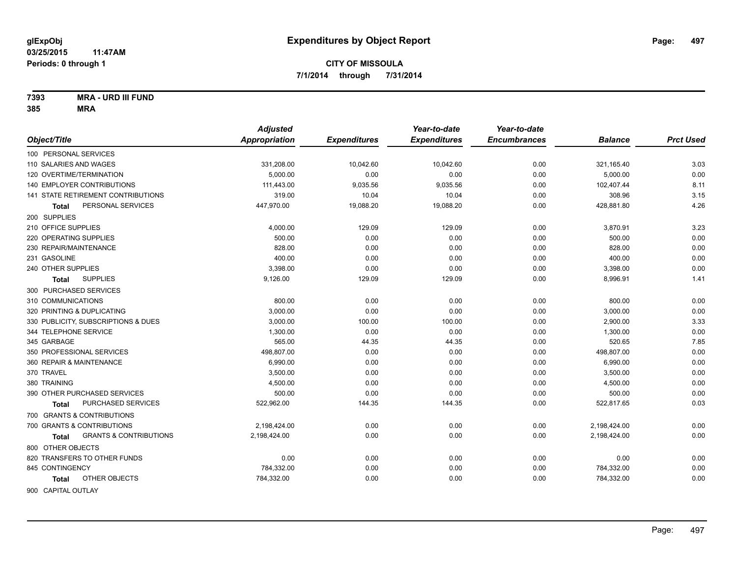**glExpObj**
**03/25/2015 11:47AM**
**Periods: 0 through 1**

# Expenditures by Object Report

**CITY OF MISSOULA**
**7/1/2014 through 7/31/2014**

**7393 MRA - URD III FUND**
**385 MRA**

| Object/Title | Adjusted Appropriation | Expenditures | Year-to-date Expenditures | Year-to-date Encumbrances | Balance | Prct Used |
|---|---|---|---|---|---|---|
| 100 PERSONAL SERVICES | | | | | | |
| 110 SALARIES AND WAGES | 331,208.00 | 10,042.60 | 10,042.60 | 0.00 | 321,165.40 | 3.03 |
| 120 OVERTIME/TERMINATION | 5,000.00 | 0.00 | 0.00 | 0.00 | 5,000.00 | 0.00 |
| 140 EMPLOYER CONTRIBUTIONS | 111,443.00 | 9,035.56 | 9,035.56 | 0.00 | 102,407.44 | 8.11 |
| 141 STATE RETIREMENT CONTRIBUTIONS | 319.00 | 10.04 | 10.04 | 0.00 | 308.96 | 3.15 |
| **Total** PERSONAL SERVICES | 447,970.00 | 19,088.20 | 19,088.20 | 0.00 | 428,881.80 | 4.26 |
| 200 SUPPLIES | | | | | | |
| 210 OFFICE SUPPLIES | 4,000.00 | 129.09 | 129.09 | 0.00 | 3,870.91 | 3.23 |
| 220 OPERATING SUPPLIES | 500.00 | 0.00 | 0.00 | 0.00 | 500.00 | 0.00 |
| 230 REPAIR/MAINTENANCE | 828.00 | 0.00 | 0.00 | 0.00 | 828.00 | 0.00 |
| 231 GASOLINE | 400.00 | 0.00 | 0.00 | 0.00 | 400.00 | 0.00 |
| 240 OTHER SUPPLIES | 3,398.00 | 0.00 | 0.00 | 0.00 | 3,398.00 | 0.00 |
| **Total** SUPPLIES | 9,126.00 | 129.09 | 129.09 | 0.00 | 8,996.91 | 1.41 |
| 300 PURCHASED SERVICES | | | | | | |
| 310 COMMUNICATIONS | 800.00 | 0.00 | 0.00 | 0.00 | 800.00 | 0.00 |
| 320 PRINTING & DUPLICATING | 3,000.00 | 0.00 | 0.00 | 0.00 | 3,000.00 | 0.00 |
| 330 PUBLICITY, SUBSCRIPTIONS & DUES | 3,000.00 | 100.00 | 100.00 | 0.00 | 2,900.00 | 3.33 |
| 344 TELEPHONE SERVICE | 1,300.00 | 0.00 | 0.00 | 0.00 | 1,300.00 | 0.00 |
| 345 GARBAGE | 565.00 | 44.35 | 44.35 | 0.00 | 520.65 | 7.85 |
| 350 PROFESSIONAL SERVICES | 498,807.00 | 0.00 | 0.00 | 0.00 | 498,807.00 | 0.00 |
| 360 REPAIR & MAINTENANCE | 6,990.00 | 0.00 | 0.00 | 0.00 | 6,990.00 | 0.00 |
| 370 TRAVEL | 3,500.00 | 0.00 | 0.00 | 0.00 | 3,500.00 | 0.00 |
| 380 TRAINING | 4,500.00 | 0.00 | 0.00 | 0.00 | 4,500.00 | 0.00 |
| 390 OTHER PURCHASED SERVICES | 500.00 | 0.00 | 0.00 | 0.00 | 500.00 | 0.00 |
| **Total** PURCHASED SERVICES | 522,962.00 | 144.35 | 144.35 | 0.00 | 522,817.65 | 0.03 |
| 700 GRANTS & CONTRIBUTIONS | | | | | | |
| 700 GRANTS & CONTRIBUTIONS | 2,198,424.00 | 0.00 | 0.00 | 0.00 | 2,198,424.00 | 0.00 |
| **Total** GRANTS & CONTRIBUTIONS | 2,198,424.00 | 0.00 | 0.00 | 0.00 | 2,198,424.00 | 0.00 |
| 800 OTHER OBJECTS | | | | | | |
| 820 TRANSFERS TO OTHER FUNDS | 0.00 | 0.00 | 0.00 | 0.00 | 0.00 | 0.00 |
| 845 CONTINGENCY | 784,332.00 | 0.00 | 0.00 | 0.00 | 784,332.00 | 0.00 |
| **Total** OTHER OBJECTS | 784,332.00 | 0.00 | 0.00 | 0.00 | 784,332.00 | 0.00 |
| 900 CAPITAL OUTLAY | | | | | | |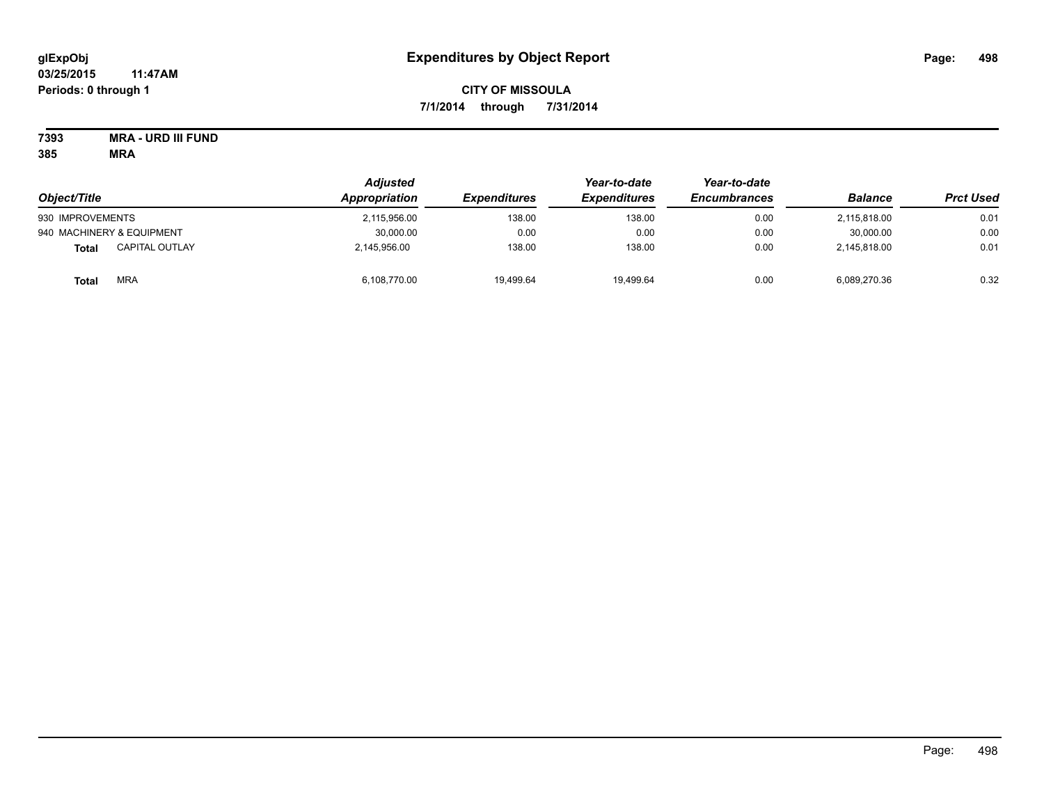glExpObj
03/25/2015 11:47AM
Periods: 0 through 1

# Expenditures by Object Report

**CITY OF MISSOULA**

**7/1/2014 through 7/31/2014**

**7393 MRA - URD III FUND**
**385 MRA**

| Object/Title | Adjusted Appropriation | Expenditures | Year-to-date Expenditures | Year-to-date Encumbrances | Balance | Prct Used |
|---|---|---|---|---|---|---|
| 930 IMPROVEMENTS | 2,115,956.00 | 138.00 | 138.00 | 0.00 | 2,115,818.00 | 0.01 |
| 940 MACHINERY & EQUIPMENT | 30,000.00 | 0.00 | 0.00 | 0.00 | 30,000.00 | 0.00 |
| **Total** CAPITAL OUTLAY | 2,145,956.00 | 138.00 | 138.00 | 0.00 | 2,145,818.00 | 0.01 |
| **Total** MRA | 6,108,770.00 | 19,499.64 | 19,499.64 | 0.00 | 6,089,270.36 | 0.32 |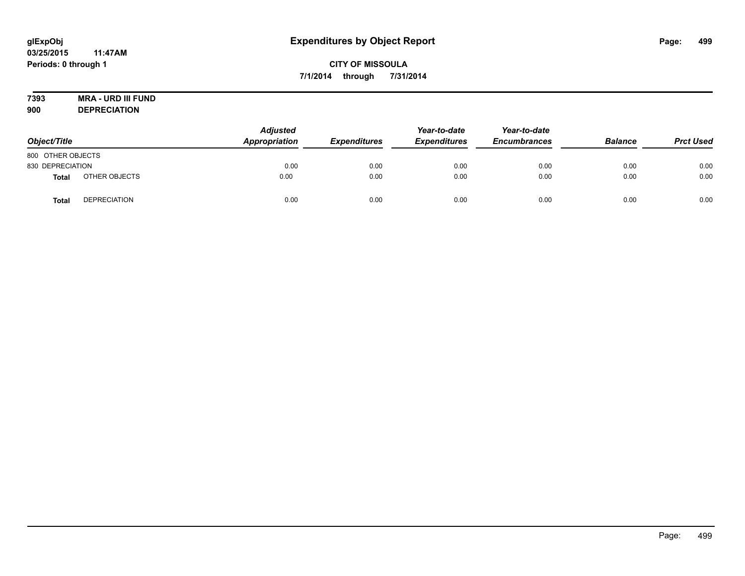**glExpObj**
**03/25/2015 11:47AM**
**Periods: 0 through 1**

# Expenditures by Object Report

**CITY OF MISSOULA**
**7/1/2014 through 7/31/2014**

**7393 MRA - URD III FUND**
**900 DEPRECIATION**

| Object/Title | | Adjusted Appropriation | Expenditures | Year-to-date Expenditures | Year-to-date Encumbrances | Balance | Prct Used |
|---|---|---|---|---|---|---|---|
| 800 OTHER OBJECTS | | | | | | | |
| 830 DEPRECIATION | | 0.00 | 0.00 | 0.00 | 0.00 | 0.00 | 0.00 |
| **Total** | OTHER OBJECTS | 0.00 | 0.00 | 0.00 | 0.00 | 0.00 | 0.00 |
| **Total** | DEPRECIATION | 0.00 | 0.00 | 0.00 | 0.00 | 0.00 | 0.00 |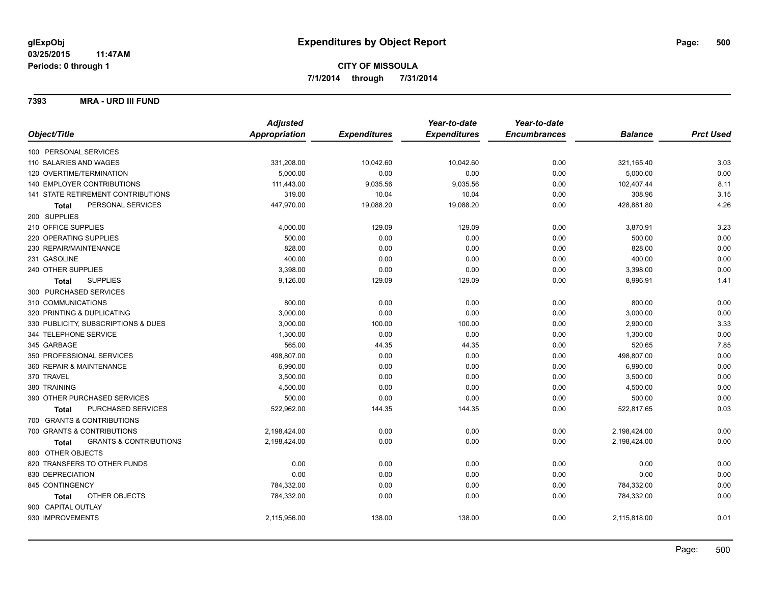**glExpObj**
**03/25/2015 11:47AM**
**Periods: 0 through 1**

# Expenditures by Object Report

**CITY OF MISSOULA**
**7/1/2014 through 7/31/2014**

**7393 MRA - URD III FUND**

| Object/Title | Adjusted Appropriation | Expenditures | Year-to-date Expenditures | Year-to-date Encumbrances | Balance | Prct Used |
|---|---|---|---|---|---|---|
| 100 PERSONAL SERVICES | | | | | | |
| 110 SALARIES AND WAGES | 331,208.00 | 10,042.60 | 10,042.60 | 0.00 | 321,165.40 | 3.03 |
| 120 OVERTIME/TERMINATION | 5,000.00 | 0.00 | 0.00 | 0.00 | 5,000.00 | 0.00 |
| 140 EMPLOYER CONTRIBUTIONS | 111,443.00 | 9,035.56 | 9,035.56 | 0.00 | 102,407.44 | 8.11 |
| 141 STATE RETIREMENT CONTRIBUTIONS | 319.00 | 10.04 | 10.04 | 0.00 | 308.96 | 3.15 |
| **Total** PERSONAL SERVICES | 447,970.00 | 19,088.20 | 19,088.20 | 0.00 | 428,881.80 | 4.26 |
| 200 SUPPLIES | | | | | | |
| 210 OFFICE SUPPLIES | 4,000.00 | 129.09 | 129.09 | 0.00 | 3,870.91 | 3.23 |
| 220 OPERATING SUPPLIES | 500.00 | 0.00 | 0.00 | 0.00 | 500.00 | 0.00 |
| 230 REPAIR/MAINTENANCE | 828.00 | 0.00 | 0.00 | 0.00 | 828.00 | 0.00 |
| 231 GASOLINE | 400.00 | 0.00 | 0.00 | 0.00 | 400.00 | 0.00 |
| 240 OTHER SUPPLIES | 3,398.00 | 0.00 | 0.00 | 0.00 | 3,398.00 | 0.00 |
| **Total** SUPPLIES | 9,126.00 | 129.09 | 129.09 | 0.00 | 8,996.91 | 1.41 |
| 300 PURCHASED SERVICES | | | | | | |
| 310 COMMUNICATIONS | 800.00 | 0.00 | 0.00 | 0.00 | 800.00 | 0.00 |
| 320 PRINTING & DUPLICATING | 3,000.00 | 0.00 | 0.00 | 0.00 | 3,000.00 | 0.00 |
| 330 PUBLICITY, SUBSCRIPTIONS & DUES | 3,000.00 | 100.00 | 100.00 | 0.00 | 2,900.00 | 3.33 |
| 344 TELEPHONE SERVICE | 1,300.00 | 0.00 | 0.00 | 0.00 | 1,300.00 | 0.00 |
| 345 GARBAGE | 565.00 | 44.35 | 44.35 | 0.00 | 520.65 | 7.85 |
| 350 PROFESSIONAL SERVICES | 498,807.00 | 0.00 | 0.00 | 0.00 | 498,807.00 | 0.00 |
| 360 REPAIR & MAINTENANCE | 6,990.00 | 0.00 | 0.00 | 0.00 | 6,990.00 | 0.00 |
| 370 TRAVEL | 3,500.00 | 0.00 | 0.00 | 0.00 | 3,500.00 | 0.00 |
| 380 TRAINING | 4,500.00 | 0.00 | 0.00 | 0.00 | 4,500.00 | 0.00 |
| 390 OTHER PURCHASED SERVICES | 500.00 | 0.00 | 0.00 | 0.00 | 500.00 | 0.00 |
| **Total** PURCHASED SERVICES | 522,962.00 | 144.35 | 144.35 | 0.00 | 522,817.65 | 0.03 |
| 700 GRANTS & CONTRIBUTIONS | | | | | | |
| 700 GRANTS & CONTRIBUTIONS | 2,198,424.00 | 0.00 | 0.00 | 0.00 | 2,198,424.00 | 0.00 |
| **Total** GRANTS & CONTRIBUTIONS | 2,198,424.00 | 0.00 | 0.00 | 0.00 | 2,198,424.00 | 0.00 |
| 800 OTHER OBJECTS | | | | | | |
| 820 TRANSFERS TO OTHER FUNDS | 0.00 | 0.00 | 0.00 | 0.00 | 0.00 | 0.00 |
| 830 DEPRECIATION | 0.00 | 0.00 | 0.00 | 0.00 | 0.00 | 0.00 |
| 845 CONTINGENCY | 784,332.00 | 0.00 | 0.00 | 0.00 | 784,332.00 | 0.00 |
| **Total** OTHER OBJECTS | 784,332.00 | 0.00 | 0.00 | 0.00 | 784,332.00 | 0.00 |
| 900 CAPITAL OUTLAY | | | | | | |
| 930 IMPROVEMENTS | 2,115,956.00 | 138.00 | 138.00 | 0.00 | 2,115,818.00 | 0.01 |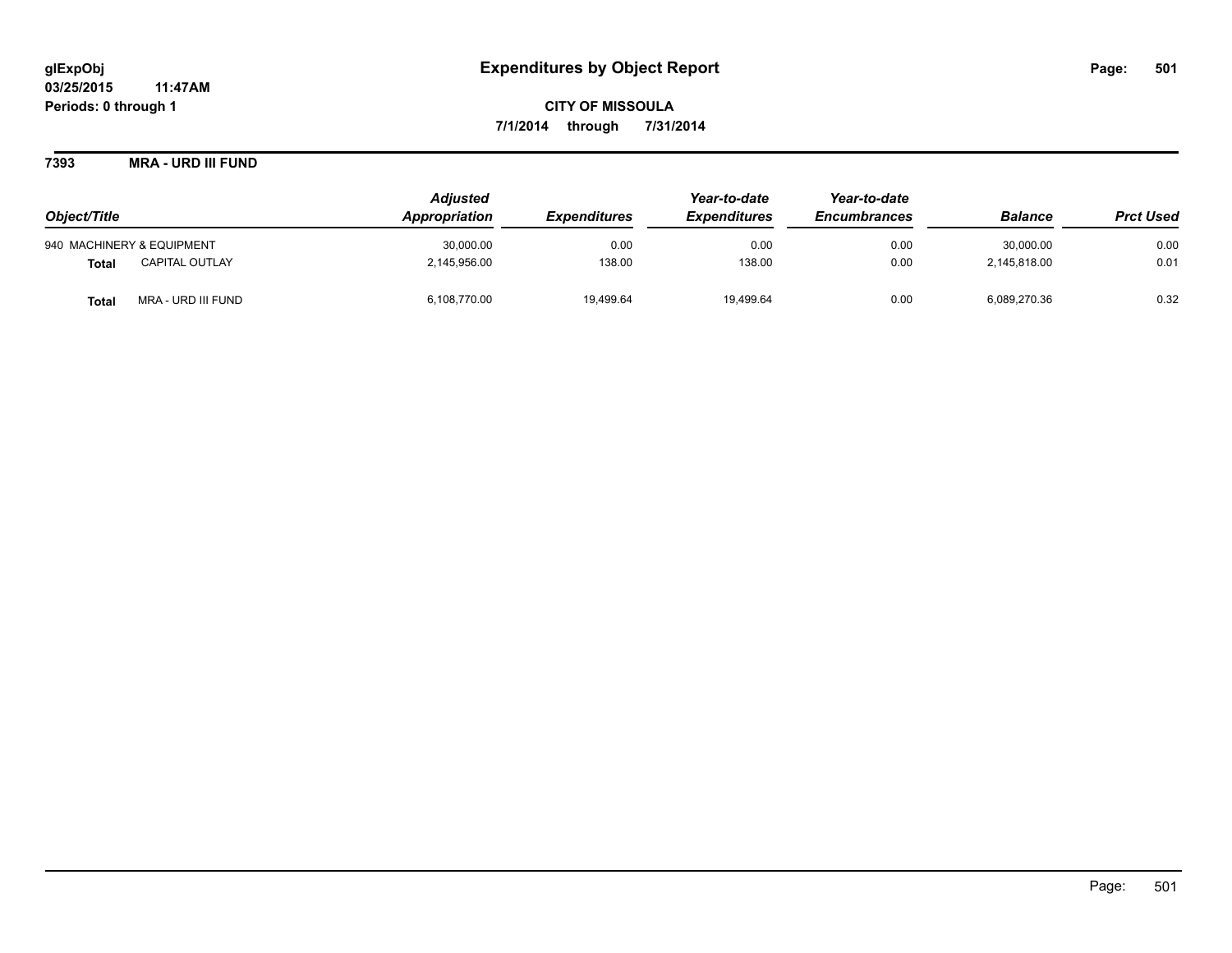**glExpObj** **Expenditures by Object Report**
**03/25/2015 11:47AM**
**Periods: 0 through 1**

**CITY OF MISSOULA**
**7/1/2014 through 7/31/2014**

**7393 MRA - URD III FUND**

| Object/Title | | Adjusted Appropriation | Expenditures | Year-to-date Expenditures | Year-to-date Encumbrances | Balance | Prct Used |
|---|---|---|---|---|---|---|---|
| 940 MACHINERY & EQUIPMENT | | 30,000.00 | 0.00 | 0.00 | 0.00 | 30,000.00 | 0.00 |
| **Total** | CAPITAL OUTLAY | 2,145,956.00 | 138.00 | 138.00 | 0.00 | 2,145,818.00 | 0.01 |
| **Total** | MRA - URD III FUND | 6,108,770.00 | 19,499.64 | 19,499.64 | 0.00 | 6,089,270.36 | 0.32 |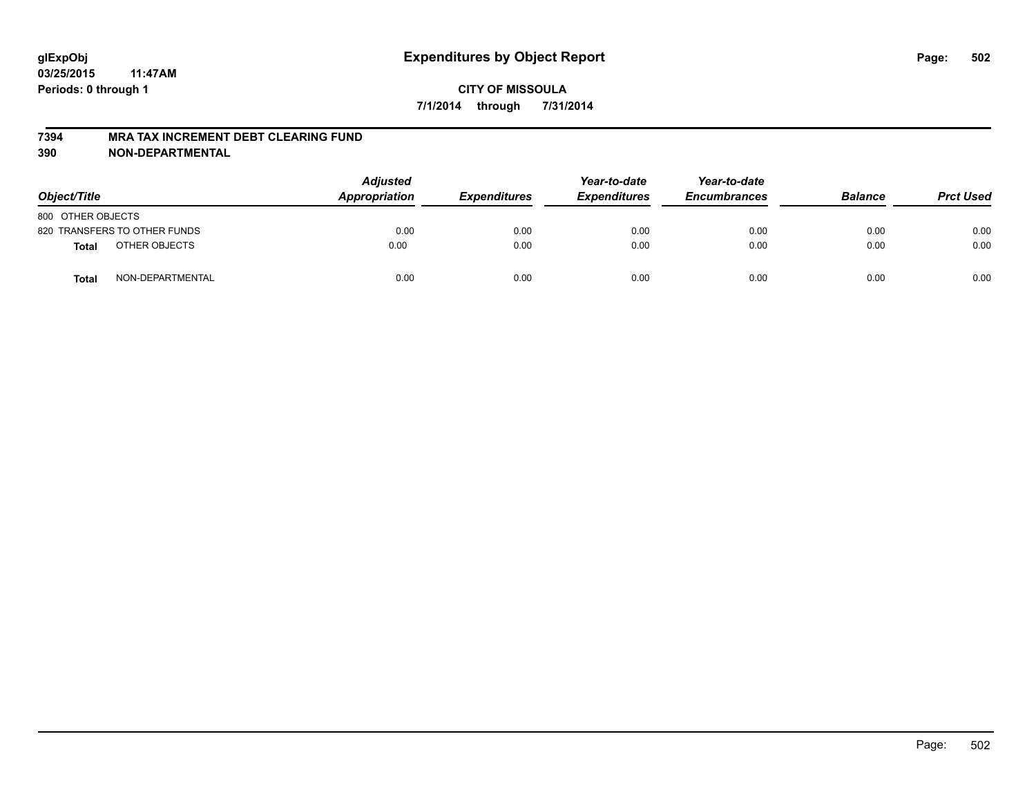glExpObj
03/25/2015 11:47AM
Periods: 0 through 1

# Expenditures by Object Report

**CITY OF MISSOULA**

**7/1/2014 through 7/31/2014**

**7394 MRA TAX INCREMENT DEBT CLEARING FUND**

**390 NON-DEPARTMENTAL**

| Object/Title | | Adjusted Appropriation | Expenditures | Year-to-date Expenditures | Year-to-date Encumbrances | Balance | Prct Used |
|---|---|---|---|---|---|---|---|
| 800 OTHER OBJECTS | | | | | | | |
| 820 TRANSFERS TO OTHER FUNDS | | 0.00 | 0.00 | 0.00 | 0.00 | 0.00 | 0.00 |
| **Total** | OTHER OBJECTS | 0.00 | 0.00 | 0.00 | 0.00 | 0.00 | 0.00 |
| **Total** | NON-DEPARTMENTAL | 0.00 | 0.00 | 0.00 | 0.00 | 0.00 | 0.00 |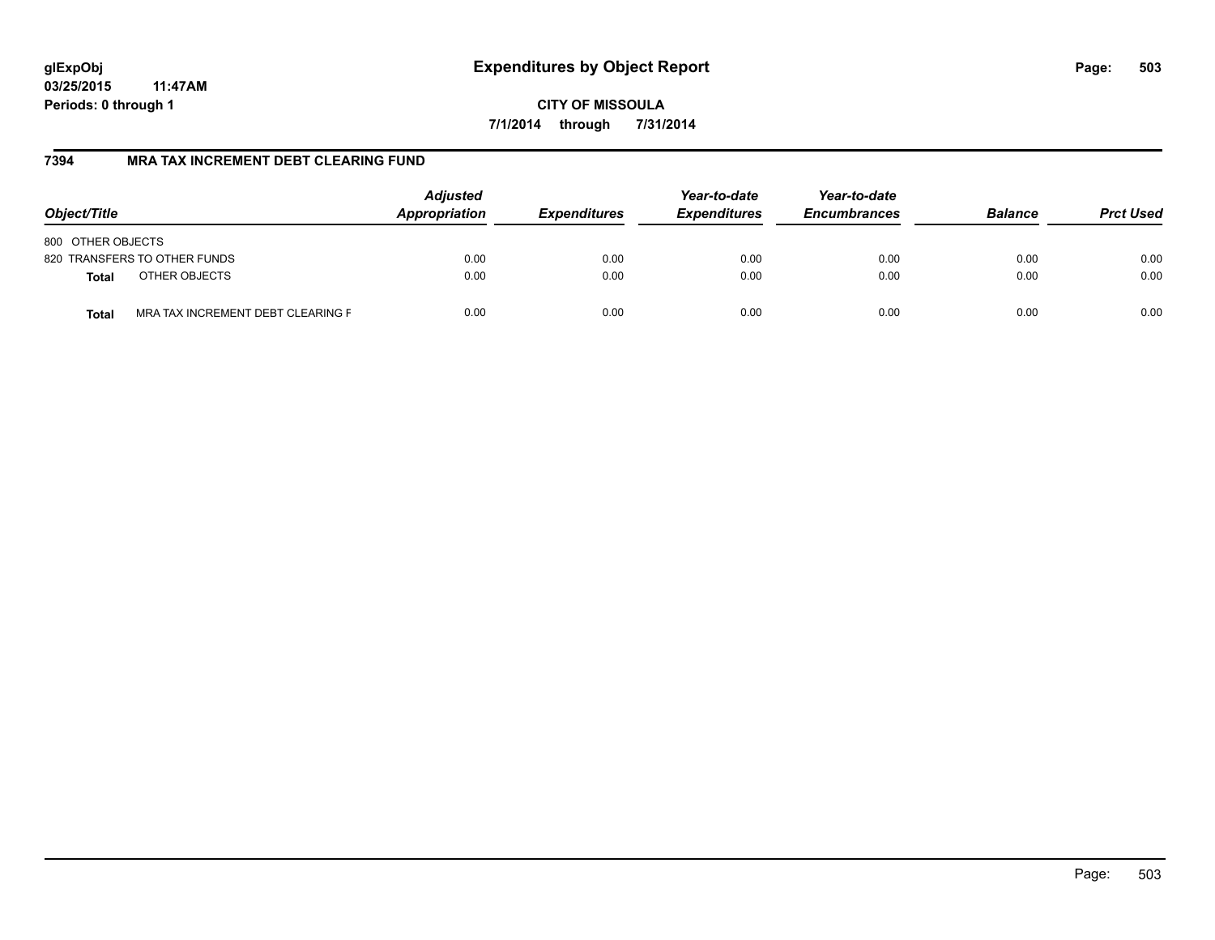**glExpObj**
**03/25/2015 11:47AM**
**Periods: 0 through 1**

# Expenditures by Object Report

**CITY OF MISSOULA**
**7/1/2014 through 7/31/2014**

## 7394 MRA TAX INCREMENT DEBT CLEARING FUND

| Object/Title | | Adjusted Appropriation | Expenditures | Year-to-date Expenditures | Year-to-date Encumbrances | Balance | Prct Used |
|---|---|---|---|---|---|---|---|
| 800 OTHER OBJECTS | | | | | | | |
| 820 TRANSFERS TO OTHER FUNDS | | 0.00 | 0.00 | 0.00 | 0.00 | 0.00 | 0.00 |
| **Total** | OTHER OBJECTS | 0.00 | 0.00 | 0.00 | 0.00 | 0.00 | 0.00 |
| **Total** | MRA TAX INCREMENT DEBT CLEARING F | 0.00 | 0.00 | 0.00 | 0.00 | 0.00 | 0.00 |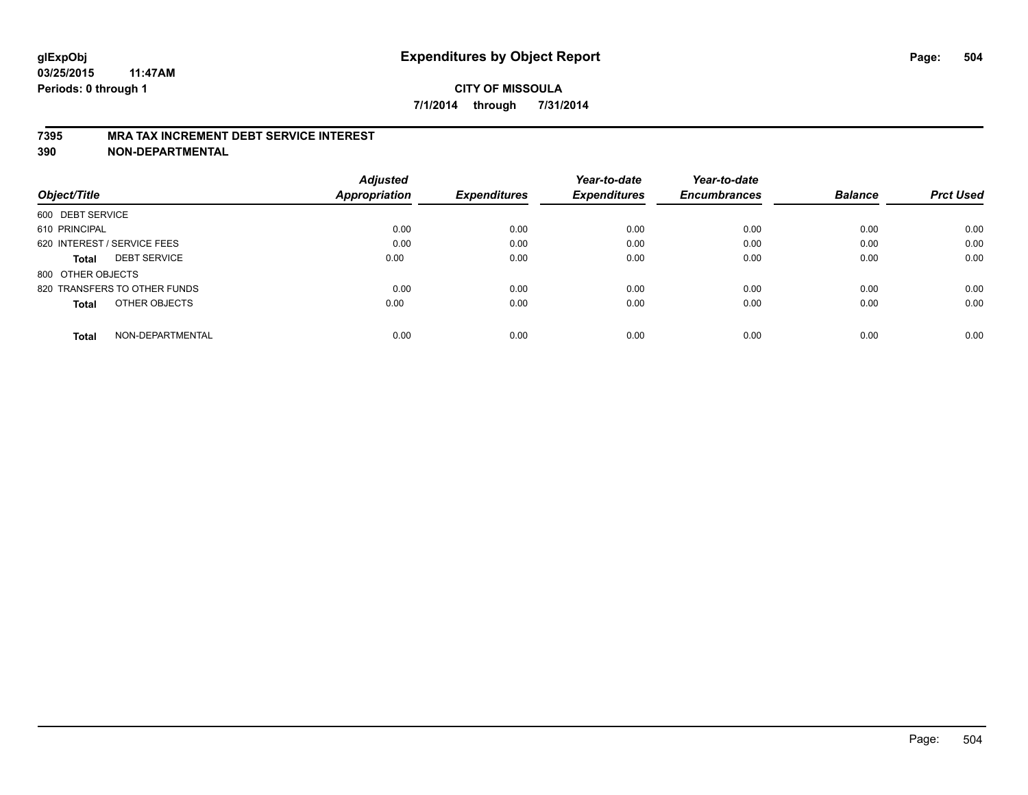**glExpObj**
**03/25/2015 11:47AM**
**Periods: 0 through 1**

# Expenditures by Object Report

**CITY OF MISSOULA**
**7/1/2014 through 7/31/2014**

## 7395 MRA TAX INCREMENT DEBT SERVICE INTEREST
## 390 NON-DEPARTMENTAL

| Object/Title | Adjusted Appropriation | Expenditures | Year-to-date Expenditures | Year-to-date Encumbrances | Balance | Prct Used |
|---|---|---|---|---|---|---|
| 600 DEBT SERVICE | | | | | | |
| 610 PRINCIPAL | 0.00 | 0.00 | 0.00 | 0.00 | 0.00 | 0.00 |
| 620 INTEREST / SERVICE FEES | 0.00 | 0.00 | 0.00 | 0.00 | 0.00 | 0.00 |
| **Total** DEBT SERVICE | 0.00 | 0.00 | 0.00 | 0.00 | 0.00 | 0.00 |
| 800 OTHER OBJECTS | | | | | | |
| 820 TRANSFERS TO OTHER FUNDS | 0.00 | 0.00 | 0.00 | 0.00 | 0.00 | 0.00 |
| **Total** OTHER OBJECTS | 0.00 | 0.00 | 0.00 | 0.00 | 0.00 | 0.00 |
| **Total** NON-DEPARTMENTAL | 0.00 | 0.00 | 0.00 | 0.00 | 0.00 | 0.00 |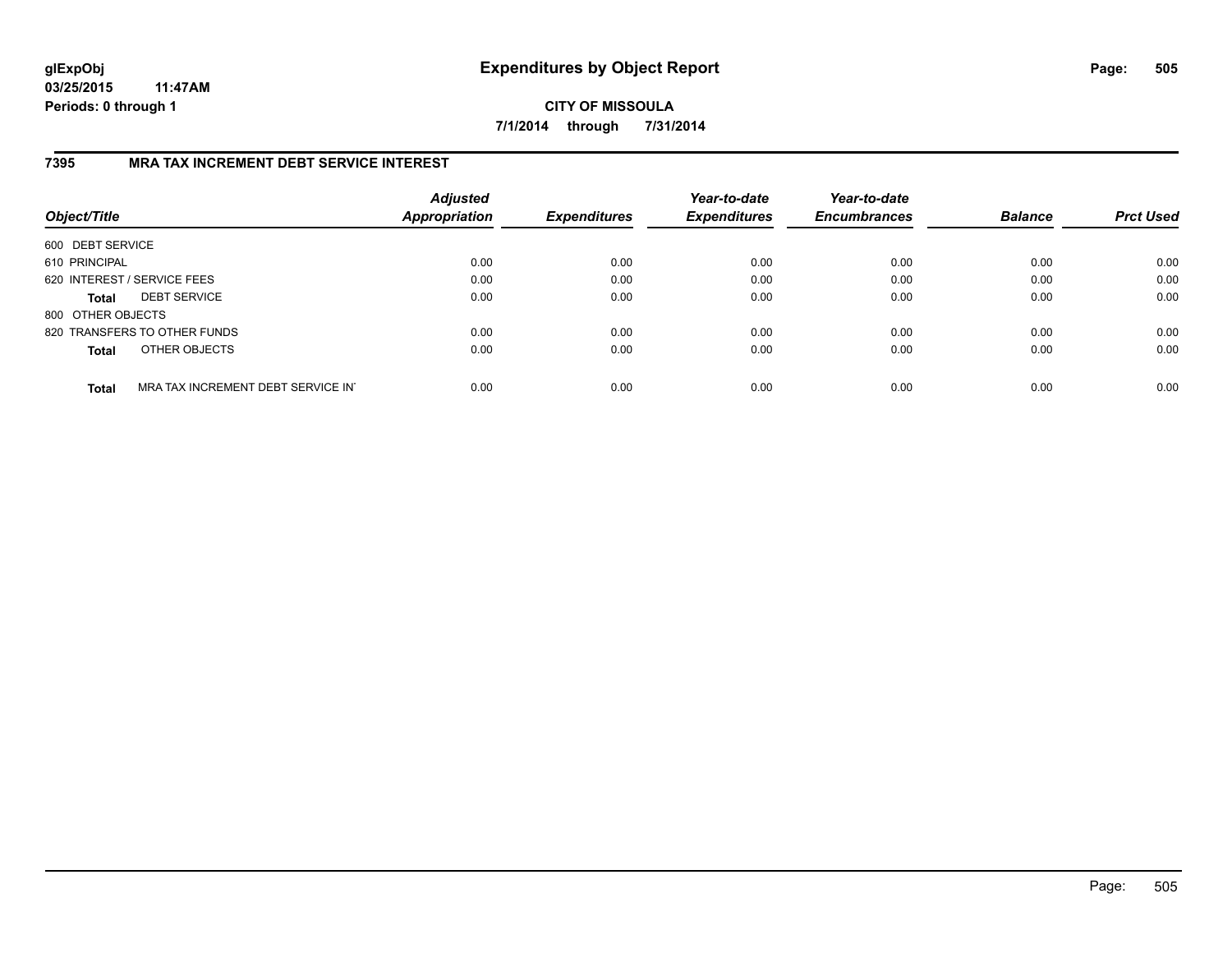# Expenditures by Object Report

glExpObj
03/25/2015 11:47AM
Periods: 0 through 1

**CITY OF MISSOULA**

**7/1/2014 through 7/31/2014**

## 7395 MRA TAX INCREMENT DEBT SERVICE INTEREST

| Object/Title | Adjusted Appropriation | Expenditures | Year-to-date Expenditures | Year-to-date Encumbrances | Balance | Prct Used |
|---|---|---|---|---|---|---|
| 600 DEBT SERVICE | | | | | | |
| 610 PRINCIPAL | 0.00 | 0.00 | 0.00 | 0.00 | 0.00 | 0.00 |
| 620 INTEREST / SERVICE FEES | 0.00 | 0.00 | 0.00 | 0.00 | 0.00 | 0.00 |
| **Total** DEBT SERVICE | 0.00 | 0.00 | 0.00 | 0.00 | 0.00 | 0.00 |
| 800 OTHER OBJECTS | | | | | | |
| 820 TRANSFERS TO OTHER FUNDS | 0.00 | 0.00 | 0.00 | 0.00 | 0.00 | 0.00 |
| **Total** OTHER OBJECTS | 0.00 | 0.00 | 0.00 | 0.00 | 0.00 | 0.00 |
| **Total** MRA TAX INCREMENT DEBT SERVICE IN' | 0.00 | 0.00 | 0.00 | 0.00 | 0.00 | 0.00 |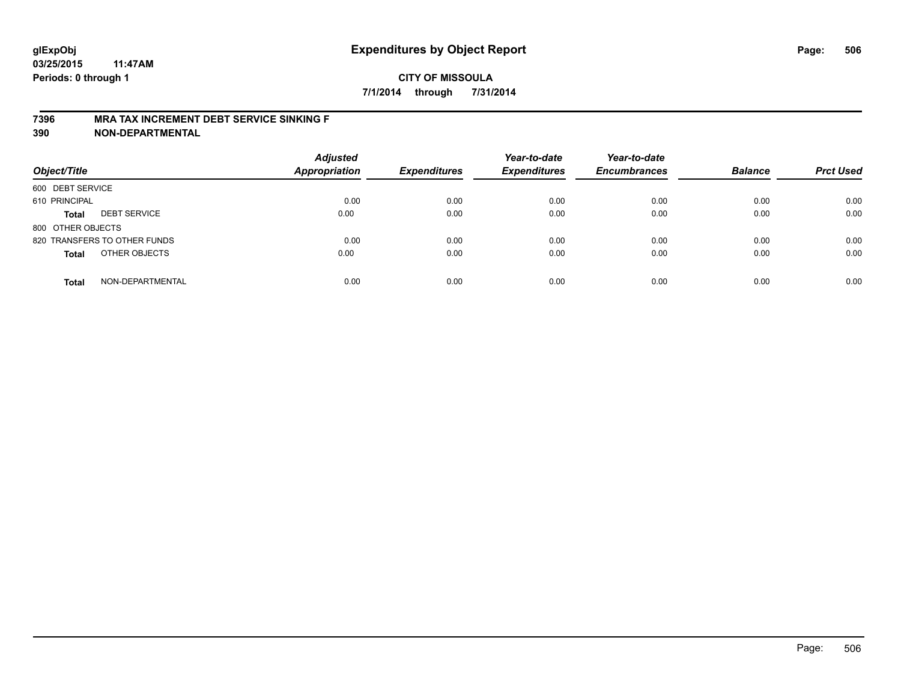glExpObj
03/25/2015 11:47AM
Periods: 0 through 1

# Expenditures by Object Report

**CITY OF MISSOULA**

**7/1/2014 through 7/31/2014**

**7396 MRA TAX INCREMENT DEBT SERVICE SINKING F**

**390 NON-DEPARTMENTAL**

| Object/Title | | Adjusted Appropriation | Expenditures | Year-to-date Expenditures | Year-to-date Encumbrances | Balance | Prct Used |
|---|---|---|---|---|---|---|---|
| 600 DEBT SERVICE | | | | | | | |
| 610 PRINCIPAL | | 0.00 | 0.00 | 0.00 | 0.00 | 0.00 | 0.00 |
| **Total** | DEBT SERVICE | 0.00 | 0.00 | 0.00 | 0.00 | 0.00 | 0.00 |
| 800 OTHER OBJECTS | | | | | | | |
| 820 TRANSFERS TO OTHER FUNDS | | 0.00 | 0.00 | 0.00 | 0.00 | 0.00 | 0.00 |
| **Total** | OTHER OBJECTS | 0.00 | 0.00 | 0.00 | 0.00 | 0.00 | 0.00 |
| **Total** | NON-DEPARTMENTAL | 0.00 | 0.00 | 0.00 | 0.00 | 0.00 | 0.00 |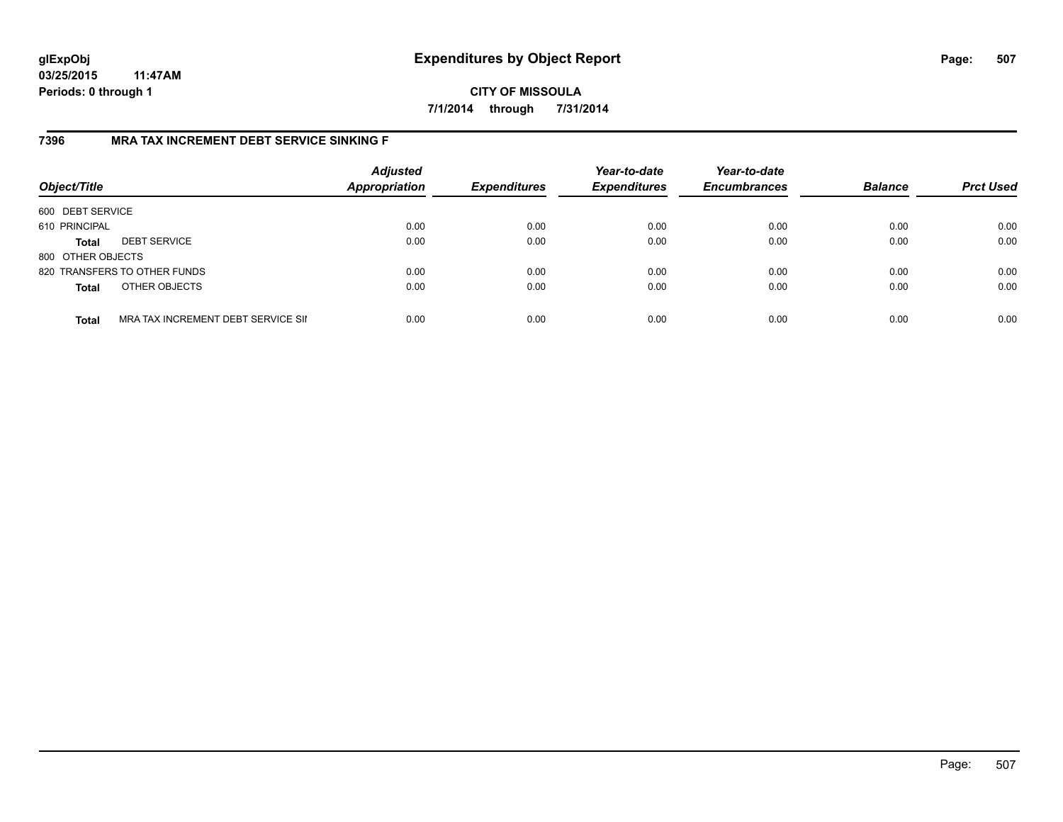**glExpObj**
**03/25/2015 11:47AM**
**Periods: 0 through 1**

# Expenditures by Object Report

**CITY OF MISSOULA**
**7/1/2014 through 7/31/2014**

## 7396 MRA TAX INCREMENT DEBT SERVICE SINKING F

| Object/Title | | Adjusted Appropriation | Expenditures | Year-to-date Expenditures | Year-to-date Encumbrances | Balance | Prct Used |
|---|---|---|---|---|---|---|---|
| 600 DEBT SERVICE | | | | | | | |
| 610 PRINCIPAL | | 0.00 | 0.00 | 0.00 | 0.00 | 0.00 | 0.00 |
| **Total** | DEBT SERVICE | 0.00 | 0.00 | 0.00 | 0.00 | 0.00 | 0.00 |
| 800 OTHER OBJECTS | | | | | | | |
| 820 TRANSFERS TO OTHER FUNDS | | 0.00 | 0.00 | 0.00 | 0.00 | 0.00 | 0.00 |
| **Total** | OTHER OBJECTS | 0.00 | 0.00 | 0.00 | 0.00 | 0.00 | 0.00 |
| **Total** | MRA TAX INCREMENT DEBT SERVICE SII | 0.00 | 0.00 | 0.00 | 0.00 | 0.00 | 0.00 |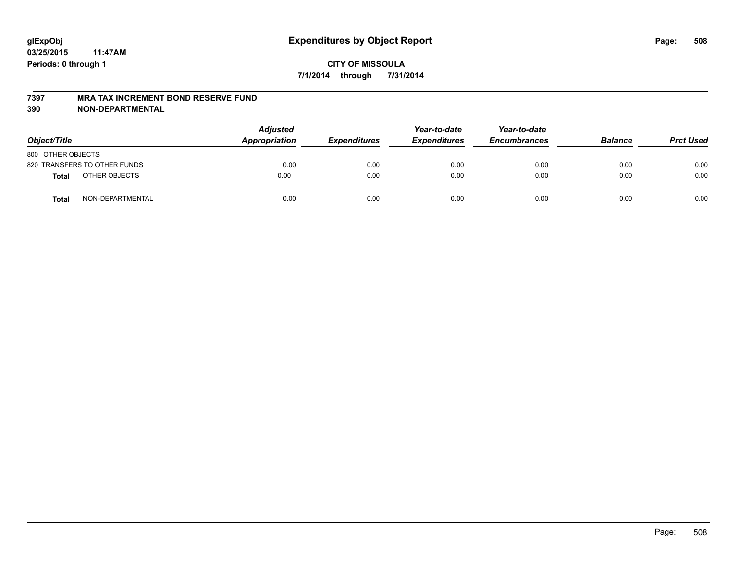glExpObj
03/25/2015 11:47AM
Periods: 0 through 1

# Expenditures by Object Report

**CITY OF MISSOULA**

**7/1/2014 through 7/31/2014**

**7397 MRA TAX INCREMENT BOND RESERVE FUND**
**390 NON-DEPARTMENTAL**

| Object/Title | | Adjusted Appropriation | Expenditures | Year-to-date Expenditures | Year-to-date Encumbrances | Balance | Prct Used |
|---|---|---|---|---|---|---|---|
| 800 OTHER OBJECTS | | | | | | | |
| 820 TRANSFERS TO OTHER FUNDS | | 0.00 | 0.00 | 0.00 | 0.00 | 0.00 | 0.00 |
| **Total** | OTHER OBJECTS | 0.00 | 0.00 | 0.00 | 0.00 | 0.00 | 0.00 |
| **Total** | NON-DEPARTMENTAL | 0.00 | 0.00 | 0.00 | 0.00 | 0.00 | 0.00 |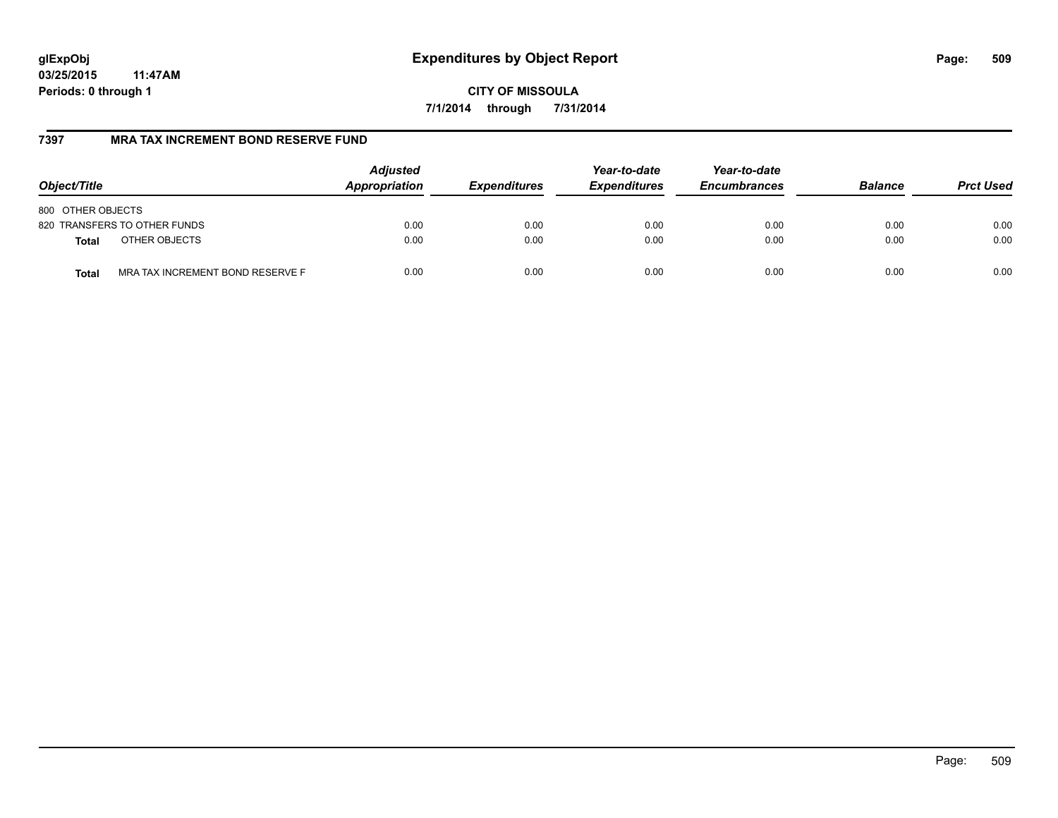**glExpObj**
**03/25/2015 11:47AM**
**Periods: 0 through 1**

# Expenditures by Object Report

**CITY OF MISSOULA**
**7/1/2014 through 7/31/2014**

## 7397 MRA TAX INCREMENT BOND RESERVE FUND

| Object/Title | Adjusted Appropriation | Expenditures | Year-to-date Expenditures | Year-to-date Encumbrances | Balance | Prct Used |
|---|---|---|---|---|---|---|
| 800 OTHER OBJECTS | | | | | | |
| 820 TRANSFERS TO OTHER FUNDS | 0.00 | 0.00 | 0.00 | 0.00 | 0.00 | 0.00 |
| **Total** OTHER OBJECTS | 0.00 | 0.00 | 0.00 | 0.00 | 0.00 | 0.00 |
| **Total** MRA TAX INCREMENT BOND RESERVE F | 0.00 | 0.00 | 0.00 | 0.00 | 0.00 | 0.00 |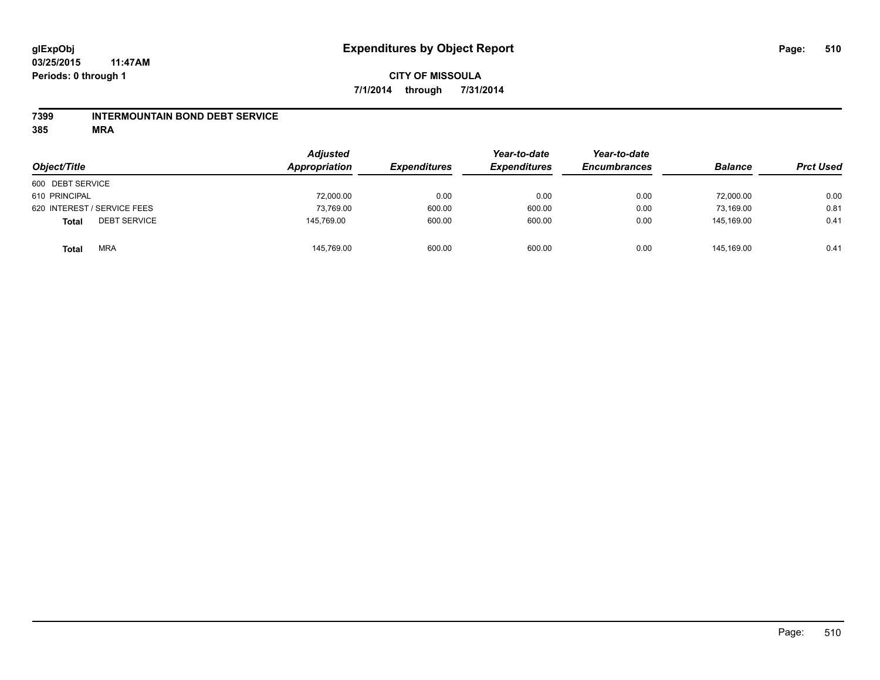# Expenditures by Object Report

glExpObj
03/25/2015 11:47AM
Periods: 0 through 1

**CITY OF MISSOULA**
**7/1/2014 through 7/31/2014**

**7399 INTERMOUNTAIN BOND DEBT SERVICE**
**385 MRA**

| Object/Title | | Adjusted Appropriation | Expenditures | Year-to-date Expenditures | Year-to-date Encumbrances | Balance | Prct Used |
|---|---|---|---|---|---|---|---|
| 600 DEBT SERVICE | | | | | | | |
| 610 PRINCIPAL | | 72,000.00 | 0.00 | 0.00 | 0.00 | 72,000.00 | 0.00 |
| 620 INTEREST / SERVICE FEES | | 73,769.00 | 600.00 | 600.00 | 0.00 | 73,169.00 | 0.81 |
| **Total** | DEBT SERVICE | 145,769.00 | 600.00 | 600.00 | 0.00 | 145,169.00 | 0.41 |
| **Total** | MRA | 145,769.00 | 600.00 | 600.00 | 0.00 | 145,169.00 | 0.41 |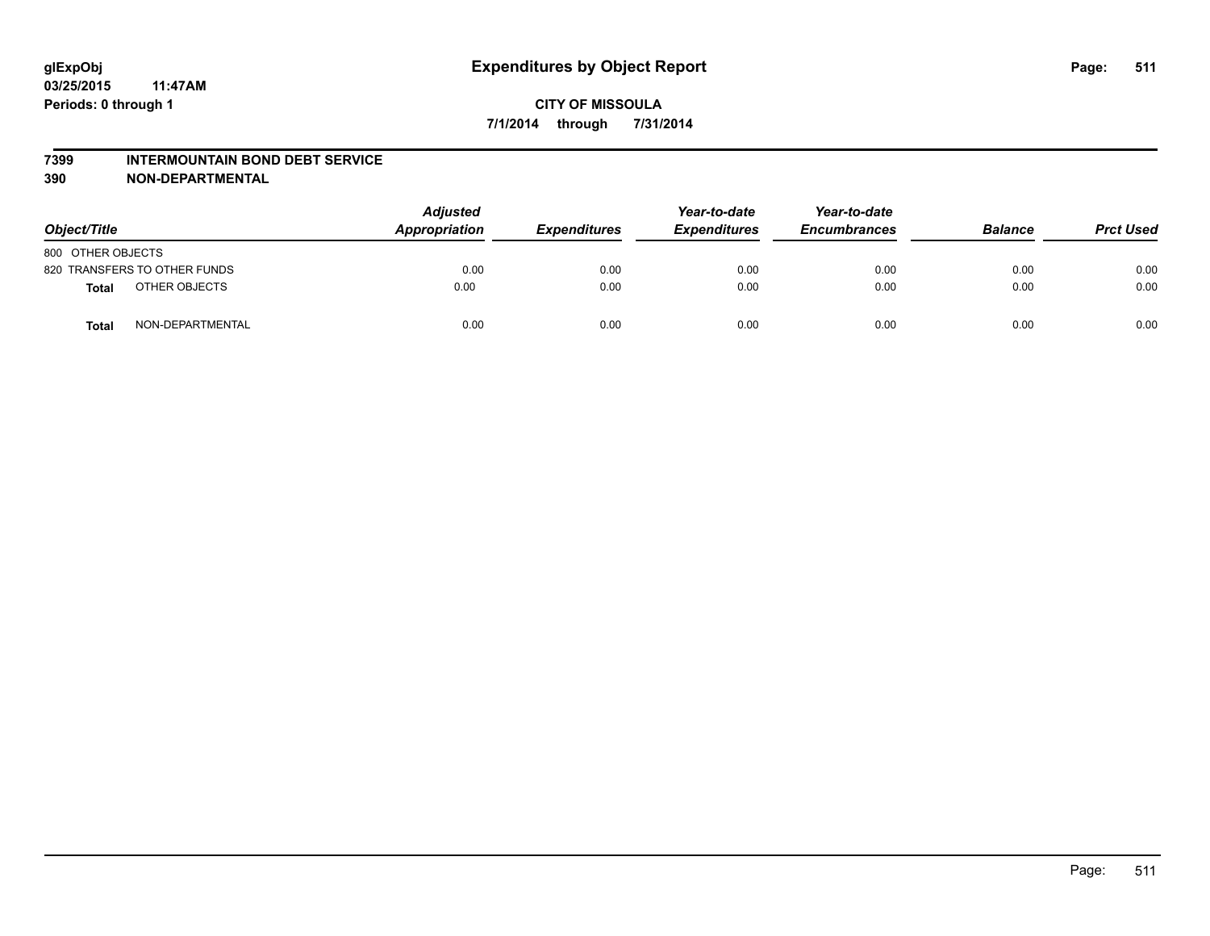# Expenditures by Object Report

glExpObj
03/25/2015 11:47AM
Periods: 0 through 1

**CITY OF MISSOULA**
**7/1/2014 through 7/31/2014**

**7399 INTERMOUNTAIN BOND DEBT SERVICE**
**390 NON-DEPARTMENTAL**

| Object/Title | | Adjusted Appropriation | Expenditures | Year-to-date Expenditures | Year-to-date Encumbrances | Balance | Prct Used |
|---|---|---|---|---|---|---|---|
| 800 OTHER OBJECTS | | | | | | | |
| 820 TRANSFERS TO OTHER FUNDS | | 0.00 | 0.00 | 0.00 | 0.00 | 0.00 | 0.00 |
| **Total** | OTHER OBJECTS | 0.00 | 0.00 | 0.00 | 0.00 | 0.00 | 0.00 |
| **Total** | NON-DEPARTMENTAL | 0.00 | 0.00 | 0.00 | 0.00 | 0.00 | 0.00 |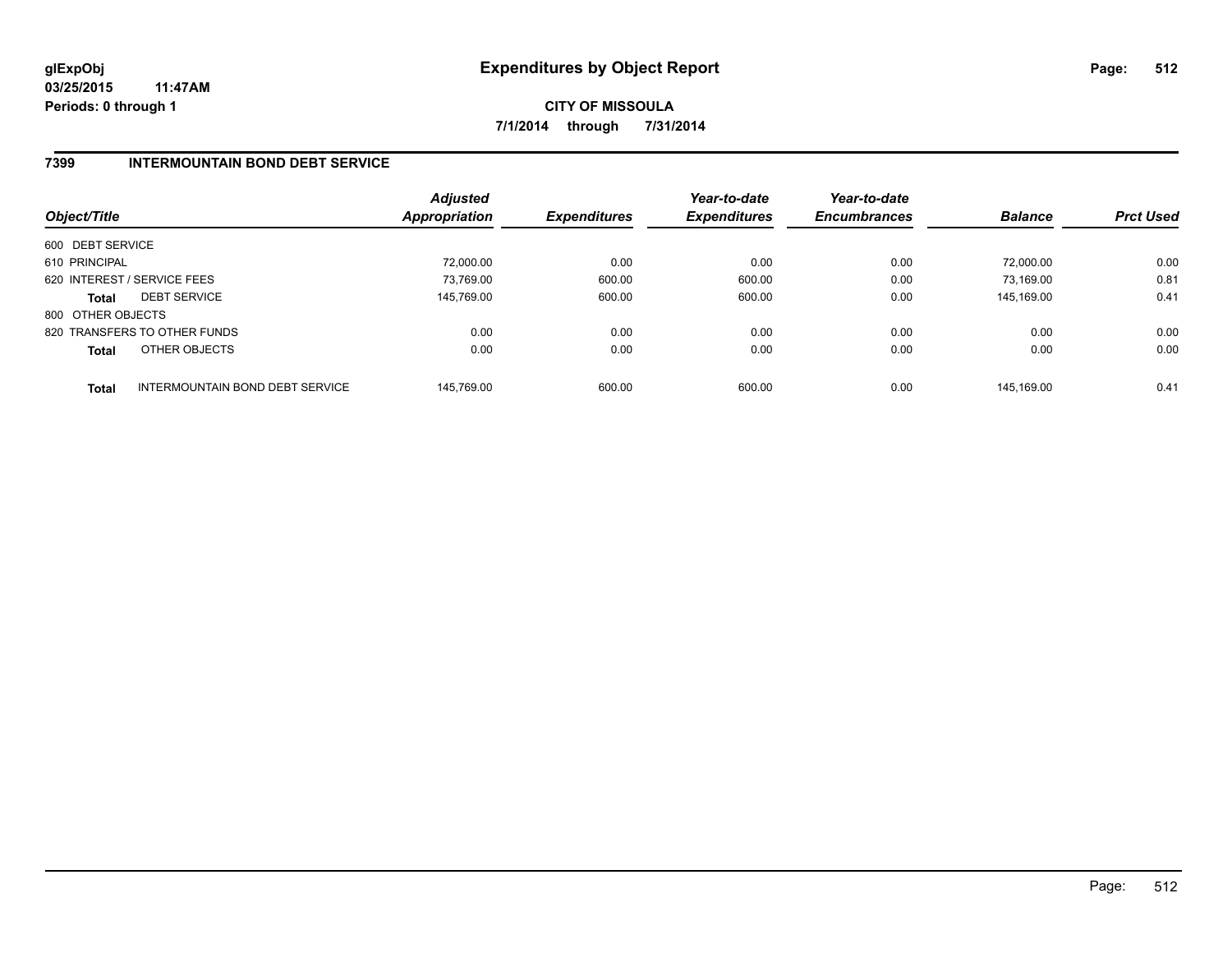**glExpObj**
**03/25/2015 11:47AM**
**Periods: 0 through 1**

# Expenditures by Object Report

**CITY OF MISSOULA**
**7/1/2014 through 7/31/2014**

## 7399 INTERMOUNTAIN BOND DEBT SERVICE

| Object/Title | | Adjusted Appropriation | Expenditures | Year-to-date Expenditures | Year-to-date Encumbrances | Balance | Prct Used |
|---|---|---|---|---|---|---|---|
| 600 DEBT SERVICE | | | | | | | |
| 610 PRINCIPAL | | 72,000.00 | 0.00 | 0.00 | 0.00 | 72,000.00 | 0.00 |
| 620 INTEREST / SERVICE FEES | | 73,769.00 | 600.00 | 600.00 | 0.00 | 73,169.00 | 0.81 |
| **Total** | DEBT SERVICE | 145,769.00 | 600.00 | 600.00 | 0.00 | 145,169.00 | 0.41 |
| 800 OTHER OBJECTS | | | | | | | |
| 820 TRANSFERS TO OTHER FUNDS | | 0.00 | 0.00 | 0.00 | 0.00 | 0.00 | 0.00 |
| **Total** | OTHER OBJECTS | 0.00 | 0.00 | 0.00 | 0.00 | 0.00 | 0.00 |
| **Total** | INTERMOUNTAIN BOND DEBT SERVICE | 145,769.00 | 600.00 | 600.00 | 0.00 | 145,169.00 | 0.41 |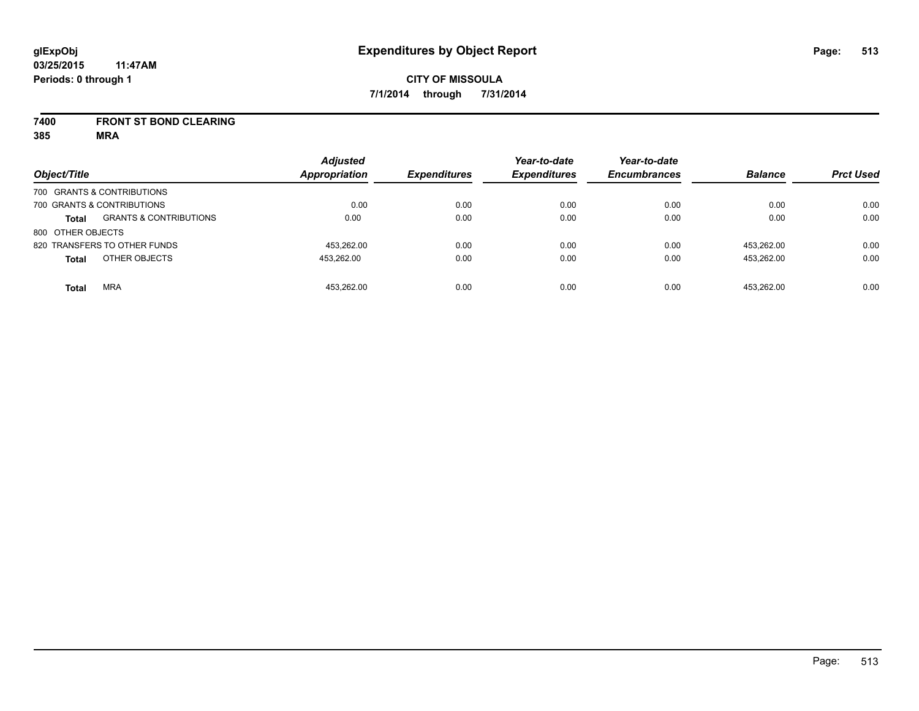**glExpObj**
**03/25/2015 11:47AM**
**Periods: 0 through 1**

# Expenditures by Object Report

**CITY OF MISSOULA**
**7/1/2014 through 7/31/2014**

**7400 FRONT ST BOND CLEARING**
**385 MRA**

| Object/Title | | Adjusted Appropriation | Expenditures | Year-to-date Expenditures | Year-to-date Encumbrances | Balance | Prct Used |
|---|---|---|---|---|---|---|---|
| 700 GRANTS & CONTRIBUTIONS | | | | | | | |
| 700 GRANTS & CONTRIBUTIONS | | 0.00 | 0.00 | 0.00 | 0.00 | 0.00 | 0.00 |
| **Total** | GRANTS & CONTRIBUTIONS | 0.00 | 0.00 | 0.00 | 0.00 | 0.00 | 0.00 |
| 800 OTHER OBJECTS | | | | | | | |
| 820 TRANSFERS TO OTHER FUNDS | | 453,262.00 | 0.00 | 0.00 | 0.00 | 453,262.00 | 0.00 |
| **Total** | OTHER OBJECTS | 453,262.00 | 0.00 | 0.00 | 0.00 | 453,262.00 | 0.00 |
| **Total** | MRA | 453,262.00 | 0.00 | 0.00 | 0.00 | 453,262.00 | 0.00 |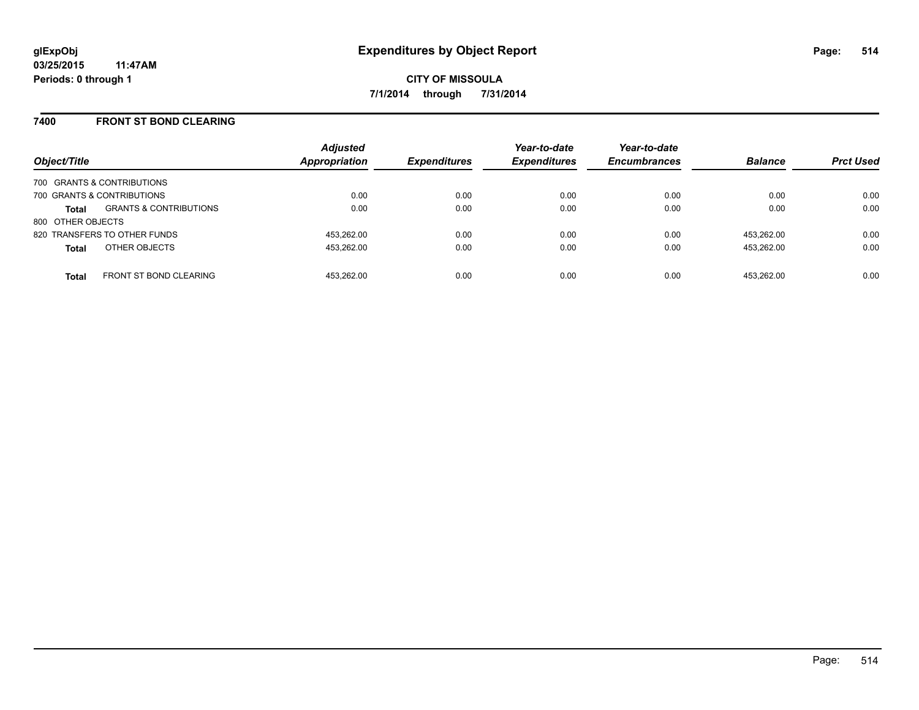**glExpObj**
**03/25/2015 11:47AM**
**Periods: 0 through 1**

# Expenditures by Object Report

**CITY OF MISSOULA**
**7/1/2014 through 7/31/2014**

## 7400 FRONT ST BOND CLEARING

| Object/Title | | Adjusted Appropriation | Expenditures | Year-to-date Expenditures | Year-to-date Encumbrances | Balance | Prct Used |
|---|---|---|---|---|---|---|---|
| 700 GRANTS & CONTRIBUTIONS | | | | | | | |
| 700 GRANTS & CONTRIBUTIONS | | 0.00 | 0.00 | 0.00 | 0.00 | 0.00 | 0.00 |
| **Total** | GRANTS & CONTRIBUTIONS | 0.00 | 0.00 | 0.00 | 0.00 | 0.00 | 0.00 |
| 800 OTHER OBJECTS | | | | | | | |
| 820 TRANSFERS TO OTHER FUNDS | | 453,262.00 | 0.00 | 0.00 | 0.00 | 453,262.00 | 0.00 |
| **Total** | OTHER OBJECTS | 453,262.00 | 0.00 | 0.00 | 0.00 | 453,262.00 | 0.00 |
| **Total** | FRONT ST BOND CLEARING | 453,262.00 | 0.00 | 0.00 | 0.00 | 453,262.00 | 0.00 |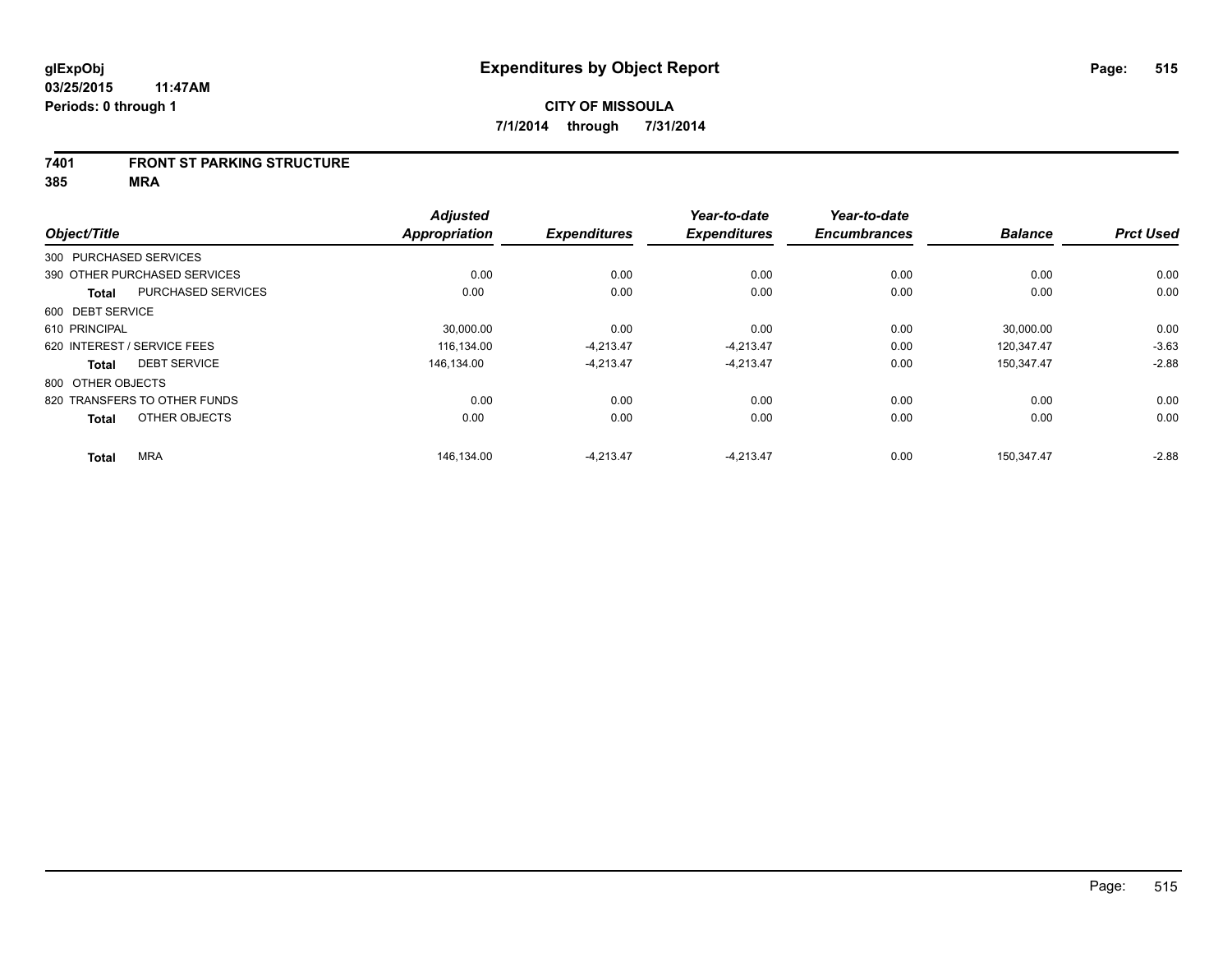**glExpObj**
**03/25/2015 11:47AM**
**Periods: 0 through 1**

# Expenditures by Object Report

**CITY OF MISSOULA**
**7/1/2014 through 7/31/2014**

## 7401 FRONT ST PARKING STRUCTURE
## 385 MRA

| Object/Title | Adjusted Appropriation | Expenditures | Year-to-date Expenditures | Year-to-date Encumbrances | Balance | Prct Used |
|---|---|---|---|---|---|---|
| 300 PURCHASED SERVICES | | | | | | |
| 390 OTHER PURCHASED SERVICES | 0.00 | 0.00 | 0.00 | 0.00 | 0.00 | 0.00 |
| **Total** PURCHASED SERVICES | 0.00 | 0.00 | 0.00 | 0.00 | 0.00 | 0.00 |
| 600 DEBT SERVICE | | | | | | |
| 610 PRINCIPAL | 30,000.00 | 0.00 | 0.00 | 0.00 | 30,000.00 | 0.00 |
| 620 INTEREST / SERVICE FEES | 116,134.00 | -4,213.47 | -4,213.47 | 0.00 | 120,347.47 | -3.63 |
| **Total** DEBT SERVICE | 146,134.00 | -4,213.47 | -4,213.47 | 0.00 | 150,347.47 | -2.88 |
| 800 OTHER OBJECTS | | | | | | |
| 820 TRANSFERS TO OTHER FUNDS | 0.00 | 0.00 | 0.00 | 0.00 | 0.00 | 0.00 |
| **Total** OTHER OBJECTS | 0.00 | 0.00 | 0.00 | 0.00 | 0.00 | 0.00 |
| **Total** MRA | 146,134.00 | -4,213.47 | -4,213.47 | 0.00 | 150,347.47 | -2.88 |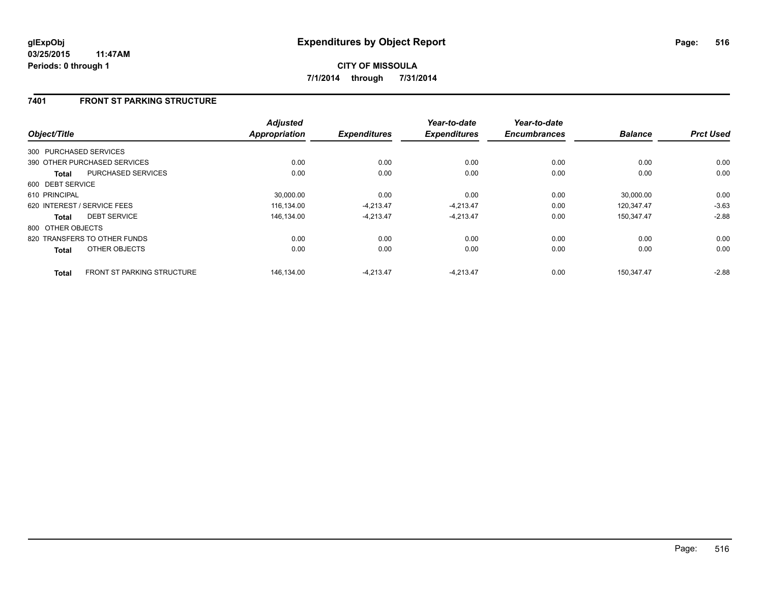**glExpObj**
**03/25/2015 11:47AM**
**Periods: 0 through 1**

# Expenditures by Object Report

**CITY OF MISSOULA**
**7/1/2014 through 7/31/2014**

## 7401 FRONT ST PARKING STRUCTURE

| Object/Title | | Adjusted Appropriation | Expenditures | Year-to-date Expenditures | Year-to-date Encumbrances | Balance | Prct Used |
|---|---|---|---|---|---|---|---|
| 300 PURCHASED SERVICES | | | | | | | |
| 390 OTHER PURCHASED SERVICES | | 0.00 | 0.00 | 0.00 | 0.00 | 0.00 | 0.00 |
| **Total** | PURCHASED SERVICES | 0.00 | 0.00 | 0.00 | 0.00 | 0.00 | 0.00 |
| 600 DEBT SERVICE | | | | | | | |
| 610 PRINCIPAL | | 30,000.00 | 0.00 | 0.00 | 0.00 | 30,000.00 | 0.00 |
| 620 INTEREST / SERVICE FEES | | 116,134.00 | -4,213.47 | -4,213.47 | 0.00 | 120,347.47 | -3.63 |
| **Total** | DEBT SERVICE | 146,134.00 | -4,213.47 | -4,213.47 | 0.00 | 150,347.47 | -2.88 |
| 800 OTHER OBJECTS | | | | | | | |
| 820 TRANSFERS TO OTHER FUNDS | | 0.00 | 0.00 | 0.00 | 0.00 | 0.00 | 0.00 |
| **Total** | OTHER OBJECTS | 0.00 | 0.00 | 0.00 | 0.00 | 0.00 | 0.00 |
| **Total** | FRONT ST PARKING STRUCTURE | 146,134.00 | -4,213.47 | -4,213.47 | 0.00 | 150,347.47 | -2.88 |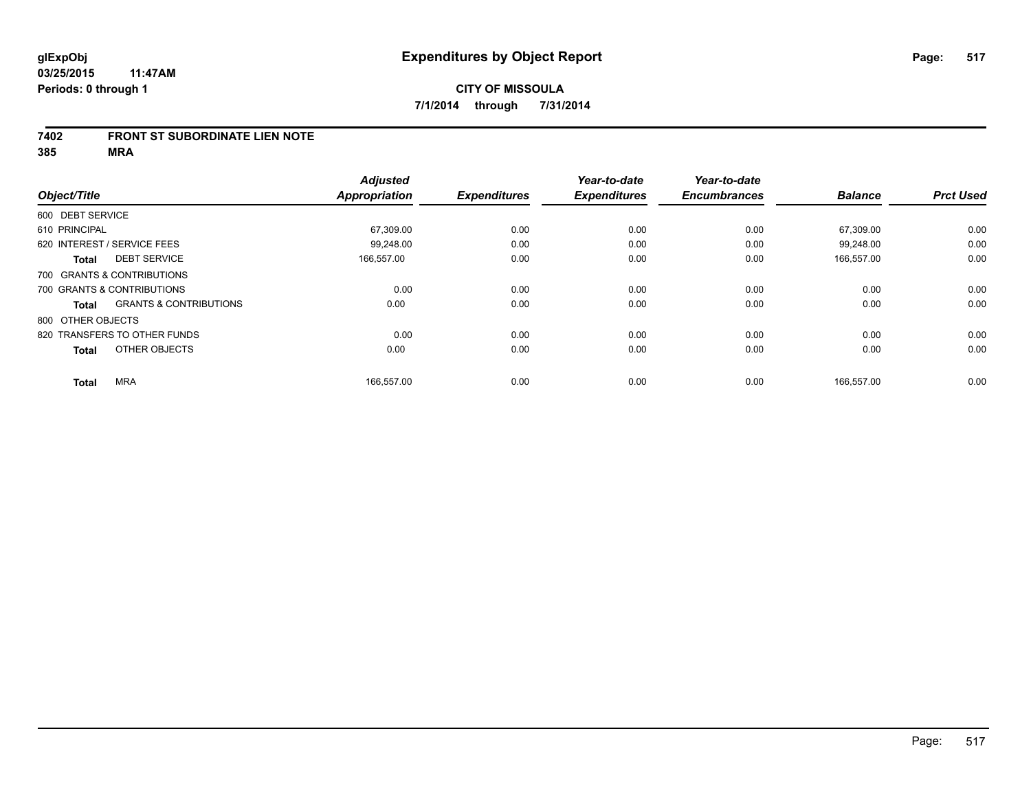# Expenditures by Object Report

glExpObj
03/25/2015 11:47AM
Periods: 0 through 1

**CITY OF MISSOULA**
**7/1/2014 through 7/31/2014**

## 7402 FRONT ST SUBORDINATE LIEN NOTE
## 385 MRA

| Object/Title | Adjusted Appropriation | Expenditures | Year-to-date Expenditures | Year-to-date Encumbrances | Balance | Prct Used |
|---|---|---|---|---|---|---|
| 600 DEBT SERVICE | | | | | | |
| 610 PRINCIPAL | 67,309.00 | 0.00 | 0.00 | 0.00 | 67,309.00 | 0.00 |
| 620 INTEREST / SERVICE FEES | 99,248.00 | 0.00 | 0.00 | 0.00 | 99,248.00 | 0.00 |
| **Total** DEBT SERVICE | 166,557.00 | 0.00 | 0.00 | 0.00 | 166,557.00 | 0.00 |
| 700 GRANTS & CONTRIBUTIONS | | | | | | |
| 700 GRANTS & CONTRIBUTIONS | 0.00 | 0.00 | 0.00 | 0.00 | 0.00 | 0.00 |
| **Total** GRANTS & CONTRIBUTIONS | 0.00 | 0.00 | 0.00 | 0.00 | 0.00 | 0.00 |
| 800 OTHER OBJECTS | | | | | | |
| 820 TRANSFERS TO OTHER FUNDS | 0.00 | 0.00 | 0.00 | 0.00 | 0.00 | 0.00 |
| **Total** OTHER OBJECTS | 0.00 | 0.00 | 0.00 | 0.00 | 0.00 | 0.00 |
| **Total** MRA | 166,557.00 | 0.00 | 0.00 | 0.00 | 166,557.00 | 0.00 |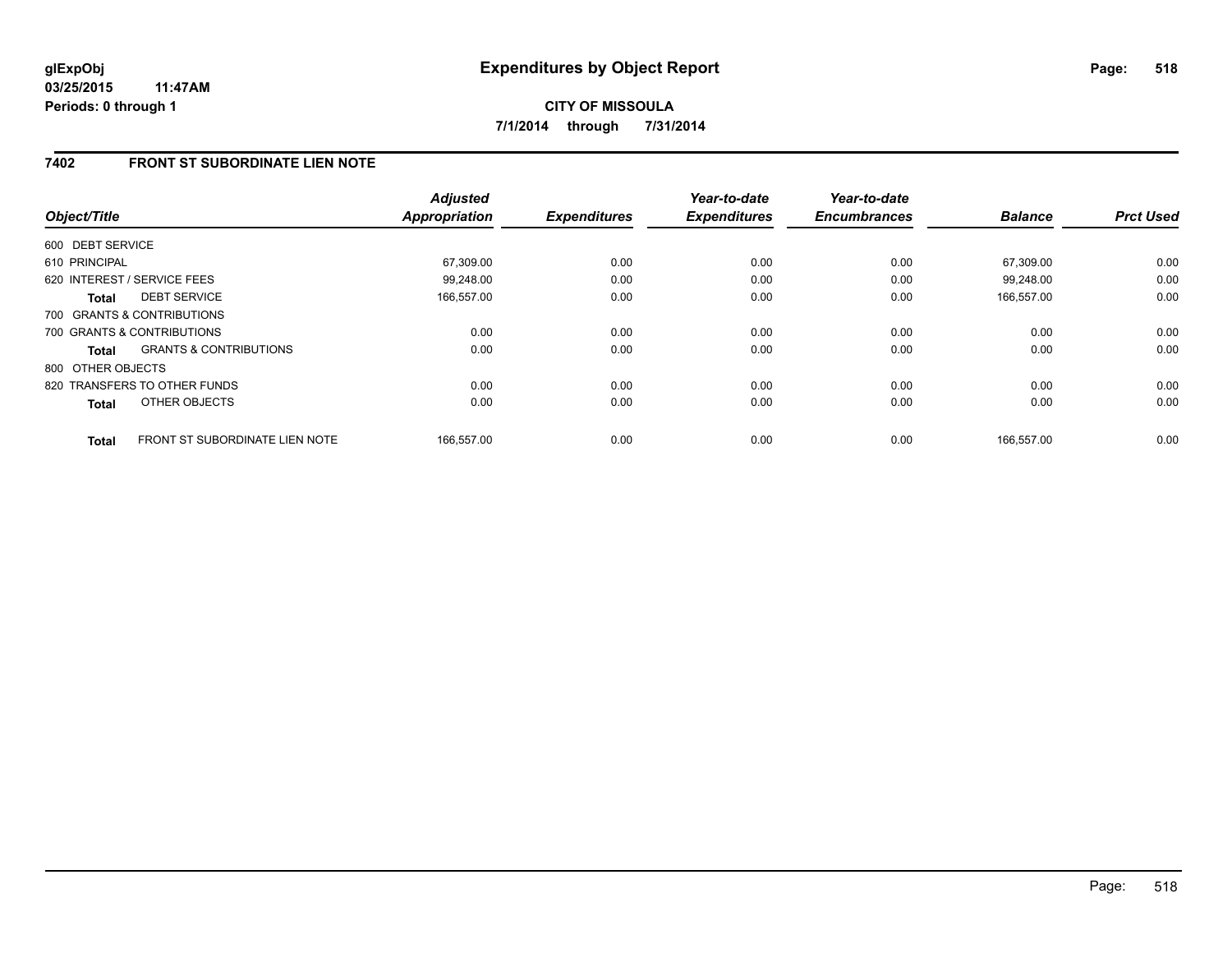# Expenditures by Object Report

glExpObj
03/25/2015 11:47AM
Periods: 0 through 1

**CITY OF MISSOULA**

**7/1/2014 through 7/31/2014**

## 7402 FRONT ST SUBORDINATE LIEN NOTE

| Object/Title | | Adjusted Appropriation | Expenditures | Year-to-date Expenditures | Year-to-date Encumbrances | Balance | Prct Used |
|---|---|---|---|---|---|---|---|
| 600 DEBT SERVICE | | | | | | | |
| 610 PRINCIPAL | | 67,309.00 | 0.00 | 0.00 | 0.00 | 67,309.00 | 0.00 |
| 620 INTEREST / SERVICE FEES | | 99,248.00 | 0.00 | 0.00 | 0.00 | 99,248.00 | 0.00 |
| **Total** | DEBT SERVICE | 166,557.00 | 0.00 | 0.00 | 0.00 | 166,557.00 | 0.00 |
| 700 GRANTS & CONTRIBUTIONS | | | | | | | |
| 700 GRANTS & CONTRIBUTIONS | | 0.00 | 0.00 | 0.00 | 0.00 | 0.00 | 0.00 |
| **Total** | GRANTS & CONTRIBUTIONS | 0.00 | 0.00 | 0.00 | 0.00 | 0.00 | 0.00 |
| 800 OTHER OBJECTS | | | | | | | |
| 820 TRANSFERS TO OTHER FUNDS | | 0.00 | 0.00 | 0.00 | 0.00 | 0.00 | 0.00 |
| **Total** | OTHER OBJECTS | 0.00 | 0.00 | 0.00 | 0.00 | 0.00 | 0.00 |
| **Total** | FRONT ST SUBORDINATE LIEN NOTE | 166,557.00 | 0.00 | 0.00 | 0.00 | 166,557.00 | 0.00 |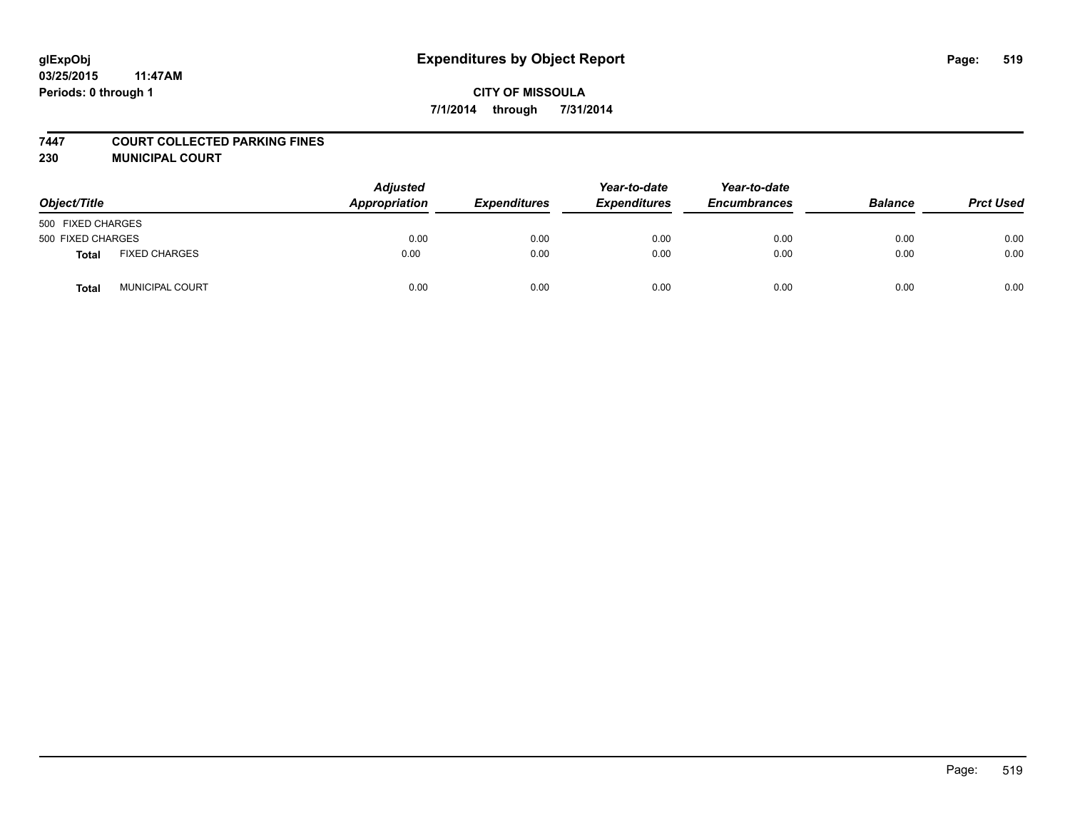glExpObj
03/25/2015 11:47AM
Periods: 0 through 1

# Expenditures by Object Report

**CITY OF MISSOULA**
**7/1/2014 through 7/31/2014**

**7447 COURT COLLECTED PARKING FINES**
**230 MUNICIPAL COURT**

| Object/Title | | Adjusted Appropriation | Expenditures | Year-to-date Expenditures | Year-to-date Encumbrances | Balance | Prct Used |
|---|---|---|---|---|---|---|---|
| 500 FIXED CHARGES | | | | | | | |
| 500 FIXED CHARGES | | 0.00 | 0.00 | 0.00 | 0.00 | 0.00 | 0.00 |
| **Total** | FIXED CHARGES | 0.00 | 0.00 | 0.00 | 0.00 | 0.00 | 0.00 |
| **Total** | MUNICIPAL COURT | 0.00 | 0.00 | 0.00 | 0.00 | 0.00 | 0.00 |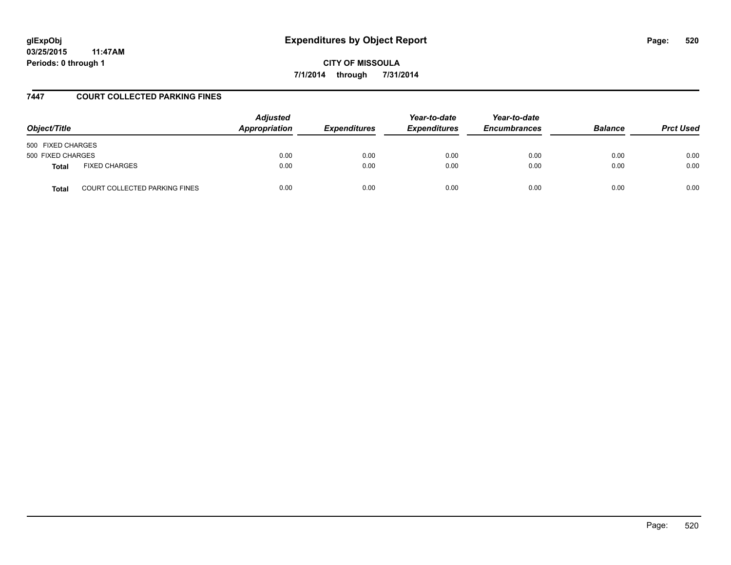# Expenditures by Object Report

**glExpObj**
**03/25/2015 11:47AM**
**Periods: 0 through 1**

**CITY OF MISSOULA**
**7/1/2014 through 7/31/2014**

## 7447 COURT COLLECTED PARKING FINES

| Object/Title | | Adjusted Appropriation | Expenditures | Year-to-date Expenditures | Year-to-date Encumbrances | Balance | Prct Used |
|---|---|---|---|---|---|---|---|
| 500 FIXED CHARGES | | | | | | | |
| 500 FIXED CHARGES | | 0.00 | 0.00 | 0.00 | 0.00 | 0.00 | 0.00 |
| **Total** | FIXED CHARGES | 0.00 | 0.00 | 0.00 | 0.00 | 0.00 | 0.00 |
| **Total** | COURT COLLECTED PARKING FINES | 0.00 | 0.00 | 0.00 | 0.00 | 0.00 | 0.00 |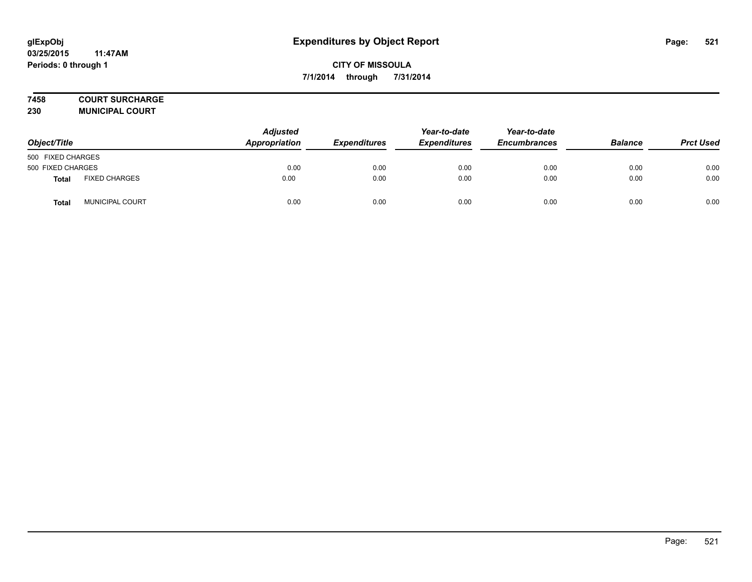glExpObj
03/25/2015 11:47AM
Periods: 0 through 1

# Expenditures by Object Report

**CITY OF MISSOULA**

**7/1/2014 through 7/31/2014**

**7458 COURT SURCHARGE**
**230 MUNICIPAL COURT**

| Object/Title | | Adjusted Appropriation | Expenditures | Year-to-date Expenditures | Year-to-date Encumbrances | Balance | Prct Used |
|---|---|---|---|---|---|---|---|
| 500 FIXED CHARGES | | | | | | | |
| 500 FIXED CHARGES | | 0.00 | 0.00 | 0.00 | 0.00 | 0.00 | 0.00 |
| **Total** | FIXED CHARGES | 0.00 | 0.00 | 0.00 | 0.00 | 0.00 | 0.00 |
| **Total** | MUNICIPAL COURT | 0.00 | 0.00 | 0.00 | 0.00 | 0.00 | 0.00 |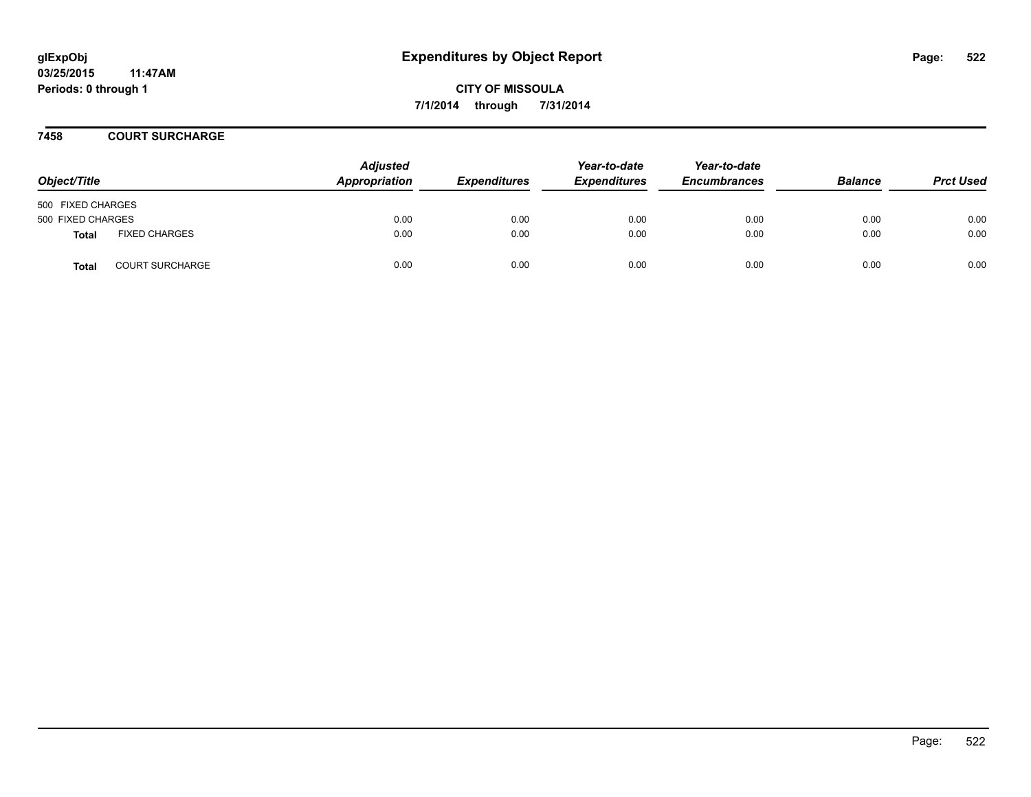**glExpObj**
**03/25/2015 11:47AM**
**Periods: 0 through 1**

# Expenditures by Object Report

**CITY OF MISSOULA**
**7/1/2014 through 7/31/2014**

## 7458 COURT SURCHARGE

| Object/Title | | Adjusted Appropriation | Expenditures | Year-to-date Expenditures | Year-to-date Encumbrances | Balance | Prct Used |
|---|---|---|---|---|---|---|---|
| 500 FIXED CHARGES | | | | | | | |
| 500 FIXED CHARGES | | 0.00 | 0.00 | 0.00 | 0.00 | 0.00 | 0.00 |
| **Total** | FIXED CHARGES | 0.00 | 0.00 | 0.00 | 0.00 | 0.00 | 0.00 |
| **Total** | COURT SURCHARGE | 0.00 | 0.00 | 0.00 | 0.00 | 0.00 | 0.00 |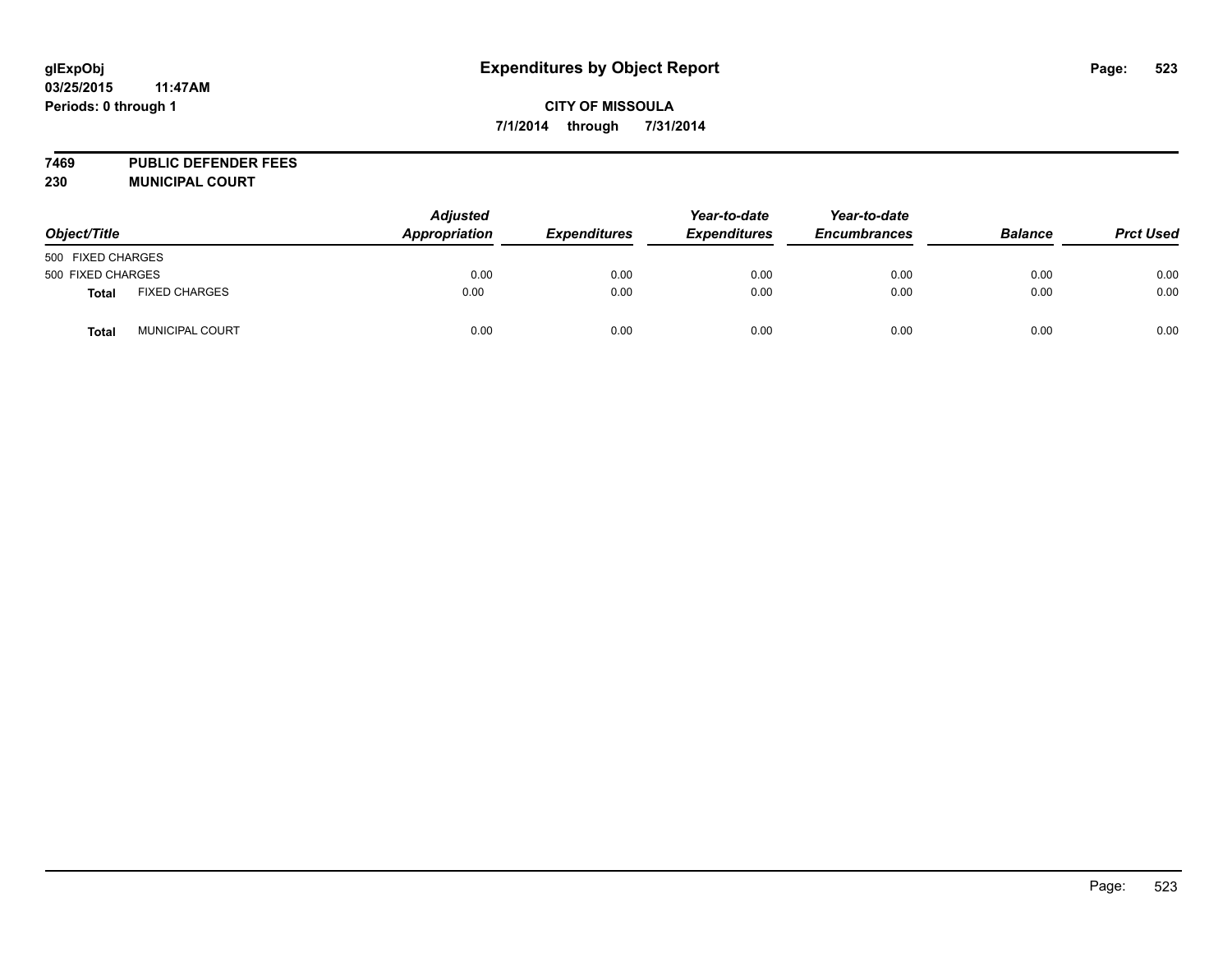glExpObj
03/25/2015 11:47AM
Periods: 0 through 1

# Expenditures by Object Report

**CITY OF MISSOULA**
**7/1/2014 through 7/31/2014**

**7469 PUBLIC DEFENDER FEES**
**230 MUNICIPAL COURT**

| Object/Title | | Adjusted Appropriation | Expenditures | Year-to-date Expenditures | Year-to-date Encumbrances | Balance | Prct Used |
|---|---|---|---|---|---|---|---|
| 500 FIXED CHARGES | | | | | | | |
| 500 FIXED CHARGES | | 0.00 | 0.00 | 0.00 | 0.00 | 0.00 | 0.00 |
| **Total** | FIXED CHARGES | 0.00 | 0.00 | 0.00 | 0.00 | 0.00 | 0.00 |
| **Total** | MUNICIPAL COURT | 0.00 | 0.00 | 0.00 | 0.00 | 0.00 | 0.00 |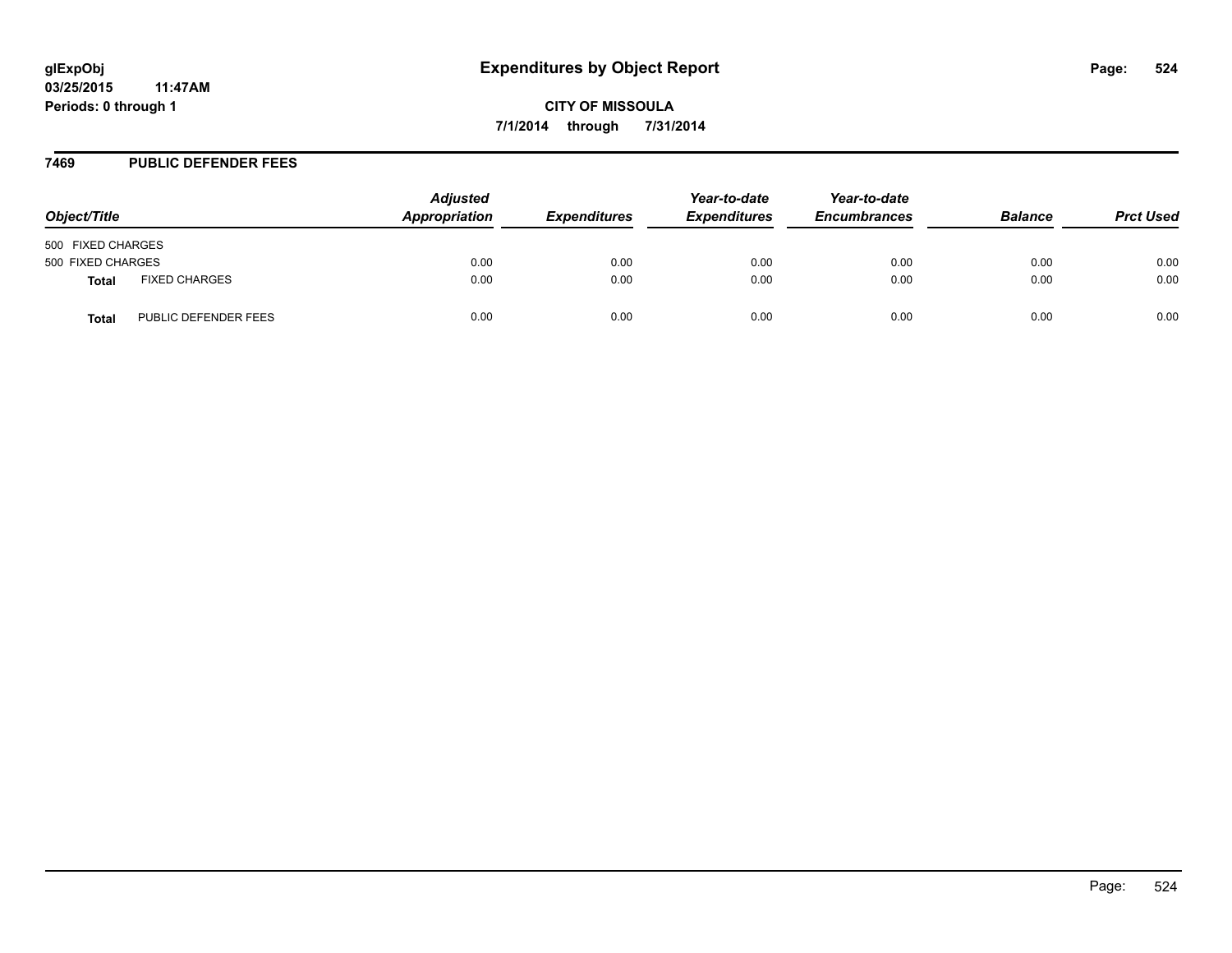**glExpObj**
**03/25/2015 11:47AM**
**Periods: 0 through 1**

# Expenditures by Object Report

**CITY OF MISSOULA**
**7/1/2014 through 7/31/2014**

## 7469 PUBLIC DEFENDER FEES

| Object/Title | | Adjusted Appropriation | Expenditures | Year-to-date Expenditures | Year-to-date Encumbrances | Balance | Prct Used |
|---|---|---|---|---|---|---|---|
| 500 FIXED CHARGES | | | | | | | |
| 500 FIXED CHARGES | | 0.00 | 0.00 | 0.00 | 0.00 | 0.00 | 0.00 |
| **Total** | FIXED CHARGES | 0.00 | 0.00 | 0.00 | 0.00 | 0.00 | 0.00 |
| **Total** | PUBLIC DEFENDER FEES | 0.00 | 0.00 | 0.00 | 0.00 | 0.00 | 0.00 |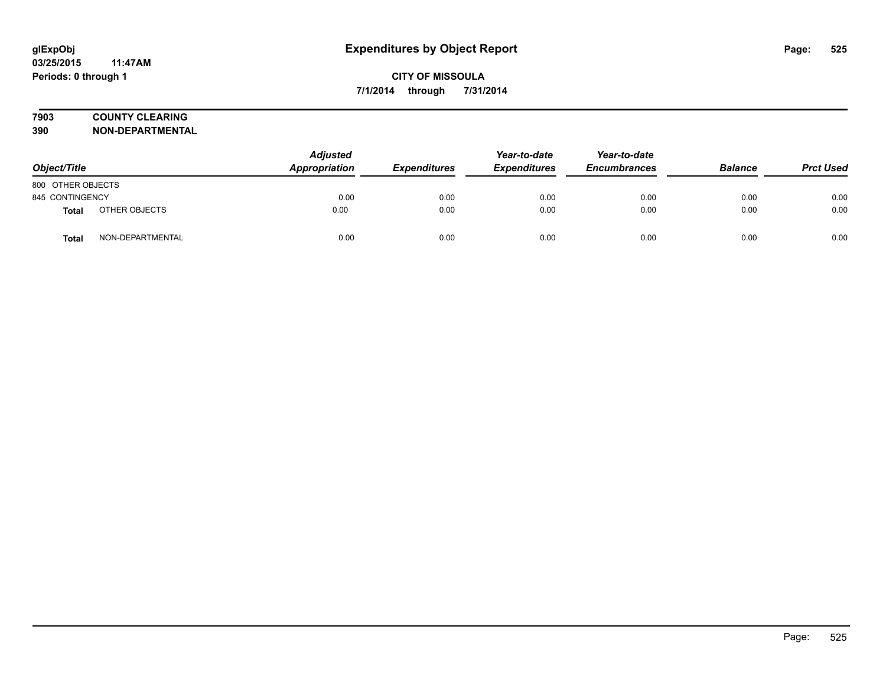# Expenditures by Object Report

glExpObj
03/25/2015 11:47AM
Periods: 0 through 1

**CITY OF MISSOULA**
**7/1/2014 through 7/31/2014**

**7903 COUNTY CLEARING**
**390 NON-DEPARTMENTAL**

| Object/Title | | Adjusted Appropriation | Expenditures | Year-to-date Expenditures | Year-to-date Encumbrances | Balance | Prct Used |
|---|---|---|---|---|---|---|---|
| 800 OTHER OBJECTS | | | | | | | |
| 845 CONTINGENCY | | 0.00 | 0.00 | 0.00 | 0.00 | 0.00 | 0.00 |
| **Total** | OTHER OBJECTS | 0.00 | 0.00 | 0.00 | 0.00 | 0.00 | 0.00 |
| **Total** | NON-DEPARTMENTAL | 0.00 | 0.00 | 0.00 | 0.00 | 0.00 | 0.00 |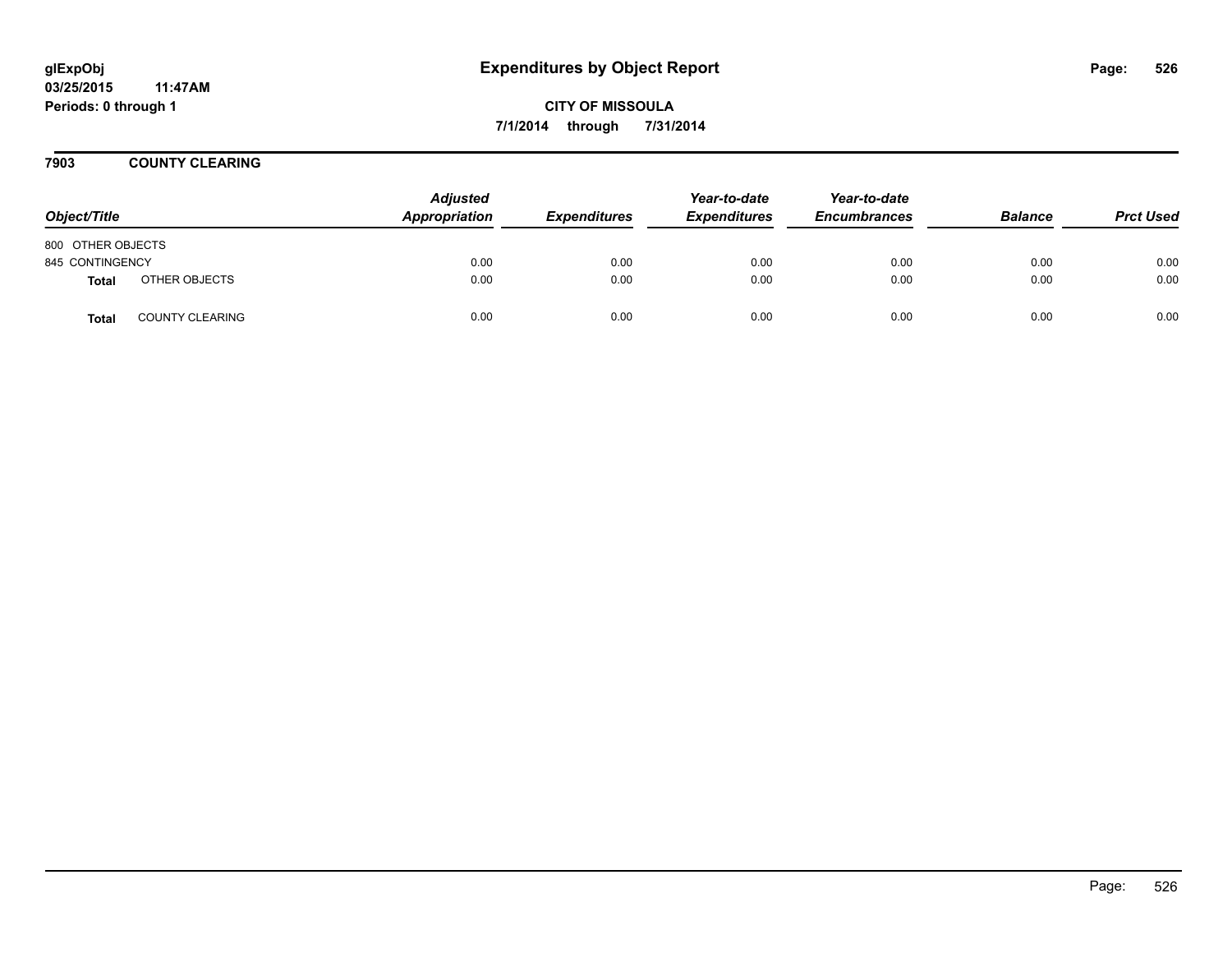**glExpObj**
**03/25/2015 11:47AM**
**Periods: 0 through 1**

# Expenditures by Object Report

**CITY OF MISSOULA**
**7/1/2014 through 7/31/2014**

## 7903 COUNTY CLEARING

| Object/Title | | Adjusted Appropriation | Expenditures | Year-to-date Expenditures | Year-to-date Encumbrances | Balance | Prct Used |
|---|---|---|---|---|---|---|---|
| 800 OTHER OBJECTS | | | | | | | |
| 845 CONTINGENCY | | 0.00 | 0.00 | 0.00 | 0.00 | 0.00 | 0.00 |
| **Total** | OTHER OBJECTS | 0.00 | 0.00 | 0.00 | 0.00 | 0.00 | 0.00 |
| **Total** | COUNTY CLEARING | 0.00 | 0.00 | 0.00 | 0.00 | 0.00 | 0.00 |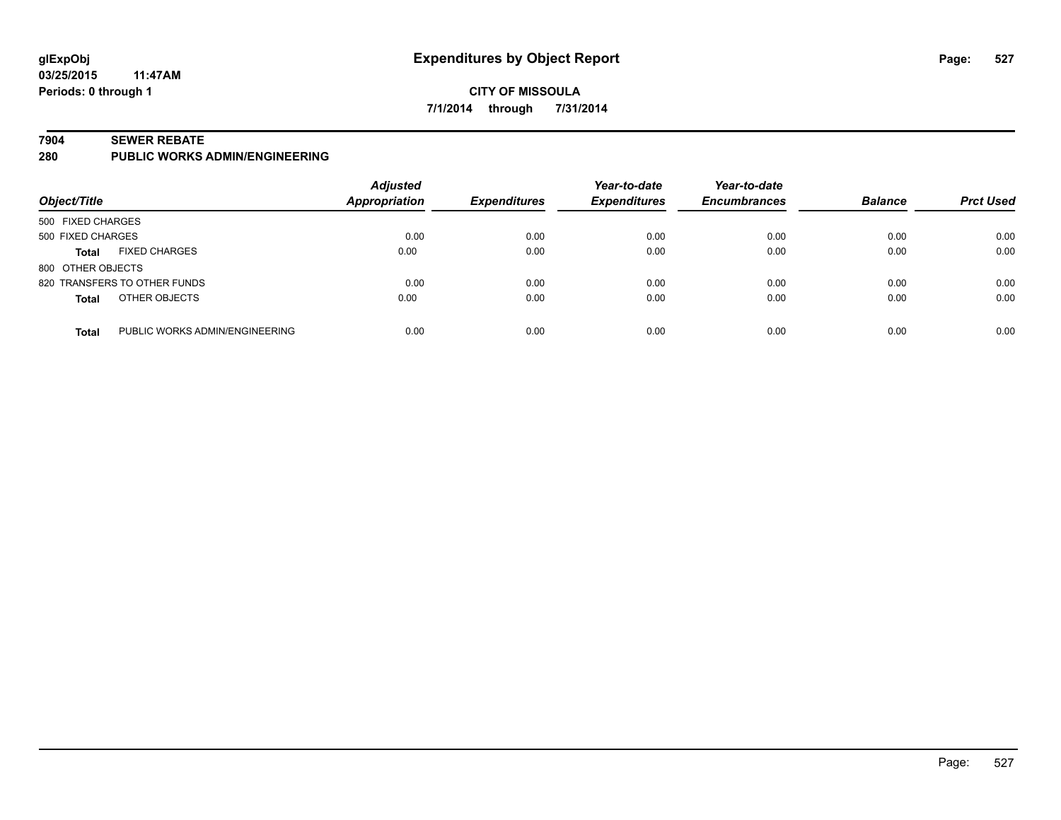**glExpObj**
**03/25/2015 11:47AM**
**Periods: 0 through 1**

# Expenditures by Object Report

**CITY OF MISSOULA**
**7/1/2014 through 7/31/2014**

## 7904 SEWER REBATE
## 280 PUBLIC WORKS ADMIN/ENGINEERING

| Object/Title | | Adjusted Appropriation | Expenditures | Year-to-date Expenditures | Year-to-date Encumbrances | Balance | Prct Used |
|---|---|---|---|---|---|---|---|
| 500 FIXED CHARGES | | | | | | | |
| 500 FIXED CHARGES | | 0.00 | 0.00 | 0.00 | 0.00 | 0.00 | 0.00 |
| **Total** | FIXED CHARGES | 0.00 | 0.00 | 0.00 | 0.00 | 0.00 | 0.00 |
| 800 OTHER OBJECTS | | | | | | | |
| 820 TRANSFERS TO OTHER FUNDS | | 0.00 | 0.00 | 0.00 | 0.00 | 0.00 | 0.00 |
| **Total** | OTHER OBJECTS | 0.00 | 0.00 | 0.00 | 0.00 | 0.00 | 0.00 |
| **Total** | PUBLIC WORKS ADMIN/ENGINEERING | 0.00 | 0.00 | 0.00 | 0.00 | 0.00 | 0.00 |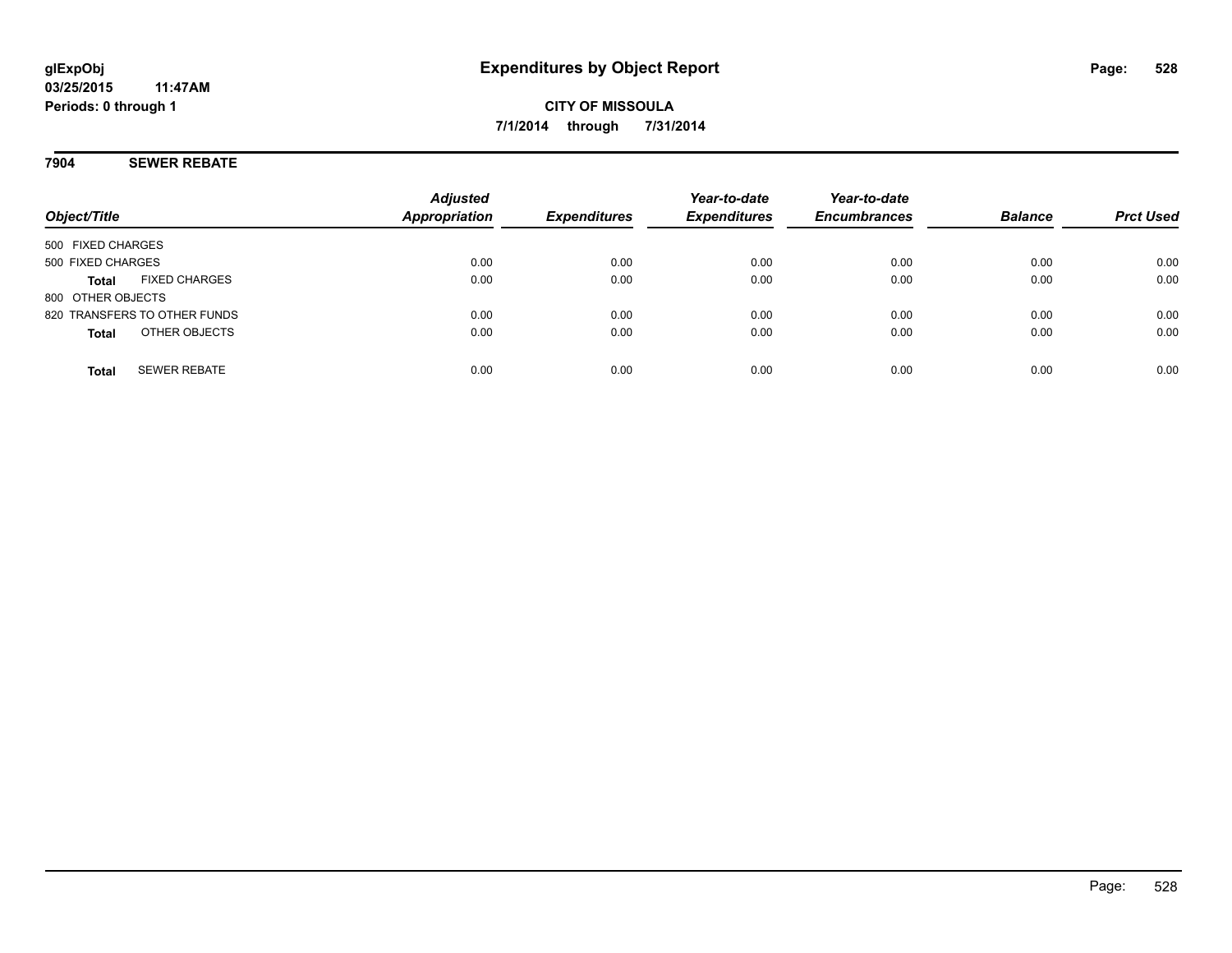# Expenditures by Object Report

glExpObj
03/25/2015 11:47AM
Periods: 0 through 1

**CITY OF MISSOULA**
**7/1/2014 through 7/31/2014**

## 7904 SEWER REBATE

| Object/Title | | Adjusted Appropriation | Expenditures | Year-to-date Expenditures | Year-to-date Encumbrances | Balance | Prct Used |
|---|---|---|---|---|---|---|---|
| 500 FIXED CHARGES | | | | | | | |
| 500 FIXED CHARGES | | 0.00 | 0.00 | 0.00 | 0.00 | 0.00 | 0.00 |
| **Total** | FIXED CHARGES | 0.00 | 0.00 | 0.00 | 0.00 | 0.00 | 0.00 |
| 800 OTHER OBJECTS | | | | | | | |
| 820 TRANSFERS TO OTHER FUNDS | | 0.00 | 0.00 | 0.00 | 0.00 | 0.00 | 0.00 |
| **Total** | OTHER OBJECTS | 0.00 | 0.00 | 0.00 | 0.00 | 0.00 | 0.00 |
| **Total** | SEWER REBATE | 0.00 | 0.00 | 0.00 | 0.00 | 0.00 | 0.00 |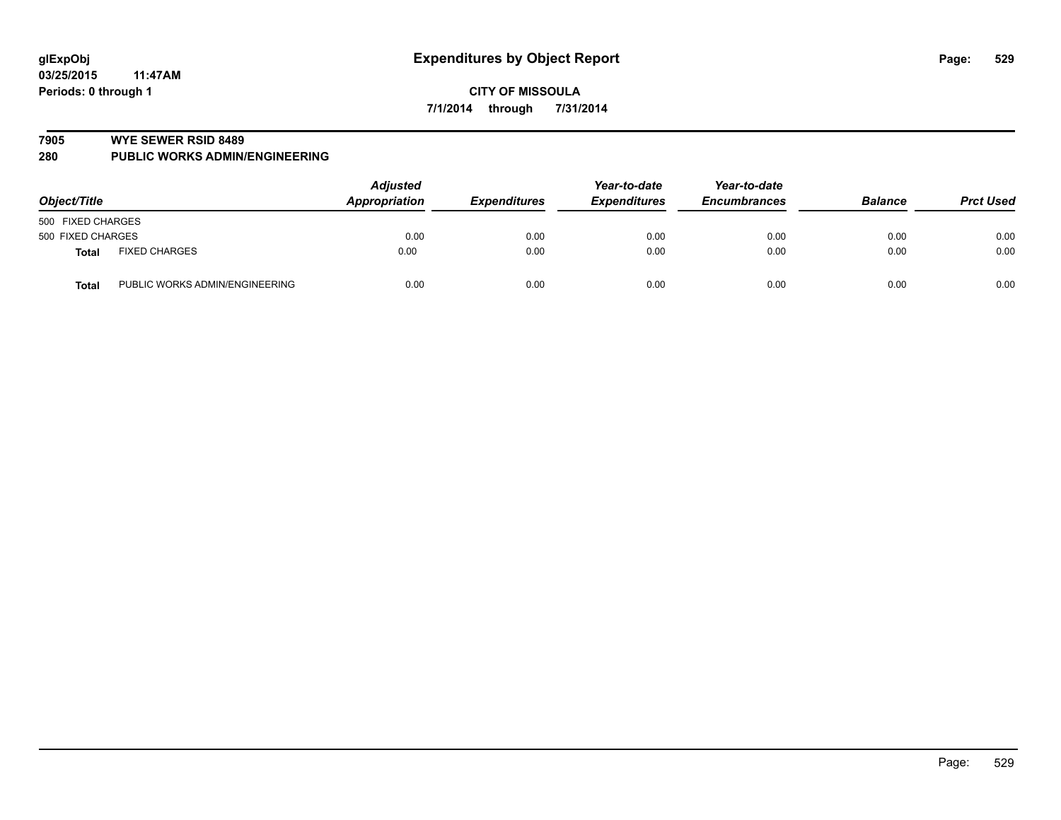**glExpObj**
**03/25/2015 11:47AM**
**Periods: 0 through 1**

# Expenditures by Object Report

**CITY OF MISSOULA**
**7/1/2014 through 7/31/2014**

## 7905 WYE SEWER RSID 8489
## 280 PUBLIC WORKS ADMIN/ENGINEERING

| Object/Title | | Adjusted Appropriation | Expenditures | Year-to-date Expenditures | Year-to-date Encumbrances | Balance | Prct Used |
|---|---|---|---|---|---|---|---|
| 500 FIXED CHARGES | | | | | | | |
| 500 FIXED CHARGES | | 0.00 | 0.00 | 0.00 | 0.00 | 0.00 | 0.00 |
| **Total** | FIXED CHARGES | 0.00 | 0.00 | 0.00 | 0.00 | 0.00 | 0.00 |
| **Total** | PUBLIC WORKS ADMIN/ENGINEERING | 0.00 | 0.00 | 0.00 | 0.00 | 0.00 | 0.00 |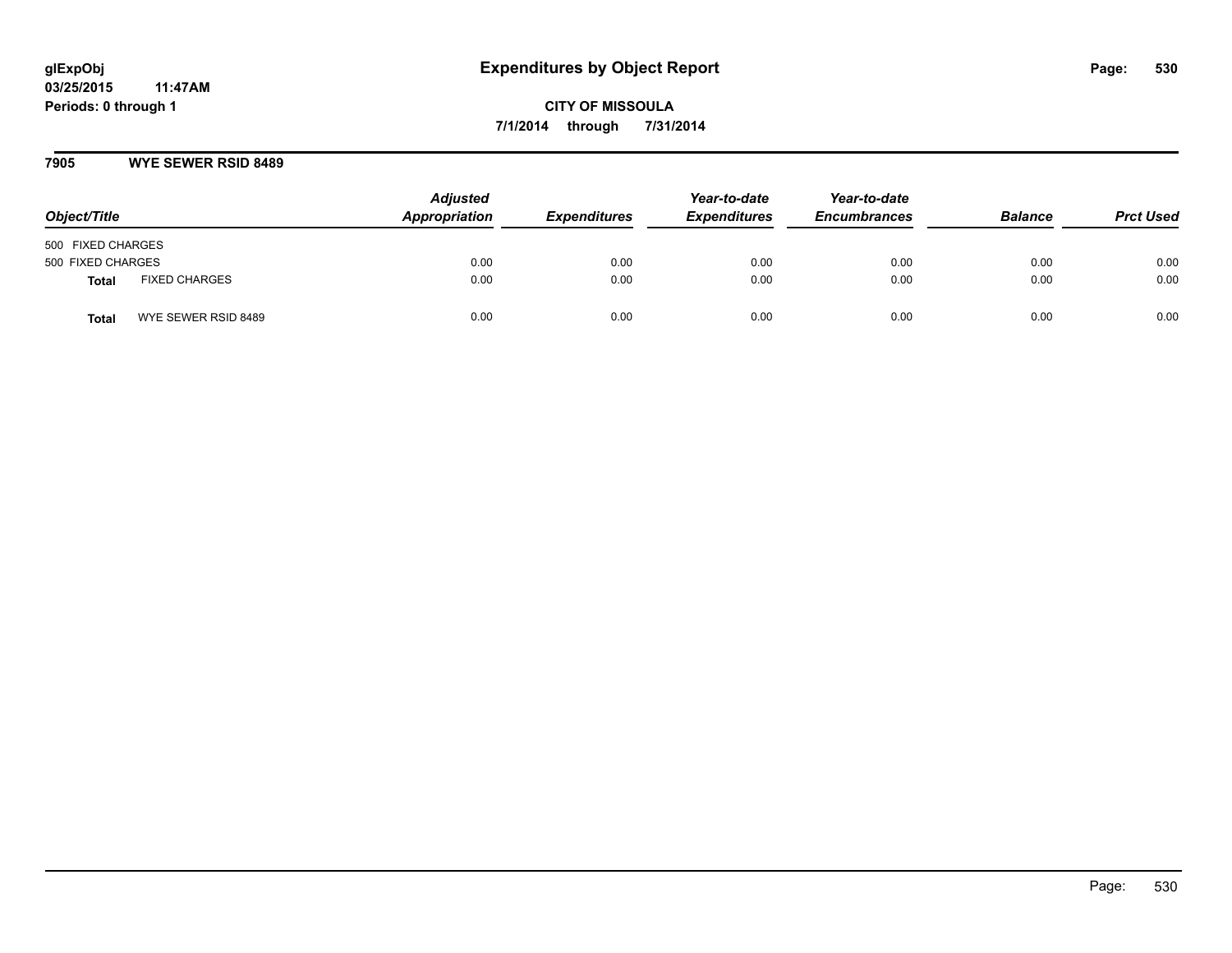**glExpObj**
**03/25/2015 11:47AM**
**Periods: 0 through 1**

# Expenditures by Object Report

**CITY OF MISSOULA**
**7/1/2014 through 7/31/2014**

## 7905 WYE SEWER RSID 8489

| Object/Title | | Adjusted Appropriation | Expenditures | Year-to-date Expenditures | Year-to-date Encumbrances | Balance | Prct Used |
|---|---|---|---|---|---|---|---|
| 500 FIXED CHARGES | | | | | | | |
| 500 FIXED CHARGES | | 0.00 | 0.00 | 0.00 | 0.00 | 0.00 | 0.00 |
| **Total** | FIXED CHARGES | 0.00 | 0.00 | 0.00 | 0.00 | 0.00 | 0.00 |
| **Total** | WYE SEWER RSID 8489 | 0.00 | 0.00 | 0.00 | 0.00 | 0.00 | 0.00 |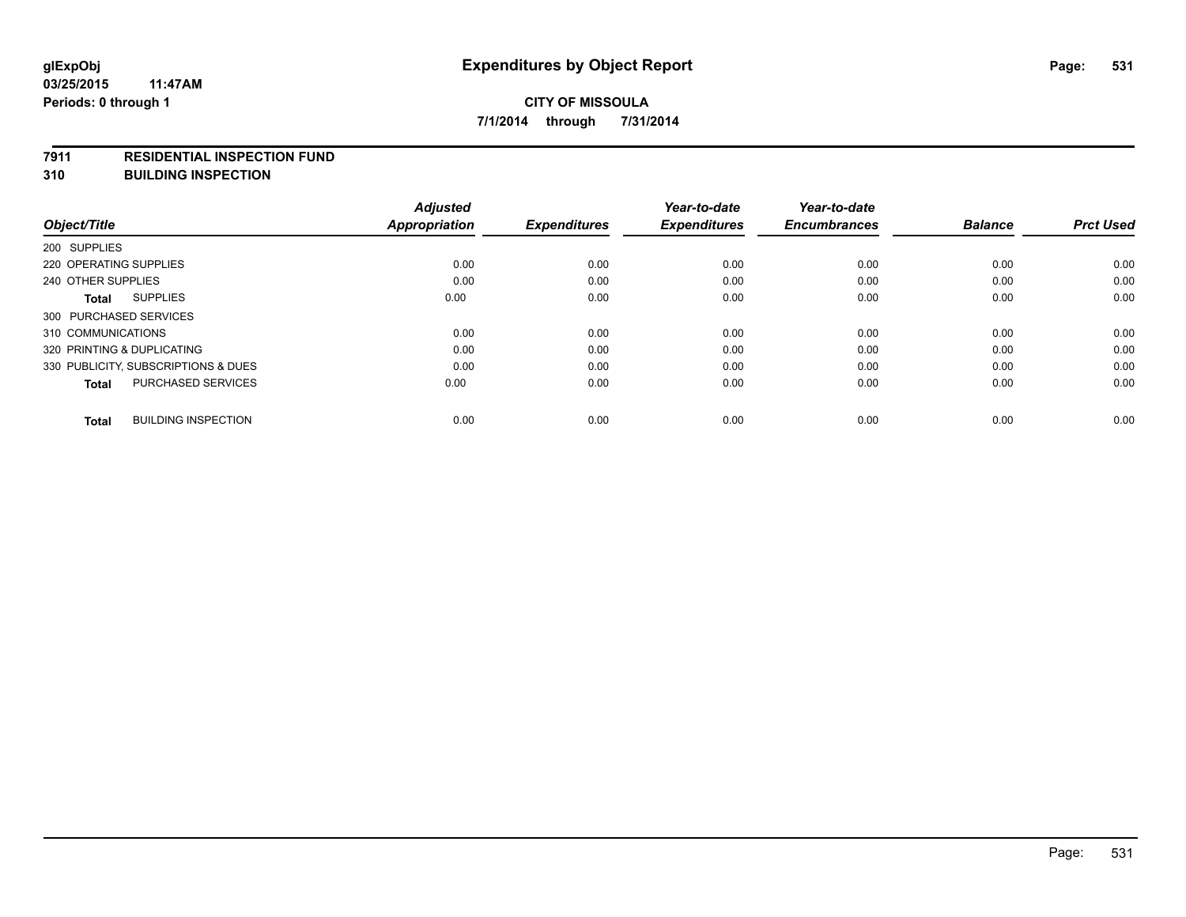**glExpObj** **Expenditures by Object Report**

**03/25/2015 11:47AM**

**Periods: 0 through 1**

**CITY OF MISSOULA**

**7/1/2014 through 7/31/2014**

## 7911 RESIDENTIAL INSPECTION FUND
## 310 BUILDING INSPECTION

| Object/Title | | Adjusted Appropriation | Expenditures | Year-to-date Expenditures | Year-to-date Encumbrances | Balance | Prct Used |
|---|---|---|---|---|---|---|---|
| 200 SUPPLIES | | | | | | | |
| 220 OPERATING SUPPLIES | | 0.00 | 0.00 | 0.00 | 0.00 | 0.00 | 0.00 |
| 240 OTHER SUPPLIES | | 0.00 | 0.00 | 0.00 | 0.00 | 0.00 | 0.00 |
| **Total** | SUPPLIES | 0.00 | 0.00 | 0.00 | 0.00 | 0.00 | 0.00 |
| 300 PURCHASED SERVICES | | | | | | | |
| 310 COMMUNICATIONS | | 0.00 | 0.00 | 0.00 | 0.00 | 0.00 | 0.00 |
| 320 PRINTING & DUPLICATING | | 0.00 | 0.00 | 0.00 | 0.00 | 0.00 | 0.00 |
| 330 PUBLICITY, SUBSCRIPTIONS & DUES | | 0.00 | 0.00 | 0.00 | 0.00 | 0.00 | 0.00 |
| **Total** | PURCHASED SERVICES | 0.00 | 0.00 | 0.00 | 0.00 | 0.00 | 0.00 |
| **Total** | BUILDING INSPECTION | 0.00 | 0.00 | 0.00 | 0.00 | 0.00 | 0.00 |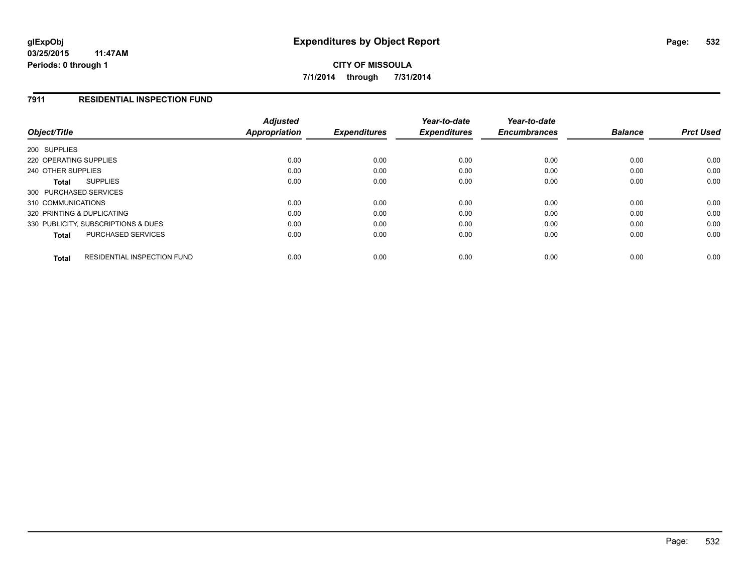**glExpObj**
**03/25/2015 11:47AM**
**Periods: 0 through 1**

# Expenditures by Object Report

**CITY OF MISSOULA**
**7/1/2014 through 7/31/2014**

## 7911 RESIDENTIAL INSPECTION FUND

| Object/Title | Adjusted Appropriation | Expenditures | Year-to-date Expenditures | Year-to-date Encumbrances | Balance | Prct Used |
|---|---|---|---|---|---|---|
| 200 SUPPLIES | | | | | | |
| 220 OPERATING SUPPLIES | 0.00 | 0.00 | 0.00 | 0.00 | 0.00 | 0.00 |
| 240 OTHER SUPPLIES | 0.00 | 0.00 | 0.00 | 0.00 | 0.00 | 0.00 |
| **Total** SUPPLIES | 0.00 | 0.00 | 0.00 | 0.00 | 0.00 | 0.00 |
| 300 PURCHASED SERVICES | | | | | | |
| 310 COMMUNICATIONS | 0.00 | 0.00 | 0.00 | 0.00 | 0.00 | 0.00 |
| 320 PRINTING & DUPLICATING | 0.00 | 0.00 | 0.00 | 0.00 | 0.00 | 0.00 |
| 330 PUBLICITY, SUBSCRIPTIONS & DUES | 0.00 | 0.00 | 0.00 | 0.00 | 0.00 | 0.00 |
| **Total** PURCHASED SERVICES | 0.00 | 0.00 | 0.00 | 0.00 | 0.00 | 0.00 |
| **Total** RESIDENTIAL INSPECTION FUND | 0.00 | 0.00 | 0.00 | 0.00 | 0.00 | 0.00 |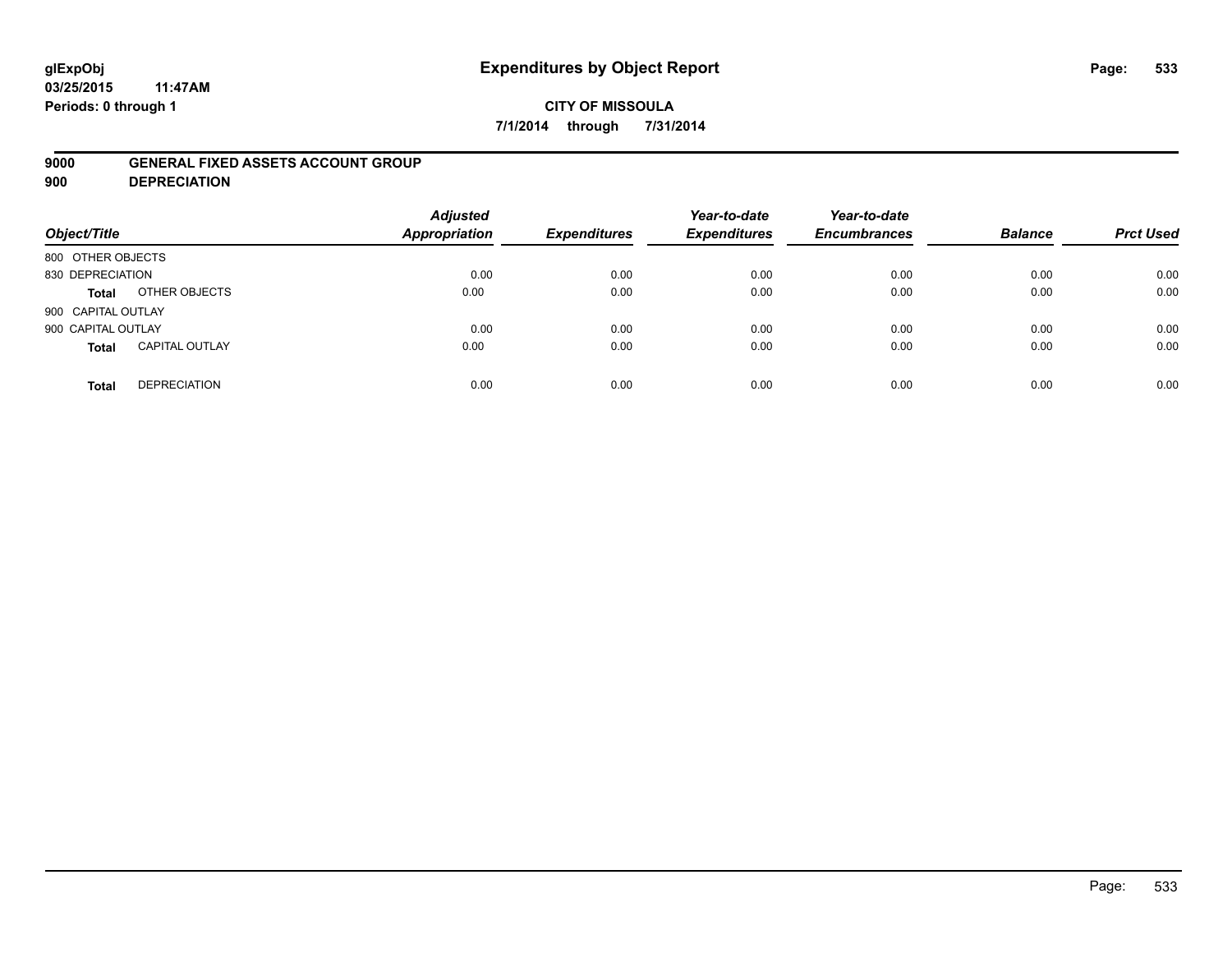**glExpObj**
**03/25/2015 11:47AM**
**Periods: 0 through 1**

# Expenditures by Object Report

**CITY OF MISSOULA**
**7/1/2014 through 7/31/2014**

**9000 GENERAL FIXED ASSETS ACCOUNT GROUP**
**900 DEPRECIATION**

| Object/Title | | Adjusted Appropriation | Expenditures | Year-to-date Expenditures | Year-to-date Encumbrances | Balance | Prct Used |
|---|---|---|---|---|---|---|---|
| 800 OTHER OBJECTS | | | | | | | |
| 830 DEPRECIATION | | 0.00 | 0.00 | 0.00 | 0.00 | 0.00 | 0.00 |
| **Total** | OTHER OBJECTS | 0.00 | 0.00 | 0.00 | 0.00 | 0.00 | 0.00 |
| 900 CAPITAL OUTLAY | | | | | | | |
| 900 CAPITAL OUTLAY | | 0.00 | 0.00 | 0.00 | 0.00 | 0.00 | 0.00 |
| **Total** | CAPITAL OUTLAY | 0.00 | 0.00 | 0.00 | 0.00 | 0.00 | 0.00 |
| **Total** | DEPRECIATION | 0.00 | 0.00 | 0.00 | 0.00 | 0.00 | 0.00 |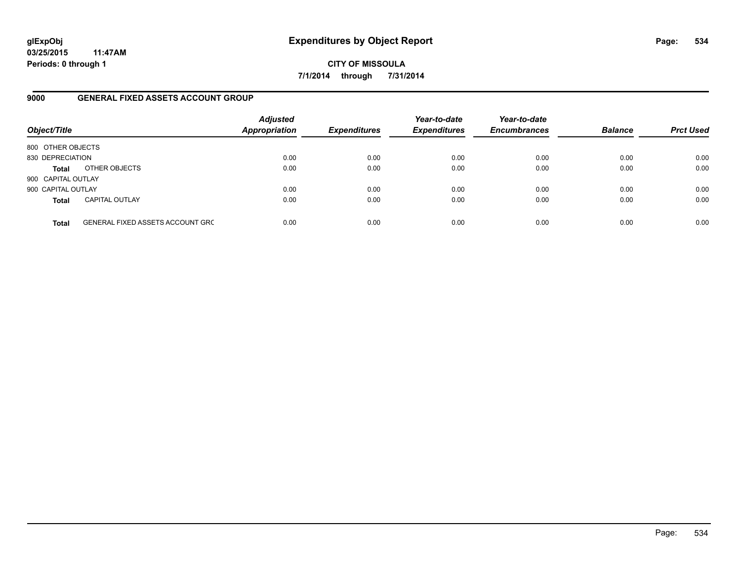**glExpObj**
**03/25/2015 11:47AM**
**Periods: 0 through 1**

# Expenditures by Object Report

**CITY OF MISSOULA**

**7/1/2014 through 7/31/2014**

## 9000 GENERAL FIXED ASSETS ACCOUNT GROUP

| Object/Title | | Adjusted Appropriation | Expenditures | Year-to-date Expenditures | Year-to-date Encumbrances | Balance | Prct Used |
|---|---|---|---|---|---|---|---|
| 800 OTHER OBJECTS | | | | | | | |
| 830 DEPRECIATION | | 0.00 | 0.00 | 0.00 | 0.00 | 0.00 | 0.00 |
| **Total** | OTHER OBJECTS | 0.00 | 0.00 | 0.00 | 0.00 | 0.00 | 0.00 |
| 900 CAPITAL OUTLAY | | | | | | | |
| 900 CAPITAL OUTLAY | | 0.00 | 0.00 | 0.00 | 0.00 | 0.00 | 0.00 |
| **Total** | CAPITAL OUTLAY | 0.00 | 0.00 | 0.00 | 0.00 | 0.00 | 0.00 |
| **Total** | GENERAL FIXED ASSETS ACCOUNT GRC | 0.00 | 0.00 | 0.00 | 0.00 | 0.00 | 0.00 |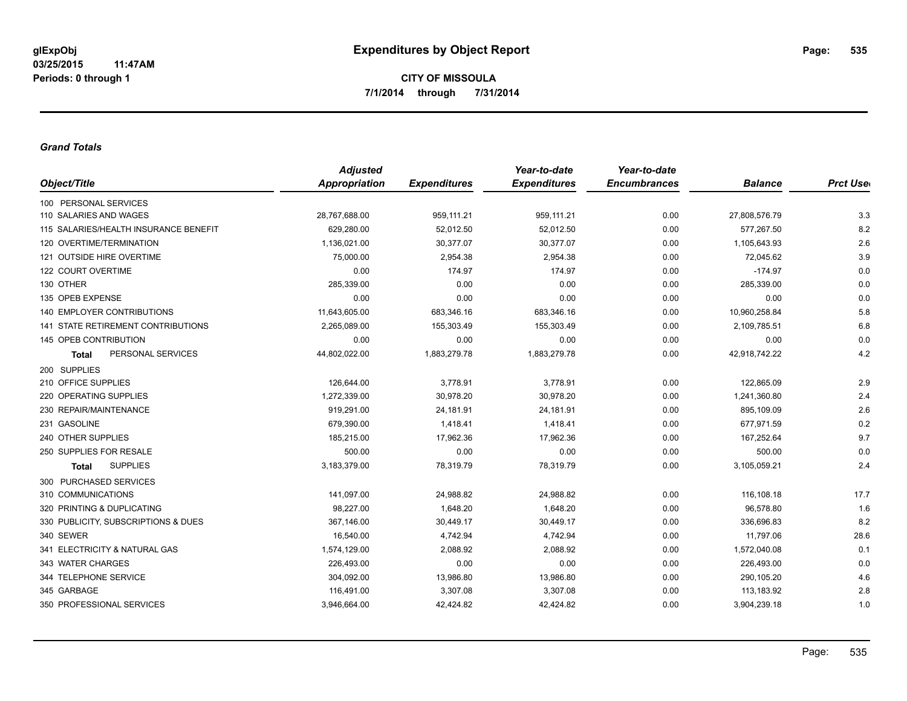**glExpObj**
**03/25/2015 11:47AM**
**Periods: 0 through 1**

# Expenditures by Object Report

**CITY OF MISSOULA**
**7/1/2014 through 7/31/2014**

***Grand Totals***

| Object/Title | Adjusted Appropriation | Expenditures | Year-to-date Expenditures | Year-to-date Encumbrances | Balance | Prct Used |
|---|---|---|---|---|---|---|
| 100 PERSONAL SERVICES | | | | | | |
| 110 SALARIES AND WAGES | 28,767,688.00 | 959,111.21 | 959,111.21 | 0.00 | 27,808,576.79 | 3.3 |
| 115 SALARIES/HEALTH INSURANCE BENEFIT | 629,280.00 | 52,012.50 | 52,012.50 | 0.00 | 577,267.50 | 8.2 |
| 120 OVERTIME/TERMINATION | 1,136,021.00 | 30,377.07 | 30,377.07 | 0.00 | 1,105,643.93 | 2.6 |
| 121 OUTSIDE HIRE OVERTIME | 75,000.00 | 2,954.38 | 2,954.38 | 0.00 | 72,045.62 | 3.9 |
| 122 COURT OVERTIME | 0.00 | 174.97 | 174.97 | 0.00 | -174.97 | 0.0 |
| 130 OTHER | 285,339.00 | 0.00 | 0.00 | 0.00 | 285,339.00 | 0.0 |
| 135 OPEB EXPENSE | 0.00 | 0.00 | 0.00 | 0.00 | 0.00 | 0.0 |
| 140 EMPLOYER CONTRIBUTIONS | 11,643,605.00 | 683,346.16 | 683,346.16 | 0.00 | 10,960,258.84 | 5.8 |
| 141 STATE RETIREMENT CONTRIBUTIONS | 2,265,089.00 | 155,303.49 | 155,303.49 | 0.00 | 2,109,785.51 | 6.8 |
| 145 OPEB CONTRIBUTION | 0.00 | 0.00 | 0.00 | 0.00 | 0.00 | 0.0 |
| **Total** PERSONAL SERVICES | 44,802,022.00 | 1,883,279.78 | 1,883,279.78 | 0.00 | 42,918,742.22 | 4.2 |
| 200 SUPPLIES | | | | | | |
| 210 OFFICE SUPPLIES | 126,644.00 | 3,778.91 | 3,778.91 | 0.00 | 122,865.09 | 2.9 |
| 220 OPERATING SUPPLIES | 1,272,339.00 | 30,978.20 | 30,978.20 | 0.00 | 1,241,360.80 | 2.4 |
| 230 REPAIR/MAINTENANCE | 919,291.00 | 24,181.91 | 24,181.91 | 0.00 | 895,109.09 | 2.6 |
| 231 GASOLINE | 679,390.00 | 1,418.41 | 1,418.41 | 0.00 | 677,971.59 | 0.2 |
| 240 OTHER SUPPLIES | 185,215.00 | 17,962.36 | 17,962.36 | 0.00 | 167,252.64 | 9.7 |
| 250 SUPPLIES FOR RESALE | 500.00 | 0.00 | 0.00 | 0.00 | 500.00 | 0.0 |
| **Total** SUPPLIES | 3,183,379.00 | 78,319.79 | 78,319.79 | 0.00 | 3,105,059.21 | 2.4 |
| 300 PURCHASED SERVICES | | | | | | |
| 310 COMMUNICATIONS | 141,097.00 | 24,988.82 | 24,988.82 | 0.00 | 116,108.18 | 17.7 |
| 320 PRINTING & DUPLICATING | 98,227.00 | 1,648.20 | 1,648.20 | 0.00 | 96,578.80 | 1.6 |
| 330 PUBLICITY, SUBSCRIPTIONS & DUES | 367,146.00 | 30,449.17 | 30,449.17 | 0.00 | 336,696.83 | 8.2 |
| 340 SEWER | 16,540.00 | 4,742.94 | 4,742.94 | 0.00 | 11,797.06 | 28.6 |
| 341 ELECTRICITY & NATURAL GAS | 1,574,129.00 | 2,088.92 | 2,088.92 | 0.00 | 1,572,040.08 | 0.1 |
| 343 WATER CHARGES | 226,493.00 | 0.00 | 0.00 | 0.00 | 226,493.00 | 0.0 |
| 344 TELEPHONE SERVICE | 304,092.00 | 13,986.80 | 13,986.80 | 0.00 | 290,105.20 | 4.6 |
| 345 GARBAGE | 116,491.00 | 3,307.08 | 3,307.08 | 0.00 | 113,183.92 | 2.8 |
| 350 PROFESSIONAL SERVICES | 3,946,664.00 | 42,424.82 | 42,424.82 | 0.00 | 3,904,239.18 | 1.0 |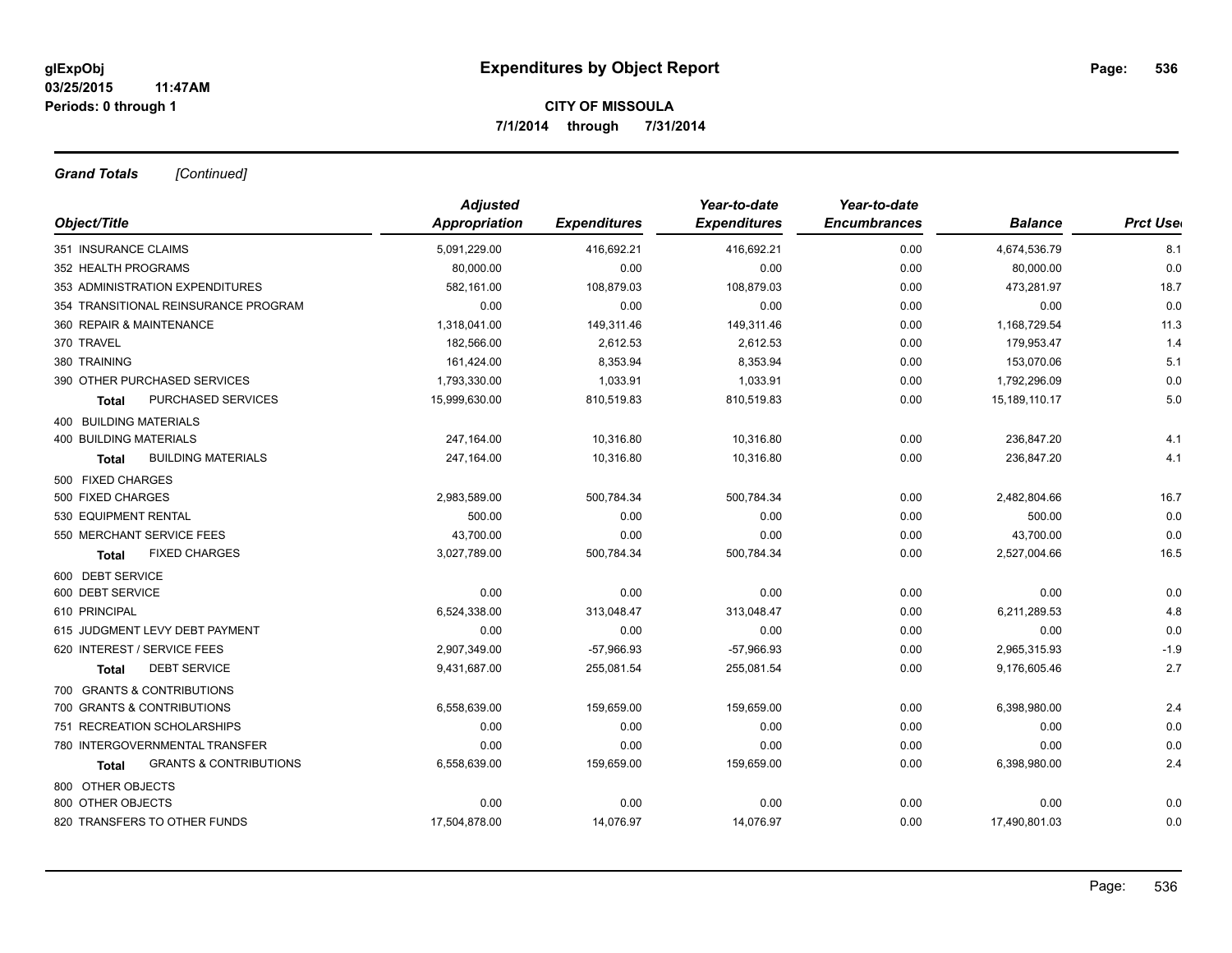**glExpObj**
**03/25/2015 11:47AM**
**Periods: 0 through 1**

# Expenditures by Object Report

**CITY OF MISSOULA**
**7/1/2014 through 7/31/2014**

***Grand Totals*** *[Continued]*

| Object/Title | *Adjusted Appropriation* | *Expenditures* | *Year-to-date Expenditures* | *Year-to-date Encumbrances* | *Balance* | *Prct Used* |
|---|---|---|---|---|---|---|
| 351 INSURANCE CLAIMS | 5,091,229.00 | 416,692.21 | 416,692.21 | 0.00 | 4,674,536.79 | 8.1 |
| 352 HEALTH PROGRAMS | 80,000.00 | 0.00 | 0.00 | 0.00 | 80,000.00 | 0.0 |
| 353 ADMINISTRATION EXPENDITURES | 582,161.00 | 108,879.03 | 108,879.03 | 0.00 | 473,281.97 | 18.7 |
| 354 TRANSITIONAL REINSURANCE PROGRAM | 0.00 | 0.00 | 0.00 | 0.00 | 0.00 | 0.0 |
| 360 REPAIR & MAINTENANCE | 1,318,041.00 | 149,311.46 | 149,311.46 | 0.00 | 1,168,729.54 | 11.3 |
| 370 TRAVEL | 182,566.00 | 2,612.53 | 2,612.53 | 0.00 | 179,953.47 | 1.4 |
| 380 TRAINING | 161,424.00 | 8,353.94 | 8,353.94 | 0.00 | 153,070.06 | 5.1 |
| 390 OTHER PURCHASED SERVICES | 1,793,330.00 | 1,033.91 | 1,033.91 | 0.00 | 1,792,296.09 | 0.0 |
| **Total** PURCHASED SERVICES | 15,999,630.00 | 810,519.83 | 810,519.83 | 0.00 | 15,189,110.17 | 5.0 |
| 400 BUILDING MATERIALS | | | | | | |
| 400 BUILDING MATERIALS | 247,164.00 | 10,316.80 | 10,316.80 | 0.00 | 236,847.20 | 4.1 |
| **Total** BUILDING MATERIALS | 247,164.00 | 10,316.80 | 10,316.80 | 0.00 | 236,847.20 | 4.1 |
| 500 FIXED CHARGES | | | | | | |
| 500 FIXED CHARGES | 2,983,589.00 | 500,784.34 | 500,784.34 | 0.00 | 2,482,804.66 | 16.7 |
| 530 EQUIPMENT RENTAL | 500.00 | 0.00 | 0.00 | 0.00 | 500.00 | 0.0 |
| 550 MERCHANT SERVICE FEES | 43,700.00 | 0.00 | 0.00 | 0.00 | 43,700.00 | 0.0 |
| **Total** FIXED CHARGES | 3,027,789.00 | 500,784.34 | 500,784.34 | 0.00 | 2,527,004.66 | 16.5 |
| 600 DEBT SERVICE | | | | | | |
| 600 DEBT SERVICE | 0.00 | 0.00 | 0.00 | 0.00 | 0.00 | 0.0 |
| 610 PRINCIPAL | 6,524,338.00 | 313,048.47 | 313,048.47 | 0.00 | 6,211,289.53 | 4.8 |
| 615 JUDGMENT LEVY DEBT PAYMENT | 0.00 | 0.00 | 0.00 | 0.00 | 0.00 | 0.0 |
| 620 INTEREST / SERVICE FEES | 2,907,349.00 | -57,966.93 | -57,966.93 | 0.00 | 2,965,315.93 | -1.9 |
| **Total** DEBT SERVICE | 9,431,687.00 | 255,081.54 | 255,081.54 | 0.00 | 9,176,605.46 | 2.7 |
| 700 GRANTS & CONTRIBUTIONS | | | | | | |
| 700 GRANTS & CONTRIBUTIONS | 6,558,639.00 | 159,659.00 | 159,659.00 | 0.00 | 6,398,980.00 | 2.4 |
| 751 RECREATION SCHOLARSHIPS | 0.00 | 0.00 | 0.00 | 0.00 | 0.00 | 0.0 |
| 780 INTERGOVERNMENTAL TRANSFER | 0.00 | 0.00 | 0.00 | 0.00 | 0.00 | 0.0 |
| **Total** GRANTS & CONTRIBUTIONS | 6,558,639.00 | 159,659.00 | 159,659.00 | 0.00 | 6,398,980.00 | 2.4 |
| 800 OTHER OBJECTS | | | | | | |
| 800 OTHER OBJECTS | 0.00 | 0.00 | 0.00 | 0.00 | 0.00 | 0.0 |
| 820 TRANSFERS TO OTHER FUNDS | 17,504,878.00 | 14,076.97 | 14,076.97 | 0.00 | 17,490,801.03 | 0.0 |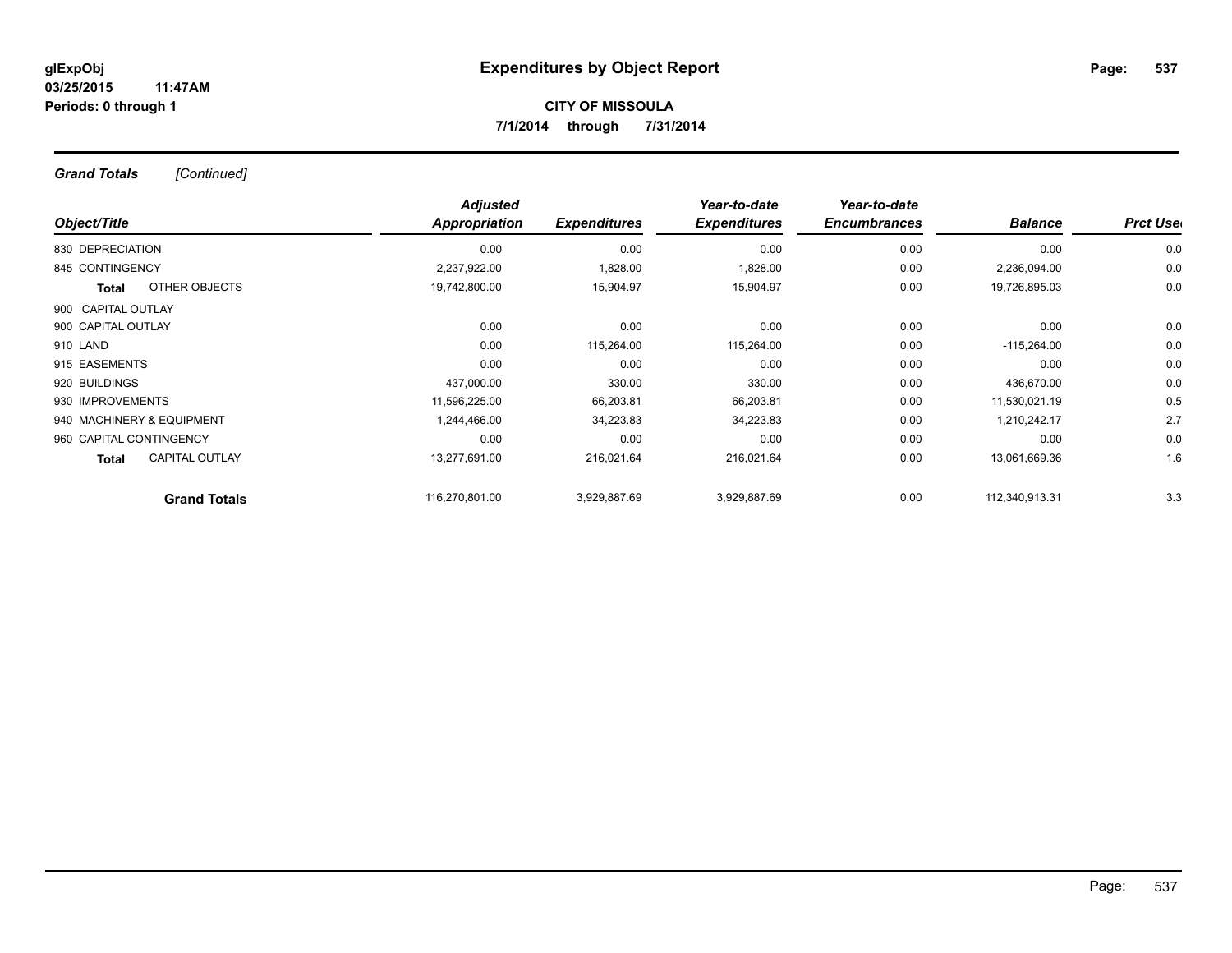# Expenditures by Object Report

glExpObj
03/25/2015 11:47AM
Periods: 0 through 1

**CITY OF MISSOULA**
**7/1/2014 through 7/31/2014**

***Grand Totals*** *[Continued]*

| Object/Title | Adjusted Appropriation | Expenditures | Year-to-date Expenditures | Year-to-date Encumbrances | Balance | Prct Used |
|---|---|---|---|---|---|---|
| 830 DEPRECIATION | 0.00 | 0.00 | 0.00 | 0.00 | 0.00 | 0.0 |
| 845 CONTINGENCY | 2,237,922.00 | 1,828.00 | 1,828.00 | 0.00 | 2,236,094.00 | 0.0 |
| **Total** OTHER OBJECTS | 19,742,800.00 | 15,904.97 | 15,904.97 | 0.00 | 19,726,895.03 | 0.0 |
| 900 CAPITAL OUTLAY | | | | | | |
| 900 CAPITAL OUTLAY | 0.00 | 0.00 | 0.00 | 0.00 | 0.00 | 0.0 |
| 910 LAND | 0.00 | 115,264.00 | 115,264.00 | 0.00 | -115,264.00 | 0.0 |
| 915 EASEMENTS | 0.00 | 0.00 | 0.00 | 0.00 | 0.00 | 0.0 |
| 920 BUILDINGS | 437,000.00 | 330.00 | 330.00 | 0.00 | 436,670.00 | 0.0 |
| 930 IMPROVEMENTS | 11,596,225.00 | 66,203.81 | 66,203.81 | 0.00 | 11,530,021.19 | 0.5 |
| 940 MACHINERY & EQUIPMENT | 1,244,466.00 | 34,223.83 | 34,223.83 | 0.00 | 1,210,242.17 | 2.7 |
| 960 CAPITAL CONTINGENCY | 0.00 | 0.00 | 0.00 | 0.00 | 0.00 | 0.0 |
| **Total** CAPITAL OUTLAY | 13,277,691.00 | 216,021.64 | 216,021.64 | 0.00 | 13,061,669.36 | 1.6 |
| **Grand Totals** | 116,270,801.00 | 3,929,887.69 | 3,929,887.69 | 0.00 | 112,340,913.31 | 3.3 |